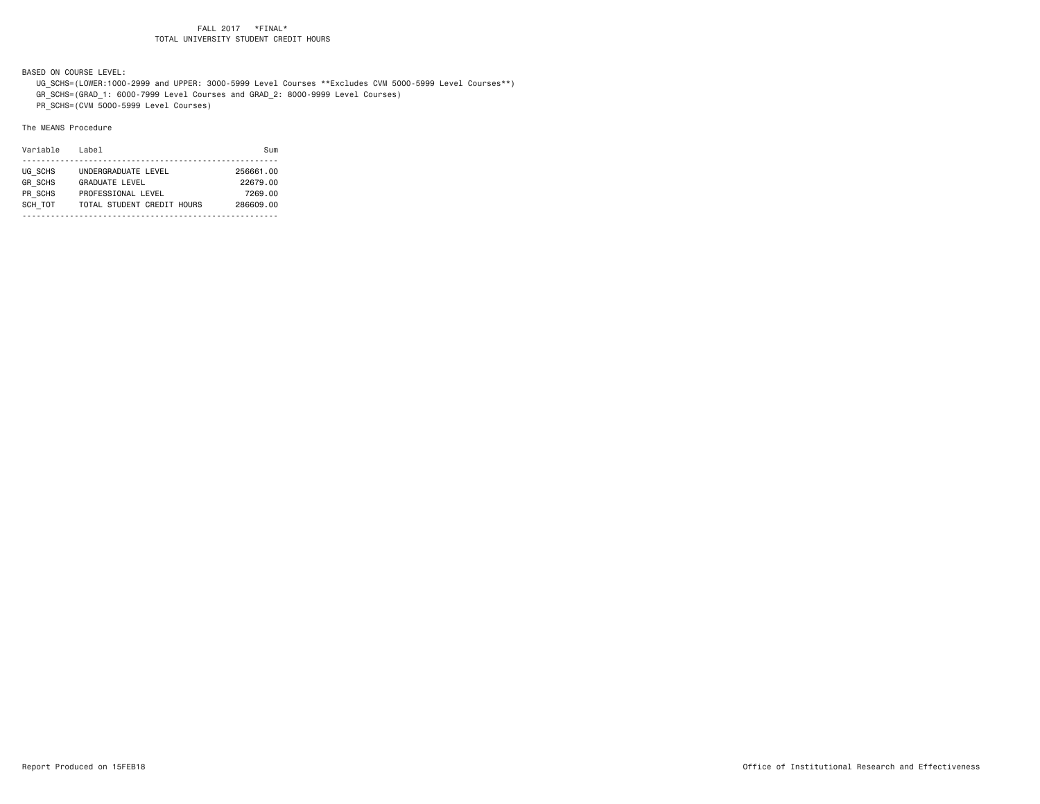FALL 2017 \*FINAL\*

TOTAL UNIVERSITY STUDENT CREDIT HOURS

BASED ON COURSE LEVEL:

UG_SCHS=(LOWER:1000-2999 and UPPER: 3000-5999 Level Courses **Excludes CVM 5000-5999 Level Courses**)

GR_SCHS=(GRAD_1: 6000-7999 Level Courses and GRAD_2: 8000-9999 Level Courses)

PR_SCHS=(CVM 5000-5999 Level Courses)

The MEANS Procedure

| Variable | Label | Sum |
|---|---|---|
| UG_SCHS | UNDERGRADUATE LEVEL | 256661.00 |
| GR_SCHS | GRADUATE LEVEL | 22679.00 |
| PR_SCHS | PROFESSIONAL LEVEL | 7269.00 |
| SCH_TOT | TOTAL STUDENT CREDIT HOURS | 286609.00 |

Report Produced on 15FEB18

Office of Institutional Research and Effectiveness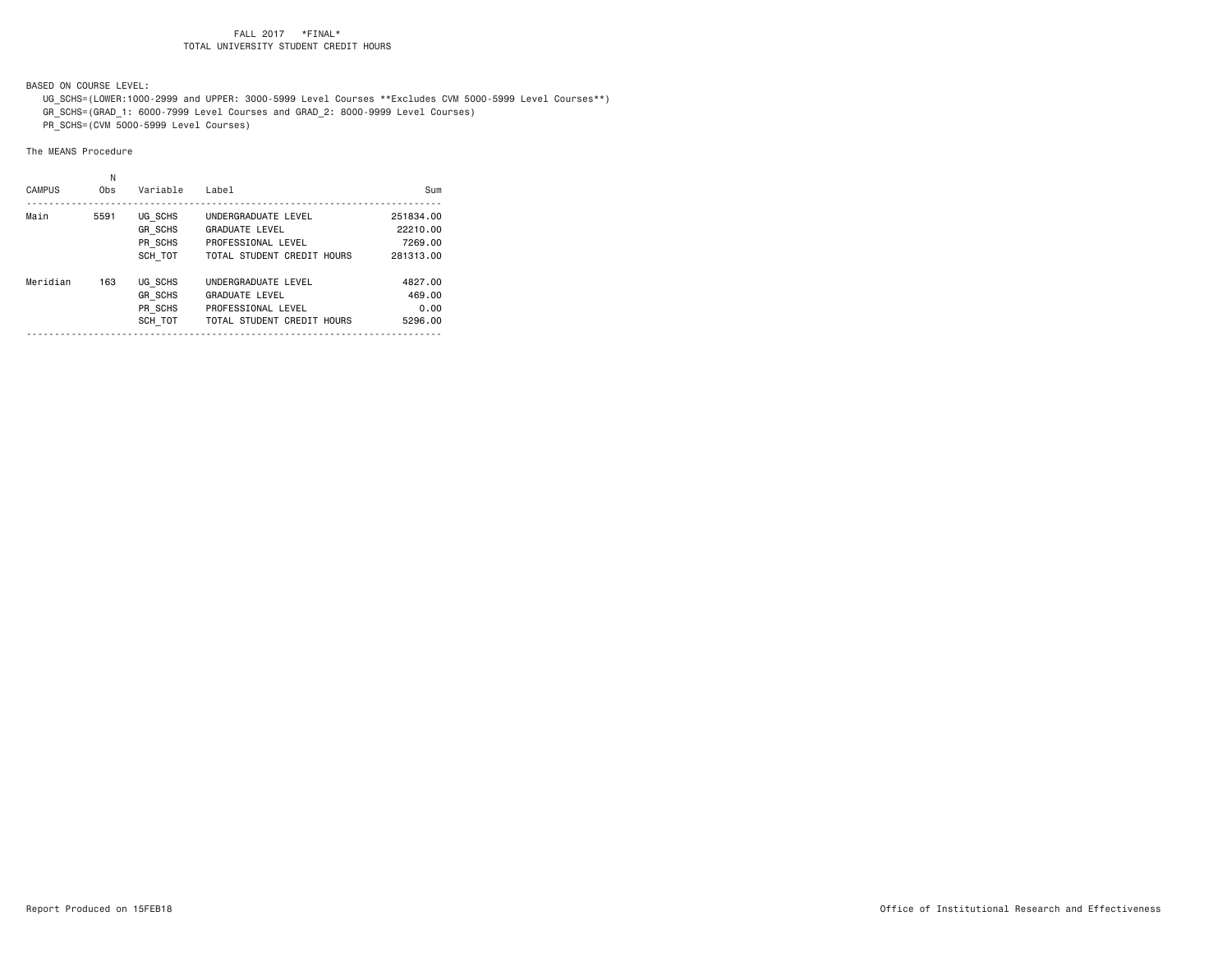FALL 2017 *FINAL*
TOTAL UNIVERSITY STUDENT CREDIT HOURS

BASED ON COURSE LEVEL:

UG_SCHS=(LOWER:1000-2999 and UPPER: 3000-5999 Level Courses **Excludes CVM 5000-5999 Level Courses**)
GR_SCHS=(GRAD_1: 6000-7999 Level Courses and GRAD_2: 8000-9999 Level Courses)
PR_SCHS=(CVM 5000-5999 Level Courses)

The MEANS Procedure

| CAMPUS | N Obs | Variable | Label | Sum |
|---|---|---|---|---|
| Main | 5591 | UG_SCHS | UNDERGRADUATE LEVEL | 251834.00 |
| | | GR_SCHS | GRADUATE LEVEL | 22210.00 |
| | | PR_SCHS | PROFESSIONAL LEVEL | 7269.00 |
| | | SCH_TOT | TOTAL STUDENT CREDIT HOURS | 281313.00 |
| Meridian | 163 | UG_SCHS | UNDERGRADUATE LEVEL | 4827.00 |
| | | GR_SCHS | GRADUATE LEVEL | 469.00 |
| | | PR_SCHS | PROFESSIONAL LEVEL | 0.00 |
| | | SCH_TOT | TOTAL STUDENT CREDIT HOURS | 5296.00 |

Report Produced on 15FEB18

Office of Institutional Research and Effectiveness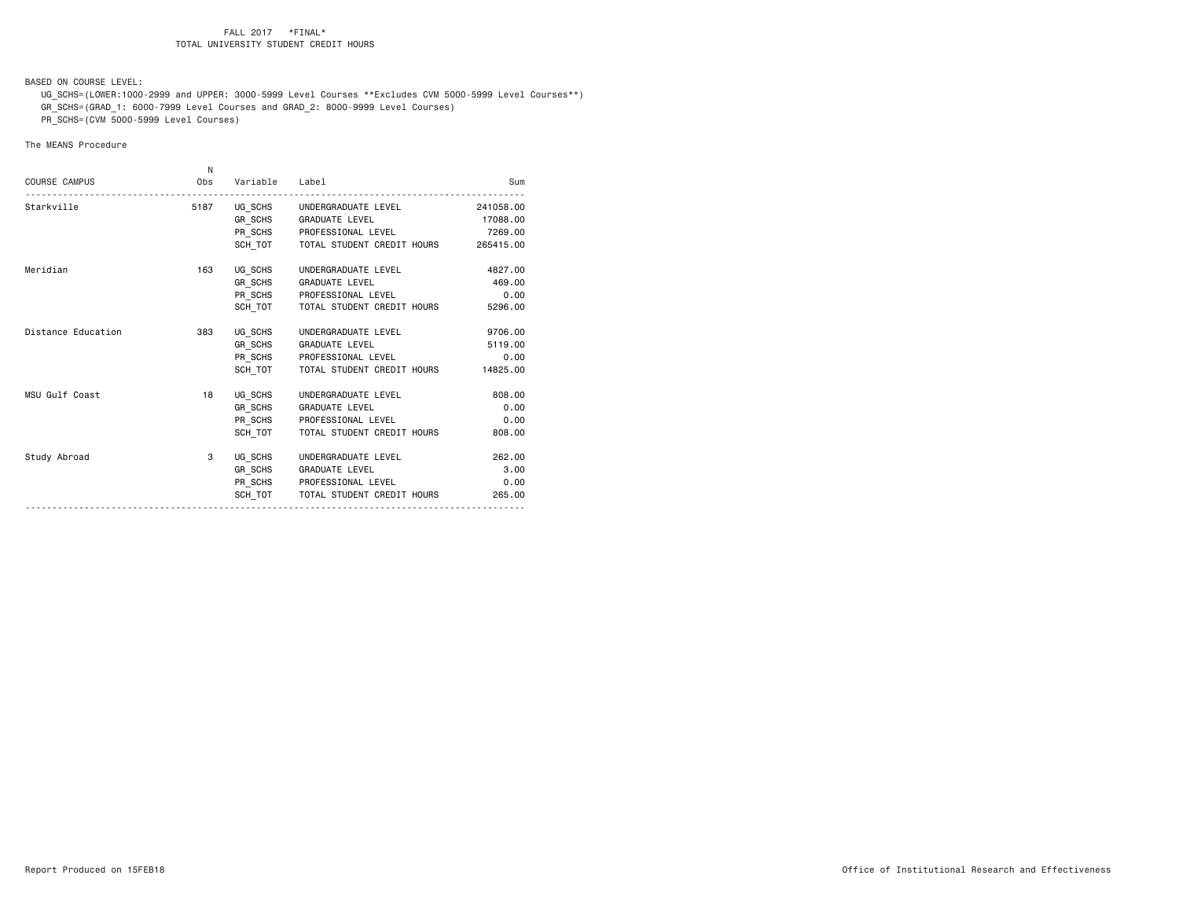FALL 2017 *FINAL*
TOTAL UNIVERSITY STUDENT CREDIT HOURS

BASED ON COURSE LEVEL:

UG_SCHS=(LOWER:1000-2999 and UPPER: 3000-5999 Level Courses **Excludes CVM 5000-5999 Level Courses**)
GR_SCHS=(GRAD_1: 6000-7999 Level Courses and GRAD_2: 8000-9999 Level Courses)
PR_SCHS=(CVM 5000-5999 Level Courses)

The MEANS Procedure

| COURSE CAMPUS | N Obs | Variable | Label | Sum |
|---|---|---|---|---|
| Starkville | 5187 | UG_SCHS | UNDERGRADUATE LEVEL | 241058.00 |
| | | GR_SCHS | GRADUATE LEVEL | 17088.00 |
| | | PR_SCHS | PROFESSIONAL LEVEL | 7269.00 |
| | | SCH_TOT | TOTAL STUDENT CREDIT HOURS | 265415.00 |
| Meridian | 163 | UG_SCHS | UNDERGRADUATE LEVEL | 4827.00 |
| | | GR_SCHS | GRADUATE LEVEL | 469.00 |
| | | PR_SCHS | PROFESSIONAL LEVEL | 0.00 |
| | | SCH_TOT | TOTAL STUDENT CREDIT HOURS | 5296.00 |
| Distance Education | 383 | UG_SCHS | UNDERGRADUATE LEVEL | 9706.00 |
| | | GR_SCHS | GRADUATE LEVEL | 5119.00 |
| | | PR_SCHS | PROFESSIONAL LEVEL | 0.00 |
| | | SCH_TOT | TOTAL STUDENT CREDIT HOURS | 14825.00 |
| MSU Gulf Coast | 18 | UG_SCHS | UNDERGRADUATE LEVEL | 808.00 |
| | | GR_SCHS | GRADUATE LEVEL | 0.00 |
| | | PR_SCHS | PROFESSIONAL LEVEL | 0.00 |
| | | SCH_TOT | TOTAL STUDENT CREDIT HOURS | 808.00 |
| Study Abroad | 3 | UG_SCHS | UNDERGRADUATE LEVEL | 262.00 |
| | | GR_SCHS | GRADUATE LEVEL | 3.00 |
| | | PR_SCHS | PROFESSIONAL LEVEL | 0.00 |
| | | SCH_TOT | TOTAL STUDENT CREDIT HOURS | 265.00 |

Report Produced on 15FEB18

Office of Institutional Research and Effectiveness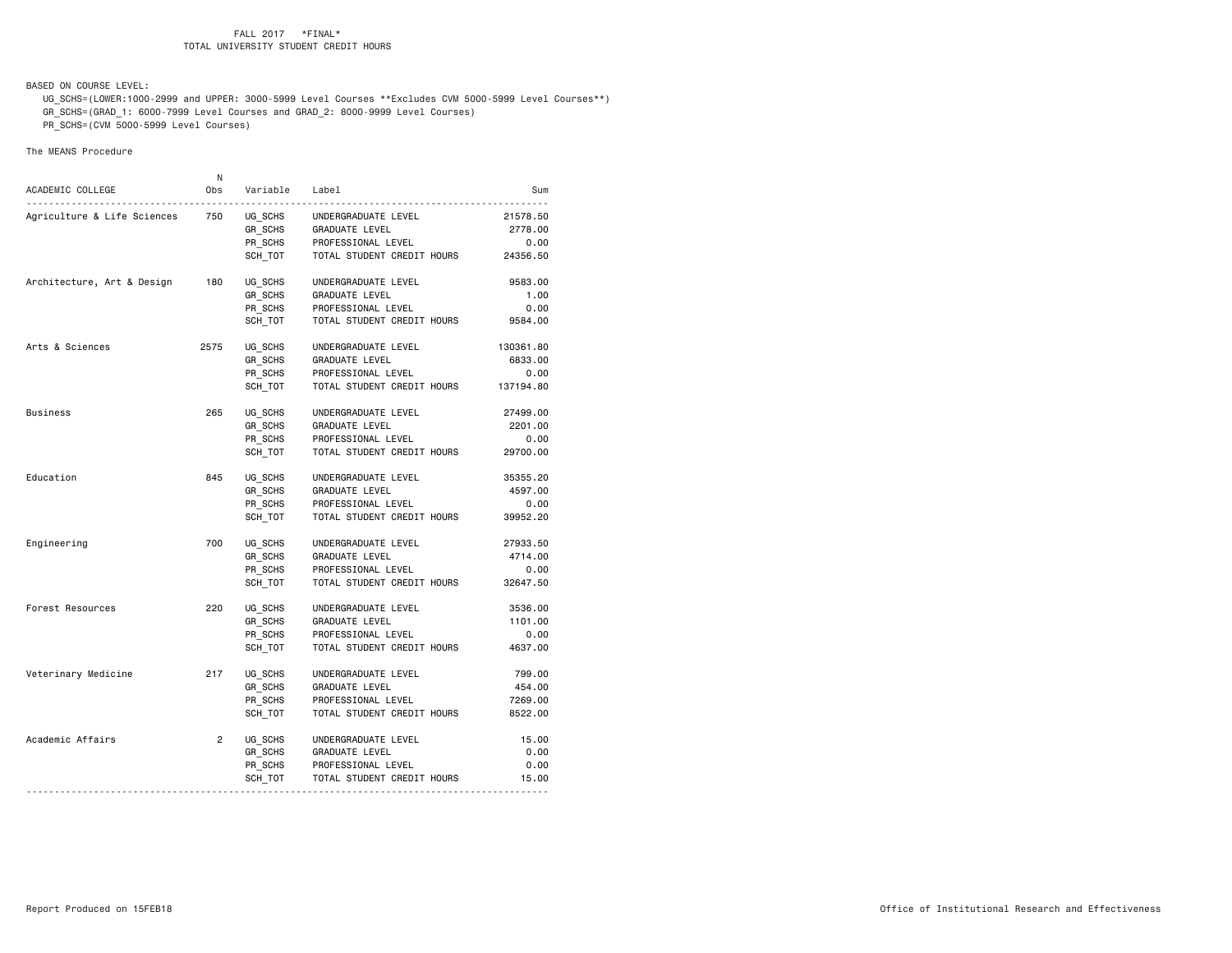FALL 2017 *FINAL*
TOTAL UNIVERSITY STUDENT CREDIT HOURS

BASED ON COURSE LEVEL:
UG_SCHS=(LOWER:1000-2999 and UPPER: 3000-5999 Level Courses **Excludes CVM 5000-5999 Level Courses**)
GR_SCHS=(GRAD_1: 6000-7999 Level Courses and GRAD_2: 8000-9999 Level Courses)
PR_SCHS=(CVM 5000-5999 Level Courses)

The MEANS Procedure

| ACADEMIC COLLEGE | N Obs | Variable | Label | Sum |
|---|---|---|---|---|
| Agriculture & Life Sciences | 750 | UG_SCHS | UNDERGRADUATE LEVEL | 21578.50 |
| | | GR_SCHS | GRADUATE LEVEL | 2778.00 |
| | | PR_SCHS | PROFESSIONAL LEVEL | 0.00 |
| | | SCH_TOT | TOTAL STUDENT CREDIT HOURS | 24356.50 |
| Architecture, Art & Design | 180 | UG_SCHS | UNDERGRADUATE LEVEL | 9583.00 |
| | | GR_SCHS | GRADUATE LEVEL | 1.00 |
| | | PR_SCHS | PROFESSIONAL LEVEL | 0.00 |
| | | SCH_TOT | TOTAL STUDENT CREDIT HOURS | 9584.00 |
| Arts & Sciences | 2575 | UG_SCHS | UNDERGRADUATE LEVEL | 130361.80 |
| | | GR_SCHS | GRADUATE LEVEL | 6833.00 |
| | | PR_SCHS | PROFESSIONAL LEVEL | 0.00 |
| | | SCH_TOT | TOTAL STUDENT CREDIT HOURS | 137194.80 |
| Business | 265 | UG_SCHS | UNDERGRADUATE LEVEL | 27499.00 |
| | | GR_SCHS | GRADUATE LEVEL | 2201.00 |
| | | PR_SCHS | PROFESSIONAL LEVEL | 0.00 |
| | | SCH_TOT | TOTAL STUDENT CREDIT HOURS | 29700.00 |
| Education | 845 | UG_SCHS | UNDERGRADUATE LEVEL | 35355.20 |
| | | GR_SCHS | GRADUATE LEVEL | 4597.00 |
| | | PR_SCHS | PROFESSIONAL LEVEL | 0.00 |
| | | SCH_TOT | TOTAL STUDENT CREDIT HOURS | 39952.20 |
| Engineering | 700 | UG_SCHS | UNDERGRADUATE LEVEL | 27933.50 |
| | | GR_SCHS | GRADUATE LEVEL | 4714.00 |
| | | PR_SCHS | PROFESSIONAL LEVEL | 0.00 |
| | | SCH_TOT | TOTAL STUDENT CREDIT HOURS | 32647.50 |
| Forest Resources | 220 | UG_SCHS | UNDERGRADUATE LEVEL | 3536.00 |
| | | GR_SCHS | GRADUATE LEVEL | 1101.00 |
| | | PR_SCHS | PROFESSIONAL LEVEL | 0.00 |
| | | SCH_TOT | TOTAL STUDENT CREDIT HOURS | 4637.00 |
| Veterinary Medicine | 217 | UG_SCHS | UNDERGRADUATE LEVEL | 799.00 |
| | | GR_SCHS | GRADUATE LEVEL | 454.00 |
| | | PR_SCHS | PROFESSIONAL LEVEL | 7269.00 |
| | | SCH_TOT | TOTAL STUDENT CREDIT HOURS | 8522.00 |
| Academic Affairs | 2 | UG_SCHS | UNDERGRADUATE LEVEL | 15.00 |
| | | GR_SCHS | GRADUATE LEVEL | 0.00 |
| | | PR_SCHS | PROFESSIONAL LEVEL | 0.00 |
| | | SCH_TOT | TOTAL STUDENT CREDIT HOURS | 15.00 |

Report Produced on 15FEB18

Office of Institutional Research and Effectiveness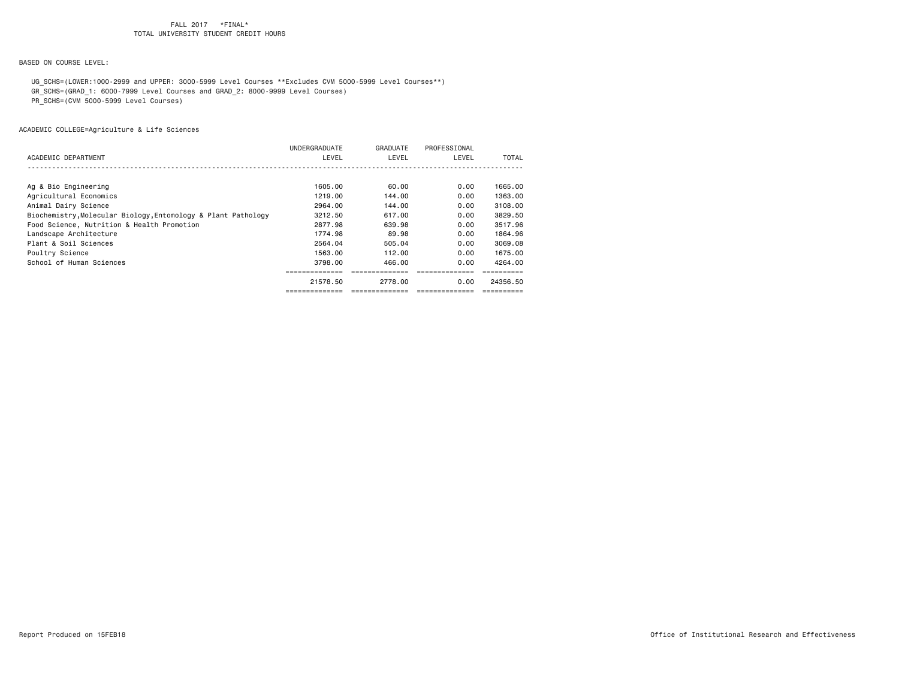FALL 2017 \*FINAL\*
TOTAL UNIVERSITY STUDENT CREDIT HOURS

BASED ON COURSE LEVEL:

UG_SCHS=(LOWER:1000-2999 and UPPER: 3000-5999 Level Courses **Excludes CVM 5000-5999 Level Courses**)
GR_SCHS=(GRAD_1: 6000-7999 Level Courses and GRAD_2: 8000-9999 Level Courses)
PR_SCHS=(CVM 5000-5999 Level Courses)

ACADEMIC COLLEGE=Agriculture & Life Sciences

| ACADEMIC DEPARTMENT | UNDERGRADUATE LEVEL | GRADUATE LEVEL | PROFESSIONAL LEVEL | TOTAL |
|---|---|---|---|---|
| Ag & Bio Engineering | 1605.00 | 60.00 | 0.00 | 1665.00 |
| Agricultural Economics | 1219.00 | 144.00 | 0.00 | 1363.00 |
| Animal Dairy Science | 2964.00 | 144.00 | 0.00 | 3108.00 |
| Biochemistry,Molecular Biology,Entomology & Plant Pathology | 3212.50 | 617.00 | 0.00 | 3829.50 |
| Food Science, Nutrition & Health Promotion | 2877.98 | 639.98 | 0.00 | 3517.96 |
| Landscape Architecture | 1774.98 | 89.98 | 0.00 | 1864.96 |
| Plant & Soil Sciences | 2564.04 | 505.04 | 0.00 | 3069.08 |
| Poultry Science | 1563.00 | 112.00 | 0.00 | 1675.00 |
| School of Human Sciences | 3798.00 | 466.00 | 0.00 | 4264.00 |
| | 21578.50 | 2778.00 | 0.00 | 24356.50 |

Report Produced on 15FEB18

Office of Institutional Research and Effectiveness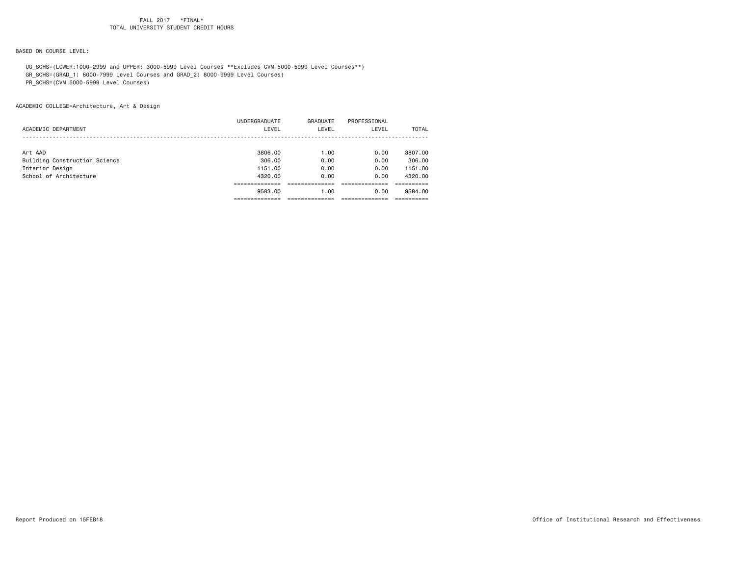FALL 2017 *FINAL*
TOTAL UNIVERSITY STUDENT CREDIT HOURS

BASED ON COURSE LEVEL:

UG_SCHS=(LOWER:1000-2999 and UPPER: 3000-5999 Level Courses **Excludes CVM 5000-5999 Level Courses**)
GR_SCHS=(GRAD_1: 6000-7999 Level Courses and GRAD_2: 8000-9999 Level Courses)
PR_SCHS=(CVM 5000-5999 Level Courses)

ACADEMIC COLLEGE=Architecture, Art & Design

| ACADEMIC DEPARTMENT | UNDERGRADUATE LEVEL | GRADUATE LEVEL | PROFESSIONAL LEVEL | TOTAL |
|---|---|---|---|---|
| Art AAD | 3806.00 | 1.00 | 0.00 | 3807.00 |
| Building Construction Science | 306.00 | 0.00 | 0.00 | 306.00 |
| Interior Design | 1151.00 | 0.00 | 0.00 | 1151.00 |
| School of Architecture | 4320.00 | 0.00 | 0.00 | 4320.00 |
| | 9583.00 | 1.00 | 0.00 | 9584.00 |

Report Produced on 15FEB18 Office of Institutional Research and Effectiveness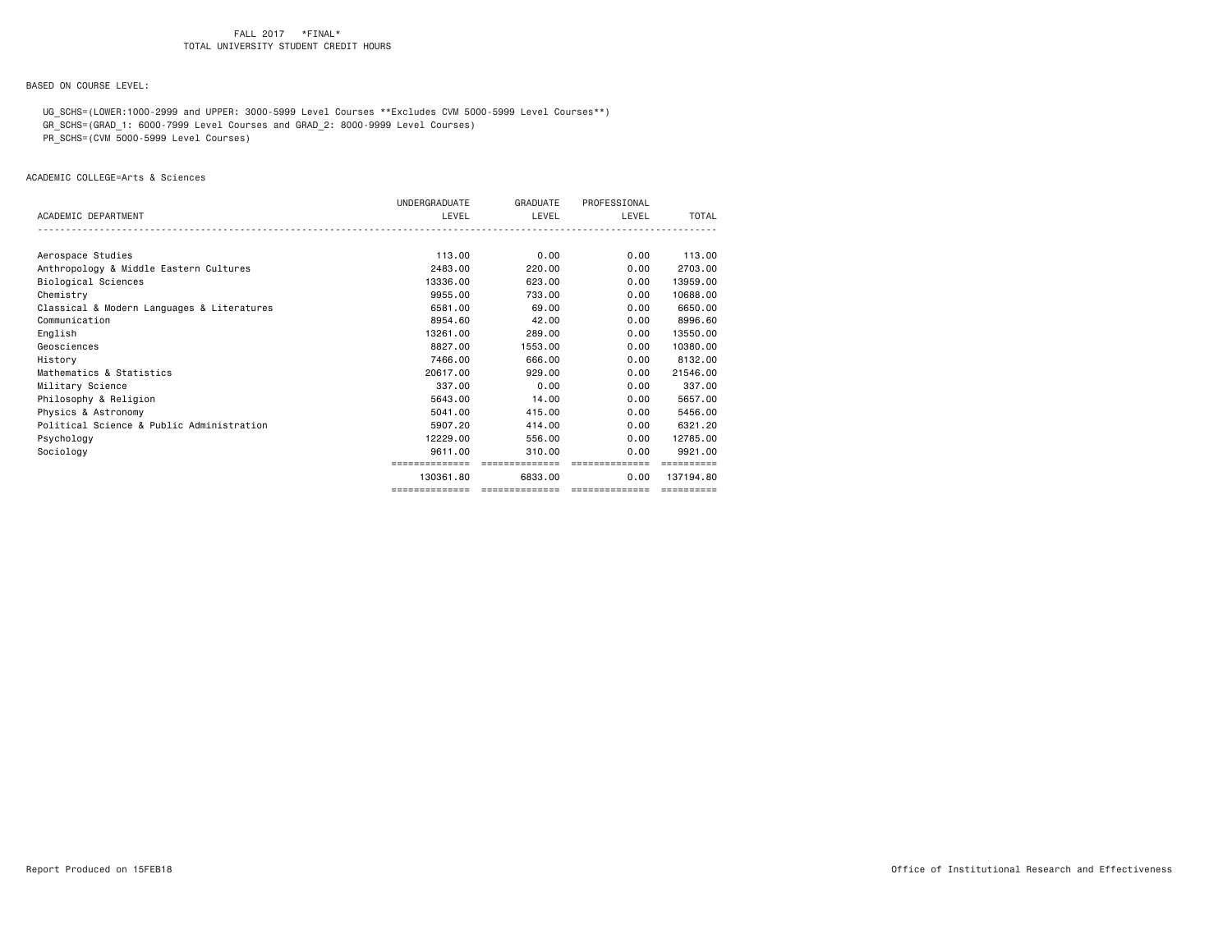FALL 2017 *FINAL*
TOTAL UNIVERSITY STUDENT CREDIT HOURS

BASED ON COURSE LEVEL:

UG_SCHS=(LOWER:1000-2999 and UPPER: 3000-5999 Level Courses **Excludes CVM 5000-5999 Level Courses**)
GR_SCHS=(GRAD_1: 6000-7999 Level Courses and GRAD_2: 8000-9999 Level Courses)
PR_SCHS=(CVM 5000-5999 Level Courses)

ACADEMIC COLLEGE=Arts & Sciences

| ACADEMIC DEPARTMENT | UNDERGRADUATE LEVEL | GRADUATE LEVEL | PROFESSIONAL LEVEL | TOTAL |
|---|---|---|---|---|
| Aerospace Studies | 113.00 | 0.00 | 0.00 | 113.00 |
| Anthropology & Middle Eastern Cultures | 2483.00 | 220.00 | 0.00 | 2703.00 |
| Biological Sciences | 13336.00 | 623.00 | 0.00 | 13959.00 |
| Chemistry | 9955.00 | 733.00 | 0.00 | 10688.00 |
| Classical & Modern Languages & Literatures | 6581.00 | 69.00 | 0.00 | 6650.00 |
| Communication | 8954.60 | 42.00 | 0.00 | 8996.60 |
| English | 13261.00 | 289.00 | 0.00 | 13550.00 |
| Geosciences | 8827.00 | 1553.00 | 0.00 | 10380.00 |
| History | 7466.00 | 666.00 | 0.00 | 8132.00 |
| Mathematics & Statistics | 20617.00 | 929.00 | 0.00 | 21546.00 |
| Military Science | 337.00 | 0.00 | 0.00 | 337.00 |
| Philosophy & Religion | 5643.00 | 14.00 | 0.00 | 5657.00 |
| Physics & Astronomy | 5041.00 | 415.00 | 0.00 | 5456.00 |
| Political Science & Public Administration | 5907.20 | 414.00 | 0.00 | 6321.20 |
| Psychology | 12229.00 | 556.00 | 0.00 | 12785.00 |
| Sociology | 9611.00 | 310.00 | 0.00 | 9921.00 |
| | 130361.80 | 6833.00 | 0.00 | 137194.80 |

Report Produced on 15FEB18

Office of Institutional Research and Effectiveness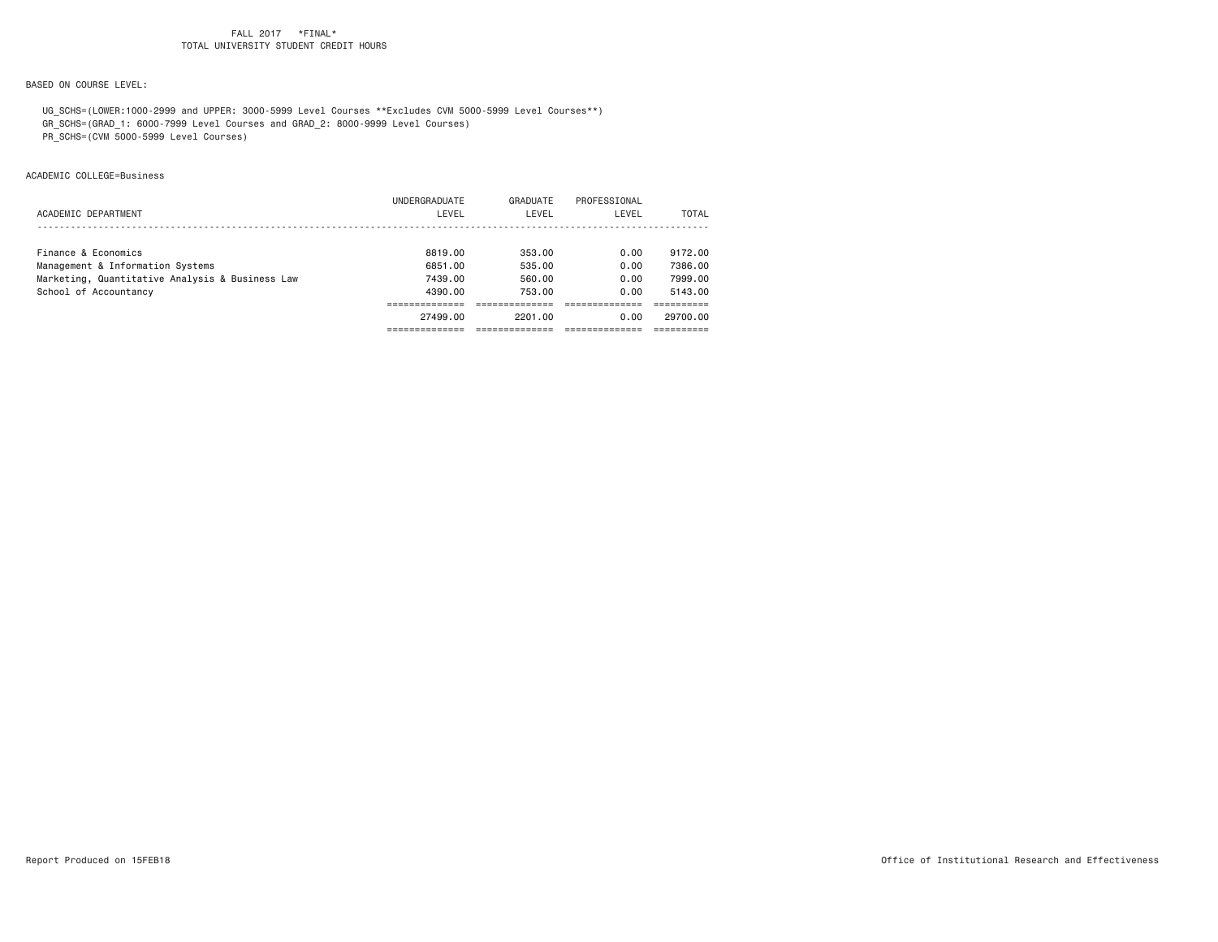FALL 2017 *FINAL*
TOTAL UNIVERSITY STUDENT CREDIT HOURS

BASED ON COURSE LEVEL:

UG_SCHS=(LOWER:1000-2999 and UPPER: 3000-5999 Level Courses **Excludes CVM 5000-5999 Level Courses**)
GR_SCHS=(GRAD_1: 6000-7999 Level Courses and GRAD_2: 8000-9999 Level Courses)
PR_SCHS=(CVM 5000-5999 Level Courses)

ACADEMIC COLLEGE=Business

| ACADEMIC DEPARTMENT | UNDERGRADUATE LEVEL | GRADUATE LEVEL | PROFESSIONAL LEVEL | TOTAL |
|---|---|---|---|---|
| Finance & Economics | 8819.00 | 353.00 | 0.00 | 9172.00 |
| Management & Information Systems | 6851.00 | 535.00 | 0.00 | 7386.00 |
| Marketing, Quantitative Analysis & Business Law | 7439.00 | 560.00 | 0.00 | 7999.00 |
| School of Accountancy | 4390.00 | 753.00 | 0.00 | 5143.00 |
| | 27499.00 | 2201.00 | 0.00 | 29700.00 |

Report Produced on 15FEB18

Office of Institutional Research and Effectiveness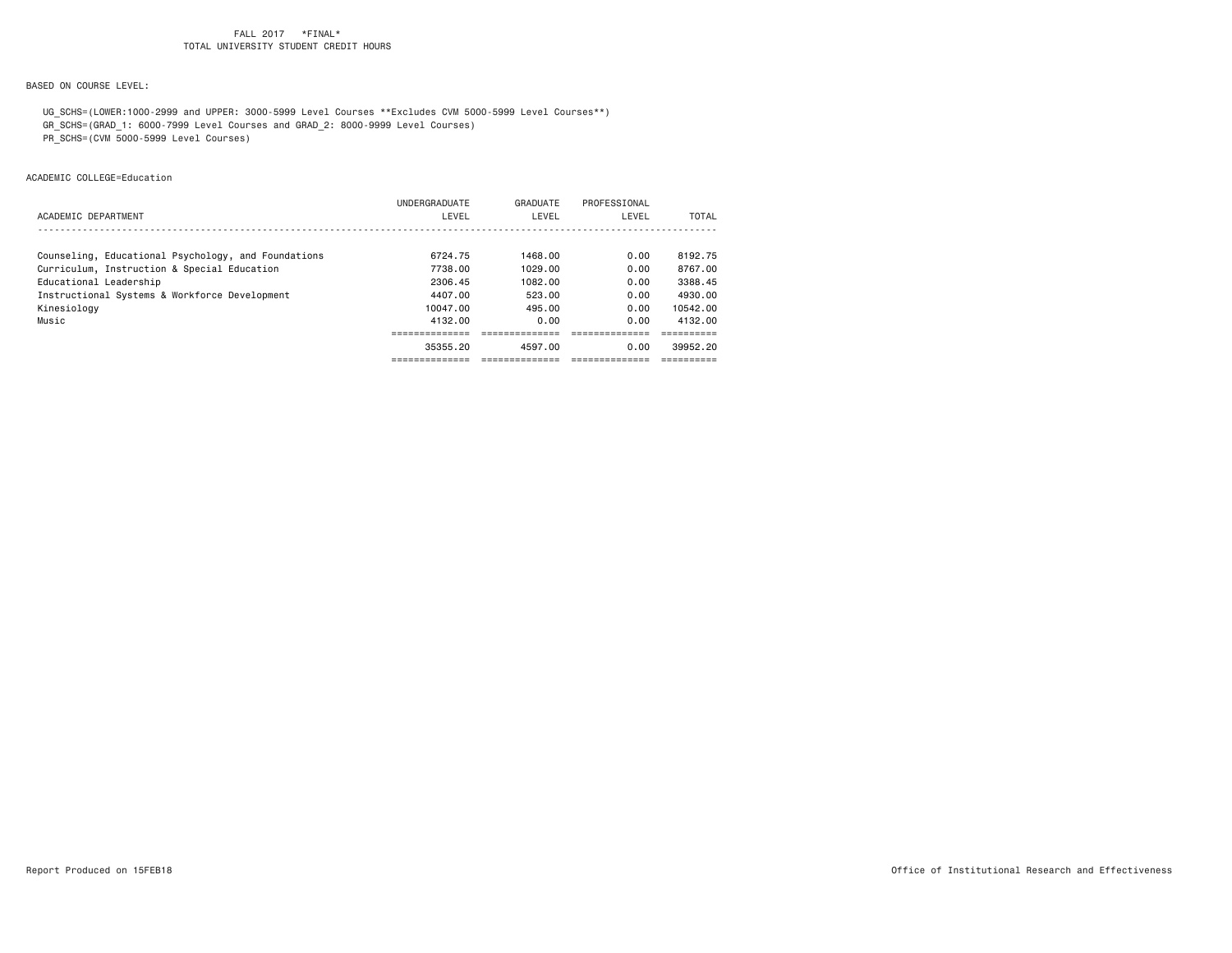# FALL 2017 *FINAL*
## TOTAL UNIVERSITY STUDENT CREDIT HOURS

BASED ON COURSE LEVEL:

UG_SCHS=(LOWER:1000-2999 and UPPER: 3000-5999 Level Courses **Excludes CVM 5000-5999 Level Courses**)
GR_SCHS=(GRAD_1: 6000-7999 Level Courses and GRAD_2: 8000-9999 Level Courses)
PR_SCHS=(CVM 5000-5999 Level Courses)

ACADEMIC COLLEGE=Education

| ACADEMIC DEPARTMENT | UNDERGRADUATE LEVEL | GRADUATE LEVEL | PROFESSIONAL LEVEL | TOTAL |
|---|---|---|---|---|
| Counseling, Educational Psychology, and Foundations | 6724.75 | 1468.00 | 0.00 | 8192.75 |
| Curriculum, Instruction & Special Education | 7738.00 | 1029.00 | 0.00 | 8767.00 |
| Educational Leadership | 2306.45 | 1082.00 | 0.00 | 3388.45 |
| Instructional Systems & Workforce Development | 4407.00 | 523.00 | 0.00 | 4930.00 |
| Kinesiology | 10047.00 | 495.00 | 0.00 | 10542.00 |
| Music | 4132.00 | 0.00 | 0.00 | 4132.00 |
| | 35355.20 | 4597.00 | 0.00 | 39952.20 |

Report Produced on 15FEB18

Office of Institutional Research and Effectiveness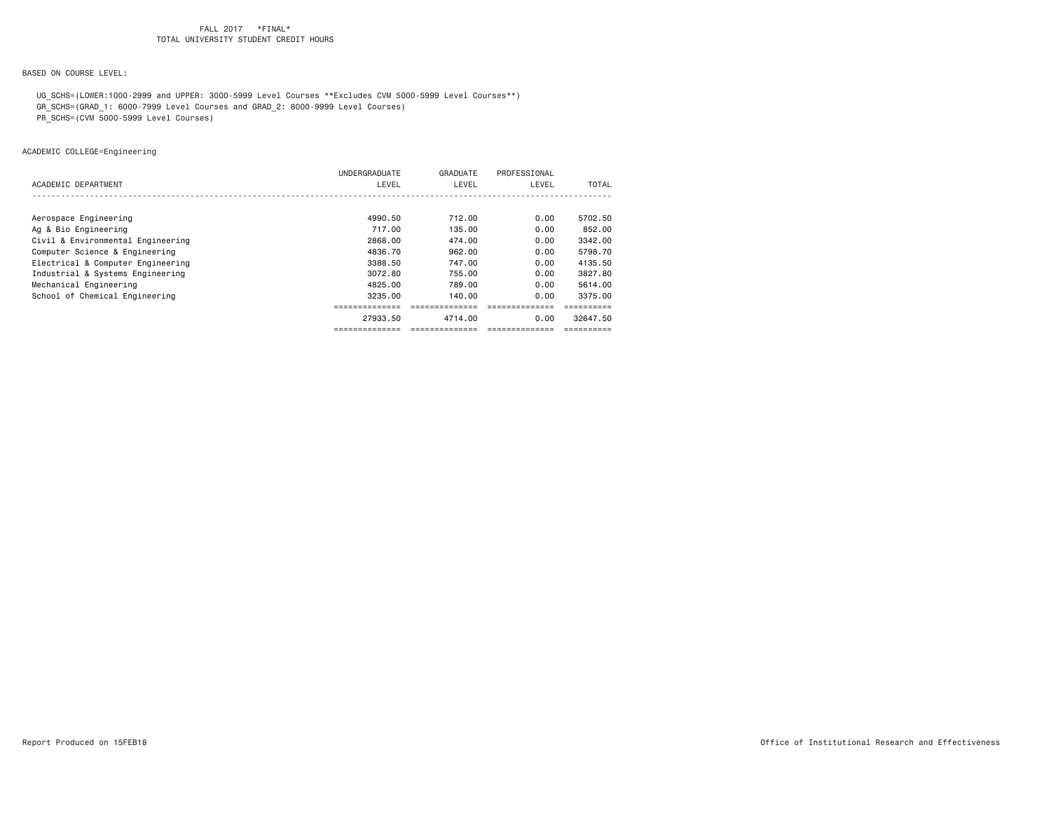FALL 2017 *FINAL*
TOTAL UNIVERSITY STUDENT CREDIT HOURS

BASED ON COURSE LEVEL:

UG_SCHS=(LOWER:1000-2999 and UPPER: 3000-5999 Level Courses **Excludes CVM 5000-5999 Level Courses**)
GR_SCHS=(GRAD_1: 6000-7999 Level Courses and GRAD_2: 8000-9999 Level Courses)
PR_SCHS=(CVM 5000-5999 Level Courses)

ACADEMIC COLLEGE=Engineering

| ACADEMIC DEPARTMENT | UNDERGRADUATE LEVEL | GRADUATE LEVEL | PROFESSIONAL LEVEL | TOTAL |
|---|---|---|---|---|
| Aerospace Engineering | 4990.50 | 712.00 | 0.00 | 5702.50 |
| Ag & Bio Engineering | 717.00 | 135.00 | 0.00 | 852.00 |
| Civil & Environmental Engineering | 2868.00 | 474.00 | 0.00 | 3342.00 |
| Computer Science & Engineering | 4836.70 | 962.00 | 0.00 | 5798.70 |
| Electrical & Computer Engineering | 3388.50 | 747.00 | 0.00 | 4135.50 |
| Industrial & Systems Engineering | 3072.80 | 755.00 | 0.00 | 3827.80 |
| Mechanical Engineering | 4825.00 | 789.00 | 0.00 | 5614.00 |
| School of Chemical Engineering | 3235.00 | 140.00 | 0.00 | 3375.00 |
| | 27933.50 | 4714.00 | 0.00 | 32647.50 |

Report Produced on 15FEB18 Office of Institutional Research and Effectiveness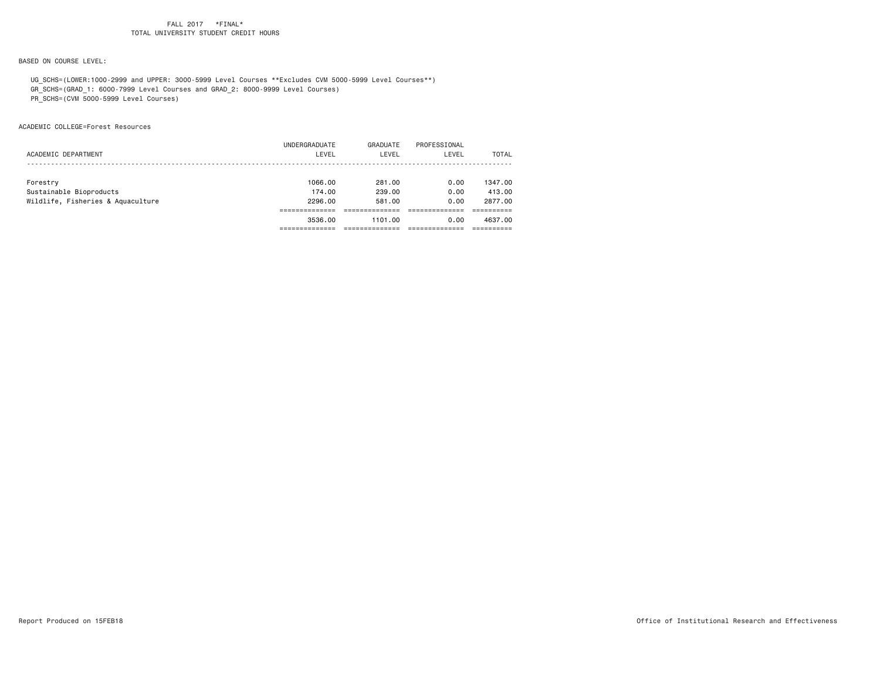FALL 2017 \*FINAL\*
TOTAL UNIVERSITY STUDENT CREDIT HOURS

BASED ON COURSE LEVEL:

UG_SCHS=(LOWER:1000-2999 and UPPER: 3000-5999 Level Courses **Excludes CVM 5000-5999 Level Courses**)
GR_SCHS=(GRAD_1: 6000-7999 Level Courses and GRAD_2: 8000-9999 Level Courses)
PR_SCHS=(CVM 5000-5999 Level Courses)

ACADEMIC COLLEGE=Forest Resources

| ACADEMIC DEPARTMENT | UNDERGRADUATE LEVEL | GRADUATE LEVEL | PROFESSIONAL LEVEL | TOTAL |
|---|---|---|---|---|
| Forestry | 1066.00 | 281.00 | 0.00 | 1347.00 |
| Sustainable Bioproducts | 174.00 | 239.00 | 0.00 | 413.00 |
| Wildlife, Fisheries & Aquaculture | 2296.00 | 581.00 | 0.00 | 2877.00 |
| | 3536.00 | 1101.00 | 0.00 | 4637.00 |

Report Produced on 15FEB18 Office of Institutional Research and Effectiveness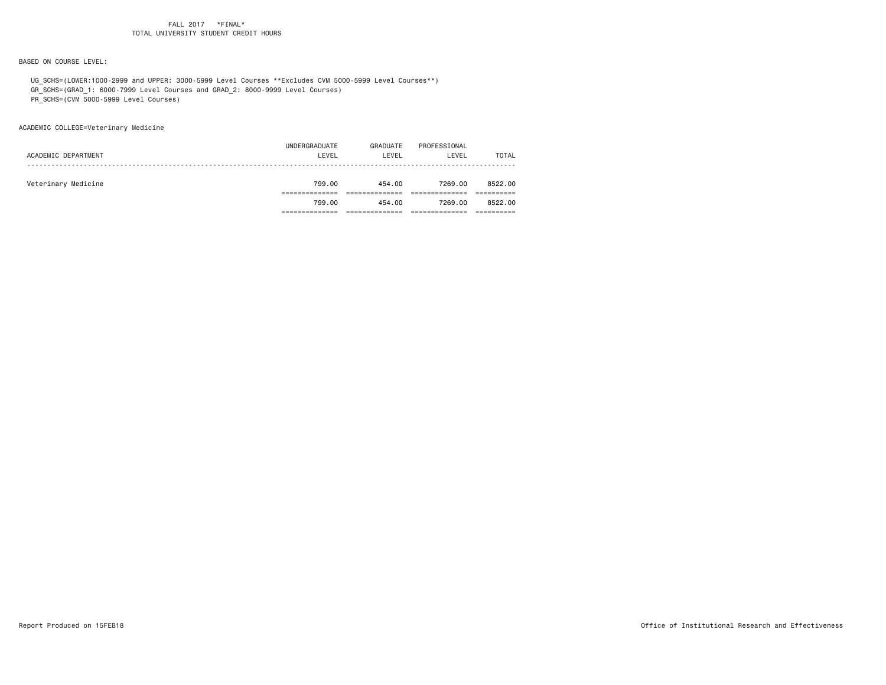FALL 2017 *FINAL*
TOTAL UNIVERSITY STUDENT CREDIT HOURS

BASED ON COURSE LEVEL:

UG_SCHS=(LOWER:1000-2999 and UPPER: 3000-5999 Level Courses **Excludes CVM 5000-5999 Level Courses**)
GR_SCHS=(GRAD_1: 6000-7999 Level Courses and GRAD_2: 8000-9999 Level Courses)
PR_SCHS=(CVM 5000-5999 Level Courses)

ACADEMIC COLLEGE=Veterinary Medicine

| ACADEMIC DEPARTMENT | UNDERGRADUATE LEVEL | GRADUATE LEVEL | PROFESSIONAL LEVEL | TOTAL |
|---|---|---|---|---|
| Veterinary Medicine | 799.00 | 454.00 | 7269.00 | 8522.00 |
| | 799.00 | 454.00 | 7269.00 | 8522.00 |

Report Produced on 15FEB18

Office of Institutional Research and Effectiveness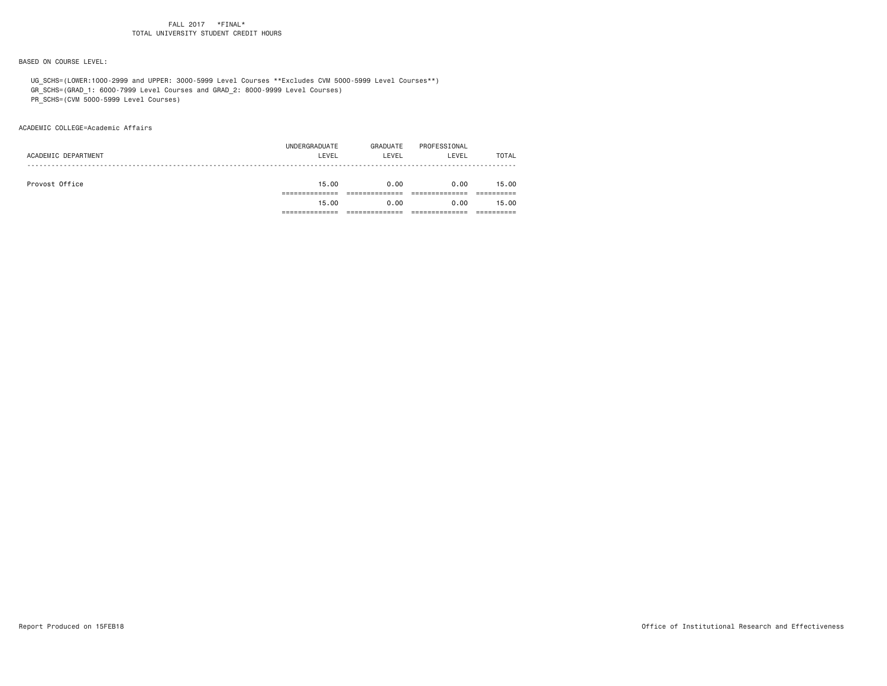FALL 2017 *FINAL*
TOTAL UNIVERSITY STUDENT CREDIT HOURS

BASED ON COURSE LEVEL:

UG_SCHS=(LOWER:1000-2999 and UPPER: 3000-5999 Level Courses **Excludes CVM 5000-5999 Level Courses**)
GR_SCHS=(GRAD_1: 6000-7999 Level Courses and GRAD_2: 8000-9999 Level Courses)
PR_SCHS=(CVM 5000-5999 Level Courses)

ACADEMIC COLLEGE=Academic Affairs

| ACADEMIC DEPARTMENT | UNDERGRADUATE LEVEL | GRADUATE LEVEL | PROFESSIONAL LEVEL | TOTAL |
|---|---|---|---|---|
| Provost Office | 15.00 | 0.00 | 0.00 | 15.00 |
| | 15.00 | 0.00 | 0.00 | 15.00 |

Report Produced on 15FEB18 Office of Institutional Research and Effectiveness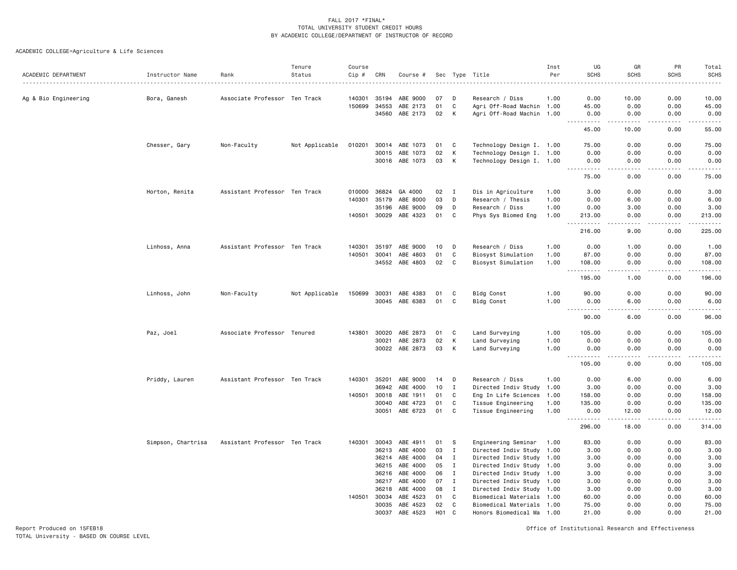FALL 2017 *FINAL*
TOTAL UNIVERSITY STUDENT CREDIT HOURS
BY ACADEMIC COLLEGE/DEPARTMENT OF INSTRUCTOR OF RECORD

ACADEMIC COLLEGE=Agriculture & Life Sciences

| ACADEMIC DEPARTMENT | Instructor Name | Rank | Tenure Status | Course Cip # | CRN | Course # | Sec | Type | Title | Inst Per | UG SCHS | GR SCHS | PR SCHS | Total SCHS |
|---|---|---|---|---|---|---|---|---|---|---|---|---|---|---|
| Ag & Bio Engineering | Bora, Ganesh | Associate Professor | Ten Track | 140301 | 35194 | ABE 9000 | 07 | D | Research / Diss | 1.00 | 0.00 | 10.00 | 0.00 | 10.00 |
| | | | | 150699 | 34553 | ABE 2173 | 01 | C | Agri Off-Road Machin | 1.00 | 45.00 | 0.00 | 0.00 | 45.00 |
| | | | | | 34560 | ABE 2173 | 02 | K | Agri Off-Road Machin | 1.00 | 0.00 | 0.00 | 0.00 | 0.00 |
| | | | | | | | | | | | 45.00 | 10.00 | 0.00 | 55.00 |
| | Chesser, Gary | Non-Faculty | Not Applicable | 010201 | 30014 | ABE 1073 | 01 | C | Technology Design I. | 1.00 | 75.00 | 0.00 | 0.00 | 75.00 |
| | | | | | 30015 | ABE 1073 | 02 | K | Technology Design I. | 1.00 | 0.00 | 0.00 | 0.00 | 0.00 |
| | | | | | 30016 | ABE 1073 | 03 | K | Technology Design I. | 1.00 | 0.00 | 0.00 | 0.00 | 0.00 |
| | | | | | | | | | | | 75.00 | 0.00 | 0.00 | 75.00 |
| | Horton, Renita | Assistant Professor | Ten Track | 010000 | 36824 | GA 4000 | 02 | I | Dis in Agriculture | 1.00 | 3.00 | 0.00 | 0.00 | 3.00 |
| | | | | 140301 | 35179 | ABE 8000 | 03 | D | Research / Thesis | 1.00 | 0.00 | 6.00 | 0.00 | 6.00 |
| | | | | | 35196 | ABE 9000 | 09 | D | Research / Diss | 1.00 | 0.00 | 3.00 | 0.00 | 3.00 |
| | | | | 140501 | 30029 | ABE 4323 | 01 | C | Phys Sys Biomed Eng | 1.00 | 213.00 | 0.00 | 0.00 | 213.00 |
| | | | | | | | | | | | 216.00 | 9.00 | 0.00 | 225.00 |
| | Linhoss, Anna | Assistant Professor | Ten Track | 140301 | 35197 | ABE 9000 | 10 | D | Research / Diss | 1.00 | 0.00 | 1.00 | 0.00 | 1.00 |
| | | | | 140501 | 30041 | ABE 4803 | 01 | C | Biosyst Simulation | 1.00 | 87.00 | 0.00 | 0.00 | 87.00 |
| | | | | | 34552 | ABE 4803 | 02 | C | Biosyst Simulation | 1.00 | 108.00 | 0.00 | 0.00 | 108.00 |
| | | | | | | | | | | | 195.00 | 1.00 | 0.00 | 196.00 |
| | Linhoss, John | Non-Faculty | Not Applicable | 150699 | 30031 | ABE 4383 | 01 | C | Bldg Const | 1.00 | 90.00 | 0.00 | 0.00 | 90.00 |
| | | | | | 30045 | ABE 6383 | 01 | C | Bldg Const | 1.00 | 0.00 | 6.00 | 0.00 | 6.00 |
| | | | | | | | | | | | 90.00 | 6.00 | 0.00 | 96.00 |
| | Paz, Joel | Associate Professor | Tenured | 143801 | 30020 | ABE 2873 | 01 | C | Land Surveying | 1.00 | 105.00 | 0.00 | 0.00 | 105.00 |
| | | | | | 30021 | ABE 2873 | 02 | K | Land Surveying | 1.00 | 0.00 | 0.00 | 0.00 | 0.00 |
| | | | | | 30022 | ABE 2873 | 03 | K | Land Surveying | 1.00 | 0.00 | 0.00 | 0.00 | 0.00 |
| | | | | | | | | | | | 105.00 | 0.00 | 0.00 | 105.00 |
| | Priddy, Lauren | Assistant Professor | Ten Track | 140301 | 35201 | ABE 9000 | 14 | D | Research / Diss | 1.00 | 0.00 | 6.00 | 0.00 | 6.00 |
| | | | | | 36942 | ABE 4000 | 10 | I | Directed Indiv Study | 1.00 | 3.00 | 0.00 | 0.00 | 3.00 |
| | | | | 140501 | 30018 | ABE 1911 | 01 | C | Eng In Life Sciences | 1.00 | 158.00 | 0.00 | 0.00 | 158.00 |
| | | | | | 30040 | ABE 4723 | 01 | C | Tissue Engineering | 1.00 | 135.00 | 0.00 | 0.00 | 135.00 |
| | | | | | 30051 | ABE 6723 | 01 | C | Tissue Engineering | 1.00 | 0.00 | 12.00 | 0.00 | 12.00 |
| | | | | | | | | | | | 296.00 | 18.00 | 0.00 | 314.00 |
| | Simpson, Chartrisa | Assistant Professor | Ten Track | 140301 | 30043 | ABE 4911 | 01 | S | Engineering Seminar | 1.00 | 83.00 | 0.00 | 0.00 | 83.00 |
| | | | | | 36213 | ABE 4000 | 03 | I | Directed Indiv Study | 1.00 | 3.00 | 0.00 | 0.00 | 3.00 |
| | | | | | 36214 | ABE 4000 | 04 | I | Directed Indiv Study | 1.00 | 3.00 | 0.00 | 0.00 | 3.00 |
| | | | | | 36215 | ABE 4000 | 05 | I | Directed Indiv Study | 1.00 | 3.00 | 0.00 | 0.00 | 3.00 |
| | | | | | 36216 | ABE 4000 | 06 | I | Directed Indiv Study | 1.00 | 3.00 | 0.00 | 0.00 | 3.00 |
| | | | | | 36217 | ABE 4000 | 07 | I | Directed Indiv Study | 1.00 | 3.00 | 0.00 | 0.00 | 3.00 |
| | | | | | 36218 | ABE 4000 | 08 | I | Directed Indiv Study | 1.00 | 3.00 | 0.00 | 0.00 | 3.00 |
| | | | | 140501 | 30034 | ABE 4523 | 01 | C | Biomedical Materials | 1.00 | 60.00 | 0.00 | 0.00 | 60.00 |
| | | | | | 30035 | ABE 4523 | 02 | C | Biomedical Materials | 1.00 | 75.00 | 0.00 | 0.00 | 75.00 |
| | | | | | 30037 | ABE 4523 | H01 | C | Honors Biomedical Ma | 1.00 | 21.00 | 0.00 | 0.00 | 21.00 |

Report Produced on 15FEB18
TOTAL University - BASED ON COURSE LEVEL

Office of Institutional Research and Effectiveness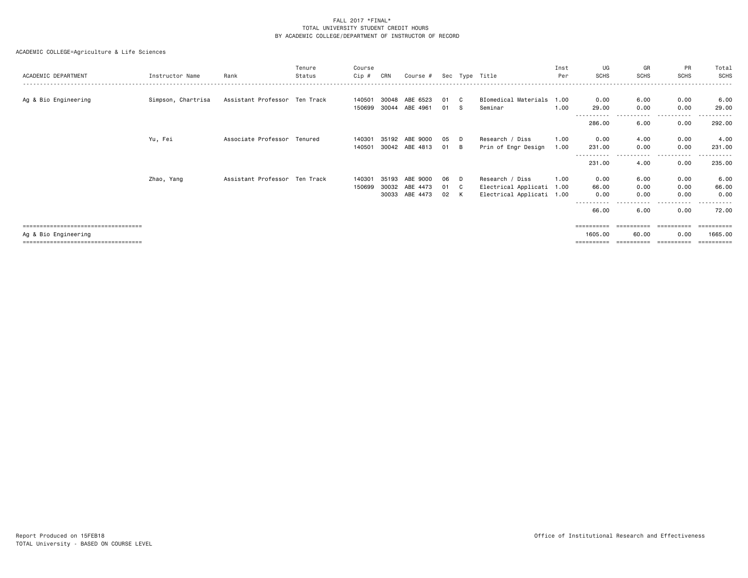FALL 2017 *FINAL*
TOTAL UNIVERSITY STUDENT CREDIT HOURS
BY ACADEMIC COLLEGE/DEPARTMENT OF INSTRUCTOR OF RECORD

ACADEMIC COLLEGE=Agriculture & Life Sciences

| ACADEMIC DEPARTMENT | Instructor Name | Rank | Tenure Status | Course Cip # | CRN | Course # | Sec | Type | Title | Inst Per | UG SCHS | GR SCHS | PR SCHS | Total SCHS |
|---|---|---|---|---|---|---|---|---|---|---|---|---|---|---|
| Ag & Bio Engineering | Simpson, Chartrisa | Assistant Professor | Ten Track | 140501 | 30048 | ABE 6523 | 01 | C | BIomedical Materials | 1.00 | 0.00 | 6.00 | 0.00 | 6.00 |
| | | | | 150699 | 30044 | ABE 4961 | 01 | S | Seminar | 1.00 | 29.00 | 0.00 | 0.00 | 29.00 |
| | | | | | | | | | | | 286.00 | 6.00 | 0.00 | 292.00 |
| | Yu, Fei | Associate Professor | Tenured | 140301 | 35192 | ABE 9000 | 05 | D | Research / Diss | 1.00 | 0.00 | 4.00 | 0.00 | 4.00 |
| | | | | 140501 | 30042 | ABE 4813 | 01 | B | Prin of Engr Design | 1.00 | 231.00 | 0.00 | 0.00 | 231.00 |
| | | | | | | | | | | | 231.00 | 4.00 | 0.00 | 235.00 |
| | Zhao, Yang | Assistant Professor | Ten Track | 140301 | 35193 | ABE 9000 | 06 | D | Research / Diss | 1.00 | 0.00 | 6.00 | 0.00 | 6.00 |
| | | | | 150699 | 30032 | ABE 4473 | 01 | C | Electrical Applicati | 1.00 | 66.00 | 0.00 | 0.00 | 66.00 |
| | | | | | 30033 | ABE 4473 | 02 | K | Electrical Applicati | 1.00 | 0.00 | 0.00 | 0.00 | 0.00 |
| | | | | | | | | | | | 66.00 | 6.00 | 0.00 | 72.00 |
| Ag & Bio Engineering | | | | | | | | | | | 1605.00 | 60.00 | 0.00 | 1665.00 |

Report Produced on 15FEB18
TOTAL University - BASED ON COURSE LEVEL

Office of Institutional Research and Effectiveness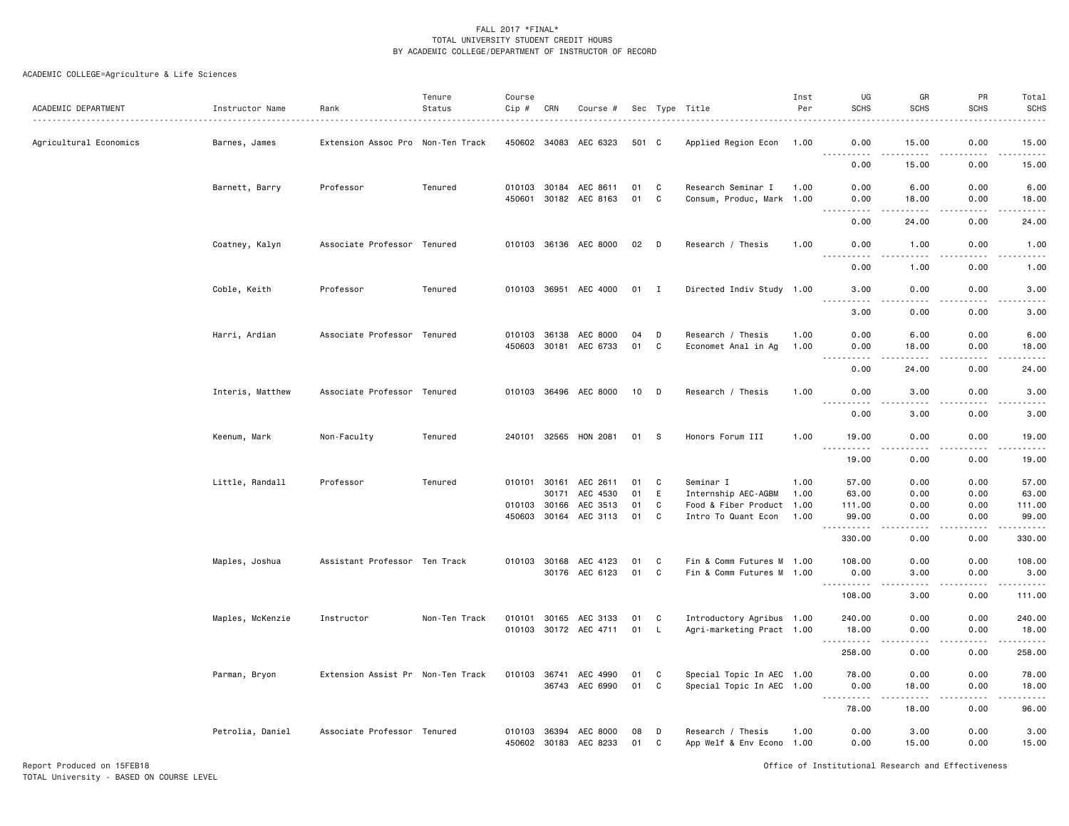FALL 2017 *FINAL*
TOTAL UNIVERSITY STUDENT CREDIT HOURS
BY ACADEMIC COLLEGE/DEPARTMENT OF INSTRUCTOR OF RECORD

ACADEMIC COLLEGE=Agriculture & Life Sciences

| ACADEMIC DEPARTMENT | Instructor Name | Rank | Tenure Status | Course Cip # | CRN | Course # | Sec | Type | Title | Inst Per | UG SCHS | GR SCHS | PR SCHS | Total SCHS |
|---|---|---|---|---|---|---|---|---|---|---|---|---|---|---|
| Agricultural Economics | Barnes, James | Extension Assoc Pro | Non-Ten Track | 450602 | 34083 | AEC 6323 | 501 | C | Applied Region Econ | 1.00 | 0.00 | 15.00 | 0.00 | 15.00 |
| | | | | | | | | | | | 0.00 | 15.00 | 0.00 | 15.00 |
| | Barnett, Barry | Professor | Tenured | 010103 | 30184 | AEC 8611 | 01 | C | Research Seminar I | 1.00 | 0.00 | 6.00 | 0.00 | 6.00 |
| | | | | 450601 | 30182 | AEC 8163 | 01 | C | Consum, Produc, Mark | 1.00 | 0.00 | 18.00 | 0.00 | 18.00 |
| | | | | | | | | | | | 0.00 | 24.00 | 0.00 | 24.00 |
| | Coatney, Kalyn | Associate Professor | Tenured | 010103 | 36136 | AEC 8000 | 02 | D | Research / Thesis | 1.00 | 0.00 | 1.00 | 0.00 | 1.00 |
| | | | | | | | | | | | 0.00 | 1.00 | 0.00 | 1.00 |
| | Coble, Keith | Professor | Tenured | 010103 | 36951 | AEC 4000 | 01 | I | Directed Indiv Study | 1.00 | 3.00 | 0.00 | 0.00 | 3.00 |
| | | | | | | | | | | | 3.00 | 0.00 | 0.00 | 3.00 |
| | Harri, Ardian | Associate Professor | Tenured | 010103 | 36138 | AEC 8000 | 04 | D | Research / Thesis | 1.00 | 0.00 | 6.00 | 0.00 | 6.00 |
| | | | | 450603 | 30181 | AEC 6733 | 01 | C | Economet Anal in Ag | 1.00 | 0.00 | 18.00 | 0.00 | 18.00 |
| | | | | | | | | | | | 0.00 | 24.00 | 0.00 | 24.00 |
| | Interis, Matthew | Associate Professor | Tenured | 010103 | 36496 | AEC 8000 | 10 | D | Research / Thesis | 1.00 | 0.00 | 3.00 | 0.00 | 3.00 |
| | | | | | | | | | | | 0.00 | 3.00 | 0.00 | 3.00 |
| | Keenum, Mark | Non-Faculty | Tenured | 240101 | 32565 | HON 2081 | 01 | S | Honors Forum III | 1.00 | 19.00 | 0.00 | 0.00 | 19.00 |
| | | | | | | | | | | | 19.00 | 0.00 | 0.00 | 19.00 |
| | Little, Randall | Professor | Tenured | 010101 | 30161 | AEC 2611 | 01 | C | Seminar I | 1.00 | 57.00 | 0.00 | 0.00 | 57.00 |
| | | | | | 30171 | AEC 4530 | 01 | E | Internship AEC-AGBM | 1.00 | 63.00 | 0.00 | 0.00 | 63.00 |
| | | | | 010103 | 30166 | AEC 3513 | 01 | C | Food & Fiber Product | 1.00 | 111.00 | 0.00 | 0.00 | 111.00 |
| | | | | 450603 | 30164 | AEC 3113 | 01 | C | Intro To Quant Econ | 1.00 | 99.00 | 0.00 | 0.00 | 99.00 |
| | | | | | | | | | | | 330.00 | 0.00 | 0.00 | 330.00 |
| | Maples, Joshua | Assistant Professor | Ten Track | 010103 | 30168 | AEC 4123 | 01 | C | Fin & Comm Futures M | 1.00 | 108.00 | 0.00 | 0.00 | 108.00 |
| | | | | | 30176 | AEC 6123 | 01 | C | Fin & Comm Futures M | 1.00 | 0.00 | 3.00 | 0.00 | 3.00 |
| | | | | | | | | | | | 108.00 | 3.00 | 0.00 | 111.00 |
| | Maples, McKenzie | Instructor | Non-Ten Track | 010101 | 30165 | AEC 3133 | 01 | C | Introductory Agribus | 1.00 | 240.00 | 0.00 | 0.00 | 240.00 |
| | | | | 010103 | 30172 | AEC 4711 | 01 | L | Agri-marketing Pract | 1.00 | 18.00 | 0.00 | 0.00 | 18.00 |
| | | | | | | | | | | | 258.00 | 0.00 | 0.00 | 258.00 |
| | Parman, Bryon | Extension Assist Pr | Non-Ten Track | 010103 | 36741 | AEC 4990 | 01 | C | Special Topic In AEC | 1.00 | 78.00 | 0.00 | 0.00 | 78.00 |
| | | | | | 36743 | AEC 6990 | 01 | C | Special Topic In AEC | 1.00 | 0.00 | 18.00 | 0.00 | 18.00 |
| | | | | | | | | | | | 78.00 | 18.00 | 0.00 | 96.00 |
| | Petrolia, Daniel | Associate Professor | Tenured | 010103 | 36394 | AEC 8000 | 08 | D | Research / Thesis | 1.00 | 0.00 | 3.00 | 0.00 | 3.00 |
| | | | | 450602 | 30183 | AEC 8233 | 01 | C | App Welf & Env Econo | 1.00 | 0.00 | 15.00 | 0.00 | 15.00 |

Report Produced on 15FEB18
TOTAL University - BASED ON COURSE LEVEL

Office of Institutional Research and Effectiveness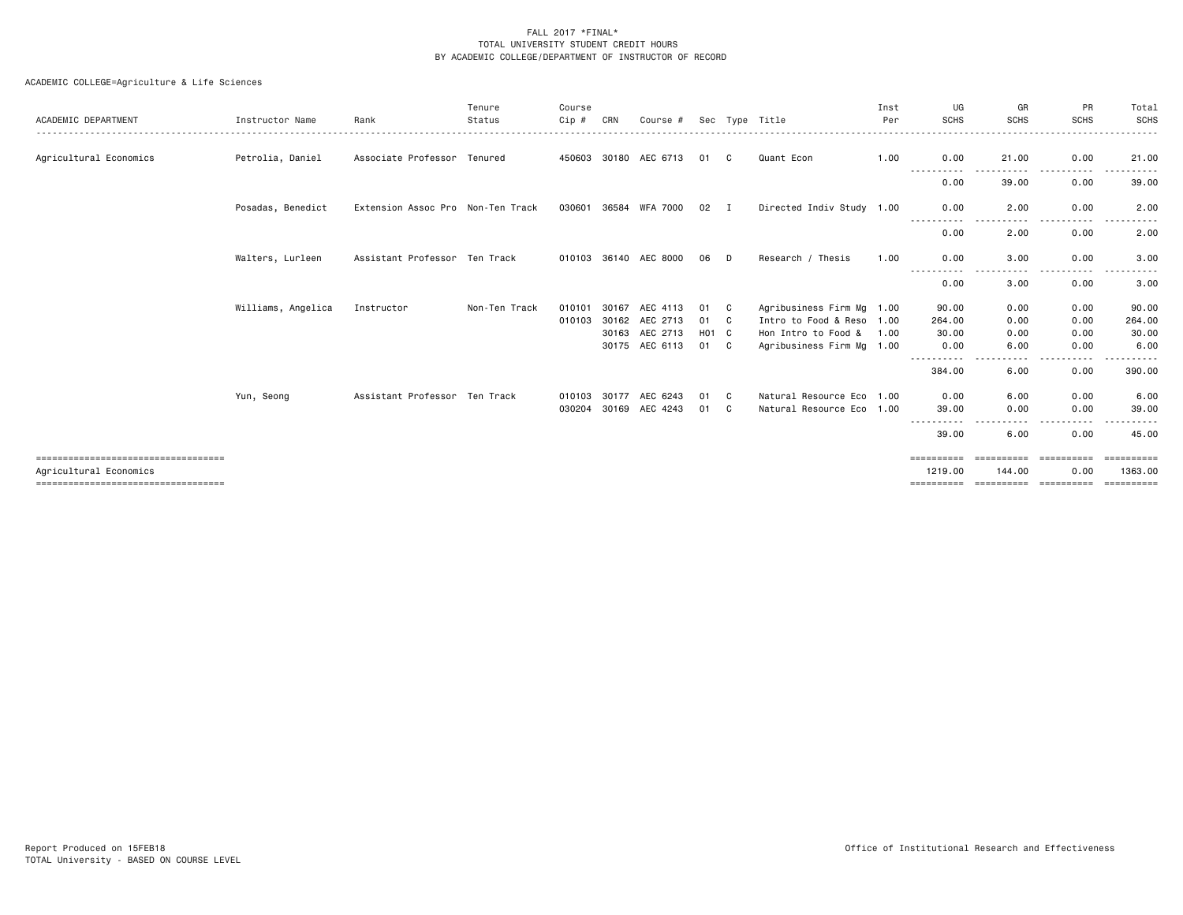FALL 2017 *FINAL*
TOTAL UNIVERSITY STUDENT CREDIT HOURS
BY ACADEMIC COLLEGE/DEPARTMENT OF INSTRUCTOR OF RECORD

ACADEMIC COLLEGE=Agriculture & Life Sciences

| ACADEMIC DEPARTMENT | Instructor Name | Rank | Tenure Status | Course Cip # | CRN | Course # | Sec | Type | Title | Inst Per | UG SCHS | GR SCHS | PR SCHS | Total SCHS |
|---|---|---|---|---|---|---|---|---|---|---|---|---|---|---|
| Agricultural Economics | Petrolia, Daniel | Associate Professor | Tenured | 450603 | 30180 | AEC 6713 | 01 | C | Quant Econ | 1.00 | 0.00 | 21.00 | 0.00 | 21.00 |
| | | | | | | | | | | | 0.00 | 39.00 | 0.00 | 39.00 |
| | Posadas, Benedict | Extension Assoc Pro | Non-Ten Track | 030601 | 36584 | WFA 7000 | 02 | I | Directed Indiv Study | 1.00 | 0.00 | 2.00 | 0.00 | 2.00 |
| | | | | | | | | | | | 0.00 | 2.00 | 0.00 | 2.00 |
| | Walters, Lurleen | Assistant Professor | Ten Track | 010103 | 36140 | AEC 8000 | 06 | D | Research / Thesis | 1.00 | 0.00 | 3.00 | 0.00 | 3.00 |
| | | | | | | | | | | | 0.00 | 3.00 | 0.00 | 3.00 |
| | Williams, Angelica | Instructor | Non-Ten Track | 010101 | 30167 | AEC 4113 | 01 | C | Agribusiness Firm Mg | 1.00 | 90.00 | 0.00 | 0.00 | 90.00 |
| | | | | 010103 | 30162 | AEC 2713 | 01 | C | Intro to Food & Reso | 1.00 | 264.00 | 0.00 | 0.00 | 264.00 |
| | | | | | 30163 | AEC 2713 | H01 | C | Hon Intro to Food & | 1.00 | 30.00 | 0.00 | 0.00 | 30.00 |
| | | | | | 30175 | AEC 6113 | 01 | C | Agribusiness Firm Mg | 1.00 | 0.00 | 6.00 | 0.00 | 6.00 |
| | | | | | | | | | | | 384.00 | 6.00 | 0.00 | 390.00 |
| | Yun, Seong | Assistant Professor | Ten Track | 010103 | 30177 | AEC 6243 | 01 | C | Natural Resource Eco | 1.00 | 0.00 | 6.00 | 0.00 | 6.00 |
| | | | | 030204 | 30169 | AEC 4243 | 01 | C | Natural Resource Eco | 1.00 | 39.00 | 0.00 | 0.00 | 39.00 |
| | | | | | | | | | | | 39.00 | 6.00 | 0.00 | 45.00 |
| Agricultural Economics | | | | | | | | | | | 1219.00 | 144.00 | 0.00 | 1363.00 |

Report Produced on 15FEB18
TOTAL University - BASED ON COURSE LEVEL

Office of Institutional Research and Effectiveness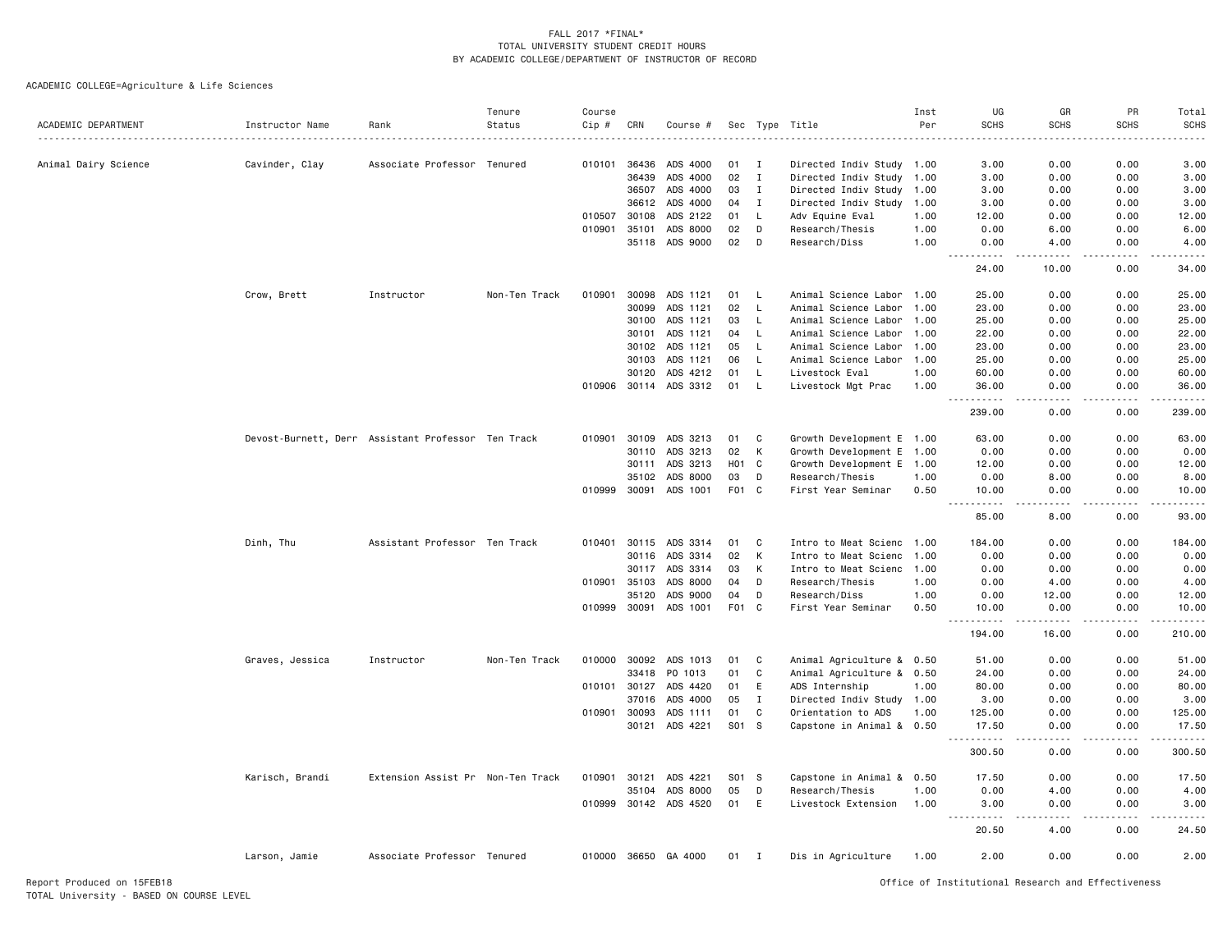FALL 2017 *FINAL*
TOTAL UNIVERSITY STUDENT CREDIT HOURS
BY ACADEMIC COLLEGE/DEPARTMENT OF INSTRUCTOR OF RECORD

ACADEMIC COLLEGE=Agriculture & Life Sciences

| ACADEMIC DEPARTMENT | Instructor Name | Rank | Tenure Status | Course Cip # | CRN | Course # | Sec | Type | Title | Inst Per | UG SCHS | GR SCHS | PR SCHS | Total SCHS |
|---|---|---|---|---|---|---|---|---|---|---|---|---|---|---|
| Animal Dairy Science | Cavinder, Clay | Associate Professor | Tenured | 010101 | 36436 | ADS 4000 | 01 | I | Directed Indiv Study | 1.00 | 3.00 | 0.00 | 0.00 | 3.00 |
| | | | | | 36439 | ADS 4000 | 02 | I | Directed Indiv Study | 1.00 | 3.00 | 0.00 | 0.00 | 3.00 |
| | | | | | 36507 | ADS 4000 | 03 | I | Directed Indiv Study | 1.00 | 3.00 | 0.00 | 0.00 | 3.00 |
| | | | | | 36612 | ADS 4000 | 04 | I | Directed Indiv Study | 1.00 | 3.00 | 0.00 | 0.00 | 3.00 |
| | | | | 010507 | 30108 | ADS 2122 | 01 | L | Adv Equine Eval | 1.00 | 12.00 | 0.00 | 0.00 | 12.00 |
| | | | | 010901 | 35101 | ADS 8000 | 02 | D | Research/Thesis | 1.00 | 0.00 | 6.00 | 0.00 | 6.00 |
| | | | | | 35118 | ADS 9000 | 02 | D | Research/Diss | 1.00 | 0.00 | 4.00 | 0.00 | 4.00 |
| | | | | | | | | | | | 24.00 | 10.00 | 0.00 | 34.00 |
| | Crow, Brett | Instructor | Non-Ten Track | 010901 | 30098 | ADS 1121 | 01 | L | Animal Science Labor | 1.00 | 25.00 | 0.00 | 0.00 | 25.00 |
| | | | | | 30099 | ADS 1121 | 02 | L | Animal Science Labor | 1.00 | 23.00 | 0.00 | 0.00 | 23.00 |
| | | | | | 30100 | ADS 1121 | 03 | L | Animal Science Labor | 1.00 | 25.00 | 0.00 | 0.00 | 25.00 |
| | | | | | 30101 | ADS 1121 | 04 | L | Animal Science Labor | 1.00 | 22.00 | 0.00 | 0.00 | 22.00 |
| | | | | | 30102 | ADS 1121 | 05 | L | Animal Science Labor | 1.00 | 23.00 | 0.00 | 0.00 | 23.00 |
| | | | | | 30103 | ADS 1121 | 06 | L | Animal Science Labor | 1.00 | 25.00 | 0.00 | 0.00 | 25.00 |
| | | | | | 30120 | ADS 4212 | 01 | L | Livestock Eval | 1.00 | 60.00 | 0.00 | 0.00 | 60.00 |
| | | | | 010906 | 30114 | ADS 3312 | 01 | L | Livestock Mgt Prac | 1.00 | 36.00 | 0.00 | 0.00 | 36.00 |
| | | | | | | | | | | | 239.00 | 0.00 | 0.00 | 239.00 |
| | Devost-Burnett, Derr | Assistant Professor | Ten Track | 010901 | 30109 | ADS 3213 | 01 | C | Growth Development E | 1.00 | 63.00 | 0.00 | 0.00 | 63.00 |
| | | | | | 30110 | ADS 3213 | 02 | K | Growth Development E | 1.00 | 0.00 | 0.00 | 0.00 | 0.00 |
| | | | | | 30111 | ADS 3213 | H01 | C | Growth Development E | 1.00 | 12.00 | 0.00 | 0.00 | 12.00 |
| | | | | | 35102 | ADS 8000 | 03 | D | Research/Thesis | 1.00 | 0.00 | 8.00 | 0.00 | 8.00 |
| | | | | 010999 | 30091 | ADS 1001 | F01 | C | First Year Seminar | 0.50 | 10.00 | 0.00 | 0.00 | 10.00 |
| | | | | | | | | | | | 85.00 | 8.00 | 0.00 | 93.00 |
| | Dinh, Thu | Assistant Professor | Ten Track | 010401 | 30115 | ADS 3314 | 01 | C | Intro to Meat Scienc | 1.00 | 184.00 | 0.00 | 0.00 | 184.00 |
| | | | | | 30116 | ADS 3314 | 02 | K | Intro to Meat Scienc | 1.00 | 0.00 | 0.00 | 0.00 | 0.00 |
| | | | | | 30117 | ADS 3314 | 03 | K | Intro to Meat Scienc | 1.00 | 0.00 | 0.00 | 0.00 | 0.00 |
| | | | | 010901 | 35103 | ADS 8000 | 04 | D | Research/Thesis | 1.00 | 0.00 | 4.00 | 0.00 | 4.00 |
| | | | | | 35120 | ADS 9000 | 04 | D | Research/Diss | 1.00 | 0.00 | 12.00 | 0.00 | 12.00 |
| | | | | 010999 | 30091 | ADS 1001 | F01 | C | First Year Seminar | 0.50 | 10.00 | 0.00 | 0.00 | 10.00 |
| | | | | | | | | | | | 194.00 | 16.00 | 0.00 | 210.00 |
| | Graves, Jessica | Instructor | Non-Ten Track | 010000 | 30092 | ADS 1013 | 01 | C | Animal Agriculture & | 0.50 | 51.00 | 0.00 | 0.00 | 51.00 |
| | | | | | 33418 | PO 1013 | 01 | C | Animal Agriculture & | 0.50 | 24.00 | 0.00 | 0.00 | 24.00 |
| | | | | 010101 | 30127 | ADS 4420 | 01 | E | ADS Internship | 1.00 | 80.00 | 0.00 | 0.00 | 80.00 |
| | | | | | 37016 | ADS 4000 | 05 | I | Directed Indiv Study | 1.00 | 3.00 | 0.00 | 0.00 | 3.00 |
| | | | | 010901 | 30093 | ADS 1111 | 01 | C | Orientation to ADS | 1.00 | 125.00 | 0.00 | 0.00 | 125.00 |
| | | | | | 30121 | ADS 4221 | S01 | S | Capstone in Animal & | 0.50 | 17.50 | 0.00 | 0.00 | 17.50 |
| | | | | | | | | | | | 300.50 | 0.00 | 0.00 | 300.50 |
| | Karisch, Brandi | Extension Assist Pr | Non-Ten Track | 010901 | 30121 | ADS 4221 | S01 | S | Capstone in Animal & | 0.50 | 17.50 | 0.00 | 0.00 | 17.50 |
| | | | | | 35104 | ADS 8000 | 05 | D | Research/Thesis | 1.00 | 0.00 | 4.00 | 0.00 | 4.00 |
| | | | | 010999 | 30142 | ADS 4520 | 01 | E | Livestock Extension | 1.00 | 3.00 | 0.00 | 0.00 | 3.00 |
| | | | | | | | | | | | 20.50 | 4.00 | 0.00 | 24.50 |
| | Larson, Jamie | Associate Professor | Tenured | 010000 | 36650 | GA 4000 | 01 | I | Dis in Agriculture | 1.00 | 2.00 | 0.00 | 0.00 | 2.00 |

Report Produced on 15FEB18
TOTAL University - BASED ON COURSE LEVEL
Office of Institutional Research and Effectiveness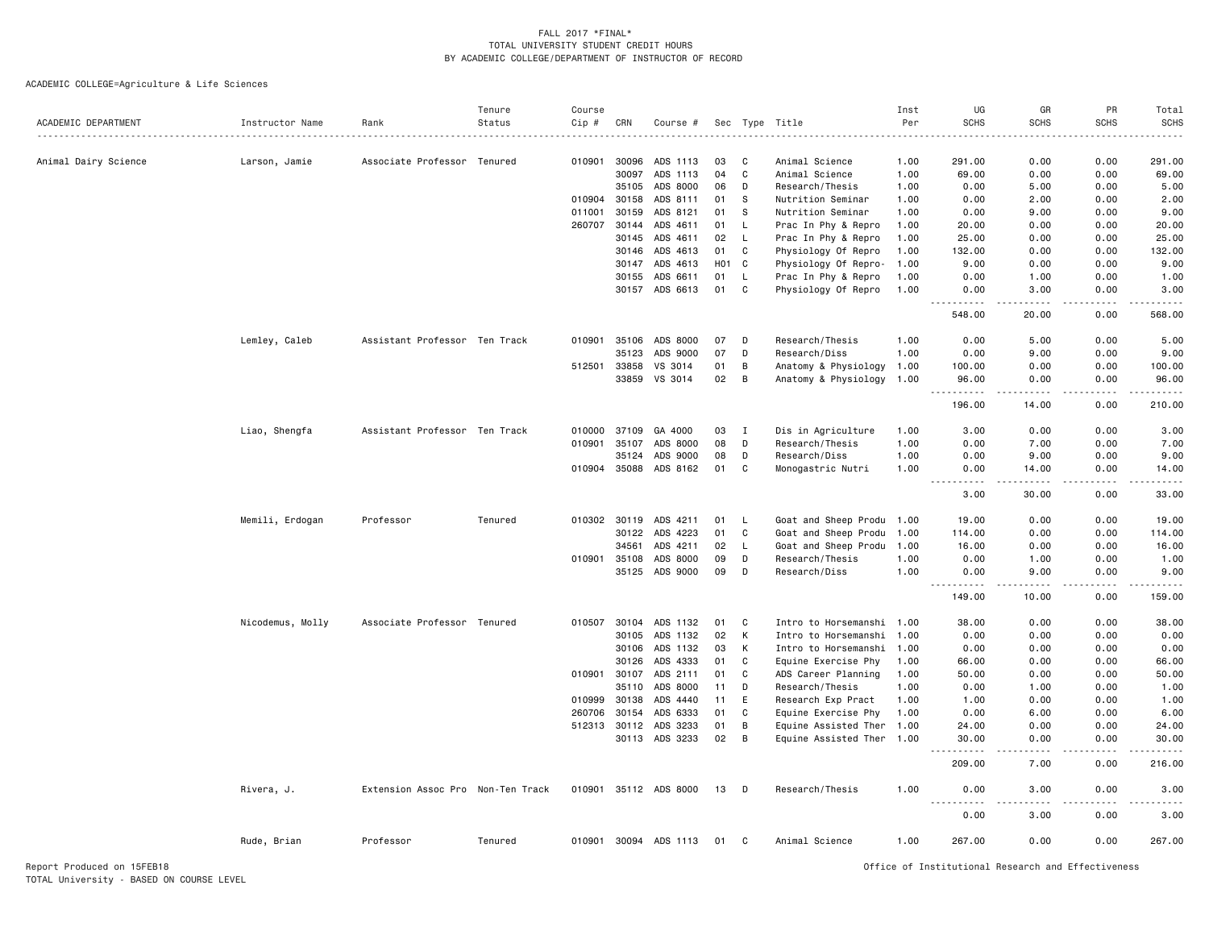FALL 2017 *FINAL*
TOTAL UNIVERSITY STUDENT CREDIT HOURS
BY ACADEMIC COLLEGE/DEPARTMENT OF INSTRUCTOR OF RECORD

ACADEMIC COLLEGE=Agriculture & Life Sciences

| ACADEMIC DEPARTMENT | Instructor Name | Rank | Tenure Status | Course Cip # | CRN | Course # | Sec | Type | Title | Inst Per | UG SCHS | GR SCHS | PR SCHS | Total SCHS |
|---|---|---|---|---|---|---|---|---|---|---|---|---|---|---|
| Animal Dairy Science | Larson, Jamie | Associate Professor | Tenured | 010901 | 30096 | ADS 1113 | 03 | C | Animal Science | 1.00 | 291.00 | 0.00 | 0.00 | 291.00 |
| | | | | | 30097 | ADS 1113 | 04 | C | Animal Science | 1.00 | 69.00 | 0.00 | 0.00 | 69.00 |
| | | | | | 35105 | ADS 8000 | 06 | D | Research/Thesis | 1.00 | 0.00 | 5.00 | 0.00 | 5.00 |
| | | | | 010904 | 30158 | ADS 8111 | 01 | S | Nutrition Seminar | 1.00 | 0.00 | 2.00 | 0.00 | 2.00 |
| | | | | 011001 | 30159 | ADS 8121 | 01 | S | Nutrition Seminar | 1.00 | 0.00 | 9.00 | 0.00 | 9.00 |
| | | | | 260707 | 30144 | ADS 4611 | 01 | L | Prac In Phy & Repro | 1.00 | 20.00 | 0.00 | 0.00 | 20.00 |
| | | | | | 30145 | ADS 4611 | 02 | L | Prac In Phy & Repro | 1.00 | 25.00 | 0.00 | 0.00 | 25.00 |
| | | | | | 30146 | ADS 4613 | 01 | C | Physiology Of Repro | 1.00 | 132.00 | 0.00 | 0.00 | 132.00 |
| | | | | | 30147 | ADS 4613 | H01 | C | Physiology Of Repro- | 1.00 | 9.00 | 0.00 | 0.00 | 9.00 |
| | | | | | 30155 | ADS 6611 | 01 | L | Prac In Phy & Repro | 1.00 | 0.00 | 1.00 | 0.00 | 1.00 |
| | | | | | 30157 | ADS 6613 | 01 | C | Physiology Of Repro | 1.00 | 0.00 | 3.00 | 0.00 | 3.00 |
| | | | | | | | | | | | 548.00 | 20.00 | 0.00 | 568.00 |
| | Lemley, Caleb | Assistant Professor | Ten Track | 010901 | 35106 | ADS 8000 | 07 | D | Research/Thesis | 1.00 | 0.00 | 5.00 | 0.00 | 5.00 |
| | | | | | 35123 | ADS 9000 | 07 | D | Research/Diss | 1.00 | 0.00 | 9.00 | 0.00 | 9.00 |
| | | | | 512501 | 33858 | VS 3014 | 01 | B | Anatomy & Physiology | 1.00 | 100.00 | 0.00 | 0.00 | 100.00 |
| | | | | | 33859 | VS 3014 | 02 | B | Anatomy & Physiology | 1.00 | 96.00 | 0.00 | 0.00 | 96.00 |
| | | | | | | | | | | | 196.00 | 14.00 | 0.00 | 210.00 |
| | Liao, Shengfa | Assistant Professor | Ten Track | 010000 | 37109 | GA 4000 | 03 | I | Dis in Agriculture | 1.00 | 3.00 | 0.00 | 0.00 | 3.00 |
| | | | | 010901 | 35107 | ADS 8000 | 08 | D | Research/Thesis | 1.00 | 0.00 | 7.00 | 0.00 | 7.00 |
| | | | | | 35124 | ADS 9000 | 08 | D | Research/Diss | 1.00 | 0.00 | 9.00 | 0.00 | 9.00 |
| | | | | 010904 | 35088 | ADS 8162 | 01 | C | Monogastric Nutri | 1.00 | 0.00 | 14.00 | 0.00 | 14.00 |
| | | | | | | | | | | | 3.00 | 30.00 | 0.00 | 33.00 |
| | Memili, Erdogan | Professor | Tenured | 010302 | 30119 | ADS 4211 | 01 | L | Goat and Sheep Produ | 1.00 | 19.00 | 0.00 | 0.00 | 19.00 |
| | | | | | 30122 | ADS 4223 | 01 | C | Goat and Sheep Produ | 1.00 | 114.00 | 0.00 | 0.00 | 114.00 |
| | | | | | 34561 | ADS 4211 | 02 | L | Goat and Sheep Produ | 1.00 | 16.00 | 0.00 | 0.00 | 16.00 |
| | | | | 010901 | 35108 | ADS 8000 | 09 | D | Research/Thesis | 1.00 | 0.00 | 1.00 | 0.00 | 1.00 |
| | | | | | 35125 | ADS 9000 | 09 | D | Research/Diss | 1.00 | 0.00 | 9.00 | 0.00 | 9.00 |
| | | | | | | | | | | | 149.00 | 10.00 | 0.00 | 159.00 |
| | Nicodemus, Molly | Associate Professor | Tenured | 010507 | 30104 | ADS 1132 | 01 | C | Intro to Horsemanshi | 1.00 | 38.00 | 0.00 | 0.00 | 38.00 |
| | | | | | 30105 | ADS 1132 | 02 | K | Intro to Horsemanshi | 1.00 | 0.00 | 0.00 | 0.00 | 0.00 |
| | | | | | 30106 | ADS 1132 | 03 | K | Intro to Horsemanshi | 1.00 | 0.00 | 0.00 | 0.00 | 0.00 |
| | | | | | 30126 | ADS 4333 | 01 | C | Equine Exercise Phy | 1.00 | 66.00 | 0.00 | 0.00 | 66.00 |
| | | | | 010901 | 30107 | ADS 2111 | 01 | C | ADS Career Planning | 1.00 | 50.00 | 0.00 | 0.00 | 50.00 |
| | | | | | 35110 | ADS 8000 | 11 | D | Research/Thesis | 1.00 | 0.00 | 1.00 | 0.00 | 1.00 |
| | | | | 010999 | 30138 | ADS 4440 | 11 | E | Research Exp Pract | 1.00 | 1.00 | 0.00 | 0.00 | 1.00 |
| | | | | 260706 | 30154 | ADS 6333 | 01 | C | Equine Exercise Phy | 1.00 | 0.00 | 6.00 | 0.00 | 6.00 |
| | | | | 512313 | 30112 | ADS 3233 | 01 | B | Equine Assisted Ther | 1.00 | 24.00 | 0.00 | 0.00 | 24.00 |
| | | | | | 30113 | ADS 3233 | 02 | B | Equine Assisted Ther | 1.00 | 30.00 | 0.00 | 0.00 | 30.00 |
| | | | | | | | | | | | 209.00 | 7.00 | 0.00 | 216.00 |
| | Rivera, J. | Extension Assoc Pro | Non-Ten Track | 010901 | 35112 | ADS 8000 | 13 | D | Research/Thesis | 1.00 | 0.00 | 3.00 | 0.00 | 3.00 |
| | | | | | | | | | | | 0.00 | 3.00 | 0.00 | 3.00 |
| | Rude, Brian | Professor | Tenured | 010901 | 30094 | ADS 1113 | 01 | C | Animal Science | 1.00 | 267.00 | 0.00 | 0.00 | 267.00 |

Report Produced on 15FEB18
TOTAL University - BASED ON COURSE LEVEL
Office of Institutional Research and Effectiveness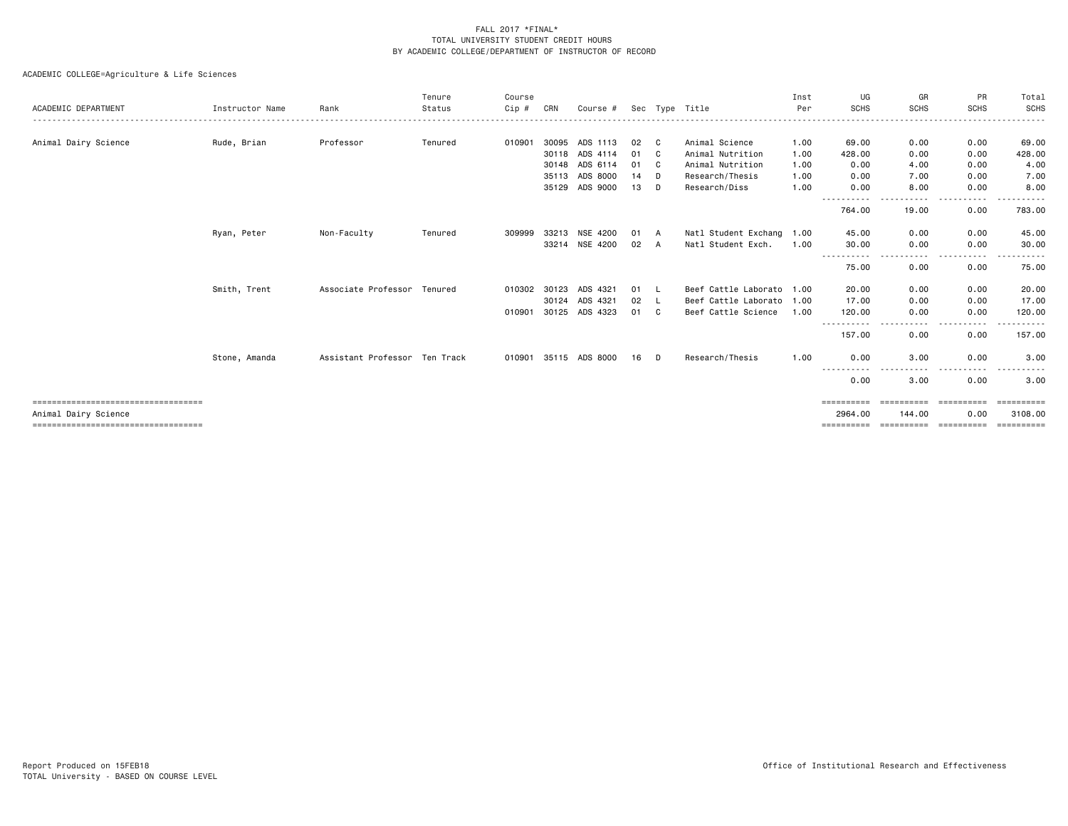FALL 2017 *FINAL*
TOTAL UNIVERSITY STUDENT CREDIT HOURS
BY ACADEMIC COLLEGE/DEPARTMENT OF INSTRUCTOR OF RECORD

ACADEMIC COLLEGE=Agriculture & Life Sciences

| ACADEMIC DEPARTMENT | Instructor Name | Rank | Tenure Status | Course Cip # | CRN | Course # | Sec | Type | Title | Inst Per | UG SCHS | GR SCHS | PR SCHS | Total SCHS |
|---|---|---|---|---|---|---|---|---|---|---|---|---|---|---|
| Animal Dairy Science | Rude, Brian | Professor | Tenured | 010901 | 30095 | ADS 1113 | 02 | C | Animal Science | 1.00 | 69.00 | 0.00 | 0.00 | 69.00 |
| | | | | | 30118 | ADS 4114 | 01 | C | Animal Nutrition | 1.00 | 428.00 | 0.00 | 0.00 | 428.00 |
| | | | | | 30148 | ADS 6114 | 01 | C | Animal Nutrition | 1.00 | 0.00 | 4.00 | 0.00 | 4.00 |
| | | | | | 35113 | ADS 8000 | 14 | D | Research/Thesis | 1.00 | 0.00 | 7.00 | 0.00 | 7.00 |
| | | | | | 35129 | ADS 9000 | 13 | D | Research/Diss | 1.00 | 0.00 | 8.00 | 0.00 | 8.00 |
| | | | | | | | | | | | 764.00 | 19.00 | 0.00 | 783.00 |
| | Ryan, Peter | Non-Faculty | Tenured | 309999 | 33213 | NSE 4200 | 01 | A | Natl Student Exchang | 1.00 | 45.00 | 0.00 | 0.00 | 45.00 |
| | | | | | 33214 | NSE 4200 | 02 | A | Natl Student Exch. | 1.00 | 30.00 | 0.00 | 0.00 | 30.00 |
| | | | | | | | | | | | 75.00 | 0.00 | 0.00 | 75.00 |
| | Smith, Trent | Associate Professor | Tenured | 010302 | 30123 | ADS 4321 | 01 | L | Beef Cattle Laborato | 1.00 | 20.00 | 0.00 | 0.00 | 20.00 |
| | | | | | 30124 | ADS 4321 | 02 | L | Beef Cattle Laborato | 1.00 | 17.00 | 0.00 | 0.00 | 17.00 |
| | | | | 010901 | 30125 | ADS 4323 | 01 | C | Beef Cattle Science | 1.00 | 120.00 | 0.00 | 0.00 | 120.00 |
| | | | | | | | | | | | 157.00 | 0.00 | 0.00 | 157.00 |
| | Stone, Amanda | Assistant Professor | Ten Track | 010901 | 35115 | ADS 8000 | 16 | D | Research/Thesis | 1.00 | 0.00 | 3.00 | 0.00 | 3.00 |
| | | | | | | | | | | | 0.00 | 3.00 | 0.00 | 3.00 |
| Animal Dairy Science | | | | | | | | | | | 2964.00 | 144.00 | 0.00 | 3108.00 |

Report Produced on 15FEB18
TOTAL University - BASED ON COURSE LEVEL

Office of Institutional Research and Effectiveness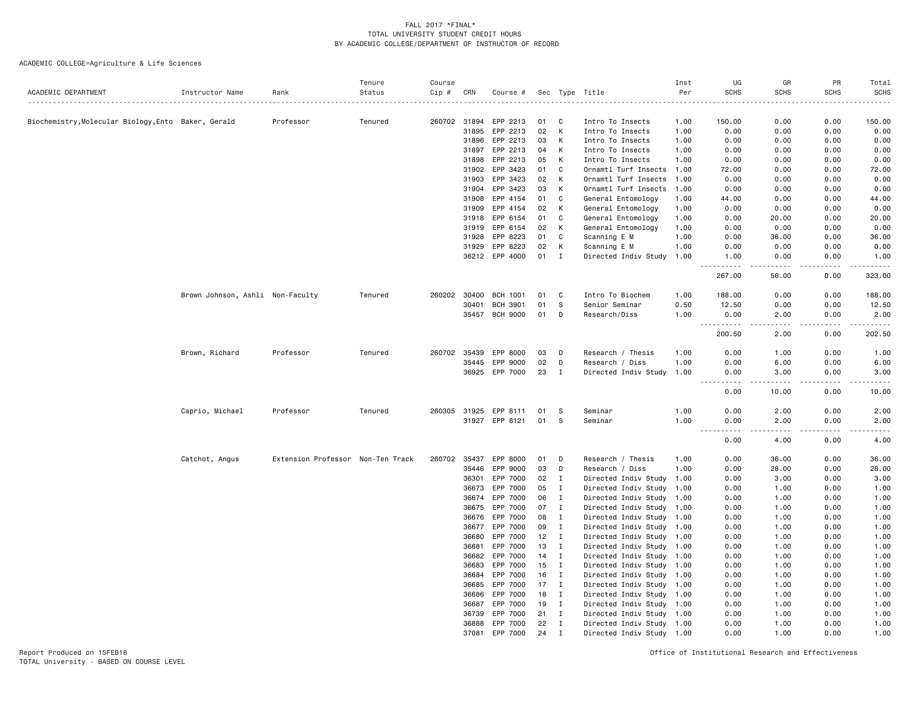FALL 2017 *FINAL*
TOTAL UNIVERSITY STUDENT CREDIT HOURS
BY ACADEMIC COLLEGE/DEPARTMENT OF INSTRUCTOR OF RECORD

ACADEMIC COLLEGE=Agriculture & Life Sciences

| ACADEMIC DEPARTMENT | Instructor Name | Rank | Tenure Status | Course Cip # | CRN | Course # | Sec | Type | Title | Inst Per | UG SCHS | GR SCHS | PR SCHS | Total SCHS |
|---|---|---|---|---|---|---|---|---|---|---|---|---|---|---|
| Biochemistry,Molecular Biology,Ento | Baker, Gerald | Professor | Tenured | 260702 | 31894 | EPP 2213 | 01 | C | Intro To Insects | 1.00 | 150.00 | 0.00 | 0.00 | 150.00 |
| | | | | | 31895 | EPP 2213 | 02 | K | Intro To Insects | 1.00 | 0.00 | 0.00 | 0.00 | 0.00 |
| | | | | | 31896 | EPP 2213 | 03 | K | Intro To Insects | 1.00 | 0.00 | 0.00 | 0.00 | 0.00 |
| | | | | | 31897 | EPP 2213 | 04 | K | Intro To Insects | 1.00 | 0.00 | 0.00 | 0.00 | 0.00 |
| | | | | | 31898 | EPP 2213 | 05 | K | Intro To Insects | 1.00 | 0.00 | 0.00 | 0.00 | 0.00 |
| | | | | | 31902 | EPP 3423 | 01 | C | Ornamtl Turf Insects | 1.00 | 72.00 | 0.00 | 0.00 | 72.00 |
| | | | | | 31903 | EPP 3423 | 02 | K | Ornamtl Turf Insects | 1.00 | 0.00 | 0.00 | 0.00 | 0.00 |
| | | | | | 31904 | EPP 3423 | 03 | K | Ornamtl Turf Insects | 1.00 | 0.00 | 0.00 | 0.00 | 0.00 |
| | | | | | 31908 | EPP 4154 | 01 | C | General Entomology | 1.00 | 44.00 | 0.00 | 0.00 | 44.00 |
| | | | | | 31909 | EPP 4154 | 02 | K | General Entomology | 1.00 | 0.00 | 0.00 | 0.00 | 0.00 |
| | | | | | 31918 | EPP 6154 | 01 | C | General Entomology | 1.00 | 0.00 | 20.00 | 0.00 | 20.00 |
| | | | | | 31919 | EPP 6154 | 02 | K | General Entomology | 1.00 | 0.00 | 0.00 | 0.00 | 0.00 |
| | | | | | 31928 | EPP 8223 | 01 | C | Scanning E M | 1.00 | 0.00 | 36.00 | 0.00 | 36.00 |
| | | | | | 31929 | EPP 8223 | 02 | K | Scanning E M | 1.00 | 0.00 | 0.00 | 0.00 | 0.00 |
| | | | | | 36212 | EPP 4000 | 01 | I | Directed Indiv Study | 1.00 | 1.00 | 0.00 | 0.00 | 1.00 |
| | | | | | | | | | | | 267.00 | 56.00 | 0.00 | 323.00 |
| | Brown Johnson, Ashli | Non-Faculty | Tenured | 260202 | 30400 | BCH 1001 | 01 | C | Intro To Biochem | 1.00 | 188.00 | 0.00 | 0.00 | 188.00 |
| | | | | | 30401 | BCH 3901 | 01 | S | Senior Seminar | 0.50 | 12.50 | 0.00 | 0.00 | 12.50 |
| | | | | | 35457 | BCH 9000 | 01 | D | Research/Diss | 1.00 | 0.00 | 2.00 | 0.00 | 2.00 |
| | | | | | | | | | | | 200.50 | 2.00 | 0.00 | 202.50 |
| | Brown, Richard | Professor | Tenured | 260702 | 35439 | EPP 8000 | 03 | D | Research / Thesis | 1.00 | 0.00 | 1.00 | 0.00 | 1.00 |
| | | | | | 35445 | EPP 9000 | 02 | D | Research / Diss | 1.00 | 0.00 | 6.00 | 0.00 | 6.00 |
| | | | | | 36925 | EPP 7000 | 23 | I | Directed Indiv Study | 1.00 | 0.00 | 3.00 | 0.00 | 3.00 |
| | | | | | | | | | | | 0.00 | 10.00 | 0.00 | 10.00 |
| | Caprio, Michael | Professor | Tenured | 260305 | 31925 | EPP 8111 | 01 | S | Seminar | 1.00 | 0.00 | 2.00 | 0.00 | 2.00 |
| | | | | | 31927 | EPP 8121 | 01 | S | Seminar | 1.00 | 0.00 | 2.00 | 0.00 | 2.00 |
| | | | | | | | | | | | 0.00 | 4.00 | 0.00 | 4.00 |
| | Catchot, Angus | Extension Professor | Non-Ten Track | 260702 | 35437 | EPP 8000 | 01 | D | Research / Thesis | 1.00 | 0.00 | 36.00 | 0.00 | 36.00 |
| | | | | | 35446 | EPP 9000 | 03 | D | Research / Diss | 1.00 | 0.00 | 28.00 | 0.00 | 28.00 |
| | | | | | 36301 | EPP 7000 | 02 | I | Directed Indiv Study | 1.00 | 0.00 | 3.00 | 0.00 | 3.00 |
| | | | | | 36673 | EPP 7000 | 05 | I | Directed Indiv Study | 1.00 | 0.00 | 1.00 | 0.00 | 1.00 |
| | | | | | 36674 | EPP 7000 | 06 | I | Directed Indiv Study | 1.00 | 0.00 | 1.00 | 0.00 | 1.00 |
| | | | | | 36675 | EPP 7000 | 07 | I | Directed Indiv Study | 1.00 | 0.00 | 1.00 | 0.00 | 1.00 |
| | | | | | 36676 | EPP 7000 | 08 | I | Directed Indiv Study | 1.00 | 0.00 | 1.00 | 0.00 | 1.00 |
| | | | | | 36677 | EPP 7000 | 09 | I | Directed Indiv Study | 1.00 | 0.00 | 1.00 | 0.00 | 1.00 |
| | | | | | 36680 | EPP 7000 | 12 | I | Directed Indiv Study | 1.00 | 0.00 | 1.00 | 0.00 | 1.00 |
| | | | | | 36681 | EPP 7000 | 13 | I | Directed Indiv Study | 1.00 | 0.00 | 1.00 | 0.00 | 1.00 |
| | | | | | 36682 | EPP 7000 | 14 | I | Directed Indiv Study | 1.00 | 0.00 | 1.00 | 0.00 | 1.00 |
| | | | | | 36683 | EPP 7000 | 15 | I | Directed Indiv Study | 1.00 | 0.00 | 1.00 | 0.00 | 1.00 |
| | | | | | 36684 | EPP 7000 | 16 | I | Directed Indiv Study | 1.00 | 0.00 | 1.00 | 0.00 | 1.00 |
| | | | | | 36685 | EPP 7000 | 17 | I | Directed Indiv Study | 1.00 | 0.00 | 1.00 | 0.00 | 1.00 |
| | | | | | 36686 | EPP 7000 | 18 | I | Directed Indiv Study | 1.00 | 0.00 | 1.00 | 0.00 | 1.00 |
| | | | | | 36687 | EPP 7000 | 19 | I | Directed Indiv Study | 1.00 | 0.00 | 1.00 | 0.00 | 1.00 |
| | | | | | 36739 | EPP 7000 | 21 | I | Directed Indiv Study | 1.00 | 0.00 | 1.00 | 0.00 | 1.00 |
| | | | | | 36888 | EPP 7000 | 22 | I | Directed Indiv Study | 1.00 | 0.00 | 1.00 | 0.00 | 1.00 |
| | | | | | 37081 | EPP 7000 | 24 | I | Directed Indiv Study | 1.00 | 0.00 | 1.00 | 0.00 | 1.00 |

Report Produced on 15FEB18
TOTAL University - BASED ON COURSE LEVEL

Office of Institutional Research and Effectiveness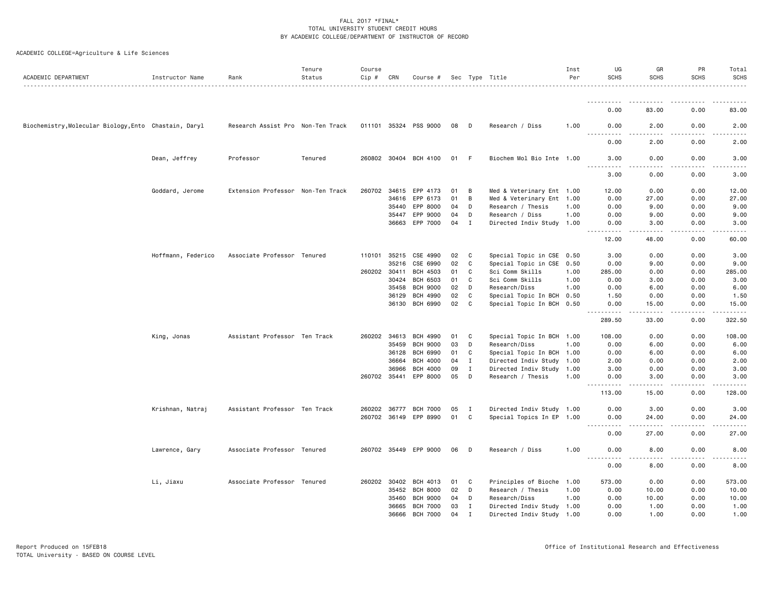FALL 2017 *FINAL*
TOTAL UNIVERSITY STUDENT CREDIT HOURS
BY ACADEMIC COLLEGE/DEPARTMENT OF INSTRUCTOR OF RECORD

ACADEMIC COLLEGE=Agriculture & Life Sciences

| ACADEMIC DEPARTMENT | Instructor Name | Rank | Tenure Status | Course Cip # | CRN | Course # | Sec | Type | Title | Inst Per | UG SCHS | GR SCHS | PR SCHS | Total SCHS |
|---|---|---|---|---|---|---|---|---|---|---|---|---|---|---|
| | | | | | | | | | | | 0.00 | 83.00 | 0.00 | 83.00 |
| Biochemistry,Molecular Biology,Ento | Chastain, Daryl | Research Assist Pro | Non-Ten Track | 011101 | 35324 | PSS 9000 | 08 | D | Research / Diss | 1.00 | 0.00 | 2.00 | 0.00 | 2.00 |
| | | | | | | | | | | | 0.00 | 2.00 | 0.00 | 2.00 |
| | Dean, Jeffrey | Professor | Tenured | 260802 | 30404 | BCH 4100 | 01 | F | Biochem Mol Bio Inte | 1.00 | 3.00 | 0.00 | 0.00 | 3.00 |
| | | | | | | | | | | | 3.00 | 0.00 | 0.00 | 3.00 |
| | Goddard, Jerome | Extension Professor | Non-Ten Track | 260702 | 34615 | EPP 4173 | 01 | B | Med & Veterinary Ent | 1.00 | 12.00 | 0.00 | 0.00 | 12.00 |
| | | | | | 34616 | EPP 6173 | 01 | B | Med & Veterinary Ent | 1.00 | 0.00 | 27.00 | 0.00 | 27.00 |
| | | | | | 35440 | EPP 8000 | 04 | D | Research / Thesis | 1.00 | 0.00 | 9.00 | 0.00 | 9.00 |
| | | | | | 35447 | EPP 9000 | 04 | D | Research / Diss | 1.00 | 0.00 | 9.00 | 0.00 | 9.00 |
| | | | | | 36663 | EPP 7000 | 04 | I | Directed Indiv Study | 1.00 | 0.00 | 3.00 | 0.00 | 3.00 |
| | | | | | | | | | | | 12.00 | 48.00 | 0.00 | 60.00 |
| | Hoffmann, Federico | Associate Professor | Tenured | 110101 | 35215 | CSE 4990 | 02 | C | Special Topic in CSE | 0.50 | 3.00 | 0.00 | 0.00 | 3.00 |
| | | | | | 35216 | CSE 6990 | 02 | C | Special Topic in CSE | 0.50 | 0.00 | 9.00 | 0.00 | 9.00 |
| | | | | 260202 | 30411 | BCH 4503 | 01 | C | Sci Comm Skills | 1.00 | 285.00 | 0.00 | 0.00 | 285.00 |
| | | | | | 30424 | BCH 6503 | 01 | C | Sci Comm Skills | 1.00 | 0.00 | 3.00 | 0.00 | 3.00 |
| | | | | | 35458 | BCH 9000 | 02 | D | Research/Diss | 1.00 | 0.00 | 6.00 | 0.00 | 6.00 |
| | | | | | 36129 | BCH 4990 | 02 | C | Special Topic In BCH | 0.50 | 1.50 | 0.00 | 0.00 | 1.50 |
| | | | | | 36130 | BCH 6990 | 02 | C | Special Topic In BCH | 0.50 | 0.00 | 15.00 | 0.00 | 15.00 |
| | | | | | | | | | | | 289.50 | 33.00 | 0.00 | 322.50 |
| | King, Jonas | Assistant Professor | Ten Track | 260202 | 34613 | BCH 4990 | 01 | C | Special Topic In BCH | 1.00 | 108.00 | 0.00 | 0.00 | 108.00 |
| | | | | | 35459 | BCH 9000 | 03 | D | Research/Diss | 1.00 | 0.00 | 6.00 | 0.00 | 6.00 |
| | | | | | 36128 | BCH 6990 | 01 | C | Special Topic In BCH | 1.00 | 0.00 | 6.00 | 0.00 | 6.00 |
| | | | | | 36664 | BCH 4000 | 04 | I | Directed Indiv Study | 1.00 | 2.00 | 0.00 | 0.00 | 2.00 |
| | | | | | 36966 | BCH 4000 | 09 | I | Directed Indiv Study | 1.00 | 3.00 | 0.00 | 0.00 | 3.00 |
| | | | | 260702 | 35441 | EPP 8000 | 05 | D | Research / Thesis | 1.00 | 0.00 | 3.00 | 0.00 | 3.00 |
| | | | | | | | | | | | 113.00 | 15.00 | 0.00 | 128.00 |
| | Krishnan, Natraj | Assistant Professor | Ten Track | 260202 | 36777 | BCH 7000 | 05 | I | Directed Indiv Study | 1.00 | 0.00 | 3.00 | 0.00 | 3.00 |
| | | | | 260702 | 36149 | EPP 8990 | 01 | C | Special Topics In EP | 1.00 | 0.00 | 24.00 | 0.00 | 24.00 |
| | | | | | | | | | | | 0.00 | 27.00 | 0.00 | 27.00 |
| | Lawrence, Gary | Associate Professor | Tenured | 260702 | 35449 | EPP 9000 | 06 | D | Research / Diss | 1.00 | 0.00 | 8.00 | 0.00 | 8.00 |
| | | | | | | | | | | | 0.00 | 8.00 | 0.00 | 8.00 |
| | Li, Jiaxu | Associate Professor | Tenured | 260202 | 30402 | BCH 4013 | 01 | C | Principles of Bioche | 1.00 | 573.00 | 0.00 | 0.00 | 573.00 |
| | | | | | 35452 | BCH 8000 | 02 | D | Research / Thesis | 1.00 | 0.00 | 10.00 | 0.00 | 10.00 |
| | | | | | 35460 | BCH 9000 | 04 | D | Research/Diss | 1.00 | 0.00 | 10.00 | 0.00 | 10.00 |
| | | | | | 36665 | BCH 7000 | 03 | I | Directed Indiv Study | 1.00 | 0.00 | 1.00 | 0.00 | 1.00 |
| | | | | | 36666 | BCH 7000 | 04 | I | Directed Indiv Study | 1.00 | 0.00 | 1.00 | 0.00 | 1.00 |

Report Produced on 15FEB18
TOTAL University - BASED ON COURSE LEVEL

Office of Institutional Research and Effectiveness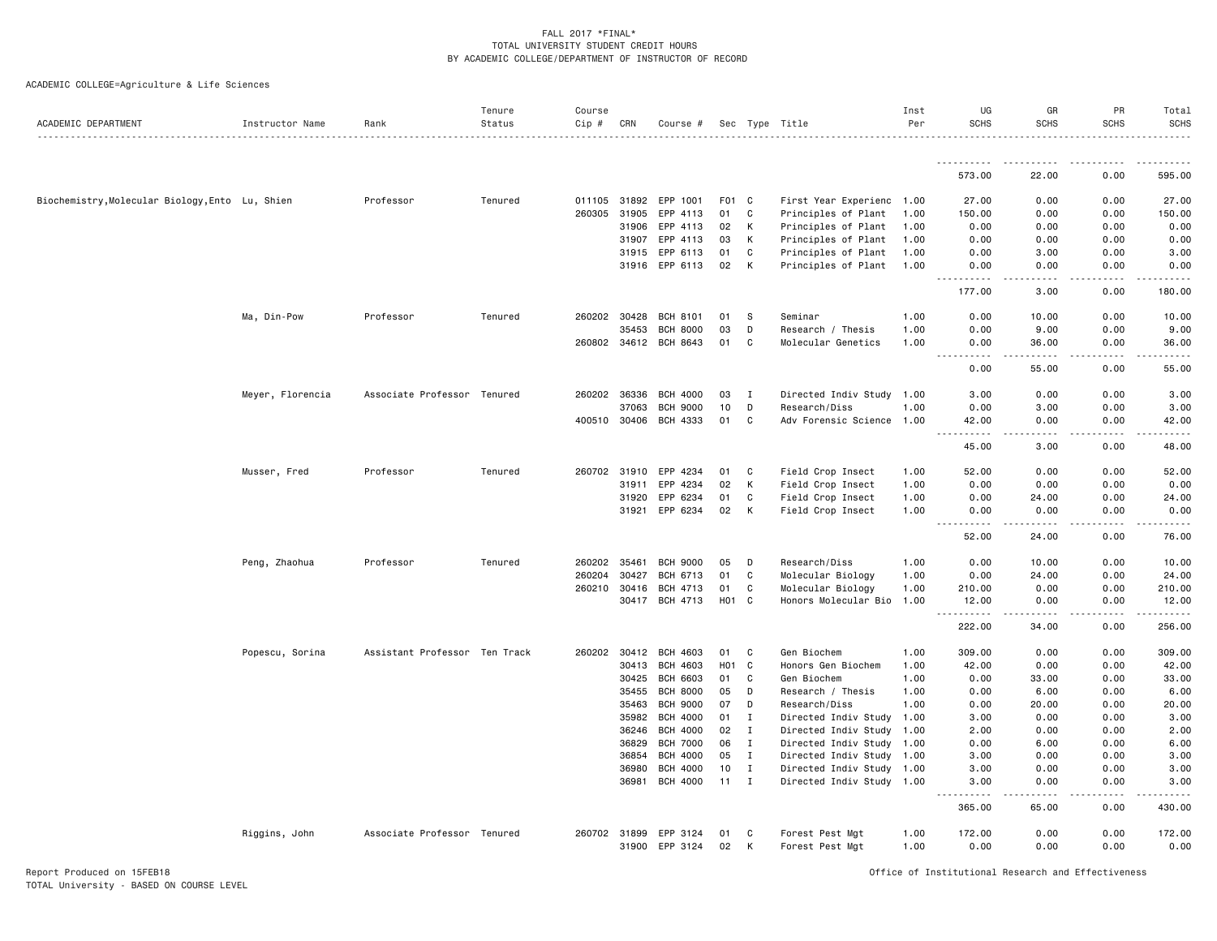FALL 2017 *FINAL*
TOTAL UNIVERSITY STUDENT CREDIT HOURS
BY ACADEMIC COLLEGE/DEPARTMENT OF INSTRUCTOR OF RECORD

ACADEMIC COLLEGE=Agriculture & Life Sciences

| ACADEMIC DEPARTMENT | Instructor Name | Rank | Tenure Status | Course Cip # | CRN | Course # | Sec | Type | Title | Inst Per | UG SCHS | GR SCHS | PR SCHS | Total SCHS |
|---|---|---|---|---|---|---|---|---|---|---|---|---|---|---|
| | | | | | | | | | | | 573.00 | 22.00 | 0.00 | 595.00 |
| Biochemistry,Molecular Biology,Ento | Lu, Shien | Professor | Tenured | 011105 | 31892 | EPP 1001 | F01 | C | First Year Experienc | 1.00 | 27.00 | 0.00 | 0.00 | 27.00 |
| | | | | 260305 | 31905 | EPP 4113 | 01 | C | Principles of Plant | 1.00 | 150.00 | 0.00 | 0.00 | 150.00 |
| | | | | | 31906 | EPP 4113 | 02 | K | Principles of Plant | 1.00 | 0.00 | 0.00 | 0.00 | 0.00 |
| | | | | | 31907 | EPP 4113 | 03 | K | Principles of Plant | 1.00 | 0.00 | 0.00 | 0.00 | 0.00 |
| | | | | | 31915 | EPP 6113 | 01 | C | Principles of Plant | 1.00 | 0.00 | 3.00 | 0.00 | 3.00 |
| | | | | | 31916 | EPP 6113 | 02 | K | Principles of Plant | 1.00 | 0.00 | 0.00 | 0.00 | 0.00 |
| | | | | | | | | | | | 177.00 | 3.00 | 0.00 | 180.00 |
| | Ma, Din-Pow | Professor | Tenured | 260202 | 30428 | BCH 8101 | 01 | S | Seminar | 1.00 | 0.00 | 10.00 | 0.00 | 10.00 |
| | | | | | 35453 | BCH 8000 | 03 | D | Research / Thesis | 1.00 | 0.00 | 9.00 | 0.00 | 9.00 |
| | | | | 260802 | 34612 | BCH 8643 | 01 | C | Molecular Genetics | 1.00 | 0.00 | 36.00 | 0.00 | 36.00 |
| | | | | | | | | | | | 0.00 | 55.00 | 0.00 | 55.00 |
| | Meyer, Florencia | Associate Professor | Tenured | 260202 | 36336 | BCH 4000 | 03 | I | Directed Indiv Study | 1.00 | 3.00 | 0.00 | 0.00 | 3.00 |
| | | | | | 37063 | BCH 9000 | 10 | D | Research/Diss | 1.00 | 0.00 | 3.00 | 0.00 | 3.00 |
| | | | | 400510 | 30406 | BCH 4333 | 01 | C | Adv Forensic Science | 1.00 | 42.00 | 0.00 | 0.00 | 42.00 |
| | | | | | | | | | | | 45.00 | 3.00 | 0.00 | 48.00 |
| | Musser, Fred | Professor | Tenured | 260702 | 31910 | EPP 4234 | 01 | C | Field Crop Insect | 1.00 | 52.00 | 0.00 | 0.00 | 52.00 |
| | | | | | 31911 | EPP 4234 | 02 | K | Field Crop Insect | 1.00 | 0.00 | 0.00 | 0.00 | 0.00 |
| | | | | | 31920 | EPP 6234 | 01 | C | Field Crop Insect | 1.00 | 0.00 | 24.00 | 0.00 | 24.00 |
| | | | | | 31921 | EPP 6234 | 02 | K | Field Crop Insect | 1.00 | 0.00 | 0.00 | 0.00 | 0.00 |
| | | | | | | | | | | | 52.00 | 24.00 | 0.00 | 76.00 |
| | Peng, Zhaohua | Professor | Tenured | 260202 | 35461 | BCH 9000 | 05 | D | Research/Diss | 1.00 | 0.00 | 10.00 | 0.00 | 10.00 |
| | | | | 260204 | 30427 | BCH 6713 | 01 | C | Molecular Biology | 1.00 | 0.00 | 24.00 | 0.00 | 24.00 |
| | | | | 260210 | 30416 | BCH 4713 | 01 | C | Molecular Biology | 1.00 | 210.00 | 0.00 | 0.00 | 210.00 |
| | | | | | 30417 | BCH 4713 | H01 | C | Honors Molecular Bio | 1.00 | 12.00 | 0.00 | 0.00 | 12.00 |
| | | | | | | | | | | | 222.00 | 34.00 | 0.00 | 256.00 |
| | Popescu, Sorina | Assistant Professor | Ten Track | 260202 | 30412 | BCH 4603 | 01 | C | Gen Biochem | 1.00 | 309.00 | 0.00 | 0.00 | 309.00 |
| | | | | | 30413 | BCH 4603 | H01 | C | Honors Gen Biochem | 1.00 | 42.00 | 0.00 | 0.00 | 42.00 |
| | | | | | 30425 | BCH 6603 | 01 | C | Gen Biochem | 1.00 | 0.00 | 33.00 | 0.00 | 33.00 |
| | | | | | 35455 | BCH 8000 | 05 | D | Research / Thesis | 1.00 | 0.00 | 6.00 | 0.00 | 6.00 |
| | | | | | 35463 | BCH 9000 | 07 | D | Research/Diss | 1.00 | 0.00 | 20.00 | 0.00 | 20.00 |
| | | | | | 35982 | BCH 4000 | 01 | I | Directed Indiv Study | 1.00 | 3.00 | 0.00 | 0.00 | 3.00 |
| | | | | | 36246 | BCH 4000 | 02 | I | Directed Indiv Study | 1.00 | 2.00 | 0.00 | 0.00 | 2.00 |
| | | | | | 36829 | BCH 7000 | 06 | I | Directed Indiv Study | 1.00 | 0.00 | 6.00 | 0.00 | 6.00 |
| | | | | | 36854 | BCH 4000 | 05 | I | Directed Indiv Study | 1.00 | 3.00 | 0.00 | 0.00 | 3.00 |
| | | | | | 36980 | BCH 4000 | 10 | I | Directed Indiv Study | 1.00 | 3.00 | 0.00 | 0.00 | 3.00 |
| | | | | | 36981 | BCH 4000 | 11 | I | Directed Indiv Study | 1.00 | 3.00 | 0.00 | 0.00 | 3.00 |
| | | | | | | | | | | | 365.00 | 65.00 | 0.00 | 430.00 |
| | Riggins, John | Associate Professor | Tenured | 260702 | 31899 | EPP 3124 | 01 | C | Forest Pest Mgt | 1.00 | 172.00 | 0.00 | 0.00 | 172.00 |
| | | | | | 31900 | EPP 3124 | 02 | K | Forest Pest Mgt | 1.00 | 0.00 | 0.00 | 0.00 | 0.00 |

Report Produced on 15FEB18
TOTAL University - BASED ON COURSE LEVEL

Office of Institutional Research and Effectiveness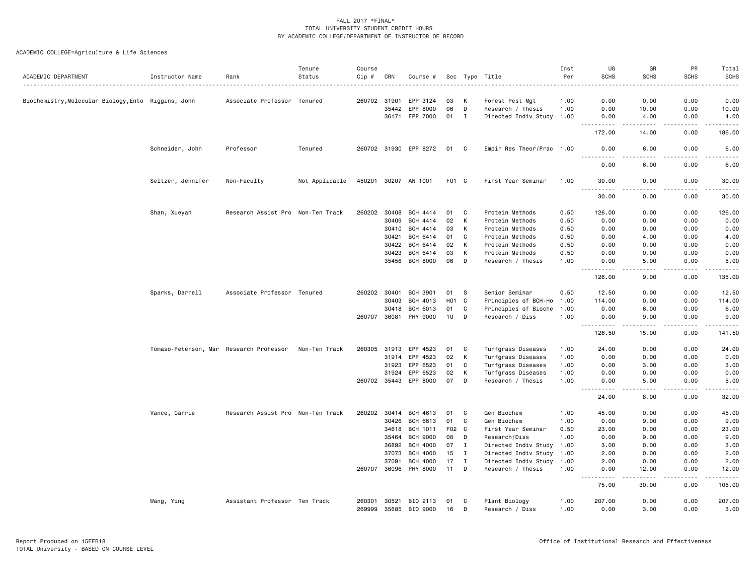FALL 2017 *FINAL*
TOTAL UNIVERSITY STUDENT CREDIT HOURS
BY ACADEMIC COLLEGE/DEPARTMENT OF INSTRUCTOR OF RECORD

ACADEMIC COLLEGE=Agriculture & Life Sciences

| ACADEMIC DEPARTMENT | Instructor Name | Rank | Tenure Status | Course Cip # | CRN | Course # | Sec | Type | Title | Inst Per | UG SCHS | GR SCHS | PR SCHS | Total SCHS |
|---|---|---|---|---|---|---|---|---|---|---|---|---|---|---|
| Biochemistry,Molecular Biology,Ento | Riggins, John | Associate Professor | Tenured | 260702 | 31901 | EPP 3124 | 03 | K | Forest Pest Mgt | 1.00 | 0.00 | 0.00 | 0.00 | 0.00 |
| | | | | | 35442 | EPP 8000 | 06 | D | Research / Thesis | 1.00 | 0.00 | 10.00 | 0.00 | 10.00 |
| | | | | | 36171 | EPP 7000 | 01 | I | Directed Indiv Study | 1.00 | 0.00 | 4.00 | 0.00 | 4.00 |
| | | | | | | | | | | | 172.00 | 14.00 | 0.00 | 186.00 |
| | Schneider, John | Professor | Tenured | 260702 | 31930 | EPP 8272 | 01 | C | Empir Res Theor/Prac | 1.00 | 0.00 | 6.00 | 0.00 | 6.00 |
| | | | | | | | | | | | 0.00 | 6.00 | 0.00 | 6.00 |
| | Seltzer, Jennifer | Non-Faculty | Not Applicable | 450201 | 30207 | AN 1001 | F01 | C | First Year Seminar | 1.00 | 30.00 | 0.00 | 0.00 | 30.00 |
| | | | | | | | | | | | 30.00 | 0.00 | 0.00 | 30.00 |
| | Shan, Xueyan | Research Assist Pro | Non-Ten Track | 260202 | 30408 | BCH 4414 | 01 | C | Protein Methods | 0.50 | 126.00 | 0.00 | 0.00 | 126.00 |
| | | | | | 30409 | BCH 4414 | 02 | K | Protein Methods | 0.50 | 0.00 | 0.00 | 0.00 | 0.00 |
| | | | | | 30410 | BCH 4414 | 03 | K | Protein Methods | 0.50 | 0.00 | 0.00 | 0.00 | 0.00 |
| | | | | | 30421 | BCH 6414 | 01 | C | Protein Methods | 0.50 | 0.00 | 4.00 | 0.00 | 4.00 |
| | | | | | 30422 | BCH 6414 | 02 | K | Protein Methods | 0.50 | 0.00 | 0.00 | 0.00 | 0.00 |
| | | | | | 30423 | BCH 6414 | 03 | K | Protein Methods | 0.50 | 0.00 | 0.00 | 0.00 | 0.00 |
| | | | | | 35456 | BCH 8000 | 06 | D | Research / Thesis | 1.00 | 0.00 | 5.00 | 0.00 | 5.00 |
| | | | | | | | | | | | 126.00 | 9.00 | 0.00 | 135.00 |
| | Sparks, Darrell | Associate Professor | Tenured | 260202 | 30401 | BCH 3901 | 01 | S | Senior Seminar | 0.50 | 12.50 | 0.00 | 0.00 | 12.50 |
| | | | | | 30403 | BCH 4013 | H01 | C | Principles of BCH-Ho | 1.00 | 114.00 | 0.00 | 0.00 | 114.00 |
| | | | | | 30418 | BCH 6013 | 01 | C | Principles of Bioche | 1.00 | 0.00 | 6.00 | 0.00 | 6.00 |
| | | | | 260707 | 36081 | PHY 9000 | 10 | D | Research / Diss | 1.00 | 0.00 | 9.00 | 0.00 | 9.00 |
| | | | | | | | | | | | 126.50 | 15.00 | 0.00 | 141.50 |
| | Tomaso-Peterson, Mar | Research Professor | Non-Ten Track | 260305 | 31913 | EPP 4523 | 01 | C | Turfgrass Diseases | 1.00 | 24.00 | 0.00 | 0.00 | 24.00 |
| | | | | | 31914 | EPP 4523 | 02 | K | Turfgrass Diseases | 1.00 | 0.00 | 0.00 | 0.00 | 0.00 |
| | | | | | 31923 | EPP 6523 | 01 | C | Turfgrass Diseases | 1.00 | 0.00 | 3.00 | 0.00 | 3.00 |
| | | | | | 31924 | EPP 6523 | 02 | K | Turfgrass Diseases | 1.00 | 0.00 | 0.00 | 0.00 | 0.00 |
| | | | | 260702 | 35443 | EPP 8000 | 07 | D | Research / Thesis | 1.00 | 0.00 | 5.00 | 0.00 | 5.00 |
| | | | | | | | | | | | 24.00 | 8.00 | 0.00 | 32.00 |
| | Vance, Carrie | Research Assist Pro | Non-Ten Track | 260202 | 30414 | BCH 4613 | 01 | C | Gen Biochem | 1.00 | 45.00 | 0.00 | 0.00 | 45.00 |
| | | | | | 30426 | BCH 6613 | 01 | C | Gen Biochem | 1.00 | 0.00 | 9.00 | 0.00 | 9.00 |
| | | | | | 34618 | BCH 1011 | F02 | C | First Year Seminar | 0.50 | 23.00 | 0.00 | 0.00 | 23.00 |
| | | | | | 35464 | BCH 9000 | 08 | D | Research/Diss | 1.00 | 0.00 | 9.00 | 0.00 | 9.00 |
| | | | | | 36892 | BCH 4000 | 07 | I | Directed Indiv Study | 1.00 | 3.00 | 0.00 | 0.00 | 3.00 |
| | | | | | 37073 | BCH 4000 | 15 | I | Directed Indiv Study | 1.00 | 2.00 | 0.00 | 0.00 | 2.00 |
| | | | | | 37091 | BCH 4000 | 17 | I | Directed Indiv Study | 1.00 | 2.00 | 0.00 | 0.00 | 2.00 |
| | | | | 260707 | 36096 | PHY 8000 | 11 | D | Research / Thesis | 1.00 | 0.00 | 12.00 | 0.00 | 12.00 |
| | | | | | | | | | | | 75.00 | 30.00 | 0.00 | 105.00 |
| | Wang, Ying | Assistant Professor | Ten Track | 260301 | 30521 | BIO 2113 | 01 | C | Plant Biology | 1.00 | 207.00 | 0.00 | 0.00 | 207.00 |
| | | | | 269999 | 35685 | BIO 9000 | 16 | D | Research / Diss | 1.00 | 0.00 | 3.00 | 0.00 | 3.00 |

Report Produced on 15FEB18
TOTAL University - BASED ON COURSE LEVEL

Office of Institutional Research and Effectiveness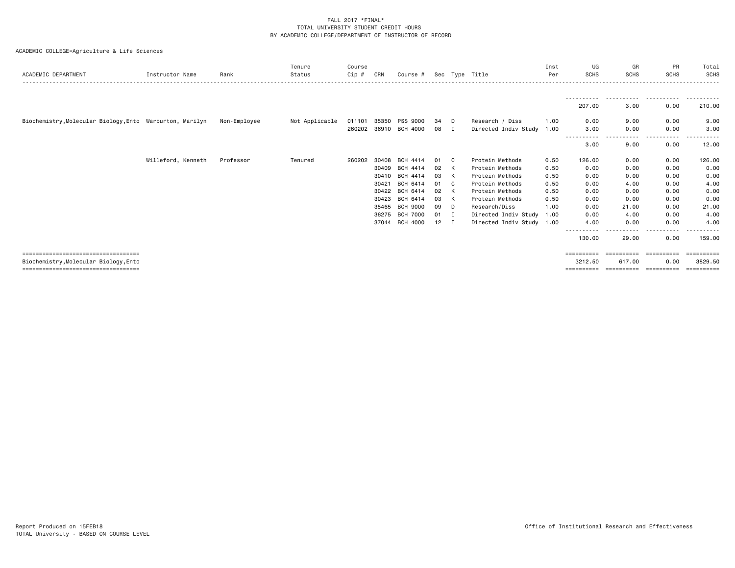FALL 2017 *FINAL*
TOTAL UNIVERSITY STUDENT CREDIT HOURS
BY ACADEMIC COLLEGE/DEPARTMENT OF INSTRUCTOR OF RECORD

ACADEMIC COLLEGE=Agriculture & Life Sciences

| ACADEMIC DEPARTMENT | Instructor Name | Rank | Tenure Status | Course Cip # | CRN | Course # | Sec | Type | Title | Inst Per | UG SCHS | GR SCHS | PR SCHS | Total SCHS |
|---|---|---|---|---|---|---|---|---|---|---|---|---|---|---|
| | | | | | | | | | | | 207.00 | 3.00 | 0.00 | 210.00 |
| Biochemistry,Molecular Biology,Ento | Warburton, Marilyn | Non-Employee | Not Applicable | 011101 | 35350 | PSS 9000 | 34 | D | Research / Diss | 1.00 | 0.00 | 9.00 | 0.00 | 9.00 |
| | | | | 260202 | 36910 | BCH 4000 | 08 | I | Directed Indiv Study | 1.00 | 3.00 | 0.00 | 0.00 | 3.00 |
| | | | | | | | | | | | 3.00 | 9.00 | 0.00 | 12.00 |
| | Willeford, Kenneth | Professor | Tenured | 260202 | 30408 | BCH 4414 | 01 | C | Protein Methods | 0.50 | 126.00 | 0.00 | 0.00 | 126.00 |
| | | | | | 30409 | BCH 4414 | 02 | K | Protein Methods | 0.50 | 0.00 | 0.00 | 0.00 | 0.00 |
| | | | | | 30410 | BCH 4414 | 03 | K | Protein Methods | 0.50 | 0.00 | 0.00 | 0.00 | 0.00 |
| | | | | | 30421 | BCH 6414 | 01 | C | Protein Methods | 0.50 | 0.00 | 4.00 | 0.00 | 4.00 |
| | | | | | 30422 | BCH 6414 | 02 | K | Protein Methods | 0.50 | 0.00 | 0.00 | 0.00 | 0.00 |
| | | | | | 30423 | BCH 6414 | 03 | K | Protein Methods | 0.50 | 0.00 | 0.00 | 0.00 | 0.00 |
| | | | | | 35465 | BCH 9000 | 09 | D | Research/Diss | 1.00 | 0.00 | 21.00 | 0.00 | 21.00 |
| | | | | | 36275 | BCH 7000 | 01 | I | Directed Indiv Study | 1.00 | 0.00 | 4.00 | 0.00 | 4.00 |
| | | | | | 37044 | BCH 4000 | 12 | I | Directed Indiv Study | 1.00 | 4.00 | 0.00 | 0.00 | 4.00 |
| | | | | | | | | | | | 130.00 | 29.00 | 0.00 | 159.00 |
| Biochemistry,Molecular Biology,Ento | | | | | | | | | | | 3212.50 | 617.00 | 0.00 | 3829.50 |

Report Produced on 15FEB18
TOTAL University - BASED ON COURSE LEVEL

Office of Institutional Research and Effectiveness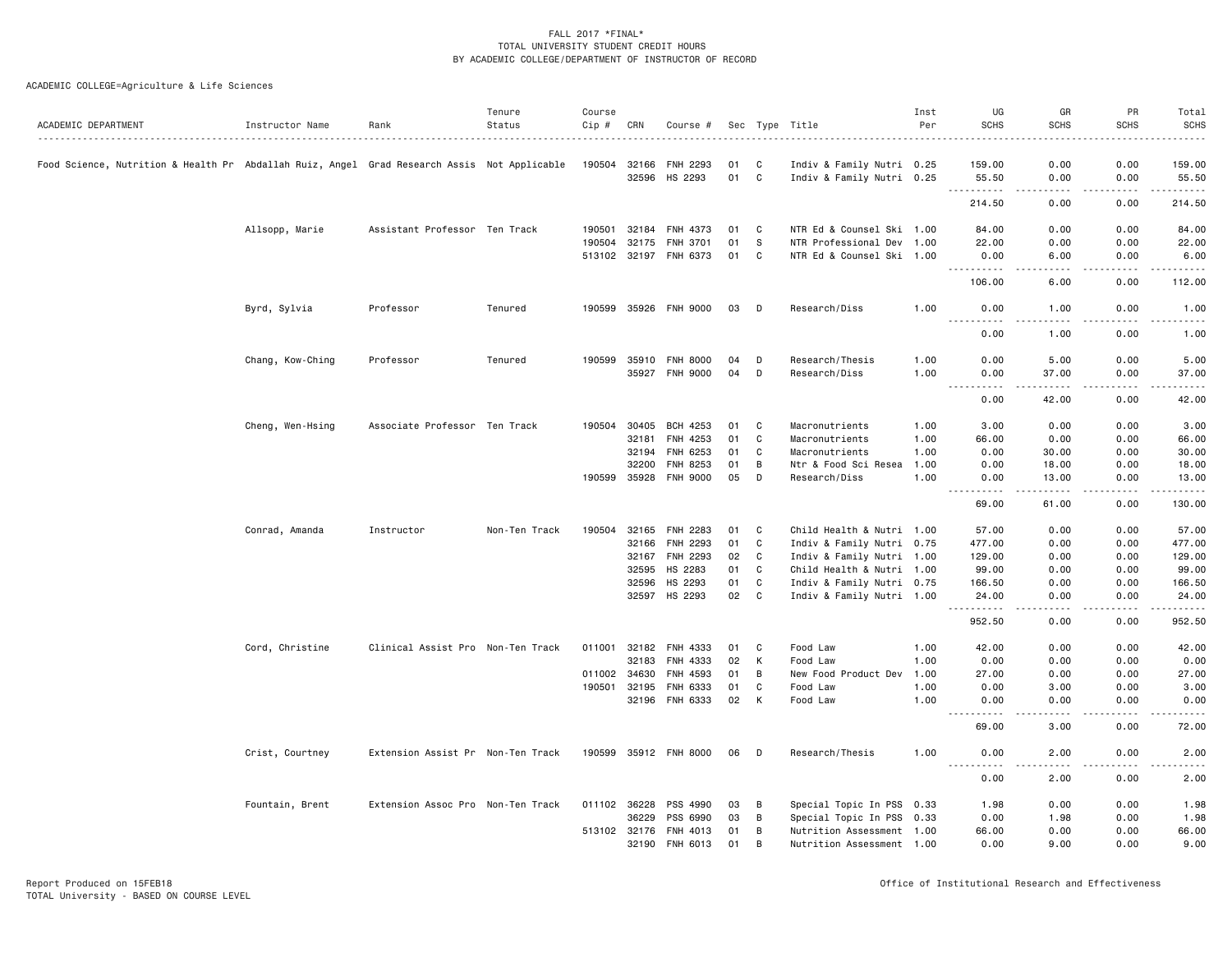FALL 2017 *FINAL*
TOTAL UNIVERSITY STUDENT CREDIT HOURS
BY ACADEMIC COLLEGE/DEPARTMENT OF INSTRUCTOR OF RECORD

ACADEMIC COLLEGE=Agriculture & Life Sciences

| ACADEMIC DEPARTMENT | Instructor Name | Rank | Tenure Status | Course Cip # | CRN | Course # | Sec | Type | Title | Inst Per | UG SCHS | GR SCHS | PR SCHS | Total SCHS |
|---|---|---|---|---|---|---|---|---|---|---|---|---|---|---|
| Food Science, Nutrition & Health Pr | Abdallah Ruiz, Angel | Grad Research Assis | Not Applicable | 190504 | 32166 | FNH 2293 | 01 | C | Indiv & Family Nutri | 0.25 | 159.00 | 0.00 | 0.00 | 159.00 |
| | | | | | 32596 | HS 2293 | 01 | C | Indiv & Family Nutri | 0.25 | 55.50 | 0.00 | 0.00 | 55.50 |
| | | | | | | | | | | | 214.50 | 0.00 | 0.00 | 214.50 |
| | Allsopp, Marie | Assistant Professor | Ten Track | 190501 | 32184 | FNH 4373 | 01 | C | NTR Ed & Counsel Ski | 1.00 | 84.00 | 0.00 | 0.00 | 84.00 |
| | | | | 190504 | 32175 | FNH 3701 | 01 | S | NTR Professional Dev | 1.00 | 22.00 | 0.00 | 0.00 | 22.00 |
| | | | | 513102 | 32197 | FNH 6373 | 01 | C | NTR Ed & Counsel Ski | 1.00 | 0.00 | 6.00 | 0.00 | 6.00 |
| | | | | | | | | | | | 106.00 | 6.00 | 0.00 | 112.00 |
| | Byrd, Sylvia | Professor | Tenured | 190599 | 35926 | FNH 9000 | 03 | D | Research/Diss | 1.00 | 0.00 | 1.00 | 0.00 | 1.00 |
| | | | | | | | | | | | 0.00 | 1.00 | 0.00 | 1.00 |
| | Chang, Kow-Ching | Professor | Tenured | 190599 | 35910 | FNH 8000 | 04 | D | Research/Thesis | 1.00 | 0.00 | 5.00 | 0.00 | 5.00 |
| | | | | | 35927 | FNH 9000 | 04 | D | Research/Diss | 1.00 | 0.00 | 37.00 | 0.00 | 37.00 |
| | | | | | | | | | | | 0.00 | 42.00 | 0.00 | 42.00 |
| | Cheng, Wen-Hsing | Associate Professor | Ten Track | 190504 | 30405 | BCH 4253 | 01 | C | Macronutrients | 1.00 | 3.00 | 0.00 | 0.00 | 3.00 |
| | | | | | 32181 | FNH 4253 | 01 | C | Macronutrients | 1.00 | 66.00 | 0.00 | 0.00 | 66.00 |
| | | | | | 32194 | FNH 6253 | 01 | C | Macronutrients | 1.00 | 0.00 | 30.00 | 0.00 | 30.00 |
| | | | | | 32200 | FNH 8253 | 01 | B | Ntr & Food Sci Resea | 1.00 | 0.00 | 18.00 | 0.00 | 18.00 |
| | | | | 190599 | 35928 | FNH 9000 | 05 | D | Research/Diss | 1.00 | 0.00 | 13.00 | 0.00 | 13.00 |
| | | | | | | | | | | | 69.00 | 61.00 | 0.00 | 130.00 |
| | Conrad, Amanda | Instructor | Non-Ten Track | 190504 | 32165 | FNH 2283 | 01 | C | Child Health & Nutri | 1.00 | 57.00 | 0.00 | 0.00 | 57.00 |
| | | | | | 32166 | FNH 2293 | 01 | C | Indiv & Family Nutri | 0.75 | 477.00 | 0.00 | 0.00 | 477.00 |
| | | | | | 32167 | FNH 2293 | 02 | C | Indiv & Family Nutri | 1.00 | 129.00 | 0.00 | 0.00 | 129.00 |
| | | | | | 32595 | HS 2283 | 01 | C | Child Health & Nutri | 1.00 | 99.00 | 0.00 | 0.00 | 99.00 |
| | | | | | 32596 | HS 2293 | 01 | C | Indiv & Family Nutri | 0.75 | 166.50 | 0.00 | 0.00 | 166.50 |
| | | | | | 32597 | HS 2293 | 02 | C | Indiv & Family Nutri | 1.00 | 24.00 | 0.00 | 0.00 | 24.00 |
| | | | | | | | | | | | 952.50 | 0.00 | 0.00 | 952.50 |
| | Cord, Christine | Clinical Assist Pro | Non-Ten Track | 011001 | 32182 | FNH 4333 | 01 | C | Food Law | 1.00 | 42.00 | 0.00 | 0.00 | 42.00 |
| | | | | | 32183 | FNH 4333 | 02 | K | Food Law | 1.00 | 0.00 | 0.00 | 0.00 | 0.00 |
| | | | | 011002 | 34630 | FNH 4593 | 01 | B | New Food Product Dev | 1.00 | 27.00 | 0.00 | 0.00 | 27.00 |
| | | | | 190501 | 32195 | FNH 6333 | 01 | C | Food Law | 1.00 | 0.00 | 3.00 | 0.00 | 3.00 |
| | | | | | 32196 | FNH 6333 | 02 | K | Food Law | 1.00 | 0.00 | 0.00 | 0.00 | 0.00 |
| | | | | | | | | | | | 69.00 | 3.00 | 0.00 | 72.00 |
| | Crist, Courtney | Extension Assist Pr | Non-Ten Track | 190599 | 35912 | FNH 8000 | 06 | D | Research/Thesis | 1.00 | 0.00 | 2.00 | 0.00 | 2.00 |
| | | | | | | | | | | | 0.00 | 2.00 | 0.00 | 2.00 |
| | Fountain, Brent | Extension Assoc Pro | Non-Ten Track | 011102 | 36228 | PSS 4990 | 03 | B | Special Topic In PSS | 0.33 | 1.98 | 0.00 | 0.00 | 1.98 |
| | | | | | 36229 | PSS 6990 | 03 | B | Special Topic In PSS | 0.33 | 0.00 | 1.98 | 0.00 | 1.98 |
| | | | | 513102 | 32176 | FNH 4013 | 01 | B | Nutrition Assessment | 1.00 | 66.00 | 0.00 | 0.00 | 66.00 |
| | | | | | 32190 | FNH 6013 | 01 | B | Nutrition Assessment | 1.00 | 0.00 | 9.00 | 0.00 | 9.00 |

Report Produced on 15FEB18
TOTAL University - BASED ON COURSE LEVEL

Office of Institutional Research and Effectiveness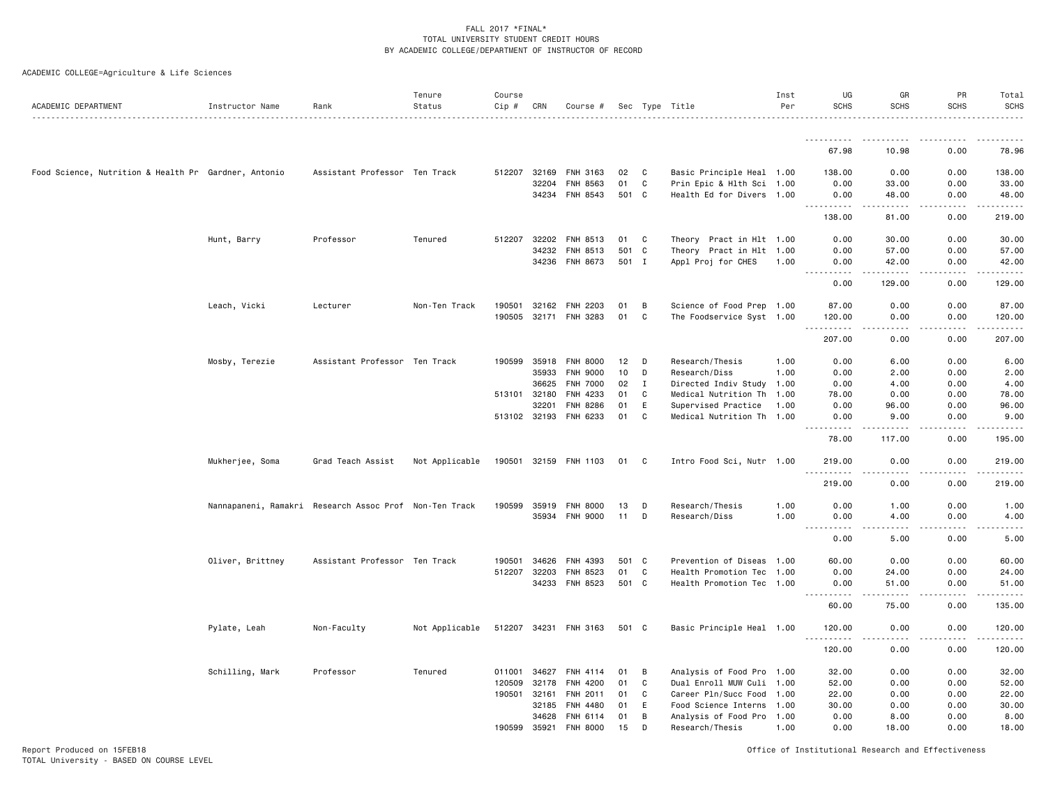FALL 2017 *FINAL*
TOTAL UNIVERSITY STUDENT CREDIT HOURS
BY ACADEMIC COLLEGE/DEPARTMENT OF INSTRUCTOR OF RECORD

ACADEMIC COLLEGE=Agriculture & Life Sciences

| ACADEMIC DEPARTMENT | Instructor Name | Rank | Tenure Status | Course Cip # | CRN | Course # | Sec | Type | Title | Inst Per | UG SCHS | GR SCHS | PR SCHS | Total SCHS |
|---|---|---|---|---|---|---|---|---|---|---|---|---|---|---|
| | | | | | | | | | | | 67.98 | 10.98 | 0.00 | 78.96 |
| Food Science, Nutrition & Health Pr | Gardner, Antonio | Assistant Professor | Ten Track | 512207 | 32169 | FNH 3163 | 02 | C | Basic Principle Heal | 1.00 | 138.00 | 0.00 | 0.00 | 138.00 |
| | | | | | 32204 | FNH 8563 | 01 | C | Prin Epic & Hlth Sci | 1.00 | 0.00 | 33.00 | 0.00 | 33.00 |
| | | | | | 34234 | FNH 8543 | 501 | C | Health Ed for Divers | 1.00 | 0.00 | 48.00 | 0.00 | 48.00 |
| | | | | | | | | | | | 138.00 | 81.00 | 0.00 | 219.00 |
| | Hunt, Barry | Professor | Tenured | 512207 | 32202 | FNH 8513 | 01 | C | Theory Pract in Hlt | 1.00 | 0.00 | 30.00 | 0.00 | 30.00 |
| | | | | | 34232 | FNH 8513 | 501 | C | Theory Pract in Hlt | 1.00 | 0.00 | 57.00 | 0.00 | 57.00 |
| | | | | | 34236 | FNH 8673 | 501 | I | Appl Proj for CHES | 1.00 | 0.00 | 42.00 | 0.00 | 42.00 |
| | | | | | | | | | | | 0.00 | 129.00 | 0.00 | 129.00 |
| | Leach, Vicki | Lecturer | Non-Ten Track | 190501 | 32162 | FNH 2203 | 01 | B | Science of Food Prep | 1.00 | 87.00 | 0.00 | 0.00 | 87.00 |
| | | | | 190505 | 32171 | FNH 3283 | 01 | C | The Foodservice Syst | 1.00 | 120.00 | 0.00 | 0.00 | 120.00 |
| | | | | | | | | | | | 207.00 | 0.00 | 0.00 | 207.00 |
| | Mosby, Terezie | Assistant Professor | Ten Track | 190599 | 35918 | FNH 8000 | 12 | D | Research/Thesis | 1.00 | 0.00 | 6.00 | 0.00 | 6.00 |
| | | | | | 35933 | FNH 9000 | 10 | D | Research/Diss | 1.00 | 0.00 | 2.00 | 0.00 | 2.00 |
| | | | | | 36625 | FNH 7000 | 02 | I | Directed Indiv Study | 1.00 | 0.00 | 4.00 | 0.00 | 4.00 |
| | | | | 513101 | 32180 | FNH 4233 | 01 | C | Medical Nutrition Th | 1.00 | 78.00 | 0.00 | 0.00 | 78.00 |
| | | | | | 32201 | FNH 8286 | 01 | E | Supervised Practice | 1.00 | 0.00 | 96.00 | 0.00 | 96.00 |
| | | | | 513102 | 32193 | FNH 6233 | 01 | C | Medical Nutrition Th | 1.00 | 0.00 | 9.00 | 0.00 | 9.00 |
| | | | | | | | | | | | 78.00 | 117.00 | 0.00 | 195.00 |
| | Mukherjee, Soma | Grad Teach Assist | Not Applicable | 190501 | 32159 | FNH 1103 | 01 | C | Intro Food Sci, Nutr | 1.00 | 219.00 | 0.00 | 0.00 | 219.00 |
| | | | | | | | | | | | 219.00 | 0.00 | 0.00 | 219.00 |
| | Nannapaneni, Ramakri | Research Assoc Prof | Non-Ten Track | 190599 | 35919 | FNH 8000 | 13 | D | Research/Thesis | 1.00 | 0.00 | 1.00 | 0.00 | 1.00 |
| | | | | | 35934 | FNH 9000 | 11 | D | Research/Diss | 1.00 | 0.00 | 4.00 | 0.00 | 4.00 |
| | | | | | | | | | | | 0.00 | 5.00 | 0.00 | 5.00 |
| | Oliver, Brittney | Assistant Professor | Ten Track | 190501 | 34626 | FNH 4393 | 501 | C | Prevention of Diseas | 1.00 | 60.00 | 0.00 | 0.00 | 60.00 |
| | | | | 512207 | 32203 | FNH 8523 | 01 | C | Health Promotion Tec | 1.00 | 0.00 | 24.00 | 0.00 | 24.00 |
| | | | | | 34233 | FNH 8523 | 501 | C | Health Promotion Tec | 1.00 | 0.00 | 51.00 | 0.00 | 51.00 |
| | | | | | | | | | | | 60.00 | 75.00 | 0.00 | 135.00 |
| | Pylate, Leah | Non-Faculty | Not Applicable | 512207 | 34231 | FNH 3163 | 501 | C | Basic Principle Heal | 1.00 | 120.00 | 0.00 | 0.00 | 120.00 |
| | | | | | | | | | | | 120.00 | 0.00 | 0.00 | 120.00 |
| | Schilling, Mark | Professor | Tenured | 011001 | 34627 | FNH 4114 | 01 | B | Analysis of Food Pro | 1.00 | 32.00 | 0.00 | 0.00 | 32.00 |
| | | | | 120509 | 32178 | FNH 4200 | 01 | C | Dual Enroll MUW Culi | 1.00 | 52.00 | 0.00 | 0.00 | 52.00 |
| | | | | 190501 | 32161 | FNH 2011 | 01 | C | Career Pln/Succ Food | 1.00 | 22.00 | 0.00 | 0.00 | 22.00 |
| | | | | | 32185 | FNH 4480 | 01 | E | Food Science Interns | 1.00 | 30.00 | 0.00 | 0.00 | 30.00 |
| | | | | | 34628 | FNH 6114 | 01 | B | Analysis of Food Pro | 1.00 | 0.00 | 8.00 | 0.00 | 8.00 |
| | | | | 190599 | 35921 | FNH 8000 | 15 | D | Research/Thesis | 1.00 | 0.00 | 18.00 | 0.00 | 18.00 |

Report Produced on 15FEB18
TOTAL University - BASED ON COURSE LEVEL

Office of Institutional Research and Effectiveness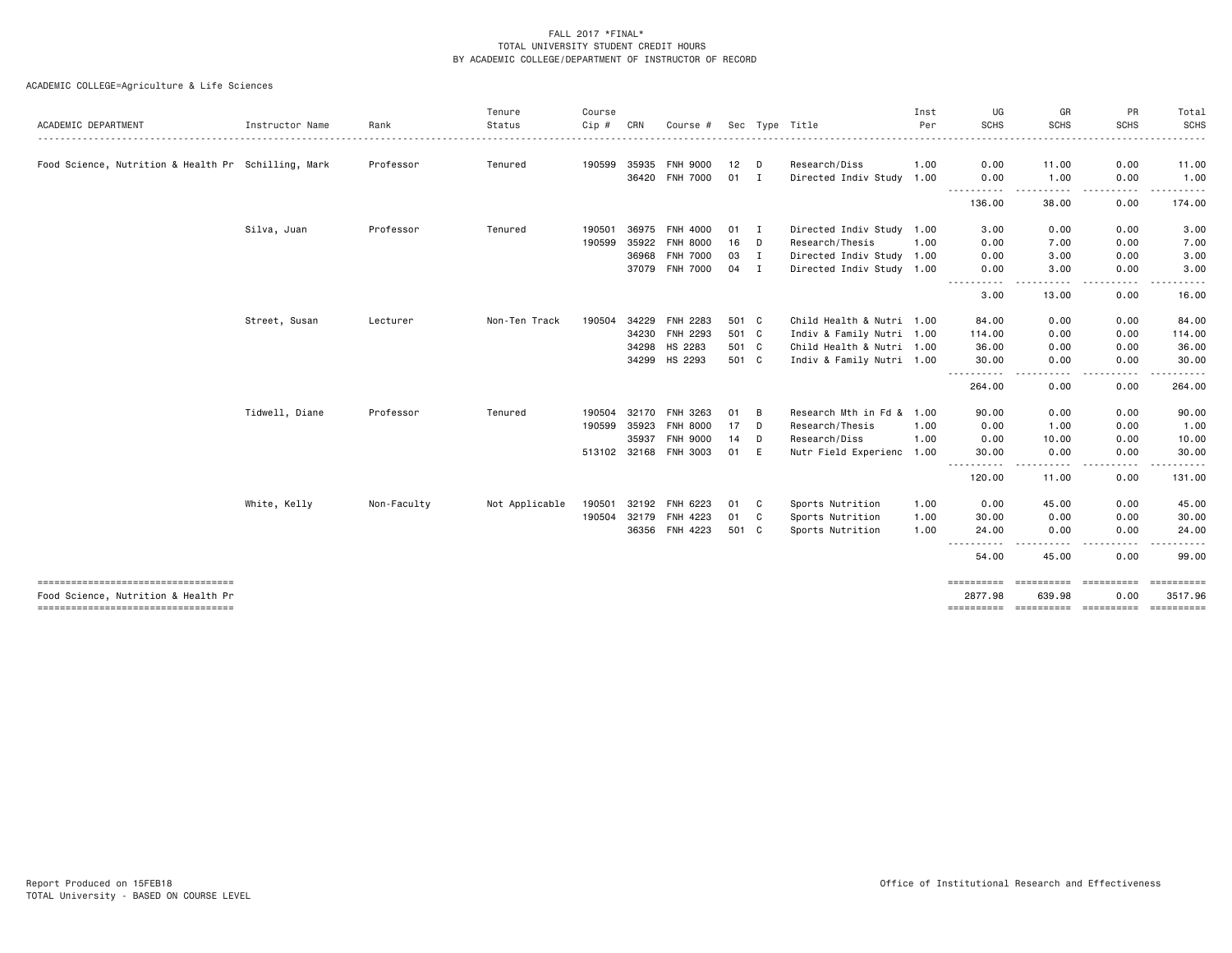FALL 2017 *FINAL*
TOTAL UNIVERSITY STUDENT CREDIT HOURS
BY ACADEMIC COLLEGE/DEPARTMENT OF INSTRUCTOR OF RECORD

ACADEMIC COLLEGE=Agriculture & Life Sciences

| ACADEMIC DEPARTMENT | Instructor Name | Rank | Tenure Status | Course Cip # | CRN | Course # | Sec | Type | Title | Inst Per | UG SCHS | GR SCHS | PR SCHS | Total SCHS |
|---|---|---|---|---|---|---|---|---|---|---|---|---|---|---|
| Food Science, Nutrition & Health Pr | Schilling, Mark | Professor | Tenured | 190599 | 35935 | FNH 9000 | 12 | D | Research/Diss | 1.00 | 0.00 | 11.00 | 0.00 | 11.00 |
| | | | | | 36420 | FNH 7000 | 01 | I | Directed Indiv Study | 1.00 | 0.00 | 1.00 | 0.00 | 1.00 |
| | | | | | | | | | | | 136.00 | 38.00 | 0.00 | 174.00 |
| | Silva, Juan | Professor | Tenured | 190501 | 36975 | FNH 4000 | 01 | I | Directed Indiv Study | 1.00 | 3.00 | 0.00 | 0.00 | 3.00 |
| | | | | 190599 | 35922 | FNH 8000 | 16 | D | Research/Thesis | 1.00 | 0.00 | 7.00 | 0.00 | 7.00 |
| | | | | | 36968 | FNH 7000 | 03 | I | Directed Indiv Study | 1.00 | 0.00 | 3.00 | 0.00 | 3.00 |
| | | | | | 37079 | FNH 7000 | 04 | I | Directed Indiv Study | 1.00 | 0.00 | 3.00 | 0.00 | 3.00 |
| | | | | | | | | | | | 3.00 | 13.00 | 0.00 | 16.00 |
| | Street, Susan | Lecturer | Non-Ten Track | 190504 | 34229 | FNH 2283 | 501 | C | Child Health & Nutri | 1.00 | 84.00 | 0.00 | 0.00 | 84.00 |
| | | | | | 34230 | FNH 2293 | 501 | C | Indiv & Family Nutri | 1.00 | 114.00 | 0.00 | 0.00 | 114.00 |
| | | | | | 34298 | HS 2283 | 501 | C | Child Health & Nutri | 1.00 | 36.00 | 0.00 | 0.00 | 36.00 |
| | | | | | 34299 | HS 2293 | 501 | C | Indiv & Family Nutri | 1.00 | 30.00 | 0.00 | 0.00 | 30.00 |
| | | | | | | | | | | | 264.00 | 0.00 | 0.00 | 264.00 |
| | Tidwell, Diane | Professor | Tenured | 190504 | 32170 | FNH 3263 | 01 | B | Research Mth in Fd & | 1.00 | 90.00 | 0.00 | 0.00 | 90.00 |
| | | | | 190599 | 35923 | FNH 8000 | 17 | D | Research/Thesis | 1.00 | 0.00 | 1.00 | 0.00 | 1.00 |
| | | | | | 35937 | FNH 9000 | 14 | D | Research/Diss | 1.00 | 0.00 | 10.00 | 0.00 | 10.00 |
| | | | | 513102 | 32168 | FNH 3003 | 01 | E | Nutr Field Experienc | 1.00 | 30.00 | 0.00 | 0.00 | 30.00 |
| | | | | | | | | | | | 120.00 | 11.00 | 0.00 | 131.00 |
| | White, Kelly | Non-Faculty | Not Applicable | 190501 | 32192 | FNH 6223 | 01 | C | Sports Nutrition | 1.00 | 0.00 | 45.00 | 0.00 | 45.00 |
| | | | | 190504 | 32179 | FNH 4223 | 01 | C | Sports Nutrition | 1.00 | 30.00 | 0.00 | 0.00 | 30.00 |
| | | | | | 36356 | FNH 4223 | 501 | C | Sports Nutrition | 1.00 | 24.00 | 0.00 | 0.00 | 24.00 |
| | | | | | | | | | | | 54.00 | 45.00 | 0.00 | 99.00 |
| Food Science, Nutrition & Health Pr | | | | | | | | | | | 2877.98 | 639.98 | 0.00 | 3517.96 |

Report Produced on 15FEB18
TOTAL University - BASED ON COURSE LEVEL

Office of Institutional Research and Effectiveness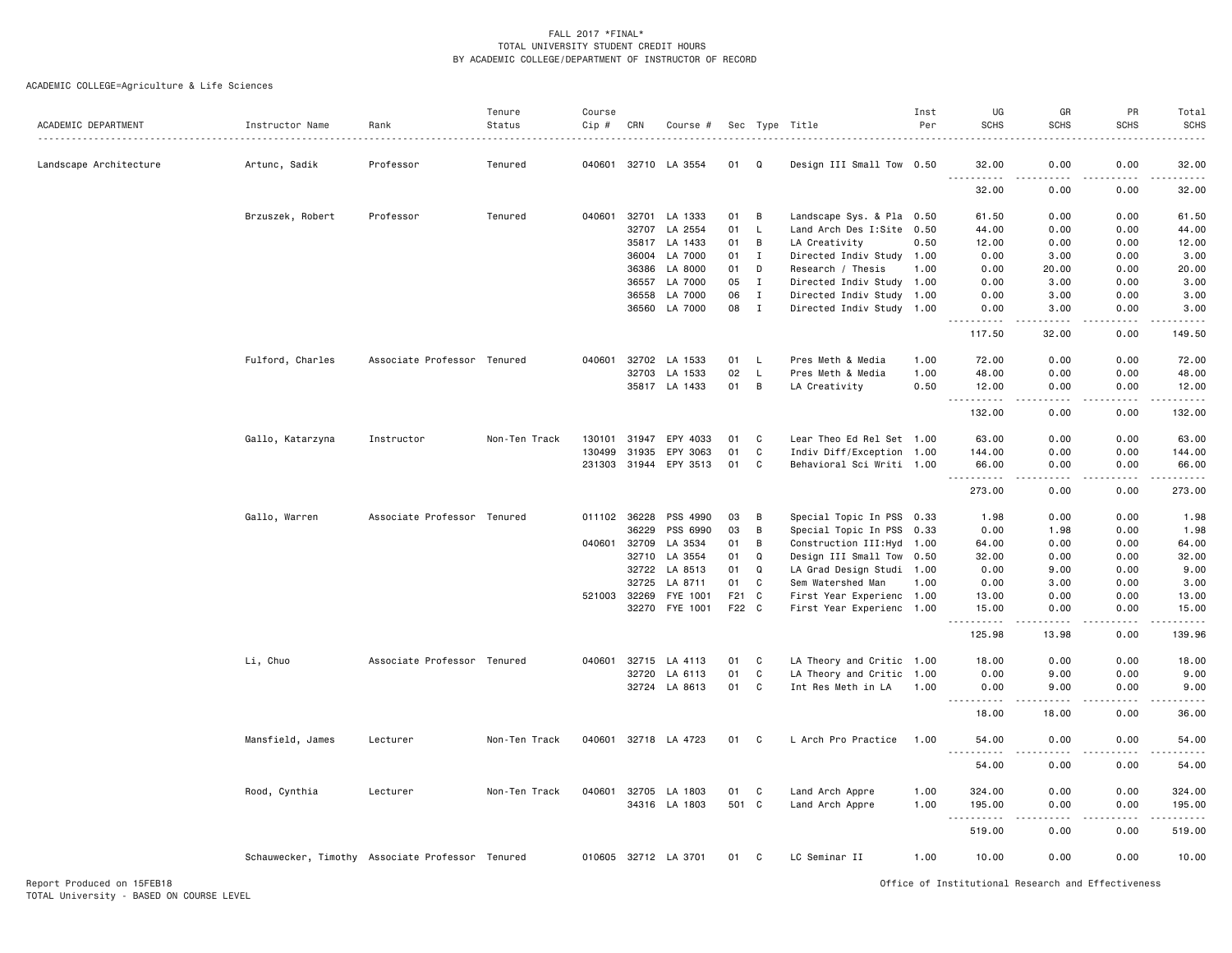FALL 2017 *FINAL*
TOTAL UNIVERSITY STUDENT CREDIT HOURS
BY ACADEMIC COLLEGE/DEPARTMENT OF INSTRUCTOR OF RECORD

ACADEMIC COLLEGE=Agriculture & Life Sciences

| ACADEMIC DEPARTMENT | Instructor Name | Rank | Tenure Status | Course Cip # | CRN | Course # | Sec | Type | Title | Inst Per | UG SCHS | GR SCHS | PR SCHS | Total SCHS |
|---|---|---|---|---|---|---|---|---|---|---|---|---|---|---|
| Landscape Architecture | Artunc, Sadik | Professor | Tenured | 040601 | 32710 | LA 3554 | 01 | Q | Design III Small Tow | 0.50 | 32.00 | 0.00 | 0.00 | 32.00 |
| | | | | | | | | | | | 32.00 | 0.00 | 0.00 | 32.00 |
| | Brzuszek, Robert | Professor | Tenured | 040601 | 32701 | LA 1333 | 01 | B | Landscape Sys. & Pla | 0.50 | 61.50 | 0.00 | 0.00 | 61.50 |
| | | | | | 32707 | LA 2554 | 01 | L | Land Arch Des I:Site | 0.50 | 44.00 | 0.00 | 0.00 | 44.00 |
| | | | | | 35817 | LA 1433 | 01 | B | LA Creativity | 0.50 | 12.00 | 0.00 | 0.00 | 12.00 |
| | | | | | 36004 | LA 7000 | 01 | I | Directed Indiv Study | 1.00 | 0.00 | 3.00 | 0.00 | 3.00 |
| | | | | | 36386 | LA 8000 | 01 | D | Research / Thesis | 1.00 | 0.00 | 20.00 | 0.00 | 20.00 |
| | | | | | 36557 | LA 7000 | 05 | I | Directed Indiv Study | 1.00 | 0.00 | 3.00 | 0.00 | 3.00 |
| | | | | | 36558 | LA 7000 | 06 | I | Directed Indiv Study | 1.00 | 0.00 | 3.00 | 0.00 | 3.00 |
| | | | | | 36560 | LA 7000 | 08 | I | Directed Indiv Study | 1.00 | 0.00 | 3.00 | 0.00 | 3.00 |
| | | | | | | | | | | | 117.50 | 32.00 | 0.00 | 149.50 |
| | Fulford, Charles | Associate Professor | Tenured | 040601 | 32702 | LA 1533 | 01 | L | Pres Meth & Media | 1.00 | 72.00 | 0.00 | 0.00 | 72.00 |
| | | | | | 32703 | LA 1533 | 02 | L | Pres Meth & Media | 1.00 | 48.00 | 0.00 | 0.00 | 48.00 |
| | | | | | 35817 | LA 1433 | 01 | B | LA Creativity | 0.50 | 12.00 | 0.00 | 0.00 | 12.00 |
| | | | | | | | | | | | 132.00 | 0.00 | 0.00 | 132.00 |
| | Gallo, Katarzyna | Instructor | Non-Ten Track | 130101 | 31947 | EPY 4033 | 01 | C | Lear Theo Ed Rel Set | 1.00 | 63.00 | 0.00 | 0.00 | 63.00 |
| | | | | 130499 | 31935 | EPY 3063 | 01 | C | Indiv Diff/Exception | 1.00 | 144.00 | 0.00 | 0.00 | 144.00 |
| | | | | 231303 | 31944 | EPY 3513 | 01 | C | Behavioral Sci Writi | 1.00 | 66.00 | 0.00 | 0.00 | 66.00 |
| | | | | | | | | | | | 273.00 | 0.00 | 0.00 | 273.00 |
| | Gallo, Warren | Associate Professor | Tenured | 011102 | 36228 | PSS 4990 | 03 | B | Special Topic In PSS | 0.33 | 1.98 | 0.00 | 0.00 | 1.98 |
| | | | | | 36229 | PSS 6990 | 03 | B | Special Topic In PSS | 0.33 | 0.00 | 1.98 | 0.00 | 1.98 |
| | | | | 040601 | 32709 | LA 3534 | 01 | B | Construction III:Hyd | 1.00 | 64.00 | 0.00 | 0.00 | 64.00 |
| | | | | | 32710 | LA 3554 | 01 | Q | Design III Small Tow | 0.50 | 32.00 | 0.00 | 0.00 | 32.00 |
| | | | | | 32722 | LA 8513 | 01 | Q | LA Grad Design Studi | 1.00 | 0.00 | 9.00 | 0.00 | 9.00 |
| | | | | | 32725 | LA 8711 | 01 | C | Sem Watershed Man | 1.00 | 0.00 | 3.00 | 0.00 | 3.00 |
| | | | | 521003 | 32269 | FYE 1001 | F21 | C | First Year Experienc | 1.00 | 13.00 | 0.00 | 0.00 | 13.00 |
| | | | | | 32270 | FYE 1001 | F22 | C | First Year Experienc | 1.00 | 15.00 | 0.00 | 0.00 | 15.00 |
| | | | | | | | | | | | 125.98 | 13.98 | 0.00 | 139.96 |
| | Li, Chuo | Associate Professor | Tenured | 040601 | 32715 | LA 4113 | 01 | C | LA Theory and Critic | 1.00 | 18.00 | 0.00 | 0.00 | 18.00 |
| | | | | | 32720 | LA 6113 | 01 | C | LA Theory and Critic | 1.00 | 0.00 | 9.00 | 0.00 | 9.00 |
| | | | | | 32724 | LA 8613 | 01 | C | Int Res Meth in LA | 1.00 | 0.00 | 9.00 | 0.00 | 9.00 |
| | | | | | | | | | | | 18.00 | 18.00 | 0.00 | 36.00 |
| | Mansfield, James | Lecturer | Non-Ten Track | 040601 | 32718 | LA 4723 | 01 | C | L Arch Pro Practice | 1.00 | 54.00 | 0.00 | 0.00 | 54.00 |
| | | | | | | | | | | | 54.00 | 0.00 | 0.00 | 54.00 |
| | Rood, Cynthia | Lecturer | Non-Ten Track | 040601 | 32705 | LA 1803 | 01 | C | Land Arch Appre | 1.00 | 324.00 | 0.00 | 0.00 | 324.00 |
| | | | | | 34316 | LA 1803 | 501 | C | Land Arch Appre | 1.00 | 195.00 | 0.00 | 0.00 | 195.00 |
| | | | | | | | | | | | 519.00 | 0.00 | 0.00 | 519.00 |
| | Schauwecker, Timothy | Associate Professor | Tenured | 010605 | 32712 | LA 3701 | 01 | C | LC Seminar II | 1.00 | 10.00 | 0.00 | 0.00 | 10.00 |

Report Produced on 15FEB18
TOTAL University - BASED ON COURSE LEVEL

Office of Institutional Research and Effectiveness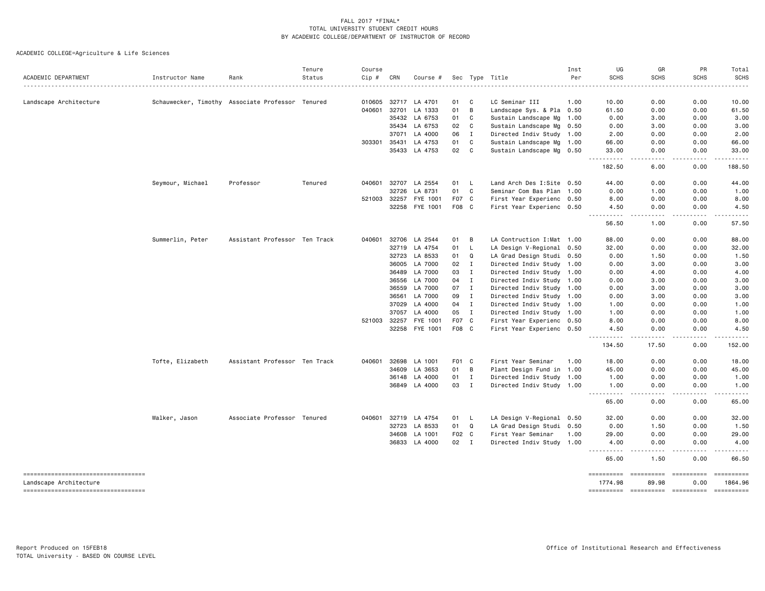FALL 2017 *FINAL*
TOTAL UNIVERSITY STUDENT CREDIT HOURS
BY ACADEMIC COLLEGE/DEPARTMENT OF INSTRUCTOR OF RECORD

ACADEMIC COLLEGE=Agriculture & Life Sciences

| ACADEMIC DEPARTMENT | Instructor Name | Rank | Tenure Status | Course Cip # | CRN | Course # | Sec | Type | Title | Inst Per | UG SCHS | GR SCHS | PR SCHS | Total SCHS |
|---|---|---|---|---|---|---|---|---|---|---|---|---|---|---|
| Landscape Architecture | Schauwecker, Timothy | Associate Professor | Tenured | 010605 | 32717 | LA 4701 | 01 | C | LC Seminar III | 1.00 | 10.00 | 0.00 | 0.00 | 10.00 |
| | | | | 040601 | 32701 | LA 1333 | 01 | B | Landscape Sys. & Pla | 0.50 | 61.50 | 0.00 | 0.00 | 61.50 |
| | | | | | 35432 | LA 6753 | 01 | C | Sustain Landscape Mg | 1.00 | 0.00 | 3.00 | 0.00 | 3.00 |
| | | | | | 35434 | LA 6753 | 02 | C | Sustain Landscape Mg | 0.50 | 0.00 | 3.00 | 0.00 | 3.00 |
| | | | | | 37071 | LA 4000 | 06 | I | Directed Indiv Study | 1.00 | 2.00 | 0.00 | 0.00 | 2.00 |
| | | | | 303301 | 35431 | LA 4753 | 01 | C | Sustain Landscape Mg | 1.00 | 66.00 | 0.00 | 0.00 | 66.00 |
| | | | | | 35433 | LA 4753 | 02 | C | Sustain Landscape Mg | 0.50 | 33.00 | 0.00 | 0.00 | 33.00 |
| | | | | | | | | | | | 182.50 | 6.00 | 0.00 | 188.50 |
| | Seymour, Michael | Professor | Tenured | 040601 | 32707 | LA 2554 | 01 | L | Land Arch Des I:Site | 0.50 | 44.00 | 0.00 | 0.00 | 44.00 |
| | | | | | 32726 | LA 8731 | 01 | C | Seminar Com Bas Plan | 1.00 | 0.00 | 1.00 | 0.00 | 1.00 |
| | | | | 521003 | 32257 | FYE 1001 | F07 | C | First Year Experienc | 0.50 | 8.00 | 0.00 | 0.00 | 8.00 |
| | | | | | 32258 | FYE 1001 | F08 | C | First Year Experienc | 0.50 | 4.50 | 0.00 | 0.00 | 4.50 |
| | | | | | | | | | | | 56.50 | 1.00 | 0.00 | 57.50 |
| | Summerlin, Peter | Assistant Professor | Ten Track | 040601 | 32706 | LA 2544 | 01 | B | LA Contruction I:Mat | 1.00 | 88.00 | 0.00 | 0.00 | 88.00 |
| | | | | | 32719 | LA 4754 | 01 | L | LA Design V-Regional | 0.50 | 32.00 | 0.00 | 0.00 | 32.00 |
| | | | | | 32723 | LA 8533 | 01 | Q | LA Grad Design Studi | 0.50 | 0.00 | 1.50 | 0.00 | 1.50 |
| | | | | | 36005 | LA 7000 | 02 | I | Directed Indiv Study | 1.00 | 0.00 | 3.00 | 0.00 | 3.00 |
| | | | | | 36489 | LA 7000 | 03 | I | Directed Indiv Study | 1.00 | 0.00 | 4.00 | 0.00 | 4.00 |
| | | | | | 36556 | LA 7000 | 04 | I | Directed Indiv Study | 1.00 | 0.00 | 3.00 | 0.00 | 3.00 |
| | | | | | 36559 | LA 7000 | 07 | I | Directed Indiv Study | 1.00 | 0.00 | 3.00 | 0.00 | 3.00 |
| | | | | | 36561 | LA 7000 | 09 | I | Directed Indiv Study | 1.00 | 0.00 | 3.00 | 0.00 | 3.00 |
| | | | | | 37029 | LA 4000 | 04 | I | Directed Indiv Study | 1.00 | 1.00 | 0.00 | 0.00 | 1.00 |
| | | | | | 37057 | LA 4000 | 05 | I | Directed Indiv Study | 1.00 | 1.00 | 0.00 | 0.00 | 1.00 |
| | | | | 521003 | 32257 | FYE 1001 | F07 | C | First Year Experienc | 0.50 | 8.00 | 0.00 | 0.00 | 8.00 |
| | | | | | 32258 | FYE 1001 | F08 | C | First Year Experienc | 0.50 | 4.50 | 0.00 | 0.00 | 4.50 |
| | | | | | | | | | | | 134.50 | 17.50 | 0.00 | 152.00 |
| | Tofte, Elizabeth | Assistant Professor | Ten Track | 040601 | 32698 | LA 1001 | F01 | C | First Year Seminar | 1.00 | 18.00 | 0.00 | 0.00 | 18.00 |
| | | | | | 34609 | LA 3653 | 01 | B | Plant Design Fund in | 1.00 | 45.00 | 0.00 | 0.00 | 45.00 |
| | | | | | 36148 | LA 4000 | 01 | I | Directed Indiv Study | 1.00 | 1.00 | 0.00 | 0.00 | 1.00 |
| | | | | | 36849 | LA 4000 | 03 | I | Directed Indiv Study | 1.00 | 1.00 | 0.00 | 0.00 | 1.00 |
| | | | | | | | | | | | 65.00 | 0.00 | 0.00 | 65.00 |
| | Walker, Jason | Associate Professor | Tenured | 040601 | 32719 | LA 4754 | 01 | L | LA Design V-Regional | 0.50 | 32.00 | 0.00 | 0.00 | 32.00 |
| | | | | | 32723 | LA 8533 | 01 | Q | LA Grad Design Studi | 0.50 | 0.00 | 1.50 | 0.00 | 1.50 |
| | | | | | 34608 | LA 1001 | F02 | C | First Year Seminar | 1.00 | 29.00 | 0.00 | 0.00 | 29.00 |
| | | | | | 36833 | LA 4000 | 02 | I | Directed Indiv Study | 1.00 | 4.00 | 0.00 | 0.00 | 4.00 |
| | | | | | | | | | | | 65.00 | 1.50 | 0.00 | 66.50 |
| Landscape Architecture | | | | | | | | | | | 1774.98 | 89.98 | 0.00 | 1864.96 |

Report Produced on 15FEB18
TOTAL University - BASED ON COURSE LEVEL
Office of Institutional Research and Effectiveness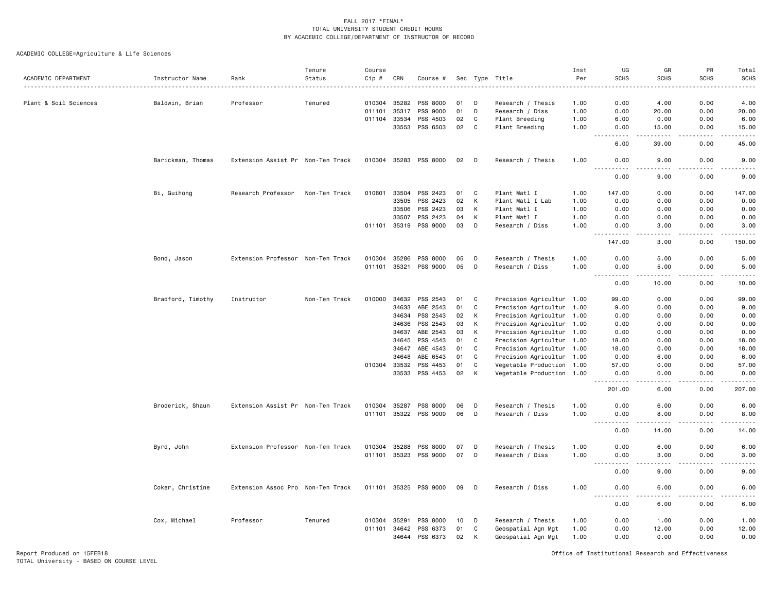FALL 2017 *FINAL*
TOTAL UNIVERSITY STUDENT CREDIT HOURS
BY ACADEMIC COLLEGE/DEPARTMENT OF INSTRUCTOR OF RECORD

ACADEMIC COLLEGE=Agriculture & Life Sciences

| ACADEMIC DEPARTMENT | Instructor Name | Rank | Tenure Status | Course Cip # | CRN | Course # | Sec | Type | Title | Inst Per | UG SCHS | GR SCHS | PR SCHS | Total SCHS |
|---|---|---|---|---|---|---|---|---|---|---|---|---|---|---|
| Plant & Soil Sciences | Baldwin, Brian | Professor | Tenured | 010304 | 35282 | PSS 8000 | 01 | D | Research / Thesis | 1.00 | 0.00 | 4.00 | 0.00 | 4.00 |
| | | | | 011101 | 35317 | PSS 9000 | 01 | D | Research / Diss | 1.00 | 0.00 | 20.00 | 0.00 | 20.00 |
| | | | | 011104 | 33534 | PSS 4503 | 02 | C | Plant Breeding | 1.00 | 6.00 | 0.00 | 0.00 | 6.00 |
| | | | | | 33553 | PSS 6503 | 02 | C | Plant Breeding | 1.00 | 0.00 | 15.00 | 0.00 | 15.00 |
| | | | | | | | | | | | 6.00 | 39.00 | 0.00 | 45.00 |
| | Barickman, Thomas | Extension Assist Pr | Non-Ten Track | 010304 | 35283 | PSS 8000 | 02 | D | Research / Thesis | 1.00 | 0.00 | 9.00 | 0.00 | 9.00 |
| | | | | | | | | | | | 0.00 | 9.00 | 0.00 | 9.00 |
| | Bi, Guihong | Research Professor | Non-Ten Track | 010601 | 33504 | PSS 2423 | 01 | C | Plant Matl I | 1.00 | 147.00 | 0.00 | 0.00 | 147.00 |
| | | | | | 33505 | PSS 2423 | 02 | K | Plant Matl I Lab | 1.00 | 0.00 | 0.00 | 0.00 | 0.00 |
| | | | | | 33506 | PSS 2423 | 03 | K | Plant Matl I | 1.00 | 0.00 | 0.00 | 0.00 | 0.00 |
| | | | | | 33507 | PSS 2423 | 04 | K | Plant Matl I | 1.00 | 0.00 | 0.00 | 0.00 | 0.00 |
| | | | | 011101 | 35319 | PSS 9000 | 03 | D | Research / Diss | 1.00 | 0.00 | 3.00 | 0.00 | 3.00 |
| | | | | | | | | | | | 147.00 | 3.00 | 0.00 | 150.00 |
| | Bond, Jason | Extension Professor | Non-Ten Track | 010304 | 35286 | PSS 8000 | 05 | D | Research / Thesis | 1.00 | 0.00 | 5.00 | 0.00 | 5.00 |
| | | | | 011101 | 35321 | PSS 9000 | 05 | D | Research / Diss | 1.00 | 0.00 | 5.00 | 0.00 | 5.00 |
| | | | | | | | | | | | 0.00 | 10.00 | 0.00 | 10.00 |
| | Bradford, Timothy | Instructor | Non-Ten Track | 010000 | 34632 | PSS 2543 | 01 | C | Precision Agricultur | 1.00 | 99.00 | 0.00 | 0.00 | 99.00 |
| | | | | | 34633 | ABE 2543 | 01 | C | Precision Agricultur | 1.00 | 9.00 | 0.00 | 0.00 | 9.00 |
| | | | | | 34634 | PSS 2543 | 02 | K | Precision Agricultur | 1.00 | 0.00 | 0.00 | 0.00 | 0.00 |
| | | | | | 34636 | PSS 2543 | 03 | K | Precision Agricultur | 1.00 | 0.00 | 0.00 | 0.00 | 0.00 |
| | | | | | 34637 | ABE 2543 | 03 | K | Precision Agricultur | 1.00 | 0.00 | 0.00 | 0.00 | 0.00 |
| | | | | | 34645 | PSS 4543 | 01 | C | Precision Agricultur | 1.00 | 18.00 | 0.00 | 0.00 | 18.00 |
| | | | | | 34647 | ABE 4543 | 01 | C | Precision Agricultur | 1.00 | 18.00 | 0.00 | 0.00 | 18.00 |
| | | | | | 34648 | ABE 6543 | 01 | C | Precision Agricultur | 1.00 | 0.00 | 6.00 | 0.00 | 6.00 |
| | | | | 010304 | 33532 | PSS 4453 | 01 | C | Vegetable Production | 1.00 | 57.00 | 0.00 | 0.00 | 57.00 |
| | | | | | 33533 | PSS 4453 | 02 | K | Vegetable Production | 1.00 | 0.00 | 0.00 | 0.00 | 0.00 |
| | | | | | | | | | | | 201.00 | 6.00 | 0.00 | 207.00 |
| | Broderick, Shaun | Extension Assist Pr | Non-Ten Track | 010304 | 35287 | PSS 8000 | 06 | D | Research / Thesis | 1.00 | 0.00 | 6.00 | 0.00 | 6.00 |
| | | | | 011101 | 35322 | PSS 9000 | 06 | D | Research / Diss | 1.00 | 0.00 | 8.00 | 0.00 | 8.00 |
| | | | | | | | | | | | 0.00 | 14.00 | 0.00 | 14.00 |
| | Byrd, John | Extension Professor | Non-Ten Track | 010304 | 35288 | PSS 8000 | 07 | D | Research / Thesis | 1.00 | 0.00 | 6.00 | 0.00 | 6.00 |
| | | | | 011101 | 35323 | PSS 9000 | 07 | D | Research / Diss | 1.00 | 0.00 | 3.00 | 0.00 | 3.00 |
| | | | | | | | | | | | 0.00 | 9.00 | 0.00 | 9.00 |
| | Coker, Christine | Extension Assoc Pro | Non-Ten Track | 011101 | 35325 | PSS 9000 | 09 | D | Research / Diss | 1.00 | 0.00 | 6.00 | 0.00 | 6.00 |
| | | | | | | | | | | | 0.00 | 6.00 | 0.00 | 6.00 |
| | Cox, Michael | Professor | Tenured | 010304 | 35291 | PSS 8000 | 10 | D | Research / Thesis | 1.00 | 0.00 | 1.00 | 0.00 | 1.00 |
| | | | | 011101 | 34642 | PSS 6373 | 01 | C | Geospatial Agn Mgt | 1.00 | 0.00 | 12.00 | 0.00 | 12.00 |
| | | | | | 34644 | PSS 6373 | 02 | K | Geospatial Agn Mgt | 1.00 | 0.00 | 0.00 | 0.00 | 0.00 |

Report Produced on 15FEB18
TOTAL University - BASED ON COURSE LEVEL

Office of Institutional Research and Effectiveness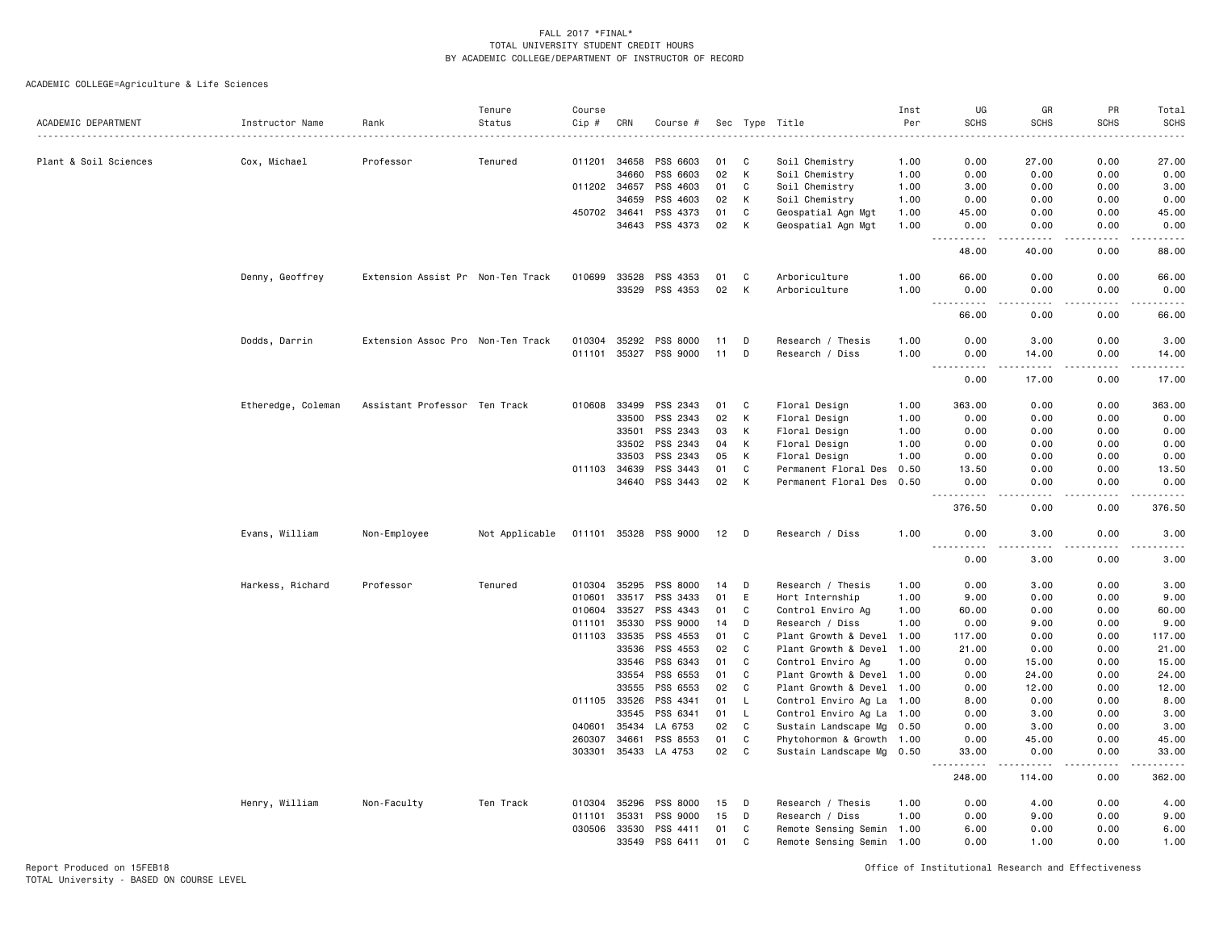FALL 2017 *FINAL*
TOTAL UNIVERSITY STUDENT CREDIT HOURS
BY ACADEMIC COLLEGE/DEPARTMENT OF INSTRUCTOR OF RECORD

ACADEMIC COLLEGE=Agriculture & Life Sciences

| ACADEMIC DEPARTMENT | Instructor Name | Rank | Tenure Status | Course Cip # | CRN | Course # | Sec | Type | Title | Inst Per | UG SCHS | GR SCHS | PR SCHS | Total SCHS |
|---|---|---|---|---|---|---|---|---|---|---|---|---|---|---|
| Plant & Soil Sciences | Cox, Michael | Professor | Tenured | 011201 | 34658 | PSS 6603 | 01 | C | Soil Chemistry | 1.00 | 0.00 | 27.00 | 0.00 | 27.00 |
| | | | | | 34660 | PSS 6603 | 02 | K | Soil Chemistry | 1.00 | 0.00 | 0.00 | 0.00 | 0.00 |
| | | | | 011202 | 34657 | PSS 4603 | 01 | C | Soil Chemistry | 1.00 | 3.00 | 0.00 | 0.00 | 3.00 |
| | | | | | 34659 | PSS 4603 | 02 | K | Soil Chemistry | 1.00 | 0.00 | 0.00 | 0.00 | 0.00 |
| | | | | 450702 | 34641 | PSS 4373 | 01 | C | Geospatial Agn Mgt | 1.00 | 45.00 | 0.00 | 0.00 | 45.00 |
| | | | | | 34643 | PSS 4373 | 02 | K | Geospatial Agn Mgt | 1.00 | 0.00 | 0.00 | 0.00 | 0.00 |
| | | | | | | | | | | | 48.00 | 40.00 | 0.00 | 88.00 |
| | Denny, Geoffrey | Extension Assist Pr | Non-Ten Track | 010699 | 33528 | PSS 4353 | 01 | C | Arboriculture | 1.00 | 66.00 | 0.00 | 0.00 | 66.00 |
| | | | | | 33529 | PSS 4353 | 02 | K | Arboriculture | 1.00 | 0.00 | 0.00 | 0.00 | 0.00 |
| | | | | | | | | | | | 66.00 | 0.00 | 0.00 | 66.00 |
| | Dodds, Darrin | Extension Assoc Pro | Non-Ten Track | 010304 | 35292 | PSS 8000 | 11 | D | Research / Thesis | 1.00 | 0.00 | 3.00 | 0.00 | 3.00 |
| | | | | 011101 | 35327 | PSS 9000 | 11 | D | Research / Diss | 1.00 | 0.00 | 14.00 | 0.00 | 14.00 |
| | | | | | | | | | | | 0.00 | 17.00 | 0.00 | 17.00 |
| | Etheredge, Coleman | Assistant Professor | Ten Track | 010608 | 33499 | PSS 2343 | 01 | C | Floral Design | 1.00 | 363.00 | 0.00 | 0.00 | 363.00 |
| | | | | | 33500 | PSS 2343 | 02 | K | Floral Design | 1.00 | 0.00 | 0.00 | 0.00 | 0.00 |
| | | | | | 33501 | PSS 2343 | 03 | K | Floral Design | 1.00 | 0.00 | 0.00 | 0.00 | 0.00 |
| | | | | | 33502 | PSS 2343 | 04 | K | Floral Design | 1.00 | 0.00 | 0.00 | 0.00 | 0.00 |
| | | | | | 33503 | PSS 2343 | 05 | K | Floral Design | 1.00 | 0.00 | 0.00 | 0.00 | 0.00 |
| | | | | 011103 | 34639 | PSS 3443 | 01 | C | Permanent Floral Des | 0.50 | 13.50 | 0.00 | 0.00 | 13.50 |
| | | | | | 34640 | PSS 3443 | 02 | K | Permanent Floral Des | 0.50 | 0.00 | 0.00 | 0.00 | 0.00 |
| | | | | | | | | | | | 376.50 | 0.00 | 0.00 | 376.50 |
| | Evans, William | Non-Employee | Not Applicable | 011101 | 35328 | PSS 9000 | 12 | D | Research / Diss | 1.00 | 0.00 | 3.00 | 0.00 | 3.00 |
| | | | | | | | | | | | 0.00 | 3.00 | 0.00 | 3.00 |
| | Harkess, Richard | Professor | Tenured | 010304 | 35295 | PSS 8000 | 14 | D | Research / Thesis | 1.00 | 0.00 | 3.00 | 0.00 | 3.00 |
| | | | | 010601 | 33517 | PSS 3433 | 01 | E | Hort Internship | 1.00 | 9.00 | 0.00 | 0.00 | 9.00 |
| | | | | 010604 | 33527 | PSS 4343 | 01 | C | Control Enviro Ag | 1.00 | 60.00 | 0.00 | 0.00 | 60.00 |
| | | | | 011101 | 35330 | PSS 9000 | 14 | D | Research / Diss | 1.00 | 0.00 | 9.00 | 0.00 | 9.00 |
| | | | | 011103 | 33535 | PSS 4553 | 01 | C | Plant Growth & Devel | 1.00 | 117.00 | 0.00 | 0.00 | 117.00 |
| | | | | | 33536 | PSS 4553 | 02 | C | Plant Growth & Devel | 1.00 | 21.00 | 0.00 | 0.00 | 21.00 |
| | | | | | 33546 | PSS 6343 | 01 | C | Control Enviro Ag | 1.00 | 0.00 | 15.00 | 0.00 | 15.00 |
| | | | | | 33554 | PSS 6553 | 01 | C | Plant Growth & Devel | 1.00 | 0.00 | 24.00 | 0.00 | 24.00 |
| | | | | | 33555 | PSS 6553 | 02 | C | Plant Growth & Devel | 1.00 | 0.00 | 12.00 | 0.00 | 12.00 |
| | | | | 011105 | 33526 | PSS 4341 | 01 | L | Control Enviro Ag La | 1.00 | 8.00 | 0.00 | 0.00 | 8.00 |
| | | | | | 33545 | PSS 6341 | 01 | L | Control Enviro Ag La | 1.00 | 0.00 | 3.00 | 0.00 | 3.00 |
| | | | | 040601 | 35434 | LA 6753 | 02 | C | Sustain Landscape Mg | 0.50 | 0.00 | 3.00 | 0.00 | 3.00 |
| | | | | 260307 | 34661 | PSS 8553 | 01 | C | Phytohormon & Growth | 1.00 | 0.00 | 45.00 | 0.00 | 45.00 |
| | | | | 303301 | 35433 | LA 4753 | 02 | C | Sustain Landscape Mg | 0.50 | 33.00 | 0.00 | 0.00 | 33.00 |
| | | | | | | | | | | | 248.00 | 114.00 | 0.00 | 362.00 |
| | Henry, William | Non-Faculty | Ten Track | 010304 | 35296 | PSS 8000 | 15 | D | Research / Thesis | 1.00 | 0.00 | 4.00 | 0.00 | 4.00 |
| | | | | 011101 | 35331 | PSS 9000 | 15 | D | Research / Diss | 1.00 | 0.00 | 9.00 | 0.00 | 9.00 |
| | | | | 030506 | 33530 | PSS 4411 | 01 | C | Remote Sensing Semin | 1.00 | 6.00 | 0.00 | 0.00 | 6.00 |
| | | | | | 33549 | PSS 6411 | 01 | C | Remote Sensing Semin | 1.00 | 0.00 | 1.00 | 0.00 | 1.00 |

Report Produced on 15FEB18
TOTAL University - BASED ON COURSE LEVEL

Office of Institutional Research and Effectiveness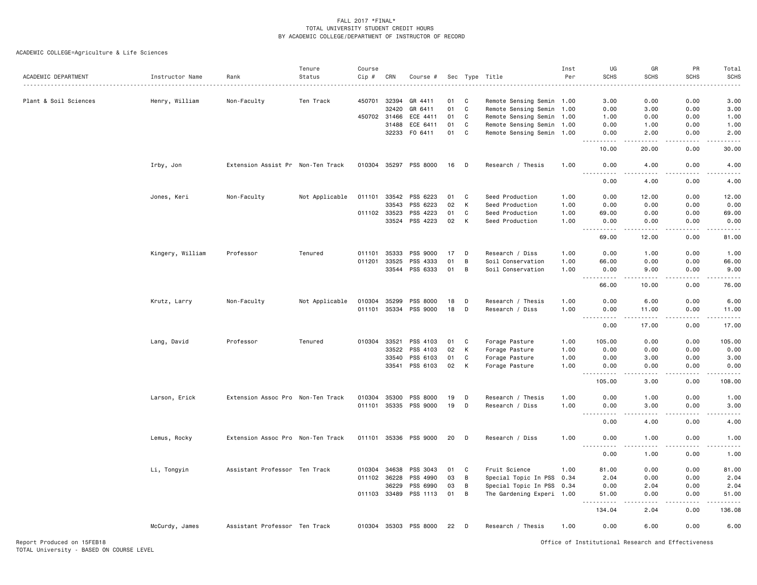FALL 2017 *FINAL*
TOTAL UNIVERSITY STUDENT CREDIT HOURS
BY ACADEMIC COLLEGE/DEPARTMENT OF INSTRUCTOR OF RECORD

ACADEMIC COLLEGE=Agriculture & Life Sciences

| ACADEMIC DEPARTMENT | Instructor Name | Rank | Tenure Status | Course Cip # | CRN | Course # | Sec | Type | Title | Inst Per | UG SCHS | GR SCHS | PR SCHS | Total SCHS |
|---|---|---|---|---|---|---|---|---|---|---|---|---|---|---|
| Plant & Soil Sciences | Henry, William | Non-Faculty | Ten Track | 450701 | 32394 | GR 4411 | 01 | C | Remote Sensing Semin | 1.00 | 3.00 | 0.00 | 0.00 | 3.00 |
| | | | | | 32420 | GR 6411 | 01 | C | Remote Sensing Semin | 1.00 | 0.00 | 3.00 | 0.00 | 3.00 |
| | | | | 450702 | 31466 | ECE 4411 | 01 | C | Remote Sensing Semin | 1.00 | 1.00 | 0.00 | 0.00 | 1.00 |
| | | | | | 31488 | ECE 6411 | 01 | C | Remote Sensing Semin | 1.00 | 0.00 | 1.00 | 0.00 | 1.00 |
| | | | | | 32233 | FO 6411 | 01 | C | Remote Sensing Semin | 1.00 | 0.00 | 2.00 | 0.00 | 2.00 |
| | | | | | | | | | | | 10.00 | 20.00 | 0.00 | 30.00 |
| | Irby, Jon | Extension Assist Pr | Non-Ten Track | 010304 | 35297 | PSS 8000 | 16 | D | Research / Thesis | 1.00 | 0.00 | 4.00 | 0.00 | 4.00 |
| | | | | | | | | | | | 0.00 | 4.00 | 0.00 | 4.00 |
| | Jones, Keri | Non-Faculty | Not Applicable | 011101 | 33542 | PSS 6223 | 01 | C | Seed Production | 1.00 | 0.00 | 12.00 | 0.00 | 12.00 |
| | | | | | 33543 | PSS 6223 | 02 | K | Seed Production | 1.00 | 0.00 | 0.00 | 0.00 | 0.00 |
| | | | | 011102 | 33523 | PSS 4223 | 01 | C | Seed Production | 1.00 | 69.00 | 0.00 | 0.00 | 69.00 |
| | | | | | 33524 | PSS 4223 | 02 | K | Seed Production | 1.00 | 0.00 | 0.00 | 0.00 | 0.00 |
| | | | | | | | | | | | 69.00 | 12.00 | 0.00 | 81.00 |
| | Kingery, William | Professor | Tenured | 011101 | 35333 | PSS 9000 | 17 | D | Research / Diss | 1.00 | 0.00 | 1.00 | 0.00 | 1.00 |
| | | | | 011201 | 33525 | PSS 4333 | 01 | B | Soil Conservation | 1.00 | 66.00 | 0.00 | 0.00 | 66.00 |
| | | | | | 33544 | PSS 6333 | 01 | B | Soil Conservation | 1.00 | 0.00 | 9.00 | 0.00 | 9.00 |
| | | | | | | | | | | | 66.00 | 10.00 | 0.00 | 76.00 |
| | Krutz, Larry | Non-Faculty | Not Applicable | 010304 | 35299 | PSS 8000 | 18 | D | Research / Thesis | 1.00 | 0.00 | 6.00 | 0.00 | 6.00 |
| | | | | 011101 | 35334 | PSS 9000 | 18 | D | Research / Diss | 1.00 | 0.00 | 11.00 | 0.00 | 11.00 |
| | | | | | | | | | | | 0.00 | 17.00 | 0.00 | 17.00 |
| | Lang, David | Professor | Tenured | 010304 | 33521 | PSS 4103 | 01 | C | Forage Pasture | 1.00 | 105.00 | 0.00 | 0.00 | 105.00 |
| | | | | | 33522 | PSS 4103 | 02 | K | Forage Pasture | 1.00 | 0.00 | 0.00 | 0.00 | 0.00 |
| | | | | | 33540 | PSS 6103 | 01 | C | Forage Pasture | 1.00 | 0.00 | 3.00 | 0.00 | 3.00 |
| | | | | | 33541 | PSS 6103 | 02 | K | Forage Pasture | 1.00 | 0.00 | 0.00 | 0.00 | 0.00 |
| | | | | | | | | | | | 105.00 | 3.00 | 0.00 | 108.00 |
| | Larson, Erick | Extension Assoc Pro | Non-Ten Track | 010304 | 35300 | PSS 8000 | 19 | D | Research / Thesis | 1.00 | 0.00 | 1.00 | 0.00 | 1.00 |
| | | | | 011101 | 35335 | PSS 9000 | 19 | D | Research / Diss | 1.00 | 0.00 | 3.00 | 0.00 | 3.00 |
| | | | | | | | | | | | 0.00 | 4.00 | 0.00 | 4.00 |
| | Lemus, Rocky | Extension Assoc Pro | Non-Ten Track | 011101 | 35336 | PSS 9000 | 20 | D | Research / Diss | 1.00 | 0.00 | 1.00 | 0.00 | 1.00 |
| | | | | | | | | | | | 0.00 | 1.00 | 0.00 | 1.00 |
| | Li, Tongyin | Assistant Professor | Ten Track | 010304 | 34638 | PSS 3043 | 01 | C | Fruit Science | 1.00 | 81.00 | 0.00 | 0.00 | 81.00 |
| | | | | 011102 | 36228 | PSS 4990 | 03 | B | Special Topic In PSS | 0.34 | 2.04 | 0.00 | 0.00 | 2.04 |
| | | | | | 36229 | PSS 6990 | 03 | B | Special Topic In PSS | 0.34 | 0.00 | 2.04 | 0.00 | 2.04 |
| | | | | 011103 | 33489 | PSS 1113 | 01 | B | The Gardening Experi | 1.00 | 51.00 | 0.00 | 0.00 | 51.00 |
| | | | | | | | | | | | 134.04 | 2.04 | 0.00 | 136.08 |
| | McCurdy, James | Assistant Professor | Ten Track | 010304 | 35303 | PSS 8000 | 22 | D | Research / Thesis | 1.00 | 0.00 | 6.00 | 0.00 | 6.00 |

Report Produced on 15FEB18
TOTAL University - BASED ON COURSE LEVEL
Office of Institutional Research and Effectiveness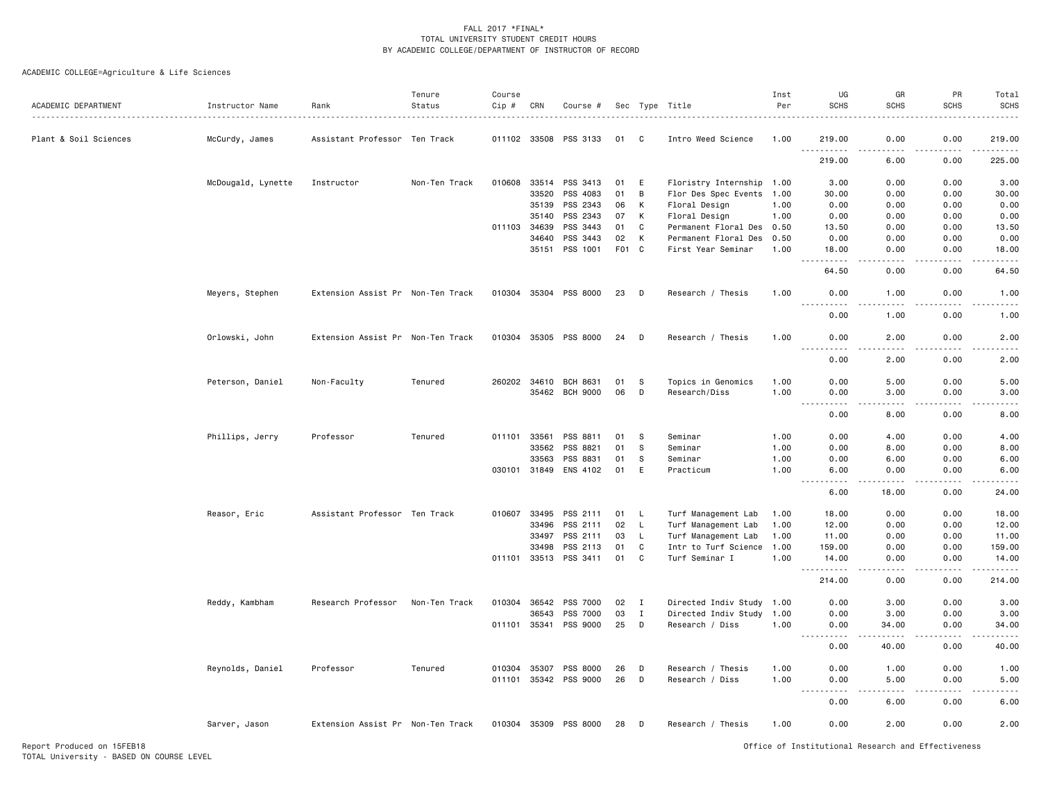FALL 2017 *FINAL*
TOTAL UNIVERSITY STUDENT CREDIT HOURS
BY ACADEMIC COLLEGE/DEPARTMENT OF INSTRUCTOR OF RECORD

ACADEMIC COLLEGE=Agriculture & Life Sciences

| ACADEMIC DEPARTMENT | Instructor Name | Rank | Tenure Status | Course Cip # | CRN | Course # | Sec | Type | Title | Inst Per | UG SCHS | GR SCHS | PR SCHS | Total SCHS |
|---|---|---|---|---|---|---|---|---|---|---|---|---|---|---|
| Plant & Soil Sciences | McCurdy, James | Assistant Professor | Ten Track | 011102 | 33508 | PSS 3133 | 01 | C | Intro Weed Science | 1.00 | 219.00 | 0.00 | 0.00 | 219.00 |
| | | | | | | | | | | | 219.00 | 6.00 | 0.00 | 225.00 |
| | McDougald, Lynette | Instructor | Non-Ten Track | 010608 | 33514 | PSS 3413 | 01 | E | Floristry Internship | 1.00 | 3.00 | 0.00 | 0.00 | 3.00 |
| | | | | | 33520 | PSS 4083 | 01 | B | Flor Des Spec Events | 1.00 | 30.00 | 0.00 | 0.00 | 30.00 |
| | | | | | 35139 | PSS 2343 | 06 | K | Floral Design | 1.00 | 0.00 | 0.00 | 0.00 | 0.00 |
| | | | | | 35140 | PSS 2343 | 07 | K | Floral Design | 1.00 | 0.00 | 0.00 | 0.00 | 0.00 |
| | | | | 011103 | 34639 | PSS 3443 | 01 | C | Permanent Floral Des | 0.50 | 13.50 | 0.00 | 0.00 | 13.50 |
| | | | | | 34640 | PSS 3443 | 02 | K | Permanent Floral Des | 0.50 | 0.00 | 0.00 | 0.00 | 0.00 |
| | | | | | 35151 | PSS 1001 | F01 | C | First Year Seminar | 1.00 | 18.00 | 0.00 | 0.00 | 18.00 |
| | | | | | | | | | | | 64.50 | 0.00 | 0.00 | 64.50 |
| | Meyers, Stephen | Extension Assist Pr | Non-Ten Track | 010304 | 35304 | PSS 8000 | 23 | D | Research / Thesis | 1.00 | 0.00 | 1.00 | 0.00 | 1.00 |
| | | | | | | | | | | | 0.00 | 1.00 | 0.00 | 1.00 |
| | Orlowski, John | Extension Assist Pr | Non-Ten Track | 010304 | 35305 | PSS 8000 | 24 | D | Research / Thesis | 1.00 | 0.00 | 2.00 | 0.00 | 2.00 |
| | | | | | | | | | | | 0.00 | 2.00 | 0.00 | 2.00 |
| | Peterson, Daniel | Non-Faculty | Tenured | 260202 | 34610 | BCH 8631 | 01 | S | Topics in Genomics | 1.00 | 0.00 | 5.00 | 0.00 | 5.00 |
| | | | | | 35462 | BCH 9000 | 06 | D | Research/Diss | 1.00 | 0.00 | 3.00 | 0.00 | 3.00 |
| | | | | | | | | | | | 0.00 | 8.00 | 0.00 | 8.00 |
| | Phillips, Jerry | Professor | Tenured | 011101 | 33561 | PSS 8811 | 01 | S | Seminar | 1.00 | 0.00 | 4.00 | 0.00 | 4.00 |
| | | | | | 33562 | PSS 8821 | 01 | S | Seminar | 1.00 | 0.00 | 8.00 | 0.00 | 8.00 |
| | | | | | 33563 | PSS 8831 | 01 | S | Seminar | 1.00 | 0.00 | 6.00 | 0.00 | 6.00 |
| | | | | 030101 | 31849 | ENS 4102 | 01 | E | Practicum | 1.00 | 6.00 | 0.00 | 0.00 | 6.00 |
| | | | | | | | | | | | 6.00 | 18.00 | 0.00 | 24.00 |
| | Reasor, Eric | Assistant Professor | Ten Track | 010607 | 33495 | PSS 2111 | 01 | L | Turf Management Lab | 1.00 | 18.00 | 0.00 | 0.00 | 18.00 |
| | | | | | 33496 | PSS 2111 | 02 | L | Turf Management Lab | 1.00 | 12.00 | 0.00 | 0.00 | 12.00 |
| | | | | | 33497 | PSS 2111 | 03 | L | Turf Management Lab | 1.00 | 11.00 | 0.00 | 0.00 | 11.00 |
| | | | | | 33498 | PSS 2113 | 01 | C | Intr to Turf Science | 1.00 | 159.00 | 0.00 | 0.00 | 159.00 |
| | | | | 011101 | 33513 | PSS 3411 | 01 | C | Turf Seminar I | 1.00 | 14.00 | 0.00 | 0.00 | 14.00 |
| | | | | | | | | | | | 214.00 | 0.00 | 0.00 | 214.00 |
| | Reddy, Kambham | Research Professor | Non-Ten Track | 010304 | 36542 | PSS 7000 | 02 | I | Directed Indiv Study | 1.00 | 0.00 | 3.00 | 0.00 | 3.00 |
| | | | | | 36543 | PSS 7000 | 03 | I | Directed Indiv Study | 1.00 | 0.00 | 3.00 | 0.00 | 3.00 |
| | | | | 011101 | 35341 | PSS 9000 | 25 | D | Research / Diss | 1.00 | 0.00 | 34.00 | 0.00 | 34.00 |
| | | | | | | | | | | | 0.00 | 40.00 | 0.00 | 40.00 |
| | Reynolds, Daniel | Professor | Tenured | 010304 | 35307 | PSS 8000 | 26 | D | Research / Thesis | 1.00 | 0.00 | 1.00 | 0.00 | 1.00 |
| | | | | 011101 | 35342 | PSS 9000 | 26 | D | Research / Diss | 1.00 | 0.00 | 5.00 | 0.00 | 5.00 |
| | | | | | | | | | | | 0.00 | 6.00 | 0.00 | 6.00 |
| | Sarver, Jason | Extension Assist Pr | Non-Ten Track | 010304 | 35309 | PSS 8000 | 28 | D | Research / Thesis | 1.00 | 0.00 | 2.00 | 0.00 | 2.00 |

Report Produced on 15FEB18
TOTAL University - BASED ON COURSE LEVEL

Office of Institutional Research and Effectiveness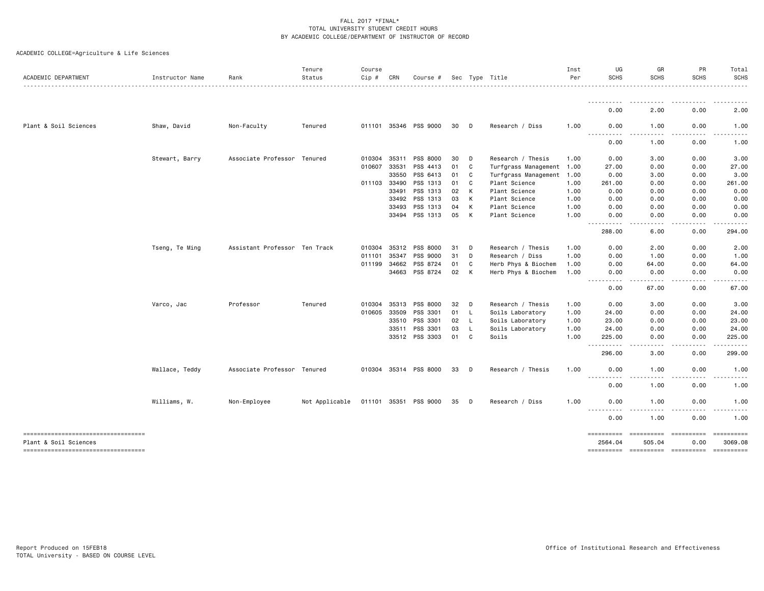FALL 2017 *FINAL*
TOTAL UNIVERSITY STUDENT CREDIT HOURS
BY ACADEMIC COLLEGE/DEPARTMENT OF INSTRUCTOR OF RECORD

ACADEMIC COLLEGE=Agriculture & Life Sciences

| ACADEMIC DEPARTMENT | Instructor Name | Rank | Tenure Status | Course Cip # | CRN | Course # | Sec | Type | Title | Inst Per | UG SCHS | GR SCHS | PR SCHS | Total SCHS |
|---|---|---|---|---|---|---|---|---|---|---|---|---|---|---|
| | | | | | | | | | | | 0.00 | 2.00 | 0.00 | 2.00 |
| Plant & Soil Sciences | Shaw, David | Non-Faculty | Tenured | 011101 | 35346 | PSS 9000 | 30 | D | Research / Diss | 1.00 | 0.00 | 1.00 | 0.00 | 1.00 |
| | | | | | | | | | | | 0.00 | 1.00 | 0.00 | 1.00 |
| | Stewart, Barry | Associate Professor | Tenured | 010304 | 35311 | PSS 8000 | 30 | D | Research / Thesis | 1.00 | 0.00 | 3.00 | 0.00 | 3.00 |
| | | | | 010607 | 33531 | PSS 4413 | 01 | C | Turfgrass Management | 1.00 | 27.00 | 0.00 | 0.00 | 27.00 |
| | | | | | 33550 | PSS 6413 | 01 | C | Turfgrass Management | 1.00 | 0.00 | 3.00 | 0.00 | 3.00 |
| | | | | 011103 | 33490 | PSS 1313 | 01 | C | Plant Science | 1.00 | 261.00 | 0.00 | 0.00 | 261.00 |
| | | | | | 33491 | PSS 1313 | 02 | K | Plant Science | 1.00 | 0.00 | 0.00 | 0.00 | 0.00 |
| | | | | | 33492 | PSS 1313 | 03 | K | Plant Science | 1.00 | 0.00 | 0.00 | 0.00 | 0.00 |
| | | | | | 33493 | PSS 1313 | 04 | K | Plant Science | 1.00 | 0.00 | 0.00 | 0.00 | 0.00 |
| | | | | | 33494 | PSS 1313 | 05 | K | Plant Science | 1.00 | 0.00 | 0.00 | 0.00 | 0.00 |
| | | | | | | | | | | | 288.00 | 6.00 | 0.00 | 294.00 |
| | Tseng, Te Ming | Assistant Professor | Ten Track | 010304 | 35312 | PSS 8000 | 31 | D | Research / Thesis | 1.00 | 0.00 | 2.00 | 0.00 | 2.00 |
| | | | | 011101 | 35347 | PSS 9000 | 31 | D | Research / Diss | 1.00 | 0.00 | 1.00 | 0.00 | 1.00 |
| | | | | 011199 | 34662 | PSS 8724 | 01 | C | Herb Phys & Biochem | 1.00 | 0.00 | 64.00 | 0.00 | 64.00 |
| | | | | | 34663 | PSS 8724 | 02 | K | Herb Phys & Biochem | 1.00 | 0.00 | 0.00 | 0.00 | 0.00 |
| | | | | | | | | | | | 0.00 | 67.00 | 0.00 | 67.00 |
| | Varco, Jac | Professor | Tenured | 010304 | 35313 | PSS 8000 | 32 | D | Research / Thesis | 1.00 | 0.00 | 3.00 | 0.00 | 3.00 |
| | | | | 010605 | 33509 | PSS 3301 | 01 | L | Soils Laboratory | 1.00 | 24.00 | 0.00 | 0.00 | 24.00 |
| | | | | | 33510 | PSS 3301 | 02 | L | Soils Laboratory | 1.00 | 23.00 | 0.00 | 0.00 | 23.00 |
| | | | | | 33511 | PSS 3301 | 03 | L | Soils Laboratory | 1.00 | 24.00 | 0.00 | 0.00 | 24.00 |
| | | | | | 33512 | PSS 3303 | 01 | C | Soils | 1.00 | 225.00 | 0.00 | 0.00 | 225.00 |
| | | | | | | | | | | | 296.00 | 3.00 | 0.00 | 299.00 |
| | Wallace, Teddy | Associate Professor | Tenured | 010304 | 35314 | PSS 8000 | 33 | D | Research / Thesis | 1.00 | 0.00 | 1.00 | 0.00 | 1.00 |
| | | | | | | | | | | | 0.00 | 1.00 | 0.00 | 1.00 |
| | Williams, W. | Non-Employee | Not Applicable | 011101 | 35351 | PSS 9000 | 35 | D | Research / Diss | 1.00 | 0.00 | 1.00 | 0.00 | 1.00 |
| | | | | | | | | | | | 0.00 | 1.00 | 0.00 | 1.00 |
| Plant & Soil Sciences | | | | | | | | | | | 2564.04 | 505.04 | 0.00 | 3069.08 |

Report Produced on 15FEB18
TOTAL University - BASED ON COURSE LEVEL

Office of Institutional Research and Effectiveness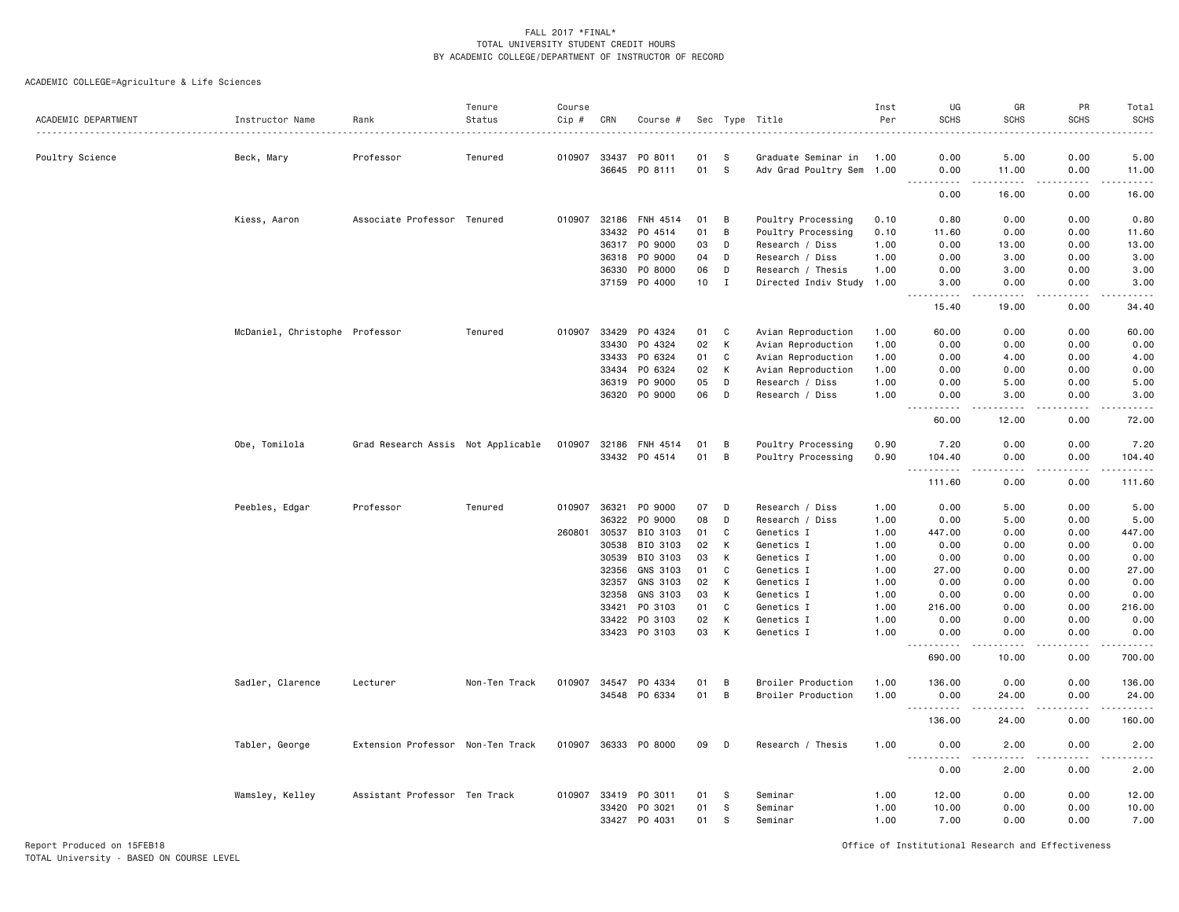FALL 2017 *FINAL*
TOTAL UNIVERSITY STUDENT CREDIT HOURS
BY ACADEMIC COLLEGE/DEPARTMENT OF INSTRUCTOR OF RECORD

ACADEMIC COLLEGE=Agriculture & Life Sciences

| ACADEMIC DEPARTMENT | Instructor Name | Rank | Tenure Status | Course Cip # | CRN | Course # | Sec | Type | Title | Inst Per | UG SCHS | GR SCHS | PR SCHS | Total SCHS |
|---|---|---|---|---|---|---|---|---|---|---|---|---|---|---|
| Poultry Science | Beck, Mary | Professor | Tenured | 010907 | 33437 | PO 8011 | 01 | S | Graduate Seminar in | 1.00 | 0.00 | 5.00 | 0.00 | 5.00 |
| | | | | | 36645 | PO 8111 | 01 | S | Adv Grad Poultry Sem | 1.00 | 0.00 | 11.00 | 0.00 | 11.00 |
| | | | | | | | | | | | 0.00 | 16.00 | 0.00 | 16.00 |
| | Kiess, Aaron | Associate Professor | Tenured | 010907 | 32186 | FNH 4514 | 01 | B | Poultry Processing | 0.10 | 0.80 | 0.00 | 0.00 | 0.80 |
| | | | | | 33432 | PO 4514 | 01 | B | Poultry Processing | 0.10 | 11.60 | 0.00 | 0.00 | 11.60 |
| | | | | | 36317 | PO 9000 | 03 | D | Research / Diss | 1.00 | 0.00 | 13.00 | 0.00 | 13.00 |
| | | | | | 36318 | PO 9000 | 04 | D | Research / Diss | 1.00 | 0.00 | 3.00 | 0.00 | 3.00 |
| | | | | | 36330 | PO 8000 | 06 | D | Research / Thesis | 1.00 | 0.00 | 3.00 | 0.00 | 3.00 |
| | | | | | 37159 | PO 4000 | 10 | I | Directed Indiv Study | 1.00 | 3.00 | 0.00 | 0.00 | 3.00 |
| | | | | | | | | | | | 15.40 | 19.00 | 0.00 | 34.40 |
| | McDaniel, Christophe | Professor | Tenured | 010907 | 33429 | PO 4324 | 01 | C | Avian Reproduction | 1.00 | 60.00 | 0.00 | 0.00 | 60.00 |
| | | | | | 33430 | PO 4324 | 02 | K | Avian Reproduction | 1.00 | 0.00 | 0.00 | 0.00 | 0.00 |
| | | | | | 33433 | PO 6324 | 01 | C | Avian Reproduction | 1.00 | 0.00 | 4.00 | 0.00 | 4.00 |
| | | | | | 33434 | PO 6324 | 02 | K | Avian Reproduction | 1.00 | 0.00 | 0.00 | 0.00 | 0.00 |
| | | | | | 36319 | PO 9000 | 05 | D | Research / Diss | 1.00 | 0.00 | 5.00 | 0.00 | 5.00 |
| | | | | | 36320 | PO 9000 | 06 | D | Research / Diss | 1.00 | 0.00 | 3.00 | 0.00 | 3.00 |
| | | | | | | | | | | | 60.00 | 12.00 | 0.00 | 72.00 |
| | Obe, Tomilola | Grad Research Assis | Not Applicable | 010907 | 32186 | FNH 4514 | 01 | B | Poultry Processing | 0.90 | 7.20 | 0.00 | 0.00 | 7.20 |
| | | | | | 33432 | PO 4514 | 01 | B | Poultry Processing | 0.90 | 104.40 | 0.00 | 0.00 | 104.40 |
| | | | | | | | | | | | 111.60 | 0.00 | 0.00 | 111.60 |
| | Peebles, Edgar | Professor | Tenured | 010907 | 36321 | PO 9000 | 07 | D | Research / Diss | 1.00 | 0.00 | 5.00 | 0.00 | 5.00 |
| | | | | | 36322 | PO 9000 | 08 | D | Research / Diss | 1.00 | 0.00 | 5.00 | 0.00 | 5.00 |
| | | | | 260801 | 30537 | BIO 3103 | 01 | C | Genetics I | 1.00 | 447.00 | 0.00 | 0.00 | 447.00 |
| | | | | | 30538 | BIO 3103 | 02 | K | Genetics I | 1.00 | 0.00 | 0.00 | 0.00 | 0.00 |
| | | | | | 30539 | BIO 3103 | 03 | K | Genetics I | 1.00 | 0.00 | 0.00 | 0.00 | 0.00 |
| | | | | | 32356 | GNS 3103 | 01 | C | Genetics I | 1.00 | 27.00 | 0.00 | 0.00 | 27.00 |
| | | | | | 32357 | GNS 3103 | 02 | K | Genetics I | 1.00 | 0.00 | 0.00 | 0.00 | 0.00 |
| | | | | | 32358 | GNS 3103 | 03 | K | Genetics I | 1.00 | 0.00 | 0.00 | 0.00 | 0.00 |
| | | | | | 33421 | PO 3103 | 01 | C | Genetics I | 1.00 | 216.00 | 0.00 | 0.00 | 216.00 |
| | | | | | 33422 | PO 3103 | 02 | K | Genetics I | 1.00 | 0.00 | 0.00 | 0.00 | 0.00 |
| | | | | | 33423 | PO 3103 | 03 | K | Genetics I | 1.00 | 0.00 | 0.00 | 0.00 | 0.00 |
| | | | | | | | | | | | 690.00 | 10.00 | 0.00 | 700.00 |
| | Sadler, Clarence | Lecturer | Non-Ten Track | 010907 | 34547 | PO 4334 | 01 | B | Broiler Production | 1.00 | 136.00 | 0.00 | 0.00 | 136.00 |
| | | | | | 34548 | PO 6334 | 01 | B | Broiler Production | 1.00 | 0.00 | 24.00 | 0.00 | 24.00 |
| | | | | | | | | | | | 136.00 | 24.00 | 0.00 | 160.00 |
| | Tabler, George | Extension Professor | Non-Ten Track | 010907 | 36333 | PO 8000 | 09 | D | Research / Thesis | 1.00 | 0.00 | 2.00 | 0.00 | 2.00 |
| | | | | | | | | | | | 0.00 | 2.00 | 0.00 | 2.00 |
| | Wamsley, Kelley | Assistant Professor | Ten Track | 010907 | 33419 | PO 3011 | 01 | S | Seminar | 1.00 | 12.00 | 0.00 | 0.00 | 12.00 |
| | | | | | 33420 | PO 3021 | 01 | S | Seminar | 1.00 | 10.00 | 0.00 | 0.00 | 10.00 |
| | | | | | 33427 | PO 4031 | 01 | S | Seminar | 1.00 | 7.00 | 0.00 | 0.00 | 7.00 |

Report Produced on 15FEB18
TOTAL University - BASED ON COURSE LEVEL

Office of Institutional Research and Effectiveness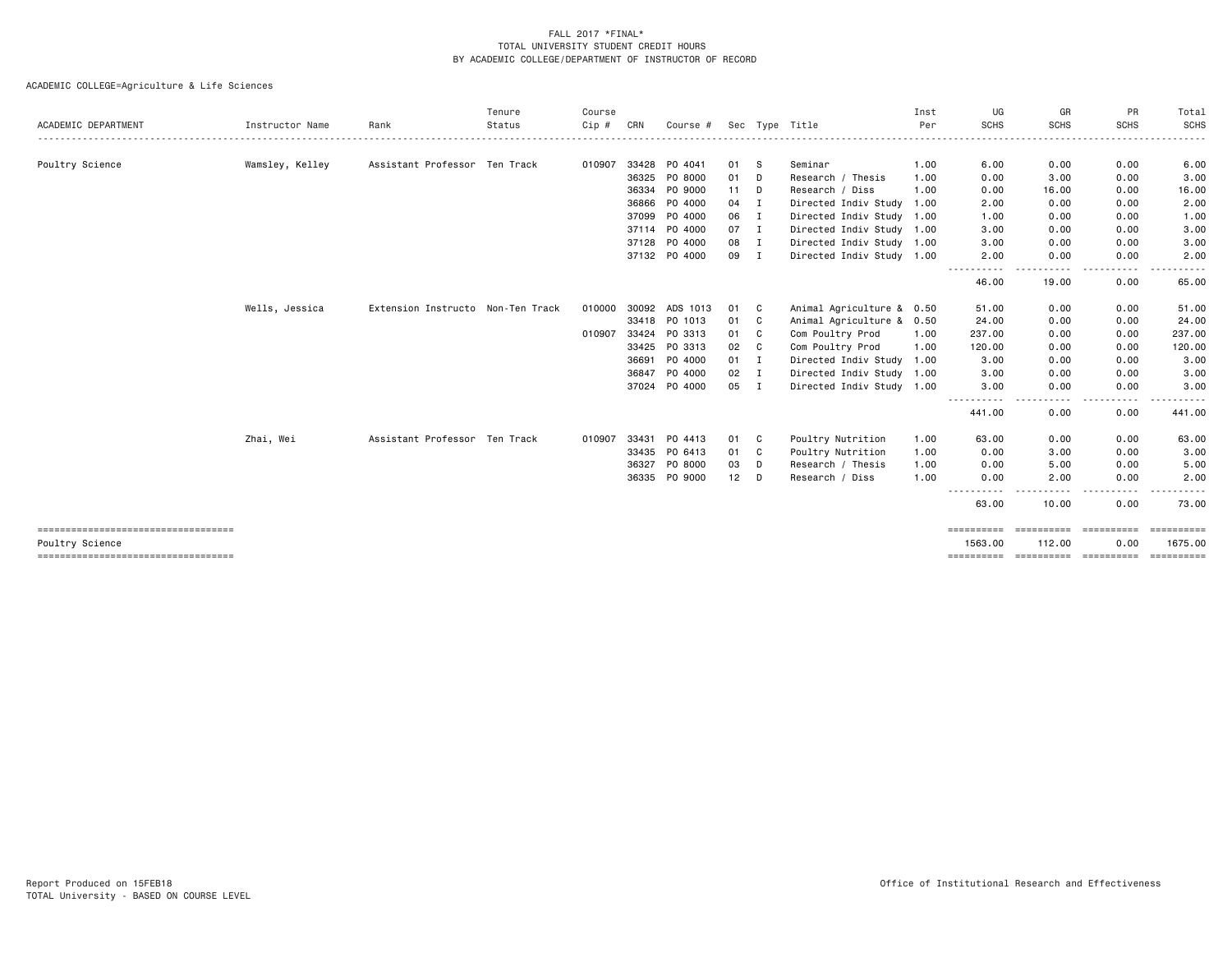FALL 2017 *FINAL*
TOTAL UNIVERSITY STUDENT CREDIT HOURS
BY ACADEMIC COLLEGE/DEPARTMENT OF INSTRUCTOR OF RECORD

ACADEMIC COLLEGE=Agriculture & Life Sciences

| ACADEMIC DEPARTMENT | Instructor Name | Rank | Tenure Status | Course Cip # | CRN | Course # | Sec | Type | Title | Inst Per | UG SCHS | GR SCHS | PR SCHS | Total SCHS |
|---|---|---|---|---|---|---|---|---|---|---|---|---|---|---|
| Poultry Science | Wamsley, Kelley | Assistant Professor | Ten Track | 010907 | 33428 | PO 4041 | 01 | S | Seminar | 1.00 | 6.00 | 0.00 | 0.00 | 6.00 |
| | | | | | 36325 | PO 8000 | 01 | D | Research / Thesis | 1.00 | 0.00 | 3.00 | 0.00 | 3.00 |
| | | | | | 36334 | PO 9000 | 11 | D | Research / Diss | 1.00 | 0.00 | 16.00 | 0.00 | 16.00 |
| | | | | | 36866 | PO 4000 | 04 | I | Directed Indiv Study | 1.00 | 2.00 | 0.00 | 0.00 | 2.00 |
| | | | | | 37099 | PO 4000 | 06 | I | Directed Indiv Study | 1.00 | 1.00 | 0.00 | 0.00 | 1.00 |
| | | | | | 37114 | PO 4000 | 07 | I | Directed Indiv Study | 1.00 | 3.00 | 0.00 | 0.00 | 3.00 |
| | | | | | 37128 | PO 4000 | 08 | I | Directed Indiv Study | 1.00 | 3.00 | 0.00 | 0.00 | 3.00 |
| | | | | | 37132 | PO 4000 | 09 | I | Directed Indiv Study | 1.00 | 2.00 | 0.00 | 0.00 | 2.00 |
| | | | | | | | | | | | 46.00 | 19.00 | 0.00 | 65.00 |
| | Wells, Jessica | Extension Instructo | Non-Ten Track | 010000 | 30092 | ADS 1013 | 01 | C | Animal Agriculture & | 0.50 | 51.00 | 0.00 | 0.00 | 51.00 |
| | | | | | 33418 | PO 1013 | 01 | C | Animal Agriculture & | 0.50 | 24.00 | 0.00 | 0.00 | 24.00 |
| | | | | 010907 | 33424 | PO 3313 | 01 | C | Com Poultry Prod | 1.00 | 237.00 | 0.00 | 0.00 | 237.00 |
| | | | | | 33425 | PO 3313 | 02 | C | Com Poultry Prod | 1.00 | 120.00 | 0.00 | 0.00 | 120.00 |
| | | | | | 36691 | PO 4000 | 01 | I | Directed Indiv Study | 1.00 | 3.00 | 0.00 | 0.00 | 3.00 |
| | | | | | 36847 | PO 4000 | 02 | I | Directed Indiv Study | 1.00 | 3.00 | 0.00 | 0.00 | 3.00 |
| | | | | | 37024 | PO 4000 | 05 | I | Directed Indiv Study | 1.00 | 3.00 | 0.00 | 0.00 | 3.00 |
| | | | | | | | | | | | 441.00 | 0.00 | 0.00 | 441.00 |
| | Zhai, Wei | Assistant Professor | Ten Track | 010907 | 33431 | PO 4413 | 01 | C | Poultry Nutrition | 1.00 | 63.00 | 0.00 | 0.00 | 63.00 |
| | | | | | 33435 | PO 6413 | 01 | C | Poultry Nutrition | 1.00 | 0.00 | 3.00 | 0.00 | 3.00 |
| | | | | | 36327 | PO 8000 | 03 | D | Research / Thesis | 1.00 | 0.00 | 5.00 | 0.00 | 5.00 |
| | | | | | 36335 | PO 9000 | 12 | D | Research / Diss | 1.00 | 0.00 | 2.00 | 0.00 | 2.00 |
| | | | | | | | | | | | 63.00 | 10.00 | 0.00 | 73.00 |
| Poultry Science | | | | | | | | | | | 1563.00 | 112.00 | 0.00 | 1675.00 |

Report Produced on 15FEB18
TOTAL University - BASED ON COURSE LEVEL

Office of Institutional Research and Effectiveness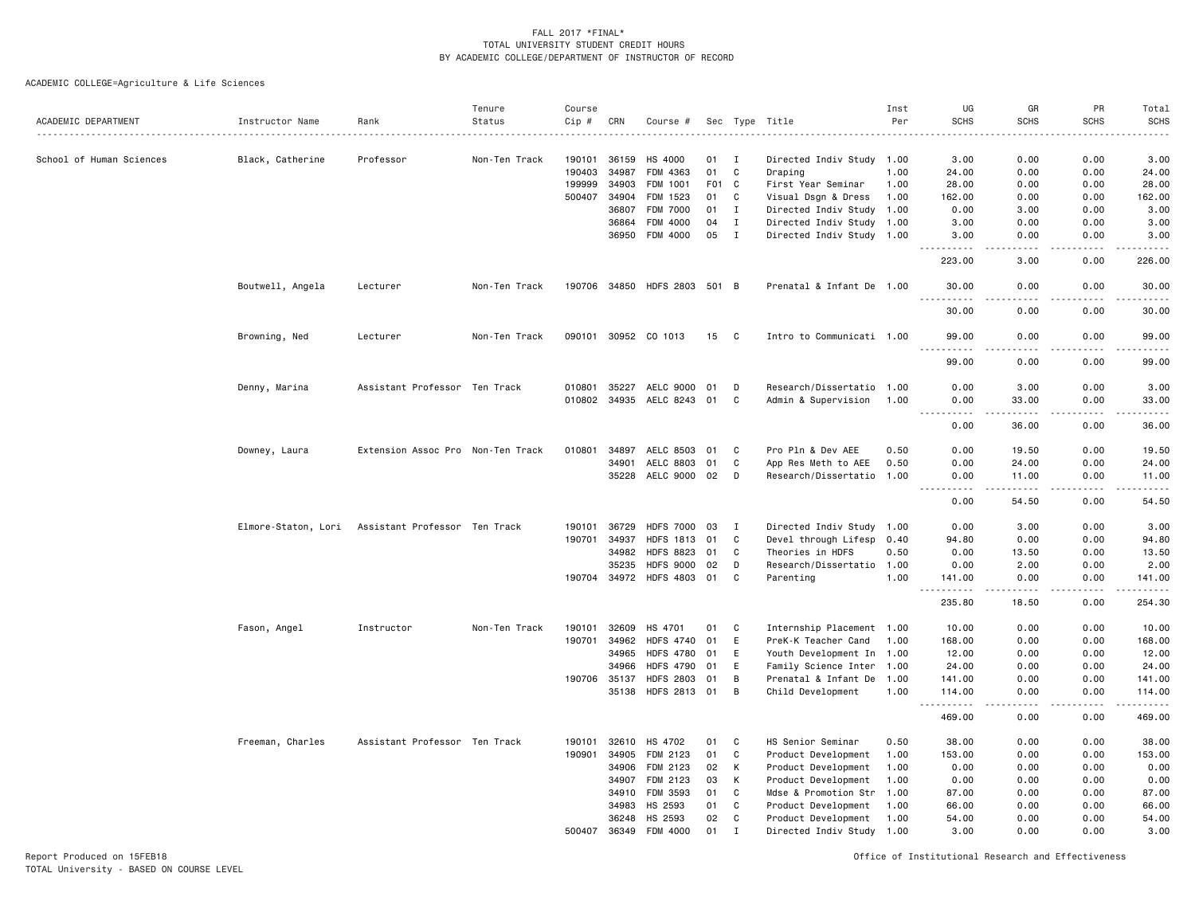FALL 2017 *FINAL*
TOTAL UNIVERSITY STUDENT CREDIT HOURS
BY ACADEMIC COLLEGE/DEPARTMENT OF INSTRUCTOR OF RECORD

ACADEMIC COLLEGE=Agriculture & Life Sciences

| ACADEMIC DEPARTMENT | Instructor Name | Rank | Tenure Status | Course Cip # | CRN | Course # | Sec | Type | Title | Inst Per | UG SCHS | GR SCHS | PR SCHS | Total SCHS |
|---|---|---|---|---|---|---|---|---|---|---|---|---|---|---|
| School of Human Sciences | Black, Catherine | Professor | Non-Ten Track | 190101 | 36159 | HS 4000 | 01 | I | Directed Indiv Study | 1.00 | 3.00 | 0.00 | 0.00 | 3.00 |
| | | | | 190403 | 34987 | FDM 4363 | 01 | C | Draping | 1.00 | 24.00 | 0.00 | 0.00 | 24.00 |
| | | | | 199999 | 34903 | FDM 1001 | F01 | C | First Year Seminar | 1.00 | 28.00 | 0.00 | 0.00 | 28.00 |
| | | | | 500407 | 34904 | FDM 1523 | 01 | C | Visual Dsgn & Dress | 1.00 | 162.00 | 0.00 | 0.00 | 162.00 |
| | | | | | 36807 | FDM 7000 | 01 | I | Directed Indiv Study | 1.00 | 0.00 | 3.00 | 0.00 | 3.00 |
| | | | | | 36864 | FDM 4000 | 04 | I | Directed Indiv Study | 1.00 | 3.00 | 0.00 | 0.00 | 3.00 |
| | | | | | 36950 | FDM 4000 | 05 | I | Directed Indiv Study | 1.00 | 3.00 | 0.00 | 0.00 | 3.00 |
| | | | | | | | | | | | 223.00 | 3.00 | 0.00 | 226.00 |
| | Boutwell, Angela | Lecturer | Non-Ten Track | 190706 | 34850 | HDFS 2803 | 501 | B | Prenatal & Infant De | 1.00 | 30.00 | 0.00 | 0.00 | 30.00 |
| | | | | | | | | | | | 30.00 | 0.00 | 0.00 | 30.00 |
| | Browning, Ned | Lecturer | Non-Ten Track | 090101 | 30952 | CO 1013 | 15 | C | Intro to Communicati | 1.00 | 99.00 | 0.00 | 0.00 | 99.00 |
| | | | | | | | | | | | 99.00 | 0.00 | 0.00 | 99.00 |
| | Denny, Marina | Assistant Professor | Ten Track | 010801 | 35227 | AELC 9000 | 01 | D | Research/Dissertatio | 1.00 | 0.00 | 3.00 | 0.00 | 3.00 |
| | | | | 010802 | 34935 | AELC 8243 | 01 | C | Admin & Supervision | 1.00 | 0.00 | 33.00 | 0.00 | 33.00 |
| | | | | | | | | | | | 0.00 | 36.00 | 0.00 | 36.00 |
| | Downey, Laura | Extension Assoc Pro | Non-Ten Track | 010801 | 34897 | AELC 8503 | 01 | C | Pro Pln & Dev AEE | 0.50 | 0.00 | 19.50 | 0.00 | 19.50 |
| | | | | | 34901 | AELC 8803 | 01 | C | App Res Meth to AEE | 0.50 | 0.00 | 24.00 | 0.00 | 24.00 |
| | | | | | 35228 | AELC 9000 | 02 | D | Research/Dissertatio | 1.00 | 0.00 | 11.00 | 0.00 | 11.00 |
| | | | | | | | | | | | 0.00 | 54.50 | 0.00 | 54.50 |
| | Elmore-Staton, Lori | Assistant Professor | Ten Track | 190101 | 36729 | HDFS 7000 | 03 | I | Directed Indiv Study | 1.00 | 0.00 | 3.00 | 0.00 | 3.00 |
| | | | | 190701 | 34937 | HDFS 1813 | 01 | C | Devel through Lifesp | 0.40 | 94.80 | 0.00 | 0.00 | 94.80 |
| | | | | | 34982 | HDFS 8823 | 01 | C | Theories in HDFS | 0.50 | 0.00 | 13.50 | 0.00 | 13.50 |
| | | | | | 35235 | HDFS 9000 | 02 | D | Research/Dissertatio | 1.00 | 0.00 | 2.00 | 0.00 | 2.00 |
| | | | | 190704 | 34972 | HDFS 4803 | 01 | C | Parenting | 1.00 | 141.00 | 0.00 | 0.00 | 141.00 |
| | | | | | | | | | | | 235.80 | 18.50 | 0.00 | 254.30 |
| | Fason, Angel | Instructor | Non-Ten Track | 190101 | 32609 | HS 4701 | 01 | C | Internship Placement | 1.00 | 10.00 | 0.00 | 0.00 | 10.00 |
| | | | | 190701 | 34962 | HDFS 4740 | 01 | E | PreK-K Teacher Cand | 1.00 | 168.00 | 0.00 | 0.00 | 168.00 |
| | | | | | 34965 | HDFS 4780 | 01 | E | Youth Development In | 1.00 | 12.00 | 0.00 | 0.00 | 12.00 |
| | | | | | 34966 | HDFS 4790 | 01 | E | Family Science Inter | 1.00 | 24.00 | 0.00 | 0.00 | 24.00 |
| | | | | 190706 | 35137 | HDFS 2803 | 01 | B | Prenatal & Infant De | 1.00 | 141.00 | 0.00 | 0.00 | 141.00 |
| | | | | | 35138 | HDFS 2813 | 01 | B | Child Development | 1.00 | 114.00 | 0.00 | 0.00 | 114.00 |
| | | | | | | | | | | | 469.00 | 0.00 | 0.00 | 469.00 |
| | Freeman, Charles | Assistant Professor | Ten Track | 190101 | 32610 | HS 4702 | 01 | C | HS Senior Seminar | 0.50 | 38.00 | 0.00 | 0.00 | 38.00 |
| | | | | 190901 | 34905 | FDM 2123 | 01 | C | Product Development | 1.00 | 153.00 | 0.00 | 0.00 | 153.00 |
| | | | | | 34906 | FDM 2123 | 02 | K | Product Development | 1.00 | 0.00 | 0.00 | 0.00 | 0.00 |
| | | | | | 34907 | FDM 2123 | 03 | K | Product Development | 1.00 | 0.00 | 0.00 | 0.00 | 0.00 |
| | | | | | 34910 | FDM 3593 | 01 | C | Mdse & Promotion Str | 1.00 | 87.00 | 0.00 | 0.00 | 87.00 |
| | | | | | 34983 | HS 2593 | 01 | C | Product Development | 1.00 | 66.00 | 0.00 | 0.00 | 66.00 |
| | | | | | 36248 | HS 2593 | 02 | C | Product Development | 1.00 | 54.00 | 0.00 | 0.00 | 54.00 |
| | | | | 500407 | 36349 | FDM 4000 | 01 | I | Directed Indiv Study | 1.00 | 3.00 | 0.00 | 0.00 | 3.00 |

Report Produced on 15FEB18
TOTAL University - BASED ON COURSE LEVEL

Office of Institutional Research and Effectiveness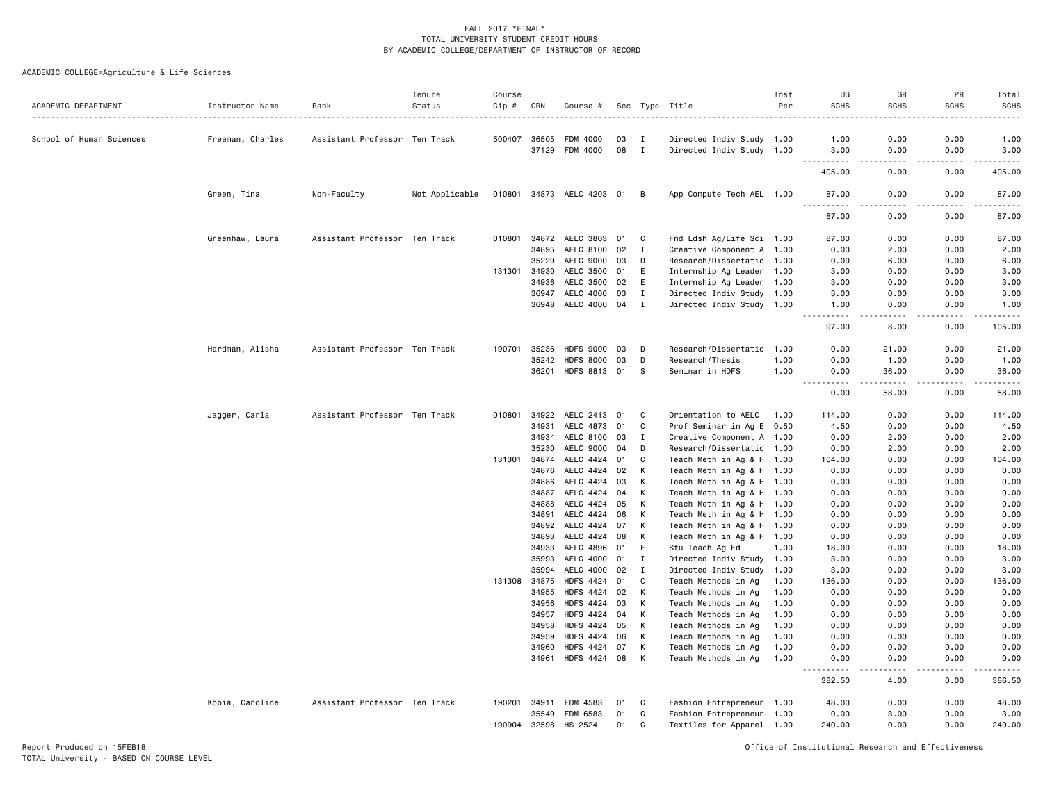FALL 2017 *FINAL*
TOTAL UNIVERSITY STUDENT CREDIT HOURS
BY ACADEMIC COLLEGE/DEPARTMENT OF INSTRUCTOR OF RECORD

ACADEMIC COLLEGE=Agriculture & Life Sciences

| ACADEMIC DEPARTMENT | Instructor Name | Rank | Tenure Status | Course Cip # | CRN | Course # | Sec | Type | Title | Inst Per | UG SCHS | GR SCHS | PR SCHS | Total SCHS |
|---|---|---|---|---|---|---|---|---|---|---|---|---|---|---|
| School of Human Sciences | Freeman, Charles | Assistant Professor | Ten Track | 500407 | 36505 | FDM 4000 | 03 | I | Directed Indiv Study | 1.00 | 1.00 | 0.00 | 0.00 | 1.00 |
| | | | | | 37129 | FDM 4000 | 08 | I | Directed Indiv Study | 1.00 | 3.00 | 0.00 | 0.00 | 3.00 |
| | | | | | | | | | | | 405.00 | 0.00 | 0.00 | 405.00 |
| | Green, Tina | Non-Faculty | Not Applicable | 010801 | 34873 | AELC 4203 | 01 | B | App Compute Tech AEL | 1.00 | 87.00 | 0.00 | 0.00 | 87.00 |
| | | | | | | | | | | | 87.00 | 0.00 | 0.00 | 87.00 |
| | Greenhaw, Laura | Assistant Professor | Ten Track | 010801 | 34872 | AELC 3803 | 01 | C | Fnd Ldsh Ag/Life Sci | 1.00 | 87.00 | 0.00 | 0.00 | 87.00 |
| | | | | | 34895 | AELC 8100 | 02 | I | Creative Component A | 1.00 | 0.00 | 2.00 | 0.00 | 2.00 |
| | | | | | 35229 | AELC 9000 | 03 | D | Research/Dissertatio | 1.00 | 0.00 | 6.00 | 0.00 | 6.00 |
| | | | | 131301 | 34930 | AELC 3500 | 01 | E | Internship Ag Leader | 1.00 | 3.00 | 0.00 | 0.00 | 3.00 |
| | | | | | 34936 | AELC 3500 | 02 | E | Internship Ag Leader | 1.00 | 3.00 | 0.00 | 0.00 | 3.00 |
| | | | | | 36947 | AELC 4000 | 03 | I | Directed Indiv Study | 1.00 | 3.00 | 0.00 | 0.00 | 3.00 |
| | | | | | 36948 | AELC 4000 | 04 | I | Directed Indiv Study | 1.00 | 1.00 | 0.00 | 0.00 | 1.00 |
| | | | | | | | | | | | 97.00 | 8.00 | 0.00 | 105.00 |
| | Hardman, Alisha | Assistant Professor | Ten Track | 190701 | 35236 | HDFS 9000 | 03 | D | Research/Dissertatio | 1.00 | 0.00 | 21.00 | 0.00 | 21.00 |
| | | | | | 35242 | HDFS 8000 | 03 | D | Research/Thesis | 1.00 | 0.00 | 1.00 | 0.00 | 1.00 |
| | | | | | 36201 | HDFS 8813 | 01 | S | Seminar in HDFS | 1.00 | 0.00 | 36.00 | 0.00 | 36.00 |
| | | | | | | | | | | | 0.00 | 58.00 | 0.00 | 58.00 |
| | Jagger, Carla | Assistant Professor | Ten Track | 010801 | 34922 | AELC 2413 | 01 | C | Orientation to AELC | 1.00 | 114.00 | 0.00 | 0.00 | 114.00 |
| | | | | | 34931 | AELC 4873 | 01 | C | Prof Seminar in Ag E | 0.50 | 4.50 | 0.00 | 0.00 | 4.50 |
| | | | | | 34934 | AELC 8100 | 03 | I | Creative Component A | 1.00 | 0.00 | 2.00 | 0.00 | 2.00 |
| | | | | | 35230 | AELC 9000 | 04 | D | Research/Dissertatio | 1.00 | 0.00 | 2.00 | 0.00 | 2.00 |
| | | | | 131301 | 34874 | AELC 4424 | 01 | C | Teach Meth in Ag & H | 1.00 | 104.00 | 0.00 | 0.00 | 104.00 |
| | | | | | 34876 | AELC 4424 | 02 | K | Teach Meth in Ag & H | 1.00 | 0.00 | 0.00 | 0.00 | 0.00 |
| | | | | | 34886 | AELC 4424 | 03 | K | Teach Meth in Ag & H | 1.00 | 0.00 | 0.00 | 0.00 | 0.00 |
| | | | | | 34887 | AELC 4424 | 04 | K | Teach Meth in Ag & H | 1.00 | 0.00 | 0.00 | 0.00 | 0.00 |
| | | | | | 34888 | AELC 4424 | 05 | K | Teach Meth in Ag & H | 1.00 | 0.00 | 0.00 | 0.00 | 0.00 |
| | | | | | 34891 | AELC 4424 | 06 | K | Teach Meth in Ag & H | 1.00 | 0.00 | 0.00 | 0.00 | 0.00 |
| | | | | | 34892 | AELC 4424 | 07 | K | Teach Meth in Ag & H | 1.00 | 0.00 | 0.00 | 0.00 | 0.00 |
| | | | | | 34893 | AELC 4424 | 08 | K | Teach Meth in Ag & H | 1.00 | 0.00 | 0.00 | 0.00 | 0.00 |
| | | | | | 34933 | AELC 4896 | 01 | F | Stu Teach Ag Ed | 1.00 | 18.00 | 0.00 | 0.00 | 18.00 |
| | | | | | 35993 | AELC 4000 | 01 | I | Directed Indiv Study | 1.00 | 3.00 | 0.00 | 0.00 | 3.00 |
| | | | | | 35994 | AELC 4000 | 02 | I | Directed Indiv Study | 1.00 | 3.00 | 0.00 | 0.00 | 3.00 |
| | | | | 131308 | 34875 | HDFS 4424 | 01 | C | Teach Methods in Ag | 1.00 | 136.00 | 0.00 | 0.00 | 136.00 |
| | | | | | 34955 | HDFS 4424 | 02 | K | Teach Methods in Ag | 1.00 | 0.00 | 0.00 | 0.00 | 0.00 |
| | | | | | 34956 | HDFS 4424 | 03 | K | Teach Methods in Ag | 1.00 | 0.00 | 0.00 | 0.00 | 0.00 |
| | | | | | 34957 | HDFS 4424 | 04 | K | Teach Methods in Ag | 1.00 | 0.00 | 0.00 | 0.00 | 0.00 |
| | | | | | 34958 | HDFS 4424 | 05 | K | Teach Methods in Ag | 1.00 | 0.00 | 0.00 | 0.00 | 0.00 |
| | | | | | 34959 | HDFS 4424 | 06 | K | Teach Methods in Ag | 1.00 | 0.00 | 0.00 | 0.00 | 0.00 |
| | | | | | 34960 | HDFS 4424 | 07 | K | Teach Methods in Ag | 1.00 | 0.00 | 0.00 | 0.00 | 0.00 |
| | | | | | 34961 | HDFS 4424 | 08 | K | Teach Methods in Ag | 1.00 | 0.00 | 0.00 | 0.00 | 0.00 |
| | | | | | | | | | | | 382.50 | 4.00 | 0.00 | 386.50 |
| | Kobia, Caroline | Assistant Professor | Ten Track | 190201 | 34911 | FDM 4583 | 01 | C | Fashion Entrepreneur | 1.00 | 48.00 | 0.00 | 0.00 | 48.00 |
| | | | | | 35549 | FDM 6583 | 01 | C | Fashion Entrepreneur | 1.00 | 0.00 | 3.00 | 0.00 | 3.00 |
| | | | | 190904 | 32598 | HS 2524 | 01 | C | Textiles for Apparel | 1.00 | 240.00 | 0.00 | 0.00 | 240.00 |

Report Produced on 15FEB18
TOTAL University - BASED ON COURSE LEVEL

Office of Institutional Research and Effectiveness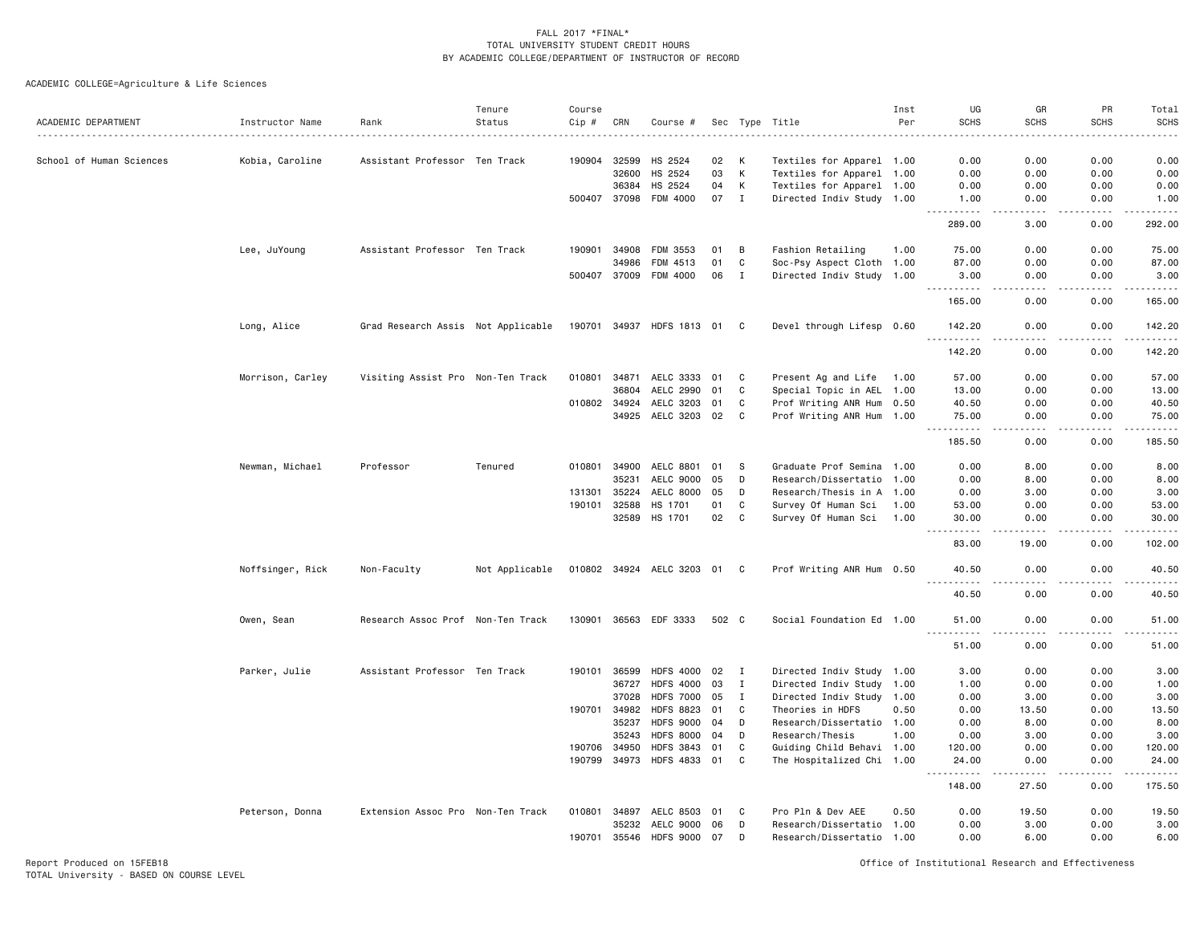FALL 2017 *FINAL*
TOTAL UNIVERSITY STUDENT CREDIT HOURS
BY ACADEMIC COLLEGE/DEPARTMENT OF INSTRUCTOR OF RECORD

ACADEMIC COLLEGE=Agriculture & Life Sciences

| ACADEMIC DEPARTMENT | Instructor Name | Rank | Tenure Status | Course Cip # | CRN | Course # | Sec | Type | Title | Inst Per | UG SCHS | GR SCHS | PR SCHS | Total SCHS |
|---|---|---|---|---|---|---|---|---|---|---|---|---|---|---|
| School of Human Sciences | Kobia, Caroline | Assistant Professor | Ten Track | 190904 | 32599 | HS 2524 | 02 | K | Textiles for Apparel | 1.00 | 0.00 | 0.00 | 0.00 | 0.00 |
| | | | | | 32600 | HS 2524 | 03 | K | Textiles for Apparel | 1.00 | 0.00 | 0.00 | 0.00 | 0.00 |
| | | | | | 36384 | HS 2524 | 04 | K | Textiles for Apparel | 1.00 | 0.00 | 0.00 | 0.00 | 0.00 |
| | | | | 500407 | 37098 | FDM 4000 | 07 | I | Directed Indiv Study | 1.00 | 1.00 | 0.00 | 0.00 | 1.00 |
| | | | | | | | | | | | 289.00 | 3.00 | 0.00 | 292.00 |
| | Lee, JuYoung | Assistant Professor | Ten Track | 190901 | 34908 | FDM 3553 | 01 | B | Fashion Retailing | 1.00 | 75.00 | 0.00 | 0.00 | 75.00 |
| | | | | | 34986 | FDM 4513 | 01 | C | Soc-Psy Aspect Cloth | 1.00 | 87.00 | 0.00 | 0.00 | 87.00 |
| | | | | 500407 | 37009 | FDM 4000 | 06 | I | Directed Indiv Study | 1.00 | 3.00 | 0.00 | 0.00 | 3.00 |
| | | | | | | | | | | | 165.00 | 0.00 | 0.00 | 165.00 |
| | Long, Alice | Grad Research Assis | Not Applicable | 190701 | 34937 | HDFS 1813 | 01 | C | Devel through Lifesp | 0.60 | 142.20 | 0.00 | 0.00 | 142.20 |
| | | | | | | | | | | | 142.20 | 0.00 | 0.00 | 142.20 |
| | Morrison, Carley | Visiting Assist Pro | Non-Ten Track | 010801 | 34871 | AELC 3333 | 01 | C | Present Ag and Life | 1.00 | 57.00 | 0.00 | 0.00 | 57.00 |
| | | | | | 36804 | AELC 2990 | 01 | C | Special Topic in AEL | 1.00 | 13.00 | 0.00 | 0.00 | 13.00 |
| | | | | 010802 | 34924 | AELC 3203 | 01 | C | Prof Writing ANR Hum | 0.50 | 40.50 | 0.00 | 0.00 | 40.50 |
| | | | | | 34925 | AELC 3203 | 02 | C | Prof Writing ANR Hum | 1.00 | 75.00 | 0.00 | 0.00 | 75.00 |
| | | | | | | | | | | | 185.50 | 0.00 | 0.00 | 185.50 |
| | Newman, Michael | Professor | Tenured | 010801 | 34900 | AELC 8801 | 01 | S | Graduate Prof Semina | 1.00 | 0.00 | 8.00 | 0.00 | 8.00 |
| | | | | | 35231 | AELC 9000 | 05 | D | Research/Dissertatio | 1.00 | 0.00 | 8.00 | 0.00 | 8.00 |
| | | | | 131301 | 35224 | AELC 8000 | 05 | D | Research/Thesis in A | 1.00 | 0.00 | 3.00 | 0.00 | 3.00 |
| | | | | 190101 | 32588 | HS 1701 | 01 | C | Survey Of Human Sci | 1.00 | 53.00 | 0.00 | 0.00 | 53.00 |
| | | | | | 32589 | HS 1701 | 02 | C | Survey Of Human Sci | 1.00 | 30.00 | 0.00 | 0.00 | 30.00 |
| | | | | | | | | | | | 83.00 | 19.00 | 0.00 | 102.00 |
| | Noffsinger, Rick | Non-Faculty | Not Applicable | 010802 | 34924 | AELC 3203 | 01 | C | Prof Writing ANR Hum | 0.50 | 40.50 | 0.00 | 0.00 | 40.50 |
| | | | | | | | | | | | 40.50 | 0.00 | 0.00 | 40.50 |
| | Owen, Sean | Research Assoc Prof | Non-Ten Track | 130901 | 36563 | EDF 3333 | 502 | C | Social Foundation Ed | 1.00 | 51.00 | 0.00 | 0.00 | 51.00 |
| | | | | | | | | | | | 51.00 | 0.00 | 0.00 | 51.00 |
| | Parker, Julie | Assistant Professor | Ten Track | 190101 | 36599 | HDFS 4000 | 02 | I | Directed Indiv Study | 1.00 | 3.00 | 0.00 | 0.00 | 3.00 |
| | | | | | 36727 | HDFS 4000 | 03 | I | Directed Indiv Study | 1.00 | 1.00 | 0.00 | 0.00 | 1.00 |
| | | | | | 37028 | HDFS 7000 | 05 | I | Directed Indiv Study | 1.00 | 0.00 | 3.00 | 0.00 | 3.00 |
| | | | | 190701 | 34982 | HDFS 8823 | 01 | C | Theories in HDFS | 0.50 | 0.00 | 13.50 | 0.00 | 13.50 |
| | | | | | 35237 | HDFS 9000 | 04 | D | Research/Dissertatio | 1.00 | 0.00 | 8.00 | 0.00 | 8.00 |
| | | | | | 35243 | HDFS 8000 | 04 | D | Research/Thesis | 1.00 | 0.00 | 3.00 | 0.00 | 3.00 |
| | | | | 190706 | 34950 | HDFS 3843 | 01 | C | Guiding Child Behavi | 1.00 | 120.00 | 0.00 | 0.00 | 120.00 |
| | | | | 190799 | 34973 | HDFS 4833 | 01 | C | The Hospitalized Chi | 1.00 | 24.00 | 0.00 | 0.00 | 24.00 |
| | | | | | | | | | | | 148.00 | 27.50 | 0.00 | 175.50 |
| | Peterson, Donna | Extension Assoc Pro | Non-Ten Track | 010801 | 34897 | AELC 8503 | 01 | C | Pro Pln & Dev AEE | 0.50 | 0.00 | 19.50 | 0.00 | 19.50 |
| | | | | | 35232 | AELC 9000 | 06 | D | Research/Dissertatio | 1.00 | 0.00 | 3.00 | 0.00 | 3.00 |
| | | | | 190701 | 35546 | HDFS 9000 | 07 | D | Research/Dissertatio | 1.00 | 0.00 | 6.00 | 0.00 | 6.00 |

Report Produced on 15FEB18
TOTAL University - BASED ON COURSE LEVEL

Office of Institutional Research and Effectiveness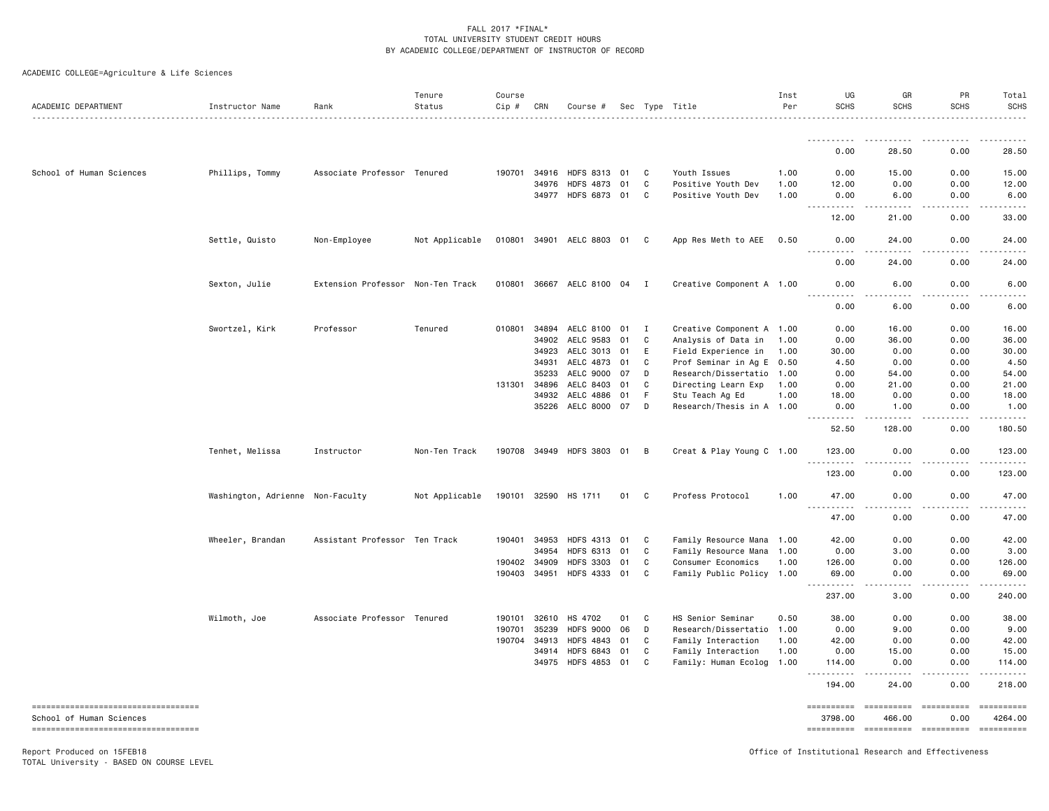FALL 2017 *FINAL*
TOTAL UNIVERSITY STUDENT CREDIT HOURS
BY ACADEMIC COLLEGE/DEPARTMENT OF INSTRUCTOR OF RECORD

ACADEMIC COLLEGE=Agriculture & Life Sciences

| ACADEMIC DEPARTMENT | Instructor Name | Rank | Tenure Status | Course Cip # | CRN | Course # | Sec | Type | Title | Inst Per | UG SCHS | GR SCHS | PR SCHS | Total SCHS |
|---|---|---|---|---|---|---|---|---|---|---|---|---|---|---|
| | | | | | | | | | | | 0.00 | 28.50 | 0.00 | 28.50 |
| School of Human Sciences | Phillips, Tommy | Associate Professor | Tenured | 190701 | 34916 | HDFS 8313 | 01 | C | Youth Issues | 1.00 | 0.00 | 15.00 | 0.00 | 15.00 |
| | | | | | 34976 | HDFS 4873 | 01 | C | Positive Youth Dev | 1.00 | 12.00 | 0.00 | 0.00 | 12.00 |
| | | | | | 34977 | HDFS 6873 | 01 | C | Positive Youth Dev | 1.00 | 0.00 | 6.00 | 0.00 | 6.00 |
| | | | | | | | | | | | 12.00 | 21.00 | 0.00 | 33.00 |
| | Settle, Quisto | Non-Employee | Not Applicable | 010801 | 34901 | AELC 8803 | 01 | C | App Res Meth to AEE | 0.50 | 0.00 | 24.00 | 0.00 | 24.00 |
| | | | | | | | | | | | 0.00 | 24.00 | 0.00 | 24.00 |
| | Sexton, Julie | Extension Professor | Non-Ten Track | 010801 | 36667 | AELC 8100 | 04 | I | Creative Component A | 1.00 | 0.00 | 6.00 | 0.00 | 6.00 |
| | | | | | | | | | | | 0.00 | 6.00 | 0.00 | 6.00 |
| | Swortzel, Kirk | Professor | Tenured | 010801 | 34894 | AELC 8100 | 01 | I | Creative Component A | 1.00 | 0.00 | 16.00 | 0.00 | 16.00 |
| | | | | | 34902 | AELC 9583 | 01 | C | Analysis of Data in | 1.00 | 0.00 | 36.00 | 0.00 | 36.00 |
| | | | | | 34923 | AELC 3013 | 01 | E | Field Experience in | 1.00 | 30.00 | 0.00 | 0.00 | 30.00 |
| | | | | | 34931 | AELC 4873 | 01 | C | Prof Seminar in Ag E | 0.50 | 4.50 | 0.00 | 0.00 | 4.50 |
| | | | | | 35233 | AELC 9000 | 07 | D | Research/Dissertatio | 1.00 | 0.00 | 54.00 | 0.00 | 54.00 |
| | | | | 131301 | 34896 | AELC 8403 | 01 | C | Directing Learn Exp | 1.00 | 0.00 | 21.00 | 0.00 | 21.00 |
| | | | | | 34932 | AELC 4886 | 01 | F | Stu Teach Ag Ed | 1.00 | 18.00 | 0.00 | 0.00 | 18.00 |
| | | | | | 35226 | AELC 8000 | 07 | D | Research/Thesis in A | 1.00 | 0.00 | 1.00 | 0.00 | 1.00 |
| | | | | | | | | | | | 52.50 | 128.00 | 0.00 | 180.50 |
| | Tenhet, Melissa | Instructor | Non-Ten Track | 190708 | 34949 | HDFS 3803 | 01 | B | Creat & Play Young C | 1.00 | 123.00 | 0.00 | 0.00 | 123.00 |
| | | | | | | | | | | | 123.00 | 0.00 | 0.00 | 123.00 |
| | Washington, Adrienne | Non-Faculty | Not Applicable | 190101 | 32590 | HS 1711 | 01 | C | Profess Protocol | 1.00 | 47.00 | 0.00 | 0.00 | 47.00 |
| | | | | | | | | | | | 47.00 | 0.00 | 0.00 | 47.00 |
| | Wheeler, Brandan | Assistant Professor | Ten Track | 190401 | 34953 | HDFS 4313 | 01 | C | Family Resource Mana | 1.00 | 42.00 | 0.00 | 0.00 | 42.00 |
| | | | | | 34954 | HDFS 6313 | 01 | C | Family Resource Mana | 1.00 | 0.00 | 3.00 | 0.00 | 3.00 |
| | | | | 190402 | 34909 | HDFS 3303 | 01 | C | Consumer Economics | 1.00 | 126.00 | 0.00 | 0.00 | 126.00 |
| | | | | 190403 | 34951 | HDFS 4333 | 01 | C | Family Public Policy | 1.00 | 69.00 | 0.00 | 0.00 | 69.00 |
| | | | | | | | | | | | 237.00 | 3.00 | 0.00 | 240.00 |
| | Wilmoth, Joe | Associate Professor | Tenured | 190101 | 32610 | HS 4702 | 01 | C | HS Senior Seminar | 0.50 | 38.00 | 0.00 | 0.00 | 38.00 |
| | | | | 190701 | 35239 | HDFS 9000 | 06 | D | Research/Dissertatio | 1.00 | 0.00 | 9.00 | 0.00 | 9.00 |
| | | | | 190704 | 34913 | HDFS 4843 | 01 | C | Family Interaction | 1.00 | 42.00 | 0.00 | 0.00 | 42.00 |
| | | | | | 34914 | HDFS 6843 | 01 | C | Family Interaction | 1.00 | 0.00 | 15.00 | 0.00 | 15.00 |
| | | | | | 34975 | HDFS 4853 | 01 | C | Family: Human Ecolog | 1.00 | 114.00 | 0.00 | 0.00 | 114.00 |
| | | | | | | | | | | | 194.00 | 24.00 | 0.00 | 218.00 |
| School of Human Sciences | | | | | | | | | | | 3798.00 | 466.00 | 0.00 | 4264.00 |

Report Produced on 15FEB18
TOTAL University - BASED ON COURSE LEVEL

Office of Institutional Research and Effectiveness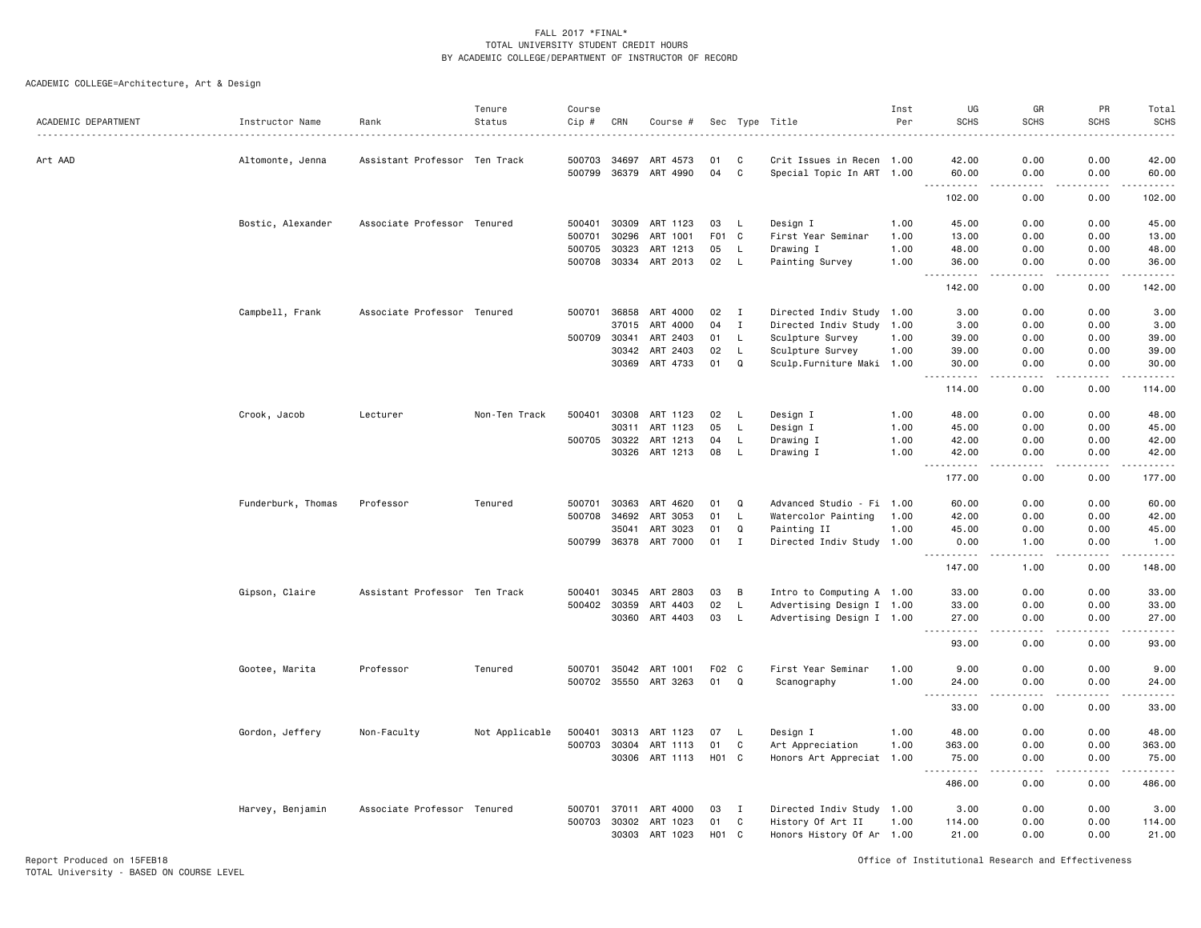FALL 2017 *FINAL*
TOTAL UNIVERSITY STUDENT CREDIT HOURS
BY ACADEMIC COLLEGE/DEPARTMENT OF INSTRUCTOR OF RECORD

ACADEMIC COLLEGE=Architecture, Art & Design

| ACADEMIC DEPARTMENT | Instructor Name | Rank | Tenure Status | Course Cip # | CRN | Course # | Sec | Type | Title | Inst Per | UG SCHS | GR SCHS | PR SCHS | Total SCHS |
|---|---|---|---|---|---|---|---|---|---|---|---|---|---|---|
| Art AAD | Altomonte, Jenna | Assistant Professor | Ten Track | 500703 | 34697 | ART 4573 | 01 | C | Crit Issues in Recen | 1.00 | 42.00 | 0.00 | 0.00 | 42.00 |
| | | | | 500799 | 36379 | ART 4990 | 04 | C | Special Topic In ART | 1.00 | 60.00 | 0.00 | 0.00 | 60.00 |
| | | | | | | | | | | | 102.00 | 0.00 | 0.00 | 102.00 |
| | Bostic, Alexander | Associate Professor | Tenured | 500401 | 30309 | ART 1123 | 03 | L | Design I | 1.00 | 45.00 | 0.00 | 0.00 | 45.00 |
| | | | | 500701 | 30296 | ART 1001 | F01 | C | First Year Seminar | 1.00 | 13.00 | 0.00 | 0.00 | 13.00 |
| | | | | 500705 | 30323 | ART 1213 | 05 | L | Drawing I | 1.00 | 48.00 | 0.00 | 0.00 | 48.00 |
| | | | | 500708 | 30334 | ART 2013 | 02 | L | Painting Survey | 1.00 | 36.00 | 0.00 | 0.00 | 36.00 |
| | | | | | | | | | | | 142.00 | 0.00 | 0.00 | 142.00 |
| | Campbell, Frank | Associate Professor | Tenured | 500701 | 36858 | ART 4000 | 02 | I | Directed Indiv Study | 1.00 | 3.00 | 0.00 | 0.00 | 3.00 |
| | | | | | 37015 | ART 4000 | 04 | I | Directed Indiv Study | 1.00 | 3.00 | 0.00 | 0.00 | 3.00 |
| | | | | 500709 | 30341 | ART 2403 | 01 | L | Sculpture Survey | 1.00 | 39.00 | 0.00 | 0.00 | 39.00 |
| | | | | | 30342 | ART 2403 | 02 | L | Sculpture Survey | 1.00 | 39.00 | 0.00 | 0.00 | 39.00 |
| | | | | | 30369 | ART 4733 | 01 | Q | Sculp.Furniture Maki | 1.00 | 30.00 | 0.00 | 0.00 | 30.00 |
| | | | | | | | | | | | 114.00 | 0.00 | 0.00 | 114.00 |
| | Crook, Jacob | Lecturer | Non-Ten Track | 500401 | 30308 | ART 1123 | 02 | L | Design I | 1.00 | 48.00 | 0.00 | 0.00 | 48.00 |
| | | | | | 30311 | ART 1123 | 05 | L | Design I | 1.00 | 45.00 | 0.00 | 0.00 | 45.00 |
| | | | | 500705 | 30322 | ART 1213 | 04 | L | Drawing I | 1.00 | 42.00 | 0.00 | 0.00 | 42.00 |
| | | | | | 30326 | ART 1213 | 08 | L | Drawing I | 1.00 | 42.00 | 0.00 | 0.00 | 42.00 |
| | | | | | | | | | | | 177.00 | 0.00 | 0.00 | 177.00 |
| | Funderburk, Thomas | Professor | Tenured | 500701 | 30363 | ART 4620 | 01 | Q | Advanced Studio - Fi | 1.00 | 60.00 | 0.00 | 0.00 | 60.00 |
| | | | | 500708 | 34692 | ART 3053 | 01 | L | Watercolor Painting | 1.00 | 42.00 | 0.00 | 0.00 | 42.00 |
| | | | | | 35041 | ART 3023 | 01 | Q | Painting II | 1.00 | 45.00 | 0.00 | 0.00 | 45.00 |
| | | | | 500799 | 36378 | ART 7000 | 01 | I | Directed Indiv Study | 1.00 | 0.00 | 1.00 | 0.00 | 1.00 |
| | | | | | | | | | | | 147.00 | 1.00 | 0.00 | 148.00 |
| | Gipson, Claire | Assistant Professor | Ten Track | 500401 | 30345 | ART 2803 | 03 | B | Intro to Computing A | 1.00 | 33.00 | 0.00 | 0.00 | 33.00 |
| | | | | 500402 | 30359 | ART 4403 | 02 | L | Advertising Design I | 1.00 | 33.00 | 0.00 | 0.00 | 33.00 |
| | | | | | 30360 | ART 4403 | 03 | L | Advertising Design I | 1.00 | 27.00 | 0.00 | 0.00 | 27.00 |
| | | | | | | | | | | | 93.00 | 0.00 | 0.00 | 93.00 |
| | Gootee, Marita | Professor | Tenured | 500701 | 35042 | ART 1001 | F02 | C | First Year Seminar | 1.00 | 9.00 | 0.00 | 0.00 | 9.00 |
| | | | | 500702 | 35550 | ART 3263 | 01 | Q | Scanography | 1.00 | 24.00 | 0.00 | 0.00 | 24.00 |
| | | | | | | | | | | | 33.00 | 0.00 | 0.00 | 33.00 |
| | Gordon, Jeffery | Non-Faculty | Not Applicable | 500401 | 30313 | ART 1123 | 07 | L | Design I | 1.00 | 48.00 | 0.00 | 0.00 | 48.00 |
| | | | | 500703 | 30304 | ART 1113 | 01 | C | Art Appreciation | 1.00 | 363.00 | 0.00 | 0.00 | 363.00 |
| | | | | | 30306 | ART 1113 | H01 | C | Honors Art Appreciat | 1.00 | 75.00 | 0.00 | 0.00 | 75.00 |
| | | | | | | | | | | | 486.00 | 0.00 | 0.00 | 486.00 |
| | Harvey, Benjamin | Associate Professor | Tenured | 500701 | 37011 | ART 4000 | 03 | I | Directed Indiv Study | 1.00 | 3.00 | 0.00 | 0.00 | 3.00 |
| | | | | 500703 | 30302 | ART 1023 | 01 | C | History Of Art II | 1.00 | 114.00 | 0.00 | 0.00 | 114.00 |
| | | | | | 30303 | ART 1023 | H01 | C | Honors History Of Ar | 1.00 | 21.00 | 0.00 | 0.00 | 21.00 |

Report Produced on 15FEB18
TOTAL University - BASED ON COURSE LEVEL

Office of Institutional Research and Effectiveness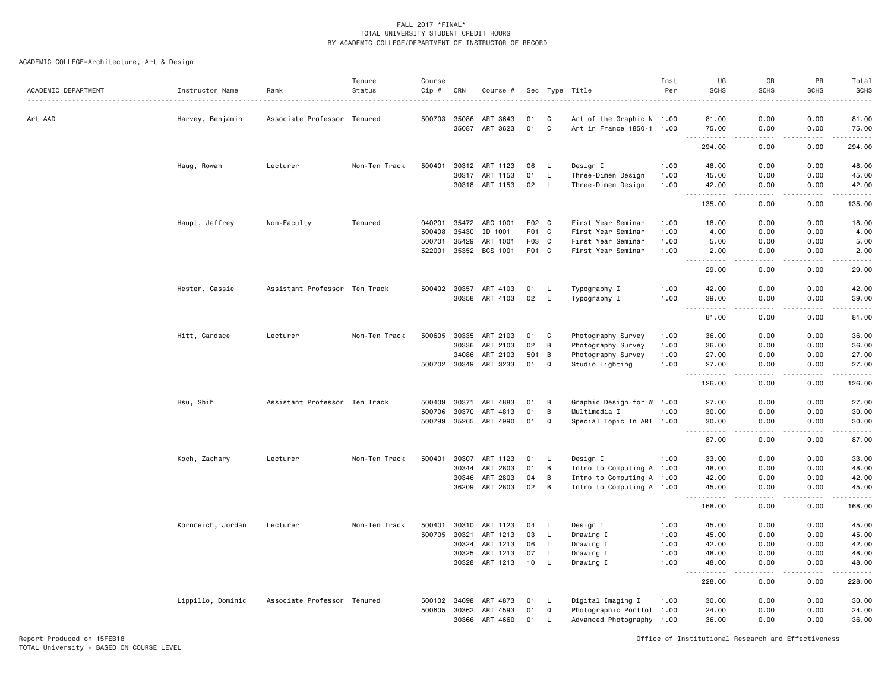FALL 2017 *FINAL*
TOTAL UNIVERSITY STUDENT CREDIT HOURS
BY ACADEMIC COLLEGE/DEPARTMENT OF INSTRUCTOR OF RECORD

ACADEMIC COLLEGE=Architecture, Art & Design

| ACADEMIC DEPARTMENT | Instructor Name | Rank | Tenure Status | Course Cip # | CRN | Course # | Sec | Type | Title | Inst Per | UG SCHS | GR SCHS | PR SCHS | Total SCHS |
|---|---|---|---|---|---|---|---|---|---|---|---|---|---|---|
| Art AAD | Harvey, Benjamin | Associate Professor | Tenured | 500703 | 35086 | ART 3643 | 01 | C | Art of the Graphic N | 1.00 | 81.00 | 0.00 | 0.00 | 81.00 |
| | | | | | 35087 | ART 3623 | 01 | C | Art in France 1850-1 | 1.00 | 75.00 | 0.00 | 0.00 | 75.00 |
| | | | | | | | | | | | 294.00 | 0.00 | 0.00 | 294.00 |
| | Haug, Rowan | Lecturer | Non-Ten Track | 500401 | 30312 | ART 1123 | 06 | L | Design I | 1.00 | 48.00 | 0.00 | 0.00 | 48.00 |
| | | | | | 30317 | ART 1153 | 01 | L | Three-Dimen Design | 1.00 | 45.00 | 0.00 | 0.00 | 45.00 |
| | | | | | 30318 | ART 1153 | 02 | L | Three-Dimen Design | 1.00 | 42.00 | 0.00 | 0.00 | 42.00 |
| | | | | | | | | | | | 135.00 | 0.00 | 0.00 | 135.00 |
| | Haupt, Jeffrey | Non-Faculty | Tenured | 040201 | 35472 | ARC 1001 | F02 | C | First Year Seminar | 1.00 | 18.00 | 0.00 | 0.00 | 18.00 |
| | | | | 500408 | 35430 | ID 1001 | F01 | C | First Year Seminar | 1.00 | 4.00 | 0.00 | 0.00 | 4.00 |
| | | | | 500701 | 35429 | ART 1001 | F03 | C | First Year Seminar | 1.00 | 5.00 | 0.00 | 0.00 | 5.00 |
| | | | | 522001 | 35352 | BCS 1001 | F01 | C | First Year Seminar | 1.00 | 2.00 | 0.00 | 0.00 | 2.00 |
| | | | | | | | | | | | 29.00 | 0.00 | 0.00 | 29.00 |
| | Hester, Cassie | Assistant Professor | Ten Track | 500402 | 30357 | ART 4103 | 01 | L | Typography I | 1.00 | 42.00 | 0.00 | 0.00 | 42.00 |
| | | | | | 30358 | ART 4103 | 02 | L | Typography I | 1.00 | 39.00 | 0.00 | 0.00 | 39.00 |
| | | | | | | | | | | | 81.00 | 0.00 | 0.00 | 81.00 |
| | Hitt, Candace | Lecturer | Non-Ten Track | 500605 | 30335 | ART 2103 | 01 | C | Photography Survey | 1.00 | 36.00 | 0.00 | 0.00 | 36.00 |
| | | | | | 30336 | ART 2103 | 02 | B | Photography Survey | 1.00 | 36.00 | 0.00 | 0.00 | 36.00 |
| | | | | | 34086 | ART 2103 | 501 | B | Photography Survey | 1.00 | 27.00 | 0.00 | 0.00 | 27.00 |
| | | | | 500702 | 30349 | ART 3233 | 01 | Q | Studio Lighting | 1.00 | 27.00 | 0.00 | 0.00 | 27.00 |
| | | | | | | | | | | | 126.00 | 0.00 | 0.00 | 126.00 |
| | Hsu, Shih | Assistant Professor | Ten Track | 500409 | 30371 | ART 4883 | 01 | B | Graphic Design for W | 1.00 | 27.00 | 0.00 | 0.00 | 27.00 |
| | | | | 500706 | 30370 | ART 4813 | 01 | B | Multimedia I | 1.00 | 30.00 | 0.00 | 0.00 | 30.00 |
| | | | | 500799 | 35265 | ART 4990 | 01 | Q | Special Topic In ART | 1.00 | 30.00 | 0.00 | 0.00 | 30.00 |
| | | | | | | | | | | | 87.00 | 0.00 | 0.00 | 87.00 |
| | Koch, Zachary | Lecturer | Non-Ten Track | 500401 | 30307 | ART 1123 | 01 | L | Design I | 1.00 | 33.00 | 0.00 | 0.00 | 33.00 |
| | | | | | 30344 | ART 2803 | 01 | B | Intro to Computing A | 1.00 | 48.00 | 0.00 | 0.00 | 48.00 |
| | | | | | 30346 | ART 2803 | 04 | B | Intro to Computing A | 1.00 | 42.00 | 0.00 | 0.00 | 42.00 |
| | | | | | 36209 | ART 2803 | 02 | B | Intro to Computing A | 1.00 | 45.00 | 0.00 | 0.00 | 45.00 |
| | | | | | | | | | | | 168.00 | 0.00 | 0.00 | 168.00 |
| | Kornreich, Jordan | Lecturer | Non-Ten Track | 500401 | 30310 | ART 1123 | 04 | L | Design I | 1.00 | 45.00 | 0.00 | 0.00 | 45.00 |
| | | | | 500705 | 30321 | ART 1213 | 03 | L | Drawing I | 1.00 | 45.00 | 0.00 | 0.00 | 45.00 |
| | | | | | 30324 | ART 1213 | 06 | L | Drawing I | 1.00 | 42.00 | 0.00 | 0.00 | 42.00 |
| | | | | | 30325 | ART 1213 | 07 | L | Drawing I | 1.00 | 48.00 | 0.00 | 0.00 | 48.00 |
| | | | | | 30328 | ART 1213 | 10 | L | Drawing I | 1.00 | 48.00 | 0.00 | 0.00 | 48.00 |
| | | | | | | | | | | | 228.00 | 0.00 | 0.00 | 228.00 |
| | Lippillo, Dominic | Associate Professor | Tenured | 500102 | 34698 | ART 4873 | 01 | L | Digital Imaging I | 1.00 | 30.00 | 0.00 | 0.00 | 30.00 |
| | | | | 500605 | 30362 | ART 4593 | 01 | Q | Photographic Portfol | 1.00 | 24.00 | 0.00 | 0.00 | 24.00 |
| | | | | | 30366 | ART 4660 | 01 | L | Advanced Photography | 1.00 | 36.00 | 0.00 | 0.00 | 36.00 |

Report Produced on 15FEB18
TOTAL University - BASED ON COURSE LEVEL
Office of Institutional Research and Effectiveness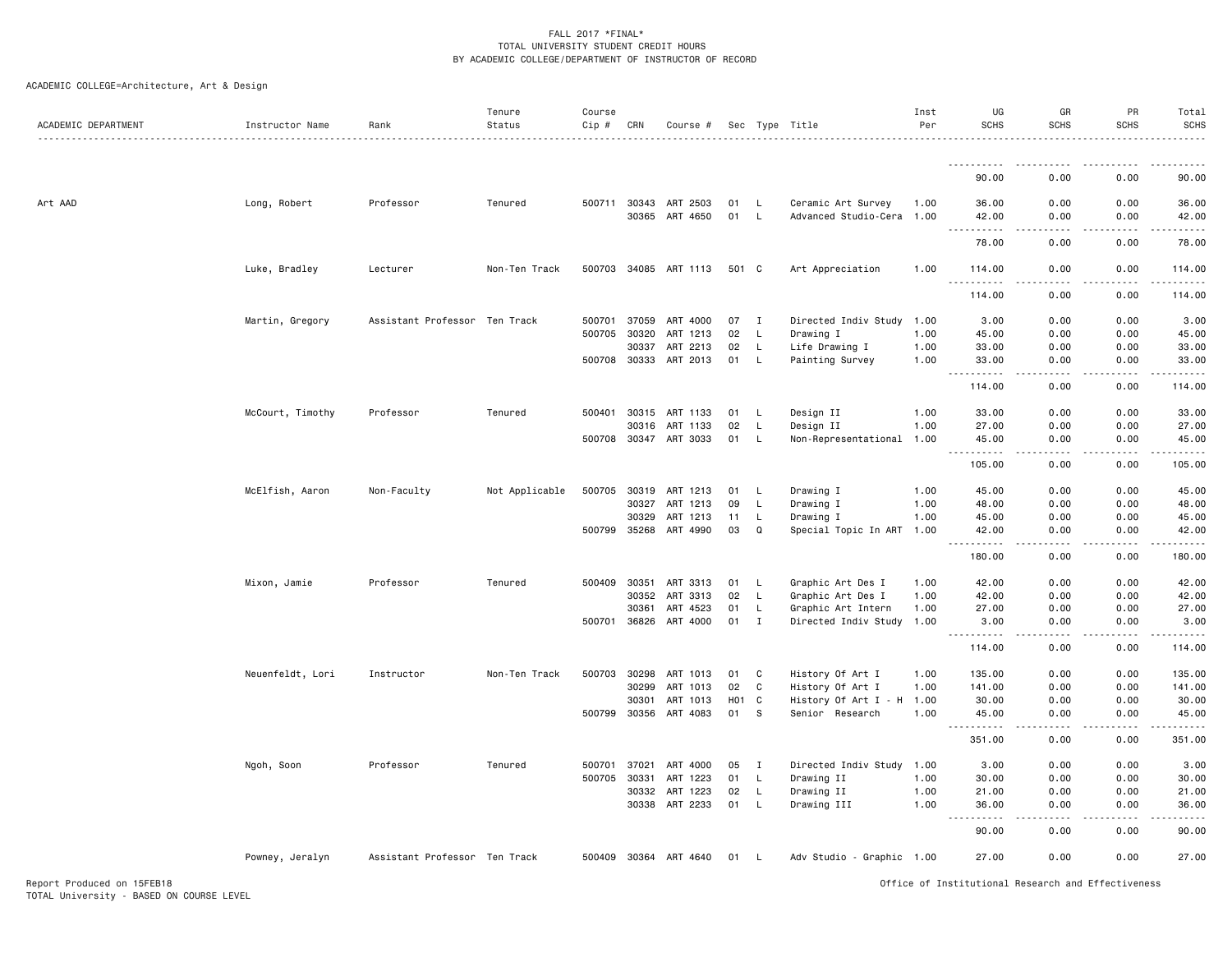FALL 2017 *FINAL*
TOTAL UNIVERSITY STUDENT CREDIT HOURS
BY ACADEMIC COLLEGE/DEPARTMENT OF INSTRUCTOR OF RECORD

ACADEMIC COLLEGE=Architecture, Art & Design

| ACADEMIC DEPARTMENT | Instructor Name | Rank | Tenure Status | Course Cip # | CRN | Course # | Sec | Type | Title | Inst Per | UG SCHS | GR SCHS | PR SCHS | Total SCHS |
|---|---|---|---|---|---|---|---|---|---|---|---|---|---|---|
| | | | | | | | | | | | 90.00 | 0.00 | 0.00 | 90.00 |
| Art AAD | Long, Robert | Professor | Tenured | 500711 | 30343 | ART 2503 | 01 | L | Ceramic Art Survey | 1.00 | 36.00 | 0.00 | 0.00 | 36.00 |
| | | | | | 30365 | ART 4650 | 01 | L | Advanced Studio-Cera | 1.00 | 42.00 | 0.00 | 0.00 | 42.00 |
| | | | | | | | | | | | 78.00 | 0.00 | 0.00 | 78.00 |
| | Luke, Bradley | Lecturer | Non-Ten Track | 500703 | 34085 | ART 1113 | 501 | C | Art Appreciation | 1.00 | 114.00 | 0.00 | 0.00 | 114.00 |
| | | | | | | | | | | | 114.00 | 0.00 | 0.00 | 114.00 |
| | Martin, Gregory | Assistant Professor | Ten Track | 500701 | 37059 | ART 4000 | 07 | I | Directed Indiv Study | 1.00 | 3.00 | 0.00 | 0.00 | 3.00 |
| | | | | 500705 | 30320 | ART 1213 | 02 | L | Drawing I | 1.00 | 45.00 | 0.00 | 0.00 | 45.00 |
| | | | | | 30337 | ART 2213 | 02 | L | Life Drawing I | 1.00 | 33.00 | 0.00 | 0.00 | 33.00 |
| | | | | 500708 | 30333 | ART 2013 | 01 | L | Painting Survey | 1.00 | 33.00 | 0.00 | 0.00 | 33.00 |
| | | | | | | | | | | | 114.00 | 0.00 | 0.00 | 114.00 |
| | McCourt, Timothy | Professor | Tenured | 500401 | 30315 | ART 1133 | 01 | L | Design II | 1.00 | 33.00 | 0.00 | 0.00 | 33.00 |
| | | | | | 30316 | ART 1133 | 02 | L | Design II | 1.00 | 27.00 | 0.00 | 0.00 | 27.00 |
| | | | | 500708 | 30347 | ART 3033 | 01 | L | Non-Representational | 1.00 | 45.00 | 0.00 | 0.00 | 45.00 |
| | | | | | | | | | | | 105.00 | 0.00 | 0.00 | 105.00 |
| | McElfish, Aaron | Non-Faculty | Not Applicable | 500705 | 30319 | ART 1213 | 01 | L | Drawing I | 1.00 | 45.00 | 0.00 | 0.00 | 45.00 |
| | | | | | 30327 | ART 1213 | 09 | L | Drawing I | 1.00 | 48.00 | 0.00 | 0.00 | 48.00 |
| | | | | | 30329 | ART 1213 | 11 | L | Drawing I | 1.00 | 45.00 | 0.00 | 0.00 | 45.00 |
| | | | | 500799 | 35268 | ART 4990 | 03 | Q | Special Topic In ART | 1.00 | 42.00 | 0.00 | 0.00 | 42.00 |
| | | | | | | | | | | | 180.00 | 0.00 | 0.00 | 180.00 |
| | Mixon, Jamie | Professor | Tenured | 500409 | 30351 | ART 3313 | 01 | L | Graphic Art Des I | 1.00 | 42.00 | 0.00 | 0.00 | 42.00 |
| | | | | | 30352 | ART 3313 | 02 | L | Graphic Art Des I | 1.00 | 42.00 | 0.00 | 0.00 | 42.00 |
| | | | | | 30361 | ART 4523 | 01 | L | Graphic Art Intern | 1.00 | 27.00 | 0.00 | 0.00 | 27.00 |
| | | | | 500701 | 36826 | ART 4000 | 01 | I | Directed Indiv Study | 1.00 | 3.00 | 0.00 | 0.00 | 3.00 |
| | | | | | | | | | | | 114.00 | 0.00 | 0.00 | 114.00 |
| | Neuenfeldt, Lori | Instructor | Non-Ten Track | 500703 | 30298 | ART 1013 | 01 | C | History Of Art I | 1.00 | 135.00 | 0.00 | 0.00 | 135.00 |
| | | | | | 30299 | ART 1013 | 02 | C | History Of Art I | 1.00 | 141.00 | 0.00 | 0.00 | 141.00 |
| | | | | | 30301 | ART 1013 | H01 | C | History Of Art I - H | 1.00 | 30.00 | 0.00 | 0.00 | 30.00 |
| | | | | 500799 | 30356 | ART 4083 | 01 | S | Senior Research | 1.00 | 45.00 | 0.00 | 0.00 | 45.00 |
| | | | | | | | | | | | 351.00 | 0.00 | 0.00 | 351.00 |
| | Ngoh, Soon | Professor | Tenured | 500701 | 37021 | ART 4000 | 05 | I | Directed Indiv Study | 1.00 | 3.00 | 0.00 | 0.00 | 3.00 |
| | | | | 500705 | 30331 | ART 1223 | 01 | L | Drawing II | 1.00 | 30.00 | 0.00 | 0.00 | 30.00 |
| | | | | | 30332 | ART 1223 | 02 | L | Drawing II | 1.00 | 21.00 | 0.00 | 0.00 | 21.00 |
| | | | | | 30338 | ART 2233 | 01 | L | Drawing III | 1.00 | 36.00 | 0.00 | 0.00 | 36.00 |
| | | | | | | | | | | | 90.00 | 0.00 | 0.00 | 90.00 |
| | Powney, Jeralyn | Assistant Professor | Ten Track | 500409 | 30364 | ART 4640 | 01 | L | Adv Studio - Graphic | 1.00 | 27.00 | 0.00 | 0.00 | 27.00 |

Report Produced on 15FEB18
TOTAL University - BASED ON COURSE LEVEL

Office of Institutional Research and Effectiveness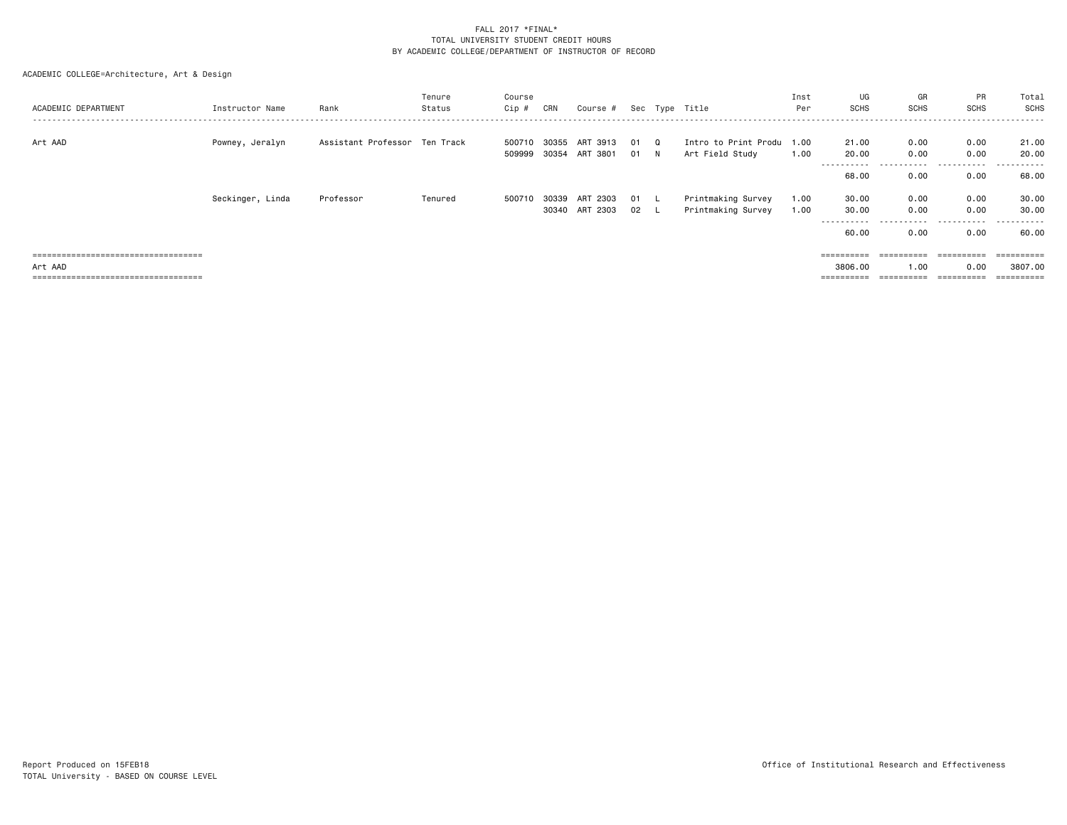FALL 2017 *FINAL*
TOTAL UNIVERSITY STUDENT CREDIT HOURS
BY ACADEMIC COLLEGE/DEPARTMENT OF INSTRUCTOR OF RECORD

ACADEMIC COLLEGE=Architecture, Art & Design

| ACADEMIC DEPARTMENT | Instructor Name | Rank | Tenure Status | Course Cip # | CRN | Course # | Sec | Type | Title | Inst Per | UG SCHS | GR SCHS | PR SCHS | Total SCHS |
|---|---|---|---|---|---|---|---|---|---|---|---|---|---|---|
| Art AAD | Powney, Jeralyn | Assistant Professor | Ten Track | 500710 | 30355 | ART 3913 | 01 | Q | Intro to Print Produ | 1.00 | 21.00 | 0.00 | 0.00 | 21.00 |
| | | | | 509999 | 30354 | ART 3801 | 01 | N | Art Field Study | 1.00 | 20.00 | 0.00 | 0.00 | 20.00 |
| | | | | | | | | | | | 68.00 | 0.00 | 0.00 | 68.00 |
| | Seckinger, Linda | Professor | Tenured | 500710 | 30339 | ART 2303 | 01 | L | Printmaking Survey | 1.00 | 30.00 | 0.00 | 0.00 | 30.00 |
| | | | | | 30340 | ART 2303 | 02 | L | Printmaking Survey | 1.00 | 30.00 | 0.00 | 0.00 | 30.00 |
| | | | | | | | | | | | 60.00 | 0.00 | 0.00 | 60.00 |
| Art AAD | | | | | | | | | | | 3806.00 | 1.00 | 0.00 | 3807.00 |

Report Produced on 15FEB18
TOTAL University - BASED ON COURSE LEVEL

Office of Institutional Research and Effectiveness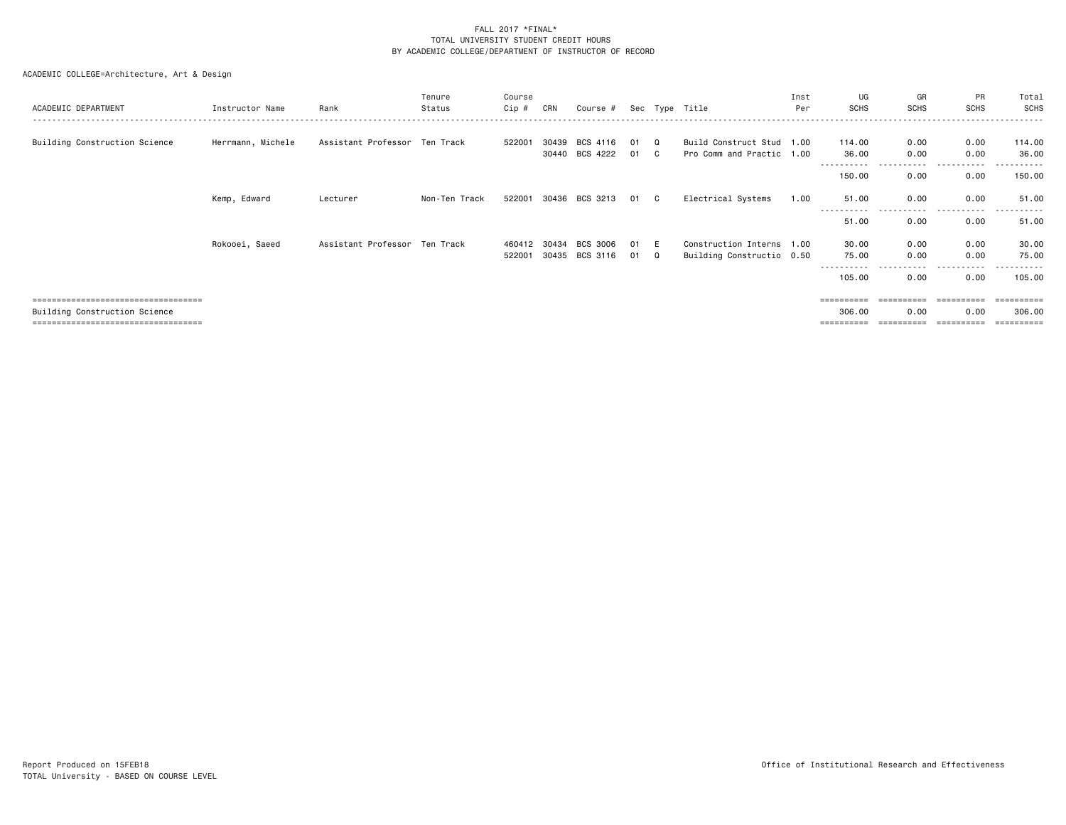FALL 2017 *FINAL*
TOTAL UNIVERSITY STUDENT CREDIT HOURS
BY ACADEMIC COLLEGE/DEPARTMENT OF INSTRUCTOR OF RECORD

ACADEMIC COLLEGE=Architecture, Art & Design

| ACADEMIC DEPARTMENT | Instructor Name | Rank | Tenure Status | Course Cip # | CRN | Course # | Sec | Type | Title | Inst Per | UG SCHS | GR SCHS | PR SCHS | Total SCHS |
|---|---|---|---|---|---|---|---|---|---|---|---|---|---|---|
| Building Construction Science | Herrmann, Michele | Assistant Professor | Ten Track | 522001 | 30439 | BCS 4116 | 01 | Q | Build Construct Stud | 1.00 | 114.00 | 0.00 | 0.00 | 114.00 |
| | | | | | 30440 | BCS 4222 | 01 | C | Pro Comm and Practic | 1.00 | 36.00 | 0.00 | 0.00 | 36.00 |
| | | | | | | | | | | | 150.00 | 0.00 | 0.00 | 150.00 |
| | Kemp, Edward | Lecturer | Non-Ten Track | 522001 | 30436 | BCS 3213 | 01 | C | Electrical Systems | 1.00 | 51.00 | 0.00 | 0.00 | 51.00 |
| | | | | | | | | | | | 51.00 | 0.00 | 0.00 | 51.00 |
| | Rokooei, Saeed | Assistant Professor | Ten Track | 460412 | 30434 | BCS 3006 | 01 | E | Construction Interns | 1.00 | 30.00 | 0.00 | 0.00 | 30.00 |
| | | | | 522001 | 30435 | BCS 3116 | 01 | Q | Building Constructio | 0.50 | 75.00 | 0.00 | 0.00 | 75.00 |
| | | | | | | | | | | | 105.00 | 0.00 | 0.00 | 105.00 |
| Building Construction Science | | | | | | | | | | | 306.00 | 0.00 | 0.00 | 306.00 |

Report Produced on 15FEB18
TOTAL University - BASED ON COURSE LEVEL

Office of Institutional Research and Effectiveness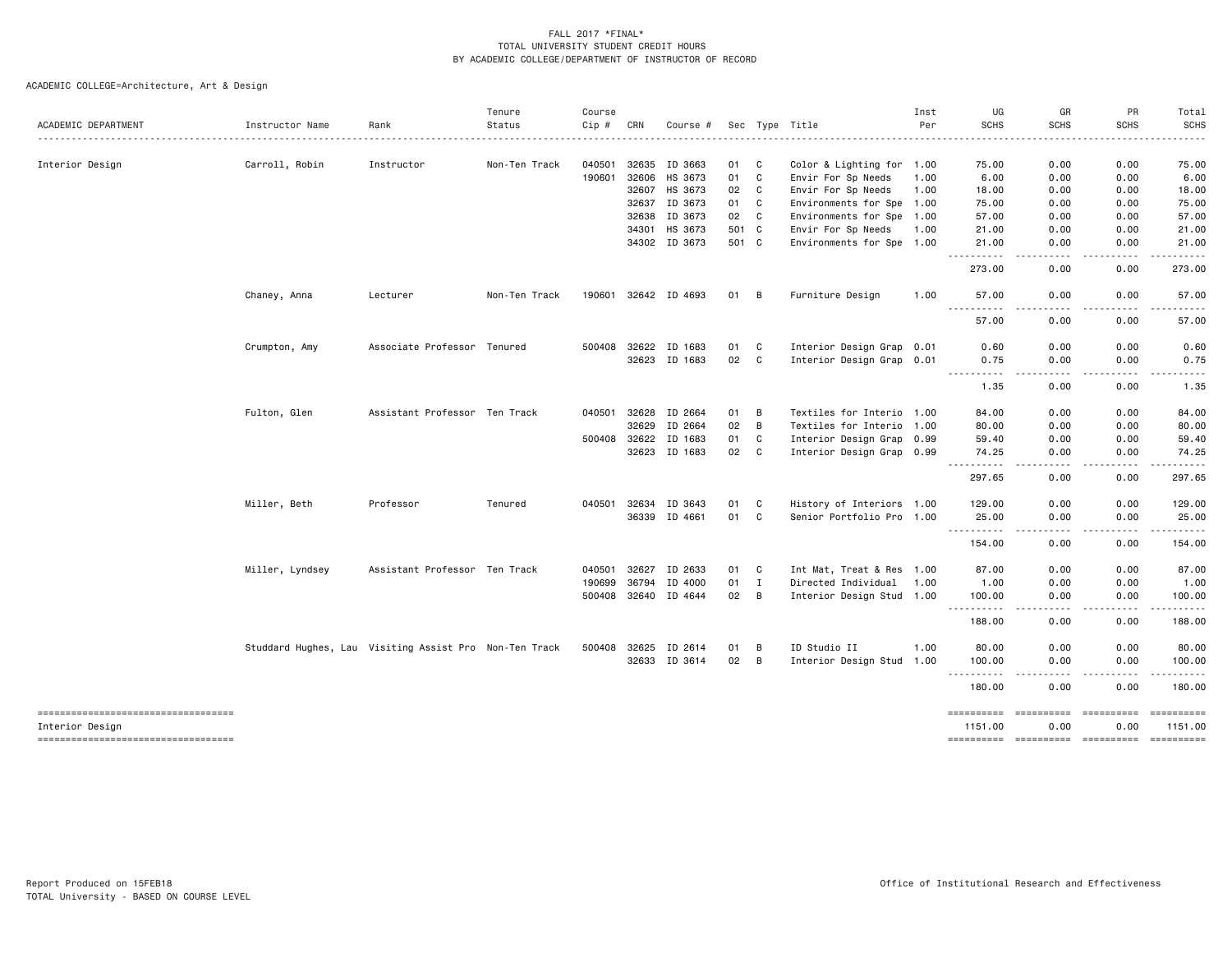FALL 2017 *FINAL*
TOTAL UNIVERSITY STUDENT CREDIT HOURS
BY ACADEMIC COLLEGE/DEPARTMENT OF INSTRUCTOR OF RECORD

ACADEMIC COLLEGE=Architecture, Art & Design

| ACADEMIC DEPARTMENT | Instructor Name | Rank | Tenure Status | Course Cip # | CRN | Course # | Sec | Type | Title | Inst Per | UG SCHS | GR SCHS | PR SCHS | Total SCHS |
|---|---|---|---|---|---|---|---|---|---|---|---|---|---|---|
| Interior Design | Carroll, Robin | Instructor | Non-Ten Track | 040501 | 32635 | ID 3663 | 01 | C | Color & Lighting for | 1.00 | 75.00 | 0.00 | 0.00 | 75.00 |
| | | | | 190601 | 32606 | HS 3673 | 01 | C | Envir For Sp Needs | 1.00 | 6.00 | 0.00 | 0.00 | 6.00 |
| | | | | | 32607 | HS 3673 | 02 | C | Envir For Sp Needs | 1.00 | 18.00 | 0.00 | 0.00 | 18.00 |
| | | | | | 32637 | ID 3673 | 01 | C | Environments for Spe | 1.00 | 75.00 | 0.00 | 0.00 | 75.00 |
| | | | | | 32638 | ID 3673 | 02 | C | Environments for Spe | 1.00 | 57.00 | 0.00 | 0.00 | 57.00 |
| | | | | | 34301 | HS 3673 | 501 | C | Envir For Sp Needs | 1.00 | 21.00 | 0.00 | 0.00 | 21.00 |
| | | | | | 34302 | ID 3673 | 501 | C | Environments for Spe | 1.00 | 21.00 | 0.00 | 0.00 | 21.00 |
| | | | | | | | | | | | 273.00 | 0.00 | 0.00 | 273.00 |
| | Chaney, Anna | Lecturer | Non-Ten Track | 190601 | 32642 | ID 4693 | 01 | B | Furniture Design | 1.00 | 57.00 | 0.00 | 0.00 | 57.00 |
| | | | | | | | | | | | 57.00 | 0.00 | 0.00 | 57.00 |
| | Crumpton, Amy | Associate Professor | Tenured | 500408 | 32622 | ID 1683 | 01 | C | Interior Design Grap | 0.01 | 0.60 | 0.00 | 0.00 | 0.60 |
| | | | | | 32623 | ID 1683 | 02 | C | Interior Design Grap | 0.01 | 0.75 | 0.00 | 0.00 | 0.75 |
| | | | | | | | | | | | 1.35 | 0.00 | 0.00 | 1.35 |
| | Fulton, Glen | Assistant Professor | Ten Track | 040501 | 32628 | ID 2664 | 01 | B | Textiles for Interio | 1.00 | 84.00 | 0.00 | 0.00 | 84.00 |
| | | | | | 32629 | ID 2664 | 02 | B | Textiles for Interio | 1.00 | 80.00 | 0.00 | 0.00 | 80.00 |
| | | | | 500408 | 32622 | ID 1683 | 01 | C | Interior Design Grap | 0.99 | 59.40 | 0.00 | 0.00 | 59.40 |
| | | | | | 32623 | ID 1683 | 02 | C | Interior Design Grap | 0.99 | 74.25 | 0.00 | 0.00 | 74.25 |
| | | | | | | | | | | | 297.65 | 0.00 | 0.00 | 297.65 |
| | Miller, Beth | Professor | Tenured | 040501 | 32634 | ID 3643 | 01 | C | History of Interiors | 1.00 | 129.00 | 0.00 | 0.00 | 129.00 |
| | | | | | 36339 | ID 4661 | 01 | C | Senior Portfolio Pro | 1.00 | 25.00 | 0.00 | 0.00 | 25.00 |
| | | | | | | | | | | | 154.00 | 0.00 | 0.00 | 154.00 |
| | Miller, Lyndsey | Assistant Professor | Ten Track | 040501 | 32627 | ID 2633 | 01 | C | Int Mat, Treat & Res | 1.00 | 87.00 | 0.00 | 0.00 | 87.00 |
| | | | | 190699 | 36794 | ID 4000 | 01 | I | Directed Individual | 1.00 | 1.00 | 0.00 | 0.00 | 1.00 |
| | | | | 500408 | 32640 | ID 4644 | 02 | B | Interior Design Stud | 1.00 | 100.00 | 0.00 | 0.00 | 100.00 |
| | | | | | | | | | | | 188.00 | 0.00 | 0.00 | 188.00 |
| | Studdard Hughes, Lau | Visiting Assist Pro | Non-Ten Track | 500408 | 32625 | ID 2614 | 01 | B | ID Studio II | 1.00 | 80.00 | 0.00 | 0.00 | 80.00 |
| | | | | | 32633 | ID 3614 | 02 | B | Interior Design Stud | 1.00 | 100.00 | 0.00 | 0.00 | 100.00 |
| | | | | | | | | | | | 180.00 | 0.00 | 0.00 | 180.00 |
| Interior Design | | | | | | | | | | | 1151.00 | 0.00 | 0.00 | 1151.00 |

Report Produced on 15FEB18
TOTAL University - BASED ON COURSE LEVEL
Office of Institutional Research and Effectiveness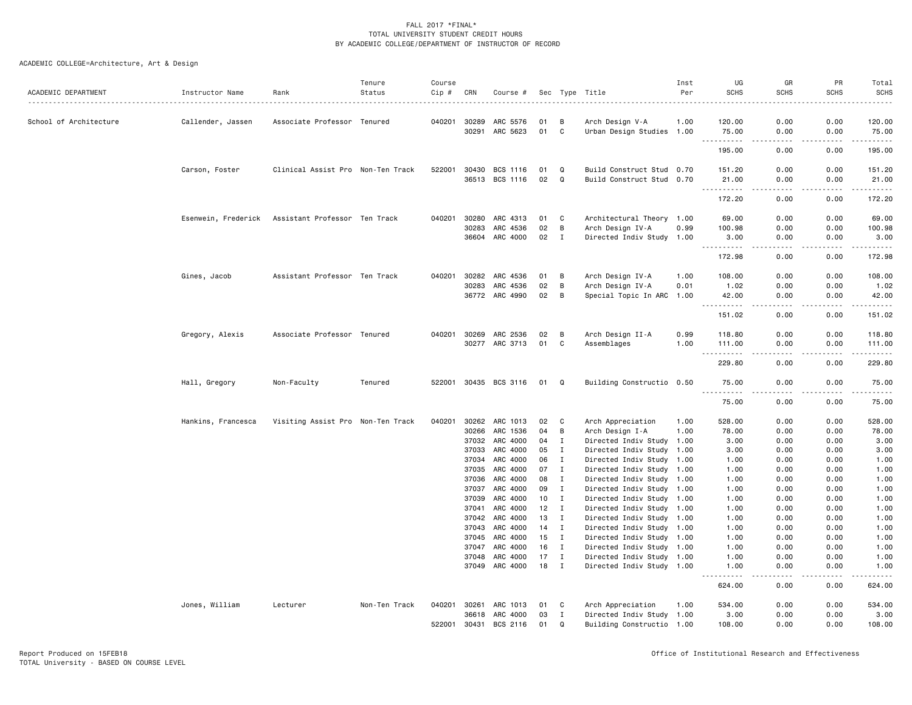FALL 2017 *FINAL*
TOTAL UNIVERSITY STUDENT CREDIT HOURS
BY ACADEMIC COLLEGE/DEPARTMENT OF INSTRUCTOR OF RECORD

ACADEMIC COLLEGE=Architecture, Art & Design

| ACADEMIC DEPARTMENT | Instructor Name | Rank | Tenure Status | Course Cip # | CRN | Course # | Sec | Type | Title | Inst Per | UG SCHS | GR SCHS | PR SCHS | Total SCHS |
|---|---|---|---|---|---|---|---|---|---|---|---|---|---|---|
| School of Architecture | Callender, Jassen | Associate Professor | Tenured | 040201 | 30289 | ARC 5576 | 01 | B | Arch Design V-A | 1.00 | 120.00 | 0.00 | 0.00 | 120.00 |
| | | | | | 30291 | ARC 5623 | 01 | C | Urban Design Studies | 1.00 | 75.00 | 0.00 | 0.00 | 75.00 |
| | | | | | | | | | | | 195.00 | 0.00 | 0.00 | 195.00 |
| | Carson, Foster | Clinical Assist Pro | Non-Ten Track | 522001 | 30430 | BCS 1116 | 01 | Q | Build Construct Stud | 0.70 | 151.20 | 0.00 | 0.00 | 151.20 |
| | | | | | 36513 | BCS 1116 | 02 | Q | Build Construct Stud | 0.70 | 21.00 | 0.00 | 0.00 | 21.00 |
| | | | | | | | | | | | 172.20 | 0.00 | 0.00 | 172.20 |
| | Esenwein, Frederick | Assistant Professor | Ten Track | 040201 | 30280 | ARC 4313 | 01 | C | Architectural Theory | 1.00 | 69.00 | 0.00 | 0.00 | 69.00 |
| | | | | | 30283 | ARC 4536 | 02 | B | Arch Design IV-A | 0.99 | 100.98 | 0.00 | 0.00 | 100.98 |
| | | | | | 36604 | ARC 4000 | 02 | I | Directed Indiv Study | 1.00 | 3.00 | 0.00 | 0.00 | 3.00 |
| | | | | | | | | | | | 172.98 | 0.00 | 0.00 | 172.98 |
| | Gines, Jacob | Assistant Professor | Ten Track | 040201 | 30282 | ARC 4536 | 01 | B | Arch Design IV-A | 1.00 | 108.00 | 0.00 | 0.00 | 108.00 |
| | | | | | 30283 | ARC 4536 | 02 | B | Arch Design IV-A | 0.01 | 1.02 | 0.00 | 0.00 | 1.02 |
| | | | | | 36772 | ARC 4990 | 02 | B | Special Topic In ARC | 1.00 | 42.00 | 0.00 | 0.00 | 42.00 |
| | | | | | | | | | | | 151.02 | 0.00 | 0.00 | 151.02 |
| | Gregory, Alexis | Associate Professor | Tenured | 040201 | 30269 | ARC 2536 | 02 | B | Arch Design II-A | 0.99 | 118.80 | 0.00 | 0.00 | 118.80 |
| | | | | | 30277 | ARC 3713 | 01 | C | Assemblages | 1.00 | 111.00 | 0.00 | 0.00 | 111.00 |
| | | | | | | | | | | | 229.80 | 0.00 | 0.00 | 229.80 |
| | Hall, Gregory | Non-Faculty | Tenured | 522001 | 30435 | BCS 3116 | 01 | Q | Building Constructio | 0.50 | 75.00 | 0.00 | 0.00 | 75.00 |
| | | | | | | | | | | | 75.00 | 0.00 | 0.00 | 75.00 |
| | Hankins, Francesca | Visiting Assist Pro | Non-Ten Track | 040201 | 30262 | ARC 1013 | 02 | C | Arch Appreciation | 1.00 | 528.00 | 0.00 | 0.00 | 528.00 |
| | | | | | 30266 | ARC 1536 | 04 | B | Arch Design I-A | 1.00 | 78.00 | 0.00 | 0.00 | 78.00 |
| | | | | | 37032 | ARC 4000 | 04 | I | Directed Indiv Study | 1.00 | 3.00 | 0.00 | 0.00 | 3.00 |
| | | | | | 37033 | ARC 4000 | 05 | I | Directed Indiv Study | 1.00 | 3.00 | 0.00 | 0.00 | 3.00 |
| | | | | | 37034 | ARC 4000 | 06 | I | Directed Indiv Study | 1.00 | 1.00 | 0.00 | 0.00 | 1.00 |
| | | | | | 37035 | ARC 4000 | 07 | I | Directed Indiv Study | 1.00 | 1.00 | 0.00 | 0.00 | 1.00 |
| | | | | | 37036 | ARC 4000 | 08 | I | Directed Indiv Study | 1.00 | 1.00 | 0.00 | 0.00 | 1.00 |
| | | | | | 37037 | ARC 4000 | 09 | I | Directed Indiv Study | 1.00 | 1.00 | 0.00 | 0.00 | 1.00 |
| | | | | | 37039 | ARC 4000 | 10 | I | Directed Indiv Study | 1.00 | 1.00 | 0.00 | 0.00 | 1.00 |
| | | | | | 37041 | ARC 4000 | 12 | I | Directed Indiv Study | 1.00 | 1.00 | 0.00 | 0.00 | 1.00 |
| | | | | | 37042 | ARC 4000 | 13 | I | Directed Indiv Study | 1.00 | 1.00 | 0.00 | 0.00 | 1.00 |
| | | | | | 37043 | ARC 4000 | 14 | I | Directed Indiv Study | 1.00 | 1.00 | 0.00 | 0.00 | 1.00 |
| | | | | | 37045 | ARC 4000 | 15 | I | Directed Indiv Study | 1.00 | 1.00 | 0.00 | 0.00 | 1.00 |
| | | | | | 37047 | ARC 4000 | 16 | I | Directed Indiv Study | 1.00 | 1.00 | 0.00 | 0.00 | 1.00 |
| | | | | | 37048 | ARC 4000 | 17 | I | Directed Indiv Study | 1.00 | 1.00 | 0.00 | 0.00 | 1.00 |
| | | | | | 37049 | ARC 4000 | 18 | I | Directed Indiv Study | 1.00 | 1.00 | 0.00 | 0.00 | 1.00 |
| | | | | | | | | | | | 624.00 | 0.00 | 0.00 | 624.00 |
| | Jones, William | Lecturer | Non-Ten Track | 040201 | 30261 | ARC 1013 | 01 | C | Arch Appreciation | 1.00 | 534.00 | 0.00 | 0.00 | 534.00 |
| | | | | | 36618 | ARC 4000 | 03 | I | Directed Indiv Study | 1.00 | 3.00 | 0.00 | 0.00 | 3.00 |
| | | | | 522001 | 30431 | BCS 2116 | 01 | Q | Building Constructio | 1.00 | 108.00 | 0.00 | 0.00 | 108.00 |

Report Produced on 15FEB18
TOTAL University - BASED ON COURSE LEVEL

Office of Institutional Research and Effectiveness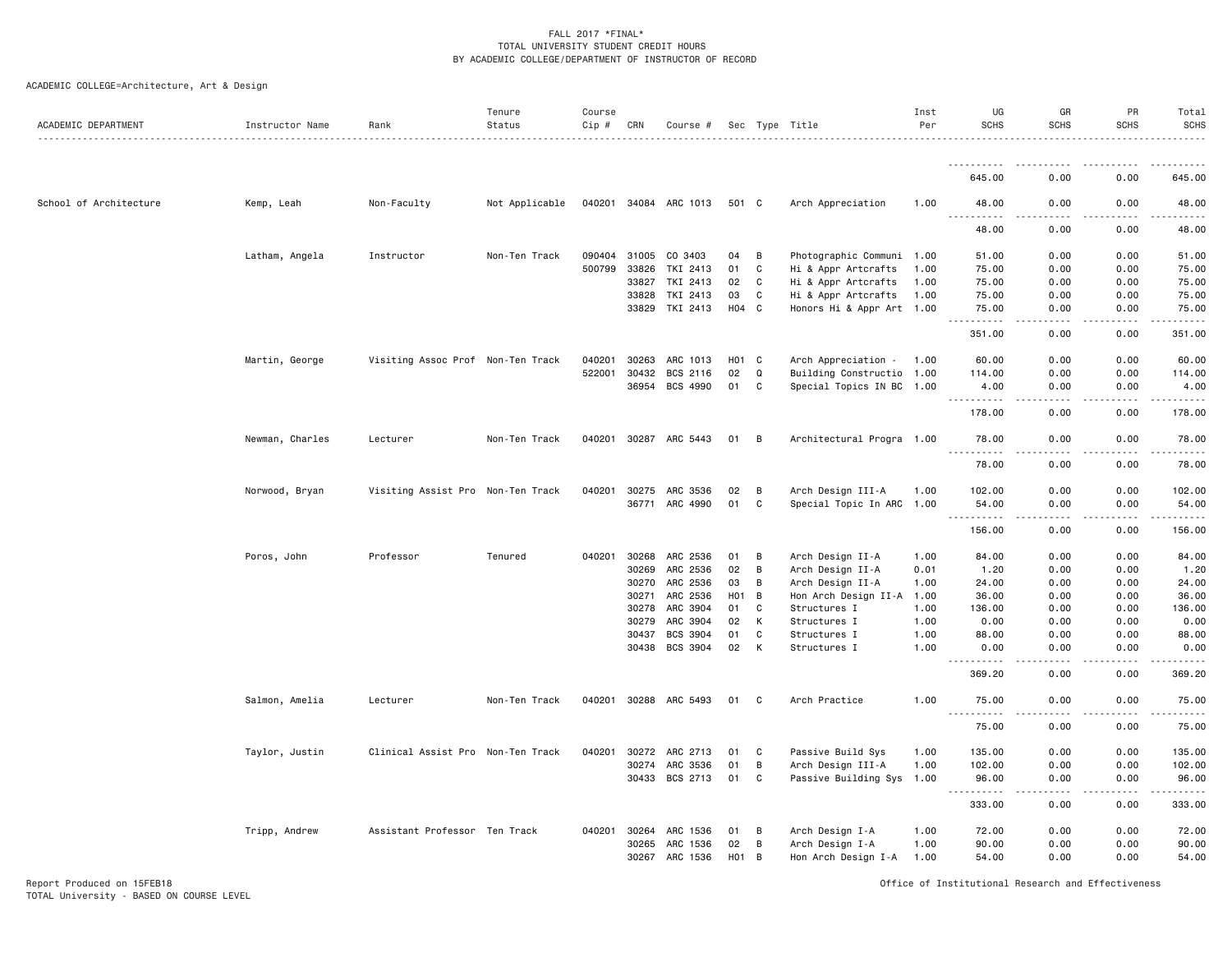FALL 2017 *FINAL*
TOTAL UNIVERSITY STUDENT CREDIT HOURS
BY ACADEMIC COLLEGE/DEPARTMENT OF INSTRUCTOR OF RECORD

ACADEMIC COLLEGE=Architecture, Art & Design

| ACADEMIC DEPARTMENT | Instructor Name | Rank | Tenure Status | Course Cip # | CRN | Course # | Sec | Type | Title | Inst Per | UG SCHS | GR SCHS | PR SCHS | Total SCHS |
|---|---|---|---|---|---|---|---|---|---|---|---|---|---|---|
| | | | | | | | | | | | 645.00 | 0.00 | 0.00 | 645.00 |
| School of Architecture | Kemp, Leah | Non-Faculty | Not Applicable | 040201 | 34084 | ARC 1013 | 501 | C | Arch Appreciation | 1.00 | 48.00 | 0.00 | 0.00 | 48.00 |
| | | | | | | | | | | | 48.00 | 0.00 | 0.00 | 48.00 |
| | Latham, Angela | Instructor | Non-Ten Track | 090404 | 31005 | CO 3403 | 04 | B | Photographic Communi | 1.00 | 51.00 | 0.00 | 0.00 | 51.00 |
| | | | | 500799 | 33826 | TKI 2413 | 01 | C | Hi & Appr Artcrafts | 1.00 | 75.00 | 0.00 | 0.00 | 75.00 |
| | | | | | 33827 | TKI 2413 | 02 | C | Hi & Appr Artcrafts | 1.00 | 75.00 | 0.00 | 0.00 | 75.00 |
| | | | | | 33828 | TKI 2413 | 03 | C | Hi & Appr Artcrafts | 1.00 | 75.00 | 0.00 | 0.00 | 75.00 |
| | | | | | 33829 | TKI 2413 | H04 | C | Honors Hi & Appr Art | 1.00 | 75.00 | 0.00 | 0.00 | 75.00 |
| | | | | | | | | | | | 351.00 | 0.00 | 0.00 | 351.00 |
| | Martin, George | Visiting Assoc Prof | Non-Ten Track | 040201 | 30263 | ARC 1013 | H01 | C | Arch Appreciation - | 1.00 | 60.00 | 0.00 | 0.00 | 60.00 |
| | | | | 522001 | 30432 | BCS 2116 | 02 | Q | Building Constructio | 1.00 | 114.00 | 0.00 | 0.00 | 114.00 |
| | | | | | 36954 | BCS 4990 | 01 | C | Special Topics IN BC | 1.00 | 4.00 | 0.00 | 0.00 | 4.00 |
| | | | | | | | | | | | 178.00 | 0.00 | 0.00 | 178.00 |
| | Newman, Charles | Lecturer | Non-Ten Track | 040201 | 30287 | ARC 5443 | 01 | B | Architectural Progra | 1.00 | 78.00 | 0.00 | 0.00 | 78.00 |
| | | | | | | | | | | | 78.00 | 0.00 | 0.00 | 78.00 |
| | Norwood, Bryan | Visiting Assist Pro | Non-Ten Track | 040201 | 30275 | ARC 3536 | 02 | B | Arch Design III-A | 1.00 | 102.00 | 0.00 | 0.00 | 102.00 |
| | | | | | 36771 | ARC 4990 | 01 | C | Special Topic In ARC | 1.00 | 54.00 | 0.00 | 0.00 | 54.00 |
| | | | | | | | | | | | 156.00 | 0.00 | 0.00 | 156.00 |
| | Poros, John | Professor | Tenured | 040201 | 30268 | ARC 2536 | 01 | B | Arch Design II-A | 1.00 | 84.00 | 0.00 | 0.00 | 84.00 |
| | | | | | 30269 | ARC 2536 | 02 | B | Arch Design II-A | 0.01 | 1.20 | 0.00 | 0.00 | 1.20 |
| | | | | | 30270 | ARC 2536 | 03 | B | Arch Design II-A | 1.00 | 24.00 | 0.00 | 0.00 | 24.00 |
| | | | | | 30271 | ARC 2536 | H01 | B | Hon Arch Design II-A | 1.00 | 36.00 | 0.00 | 0.00 | 36.00 |
| | | | | | 30278 | ARC 3904 | 01 | C | Structures I | 1.00 | 136.00 | 0.00 | 0.00 | 136.00 |
| | | | | | 30279 | ARC 3904 | 02 | K | Structures I | 1.00 | 0.00 | 0.00 | 0.00 | 0.00 |
| | | | | | 30437 | BCS 3904 | 01 | C | Structures I | 1.00 | 88.00 | 0.00 | 0.00 | 88.00 |
| | | | | | 30438 | BCS 3904 | 02 | K | Structures I | 1.00 | 0.00 | 0.00 | 0.00 | 0.00 |
| | | | | | | | | | | | 369.20 | 0.00 | 0.00 | 369.20 |
| | Salmon, Amelia | Lecturer | Non-Ten Track | 040201 | 30288 | ARC 5493 | 01 | C | Arch Practice | 1.00 | 75.00 | 0.00 | 0.00 | 75.00 |
| | | | | | | | | | | | 75.00 | 0.00 | 0.00 | 75.00 |
| | Taylor, Justin | Clinical Assist Pro | Non-Ten Track | 040201 | 30272 | ARC 2713 | 01 | C | Passive Build Sys | 1.00 | 135.00 | 0.00 | 0.00 | 135.00 |
| | | | | | 30274 | ARC 3536 | 01 | B | Arch Design III-A | 1.00 | 102.00 | 0.00 | 0.00 | 102.00 |
| | | | | | 30433 | BCS 2713 | 01 | C | Passive Building Sys | 1.00 | 96.00 | 0.00 | 0.00 | 96.00 |
| | | | | | | | | | | | 333.00 | 0.00 | 0.00 | 333.00 |
| | Tripp, Andrew | Assistant Professor | Ten Track | 040201 | 30264 | ARC 1536 | 01 | B | Arch Design I-A | 1.00 | 72.00 | 0.00 | 0.00 | 72.00 |
| | | | | | 30265 | ARC 1536 | 02 | B | Arch Design I-A | 1.00 | 90.00 | 0.00 | 0.00 | 90.00 |
| | | | | | 30267 | ARC 1536 | H01 | B | Hon Arch Design I-A | 1.00 | 54.00 | 0.00 | 0.00 | 54.00 |

Report Produced on 15FEB18
TOTAL University - BASED ON COURSE LEVEL

Office of Institutional Research and Effectiveness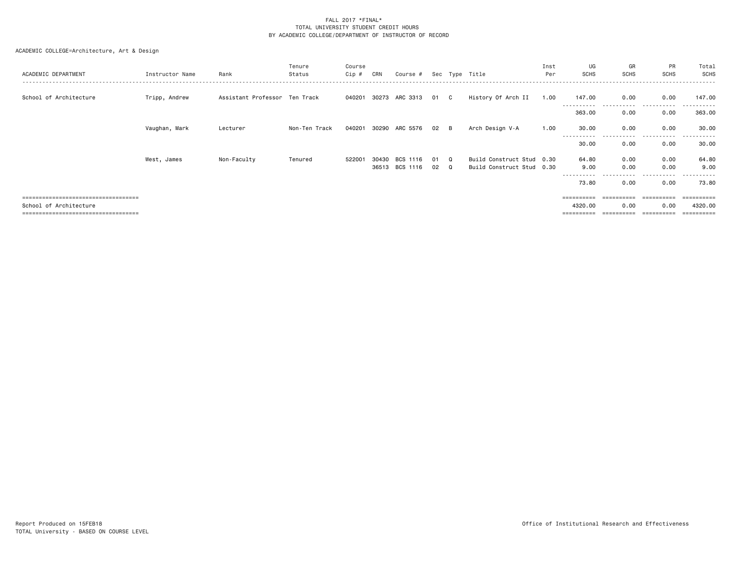FALL 2017 *FINAL*
TOTAL UNIVERSITY STUDENT CREDIT HOURS
BY ACADEMIC COLLEGE/DEPARTMENT OF INSTRUCTOR OF RECORD

ACADEMIC COLLEGE=Architecture, Art & Design

| ACADEMIC DEPARTMENT | Instructor Name | Rank | Tenure Status | Course Cip # | CRN | Course # | Sec | Type | Title | Inst Per | UG SCHS | GR SCHS | PR SCHS | Total SCHS |
|---|---|---|---|---|---|---|---|---|---|---|---|---|---|---|
| School of Architecture | Tripp, Andrew | Assistant Professor | Ten Track | 040201 | 30273 | ARC 3313 | 01 | C | History Of Arch II | 1.00 | 147.00 | 0.00 | 0.00 | 147.00 |
| | | | | | | | | | | | 363.00 | 0.00 | 0.00 | 363.00 |
| | Vaughan, Mark | Lecturer | Non-Ten Track | 040201 | 30290 | ARC 5576 | 02 | B | Arch Design V-A | 1.00 | 30.00 | 0.00 | 0.00 | 30.00 |
| | | | | | | | | | | | 30.00 | 0.00 | 0.00 | 30.00 |
| | West, James | Non-Faculty | Tenured | 522001 | 30430 | BCS 1116 | 01 | Q | Build Construct Stud | 0.30 | 64.80 | 0.00 | 0.00 | 64.80 |
| | | | | | 36513 | BCS 1116 | 02 | Q | Build Construct Stud | 0.30 | 9.00 | 0.00 | 0.00 | 9.00 |
| | | | | | | | | | | | 73.80 | 0.00 | 0.00 | 73.80 |
| School of Architecture | | | | | | | | | | | 4320.00 | 0.00 | 0.00 | 4320.00 |

Report Produced on 15FEB18
TOTAL University - BASED ON COURSE LEVEL

Office of Institutional Research and Effectiveness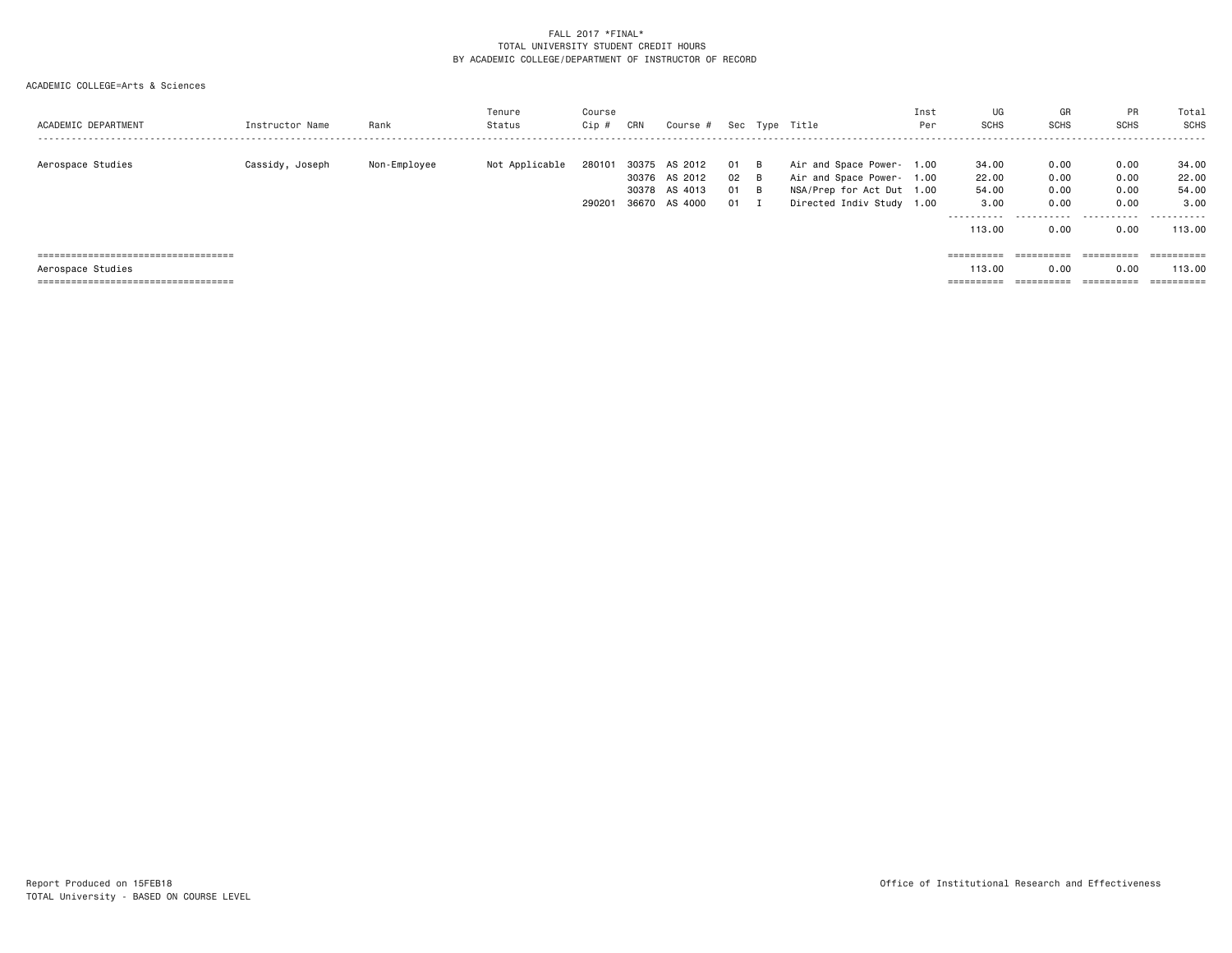FALL 2017 *FINAL*
TOTAL UNIVERSITY STUDENT CREDIT HOURS
BY ACADEMIC COLLEGE/DEPARTMENT OF INSTRUCTOR OF RECORD

ACADEMIC COLLEGE=Arts & Sciences

| ACADEMIC DEPARTMENT | Instructor Name | Rank | Tenure Status | Course Cip # | CRN | Course # | Sec | Type | Title | Inst Per | UG SCHS | GR SCHS | PR SCHS | Total SCHS |
|---|---|---|---|---|---|---|---|---|---|---|---|---|---|---|
| Aerospace Studies | Cassidy, Joseph | Non-Employee | Not Applicable | 280101 | 30375 | AS 2012 | 01 | B | Air and Space Power- | 1.00 | 34.00 | 0.00 | 0.00 | 34.00 |
| | | | | | 30376 | AS 2012 | 02 | B | Air and Space Power- | 1.00 | 22.00 | 0.00 | 0.00 | 22.00 |
| | | | | | 30378 | AS 4013 | 01 | B | NSA/Prep for Act Dut | 1.00 | 54.00 | 0.00 | 0.00 | 54.00 |
| | | | | 290201 | 36670 | AS 4000 | 01 | I | Directed Indiv Study | 1.00 | 3.00 | 0.00 | 0.00 | 3.00 |
| | | | | | | | | | | | 113.00 | 0.00 | 0.00 | 113.00 |
| Aerospace Studies | | | | | | | | | | | 113.00 | 0.00 | 0.00 | 113.00 |

Report Produced on 15FEB18
TOTAL University - BASED ON COURSE LEVEL

Office of Institutional Research and Effectiveness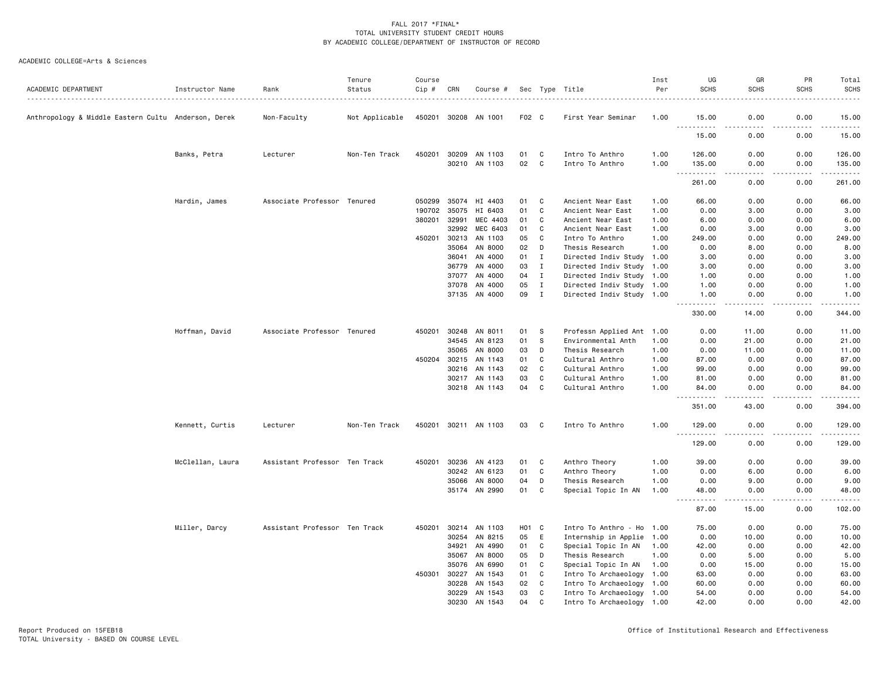FALL 2017 *FINAL*
TOTAL UNIVERSITY STUDENT CREDIT HOURS
BY ACADEMIC COLLEGE/DEPARTMENT OF INSTRUCTOR OF RECORD

ACADEMIC COLLEGE=Arts & Sciences

| ACADEMIC DEPARTMENT | Instructor Name | Rank | Tenure Status | Course Cip # | CRN | Course # | Sec | Type | Title | Inst Per | UG SCHS | GR SCHS | PR SCHS | Total SCHS |
|---|---|---|---|---|---|---|---|---|---|---|---|---|---|---|
| Anthropology & Middle Eastern Cultu | Anderson, Derek | Non-Faculty | Not Applicable | 450201 | 30208 | AN 1001 | F02 | C | First Year Seminar | 1.00 | 15.00 | 0.00 | 0.00 | 15.00 |
| | | | | | | | | | | | 15.00 | 0.00 | 0.00 | 15.00 |
| | Banks, Petra | Lecturer | Non-Ten Track | 450201 | 30209 | AN 1103 | 01 | C | Intro To Anthro | 1.00 | 126.00 | 0.00 | 0.00 | 126.00 |
| | | | | | 30210 | AN 1103 | 02 | C | Intro To Anthro | 1.00 | 135.00 | 0.00 | 0.00 | 135.00 |
| | | | | | | | | | | | 261.00 | 0.00 | 0.00 | 261.00 |
| | Hardin, James | Associate Professor | Tenured | 050299 | 35074 | HI 4403 | 01 | C | Ancient Near East | 1.00 | 66.00 | 0.00 | 0.00 | 66.00 |
| | | | | 190702 | 35075 | HI 6403 | 01 | C | Ancient Near East | 1.00 | 0.00 | 3.00 | 0.00 | 3.00 |
| | | | | 380201 | 32991 | MEC 4403 | 01 | C | Ancient Near East | 1.00 | 6.00 | 0.00 | 0.00 | 6.00 |
| | | | | | 32992 | MEC 6403 | 01 | C | Ancient Near East | 1.00 | 0.00 | 3.00 | 0.00 | 3.00 |
| | | | | 450201 | 30213 | AN 1103 | 05 | C | Intro To Anthro | 1.00 | 249.00 | 0.00 | 0.00 | 249.00 |
| | | | | | 35064 | AN 8000 | 02 | D | Thesis Research | 1.00 | 0.00 | 8.00 | 0.00 | 8.00 |
| | | | | | 36041 | AN 4000 | 01 | I | Directed Indiv Study | 1.00 | 3.00 | 0.00 | 0.00 | 3.00 |
| | | | | | 36779 | AN 4000 | 03 | I | Directed Indiv Study | 1.00 | 3.00 | 0.00 | 0.00 | 3.00 |
| | | | | | 37077 | AN 4000 | 04 | I | Directed Indiv Study | 1.00 | 1.00 | 0.00 | 0.00 | 1.00 |
| | | | | | 37078 | AN 4000 | 05 | I | Directed Indiv Study | 1.00 | 1.00 | 0.00 | 0.00 | 1.00 |
| | | | | | 37135 | AN 4000 | 09 | I | Directed Indiv Study | 1.00 | 1.00 | 0.00 | 0.00 | 1.00 |
| | | | | | | | | | | | 330.00 | 14.00 | 0.00 | 344.00 |
| | Hoffman, David | Associate Professor | Tenured | 450201 | 30248 | AN 8011 | 01 | S | Professn Applied Ant | 1.00 | 0.00 | 11.00 | 0.00 | 11.00 |
| | | | | | 34545 | AN 8123 | 01 | S | Environmental Anth | 1.00 | 0.00 | 21.00 | 0.00 | 21.00 |
| | | | | | 35065 | AN 8000 | 03 | D | Thesis Research | 1.00 | 0.00 | 11.00 | 0.00 | 11.00 |
| | | | | 450204 | 30215 | AN 1143 | 01 | C | Cultural Anthro | 1.00 | 87.00 | 0.00 | 0.00 | 87.00 |
| | | | | | 30216 | AN 1143 | 02 | C | Cultural Anthro | 1.00 | 99.00 | 0.00 | 0.00 | 99.00 |
| | | | | | 30217 | AN 1143 | 03 | C | Cultural Anthro | 1.00 | 81.00 | 0.00 | 0.00 | 81.00 |
| | | | | | 30218 | AN 1143 | 04 | C | Cultural Anthro | 1.00 | 84.00 | 0.00 | 0.00 | 84.00 |
| | | | | | | | | | | | 351.00 | 43.00 | 0.00 | 394.00 |
| | Kennett, Curtis | Lecturer | Non-Ten Track | 450201 | 30211 | AN 1103 | 03 | C | Intro To Anthro | 1.00 | 129.00 | 0.00 | 0.00 | 129.00 |
| | | | | | | | | | | | 129.00 | 0.00 | 0.00 | 129.00 |
| | McClellan, Laura | Assistant Professor | Ten Track | 450201 | 30236 | AN 4123 | 01 | C | Anthro Theory | 1.00 | 39.00 | 0.00 | 0.00 | 39.00 |
| | | | | | 30242 | AN 6123 | 01 | C | Anthro Theory | 1.00 | 0.00 | 6.00 | 0.00 | 6.00 |
| | | | | | 35066 | AN 8000 | 04 | D | Thesis Research | 1.00 | 0.00 | 9.00 | 0.00 | 9.00 |
| | | | | | 35174 | AN 2990 | 01 | C | Special Topic In AN | 1.00 | 48.00 | 0.00 | 0.00 | 48.00 |
| | | | | | | | | | | | 87.00 | 15.00 | 0.00 | 102.00 |
| | Miller, Darcy | Assistant Professor | Ten Track | 450201 | 30214 | AN 1103 | H01 | C | Intro To Anthro - Ho | 1.00 | 75.00 | 0.00 | 0.00 | 75.00 |
| | | | | | 30254 | AN 8215 | 05 | E | Internship in Applie | 1.00 | 0.00 | 10.00 | 0.00 | 10.00 |
| | | | | | 34921 | AN 4990 | 01 | C | Special Topic In AN | 1.00 | 42.00 | 0.00 | 0.00 | 42.00 |
| | | | | | 35067 | AN 8000 | 05 | D | Thesis Research | 1.00 | 0.00 | 5.00 | 0.00 | 5.00 |
| | | | | | 35076 | AN 6990 | 01 | C | Special Topic In AN | 1.00 | 0.00 | 15.00 | 0.00 | 15.00 |
| | | | | 450301 | 30227 | AN 1543 | 01 | C | Intro To Archaeology | 1.00 | 63.00 | 0.00 | 0.00 | 63.00 |
| | | | | | 30228 | AN 1543 | 02 | C | Intro To Archaeology | 1.00 | 60.00 | 0.00 | 0.00 | 60.00 |
| | | | | | 30229 | AN 1543 | 03 | C | Intro To Archaeology | 1.00 | 54.00 | 0.00 | 0.00 | 54.00 |
| | | | | | 30230 | AN 1543 | 04 | C | Intro To Archaeology | 1.00 | 42.00 | 0.00 | 0.00 | 42.00 |

Report Produced on 15FEB18
TOTAL University - BASED ON COURSE LEVEL

Office of Institutional Research and Effectiveness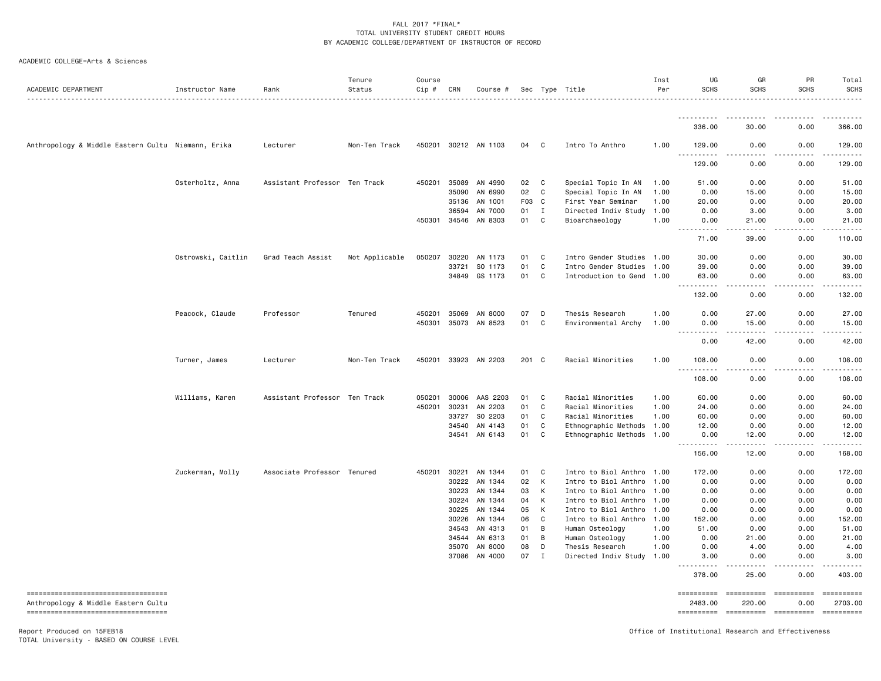FALL 2017 *FINAL*
TOTAL UNIVERSITY STUDENT CREDIT HOURS
BY ACADEMIC COLLEGE/DEPARTMENT OF INSTRUCTOR OF RECORD

ACADEMIC COLLEGE=Arts & Sciences

| ACADEMIC DEPARTMENT | Instructor Name | Rank | Tenure Status | Course Cip # | CRN | Course # | Sec | Type | Title | Inst Per | UG SCHS | GR SCHS | PR SCHS | Total SCHS |
|---|---|---|---|---|---|---|---|---|---|---|---|---|---|---|
| | | | | | | | | | | | 336.00 | 30.00 | 0.00 | 366.00 |
| Anthropology & Middle Eastern Cultu | Niemann, Erika | Lecturer | Non-Ten Track | 450201 | 30212 | AN 1103 | 04 | C | Intro To Anthro | 1.00 | 129.00 | 0.00 | 0.00 | 129.00 |
| | | | | | | | | | | | 129.00 | 0.00 | 0.00 | 129.00 |
| | Osterholtz, Anna | Assistant Professor | Ten Track | 450201 | 35089 | AN 4990 | 02 | C | Special Topic In AN | 1.00 | 51.00 | 0.00 | 0.00 | 51.00 |
| | | | | | 35090 | AN 6990 | 02 | C | Special Topic In AN | 1.00 | 0.00 | 15.00 | 0.00 | 15.00 |
| | | | | | 35136 | AN 1001 | F03 | C | First Year Seminar | 1.00 | 20.00 | 0.00 | 0.00 | 20.00 |
| | | | | | 36594 | AN 7000 | 01 | I | Directed Indiv Study | 1.00 | 0.00 | 3.00 | 0.00 | 3.00 |
| | | | | 450301 | 34546 | AN 8303 | 01 | C | Bioarchaeology | 1.00 | 0.00 | 21.00 | 0.00 | 21.00 |
| | | | | | | | | | | | 71.00 | 39.00 | 0.00 | 110.00 |
| | Ostrowski, Caitlin | Grad Teach Assist | Not Applicable | 050207 | 30220 | AN 1173 | 01 | C | Intro Gender Studies | 1.00 | 30.00 | 0.00 | 0.00 | 30.00 |
| | | | | | 33721 | SO 1173 | 01 | C | Intro Gender Studies | 1.00 | 39.00 | 0.00 | 0.00 | 39.00 |
| | | | | | 34849 | GS 1173 | 01 | C | Introduction to Gend | 1.00 | 63.00 | 0.00 | 0.00 | 63.00 |
| | | | | | | | | | | | 132.00 | 0.00 | 0.00 | 132.00 |
| | Peacock, Claude | Professor | Tenured | 450201 | 35069 | AN 8000 | 07 | D | Thesis Research | 1.00 | 0.00 | 27.00 | 0.00 | 27.00 |
| | | | | 450301 | 35073 | AN 8523 | 01 | C | Environmental Archy | 1.00 | 0.00 | 15.00 | 0.00 | 15.00 |
| | | | | | | | | | | | 0.00 | 42.00 | 0.00 | 42.00 |
| | Turner, James | Lecturer | Non-Ten Track | 450201 | 33923 | AN 2203 | 201 | C | Racial Minorities | 1.00 | 108.00 | 0.00 | 0.00 | 108.00 |
| | | | | | | | | | | | 108.00 | 0.00 | 0.00 | 108.00 |
| | Williams, Karen | Assistant Professor | Ten Track | 050201 | 30006 | AAS 2203 | 01 | C | Racial Minorities | 1.00 | 60.00 | 0.00 | 0.00 | 60.00 |
| | | | | 450201 | 30231 | AN 2203 | 01 | C | Racial Minorities | 1.00 | 24.00 | 0.00 | 0.00 | 24.00 |
| | | | | | 33727 | SO 2203 | 01 | C | Racial Minorities | 1.00 | 60.00 | 0.00 | 0.00 | 60.00 |
| | | | | | 34540 | AN 4143 | 01 | C | Ethnographic Methods | 1.00 | 12.00 | 0.00 | 0.00 | 12.00 |
| | | | | | 34541 | AN 6143 | 01 | C | Ethnographic Methods | 1.00 | 0.00 | 12.00 | 0.00 | 12.00 |
| | | | | | | | | | | | 156.00 | 12.00 | 0.00 | 168.00 |
| | Zuckerman, Molly | Associate Professor | Tenured | 450201 | 30221 | AN 1344 | 01 | C | Intro to Biol Anthro | 1.00 | 172.00 | 0.00 | 0.00 | 172.00 |
| | | | | | 30222 | AN 1344 | 02 | K | Intro to Biol Anthro | 1.00 | 0.00 | 0.00 | 0.00 | 0.00 |
| | | | | | 30223 | AN 1344 | 03 | K | Intro to Biol Anthro | 1.00 | 0.00 | 0.00 | 0.00 | 0.00 |
| | | | | | 30224 | AN 1344 | 04 | K | Intro to Biol Anthro | 1.00 | 0.00 | 0.00 | 0.00 | 0.00 |
| | | | | | 30225 | AN 1344 | 05 | K | Intro to Biol Anthro | 1.00 | 0.00 | 0.00 | 0.00 | 0.00 |
| | | | | | 30226 | AN 1344 | 06 | C | Intro to Biol Anthro | 1.00 | 152.00 | 0.00 | 0.00 | 152.00 |
| | | | | | 34543 | AN 4313 | 01 | B | Human Osteology | 1.00 | 51.00 | 0.00 | 0.00 | 51.00 |
| | | | | | 34544 | AN 6313 | 01 | B | Human Osteology | 1.00 | 0.00 | 21.00 | 0.00 | 21.00 |
| | | | | | 35070 | AN 8000 | 08 | D | Thesis Research | 1.00 | 0.00 | 4.00 | 0.00 | 4.00 |
| | | | | | 37086 | AN 4000 | 07 | I | Directed Indiv Study | 1.00 | 3.00 | 0.00 | 0.00 | 3.00 |
| | | | | | | | | | | | 378.00 | 25.00 | 0.00 | 403.00 |
| Anthropology & Middle Eastern Cultu | | | | | | | | | | | 2483.00 | 220.00 | 0.00 | 2703.00 |

Report Produced on 15FEB18
TOTAL University - BASED ON COURSE LEVEL

Office of Institutional Research and Effectiveness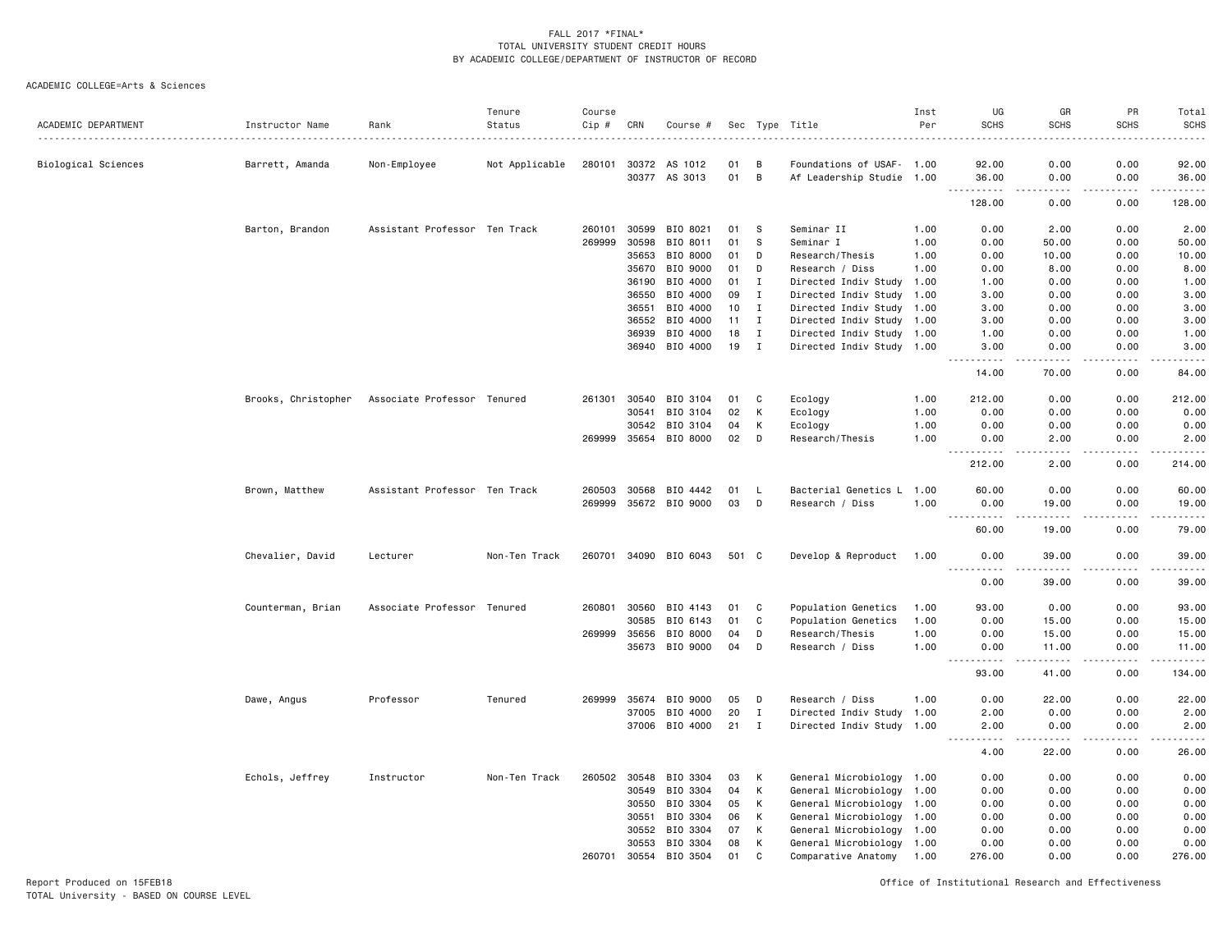FALL 2017 *FINAL*
TOTAL UNIVERSITY STUDENT CREDIT HOURS
BY ACADEMIC COLLEGE/DEPARTMENT OF INSTRUCTOR OF RECORD

ACADEMIC COLLEGE=Arts & Sciences

| ACADEMIC DEPARTMENT | Instructor Name | Rank | Tenure Status | Course Cip # | CRN | Course # | Sec | Type | Title | Inst Per | UG SCHS | GR SCHS | PR SCHS | Total SCHS |
|---|---|---|---|---|---|---|---|---|---|---|---|---|---|---|
| Biological Sciences | Barrett, Amanda | Non-Employee | Not Applicable | 280101 | 30372 | AS 1012 | 01 | B | Foundations of USAF- | 1.00 | 92.00 | 0.00 | 0.00 | 92.00 |
| | | | | | 30377 | AS 3013 | 01 | B | Af Leadership Studie | 1.00 | 36.00 | 0.00 | 0.00 | 36.00 |
| | | | | | | | | | | | 128.00 | 0.00 | 0.00 | 128.00 |
| | Barton, Brandon | Assistant Professor | Ten Track | 260101 | 30599 | BIO 8021 | 01 | S | Seminar II | 1.00 | 0.00 | 2.00 | 0.00 | 2.00 |
| | | | | 269999 | 30598 | BIO 8011 | 01 | S | Seminar I | 1.00 | 0.00 | 50.00 | 0.00 | 50.00 |
| | | | | | 35653 | BIO 8000 | 01 | D | Research/Thesis | 1.00 | 0.00 | 10.00 | 0.00 | 10.00 |
| | | | | | 35670 | BIO 9000 | 01 | D | Research / Diss | 1.00 | 0.00 | 8.00 | 0.00 | 8.00 |
| | | | | | 36190 | BIO 4000 | 01 | I | Directed Indiv Study | 1.00 | 1.00 | 0.00 | 0.00 | 1.00 |
| | | | | | 36550 | BIO 4000 | 09 | I | Directed Indiv Study | 1.00 | 3.00 | 0.00 | 0.00 | 3.00 |
| | | | | | 36551 | BIO 4000 | 10 | I | Directed Indiv Study | 1.00 | 3.00 | 0.00 | 0.00 | 3.00 |
| | | | | | 36552 | BIO 4000 | 11 | I | Directed Indiv Study | 1.00 | 3.00 | 0.00 | 0.00 | 3.00 |
| | | | | | 36939 | BIO 4000 | 18 | I | Directed Indiv Study | 1.00 | 1.00 | 0.00 | 0.00 | 1.00 |
| | | | | | 36940 | BIO 4000 | 19 | I | Directed Indiv Study | 1.00 | 3.00 | 0.00 | 0.00 | 3.00 |
| | | | | | | | | | | | 14.00 | 70.00 | 0.00 | 84.00 |
| | Brooks, Christopher | Associate Professor | Tenured | 261301 | 30540 | BIO 3104 | 01 | C | Ecology | 1.00 | 212.00 | 0.00 | 0.00 | 212.00 |
| | | | | | 30541 | BIO 3104 | 02 | K | Ecology | 1.00 | 0.00 | 0.00 | 0.00 | 0.00 |
| | | | | | 30542 | BIO 3104 | 04 | K | Ecology | 1.00 | 0.00 | 0.00 | 0.00 | 0.00 |
| | | | | 269999 | 35654 | BIO 8000 | 02 | D | Research/Thesis | 1.00 | 0.00 | 2.00 | 0.00 | 2.00 |
| | | | | | | | | | | | 212.00 | 2.00 | 0.00 | 214.00 |
| | Brown, Matthew | Assistant Professor | Ten Track | 260503 | 30568 | BIO 4442 | 01 | L | Bacterial Genetics L | 1.00 | 60.00 | 0.00 | 0.00 | 60.00 |
| | | | | 269999 | 35672 | BIO 9000 | 03 | D | Research / Diss | 1.00 | 0.00 | 19.00 | 0.00 | 19.00 |
| | | | | | | | | | | | 60.00 | 19.00 | 0.00 | 79.00 |
| | Chevalier, David | Lecturer | Non-Ten Track | 260701 | 34090 | BIO 6043 | 501 | C | Develop & Reproduct | 1.00 | 0.00 | 39.00 | 0.00 | 39.00 |
| | | | | | | | | | | | 0.00 | 39.00 | 0.00 | 39.00 |
| | Counterman, Brian | Associate Professor | Tenured | 260801 | 30560 | BIO 4143 | 01 | C | Population Genetics | 1.00 | 93.00 | 0.00 | 0.00 | 93.00 |
| | | | | | 30585 | BIO 6143 | 01 | C | Population Genetics | 1.00 | 0.00 | 15.00 | 0.00 | 15.00 |
| | | | | 269999 | 35656 | BIO 8000 | 04 | D | Research/Thesis | 1.00 | 0.00 | 15.00 | 0.00 | 15.00 |
| | | | | | 35673 | BIO 9000 | 04 | D | Research / Diss | 1.00 | 0.00 | 11.00 | 0.00 | 11.00 |
| | | | | | | | | | | | 93.00 | 41.00 | 0.00 | 134.00 |
| | Dawe, Angus | Professor | Tenured | 269999 | 35674 | BIO 9000 | 05 | D | Research / Diss | 1.00 | 0.00 | 22.00 | 0.00 | 22.00 |
| | | | | | 37005 | BIO 4000 | 20 | I | Directed Indiv Study | 1.00 | 2.00 | 0.00 | 0.00 | 2.00 |
| | | | | | 37006 | BIO 4000 | 21 | I | Directed Indiv Study | 1.00 | 2.00 | 0.00 | 0.00 | 2.00 |
| | | | | | | | | | | | 4.00 | 22.00 | 0.00 | 26.00 |
| | Echols, Jeffrey | Instructor | Non-Ten Track | 260502 | 30548 | BIO 3304 | 03 | K | General Microbiology | 1.00 | 0.00 | 0.00 | 0.00 | 0.00 |
| | | | | | 30549 | BIO 3304 | 04 | K | General Microbiology | 1.00 | 0.00 | 0.00 | 0.00 | 0.00 |
| | | | | | 30550 | BIO 3304 | 05 | K | General Microbiology | 1.00 | 0.00 | 0.00 | 0.00 | 0.00 |
| | | | | | 30551 | BIO 3304 | 06 | K | General Microbiology | 1.00 | 0.00 | 0.00 | 0.00 | 0.00 |
| | | | | | 30552 | BIO 3304 | 07 | K | General Microbiology | 1.00 | 0.00 | 0.00 | 0.00 | 0.00 |
| | | | | | 30553 | BIO 3304 | 08 | K | General Microbiology | 1.00 | 0.00 | 0.00 | 0.00 | 0.00 |
| | | | | 260701 | 30554 | BIO 3504 | 01 | C | Comparative Anatomy | 1.00 | 276.00 | 0.00 | 0.00 | 276.00 |

Report Produced on 15FEB18
TOTAL University - BASED ON COURSE LEVEL

Office of Institutional Research and Effectiveness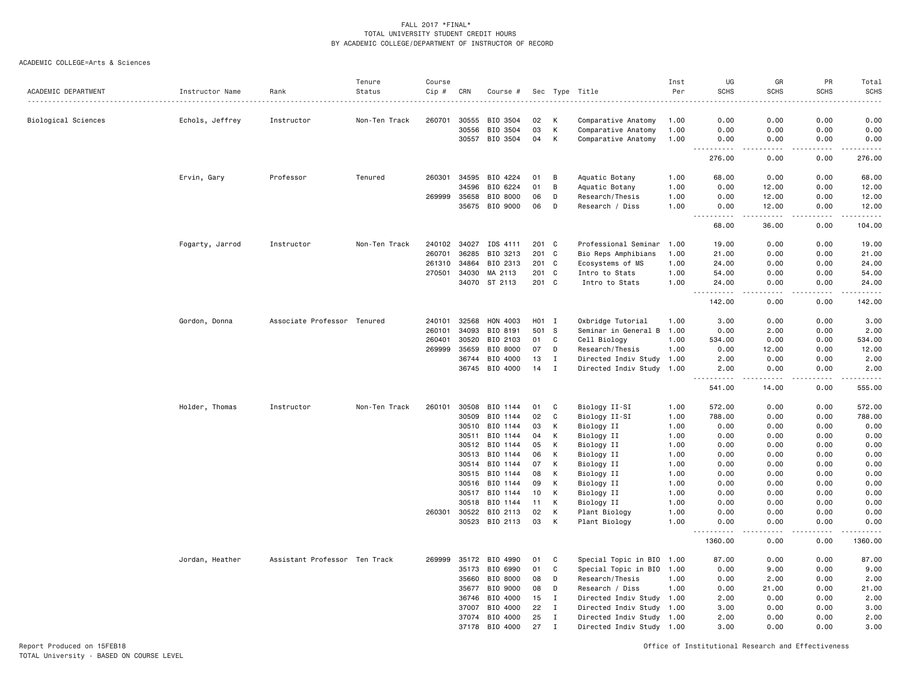FALL 2017 *FINAL*
TOTAL UNIVERSITY STUDENT CREDIT HOURS
BY ACADEMIC COLLEGE/DEPARTMENT OF INSTRUCTOR OF RECORD

ACADEMIC COLLEGE=Arts & Sciences

| ACADEMIC DEPARTMENT | Instructor Name | Rank | Tenure Status | Course Cip # | CRN | Course # | Sec | Type | Title | Inst Per | UG SCHS | GR SCHS | PR SCHS | Total SCHS |
|---|---|---|---|---|---|---|---|---|---|---|---|---|---|---|
| Biological Sciences | Echols, Jeffrey | Instructor | Non-Ten Track | 260701 | 30555 | BIO 3504 | 02 | K | Comparative Anatomy | 1.00 | 0.00 | 0.00 | 0.00 | 0.00 |
| | | | | | 30556 | BIO 3504 | 03 | K | Comparative Anatomy | 1.00 | 0.00 | 0.00 | 0.00 | 0.00 |
| | | | | | 30557 | BIO 3504 | 04 | K | Comparative Anatomy | 1.00 | 0.00 | 0.00 | 0.00 | 0.00 |
| | | | | | | | | | | | 276.00 | 0.00 | 0.00 | 276.00 |
| | Ervin, Gary | Professor | Tenured | 260301 | 34595 | BIO 4224 | 01 | B | Aquatic Botany | 1.00 | 68.00 | 0.00 | 0.00 | 68.00 |
| | | | | | 34596 | BIO 6224 | 01 | B | Aquatic Botany | 1.00 | 0.00 | 12.00 | 0.00 | 12.00 |
| | | | | 269999 | 35658 | BIO 8000 | 06 | D | Research/Thesis | 1.00 | 0.00 | 12.00 | 0.00 | 12.00 |
| | | | | | 35675 | BIO 9000 | 06 | D | Research / Diss | 1.00 | 0.00 | 12.00 | 0.00 | 12.00 |
| | | | | | | | | | | | 68.00 | 36.00 | 0.00 | 104.00 |
| | Fogarty, Jarrod | Instructor | Non-Ten Track | 240102 | 34027 | IDS 4111 | 201 | C | Professional Seminar | 1.00 | 19.00 | 0.00 | 0.00 | 19.00 |
| | | | | 260701 | 36285 | BIO 3213 | 201 | C | Bio Reps Amphibians | 1.00 | 21.00 | 0.00 | 0.00 | 21.00 |
| | | | | 261310 | 34864 | BIO 2313 | 201 | C | Ecosystems of MS | 1.00 | 24.00 | 0.00 | 0.00 | 24.00 |
| | | | | 270501 | 34030 | MA 2113 | 201 | C | Intro to Stats | 1.00 | 54.00 | 0.00 | 0.00 | 54.00 |
| | | | | | 34070 | ST 2113 | 201 | C | Intro to Stats | 1.00 | 24.00 | 0.00 | 0.00 | 24.00 |
| | | | | | | | | | | | 142.00 | 0.00 | 0.00 | 142.00 |
| | Gordon, Donna | Associate Professor | Tenured | 240101 | 32568 | HON 4003 | H01 | I | Oxbridge Tutorial | 1.00 | 3.00 | 0.00 | 0.00 | 3.00 |
| | | | | 260101 | 34093 | BIO 8191 | 501 | S | Seminar in General B | 1.00 | 0.00 | 2.00 | 0.00 | 2.00 |
| | | | | 260401 | 30520 | BIO 2103 | 01 | C | Cell Biology | 1.00 | 534.00 | 0.00 | 0.00 | 534.00 |
| | | | | 269999 | 35659 | BIO 8000 | 07 | D | Research/Thesis | 1.00 | 0.00 | 12.00 | 0.00 | 12.00 |
| | | | | | 36744 | BIO 4000 | 13 | I | Directed Indiv Study | 1.00 | 2.00 | 0.00 | 0.00 | 2.00 |
| | | | | | 36745 | BIO 4000 | 14 | I | Directed Indiv Study | 1.00 | 2.00 | 0.00 | 0.00 | 2.00 |
| | | | | | | | | | | | 541.00 | 14.00 | 0.00 | 555.00 |
| | Holder, Thomas | Instructor | Non-Ten Track | 260101 | 30508 | BIO 1144 | 01 | C | Biology II-SI | 1.00 | 572.00 | 0.00 | 0.00 | 572.00 |
| | | | | | 30509 | BIO 1144 | 02 | C | Biology II-SI | 1.00 | 788.00 | 0.00 | 0.00 | 788.00 |
| | | | | | 30510 | BIO 1144 | 03 | K | Biology II | 1.00 | 0.00 | 0.00 | 0.00 | 0.00 |
| | | | | | 30511 | BIO 1144 | 04 | K | Biology II | 1.00 | 0.00 | 0.00 | 0.00 | 0.00 |
| | | | | | 30512 | BIO 1144 | 05 | K | Biology II | 1.00 | 0.00 | 0.00 | 0.00 | 0.00 |
| | | | | | 30513 | BIO 1144 | 06 | K | Biology II | 1.00 | 0.00 | 0.00 | 0.00 | 0.00 |
| | | | | | 30514 | BIO 1144 | 07 | K | Biology II | 1.00 | 0.00 | 0.00 | 0.00 | 0.00 |
| | | | | | 30515 | BIO 1144 | 08 | K | Biology II | 1.00 | 0.00 | 0.00 | 0.00 | 0.00 |
| | | | | | 30516 | BIO 1144 | 09 | K | Biology II | 1.00 | 0.00 | 0.00 | 0.00 | 0.00 |
| | | | | | 30517 | BIO 1144 | 10 | K | Biology II | 1.00 | 0.00 | 0.00 | 0.00 | 0.00 |
| | | | | | 30518 | BIO 1144 | 11 | K | Biology II | 1.00 | 0.00 | 0.00 | 0.00 | 0.00 |
| | | | | 260301 | 30522 | BIO 2113 | 02 | K | Plant Biology | 1.00 | 0.00 | 0.00 | 0.00 | 0.00 |
| | | | | | 30523 | BIO 2113 | 03 | K | Plant Biology | 1.00 | 0.00 | 0.00 | 0.00 | 0.00 |
| | | | | | | | | | | | 1360.00 | 0.00 | 0.00 | 1360.00 |
| | Jordan, Heather | Assistant Professor | Ten Track | 269999 | 35172 | BIO 4990 | 01 | C | Special Topic in BIO | 1.00 | 87.00 | 0.00 | 0.00 | 87.00 |
| | | | | | 35173 | BIO 6990 | 01 | C | Special Topic in BIO | 1.00 | 0.00 | 9.00 | 0.00 | 9.00 |
| | | | | | 35660 | BIO 8000 | 08 | D | Research/Thesis | 1.00 | 0.00 | 2.00 | 0.00 | 2.00 |
| | | | | | 35677 | BIO 9000 | 08 | D | Research / Diss | 1.00 | 0.00 | 21.00 | 0.00 | 21.00 |
| | | | | | 36746 | BIO 4000 | 15 | I | Directed Indiv Study | 1.00 | 2.00 | 0.00 | 0.00 | 2.00 |
| | | | | | 37007 | BIO 4000 | 22 | I | Directed Indiv Study | 1.00 | 3.00 | 0.00 | 0.00 | 3.00 |
| | | | | | 37074 | BIO 4000 | 25 | I | Directed Indiv Study | 1.00 | 2.00 | 0.00 | 0.00 | 2.00 |
| | | | | | 37178 | BIO 4000 | 27 | I | Directed Indiv Study | 1.00 | 3.00 | 0.00 | 0.00 | 3.00 |

Report Produced on 15FEB18
TOTAL University - BASED ON COURSE LEVEL

Office of Institutional Research and Effectiveness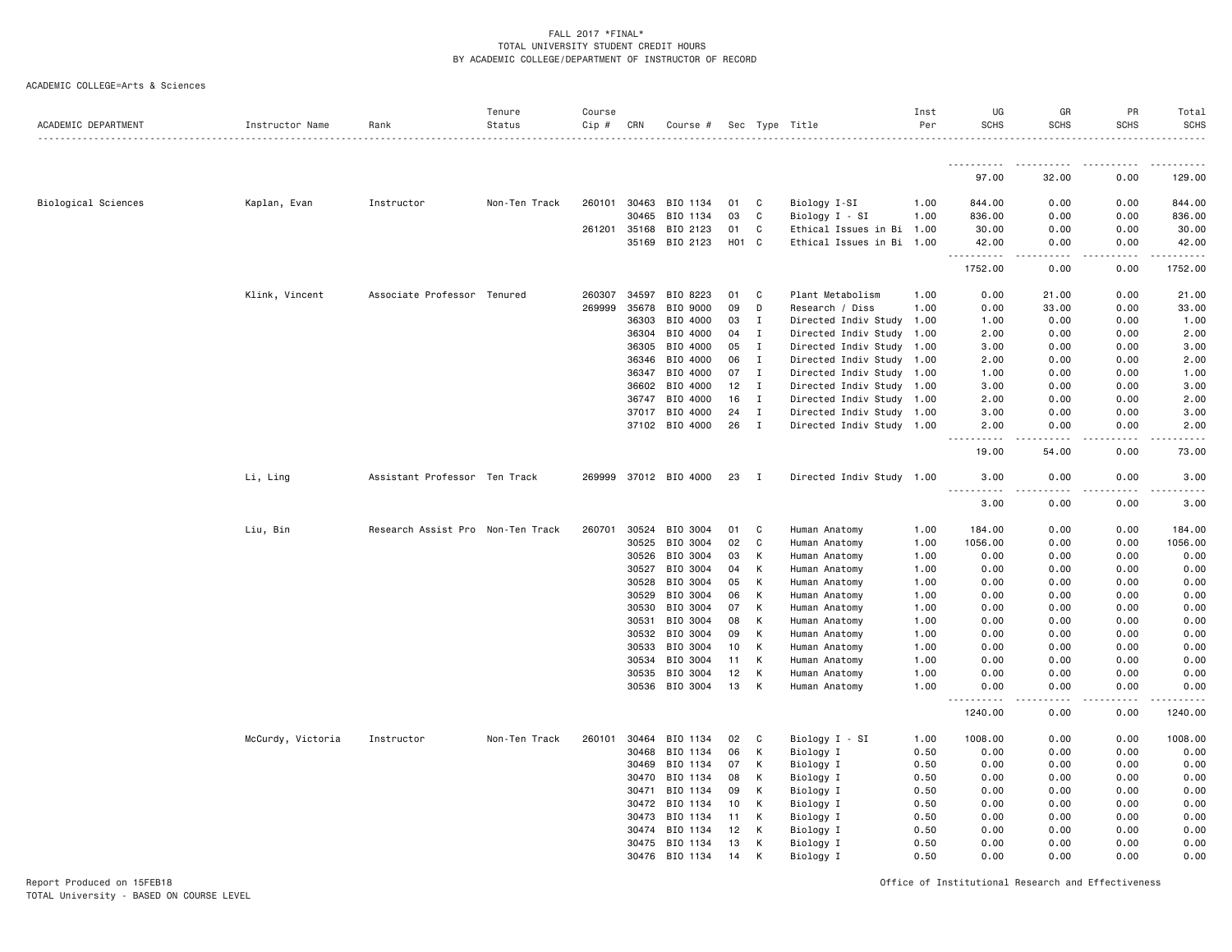FALL 2017 *FINAL*
TOTAL UNIVERSITY STUDENT CREDIT HOURS
BY ACADEMIC COLLEGE/DEPARTMENT OF INSTRUCTOR OF RECORD

ACADEMIC COLLEGE=Arts & Sciences

| ACADEMIC DEPARTMENT | Instructor Name | Rank | Tenure Status | Course Cip # | CRN | Course # | Sec | Type | Title | Inst Per | UG SCHS | GR SCHS | PR SCHS | Total SCHS |
|---|---|---|---|---|---|---|---|---|---|---|---|---|---|---|
| | | | | | | | | | | | 97.00 | 32.00 | 0.00 | 129.00 |
| Biological Sciences | Kaplan, Evan | Instructor | Non-Ten Track | 260101 | 30463 | BIO 1134 | 01 | C | Biology I-SI | 1.00 | 844.00 | 0.00 | 0.00 | 844.00 |
| | | | | | 30465 | BIO 1134 | 03 | C | Biology I - SI | 1.00 | 836.00 | 0.00 | 0.00 | 836.00 |
| | | | | 261201 | 35168 | BIO 2123 | 01 | C | Ethical Issues in Bi | 1.00 | 30.00 | 0.00 | 0.00 | 30.00 |
| | | | | | 35169 | BIO 2123 | H01 | C | Ethical Issues in Bi | 1.00 | 42.00 | 0.00 | 0.00 | 42.00 |
| | | | | | | | | | | | 1752.00 | 0.00 | 0.00 | 1752.00 |
| | Klink, Vincent | Associate Professor | Tenured | 260307 | 34597 | BIO 8223 | 01 | C | Plant Metabolism | 1.00 | 0.00 | 21.00 | 0.00 | 21.00 |
| | | | | 269999 | 35678 | BIO 9000 | 09 | D | Research / Diss | 1.00 | 0.00 | 33.00 | 0.00 | 33.00 |
| | | | | | 36303 | BIO 4000 | 03 | I | Directed Indiv Study | 1.00 | 1.00 | 0.00 | 0.00 | 1.00 |
| | | | | | 36304 | BIO 4000 | 04 | I | Directed Indiv Study | 1.00 | 2.00 | 0.00 | 0.00 | 2.00 |
| | | | | | 36305 | BIO 4000 | 05 | I | Directed Indiv Study | 1.00 | 3.00 | 0.00 | 0.00 | 3.00 |
| | | | | | 36346 | BIO 4000 | 06 | I | Directed Indiv Study | 1.00 | 2.00 | 0.00 | 0.00 | 2.00 |
| | | | | | 36347 | BIO 4000 | 07 | I | Directed Indiv Study | 1.00 | 1.00 | 0.00 | 0.00 | 1.00 |
| | | | | | 36602 | BIO 4000 | 12 | I | Directed Indiv Study | 1.00 | 3.00 | 0.00 | 0.00 | 3.00 |
| | | | | | 36747 | BIO 4000 | 16 | I | Directed Indiv Study | 1.00 | 2.00 | 0.00 | 0.00 | 2.00 |
| | | | | | 37017 | BIO 4000 | 24 | I | Directed Indiv Study | 1.00 | 3.00 | 0.00 | 0.00 | 3.00 |
| | | | | | 37102 | BIO 4000 | 26 | I | Directed Indiv Study | 1.00 | 2.00 | 0.00 | 0.00 | 2.00 |
| | | | | | | | | | | | 19.00 | 54.00 | 0.00 | 73.00 |
| | Li, Ling | Assistant Professor | Ten Track | 269999 | 37012 | BIO 4000 | 23 | I | Directed Indiv Study | 1.00 | 3.00 | 0.00 | 0.00 | 3.00 |
| | | | | | | | | | | | 3.00 | 0.00 | 0.00 | 3.00 |
| | Liu, Bin | Research Assist Pro | Non-Ten Track | 260701 | 30524 | BIO 3004 | 01 | C | Human Anatomy | 1.00 | 184.00 | 0.00 | 0.00 | 184.00 |
| | | | | | 30525 | BIO 3004 | 02 | C | Human Anatomy | 1.00 | 1056.00 | 0.00 | 0.00 | 1056.00 |
| | | | | | 30526 | BIO 3004 | 03 | K | Human Anatomy | 1.00 | 0.00 | 0.00 | 0.00 | 0.00 |
| | | | | | 30527 | BIO 3004 | 04 | K | Human Anatomy | 1.00 | 0.00 | 0.00 | 0.00 | 0.00 |
| | | | | | 30528 | BIO 3004 | 05 | K | Human Anatomy | 1.00 | 0.00 | 0.00 | 0.00 | 0.00 |
| | | | | | 30529 | BIO 3004 | 06 | K | Human Anatomy | 1.00 | 0.00 | 0.00 | 0.00 | 0.00 |
| | | | | | 30530 | BIO 3004 | 07 | K | Human Anatomy | 1.00 | 0.00 | 0.00 | 0.00 | 0.00 |
| | | | | | 30531 | BIO 3004 | 08 | K | Human Anatomy | 1.00 | 0.00 | 0.00 | 0.00 | 0.00 |
| | | | | | 30532 | BIO 3004 | 09 | K | Human Anatomy | 1.00 | 0.00 | 0.00 | 0.00 | 0.00 |
| | | | | | 30533 | BIO 3004 | 10 | K | Human Anatomy | 1.00 | 0.00 | 0.00 | 0.00 | 0.00 |
| | | | | | 30534 | BIO 3004 | 11 | K | Human Anatomy | 1.00 | 0.00 | 0.00 | 0.00 | 0.00 |
| | | | | | 30535 | BIO 3004 | 12 | K | Human Anatomy | 1.00 | 0.00 | 0.00 | 0.00 | 0.00 |
| | | | | | 30536 | BIO 3004 | 13 | K | Human Anatomy | 1.00 | 0.00 | 0.00 | 0.00 | 0.00 |
| | | | | | | | | | | | 1240.00 | 0.00 | 0.00 | 1240.00 |
| | McCurdy, Victoria | Instructor | Non-Ten Track | 260101 | 30464 | BIO 1134 | 02 | C | Biology I - SI | 1.00 | 1008.00 | 0.00 | 0.00 | 1008.00 |
| | | | | | 30468 | BIO 1134 | 06 | K | Biology I | 0.50 | 0.00 | 0.00 | 0.00 | 0.00 |
| | | | | | 30469 | BIO 1134 | 07 | K | Biology I | 0.50 | 0.00 | 0.00 | 0.00 | 0.00 |
| | | | | | 30470 | BIO 1134 | 08 | K | Biology I | 0.50 | 0.00 | 0.00 | 0.00 | 0.00 |
| | | | | | 30471 | BIO 1134 | 09 | K | Biology I | 0.50 | 0.00 | 0.00 | 0.00 | 0.00 |
| | | | | | 30472 | BIO 1134 | 10 | K | Biology I | 0.50 | 0.00 | 0.00 | 0.00 | 0.00 |
| | | | | | 30473 | BIO 1134 | 11 | K | Biology I | 0.50 | 0.00 | 0.00 | 0.00 | 0.00 |
| | | | | | 30474 | BIO 1134 | 12 | K | Biology I | 0.50 | 0.00 | 0.00 | 0.00 | 0.00 |
| | | | | | 30475 | BIO 1134 | 13 | K | Biology I | 0.50 | 0.00 | 0.00 | 0.00 | 0.00 |
| | | | | | 30476 | BIO 1134 | 14 | K | Biology I | 0.50 | 0.00 | 0.00 | 0.00 | 0.00 |

Report Produced on 15FEB18
TOTAL University - BASED ON COURSE LEVEL

Office of Institutional Research and Effectiveness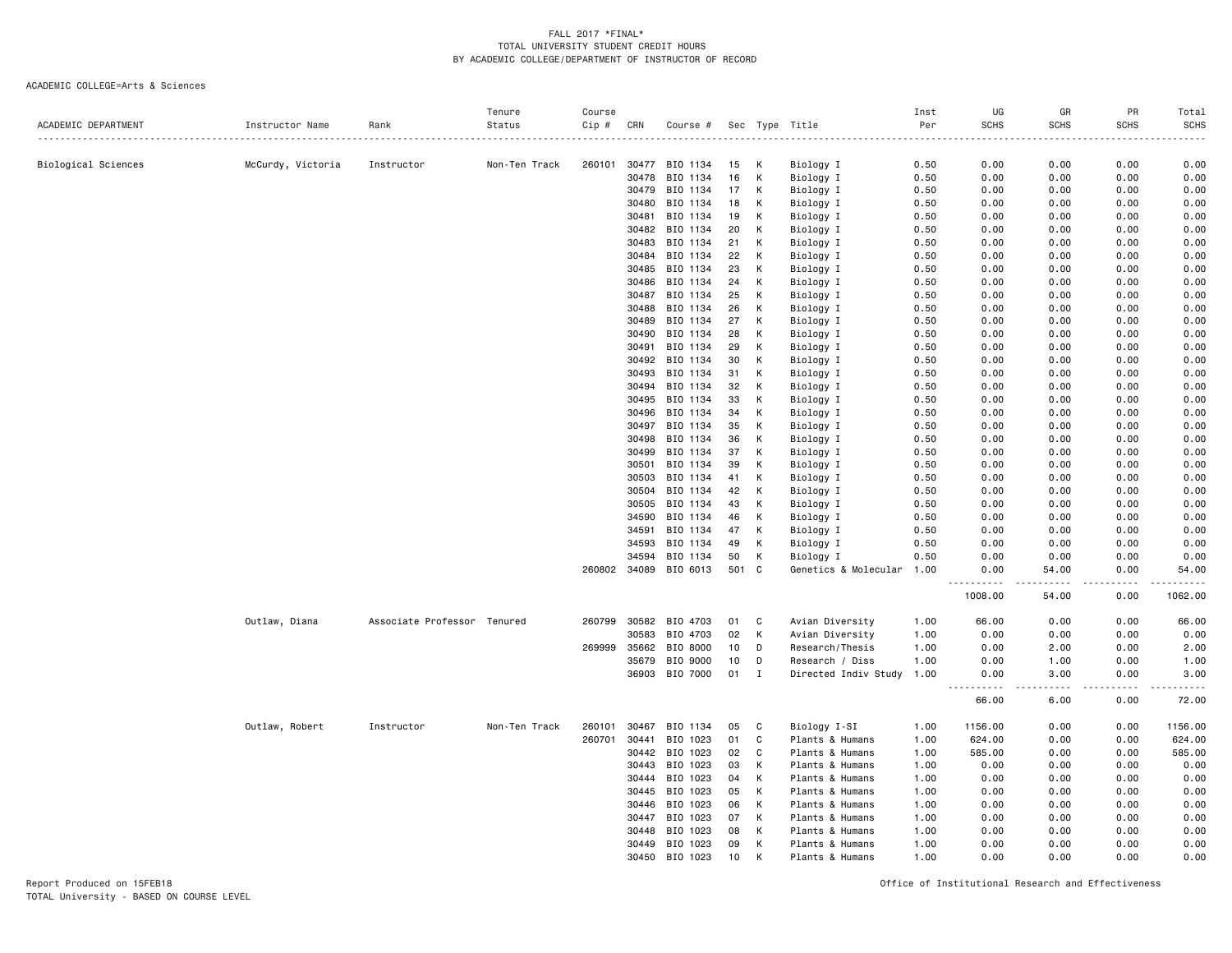FALL 2017 *FINAL*
TOTAL UNIVERSITY STUDENT CREDIT HOURS
BY ACADEMIC COLLEGE/DEPARTMENT OF INSTRUCTOR OF RECORD

ACADEMIC COLLEGE=Arts & Sciences

| ACADEMIC DEPARTMENT | Instructor Name | Rank | Tenure Status | Course Cip # | CRN | Course # | Sec | Type | Title | Inst Per | UG SCHS | GR SCHS | PR SCHS | Total SCHS |
|---|---|---|---|---|---|---|---|---|---|---|---|---|---|---|
| Biological Sciences | McCurdy, Victoria | Instructor | Non-Ten Track | 260101 | 30477 | BIO 1134 | 15 | K | Biology I | 0.50 | 0.00 | 0.00 | 0.00 | 0.00 |
| | | | | | 30478 | BIO 1134 | 16 | K | Biology I | 0.50 | 0.00 | 0.00 | 0.00 | 0.00 |
| | | | | | 30479 | BIO 1134 | 17 | K | Biology I | 0.50 | 0.00 | 0.00 | 0.00 | 0.00 |
| | | | | | 30480 | BIO 1134 | 18 | K | Biology I | 0.50 | 0.00 | 0.00 | 0.00 | 0.00 |
| | | | | | 30481 | BIO 1134 | 19 | K | Biology I | 0.50 | 0.00 | 0.00 | 0.00 | 0.00 |
| | | | | | 30482 | BIO 1134 | 20 | K | Biology I | 0.50 | 0.00 | 0.00 | 0.00 | 0.00 |
| | | | | | 30483 | BIO 1134 | 21 | K | Biology I | 0.50 | 0.00 | 0.00 | 0.00 | 0.00 |
| | | | | | 30484 | BIO 1134 | 22 | K | Biology I | 0.50 | 0.00 | 0.00 | 0.00 | 0.00 |
| | | | | | 30485 | BIO 1134 | 23 | K | Biology I | 0.50 | 0.00 | 0.00 | 0.00 | 0.00 |
| | | | | | 30486 | BIO 1134 | 24 | K | Biology I | 0.50 | 0.00 | 0.00 | 0.00 | 0.00 |
| | | | | | 30487 | BIO 1134 | 25 | K | Biology I | 0.50 | 0.00 | 0.00 | 0.00 | 0.00 |
| | | | | | 30488 | BIO 1134 | 26 | K | Biology I | 0.50 | 0.00 | 0.00 | 0.00 | 0.00 |
| | | | | | 30489 | BIO 1134 | 27 | K | Biology I | 0.50 | 0.00 | 0.00 | 0.00 | 0.00 |
| | | | | | 30490 | BIO 1134 | 28 | K | Biology I | 0.50 | 0.00 | 0.00 | 0.00 | 0.00 |
| | | | | | 30491 | BIO 1134 | 29 | K | Biology I | 0.50 | 0.00 | 0.00 | 0.00 | 0.00 |
| | | | | | 30492 | BIO 1134 | 30 | K | Biology I | 0.50 | 0.00 | 0.00 | 0.00 | 0.00 |
| | | | | | 30493 | BIO 1134 | 31 | K | Biology I | 0.50 | 0.00 | 0.00 | 0.00 | 0.00 |
| | | | | | 30494 | BIO 1134 | 32 | K | Biology I | 0.50 | 0.00 | 0.00 | 0.00 | 0.00 |
| | | | | | 30495 | BIO 1134 | 33 | K | Biology I | 0.50 | 0.00 | 0.00 | 0.00 | 0.00 |
| | | | | | 30496 | BIO 1134 | 34 | K | Biology I | 0.50 | 0.00 | 0.00 | 0.00 | 0.00 |
| | | | | | 30497 | BIO 1134 | 35 | K | Biology I | 0.50 | 0.00 | 0.00 | 0.00 | 0.00 |
| | | | | | 30498 | BIO 1134 | 36 | K | Biology I | 0.50 | 0.00 | 0.00 | 0.00 | 0.00 |
| | | | | | 30499 | BIO 1134 | 37 | K | Biology I | 0.50 | 0.00 | 0.00 | 0.00 | 0.00 |
| | | | | | 30501 | BIO 1134 | 39 | K | Biology I | 0.50 | 0.00 | 0.00 | 0.00 | 0.00 |
| | | | | | 30503 | BIO 1134 | 41 | K | Biology I | 0.50 | 0.00 | 0.00 | 0.00 | 0.00 |
| | | | | | 30504 | BIO 1134 | 42 | K | Biology I | 0.50 | 0.00 | 0.00 | 0.00 | 0.00 |
| | | | | | 30505 | BIO 1134 | 43 | K | Biology I | 0.50 | 0.00 | 0.00 | 0.00 | 0.00 |
| | | | | | 34590 | BIO 1134 | 46 | K | Biology I | 0.50 | 0.00 | 0.00 | 0.00 | 0.00 |
| | | | | | 34591 | BIO 1134 | 47 | K | Biology I | 0.50 | 0.00 | 0.00 | 0.00 | 0.00 |
| | | | | | 34593 | BIO 1134 | 49 | K | Biology I | 0.50 | 0.00 | 0.00 | 0.00 | 0.00 |
| | | | | | 34594 | BIO 1134 | 50 | K | Biology I | 0.50 | 0.00 | 0.00 | 0.00 | 0.00 |
| | | | | 260802 | 34089 | BIO 6013 | 501 | C | Genetics & Molecular | 1.00 | 0.00 | 54.00 | 0.00 | 54.00 |
| | | | | | | | | | | | 1008.00 | 54.00 | 0.00 | 1062.00 |
| | Outlaw, Diana | Associate Professor | Tenured | 260799 | 30582 | BIO 4703 | 01 | C | Avian Diversity | 1.00 | 66.00 | 0.00 | 0.00 | 66.00 |
| | | | | | 30583 | BIO 4703 | 02 | K | Avian Diversity | 1.00 | 0.00 | 0.00 | 0.00 | 0.00 |
| | | | | 269999 | 35662 | BIO 8000 | 10 | D | Research/Thesis | 1.00 | 0.00 | 2.00 | 0.00 | 2.00 |
| | | | | | 35679 | BIO 9000 | 10 | D | Research / Diss | 1.00 | 0.00 | 1.00 | 0.00 | 1.00 |
| | | | | | 36903 | BIO 7000 | 01 | I | Directed Indiv Study | 1.00 | 0.00 | 3.00 | 0.00 | 3.00 |
| | | | | | | | | | | | 66.00 | 6.00 | 0.00 | 72.00 |
| | Outlaw, Robert | Instructor | Non-Ten Track | 260101 | 30467 | BIO 1134 | 05 | C | Biology I-SI | 1.00 | 1156.00 | 0.00 | 0.00 | 1156.00 |
| | | | | 260701 | 30441 | BIO 1023 | 01 | C | Plants & Humans | 1.00 | 624.00 | 0.00 | 0.00 | 624.00 |
| | | | | | 30442 | BIO 1023 | 02 | C | Plants & Humans | 1.00 | 585.00 | 0.00 | 0.00 | 585.00 |
| | | | | | 30443 | BIO 1023 | 03 | K | Plants & Humans | 1.00 | 0.00 | 0.00 | 0.00 | 0.00 |
| | | | | | 30444 | BIO 1023 | 04 | K | Plants & Humans | 1.00 | 0.00 | 0.00 | 0.00 | 0.00 |
| | | | | | 30445 | BIO 1023 | 05 | K | Plants & Humans | 1.00 | 0.00 | 0.00 | 0.00 | 0.00 |
| | | | | | 30446 | BIO 1023 | 06 | K | Plants & Humans | 1.00 | 0.00 | 0.00 | 0.00 | 0.00 |
| | | | | | 30447 | BIO 1023 | 07 | K | Plants & Humans | 1.00 | 0.00 | 0.00 | 0.00 | 0.00 |
| | | | | | 30448 | BIO 1023 | 08 | K | Plants & Humans | 1.00 | 0.00 | 0.00 | 0.00 | 0.00 |
| | | | | | 30449 | BIO 1023 | 09 | K | Plants & Humans | 1.00 | 0.00 | 0.00 | 0.00 | 0.00 |
| | | | | | 30450 | BIO 1023 | 10 | K | Plants & Humans | 1.00 | 0.00 | 0.00 | 0.00 | 0.00 |

Report Produced on 15FEB18
TOTAL University - BASED ON COURSE LEVEL

Office of Institutional Research and Effectiveness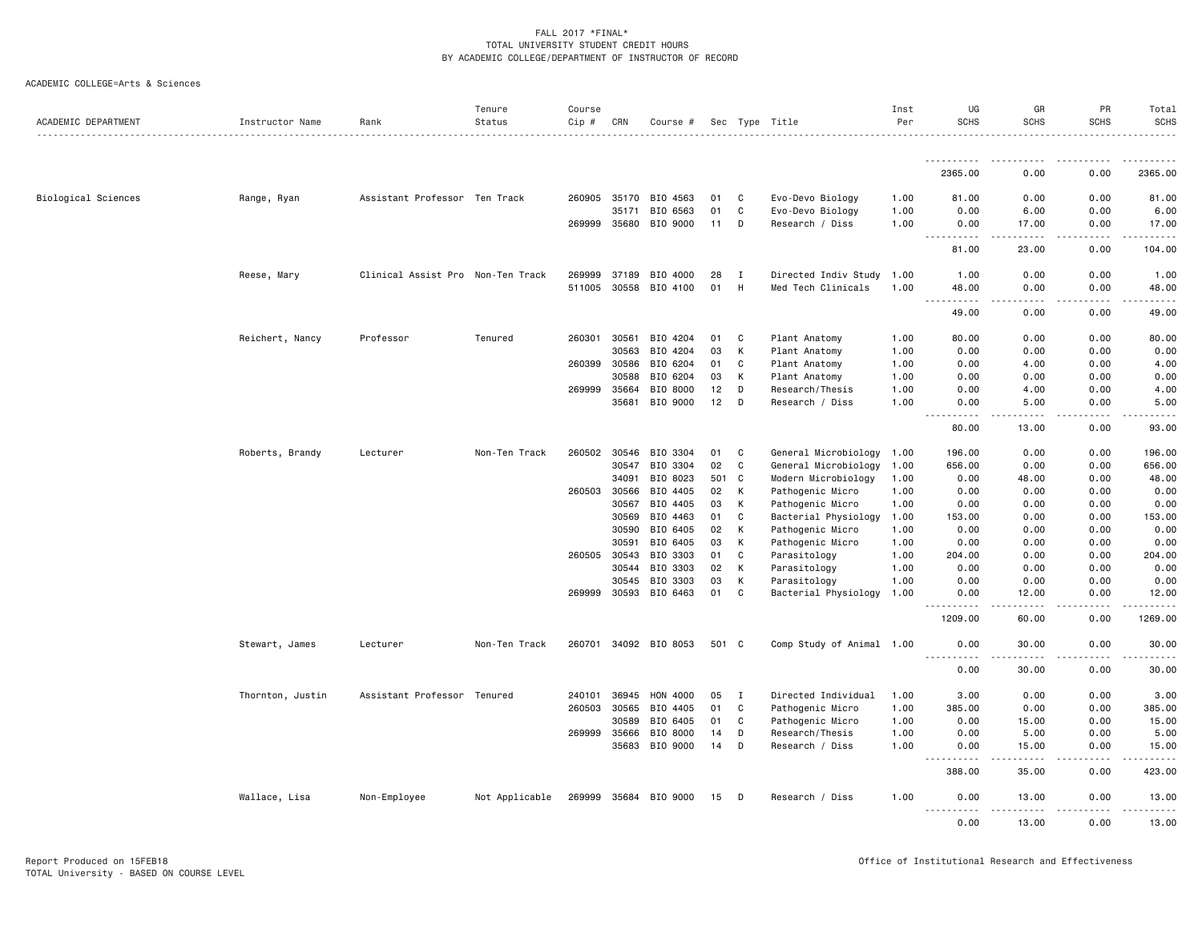FALL 2017 *FINAL*
TOTAL UNIVERSITY STUDENT CREDIT HOURS
BY ACADEMIC COLLEGE/DEPARTMENT OF INSTRUCTOR OF RECORD

ACADEMIC COLLEGE=Arts & Sciences

| ACADEMIC DEPARTMENT | Instructor Name | Rank | Tenure Status | Course Cip # | CRN | Course # | Sec | Type | Title | Inst Per | UG SCHS | GR SCHS | PR SCHS | Total SCHS |
|---|---|---|---|---|---|---|---|---|---|---|---|---|---|---|
| | | | | | | | | | | | 2365.00 | 0.00 | 0.00 | 2365.00 |
| Biological Sciences | Range, Ryan | Assistant Professor | Ten Track | 260905 | 35170 | BIO 4563 | 01 | C | Evo-Devo Biology | 1.00 | 81.00 | 0.00 | 0.00 | 81.00 |
| | | | | | 35171 | BIO 6563 | 01 | C | Evo-Devo Biology | 1.00 | 0.00 | 6.00 | 0.00 | 6.00 |
| | | | | 269999 | 35680 | BIO 9000 | 11 | D | Research / Diss | 1.00 | 0.00 | 17.00 | 0.00 | 17.00 |
| | | | | | | | | | | | 81.00 | 23.00 | 0.00 | 104.00 |
| | Reese, Mary | Clinical Assist Pro | Non-Ten Track | 269999 | 37189 | BIO 4000 | 28 | I | Directed Indiv Study | 1.00 | 1.00 | 0.00 | 0.00 | 1.00 |
| | | | | 511005 | 30558 | BIO 4100 | 01 | H | Med Tech Clinicals | 1.00 | 48.00 | 0.00 | 0.00 | 48.00 |
| | | | | | | | | | | | 49.00 | 0.00 | 0.00 | 49.00 |
| | Reichert, Nancy | Professor | Tenured | 260301 | 30561 | BIO 4204 | 01 | C | Plant Anatomy | 1.00 | 80.00 | 0.00 | 0.00 | 80.00 |
| | | | | | 30563 | BIO 4204 | 03 | K | Plant Anatomy | 1.00 | 0.00 | 0.00 | 0.00 | 0.00 |
| | | | | 260399 | 30586 | BIO 6204 | 01 | C | Plant Anatomy | 1.00 | 0.00 | 4.00 | 0.00 | 4.00 |
| | | | | | 30588 | BIO 6204 | 03 | K | Plant Anatomy | 1.00 | 0.00 | 0.00 | 0.00 | 0.00 |
| | | | | 269999 | 35664 | BIO 8000 | 12 | D | Research/Thesis | 1.00 | 0.00 | 4.00 | 0.00 | 4.00 |
| | | | | | 35681 | BIO 9000 | 12 | D | Research / Diss | 1.00 | 0.00 | 5.00 | 0.00 | 5.00 |
| | | | | | | | | | | | 80.00 | 13.00 | 0.00 | 93.00 |
| | Roberts, Brandy | Lecturer | Non-Ten Track | 260502 | 30546 | BIO 3304 | 01 | C | General Microbiology | 1.00 | 196.00 | 0.00 | 0.00 | 196.00 |
| | | | | | 30547 | BIO 3304 | 02 | C | General Microbiology | 1.00 | 656.00 | 0.00 | 0.00 | 656.00 |
| | | | | | 34091 | BIO 8023 | 501 | C | Modern Microbiology | 1.00 | 0.00 | 48.00 | 0.00 | 48.00 |
| | | | | 260503 | 30566 | BIO 4405 | 02 | K | Pathogenic Micro | 1.00 | 0.00 | 0.00 | 0.00 | 0.00 |
| | | | | | 30567 | BIO 4405 | 03 | K | Pathogenic Micro | 1.00 | 0.00 | 0.00 | 0.00 | 0.00 |
| | | | | | 30569 | BIO 4463 | 01 | C | Bacterial Physiology | 1.00 | 153.00 | 0.00 | 0.00 | 153.00 |
| | | | | | 30590 | BIO 6405 | 02 | K | Pathogenic Micro | 1.00 | 0.00 | 0.00 | 0.00 | 0.00 |
| | | | | | 30591 | BIO 6405 | 03 | K | Pathogenic Micro | 1.00 | 0.00 | 0.00 | 0.00 | 0.00 |
| | | | | 260505 | 30543 | BIO 3303 | 01 | C | Parasitology | 1.00 | 204.00 | 0.00 | 0.00 | 204.00 |
| | | | | | 30544 | BIO 3303 | 02 | K | Parasitology | 1.00 | 0.00 | 0.00 | 0.00 | 0.00 |
| | | | | | 30545 | BIO 3303 | 03 | K | Parasitology | 1.00 | 0.00 | 0.00 | 0.00 | 0.00 |
| | | | | 269999 | 30593 | BIO 6463 | 01 | C | Bacterial Physiology | 1.00 | 0.00 | 12.00 | 0.00 | 12.00 |
| | | | | | | | | | | | 1209.00 | 60.00 | 0.00 | 1269.00 |
| | Stewart, James | Lecturer | Non-Ten Track | 260701 | 34092 | BIO 8053 | 501 | C | Comp Study of Animal | 1.00 | 0.00 | 30.00 | 0.00 | 30.00 |
| | | | | | | | | | | | 0.00 | 30.00 | 0.00 | 30.00 |
| | Thornton, Justin | Assistant Professor | Tenured | 240101 | 36945 | HON 4000 | 05 | I | Directed Individual | 1.00 | 3.00 | 0.00 | 0.00 | 3.00 |
| | | | | 260503 | 30565 | BIO 4405 | 01 | C | Pathogenic Micro | 1.00 | 385.00 | 0.00 | 0.00 | 385.00 |
| | | | | | 30589 | BIO 6405 | 01 | C | Pathogenic Micro | 1.00 | 0.00 | 15.00 | 0.00 | 15.00 |
| | | | | 269999 | 35666 | BIO 8000 | 14 | D | Research/Thesis | 1.00 | 0.00 | 5.00 | 0.00 | 5.00 |
| | | | | | 35683 | BIO 9000 | 14 | D | Research / Diss | 1.00 | 0.00 | 15.00 | 0.00 | 15.00 |
| | | | | | | | | | | | 388.00 | 35.00 | 0.00 | 423.00 |
| | Wallace, Lisa | Non-Employee | Not Applicable | 269999 | 35684 | BIO 9000 | 15 | D | Research / Diss | 1.00 | 0.00 | 13.00 | 0.00 | 13.00 |
| | | | | | | | | | | | 0.00 | 13.00 | 0.00 | 13.00 |

Report Produced on 15FEB18
TOTAL University - BASED ON COURSE LEVEL

Office of Institutional Research and Effectiveness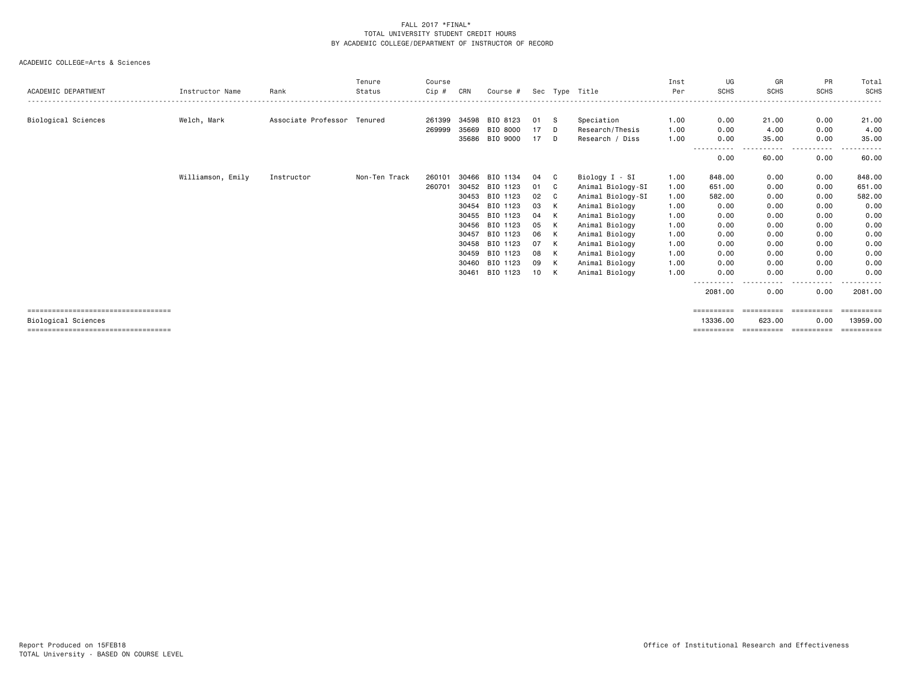FALL 2017 *FINAL*
TOTAL UNIVERSITY STUDENT CREDIT HOURS
BY ACADEMIC COLLEGE/DEPARTMENT OF INSTRUCTOR OF RECORD

ACADEMIC COLLEGE=Arts & Sciences

| ACADEMIC DEPARTMENT | Instructor Name | Rank | Tenure Status | Course Cip # | CRN | Course # | Sec | Type | Title | Inst Per | UG SCHS | GR SCHS | PR SCHS | Total SCHS |
|---|---|---|---|---|---|---|---|---|---|---|---|---|---|---|
| Biological Sciences | Welch, Mark | Associate Professor | Tenured | 261399 | 34598 | BIO 8123 | 01 | S | Speciation | 1.00 | 0.00 | 21.00 | 0.00 | 21.00 |
| | | | | 269999 | 35669 | BIO 8000 | 17 | D | Research/Thesis | 1.00 | 0.00 | 4.00 | 0.00 | 4.00 |
| | | | | | 35686 | BIO 9000 | 17 | D | Research / Diss | 1.00 | 0.00 | 35.00 | 0.00 | 35.00 |
| | | | | | | | | | | | 0.00 | 60.00 | 0.00 | 60.00 |
| | Williamson, Emily | Instructor | Non-Ten Track | 260101 | 30466 | BIO 1134 | 04 | C | Biology I - SI | 1.00 | 848.00 | 0.00 | 0.00 | 848.00 |
| | | | | 260701 | 30452 | BIO 1123 | 01 | C | Animal Biology-SI | 1.00 | 651.00 | 0.00 | 0.00 | 651.00 |
| | | | | | 30453 | BIO 1123 | 02 | C | Animal Biology-SI | 1.00 | 582.00 | 0.00 | 0.00 | 582.00 |
| | | | | | 30454 | BIO 1123 | 03 | K | Animal Biology | 1.00 | 0.00 | 0.00 | 0.00 | 0.00 |
| | | | | | 30455 | BIO 1123 | 04 | K | Animal Biology | 1.00 | 0.00 | 0.00 | 0.00 | 0.00 |
| | | | | | 30456 | BIO 1123 | 05 | K | Animal Biology | 1.00 | 0.00 | 0.00 | 0.00 | 0.00 |
| | | | | | 30457 | BIO 1123 | 06 | K | Animal Biology | 1.00 | 0.00 | 0.00 | 0.00 | 0.00 |
| | | | | | 30458 | BIO 1123 | 07 | K | Animal Biology | 1.00 | 0.00 | 0.00 | 0.00 | 0.00 |
| | | | | | 30459 | BIO 1123 | 08 | K | Animal Biology | 1.00 | 0.00 | 0.00 | 0.00 | 0.00 |
| | | | | | 30460 | BIO 1123 | 09 | K | Animal Biology | 1.00 | 0.00 | 0.00 | 0.00 | 0.00 |
| | | | | | 30461 | BIO 1123 | 10 | K | Animal Biology | 1.00 | 0.00 | 0.00 | 0.00 | 0.00 |
| | | | | | | | | | | | 2081.00 | 0.00 | 0.00 | 2081.00 |
| Biological Sciences | | | | | | | | | | | 13336.00 | 623.00 | 0.00 | 13959.00 |

Report Produced on 15FEB18
TOTAL University - BASED ON COURSE LEVEL
Office of Institutional Research and Effectiveness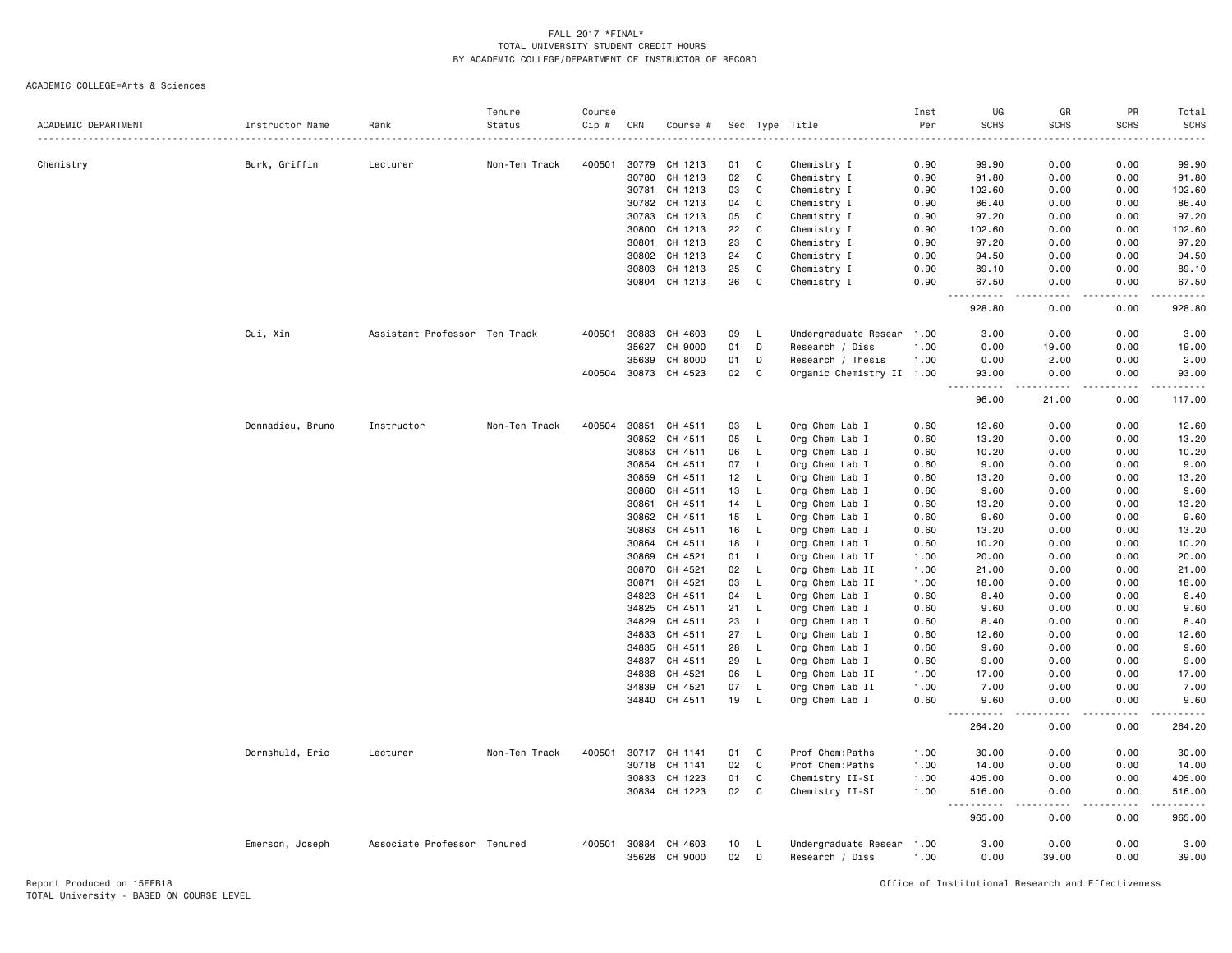FALL 2017 *FINAL*
TOTAL UNIVERSITY STUDENT CREDIT HOURS
BY ACADEMIC COLLEGE/DEPARTMENT OF INSTRUCTOR OF RECORD

ACADEMIC COLLEGE=Arts & Sciences

| ACADEMIC DEPARTMENT | Instructor Name | Rank | Tenure Status | Course Cip # | CRN | Course # | Sec | Type | Title | Inst Per | UG SCHS | GR SCHS | PR SCHS | Total SCHS |
|---|---|---|---|---|---|---|---|---|---|---|---|---|---|---|
| Chemistry | Burk, Griffin | Lecturer | Non-Ten Track | 400501 | 30779 | CH 1213 | 01 | C | Chemistry I | 0.90 | 99.90 | 0.00 | 0.00 | 99.90 |
| | | | | | 30780 | CH 1213 | 02 | C | Chemistry I | 0.90 | 91.80 | 0.00 | 0.00 | 91.80 |
| | | | | | 30781 | CH 1213 | 03 | C | Chemistry I | 0.90 | 102.60 | 0.00 | 0.00 | 102.60 |
| | | | | | 30782 | CH 1213 | 04 | C | Chemistry I | 0.90 | 86.40 | 0.00 | 0.00 | 86.40 |
| | | | | | 30783 | CH 1213 | 05 | C | Chemistry I | 0.90 | 97.20 | 0.00 | 0.00 | 97.20 |
| | | | | | 30800 | CH 1213 | 22 | C | Chemistry I | 0.90 | 102.60 | 0.00 | 0.00 | 102.60 |
| | | | | | 30801 | CH 1213 | 23 | C | Chemistry I | 0.90 | 97.20 | 0.00 | 0.00 | 97.20 |
| | | | | | 30802 | CH 1213 | 24 | C | Chemistry I | 0.90 | 94.50 | 0.00 | 0.00 | 94.50 |
| | | | | | 30803 | CH 1213 | 25 | C | Chemistry I | 0.90 | 89.10 | 0.00 | 0.00 | 89.10 |
| | | | | | 30804 | CH 1213 | 26 | C | Chemistry I | 0.90 | 67.50 | 0.00 | 0.00 | 67.50 |
| | | | | | | | | | | | 928.80 | 0.00 | 0.00 | 928.80 |
| | Cui, Xin | Assistant Professor | Ten Track | 400501 | 30883 | CH 4603 | 09 | L | Undergraduate Resear | 1.00 | 3.00 | 0.00 | 0.00 | 3.00 |
| | | | | | 35627 | CH 9000 | 01 | D | Research / Diss | 1.00 | 0.00 | 19.00 | 0.00 | 19.00 |
| | | | | | 35639 | CH 8000 | 01 | D | Research / Thesis | 1.00 | 0.00 | 2.00 | 0.00 | 2.00 |
| | | | | 400504 | 30873 | CH 4523 | 02 | C | Organic Chemistry II | 1.00 | 93.00 | 0.00 | 0.00 | 93.00 |
| | | | | | | | | | | | 96.00 | 21.00 | 0.00 | 117.00 |
| | Donnadieu, Bruno | Instructor | Non-Ten Track | 400504 | 30851 | CH 4511 | 03 | L | Org Chem Lab I | 0.60 | 12.60 | 0.00 | 0.00 | 12.60 |
| | | | | | 30852 | CH 4511 | 05 | L | Org Chem Lab I | 0.60 | 13.20 | 0.00 | 0.00 | 13.20 |
| | | | | | 30853 | CH 4511 | 06 | L | Org Chem Lab I | 0.60 | 10.20 | 0.00 | 0.00 | 10.20 |
| | | | | | 30854 | CH 4511 | 07 | L | Org Chem Lab I | 0.60 | 9.00 | 0.00 | 0.00 | 9.00 |
| | | | | | 30859 | CH 4511 | 12 | L | Org Chem Lab I | 0.60 | 13.20 | 0.00 | 0.00 | 13.20 |
| | | | | | 30860 | CH 4511 | 13 | L | Org Chem Lab I | 0.60 | 9.60 | 0.00 | 0.00 | 9.60 |
| | | | | | 30861 | CH 4511 | 14 | L | Org Chem Lab I | 0.60 | 13.20 | 0.00 | 0.00 | 13.20 |
| | | | | | 30862 | CH 4511 | 15 | L | Org Chem Lab I | 0.60 | 9.60 | 0.00 | 0.00 | 9.60 |
| | | | | | 30863 | CH 4511 | 16 | L | Org Chem Lab I | 0.60 | 13.20 | 0.00 | 0.00 | 13.20 |
| | | | | | 30864 | CH 4511 | 18 | L | Org Chem Lab I | 0.60 | 10.20 | 0.00 | 0.00 | 10.20 |
| | | | | | 30869 | CH 4521 | 01 | L | Org Chem Lab II | 1.00 | 20.00 | 0.00 | 0.00 | 20.00 |
| | | | | | 30870 | CH 4521 | 02 | L | Org Chem Lab II | 1.00 | 21.00 | 0.00 | 0.00 | 21.00 |
| | | | | | 30871 | CH 4521 | 03 | L | Org Chem Lab II | 1.00 | 18.00 | 0.00 | 0.00 | 18.00 |
| | | | | | 34823 | CH 4511 | 04 | L | Org Chem Lab I | 0.60 | 8.40 | 0.00 | 0.00 | 8.40 |
| | | | | | 34825 | CH 4511 | 21 | L | Org Chem Lab I | 0.60 | 9.60 | 0.00 | 0.00 | 9.60 |
| | | | | | 34829 | CH 4511 | 23 | L | Org Chem Lab I | 0.60 | 8.40 | 0.00 | 0.00 | 8.40 |
| | | | | | 34833 | CH 4511 | 27 | L | Org Chem Lab I | 0.60 | 12.60 | 0.00 | 0.00 | 12.60 |
| | | | | | 34835 | CH 4511 | 28 | L | Org Chem Lab I | 0.60 | 9.60 | 0.00 | 0.00 | 9.60 |
| | | | | | 34837 | CH 4511 | 29 | L | Org Chem Lab I | 0.60 | 9.00 | 0.00 | 0.00 | 9.00 |
| | | | | | 34838 | CH 4521 | 06 | L | Org Chem Lab II | 1.00 | 17.00 | 0.00 | 0.00 | 17.00 |
| | | | | | 34839 | CH 4521 | 07 | L | Org Chem Lab II | 1.00 | 7.00 | 0.00 | 0.00 | 7.00 |
| | | | | | 34840 | CH 4511 | 19 | L | Org Chem Lab I | 0.60 | 9.60 | 0.00 | 0.00 | 9.60 |
| | | | | | | | | | | | 264.20 | 0.00 | 0.00 | 264.20 |
| | Dornshuld, Eric | Lecturer | Non-Ten Track | 400501 | 30717 | CH 1141 | 01 | C | Prof Chem:Paths | 1.00 | 30.00 | 0.00 | 0.00 | 30.00 |
| | | | | | 30718 | CH 1141 | 02 | C | Prof Chem:Paths | 1.00 | 14.00 | 0.00 | 0.00 | 14.00 |
| | | | | | 30833 | CH 1223 | 01 | C | Chemistry II-SI | 1.00 | 405.00 | 0.00 | 0.00 | 405.00 |
| | | | | | 30834 | CH 1223 | 02 | C | Chemistry II-SI | 1.00 | 516.00 | 0.00 | 0.00 | 516.00 |
| | | | | | | | | | | | 965.00 | 0.00 | 0.00 | 965.00 |
| | Emerson, Joseph | Associate Professor | Tenured | 400501 | 30884 | CH 4603 | 10 | L | Undergraduate Resear | 1.00 | 3.00 | 0.00 | 0.00 | 3.00 |
| | | | | | 35628 | CH 9000 | 02 | D | Research / Diss | 1.00 | 0.00 | 39.00 | 0.00 | 39.00 |

Report Produced on 15FEB18
TOTAL University - BASED ON COURSE LEVEL

Office of Institutional Research and Effectiveness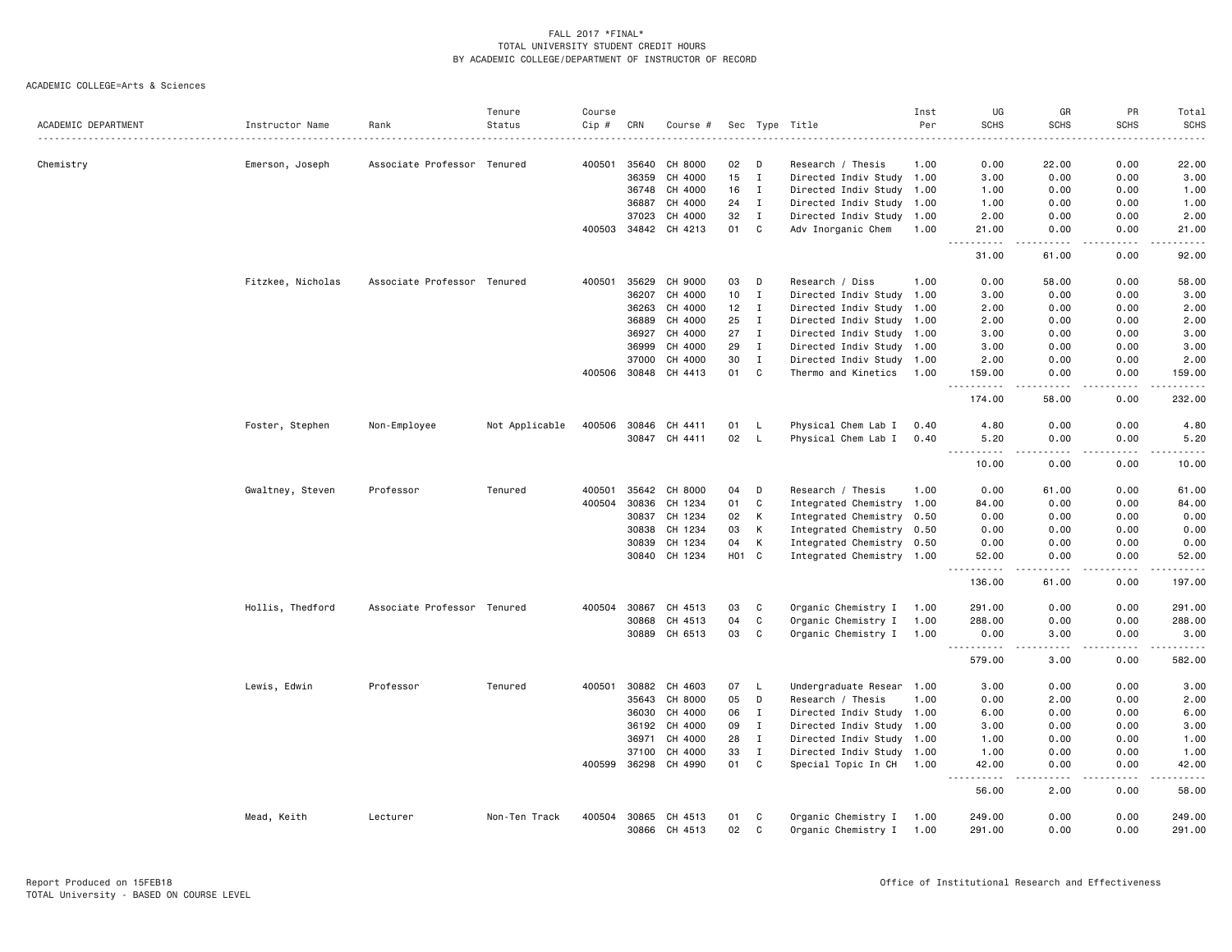FALL 2017 *FINAL*
TOTAL UNIVERSITY STUDENT CREDIT HOURS
BY ACADEMIC COLLEGE/DEPARTMENT OF INSTRUCTOR OF RECORD

ACADEMIC COLLEGE=Arts & Sciences

| ACADEMIC DEPARTMENT | Instructor Name | Rank | Tenure Status | Course Cip # | CRN | Course # | Sec | Type | Title | Inst Per | UG SCHS | GR SCHS | PR SCHS | Total SCHS |
|---|---|---|---|---|---|---|---|---|---|---|---|---|---|---|
| Chemistry | Emerson, Joseph | Associate Professor | Tenured | 400501 | 35640 | CH 8000 | 02 | D | Research / Thesis | 1.00 | 0.00 | 22.00 | 0.00 | 22.00 |
| | | | | | 36359 | CH 4000 | 15 | I | Directed Indiv Study | 1.00 | 3.00 | 0.00 | 0.00 | 3.00 |
| | | | | | 36748 | CH 4000 | 16 | I | Directed Indiv Study | 1.00 | 1.00 | 0.00 | 0.00 | 1.00 |
| | | | | | 36887 | CH 4000 | 24 | I | Directed Indiv Study | 1.00 | 1.00 | 0.00 | 0.00 | 1.00 |
| | | | | | 37023 | CH 4000 | 32 | I | Directed Indiv Study | 1.00 | 2.00 | 0.00 | 0.00 | 2.00 |
| | | | | 400503 | 34842 | CH 4213 | 01 | C | Adv Inorganic Chem | 1.00 | 21.00 | 0.00 | 0.00 | 21.00 |
| | | | | | | | | | | | 31.00 | 61.00 | 0.00 | 92.00 |
| | Fitzkee, Nicholas | Associate Professor | Tenured | 400501 | 35629 | CH 9000 | 03 | D | Research / Diss | 1.00 | 0.00 | 58.00 | 0.00 | 58.00 |
| | | | | | 36207 | CH 4000 | 10 | I | Directed Indiv Study | 1.00 | 3.00 | 0.00 | 0.00 | 3.00 |
| | | | | | 36263 | CH 4000 | 12 | I | Directed Indiv Study | 1.00 | 2.00 | 0.00 | 0.00 | 2.00 |
| | | | | | 36889 | CH 4000 | 25 | I | Directed Indiv Study | 1.00 | 2.00 | 0.00 | 0.00 | 2.00 |
| | | | | | 36927 | CH 4000 | 27 | I | Directed Indiv Study | 1.00 | 3.00 | 0.00 | 0.00 | 3.00 |
| | | | | | 36999 | CH 4000 | 29 | I | Directed Indiv Study | 1.00 | 3.00 | 0.00 | 0.00 | 3.00 |
| | | | | | 37000 | CH 4000 | 30 | I | Directed Indiv Study | 1.00 | 2.00 | 0.00 | 0.00 | 2.00 |
| | | | | 400506 | 30848 | CH 4413 | 01 | C | Thermo and Kinetics | 1.00 | 159.00 | 0.00 | 0.00 | 159.00 |
| | | | | | | | | | | | 174.00 | 58.00 | 0.00 | 232.00 |
| | Foster, Stephen | Non-Employee | Not Applicable | 400506 | 30846 | CH 4411 | 01 | L | Physical Chem Lab I | 0.40 | 4.80 | 0.00 | 0.00 | 4.80 |
| | | | | | 30847 | CH 4411 | 02 | L | Physical Chem Lab I | 0.40 | 5.20 | 0.00 | 0.00 | 5.20 |
| | | | | | | | | | | | 10.00 | 0.00 | 0.00 | 10.00 |
| | Gwaltney, Steven | Professor | Tenured | 400501 | 35642 | CH 8000 | 04 | D | Research / Thesis | 1.00 | 0.00 | 61.00 | 0.00 | 61.00 |
| | | | | 400504 | 30836 | CH 1234 | 01 | C | Integrated Chemistry | 1.00 | 84.00 | 0.00 | 0.00 | 84.00 |
| | | | | | 30837 | CH 1234 | 02 | K | Integrated Chemistry | 0.50 | 0.00 | 0.00 | 0.00 | 0.00 |
| | | | | | 30838 | CH 1234 | 03 | K | Integrated Chemistry | 0.50 | 0.00 | 0.00 | 0.00 | 0.00 |
| | | | | | 30839 | CH 1234 | 04 | K | Integrated Chemistry | 0.50 | 0.00 | 0.00 | 0.00 | 0.00 |
| | | | | | 30840 | CH 1234 | H01 | C | Integrated Chemistry | 1.00 | 52.00 | 0.00 | 0.00 | 52.00 |
| | | | | | | | | | | | 136.00 | 61.00 | 0.00 | 197.00 |
| | Hollis, Thedford | Associate Professor | Tenured | 400504 | 30867 | CH 4513 | 03 | C | Organic Chemistry I | 1.00 | 291.00 | 0.00 | 0.00 | 291.00 |
| | | | | | 30868 | CH 4513 | 04 | C | Organic Chemistry I | 1.00 | 288.00 | 0.00 | 0.00 | 288.00 |
| | | | | | 30889 | CH 6513 | 03 | C | Organic Chemistry I | 1.00 | 0.00 | 3.00 | 0.00 | 3.00 |
| | | | | | | | | | | | 579.00 | 3.00 | 0.00 | 582.00 |
| | Lewis, Edwin | Professor | Tenured | 400501 | 30882 | CH 4603 | 07 | L | Undergraduate Resear | 1.00 | 3.00 | 0.00 | 0.00 | 3.00 |
| | | | | | 35643 | CH 8000 | 05 | D | Research / Thesis | 1.00 | 0.00 | 2.00 | 0.00 | 2.00 |
| | | | | | 36030 | CH 4000 | 06 | I | Directed Indiv Study | 1.00 | 6.00 | 0.00 | 0.00 | 6.00 |
| | | | | | 36192 | CH 4000 | 09 | I | Directed Indiv Study | 1.00 | 3.00 | 0.00 | 0.00 | 3.00 |
| | | | | | 36971 | CH 4000 | 28 | I | Directed Indiv Study | 1.00 | 1.00 | 0.00 | 0.00 | 1.00 |
| | | | | | 37100 | CH 4000 | 33 | I | Directed Indiv Study | 1.00 | 1.00 | 0.00 | 0.00 | 1.00 |
| | | | | 400599 | 36298 | CH 4990 | 01 | C | Special Topic In CH | 1.00 | 42.00 | 0.00 | 0.00 | 42.00 |
| | | | | | | | | | | | 56.00 | 2.00 | 0.00 | 58.00 |
| | Mead, Keith | Lecturer | Non-Ten Track | 400504 | 30865 | CH 4513 | 01 | C | Organic Chemistry I | 1.00 | 249.00 | 0.00 | 0.00 | 249.00 |
| | | | | | 30866 | CH 4513 | 02 | C | Organic Chemistry I | 1.00 | 291.00 | 0.00 | 0.00 | 291.00 |

Report Produced on 15FEB18
TOTAL University - BASED ON COURSE LEVEL
Office of Institutional Research and Effectiveness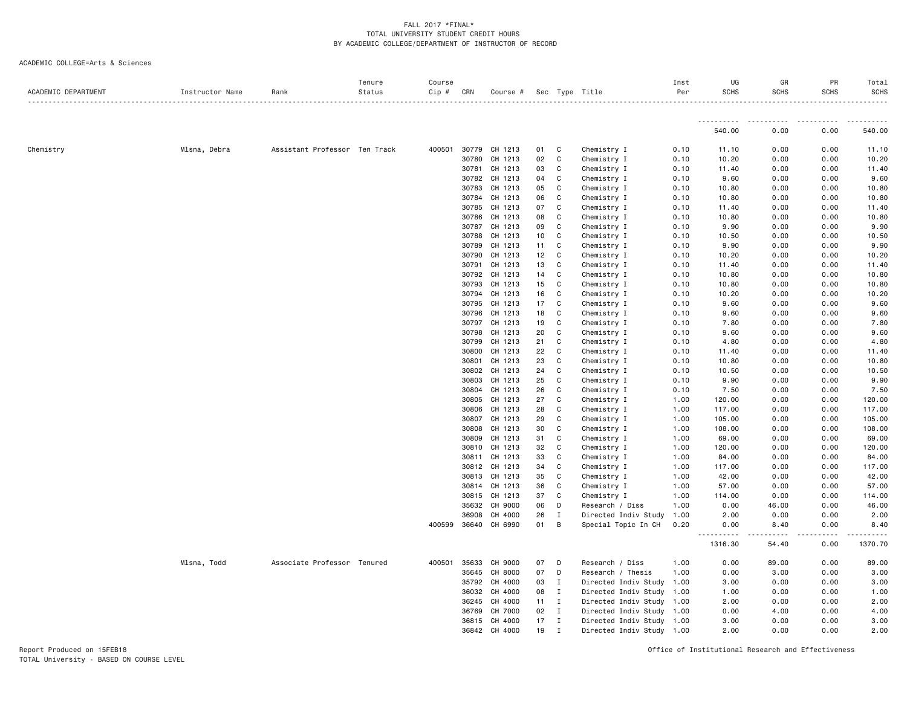FALL 2017 *FINAL*
TOTAL UNIVERSITY STUDENT CREDIT HOURS
BY ACADEMIC COLLEGE/DEPARTMENT OF INSTRUCTOR OF RECORD

ACADEMIC COLLEGE=Arts & Sciences

| ACADEMIC DEPARTMENT | Instructor Name | Rank | Tenure Status | Course Cip # | CRN | Course # | Sec | Type | Title | Inst Per | UG SCHS | GR SCHS | PR SCHS | Total SCHS |
|---|---|---|---|---|---|---|---|---|---|---|---|---|---|---|
| | | | | | | | | | | | 540.00 | 0.00 | 0.00 | 540.00 |
| Chemistry | Mlsna, Debra | Assistant Professor | Ten Track | 400501 | 30779 | CH 1213 | 01 | C | Chemistry I | 0.10 | 11.10 | 0.00 | 0.00 | 11.10 |
| | | | | | 30780 | CH 1213 | 02 | C | Chemistry I | 0.10 | 10.20 | 0.00 | 0.00 | 10.20 |
| | | | | | 30781 | CH 1213 | 03 | C | Chemistry I | 0.10 | 11.40 | 0.00 | 0.00 | 11.40 |
| | | | | | 30782 | CH 1213 | 04 | C | Chemistry I | 0.10 | 9.60 | 0.00 | 0.00 | 9.60 |
| | | | | | 30783 | CH 1213 | 05 | C | Chemistry I | 0.10 | 10.80 | 0.00 | 0.00 | 10.80 |
| | | | | | 30784 | CH 1213 | 06 | C | Chemistry I | 0.10 | 10.80 | 0.00 | 0.00 | 10.80 |
| | | | | | 30785 | CH 1213 | 07 | C | Chemistry I | 0.10 | 11.40 | 0.00 | 0.00 | 11.40 |
| | | | | | 30786 | CH 1213 | 08 | C | Chemistry I | 0.10 | 10.80 | 0.00 | 0.00 | 10.80 |
| | | | | | 30787 | CH 1213 | 09 | C | Chemistry I | 0.10 | 9.90 | 0.00 | 0.00 | 9.90 |
| | | | | | 30788 | CH 1213 | 10 | C | Chemistry I | 0.10 | 10.50 | 0.00 | 0.00 | 10.50 |
| | | | | | 30789 | CH 1213 | 11 | C | Chemistry I | 0.10 | 9.90 | 0.00 | 0.00 | 9.90 |
| | | | | | 30790 | CH 1213 | 12 | C | Chemistry I | 0.10 | 10.20 | 0.00 | 0.00 | 10.20 |
| | | | | | 30791 | CH 1213 | 13 | C | Chemistry I | 0.10 | 11.40 | 0.00 | 0.00 | 11.40 |
| | | | | | 30792 | CH 1213 | 14 | C | Chemistry I | 0.10 | 10.80 | 0.00 | 0.00 | 10.80 |
| | | | | | 30793 | CH 1213 | 15 | C | Chemistry I | 0.10 | 10.80 | 0.00 | 0.00 | 10.80 |
| | | | | | 30794 | CH 1213 | 16 | C | Chemistry I | 0.10 | 10.20 | 0.00 | 0.00 | 10.20 |
| | | | | | 30795 | CH 1213 | 17 | C | Chemistry I | 0.10 | 9.60 | 0.00 | 0.00 | 9.60 |
| | | | | | 30796 | CH 1213 | 18 | C | Chemistry I | 0.10 | 9.60 | 0.00 | 0.00 | 9.60 |
| | | | | | 30797 | CH 1213 | 19 | C | Chemistry I | 0.10 | 7.80 | 0.00 | 0.00 | 7.80 |
| | | | | | 30798 | CH 1213 | 20 | C | Chemistry I | 0.10 | 9.60 | 0.00 | 0.00 | 9.60 |
| | | | | | 30799 | CH 1213 | 21 | C | Chemistry I | 0.10 | 4.80 | 0.00 | 0.00 | 4.80 |
| | | | | | 30800 | CH 1213 | 22 | C | Chemistry I | 0.10 | 11.40 | 0.00 | 0.00 | 11.40 |
| | | | | | 30801 | CH 1213 | 23 | C | Chemistry I | 0.10 | 10.80 | 0.00 | 0.00 | 10.80 |
| | | | | | 30802 | CH 1213 | 24 | C | Chemistry I | 0.10 | 10.50 | 0.00 | 0.00 | 10.50 |
| | | | | | 30803 | CH 1213 | 25 | C | Chemistry I | 0.10 | 9.90 | 0.00 | 0.00 | 9.90 |
| | | | | | 30804 | CH 1213 | 26 | C | Chemistry I | 0.10 | 7.50 | 0.00 | 0.00 | 7.50 |
| | | | | | 30805 | CH 1213 | 27 | C | Chemistry I | 1.00 | 120.00 | 0.00 | 0.00 | 120.00 |
| | | | | | 30806 | CH 1213 | 28 | C | Chemistry I | 1.00 | 117.00 | 0.00 | 0.00 | 117.00 |
| | | | | | 30807 | CH 1213 | 29 | C | Chemistry I | 1.00 | 105.00 | 0.00 | 0.00 | 105.00 |
| | | | | | 30808 | CH 1213 | 30 | C | Chemistry I | 1.00 | 108.00 | 0.00 | 0.00 | 108.00 |
| | | | | | 30809 | CH 1213 | 31 | C | Chemistry I | 1.00 | 69.00 | 0.00 | 0.00 | 69.00 |
| | | | | | 30810 | CH 1213 | 32 | C | Chemistry I | 1.00 | 120.00 | 0.00 | 0.00 | 120.00 |
| | | | | | 30811 | CH 1213 | 33 | C | Chemistry I | 1.00 | 84.00 | 0.00 | 0.00 | 84.00 |
| | | | | | 30812 | CH 1213 | 34 | C | Chemistry I | 1.00 | 117.00 | 0.00 | 0.00 | 117.00 |
| | | | | | 30813 | CH 1213 | 35 | C | Chemistry I | 1.00 | 42.00 | 0.00 | 0.00 | 42.00 |
| | | | | | 30814 | CH 1213 | 36 | C | Chemistry I | 1.00 | 57.00 | 0.00 | 0.00 | 57.00 |
| | | | | | 30815 | CH 1213 | 37 | C | Chemistry I | 1.00 | 114.00 | 0.00 | 0.00 | 114.00 |
| | | | | | 35632 | CH 9000 | 06 | D | Research / Diss | 1.00 | 0.00 | 46.00 | 0.00 | 46.00 |
| | | | | | 36908 | CH 4000 | 26 | I | Directed Indiv Study | 1.00 | 2.00 | 0.00 | 0.00 | 2.00 |
| | | | | 400599 | 36640 | CH 6990 | 01 | B | Special Topic In CH | 0.20 | 0.00 | 8.40 | 0.00 | 8.40 |
| | | | | | | | | | | | 1316.30 | 54.40 | 0.00 | 1370.70 |
| | Mlsna, Todd | Associate Professor | Tenured | 400501 | 35633 | CH 9000 | 07 | D | Research / Diss | 1.00 | 0.00 | 89.00 | 0.00 | 89.00 |
| | | | | | 35645 | CH 8000 | 07 | D | Research / Thesis | 1.00 | 0.00 | 3.00 | 0.00 | 3.00 |
| | | | | | 35792 | CH 4000 | 03 | I | Directed Indiv Study | 1.00 | 3.00 | 0.00 | 0.00 | 3.00 |
| | | | | | 36032 | CH 4000 | 08 | I | Directed Indiv Study | 1.00 | 1.00 | 0.00 | 0.00 | 1.00 |
| | | | | | 36245 | CH 4000 | 11 | I | Directed Indiv Study | 1.00 | 2.00 | 0.00 | 0.00 | 2.00 |
| | | | | | 36769 | CH 7000 | 02 | I | Directed Indiv Study | 1.00 | 0.00 | 4.00 | 0.00 | 4.00 |
| | | | | | 36815 | CH 4000 | 17 | I | Directed Indiv Study | 1.00 | 3.00 | 0.00 | 0.00 | 3.00 |
| | | | | | 36842 | CH 4000 | 19 | I | Directed Indiv Study | 1.00 | 2.00 | 0.00 | 0.00 | 2.00 |

Report Produced on 15FEB18
TOTAL University - BASED ON COURSE LEVEL

Office of Institutional Research and Effectiveness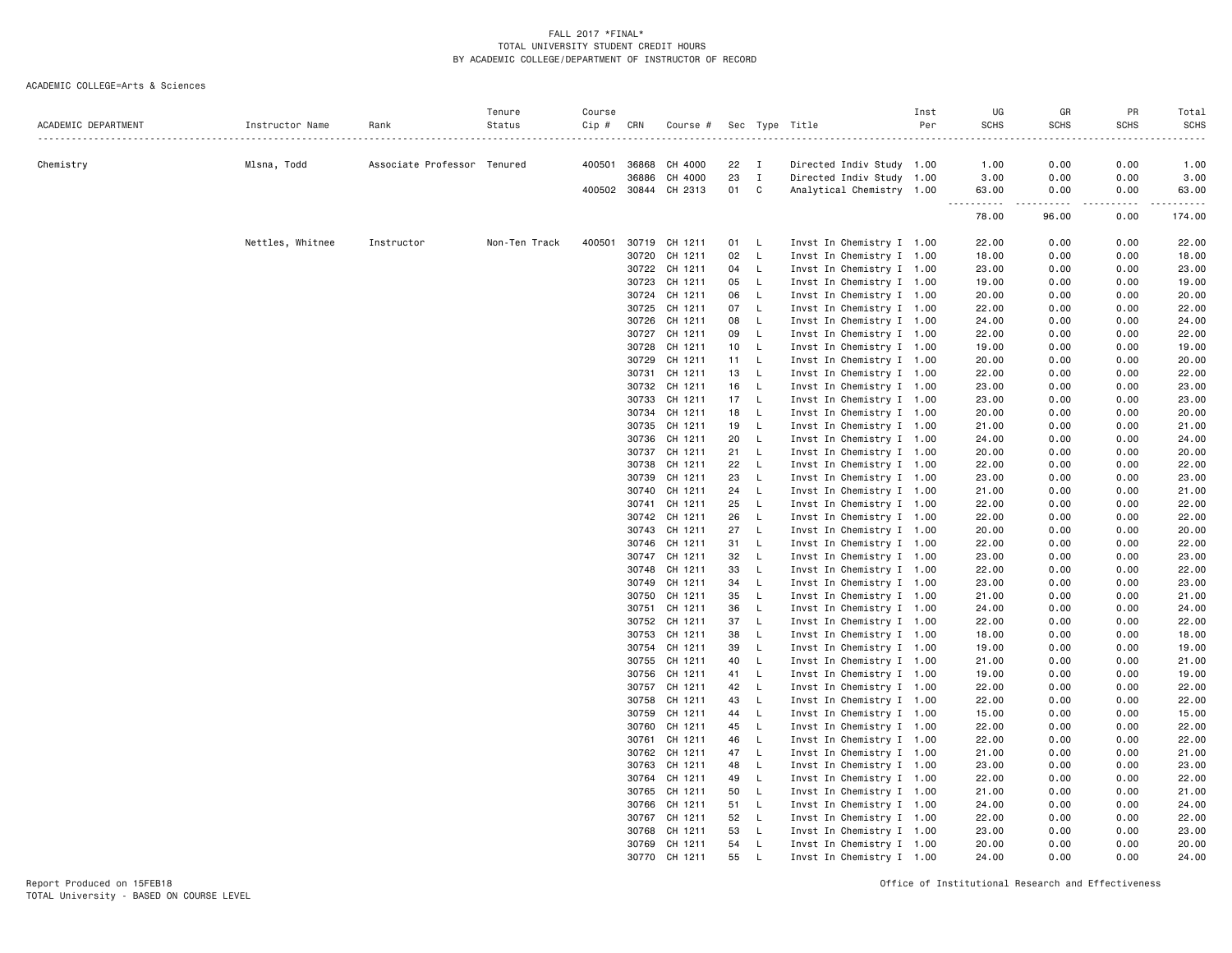FALL 2017 *FINAL*
TOTAL UNIVERSITY STUDENT CREDIT HOURS
BY ACADEMIC COLLEGE/DEPARTMENT OF INSTRUCTOR OF RECORD

ACADEMIC COLLEGE=Arts & Sciences

| ACADEMIC DEPARTMENT | Instructor Name | Rank | Tenure Status | Course Cip # | CRN | Course # | Sec | Type | Title | Inst Per | UG SCHS | GR SCHS | PR SCHS | Total SCHS |
|---|---|---|---|---|---|---|---|---|---|---|---|---|---|---|
| Chemistry | Mlsna, Todd | Associate Professor | Tenured | 400501 | 36868 | CH 4000 | 22 | I | Directed Indiv Study | 1.00 | 1.00 | 0.00 | 0.00 | 1.00 |
| | | | | | 36886 | CH 4000 | 23 | I | Directed Indiv Study | 1.00 | 3.00 | 0.00 | 0.00 | 3.00 |
| | | | | 400502 | 30844 | CH 2313 | 01 | C | Analytical Chemistry | 1.00 | 63.00 | 0.00 | 0.00 | 63.00 |
| | | | | | | | | | | | 78.00 | 96.00 | 0.00 | 174.00 |
| | Nettles, Whitnee | Instructor | Non-Ten Track | 400501 | 30719 | CH 1211 | 01 | L | Invst In Chemistry I | 1.00 | 22.00 | 0.00 | 0.00 | 22.00 |
| | | | | | 30720 | CH 1211 | 02 | L | Invst In Chemistry I | 1.00 | 18.00 | 0.00 | 0.00 | 18.00 |
| | | | | | 30722 | CH 1211 | 04 | L | Invst In Chemistry I | 1.00 | 23.00 | 0.00 | 0.00 | 23.00 |
| | | | | | 30723 | CH 1211 | 05 | L | Invst In Chemistry I | 1.00 | 19.00 | 0.00 | 0.00 | 19.00 |
| | | | | | 30724 | CH 1211 | 06 | L | Invst In Chemistry I | 1.00 | 20.00 | 0.00 | 0.00 | 20.00 |
| | | | | | 30725 | CH 1211 | 07 | L | Invst In Chemistry I | 1.00 | 22.00 | 0.00 | 0.00 | 22.00 |
| | | | | | 30726 | CH 1211 | 08 | L | Invst In Chemistry I | 1.00 | 24.00 | 0.00 | 0.00 | 24.00 |
| | | | | | 30727 | CH 1211 | 09 | L | Invst In Chemistry I | 1.00 | 22.00 | 0.00 | 0.00 | 22.00 |
| | | | | | 30728 | CH 1211 | 10 | L | Invst In Chemistry I | 1.00 | 19.00 | 0.00 | 0.00 | 19.00 |
| | | | | | 30729 | CH 1211 | 11 | L | Invst In Chemistry I | 1.00 | 20.00 | 0.00 | 0.00 | 20.00 |
| | | | | | 30731 | CH 1211 | 13 | L | Invst In Chemistry I | 1.00 | 22.00 | 0.00 | 0.00 | 22.00 |
| | | | | | 30732 | CH 1211 | 16 | L | Invst In Chemistry I | 1.00 | 23.00 | 0.00 | 0.00 | 23.00 |
| | | | | | 30733 | CH 1211 | 17 | L | Invst In Chemistry I | 1.00 | 23.00 | 0.00 | 0.00 | 23.00 |
| | | | | | 30734 | CH 1211 | 18 | L | Invst In Chemistry I | 1.00 | 20.00 | 0.00 | 0.00 | 20.00 |
| | | | | | 30735 | CH 1211 | 19 | L | Invst In Chemistry I | 1.00 | 21.00 | 0.00 | 0.00 | 21.00 |
| | | | | | 30736 | CH 1211 | 20 | L | Invst In Chemistry I | 1.00 | 24.00 | 0.00 | 0.00 | 24.00 |
| | | | | | 30737 | CH 1211 | 21 | L | Invst In Chemistry I | 1.00 | 20.00 | 0.00 | 0.00 | 20.00 |
| | | | | | 30738 | CH 1211 | 22 | L | Invst In Chemistry I | 1.00 | 22.00 | 0.00 | 0.00 | 22.00 |
| | | | | | 30739 | CH 1211 | 23 | L | Invst In Chemistry I | 1.00 | 23.00 | 0.00 | 0.00 | 23.00 |
| | | | | | 30740 | CH 1211 | 24 | L | Invst In Chemistry I | 1.00 | 21.00 | 0.00 | 0.00 | 21.00 |
| | | | | | 30741 | CH 1211 | 25 | L | Invst In Chemistry I | 1.00 | 22.00 | 0.00 | 0.00 | 22.00 |
| | | | | | 30742 | CH 1211 | 26 | L | Invst In Chemistry I | 1.00 | 22.00 | 0.00 | 0.00 | 22.00 |
| | | | | | 30743 | CH 1211 | 27 | L | Invst In Chemistry I | 1.00 | 20.00 | 0.00 | 0.00 | 20.00 |
| | | | | | 30746 | CH 1211 | 31 | L | Invst In Chemistry I | 1.00 | 22.00 | 0.00 | 0.00 | 22.00 |
| | | | | | 30747 | CH 1211 | 32 | L | Invst In Chemistry I | 1.00 | 23.00 | 0.00 | 0.00 | 23.00 |
| | | | | | 30748 | CH 1211 | 33 | L | Invst In Chemistry I | 1.00 | 22.00 | 0.00 | 0.00 | 22.00 |
| | | | | | 30749 | CH 1211 | 34 | L | Invst In Chemistry I | 1.00 | 23.00 | 0.00 | 0.00 | 23.00 |
| | | | | | 30750 | CH 1211 | 35 | L | Invst In Chemistry I | 1.00 | 21.00 | 0.00 | 0.00 | 21.00 |
| | | | | | 30751 | CH 1211 | 36 | L | Invst In Chemistry I | 1.00 | 24.00 | 0.00 | 0.00 | 24.00 |
| | | | | | 30752 | CH 1211 | 37 | L | Invst In Chemistry I | 1.00 | 22.00 | 0.00 | 0.00 | 22.00 |
| | | | | | 30753 | CH 1211 | 38 | L | Invst In Chemistry I | 1.00 | 18.00 | 0.00 | 0.00 | 18.00 |
| | | | | | 30754 | CH 1211 | 39 | L | Invst In Chemistry I | 1.00 | 19.00 | 0.00 | 0.00 | 19.00 |
| | | | | | 30755 | CH 1211 | 40 | L | Invst In Chemistry I | 1.00 | 21.00 | 0.00 | 0.00 | 21.00 |
| | | | | | 30756 | CH 1211 | 41 | L | Invst In Chemistry I | 1.00 | 19.00 | 0.00 | 0.00 | 19.00 |
| | | | | | 30757 | CH 1211 | 42 | L | Invst In Chemistry I | 1.00 | 22.00 | 0.00 | 0.00 | 22.00 |
| | | | | | 30758 | CH 1211 | 43 | L | Invst In Chemistry I | 1.00 | 22.00 | 0.00 | 0.00 | 22.00 |
| | | | | | 30759 | CH 1211 | 44 | L | Invst In Chemistry I | 1.00 | 15.00 | 0.00 | 0.00 | 15.00 |
| | | | | | 30760 | CH 1211 | 45 | L | Invst In Chemistry I | 1.00 | 22.00 | 0.00 | 0.00 | 22.00 |
| | | | | | 30761 | CH 1211 | 46 | L | Invst In Chemistry I | 1.00 | 22.00 | 0.00 | 0.00 | 22.00 |
| | | | | | 30762 | CH 1211 | 47 | L | Invst In Chemistry I | 1.00 | 21.00 | 0.00 | 0.00 | 21.00 |
| | | | | | 30763 | CH 1211 | 48 | L | Invst In Chemistry I | 1.00 | 23.00 | 0.00 | 0.00 | 23.00 |
| | | | | | 30764 | CH 1211 | 49 | L | Invst In Chemistry I | 1.00 | 22.00 | 0.00 | 0.00 | 22.00 |
| | | | | | 30765 | CH 1211 | 50 | L | Invst In Chemistry I | 1.00 | 21.00 | 0.00 | 0.00 | 21.00 |
| | | | | | 30766 | CH 1211 | 51 | L | Invst In Chemistry I | 1.00 | 24.00 | 0.00 | 0.00 | 24.00 |
| | | | | | 30767 | CH 1211 | 52 | L | Invst In Chemistry I | 1.00 | 22.00 | 0.00 | 0.00 | 22.00 |
| | | | | | 30768 | CH 1211 | 53 | L | Invst In Chemistry I | 1.00 | 23.00 | 0.00 | 0.00 | 23.00 |
| | | | | | 30769 | CH 1211 | 54 | L | Invst In Chemistry I | 1.00 | 20.00 | 0.00 | 0.00 | 20.00 |
| | | | | | 30770 | CH 1211 | 55 | L | Invst In Chemistry I | 1.00 | 24.00 | 0.00 | 0.00 | 24.00 |

Report Produced on 15FEB18
TOTAL University - BASED ON COURSE LEVEL

Office of Institutional Research and Effectiveness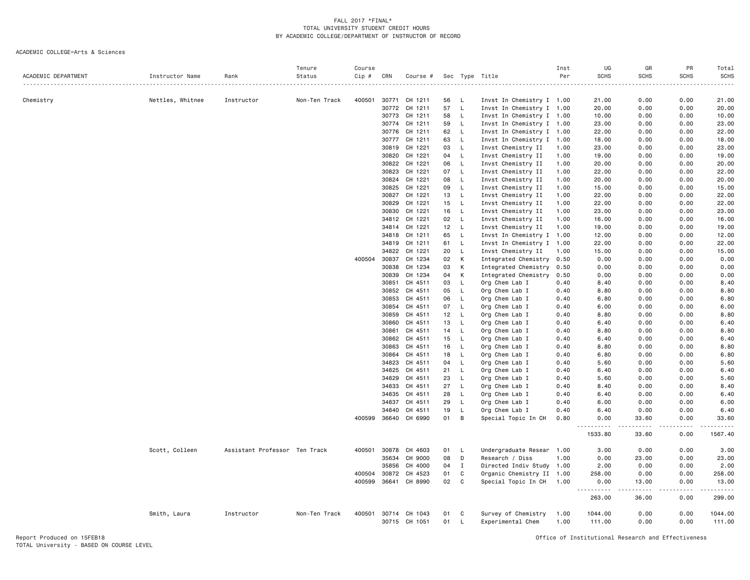FALL 2017 *FINAL*
TOTAL UNIVERSITY STUDENT CREDIT HOURS
BY ACADEMIC COLLEGE/DEPARTMENT OF INSTRUCTOR OF RECORD

ACADEMIC COLLEGE=Arts & Sciences

| ACADEMIC DEPARTMENT | Instructor Name | Rank | Tenure Status | Course Cip # | CRN | Course # | Sec | Type | Title | Inst Per | UG SCHS | GR SCHS | PR SCHS | Total SCHS |
|---|---|---|---|---|---|---|---|---|---|---|---|---|---|---|
| Chemistry | Nettles, Whitnee | Instructor | Non-Ten Track | 400501 | 30771 | CH 1211 | 56 | L | Invst In Chemistry I | 1.00 | 21.00 | 0.00 | 0.00 | 21.00 |
| | | | | | 30772 | CH 1211 | 57 | L | Invst In Chemistry I | 1.00 | 20.00 | 0.00 | 0.00 | 20.00 |
| | | | | | 30773 | CH 1211 | 58 | L | Invst In Chemistry I | 1.00 | 10.00 | 0.00 | 0.00 | 10.00 |
| | | | | | 30774 | CH 1211 | 59 | L | Invst In Chemistry I | 1.00 | 23.00 | 0.00 | 0.00 | 23.00 |
| | | | | | 30776 | CH 1211 | 62 | L | Invst In Chemistry I | 1.00 | 22.00 | 0.00 | 0.00 | 22.00 |
| | | | | | 30777 | CH 1211 | 63 | L | Invst In Chemistry I | 1.00 | 18.00 | 0.00 | 0.00 | 18.00 |
| | | | | | 30819 | CH 1221 | 03 | L | Invst Chemistry II | 1.00 | 23.00 | 0.00 | 0.00 | 23.00 |
| | | | | | 30820 | CH 1221 | 04 | L | Invst Chemistry II | 1.00 | 19.00 | 0.00 | 0.00 | 19.00 |
| | | | | | 30822 | CH 1221 | 06 | L | Invst Chemistry II | 1.00 | 20.00 | 0.00 | 0.00 | 20.00 |
| | | | | | 30823 | CH 1221 | 07 | L | Invst Chemistry II | 1.00 | 22.00 | 0.00 | 0.00 | 22.00 |
| | | | | | 30824 | CH 1221 | 08 | L | Invst Chemistry II | 1.00 | 20.00 | 0.00 | 0.00 | 20.00 |
| | | | | | 30825 | CH 1221 | 09 | L | Invst Chemistry II | 1.00 | 15.00 | 0.00 | 0.00 | 15.00 |
| | | | | | 30827 | CH 1221 | 13 | L | Invst Chemistry II | 1.00 | 22.00 | 0.00 | 0.00 | 22.00 |
| | | | | | 30829 | CH 1221 | 15 | L | Invst Chemistry II | 1.00 | 22.00 | 0.00 | 0.00 | 22.00 |
| | | | | | 30830 | CH 1221 | 16 | L | Invst Chemistry II | 1.00 | 23.00 | 0.00 | 0.00 | 23.00 |
| | | | | | 34812 | CH 1221 | 02 | L | Invst Chemistry II | 1.00 | 16.00 | 0.00 | 0.00 | 16.00 |
| | | | | | 34814 | CH 1221 | 12 | L | Invst Chemistry II | 1.00 | 19.00 | 0.00 | 0.00 | 19.00 |
| | | | | | 34818 | CH 1211 | 65 | L | Invst In Chemistry I | 1.00 | 12.00 | 0.00 | 0.00 | 12.00 |
| | | | | | 34819 | CH 1211 | 61 | L | Invst In Chemistry I | 1.00 | 22.00 | 0.00 | 0.00 | 22.00 |
| | | | | | 34822 | CH 1221 | 20 | L | Invst Chemistry II | 1.00 | 15.00 | 0.00 | 0.00 | 15.00 |
| | | | | 400504 | 30837 | CH 1234 | 02 | K | Integrated Chemistry | 0.50 | 0.00 | 0.00 | 0.00 | 0.00 |
| | | | | | 30838 | CH 1234 | 03 | K | Integrated Chemistry | 0.50 | 0.00 | 0.00 | 0.00 | 0.00 |
| | | | | | 30839 | CH 1234 | 04 | K | Integrated Chemistry | 0.50 | 0.00 | 0.00 | 0.00 | 0.00 |
| | | | | | 30851 | CH 4511 | 03 | L | Org Chem Lab I | 0.40 | 8.40 | 0.00 | 0.00 | 8.40 |
| | | | | | 30852 | CH 4511 | 05 | L | Org Chem Lab I | 0.40 | 8.80 | 0.00 | 0.00 | 8.80 |
| | | | | | 30853 | CH 4511 | 06 | L | Org Chem Lab I | 0.40 | 6.80 | 0.00 | 0.00 | 6.80 |
| | | | | | 30854 | CH 4511 | 07 | L | Org Chem Lab I | 0.40 | 6.00 | 0.00 | 0.00 | 6.00 |
| | | | | | 30859 | CH 4511 | 12 | L | Org Chem Lab I | 0.40 | 8.80 | 0.00 | 0.00 | 8.80 |
| | | | | | 30860 | CH 4511 | 13 | L | Org Chem Lab I | 0.40 | 6.40 | 0.00 | 0.00 | 6.40 |
| | | | | | 30861 | CH 4511 | 14 | L | Org Chem Lab I | 0.40 | 8.80 | 0.00 | 0.00 | 8.80 |
| | | | | | 30862 | CH 4511 | 15 | L | Org Chem Lab I | 0.40 | 6.40 | 0.00 | 0.00 | 6.40 |
| | | | | | 30863 | CH 4511 | 16 | L | Org Chem Lab I | 0.40 | 8.80 | 0.00 | 0.00 | 8.80 |
| | | | | | 30864 | CH 4511 | 18 | L | Org Chem Lab I | 0.40 | 6.80 | 0.00 | 0.00 | 6.80 |
| | | | | | 34823 | CH 4511 | 04 | L | Org Chem Lab I | 0.40 | 5.60 | 0.00 | 0.00 | 5.60 |
| | | | | | 34825 | CH 4511 | 21 | L | Org Chem Lab I | 0.40 | 6.40 | 0.00 | 0.00 | 6.40 |
| | | | | | 34829 | CH 4511 | 23 | L | Org Chem Lab I | 0.40 | 5.60 | 0.00 | 0.00 | 5.60 |
| | | | | | 34833 | CH 4511 | 27 | L | Org Chem Lab I | 0.40 | 8.40 | 0.00 | 0.00 | 8.40 |
| | | | | | 34835 | CH 4511 | 28 | L | Org Chem Lab I | 0.40 | 6.40 | 0.00 | 0.00 | 6.40 |
| | | | | | 34837 | CH 4511 | 29 | L | Org Chem Lab I | 0.40 | 6.00 | 0.00 | 0.00 | 6.00 |
| | | | | | 34840 | CH 4511 | 19 | L | Org Chem Lab I | 0.40 | 6.40 | 0.00 | 0.00 | 6.40 |
| | | | | 400599 | 36640 | CH 6990 | 01 | B | Special Topic In CH | 0.80 | 0.00 | 33.60 | 0.00 | 33.60 |
| | | | | | | | | | | | 1533.80 | 33.60 | 0.00 | 1567.40 |
| | Scott, Colleen | Assistant Professor | Ten Track | 400501 | 30878 | CH 4603 | 01 | L | Undergraduate Resear | 1.00 | 3.00 | 0.00 | 0.00 | 3.00 |
| | | | | | 35634 | CH 9000 | 08 | D | Research / Diss | 1.00 | 0.00 | 23.00 | 0.00 | 23.00 |
| | | | | | 35856 | CH 4000 | 04 | I | Directed Indiv Study | 1.00 | 2.00 | 0.00 | 0.00 | 2.00 |
| | | | | 400504 | 30872 | CH 4523 | 01 | C | Organic Chemistry II | 1.00 | 258.00 | 0.00 | 0.00 | 258.00 |
| | | | | 400599 | 36641 | CH 8990 | 02 | C | Special Topic In CH | 1.00 | 0.00 | 13.00 | 0.00 | 13.00 |
| | | | | | | | | | | | 263.00 | 36.00 | 0.00 | 299.00 |
| | Smith, Laura | Instructor | Non-Ten Track | 400501 | 30714 | CH 1043 | 01 | C | Survey of Chemistry | 1.00 | 1044.00 | 0.00 | 0.00 | 1044.00 |
| | | | | | 30715 | CH 1051 | 01 | L | Experimental Chem | 1.00 | 111.00 | 0.00 | 0.00 | 111.00 |

Report Produced on 15FEB18
TOTAL University - BASED ON COURSE LEVEL

Office of Institutional Research and Effectiveness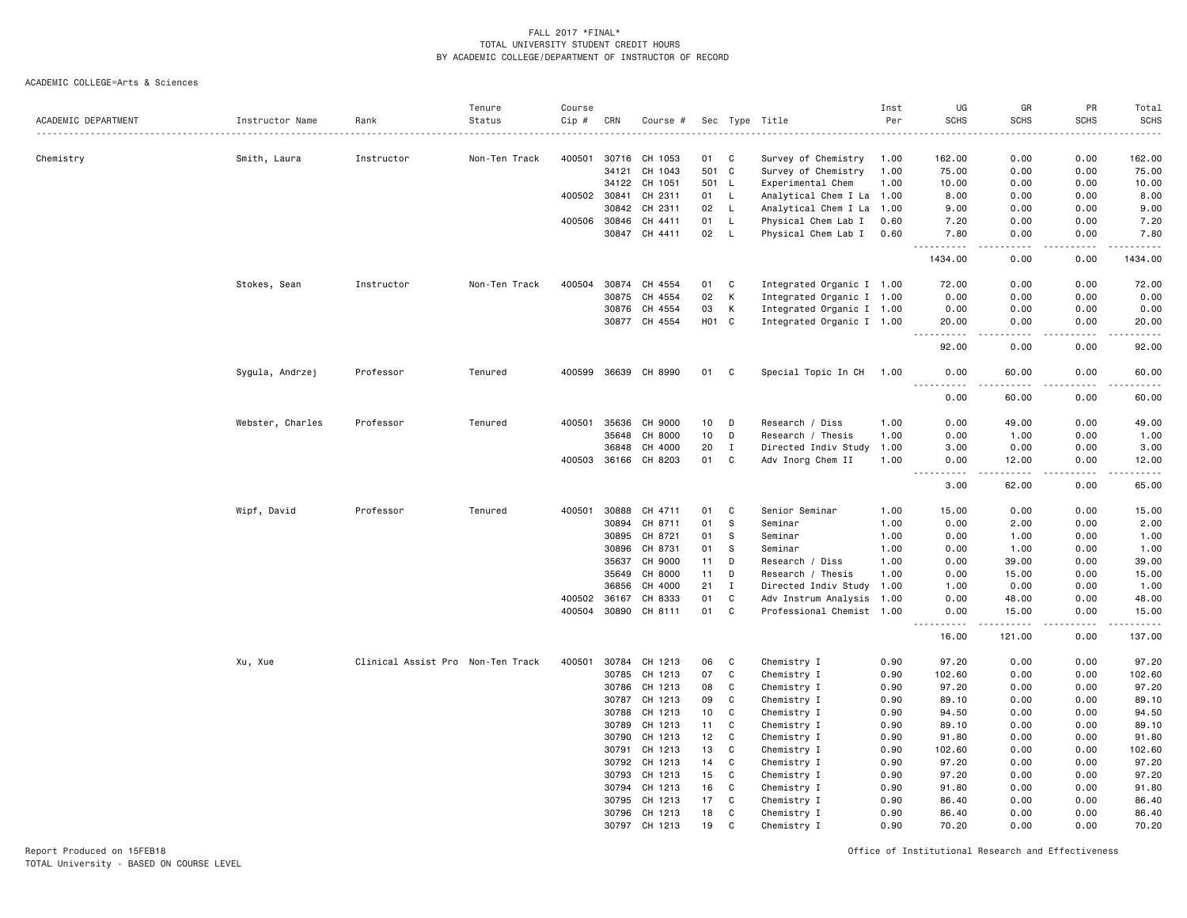FALL 2017 *FINAL*
TOTAL UNIVERSITY STUDENT CREDIT HOURS
BY ACADEMIC COLLEGE/DEPARTMENT OF INSTRUCTOR OF RECORD

ACADEMIC COLLEGE=Arts & Sciences

| ACADEMIC DEPARTMENT | Instructor Name | Rank | Tenure Status | Course Cip # | CRN | Course # | Sec | Type | Title | Inst Per | UG SCHS | GR SCHS | PR SCHS | Total SCHS |
|---|---|---|---|---|---|---|---|---|---|---|---|---|---|---|
| Chemistry | Smith, Laura | Instructor | Non-Ten Track | 400501 | 30716 | CH 1053 | 01 | C | Survey of Chemistry | 1.00 | 162.00 | 0.00 | 0.00 | 162.00 |
| | | | | | 34121 | CH 1043 | 501 | C | Survey of Chemistry | 1.00 | 75.00 | 0.00 | 0.00 | 75.00 |
| | | | | | 34122 | CH 1051 | 501 | L | Experimental Chem | 1.00 | 10.00 | 0.00 | 0.00 | 10.00 |
| | | | | 400502 | 30841 | CH 2311 | 01 | L | Analytical Chem I La | 1.00 | 8.00 | 0.00 | 0.00 | 8.00 |
| | | | | | 30842 | CH 2311 | 02 | L | Analytical Chem I La | 1.00 | 9.00 | 0.00 | 0.00 | 9.00 |
| | | | | 400506 | 30846 | CH 4411 | 01 | L | Physical Chem Lab I | 0.60 | 7.20 | 0.00 | 0.00 | 7.20 |
| | | | | | 30847 | CH 4411 | 02 | L | Physical Chem Lab I | 0.60 | 7.80 | 0.00 | 0.00 | 7.80 |
| | | | | | | | | | | | 1434.00 | 0.00 | 0.00 | 1434.00 |
| | Stokes, Sean | Instructor | Non-Ten Track | 400504 | 30874 | CH 4554 | 01 | C | Integrated Organic I | 1.00 | 72.00 | 0.00 | 0.00 | 72.00 |
| | | | | | 30875 | CH 4554 | 02 | K | Integrated Organic I | 1.00 | 0.00 | 0.00 | 0.00 | 0.00 |
| | | | | | 30876 | CH 4554 | 03 | K | Integrated Organic I | 1.00 | 0.00 | 0.00 | 0.00 | 0.00 |
| | | | | | 30877 | CH 4554 | H01 | C | Integrated Organic I | 1.00 | 20.00 | 0.00 | 0.00 | 20.00 |
| | | | | | | | | | | | 92.00 | 0.00 | 0.00 | 92.00 |
| | Sygula, Andrzej | Professor | Tenured | 400599 | 36639 | CH 8990 | 01 | C | Special Topic In CH | 1.00 | 0.00 | 60.00 | 0.00 | 60.00 |
| | | | | | | | | | | | 0.00 | 60.00 | 0.00 | 60.00 |
| | Webster, Charles | Professor | Tenured | 400501 | 35636 | CH 9000 | 10 | D | Research / Diss | 1.00 | 0.00 | 49.00 | 0.00 | 49.00 |
| | | | | | 35648 | CH 8000 | 10 | D | Research / Thesis | 1.00 | 0.00 | 1.00 | 0.00 | 1.00 |
| | | | | | 36848 | CH 4000 | 20 | I | Directed Indiv Study | 1.00 | 3.00 | 0.00 | 0.00 | 3.00 |
| | | | | 400503 | 36166 | CH 8203 | 01 | C | Adv Inorg Chem II | 1.00 | 0.00 | 12.00 | 0.00 | 12.00 |
| | | | | | | | | | | | 3.00 | 62.00 | 0.00 | 65.00 |
| | Wipf, David | Professor | Tenured | 400501 | 30888 | CH 4711 | 01 | C | Senior Seminar | 1.00 | 15.00 | 0.00 | 0.00 | 15.00 |
| | | | | | 30894 | CH 8711 | 01 | S | Seminar | 1.00 | 0.00 | 2.00 | 0.00 | 2.00 |
| | | | | | 30895 | CH 8721 | 01 | S | Seminar | 1.00 | 0.00 | 1.00 | 0.00 | 1.00 |
| | | | | | 30896 | CH 8731 | 01 | S | Seminar | 1.00 | 0.00 | 1.00 | 0.00 | 1.00 |
| | | | | | 35637 | CH 9000 | 11 | D | Research / Diss | 1.00 | 0.00 | 39.00 | 0.00 | 39.00 |
| | | | | | 35649 | CH 8000 | 11 | D | Research / Thesis | 1.00 | 0.00 | 15.00 | 0.00 | 15.00 |
| | | | | | 36856 | CH 4000 | 21 | I | Directed Indiv Study | 1.00 | 1.00 | 0.00 | 0.00 | 1.00 |
| | | | | 400502 | 36167 | CH 8333 | 01 | C | Adv Instrum Analysis | 1.00 | 0.00 | 48.00 | 0.00 | 48.00 |
| | | | | 400504 | 30890 | CH 8111 | 01 | C | Professional Chemist | 1.00 | 0.00 | 15.00 | 0.00 | 15.00 |
| | | | | | | | | | | | 16.00 | 121.00 | 0.00 | 137.00 |
| | Xu, Xue | Clinical Assist Pro | Non-Ten Track | 400501 | 30784 | CH 1213 | 06 | C | Chemistry I | 0.90 | 97.20 | 0.00 | 0.00 | 97.20 |
| | | | | | 30785 | CH 1213 | 07 | C | Chemistry I | 0.90 | 102.60 | 0.00 | 0.00 | 102.60 |
| | | | | | 30786 | CH 1213 | 08 | C | Chemistry I | 0.90 | 97.20 | 0.00 | 0.00 | 97.20 |
| | | | | | 30787 | CH 1213 | 09 | C | Chemistry I | 0.90 | 89.10 | 0.00 | 0.00 | 89.10 |
| | | | | | 30788 | CH 1213 | 10 | C | Chemistry I | 0.90 | 94.50 | 0.00 | 0.00 | 94.50 |
| | | | | | 30789 | CH 1213 | 11 | C | Chemistry I | 0.90 | 89.10 | 0.00 | 0.00 | 89.10 |
| | | | | | 30790 | CH 1213 | 12 | C | Chemistry I | 0.90 | 91.80 | 0.00 | 0.00 | 91.80 |
| | | | | | 30791 | CH 1213 | 13 | C | Chemistry I | 0.90 | 102.60 | 0.00 | 0.00 | 102.60 |
| | | | | | 30792 | CH 1213 | 14 | C | Chemistry I | 0.90 | 97.20 | 0.00 | 0.00 | 97.20 |
| | | | | | 30793 | CH 1213 | 15 | C | Chemistry I | 0.90 | 97.20 | 0.00 | 0.00 | 97.20 |
| | | | | | 30794 | CH 1213 | 16 | C | Chemistry I | 0.90 | 91.80 | 0.00 | 0.00 | 91.80 |
| | | | | | 30795 | CH 1213 | 17 | C | Chemistry I | 0.90 | 86.40 | 0.00 | 0.00 | 86.40 |
| | | | | | 30796 | CH 1213 | 18 | C | Chemistry I | 0.90 | 86.40 | 0.00 | 0.00 | 86.40 |
| | | | | | 30797 | CH 1213 | 19 | C | Chemistry I | 0.90 | 70.20 | 0.00 | 0.00 | 70.20 |

Report Produced on 15FEB18
TOTAL University - BASED ON COURSE LEVEL
Office of Institutional Research and Effectiveness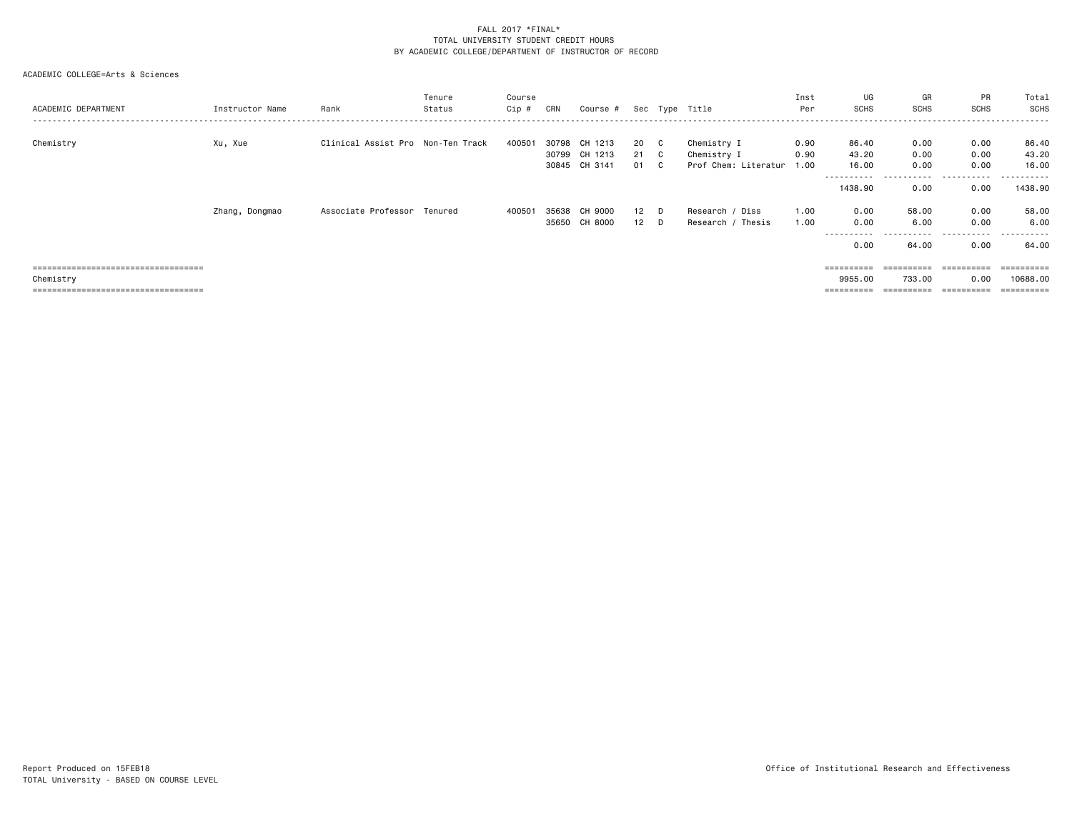FALL 2017 *FINAL*
TOTAL UNIVERSITY STUDENT CREDIT HOURS
BY ACADEMIC COLLEGE/DEPARTMENT OF INSTRUCTOR OF RECORD

ACADEMIC COLLEGE=Arts & Sciences

| ACADEMIC DEPARTMENT | Instructor Name | Rank | Tenure Status | Course Cip # | CRN | Course # | Sec | Type | Title | Inst Per | UG SCHS | GR SCHS | PR SCHS | Total SCHS |
|---|---|---|---|---|---|---|---|---|---|---|---|---|---|---|
| Chemistry | Xu, Xue | Clinical Assist Pro | Non-Ten Track | 400501 | 30798 | CH 1213 | 20 | C | Chemistry I | 0.90 | 86.40 | 0.00 | 0.00 | 86.40 |
| | | | | | 30799 | CH 1213 | 21 | C | Chemistry I | 0.90 | 43.20 | 0.00 | 0.00 | 43.20 |
| | | | | | 30845 | CH 3141 | 01 | C | Prof Chem: Literatur | 1.00 | 16.00 | 0.00 | 0.00 | 16.00 |
| | | | | | | | | | | | 1438.90 | 0.00 | 0.00 | 1438.90 |
| | Zhang, Dongmao | Associate Professor | Tenured | 400501 | 35638 | CH 9000 | 12 | D | Research / Diss | 1.00 | 0.00 | 58.00 | 0.00 | 58.00 |
| | | | | | 35650 | CH 8000 | 12 | D | Research / Thesis | 1.00 | 0.00 | 6.00 | 0.00 | 6.00 |
| | | | | | | | | | | | 0.00 | 64.00 | 0.00 | 64.00 |
| Chemistry | | | | | | | | | | | 9955.00 | 733.00 | 0.00 | 10688.00 |

Report Produced on 15FEB18
TOTAL University - BASED ON COURSE LEVEL

Office of Institutional Research and Effectiveness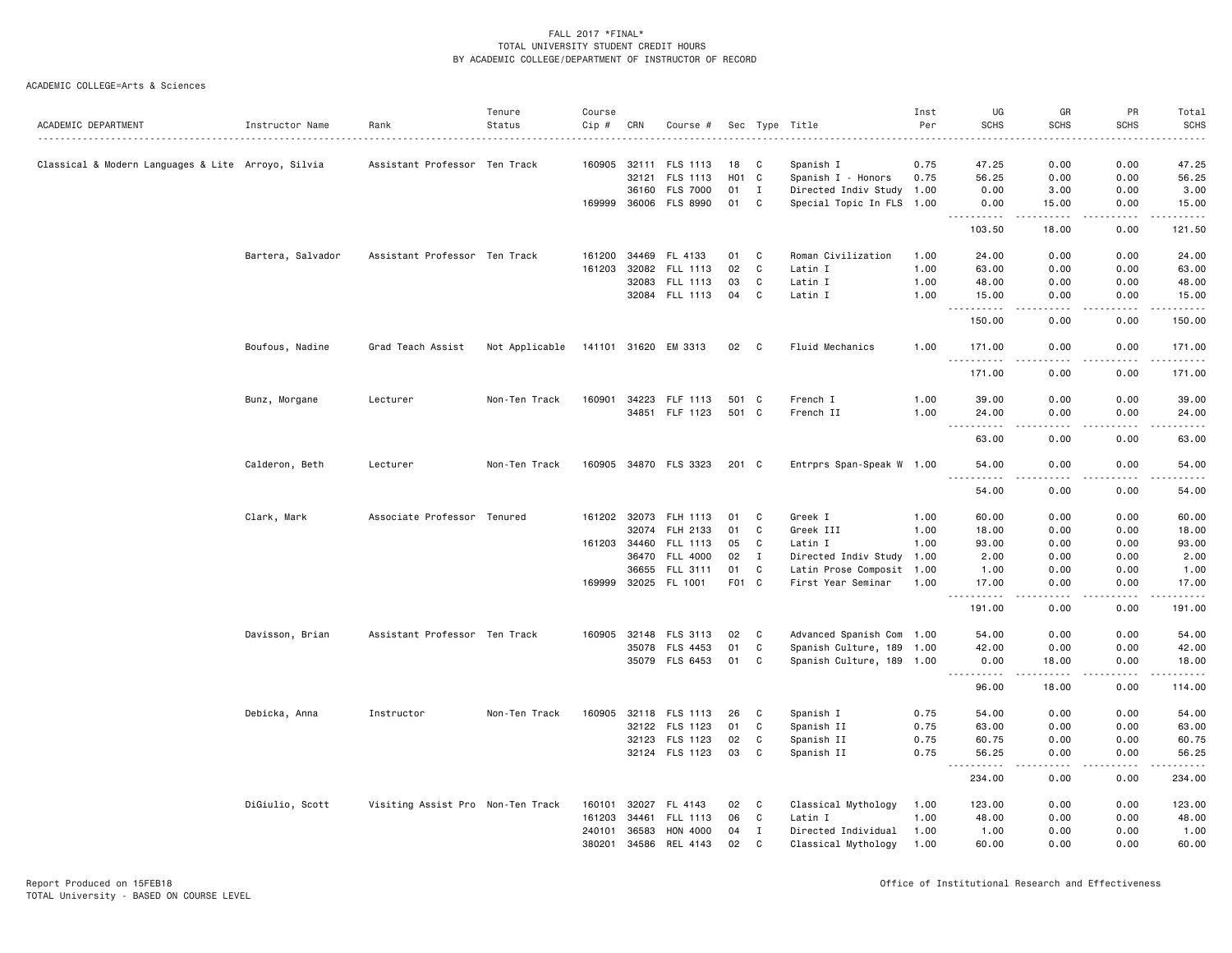FALL 2017 *FINAL*
TOTAL UNIVERSITY STUDENT CREDIT HOURS
BY ACADEMIC COLLEGE/DEPARTMENT OF INSTRUCTOR OF RECORD

ACADEMIC COLLEGE=Arts & Sciences

| ACADEMIC DEPARTMENT | Instructor Name | Rank | Tenure Status | Course Cip # | CRN | Course # | Sec | Type | Title | Inst Per | UG SCHS | GR SCHS | PR SCHS | Total SCHS |
|---|---|---|---|---|---|---|---|---|---|---|---|---|---|---|
| Classical & Modern Languages & Lite | Arroyo, Silvia | Assistant Professor | Ten Track | 160905 | 32111 | FLS 1113 | 18 | C | Spanish I | 0.75 | 47.25 | 0.00 | 0.00 | 47.25 |
| | | | | | 32121 | FLS 1113 | H01 | C | Spanish I - Honors | 0.75 | 56.25 | 0.00 | 0.00 | 56.25 |
| | | | | | 36160 | FLS 7000 | 01 | I | Directed Indiv Study | 1.00 | 0.00 | 3.00 | 0.00 | 3.00 |
| | | | | 169999 | 36006 | FLS 8990 | 01 | C | Special Topic In FLS | 1.00 | 0.00 | 15.00 | 0.00 | 15.00 |
| | | | | | | | | | | | 103.50 | 18.00 | 0.00 | 121.50 |
| | Bartera, Salvador | Assistant Professor | Ten Track | 161200 | 34469 | FL 4133 | 01 | C | Roman Civilization | 1.00 | 24.00 | 0.00 | 0.00 | 24.00 |
| | | | | 161203 | 32082 | FLL 1113 | 02 | C | Latin I | 1.00 | 63.00 | 0.00 | 0.00 | 63.00 |
| | | | | | 32083 | FLL 1113 | 03 | C | Latin I | 1.00 | 48.00 | 0.00 | 0.00 | 48.00 |
| | | | | | 32084 | FLL 1113 | 04 | C | Latin I | 1.00 | 15.00 | 0.00 | 0.00 | 15.00 |
| | | | | | | | | | | | 150.00 | 0.00 | 0.00 | 150.00 |
| | Boufous, Nadine | Grad Teach Assist | Not Applicable | 141101 | 31620 | EM 3313 | 02 | C | Fluid Mechanics | 1.00 | 171.00 | 0.00 | 0.00 | 171.00 |
| | | | | | | | | | | | 171.00 | 0.00 | 0.00 | 171.00 |
| | Bunz, Morgane | Lecturer | Non-Ten Track | 160901 | 34223 | FLF 1113 | 501 | C | French I | 1.00 | 39.00 | 0.00 | 0.00 | 39.00 |
| | | | | | 34851 | FLF 1123 | 501 | C | French II | 1.00 | 24.00 | 0.00 | 0.00 | 24.00 |
| | | | | | | | | | | | 63.00 | 0.00 | 0.00 | 63.00 |
| | Calderon, Beth | Lecturer | Non-Ten Track | 160905 | 34870 | FLS 3323 | 201 | C | Entrprs Span-Speak W | 1.00 | 54.00 | 0.00 | 0.00 | 54.00 |
| | | | | | | | | | | | 54.00 | 0.00 | 0.00 | 54.00 |
| | Clark, Mark | Associate Professor | Tenured | 161202 | 32073 | FLH 1113 | 01 | C | Greek I | 1.00 | 60.00 | 0.00 | 0.00 | 60.00 |
| | | | | | 32074 | FLH 2133 | 01 | C | Greek III | 1.00 | 18.00 | 0.00 | 0.00 | 18.00 |
| | | | | 161203 | 34460 | FLL 1113 | 05 | C | Latin I | 1.00 | 93.00 | 0.00 | 0.00 | 93.00 |
| | | | | | 36470 | FLL 4000 | 02 | I | Directed Indiv Study | 1.00 | 2.00 | 0.00 | 0.00 | 2.00 |
| | | | | | 36655 | FLL 3111 | 01 | C | Latin Prose Composit | 1.00 | 1.00 | 0.00 | 0.00 | 1.00 |
| | | | | 169999 | 32025 | FL 1001 | F01 | C | First Year Seminar | 1.00 | 17.00 | 0.00 | 0.00 | 17.00 |
| | | | | | | | | | | | 191.00 | 0.00 | 0.00 | 191.00 |
| | Davisson, Brian | Assistant Professor | Ten Track | 160905 | 32148 | FLS 3113 | 02 | C | Advanced Spanish Com | 1.00 | 54.00 | 0.00 | 0.00 | 54.00 |
| | | | | | 35078 | FLS 4453 | 01 | C | Spanish Culture, 189 | 1.00 | 42.00 | 0.00 | 0.00 | 42.00 |
| | | | | | 35079 | FLS 6453 | 01 | C | Spanish Culture, 189 | 1.00 | 0.00 | 18.00 | 0.00 | 18.00 |
| | | | | | | | | | | | 96.00 | 18.00 | 0.00 | 114.00 |
| | Debicka, Anna | Instructor | Non-Ten Track | 160905 | 32118 | FLS 1113 | 26 | C | Spanish I | 0.75 | 54.00 | 0.00 | 0.00 | 54.00 |
| | | | | | 32122 | FLS 1123 | 01 | C | Spanish II | 0.75 | 63.00 | 0.00 | 0.00 | 63.00 |
| | | | | | 32123 | FLS 1123 | 02 | C | Spanish II | 0.75 | 60.75 | 0.00 | 0.00 | 60.75 |
| | | | | | 32124 | FLS 1123 | 03 | C | Spanish II | 0.75 | 56.25 | 0.00 | 0.00 | 56.25 |
| | | | | | | | | | | | 234.00 | 0.00 | 0.00 | 234.00 |
| | DiGiulio, Scott | Visiting Assist Pro | Non-Ten Track | 160101 | 32027 | FL 4143 | 02 | C | Classical Mythology | 1.00 | 123.00 | 0.00 | 0.00 | 123.00 |
| | | | | 161203 | 34461 | FLL 1113 | 06 | C | Latin I | 1.00 | 48.00 | 0.00 | 0.00 | 48.00 |
| | | | | 240101 | 36583 | HON 4000 | 04 | I | Directed Individual | 1.00 | 1.00 | 0.00 | 0.00 | 1.00 |
| | | | | 380201 | 34586 | REL 4143 | 02 | C | Classical Mythology | 1.00 | 60.00 | 0.00 | 0.00 | 60.00 |

Report Produced on 15FEB18
TOTAL University - BASED ON COURSE LEVEL

Office of Institutional Research and Effectiveness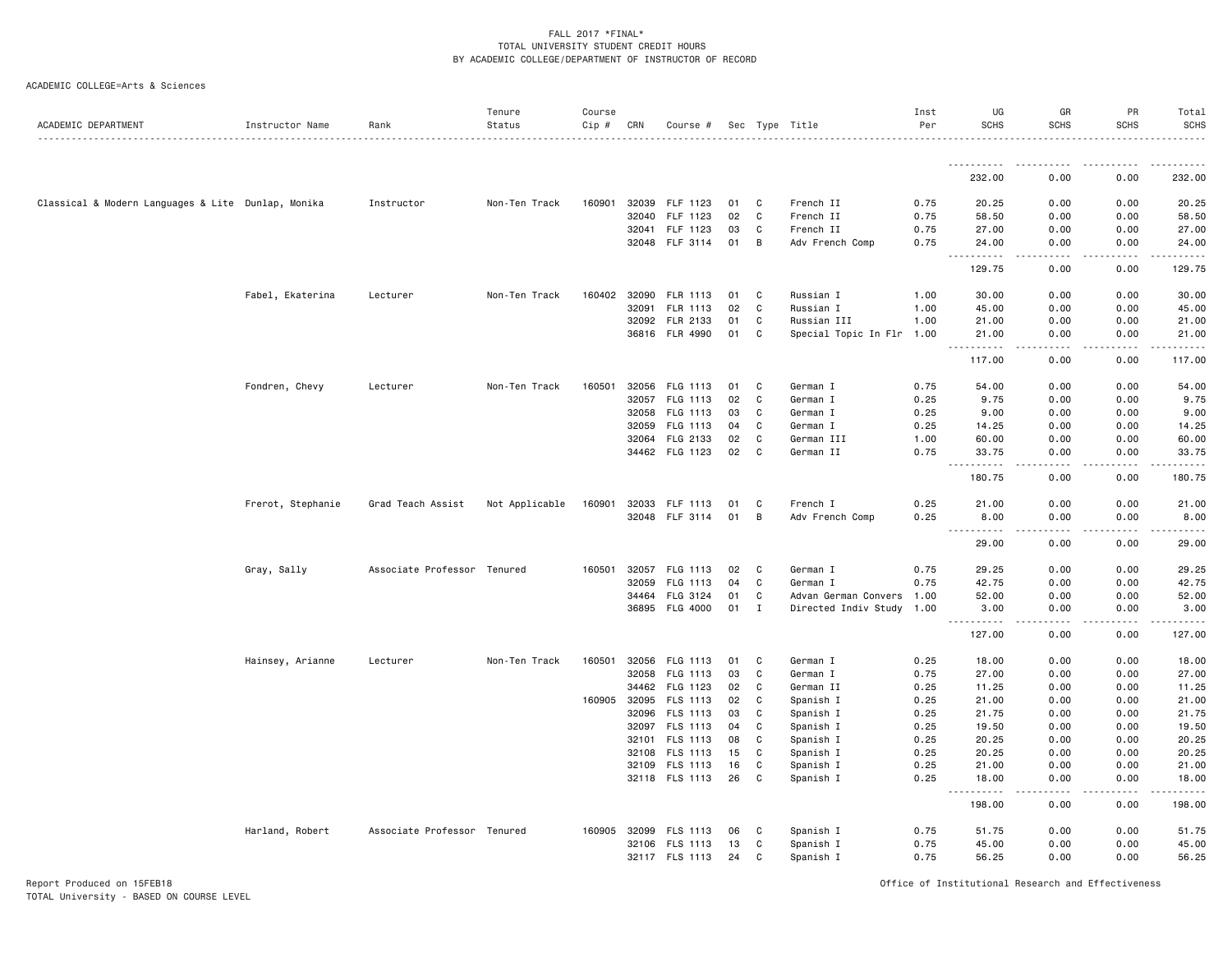FALL 2017 *FINAL*
TOTAL UNIVERSITY STUDENT CREDIT HOURS
BY ACADEMIC COLLEGE/DEPARTMENT OF INSTRUCTOR OF RECORD

ACADEMIC COLLEGE=Arts & Sciences

| ACADEMIC DEPARTMENT | Instructor Name | Rank | Tenure Status | Course Cip # | CRN | Course # | Sec | Type | Title | Inst Per | UG SCHS | GR SCHS | PR SCHS | Total SCHS |
|---|---|---|---|---|---|---|---|---|---|---|---|---|---|---|
| | | | | | | | | | | | 232.00 | 0.00 | 0.00 | 232.00 |
| Classical & Modern Languages & Lite | Dunlap, Monika | Instructor | Non-Ten Track | 160901 | 32039 | FLF 1123 | 01 | C | French II | 0.75 | 20.25 | 0.00 | 0.00 | 20.25 |
| | | | | | 32040 | FLF 1123 | 02 | C | French II | 0.75 | 58.50 | 0.00 | 0.00 | 58.50 |
| | | | | | 32041 | FLF 1123 | 03 | C | French II | 0.75 | 27.00 | 0.00 | 0.00 | 27.00 |
| | | | | | 32048 | FLF 3114 | 01 | B | Adv French Comp | 0.75 | 24.00 | 0.00 | 0.00 | 24.00 |
| | | | | | | | | | | | 129.75 | 0.00 | 0.00 | 129.75 |
| | Fabel, Ekaterina | Lecturer | Non-Ten Track | 160402 | 32090 | FLR 1113 | 01 | C | Russian I | 1.00 | 30.00 | 0.00 | 0.00 | 30.00 |
| | | | | | 32091 | FLR 1113 | 02 | C | Russian I | 1.00 | 45.00 | 0.00 | 0.00 | 45.00 |
| | | | | | 32092 | FLR 2133 | 01 | C | Russian III | 1.00 | 21.00 | 0.00 | 0.00 | 21.00 |
| | | | | | 36816 | FLR 4990 | 01 | C | Special Topic In Flr | 1.00 | 21.00 | 0.00 | 0.00 | 21.00 |
| | | | | | | | | | | | 117.00 | 0.00 | 0.00 | 117.00 |
| | Fondren, Chevy | Lecturer | Non-Ten Track | 160501 | 32056 | FLG 1113 | 01 | C | German I | 0.75 | 54.00 | 0.00 | 0.00 | 54.00 |
| | | | | | 32057 | FLG 1113 | 02 | C | German I | 0.25 | 9.75 | 0.00 | 0.00 | 9.75 |
| | | | | | 32058 | FLG 1113 | 03 | C | German I | 0.25 | 9.00 | 0.00 | 0.00 | 9.00 |
| | | | | | 32059 | FLG 1113 | 04 | C | German I | 0.25 | 14.25 | 0.00 | 0.00 | 14.25 |
| | | | | | 32064 | FLG 2133 | 02 | C | German III | 1.00 | 60.00 | 0.00 | 0.00 | 60.00 |
| | | | | | 34462 | FLG 1123 | 02 | C | German II | 0.75 | 33.75 | 0.00 | 0.00 | 33.75 |
| | | | | | | | | | | | 180.75 | 0.00 | 0.00 | 180.75 |
| | Frerot, Stephanie | Grad Teach Assist | Not Applicable | 160901 | 32033 | FLF 1113 | 01 | C | French I | 0.25 | 21.00 | 0.00 | 0.00 | 21.00 |
| | | | | | 32048 | FLF 3114 | 01 | B | Adv French Comp | 0.25 | 8.00 | 0.00 | 0.00 | 8.00 |
| | | | | | | | | | | | 29.00 | 0.00 | 0.00 | 29.00 |
| | Gray, Sally | Associate Professor | Tenured | 160501 | 32057 | FLG 1113 | 02 | C | German I | 0.75 | 29.25 | 0.00 | 0.00 | 29.25 |
| | | | | | 32059 | FLG 1113 | 04 | C | German I | 0.75 | 42.75 | 0.00 | 0.00 | 42.75 |
| | | | | | 34464 | FLG 3124 | 01 | C | Advan German Convers | 1.00 | 52.00 | 0.00 | 0.00 | 52.00 |
| | | | | | 36895 | FLG 4000 | 01 | I | Directed Indiv Study | 1.00 | 3.00 | 0.00 | 0.00 | 3.00 |
| | | | | | | | | | | | 127.00 | 0.00 | 0.00 | 127.00 |
| | Hainsey, Arianne | Lecturer | Non-Ten Track | 160501 | 32056 | FLG 1113 | 01 | C | German I | 0.25 | 18.00 | 0.00 | 0.00 | 18.00 |
| | | | | | 32058 | FLG 1113 | 03 | C | German I | 0.75 | 27.00 | 0.00 | 0.00 | 27.00 |
| | | | | | 34462 | FLG 1123 | 02 | C | German II | 0.25 | 11.25 | 0.00 | 0.00 | 11.25 |
| | | | | 160905 | 32095 | FLS 1113 | 02 | C | Spanish I | 0.25 | 21.00 | 0.00 | 0.00 | 21.00 |
| | | | | | 32096 | FLS 1113 | 03 | C | Spanish I | 0.25 | 21.75 | 0.00 | 0.00 | 21.75 |
| | | | | | 32097 | FLS 1113 | 04 | C | Spanish I | 0.25 | 19.50 | 0.00 | 0.00 | 19.50 |
| | | | | | 32101 | FLS 1113 | 08 | C | Spanish I | 0.25 | 20.25 | 0.00 | 0.00 | 20.25 |
| | | | | | 32108 | FLS 1113 | 15 | C | Spanish I | 0.25 | 20.25 | 0.00 | 0.00 | 20.25 |
| | | | | | 32109 | FLS 1113 | 16 | C | Spanish I | 0.25 | 21.00 | 0.00 | 0.00 | 21.00 |
| | | | | | 32118 | FLS 1113 | 26 | C | Spanish I | 0.25 | 18.00 | 0.00 | 0.00 | 18.00 |
| | | | | | | | | | | | 198.00 | 0.00 | 0.00 | 198.00 |
| | Harland, Robert | Associate Professor | Tenured | 160905 | 32099 | FLS 1113 | 06 | C | Spanish I | 0.75 | 51.75 | 0.00 | 0.00 | 51.75 |
| | | | | | 32106 | FLS 1113 | 13 | C | Spanish I | 0.75 | 45.00 | 0.00 | 0.00 | 45.00 |
| | | | | | 32117 | FLS 1113 | 24 | C | Spanish I | 0.75 | 56.25 | 0.00 | 0.00 | 56.25 |

Report Produced on 15FEB18
TOTAL University - BASED ON COURSE LEVEL
Office of Institutional Research and Effectiveness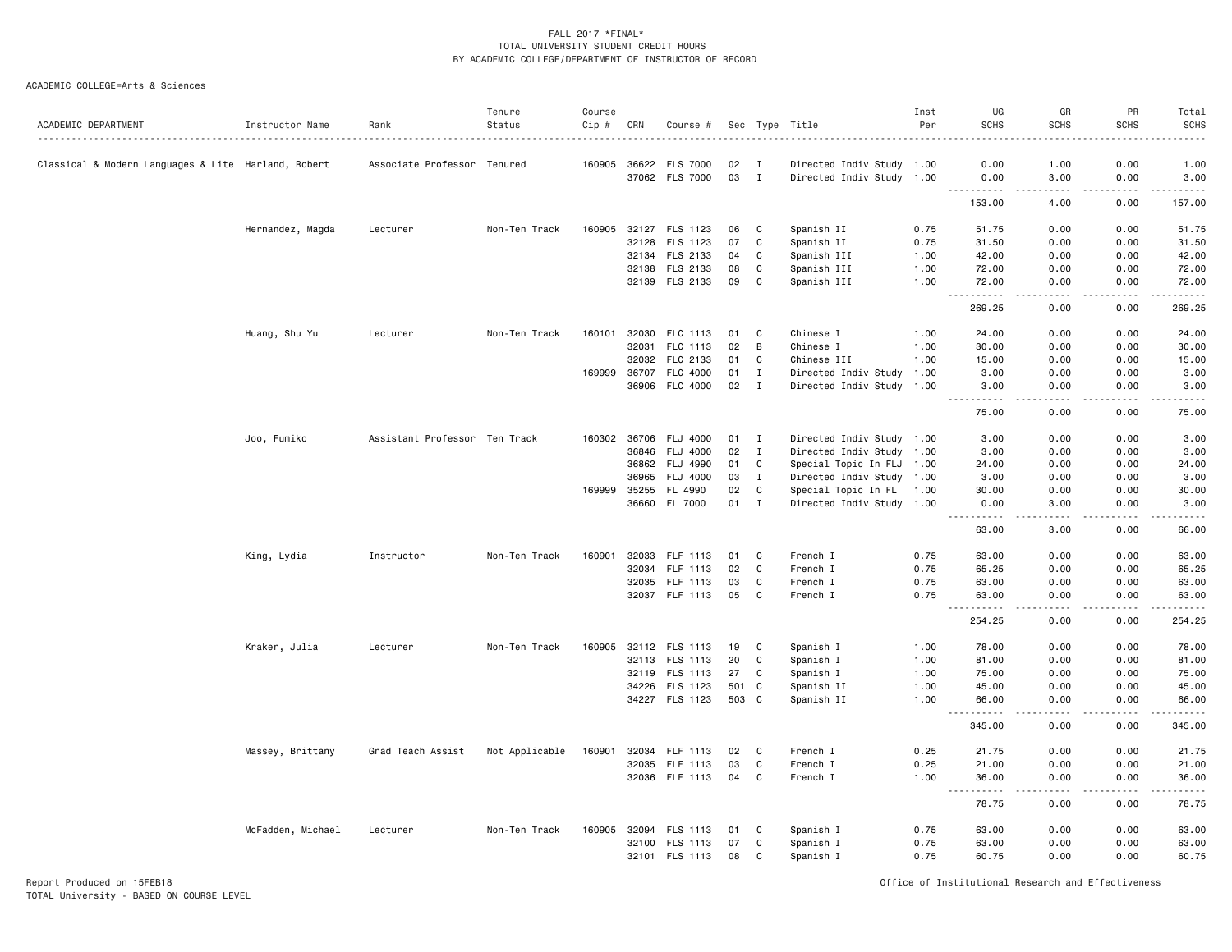FALL 2017 *FINAL*
TOTAL UNIVERSITY STUDENT CREDIT HOURS
BY ACADEMIC COLLEGE/DEPARTMENT OF INSTRUCTOR OF RECORD

ACADEMIC COLLEGE=Arts & Sciences

| ACADEMIC DEPARTMENT | Instructor Name | Rank | Tenure Status | Course Cip # | CRN | Course # | Sec | Type | Title | Inst Per | UG SCHS | GR SCHS | PR SCHS | Total SCHS |
|---|---|---|---|---|---|---|---|---|---|---|---|---|---|---|
| Classical & Modern Languages & Lite | Harland, Robert | Associate Professor | Tenured | 160905 | 36622 | FLS 7000 | 02 | I | Directed Indiv Study | 1.00 | 0.00 | 1.00 | 0.00 | 1.00 |
| | | | | | 37062 | FLS 7000 | 03 | I | Directed Indiv Study | 1.00 | 0.00 | 3.00 | 0.00 | 3.00 |
| | | | | | | | | | | | 153.00 | 4.00 | 0.00 | 157.00 |
| | Hernandez, Magda | Lecturer | Non-Ten Track | 160905 | 32127 | FLS 1123 | 06 | C | Spanish II | 0.75 | 51.75 | 0.00 | 0.00 | 51.75 |
| | | | | | 32128 | FLS 1123 | 07 | C | Spanish II | 0.75 | 31.50 | 0.00 | 0.00 | 31.50 |
| | | | | | 32134 | FLS 2133 | 04 | C | Spanish III | 1.00 | 42.00 | 0.00 | 0.00 | 42.00 |
| | | | | | 32138 | FLS 2133 | 08 | C | Spanish III | 1.00 | 72.00 | 0.00 | 0.00 | 72.00 |
| | | | | | 32139 | FLS 2133 | 09 | C | Spanish III | 1.00 | 72.00 | 0.00 | 0.00 | 72.00 |
| | | | | | | | | | | | 269.25 | 0.00 | 0.00 | 269.25 |
| | Huang, Shu Yu | Lecturer | Non-Ten Track | 160101 | 32030 | FLC 1113 | 01 | C | Chinese I | 1.00 | 24.00 | 0.00 | 0.00 | 24.00 |
| | | | | | 32031 | FLC 1113 | 02 | B | Chinese I | 1.00 | 30.00 | 0.00 | 0.00 | 30.00 |
| | | | | | 32032 | FLC 2133 | 01 | C | Chinese III | 1.00 | 15.00 | 0.00 | 0.00 | 15.00 |
| | | | | 169999 | 36707 | FLC 4000 | 01 | I | Directed Indiv Study | 1.00 | 3.00 | 0.00 | 0.00 | 3.00 |
| | | | | | 36906 | FLC 4000 | 02 | I | Directed Indiv Study | 1.00 | 3.00 | 0.00 | 0.00 | 3.00 |
| | | | | | | | | | | | 75.00 | 0.00 | 0.00 | 75.00 |
| | Joo, Fumiko | Assistant Professor | Ten Track | 160302 | 36706 | FLJ 4000 | 01 | I | Directed Indiv Study | 1.00 | 3.00 | 0.00 | 0.00 | 3.00 |
| | | | | | 36846 | FLJ 4000 | 02 | I | Directed Indiv Study | 1.00 | 3.00 | 0.00 | 0.00 | 3.00 |
| | | | | | 36862 | FLJ 4990 | 01 | C | Special Topic In FLJ | 1.00 | 24.00 | 0.00 | 0.00 | 24.00 |
| | | | | | 36965 | FLJ 4000 | 03 | I | Directed Indiv Study | 1.00 | 3.00 | 0.00 | 0.00 | 3.00 |
| | | | | 169999 | 35255 | FL 4990 | 02 | C | Special Topic In FL | 1.00 | 30.00 | 0.00 | 0.00 | 30.00 |
| | | | | | 36660 | FL 7000 | 01 | I | Directed Indiv Study | 1.00 | 0.00 | 3.00 | 0.00 | 3.00 |
| | | | | | | | | | | | 63.00 | 3.00 | 0.00 | 66.00 |
| | King, Lydia | Instructor | Non-Ten Track | 160901 | 32033 | FLF 1113 | 01 | C | French I | 0.75 | 63.00 | 0.00 | 0.00 | 63.00 |
| | | | | | 32034 | FLF 1113 | 02 | C | French I | 0.75 | 65.25 | 0.00 | 0.00 | 65.25 |
| | | | | | 32035 | FLF 1113 | 03 | C | French I | 0.75 | 63.00 | 0.00 | 0.00 | 63.00 |
| | | | | | 32037 | FLF 1113 | 05 | C | French I | 0.75 | 63.00 | 0.00 | 0.00 | 63.00 |
| | | | | | | | | | | | 254.25 | 0.00 | 0.00 | 254.25 |
| | Kraker, Julia | Lecturer | Non-Ten Track | 160905 | 32112 | FLS 1113 | 19 | C | Spanish I | 1.00 | 78.00 | 0.00 | 0.00 | 78.00 |
| | | | | | 32113 | FLS 1113 | 20 | C | Spanish I | 1.00 | 81.00 | 0.00 | 0.00 | 81.00 |
| | | | | | 32119 | FLS 1113 | 27 | C | Spanish I | 1.00 | 75.00 | 0.00 | 0.00 | 75.00 |
| | | | | | 34226 | FLS 1123 | 501 | C | Spanish II | 1.00 | 45.00 | 0.00 | 0.00 | 45.00 |
| | | | | | 34227 | FLS 1123 | 503 | C | Spanish II | 1.00 | 66.00 | 0.00 | 0.00 | 66.00 |
| | | | | | | | | | | | 345.00 | 0.00 | 0.00 | 345.00 |
| | Massey, Brittany | Grad Teach Assist | Not Applicable | 160901 | 32034 | FLF 1113 | 02 | C | French I | 0.25 | 21.75 | 0.00 | 0.00 | 21.75 |
| | | | | | 32035 | FLF 1113 | 03 | C | French I | 0.25 | 21.00 | 0.00 | 0.00 | 21.00 |
| | | | | | 32036 | FLF 1113 | 04 | C | French I | 1.00 | 36.00 | 0.00 | 0.00 | 36.00 |
| | | | | | | | | | | | 78.75 | 0.00 | 0.00 | 78.75 |
| | McFadden, Michael | Lecturer | Non-Ten Track | 160905 | 32094 | FLS 1113 | 01 | C | Spanish I | 0.75 | 63.00 | 0.00 | 0.00 | 63.00 |
| | | | | | 32100 | FLS 1113 | 07 | C | Spanish I | 0.75 | 63.00 | 0.00 | 0.00 | 63.00 |
| | | | | | 32101 | FLS 1113 | 08 | C | Spanish I | 0.75 | 60.75 | 0.00 | 0.00 | 60.75 |

Report Produced on 15FEB18
TOTAL University - BASED ON COURSE LEVEL

Office of Institutional Research and Effectiveness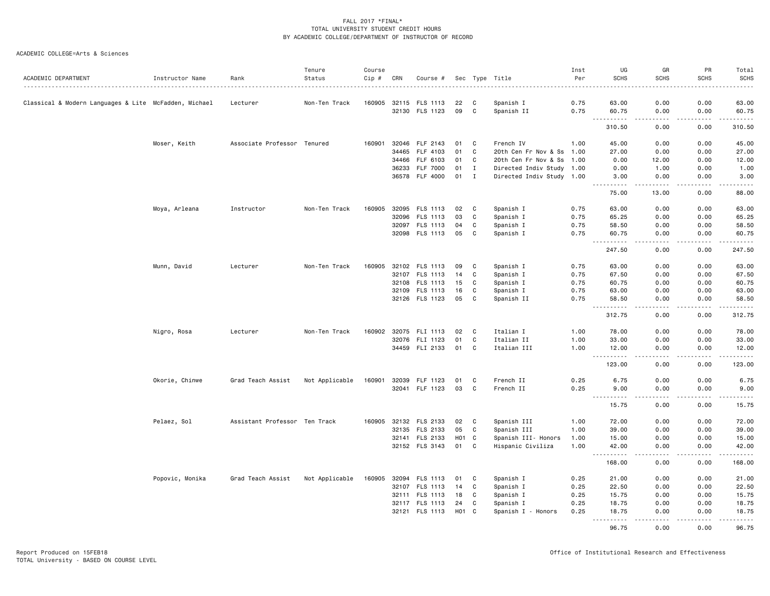FALL 2017 *FINAL*
TOTAL UNIVERSITY STUDENT CREDIT HOURS
BY ACADEMIC COLLEGE/DEPARTMENT OF INSTRUCTOR OF RECORD

ACADEMIC COLLEGE=Arts & Sciences

| ACADEMIC DEPARTMENT | Instructor Name | Rank | Tenure Status | Course Cip # | CRN | Course # | Sec | Type | Title | Inst Per | UG SCHS | GR SCHS | PR SCHS | Total SCHS |
|---|---|---|---|---|---|---|---|---|---|---|---|---|---|---|
| Classical & Modern Languages & Lite | McFadden, Michael | Lecturer | Non-Ten Track | 160905 | 32115 | FLS 1113 | 22 | C | Spanish I | 0.75 | 63.00 | 0.00 | 0.00 | 63.00 |
| | | | | | 32130 | FLS 1123 | 09 | C | Spanish II | 0.75 | 60.75 | 0.00 | 0.00 | 60.75 |
| | | | | | | | | | | | 310.50 | 0.00 | 0.00 | 310.50 |
| | Moser, Keith | Associate Professor | Tenured | 160901 | 32046 | FLF 2143 | 01 | C | French IV | 1.00 | 45.00 | 0.00 | 0.00 | 45.00 |
| | | | | | 34465 | FLF 4103 | 01 | C | 20th Cen Fr Nov & Ss | 1.00 | 27.00 | 0.00 | 0.00 | 27.00 |
| | | | | | 34466 | FLF 6103 | 01 | C | 20th Cen Fr Nov & Ss | 1.00 | 0.00 | 12.00 | 0.00 | 12.00 |
| | | | | | 36233 | FLF 7000 | 01 | I | Directed Indiv Study | 1.00 | 0.00 | 1.00 | 0.00 | 1.00 |
| | | | | | 36578 | FLF 4000 | 01 | I | Directed Indiv Study | 1.00 | 3.00 | 0.00 | 0.00 | 3.00 |
| | | | | | | | | | | | 75.00 | 13.00 | 0.00 | 88.00 |
| | Moya, Arleana | Instructor | Non-Ten Track | 160905 | 32095 | FLS 1113 | 02 | C | Spanish I | 0.75 | 63.00 | 0.00 | 0.00 | 63.00 |
| | | | | | 32096 | FLS 1113 | 03 | C | Spanish I | 0.75 | 65.25 | 0.00 | 0.00 | 65.25 |
| | | | | | 32097 | FLS 1113 | 04 | C | Spanish I | 0.75 | 58.50 | 0.00 | 0.00 | 58.50 |
| | | | | | 32098 | FLS 1113 | 05 | C | Spanish I | 0.75 | 60.75 | 0.00 | 0.00 | 60.75 |
| | | | | | | | | | | | 247.50 | 0.00 | 0.00 | 247.50 |
| | Munn, David | Lecturer | Non-Ten Track | 160905 | 32102 | FLS 1113 | 09 | C | Spanish I | 0.75 | 63.00 | 0.00 | 0.00 | 63.00 |
| | | | | | 32107 | FLS 1113 | 14 | C | Spanish I | 0.75 | 67.50 | 0.00 | 0.00 | 67.50 |
| | | | | | 32108 | FLS 1113 | 15 | C | Spanish I | 0.75 | 60.75 | 0.00 | 0.00 | 60.75 |
| | | | | | 32109 | FLS 1113 | 16 | C | Spanish I | 0.75 | 63.00 | 0.00 | 0.00 | 63.00 |
| | | | | | 32126 | FLS 1123 | 05 | C | Spanish II | 0.75 | 58.50 | 0.00 | 0.00 | 58.50 |
| | | | | | | | | | | | 312.75 | 0.00 | 0.00 | 312.75 |
| | Nigro, Rosa | Lecturer | Non-Ten Track | 160902 | 32075 | FLI 1113 | 02 | C | Italian I | 1.00 | 78.00 | 0.00 | 0.00 | 78.00 |
| | | | | | 32076 | FLI 1123 | 01 | C | Italian II | 1.00 | 33.00 | 0.00 | 0.00 | 33.00 |
| | | | | | 34459 | FLI 2133 | 01 | C | Italian III | 1.00 | 12.00 | 0.00 | 0.00 | 12.00 |
| | | | | | | | | | | | 123.00 | 0.00 | 0.00 | 123.00 |
| | Okorie, Chinwe | Grad Teach Assist | Not Applicable | 160901 | 32039 | FLF 1123 | 01 | C | French II | 0.25 | 6.75 | 0.00 | 0.00 | 6.75 |
| | | | | | 32041 | FLF 1123 | 03 | C | French II | 0.25 | 9.00 | 0.00 | 0.00 | 9.00 |
| | | | | | | | | | | | 15.75 | 0.00 | 0.00 | 15.75 |
| | Pelaez, Sol | Assistant Professor | Ten Track | 160905 | 32132 | FLS 2133 | 02 | C | Spanish III | 1.00 | 72.00 | 0.00 | 0.00 | 72.00 |
| | | | | | 32135 | FLS 2133 | 05 | C | Spanish III | 1.00 | 39.00 | 0.00 | 0.00 | 39.00 |
| | | | | | 32141 | FLS 2133 | H01 | C | Spanish III- Honors | 1.00 | 15.00 | 0.00 | 0.00 | 15.00 |
| | | | | | 32152 | FLS 3143 | 01 | C | Hispanic Civiliza | 1.00 | 42.00 | 0.00 | 0.00 | 42.00 |
| | | | | | | | | | | | 168.00 | 0.00 | 0.00 | 168.00 |
| | Popovic, Monika | Grad Teach Assist | Not Applicable | 160905 | 32094 | FLS 1113 | 01 | C | Spanish I | 0.25 | 21.00 | 0.00 | 0.00 | 21.00 |
| | | | | | 32107 | FLS 1113 | 14 | C | Spanish I | 0.25 | 22.50 | 0.00 | 0.00 | 22.50 |
| | | | | | 32111 | FLS 1113 | 18 | C | Spanish I | 0.25 | 15.75 | 0.00 | 0.00 | 15.75 |
| | | | | | 32117 | FLS 1113 | 24 | C | Spanish I | 0.25 | 18.75 | 0.00 | 0.00 | 18.75 |
| | | | | | 32121 | FLS 1113 | H01 | C | Spanish I - Honors | 0.25 | 18.75 | 0.00 | 0.00 | 18.75 |
| | | | | | | | | | | | 96.75 | 0.00 | 0.00 | 96.75 |

Report Produced on 15FEB18
TOTAL University - BASED ON COURSE LEVEL

Office of Institutional Research and Effectiveness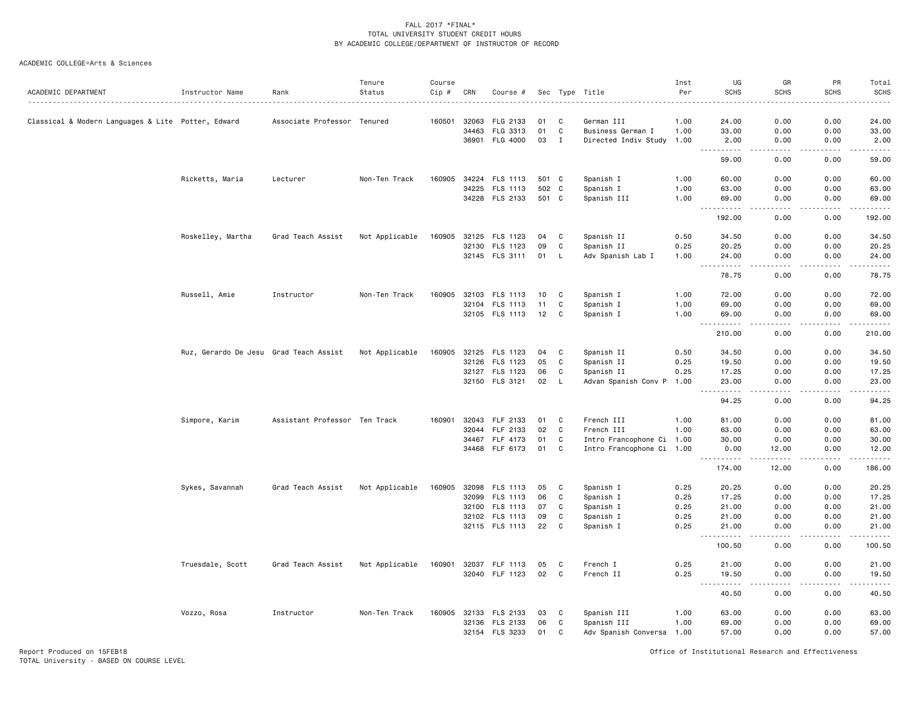FALL 2017 *FINAL*
TOTAL UNIVERSITY STUDENT CREDIT HOURS
BY ACADEMIC COLLEGE/DEPARTMENT OF INSTRUCTOR OF RECORD

ACADEMIC COLLEGE=Arts & Sciences

| ACADEMIC DEPARTMENT | Instructor Name | Rank | Tenure Status | Course Cip # | CRN | Course # | Sec | Type | Title | Inst Per | UG SCHS | GR SCHS | PR SCHS | Total SCHS |
|---|---|---|---|---|---|---|---|---|---|---|---|---|---|---|
| Classical & Modern Languages & Lite | Potter, Edward | Associate Professor | Tenured | 160501 | 32063 | FLG 2133 | 01 | C | German III | 1.00 | 24.00 | 0.00 | 0.00 | 24.00 |
| | | | | | 34463 | FLG 3313 | 01 | C | Business German I | 1.00 | 33.00 | 0.00 | 0.00 | 33.00 |
| | | | | | 36901 | FLG 4000 | 03 | I | Directed Indiv Study | 1.00 | 2.00 | 0.00 | 0.00 | 2.00 |
| | | | | | | | | | | | 59.00 | 0.00 | 0.00 | 59.00 |
| | Ricketts, Maria | Lecturer | Non-Ten Track | 160905 | 34224 | FLS 1113 | 501 | C | Spanish I | 1.00 | 60.00 | 0.00 | 0.00 | 60.00 |
| | | | | | 34225 | FLS 1113 | 502 | C | Spanish I | 1.00 | 63.00 | 0.00 | 0.00 | 63.00 |
| | | | | | 34228 | FLS 2133 | 501 | C | Spanish III | 1.00 | 69.00 | 0.00 | 0.00 | 69.00 |
| | | | | | | | | | | | 192.00 | 0.00 | 0.00 | 192.00 |
| | Roskelley, Martha | Grad Teach Assist | Not Applicable | 160905 | 32125 | FLS 1123 | 04 | C | Spanish II | 0.50 | 34.50 | 0.00 | 0.00 | 34.50 |
| | | | | | 32130 | FLS 1123 | 09 | C | Spanish II | 0.25 | 20.25 | 0.00 | 0.00 | 20.25 |
| | | | | | 32145 | FLS 3111 | 01 | L | Adv Spanish Lab I | 1.00 | 24.00 | 0.00 | 0.00 | 24.00 |
| | | | | | | | | | | | 78.75 | 0.00 | 0.00 | 78.75 |
| | Russell, Amie | Instructor | Non-Ten Track | 160905 | 32103 | FLS 1113 | 10 | C | Spanish I | 1.00 | 72.00 | 0.00 | 0.00 | 72.00 |
| | | | | | 32104 | FLS 1113 | 11 | C | Spanish I | 1.00 | 69.00 | 0.00 | 0.00 | 69.00 |
| | | | | | 32105 | FLS 1113 | 12 | C | Spanish I | 1.00 | 69.00 | 0.00 | 0.00 | 69.00 |
| | | | | | | | | | | | 210.00 | 0.00 | 0.00 | 210.00 |
| | Ruz, Gerardo De Jesu | Grad Teach Assist | Not Applicable | 160905 | 32125 | FLS 1123 | 04 | C | Spanish II | 0.50 | 34.50 | 0.00 | 0.00 | 34.50 |
| | | | | | 32126 | FLS 1123 | 05 | C | Spanish II | 0.25 | 19.50 | 0.00 | 0.00 | 19.50 |
| | | | | | 32127 | FLS 1123 | 06 | C | Spanish II | 0.25 | 17.25 | 0.00 | 0.00 | 17.25 |
| | | | | | 32150 | FLS 3121 | 02 | L | Advan Spanish Conv P | 1.00 | 23.00 | 0.00 | 0.00 | 23.00 |
| | | | | | | | | | | | 94.25 | 0.00 | 0.00 | 94.25 |
| | Simpore, Karim | Assistant Professor | Ten Track | 160901 | 32043 | FLF 2133 | 01 | C | French III | 1.00 | 81.00 | 0.00 | 0.00 | 81.00 |
| | | | | | 32044 | FLF 2133 | 02 | C | French III | 1.00 | 63.00 | 0.00 | 0.00 | 63.00 |
| | | | | | 34467 | FLF 4173 | 01 | C | Intro Francophone Ci | 1.00 | 30.00 | 0.00 | 0.00 | 30.00 |
| | | | | | 34468 | FLF 6173 | 01 | C | Intro Francophone Ci | 1.00 | 0.00 | 12.00 | 0.00 | 12.00 |
| | | | | | | | | | | | 174.00 | 12.00 | 0.00 | 186.00 |
| | Sykes, Savannah | Grad Teach Assist | Not Applicable | 160905 | 32098 | FLS 1113 | 05 | C | Spanish I | 0.25 | 20.25 | 0.00 | 0.00 | 20.25 |
| | | | | | 32099 | FLS 1113 | 06 | C | Spanish I | 0.25 | 17.25 | 0.00 | 0.00 | 17.25 |
| | | | | | 32100 | FLS 1113 | 07 | C | Spanish I | 0.25 | 21.00 | 0.00 | 0.00 | 21.00 |
| | | | | | 32102 | FLS 1113 | 09 | C | Spanish I | 0.25 | 21.00 | 0.00 | 0.00 | 21.00 |
| | | | | | 32115 | FLS 1113 | 22 | C | Spanish I | 0.25 | 21.00 | 0.00 | 0.00 | 21.00 |
| | | | | | | | | | | | 100.50 | 0.00 | 0.00 | 100.50 |
| | Truesdale, Scott | Grad Teach Assist | Not Applicable | 160901 | 32037 | FLF 1113 | 05 | C | French I | 0.25 | 21.00 | 0.00 | 0.00 | 21.00 |
| | | | | | 32040 | FLF 1123 | 02 | C | French II | 0.25 | 19.50 | 0.00 | 0.00 | 19.50 |
| | | | | | | | | | | | 40.50 | 0.00 | 0.00 | 40.50 |
| | Vozzo, Rosa | Instructor | Non-Ten Track | 160905 | 32133 | FLS 2133 | 03 | C | Spanish III | 1.00 | 63.00 | 0.00 | 0.00 | 63.00 |
| | | | | | 32136 | FLS 2133 | 06 | C | Spanish III | 1.00 | 69.00 | 0.00 | 0.00 | 69.00 |
| | | | | | 32154 | FLS 3233 | 01 | C | Adv Spanish Conversa | 1.00 | 57.00 | 0.00 | 0.00 | 57.00 |

Report Produced on 15FEB18
TOTAL University - BASED ON COURSE LEVEL

Office of Institutional Research and Effectiveness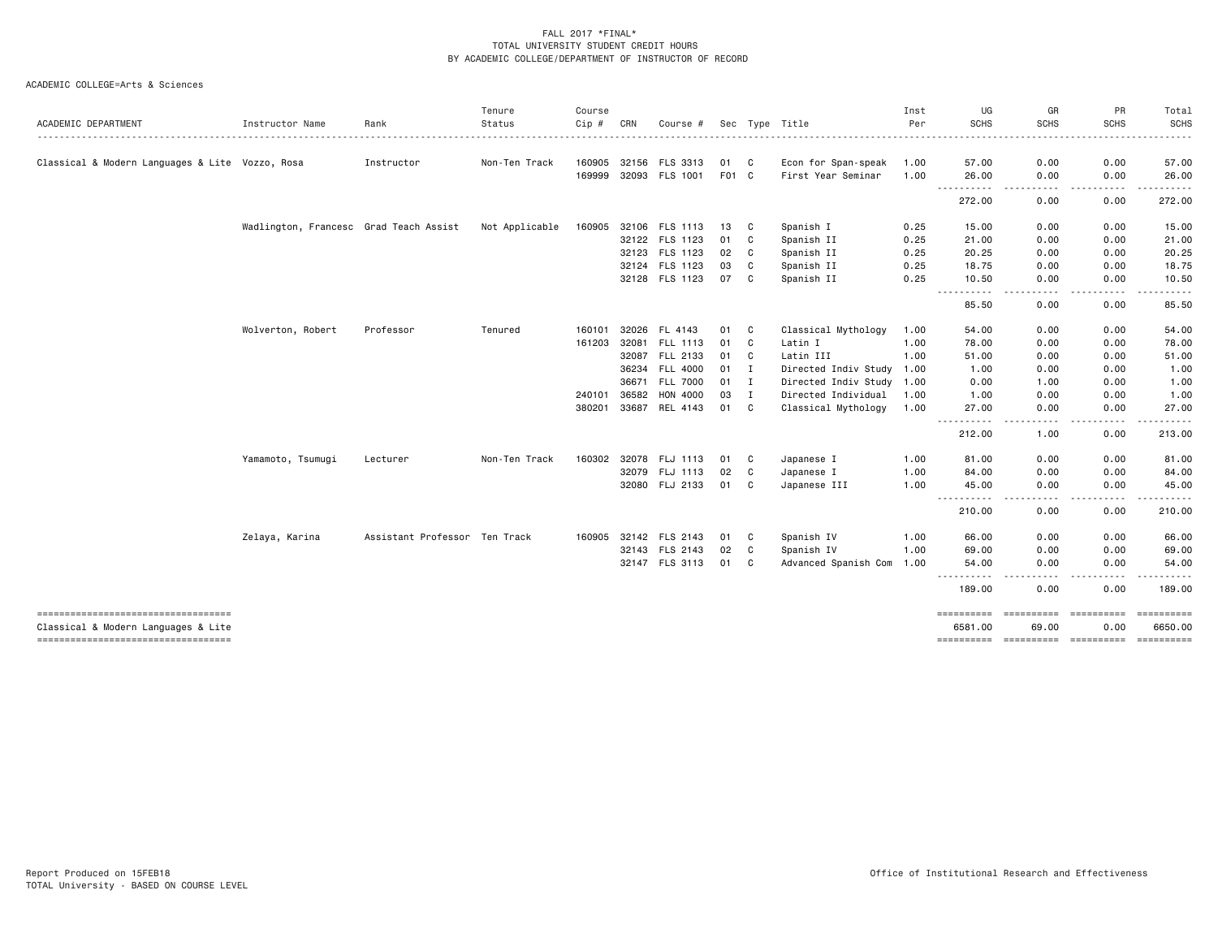FALL 2017 *FINAL*
TOTAL UNIVERSITY STUDENT CREDIT HOURS
BY ACADEMIC COLLEGE/DEPARTMENT OF INSTRUCTOR OF RECORD

ACADEMIC COLLEGE=Arts & Sciences

| ACADEMIC DEPARTMENT | Instructor Name | Rank | Tenure Status | Course Cip # | CRN | Course # | Sec | Type | Title | Inst Per | UG SCHS | GR SCHS | PR SCHS | Total SCHS |
|---|---|---|---|---|---|---|---|---|---|---|---|---|---|---|
| Classical & Modern Languages & Lite | Vozzo, Rosa | Instructor | Non-Ten Track | 160905 | 32156 | FLS 3313 | 01 | C | Econ for Span-speak | 1.00 | 57.00 | 0.00 | 0.00 | 57.00 |
| | | | | 169999 | 32093 | FLS 1001 | F01 | C | First Year Seminar | 1.00 | 26.00 | 0.00 | 0.00 | 26.00 |
| | | | | | | | | | | | 272.00 | 0.00 | 0.00 | 272.00 |
| | Wadlington, Francesc | Grad Teach Assist | Not Applicable | 160905 | 32106 | FLS 1113 | 13 | C | Spanish I | 0.25 | 15.00 | 0.00 | 0.00 | 15.00 |
| | | | | | 32122 | FLS 1123 | 01 | C | Spanish II | 0.25 | 21.00 | 0.00 | 0.00 | 21.00 |
| | | | | | 32123 | FLS 1123 | 02 | C | Spanish II | 0.25 | 20.25 | 0.00 | 0.00 | 20.25 |
| | | | | | 32124 | FLS 1123 | 03 | C | Spanish II | 0.25 | 18.75 | 0.00 | 0.00 | 18.75 |
| | | | | | 32128 | FLS 1123 | 07 | C | Spanish II | 0.25 | 10.50 | 0.00 | 0.00 | 10.50 |
| | | | | | | | | | | | 85.50 | 0.00 | 0.00 | 85.50 |
| | Wolverton, Robert | Professor | Tenured | 160101 | 32026 | FL 4143 | 01 | C | Classical Mythology | 1.00 | 54.00 | 0.00 | 0.00 | 54.00 |
| | | | | 161203 | 32081 | FLL 1113 | 01 | C | Latin I | 1.00 | 78.00 | 0.00 | 0.00 | 78.00 |
| | | | | | 32087 | FLL 2133 | 01 | C | Latin III | 1.00 | 51.00 | 0.00 | 0.00 | 51.00 |
| | | | | | 36234 | FLL 4000 | 01 | I | Directed Indiv Study | 1.00 | 1.00 | 0.00 | 0.00 | 1.00 |
| | | | | | 36671 | FLL 7000 | 01 | I | Directed Indiv Study | 1.00 | 0.00 | 1.00 | 0.00 | 1.00 |
| | | | | 240101 | 36582 | HON 4000 | 03 | I | Directed Individual | 1.00 | 1.00 | 0.00 | 0.00 | 1.00 |
| | | | | 380201 | 33687 | REL 4143 | 01 | C | Classical Mythology | 1.00 | 27.00 | 0.00 | 0.00 | 27.00 |
| | | | | | | | | | | | 212.00 | 1.00 | 0.00 | 213.00 |
| | Yamamoto, Tsumugi | Lecturer | Non-Ten Track | 160302 | 32078 | FLJ 1113 | 01 | C | Japanese I | 1.00 | 81.00 | 0.00 | 0.00 | 81.00 |
| | | | | | 32079 | FLJ 1113 | 02 | C | Japanese I | 1.00 | 84.00 | 0.00 | 0.00 | 84.00 |
| | | | | | 32080 | FLJ 2133 | 01 | C | Japanese III | 1.00 | 45.00 | 0.00 | 0.00 | 45.00 |
| | | | | | | | | | | | 210.00 | 0.00 | 0.00 | 210.00 |
| | Zelaya, Karina | Assistant Professor | Ten Track | 160905 | 32142 | FLS 2143 | 01 | C | Spanish IV | 1.00 | 66.00 | 0.00 | 0.00 | 66.00 |
| | | | | | 32143 | FLS 2143 | 02 | C | Spanish IV | 1.00 | 69.00 | 0.00 | 0.00 | 69.00 |
| | | | | | 32147 | FLS 3113 | 01 | C | Advanced Spanish Com | 1.00 | 54.00 | 0.00 | 0.00 | 54.00 |
| | | | | | | | | | | | 189.00 | 0.00 | 0.00 | 189.00 |
| Classical & Modern Languages & Lite | | | | | | | | | | | 6581.00 | 69.00 | 0.00 | 6650.00 |

Report Produced on 15FEB18 | Office of Institutional Research and Effectiveness
TOTAL University - BASED ON COURSE LEVEL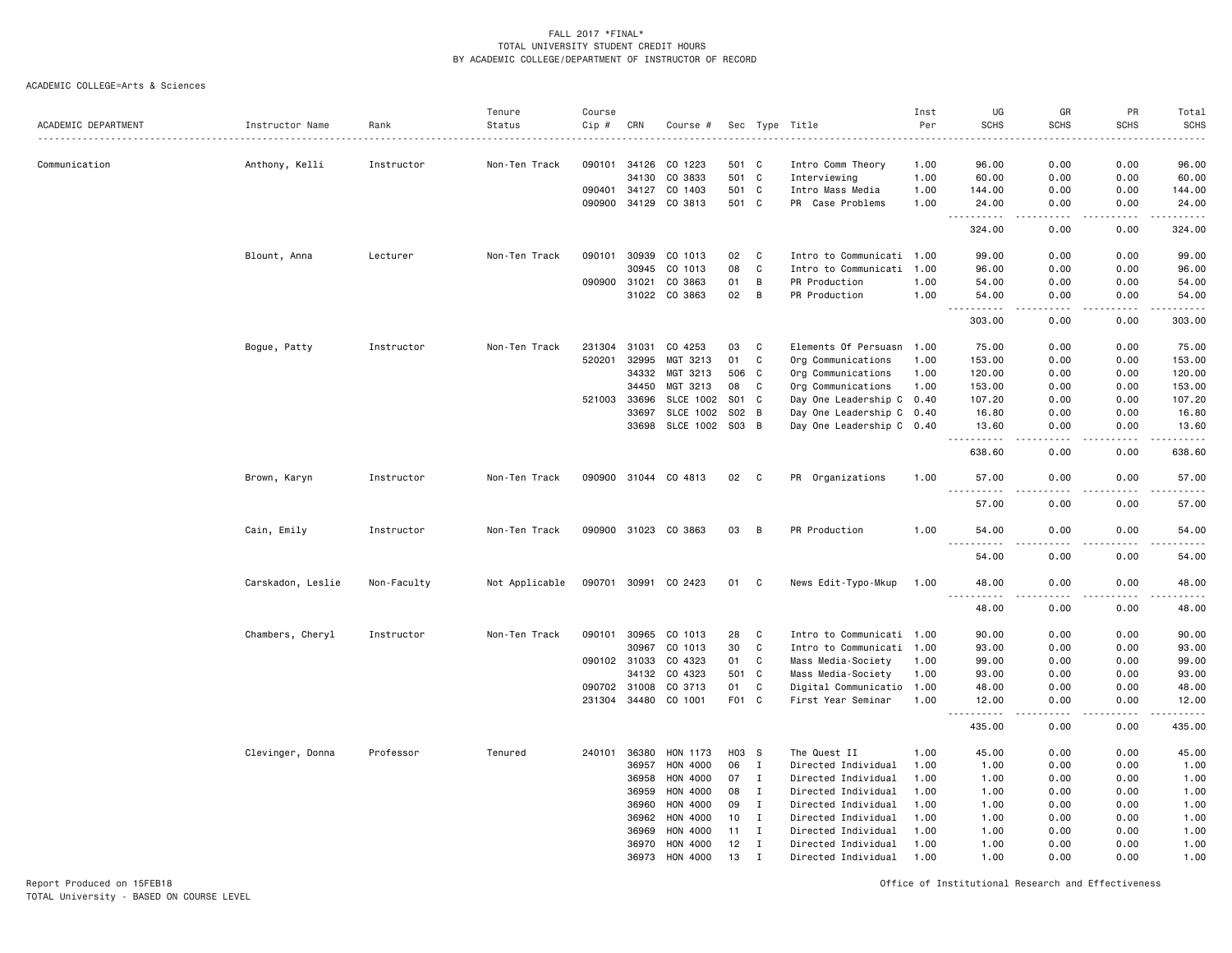FALL 2017 *FINAL*
TOTAL UNIVERSITY STUDENT CREDIT HOURS
BY ACADEMIC COLLEGE/DEPARTMENT OF INSTRUCTOR OF RECORD

ACADEMIC COLLEGE=Arts & Sciences

| ACADEMIC DEPARTMENT | Instructor Name | Rank | Tenure Status | Course Cip # | CRN | Course # | Sec | Type | Title | Inst Per | UG SCHS | GR SCHS | PR SCHS | Total SCHS |
|---|---|---|---|---|---|---|---|---|---|---|---|---|---|---|
| Communication | Anthony, Kelli | Instructor | Non-Ten Track | 090101 | 34126 | CO 1223 | 501 | C | Intro Comm Theory | 1.00 | 96.00 | 0.00 | 0.00 | 96.00 |
| | | | | | 34130 | CO 3833 | 501 | C | Interviewing | 1.00 | 60.00 | 0.00 | 0.00 | 60.00 |
| | | | | 090401 | 34127 | CO 1403 | 501 | C | Intro Mass Media | 1.00 | 144.00 | 0.00 | 0.00 | 144.00 |
| | | | | 090900 | 34129 | CO 3813 | 501 | C | PR Case Problems | 1.00 | 24.00 | 0.00 | 0.00 | 24.00 |
| | | | | | | | | | | | 324.00 | 0.00 | 0.00 | 324.00 |
| | Blount, Anna | Lecturer | Non-Ten Track | 090101 | 30939 | CO 1013 | 02 | C | Intro to Communicati | 1.00 | 99.00 | 0.00 | 0.00 | 99.00 |
| | | | | | 30945 | CO 1013 | 08 | C | Intro to Communicati | 1.00 | 96.00 | 0.00 | 0.00 | 96.00 |
| | | | | 090900 | 31021 | CO 3863 | 01 | B | PR Production | 1.00 | 54.00 | 0.00 | 0.00 | 54.00 |
| | | | | | 31022 | CO 3863 | 02 | B | PR Production | 1.00 | 54.00 | 0.00 | 0.00 | 54.00 |
| | | | | | | | | | | | 303.00 | 0.00 | 0.00 | 303.00 |
| | Bogue, Patty | Instructor | Non-Ten Track | 231304 | 31031 | CO 4253 | 03 | C | Elements Of Persuasn | 1.00 | 75.00 | 0.00 | 0.00 | 75.00 |
| | | | | 520201 | 32995 | MGT 3213 | 01 | C | Org Communications | 1.00 | 153.00 | 0.00 | 0.00 | 153.00 |
| | | | | | 34332 | MGT 3213 | 506 | C | Org Communications | 1.00 | 120.00 | 0.00 | 0.00 | 120.00 |
| | | | | | 34450 | MGT 3213 | 08 | C | Org Communications | 1.00 | 153.00 | 0.00 | 0.00 | 153.00 |
| | | | | 521003 | 33696 | SLCE 1002 | S01 | C | Day One Leadership C | 0.40 | 107.20 | 0.00 | 0.00 | 107.20 |
| | | | | | 33697 | SLCE 1002 | S02 | B | Day One Leadership C | 0.40 | 16.80 | 0.00 | 0.00 | 16.80 |
| | | | | | 33698 | SLCE 1002 | S03 | B | Day One Leadership C | 0.40 | 13.60 | 0.00 | 0.00 | 13.60 |
| | | | | | | | | | | | 638.60 | 0.00 | 0.00 | 638.60 |
| | Brown, Karyn | Instructor | Non-Ten Track | 090900 | 31044 | CO 4813 | 02 | C | PR Organizations | 1.00 | 57.00 | 0.00 | 0.00 | 57.00 |
| | | | | | | | | | | | 57.00 | 0.00 | 0.00 | 57.00 |
| | Cain, Emily | Instructor | Non-Ten Track | 090900 | 31023 | CO 3863 | 03 | B | PR Production | 1.00 | 54.00 | 0.00 | 0.00 | 54.00 |
| | | | | | | | | | | | 54.00 | 0.00 | 0.00 | 54.00 |
| | Carskadon, Leslie | Non-Faculty | Not Applicable | 090701 | 30991 | CO 2423 | 01 | C | News Edit-Typo-Mkup | 1.00 | 48.00 | 0.00 | 0.00 | 48.00 |
| | | | | | | | | | | | 48.00 | 0.00 | 0.00 | 48.00 |
| | Chambers, Cheryl | Instructor | Non-Ten Track | 090101 | 30965 | CO 1013 | 28 | C | Intro to Communicati | 1.00 | 90.00 | 0.00 | 0.00 | 90.00 |
| | | | | | 30967 | CO 1013 | 30 | C | Intro to Communicati | 1.00 | 93.00 | 0.00 | 0.00 | 93.00 |
| | | | | 090102 | 31033 | CO 4323 | 01 | C | Mass Media-Society | 1.00 | 99.00 | 0.00 | 0.00 | 99.00 |
| | | | | | 34132 | CO 4323 | 501 | C | Mass Media-Society | 1.00 | 93.00 | 0.00 | 0.00 | 93.00 |
| | | | | 090702 | 31008 | CO 3713 | 01 | C | Digital Communicatio | 1.00 | 48.00 | 0.00 | 0.00 | 48.00 |
| | | | | 231304 | 34480 | CO 1001 | F01 | C | First Year Seminar | 1.00 | 12.00 | 0.00 | 0.00 | 12.00 |
| | | | | | | | | | | | 435.00 | 0.00 | 0.00 | 435.00 |
| | Clevinger, Donna | Professor | Tenured | 240101 | 36380 | HON 1173 | H03 | S | The Quest II | 1.00 | 45.00 | 0.00 | 0.00 | 45.00 |
| | | | | | 36957 | HON 4000 | 06 | I | Directed Individual | 1.00 | 1.00 | 0.00 | 0.00 | 1.00 |
| | | | | | 36958 | HON 4000 | 07 | I | Directed Individual | 1.00 | 1.00 | 0.00 | 0.00 | 1.00 |
| | | | | | 36959 | HON 4000 | 08 | I | Directed Individual | 1.00 | 1.00 | 0.00 | 0.00 | 1.00 |
| | | | | | 36960 | HON 4000 | 09 | I | Directed Individual | 1.00 | 1.00 | 0.00 | 0.00 | 1.00 |
| | | | | | 36962 | HON 4000 | 10 | I | Directed Individual | 1.00 | 1.00 | 0.00 | 0.00 | 1.00 |
| | | | | | 36969 | HON 4000 | 11 | I | Directed Individual | 1.00 | 1.00 | 0.00 | 0.00 | 1.00 |
| | | | | | 36970 | HON 4000 | 12 | I | Directed Individual | 1.00 | 1.00 | 0.00 | 0.00 | 1.00 |
| | | | | | 36973 | HON 4000 | 13 | I | Directed Individual | 1.00 | 1.00 | 0.00 | 0.00 | 1.00 |

Report Produced on 15FEB18
TOTAL University - BASED ON COURSE LEVEL

Office of Institutional Research and Effectiveness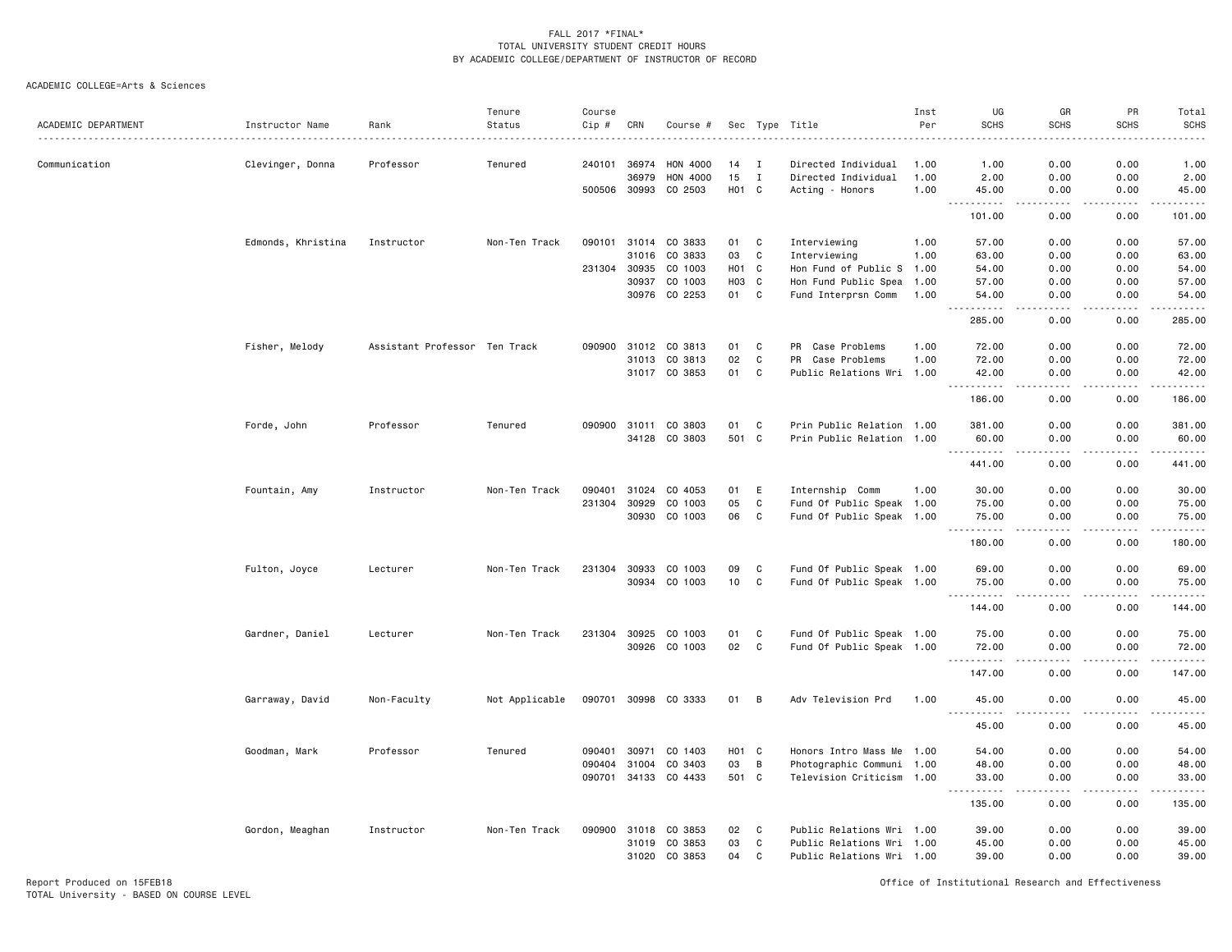FALL 2017 *FINAL*
TOTAL UNIVERSITY STUDENT CREDIT HOURS
BY ACADEMIC COLLEGE/DEPARTMENT OF INSTRUCTOR OF RECORD

ACADEMIC COLLEGE=Arts & Sciences

| ACADEMIC DEPARTMENT | Instructor Name | Rank | Tenure Status | Course Cip # | CRN | Course # | Sec | Type | Title | Inst Per | UG SCHS | GR SCHS | PR SCHS | Total SCHS |
|---|---|---|---|---|---|---|---|---|---|---|---|---|---|---|
| Communication | Clevinger, Donna | Professor | Tenured | 240101 | 36974 | HON 4000 | 14 | I | Directed Individual | 1.00 | 1.00 | 0.00 | 0.00 | 1.00 |
| | | | | | 36979 | HON 4000 | 15 | I | Directed Individual | 1.00 | 2.00 | 0.00 | 0.00 | 2.00 |
| | | | | 500506 | 30993 | CO 2503 | H01 | C | Acting - Honors | 1.00 | 45.00 | 0.00 | 0.00 | 45.00 |
| | | | | | | | | | | | 101.00 | 0.00 | 0.00 | 101.00 |
| | Edmonds, Khristina | Instructor | Non-Ten Track | 090101 | 31014 | CO 3833 | 01 | C | Interviewing | 1.00 | 57.00 | 0.00 | 0.00 | 57.00 |
| | | | | | 31016 | CO 3833 | 03 | C | Interviewing | 1.00 | 63.00 | 0.00 | 0.00 | 63.00 |
| | | | | 231304 | 30935 | CO 1003 | H01 | C | Hon Fund of Public S | 1.00 | 54.00 | 0.00 | 0.00 | 54.00 |
| | | | | | 30937 | CO 1003 | H03 | C | Hon Fund Public Spea | 1.00 | 57.00 | 0.00 | 0.00 | 57.00 |
| | | | | | 30976 | CO 2253 | 01 | C | Fund Interprsn Comm | 1.00 | 54.00 | 0.00 | 0.00 | 54.00 |
| | | | | | | | | | | | 285.00 | 0.00 | 0.00 | 285.00 |
| | Fisher, Melody | Assistant Professor | Ten Track | 090900 | 31012 | CO 3813 | 01 | C | PR Case Problems | 1.00 | 72.00 | 0.00 | 0.00 | 72.00 |
| | | | | | 31013 | CO 3813 | 02 | C | PR Case Problems | 1.00 | 72.00 | 0.00 | 0.00 | 72.00 |
| | | | | | 31017 | CO 3853 | 01 | C | Public Relations Wri | 1.00 | 42.00 | 0.00 | 0.00 | 42.00 |
| | | | | | | | | | | | 186.00 | 0.00 | 0.00 | 186.00 |
| | Forde, John | Professor | Tenured | 090900 | 31011 | CO 3803 | 01 | C | Prin Public Relation | 1.00 | 381.00 | 0.00 | 0.00 | 381.00 |
| | | | | | 34128 | CO 3803 | 501 | C | Prin Public Relation | 1.00 | 60.00 | 0.00 | 0.00 | 60.00 |
| | | | | | | | | | | | 441.00 | 0.00 | 0.00 | 441.00 |
| | Fountain, Amy | Instructor | Non-Ten Track | 090401 | 31024 | CO 4053 | 01 | E | Internship Comm | 1.00 | 30.00 | 0.00 | 0.00 | 30.00 |
| | | | | 231304 | 30929 | CO 1003 | 05 | C | Fund Of Public Speak | 1.00 | 75.00 | 0.00 | 0.00 | 75.00 |
| | | | | | 30930 | CO 1003 | 06 | C | Fund Of Public Speak | 1.00 | 75.00 | 0.00 | 0.00 | 75.00 |
| | | | | | | | | | | | 180.00 | 0.00 | 0.00 | 180.00 |
| | Fulton, Joyce | Lecturer | Non-Ten Track | 231304 | 30933 | CO 1003 | 09 | C | Fund Of Public Speak | 1.00 | 69.00 | 0.00 | 0.00 | 69.00 |
| | | | | | 30934 | CO 1003 | 10 | C | Fund Of Public Speak | 1.00 | 75.00 | 0.00 | 0.00 | 75.00 |
| | | | | | | | | | | | 144.00 | 0.00 | 0.00 | 144.00 |
| | Gardner, Daniel | Lecturer | Non-Ten Track | 231304 | 30925 | CO 1003 | 01 | C | Fund Of Public Speak | 1.00 | 75.00 | 0.00 | 0.00 | 75.00 |
| | | | | | 30926 | CO 1003 | 02 | C | Fund Of Public Speak | 1.00 | 72.00 | 0.00 | 0.00 | 72.00 |
| | | | | | | | | | | | 147.00 | 0.00 | 0.00 | 147.00 |
| | Garraway, David | Non-Faculty | Not Applicable | 090701 | 30998 | CO 3333 | 01 | B | Adv Television Prd | 1.00 | 45.00 | 0.00 | 0.00 | 45.00 |
| | | | | | | | | | | | 45.00 | 0.00 | 0.00 | 45.00 |
| | Goodman, Mark | Professor | Tenured | 090401 | 30971 | CO 1403 | H01 | C | Honors Intro Mass Me | 1.00 | 54.00 | 0.00 | 0.00 | 54.00 |
| | | | | 090404 | 31004 | CO 3403 | 03 | B | Photographic Communi | 1.00 | 48.00 | 0.00 | 0.00 | 48.00 |
| | | | | 090701 | 34133 | CO 4433 | 501 | C | Television Criticism | 1.00 | 33.00 | 0.00 | 0.00 | 33.00 |
| | | | | | | | | | | | 135.00 | 0.00 | 0.00 | 135.00 |
| | Gordon, Meaghan | Instructor | Non-Ten Track | 090900 | 31018 | CO 3853 | 02 | C | Public Relations Wri | 1.00 | 39.00 | 0.00 | 0.00 | 39.00 |
| | | | | | 31019 | CO 3853 | 03 | C | Public Relations Wri | 1.00 | 45.00 | 0.00 | 0.00 | 45.00 |
| | | | | | 31020 | CO 3853 | 04 | C | Public Relations Wri | 1.00 | 39.00 | 0.00 | 0.00 | 39.00 |

Report Produced on 15FEB18
TOTAL University - BASED ON COURSE LEVEL
Office of Institutional Research and Effectiveness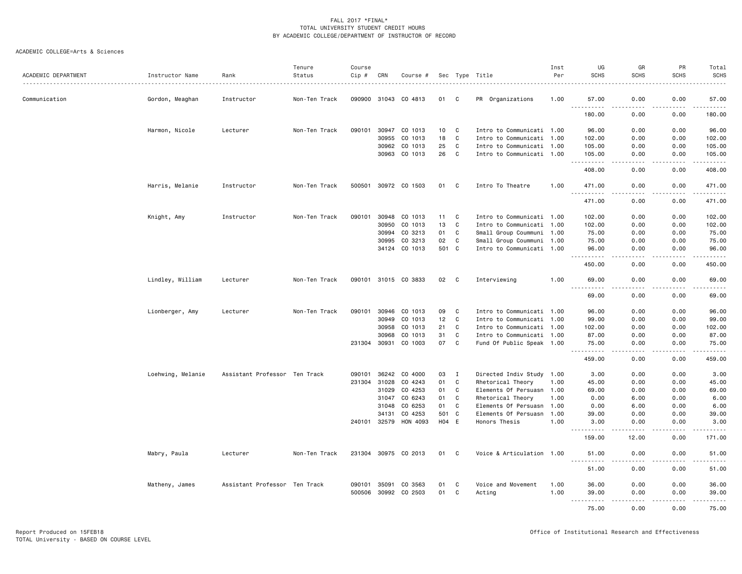FALL 2017 *FINAL*
TOTAL UNIVERSITY STUDENT CREDIT HOURS
BY ACADEMIC COLLEGE/DEPARTMENT OF INSTRUCTOR OF RECORD

ACADEMIC COLLEGE=Arts & Sciences

| ACADEMIC DEPARTMENT | Instructor Name | Rank | Tenure Status | Course Cip # | CRN | Course # | Sec | Type | Title | Inst Per | UG SCHS | GR SCHS | PR SCHS | Total SCHS |
|---|---|---|---|---|---|---|---|---|---|---|---|---|---|---|
| Communication | Gordon, Meaghan | Instructor | Non-Ten Track | 090900 | 31043 | CO 4813 | 01 | C | PR Organizations | 1.00 | 57.00 | 0.00 | 0.00 | 57.00 |
| | | | | | | | | | | | 180.00 | 0.00 | 0.00 | 180.00 |
| | Harmon, Nicole | Lecturer | Non-Ten Track | 090101 | 30947 | CO 1013 | 10 | C | Intro to Communicati | 1.00 | 96.00 | 0.00 | 0.00 | 96.00 |
| | | | | | 30955 | CO 1013 | 18 | C | Intro to Communicati | 1.00 | 102.00 | 0.00 | 0.00 | 102.00 |
| | | | | | 30962 | CO 1013 | 25 | C | Intro to Communicati | 1.00 | 105.00 | 0.00 | 0.00 | 105.00 |
| | | | | | 30963 | CO 1013 | 26 | C | Intro to Communicati | 1.00 | 105.00 | 0.00 | 0.00 | 105.00 |
| | | | | | | | | | | | 408.00 | 0.00 | 0.00 | 408.00 |
| | Harris, Melanie | Instructor | Non-Ten Track | 500501 | 30972 | CO 1503 | 01 | C | Intro To Theatre | 1.00 | 471.00 | 0.00 | 0.00 | 471.00 |
| | | | | | | | | | | | 471.00 | 0.00 | 0.00 | 471.00 |
| | Knight, Amy | Instructor | Non-Ten Track | 090101 | 30948 | CO 1013 | 11 | C | Intro to Communicati | 1.00 | 102.00 | 0.00 | 0.00 | 102.00 |
| | | | | | 30950 | CO 1013 | 13 | C | Intro to Communicati | 1.00 | 102.00 | 0.00 | 0.00 | 102.00 |
| | | | | | 30994 | CO 3213 | 01 | C | Small Group Coummuni | 1.00 | 75.00 | 0.00 | 0.00 | 75.00 |
| | | | | | 30995 | CO 3213 | 02 | C | Small Group Coummuni | 1.00 | 75.00 | 0.00 | 0.00 | 75.00 |
| | | | | | 34124 | CO 1013 | 501 | C | Intro to Communicati | 1.00 | 96.00 | 0.00 | 0.00 | 96.00 |
| | | | | | | | | | | | 450.00 | 0.00 | 0.00 | 450.00 |
| | Lindley, William | Lecturer | Non-Ten Track | 090101 | 31015 | CO 3833 | 02 | C | Interviewing | 1.00 | 69.00 | 0.00 | 0.00 | 69.00 |
| | | | | | | | | | | | 69.00 | 0.00 | 0.00 | 69.00 |
| | Lionberger, Amy | Lecturer | Non-Ten Track | 090101 | 30946 | CO 1013 | 09 | C | Intro to Communicati | 1.00 | 96.00 | 0.00 | 0.00 | 96.00 |
| | | | | | 30949 | CO 1013 | 12 | C | Intro to Communicati | 1.00 | 99.00 | 0.00 | 0.00 | 99.00 |
| | | | | | 30958 | CO 1013 | 21 | C | Intro to Communicati | 1.00 | 102.00 | 0.00 | 0.00 | 102.00 |
| | | | | | 30968 | CO 1013 | 31 | C | Intro to Communicati | 1.00 | 87.00 | 0.00 | 0.00 | 87.00 |
| | | | | 231304 | 30931 | CO 1003 | 07 | C | Fund Of Public Speak | 1.00 | 75.00 | 0.00 | 0.00 | 75.00 |
| | | | | | | | | | | | 459.00 | 0.00 | 0.00 | 459.00 |
| | Loehwing, Melanie | Assistant Professor | Ten Track | 090101 | 36242 | CO 4000 | 03 | I | Directed Indiv Study | 1.00 | 3.00 | 0.00 | 0.00 | 3.00 |
| | | | | 231304 | 31028 | CO 4243 | 01 | C | Rhetorical Theory | 1.00 | 45.00 | 0.00 | 0.00 | 45.00 |
| | | | | | 31029 | CO 4253 | 01 | C | Elements Of Persuasn | 1.00 | 69.00 | 0.00 | 0.00 | 69.00 |
| | | | | | 31047 | CO 6243 | 01 | C | Rhetorical Theory | 1.00 | 0.00 | 6.00 | 0.00 | 6.00 |
| | | | | | 31048 | CO 6253 | 01 | C | Elements Of Persuasn | 1.00 | 0.00 | 6.00 | 0.00 | 6.00 |
| | | | | | 34131 | CO 4253 | 501 | C | Elements Of Persuasn | 1.00 | 39.00 | 0.00 | 0.00 | 39.00 |
| | | | | 240101 | 32579 | HON 4093 | H04 | E | Honors Thesis | 1.00 | 3.00 | 0.00 | 0.00 | 3.00 |
| | | | | | | | | | | | 159.00 | 12.00 | 0.00 | 171.00 |
| | Mabry, Paula | Lecturer | Non-Ten Track | 231304 | 30975 | CO 2013 | 01 | C | Voice & Articulation | 1.00 | 51.00 | 0.00 | 0.00 | 51.00 |
| | | | | | | | | | | | 51.00 | 0.00 | 0.00 | 51.00 |
| | Matheny, James | Assistant Professor | Ten Track | 090101 | 35091 | CO 3563 | 01 | C | Voice and Movement | 1.00 | 36.00 | 0.00 | 0.00 | 36.00 |
| | | | | 500506 | 30992 | CO 2503 | 01 | C | Acting | 1.00 | 39.00 | 0.00 | 0.00 | 39.00 |
| | | | | | | | | | | | 75.00 | 0.00 | 0.00 | 75.00 |

Report Produced on 15FEB18
TOTAL University - BASED ON COURSE LEVEL

Office of Institutional Research and Effectiveness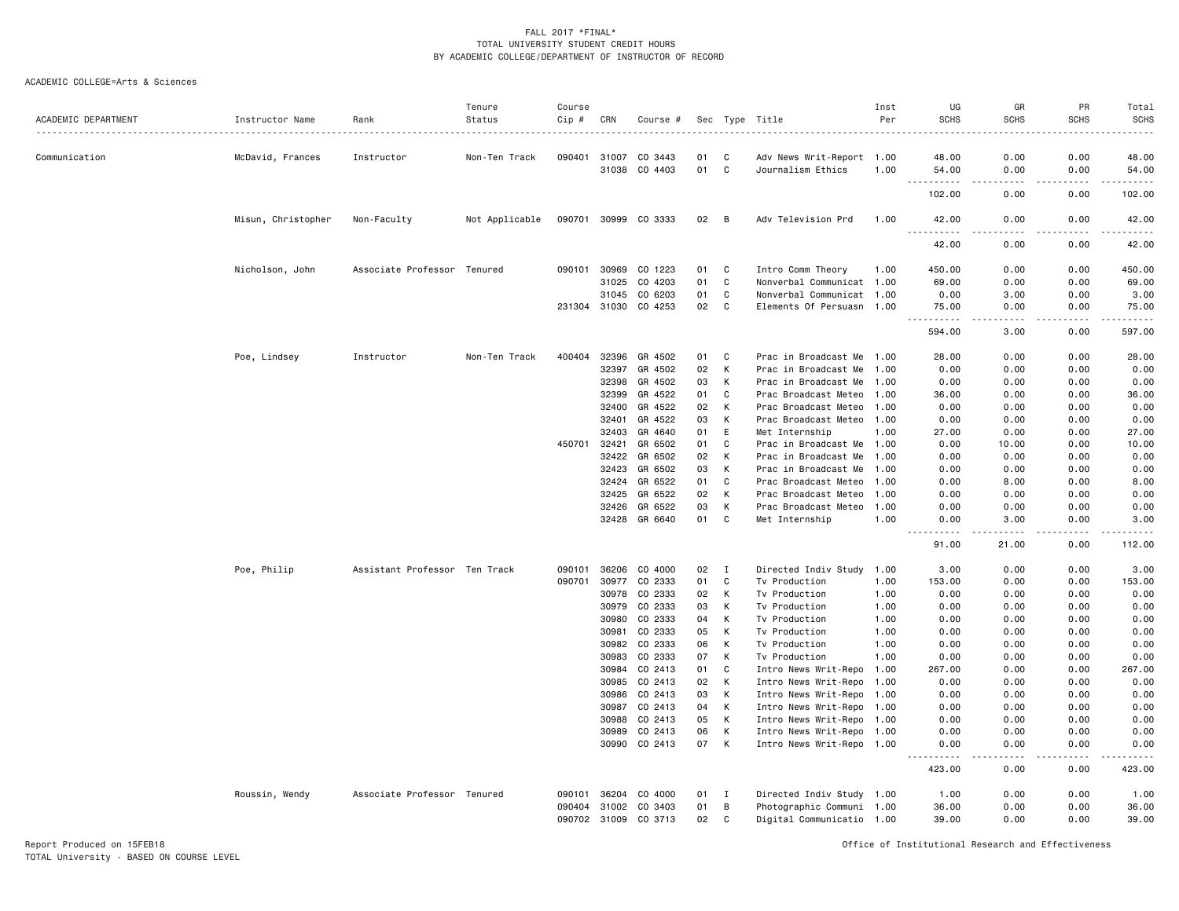FALL 2017 *FINAL*
TOTAL UNIVERSITY STUDENT CREDIT HOURS
BY ACADEMIC COLLEGE/DEPARTMENT OF INSTRUCTOR OF RECORD

ACADEMIC COLLEGE=Arts & Sciences

| ACADEMIC DEPARTMENT | Instructor Name | Rank | Tenure Status | Course Cip # | CRN | Course # | Sec | Type | Title | Inst Per | UG SCHS | GR SCHS | PR SCHS | Total SCHS |
|---|---|---|---|---|---|---|---|---|---|---|---|---|---|---|
| Communication | McDavid, Frances | Instructor | Non-Ten Track | 090401 | 31007 | CO 3443 | 01 | C | Adv News Writ-Report | 1.00 | 48.00 | 0.00 | 0.00 | 48.00 |
| | | | | | 31038 | CO 4403 | 01 | C | Journalism Ethics | 1.00 | 54.00 | 0.00 | 0.00 | 54.00 |
| | | | | | | | | | | | 102.00 | 0.00 | 0.00 | 102.00 |
| | Misun, Christopher | Non-Faculty | Not Applicable | 090701 | 30999 | CO 3333 | 02 | B | Adv Television Prd | 1.00 | 42.00 | 0.00 | 0.00 | 42.00 |
| | | | | | | | | | | | 42.00 | 0.00 | 0.00 | 42.00 |
| | Nicholson, John | Associate Professor | Tenured | 090101 | 30969 | CO 1223 | 01 | C | Intro Comm Theory | 1.00 | 450.00 | 0.00 | 0.00 | 450.00 |
| | | | | | 31025 | CO 4203 | 01 | C | Nonverbal Communicat | 1.00 | 69.00 | 0.00 | 0.00 | 69.00 |
| | | | | | 31045 | CO 6203 | 01 | C | Nonverbal Communicat | 1.00 | 0.00 | 3.00 | 0.00 | 3.00 |
| | | | | 231304 | 31030 | CO 4253 | 02 | C | Elements Of Persuasn | 1.00 | 75.00 | 0.00 | 0.00 | 75.00 |
| | | | | | | | | | | | 594.00 | 3.00 | 0.00 | 597.00 |
| | Poe, Lindsey | Instructor | Non-Ten Track | 400404 | 32396 | GR 4502 | 01 | C | Prac in Broadcast Me | 1.00 | 28.00 | 0.00 | 0.00 | 28.00 |
| | | | | | 32397 | GR 4502 | 02 | K | Prac in Broadcast Me | 1.00 | 0.00 | 0.00 | 0.00 | 0.00 |
| | | | | | 32398 | GR 4502 | 03 | K | Prac in Broadcast Me | 1.00 | 0.00 | 0.00 | 0.00 | 0.00 |
| | | | | | 32399 | GR 4522 | 01 | C | Prac Broadcast Meteo | 1.00 | 36.00 | 0.00 | 0.00 | 36.00 |
| | | | | | 32400 | GR 4522 | 02 | K | Prac Broadcast Meteo | 1.00 | 0.00 | 0.00 | 0.00 | 0.00 |
| | | | | | 32401 | GR 4522 | 03 | K | Prac Broadcast Meteo | 1.00 | 0.00 | 0.00 | 0.00 | 0.00 |
| | | | | | 32403 | GR 4640 | 01 | E | Met Internship | 1.00 | 27.00 | 0.00 | 0.00 | 27.00 |
| | | | | 450701 | 32421 | GR 6502 | 01 | C | Prac in Broadcast Me | 1.00 | 0.00 | 10.00 | 0.00 | 10.00 |
| | | | | | 32422 | GR 6502 | 02 | K | Prac in Broadcast Me | 1.00 | 0.00 | 0.00 | 0.00 | 0.00 |
| | | | | | 32423 | GR 6502 | 03 | K | Prac in Broadcast Me | 1.00 | 0.00 | 0.00 | 0.00 | 0.00 |
| | | | | | 32424 | GR 6522 | 01 | C | Prac Broadcast Meteo | 1.00 | 0.00 | 8.00 | 0.00 | 8.00 |
| | | | | | 32425 | GR 6522 | 02 | K | Prac Broadcast Meteo | 1.00 | 0.00 | 0.00 | 0.00 | 0.00 |
| | | | | | 32426 | GR 6522 | 03 | K | Prac Broadcast Meteo | 1.00 | 0.00 | 0.00 | 0.00 | 0.00 |
| | | | | | 32428 | GR 6640 | 01 | C | Met Internship | 1.00 | 0.00 | 3.00 | 0.00 | 3.00 |
| | | | | | | | | | | | 91.00 | 21.00 | 0.00 | 112.00 |
| | Poe, Philip | Assistant Professor | Ten Track | 090101 | 36206 | CO 4000 | 02 | I | Directed Indiv Study | 1.00 | 3.00 | 0.00 | 0.00 | 3.00 |
| | | | | 090701 | 30977 | CO 2333 | 01 | C | Tv Production | 1.00 | 153.00 | 0.00 | 0.00 | 153.00 |
| | | | | | 30978 | CO 2333 | 02 | K | Tv Production | 1.00 | 0.00 | 0.00 | 0.00 | 0.00 |
| | | | | | 30979 | CO 2333 | 03 | K | Tv Production | 1.00 | 0.00 | 0.00 | 0.00 | 0.00 |
| | | | | | 30980 | CO 2333 | 04 | K | Tv Production | 1.00 | 0.00 | 0.00 | 0.00 | 0.00 |
| | | | | | 30981 | CO 2333 | 05 | K | Tv Production | 1.00 | 0.00 | 0.00 | 0.00 | 0.00 |
| | | | | | 30982 | CO 2333 | 06 | K | Tv Production | 1.00 | 0.00 | 0.00 | 0.00 | 0.00 |
| | | | | | 30983 | CO 2333 | 07 | K | Tv Production | 1.00 | 0.00 | 0.00 | 0.00 | 0.00 |
| | | | | | 30984 | CO 2413 | 01 | C | Intro News Writ-Repo | 1.00 | 267.00 | 0.00 | 0.00 | 267.00 |
| | | | | | 30985 | CO 2413 | 02 | K | Intro News Writ-Repo | 1.00 | 0.00 | 0.00 | 0.00 | 0.00 |
| | | | | | 30986 | CO 2413 | 03 | K | Intro News Writ-Repo | 1.00 | 0.00 | 0.00 | 0.00 | 0.00 |
| | | | | | 30987 | CO 2413 | 04 | K | Intro News Writ-Repo | 1.00 | 0.00 | 0.00 | 0.00 | 0.00 |
| | | | | | 30988 | CO 2413 | 05 | K | Intro News Writ-Repo | 1.00 | 0.00 | 0.00 | 0.00 | 0.00 |
| | | | | | 30989 | CO 2413 | 06 | K | Intro News Writ-Repo | 1.00 | 0.00 | 0.00 | 0.00 | 0.00 |
| | | | | | 30990 | CO 2413 | 07 | K | Intro News Writ-Repo | 1.00 | 0.00 | 0.00 | 0.00 | 0.00 |
| | | | | | | | | | | | 423.00 | 0.00 | 0.00 | 423.00 |
| | Roussin, Wendy | Associate Professor | Tenured | 090101 | 36204 | CO 4000 | 01 | I | Directed Indiv Study | 1.00 | 1.00 | 0.00 | 0.00 | 1.00 |
| | | | | 090404 | 31002 | CO 3403 | 01 | B | Photographic Communi | 1.00 | 36.00 | 0.00 | 0.00 | 36.00 |
| | | | | 090702 | 31009 | CO 3713 | 02 | C | Digital Communicatio | 1.00 | 39.00 | 0.00 | 0.00 | 39.00 |

Report Produced on 15FEB18
TOTAL University - BASED ON COURSE LEVEL

Office of Institutional Research and Effectiveness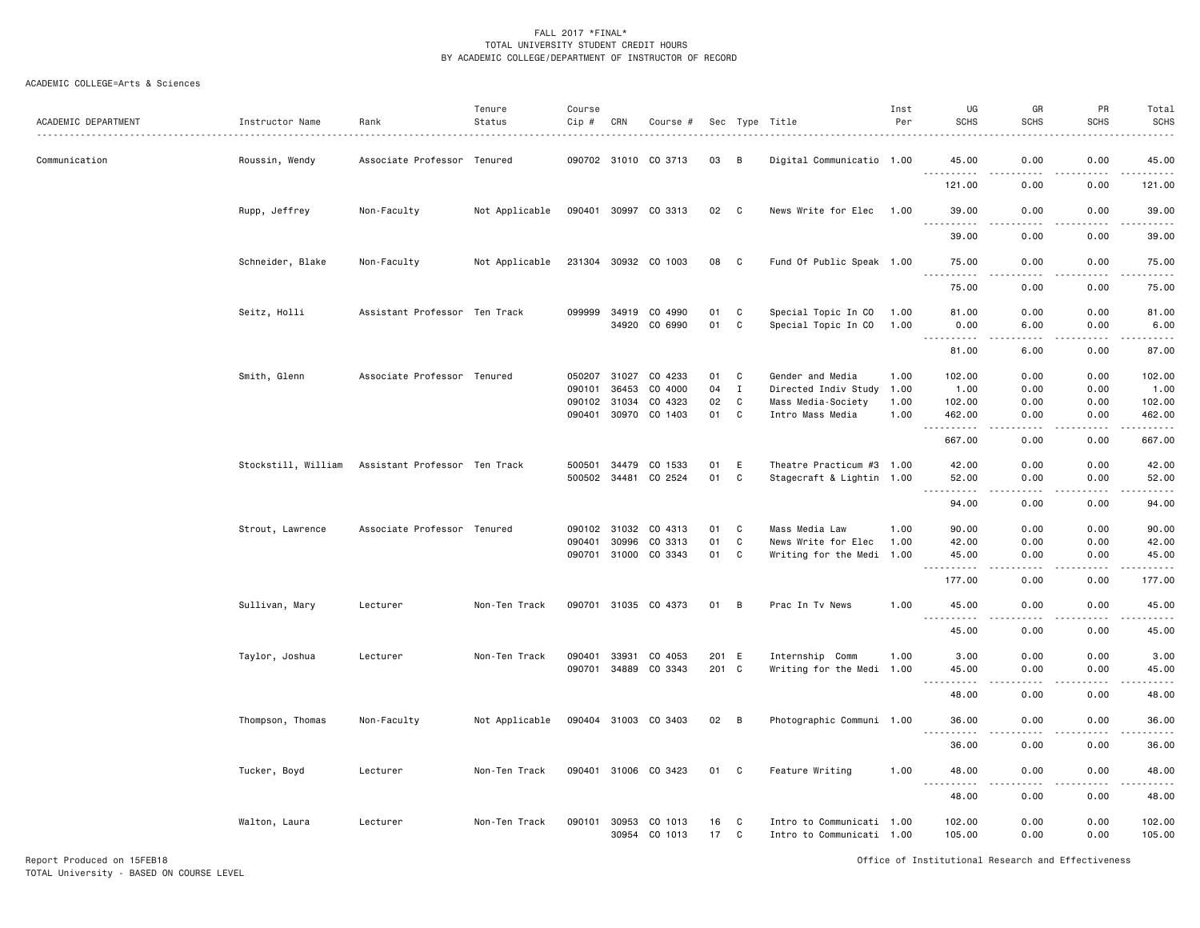FALL 2017 *FINAL*
TOTAL UNIVERSITY STUDENT CREDIT HOURS
BY ACADEMIC COLLEGE/DEPARTMENT OF INSTRUCTOR OF RECORD

ACADEMIC COLLEGE=Arts & Sciences

| ACADEMIC DEPARTMENT | Instructor Name | Rank | Tenure Status | Course Cip # | CRN | Course # | Sec | Type | Title | Inst Per | UG SCHS | GR SCHS | PR SCHS | Total SCHS |
|---|---|---|---|---|---|---|---|---|---|---|---|---|---|---|
| Communication | Roussin, Wendy | Associate Professor | Tenured | 090702 | 31010 | CO 3713 | 03 | B | Digital Communicatio | 1.00 | 45.00 | 0.00 | 0.00 | 45.00 |
| | | | | | | | | | | | 121.00 | 0.00 | 0.00 | 121.00 |
| | Rupp, Jeffrey | Non-Faculty | Not Applicable | 090401 | 30997 | CO 3313 | 02 | C | News Write for Elec | 1.00 | 39.00 | 0.00 | 0.00 | 39.00 |
| | | | | | | | | | | | 39.00 | 0.00 | 0.00 | 39.00 |
| | Schneider, Blake | Non-Faculty | Not Applicable | 231304 | 30932 | CO 1003 | 08 | C | Fund Of Public Speak | 1.00 | 75.00 | 0.00 | 0.00 | 75.00 |
| | | | | | | | | | | | 75.00 | 0.00 | 0.00 | 75.00 |
| | Seitz, Holli | Assistant Professor | Ten Track | 099999 | 34919 | CO 4990 | 01 | C | Special Topic In CO | 1.00 | 81.00 | 0.00 | 0.00 | 81.00 |
| | | | | | 34920 | CO 6990 | 01 | C | Special Topic In CO | 1.00 | 0.00 | 6.00 | 0.00 | 6.00 |
| | | | | | | | | | | | 81.00 | 6.00 | 0.00 | 87.00 |
| | Smith, Glenn | Associate Professor | Tenured | 050207 | 31027 | CO 4233 | 01 | C | Gender and Media | 1.00 | 102.00 | 0.00 | 0.00 | 102.00 |
| | | | | 090101 | 36453 | CO 4000 | 04 | I | Directed Indiv Study | 1.00 | 1.00 | 0.00 | 0.00 | 1.00 |
| | | | | 090102 | 31034 | CO 4323 | 02 | C | Mass Media-Society | 1.00 | 102.00 | 0.00 | 0.00 | 102.00 |
| | | | | 090401 | 30970 | CO 1403 | 01 | C | Intro Mass Media | 1.00 | 462.00 | 0.00 | 0.00 | 462.00 |
| | | | | | | | | | | | 667.00 | 0.00 | 0.00 | 667.00 |
| | Stockstill, William | Assistant Professor | Ten Track | 500501 | 34479 | CO 1533 | 01 | E | Theatre Practicum #3 | 1.00 | 42.00 | 0.00 | 0.00 | 42.00 |
| | | | | 500502 | 34481 | CO 2524 | 01 | C | Stagecraft & Lightin | 1.00 | 52.00 | 0.00 | 0.00 | 52.00 |
| | | | | | | | | | | | 94.00 | 0.00 | 0.00 | 94.00 |
| | Strout, Lawrence | Associate Professor | Tenured | 090102 | 31032 | CO 4313 | 01 | C | Mass Media Law | 1.00 | 90.00 | 0.00 | 0.00 | 90.00 |
| | | | | 090401 | 30996 | CO 3313 | 01 | C | News Write for Elec | 1.00 | 42.00 | 0.00 | 0.00 | 42.00 |
| | | | | 090701 | 31000 | CO 3343 | 01 | C | Writing for the Medi | 1.00 | 45.00 | 0.00 | 0.00 | 45.00 |
| | | | | | | | | | | | 177.00 | 0.00 | 0.00 | 177.00 |
| | Sullivan, Mary | Lecturer | Non-Ten Track | 090701 | 31035 | CO 4373 | 01 | B | Prac In Tv News | 1.00 | 45.00 | 0.00 | 0.00 | 45.00 |
| | | | | | | | | | | | 45.00 | 0.00 | 0.00 | 45.00 |
| | Taylor, Joshua | Lecturer | Non-Ten Track | 090401 | 33931 | CO 4053 | 201 | E | Internship Comm | 1.00 | 3.00 | 0.00 | 0.00 | 3.00 |
| | | | | 090701 | 34889 | CO 3343 | 201 | C | Writing for the Medi | 1.00 | 45.00 | 0.00 | 0.00 | 45.00 |
| | | | | | | | | | | | 48.00 | 0.00 | 0.00 | 48.00 |
| | Thompson, Thomas | Non-Faculty | Not Applicable | 090404 | 31003 | CO 3403 | 02 | B | Photographic Communi | 1.00 | 36.00 | 0.00 | 0.00 | 36.00 |
| | | | | | | | | | | | 36.00 | 0.00 | 0.00 | 36.00 |
| | Tucker, Boyd | Lecturer | Non-Ten Track | 090401 | 31006 | CO 3423 | 01 | C | Feature Writing | 1.00 | 48.00 | 0.00 | 0.00 | 48.00 |
| | | | | | | | | | | | 48.00 | 0.00 | 0.00 | 48.00 |
| | Walton, Laura | Lecturer | Non-Ten Track | 090101 | 30953 | CO 1013 | 16 | C | Intro to Communicati | 1.00 | 102.00 | 0.00 | 0.00 | 102.00 |
| | | | | | 30954 | CO 1013 | 17 | C | Intro to Communicati | 1.00 | 105.00 | 0.00 | 0.00 | 105.00 |

Report Produced on 15FEB18
TOTAL University - BASED ON COURSE LEVEL

Office of Institutional Research and Effectiveness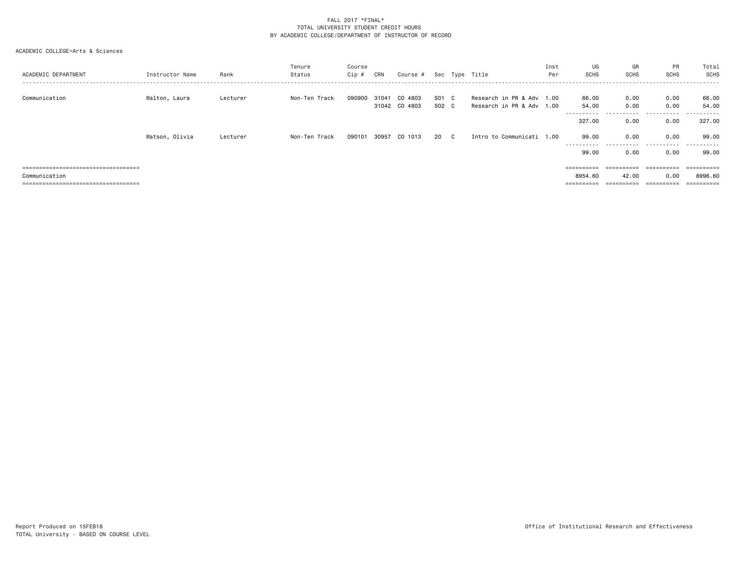FALL 2017 *FINAL*
TOTAL UNIVERSITY STUDENT CREDIT HOURS
BY ACADEMIC COLLEGE/DEPARTMENT OF INSTRUCTOR OF RECORD

ACADEMIC COLLEGE=Arts & Sciences

| ACADEMIC DEPARTMENT | Instructor Name | Rank | Tenure Status | Course Cip # | CRN | Course # | Sec | Type | Title | Inst Per | UG SCHS | GR SCHS | PR SCHS | Total SCHS |
|---|---|---|---|---|---|---|---|---|---|---|---|---|---|---|
| Communication | Walton, Laura | Lecturer | Non-Ten Track | 090900 | 31041 | CO 4803 | S01 | C | Research in PR & Adv | 1.00 | 66.00 | 0.00 | 0.00 | 66.00 |
| | | | | | 31042 | CO 4803 | S02 | C | Research in PR & Adv | 1.00 | 54.00 | 0.00 | 0.00 | 54.00 |
| | | | | | | | | | | | 327.00 | 0.00 | 0.00 | 327.00 |
| | Watson, Olivia | Lecturer | Non-Ten Track | 090101 | 30957 | CO 1013 | 20 | C | Intro to Communicati | 1.00 | 99.00 | 0.00 | 0.00 | 99.00 |
| | | | | | | | | | | | 99.00 | 0.00 | 0.00 | 99.00 |
| Communication | | | | | | | | | | | 8954.60 | 42.00 | 0.00 | 8996.60 |

Report Produced on 15FEB18
TOTAL University - BASED ON COURSE LEVEL

Office of Institutional Research and Effectiveness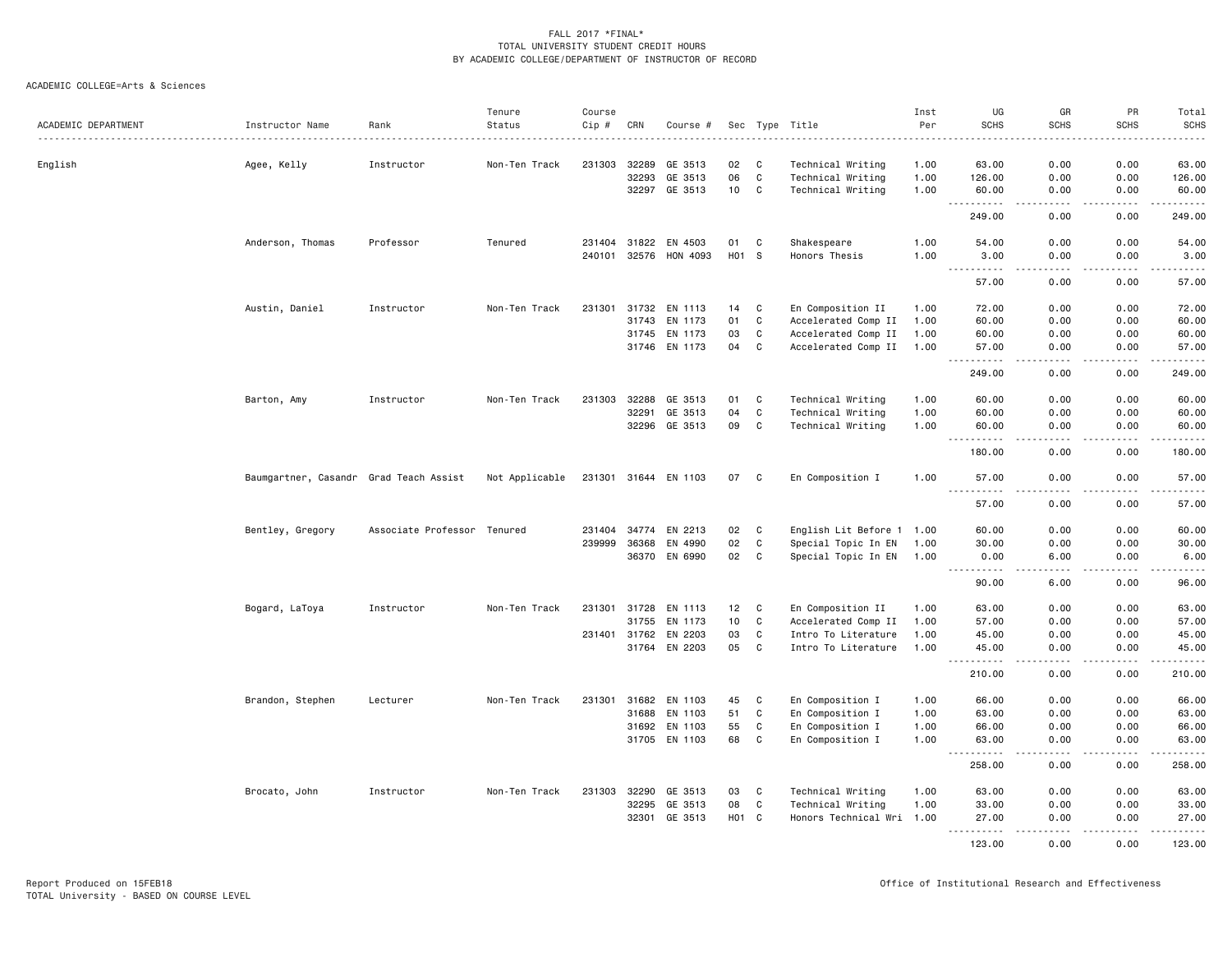FALL 2017 *FINAL*
TOTAL UNIVERSITY STUDENT CREDIT HOURS
BY ACADEMIC COLLEGE/DEPARTMENT OF INSTRUCTOR OF RECORD

ACADEMIC COLLEGE=Arts & Sciences

| ACADEMIC DEPARTMENT | Instructor Name | Rank | Tenure Status | Course Cip # | CRN | Course # | Sec | Type | Title | Inst Per | UG SCHS | GR SCHS | PR SCHS | Total SCHS |
|---|---|---|---|---|---|---|---|---|---|---|---|---|---|---|
| English | Agee, Kelly | Instructor | Non-Ten Track | 231303 | 32289 | GE 3513 | 02 | C | Technical Writing | 1.00 | 63.00 | 0.00 | 0.00 | 63.00 |
| | | | | | 32293 | GE 3513 | 06 | C | Technical Writing | 1.00 | 126.00 | 0.00 | 0.00 | 126.00 |
| | | | | | 32297 | GE 3513 | 10 | C | Technical Writing | 1.00 | 60.00 | 0.00 | 0.00 | 60.00 |
| | | | | | | | | | | | 249.00 | 0.00 | 0.00 | 249.00 |
| | Anderson, Thomas | Professor | Tenured | 231404 | 31822 | EN 4503 | 01 | C | Shakespeare | 1.00 | 54.00 | 0.00 | 0.00 | 54.00 |
| | | | | 240101 | 32576 | HON 4093 | H01 | S | Honors Thesis | 1.00 | 3.00 | 0.00 | 0.00 | 3.00 |
| | | | | | | | | | | | 57.00 | 0.00 | 0.00 | 57.00 |
| | Austin, Daniel | Instructor | Non-Ten Track | 231301 | 31732 | EN 1113 | 14 | C | En Composition II | 1.00 | 72.00 | 0.00 | 0.00 | 72.00 |
| | | | | | 31743 | EN 1173 | 01 | C | Accelerated Comp II | 1.00 | 60.00 | 0.00 | 0.00 | 60.00 |
| | | | | | 31745 | EN 1173 | 03 | C | Accelerated Comp II | 1.00 | 60.00 | 0.00 | 0.00 | 60.00 |
| | | | | | 31746 | EN 1173 | 04 | C | Accelerated Comp II | 1.00 | 57.00 | 0.00 | 0.00 | 57.00 |
| | | | | | | | | | | | 249.00 | 0.00 | 0.00 | 249.00 |
| | Barton, Amy | Instructor | Non-Ten Track | 231303 | 32288 | GE 3513 | 01 | C | Technical Writing | 1.00 | 60.00 | 0.00 | 0.00 | 60.00 |
| | | | | | 32291 | GE 3513 | 04 | C | Technical Writing | 1.00 | 60.00 | 0.00 | 0.00 | 60.00 |
| | | | | | 32296 | GE 3513 | 09 | C | Technical Writing | 1.00 | 60.00 | 0.00 | 0.00 | 60.00 |
| | | | | | | | | | | | 180.00 | 0.00 | 0.00 | 180.00 |
| | Baumgartner, Casandr | Grad Teach Assist | Not Applicable | 231301 | 31644 | EN 1103 | 07 | C | En Composition I | 1.00 | 57.00 | 0.00 | 0.00 | 57.00 |
| | | | | | | | | | | | 57.00 | 0.00 | 0.00 | 57.00 |
| | Bentley, Gregory | Associate Professor | Tenured | 231404 | 34774 | EN 2213 | 02 | C | English Lit Before 1 | 1.00 | 60.00 | 0.00 | 0.00 | 60.00 |
| | | | | 239999 | 36368 | EN 4990 | 02 | C | Special Topic In EN | 1.00 | 30.00 | 0.00 | 0.00 | 30.00 |
| | | | | | 36370 | EN 6990 | 02 | C | Special Topic In EN | 1.00 | 0.00 | 6.00 | 0.00 | 6.00 |
| | | | | | | | | | | | 90.00 | 6.00 | 0.00 | 96.00 |
| | Bogard, LaToya | Instructor | Non-Ten Track | 231301 | 31728 | EN 1113 | 12 | C | En Composition II | 1.00 | 63.00 | 0.00 | 0.00 | 63.00 |
| | | | | | 31755 | EN 1173 | 10 | C | Accelerated Comp II | 1.00 | 57.00 | 0.00 | 0.00 | 57.00 |
| | | | | 231401 | 31762 | EN 2203 | 03 | C | Intro To Literature | 1.00 | 45.00 | 0.00 | 0.00 | 45.00 |
| | | | | | 31764 | EN 2203 | 05 | C | Intro To Literature | 1.00 | 45.00 | 0.00 | 0.00 | 45.00 |
| | | | | | | | | | | | 210.00 | 0.00 | 0.00 | 210.00 |
| | Brandon, Stephen | Lecturer | Non-Ten Track | 231301 | 31682 | EN 1103 | 45 | C | En Composition I | 1.00 | 66.00 | 0.00 | 0.00 | 66.00 |
| | | | | | 31688 | EN 1103 | 51 | C | En Composition I | 1.00 | 63.00 | 0.00 | 0.00 | 63.00 |
| | | | | | 31692 | EN 1103 | 55 | C | En Composition I | 1.00 | 66.00 | 0.00 | 0.00 | 66.00 |
| | | | | | 31705 | EN 1103 | 68 | C | En Composition I | 1.00 | 63.00 | 0.00 | 0.00 | 63.00 |
| | | | | | | | | | | | 258.00 | 0.00 | 0.00 | 258.00 |
| | Brocato, John | Instructor | Non-Ten Track | 231303 | 32290 | GE 3513 | 03 | C | Technical Writing | 1.00 | 63.00 | 0.00 | 0.00 | 63.00 |
| | | | | | 32295 | GE 3513 | 08 | C | Technical Writing | 1.00 | 33.00 | 0.00 | 0.00 | 33.00 |
| | | | | | 32301 | GE 3513 | H01 | C | Honors Technical Wri | 1.00 | 27.00 | 0.00 | 0.00 | 27.00 |
| | | | | | | | | | | | 123.00 | 0.00 | 0.00 | 123.00 |

Report Produced on 15FEB18
TOTAL University - BASED ON COURSE LEVEL

Office of Institutional Research and Effectiveness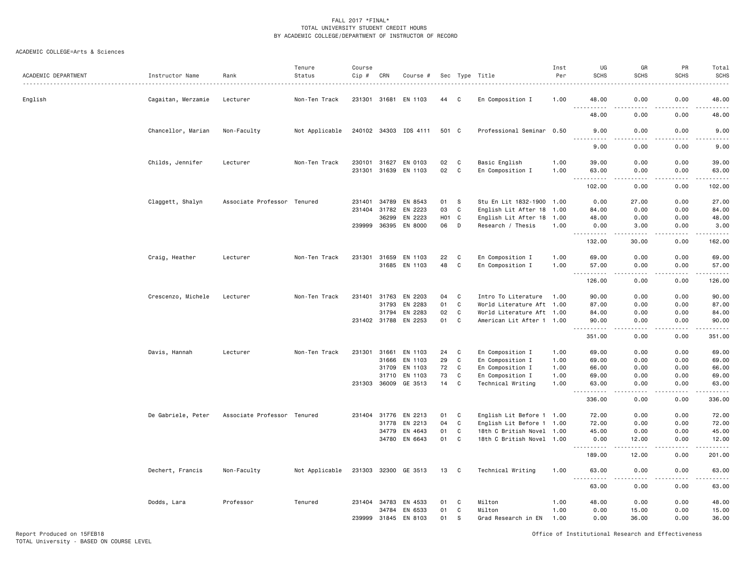FALL 2017 *FINAL*
TOTAL UNIVERSITY STUDENT CREDIT HOURS
BY ACADEMIC COLLEGE/DEPARTMENT OF INSTRUCTOR OF RECORD

ACADEMIC COLLEGE=Arts & Sciences

| ACADEMIC DEPARTMENT | Instructor Name | Rank | Tenure Status | Course Cip # | CRN | Course # | Sec | Type | Title | Inst Per | UG SCHS | GR SCHS | PR SCHS | Total SCHS |
|---|---|---|---|---|---|---|---|---|---|---|---|---|---|---|
| English | Cagaitan, Merzamie | Lecturer | Non-Ten Track | 231301 | 31681 | EN 1103 | 44 | C | En Composition I | 1.00 | 48.00 | 0.00 | 0.00 | 48.00 |
| | | | | | | | | | | | 48.00 | 0.00 | 0.00 | 48.00 |
| | Chancellor, Marian | Non-Faculty | Not Applicable | 240102 | 34303 | IDS 4111 | 501 | C | Professional Seminar | 0.50 | 9.00 | 0.00 | 0.00 | 9.00 |
| | | | | | | | | | | | 9.00 | 0.00 | 0.00 | 9.00 |
| | Childs, Jennifer | Lecturer | Non-Ten Track | 230101 | 31627 | EN 0103 | 02 | C | Basic English | 1.00 | 39.00 | 0.00 | 0.00 | 39.00 |
| | | | | 231301 | 31639 | EN 1103 | 02 | C | En Composition I | 1.00 | 63.00 | 0.00 | 0.00 | 63.00 |
| | | | | | | | | | | | 102.00 | 0.00 | 0.00 | 102.00 |
| | Claggett, Shalyn | Associate Professor | Tenured | 231401 | 34789 | EN 8543 | 01 | S | Stu En Lit 1832-1900 | 1.00 | 0.00 | 27.00 | 0.00 | 27.00 |
| | | | | 231404 | 31782 | EN 2223 | 03 | C | English Lit After 18 | 1.00 | 84.00 | 0.00 | 0.00 | 84.00 |
| | | | | | 36299 | EN 2223 | H01 | C | English Lit After 18 | 1.00 | 48.00 | 0.00 | 0.00 | 48.00 |
| | | | | 239999 | 36395 | EN 8000 | 06 | D | Research / Thesis | 1.00 | 0.00 | 3.00 | 0.00 | 3.00 |
| | | | | | | | | | | | 132.00 | 30.00 | 0.00 | 162.00 |
| | Craig, Heather | Lecturer | Non-Ten Track | 231301 | 31659 | EN 1103 | 22 | C | En Composition I | 1.00 | 69.00 | 0.00 | 0.00 | 69.00 |
| | | | | | 31685 | EN 1103 | 48 | C | En Composition I | 1.00 | 57.00 | 0.00 | 0.00 | 57.00 |
| | | | | | | | | | | | 126.00 | 0.00 | 0.00 | 126.00 |
| | Crescenzo, Michele | Lecturer | Non-Ten Track | 231401 | 31763 | EN 2203 | 04 | C | Intro To Literature | 1.00 | 90.00 | 0.00 | 0.00 | 90.00 |
| | | | | | 31793 | EN 2283 | 01 | C | World Literature Aft | 1.00 | 87.00 | 0.00 | 0.00 | 87.00 |
| | | | | | 31794 | EN 2283 | 02 | C | World Literature Aft | 1.00 | 84.00 | 0.00 | 0.00 | 84.00 |
| | | | | 231402 | 31788 | EN 2253 | 01 | C | American Lit After 1 | 1.00 | 90.00 | 0.00 | 0.00 | 90.00 |
| | | | | | | | | | | | 351.00 | 0.00 | 0.00 | 351.00 |
| | Davis, Hannah | Lecturer | Non-Ten Track | 231301 | 31661 | EN 1103 | 24 | C | En Composition I | 1.00 | 69.00 | 0.00 | 0.00 | 69.00 |
| | | | | | 31666 | EN 1103 | 29 | C | En Composition I | 1.00 | 69.00 | 0.00 | 0.00 | 69.00 |
| | | | | | 31709 | EN 1103 | 72 | C | En Composition I | 1.00 | 66.00 | 0.00 | 0.00 | 66.00 |
| | | | | | 31710 | EN 1103 | 73 | C | En Composition I | 1.00 | 69.00 | 0.00 | 0.00 | 69.00 |
| | | | | 231303 | 36009 | GE 3513 | 14 | C | Technical Writing | 1.00 | 63.00 | 0.00 | 0.00 | 63.00 |
| | | | | | | | | | | | 336.00 | 0.00 | 0.00 | 336.00 |
| | De Gabriele, Peter | Associate Professor | Tenured | 231404 | 31776 | EN 2213 | 01 | C | English Lit Before 1 | 1.00 | 72.00 | 0.00 | 0.00 | 72.00 |
| | | | | | 31778 | EN 2213 | 04 | C | English Lit Before 1 | 1.00 | 72.00 | 0.00 | 0.00 | 72.00 |
| | | | | | 34779 | EN 4643 | 01 | C | 18th C British Novel | 1.00 | 45.00 | 0.00 | 0.00 | 45.00 |
| | | | | | 34780 | EN 6643 | 01 | C | 18th C British Novel | 1.00 | 0.00 | 12.00 | 0.00 | 12.00 |
| | | | | | | | | | | | 189.00 | 12.00 | 0.00 | 201.00 |
| | Dechert, Francis | Non-Faculty | Not Applicable | 231303 | 32300 | GE 3513 | 13 | C | Technical Writing | 1.00 | 63.00 | 0.00 | 0.00 | 63.00 |
| | | | | | | | | | | | 63.00 | 0.00 | 0.00 | 63.00 |
| | Dodds, Lara | Professor | Tenured | 231404 | 34783 | EN 4533 | 01 | C | Milton | 1.00 | 48.00 | 0.00 | 0.00 | 48.00 |
| | | | | | 34784 | EN 6533 | 01 | C | Milton | 1.00 | 0.00 | 15.00 | 0.00 | 15.00 |
| | | | | 239999 | 31845 | EN 8103 | 01 | S | Grad Research in EN | 1.00 | 0.00 | 36.00 | 0.00 | 36.00 |

Report Produced on 15FEB18
TOTAL University - BASED ON COURSE LEVEL

Office of Institutional Research and Effectiveness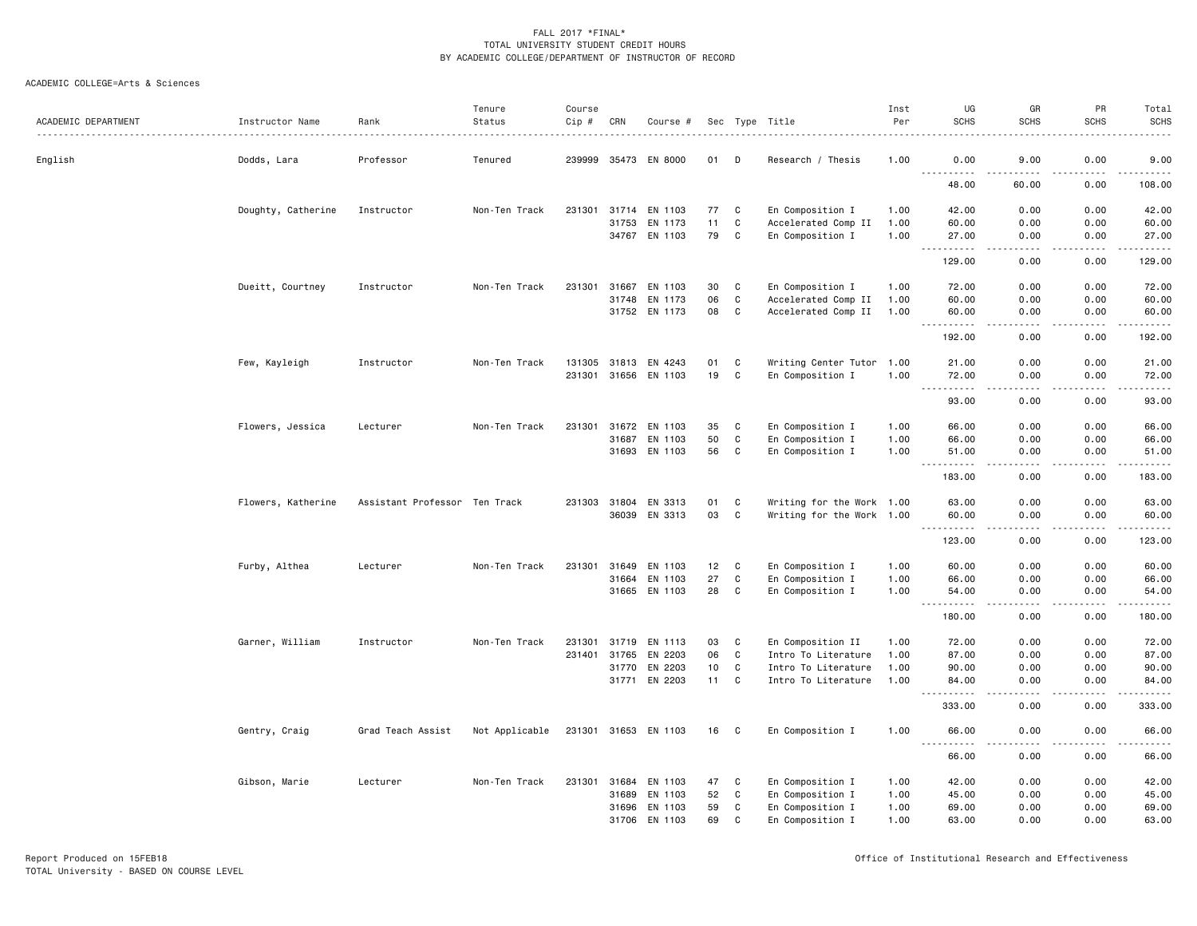FALL 2017 *FINAL*
TOTAL UNIVERSITY STUDENT CREDIT HOURS
BY ACADEMIC COLLEGE/DEPARTMENT OF INSTRUCTOR OF RECORD

ACADEMIC COLLEGE=Arts & Sciences

| ACADEMIC DEPARTMENT | Instructor Name | Rank | Tenure Status | Course Cip # | CRN | Course # | Sec | Type | Title | Inst Per | UG SCHS | GR SCHS | PR SCHS | Total SCHS |
|---|---|---|---|---|---|---|---|---|---|---|---|---|---|---|
| English | Dodds, Lara | Professor | Tenured | 239999 | 35473 | EN 8000 | 01 | D | Research / Thesis | 1.00 | 0.00 | 9.00 | 0.00 | 9.00 |
| | | | | | | | | | | | 48.00 | 60.00 | 0.00 | 108.00 |
| | Doughty, Catherine | Instructor | Non-Ten Track | 231301 | 31714 | EN 1103 | 77 | C | En Composition I | 1.00 | 42.00 | 0.00 | 0.00 | 42.00 |
| | | | | | 31753 | EN 1173 | 11 | C | Accelerated Comp II | 1.00 | 60.00 | 0.00 | 0.00 | 60.00 |
| | | | | | 34767 | EN 1103 | 79 | C | En Composition I | 1.00 | 27.00 | 0.00 | 0.00 | 27.00 |
| | | | | | | | | | | | 129.00 | 0.00 | 0.00 | 129.00 |
| | Dueitt, Courtney | Instructor | Non-Ten Track | 231301 | 31667 | EN 1103 | 30 | C | En Composition I | 1.00 | 72.00 | 0.00 | 0.00 | 72.00 |
| | | | | | 31748 | EN 1173 | 06 | C | Accelerated Comp II | 1.00 | 60.00 | 0.00 | 0.00 | 60.00 |
| | | | | | 31752 | EN 1173 | 08 | C | Accelerated Comp II | 1.00 | 60.00 | 0.00 | 0.00 | 60.00 |
| | | | | | | | | | | | 192.00 | 0.00 | 0.00 | 192.00 |
| | Few, Kayleigh | Instructor | Non-Ten Track | 131305 | 31813 | EN 4243 | 01 | C | Writing Center Tutor | 1.00 | 21.00 | 0.00 | 0.00 | 21.00 |
| | | | | 231301 | 31656 | EN 1103 | 19 | C | En Composition I | 1.00 | 72.00 | 0.00 | 0.00 | 72.00 |
| | | | | | | | | | | | 93.00 | 0.00 | 0.00 | 93.00 |
| | Flowers, Jessica | Lecturer | Non-Ten Track | 231301 | 31672 | EN 1103 | 35 | C | En Composition I | 1.00 | 66.00 | 0.00 | 0.00 | 66.00 |
| | | | | | 31687 | EN 1103 | 50 | C | En Composition I | 1.00 | 66.00 | 0.00 | 0.00 | 66.00 |
| | | | | | 31693 | EN 1103 | 56 | C | En Composition I | 1.00 | 51.00 | 0.00 | 0.00 | 51.00 |
| | | | | | | | | | | | 183.00 | 0.00 | 0.00 | 183.00 |
| | Flowers, Katherine | Assistant Professor | Ten Track | 231303 | 31804 | EN 3313 | 01 | C | Writing for the Work | 1.00 | 63.00 | 0.00 | 0.00 | 63.00 |
| | | | | | 36039 | EN 3313 | 03 | C | Writing for the Work | 1.00 | 60.00 | 0.00 | 0.00 | 60.00 |
| | | | | | | | | | | | 123.00 | 0.00 | 0.00 | 123.00 |
| | Furby, Althea | Lecturer | Non-Ten Track | 231301 | 31649 | EN 1103 | 12 | C | En Composition I | 1.00 | 60.00 | 0.00 | 0.00 | 60.00 |
| | | | | | 31664 | EN 1103 | 27 | C | En Composition I | 1.00 | 66.00 | 0.00 | 0.00 | 66.00 |
| | | | | | 31665 | EN 1103 | 28 | C | En Composition I | 1.00 | 54.00 | 0.00 | 0.00 | 54.00 |
| | | | | | | | | | | | 180.00 | 0.00 | 0.00 | 180.00 |
| | Garner, William | Instructor | Non-Ten Track | 231301 | 31719 | EN 1113 | 03 | C | En Composition II | 1.00 | 72.00 | 0.00 | 0.00 | 72.00 |
| | | | | 231401 | 31765 | EN 2203 | 06 | C | Intro To Literature | 1.00 | 87.00 | 0.00 | 0.00 | 87.00 |
| | | | | | 31770 | EN 2203 | 10 | C | Intro To Literature | 1.00 | 90.00 | 0.00 | 0.00 | 90.00 |
| | | | | | 31771 | EN 2203 | 11 | C | Intro To Literature | 1.00 | 84.00 | 0.00 | 0.00 | 84.00 |
| | | | | | | | | | | | 333.00 | 0.00 | 0.00 | 333.00 |
| | Gentry, Craig | Grad Teach Assist | Not Applicable | 231301 | 31653 | EN 1103 | 16 | C | En Composition I | 1.00 | 66.00 | 0.00 | 0.00 | 66.00 |
| | | | | | | | | | | | 66.00 | 0.00 | 0.00 | 66.00 |
| | Gibson, Marie | Lecturer | Non-Ten Track | 231301 | 31684 | EN 1103 | 47 | C | En Composition I | 1.00 | 42.00 | 0.00 | 0.00 | 42.00 |
| | | | | | 31689 | EN 1103 | 52 | C | En Composition I | 1.00 | 45.00 | 0.00 | 0.00 | 45.00 |
| | | | | | 31696 | EN 1103 | 59 | C | En Composition I | 1.00 | 69.00 | 0.00 | 0.00 | 69.00 |
| | | | | | 31706 | EN 1103 | 69 | C | En Composition I | 1.00 | 63.00 | 0.00 | 0.00 | 63.00 |

Report Produced on 15FEB18
TOTAL University - BASED ON COURSE LEVEL

Office of Institutional Research and Effectiveness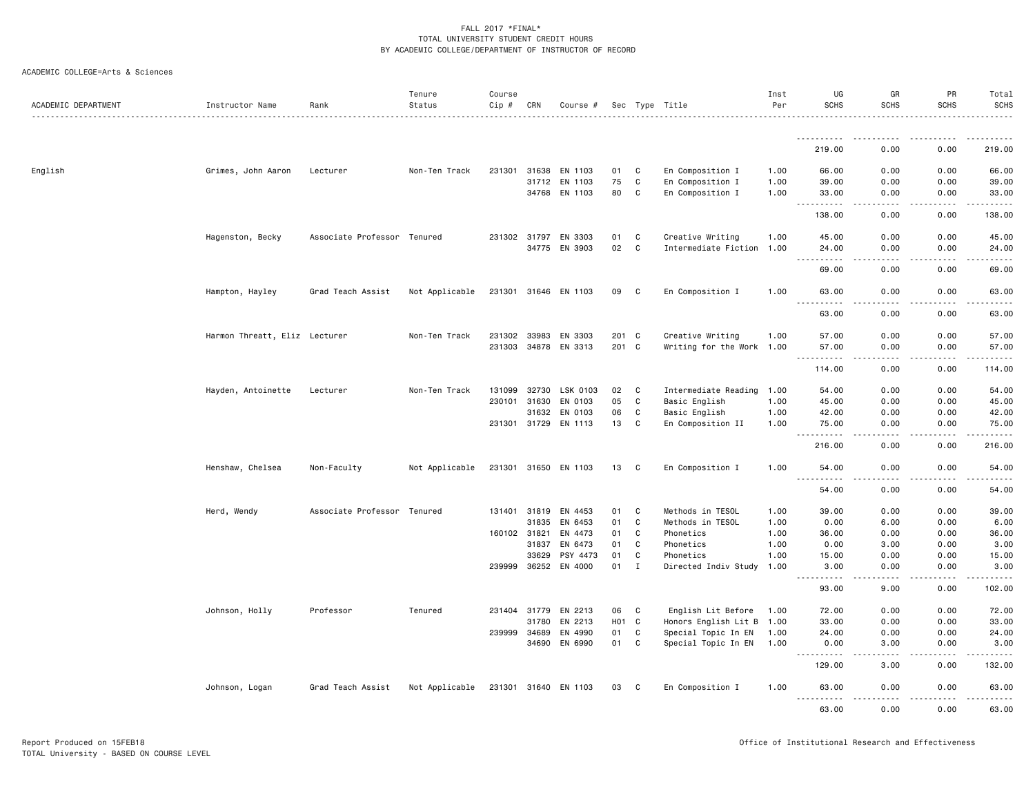FALL 2017 *FINAL*
TOTAL UNIVERSITY STUDENT CREDIT HOURS
BY ACADEMIC COLLEGE/DEPARTMENT OF INSTRUCTOR OF RECORD

ACADEMIC COLLEGE=Arts & Sciences

| ACADEMIC DEPARTMENT | Instructor Name | Rank | Tenure Status | Course Cip # | CRN | Course # | Sec | Type | Title | Inst Per | UG SCHS | GR SCHS | PR SCHS | Total SCHS |
|---|---|---|---|---|---|---|---|---|---|---|---|---|---|---|
| | | | | | | | | | | | 219.00 | 0.00 | 0.00 | 219.00 |
| English | Grimes, John Aaron | Lecturer | Non-Ten Track | 231301 | 31638 | EN 1103 | 01 | C | En Composition I | 1.00 | 66.00 | 0.00 | 0.00 | 66.00 |
| | | | | | 31712 | EN 1103 | 75 | C | En Composition I | 1.00 | 39.00 | 0.00 | 0.00 | 39.00 |
| | | | | | 34768 | EN 1103 | 80 | C | En Composition I | 1.00 | 33.00 | 0.00 | 0.00 | 33.00 |
| | | | | | | | | | | | 138.00 | 0.00 | 0.00 | 138.00 |
| | Hagenston, Becky | Associate Professor | Tenured | 231302 | 31797 | EN 3303 | 01 | C | Creative Writing | 1.00 | 45.00 | 0.00 | 0.00 | 45.00 |
| | | | | | 34775 | EN 3903 | 02 | C | Intermediate Fiction | 1.00 | 24.00 | 0.00 | 0.00 | 24.00 |
| | | | | | | | | | | | 69.00 | 0.00 | 0.00 | 69.00 |
| | Hampton, Hayley | Grad Teach Assist | Not Applicable | 231301 | 31646 | EN 1103 | 09 | C | En Composition I | 1.00 | 63.00 | 0.00 | 0.00 | 63.00 |
| | | | | | | | | | | | 63.00 | 0.00 | 0.00 | 63.00 |
| | Harmon Threatt, Eliz | Lecturer | Non-Ten Track | 231302 | 33983 | EN 3303 | 201 | C | Creative Writing | 1.00 | 57.00 | 0.00 | 0.00 | 57.00 |
| | | | | 231303 | 34878 | EN 3313 | 201 | C | Writing for the Work | 1.00 | 57.00 | 0.00 | 0.00 | 57.00 |
| | | | | | | | | | | | 114.00 | 0.00 | 0.00 | 114.00 |
| | Hayden, Antoinette | Lecturer | Non-Ten Track | 131099 | 32730 | LSK 0103 | 02 | C | Intermediate Reading | 1.00 | 54.00 | 0.00 | 0.00 | 54.00 |
| | | | | 230101 | 31630 | EN 0103 | 05 | C | Basic English | 1.00 | 45.00 | 0.00 | 0.00 | 45.00 |
| | | | | | 31632 | EN 0103 | 06 | C | Basic English | 1.00 | 42.00 | 0.00 | 0.00 | 42.00 |
| | | | | 231301 | 31729 | EN 1113 | 13 | C | En Composition II | 1.00 | 75.00 | 0.00 | 0.00 | 75.00 |
| | | | | | | | | | | | 216.00 | 0.00 | 0.00 | 216.00 |
| | Henshaw, Chelsea | Non-Faculty | Not Applicable | 231301 | 31650 | EN 1103 | 13 | C | En Composition I | 1.00 | 54.00 | 0.00 | 0.00 | 54.00 |
| | | | | | | | | | | | 54.00 | 0.00 | 0.00 | 54.00 |
| | Herd, Wendy | Associate Professor | Tenured | 131401 | 31819 | EN 4453 | 01 | C | Methods in TESOL | 1.00 | 39.00 | 0.00 | 0.00 | 39.00 |
| | | | | | 31835 | EN 6453 | 01 | C | Methods in TESOL | 1.00 | 0.00 | 6.00 | 0.00 | 6.00 |
| | | | | 160102 | 31821 | EN 4473 | 01 | C | Phonetics | 1.00 | 36.00 | 0.00 | 0.00 | 36.00 |
| | | | | | 31837 | EN 6473 | 01 | C | Phonetics | 1.00 | 0.00 | 3.00 | 0.00 | 3.00 |
| | | | | | 33629 | PSY 4473 | 01 | C | Phonetics | 1.00 | 15.00 | 0.00 | 0.00 | 15.00 |
| | | | | 239999 | 36252 | EN 4000 | 01 | I | Directed Indiv Study | 1.00 | 3.00 | 0.00 | 0.00 | 3.00 |
| | | | | | | | | | | | 93.00 | 9.00 | 0.00 | 102.00 |
| | Johnson, Holly | Professor | Tenured | 231404 | 31779 | EN 2213 | 06 | C | English Lit Before | 1.00 | 72.00 | 0.00 | 0.00 | 72.00 |
| | | | | | 31780 | EN 2213 | H01 | C | Honors English Lit B | 1.00 | 33.00 | 0.00 | 0.00 | 33.00 |
| | | | | 239999 | 34689 | EN 4990 | 01 | C | Special Topic In EN | 1.00 | 24.00 | 0.00 | 0.00 | 24.00 |
| | | | | | 34690 | EN 6990 | 01 | C | Special Topic In EN | 1.00 | 0.00 | 3.00 | 0.00 | 3.00 |
| | | | | | | | | | | | 129.00 | 3.00 | 0.00 | 132.00 |
| | Johnson, Logan | Grad Teach Assist | Not Applicable | 231301 | 31640 | EN 1103 | 03 | C | En Composition I | 1.00 | 63.00 | 0.00 | 0.00 | 63.00 |
| | | | | | | | | | | | 63.00 | 0.00 | 0.00 | 63.00 |

Report Produced on 15FEB18
TOTAL University - BASED ON COURSE LEVEL

Office of Institutional Research and Effectiveness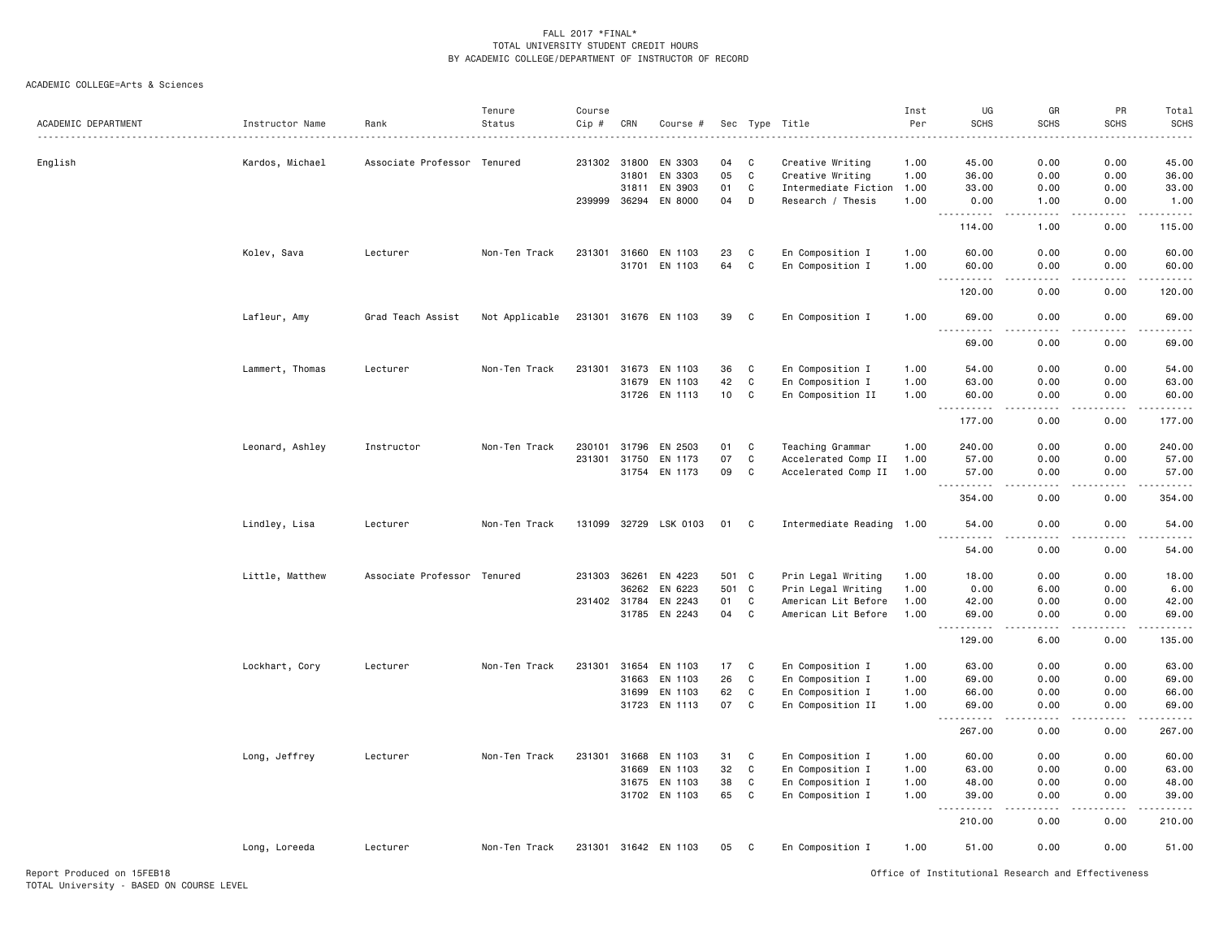FALL 2017 *FINAL*
TOTAL UNIVERSITY STUDENT CREDIT HOURS
BY ACADEMIC COLLEGE/DEPARTMENT OF INSTRUCTOR OF RECORD

ACADEMIC COLLEGE=Arts & Sciences

| ACADEMIC DEPARTMENT | Instructor Name | Rank | Tenure Status | Course Cip # | CRN | Course # | Sec | Type | Title | Inst Per | UG SCHS | GR SCHS | PR SCHS | Total SCHS |
|---|---|---|---|---|---|---|---|---|---|---|---|---|---|---|
| English | Kardos, Michael | Associate Professor | Tenured | 231302 | 31800 | EN 3303 | 04 | C | Creative Writing | 1.00 | 45.00 | 0.00 | 0.00 | 45.00 |
| | | | | | 31801 | EN 3303 | 05 | C | Creative Writing | 1.00 | 36.00 | 0.00 | 0.00 | 36.00 |
| | | | | | 31811 | EN 3903 | 01 | C | Intermediate Fiction | 1.00 | 33.00 | 0.00 | 0.00 | 33.00 |
| | | | | 239999 | 36294 | EN 8000 | 04 | D | Research / Thesis | 1.00 | 0.00 | 1.00 | 0.00 | 1.00 |
| | | | | | | | | | | | 114.00 | 1.00 | 0.00 | 115.00 |
| | Kolev, Sava | Lecturer | Non-Ten Track | 231301 | 31660 | EN 1103 | 23 | C | En Composition I | 1.00 | 60.00 | 0.00 | 0.00 | 60.00 |
| | | | | | 31701 | EN 1103 | 64 | C | En Composition I | 1.00 | 60.00 | 0.00 | 0.00 | 60.00 |
| | | | | | | | | | | | 120.00 | 0.00 | 0.00 | 120.00 |
| | Lafleur, Amy | Grad Teach Assist | Not Applicable | 231301 | 31676 | EN 1103 | 39 | C | En Composition I | 1.00 | 69.00 | 0.00 | 0.00 | 69.00 |
| | | | | | | | | | | | 69.00 | 0.00 | 0.00 | 69.00 |
| | Lammert, Thomas | Lecturer | Non-Ten Track | 231301 | 31673 | EN 1103 | 36 | C | En Composition I | 1.00 | 54.00 | 0.00 | 0.00 | 54.00 |
| | | | | | 31679 | EN 1103 | 42 | C | En Composition I | 1.00 | 63.00 | 0.00 | 0.00 | 63.00 |
| | | | | | 31726 | EN 1113 | 10 | C | En Composition II | 1.00 | 60.00 | 0.00 | 0.00 | 60.00 |
| | | | | | | | | | | | 177.00 | 0.00 | 0.00 | 177.00 |
| | Leonard, Ashley | Instructor | Non-Ten Track | 230101 | 31796 | EN 2503 | 01 | C | Teaching Grammar | 1.00 | 240.00 | 0.00 | 0.00 | 240.00 |
| | | | | 231301 | 31750 | EN 1173 | 07 | C | Accelerated Comp II | 1.00 | 57.00 | 0.00 | 0.00 | 57.00 |
| | | | | | 31754 | EN 1173 | 09 | C | Accelerated Comp II | 1.00 | 57.00 | 0.00 | 0.00 | 57.00 |
| | | | | | | | | | | | 354.00 | 0.00 | 0.00 | 354.00 |
| | Lindley, Lisa | Lecturer | Non-Ten Track | 131099 | 32729 | LSK 0103 | 01 | C | Intermediate Reading | 1.00 | 54.00 | 0.00 | 0.00 | 54.00 |
| | | | | | | | | | | | 54.00 | 0.00 | 0.00 | 54.00 |
| | Little, Matthew | Associate Professor | Tenured | 231303 | 36261 | EN 4223 | 501 | C | Prin Legal Writing | 1.00 | 18.00 | 0.00 | 0.00 | 18.00 |
| | | | | | 36262 | EN 6223 | 501 | C | Prin Legal Writing | 1.00 | 0.00 | 6.00 | 0.00 | 6.00 |
| | | | | 231402 | 31784 | EN 2243 | 01 | C | American Lit Before | 1.00 | 42.00 | 0.00 | 0.00 | 42.00 |
| | | | | | 31785 | EN 2243 | 04 | C | American Lit Before | 1.00 | 69.00 | 0.00 | 0.00 | 69.00 |
| | | | | | | | | | | | 129.00 | 6.00 | 0.00 | 135.00 |
| | Lockhart, Cory | Lecturer | Non-Ten Track | 231301 | 31654 | EN 1103 | 17 | C | En Composition I | 1.00 | 63.00 | 0.00 | 0.00 | 63.00 |
| | | | | | 31663 | EN 1103 | 26 | C | En Composition I | 1.00 | 69.00 | 0.00 | 0.00 | 69.00 |
| | | | | | 31699 | EN 1103 | 62 | C | En Composition I | 1.00 | 66.00 | 0.00 | 0.00 | 66.00 |
| | | | | | 31723 | EN 1113 | 07 | C | En Composition II | 1.00 | 69.00 | 0.00 | 0.00 | 69.00 |
| | | | | | | | | | | | 267.00 | 0.00 | 0.00 | 267.00 |
| | Long, Jeffrey | Lecturer | Non-Ten Track | 231301 | 31668 | EN 1103 | 31 | C | En Composition I | 1.00 | 60.00 | 0.00 | 0.00 | 60.00 |
| | | | | | 31669 | EN 1103 | 32 | C | En Composition I | 1.00 | 63.00 | 0.00 | 0.00 | 63.00 |
| | | | | | 31675 | EN 1103 | 38 | C | En Composition I | 1.00 | 48.00 | 0.00 | 0.00 | 48.00 |
| | | | | | 31702 | EN 1103 | 65 | C | En Composition I | 1.00 | 39.00 | 0.00 | 0.00 | 39.00 |
| | | | | | | | | | | | 210.00 | 0.00 | 0.00 | 210.00 |
| | Long, Loreeda | Lecturer | Non-Ten Track | 231301 | 31642 | EN 1103 | 05 | C | En Composition I | 1.00 | 51.00 | 0.00 | 0.00 | 51.00 |

Report Produced on 15FEB18
TOTAL University - BASED ON COURSE LEVEL

Office of Institutional Research and Effectiveness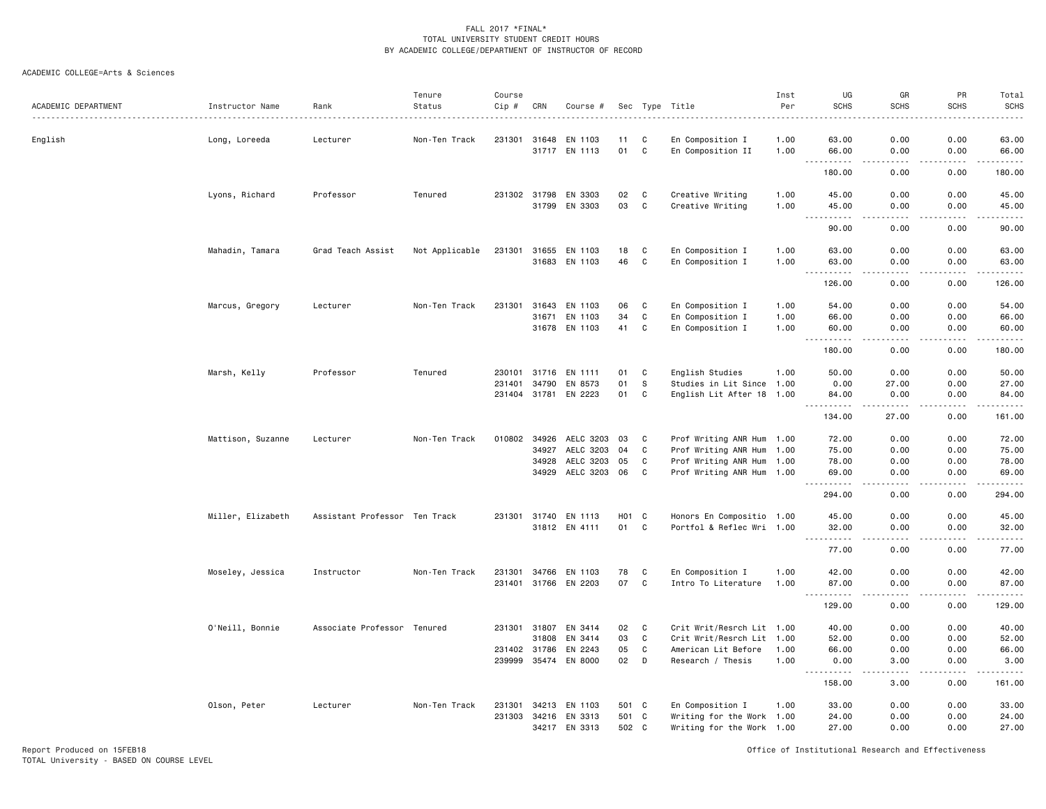FALL 2017 *FINAL*
TOTAL UNIVERSITY STUDENT CREDIT HOURS
BY ACADEMIC COLLEGE/DEPARTMENT OF INSTRUCTOR OF RECORD

ACADEMIC COLLEGE=Arts & Sciences

| ACADEMIC DEPARTMENT | Instructor Name | Rank | Tenure Status | Course Cip # | CRN | Course # | Sec | Type | Title | Inst Per | UG SCHS | GR SCHS | PR SCHS | Total SCHS |
|---|---|---|---|---|---|---|---|---|---|---|---|---|---|---|
| English | Long, Loreeda | Lecturer | Non-Ten Track | 231301 | 31648 | EN 1103 | 11 | C | En Composition I | 1.00 | 63.00 | 0.00 | 0.00 | 63.00 |
| | | | | | 31717 | EN 1113 | 01 | C | En Composition II | 1.00 | 66.00 | 0.00 | 0.00 | 66.00 |
| | | | | | | | | | | | 180.00 | 0.00 | 0.00 | 180.00 |
| | Lyons, Richard | Professor | Tenured | 231302 | 31798 | EN 3303 | 02 | C | Creative Writing | 1.00 | 45.00 | 0.00 | 0.00 | 45.00 |
| | | | | | 31799 | EN 3303 | 03 | C | Creative Writing | 1.00 | 45.00 | 0.00 | 0.00 | 45.00 |
| | | | | | | | | | | | 90.00 | 0.00 | 0.00 | 90.00 |
| | Mahadin, Tamara | Grad Teach Assist | Not Applicable | 231301 | 31655 | EN 1103 | 18 | C | En Composition I | 1.00 | 63.00 | 0.00 | 0.00 | 63.00 |
| | | | | | 31683 | EN 1103 | 46 | C | En Composition I | 1.00 | 63.00 | 0.00 | 0.00 | 63.00 |
| | | | | | | | | | | | 126.00 | 0.00 | 0.00 | 126.00 |
| | Marcus, Gregory | Lecturer | Non-Ten Track | 231301 | 31643 | EN 1103 | 06 | C | En Composition I | 1.00 | 54.00 | 0.00 | 0.00 | 54.00 |
| | | | | | 31671 | EN 1103 | 34 | C | En Composition I | 1.00 | 66.00 | 0.00 | 0.00 | 66.00 |
| | | | | | 31678 | EN 1103 | 41 | C | En Composition I | 1.00 | 60.00 | 0.00 | 0.00 | 60.00 |
| | | | | | | | | | | | 180.00 | 0.00 | 0.00 | 180.00 |
| | Marsh, Kelly | Professor | Tenured | 230101 | 31716 | EN 1111 | 01 | C | English Studies | 1.00 | 50.00 | 0.00 | 0.00 | 50.00 |
| | | | | 231401 | 34790 | EN 8573 | 01 | S | Studies in Lit Since | 1.00 | 0.00 | 27.00 | 0.00 | 27.00 |
| | | | | 231404 | 31781 | EN 2223 | 01 | C | English Lit After 18 | 1.00 | 84.00 | 0.00 | 0.00 | 84.00 |
| | | | | | | | | | | | 134.00 | 27.00 | 0.00 | 161.00 |
| | Mattison, Suzanne | Lecturer | Non-Ten Track | 010802 | 34926 | AELC 3203 | 03 | C | Prof Writing ANR Hum | 1.00 | 72.00 | 0.00 | 0.00 | 72.00 |
| | | | | | 34927 | AELC 3203 | 04 | C | Prof Writing ANR Hum | 1.00 | 75.00 | 0.00 | 0.00 | 75.00 |
| | | | | | 34928 | AELC 3203 | 05 | C | Prof Writing ANR Hum | 1.00 | 78.00 | 0.00 | 0.00 | 78.00 |
| | | | | | 34929 | AELC 3203 | 06 | C | Prof Writing ANR Hum | 1.00 | 69.00 | 0.00 | 0.00 | 69.00 |
| | | | | | | | | | | | 294.00 | 0.00 | 0.00 | 294.00 |
| | Miller, Elizabeth | Assistant Professor | Ten Track | 231301 | 31740 | EN 1113 | H01 | C | Honors En Compositio | 1.00 | 45.00 | 0.00 | 0.00 | 45.00 |
| | | | | | 31812 | EN 4111 | 01 | C | Portfol & Reflec Wri | 1.00 | 32.00 | 0.00 | 0.00 | 32.00 |
| | | | | | | | | | | | 77.00 | 0.00 | 0.00 | 77.00 |
| | Moseley, Jessica | Instructor | Non-Ten Track | 231301 | 34766 | EN 1103 | 78 | C | En Composition I | 1.00 | 42.00 | 0.00 | 0.00 | 42.00 |
| | | | | 231401 | 31766 | EN 2203 | 07 | C | Intro To Literature | 1.00 | 87.00 | 0.00 | 0.00 | 87.00 |
| | | | | | | | | | | | 129.00 | 0.00 | 0.00 | 129.00 |
| | O'Neill, Bonnie | Associate Professor | Tenured | 231301 | 31807 | EN 3414 | 02 | C | Crit Writ/Resrch Lit | 1.00 | 40.00 | 0.00 | 0.00 | 40.00 |
| | | | | | 31808 | EN 3414 | 03 | C | Crit Writ/Resrch Lit | 1.00 | 52.00 | 0.00 | 0.00 | 52.00 |
| | | | | 231402 | 31786 | EN 2243 | 05 | C | American Lit Before | 1.00 | 66.00 | 0.00 | 0.00 | 66.00 |
| | | | | 239999 | 35474 | EN 8000 | 02 | D | Research / Thesis | 1.00 | 0.00 | 3.00 | 0.00 | 3.00 |
| | | | | | | | | | | | 158.00 | 3.00 | 0.00 | 161.00 |
| | Olson, Peter | Lecturer | Non-Ten Track | 231301 | 34213 | EN 1103 | 501 | C | En Composition I | 1.00 | 33.00 | 0.00 | 0.00 | 33.00 |
| | | | | 231303 | 34216 | EN 3313 | 501 | C | Writing for the Work | 1.00 | 24.00 | 0.00 | 0.00 | 24.00 |
| | | | | | 34217 | EN 3313 | 502 | C | Writing for the Work | 1.00 | 27.00 | 0.00 | 0.00 | 27.00 |

Report Produced on 15FEB18
TOTAL University - BASED ON COURSE LEVEL

Office of Institutional Research and Effectiveness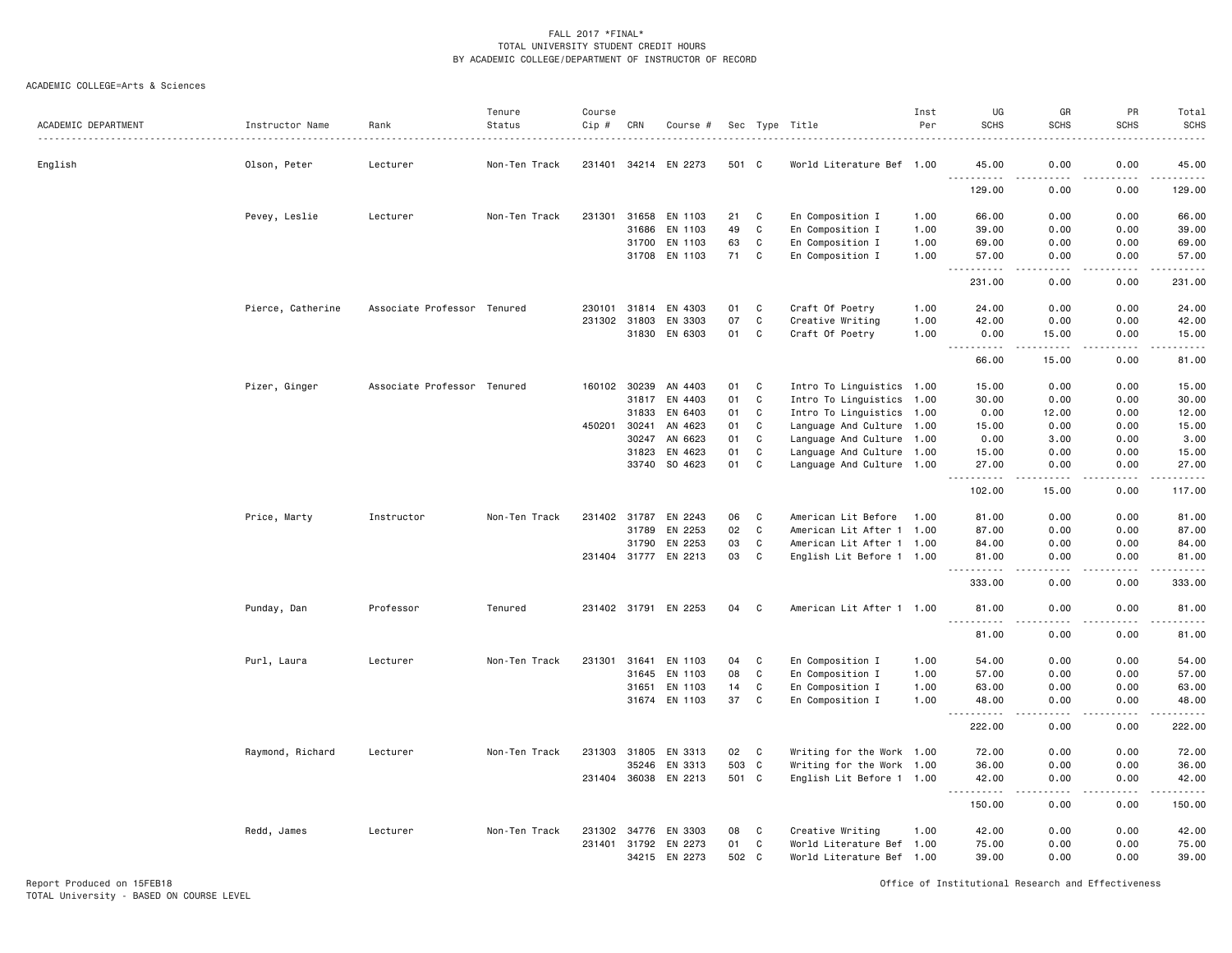FALL 2017 *FINAL*
TOTAL UNIVERSITY STUDENT CREDIT HOURS
BY ACADEMIC COLLEGE/DEPARTMENT OF INSTRUCTOR OF RECORD

ACADEMIC COLLEGE=Arts & Sciences

| ACADEMIC DEPARTMENT | Instructor Name | Rank | Tenure Status | Course Cip # | CRN | Course # | Sec | Type | Title | Inst Per | UG SCHS | GR SCHS | PR SCHS | Total SCHS |
|---|---|---|---|---|---|---|---|---|---|---|---|---|---|---|
| English | Olson, Peter | Lecturer | Non-Ten Track | 231401 | 34214 | EN 2273 | 501 | C | World Literature Bef | 1.00 | 45.00 | 0.00 | 0.00 | 45.00 |
| | | | | | | | | | | | 129.00 | 0.00 | 0.00 | 129.00 |
| | Pevey, Leslie | Lecturer | Non-Ten Track | 231301 | 31658 | EN 1103 | 21 | C | En Composition I | 1.00 | 66.00 | 0.00 | 0.00 | 66.00 |
| | | | | | 31686 | EN 1103 | 49 | C | En Composition I | 1.00 | 39.00 | 0.00 | 0.00 | 39.00 |
| | | | | | 31700 | EN 1103 | 63 | C | En Composition I | 1.00 | 69.00 | 0.00 | 0.00 | 69.00 |
| | | | | | 31708 | EN 1103 | 71 | C | En Composition I | 1.00 | 57.00 | 0.00 | 0.00 | 57.00 |
| | | | | | | | | | | | 231.00 | 0.00 | 0.00 | 231.00 |
| | Pierce, Catherine | Associate Professor | Tenured | 230101 | 31814 | EN 4303 | 01 | C | Craft Of Poetry | 1.00 | 24.00 | 0.00 | 0.00 | 24.00 |
| | | | | 231302 | 31803 | EN 3303 | 07 | C | Creative Writing | 1.00 | 42.00 | 0.00 | 0.00 | 42.00 |
| | | | | | 31830 | EN 6303 | 01 | C | Craft Of Poetry | 1.00 | 0.00 | 15.00 | 0.00 | 15.00 |
| | | | | | | | | | | | 66.00 | 15.00 | 0.00 | 81.00 |
| | Pizer, Ginger | Associate Professor | Tenured | 160102 | 30239 | AN 4403 | 01 | C | Intro To Linguistics | 1.00 | 15.00 | 0.00 | 0.00 | 15.00 |
| | | | | | 31817 | EN 4403 | 01 | C | Intro To Linguistics | 1.00 | 30.00 | 0.00 | 0.00 | 30.00 |
| | | | | | 31833 | EN 6403 | 01 | C | Intro To Linguistics | 1.00 | 0.00 | 12.00 | 0.00 | 12.00 |
| | | | | 450201 | 30241 | AN 4623 | 01 | C | Language And Culture | 1.00 | 15.00 | 0.00 | 0.00 | 15.00 |
| | | | | | 30247 | AN 6623 | 01 | C | Language And Culture | 1.00 | 0.00 | 3.00 | 0.00 | 3.00 |
| | | | | | 31823 | EN 4623 | 01 | C | Language And Culture | 1.00 | 15.00 | 0.00 | 0.00 | 15.00 |
| | | | | | 33740 | SO 4623 | 01 | C | Language And Culture | 1.00 | 27.00 | 0.00 | 0.00 | 27.00 |
| | | | | | | | | | | | 102.00 | 15.00 | 0.00 | 117.00 |
| | Price, Marty | Instructor | Non-Ten Track | 231402 | 31787 | EN 2243 | 06 | C | American Lit Before | 1.00 | 81.00 | 0.00 | 0.00 | 81.00 |
| | | | | | 31789 | EN 2253 | 02 | C | American Lit After 1 | 1.00 | 87.00 | 0.00 | 0.00 | 87.00 |
| | | | | | 31790 | EN 2253 | 03 | C | American Lit After 1 | 1.00 | 84.00 | 0.00 | 0.00 | 84.00 |
| | | | | 231404 | 31777 | EN 2213 | 03 | C | English Lit Before 1 | 1.00 | 81.00 | 0.00 | 0.00 | 81.00 |
| | | | | | | | | | | | 333.00 | 0.00 | 0.00 | 333.00 |
| | Punday, Dan | Professor | Tenured | 231402 | 31791 | EN 2253 | 04 | C | American Lit After 1 | 1.00 | 81.00 | 0.00 | 0.00 | 81.00 |
| | | | | | | | | | | | 81.00 | 0.00 | 0.00 | 81.00 |
| | Purl, Laura | Lecturer | Non-Ten Track | 231301 | 31641 | EN 1103 | 04 | C | En Composition I | 1.00 | 54.00 | 0.00 | 0.00 | 54.00 |
| | | | | | 31645 | EN 1103 | 08 | C | En Composition I | 1.00 | 57.00 | 0.00 | 0.00 | 57.00 |
| | | | | | 31651 | EN 1103 | 14 | C | En Composition I | 1.00 | 63.00 | 0.00 | 0.00 | 63.00 |
| | | | | | 31674 | EN 1103 | 37 | C | En Composition I | 1.00 | 48.00 | 0.00 | 0.00 | 48.00 |
| | | | | | | | | | | | 222.00 | 0.00 | 0.00 | 222.00 |
| | Raymond, Richard | Lecturer | Non-Ten Track | 231303 | 31805 | EN 3313 | 02 | C | Writing for the Work | 1.00 | 72.00 | 0.00 | 0.00 | 72.00 |
| | | | | | 35246 | EN 3313 | 503 | C | Writing for the Work | 1.00 | 36.00 | 0.00 | 0.00 | 36.00 |
| | | | | 231404 | 36038 | EN 2213 | 501 | C | English Lit Before 1 | 1.00 | 42.00 | 0.00 | 0.00 | 42.00 |
| | | | | | | | | | | | 150.00 | 0.00 | 0.00 | 150.00 |
| | Redd, James | Lecturer | Non-Ten Track | 231302 | 34776 | EN 3303 | 08 | C | Creative Writing | 1.00 | 42.00 | 0.00 | 0.00 | 42.00 |
| | | | | 231401 | 31792 | EN 2273 | 01 | C | World Literature Bef | 1.00 | 75.00 | 0.00 | 0.00 | 75.00 |
| | | | | | 34215 | EN 2273 | 502 | C | World Literature Bef | 1.00 | 39.00 | 0.00 | 0.00 | 39.00 |

Report Produced on 15FEB18
TOTAL University - BASED ON COURSE LEVEL

Office of Institutional Research and Effectiveness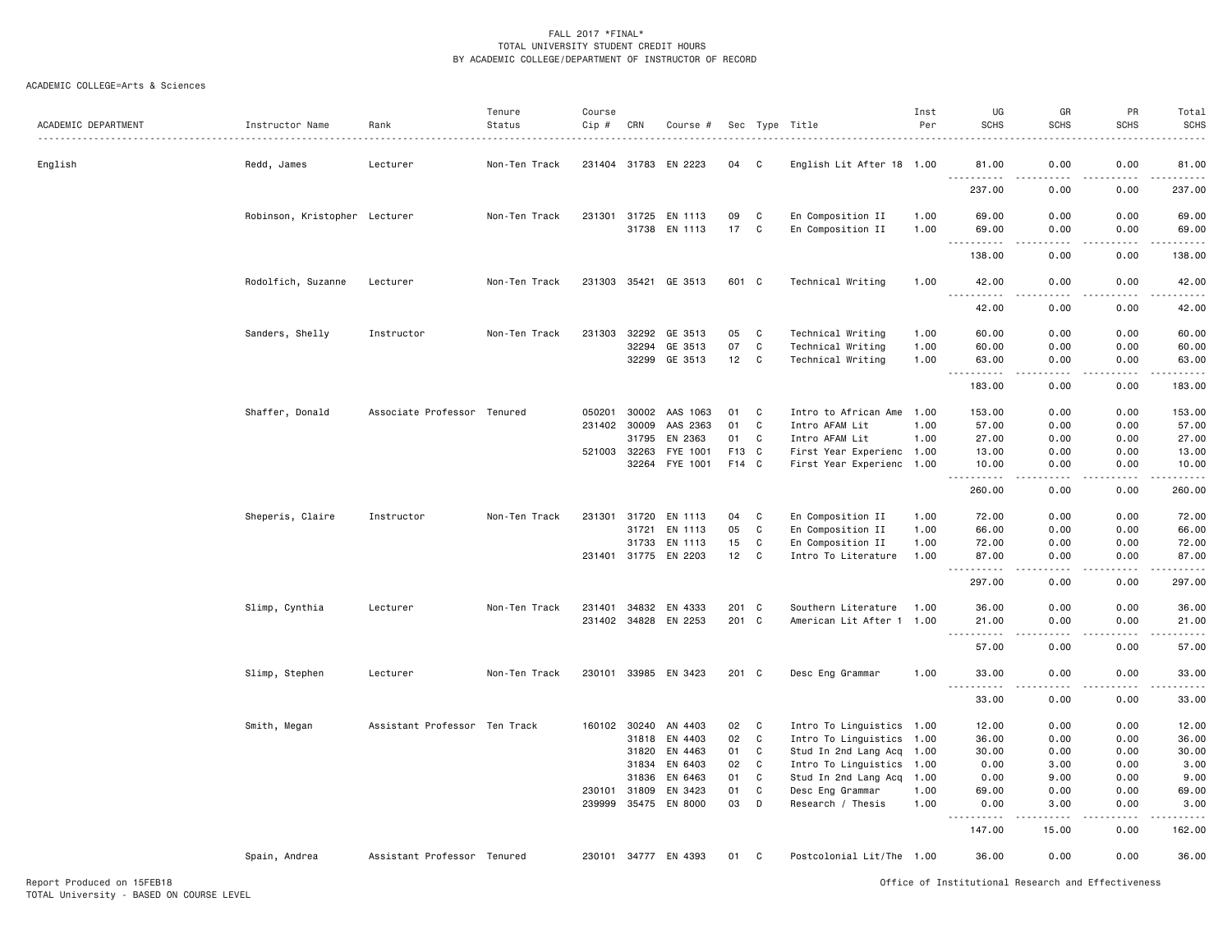FALL 2017 *FINAL*
TOTAL UNIVERSITY STUDENT CREDIT HOURS
BY ACADEMIC COLLEGE/DEPARTMENT OF INSTRUCTOR OF RECORD

ACADEMIC COLLEGE=Arts & Sciences

| ACADEMIC DEPARTMENT | Instructor Name | Rank | Tenure Status | Course Cip # | CRN | Course # | Sec | Type | Title | Inst Per | UG SCHS | GR SCHS | PR SCHS | Total SCHS |
|---|---|---|---|---|---|---|---|---|---|---|---|---|---|---|
| English | Redd, James | Lecturer | Non-Ten Track | 231404 | 31783 | EN 2223 | 04 | C | English Lit After 18 | 1.00 | 81.00 | 0.00 | 0.00 | 81.00 |
| | | | | | | | | | | | 237.00 | 0.00 | 0.00 | 237.00 |
| | Robinson, Kristopher | Lecturer | Non-Ten Track | 231301 | 31725 | EN 1113 | 09 | C | En Composition II | 1.00 | 69.00 | 0.00 | 0.00 | 69.00 |
| | | | | | 31738 | EN 1113 | 17 | C | En Composition II | 1.00 | 69.00 | 0.00 | 0.00 | 69.00 |
| | | | | | | | | | | | 138.00 | 0.00 | 0.00 | 138.00 |
| | Rodolfich, Suzanne | Lecturer | Non-Ten Track | 231303 | 35421 | GE 3513 | 601 | C | Technical Writing | 1.00 | 42.00 | 0.00 | 0.00 | 42.00 |
| | | | | | | | | | | | 42.00 | 0.00 | 0.00 | 42.00 |
| | Sanders, Shelly | Instructor | Non-Ten Track | 231303 | 32292 | GE 3513 | 05 | C | Technical Writing | 1.00 | 60.00 | 0.00 | 0.00 | 60.00 |
| | | | | | 32294 | GE 3513 | 07 | C | Technical Writing | 1.00 | 60.00 | 0.00 | 0.00 | 60.00 |
| | | | | | 32299 | GE 3513 | 12 | C | Technical Writing | 1.00 | 63.00 | 0.00 | 0.00 | 63.00 |
| | | | | | | | | | | | 183.00 | 0.00 | 0.00 | 183.00 |
| | Shaffer, Donald | Associate Professor | Tenured | 050201 | 30002 | AAS 1063 | 01 | C | Intro to African Ame | 1.00 | 153.00 | 0.00 | 0.00 | 153.00 |
| | | | | 231402 | 30009 | AAS 2363 | 01 | C | Intro AFAM Lit | 1.00 | 57.00 | 0.00 | 0.00 | 57.00 |
| | | | | | 31795 | EN 2363 | 01 | C | Intro AFAM Lit | 1.00 | 27.00 | 0.00 | 0.00 | 27.00 |
| | | | | 521003 | 32263 | FYE 1001 | F13 | C | First Year Experienc | 1.00 | 13.00 | 0.00 | 0.00 | 13.00 |
| | | | | | 32264 | FYE 1001 | F14 | C | First Year Experienc | 1.00 | 10.00 | 0.00 | 0.00 | 10.00 |
| | | | | | | | | | | | 260.00 | 0.00 | 0.00 | 260.00 |
| | Sheperis, Claire | Instructor | Non-Ten Track | 231301 | 31720 | EN 1113 | 04 | C | En Composition II | 1.00 | 72.00 | 0.00 | 0.00 | 72.00 |
| | | | | | 31721 | EN 1113 | 05 | C | En Composition II | 1.00 | 66.00 | 0.00 | 0.00 | 66.00 |
| | | | | | 31733 | EN 1113 | 15 | C | En Composition II | 1.00 | 72.00 | 0.00 | 0.00 | 72.00 |
| | | | | 231401 | 31775 | EN 2203 | 12 | C | Intro To Literature | 1.00 | 87.00 | 0.00 | 0.00 | 87.00 |
| | | | | | | | | | | | 297.00 | 0.00 | 0.00 | 297.00 |
| | Slimp, Cynthia | Lecturer | Non-Ten Track | 231401 | 34832 | EN 4333 | 201 | C | Southern Literature | 1.00 | 36.00 | 0.00 | 0.00 | 36.00 |
| | | | | 231402 | 34828 | EN 2253 | 201 | C | American Lit After 1 | 1.00 | 21.00 | 0.00 | 0.00 | 21.00 |
| | | | | | | | | | | | 57.00 | 0.00 | 0.00 | 57.00 |
| | Slimp, Stephen | Lecturer | Non-Ten Track | 230101 | 33985 | EN 3423 | 201 | C | Desc Eng Grammar | 1.00 | 33.00 | 0.00 | 0.00 | 33.00 |
| | | | | | | | | | | | 33.00 | 0.00 | 0.00 | 33.00 |
| | Smith, Megan | Assistant Professor | Ten Track | 160102 | 30240 | AN 4403 | 02 | C | Intro To Linguistics | 1.00 | 12.00 | 0.00 | 0.00 | 12.00 |
| | | | | | 31818 | EN 4403 | 02 | C | Intro To Linguistics | 1.00 | 36.00 | 0.00 | 0.00 | 36.00 |
| | | | | | 31820 | EN 4463 | 01 | C | Stud In 2nd Lang Acq | 1.00 | 30.00 | 0.00 | 0.00 | 30.00 |
| | | | | | 31834 | EN 6403 | 02 | C | Intro To Linguistics | 1.00 | 0.00 | 3.00 | 0.00 | 3.00 |
| | | | | | 31836 | EN 6463 | 01 | C | Stud In 2nd Lang Acq | 1.00 | 0.00 | 9.00 | 0.00 | 9.00 |
| | | | | 230101 | 31809 | EN 3423 | 01 | C | Desc Eng Grammar | 1.00 | 69.00 | 0.00 | 0.00 | 69.00 |
| | | | | 239999 | 35475 | EN 8000 | 03 | D | Research / Thesis | 1.00 | 0.00 | 3.00 | 0.00 | 3.00 |
| | | | | | | | | | | | 147.00 | 15.00 | 0.00 | 162.00 |
| | Spain, Andrea | Assistant Professor | Tenured | 230101 | 34777 | EN 4393 | 01 | C | Postcolonial Lit/The | 1.00 | 36.00 | 0.00 | 0.00 | 36.00 |

Report Produced on 15FEB18
TOTAL University - BASED ON COURSE LEVEL

Office of Institutional Research and Effectiveness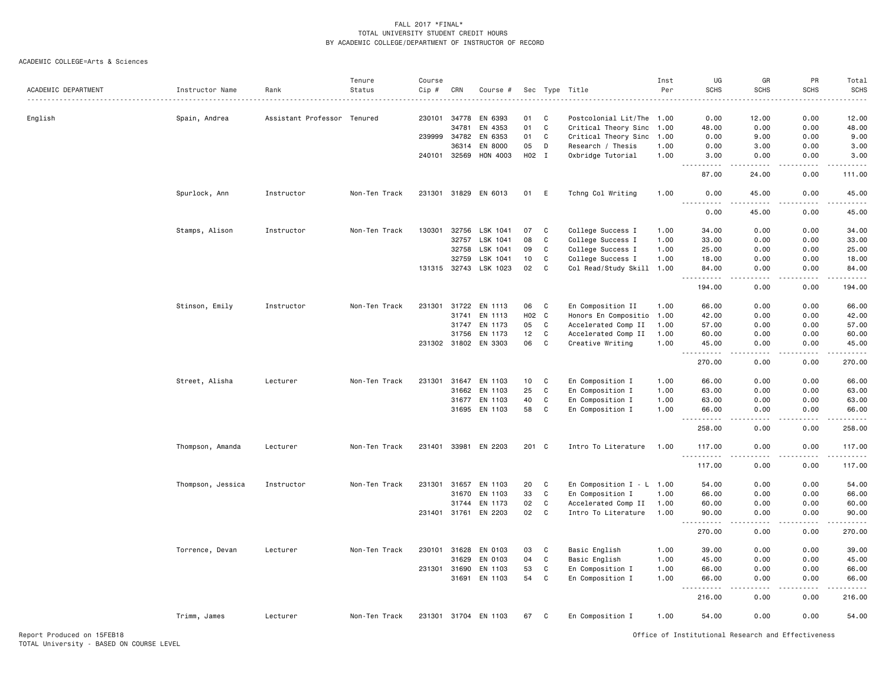FALL 2017 *FINAL*
TOTAL UNIVERSITY STUDENT CREDIT HOURS
BY ACADEMIC COLLEGE/DEPARTMENT OF INSTRUCTOR OF RECORD

ACADEMIC COLLEGE=Arts & Sciences

| ACADEMIC DEPARTMENT | Instructor Name | Rank | Tenure Status | Course Cip # | CRN | Course # | Sec | Type | Title | Inst Per | UG SCHS | GR SCHS | PR SCHS | Total SCHS |
|---|---|---|---|---|---|---|---|---|---|---|---|---|---|---|
| English | Spain, Andrea | Assistant Professor | Tenured | 230101 | 34778 | EN 6393 | 01 | C | Postcolonial Lit/The | 1.00 | 0.00 | 12.00 | 0.00 | 12.00 |
| | | | | | 34781 | EN 4353 | 01 | C | Critical Theory Sinc | 1.00 | 48.00 | 0.00 | 0.00 | 48.00 |
| | | | | 239999 | 34782 | EN 6353 | 01 | C | Critical Theory Sinc | 1.00 | 0.00 | 9.00 | 0.00 | 9.00 |
| | | | | | 36314 | EN 8000 | 05 | D | Research / Thesis | 1.00 | 0.00 | 3.00 | 0.00 | 3.00 |
| | | | | 240101 | 32569 | HON 4003 | H02 | I | Oxbridge Tutorial | 1.00 | 3.00 | 0.00 | 0.00 | 3.00 |
| | | | | | | | | | | | 87.00 | 24.00 | 0.00 | 111.00 |
| | Spurlock, Ann | Instructor | Non-Ten Track | 231301 | 31829 | EN 6013 | 01 | E | Tchng Col Writing | 1.00 | 0.00 | 45.00 | 0.00 | 45.00 |
| | | | | | | | | | | | 0.00 | 45.00 | 0.00 | 45.00 |
| | Stamps, Alison | Instructor | Non-Ten Track | 130301 | 32756 | LSK 1041 | 07 | C | College Success I | 1.00 | 34.00 | 0.00 | 0.00 | 34.00 |
| | | | | | 32757 | LSK 1041 | 08 | C | College Success I | 1.00 | 33.00 | 0.00 | 0.00 | 33.00 |
| | | | | | 32758 | LSK 1041 | 09 | C | College Success I | 1.00 | 25.00 | 0.00 | 0.00 | 25.00 |
| | | | | | 32759 | LSK 1041 | 10 | C | College Success I | 1.00 | 18.00 | 0.00 | 0.00 | 18.00 |
| | | | | 131315 | 32743 | LSK 1023 | 02 | C | Col Read/Study Skill | 1.00 | 84.00 | 0.00 | 0.00 | 84.00 |
| | | | | | | | | | | | 194.00 | 0.00 | 0.00 | 194.00 |
| | Stinson, Emily | Instructor | Non-Ten Track | 231301 | 31722 | EN 1113 | 06 | C | En Composition II | 1.00 | 66.00 | 0.00 | 0.00 | 66.00 |
| | | | | | 31741 | EN 1113 | H02 | C | Honors En Compositio | 1.00 | 42.00 | 0.00 | 0.00 | 42.00 |
| | | | | | 31747 | EN 1173 | 05 | C | Accelerated Comp II | 1.00 | 57.00 | 0.00 | 0.00 | 57.00 |
| | | | | | 31756 | EN 1173 | 12 | C | Accelerated Comp II | 1.00 | 60.00 | 0.00 | 0.00 | 60.00 |
| | | | | 231302 | 31802 | EN 3303 | 06 | C | Creative Writing | 1.00 | 45.00 | 0.00 | 0.00 | 45.00 |
| | | | | | | | | | | | 270.00 | 0.00 | 0.00 | 270.00 |
| | Street, Alisha | Lecturer | Non-Ten Track | 231301 | 31647 | EN 1103 | 10 | C | En Composition I | 1.00 | 66.00 | 0.00 | 0.00 | 66.00 |
| | | | | | 31662 | EN 1103 | 25 | C | En Composition I | 1.00 | 63.00 | 0.00 | 0.00 | 63.00 |
| | | | | | 31677 | EN 1103 | 40 | C | En Composition I | 1.00 | 63.00 | 0.00 | 0.00 | 63.00 |
| | | | | | 31695 | EN 1103 | 58 | C | En Composition I | 1.00 | 66.00 | 0.00 | 0.00 | 66.00 |
| | | | | | | | | | | | 258.00 | 0.00 | 0.00 | 258.00 |
| | Thompson, Amanda | Lecturer | Non-Ten Track | 231401 | 33981 | EN 2203 | 201 | C | Intro To Literature | 1.00 | 117.00 | 0.00 | 0.00 | 117.00 |
| | | | | | | | | | | | 117.00 | 0.00 | 0.00 | 117.00 |
| | Thompson, Jessica | Instructor | Non-Ten Track | 231301 | 31657 | EN 1103 | 20 | C | En Composition I - L | 1.00 | 54.00 | 0.00 | 0.00 | 54.00 |
| | | | | | 31670 | EN 1103 | 33 | C | En Composition I | 1.00 | 66.00 | 0.00 | 0.00 | 66.00 |
| | | | | | 31744 | EN 1173 | 02 | C | Accelerated Comp II | 1.00 | 60.00 | 0.00 | 0.00 | 60.00 |
| | | | | 231401 | 31761 | EN 2203 | 02 | C | Intro To Literature | 1.00 | 90.00 | 0.00 | 0.00 | 90.00 |
| | | | | | | | | | | | 270.00 | 0.00 | 0.00 | 270.00 |
| | Torrence, Devan | Lecturer | Non-Ten Track | 230101 | 31628 | EN 0103 | 03 | C | Basic English | 1.00 | 39.00 | 0.00 | 0.00 | 39.00 |
| | | | | | 31629 | EN 0103 | 04 | C | Basic English | 1.00 | 45.00 | 0.00 | 0.00 | 45.00 |
| | | | | 231301 | 31690 | EN 1103 | 53 | C | En Composition I | 1.00 | 66.00 | 0.00 | 0.00 | 66.00 |
| | | | | | 31691 | EN 1103 | 54 | C | En Composition I | 1.00 | 66.00 | 0.00 | 0.00 | 66.00 |
| | | | | | | | | | | | 216.00 | 0.00 | 0.00 | 216.00 |
| | Trimm, James | Lecturer | Non-Ten Track | 231301 | 31704 | EN 1103 | 67 | C | En Composition I | 1.00 | 54.00 | 0.00 | 0.00 | 54.00 |

Report Produced on 15FEB18
TOTAL University - BASED ON COURSE LEVEL

Office of Institutional Research and Effectiveness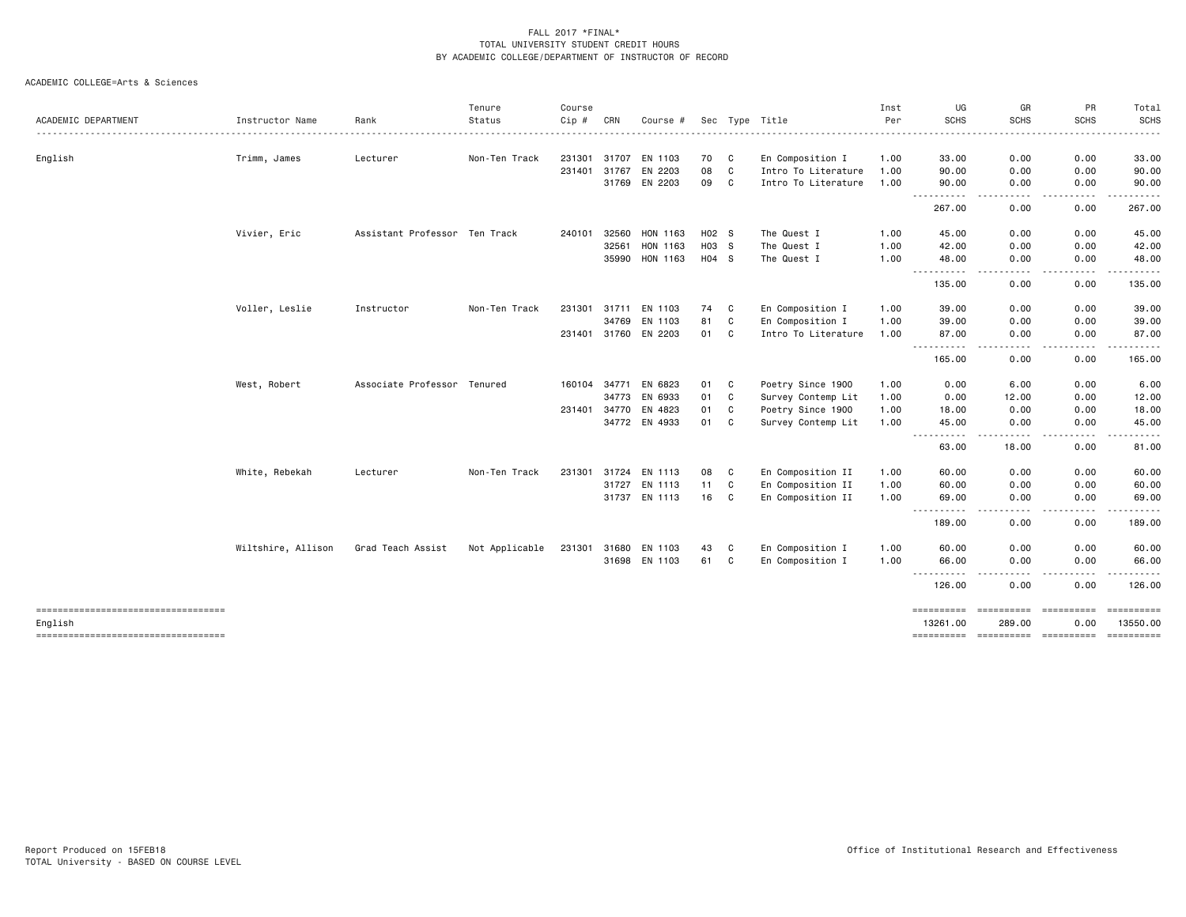FALL 2017 *FINAL*
TOTAL UNIVERSITY STUDENT CREDIT HOURS
BY ACADEMIC COLLEGE/DEPARTMENT OF INSTRUCTOR OF RECORD

ACADEMIC COLLEGE=Arts & Sciences

| ACADEMIC DEPARTMENT | Instructor Name | Rank | Tenure Status | Course Cip # | CRN | Course # | Sec | Type | Title | Inst Per | UG SCHS | GR SCHS | PR SCHS | Total SCHS |
|---|---|---|---|---|---|---|---|---|---|---|---|---|---|---|
| English | Trimm, James | Lecturer | Non-Ten Track | 231301 | 31707 | EN 1103 | 70 | C | En Composition I | 1.00 | 33.00 | 0.00 | 0.00 | 33.00 |
| | | | | 231401 | 31767 | EN 2203 | 08 | C | Intro To Literature | 1.00 | 90.00 | 0.00 | 0.00 | 90.00 |
| | | | | | 31769 | EN 2203 | 09 | C | Intro To Literature | 1.00 | 90.00 | 0.00 | 0.00 | 90.00 |
| | | | | | | | | | | | 267.00 | 0.00 | 0.00 | 267.00 |
| | Vivier, Eric | Assistant Professor | Ten Track | 240101 | 32560 | HON 1163 | H02 | S | The Quest I | 1.00 | 45.00 | 0.00 | 0.00 | 45.00 |
| | | | | | 32561 | HON 1163 | H03 | S | The Quest I | 1.00 | 42.00 | 0.00 | 0.00 | 42.00 |
| | | | | | 35990 | HON 1163 | H04 | S | The Quest I | 1.00 | 48.00 | 0.00 | 0.00 | 48.00 |
| | | | | | | | | | | | 135.00 | 0.00 | 0.00 | 135.00 |
| | Voller, Leslie | Instructor | Non-Ten Track | 231301 | 31711 | EN 1103 | 74 | C | En Composition I | 1.00 | 39.00 | 0.00 | 0.00 | 39.00 |
| | | | | | 34769 | EN 1103 | 81 | C | En Composition I | 1.00 | 39.00 | 0.00 | 0.00 | 39.00 |
| | | | | 231401 | 31760 | EN 2203 | 01 | C | Intro To Literature | 1.00 | 87.00 | 0.00 | 0.00 | 87.00 |
| | | | | | | | | | | | 165.00 | 0.00 | 0.00 | 165.00 |
| | West, Robert | Associate Professor | Tenured | 160104 | 34771 | EN 6823 | 01 | C | Poetry Since 1900 | 1.00 | 0.00 | 6.00 | 0.00 | 6.00 |
| | | | | | 34773 | EN 6933 | 01 | C | Survey Contemp Lit | 1.00 | 0.00 | 12.00 | 0.00 | 12.00 |
| | | | | 231401 | 34770 | EN 4823 | 01 | C | Poetry Since 1900 | 1.00 | 18.00 | 0.00 | 0.00 | 18.00 |
| | | | | | 34772 | EN 4933 | 01 | C | Survey Contemp Lit | 1.00 | 45.00 | 0.00 | 0.00 | 45.00 |
| | | | | | | | | | | | 63.00 | 18.00 | 0.00 | 81.00 |
| | White, Rebekah | Lecturer | Non-Ten Track | 231301 | 31724 | EN 1113 | 08 | C | En Composition II | 1.00 | 60.00 | 0.00 | 0.00 | 60.00 |
| | | | | | 31727 | EN 1113 | 11 | C | En Composition II | 1.00 | 60.00 | 0.00 | 0.00 | 60.00 |
| | | | | | 31737 | EN 1113 | 16 | C | En Composition II | 1.00 | 69.00 | 0.00 | 0.00 | 69.00 |
| | | | | | | | | | | | 189.00 | 0.00 | 0.00 | 189.00 |
| | Wiltshire, Allison | Grad Teach Assist | Not Applicable | 231301 | 31680 | EN 1103 | 43 | C | En Composition I | 1.00 | 60.00 | 0.00 | 0.00 | 60.00 |
| | | | | | 31698 | EN 1103 | 61 | C | En Composition I | 1.00 | 66.00 | 0.00 | 0.00 | 66.00 |
| | | | | | | | | | | | 126.00 | 0.00 | 0.00 | 126.00 |
| English | | | | | | | | | | | 13261.00 | 289.00 | 0.00 | 13550.00 |

Report Produced on 15FEB18
TOTAL University - BASED ON COURSE LEVEL

Office of Institutional Research and Effectiveness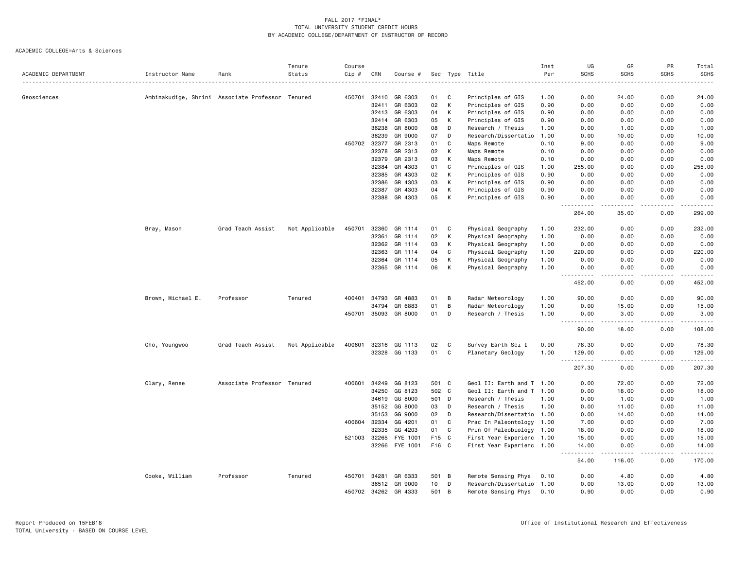FALL 2017 *FINAL*
TOTAL UNIVERSITY STUDENT CREDIT HOURS
BY ACADEMIC COLLEGE/DEPARTMENT OF INSTRUCTOR OF RECORD

ACADEMIC COLLEGE=Arts & Sciences

| ACADEMIC DEPARTMENT | Instructor Name | Rank | Tenure Status | Course Cip # | CRN | Course # | Sec | Type | Title | Inst Per | UG SCHS | GR SCHS | PR SCHS | Total SCHS |
|---|---|---|---|---|---|---|---|---|---|---|---|---|---|---|
| Geosciences | Ambinakudige, Shrini | Associate Professor | Tenured | 450701 | 32410 | GR 6303 | 01 | C | Principles of GIS | 1.00 | 0.00 | 24.00 | 0.00 | 24.00 |
| | | | | | 32411 | GR 6303 | 02 | K | Principles of GIS | 0.90 | 0.00 | 0.00 | 0.00 | 0.00 |
| | | | | | 32413 | GR 6303 | 04 | K | Principles of GIS | 0.90 | 0.00 | 0.00 | 0.00 | 0.00 |
| | | | | | 32414 | GR 6303 | 05 | K | Principles of GIS | 0.90 | 0.00 | 0.00 | 0.00 | 0.00 |
| | | | | | 36238 | GR 8000 | 08 | D | Research / Thesis | 1.00 | 0.00 | 1.00 | 0.00 | 1.00 |
| | | | | | 36239 | GR 9000 | 07 | D | Research/Dissertatio | 1.00 | 0.00 | 10.00 | 0.00 | 10.00 |
| | | | | 450702 | 32377 | GR 2313 | 01 | C | Maps Remote | 0.10 | 9.00 | 0.00 | 0.00 | 9.00 |
| | | | | | 32378 | GR 2313 | 02 | K | Maps Remote | 0.10 | 0.00 | 0.00 | 0.00 | 0.00 |
| | | | | | 32379 | GR 2313 | 03 | K | Maps Remote | 0.10 | 0.00 | 0.00 | 0.00 | 0.00 |
| | | | | | 32384 | GR 4303 | 01 | C | Principles of GIS | 1.00 | 255.00 | 0.00 | 0.00 | 255.00 |
| | | | | | 32385 | GR 4303 | 02 | K | Principles of GIS | 0.90 | 0.00 | 0.00 | 0.00 | 0.00 |
| | | | | | 32386 | GR 4303 | 03 | K | Principles of GIS | 0.90 | 0.00 | 0.00 | 0.00 | 0.00 |
| | | | | | 32387 | GR 4303 | 04 | K | Principles of GIS | 0.90 | 0.00 | 0.00 | 0.00 | 0.00 |
| | | | | | 32388 | GR 4303 | 05 | K | Principles of GIS | 0.90 | 0.00 | 0.00 | 0.00 | 0.00 |
| | | | | | | | | | | | 264.00 | 35.00 | 0.00 | 299.00 |
| | Bray, Mason | Grad Teach Assist | Not Applicable | 450701 | 32360 | GR 1114 | 01 | C | Physical Geography | 1.00 | 232.00 | 0.00 | 0.00 | 232.00 |
| | | | | | 32361 | GR 1114 | 02 | K | Physical Geography | 1.00 | 0.00 | 0.00 | 0.00 | 0.00 |
| | | | | | 32362 | GR 1114 | 03 | K | Physical Geography | 1.00 | 0.00 | 0.00 | 0.00 | 0.00 |
| | | | | | 32363 | GR 1114 | 04 | C | Physical Geography | 1.00 | 220.00 | 0.00 | 0.00 | 220.00 |
| | | | | | 32364 | GR 1114 | 05 | K | Physical Geography | 1.00 | 0.00 | 0.00 | 0.00 | 0.00 |
| | | | | | 32365 | GR 1114 | 06 | K | Physical Geography | 1.00 | 0.00 | 0.00 | 0.00 | 0.00 |
| | | | | | | | | | | | 452.00 | 0.00 | 0.00 | 452.00 |
| | Brown, Michael E. | Professor | Tenured | 400401 | 34793 | GR 4883 | 01 | B | Radar Meteorology | 1.00 | 90.00 | 0.00 | 0.00 | 90.00 |
| | | | | | 34794 | GR 6883 | 01 | B | Radar Meteorology | 1.00 | 0.00 | 15.00 | 0.00 | 15.00 |
| | | | | 450701 | 35093 | GR 8000 | 01 | D | Research / Thesis | 1.00 | 0.00 | 3.00 | 0.00 | 3.00 |
| | | | | | | | | | | | 90.00 | 18.00 | 0.00 | 108.00 |
| | Cho, Youngwoo | Grad Teach Assist | Not Applicable | 400601 | 32316 | GG 1113 | 02 | C | Survey Earth Sci I | 0.90 | 78.30 | 0.00 | 0.00 | 78.30 |
| | | | | | 32328 | GG 1133 | 01 | C | Planetary Geology | 1.00 | 129.00 | 0.00 | 0.00 | 129.00 |
| | | | | | | | | | | | 207.30 | 0.00 | 0.00 | 207.30 |
| | Clary, Renee | Associate Professor | Tenured | 400601 | 34249 | GG 8123 | 501 | C | Geol II: Earth and T | 1.00 | 0.00 | 72.00 | 0.00 | 72.00 |
| | | | | | 34250 | GG 8123 | 502 | C | Geol II: Earth and T | 1.00 | 0.00 | 18.00 | 0.00 | 18.00 |
| | | | | | 34619 | GG 8000 | 501 | D | Research / Thesis | 1.00 | 0.00 | 1.00 | 0.00 | 1.00 |
| | | | | | 35152 | GG 8000 | 03 | D | Research / Thesis | 1.00 | 0.00 | 11.00 | 0.00 | 11.00 |
| | | | | | 35153 | GG 9000 | 02 | D | Research/Dissertatio | 1.00 | 0.00 | 14.00 | 0.00 | 14.00 |
| | | | | 400604 | 32334 | GG 4201 | 01 | C | Prac In Paleontology | 1.00 | 7.00 | 0.00 | 0.00 | 7.00 |
| | | | | | 32335 | GG 4203 | 01 | C | Prin Of Paleobiology | 1.00 | 18.00 | 0.00 | 0.00 | 18.00 |
| | | | | 521003 | 32265 | FYE 1001 | F15 | C | First Year Experienc | 1.00 | 15.00 | 0.00 | 0.00 | 15.00 |
| | | | | | 32266 | FYE 1001 | F16 | C | First Year Experienc | 1.00 | 14.00 | 0.00 | 0.00 | 14.00 |
| | | | | | | | | | | | 54.00 | 116.00 | 0.00 | 170.00 |
| | Cooke, William | Professor | Tenured | 450701 | 34281 | GR 6333 | 501 | B | Remote Sensing Phys | 0.10 | 0.00 | 4.80 | 0.00 | 4.80 |
| | | | | | 36512 | GR 9000 | 10 | D | Research/Dissertatio | 1.00 | 0.00 | 13.00 | 0.00 | 13.00 |
| | | | | 450702 | 34262 | GR 4333 | 501 | B | Remote Sensing Phys | 0.10 | 0.90 | 0.00 | 0.00 | 0.90 |

Report Produced on 15FEB18
TOTAL University - BASED ON COURSE LEVEL

Office of Institutional Research and Effectiveness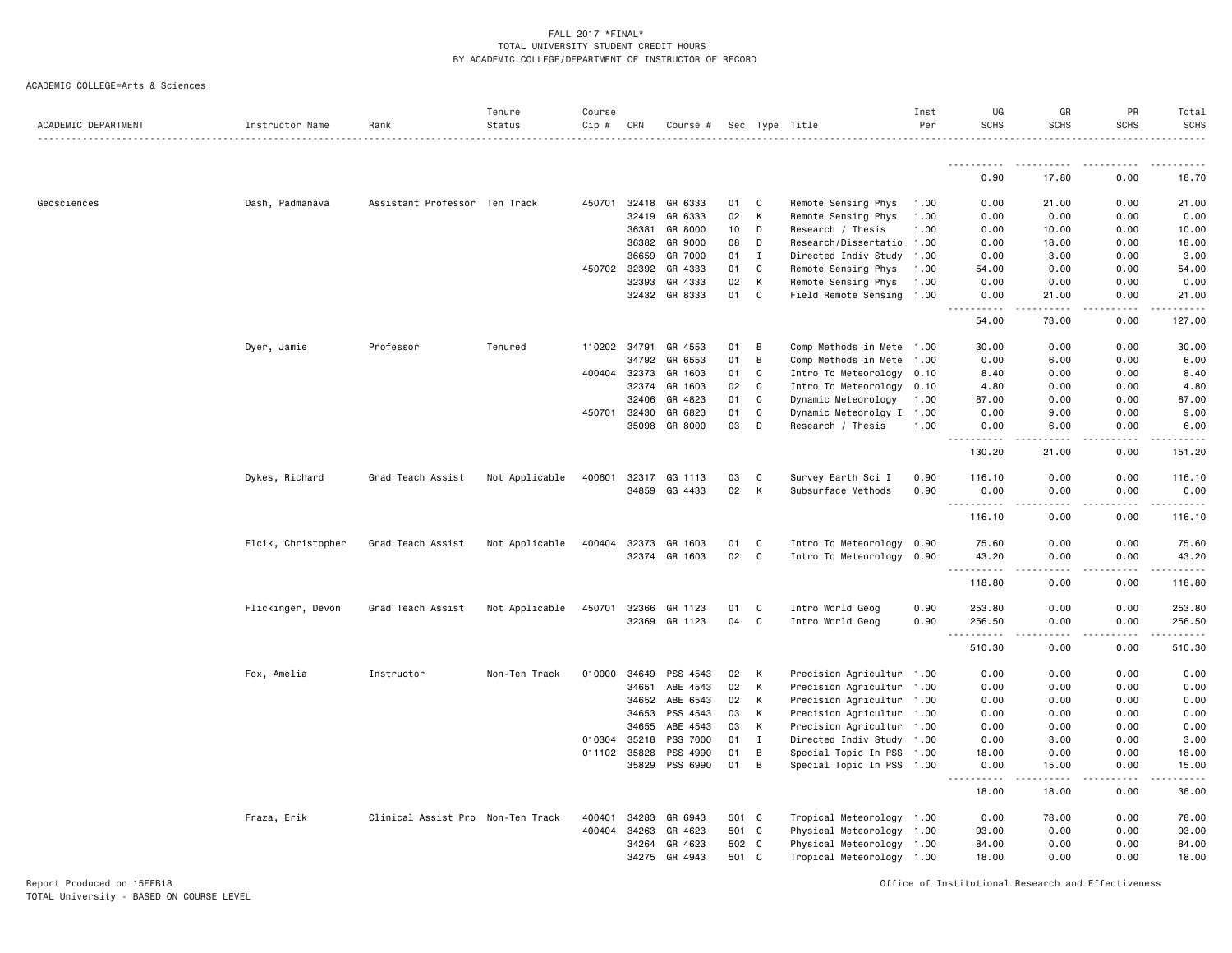FALL 2017 *FINAL*
TOTAL UNIVERSITY STUDENT CREDIT HOURS
BY ACADEMIC COLLEGE/DEPARTMENT OF INSTRUCTOR OF RECORD

ACADEMIC COLLEGE=Arts & Sciences

| ACADEMIC DEPARTMENT | Instructor Name | Rank | Tenure Status | Course Cip # | CRN | Course # | Sec | Type | Title | Inst Per | UG SCHS | GR SCHS | PR SCHS | Total SCHS |
|---|---|---|---|---|---|---|---|---|---|---|---|---|---|---|
| | | | | | | | | | | | 0.90 | 17.80 | 0.00 | 18.70 |
| Geosciences | Dash, Padmanava | Assistant Professor | Ten Track | 450701 | 32418 | GR 6333 | 01 | C | Remote Sensing Phys | 1.00 | 0.00 | 21.00 | 0.00 | 21.00 |
| | | | | | 32419 | GR 6333 | 02 | K | Remote Sensing Phys | 1.00 | 0.00 | 0.00 | 0.00 | 0.00 |
| | | | | | 36381 | GR 8000 | 10 | D | Research / Thesis | 1.00 | 0.00 | 10.00 | 0.00 | 10.00 |
| | | | | | 36382 | GR 9000 | 08 | D | Research/Dissertatio | 1.00 | 0.00 | 18.00 | 0.00 | 18.00 |
| | | | | | 36659 | GR 7000 | 01 | I | Directed Indiv Study | 1.00 | 0.00 | 3.00 | 0.00 | 3.00 |
| | | | | 450702 | 32392 | GR 4333 | 01 | C | Remote Sensing Phys | 1.00 | 54.00 | 0.00 | 0.00 | 54.00 |
| | | | | | 32393 | GR 4333 | 02 | K | Remote Sensing Phys | 1.00 | 0.00 | 0.00 | 0.00 | 0.00 |
| | | | | | 32432 | GR 8333 | 01 | C | Field Remote Sensing | 1.00 | 0.00 | 21.00 | 0.00 | 21.00 |
| | | | | | | | | | | | 54.00 | 73.00 | 0.00 | 127.00 |
| | Dyer, Jamie | Professor | Tenured | 110202 | 34791 | GR 4553 | 01 | B | Comp Methods in Mete | 1.00 | 30.00 | 0.00 | 0.00 | 30.00 |
| | | | | | 34792 | GR 6553 | 01 | B | Comp Methods in Mete | 1.00 | 0.00 | 6.00 | 0.00 | 6.00 |
| | | | | 400404 | 32373 | GR 1603 | 01 | C | Intro To Meteorology | 0.10 | 8.40 | 0.00 | 0.00 | 8.40 |
| | | | | | 32374 | GR 1603 | 02 | C | Intro To Meteorology | 0.10 | 4.80 | 0.00 | 0.00 | 4.80 |
| | | | | | 32406 | GR 4823 | 01 | C | Dynamic Meteorology | 1.00 | 87.00 | 0.00 | 0.00 | 87.00 |
| | | | | 450701 | 32430 | GR 6823 | 01 | C | Dynamic Meteorolgy I | 1.00 | 0.00 | 9.00 | 0.00 | 9.00 |
| | | | | | 35098 | GR 8000 | 03 | D | Research / Thesis | 1.00 | 0.00 | 6.00 | 0.00 | 6.00 |
| | | | | | | | | | | | 130.20 | 21.00 | 0.00 | 151.20 |
| | Dykes, Richard | Grad Teach Assist | Not Applicable | 400601 | 32317 | GG 1113 | 03 | C | Survey Earth Sci I | 0.90 | 116.10 | 0.00 | 0.00 | 116.10 |
| | | | | | 34859 | GG 4433 | 02 | K | Subsurface Methods | 0.90 | 0.00 | 0.00 | 0.00 | 0.00 |
| | | | | | | | | | | | 116.10 | 0.00 | 0.00 | 116.10 |
| | Elcik, Christopher | Grad Teach Assist | Not Applicable | 400404 | 32373 | GR 1603 | 01 | C | Intro To Meteorology | 0.90 | 75.60 | 0.00 | 0.00 | 75.60 |
| | | | | | 32374 | GR 1603 | 02 | C | Intro To Meteorology | 0.90 | 43.20 | 0.00 | 0.00 | 43.20 |
| | | | | | | | | | | | 118.80 | 0.00 | 0.00 | 118.80 |
| | Flickinger, Devon | Grad Teach Assist | Not Applicable | 450701 | 32366 | GR 1123 | 01 | C | Intro World Geog | 0.90 | 253.80 | 0.00 | 0.00 | 253.80 |
| | | | | | 32369 | GR 1123 | 04 | C | Intro World Geog | 0.90 | 256.50 | 0.00 | 0.00 | 256.50 |
| | | | | | | | | | | | 510.30 | 0.00 | 0.00 | 510.30 |
| | Fox, Amelia | Instructor | Non-Ten Track | 010000 | 34649 | PSS 4543 | 02 | K | Precision Agricultur | 1.00 | 0.00 | 0.00 | 0.00 | 0.00 |
| | | | | | 34651 | ABE 4543 | 02 | K | Precision Agricultur | 1.00 | 0.00 | 0.00 | 0.00 | 0.00 |
| | | | | | 34652 | ABE 6543 | 02 | K | Precision Agricultur | 1.00 | 0.00 | 0.00 | 0.00 | 0.00 |
| | | | | | 34653 | PSS 4543 | 03 | K | Precision Agricultur | 1.00 | 0.00 | 0.00 | 0.00 | 0.00 |
| | | | | | 34655 | ABE 4543 | 03 | K | Precision Agricultur | 1.00 | 0.00 | 0.00 | 0.00 | 0.00 |
| | | | | 010304 | 35218 | PSS 7000 | 01 | I | Directed Indiv Study | 1.00 | 0.00 | 3.00 | 0.00 | 3.00 |
| | | | | 011102 | 35828 | PSS 4990 | 01 | B | Special Topic In PSS | 1.00 | 18.00 | 0.00 | 0.00 | 18.00 |
| | | | | | 35829 | PSS 6990 | 01 | B | Special Topic In PSS | 1.00 | 0.00 | 15.00 | 0.00 | 15.00 |
| | | | | | | | | | | | 18.00 | 18.00 | 0.00 | 36.00 |
| | Fraza, Erik | Clinical Assist Pro | Non-Ten Track | 400401 | 34283 | GR 6943 | 501 | C | Tropical Meteorology | 1.00 | 0.00 | 78.00 | 0.00 | 78.00 |
| | | | | 400404 | 34263 | GR 4623 | 501 | C | Physical Meteorology | 1.00 | 93.00 | 0.00 | 0.00 | 93.00 |
| | | | | | 34264 | GR 4623 | 502 | C | Physical Meteorology | 1.00 | 84.00 | 0.00 | 0.00 | 84.00 |
| | | | | | 34275 | GR 4943 | 501 | C | Tropical Meteorology | 1.00 | 18.00 | 0.00 | 0.00 | 18.00 |

Report Produced on 15FEB18
TOTAL University - BASED ON COURSE LEVEL

Office of Institutional Research and Effectiveness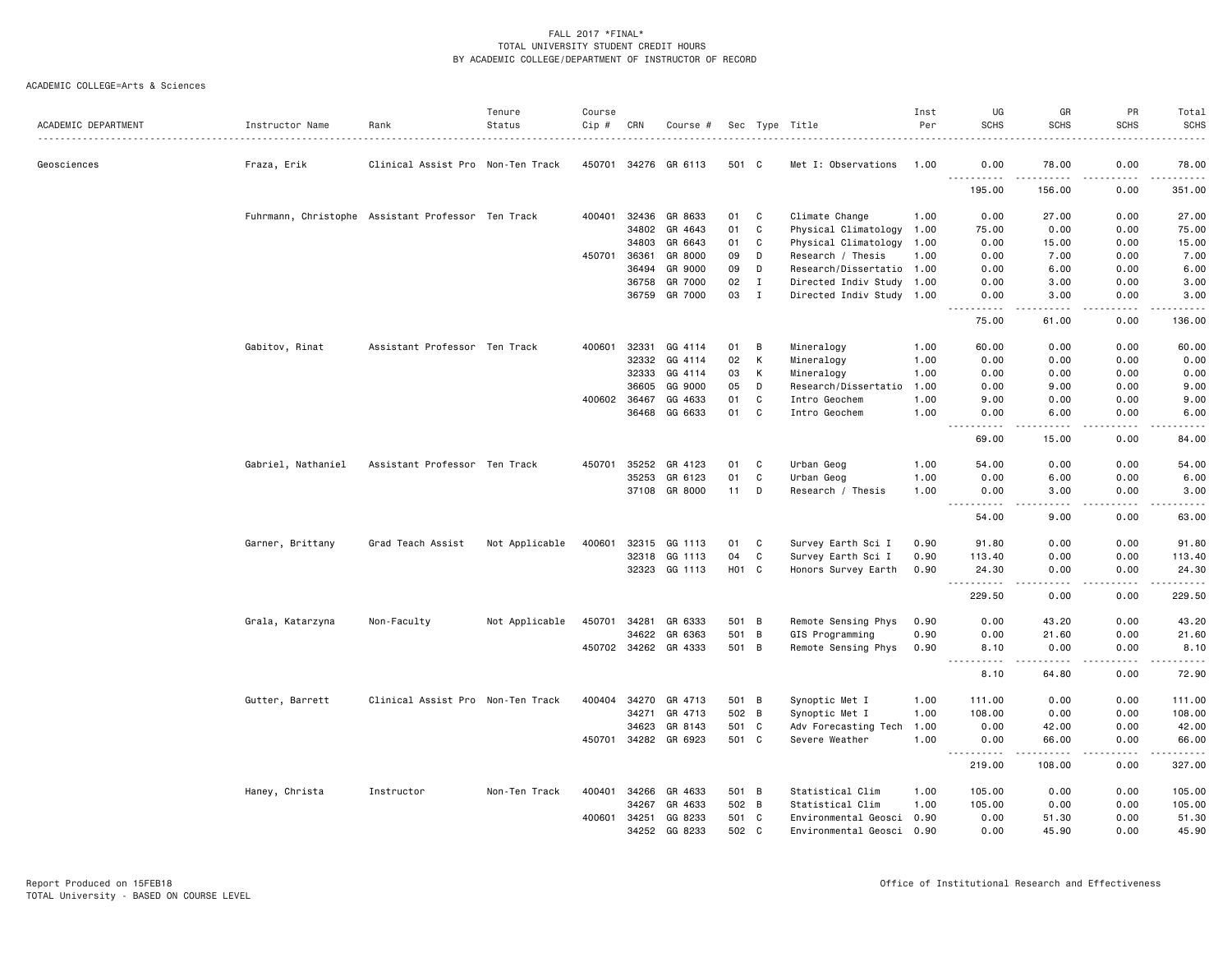FALL 2017 *FINAL*
TOTAL UNIVERSITY STUDENT CREDIT HOURS
BY ACADEMIC COLLEGE/DEPARTMENT OF INSTRUCTOR OF RECORD

ACADEMIC COLLEGE=Arts & Sciences

| ACADEMIC DEPARTMENT | Instructor Name | Rank | Tenure Status | Course Cip # | CRN | Course # | Sec | Type | Title | Inst Per | UG SCHS | GR SCHS | PR SCHS | Total SCHS |
|---|---|---|---|---|---|---|---|---|---|---|---|---|---|---|
| Geosciences | Fraza, Erik | Clinical Assist Pro | Non-Ten Track | 450701 | 34276 | GR 6113 | 501 | C | Met I: Observations | 1.00 | 0.00 | 78.00 | 0.00 | 78.00 |
| | | | | | | | | | | | 195.00 | 156.00 | 0.00 | 351.00 |
| | Fuhrmann, Christophe | Assistant Professor | Ten Track | 400401 | 32436 | GR 8633 | 01 | C | Climate Change | 1.00 | 0.00 | 27.00 | 0.00 | 27.00 |
| | | | | | 34802 | GR 4643 | 01 | C | Physical Climatology | 1.00 | 75.00 | 0.00 | 0.00 | 75.00 |
| | | | | | 34803 | GR 6643 | 01 | C | Physical Climatology | 1.00 | 0.00 | 15.00 | 0.00 | 15.00 |
| | | | | 450701 | 36361 | GR 8000 | 09 | D | Research / Thesis | 1.00 | 0.00 | 7.00 | 0.00 | 7.00 |
| | | | | | 36494 | GR 9000 | 09 | D | Research/Dissertatio | 1.00 | 0.00 | 6.00 | 0.00 | 6.00 |
| | | | | | 36758 | GR 7000 | 02 | I | Directed Indiv Study | 1.00 | 0.00 | 3.00 | 0.00 | 3.00 |
| | | | | | 36759 | GR 7000 | 03 | I | Directed Indiv Study | 1.00 | 0.00 | 3.00 | 0.00 | 3.00 |
| | | | | | | | | | | | 75.00 | 61.00 | 0.00 | 136.00 |
| | Gabitov, Rinat | Assistant Professor | Ten Track | 400601 | 32331 | GG 4114 | 01 | B | Mineralogy | 1.00 | 60.00 | 0.00 | 0.00 | 60.00 |
| | | | | | 32332 | GG 4114 | 02 | K | Mineralogy | 1.00 | 0.00 | 0.00 | 0.00 | 0.00 |
| | | | | | 32333 | GG 4114 | 03 | K | Mineralogy | 1.00 | 0.00 | 0.00 | 0.00 | 0.00 |
| | | | | | 36605 | GG 9000 | 05 | D | Research/Dissertatio | 1.00 | 0.00 | 9.00 | 0.00 | 9.00 |
| | | | | 400602 | 36467 | GG 4633 | 01 | C | Intro Geochem | 1.00 | 9.00 | 0.00 | 0.00 | 9.00 |
| | | | | | 36468 | GG 6633 | 01 | C | Intro Geochem | 1.00 | 0.00 | 6.00 | 0.00 | 6.00 |
| | | | | | | | | | | | 69.00 | 15.00 | 0.00 | 84.00 |
| | Gabriel, Nathaniel | Assistant Professor | Ten Track | 450701 | 35252 | GR 4123 | 01 | C | Urban Geog | 1.00 | 54.00 | 0.00 | 0.00 | 54.00 |
| | | | | | 35253 | GR 6123 | 01 | C | Urban Geog | 1.00 | 0.00 | 6.00 | 0.00 | 6.00 |
| | | | | | 37108 | GR 8000 | 11 | D | Research / Thesis | 1.00 | 0.00 | 3.00 | 0.00 | 3.00 |
| | | | | | | | | | | | 54.00 | 9.00 | 0.00 | 63.00 |
| | Garner, Brittany | Grad Teach Assist | Not Applicable | 400601 | 32315 | GG 1113 | 01 | C | Survey Earth Sci I | 0.90 | 91.80 | 0.00 | 0.00 | 91.80 |
| | | | | | 32318 | GG 1113 | 04 | C | Survey Earth Sci I | 0.90 | 113.40 | 0.00 | 0.00 | 113.40 |
| | | | | | 32323 | GG 1113 | H01 | C | Honors Survey Earth | 0.90 | 24.30 | 0.00 | 0.00 | 24.30 |
| | | | | | | | | | | | 229.50 | 0.00 | 0.00 | 229.50 |
| | Grala, Katarzyna | Non-Faculty | Not Applicable | 450701 | 34281 | GR 6333 | 501 | B | Remote Sensing Phys | 0.90 | 0.00 | 43.20 | 0.00 | 43.20 |
| | | | | | 34622 | GR 6363 | 501 | B | GIS Programming | 0.90 | 0.00 | 21.60 | 0.00 | 21.60 |
| | | | | 450702 | 34262 | GR 4333 | 501 | B | Remote Sensing Phys | 0.90 | 8.10 | 0.00 | 0.00 | 8.10 |
| | | | | | | | | | | | 8.10 | 64.80 | 0.00 | 72.90 |
| | Gutter, Barrett | Clinical Assist Pro | Non-Ten Track | 400404 | 34270 | GR 4713 | 501 | B | Synoptic Met I | 1.00 | 111.00 | 0.00 | 0.00 | 111.00 |
| | | | | | 34271 | GR 4713 | 502 | B | Synoptic Met I | 1.00 | 108.00 | 0.00 | 0.00 | 108.00 |
| | | | | | 34623 | GR 8143 | 501 | C | Adv Forecasting Tech | 1.00 | 0.00 | 42.00 | 0.00 | 42.00 |
| | | | | 450701 | 34282 | GR 6923 | 501 | C | Severe Weather | 1.00 | 0.00 | 66.00 | 0.00 | 66.00 |
| | | | | | | | | | | | 219.00 | 108.00 | 0.00 | 327.00 |
| | Haney, Christa | Instructor | Non-Ten Track | 400401 | 34266 | GR 4633 | 501 | B | Statistical Clim | 1.00 | 105.00 | 0.00 | 0.00 | 105.00 |
| | | | | | 34267 | GR 4633 | 502 | B | Statistical Clim | 1.00 | 105.00 | 0.00 | 0.00 | 105.00 |
| | | | | 400601 | 34251 | GG 8233 | 501 | C | Environmental Geosci | 0.90 | 0.00 | 51.30 | 0.00 | 51.30 |
| | | | | | 34252 | GG 8233 | 502 | C | Environmental Geosci | 0.90 | 0.00 | 45.90 | 0.00 | 45.90 |

Report Produced on 15FEB18
TOTAL University - BASED ON COURSE LEVEL

Office of Institutional Research and Effectiveness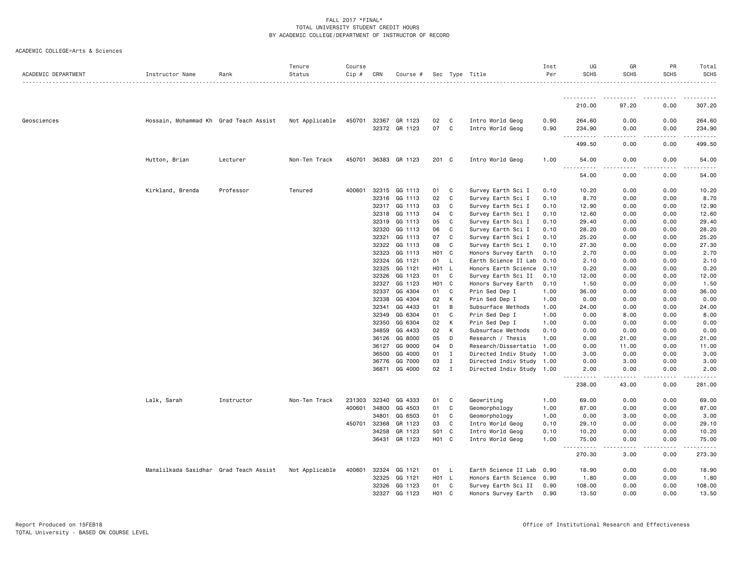FALL 2017 *FINAL*
TOTAL UNIVERSITY STUDENT CREDIT HOURS
BY ACADEMIC COLLEGE/DEPARTMENT OF INSTRUCTOR OF RECORD

ACADEMIC COLLEGE=Arts & Sciences

| ACADEMIC DEPARTMENT | Instructor Name | Rank | Tenure Status | Course Cip # | CRN | Course # | Sec | Type | Title | Inst Per | UG SCHS | GR SCHS | PR SCHS | Total SCHS |
|---|---|---|---|---|---|---|---|---|---|---|---|---|---|---|
| | | | | | | | | | | | 210.00 | 97.20 | 0.00 | 307.20 |
| Geosciences | Hossain, Mohammad Kh | Grad Teach Assist | Not Applicable | 450701 | 32367 | GR 1123 | 02 | C | Intro World Geog | 0.90 | 264.60 | 0.00 | 0.00 | 264.60 |
| | | | | | 32372 | GR 1123 | 07 | C | Intro World Geog | 0.90 | 234.90 | 0.00 | 0.00 | 234.90 |
| | | | | | | | | | | | 499.50 | 0.00 | 0.00 | 499.50 |
| | Hutton, Brian | Lecturer | Non-Ten Track | 450701 | 36383 | GR 1123 | 201 | C | Intro World Geog | 1.00 | 54.00 | 0.00 | 0.00 | 54.00 |
| | | | | | | | | | | | 54.00 | 0.00 | 0.00 | 54.00 |
| | Kirkland, Brenda | Professor | Tenured | 400601 | 32315 | GG 1113 | 01 | C | Survey Earth Sci I | 0.10 | 10.20 | 0.00 | 0.00 | 10.20 |
| | | | | | 32316 | GG 1113 | 02 | C | Survey Earth Sci I | 0.10 | 8.70 | 0.00 | 0.00 | 8.70 |
| | | | | | 32317 | GG 1113 | 03 | C | Survey Earth Sci I | 0.10 | 12.90 | 0.00 | 0.00 | 12.90 |
| | | | | | 32318 | GG 1113 | 04 | C | Survey Earth Sci I | 0.10 | 12.60 | 0.00 | 0.00 | 12.60 |
| | | | | | 32319 | GG 1113 | 05 | C | Survey Earth Sci I | 0.10 | 29.40 | 0.00 | 0.00 | 29.40 |
| | | | | | 32320 | GG 1113 | 06 | C | Survey Earth Sci I | 0.10 | 28.20 | 0.00 | 0.00 | 28.20 |
| | | | | | 32321 | GG 1113 | 07 | C | Survey Earth Sci I | 0.10 | 25.20 | 0.00 | 0.00 | 25.20 |
| | | | | | 32322 | GG 1113 | 08 | C | Survey Earth Sci I | 0.10 | 27.30 | 0.00 | 0.00 | 27.30 |
| | | | | | 32323 | GG 1113 | H01 | C | Honors Survey Earth | 0.10 | 2.70 | 0.00 | 0.00 | 2.70 |
| | | | | | 32324 | GG 1121 | 01 | L | Earth Science II Lab | 0.10 | 2.10 | 0.00 | 0.00 | 2.10 |
| | | | | | 32325 | GG 1121 | H01 | L | Honors Earth Science | 0.10 | 0.20 | 0.00 | 0.00 | 0.20 |
| | | | | | 32326 | GG 1123 | 01 | C | Survey Earth Sci II | 0.10 | 12.00 | 0.00 | 0.00 | 12.00 |
| | | | | | 32327 | GG 1123 | H01 | C | Honors Survey Earth | 0.10 | 1.50 | 0.00 | 0.00 | 1.50 |
| | | | | | 32337 | GG 4304 | 01 | C | Prin Sed Dep I | 1.00 | 36.00 | 0.00 | 0.00 | 36.00 |
| | | | | | 32338 | GG 4304 | 02 | K | Prin Sed Dep I | 1.00 | 0.00 | 0.00 | 0.00 | 0.00 |
| | | | | | 32341 | GG 4433 | 01 | B | Subsurface Methods | 1.00 | 24.00 | 0.00 | 0.00 | 24.00 |
| | | | | | 32349 | GG 6304 | 01 | C | Prin Sed Dep I | 1.00 | 0.00 | 8.00 | 0.00 | 8.00 |
| | | | | | 32350 | GG 6304 | 02 | K | Prin Sed Dep I | 1.00 | 0.00 | 0.00 | 0.00 | 0.00 |
| | | | | | 34859 | GG 4433 | 02 | K | Subsurface Methods | 0.10 | 0.00 | 0.00 | 0.00 | 0.00 |
| | | | | | 36126 | GG 8000 | 05 | D | Research / Thesis | 1.00 | 0.00 | 21.00 | 0.00 | 21.00 |
| | | | | | 36127 | GG 9000 | 04 | D | Research/Dissertatio | 1.00 | 0.00 | 11.00 | 0.00 | 11.00 |
| | | | | | 36500 | GG 4000 | 01 | I | Directed Indiv Study | 1.00 | 3.00 | 0.00 | 0.00 | 3.00 |
| | | | | | 36776 | GG 7000 | 03 | I | Directed Indiv Study | 1.00 | 0.00 | 3.00 | 0.00 | 3.00 |
| | | | | | 36871 | GG 4000 | 02 | I | Directed Indiv Study | 1.00 | 2.00 | 0.00 | 0.00 | 2.00 |
| | | | | | | | | | | | 238.00 | 43.00 | 0.00 | 281.00 |
| | Lalk, Sarah | Instructor | Non-Ten Track | 231303 | 32340 | GG 4333 | 01 | C | Geowriting | 1.00 | 69.00 | 0.00 | 0.00 | 69.00 |
| | | | | 400601 | 34800 | GG 4503 | 01 | C | Geomorphology | 1.00 | 87.00 | 0.00 | 0.00 | 87.00 |
| | | | | | 34801 | GG 6503 | 01 | C | Geomorphology | 1.00 | 0.00 | 3.00 | 0.00 | 3.00 |
| | | | | 450701 | 32368 | GR 1123 | 03 | C | Intro World Geog | 0.10 | 29.10 | 0.00 | 0.00 | 29.10 |
| | | | | | 34258 | GR 1123 | 501 | C | Intro World Geog | 0.10 | 10.20 | 0.00 | 0.00 | 10.20 |
| | | | | | 36431 | GR 1123 | H01 | C | Intro World Geog | 1.00 | 75.00 | 0.00 | 0.00 | 75.00 |
| | | | | | | | | | | | 270.30 | 3.00 | 0.00 | 273.30 |
| | Manalilkada Sasidhar | Grad Teach Assist | Not Applicable | 400601 | 32324 | GG 1121 | 01 | L | Earth Science II Lab | 0.90 | 18.90 | 0.00 | 0.00 | 18.90 |
| | | | | | 32325 | GG 1121 | H01 | L | Honors Earth Science | 0.90 | 1.80 | 0.00 | 0.00 | 1.80 |
| | | | | | 32326 | GG 1123 | 01 | C | Survey Earth Sci II | 0.90 | 108.00 | 0.00 | 0.00 | 108.00 |
| | | | | | 32327 | GG 1123 | H01 | C | Honors Survey Earth | 0.90 | 13.50 | 0.00 | 0.00 | 13.50 |

Report Produced on 15FEB18
TOTAL University - BASED ON COURSE LEVEL

Office of Institutional Research and Effectiveness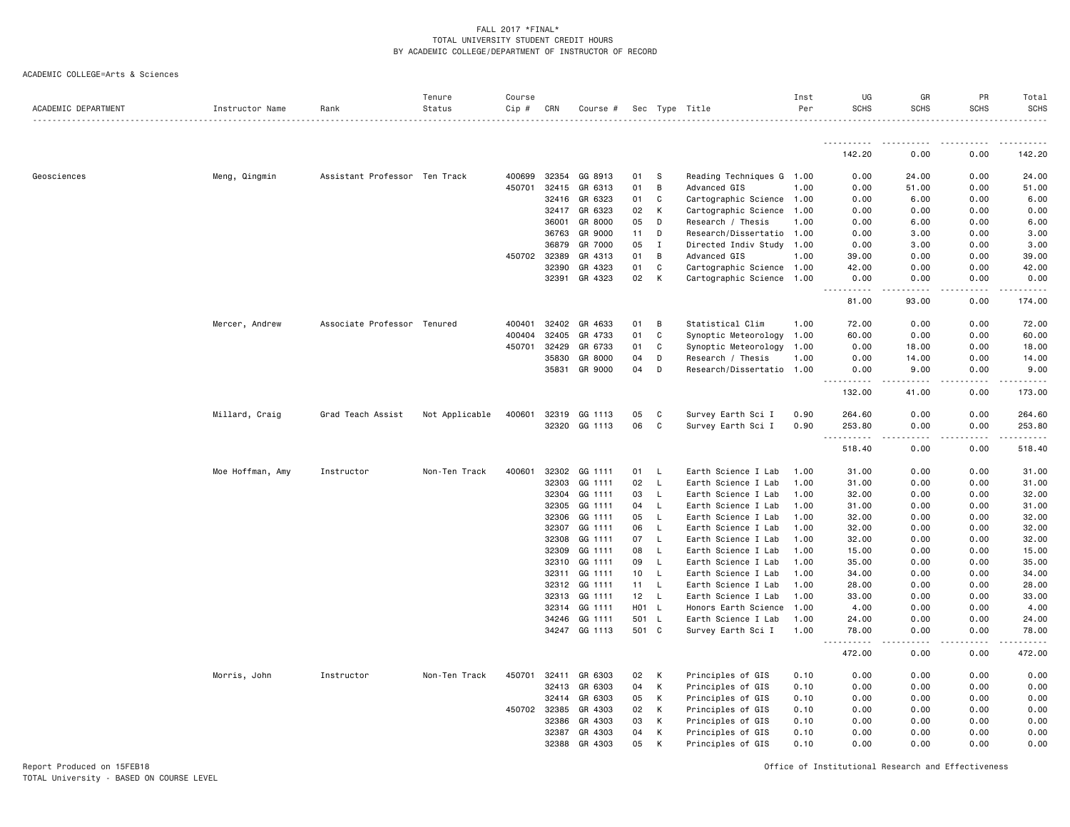FALL 2017 *FINAL*
TOTAL UNIVERSITY STUDENT CREDIT HOURS
BY ACADEMIC COLLEGE/DEPARTMENT OF INSTRUCTOR OF RECORD

ACADEMIC COLLEGE=Arts & Sciences

| ACADEMIC DEPARTMENT | Instructor Name | Rank | Tenure Status | Course Cip # | CRN | Course # | Sec | Type | Title | Inst Per | UG SCHS | GR SCHS | PR SCHS | Total SCHS |
|---|---|---|---|---|---|---|---|---|---|---|---|---|---|---|
| | | | | | | | | | | | 142.20 | 0.00 | 0.00 | 142.20 |
| Geosciences | Meng, Qingmin | Assistant Professor | Ten Track | 400699 | 32354 | GG 8913 | 01 | S | Reading Techniques G | 1.00 | 0.00 | 24.00 | 0.00 | 24.00 |
| | | | | 450701 | 32415 | GR 6313 | 01 | B | Advanced GIS | 1.00 | 0.00 | 51.00 | 0.00 | 51.00 |
| | | | | | 32416 | GR 6323 | 01 | C | Cartographic Science | 1.00 | 0.00 | 6.00 | 0.00 | 6.00 |
| | | | | | 32417 | GR 6323 | 02 | K | Cartographic Science | 1.00 | 0.00 | 0.00 | 0.00 | 0.00 |
| | | | | | 36001 | GR 8000 | 05 | D | Research / Thesis | 1.00 | 0.00 | 6.00 | 0.00 | 6.00 |
| | | | | | 36763 | GR 9000 | 11 | D | Research/Dissertatio | 1.00 | 0.00 | 3.00 | 0.00 | 3.00 |
| | | | | | 36879 | GR 7000 | 05 | I | Directed Indiv Study | 1.00 | 0.00 | 3.00 | 0.00 | 3.00 |
| | | | | 450702 | 32389 | GR 4313 | 01 | B | Advanced GIS | 1.00 | 39.00 | 0.00 | 0.00 | 39.00 |
| | | | | | 32390 | GR 4323 | 01 | C | Cartographic Science | 1.00 | 42.00 | 0.00 | 0.00 | 42.00 |
| | | | | | 32391 | GR 4323 | 02 | K | Cartographic Science | 1.00 | 0.00 | 0.00 | 0.00 | 0.00 |
| | | | | | | | | | | | 81.00 | 93.00 | 0.00 | 174.00 |
| | Mercer, Andrew | Associate Professor | Tenured | 400401 | 32402 | GR 4633 | 01 | B | Statistical Clim | 1.00 | 72.00 | 0.00 | 0.00 | 72.00 |
| | | | | 400404 | 32405 | GR 4733 | 01 | C | Synoptic Meteorology | 1.00 | 60.00 | 0.00 | 0.00 | 60.00 |
| | | | | 450701 | 32429 | GR 6733 | 01 | C | Synoptic Meteorology | 1.00 | 0.00 | 18.00 | 0.00 | 18.00 |
| | | | | | 35830 | GR 8000 | 04 | D | Research / Thesis | 1.00 | 0.00 | 14.00 | 0.00 | 14.00 |
| | | | | | 35831 | GR 9000 | 04 | D | Research/Dissertatio | 1.00 | 0.00 | 9.00 | 0.00 | 9.00 |
| | | | | | | | | | | | 132.00 | 41.00 | 0.00 | 173.00 |
| | Millard, Craig | Grad Teach Assist | Not Applicable | 400601 | 32319 | GG 1113 | 05 | C | Survey Earth Sci I | 0.90 | 264.60 | 0.00 | 0.00 | 264.60 |
| | | | | | 32320 | GG 1113 | 06 | C | Survey Earth Sci I | 0.90 | 253.80 | 0.00 | 0.00 | 253.80 |
| | | | | | | | | | | | 518.40 | 0.00 | 0.00 | 518.40 |
| | Moe Hoffman, Amy | Instructor | Non-Ten Track | 400601 | 32302 | GG 1111 | 01 | L | Earth Science I Lab | 1.00 | 31.00 | 0.00 | 0.00 | 31.00 |
| | | | | | 32303 | GG 1111 | 02 | L | Earth Science I Lab | 1.00 | 31.00 | 0.00 | 0.00 | 31.00 |
| | | | | | 32304 | GG 1111 | 03 | L | Earth Science I Lab | 1.00 | 32.00 | 0.00 | 0.00 | 32.00 |
| | | | | | 32305 | GG 1111 | 04 | L | Earth Science I Lab | 1.00 | 31.00 | 0.00 | 0.00 | 31.00 |
| | | | | | 32306 | GG 1111 | 05 | L | Earth Science I Lab | 1.00 | 32.00 | 0.00 | 0.00 | 32.00 |
| | | | | | 32307 | GG 1111 | 06 | L | Earth Science I Lab | 1.00 | 32.00 | 0.00 | 0.00 | 32.00 |
| | | | | | 32308 | GG 1111 | 07 | L | Earth Science I Lab | 1.00 | 32.00 | 0.00 | 0.00 | 32.00 |
| | | | | | 32309 | GG 1111 | 08 | L | Earth Science I Lab | 1.00 | 15.00 | 0.00 | 0.00 | 15.00 |
| | | | | | 32310 | GG 1111 | 09 | L | Earth Science I Lab | 1.00 | 35.00 | 0.00 | 0.00 | 35.00 |
| | | | | | 32311 | GG 1111 | 10 | L | Earth Science I Lab | 1.00 | 34.00 | 0.00 | 0.00 | 34.00 |
| | | | | | 32312 | GG 1111 | 11 | L | Earth Science I Lab | 1.00 | 28.00 | 0.00 | 0.00 | 28.00 |
| | | | | | 32313 | GG 1111 | 12 | L | Earth Science I Lab | 1.00 | 33.00 | 0.00 | 0.00 | 33.00 |
| | | | | | 32314 | GG 1111 | H01 | L | Honors Earth Science | 1.00 | 4.00 | 0.00 | 0.00 | 4.00 |
| | | | | | 34246 | GG 1111 | 501 | L | Earth Science I Lab | 1.00 | 24.00 | 0.00 | 0.00 | 24.00 |
| | | | | | 34247 | GG 1113 | 501 | C | Survey Earth Sci I | 1.00 | 78.00 | 0.00 | 0.00 | 78.00 |
| | | | | | | | | | | | 472.00 | 0.00 | 0.00 | 472.00 |
| | Morris, John | Instructor | Non-Ten Track | 450701 | 32411 | GR 6303 | 02 | K | Principles of GIS | 0.10 | 0.00 | 0.00 | 0.00 | 0.00 |
| | | | | | 32413 | GR 6303 | 04 | K | Principles of GIS | 0.10 | 0.00 | 0.00 | 0.00 | 0.00 |
| | | | | | 32414 | GR 6303 | 05 | K | Principles of GIS | 0.10 | 0.00 | 0.00 | 0.00 | 0.00 |
| | | | | 450702 | 32385 | GR 4303 | 02 | K | Principles of GIS | 0.10 | 0.00 | 0.00 | 0.00 | 0.00 |
| | | | | | 32386 | GR 4303 | 03 | K | Principles of GIS | 0.10 | 0.00 | 0.00 | 0.00 | 0.00 |
| | | | | | 32387 | GR 4303 | 04 | K | Principles of GIS | 0.10 | 0.00 | 0.00 | 0.00 | 0.00 |
| | | | | | 32388 | GR 4303 | 05 | K | Principles of GIS | 0.10 | 0.00 | 0.00 | 0.00 | 0.00 |

Report Produced on 15FEB18
TOTAL University - BASED ON COURSE LEVEL

Office of Institutional Research and Effectiveness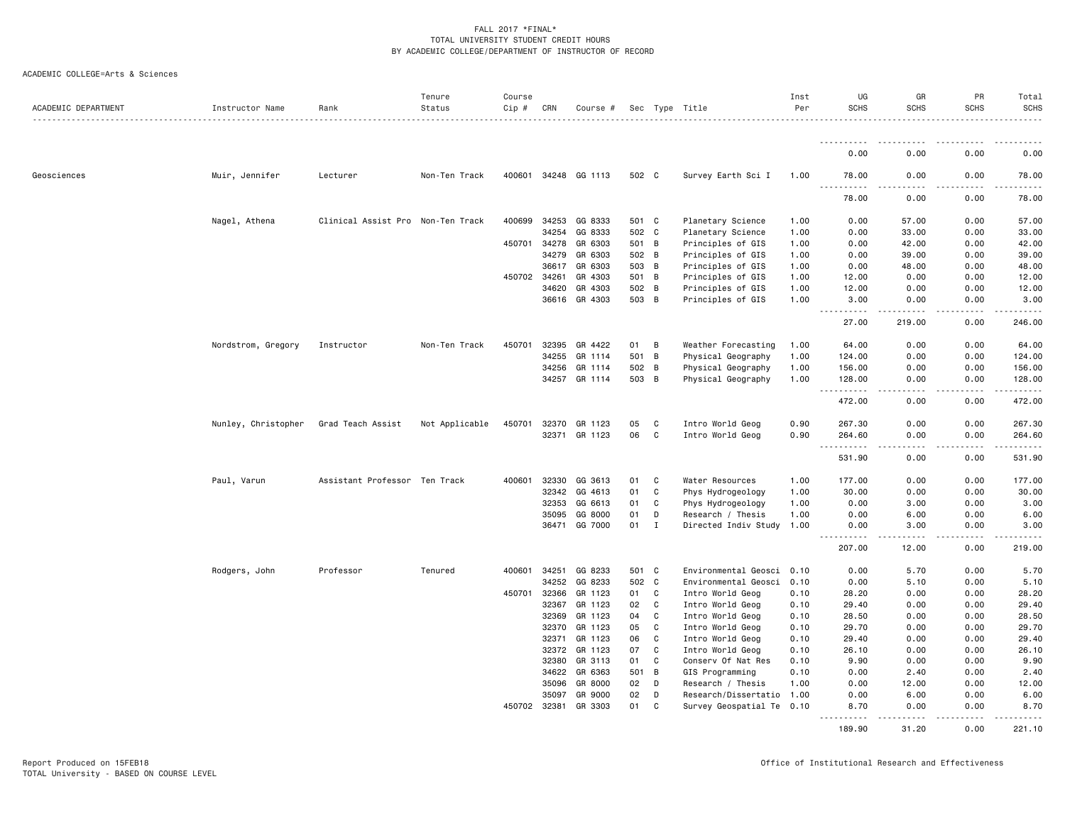FALL 2017 *FINAL*
TOTAL UNIVERSITY STUDENT CREDIT HOURS
BY ACADEMIC COLLEGE/DEPARTMENT OF INSTRUCTOR OF RECORD

ACADEMIC COLLEGE=Arts & Sciences

| ACADEMIC DEPARTMENT | Instructor Name | Rank | Tenure Status | Course Cip # | CRN | Course # | Sec | Type | Title | Inst Per | UG SCHS | GR SCHS | PR SCHS | Total SCHS |
|---|---|---|---|---|---|---|---|---|---|---|---|---|---|---|
| | | | | | | | | | | | 0.00 | 0.00 | 0.00 | 0.00 |
| Geosciences | Muir, Jennifer | Lecturer | Non-Ten Track | 400601 | 34248 | GG 1113 | 502 | C | Survey Earth Sci I | 1.00 | 78.00 | 0.00 | 0.00 | 78.00 |
| | | | | | | | | | | | 78.00 | 0.00 | 0.00 | 78.00 |
| | Nagel, Athena | Clinical Assist Pro | Non-Ten Track | 400699 | 34253 | GG 8333 | 501 | C | Planetary Science | 1.00 | 0.00 | 57.00 | 0.00 | 57.00 |
| | | | | | 34254 | GG 8333 | 502 | C | Planetary Science | 1.00 | 0.00 | 33.00 | 0.00 | 33.00 |
| | | | | 450701 | 34278 | GR 6303 | 501 | B | Principles of GIS | 1.00 | 0.00 | 42.00 | 0.00 | 42.00 |
| | | | | | 34279 | GR 6303 | 502 | B | Principles of GIS | 1.00 | 0.00 | 39.00 | 0.00 | 39.00 |
| | | | | | 36617 | GR 6303 | 503 | B | Principles of GIS | 1.00 | 0.00 | 48.00 | 0.00 | 48.00 |
| | | | | 450702 | 34261 | GR 4303 | 501 | B | Principles of GIS | 1.00 | 12.00 | 0.00 | 0.00 | 12.00 |
| | | | | | 34620 | GR 4303 | 502 | B | Principles of GIS | 1.00 | 12.00 | 0.00 | 0.00 | 12.00 |
| | | | | | 36616 | GR 4303 | 503 | B | Principles of GIS | 1.00 | 3.00 | 0.00 | 0.00 | 3.00 |
| | | | | | | | | | | | 27.00 | 219.00 | 0.00 | 246.00 |
| | Nordstrom, Gregory | Instructor | Non-Ten Track | 450701 | 32395 | GR 4422 | 01 | B | Weather Forecasting | 1.00 | 64.00 | 0.00 | 0.00 | 64.00 |
| | | | | | 34255 | GR 1114 | 501 | B | Physical Geography | 1.00 | 124.00 | 0.00 | 0.00 | 124.00 |
| | | | | | 34256 | GR 1114 | 502 | B | Physical Geography | 1.00 | 156.00 | 0.00 | 0.00 | 156.00 |
| | | | | | 34257 | GR 1114 | 503 | B | Physical Geography | 1.00 | 128.00 | 0.00 | 0.00 | 128.00 |
| | | | | | | | | | | | 472.00 | 0.00 | 0.00 | 472.00 |
| | Nunley, Christopher | Grad Teach Assist | Not Applicable | 450701 | 32370 | GR 1123 | 05 | C | Intro World Geog | 0.90 | 267.30 | 0.00 | 0.00 | 267.30 |
| | | | | | 32371 | GR 1123 | 06 | C | Intro World Geog | 0.90 | 264.60 | 0.00 | 0.00 | 264.60 |
| | | | | | | | | | | | 531.90 | 0.00 | 0.00 | 531.90 |
| | Paul, Varun | Assistant Professor | Ten Track | 400601 | 32330 | GG 3613 | 01 | C | Water Resources | 1.00 | 177.00 | 0.00 | 0.00 | 177.00 |
| | | | | | 32342 | GG 4613 | 01 | C | Phys Hydrogeology | 1.00 | 30.00 | 0.00 | 0.00 | 30.00 |
| | | | | | 32353 | GG 6613 | 01 | C | Phys Hydrogeology | 1.00 | 0.00 | 3.00 | 0.00 | 3.00 |
| | | | | | 35095 | GG 8000 | 01 | D | Research / Thesis | 1.00 | 0.00 | 6.00 | 0.00 | 6.00 |
| | | | | | 36471 | GG 7000 | 01 | I | Directed Indiv Study | 1.00 | 0.00 | 3.00 | 0.00 | 3.00 |
| | | | | | | | | | | | 207.00 | 12.00 | 0.00 | 219.00 |
| | Rodgers, John | Professor | Tenured | 400601 | 34251 | GG 8233 | 501 | C | Environmental Geosci | 0.10 | 0.00 | 5.70 | 0.00 | 5.70 |
| | | | | | 34252 | GG 8233 | 502 | C | Environmental Geosci | 0.10 | 0.00 | 5.10 | 0.00 | 5.10 |
| | | | | 450701 | 32366 | GR 1123 | 01 | C | Intro World Geog | 0.10 | 28.20 | 0.00 | 0.00 | 28.20 |
| | | | | | 32367 | GR 1123 | 02 | C | Intro World Geog | 0.10 | 29.40 | 0.00 | 0.00 | 29.40 |
| | | | | | 32369 | GR 1123 | 04 | C | Intro World Geog | 0.10 | 28.50 | 0.00 | 0.00 | 28.50 |
| | | | | | 32370 | GR 1123 | 05 | C | Intro World Geog | 0.10 | 29.70 | 0.00 | 0.00 | 29.70 |
| | | | | | 32371 | GR 1123 | 06 | C | Intro World Geog | 0.10 | 29.40 | 0.00 | 0.00 | 29.40 |
| | | | | | 32372 | GR 1123 | 07 | C | Intro World Geog | 0.10 | 26.10 | 0.00 | 0.00 | 26.10 |
| | | | | | 32380 | GR 3113 | 01 | C | Conserv Of Nat Res | 0.10 | 9.90 | 0.00 | 0.00 | 9.90 |
| | | | | | 34622 | GR 6363 | 501 | B | GIS Programming | 0.10 | 0.00 | 2.40 | 0.00 | 2.40 |
| | | | | | 35096 | GR 8000 | 02 | D | Research / Thesis | 1.00 | 0.00 | 12.00 | 0.00 | 12.00 |
| | | | | | 35097 | GR 9000 | 02 | D | Research/Dissertatio | 1.00 | 0.00 | 6.00 | 0.00 | 6.00 |
| | | | | 450702 | 32381 | GR 3303 | 01 | C | Survey Geospatial Te | 0.10 | 8.70 | 0.00 | 0.00 | 8.70 |
| | | | | | | | | | | | 189.90 | 31.20 | 0.00 | 221.10 |

Report Produced on 15FEB18
TOTAL University - BASED ON COURSE LEVEL

Office of Institutional Research and Effectiveness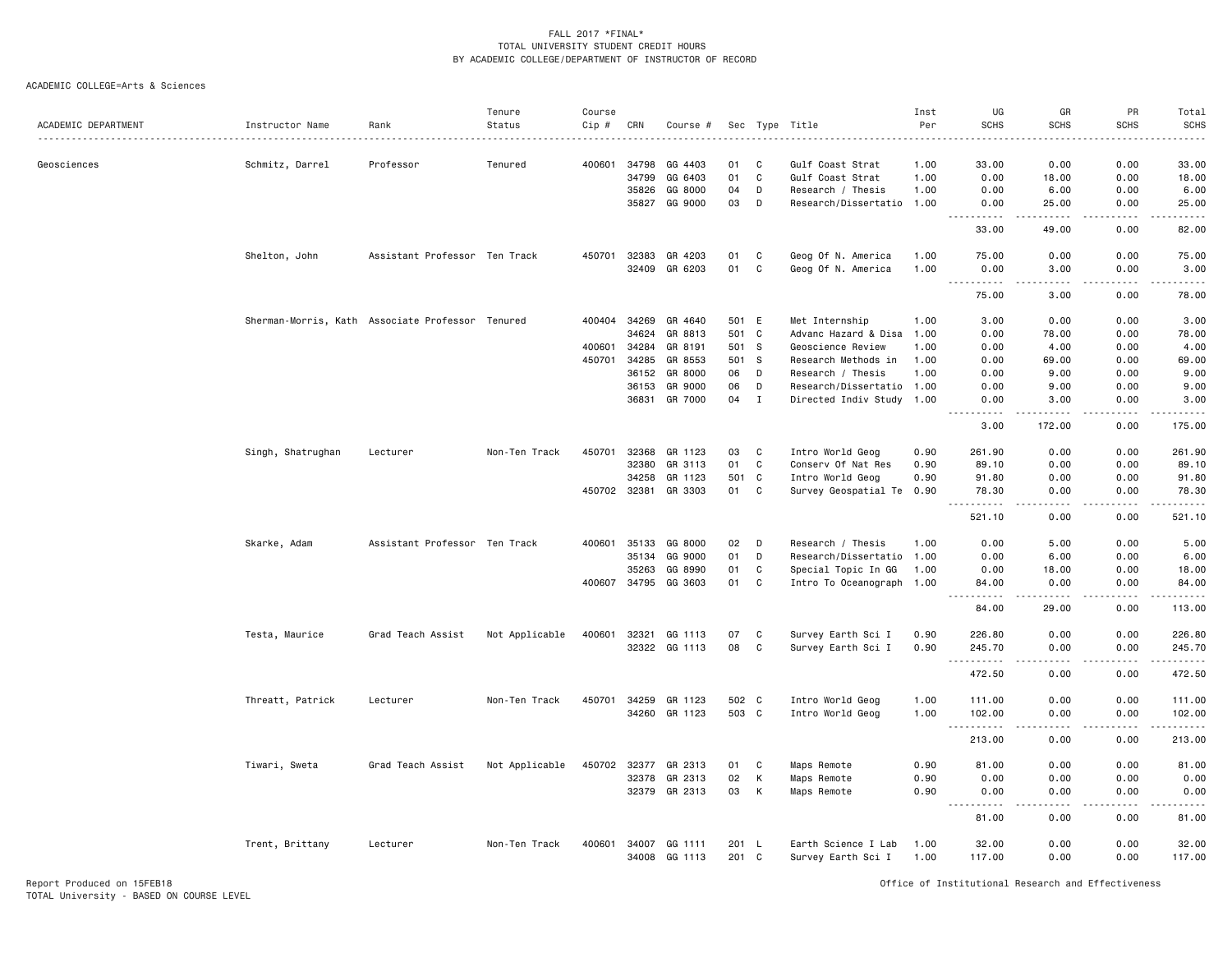FALL 2017 *FINAL*
TOTAL UNIVERSITY STUDENT CREDIT HOURS
BY ACADEMIC COLLEGE/DEPARTMENT OF INSTRUCTOR OF RECORD

ACADEMIC COLLEGE=Arts & Sciences

| ACADEMIC DEPARTMENT | Instructor Name | Rank | Tenure Status | Course Cip # | CRN | Course # | Sec | Type | Title | Inst Per | UG SCHS | GR SCHS | PR SCHS | Total SCHS |
|---|---|---|---|---|---|---|---|---|---|---|---|---|---|---|
| Geosciences | Schmitz, Darrel | Professor | Tenured | 400601 | 34798 | GG 4403 | 01 | C | Gulf Coast Strat | 1.00 | 33.00 | 0.00 | 0.00 | 33.00 |
| | | | | | 34799 | GG 6403 | 01 | C | Gulf Coast Strat | 1.00 | 0.00 | 18.00 | 0.00 | 18.00 |
| | | | | | 35826 | GG 8000 | 04 | D | Research / Thesis | 1.00 | 0.00 | 6.00 | 0.00 | 6.00 |
| | | | | | 35827 | GG 9000 | 03 | D | Research/Dissertatio | 1.00 | 0.00 | 25.00 | 0.00 | 25.00 |
| | | | | | | | | | | | 33.00 | 49.00 | 0.00 | 82.00 |
| | Shelton, John | Assistant Professor | Ten Track | 450701 | 32383 | GR 4203 | 01 | C | Geog Of N. America | 1.00 | 75.00 | 0.00 | 0.00 | 75.00 |
| | | | | | 32409 | GR 6203 | 01 | C | Geog Of N. America | 1.00 | 0.00 | 3.00 | 0.00 | 3.00 |
| | | | | | | | | | | | 75.00 | 3.00 | 0.00 | 78.00 |
| | Sherman-Morris, Kath | Associate Professor | Tenured | 400404 | 34269 | GR 4640 | 501 | E | Met Internship | 1.00 | 3.00 | 0.00 | 0.00 | 3.00 |
| | | | | | 34624 | GR 8813 | 501 | C | Advanc Hazard & Disa | 1.00 | 0.00 | 78.00 | 0.00 | 78.00 |
| | | | | 400601 | 34284 | GR 8191 | 501 | S | Geoscience Review | 1.00 | 0.00 | 4.00 | 0.00 | 4.00 |
| | | | | 450701 | 34285 | GR 8553 | 501 | S | Research Methods in | 1.00 | 0.00 | 69.00 | 0.00 | 69.00 |
| | | | | | 36152 | GR 8000 | 06 | D | Research / Thesis | 1.00 | 0.00 | 9.00 | 0.00 | 9.00 |
| | | | | | 36153 | GR 9000 | 06 | D | Research/Dissertatio | 1.00 | 0.00 | 9.00 | 0.00 | 9.00 |
| | | | | | 36831 | GR 7000 | 04 | I | Directed Indiv Study | 1.00 | 0.00 | 3.00 | 0.00 | 3.00 |
| | | | | | | | | | | | 3.00 | 172.00 | 0.00 | 175.00 |
| | Singh, Shatrughan | Lecturer | Non-Ten Track | 450701 | 32368 | GR 1123 | 03 | C | Intro World Geog | 0.90 | 261.90 | 0.00 | 0.00 | 261.90 |
| | | | | | 32380 | GR 3113 | 01 | C | Conserv Of Nat Res | 0.90 | 89.10 | 0.00 | 0.00 | 89.10 |
| | | | | | 34258 | GR 1123 | 501 | C | Intro World Geog | 0.90 | 91.80 | 0.00 | 0.00 | 91.80 |
| | | | | 450702 | 32381 | GR 3303 | 01 | C | Survey Geospatial Te | 0.90 | 78.30 | 0.00 | 0.00 | 78.30 |
| | | | | | | | | | | | 521.10 | 0.00 | 0.00 | 521.10 |
| | Skarke, Adam | Assistant Professor | Ten Track | 400601 | 35133 | GG 8000 | 02 | D | Research / Thesis | 1.00 | 0.00 | 5.00 | 0.00 | 5.00 |
| | | | | | 35134 | GG 9000 | 01 | D | Research/Dissertatio | 1.00 | 0.00 | 6.00 | 0.00 | 6.00 |
| | | | | | 35263 | GG 8990 | 01 | C | Special Topic In GG | 1.00 | 0.00 | 18.00 | 0.00 | 18.00 |
| | | | | 400607 | 34795 | GG 3603 | 01 | C | Intro To Oceanograph | 1.00 | 84.00 | 0.00 | 0.00 | 84.00 |
| | | | | | | | | | | | 84.00 | 29.00 | 0.00 | 113.00 |
| | Testa, Maurice | Grad Teach Assist | Not Applicable | 400601 | 32321 | GG 1113 | 07 | C | Survey Earth Sci I | 0.90 | 226.80 | 0.00 | 0.00 | 226.80 |
| | | | | | 32322 | GG 1113 | 08 | C | Survey Earth Sci I | 0.90 | 245.70 | 0.00 | 0.00 | 245.70 |
| | | | | | | | | | | | 472.50 | 0.00 | 0.00 | 472.50 |
| | Threatt, Patrick | Lecturer | Non-Ten Track | 450701 | 34259 | GR 1123 | 502 | C | Intro World Geog | 1.00 | 111.00 | 0.00 | 0.00 | 111.00 |
| | | | | | 34260 | GR 1123 | 503 | C | Intro World Geog | 1.00 | 102.00 | 0.00 | 0.00 | 102.00 |
| | | | | | | | | | | | 213.00 | 0.00 | 0.00 | 213.00 |
| | Tiwari, Sweta | Grad Teach Assist | Not Applicable | 450702 | 32377 | GR 2313 | 01 | C | Maps Remote | 0.90 | 81.00 | 0.00 | 0.00 | 81.00 |
| | | | | | 32378 | GR 2313 | 02 | K | Maps Remote | 0.90 | 0.00 | 0.00 | 0.00 | 0.00 |
| | | | | | 32379 | GR 2313 | 03 | K | Maps Remote | 0.90 | 0.00 | 0.00 | 0.00 | 0.00 |
| | | | | | | | | | | | 81.00 | 0.00 | 0.00 | 81.00 |
| | Trent, Brittany | Lecturer | Non-Ten Track | 400601 | 34007 | GG 1111 | 201 | L | Earth Science I Lab | 1.00 | 32.00 | 0.00 | 0.00 | 32.00 |
| | | | | | 34008 | GG 1113 | 201 | C | Survey Earth Sci I | 1.00 | 117.00 | 0.00 | 0.00 | 117.00 |

Report Produced on 15FEB18
TOTAL University - BASED ON COURSE LEVEL

Office of Institutional Research and Effectiveness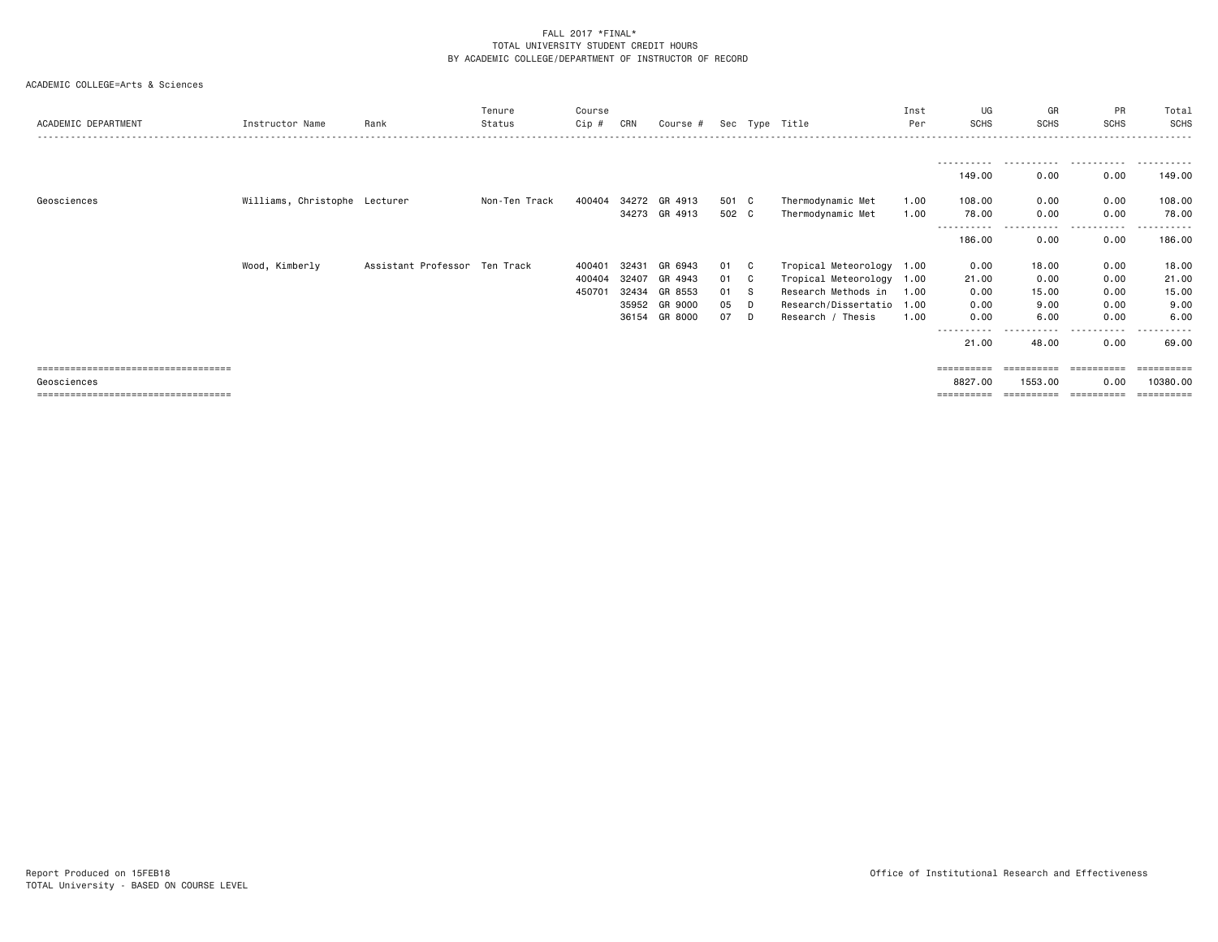FALL 2017 *FINAL*
TOTAL UNIVERSITY STUDENT CREDIT HOURS
BY ACADEMIC COLLEGE/DEPARTMENT OF INSTRUCTOR OF RECORD

ACADEMIC COLLEGE=Arts & Sciences

| ACADEMIC DEPARTMENT | Instructor Name | Rank | Tenure Status | Course Cip # | CRN | Course # | Sec | Type | Title | Inst Per | UG SCHS | GR SCHS | PR SCHS | Total SCHS |
|---|---|---|---|---|---|---|---|---|---|---|---|---|---|---|
| | | | | | | | | | | | 149.00 | 0.00 | 0.00 | 149.00 |
| Geosciences | Williams, Christophe | Lecturer | Non-Ten Track | 400404 | 34272 | GR 4913 | 501 | C | Thermodynamic Met | 1.00 | 108.00 | 0.00 | 0.00 | 108.00 |
| | | | | | 34273 | GR 4913 | 502 | C | Thermodynamic Met | 1.00 | 78.00 | 0.00 | 0.00 | 78.00 |
| | | | | | | | | | | | 186.00 | 0.00 | 0.00 | 186.00 |
| | Wood, Kimberly | Assistant Professor | Ten Track | 400401 | 32431 | GR 6943 | 01 | C | Tropical Meteorology | 1.00 | 0.00 | 18.00 | 0.00 | 18.00 |
| | | | | 400404 | 32407 | GR 4943 | 01 | C | Tropical Meteorology | 1.00 | 21.00 | 0.00 | 0.00 | 21.00 |
| | | | | 450701 | 32434 | GR 8553 | 01 | S | Research Methods in | 1.00 | 0.00 | 15.00 | 0.00 | 15.00 |
| | | | | | 35952 | GR 9000 | 05 | D | Research/Dissertatio | 1.00 | 0.00 | 9.00 | 0.00 | 9.00 |
| | | | | | 36154 | GR 8000 | 07 | D | Research / Thesis | 1.00 | 0.00 | 6.00 | 0.00 | 6.00 |
| | | | | | | | | | | | 21.00 | 48.00 | 0.00 | 69.00 |
| Geosciences | | | | | | | | | | | 8827.00 | 1553.00 | 0.00 | 10380.00 |

Report Produced on 15FEB18
TOTAL University - BASED ON COURSE LEVEL

Office of Institutional Research and Effectiveness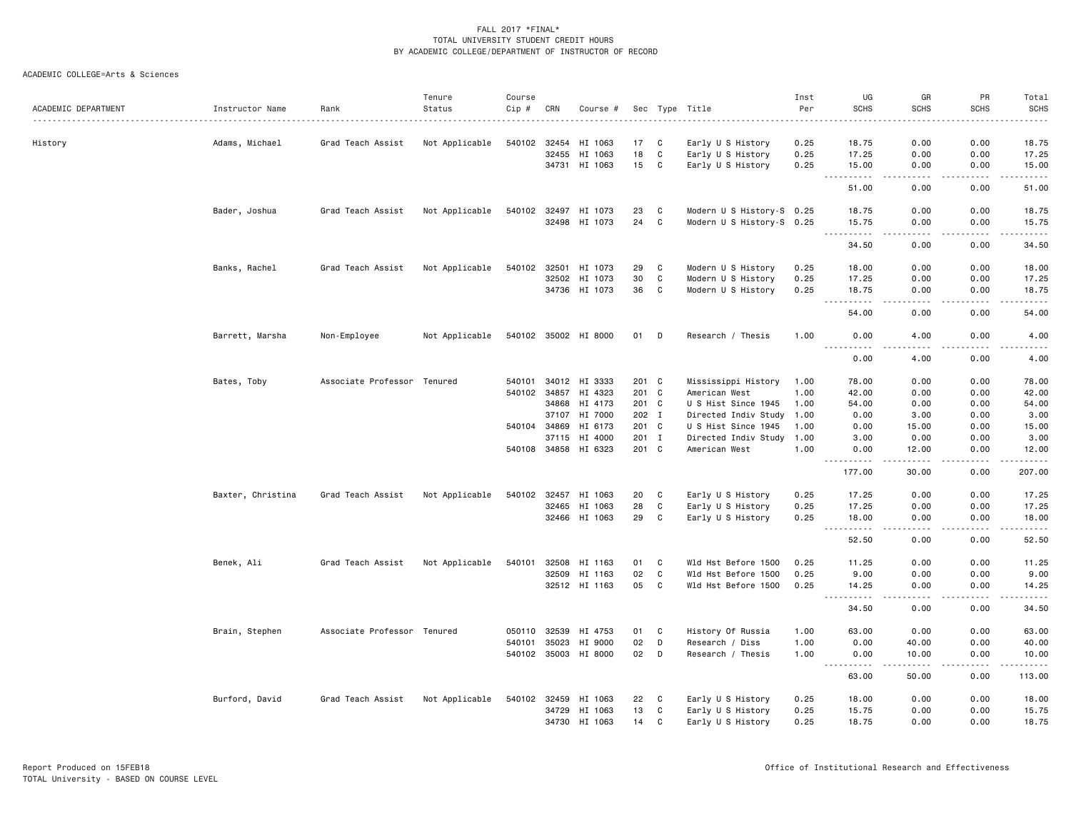FALL 2017 *FINAL*
TOTAL UNIVERSITY STUDENT CREDIT HOURS
BY ACADEMIC COLLEGE/DEPARTMENT OF INSTRUCTOR OF RECORD

ACADEMIC COLLEGE=Arts & Sciences

| ACADEMIC DEPARTMENT | Instructor Name | Rank | Tenure Status | Course Cip # | CRN | Course # | Sec | Type | Title | Inst Per | UG SCHS | GR SCHS | PR SCHS | Total SCHS |
|---|---|---|---|---|---|---|---|---|---|---|---|---|---|---|
| History | Adams, Michael | Grad Teach Assist | Not Applicable | 540102 | 32454 | HI 1063 | 17 | C | Early U S History | 0.25 | 18.75 | 0.00 | 0.00 | 18.75 |
| | | | | | 32455 | HI 1063 | 18 | C | Early U S History | 0.25 | 17.25 | 0.00 | 0.00 | 17.25 |
| | | | | | 34731 | HI 1063 | 15 | C | Early U S History | 0.25 | 15.00 | 0.00 | 0.00 | 15.00 |
| | | | | | | | | | | | 51.00 | 0.00 | 0.00 | 51.00 |
| | Bader, Joshua | Grad Teach Assist | Not Applicable | 540102 | 32497 | HI 1073 | 23 | C | Modern U S History-S | 0.25 | 18.75 | 0.00 | 0.00 | 18.75 |
| | | | | | 32498 | HI 1073 | 24 | C | Modern U S History-S | 0.25 | 15.75 | 0.00 | 0.00 | 15.75 |
| | | | | | | | | | | | 34.50 | 0.00 | 0.00 | 34.50 |
| | Banks, Rachel | Grad Teach Assist | Not Applicable | 540102 | 32501 | HI 1073 | 29 | C | Modern U S History | 0.25 | 18.00 | 0.00 | 0.00 | 18.00 |
| | | | | | 32502 | HI 1073 | 30 | C | Modern U S History | 0.25 | 17.25 | 0.00 | 0.00 | 17.25 |
| | | | | | 34736 | HI 1073 | 36 | C | Modern U S History | 0.25 | 18.75 | 0.00 | 0.00 | 18.75 |
| | | | | | | | | | | | 54.00 | 0.00 | 0.00 | 54.00 |
| | Barrett, Marsha | Non-Employee | Not Applicable | 540102 | 35002 | HI 8000 | 01 | D | Research / Thesis | 1.00 | 0.00 | 4.00 | 0.00 | 4.00 |
| | | | | | | | | | | | 0.00 | 4.00 | 0.00 | 4.00 |
| | Bates, Toby | Associate Professor | Tenured | 540101 | 34012 | HI 3333 | 201 | C | Mississippi History | 1.00 | 78.00 | 0.00 | 0.00 | 78.00 |
| | | | | 540102 | 34857 | HI 4323 | 201 | C | American West | 1.00 | 42.00 | 0.00 | 0.00 | 42.00 |
| | | | | | 34868 | HI 4173 | 201 | C | U S Hist Since 1945 | 1.00 | 54.00 | 0.00 | 0.00 | 54.00 |
| | | | | | 37107 | HI 7000 | 202 | I | Directed Indiv Study | 1.00 | 0.00 | 3.00 | 0.00 | 3.00 |
| | | | | 540104 | 34869 | HI 6173 | 201 | C | U S Hist Since 1945 | 1.00 | 0.00 | 15.00 | 0.00 | 15.00 |
| | | | | | 37115 | HI 4000 | 201 | I | Directed Indiv Study | 1.00 | 3.00 | 0.00 | 0.00 | 3.00 |
| | | | | 540108 | 34858 | HI 6323 | 201 | C | American West | 1.00 | 0.00 | 12.00 | 0.00 | 12.00 |
| | | | | | | | | | | | 177.00 | 30.00 | 0.00 | 207.00 |
| | Baxter, Christina | Grad Teach Assist | Not Applicable | 540102 | 32457 | HI 1063 | 20 | C | Early U S History | 0.25 | 17.25 | 0.00 | 0.00 | 17.25 |
| | | | | | 32465 | HI 1063 | 28 | C | Early U S History | 0.25 | 17.25 | 0.00 | 0.00 | 17.25 |
| | | | | | 32466 | HI 1063 | 29 | C | Early U S History | 0.25 | 18.00 | 0.00 | 0.00 | 18.00 |
| | | | | | | | | | | | 52.50 | 0.00 | 0.00 | 52.50 |
| | Benek, Ali | Grad Teach Assist | Not Applicable | 540101 | 32508 | HI 1163 | 01 | C | Wld Hst Before 1500 | 0.25 | 11.25 | 0.00 | 0.00 | 11.25 |
| | | | | | 32509 | HI 1163 | 02 | C | Wld Hst Before 1500 | 0.25 | 9.00 | 0.00 | 0.00 | 9.00 |
| | | | | | 32512 | HI 1163 | 05 | C | Wld Hst Before 1500 | 0.25 | 14.25 | 0.00 | 0.00 | 14.25 |
| | | | | | | | | | | | 34.50 | 0.00 | 0.00 | 34.50 |
| | Brain, Stephen | Associate Professor | Tenured | 050110 | 32539 | HI 4753 | 01 | C | History Of Russia | 1.00 | 63.00 | 0.00 | 0.00 | 63.00 |
| | | | | 540101 | 35023 | HI 9000 | 02 | D | Research / Diss | 1.00 | 0.00 | 40.00 | 0.00 | 40.00 |
| | | | | 540102 | 35003 | HI 8000 | 02 | D | Research / Thesis | 1.00 | 0.00 | 10.00 | 0.00 | 10.00 |
| | | | | | | | | | | | 63.00 | 50.00 | 0.00 | 113.00 |
| | Burford, David | Grad Teach Assist | Not Applicable | 540102 | 32459 | HI 1063 | 22 | C | Early U S History | 0.25 | 18.00 | 0.00 | 0.00 | 18.00 |
| | | | | | 34729 | HI 1063 | 13 | C | Early U S History | 0.25 | 15.75 | 0.00 | 0.00 | 15.75 |
| | | | | | 34730 | HI 1063 | 14 | C | Early U S History | 0.25 | 18.75 | 0.00 | 0.00 | 18.75 |

Report Produced on 15FEB18
TOTAL University - BASED ON COURSE LEVEL

Office of Institutional Research and Effectiveness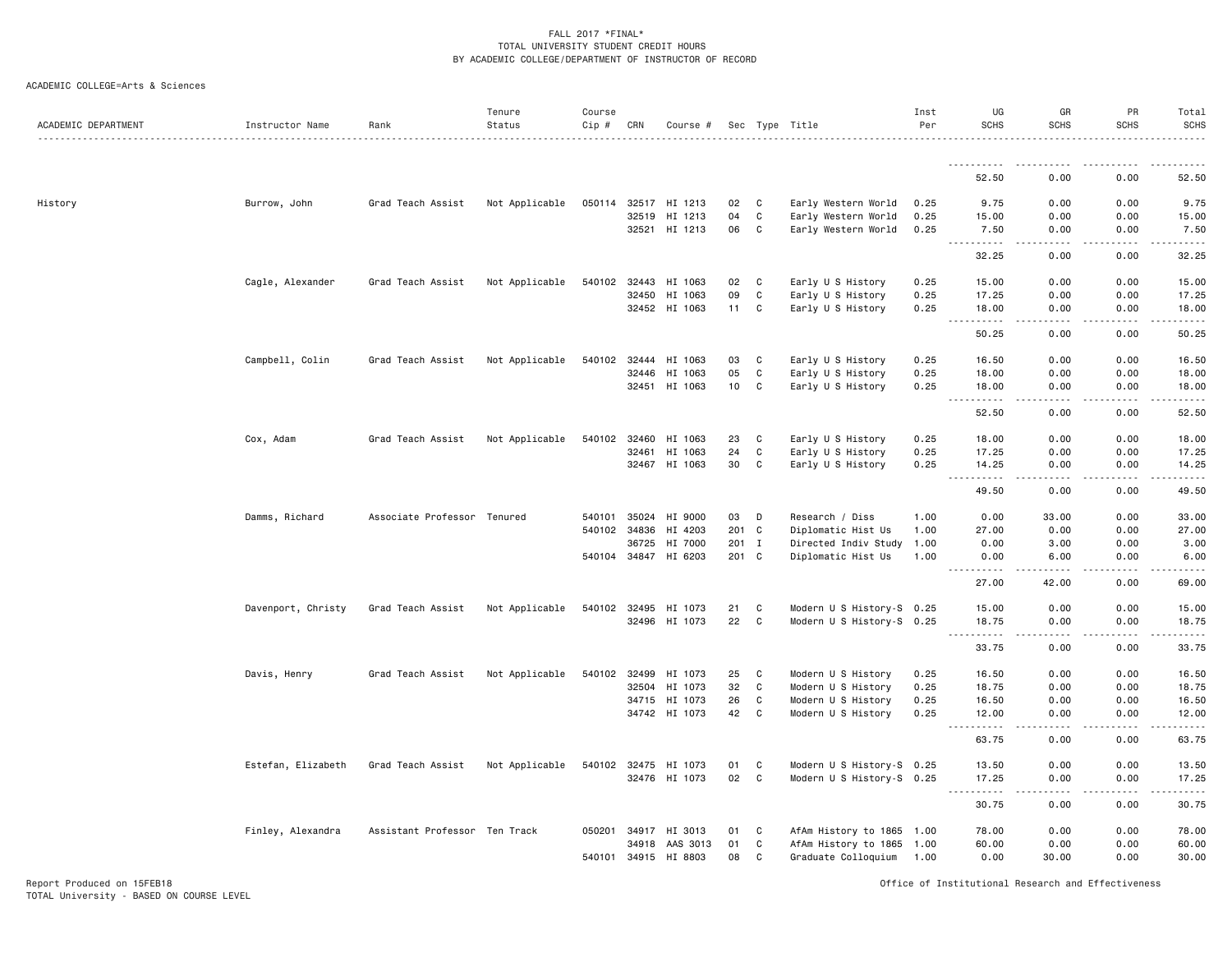FALL 2017 *FINAL*
TOTAL UNIVERSITY STUDENT CREDIT HOURS
BY ACADEMIC COLLEGE/DEPARTMENT OF INSTRUCTOR OF RECORD

ACADEMIC COLLEGE=Arts & Sciences

| ACADEMIC DEPARTMENT | Instructor Name | Rank | Tenure Status | Course Cip # | CRN | Course # | Sec | Type | Title | Inst Per | UG SCHS | GR SCHS | PR SCHS | Total SCHS |
|---|---|---|---|---|---|---|---|---|---|---|---|---|---|---|
| | | | | | | | | | | | 52.50 | 0.00 | 0.00 | 52.50 |
| History | Burrow, John | Grad Teach Assist | Not Applicable | 050114 | 32517 | HI 1213 | 02 | C | Early Western World | 0.25 | 9.75 | 0.00 | 0.00 | 9.75 |
| | | | | | 32519 | HI 1213 | 04 | C | Early Western World | 0.25 | 15.00 | 0.00 | 0.00 | 15.00 |
| | | | | | 32521 | HI 1213 | 06 | C | Early Western World | 0.25 | 7.50 | 0.00 | 0.00 | 7.50 |
| | | | | | | | | | | | 32.25 | 0.00 | 0.00 | 32.25 |
| | Cagle, Alexander | Grad Teach Assist | Not Applicable | 540102 | 32443 | HI 1063 | 02 | C | Early U S History | 0.25 | 15.00 | 0.00 | 0.00 | 15.00 |
| | | | | | 32450 | HI 1063 | 09 | C | Early U S History | 0.25 | 17.25 | 0.00 | 0.00 | 17.25 |
| | | | | | 32452 | HI 1063 | 11 | C | Early U S History | 0.25 | 18.00 | 0.00 | 0.00 | 18.00 |
| | | | | | | | | | | | 50.25 | 0.00 | 0.00 | 50.25 |
| | Campbell, Colin | Grad Teach Assist | Not Applicable | 540102 | 32444 | HI 1063 | 03 | C | Early U S History | 0.25 | 16.50 | 0.00 | 0.00 | 16.50 |
| | | | | | 32446 | HI 1063 | 05 | C | Early U S History | 0.25 | 18.00 | 0.00 | 0.00 | 18.00 |
| | | | | | 32451 | HI 1063 | 10 | C | Early U S History | 0.25 | 18.00 | 0.00 | 0.00 | 18.00 |
| | | | | | | | | | | | 52.50 | 0.00 | 0.00 | 52.50 |
| | Cox, Adam | Grad Teach Assist | Not Applicable | 540102 | 32460 | HI 1063 | 23 | C | Early U S History | 0.25 | 18.00 | 0.00 | 0.00 | 18.00 |
| | | | | | 32461 | HI 1063 | 24 | C | Early U S History | 0.25 | 17.25 | 0.00 | 0.00 | 17.25 |
| | | | | | 32467 | HI 1063 | 30 | C | Early U S History | 0.25 | 14.25 | 0.00 | 0.00 | 14.25 |
| | | | | | | | | | | | 49.50 | 0.00 | 0.00 | 49.50 |
| | Damms, Richard | Associate Professor | Tenured | 540101 | 35024 | HI 9000 | 03 | D | Research / Diss | 1.00 | 0.00 | 33.00 | 0.00 | 33.00 |
| | | | | 540102 | 34836 | HI 4203 | 201 | C | Diplomatic Hist Us | 1.00 | 27.00 | 0.00 | 0.00 | 27.00 |
| | | | | | 36725 | HI 7000 | 201 | I | Directed Indiv Study | 1.00 | 0.00 | 3.00 | 0.00 | 3.00 |
| | | | | 540104 | 34847 | HI 6203 | 201 | C | Diplomatic Hist Us | 1.00 | 0.00 | 6.00 | 0.00 | 6.00 |
| | | | | | | | | | | | 27.00 | 42.00 | 0.00 | 69.00 |
| | Davenport, Christy | Grad Teach Assist | Not Applicable | 540102 | 32495 | HI 1073 | 21 | C | Modern U S History-S | 0.25 | 15.00 | 0.00 | 0.00 | 15.00 |
| | | | | | 32496 | HI 1073 | 22 | C | Modern U S History-S | 0.25 | 18.75 | 0.00 | 0.00 | 18.75 |
| | | | | | | | | | | | 33.75 | 0.00 | 0.00 | 33.75 |
| | Davis, Henry | Grad Teach Assist | Not Applicable | 540102 | 32499 | HI 1073 | 25 | C | Modern U S History | 0.25 | 16.50 | 0.00 | 0.00 | 16.50 |
| | | | | | 32504 | HI 1073 | 32 | C | Modern U S History | 0.25 | 18.75 | 0.00 | 0.00 | 18.75 |
| | | | | | 34715 | HI 1073 | 26 | C | Modern U S History | 0.25 | 16.50 | 0.00 | 0.00 | 16.50 |
| | | | | | 34742 | HI 1073 | 42 | C | Modern U S History | 0.25 | 12.00 | 0.00 | 0.00 | 12.00 |
| | | | | | | | | | | | 63.75 | 0.00 | 0.00 | 63.75 |
| | Estefan, Elizabeth | Grad Teach Assist | Not Applicable | 540102 | 32475 | HI 1073 | 01 | C | Modern U S History-S | 0.25 | 13.50 | 0.00 | 0.00 | 13.50 |
| | | | | | 32476 | HI 1073 | 02 | C | Modern U S History-S | 0.25 | 17.25 | 0.00 | 0.00 | 17.25 |
| | | | | | | | | | | | 30.75 | 0.00 | 0.00 | 30.75 |
| | Finley, Alexandra | Assistant Professor | Ten Track | 050201 | 34917 | HI 3013 | 01 | C | AfAm History to 1865 | 1.00 | 78.00 | 0.00 | 0.00 | 78.00 |
| | | | | | 34918 | AAS 3013 | 01 | C | AfAm History to 1865 | 1.00 | 60.00 | 0.00 | 0.00 | 60.00 |
| | | | | 540101 | 34915 | HI 8803 | 08 | C | Graduate Colloquium | 1.00 | 0.00 | 30.00 | 0.00 | 30.00 |

Report Produced on 15FEB18
TOTAL University - BASED ON COURSE LEVEL

Office of Institutional Research and Effectiveness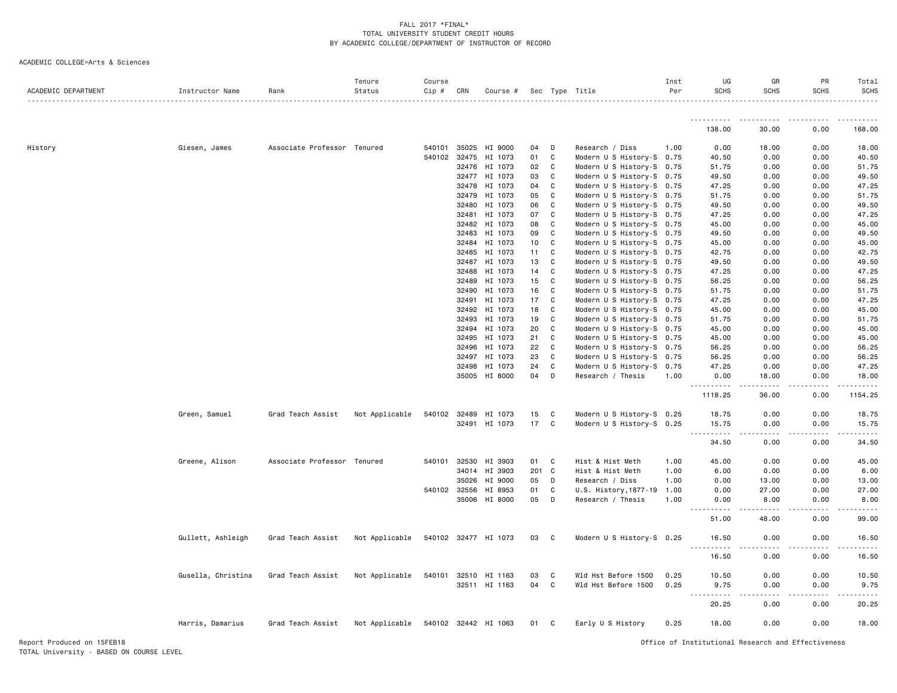FALL 2017 *FINAL*
TOTAL UNIVERSITY STUDENT CREDIT HOURS
BY ACADEMIC COLLEGE/DEPARTMENT OF INSTRUCTOR OF RECORD

ACADEMIC COLLEGE=Arts & Sciences

| ACADEMIC DEPARTMENT | Instructor Name | Rank | Tenure Status | Course Cip # | CRN | Course # | Sec | Type | Title | Inst Per | UG SCHS | GR SCHS | PR SCHS | Total SCHS |
|---|---|---|---|---|---|---|---|---|---|---|---|---|---|---|
| | | | | | | | | | | | 138.00 | 30.00 | 0.00 | 168.00 |
| History | Giesen, James | Associate Professor | Tenured | 540101 | 35025 | HI 9000 | 04 | D | Research / Diss | 1.00 | 0.00 | 18.00 | 0.00 | 18.00 |
| | | | | 540102 | 32475 | HI 1073 | 01 | C | Modern U S History-S | 0.75 | 40.50 | 0.00 | 0.00 | 40.50 |
| | | | | | 32476 | HI 1073 | 02 | C | Modern U S History-S | 0.75 | 51.75 | 0.00 | 0.00 | 51.75 |
| | | | | | 32477 | HI 1073 | 03 | C | Modern U S History-S | 0.75 | 49.50 | 0.00 | 0.00 | 49.50 |
| | | | | | 32478 | HI 1073 | 04 | C | Modern U S History-S | 0.75 | 47.25 | 0.00 | 0.00 | 47.25 |
| | | | | | 32479 | HI 1073 | 05 | C | Modern U S History-S | 0.75 | 51.75 | 0.00 | 0.00 | 51.75 |
| | | | | | 32480 | HI 1073 | 06 | C | Modern U S History-S | 0.75 | 49.50 | 0.00 | 0.00 | 49.50 |
| | | | | | 32481 | HI 1073 | 07 | C | Modern U S History-S | 0.75 | 47.25 | 0.00 | 0.00 | 47.25 |
| | | | | | 32482 | HI 1073 | 08 | C | Modern U S History-S | 0.75 | 45.00 | 0.00 | 0.00 | 45.00 |
| | | | | | 32483 | HI 1073 | 09 | C | Modern U S History-S | 0.75 | 49.50 | 0.00 | 0.00 | 49.50 |
| | | | | | 32484 | HI 1073 | 10 | C | Modern U S History-S | 0.75 | 45.00 | 0.00 | 0.00 | 45.00 |
| | | | | | 32485 | HI 1073 | 11 | C | Modern U S History-S | 0.75 | 42.75 | 0.00 | 0.00 | 42.75 |
| | | | | | 32487 | HI 1073 | 13 | C | Modern U S History-S | 0.75 | 49.50 | 0.00 | 0.00 | 49.50 |
| | | | | | 32488 | HI 1073 | 14 | C | Modern U S History-S | 0.75 | 47.25 | 0.00 | 0.00 | 47.25 |
| | | | | | 32489 | HI 1073 | 15 | C | Modern U S History-S | 0.75 | 56.25 | 0.00 | 0.00 | 56.25 |
| | | | | | 32490 | HI 1073 | 16 | C | Modern U S History-S | 0.75 | 51.75 | 0.00 | 0.00 | 51.75 |
| | | | | | 32491 | HI 1073 | 17 | C | Modern U S History-S | 0.75 | 47.25 | 0.00 | 0.00 | 47.25 |
| | | | | | 32492 | HI 1073 | 18 | C | Modern U S History-S | 0.75 | 45.00 | 0.00 | 0.00 | 45.00 |
| | | | | | 32493 | HI 1073 | 19 | C | Modern U S History-S | 0.75 | 51.75 | 0.00 | 0.00 | 51.75 |
| | | | | | 32494 | HI 1073 | 20 | C | Modern U S History-S | 0.75 | 45.00 | 0.00 | 0.00 | 45.00 |
| | | | | | 32495 | HI 1073 | 21 | C | Modern U S History-S | 0.75 | 45.00 | 0.00 | 0.00 | 45.00 |
| | | | | | 32496 | HI 1073 | 22 | C | Modern U S History-S | 0.75 | 56.25 | 0.00 | 0.00 | 56.25 |
| | | | | | 32497 | HI 1073 | 23 | C | Modern U S History-S | 0.75 | 56.25 | 0.00 | 0.00 | 56.25 |
| | | | | | 32498 | HI 1073 | 24 | C | Modern U S History-S | 0.75 | 47.25 | 0.00 | 0.00 | 47.25 |
| | | | | | 35005 | HI 8000 | 04 | D | Research / Thesis | 1.00 | 0.00 | 18.00 | 0.00 | 18.00 |
| | | | | | | | | | | | 1118.25 | 36.00 | 0.00 | 1154.25 |
| | Green, Samuel | Grad Teach Assist | Not Applicable | 540102 | 32489 | HI 1073 | 15 | C | Modern U S History-S | 0.25 | 18.75 | 0.00 | 0.00 | 18.75 |
| | | | | | 32491 | HI 1073 | 17 | C | Modern U S History-S | 0.25 | 15.75 | 0.00 | 0.00 | 15.75 |
| | | | | | | | | | | | 34.50 | 0.00 | 0.00 | 34.50 |
| | Greene, Alison | Associate Professor | Tenured | 540101 | 32530 | HI 3903 | 01 | C | Hist & Hist Meth | 1.00 | 45.00 | 0.00 | 0.00 | 45.00 |
| | | | | | 34014 | HI 3903 | 201 | C | Hist & Hist Meth | 1.00 | 6.00 | 0.00 | 0.00 | 6.00 |
| | | | | | 35026 | HI 9000 | 05 | D | Research / Diss | 1.00 | 0.00 | 13.00 | 0.00 | 13.00 |
| | | | | 540102 | 32556 | HI 8953 | 01 | C | U.S. History,1877-19 | 1.00 | 0.00 | 27.00 | 0.00 | 27.00 |
| | | | | | 35006 | HI 8000 | 05 | D | Research / Thesis | 1.00 | 0.00 | 8.00 | 0.00 | 8.00 |
| | | | | | | | | | | | 51.00 | 48.00 | 0.00 | 99.00 |
| | Gullett, Ashleigh | Grad Teach Assist | Not Applicable | 540102 | 32477 | HI 1073 | 03 | C | Modern U S History-S | 0.25 | 16.50 | 0.00 | 0.00 | 16.50 |
| | | | | | | | | | | | 16.50 | 0.00 | 0.00 | 16.50 |
| | Gusella, Christina | Grad Teach Assist | Not Applicable | 540101 | 32510 | HI 1163 | 03 | C | Wld Hst Before 1500 | 0.25 | 10.50 | 0.00 | 0.00 | 10.50 |
| | | | | | 32511 | HI 1163 | 04 | C | Wld Hst Before 1500 | 0.25 | 9.75 | 0.00 | 0.00 | 9.75 |
| | | | | | | | | | | | 20.25 | 0.00 | 0.00 | 20.25 |
| | Harris, Damarius | Grad Teach Assist | Not Applicable | 540102 | 32442 | HI 1063 | 01 | C | Early U S History | 0.25 | 18.00 | 0.00 | 0.00 | 18.00 |

Report Produced on 15FEB18
TOTAL University - BASED ON COURSE LEVEL
Office of Institutional Research and Effectiveness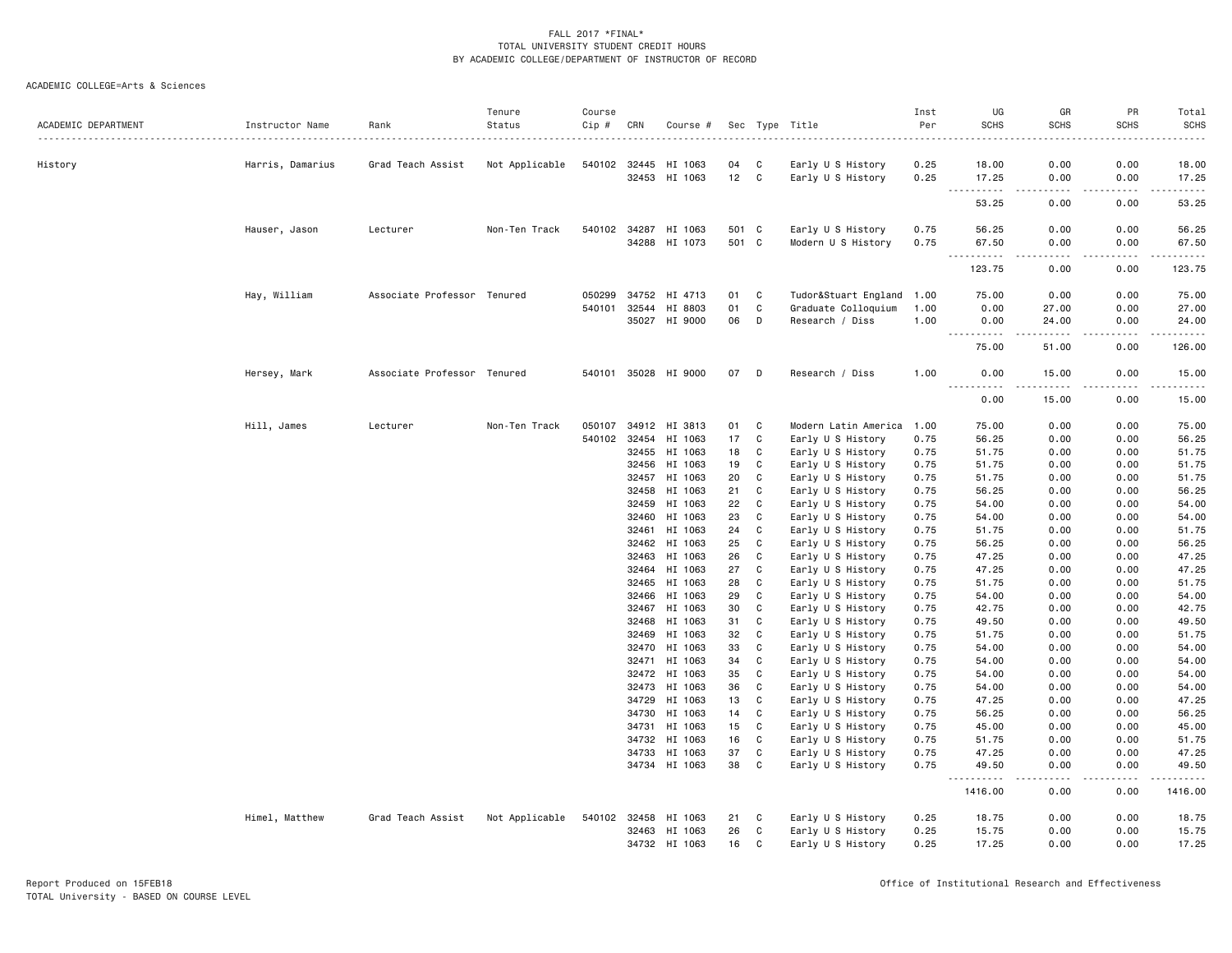FALL 2017 *FINAL*
TOTAL UNIVERSITY STUDENT CREDIT HOURS
BY ACADEMIC COLLEGE/DEPARTMENT OF INSTRUCTOR OF RECORD

ACADEMIC COLLEGE=Arts & Sciences

| ACADEMIC DEPARTMENT | Instructor Name | Rank | Tenure Status | Course Cip # | CRN | Course # | Sec | Type | Title | Inst Per | UG SCHS | GR SCHS | PR SCHS | Total SCHS |
|---|---|---|---|---|---|---|---|---|---|---|---|---|---|---|
| History | Harris, Damarius | Grad Teach Assist | Not Applicable | 540102 | 32445 | HI 1063 | 04 | C | Early U S History | 0.25 | 18.00 | 0.00 | 0.00 | 18.00 |
| | | | | | 32453 | HI 1063 | 12 | C | Early U S History | 0.25 | 17.25 | 0.00 | 0.00 | 17.25 |
| | | | | | | | | | | | 53.25 | 0.00 | 0.00 | 53.25 |
| | Hauser, Jason | Lecturer | Non-Ten Track | 540102 | 34287 | HI 1063 | 501 | C | Early U S History | 0.75 | 56.25 | 0.00 | 0.00 | 56.25 |
| | | | | | 34288 | HI 1073 | 501 | C | Modern U S History | 0.75 | 67.50 | 0.00 | 0.00 | 67.50 |
| | | | | | | | | | | | 123.75 | 0.00 | 0.00 | 123.75 |
| | Hay, William | Associate Professor | Tenured | 050299 | 34752 | HI 4713 | 01 | C | Tudor&Stuart England | 1.00 | 75.00 | 0.00 | 0.00 | 75.00 |
| | | | | 540101 | 32544 | HI 8803 | 01 | C | Graduate Colloquium | 1.00 | 0.00 | 27.00 | 0.00 | 27.00 |
| | | | | | 35027 | HI 9000 | 06 | D | Research / Diss | 1.00 | 0.00 | 24.00 | 0.00 | 24.00 |
| | | | | | | | | | | | 75.00 | 51.00 | 0.00 | 126.00 |
| | Hersey, Mark | Associate Professor | Tenured | 540101 | 35028 | HI 9000 | 07 | D | Research / Diss | 1.00 | 0.00 | 15.00 | 0.00 | 15.00 |
| | | | | | | | | | | | 0.00 | 15.00 | 0.00 | 15.00 |
| | Hill, James | Lecturer | Non-Ten Track | 050107 | 34912 | HI 3813 | 01 | C | Modern Latin America | 1.00 | 75.00 | 0.00 | 0.00 | 75.00 |
| | | | | 540102 | 32454 | HI 1063 | 17 | C | Early U S History | 0.75 | 56.25 | 0.00 | 0.00 | 56.25 |
| | | | | | 32455 | HI 1063 | 18 | C | Early U S History | 0.75 | 51.75 | 0.00 | 0.00 | 51.75 |
| | | | | | 32456 | HI 1063 | 19 | C | Early U S History | 0.75 | 51.75 | 0.00 | 0.00 | 51.75 |
| | | | | | 32457 | HI 1063 | 20 | C | Early U S History | 0.75 | 51.75 | 0.00 | 0.00 | 51.75 |
| | | | | | 32458 | HI 1063 | 21 | C | Early U S History | 0.75 | 56.25 | 0.00 | 0.00 | 56.25 |
| | | | | | 32459 | HI 1063 | 22 | C | Early U S History | 0.75 | 54.00 | 0.00 | 0.00 | 54.00 |
| | | | | | 32460 | HI 1063 | 23 | C | Early U S History | 0.75 | 54.00 | 0.00 | 0.00 | 54.00 |
| | | | | | 32461 | HI 1063 | 24 | C | Early U S History | 0.75 | 51.75 | 0.00 | 0.00 | 51.75 |
| | | | | | 32462 | HI 1063 | 25 | C | Early U S History | 0.75 | 56.25 | 0.00 | 0.00 | 56.25 |
| | | | | | 32463 | HI 1063 | 26 | C | Early U S History | 0.75 | 47.25 | 0.00 | 0.00 | 47.25 |
| | | | | | 32464 | HI 1063 | 27 | C | Early U S History | 0.75 | 47.25 | 0.00 | 0.00 | 47.25 |
| | | | | | 32465 | HI 1063 | 28 | C | Early U S History | 0.75 | 51.75 | 0.00 | 0.00 | 51.75 |
| | | | | | 32466 | HI 1063 | 29 | C | Early U S History | 0.75 | 54.00 | 0.00 | 0.00 | 54.00 |
| | | | | | 32467 | HI 1063 | 30 | C | Early U S History | 0.75 | 42.75 | 0.00 | 0.00 | 42.75 |
| | | | | | 32468 | HI 1063 | 31 | C | Early U S History | 0.75 | 49.50 | 0.00 | 0.00 | 49.50 |
| | | | | | 32469 | HI 1063 | 32 | C | Early U S History | 0.75 | 51.75 | 0.00 | 0.00 | 51.75 |
| | | | | | 32470 | HI 1063 | 33 | C | Early U S History | 0.75 | 54.00 | 0.00 | 0.00 | 54.00 |
| | | | | | 32471 | HI 1063 | 34 | C | Early U S History | 0.75 | 54.00 | 0.00 | 0.00 | 54.00 |
| | | | | | 32472 | HI 1063 | 35 | C | Early U S History | 0.75 | 54.00 | 0.00 | 0.00 | 54.00 |
| | | | | | 32473 | HI 1063 | 36 | C | Early U S History | 0.75 | 54.00 | 0.00 | 0.00 | 54.00 |
| | | | | | 34729 | HI 1063 | 13 | C | Early U S History | 0.75 | 47.25 | 0.00 | 0.00 | 47.25 |
| | | | | | 34730 | HI 1063 | 14 | C | Early U S History | 0.75 | 56.25 | 0.00 | 0.00 | 56.25 |
| | | | | | 34731 | HI 1063 | 15 | C | Early U S History | 0.75 | 45.00 | 0.00 | 0.00 | 45.00 |
| | | | | | 34732 | HI 1063 | 16 | C | Early U S History | 0.75 | 51.75 | 0.00 | 0.00 | 51.75 |
| | | | | | 34733 | HI 1063 | 37 | C | Early U S History | 0.75 | 47.25 | 0.00 | 0.00 | 47.25 |
| | | | | | 34734 | HI 1063 | 38 | C | Early U S History | 0.75 | 49.50 | 0.00 | 0.00 | 49.50 |
| | | | | | | | | | | | 1416.00 | 0.00 | 0.00 | 1416.00 |
| | Himel, Matthew | Grad Teach Assist | Not Applicable | 540102 | 32458 | HI 1063 | 21 | C | Early U S History | 0.25 | 18.75 | 0.00 | 0.00 | 18.75 |
| | | | | | 32463 | HI 1063 | 26 | C | Early U S History | 0.25 | 15.75 | 0.00 | 0.00 | 15.75 |
| | | | | | 34732 | HI 1063 | 16 | C | Early U S History | 0.25 | 17.25 | 0.00 | 0.00 | 17.25 |

Report Produced on 15FEB18
TOTAL University - BASED ON COURSE LEVEL

Office of Institutional Research and Effectiveness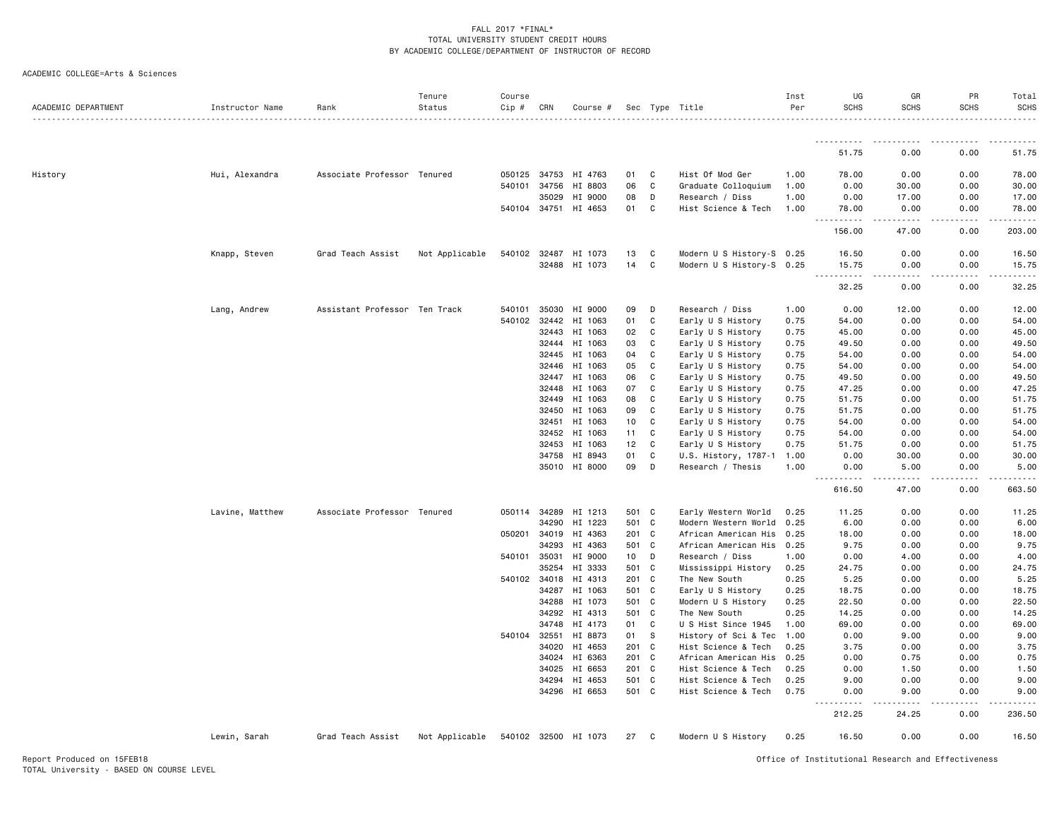FALL 2017 *FINAL*
TOTAL UNIVERSITY STUDENT CREDIT HOURS
BY ACADEMIC COLLEGE/DEPARTMENT OF INSTRUCTOR OF RECORD

ACADEMIC COLLEGE=Arts & Sciences

| ACADEMIC DEPARTMENT | Instructor Name | Rank | Tenure Status | Course Cip # | CRN | Course # | Sec | Type | Title | Inst Per | UG SCHS | GR SCHS | PR SCHS | Total SCHS |
|---|---|---|---|---|---|---|---|---|---|---|---|---|---|---|
| | | | | | | | | | | | 51.75 | 0.00 | 0.00 | 51.75 |
| History | Hui, Alexandra | Associate Professor | Tenured | 050125 | 34753 | HI 4763 | 01 | C | Hist Of Mod Ger | 1.00 | 78.00 | 0.00 | 0.00 | 78.00 |
| | | | | 540101 | 34756 | HI 8803 | 06 | C | Graduate Colloquium | 1.00 | 0.00 | 30.00 | 0.00 | 30.00 |
| | | | | | 35029 | HI 9000 | 08 | D | Research / Diss | 1.00 | 0.00 | 17.00 | 0.00 | 17.00 |
| | | | | 540104 | 34751 | HI 4653 | 01 | C | Hist Science & Tech | 1.00 | 78.00 | 0.00 | 0.00 | 78.00 |
| | | | | | | | | | | | 156.00 | 47.00 | 0.00 | 203.00 |
| | Knapp, Steven | Grad Teach Assist | Not Applicable | 540102 | 32487 | HI 1073 | 13 | C | Modern U S History-S | 0.25 | 16.50 | 0.00 | 0.00 | 16.50 |
| | | | | | 32488 | HI 1073 | 14 | C | Modern U S History-S | 0.25 | 15.75 | 0.00 | 0.00 | 15.75 |
| | | | | | | | | | | | 32.25 | 0.00 | 0.00 | 32.25 |
| | Lang, Andrew | Assistant Professor | Ten Track | 540101 | 35030 | HI 9000 | 09 | D | Research / Diss | 1.00 | 0.00 | 12.00 | 0.00 | 12.00 |
| | | | | 540102 | 32442 | HI 1063 | 01 | C | Early U S History | 0.75 | 54.00 | 0.00 | 0.00 | 54.00 |
| | | | | | 32443 | HI 1063 | 02 | C | Early U S History | 0.75 | 45.00 | 0.00 | 0.00 | 45.00 |
| | | | | | 32444 | HI 1063 | 03 | C | Early U S History | 0.75 | 49.50 | 0.00 | 0.00 | 49.50 |
| | | | | | 32445 | HI 1063 | 04 | C | Early U S History | 0.75 | 54.00 | 0.00 | 0.00 | 54.00 |
| | | | | | 32446 | HI 1063 | 05 | C | Early U S History | 0.75 | 54.00 | 0.00 | 0.00 | 54.00 |
| | | | | | 32447 | HI 1063 | 06 | C | Early U S History | 0.75 | 49.50 | 0.00 | 0.00 | 49.50 |
| | | | | | 32448 | HI 1063 | 07 | C | Early U S History | 0.75 | 47.25 | 0.00 | 0.00 | 47.25 |
| | | | | | 32449 | HI 1063 | 08 | C | Early U S History | 0.75 | 51.75 | 0.00 | 0.00 | 51.75 |
| | | | | | 32450 | HI 1063 | 09 | C | Early U S History | 0.75 | 51.75 | 0.00 | 0.00 | 51.75 |
| | | | | | 32451 | HI 1063 | 10 | C | Early U S History | 0.75 | 54.00 | 0.00 | 0.00 | 54.00 |
| | | | | | 32452 | HI 1063 | 11 | C | Early U S History | 0.75 | 54.00 | 0.00 | 0.00 | 54.00 |
| | | | | | 32453 | HI 1063 | 12 | C | Early U S History | 0.75 | 51.75 | 0.00 | 0.00 | 51.75 |
| | | | | | 34758 | HI 8943 | 01 | C | U.S. History, 1787-1 | 1.00 | 0.00 | 30.00 | 0.00 | 30.00 |
| | | | | | 35010 | HI 8000 | 09 | D | Research / Thesis | 1.00 | 0.00 | 5.00 | 0.00 | 5.00 |
| | | | | | | | | | | | 616.50 | 47.00 | 0.00 | 663.50 |
| | Lavine, Matthew | Associate Professor | Tenured | 050114 | 34289 | HI 1213 | 501 | C | Early Western World | 0.25 | 11.25 | 0.00 | 0.00 | 11.25 |
| | | | | | 34290 | HI 1223 | 501 | C | Modern Western World | 0.25 | 6.00 | 0.00 | 0.00 | 6.00 |
| | | | | 050201 | 34019 | HI 4363 | 201 | C | African American His | 0.25 | 18.00 | 0.00 | 0.00 | 18.00 |
| | | | | | 34293 | HI 4363 | 501 | C | African American His | 0.25 | 9.75 | 0.00 | 0.00 | 9.75 |
| | | | | 540101 | 35031 | HI 9000 | 10 | D | Research / Diss | 1.00 | 0.00 | 4.00 | 0.00 | 4.00 |
| | | | | | 35254 | HI 3333 | 501 | C | Mississippi History | 0.25 | 24.75 | 0.00 | 0.00 | 24.75 |
| | | | | 540102 | 34018 | HI 4313 | 201 | C | The New South | 0.25 | 5.25 | 0.00 | 0.00 | 5.25 |
| | | | | | 34287 | HI 1063 | 501 | C | Early U S History | 0.25 | 18.75 | 0.00 | 0.00 | 18.75 |
| | | | | | 34288 | HI 1073 | 501 | C | Modern U S History | 0.25 | 22.50 | 0.00 | 0.00 | 22.50 |
| | | | | | 34292 | HI 4313 | 501 | C | The New South | 0.25 | 14.25 | 0.00 | 0.00 | 14.25 |
| | | | | | 34748 | HI 4173 | 01 | C | U S Hist Since 1945 | 1.00 | 69.00 | 0.00 | 0.00 | 69.00 |
| | | | | 540104 | 32551 | HI 8873 | 01 | S | History of Sci & Tec | 1.00 | 0.00 | 9.00 | 0.00 | 9.00 |
| | | | | | 34020 | HI 4653 | 201 | C | Hist Science & Tech | 0.25 | 3.75 | 0.00 | 0.00 | 3.75 |
| | | | | | 34024 | HI 6363 | 201 | C | African American His | 0.25 | 0.00 | 0.75 | 0.00 | 0.75 |
| | | | | | 34025 | HI 6653 | 201 | C | Hist Science & Tech | 0.25 | 0.00 | 1.50 | 0.00 | 1.50 |
| | | | | | 34294 | HI 4653 | 501 | C | Hist Science & Tech | 0.25 | 9.00 | 0.00 | 0.00 | 9.00 |
| | | | | | 34296 | HI 6653 | 501 | C | Hist Science & Tech | 0.75 | 0.00 | 9.00 | 0.00 | 9.00 |
| | | | | | | | | | | | 212.25 | 24.25 | 0.00 | 236.50 |
| | Lewin, Sarah | Grad Teach Assist | Not Applicable | 540102 | 32500 | HI 1073 | 27 | C | Modern U S History | 0.25 | 16.50 | 0.00 | 0.00 | 16.50 |

Report Produced on 15FEB18
TOTAL University - BASED ON COURSE LEVEL

Office of Institutional Research and Effectiveness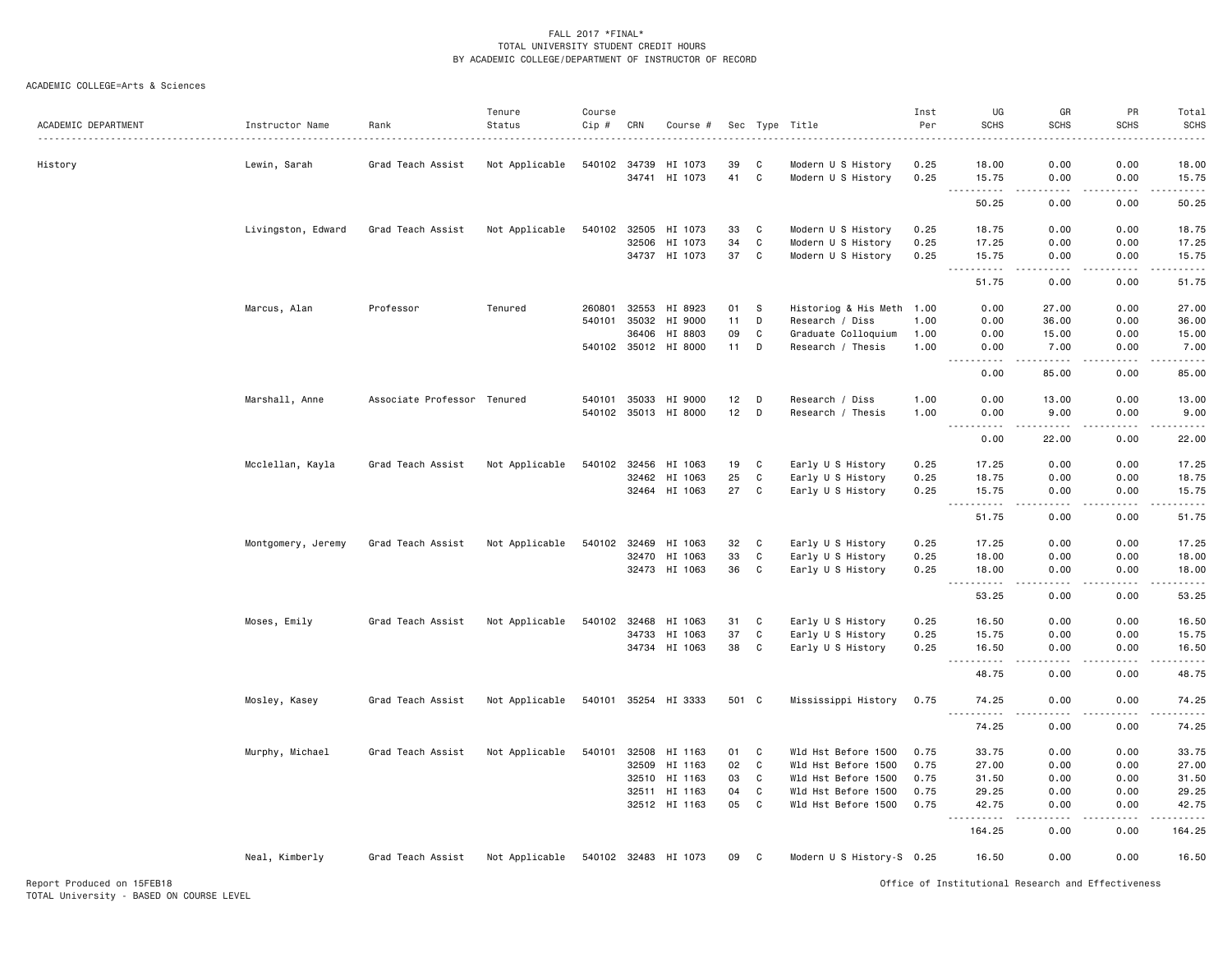FALL 2017 *FINAL*
TOTAL UNIVERSITY STUDENT CREDIT HOURS
BY ACADEMIC COLLEGE/DEPARTMENT OF INSTRUCTOR OF RECORD

ACADEMIC COLLEGE=Arts & Sciences

| ACADEMIC DEPARTMENT | Instructor Name | Rank | Tenure Status | Course Cip # | CRN | Course # | Sec | Type | Title | Inst Per | UG SCHS | GR SCHS | PR SCHS | Total SCHS |
|---|---|---|---|---|---|---|---|---|---|---|---|---|---|---|
| History | Lewin, Sarah | Grad Teach Assist | Not Applicable | 540102 | 34739 | HI 1073 | 39 | C | Modern U S History | 0.25 | 18.00 | 0.00 | 0.00 | 18.00 |
| | | | | | 34741 | HI 1073 | 41 | C | Modern U S History | 0.25 | 15.75 | 0.00 | 0.00 | 15.75 |
| | | | | | | | | | | | 50.25 | 0.00 | 0.00 | 50.25 |
| | Livingston, Edward | Grad Teach Assist | Not Applicable | 540102 | 32505 | HI 1073 | 33 | C | Modern U S History | 0.25 | 18.75 | 0.00 | 0.00 | 18.75 |
| | | | | | 32506 | HI 1073 | 34 | C | Modern U S History | 0.25 | 17.25 | 0.00 | 0.00 | 17.25 |
| | | | | | 34737 | HI 1073 | 37 | C | Modern U S History | 0.25 | 15.75 | 0.00 | 0.00 | 15.75 |
| | | | | | | | | | | | 51.75 | 0.00 | 0.00 | 51.75 |
| | Marcus, Alan | Professor | Tenured | 260801 | 32553 | HI 8923 | 01 | S | Historiog & His Meth | 1.00 | 0.00 | 27.00 | 0.00 | 27.00 |
| | | | | 540101 | 35032 | HI 9000 | 11 | D | Research / Diss | 1.00 | 0.00 | 36.00 | 0.00 | 36.00 |
| | | | | | 36406 | HI 8803 | 09 | C | Graduate Colloquium | 1.00 | 0.00 | 15.00 | 0.00 | 15.00 |
| | | | | 540102 | 35012 | HI 8000 | 11 | D | Research / Thesis | 1.00 | 0.00 | 7.00 | 0.00 | 7.00 |
| | | | | | | | | | | | 0.00 | 85.00 | 0.00 | 85.00 |
| | Marshall, Anne | Associate Professor | Tenured | 540101 | 35033 | HI 9000 | 12 | D | Research / Diss | 1.00 | 0.00 | 13.00 | 0.00 | 13.00 |
| | | | | 540102 | 35013 | HI 8000 | 12 | D | Research / Thesis | 1.00 | 0.00 | 9.00 | 0.00 | 9.00 |
| | | | | | | | | | | | 0.00 | 22.00 | 0.00 | 22.00 |
| | Mcclellan, Kayla | Grad Teach Assist | Not Applicable | 540102 | 32456 | HI 1063 | 19 | C | Early U S History | 0.25 | 17.25 | 0.00 | 0.00 | 17.25 |
| | | | | | 32462 | HI 1063 | 25 | C | Early U S History | 0.25 | 18.75 | 0.00 | 0.00 | 18.75 |
| | | | | | 32464 | HI 1063 | 27 | C | Early U S History | 0.25 | 15.75 | 0.00 | 0.00 | 15.75 |
| | | | | | | | | | | | 51.75 | 0.00 | 0.00 | 51.75 |
| | Montgomery, Jeremy | Grad Teach Assist | Not Applicable | 540102 | 32469 | HI 1063 | 32 | C | Early U S History | 0.25 | 17.25 | 0.00 | 0.00 | 17.25 |
| | | | | | 32470 | HI 1063 | 33 | C | Early U S History | 0.25 | 18.00 | 0.00 | 0.00 | 18.00 |
| | | | | | 32473 | HI 1063 | 36 | C | Early U S History | 0.25 | 18.00 | 0.00 | 0.00 | 18.00 |
| | | | | | | | | | | | 53.25 | 0.00 | 0.00 | 53.25 |
| | Moses, Emily | Grad Teach Assist | Not Applicable | 540102 | 32468 | HI 1063 | 31 | C | Early U S History | 0.25 | 16.50 | 0.00 | 0.00 | 16.50 |
| | | | | | 34733 | HI 1063 | 37 | C | Early U S History | 0.25 | 15.75 | 0.00 | 0.00 | 15.75 |
| | | | | | 34734 | HI 1063 | 38 | C | Early U S History | 0.25 | 16.50 | 0.00 | 0.00 | 16.50 |
| | | | | | | | | | | | 48.75 | 0.00 | 0.00 | 48.75 |
| | Mosley, Kasey | Grad Teach Assist | Not Applicable | 540101 | 35254 | HI 3333 | 501 | C | Mississippi History | 0.75 | 74.25 | 0.00 | 0.00 | 74.25 |
| | | | | | | | | | | | 74.25 | 0.00 | 0.00 | 74.25 |
| | Murphy, Michael | Grad Teach Assist | Not Applicable | 540101 | 32508 | HI 1163 | 01 | C | Wld Hst Before 1500 | 0.75 | 33.75 | 0.00 | 0.00 | 33.75 |
| | | | | | 32509 | HI 1163 | 02 | C | Wld Hst Before 1500 | 0.75 | 27.00 | 0.00 | 0.00 | 27.00 |
| | | | | | 32510 | HI 1163 | 03 | C | Wld Hst Before 1500 | 0.75 | 31.50 | 0.00 | 0.00 | 31.50 |
| | | | | | 32511 | HI 1163 | 04 | C | Wld Hst Before 1500 | 0.75 | 29.25 | 0.00 | 0.00 | 29.25 |
| | | | | | 32512 | HI 1163 | 05 | C | Wld Hst Before 1500 | 0.75 | 42.75 | 0.00 | 0.00 | 42.75 |
| | | | | | | | | | | | 164.25 | 0.00 | 0.00 | 164.25 |
| | Neal, Kimberly | Grad Teach Assist | Not Applicable | 540102 | 32483 | HI 1073 | 09 | C | Modern U S History-S | 0.25 | 16.50 | 0.00 | 0.00 | 16.50 |

Report Produced on 15FEB18
TOTAL University - BASED ON COURSE LEVEL
Office of Institutional Research and Effectiveness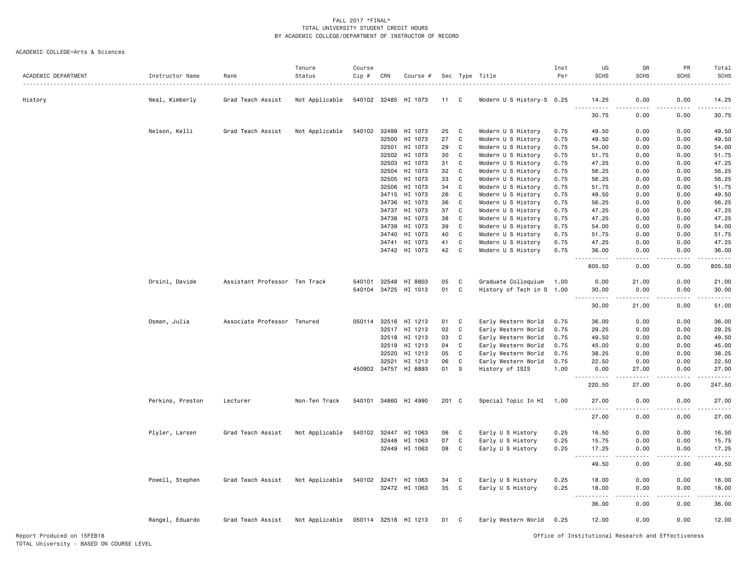FALL 2017 *FINAL*
TOTAL UNIVERSITY STUDENT CREDIT HOURS
BY ACADEMIC COLLEGE/DEPARTMENT OF INSTRUCTOR OF RECORD

ACADEMIC COLLEGE=Arts & Sciences

| ACADEMIC DEPARTMENT | Instructor Name | Rank | Tenure Status | Course Cip # | CRN | Course # | Sec | Type | Title | Inst Per | UG SCHS | GR SCHS | PR SCHS | Total SCHS |
|---|---|---|---|---|---|---|---|---|---|---|---|---|---|---|
| History | Neal, Kimberly | Grad Teach Assist | Not Applicable | 540102 | 32485 | HI 1073 | 11 | C | Modern U S History-S | 0.25 | 14.25 | 0.00 | 0.00 | 14.25 |
| | | | | | | | | | | | 30.75 | 0.00 | 0.00 | 30.75 |
| | Nelson, Kelli | Grad Teach Assist | Not Applicable | 540102 | 32499 | HI 1073 | 25 | C | Modern U S History | 0.75 | 49.50 | 0.00 | 0.00 | 49.50 |
| | | | | | 32500 | HI 1073 | 27 | C | Modern U S History | 0.75 | 49.50 | 0.00 | 0.00 | 49.50 |
| | | | | | 32501 | HI 1073 | 29 | C | Modern U S History | 0.75 | 54.00 | 0.00 | 0.00 | 54.00 |
| | | | | | 32502 | HI 1073 | 30 | C | Modern U S History | 0.75 | 51.75 | 0.00 | 0.00 | 51.75 |
| | | | | | 32503 | HI 1073 | 31 | C | Modern U S History | 0.75 | 47.25 | 0.00 | 0.00 | 47.25 |
| | | | | | 32504 | HI 1073 | 32 | C | Modern U S History | 0.75 | 56.25 | 0.00 | 0.00 | 56.25 |
| | | | | | 32505 | HI 1073 | 33 | C | Modern U S History | 0.75 | 56.25 | 0.00 | 0.00 | 56.25 |
| | | | | | 32506 | HI 1073 | 34 | C | Modern U S History | 0.75 | 51.75 | 0.00 | 0.00 | 51.75 |
| | | | | | 34715 | HI 1073 | 26 | C | Modern U S History | 0.75 | 49.50 | 0.00 | 0.00 | 49.50 |
| | | | | | 34736 | HI 1073 | 36 | C | Modern U S History | 0.75 | 56.25 | 0.00 | 0.00 | 56.25 |
| | | | | | 34737 | HI 1073 | 37 | C | Modern U S History | 0.75 | 47.25 | 0.00 | 0.00 | 47.25 |
| | | | | | 34738 | HI 1073 | 38 | C | Modern U S History | 0.75 | 47.25 | 0.00 | 0.00 | 47.25 |
| | | | | | 34739 | HI 1073 | 39 | C | Modern U S History | 0.75 | 54.00 | 0.00 | 0.00 | 54.00 |
| | | | | | 34740 | HI 1073 | 40 | C | Modern U S History | 0.75 | 51.75 | 0.00 | 0.00 | 51.75 |
| | | | | | 34741 | HI 1073 | 41 | C | Modern U S History | 0.75 | 47.25 | 0.00 | 0.00 | 47.25 |
| | | | | | 34742 | HI 1073 | 42 | C | Modern U S History | 0.75 | 36.00 | 0.00 | 0.00 | 36.00 |
| | | | | | | | | | | | 805.50 | 0.00 | 0.00 | 805.50 |
| | Orsini, Davide | Assistant Professor | Ten Track | 540101 | 32548 | HI 8803 | 05 | C | Graduate Colloquium | 1.00 | 0.00 | 21.00 | 0.00 | 21.00 |
| | | | | 540104 | 34725 | HI 1013 | 01 | C | History of Tech in S | 1.00 | 30.00 | 0.00 | 0.00 | 30.00 |
| | | | | | | | | | | | 30.00 | 21.00 | 0.00 | 51.00 |
| | Osman, Julia | Associate Professor | Tenured | 050114 | 32516 | HI 1213 | 01 | C | Early Western World | 0.75 | 36.00 | 0.00 | 0.00 | 36.00 |
| | | | | | 32517 | HI 1213 | 02 | C | Early Western World | 0.75 | 29.25 | 0.00 | 0.00 | 29.25 |
| | | | | | 32518 | HI 1213 | 03 | C | Early Western World | 0.75 | 49.50 | 0.00 | 0.00 | 49.50 |
| | | | | | 32519 | HI 1213 | 04 | C | Early Western World | 0.75 | 45.00 | 0.00 | 0.00 | 45.00 |
| | | | | | 32520 | HI 1213 | 05 | C | Early Western World | 0.75 | 38.25 | 0.00 | 0.00 | 38.25 |
| | | | | | 32521 | HI 1213 | 06 | C | Early Western World | 0.75 | 22.50 | 0.00 | 0.00 | 22.50 |
| | | | | 450902 | 34757 | HI 8893 | 01 | S | History of ISIS | 1.00 | 0.00 | 27.00 | 0.00 | 27.00 |
| | | | | | | | | | | | 220.50 | 27.00 | 0.00 | 247.50 |
| | Perkins, Preston | Lecturer | Non-Ten Track | 540101 | 34860 | HI 4990 | 201 | C | Special Topic In HI | 1.00 | 27.00 | 0.00 | 0.00 | 27.00 |
| | | | | | | | | | | | 27.00 | 0.00 | 0.00 | 27.00 |
| | Plyler, Larsen | Grad Teach Assist | Not Applicable | 540102 | 32447 | HI 1063 | 06 | C | Early U S History | 0.25 | 16.50 | 0.00 | 0.00 | 16.50 |
| | | | | | 32448 | HI 1063 | 07 | C | Early U S History | 0.25 | 15.75 | 0.00 | 0.00 | 15.75 |
| | | | | | 32449 | HI 1063 | 08 | C | Early U S History | 0.25 | 17.25 | 0.00 | 0.00 | 17.25 |
| | | | | | | | | | | | 49.50 | 0.00 | 0.00 | 49.50 |
| | Powell, Stephen | Grad Teach Assist | Not Applicable | 540102 | 32471 | HI 1063 | 34 | C | Early U S History | 0.25 | 18.00 | 0.00 | 0.00 | 18.00 |
| | | | | | 32472 | HI 1063 | 35 | C | Early U S History | 0.25 | 18.00 | 0.00 | 0.00 | 18.00 |
| | | | | | | | | | | | 36.00 | 0.00 | 0.00 | 36.00 |
| | Rangel, Eduardo | Grad Teach Assist | Not Applicable | 050114 | 32516 | HI 1213 | 01 | C | Early Western World | 0.25 | 12.00 | 0.00 | 0.00 | 12.00 |

Report Produced on 15FEB18
TOTAL University - BASED ON COURSE LEVEL

Office of Institutional Research and Effectiveness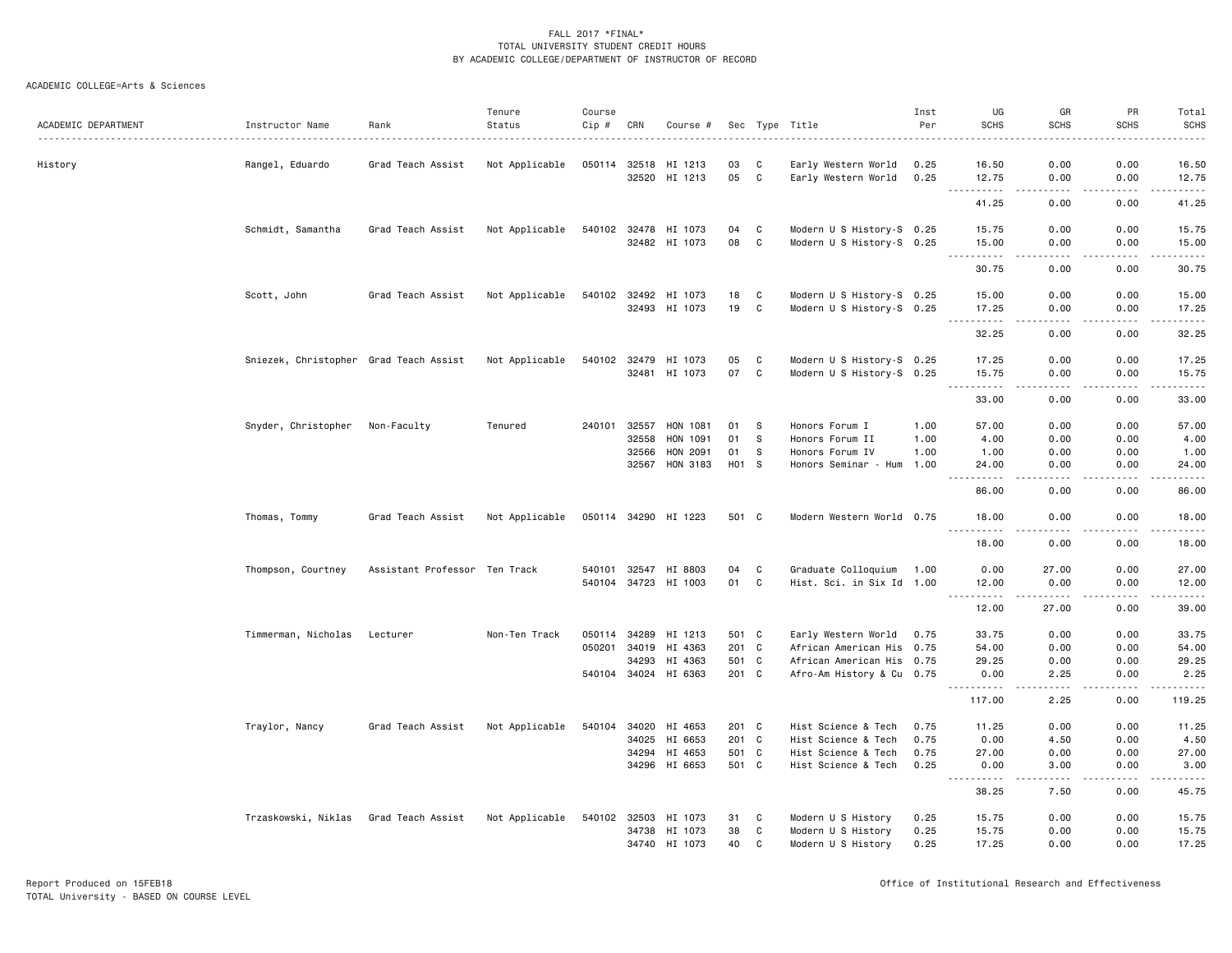FALL 2017 *FINAL*
TOTAL UNIVERSITY STUDENT CREDIT HOURS
BY ACADEMIC COLLEGE/DEPARTMENT OF INSTRUCTOR OF RECORD

ACADEMIC COLLEGE=Arts & Sciences

| ACADEMIC DEPARTMENT | Instructor Name | Rank | Tenure Status | Course Cip # | CRN | Course # | Sec | Type | Title | Inst Per | UG SCHS | GR SCHS | PR SCHS | Total SCHS |
|---|---|---|---|---|---|---|---|---|---|---|---|---|---|---|
| History | Rangel, Eduardo | Grad Teach Assist | Not Applicable | 050114 | 32518 | HI 1213 | 03 | C | Early Western World | 0.25 | 16.50 | 0.00 | 0.00 | 16.50 |
| | | | | | 32520 | HI 1213 | 05 | C | Early Western World | 0.25 | 12.75 | 0.00 | 0.00 | 12.75 |
| | | | | | | | | | | | 41.25 | 0.00 | 0.00 | 41.25 |
| | Schmidt, Samantha | Grad Teach Assist | Not Applicable | 540102 | 32478 | HI 1073 | 04 | C | Modern U S History-S | 0.25 | 15.75 | 0.00 | 0.00 | 15.75 |
| | | | | | 32482 | HI 1073 | 08 | C | Modern U S History-S | 0.25 | 15.00 | 0.00 | 0.00 | 15.00 |
| | | | | | | | | | | | 30.75 | 0.00 | 0.00 | 30.75 |
| | Scott, John | Grad Teach Assist | Not Applicable | 540102 | 32492 | HI 1073 | 18 | C | Modern U S History-S | 0.25 | 15.00 | 0.00 | 0.00 | 15.00 |
| | | | | | 32493 | HI 1073 | 19 | C | Modern U S History-S | 0.25 | 17.25 | 0.00 | 0.00 | 17.25 |
| | | | | | | | | | | | 32.25 | 0.00 | 0.00 | 32.25 |
| | Sniezek, Christopher | Grad Teach Assist | Not Applicable | 540102 | 32479 | HI 1073 | 05 | C | Modern U S History-S | 0.25 | 17.25 | 0.00 | 0.00 | 17.25 |
| | | | | | 32481 | HI 1073 | 07 | C | Modern U S History-S | 0.25 | 15.75 | 0.00 | 0.00 | 15.75 |
| | | | | | | | | | | | 33.00 | 0.00 | 0.00 | 33.00 |
| | Snyder, Christopher | Non-Faculty | Tenured | 240101 | 32557 | HON 1081 | 01 | S | Honors Forum I | 1.00 | 57.00 | 0.00 | 0.00 | 57.00 |
| | | | | | 32558 | HON 1091 | 01 | S | Honors Forum II | 1.00 | 4.00 | 0.00 | 0.00 | 4.00 |
| | | | | | 32566 | HON 2091 | 01 | S | Honors Forum IV | 1.00 | 1.00 | 0.00 | 0.00 | 1.00 |
| | | | | | 32567 | HON 3183 | H01 | S | Honors Seminar - Hum | 1.00 | 24.00 | 0.00 | 0.00 | 24.00 |
| | | | | | | | | | | | 86.00 | 0.00 | 0.00 | 86.00 |
| | Thomas, Tommy | Grad Teach Assist | Not Applicable | 050114 | 34290 | HI 1223 | 501 | C | Modern Western World | 0.75 | 18.00 | 0.00 | 0.00 | 18.00 |
| | | | | | | | | | | | 18.00 | 0.00 | 0.00 | 18.00 |
| | Thompson, Courtney | Assistant Professor | Ten Track | 540101 | 32547 | HI 8803 | 04 | C | Graduate Colloquium | 1.00 | 0.00 | 27.00 | 0.00 | 27.00 |
| | | | | 540104 | 34723 | HI 1003 | 01 | C | Hist. Sci. in Six Id | 1.00 | 12.00 | 0.00 | 0.00 | 12.00 |
| | | | | | | | | | | | 12.00 | 27.00 | 0.00 | 39.00 |
| | Timmerman, Nicholas | Lecturer | Non-Ten Track | 050114 | 34289 | HI 1213 | 501 | C | Early Western World | 0.75 | 33.75 | 0.00 | 0.00 | 33.75 |
| | | | | 050201 | 34019 | HI 4363 | 201 | C | African American His | 0.75 | 54.00 | 0.00 | 0.00 | 54.00 |
| | | | | | 34293 | HI 4363 | 501 | C | African American His | 0.75 | 29.25 | 0.00 | 0.00 | 29.25 |
| | | | | 540104 | 34024 | HI 6363 | 201 | C | Afro-Am History & Cu | 0.75 | 0.00 | 2.25 | 0.00 | 2.25 |
| | | | | | | | | | | | 117.00 | 2.25 | 0.00 | 119.25 |
| | Traylor, Nancy | Grad Teach Assist | Not Applicable | 540104 | 34020 | HI 4653 | 201 | C | Hist Science & Tech | 0.75 | 11.25 | 0.00 | 0.00 | 11.25 |
| | | | | | 34025 | HI 6653 | 201 | C | Hist Science & Tech | 0.75 | 0.00 | 4.50 | 0.00 | 4.50 |
| | | | | | 34294 | HI 4653 | 501 | C | Hist Science & Tech | 0.75 | 27.00 | 0.00 | 0.00 | 27.00 |
| | | | | | 34296 | HI 6653 | 501 | C | Hist Science & Tech | 0.25 | 0.00 | 3.00 | 0.00 | 3.00 |
| | | | | | | | | | | | 38.25 | 7.50 | 0.00 | 45.75 |
| | Trzaskowski, Niklas | Grad Teach Assist | Not Applicable | 540102 | 32503 | HI 1073 | 31 | C | Modern U S History | 0.25 | 15.75 | 0.00 | 0.00 | 15.75 |
| | | | | | 34738 | HI 1073 | 38 | C | Modern U S History | 0.25 | 15.75 | 0.00 | 0.00 | 15.75 |
| | | | | | 34740 | HI 1073 | 40 | C | Modern U S History | 0.25 | 17.25 | 0.00 | 0.00 | 17.25 |

Report Produced on 15FEB18
TOTAL University - BASED ON COURSE LEVEL

Office of Institutional Research and Effectiveness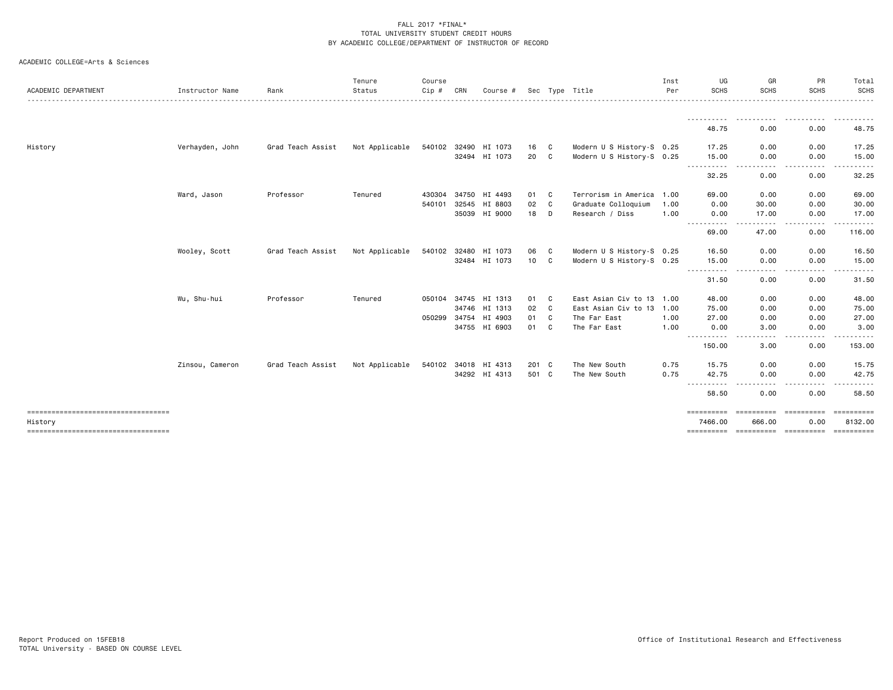FALL 2017 *FINAL*
TOTAL UNIVERSITY STUDENT CREDIT HOURS
BY ACADEMIC COLLEGE/DEPARTMENT OF INSTRUCTOR OF RECORD

ACADEMIC COLLEGE=Arts & Sciences

| ACADEMIC DEPARTMENT | Instructor Name | Rank | Tenure Status | Course Cip # | CRN | Course # | Sec | Type | Title | Inst Per | UG SCHS | GR SCHS | PR SCHS | Total SCHS |
|---|---|---|---|---|---|---|---|---|---|---|---|---|---|---|
| | | | | | | | | | | | 48.75 | 0.00 | 0.00 | 48.75 |
| History | Verhayden, John | Grad Teach Assist | Not Applicable | 540102 | 32490 | HI 1073 | 16 | C | Modern U S History-S | 0.25 | 17.25 | 0.00 | 0.00 | 17.25 |
| | | | | | 32494 | HI 1073 | 20 | C | Modern U S History-S | 0.25 | 15.00 | 0.00 | 0.00 | 15.00 |
| | | | | | | | | | | | 32.25 | 0.00 | 0.00 | 32.25 |
| | Ward, Jason | Professor | Tenured | 430304 | 34750 | HI 4493 | 01 | C | Terrorism in America | 1.00 | 69.00 | 0.00 | 0.00 | 69.00 |
| | | | | 540101 | 32545 | HI 8803 | 02 | C | Graduate Colloquium | 1.00 | 0.00 | 30.00 | 0.00 | 30.00 |
| | | | | | 35039 | HI 9000 | 18 | D | Research / Diss | 1.00 | 0.00 | 17.00 | 0.00 | 17.00 |
| | | | | | | | | | | | 69.00 | 47.00 | 0.00 | 116.00 |
| | Wooley, Scott | Grad Teach Assist | Not Applicable | 540102 | 32480 | HI 1073 | 06 | C | Modern U S History-S | 0.25 | 16.50 | 0.00 | 0.00 | 16.50 |
| | | | | | 32484 | HI 1073 | 10 | C | Modern U S History-S | 0.25 | 15.00 | 0.00 | 0.00 | 15.00 |
| | | | | | | | | | | | 31.50 | 0.00 | 0.00 | 31.50 |
| | Wu, Shu-hui | Professor | Tenured | 050104 | 34745 | HI 1313 | 01 | C | East Asian Civ to 13 | 1.00 | 48.00 | 0.00 | 0.00 | 48.00 |
| | | | | | 34746 | HI 1313 | 02 | C | East Asian Civ to 13 | 1.00 | 75.00 | 0.00 | 0.00 | 75.00 |
| | | | | 050299 | 34754 | HI 4903 | 01 | C | The Far East | 1.00 | 27.00 | 0.00 | 0.00 | 27.00 |
| | | | | | 34755 | HI 6903 | 01 | C | The Far East | 1.00 | 0.00 | 3.00 | 0.00 | 3.00 |
| | | | | | | | | | | | 150.00 | 3.00 | 0.00 | 153.00 |
| | Zinsou, Cameron | Grad Teach Assist | Not Applicable | 540102 | 34018 | HI 4313 | 201 | C | The New South | 0.75 | 15.75 | 0.00 | 0.00 | 15.75 |
| | | | | | 34292 | HI 4313 | 501 | C | The New South | 0.75 | 42.75 | 0.00 | 0.00 | 42.75 |
| | | | | | | | | | | | 58.50 | 0.00 | 0.00 | 58.50 |
| History | | | | | | | | | | | 7466.00 | 666.00 | 0.00 | 8132.00 |

Report Produced on 15FEB18
TOTAL University - BASED ON COURSE LEVEL

Office of Institutional Research and Effectiveness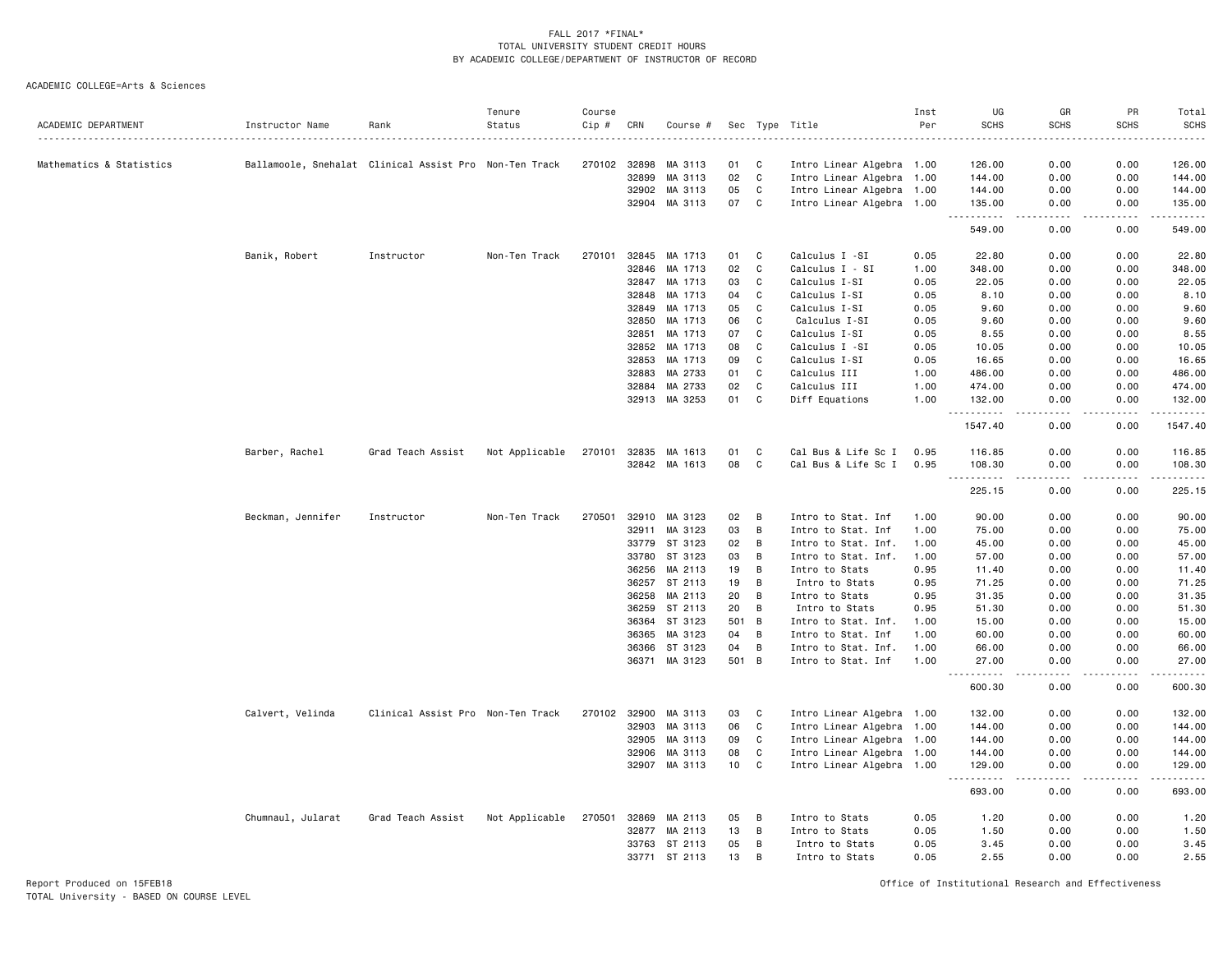FALL 2017 *FINAL*
TOTAL UNIVERSITY STUDENT CREDIT HOURS
BY ACADEMIC COLLEGE/DEPARTMENT OF INSTRUCTOR OF RECORD

ACADEMIC COLLEGE=Arts & Sciences

| ACADEMIC DEPARTMENT | Instructor Name | Rank | Tenure Status | Course Cip # | CRN | Course # | Sec | Type | Title | Inst Per | UG SCHS | GR SCHS | PR SCHS | Total SCHS |
|---|---|---|---|---|---|---|---|---|---|---|---|---|---|---|
| Mathematics & Statistics | Ballamoole, Snehalat | Clinical Assist Pro | Non-Ten Track | 270102 | 32898 | MA 3113 | 01 | C | Intro Linear Algebra | 1.00 | 126.00 | 0.00 | 0.00 | 126.00 |
| | | | | | 32899 | MA 3113 | 02 | C | Intro Linear Algebra | 1.00 | 144.00 | 0.00 | 0.00 | 144.00 |
| | | | | | 32902 | MA 3113 | 05 | C | Intro Linear Algebra | 1.00 | 144.00 | 0.00 | 0.00 | 144.00 |
| | | | | | 32904 | MA 3113 | 07 | C | Intro Linear Algebra | 1.00 | 135.00 | 0.00 | 0.00 | 135.00 |
| | | | | | | | | | | | 549.00 | 0.00 | 0.00 | 549.00 |
| | Banik, Robert | Instructor | Non-Ten Track | 270101 | 32845 | MA 1713 | 01 | C | Calculus I -SI | 0.05 | 22.80 | 0.00 | 0.00 | 22.80 |
| | | | | | 32846 | MA 1713 | 02 | C | Calculus I - SI | 1.00 | 348.00 | 0.00 | 0.00 | 348.00 |
| | | | | | 32847 | MA 1713 | 03 | C | Calculus I-SI | 0.05 | 22.05 | 0.00 | 0.00 | 22.05 |
| | | | | | 32848 | MA 1713 | 04 | C | Calculus I-SI | 0.05 | 8.10 | 0.00 | 0.00 | 8.10 |
| | | | | | 32849 | MA 1713 | 05 | C | Calculus I-SI | 0.05 | 9.60 | 0.00 | 0.00 | 9.60 |
| | | | | | 32850 | MA 1713 | 06 | C | Calculus I-SI | 0.05 | 9.60 | 0.00 | 0.00 | 9.60 |
| | | | | | 32851 | MA 1713 | 07 | C | Calculus I-SI | 0.05 | 8.55 | 0.00 | 0.00 | 8.55 |
| | | | | | 32852 | MA 1713 | 08 | C | Calculus I -SI | 0.05 | 10.05 | 0.00 | 0.00 | 10.05 |
| | | | | | 32853 | MA 1713 | 09 | C | Calculus I-SI | 0.05 | 16.65 | 0.00 | 0.00 | 16.65 |
| | | | | | 32883 | MA 2733 | 01 | C | Calculus III | 1.00 | 486.00 | 0.00 | 0.00 | 486.00 |
| | | | | | 32884 | MA 2733 | 02 | C | Calculus III | 1.00 | 474.00 | 0.00 | 0.00 | 474.00 |
| | | | | | 32913 | MA 3253 | 01 | C | Diff Equations | 1.00 | 132.00 | 0.00 | 0.00 | 132.00 |
| | | | | | | | | | | | 1547.40 | 0.00 | 0.00 | 1547.40 |
| | Barber, Rachel | Grad Teach Assist | Not Applicable | 270101 | 32835 | MA 1613 | 01 | C | Cal Bus & Life Sc I | 0.95 | 116.85 | 0.00 | 0.00 | 116.85 |
| | | | | | 32842 | MA 1613 | 08 | C | Cal Bus & Life Sc I | 0.95 | 108.30 | 0.00 | 0.00 | 108.30 |
| | | | | | | | | | | | 225.15 | 0.00 | 0.00 | 225.15 |
| | Beckman, Jennifer | Instructor | Non-Ten Track | 270501 | 32910 | MA 3123 | 02 | B | Intro to Stat. Inf | 1.00 | 90.00 | 0.00 | 0.00 | 90.00 |
| | | | | | 32911 | MA 3123 | 03 | B | Intro to Stat. Inf | 1.00 | 75.00 | 0.00 | 0.00 | 75.00 |
| | | | | | 33779 | ST 3123 | 02 | B | Intro to Stat. Inf. | 1.00 | 45.00 | 0.00 | 0.00 | 45.00 |
| | | | | | 33780 | ST 3123 | 03 | B | Intro to Stat. Inf. | 1.00 | 57.00 | 0.00 | 0.00 | 57.00 |
| | | | | | 36256 | MA 2113 | 19 | B | Intro to Stats | 0.95 | 11.40 | 0.00 | 0.00 | 11.40 |
| | | | | | 36257 | ST 2113 | 19 | B | Intro to Stats | 0.95 | 71.25 | 0.00 | 0.00 | 71.25 |
| | | | | | 36258 | MA 2113 | 20 | B | Intro to Stats | 0.95 | 31.35 | 0.00 | 0.00 | 31.35 |
| | | | | | 36259 | ST 2113 | 20 | B | Intro to Stats | 0.95 | 51.30 | 0.00 | 0.00 | 51.30 |
| | | | | | 36364 | ST 3123 | 501 | B | Intro to Stat. Inf. | 1.00 | 15.00 | 0.00 | 0.00 | 15.00 |
| | | | | | 36365 | MA 3123 | 04 | B | Intro to Stat. Inf | 1.00 | 60.00 | 0.00 | 0.00 | 60.00 |
| | | | | | 36366 | ST 3123 | 04 | B | Intro to Stat. Inf. | 1.00 | 66.00 | 0.00 | 0.00 | 66.00 |
| | | | | | 36371 | MA 3123 | 501 | B | Intro to Stat. Inf | 1.00 | 27.00 | 0.00 | 0.00 | 27.00 |
| | | | | | | | | | | | 600.30 | 0.00 | 0.00 | 600.30 |
| | Calvert, Velinda | Clinical Assist Pro | Non-Ten Track | 270102 | 32900 | MA 3113 | 03 | C | Intro Linear Algebra | 1.00 | 132.00 | 0.00 | 0.00 | 132.00 |
| | | | | | 32903 | MA 3113 | 06 | C | Intro Linear Algebra | 1.00 | 144.00 | 0.00 | 0.00 | 144.00 |
| | | | | | 32905 | MA 3113 | 09 | C | Intro Linear Algebra | 1.00 | 144.00 | 0.00 | 0.00 | 144.00 |
| | | | | | 32906 | MA 3113 | 08 | C | Intro Linear Algebra | 1.00 | 144.00 | 0.00 | 0.00 | 144.00 |
| | | | | | 32907 | MA 3113 | 10 | C | Intro Linear Algebra | 1.00 | 129.00 | 0.00 | 0.00 | 129.00 |
| | | | | | | | | | | | 693.00 | 0.00 | 0.00 | 693.00 |
| | Chumnaul, Jularat | Grad Teach Assist | Not Applicable | 270501 | 32869 | MA 2113 | 05 | B | Intro to Stats | 0.05 | 1.20 | 0.00 | 0.00 | 1.20 |
| | | | | | 32877 | MA 2113 | 13 | B | Intro to Stats | 0.05 | 1.50 | 0.00 | 0.00 | 1.50 |
| | | | | | 33763 | ST 2113 | 05 | B | Intro to Stats | 0.05 | 3.45 | 0.00 | 0.00 | 3.45 |
| | | | | | 33771 | ST 2113 | 13 | B | Intro to Stats | 0.05 | 2.55 | 0.00 | 0.00 | 2.55 |

Report Produced on 15FEB18
TOTAL University - BASED ON COURSE LEVEL

Office of Institutional Research and Effectiveness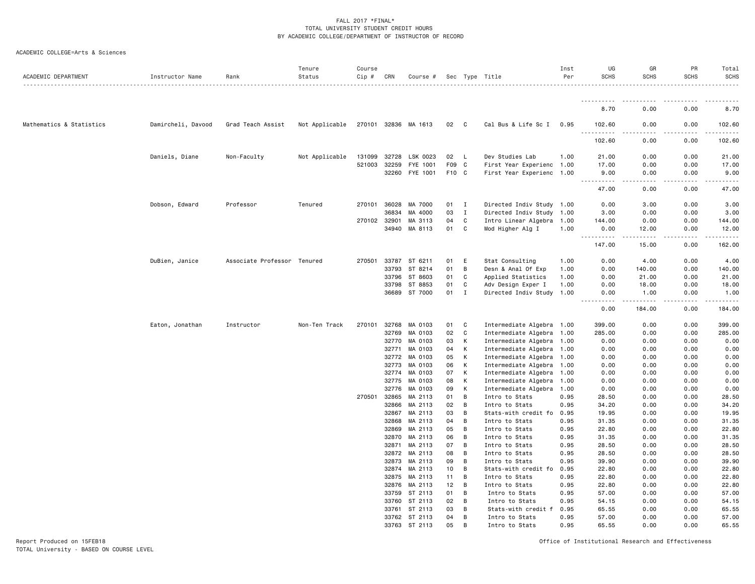FALL 2017 *FINAL*
TOTAL UNIVERSITY STUDENT CREDIT HOURS
BY ACADEMIC COLLEGE/DEPARTMENT OF INSTRUCTOR OF RECORD

ACADEMIC COLLEGE=Arts & Sciences

| ACADEMIC DEPARTMENT | Instructor Name | Rank | Tenure Status | Course Cip # | CRN | Course # | Sec | Type | Title | Inst Per | UG SCHS | GR SCHS | PR SCHS | Total SCHS |
|---|---|---|---|---|---|---|---|---|---|---|---|---|---|---|
| | | | | | | | | | | | 8.70 | 0.00 | 0.00 | 8.70 |
| Mathematics & Statistics | Damircheli, Davood | Grad Teach Assist | Not Applicable | 270101 | 32836 | MA 1613 | 02 | C | Cal Bus & Life Sc I | 0.95 | 102.60 | 0.00 | 0.00 | 102.60 |
| | | | | | | | | | | | 102.60 | 0.00 | 0.00 | 102.60 |
| | Daniels, Diane | Non-Faculty | Not Applicable | 131099 | 32728 | LSK 0023 | 02 | L | Dev Studies Lab | 1.00 | 21.00 | 0.00 | 0.00 | 21.00 |
| | | | | 521003 | 32259 | FYE 1001 | F09 | C | First Year Experienc | 1.00 | 17.00 | 0.00 | 0.00 | 17.00 |
| | | | | | 32260 | FYE 1001 | F10 | C | First Year Experienc | 1.00 | 9.00 | 0.00 | 0.00 | 9.00 |
| | | | | | | | | | | | 47.00 | 0.00 | 0.00 | 47.00 |
| | Dobson, Edward | Professor | Tenured | 270101 | 36028 | MA 7000 | 01 | I | Directed Indiv Study | 1.00 | 0.00 | 3.00 | 0.00 | 3.00 |
| | | | | | 36834 | MA 4000 | 03 | I | Directed Indiv Study | 1.00 | 3.00 | 0.00 | 0.00 | 3.00 |
| | | | | 270102 | 32901 | MA 3113 | 04 | C | Intro Linear Algebra | 1.00 | 144.00 | 0.00 | 0.00 | 144.00 |
| | | | | | 34940 | MA 8113 | 01 | C | Mod Higher Alg I | 1.00 | 0.00 | 12.00 | 0.00 | 12.00 |
| | | | | | | | | | | | 147.00 | 15.00 | 0.00 | 162.00 |
| | DuBien, Janice | Associate Professor | Tenured | 270501 | 33787 | ST 6211 | 01 | E | Stat Consulting | 1.00 | 0.00 | 4.00 | 0.00 | 4.00 |
| | | | | | 33793 | ST 8214 | 01 | B | Desn & Anal Of Exp | 1.00 | 0.00 | 140.00 | 0.00 | 140.00 |
| | | | | | 33796 | ST 8603 | 01 | C | Applied Statistics | 1.00 | 0.00 | 21.00 | 0.00 | 21.00 |
| | | | | | 33798 | ST 8853 | 01 | C | Adv Design Exper I | 1.00 | 0.00 | 18.00 | 0.00 | 18.00 |
| | | | | | 36689 | ST 7000 | 01 | I | Directed Indiv Study | 1.00 | 0.00 | 1.00 | 0.00 | 1.00 |
| | | | | | | | | | | | 0.00 | 184.00 | 0.00 | 184.00 |
| | Eaton, Jonathan | Instructor | Non-Ten Track | 270101 | 32768 | MA 0103 | 01 | C | Intermediate Algebra | 1.00 | 399.00 | 0.00 | 0.00 | 399.00 |
| | | | | | 32769 | MA 0103 | 02 | C | Intermediate Algebra | 1.00 | 285.00 | 0.00 | 0.00 | 285.00 |
| | | | | | 32770 | MA 0103 | 03 | K | Intermediate Algebra | 1.00 | 0.00 | 0.00 | 0.00 | 0.00 |
| | | | | | 32771 | MA 0103 | 04 | K | Intermediate Algebra | 1.00 | 0.00 | 0.00 | 0.00 | 0.00 |
| | | | | | 32772 | MA 0103 | 05 | K | Intermediate Algebra | 1.00 | 0.00 | 0.00 | 0.00 | 0.00 |
| | | | | | 32773 | MA 0103 | 06 | K | Intermediate Algebra | 1.00 | 0.00 | 0.00 | 0.00 | 0.00 |
| | | | | | 32774 | MA 0103 | 07 | K | Intermediate Algebra | 1.00 | 0.00 | 0.00 | 0.00 | 0.00 |
| | | | | | 32775 | MA 0103 | 08 | K | Intermediate Algebra | 1.00 | 0.00 | 0.00 | 0.00 | 0.00 |
| | | | | | 32776 | MA 0103 | 09 | K | Intermediate Algebra | 1.00 | 0.00 | 0.00 | 0.00 | 0.00 |
| | | | | 270501 | 32865 | MA 2113 | 01 | B | Intro to Stats | 0.95 | 28.50 | 0.00 | 0.00 | 28.50 |
| | | | | | 32866 | MA 2113 | 02 | B | Intro to Stats | 0.95 | 34.20 | 0.00 | 0.00 | 34.20 |
| | | | | | 32867 | MA 2113 | 03 | B | Stats-with credit fo | 0.95 | 19.95 | 0.00 | 0.00 | 19.95 |
| | | | | | 32868 | MA 2113 | 04 | B | Intro to Stats | 0.95 | 31.35 | 0.00 | 0.00 | 31.35 |
| | | | | | 32869 | MA 2113 | 05 | B | Intro to Stats | 0.95 | 22.80 | 0.00 | 0.00 | 22.80 |
| | | | | | 32870 | MA 2113 | 06 | B | Intro to Stats | 0.95 | 31.35 | 0.00 | 0.00 | 31.35 |
| | | | | | 32871 | MA 2113 | 07 | B | Intro to Stats | 0.95 | 28.50 | 0.00 | 0.00 | 28.50 |
| | | | | | 32872 | MA 2113 | 08 | B | Intro to Stats | 0.95 | 28.50 | 0.00 | 0.00 | 28.50 |
| | | | | | 32873 | MA 2113 | 09 | B | Intro to Stats | 0.95 | 39.90 | 0.00 | 0.00 | 39.90 |
| | | | | | 32874 | MA 2113 | 10 | B | Stats-with credit fo | 0.95 | 22.80 | 0.00 | 0.00 | 22.80 |
| | | | | | 32875 | MA 2113 | 11 | B | Intro to Stats | 0.95 | 22.80 | 0.00 | 0.00 | 22.80 |
| | | | | | 32876 | MA 2113 | 12 | B | Intro to Stats | 0.95 | 22.80 | 0.00 | 0.00 | 22.80 |
| | | | | | 33759 | ST 2113 | 01 | B | Intro to Stats | 0.95 | 57.00 | 0.00 | 0.00 | 57.00 |
| | | | | | 33760 | ST 2113 | 02 | B | Intro to Stats | 0.95 | 54.15 | 0.00 | 0.00 | 54.15 |
| | | | | | 33761 | ST 2113 | 03 | B | Stats-with credit f | 0.95 | 65.55 | 0.00 | 0.00 | 65.55 |
| | | | | | 33762 | ST 2113 | 04 | B | Intro to Stats | 0.95 | 57.00 | 0.00 | 0.00 | 57.00 |
| | | | | | 33763 | ST 2113 | 05 | B | Intro to Stats | 0.95 | 65.55 | 0.00 | 0.00 | 65.55 |

Report Produced on 15FEB18
TOTAL University - BASED ON COURSE LEVEL

Office of Institutional Research and Effectiveness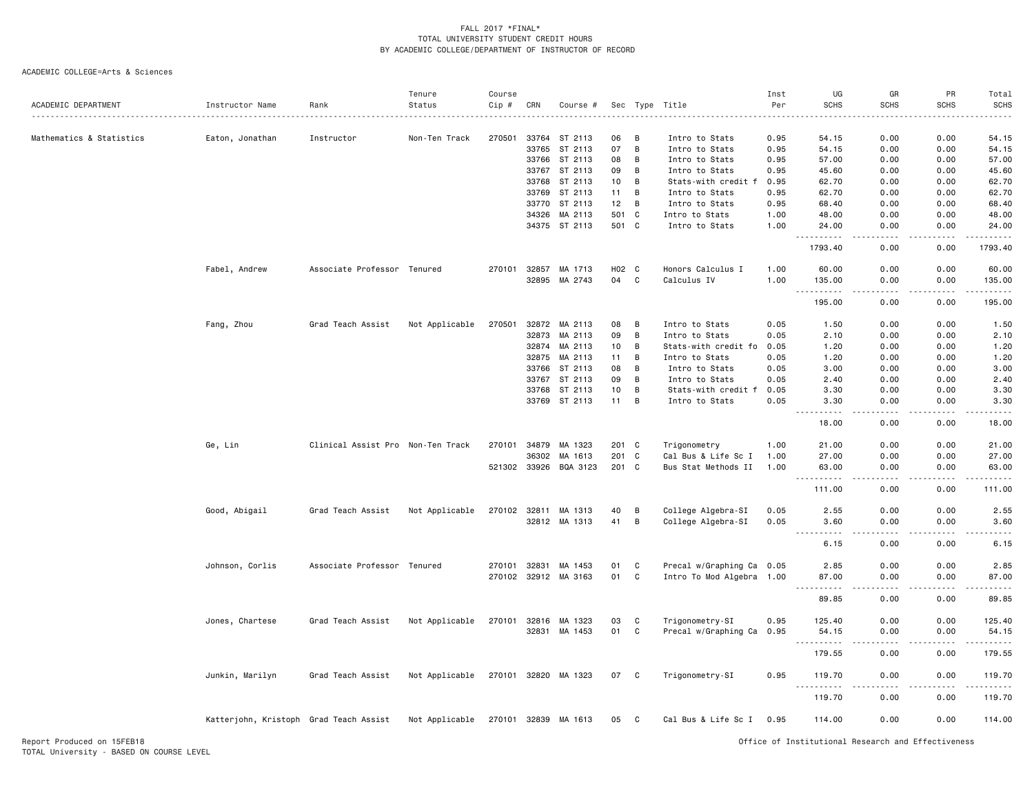FALL 2017 *FINAL*
TOTAL UNIVERSITY STUDENT CREDIT HOURS
BY ACADEMIC COLLEGE/DEPARTMENT OF INSTRUCTOR OF RECORD

ACADEMIC COLLEGE=Arts & Sciences

| ACADEMIC DEPARTMENT | Instructor Name | Rank | Tenure Status | Course Cip # | CRN | Course # | Sec | Type | Title | Inst Per | UG SCHS | GR SCHS | PR SCHS | Total SCHS |
|---|---|---|---|---|---|---|---|---|---|---|---|---|---|---|
| Mathematics & Statistics | Eaton, Jonathan | Instructor | Non-Ten Track | 270501 | 33764 | ST 2113 | 06 | B | Intro to Stats | 0.95 | 54.15 | 0.00 | 0.00 | 54.15 |
| | | | | | 33765 | ST 2113 | 07 | B | Intro to Stats | 0.95 | 54.15 | 0.00 | 0.00 | 54.15 |
| | | | | | 33766 | ST 2113 | 08 | B | Intro to Stats | 0.95 | 57.00 | 0.00 | 0.00 | 57.00 |
| | | | | | 33767 | ST 2113 | 09 | B | Intro to Stats | 0.95 | 45.60 | 0.00 | 0.00 | 45.60 |
| | | | | | 33768 | ST 2113 | 10 | B | Stats-with credit f | 0.95 | 62.70 | 0.00 | 0.00 | 62.70 |
| | | | | | 33769 | ST 2113 | 11 | B | Intro to Stats | 0.95 | 62.70 | 0.00 | 0.00 | 62.70 |
| | | | | | 33770 | ST 2113 | 12 | B | Intro to Stats | 0.95 | 68.40 | 0.00 | 0.00 | 68.40 |
| | | | | | 34326 | MA 2113 | 501 | C | Intro to Stats | 1.00 | 48.00 | 0.00 | 0.00 | 48.00 |
| | | | | | 34375 | ST 2113 | 501 | C | Intro to Stats | 1.00 | 24.00 | 0.00 | 0.00 | 24.00 |
| | | | | | | | | | | | 1793.40 | 0.00 | 0.00 | 1793.40 |
| | Fabel, Andrew | Associate Professor | Tenured | 270101 | 32857 | MA 1713 | H02 | C | Honors Calculus I | 1.00 | 60.00 | 0.00 | 0.00 | 60.00 |
| | | | | | 32895 | MA 2743 | 04 | C | Calculus IV | 1.00 | 135.00 | 0.00 | 0.00 | 135.00 |
| | | | | | | | | | | | 195.00 | 0.00 | 0.00 | 195.00 |
| | Fang, Zhou | Grad Teach Assist | Not Applicable | 270501 | 32872 | MA 2113 | 08 | B | Intro to Stats | 0.05 | 1.50 | 0.00 | 0.00 | 1.50 |
| | | | | | 32873 | MA 2113 | 09 | B | Intro to Stats | 0.05 | 2.10 | 0.00 | 0.00 | 2.10 |
| | | | | | 32874 | MA 2113 | 10 | B | Stats-with credit fo | 0.05 | 1.20 | 0.00 | 0.00 | 1.20 |
| | | | | | 32875 | MA 2113 | 11 | B | Intro to Stats | 0.05 | 1.20 | 0.00 | 0.00 | 1.20 |
| | | | | | 33766 | ST 2113 | 08 | B | Intro to Stats | 0.05 | 3.00 | 0.00 | 0.00 | 3.00 |
| | | | | | 33767 | ST 2113 | 09 | B | Intro to Stats | 0.05 | 2.40 | 0.00 | 0.00 | 2.40 |
| | | | | | 33768 | ST 2113 | 10 | B | Stats-with credit f | 0.05 | 3.30 | 0.00 | 0.00 | 3.30 |
| | | | | | 33769 | ST 2113 | 11 | B | Intro to Stats | 0.05 | 3.30 | 0.00 | 0.00 | 3.30 |
| | | | | | | | | | | | 18.00 | 0.00 | 0.00 | 18.00 |
| | Ge, Lin | Clinical Assist Pro | Non-Ten Track | 270101 | 34879 | MA 1323 | 201 | C | Trigonometry | 1.00 | 21.00 | 0.00 | 0.00 | 21.00 |
| | | | | | 36302 | MA 1613 | 201 | C | Cal Bus & Life Sc I | 1.00 | 27.00 | 0.00 | 0.00 | 27.00 |
| | | | | 521302 | 33926 | BQA 3123 | 201 | C | Bus Stat Methods II | 1.00 | 63.00 | 0.00 | 0.00 | 63.00 |
| | | | | | | | | | | | 111.00 | 0.00 | 0.00 | 111.00 |
| | Good, Abigail | Grad Teach Assist | Not Applicable | 270102 | 32811 | MA 1313 | 40 | B | College Algebra-SI | 0.05 | 2.55 | 0.00 | 0.00 | 2.55 |
| | | | | | 32812 | MA 1313 | 41 | B | College Algebra-SI | 0.05 | 3.60 | 0.00 | 0.00 | 3.60 |
| | | | | | | | | | | | 6.15 | 0.00 | 0.00 | 6.15 |
| | Johnson, Corlis | Associate Professor | Tenured | 270101 | 32831 | MA 1453 | 01 | C | Precal w/Graphing Ca | 0.05 | 2.85 | 0.00 | 0.00 | 2.85 |
| | | | | 270102 | 32912 | MA 3163 | 01 | C | Intro To Mod Algebra | 1.00 | 87.00 | 0.00 | 0.00 | 87.00 |
| | | | | | | | | | | | 89.85 | 0.00 | 0.00 | 89.85 |
| | Jones, Chartese | Grad Teach Assist | Not Applicable | 270101 | 32816 | MA 1323 | 03 | C | Trigonometry-SI | 0.95 | 125.40 | 0.00 | 0.00 | 125.40 |
| | | | | | 32831 | MA 1453 | 01 | C | Precal w/Graphing Ca | 0.95 | 54.15 | 0.00 | 0.00 | 54.15 |
| | | | | | | | | | | | 179.55 | 0.00 | 0.00 | 179.55 |
| | Junkin, Marilyn | Grad Teach Assist | Not Applicable | 270101 | 32820 | MA 1323 | 07 | C | Trigonometry-SI | 0.95 | 119.70 | 0.00 | 0.00 | 119.70 |
| | | | | | | | | | | | 119.70 | 0.00 | 0.00 | 119.70 |
| | Katterjohn, Kristoph | Grad Teach Assist | Not Applicable | 270101 | 32839 | MA 1613 | 05 | C | Cal Bus & Life Sc I | 0.95 | 114.00 | 0.00 | 0.00 | 114.00 |

Report Produced on 15FEB18
TOTAL University - BASED ON COURSE LEVEL

Office of Institutional Research and Effectiveness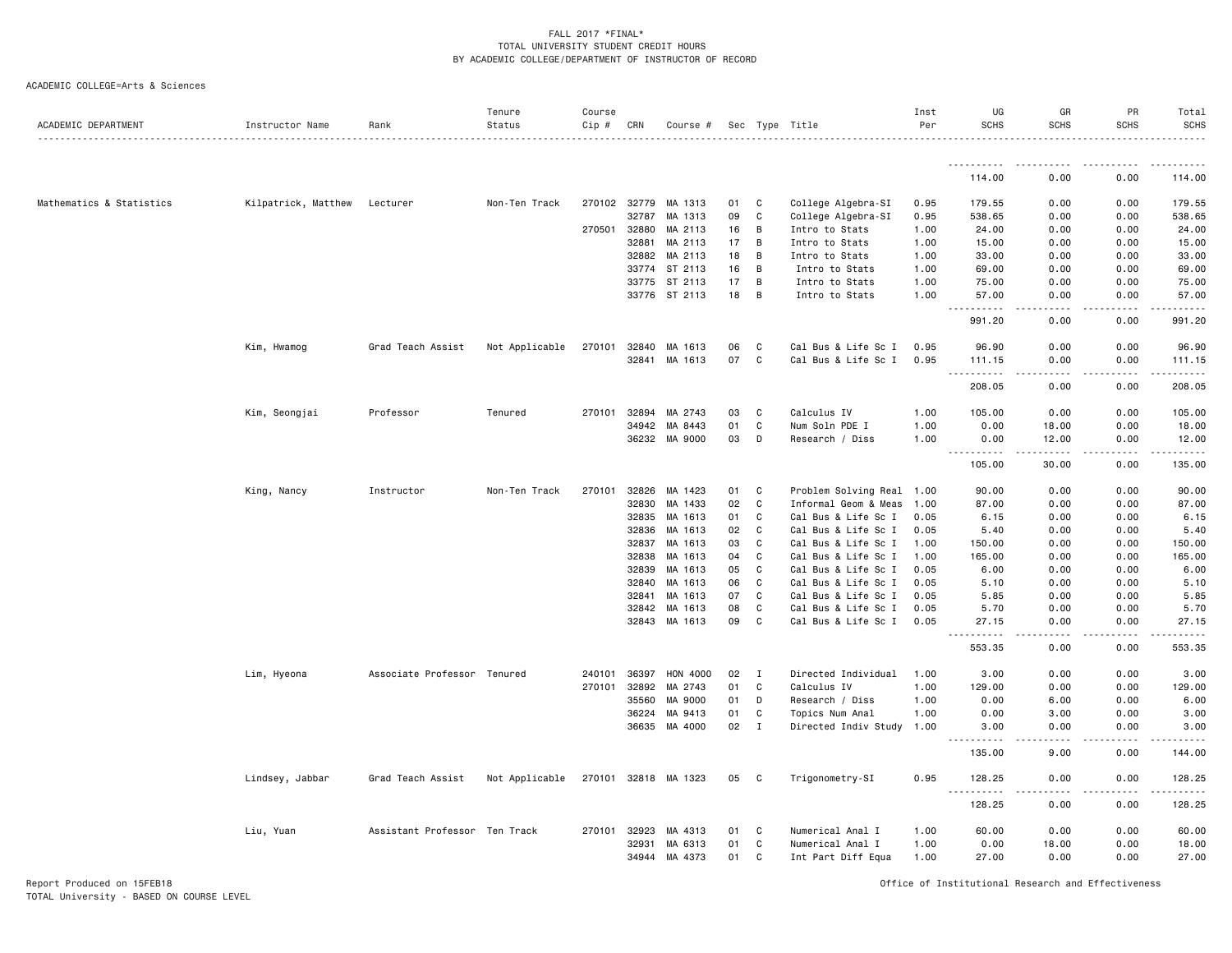FALL 2017 *FINAL*
TOTAL UNIVERSITY STUDENT CREDIT HOURS
BY ACADEMIC COLLEGE/DEPARTMENT OF INSTRUCTOR OF RECORD

ACADEMIC COLLEGE=Arts & Sciences

| ACADEMIC DEPARTMENT | Instructor Name | Rank | Tenure Status | Course Cip # | CRN | Course # | Sec | Type | Title | Inst Per | UG SCHS | GR SCHS | PR SCHS | Total SCHS |
|---|---|---|---|---|---|---|---|---|---|---|---|---|---|---|
| | | | | | | | | | | | 114.00 | 0.00 | 0.00 | 114.00 |
| Mathematics & Statistics | Kilpatrick, Matthew | Lecturer | Non-Ten Track | 270102 | 32779 | MA 1313 | 01 | C | College Algebra-SI | 0.95 | 179.55 | 0.00 | 0.00 | 179.55 |
| | | | | | 32787 | MA 1313 | 09 | C | College Algebra-SI | 0.95 | 538.65 | 0.00 | 0.00 | 538.65 |
| | | | | 270501 | 32880 | MA 2113 | 16 | B | Intro to Stats | 1.00 | 24.00 | 0.00 | 0.00 | 24.00 |
| | | | | | 32881 | MA 2113 | 17 | B | Intro to Stats | 1.00 | 15.00 | 0.00 | 0.00 | 15.00 |
| | | | | | 32882 | MA 2113 | 18 | B | Intro to Stats | 1.00 | 33.00 | 0.00 | 0.00 | 33.00 |
| | | | | | 33774 | ST 2113 | 16 | B | Intro to Stats | 1.00 | 69.00 | 0.00 | 0.00 | 69.00 |
| | | | | | 33775 | ST 2113 | 17 | B | Intro to Stats | 1.00 | 75.00 | 0.00 | 0.00 | 75.00 |
| | | | | | 33776 | ST 2113 | 18 | B | Intro to Stats | 1.00 | 57.00 | 0.00 | 0.00 | 57.00 |
| | | | | | | | | | | | 991.20 | 0.00 | 0.00 | 991.20 |
| | Kim, Hwamog | Grad Teach Assist | Not Applicable | 270101 | 32840 | MA 1613 | 06 | C | Cal Bus & Life Sc I | 0.95 | 96.90 | 0.00 | 0.00 | 96.90 |
| | | | | | 32841 | MA 1613 | 07 | C | Cal Bus & Life Sc I | 0.95 | 111.15 | 0.00 | 0.00 | 111.15 |
| | | | | | | | | | | | 208.05 | 0.00 | 0.00 | 208.05 |
| | Kim, Seongjai | Professor | Tenured | 270101 | 32894 | MA 2743 | 03 | C | Calculus IV | 1.00 | 105.00 | 0.00 | 0.00 | 105.00 |
| | | | | | 34942 | MA 8443 | 01 | C | Num Soln PDE I | 1.00 | 0.00 | 18.00 | 0.00 | 18.00 |
| | | | | | 36232 | MA 9000 | 03 | D | Research / Diss | 1.00 | 0.00 | 12.00 | 0.00 | 12.00 |
| | | | | | | | | | | | 105.00 | 30.00 | 0.00 | 135.00 |
| | King, Nancy | Instructor | Non-Ten Track | 270101 | 32826 | MA 1423 | 01 | C | Problem Solving Real | 1.00 | 90.00 | 0.00 | 0.00 | 90.00 |
| | | | | | 32830 | MA 1433 | 02 | C | Informal Geom & Meas | 1.00 | 87.00 | 0.00 | 0.00 | 87.00 |
| | | | | | 32835 | MA 1613 | 01 | C | Cal Bus & Life Sc I | 0.05 | 6.15 | 0.00 | 0.00 | 6.15 |
| | | | | | 32836 | MA 1613 | 02 | C | Cal Bus & Life Sc I | 0.05 | 5.40 | 0.00 | 0.00 | 5.40 |
| | | | | | 32837 | MA 1613 | 03 | C | Cal Bus & Life Sc I | 1.00 | 150.00 | 0.00 | 0.00 | 150.00 |
| | | | | | 32838 | MA 1613 | 04 | C | Cal Bus & Life Sc I | 1.00 | 165.00 | 0.00 | 0.00 | 165.00 |
| | | | | | 32839 | MA 1613 | 05 | C | Cal Bus & Life Sc I | 0.05 | 6.00 | 0.00 | 0.00 | 6.00 |
| | | | | | 32840 | MA 1613 | 06 | C | Cal Bus & Life Sc I | 0.05 | 5.10 | 0.00 | 0.00 | 5.10 |
| | | | | | 32841 | MA 1613 | 07 | C | Cal Bus & Life Sc I | 0.05 | 5.85 | 0.00 | 0.00 | 5.85 |
| | | | | | 32842 | MA 1613 | 08 | C | Cal Bus & Life Sc I | 0.05 | 5.70 | 0.00 | 0.00 | 5.70 |
| | | | | | 32843 | MA 1613 | 09 | C | Cal Bus & Life Sc I | 0.05 | 27.15 | 0.00 | 0.00 | 27.15 |
| | | | | | | | | | | | 553.35 | 0.00 | 0.00 | 553.35 |
| | Lim, Hyeona | Associate Professor | Tenured | 240101 | 36397 | HON 4000 | 02 | I | Directed Individual | 1.00 | 3.00 | 0.00 | 0.00 | 3.00 |
| | | | | 270101 | 32892 | MA 2743 | 01 | C | Calculus IV | 1.00 | 129.00 | 0.00 | 0.00 | 129.00 |
| | | | | | 35560 | MA 9000 | 01 | D | Research / Diss | 1.00 | 0.00 | 6.00 | 0.00 | 6.00 |
| | | | | | 36224 | MA 9413 | 01 | C | Topics Num Anal | 1.00 | 0.00 | 3.00 | 0.00 | 3.00 |
| | | | | | 36635 | MA 4000 | 02 | I | Directed Indiv Study | 1.00 | 3.00 | 0.00 | 0.00 | 3.00 |
| | | | | | | | | | | | 135.00 | 9.00 | 0.00 | 144.00 |
| | Lindsey, Jabbar | Grad Teach Assist | Not Applicable | 270101 | 32818 | MA 1323 | 05 | C | Trigonometry-SI | 0.95 | 128.25 | 0.00 | 0.00 | 128.25 |
| | | | | | | | | | | | 128.25 | 0.00 | 0.00 | 128.25 |
| | Liu, Yuan | Assistant Professor | Ten Track | 270101 | 32923 | MA 4313 | 01 | C | Numerical Anal I | 1.00 | 60.00 | 0.00 | 0.00 | 60.00 |
| | | | | | 32931 | MA 6313 | 01 | C | Numerical Anal I | 1.00 | 0.00 | 18.00 | 0.00 | 18.00 |
| | | | | | 34944 | MA 4373 | 01 | C | Int Part Diff Equa | 1.00 | 27.00 | 0.00 | 0.00 | 27.00 |

Report Produced on 15FEB18
TOTAL University - BASED ON COURSE LEVEL

Office of Institutional Research and Effectiveness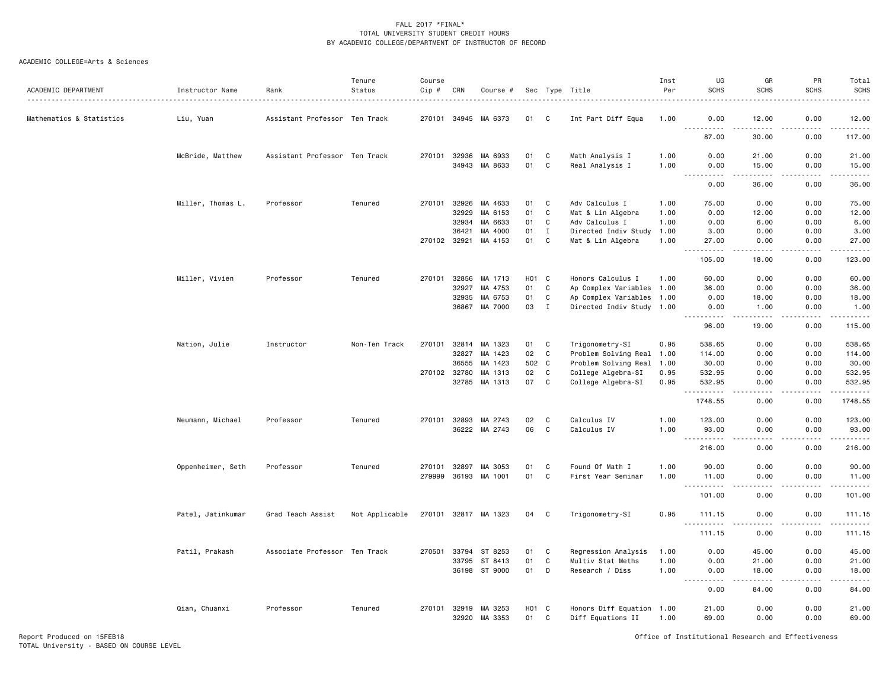FALL 2017 *FINAL*
TOTAL UNIVERSITY STUDENT CREDIT HOURS
BY ACADEMIC COLLEGE/DEPARTMENT OF INSTRUCTOR OF RECORD

ACADEMIC COLLEGE=Arts & Sciences

| ACADEMIC DEPARTMENT | Instructor Name | Rank | Tenure Status | Course Cip # | CRN | Course # | Sec | Type | Title | Inst Per | UG SCHS | GR SCHS | PR SCHS | Total SCHS |
|---|---|---|---|---|---|---|---|---|---|---|---|---|---|---|
| Mathematics & Statistics | Liu, Yuan | Assistant Professor | Ten Track | 270101 | 34945 | MA 6373 | 01 | C | Int Part Diff Equa | 1.00 | 0.00 | 12.00 | 0.00 | 12.00 |
| | | | | | | | | | | | 87.00 | 30.00 | 0.00 | 117.00 |
| | McBride, Matthew | Assistant Professor | Ten Track | 270101 | 32936 | MA 6933 | 01 | C | Math Analysis I | 1.00 | 0.00 | 21.00 | 0.00 | 21.00 |
| | | | | | 34943 | MA 8633 | 01 | C | Real Analysis I | 1.00 | 0.00 | 15.00 | 0.00 | 15.00 |
| | | | | | | | | | | | 0.00 | 36.00 | 0.00 | 36.00 |
| | Miller, Thomas L. | Professor | Tenured | 270101 | 32926 | MA 4633 | 01 | C | Adv Calculus I | 1.00 | 75.00 | 0.00 | 0.00 | 75.00 |
| | | | | | 32929 | MA 6153 | 01 | C | Mat & Lin Algebra | 1.00 | 0.00 | 12.00 | 0.00 | 12.00 |
| | | | | | 32934 | MA 6633 | 01 | C | Adv Calculus I | 1.00 | 0.00 | 6.00 | 0.00 | 6.00 |
| | | | | | 36421 | MA 4000 | 01 | I | Directed Indiv Study | 1.00 | 3.00 | 0.00 | 0.00 | 3.00 |
| | | | | 270102 | 32921 | MA 4153 | 01 | C | Mat & Lin Algebra | 1.00 | 27.00 | 0.00 | 0.00 | 27.00 |
| | | | | | | | | | | | 105.00 | 18.00 | 0.00 | 123.00 |
| | Miller, Vivien | Professor | Tenured | 270101 | 32856 | MA 1713 | H01 | C | Honors Calculus I | 1.00 | 60.00 | 0.00 | 0.00 | 60.00 |
| | | | | | 32927 | MA 4753 | 01 | C | Ap Complex Variables | 1.00 | 36.00 | 0.00 | 0.00 | 36.00 |
| | | | | | 32935 | MA 6753 | 01 | C | Ap Complex Variables | 1.00 | 0.00 | 18.00 | 0.00 | 18.00 |
| | | | | | 36867 | MA 7000 | 03 | I | Directed Indiv Study | 1.00 | 0.00 | 1.00 | 0.00 | 1.00 |
| | | | | | | | | | | | 96.00 | 19.00 | 0.00 | 115.00 |
| | Nation, Julie | Instructor | Non-Ten Track | 270101 | 32814 | MA 1323 | 01 | C | Trigonometry-SI | 0.95 | 538.65 | 0.00 | 0.00 | 538.65 |
| | | | | | 32827 | MA 1423 | 02 | C | Problem Solving Real | 1.00 | 114.00 | 0.00 | 0.00 | 114.00 |
| | | | | | 36555 | MA 1423 | 502 | C | Problem Solving Real | 1.00 | 30.00 | 0.00 | 0.00 | 30.00 |
| | | | | 270102 | 32780 | MA 1313 | 02 | C | College Algebra-SI | 0.95 | 532.95 | 0.00 | 0.00 | 532.95 |
| | | | | | 32785 | MA 1313 | 07 | C | College Algebra-SI | 0.95 | 532.95 | 0.00 | 0.00 | 532.95 |
| | | | | | | | | | | | 1748.55 | 0.00 | 0.00 | 1748.55 |
| | Neumann, Michael | Professor | Tenured | 270101 | 32893 | MA 2743 | 02 | C | Calculus IV | 1.00 | 123.00 | 0.00 | 0.00 | 123.00 |
| | | | | | 36222 | MA 2743 | 06 | C | Calculus IV | 1.00 | 93.00 | 0.00 | 0.00 | 93.00 |
| | | | | | | | | | | | 216.00 | 0.00 | 0.00 | 216.00 |
| | Oppenheimer, Seth | Professor | Tenured | 270101 | 32897 | MA 3053 | 01 | C | Found Of Math I | 1.00 | 90.00 | 0.00 | 0.00 | 90.00 |
| | | | | 279999 | 36193 | MA 1001 | 01 | C | First Year Seminar | 1.00 | 11.00 | 0.00 | 0.00 | 11.00 |
| | | | | | | | | | | | 101.00 | 0.00 | 0.00 | 101.00 |
| | Patel, Jatinkumar | Grad Teach Assist | Not Applicable | 270101 | 32817 | MA 1323 | 04 | C | Trigonometry-SI | 0.95 | 111.15 | 0.00 | 0.00 | 111.15 |
| | | | | | | | | | | | 111.15 | 0.00 | 0.00 | 111.15 |
| | Patil, Prakash | Associate Professor | Ten Track | 270501 | 33794 | ST 8253 | 01 | C | Regression Analysis | 1.00 | 0.00 | 45.00 | 0.00 | 45.00 |
| | | | | | 33795 | ST 8413 | 01 | C | Multiv Stat Meths | 1.00 | 0.00 | 21.00 | 0.00 | 21.00 |
| | | | | | 36198 | ST 9000 | 01 | D | Research / Diss | 1.00 | 0.00 | 18.00 | 0.00 | 18.00 |
| | | | | | | | | | | | 0.00 | 84.00 | 0.00 | 84.00 |
| | Qian, Chuanxi | Professor | Tenured | 270101 | 32919 | MA 3253 | H01 | C | Honors Diff Equation | 1.00 | 21.00 | 0.00 | 0.00 | 21.00 |
| | | | | | 32920 | MA 3353 | 01 | C | Diff Equations II | 1.00 | 69.00 | 0.00 | 0.00 | 69.00 |

Report Produced on 15FEB18
TOTAL University - BASED ON COURSE LEVEL

Office of Institutional Research and Effectiveness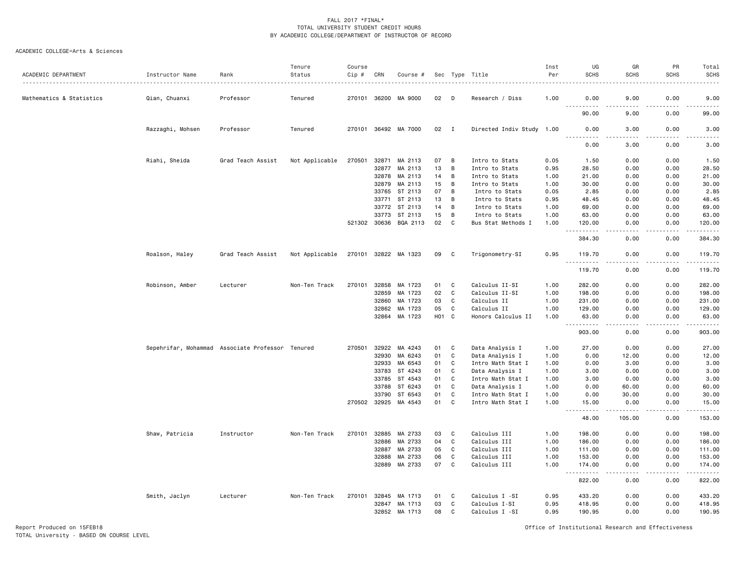FALL 2017 *FINAL*
TOTAL UNIVERSITY STUDENT CREDIT HOURS
BY ACADEMIC COLLEGE/DEPARTMENT OF INSTRUCTOR OF RECORD

ACADEMIC COLLEGE=Arts & Sciences

| ACADEMIC DEPARTMENT | Instructor Name | Rank | Tenure Status | Course Cip # | CRN | Course # | Sec | Type | Title | Inst Per | UG SCHS | GR SCHS | PR SCHS | Total SCHS |
|---|---|---|---|---|---|---|---|---|---|---|---|---|---|---|
| Mathematics & Statistics | Qian, Chuanxi | Professor | Tenured | 270101 | 36200 | MA 9000 | 02 | D | Research / Diss | 1.00 | 0.00 | 9.00 | 0.00 | 9.00 |
| | | | | | | | | | | | 90.00 | 9.00 | 0.00 | 99.00 |
| | Razzaghi, Mohsen | Professor | Tenured | 270101 | 36492 | MA 7000 | 02 | I | Directed Indiv Study | 1.00 | 0.00 | 3.00 | 0.00 | 3.00 |
| | | | | | | | | | | | 0.00 | 3.00 | 0.00 | 3.00 |
| | Riahi, Sheida | Grad Teach Assist | Not Applicable | 270501 | 32871 | MA 2113 | 07 | B | Intro to Stats | 0.05 | 1.50 | 0.00 | 0.00 | 1.50 |
| | | | | | 32877 | MA 2113 | 13 | B | Intro to Stats | 0.95 | 28.50 | 0.00 | 0.00 | 28.50 |
| | | | | | 32878 | MA 2113 | 14 | B | Intro to Stats | 1.00 | 21.00 | 0.00 | 0.00 | 21.00 |
| | | | | | 32879 | MA 2113 | 15 | B | Intro to Stats | 1.00 | 30.00 | 0.00 | 0.00 | 30.00 |
| | | | | | 33765 | ST 2113 | 07 | B | Intro to Stats | 0.05 | 2.85 | 0.00 | 0.00 | 2.85 |
| | | | | | 33771 | ST 2113 | 13 | B | Intro to Stats | 0.95 | 48.45 | 0.00 | 0.00 | 48.45 |
| | | | | | 33772 | ST 2113 | 14 | B | Intro to Stats | 1.00 | 69.00 | 0.00 | 0.00 | 69.00 |
| | | | | | 33773 | ST 2113 | 15 | B | Intro to Stats | 1.00 | 63.00 | 0.00 | 0.00 | 63.00 |
| | | | | 521302 | 30636 | BQA 2113 | 02 | C | Bus Stat Methods I | 1.00 | 120.00 | 0.00 | 0.00 | 120.00 |
| | | | | | | | | | | | 384.30 | 0.00 | 0.00 | 384.30 |
| | Roalson, Haley | Grad Teach Assist | Not Applicable | 270101 | 32822 | MA 1323 | 09 | C | Trigonometry-SI | 0.95 | 119.70 | 0.00 | 0.00 | 119.70 |
| | | | | | | | | | | | 119.70 | 0.00 | 0.00 | 119.70 |
| | Robinson, Amber | Lecturer | Non-Ten Track | 270101 | 32858 | MA 1723 | 01 | C | Calculus II-SI | 1.00 | 282.00 | 0.00 | 0.00 | 282.00 |
| | | | | | 32859 | MA 1723 | 02 | C | Calculus II-SI | 1.00 | 198.00 | 0.00 | 0.00 | 198.00 |
| | | | | | 32860 | MA 1723 | 03 | C | Calculus II | 1.00 | 231.00 | 0.00 | 0.00 | 231.00 |
| | | | | | 32862 | MA 1723 | 05 | C | Calculus II | 1.00 | 129.00 | 0.00 | 0.00 | 129.00 |
| | | | | | 32864 | MA 1723 | H01 | C | Honors Calculus II | 1.00 | 63.00 | 0.00 | 0.00 | 63.00 |
| | | | | | | | | | | | 903.00 | 0.00 | 0.00 | 903.00 |
| | Sepehrifar, Mohammad | Associate Professor | Tenured | 270501 | 32922 | MA 4243 | 01 | C | Data Analysis I | 1.00 | 27.00 | 0.00 | 0.00 | 27.00 |
| | | | | | 32930 | MA 6243 | 01 | C | Data Analysis I | 1.00 | 0.00 | 12.00 | 0.00 | 12.00 |
| | | | | | 32933 | MA 6543 | 01 | C | Intro Math Stat I | 1.00 | 0.00 | 3.00 | 0.00 | 3.00 |
| | | | | | 33783 | ST 4243 | 01 | C | Data Analysis I | 1.00 | 3.00 | 0.00 | 0.00 | 3.00 |
| | | | | | 33785 | ST 4543 | 01 | C | Intro Math Stat I | 1.00 | 3.00 | 0.00 | 0.00 | 3.00 |
| | | | | | 33788 | ST 6243 | 01 | C | Data Analysis I | 1.00 | 0.00 | 60.00 | 0.00 | 60.00 |
| | | | | | 33790 | ST 6543 | 01 | C | Intro Math Stat I | 1.00 | 0.00 | 30.00 | 0.00 | 30.00 |
| | | | | 270502 | 32925 | MA 4543 | 01 | C | Intro Math Stat I | 1.00 | 15.00 | 0.00 | 0.00 | 15.00 |
| | | | | | | | | | | | 48.00 | 105.00 | 0.00 | 153.00 |
| | Shaw, Patricia | Instructor | Non-Ten Track | 270101 | 32885 | MA 2733 | 03 | C | Calculus III | 1.00 | 198.00 | 0.00 | 0.00 | 198.00 |
| | | | | | 32886 | MA 2733 | 04 | C | Calculus III | 1.00 | 186.00 | 0.00 | 0.00 | 186.00 |
| | | | | | 32887 | MA 2733 | 05 | C | Calculus III | 1.00 | 111.00 | 0.00 | 0.00 | 111.00 |
| | | | | | 32888 | MA 2733 | 06 | C | Calculus III | 1.00 | 153.00 | 0.00 | 0.00 | 153.00 |
| | | | | | 32889 | MA 2733 | 07 | C | Calculus III | 1.00 | 174.00 | 0.00 | 0.00 | 174.00 |
| | | | | | | | | | | | 822.00 | 0.00 | 0.00 | 822.00 |
| | Smith, Jaclyn | Lecturer | Non-Ten Track | 270101 | 32845 | MA 1713 | 01 | C | Calculus I -SI | 0.95 | 433.20 | 0.00 | 0.00 | 433.20 |
| | | | | | 32847 | MA 1713 | 03 | C | Calculus I-SI | 0.95 | 418.95 | 0.00 | 0.00 | 418.95 |
| | | | | | 32852 | MA 1713 | 08 | C | Calculus I -SI | 0.95 | 190.95 | 0.00 | 0.00 | 190.95 |

Report Produced on 15FEB18
TOTAL University - BASED ON COURSE LEVEL

Office of Institutional Research and Effectiveness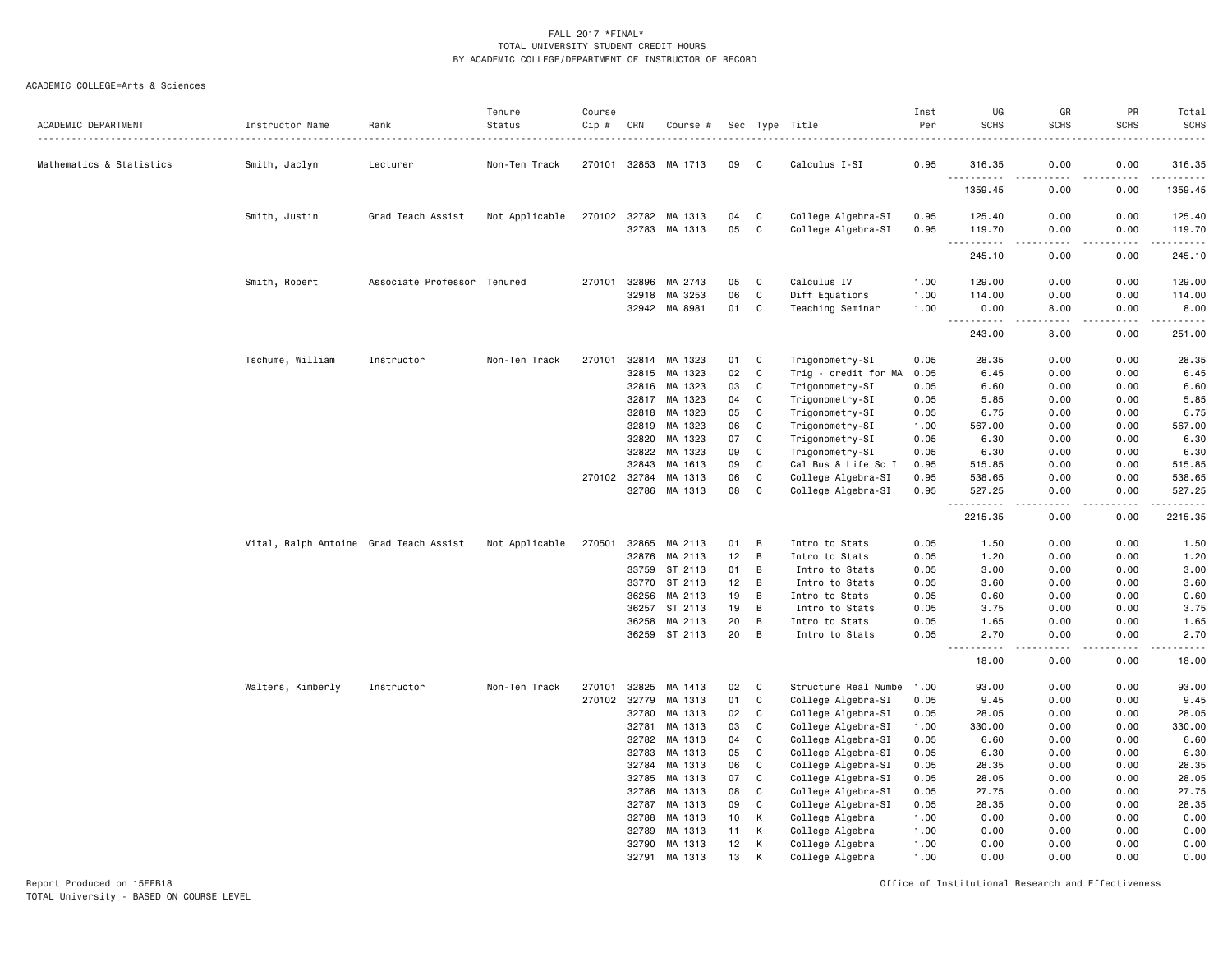FALL 2017 *FINAL*
TOTAL UNIVERSITY STUDENT CREDIT HOURS
BY ACADEMIC COLLEGE/DEPARTMENT OF INSTRUCTOR OF RECORD

ACADEMIC COLLEGE=Arts & Sciences

| ACADEMIC DEPARTMENT | Instructor Name | Rank | Tenure Status | Course Cip # | CRN | Course # | Sec | Type | Title | Inst Per | UG SCHS | GR SCHS | PR SCHS | Total SCHS |
|---|---|---|---|---|---|---|---|---|---|---|---|---|---|---|
| Mathematics & Statistics | Smith, Jaclyn | Lecturer | Non-Ten Track | 270101 | 32853 | MA 1713 | 09 | C | Calculus I-SI | 0.95 | 316.35 | 0.00 | 0.00 | 316.35 |
| | | | | | | | | | | | 1359.45 | 0.00 | 0.00 | 1359.45 |
| | Smith, Justin | Grad Teach Assist | Not Applicable | 270102 | 32782 | MA 1313 | 04 | C | College Algebra-SI | 0.95 | 125.40 | 0.00 | 0.00 | 125.40 |
| | | | | | 32783 | MA 1313 | 05 | C | College Algebra-SI | 0.95 | 119.70 | 0.00 | 0.00 | 119.70 |
| | | | | | | | | | | | 245.10 | 0.00 | 0.00 | 245.10 |
| | Smith, Robert | Associate Professor | Tenured | 270101 | 32896 | MA 2743 | 05 | C | Calculus IV | 1.00 | 129.00 | 0.00 | 0.00 | 129.00 |
| | | | | | 32918 | MA 3253 | 06 | C | Diff Equations | 1.00 | 114.00 | 0.00 | 0.00 | 114.00 |
| | | | | | 32942 | MA 8981 | 01 | C | Teaching Seminar | 1.00 | 0.00 | 8.00 | 0.00 | 8.00 |
| | | | | | | | | | | | 243.00 | 8.00 | 0.00 | 251.00 |
| | Tschume, William | Instructor | Non-Ten Track | 270101 | 32814 | MA 1323 | 01 | C | Trigonometry-SI | 0.05 | 28.35 | 0.00 | 0.00 | 28.35 |
| | | | | | 32815 | MA 1323 | 02 | C | Trig - credit for MA | 0.05 | 6.45 | 0.00 | 0.00 | 6.45 |
| | | | | | 32816 | MA 1323 | 03 | C | Trigonometry-SI | 0.05 | 6.60 | 0.00 | 0.00 | 6.60 |
| | | | | | 32817 | MA 1323 | 04 | C | Trigonometry-SI | 0.05 | 5.85 | 0.00 | 0.00 | 5.85 |
| | | | | | 32818 | MA 1323 | 05 | C | Trigonometry-SI | 0.05 | 6.75 | 0.00 | 0.00 | 6.75 |
| | | | | | 32819 | MA 1323 | 06 | C | Trigonometry-SI | 1.00 | 567.00 | 0.00 | 0.00 | 567.00 |
| | | | | | 32820 | MA 1323 | 07 | C | Trigonometry-SI | 0.05 | 6.30 | 0.00 | 0.00 | 6.30 |
| | | | | | 32822 | MA 1323 | 09 | C | Trigonometry-SI | 0.05 | 6.30 | 0.00 | 0.00 | 6.30 |
| | | | | | 32843 | MA 1613 | 09 | C | Cal Bus & Life Sc I | 0.95 | 515.85 | 0.00 | 0.00 | 515.85 |
| | | | | 270102 | 32784 | MA 1313 | 06 | C | College Algebra-SI | 0.95 | 538.65 | 0.00 | 0.00 | 538.65 |
| | | | | | 32786 | MA 1313 | 08 | C | College Algebra-SI | 0.95 | 527.25 | 0.00 | 0.00 | 527.25 |
| | | | | | | | | | | | 2215.35 | 0.00 | 0.00 | 2215.35 |
| | Vital, Ralph Antoine | Grad Teach Assist | Not Applicable | 270501 | 32865 | MA 2113 | 01 | B | Intro to Stats | 0.05 | 1.50 | 0.00 | 0.00 | 1.50 |
| | | | | | 32876 | MA 2113 | 12 | B | Intro to Stats | 0.05 | 1.20 | 0.00 | 0.00 | 1.20 |
| | | | | | 33759 | ST 2113 | 01 | B | Intro to Stats | 0.05 | 3.00 | 0.00 | 0.00 | 3.00 |
| | | | | | 33770 | ST 2113 | 12 | B | Intro to Stats | 0.05 | 3.60 | 0.00 | 0.00 | 3.60 |
| | | | | | 36256 | MA 2113 | 19 | B | Intro to Stats | 0.05 | 0.60 | 0.00 | 0.00 | 0.60 |
| | | | | | 36257 | ST 2113 | 19 | B | Intro to Stats | 0.05 | 3.75 | 0.00 | 0.00 | 3.75 |
| | | | | | 36258 | MA 2113 | 20 | B | Intro to Stats | 0.05 | 1.65 | 0.00 | 0.00 | 1.65 |
| | | | | | 36259 | ST 2113 | 20 | B | Intro to Stats | 0.05 | 2.70 | 0.00 | 0.00 | 2.70 |
| | | | | | | | | | | | 18.00 | 0.00 | 0.00 | 18.00 |
| | Walters, Kimberly | Instructor | Non-Ten Track | 270101 | 32825 | MA 1413 | 02 | C | Structure Real Numbe | 1.00 | 93.00 | 0.00 | 0.00 | 93.00 |
| | | | | 270102 | 32779 | MA 1313 | 01 | C | College Algebra-SI | 0.05 | 9.45 | 0.00 | 0.00 | 9.45 |
| | | | | | 32780 | MA 1313 | 02 | C | College Algebra-SI | 0.05 | 28.05 | 0.00 | 0.00 | 28.05 |
| | | | | | 32781 | MA 1313 | 03 | C | College Algebra-SI | 1.00 | 330.00 | 0.00 | 0.00 | 330.00 |
| | | | | | 32782 | MA 1313 | 04 | C | College Algebra-SI | 0.05 | 6.60 | 0.00 | 0.00 | 6.60 |
| | | | | | 32783 | MA 1313 | 05 | C | College Algebra-SI | 0.05 | 6.30 | 0.00 | 0.00 | 6.30 |
| | | | | | 32784 | MA 1313 | 06 | C | College Algebra-SI | 0.05 | 28.35 | 0.00 | 0.00 | 28.35 |
| | | | | | 32785 | MA 1313 | 07 | C | College Algebra-SI | 0.05 | 28.05 | 0.00 | 0.00 | 28.05 |
| | | | | | 32786 | MA 1313 | 08 | C | College Algebra-SI | 0.05 | 27.75 | 0.00 | 0.00 | 27.75 |
| | | | | | 32787 | MA 1313 | 09 | C | College Algebra-SI | 0.05 | 28.35 | 0.00 | 0.00 | 28.35 |
| | | | | | 32788 | MA 1313 | 10 | K | College Algebra | 1.00 | 0.00 | 0.00 | 0.00 | 0.00 |
| | | | | | 32789 | MA 1313 | 11 | K | College Algebra | 1.00 | 0.00 | 0.00 | 0.00 | 0.00 |
| | | | | | 32790 | MA 1313 | 12 | K | College Algebra | 1.00 | 0.00 | 0.00 | 0.00 | 0.00 |
| | | | | | 32791 | MA 1313 | 13 | K | College Algebra | 1.00 | 0.00 | 0.00 | 0.00 | 0.00 |

Report Produced on 15FEB18
TOTAL University - BASED ON COURSE LEVEL

Office of Institutional Research and Effectiveness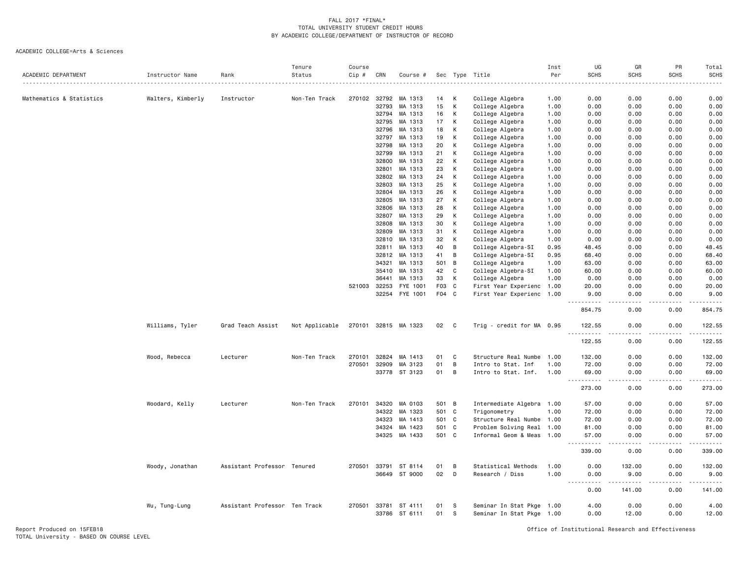FALL 2017 *FINAL*
TOTAL UNIVERSITY STUDENT CREDIT HOURS
BY ACADEMIC COLLEGE/DEPARTMENT OF INSTRUCTOR OF RECORD

ACADEMIC COLLEGE=Arts & Sciences

| ACADEMIC DEPARTMENT | Instructor Name | Rank | Tenure Status | Course Cip # | CRN | Course # | Sec | Type | Title | Inst Per | UG SCHS | GR SCHS | PR SCHS | Total SCHS |
|---|---|---|---|---|---|---|---|---|---|---|---|---|---|---|
| Mathematics & Statistics | Walters, Kimberly | Instructor | Non-Ten Track | 270102 | 32792 | MA 1313 | 14 | K | College Algebra | 1.00 | 0.00 | 0.00 | 0.00 | 0.00 |
| | | | | | 32793 | MA 1313 | 15 | K | College Algebra | 1.00 | 0.00 | 0.00 | 0.00 | 0.00 |
| | | | | | 32794 | MA 1313 | 16 | K | College Algebra | 1.00 | 0.00 | 0.00 | 0.00 | 0.00 |
| | | | | | 32795 | MA 1313 | 17 | K | College Algebra | 1.00 | 0.00 | 0.00 | 0.00 | 0.00 |
| | | | | | 32796 | MA 1313 | 18 | K | College Algebra | 1.00 | 0.00 | 0.00 | 0.00 | 0.00 |
| | | | | | 32797 | MA 1313 | 19 | K | College Algebra | 1.00 | 0.00 | 0.00 | 0.00 | 0.00 |
| | | | | | 32798 | MA 1313 | 20 | K | College Algebra | 1.00 | 0.00 | 0.00 | 0.00 | 0.00 |
| | | | | | 32799 | MA 1313 | 21 | K | College Algebra | 1.00 | 0.00 | 0.00 | 0.00 | 0.00 |
| | | | | | 32800 | MA 1313 | 22 | K | College Algebra | 1.00 | 0.00 | 0.00 | 0.00 | 0.00 |
| | | | | | 32801 | MA 1313 | 23 | K | College Algebra | 1.00 | 0.00 | 0.00 | 0.00 | 0.00 |
| | | | | | 32802 | MA 1313 | 24 | K | College Algebra | 1.00 | 0.00 | 0.00 | 0.00 | 0.00 |
| | | | | | 32803 | MA 1313 | 25 | K | College Algebra | 1.00 | 0.00 | 0.00 | 0.00 | 0.00 |
| | | | | | 32804 | MA 1313 | 26 | K | College Algebra | 1.00 | 0.00 | 0.00 | 0.00 | 0.00 |
| | | | | | 32805 | MA 1313 | 27 | K | College Algebra | 1.00 | 0.00 | 0.00 | 0.00 | 0.00 |
| | | | | | 32806 | MA 1313 | 28 | K | College Algebra | 1.00 | 0.00 | 0.00 | 0.00 | 0.00 |
| | | | | | 32807 | MA 1313 | 29 | K | College Algebra | 1.00 | 0.00 | 0.00 | 0.00 | 0.00 |
| | | | | | 32808 | MA 1313 | 30 | K | College Algebra | 1.00 | 0.00 | 0.00 | 0.00 | 0.00 |
| | | | | | 32809 | MA 1313 | 31 | K | College Algebra | 1.00 | 0.00 | 0.00 | 0.00 | 0.00 |
| | | | | | 32810 | MA 1313 | 32 | K | College Algebra | 1.00 | 0.00 | 0.00 | 0.00 | 0.00 |
| | | | | | 32811 | MA 1313 | 40 | B | College Algebra-SI | 0.95 | 48.45 | 0.00 | 0.00 | 48.45 |
| | | | | | 32812 | MA 1313 | 41 | B | College Algebra-SI | 0.95 | 68.40 | 0.00 | 0.00 | 68.40 |
| | | | | | 34321 | MA 1313 | 501 | B | College Algebra | 1.00 | 63.00 | 0.00 | 0.00 | 63.00 |
| | | | | | 35410 | MA 1313 | 42 | C | College Algebra-SI | 1.00 | 60.00 | 0.00 | 0.00 | 60.00 |
| | | | | | 36441 | MA 1313 | 33 | K | College Algebra | 1.00 | 0.00 | 0.00 | 0.00 | 0.00 |
| | | | | 521003 | 32253 | FYE 1001 | F03 | C | First Year Experienc | 1.00 | 20.00 | 0.00 | 0.00 | 20.00 |
| | | | | | 32254 | FYE 1001 | F04 | C | First Year Experienc | 1.00 | 9.00 | 0.00 | 0.00 | 9.00 |
| | | | | | | | | | | | 854.75 | 0.00 | 0.00 | 854.75 |
| | Williams, Tyler | Grad Teach Assist | Not Applicable | 270101 | 32815 | MA 1323 | 02 | C | Trig - credit for MA | 0.95 | 122.55 | 0.00 | 0.00 | 122.55 |
| | | | | | | | | | | | 122.55 | 0.00 | 0.00 | 122.55 |
| | Wood, Rebecca | Lecturer | Non-Ten Track | 270101 | 32824 | MA 1413 | 01 | C | Structure Real Numbe | 1.00 | 132.00 | 0.00 | 0.00 | 132.00 |
| | | | | 270501 | 32909 | MA 3123 | 01 | B | Intro to Stat. Inf | 1.00 | 72.00 | 0.00 | 0.00 | 72.00 |
| | | | | | 33778 | ST 3123 | 01 | B | Intro to Stat. Inf. | 1.00 | 69.00 | 0.00 | 0.00 | 69.00 |
| | | | | | | | | | | | 273.00 | 0.00 | 0.00 | 273.00 |
| | Woodard, Kelly | Lecturer | Non-Ten Track | 270101 | 34320 | MA 0103 | 501 | B | Intermediate Algebra | 1.00 | 57.00 | 0.00 | 0.00 | 57.00 |
| | | | | | 34322 | MA 1323 | 501 | C | Trigonometry | 1.00 | 72.00 | 0.00 | 0.00 | 72.00 |
| | | | | | 34323 | MA 1413 | 501 | C | Structure Real Numbe | 1.00 | 72.00 | 0.00 | 0.00 | 72.00 |
| | | | | | 34324 | MA 1423 | 501 | C | Problem Solving Real | 1.00 | 81.00 | 0.00 | 0.00 | 81.00 |
| | | | | | 34325 | MA 1433 | 501 | C | Informal Geom & Meas | 1.00 | 57.00 | 0.00 | 0.00 | 57.00 |
| | | | | | | | | | | | 339.00 | 0.00 | 0.00 | 339.00 |
| | Woody, Jonathan | Assistant Professor | Tenured | 270501 | 33791 | ST 8114 | 01 | B | Statistical Methods | 1.00 | 0.00 | 132.00 | 0.00 | 132.00 |
| | | | | | 36649 | ST 9000 | 02 | D | Research / Diss | 1.00 | 0.00 | 9.00 | 0.00 | 9.00 |
| | | | | | | | | | | | 0.00 | 141.00 | 0.00 | 141.00 |
| | Wu, Tung-Lung | Assistant Professor | Ten Track | 270501 | 33781 | ST 4111 | 01 | S | Seminar In Stat Pkge | 1.00 | 4.00 | 0.00 | 0.00 | 4.00 |
| | | | | | 33786 | ST 6111 | 01 | S | Seminar In Stat Pkge | 1.00 | 0.00 | 12.00 | 0.00 | 12.00 |

Report Produced on 15FEB18
TOTAL University - BASED ON COURSE LEVEL
Office of Institutional Research and Effectiveness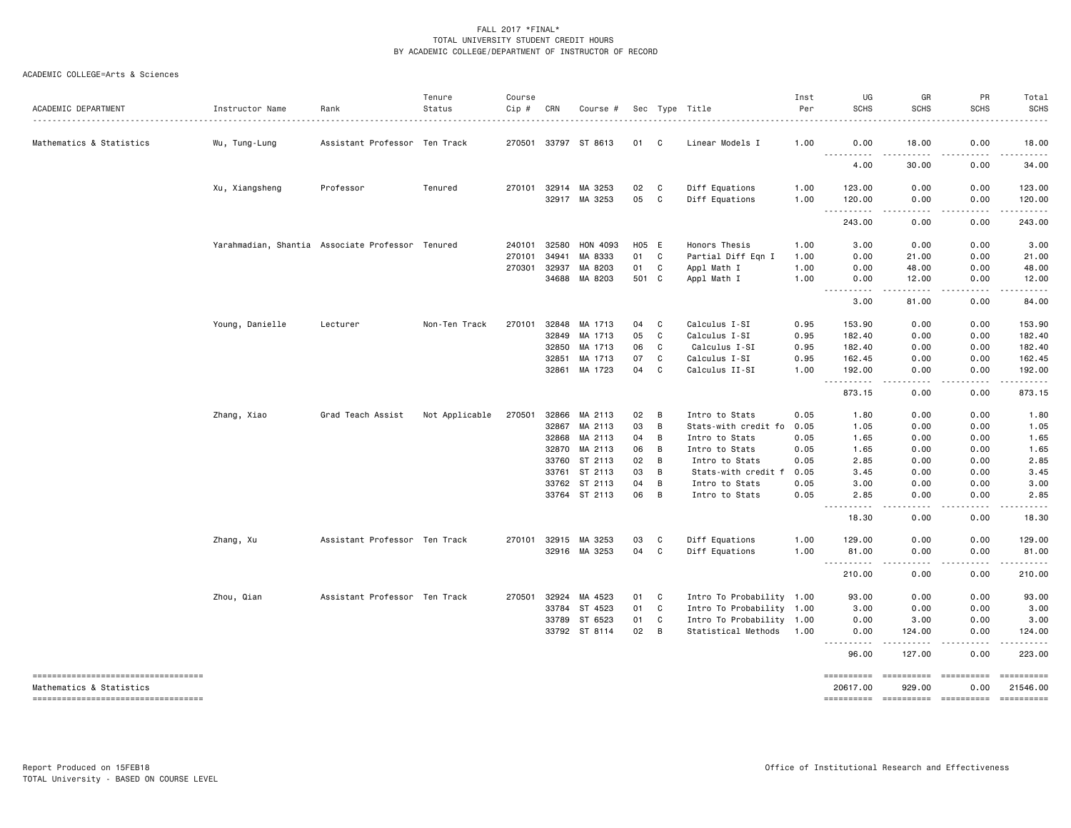FALL 2017 *FINAL*
TOTAL UNIVERSITY STUDENT CREDIT HOURS
BY ACADEMIC COLLEGE/DEPARTMENT OF INSTRUCTOR OF RECORD

ACADEMIC COLLEGE=Arts & Sciences

| ACADEMIC DEPARTMENT | Instructor Name | Rank | Tenure Status | Course Cip # | CRN | Course # | Sec | Type | Title | Inst Per | UG SCHS | GR SCHS | PR SCHS | Total SCHS |
|---|---|---|---|---|---|---|---|---|---|---|---|---|---|---|
| Mathematics & Statistics | Wu, Tung-Lung | Assistant Professor | Ten Track | 270501 | 33797 | ST 8613 | 01 | C | Linear Models I | 1.00 | 0.00 | 18.00 | 0.00 | 18.00 |
| | | | | | | | | | | | 4.00 | 30.00 | 0.00 | 34.00 |
| | Xu, Xiangsheng | Professor | Tenured | 270101 | 32914 | MA 3253 | 02 | C | Diff Equations | 1.00 | 123.00 | 0.00 | 0.00 | 123.00 |
| | | | | | 32917 | MA 3253 | 05 | C | Diff Equations | 1.00 | 120.00 | 0.00 | 0.00 | 120.00 |
| | | | | | | | | | | | 243.00 | 0.00 | 0.00 | 243.00 |
| | Yarahmadian, Shantia | Associate Professor | Tenured | 240101 | 32580 | HON 4093 | H05 | E | Honors Thesis | 1.00 | 3.00 | 0.00 | 0.00 | 3.00 |
| | | | | 270101 | 34941 | MA 8333 | 01 | C | Partial Diff Eqn I | 1.00 | 0.00 | 21.00 | 0.00 | 21.00 |
| | | | | 270301 | 32937 | MA 8203 | 01 | C | Appl Math I | 1.00 | 0.00 | 48.00 | 0.00 | 48.00 |
| | | | | | 34688 | MA 8203 | 501 | C | Appl Math I | 1.00 | 0.00 | 12.00 | 0.00 | 12.00 |
| | | | | | | | | | | | 3.00 | 81.00 | 0.00 | 84.00 |
| | Young, Danielle | Lecturer | Non-Ten Track | 270101 | 32848 | MA 1713 | 04 | C | Calculus I-SI | 0.95 | 153.90 | 0.00 | 0.00 | 153.90 |
| | | | | | 32849 | MA 1713 | 05 | C | Calculus I-SI | 0.95 | 182.40 | 0.00 | 0.00 | 182.40 |
| | | | | | 32850 | MA 1713 | 06 | C | Calculus I-SI | 0.95 | 182.40 | 0.00 | 0.00 | 182.40 |
| | | | | | 32851 | MA 1713 | 07 | C | Calculus I-SI | 0.95 | 162.45 | 0.00 | 0.00 | 162.45 |
| | | | | | 32861 | MA 1723 | 04 | C | Calculus II-SI | 1.00 | 192.00 | 0.00 | 0.00 | 192.00 |
| | | | | | | | | | | | 873.15 | 0.00 | 0.00 | 873.15 |
| | Zhang, Xiao | Grad Teach Assist | Not Applicable | 270501 | 32866 | MA 2113 | 02 | B | Intro to Stats | 0.05 | 1.80 | 0.00 | 0.00 | 1.80 |
| | | | | | 32867 | MA 2113 | 03 | B | Stats-with credit fo | 0.05 | 1.05 | 0.00 | 0.00 | 1.05 |
| | | | | | 32868 | MA 2113 | 04 | B | Intro to Stats | 0.05 | 1.65 | 0.00 | 0.00 | 1.65 |
| | | | | | 32870 | MA 2113 | 06 | B | Intro to Stats | 0.05 | 1.65 | 0.00 | 0.00 | 1.65 |
| | | | | | 33760 | ST 2113 | 02 | B | Intro to Stats | 0.05 | 2.85 | 0.00 | 0.00 | 2.85 |
| | | | | | 33761 | ST 2113 | 03 | B | Stats-with credit f | 0.05 | 3.45 | 0.00 | 0.00 | 3.45 |
| | | | | | 33762 | ST 2113 | 04 | B | Intro to Stats | 0.05 | 3.00 | 0.00 | 0.00 | 3.00 |
| | | | | | 33764 | ST 2113 | 06 | B | Intro to Stats | 0.05 | 2.85 | 0.00 | 0.00 | 2.85 |
| | | | | | | | | | | | 18.30 | 0.00 | 0.00 | 18.30 |
| | Zhang, Xu | Assistant Professor | Ten Track | 270101 | 32915 | MA 3253 | 03 | C | Diff Equations | 1.00 | 129.00 | 0.00 | 0.00 | 129.00 |
| | | | | | 32916 | MA 3253 | 04 | C | Diff Equations | 1.00 | 81.00 | 0.00 | 0.00 | 81.00 |
| | | | | | | | | | | | 210.00 | 0.00 | 0.00 | 210.00 |
| | Zhou, Qian | Assistant Professor | Ten Track | 270501 | 32924 | MA 4523 | 01 | C | Intro To Probability | 1.00 | 93.00 | 0.00 | 0.00 | 93.00 |
| | | | | | 33784 | ST 4523 | 01 | C | Intro To Probability | 1.00 | 3.00 | 0.00 | 0.00 | 3.00 |
| | | | | | 33789 | ST 6523 | 01 | C | Intro To Probability | 1.00 | 0.00 | 3.00 | 0.00 | 3.00 |
| | | | | | 33792 | ST 8114 | 02 | B | Statistical Methods | 1.00 | 0.00 | 124.00 | 0.00 | 124.00 |
| | | | | | | | | | | | 96.00 | 127.00 | 0.00 | 223.00 |
| Mathematics & Statistics | | | | | | | | | | | 20617.00 | 929.00 | 0.00 | 21546.00 |

Report Produced on 15FEB18
TOTAL University - BASED ON COURSE LEVEL

Office of Institutional Research and Effectiveness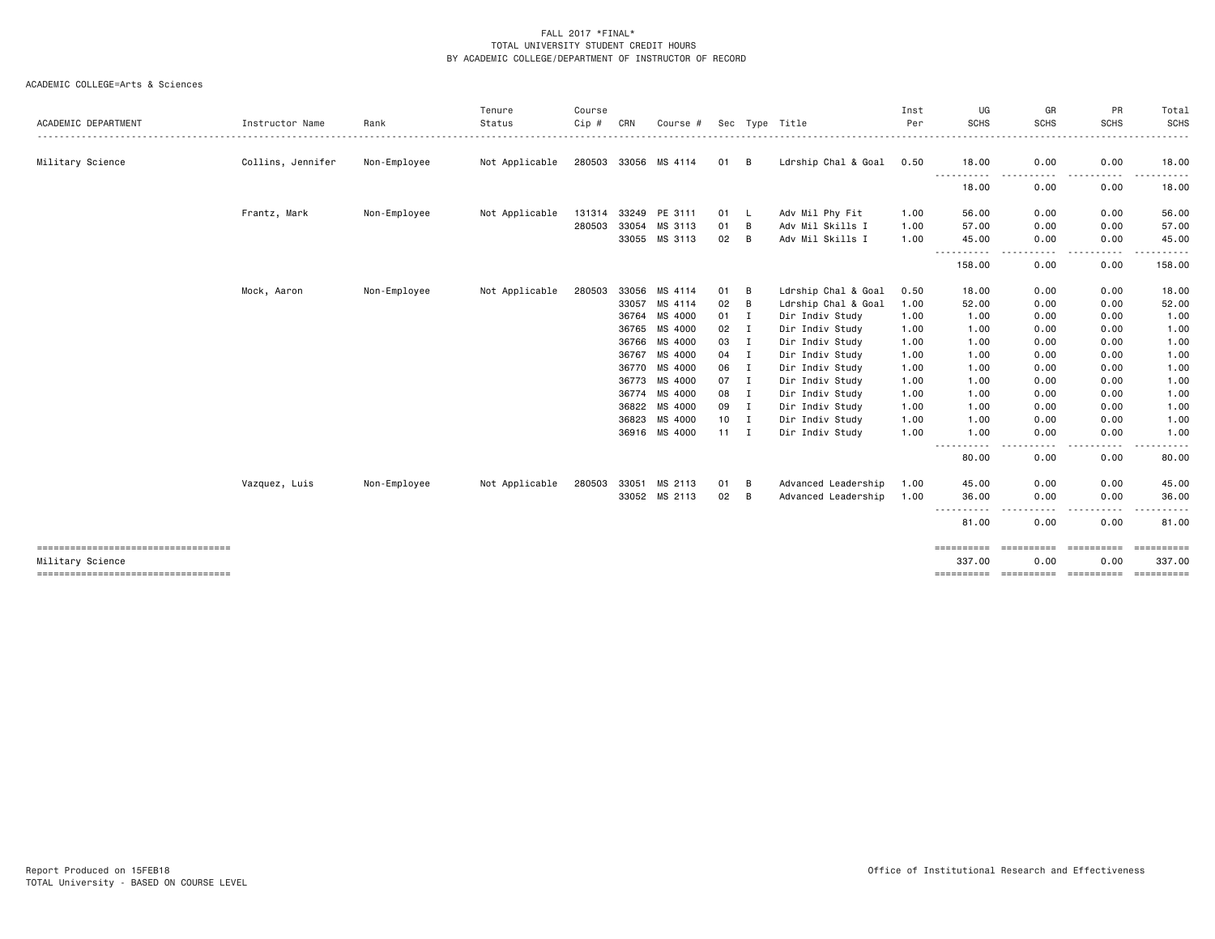FALL 2017 *FINAL*
TOTAL UNIVERSITY STUDENT CREDIT HOURS
BY ACADEMIC COLLEGE/DEPARTMENT OF INSTRUCTOR OF RECORD

ACADEMIC COLLEGE=Arts & Sciences

| ACADEMIC DEPARTMENT | Instructor Name | Rank | Tenure Status | Course Cip # | CRN | Course # | Sec | Type | Title | Inst Per | UG SCHS | GR SCHS | PR SCHS | Total SCHS |
|---|---|---|---|---|---|---|---|---|---|---|---|---|---|---|
| Military Science | Collins, Jennifer | Non-Employee | Not Applicable | 280503 | 33056 | MS 4114 | 01 | B | Ldrship Chal & Goal | 0.50 | 18.00 | 0.00 | 0.00 | 18.00 |
| | | | | | | | | | | | 18.00 | 0.00 | 0.00 | 18.00 |
| | Frantz, Mark | Non-Employee | Not Applicable | 131314 | 33249 | PE 3111 | 01 | L | Adv Mil Phy Fit | 1.00 | 56.00 | 0.00 | 0.00 | 56.00 |
| | | | | 280503 | 33054 | MS 3113 | 01 | B | Adv Mil Skills I | 1.00 | 57.00 | 0.00 | 0.00 | 57.00 |
| | | | | | 33055 | MS 3113 | 02 | B | Adv Mil Skills I | 1.00 | 45.00 | 0.00 | 0.00 | 45.00 |
| | | | | | | | | | | | 158.00 | 0.00 | 0.00 | 158.00 |
| | Mock, Aaron | Non-Employee | Not Applicable | 280503 | 33056 | MS 4114 | 01 | B | Ldrship Chal & Goal | 0.50 | 18.00 | 0.00 | 0.00 | 18.00 |
| | | | | | 33057 | MS 4114 | 02 | B | Ldrship Chal & Goal | 1.00 | 52.00 | 0.00 | 0.00 | 52.00 |
| | | | | | 36764 | MS 4000 | 01 | I | Dir Indiv Study | 1.00 | 1.00 | 0.00 | 0.00 | 1.00 |
| | | | | | 36765 | MS 4000 | 02 | I | Dir Indiv Study | 1.00 | 1.00 | 0.00 | 0.00 | 1.00 |
| | | | | | 36766 | MS 4000 | 03 | I | Dir Indiv Study | 1.00 | 1.00 | 0.00 | 0.00 | 1.00 |
| | | | | | 36767 | MS 4000 | 04 | I | Dir Indiv Study | 1.00 | 1.00 | 0.00 | 0.00 | 1.00 |
| | | | | | 36770 | MS 4000 | 06 | I | Dir Indiv Study | 1.00 | 1.00 | 0.00 | 0.00 | 1.00 |
| | | | | | 36773 | MS 4000 | 07 | I | Dir Indiv Study | 1.00 | 1.00 | 0.00 | 0.00 | 1.00 |
| | | | | | 36774 | MS 4000 | 08 | I | Dir Indiv Study | 1.00 | 1.00 | 0.00 | 0.00 | 1.00 |
| | | | | | 36822 | MS 4000 | 09 | I | Dir Indiv Study | 1.00 | 1.00 | 0.00 | 0.00 | 1.00 |
| | | | | | 36823 | MS 4000 | 10 | I | Dir Indiv Study | 1.00 | 1.00 | 0.00 | 0.00 | 1.00 |
| | | | | | 36916 | MS 4000 | 11 | I | Dir Indiv Study | 1.00 | 1.00 | 0.00 | 0.00 | 1.00 |
| | | | | | | | | | | | 80.00 | 0.00 | 0.00 | 80.00 |
| | Vazquez, Luis | Non-Employee | Not Applicable | 280503 | 33051 | MS 2113 | 01 | B | Advanced Leadership | 1.00 | 45.00 | 0.00 | 0.00 | 45.00 |
| | | | | | 33052 | MS 2113 | 02 | B | Advanced Leadership | 1.00 | 36.00 | 0.00 | 0.00 | 36.00 |
| | | | | | | | | | | | 81.00 | 0.00 | 0.00 | 81.00 |
| Military Science | | | | | | | | | | | 337.00 | 0.00 | 0.00 | 337.00 |

Report Produced on 15FEB18
TOTAL University - BASED ON COURSE LEVEL

Office of Institutional Research and Effectiveness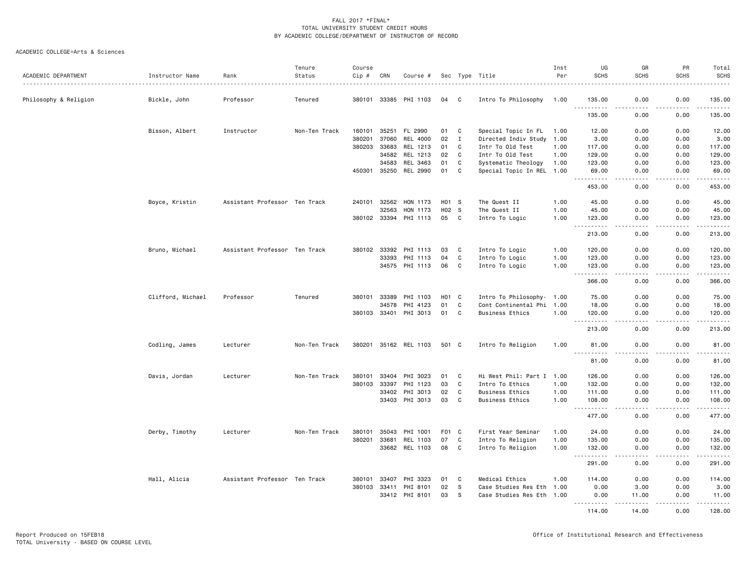FALL 2017 *FINAL*
TOTAL UNIVERSITY STUDENT CREDIT HOURS
BY ACADEMIC COLLEGE/DEPARTMENT OF INSTRUCTOR OF RECORD

ACADEMIC COLLEGE=Arts & Sciences

| ACADEMIC DEPARTMENT | Instructor Name | Rank | Tenure Status | Course Cip # | CRN | Course # | Sec | Type | Title | Inst Per | UG SCHS | GR SCHS | PR SCHS | Total SCHS |
|---|---|---|---|---|---|---|---|---|---|---|---|---|---|---|
| Philosophy & Religion | Bickle, John | Professor | Tenured | 380101 | 33385 | PHI 1103 | 04 | C | Intro To Philosophy | 1.00 | 135.00 | 0.00 | 0.00 | 135.00 |
| | | | | | | | | | | | 135.00 | 0.00 | 0.00 | 135.00 |
| | Bisson, Albert | Instructor | Non-Ten Track | 160101 | 35251 | FL 2990 | 01 | C | Special Topic In FL | 1.00 | 12.00 | 0.00 | 0.00 | 12.00 |
| | | | | 380201 | 37060 | REL 4000 | 02 | I | Directed Indiv Study | 1.00 | 3.00 | 0.00 | 0.00 | 3.00 |
| | | | | 380203 | 33683 | REL 1213 | 01 | C | Intr To Old Test | 1.00 | 117.00 | 0.00 | 0.00 | 117.00 |
| | | | | | 34582 | REL 1213 | 02 | C | Intr To Old Test | 1.00 | 129.00 | 0.00 | 0.00 | 129.00 |
| | | | | | 34583 | REL 3463 | 01 | C | Systematic Theology | 1.00 | 123.00 | 0.00 | 0.00 | 123.00 |
| | | | | 450301 | 35250 | REL 2990 | 01 | C | Special Topic In REL | 1.00 | 69.00 | 0.00 | 0.00 | 69.00 |
| | | | | | | | | | | | 453.00 | 0.00 | 0.00 | 453.00 |
| | Boyce, Kristin | Assistant Professor | Ten Track | 240101 | 32562 | HON 1173 | H01 | S | The Quest II | 1.00 | 45.00 | 0.00 | 0.00 | 45.00 |
| | | | | | 32563 | HON 1173 | H02 | S | The Quest II | 1.00 | 45.00 | 0.00 | 0.00 | 45.00 |
| | | | | 380102 | 33394 | PHI 1113 | 05 | C | Intro To Logic | 1.00 | 123.00 | 0.00 | 0.00 | 123.00 |
| | | | | | | | | | | | 213.00 | 0.00 | 0.00 | 213.00 |
| | Bruno, Michael | Assistant Professor | Ten Track | 380102 | 33392 | PHI 1113 | 03 | C | Intro To Logic | 1.00 | 120.00 | 0.00 | 0.00 | 120.00 |
| | | | | | 33393 | PHI 1113 | 04 | C | Intro To Logic | 1.00 | 123.00 | 0.00 | 0.00 | 123.00 |
| | | | | | 34575 | PHI 1113 | 06 | C | Intro To Logic | 1.00 | 123.00 | 0.00 | 0.00 | 123.00 |
| | | | | | | | | | | | 366.00 | 0.00 | 0.00 | 366.00 |
| | Clifford, Michael | Professor | Tenured | 380101 | 33389 | PHI 1103 | H01 | C | Intro To Philosophy- | 1.00 | 75.00 | 0.00 | 0.00 | 75.00 |
| | | | | | 34578 | PHI 4123 | 01 | C | Cont Continental Phi | 1.00 | 18.00 | 0.00 | 0.00 | 18.00 |
| | | | | 380103 | 33401 | PHI 3013 | 01 | C | Business Ethics | 1.00 | 120.00 | 0.00 | 0.00 | 120.00 |
| | | | | | | | | | | | 213.00 | 0.00 | 0.00 | 213.00 |
| | Codling, James | Lecturer | Non-Ten Track | 380201 | 35162 | REL 1103 | 501 | C | Intro To Religion | 1.00 | 81.00 | 0.00 | 0.00 | 81.00 |
| | | | | | | | | | | | 81.00 | 0.00 | 0.00 | 81.00 |
| | Davis, Jordan | Lecturer | Non-Ten Track | 380101 | 33404 | PHI 3023 | 01 | C | Hi West Phil: Part I | 1.00 | 126.00 | 0.00 | 0.00 | 126.00 |
| | | | | 380103 | 33397 | PHI 1123 | 03 | C | Intro To Ethics | 1.00 | 132.00 | 0.00 | 0.00 | 132.00 |
| | | | | | 33402 | PHI 3013 | 02 | C | Business Ethics | 1.00 | 111.00 | 0.00 | 0.00 | 111.00 |
| | | | | | 33403 | PHI 3013 | 03 | C | Business Ethics | 1.00 | 108.00 | 0.00 | 0.00 | 108.00 |
| | | | | | | | | | | | 477.00 | 0.00 | 0.00 | 477.00 |
| | Derby, Timothy | Lecturer | Non-Ten Track | 380101 | 35043 | PHI 1001 | F01 | C | First Year Seminar | 1.00 | 24.00 | 0.00 | 0.00 | 24.00 |
| | | | | 380201 | 33681 | REL 1103 | 07 | C | Intro To Religion | 1.00 | 135.00 | 0.00 | 0.00 | 135.00 |
| | | | | | 33682 | REL 1103 | 08 | C | Intro To Religion | 1.00 | 132.00 | 0.00 | 0.00 | 132.00 |
| | | | | | | | | | | | 291.00 | 0.00 | 0.00 | 291.00 |
| | Hall, Alicia | Assistant Professor | Ten Track | 380101 | 33407 | PHI 3323 | 01 | C | Medical Ethics | 1.00 | 114.00 | 0.00 | 0.00 | 114.00 |
| | | | | 380103 | 33411 | PHI 8101 | 02 | S | Case Studies Res Eth | 1.00 | 0.00 | 3.00 | 0.00 | 3.00 |
| | | | | | 33412 | PHI 8101 | 03 | S | Case Studies Res Eth | 1.00 | 0.00 | 11.00 | 0.00 | 11.00 |
| | | | | | | | | | | | 114.00 | 14.00 | 0.00 | 128.00 |

Report Produced on 15FEB18
TOTAL University - BASED ON COURSE LEVEL

Office of Institutional Research and Effectiveness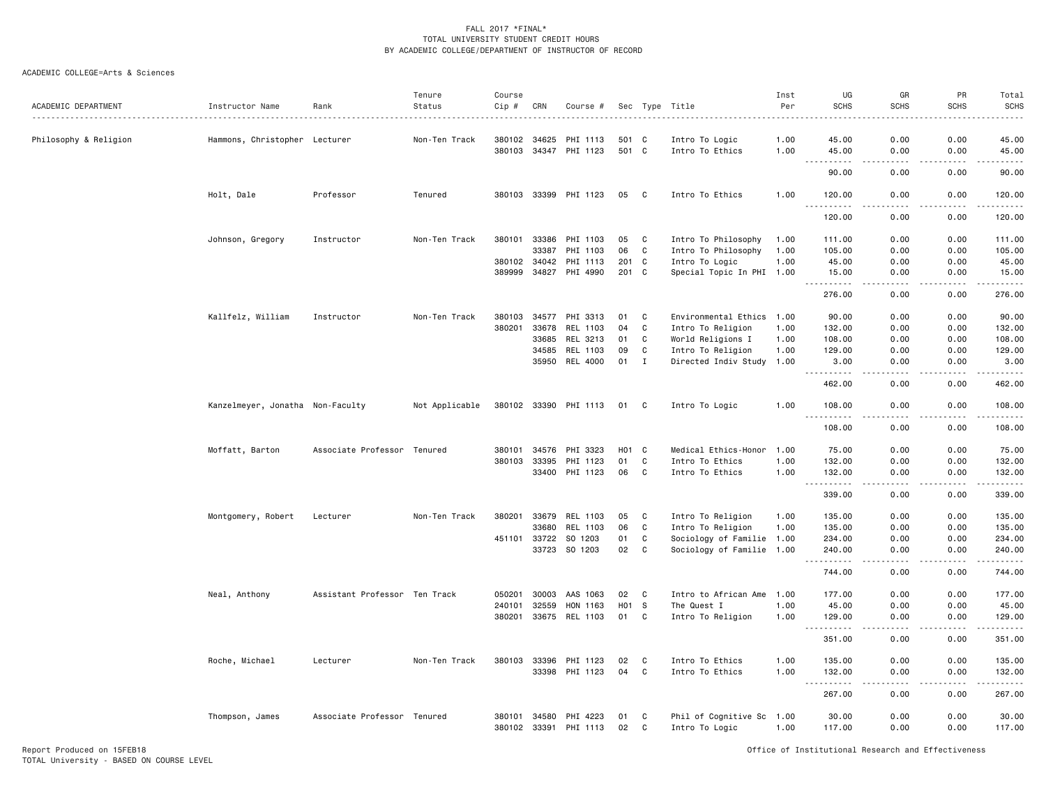FALL 2017 *FINAL*
TOTAL UNIVERSITY STUDENT CREDIT HOURS
BY ACADEMIC COLLEGE/DEPARTMENT OF INSTRUCTOR OF RECORD

ACADEMIC COLLEGE=Arts & Sciences

| ACADEMIC DEPARTMENT | Instructor Name | Rank | Tenure Status | Course Cip # | CRN | Course # | Sec | Type | Title | Inst Per | UG SCHS | GR SCHS | PR SCHS | Total SCHS |
|---|---|---|---|---|---|---|---|---|---|---|---|---|---|---|
| Philosophy & Religion | Hammons, Christopher | Lecturer | Non-Ten Track | 380102 | 34625 | PHI 1113 | 501 | C | Intro To Logic | 1.00 | 45.00 | 0.00 | 0.00 | 45.00 |
| | | | | 380103 | 34347 | PHI 1123 | 501 | C | Intro To Ethics | 1.00 | 45.00 | 0.00 | 0.00 | 45.00 |
| | | | | | | | | | | | 90.00 | 0.00 | 0.00 | 90.00 |
| | Holt, Dale | Professor | Tenured | 380103 | 33399 | PHI 1123 | 05 | C | Intro To Ethics | 1.00 | 120.00 | 0.00 | 0.00 | 120.00 |
| | | | | | | | | | | | 120.00 | 0.00 | 0.00 | 120.00 |
| | Johnson, Gregory | Instructor | Non-Ten Track | 380101 | 33386 | PHI 1103 | 05 | C | Intro To Philosophy | 1.00 | 111.00 | 0.00 | 0.00 | 111.00 |
| | | | | | 33387 | PHI 1103 | 06 | C | Intro To Philosophy | 1.00 | 105.00 | 0.00 | 0.00 | 105.00 |
| | | | | 380102 | 34042 | PHI 1113 | 201 | C | Intro To Logic | 1.00 | 45.00 | 0.00 | 0.00 | 45.00 |
| | | | | 389999 | 34827 | PHI 4990 | 201 | C | Special Topic In PHI | 1.00 | 15.00 | 0.00 | 0.00 | 15.00 |
| | | | | | | | | | | | 276.00 | 0.00 | 0.00 | 276.00 |
| | Kallfelz, William | Instructor | Non-Ten Track | 380103 | 34577 | PHI 3313 | 01 | C | Environmental Ethics | 1.00 | 90.00 | 0.00 | 0.00 | 90.00 |
| | | | | 380201 | 33678 | REL 1103 | 04 | C | Intro To Religion | 1.00 | 132.00 | 0.00 | 0.00 | 132.00 |
| | | | | | 33685 | REL 3213 | 01 | C | World Religions I | 1.00 | 108.00 | 0.00 | 0.00 | 108.00 |
| | | | | | 34585 | REL 1103 | 09 | C | Intro To Religion | 1.00 | 129.00 | 0.00 | 0.00 | 129.00 |
| | | | | | 35950 | REL 4000 | 01 | I | Directed Indiv Study | 1.00 | 3.00 | 0.00 | 0.00 | 3.00 |
| | | | | | | | | | | | 462.00 | 0.00 | 0.00 | 462.00 |
| | Kanzelmeyer, Jonatha | Non-Faculty | Not Applicable | 380102 | 33390 | PHI 1113 | 01 | C | Intro To Logic | 1.00 | 108.00 | 0.00 | 0.00 | 108.00 |
| | | | | | | | | | | | 108.00 | 0.00 | 0.00 | 108.00 |
| | Moffatt, Barton | Associate Professor | Tenured | 380101 | 34576 | PHI 3323 | H01 | C | Medical Ethics-Honor | 1.00 | 75.00 | 0.00 | 0.00 | 75.00 |
| | | | | 380103 | 33395 | PHI 1123 | 01 | C | Intro To Ethics | 1.00 | 132.00 | 0.00 | 0.00 | 132.00 |
| | | | | | 33400 | PHI 1123 | 06 | C | Intro To Ethics | 1.00 | 132.00 | 0.00 | 0.00 | 132.00 |
| | | | | | | | | | | | 339.00 | 0.00 | 0.00 | 339.00 |
| | Montgomery, Robert | Lecturer | Non-Ten Track | 380201 | 33679 | REL 1103 | 05 | C | Intro To Religion | 1.00 | 135.00 | 0.00 | 0.00 | 135.00 |
| | | | | | 33680 | REL 1103 | 06 | C | Intro To Religion | 1.00 | 135.00 | 0.00 | 0.00 | 135.00 |
| | | | | 451101 | 33722 | SO 1203 | 01 | C | Sociology of Familie | 1.00 | 234.00 | 0.00 | 0.00 | 234.00 |
| | | | | | 33723 | SO 1203 | 02 | C | Sociology of Familie | 1.00 | 240.00 | 0.00 | 0.00 | 240.00 |
| | | | | | | | | | | | 744.00 | 0.00 | 0.00 | 744.00 |
| | Neal, Anthony | Assistant Professor | Ten Track | 050201 | 30003 | AAS 1063 | 02 | C | Intro to African Ame | 1.00 | 177.00 | 0.00 | 0.00 | 177.00 |
| | | | | 240101 | 32559 | HON 1163 | H01 | S | The Quest I | 1.00 | 45.00 | 0.00 | 0.00 | 45.00 |
| | | | | 380201 | 33675 | REL 1103 | 01 | C | Intro To Religion | 1.00 | 129.00 | 0.00 | 0.00 | 129.00 |
| | | | | | | | | | | | 351.00 | 0.00 | 0.00 | 351.00 |
| | Roche, Michael | Lecturer | Non-Ten Track | 380103 | 33396 | PHI 1123 | 02 | C | Intro To Ethics | 1.00 | 135.00 | 0.00 | 0.00 | 135.00 |
| | | | | | 33398 | PHI 1123 | 04 | C | Intro To Ethics | 1.00 | 132.00 | 0.00 | 0.00 | 132.00 |
| | | | | | | | | | | | 267.00 | 0.00 | 0.00 | 267.00 |
| | Thompson, James | Associate Professor | Tenured | 380101 | 34580 | PHI 4223 | 01 | C | Phil of Cognitive Sc | 1.00 | 30.00 | 0.00 | 0.00 | 30.00 |
| | | | | 380102 | 33391 | PHI 1113 | 02 | C | Intro To Logic | 1.00 | 117.00 | 0.00 | 0.00 | 117.00 |

Report Produced on 15FEB18
TOTAL University - BASED ON COURSE LEVEL

Office of Institutional Research and Effectiveness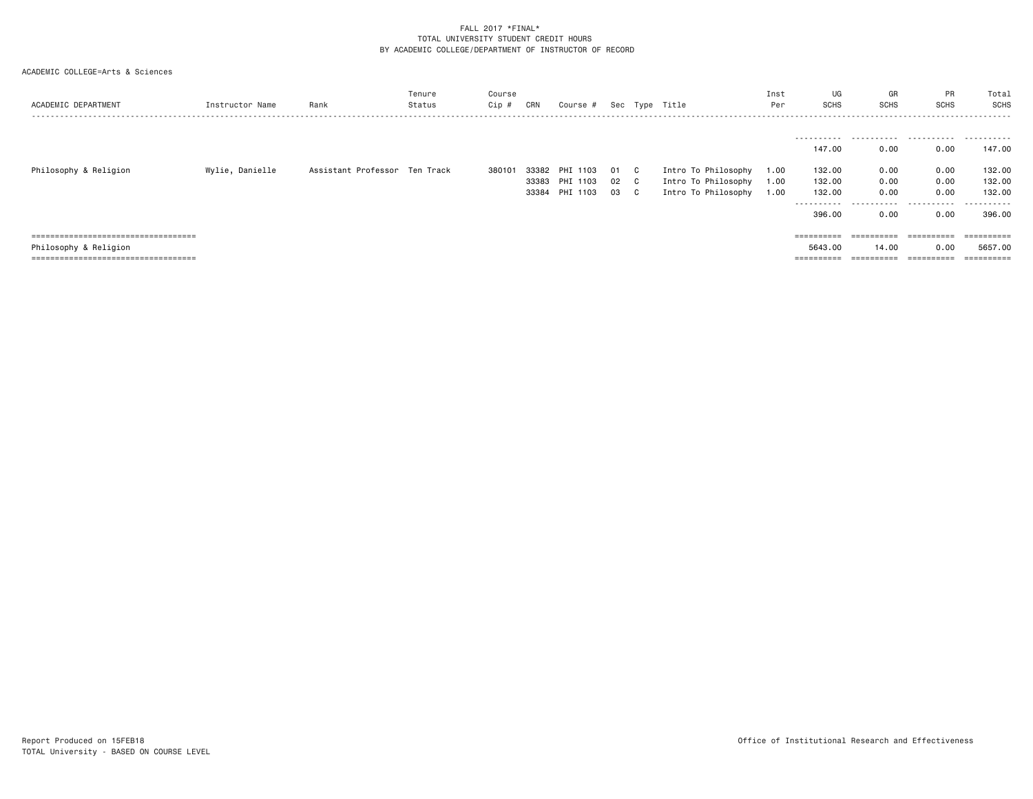FALL 2017 *FINAL*
TOTAL UNIVERSITY STUDENT CREDIT HOURS
BY ACADEMIC COLLEGE/DEPARTMENT OF INSTRUCTOR OF RECORD

ACADEMIC COLLEGE=Arts & Sciences

| ACADEMIC DEPARTMENT | Instructor Name | Rank | Tenure Status | Course Cip # | CRN | Course # | Sec | Type | Title | Inst Per | UG SCHS | GR SCHS | PR SCHS | Total SCHS |
|---|---|---|---|---|---|---|---|---|---|---|---|---|---|---|
| | | | | | | | | | | | 147.00 | 0.00 | 0.00 | 147.00 |
| Philosophy & Religion | Wylie, Danielle | Assistant Professor | Ten Track | 380101 | 33382 | PHI 1103 | 01 | C | Intro To Philosophy | 1.00 | 132.00 | 0.00 | 0.00 | 132.00 |
| | | | | | 33383 | PHI 1103 | 02 | C | Intro To Philosophy | 1.00 | 132.00 | 0.00 | 0.00 | 132.00 |
| | | | | | 33384 | PHI 1103 | 03 | C | Intro To Philosophy | 1.00 | 132.00 | 0.00 | 0.00 | 132.00 |
| | | | | | | | | | | | 396.00 | 0.00 | 0.00 | 396.00 |
| Philosophy & Religion | | | | | | | | | | | 5643.00 | 14.00 | 0.00 | 5657.00 |

Report Produced on 15FEB18
TOTAL University - BASED ON COURSE LEVEL

Office of Institutional Research and Effectiveness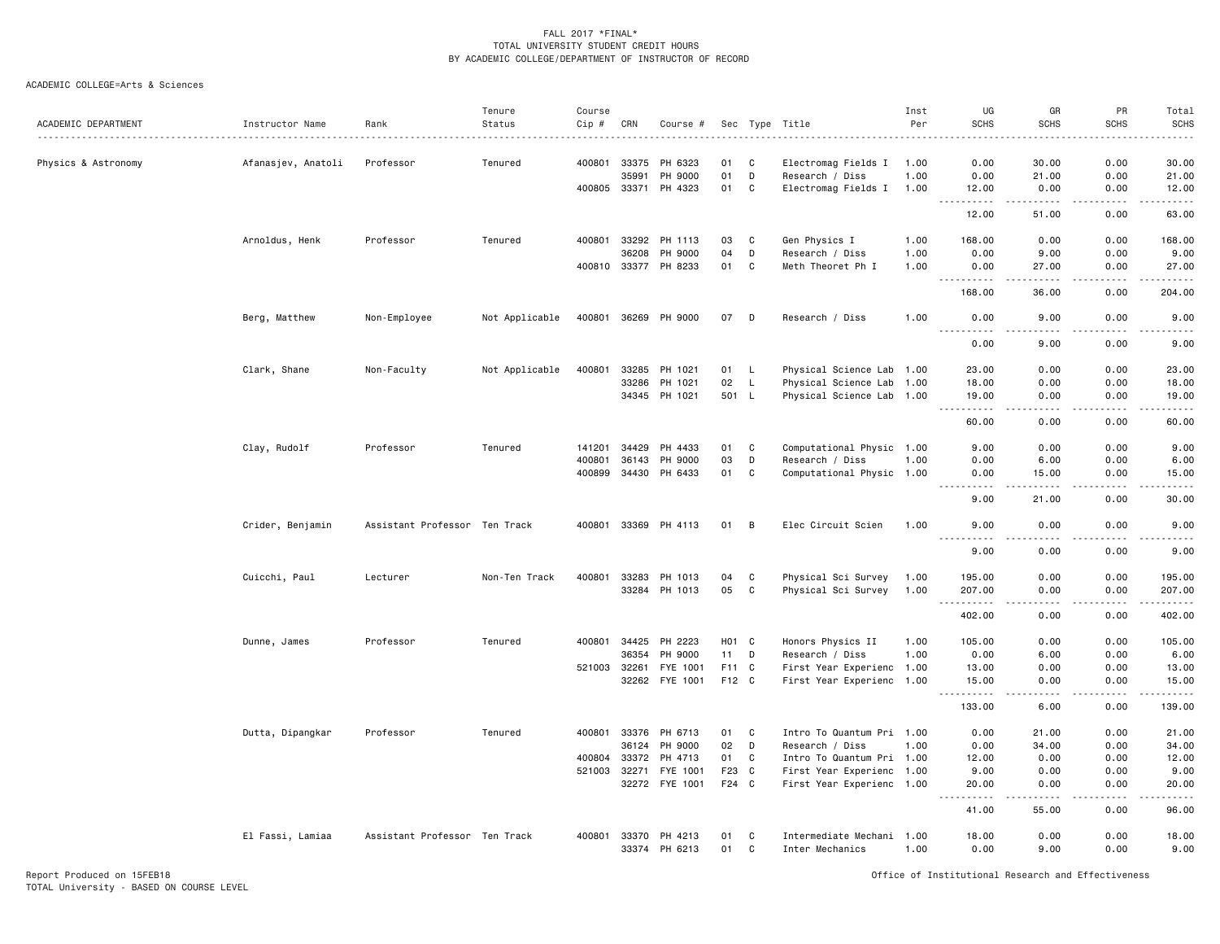FALL 2017 *FINAL*
TOTAL UNIVERSITY STUDENT CREDIT HOURS
BY ACADEMIC COLLEGE/DEPARTMENT OF INSTRUCTOR OF RECORD

ACADEMIC COLLEGE=Arts & Sciences

| ACADEMIC DEPARTMENT | Instructor Name | Rank | Tenure Status | Course Cip # | CRN | Course # | Sec | Type | Title | Inst Per | UG SCHS | GR SCHS | PR SCHS | Total SCHS |
|---|---|---|---|---|---|---|---|---|---|---|---|---|---|---|
| Physics & Astronomy | Afanasjev, Anatoli | Professor | Tenured | 400801 | 33375 | PH 6323 | 01 | C | Electromag Fields I | 1.00 | 0.00 | 30.00 | 0.00 | 30.00 |
| | | | | | 35991 | PH 9000 | 01 | D | Research / Diss | 1.00 | 0.00 | 21.00 | 0.00 | 21.00 |
| | | | | 400805 | 33371 | PH 4323 | 01 | C | Electromag Fields I | 1.00 | 12.00 | 0.00 | 0.00 | 12.00 |
| | | | | | | | | | | | 12.00 | 51.00 | 0.00 | 63.00 |
| | Arnoldus, Henk | Professor | Tenured | 400801 | 33292 | PH 1113 | 03 | C | Gen Physics I | 1.00 | 168.00 | 0.00 | 0.00 | 168.00 |
| | | | | | 36208 | PH 9000 | 04 | D | Research / Diss | 1.00 | 0.00 | 9.00 | 0.00 | 9.00 |
| | | | | 400810 | 33377 | PH 8233 | 01 | C | Meth Theoret Ph I | 1.00 | 0.00 | 27.00 | 0.00 | 27.00 |
| | | | | | | | | | | | 168.00 | 36.00 | 0.00 | 204.00 |
| | Berg, Matthew | Non-Employee | Not Applicable | 400801 | 36269 | PH 9000 | 07 | D | Research / Diss | 1.00 | 0.00 | 9.00 | 0.00 | 9.00 |
| | | | | | | | | | | | 0.00 | 9.00 | 0.00 | 9.00 |
| | Clark, Shane | Non-Faculty | Not Applicable | 400801 | 33285 | PH 1021 | 01 | L | Physical Science Lab | 1.00 | 23.00 | 0.00 | 0.00 | 23.00 |
| | | | | | 33286 | PH 1021 | 02 | L | Physical Science Lab | 1.00 | 18.00 | 0.00 | 0.00 | 18.00 |
| | | | | | 34345 | PH 1021 | 501 | L | Physical Science Lab | 1.00 | 19.00 | 0.00 | 0.00 | 19.00 |
| | | | | | | | | | | | 60.00 | 0.00 | 0.00 | 60.00 |
| | Clay, Rudolf | Professor | Tenured | 141201 | 34429 | PH 4433 | 01 | C | Computational Physic | 1.00 | 9.00 | 0.00 | 0.00 | 9.00 |
| | | | | 400801 | 36143 | PH 9000 | 03 | D | Research / Diss | 1.00 | 0.00 | 6.00 | 0.00 | 6.00 |
| | | | | 400899 | 34430 | PH 6433 | 01 | C | Computational Physic | 1.00 | 0.00 | 15.00 | 0.00 | 15.00 |
| | | | | | | | | | | | 9.00 | 21.00 | 0.00 | 30.00 |
| | Crider, Benjamin | Assistant Professor | Ten Track | 400801 | 33369 | PH 4113 | 01 | B | Elec Circuit Scien | 1.00 | 9.00 | 0.00 | 0.00 | 9.00 |
| | | | | | | | | | | | 9.00 | 0.00 | 0.00 | 9.00 |
| | Cuicchi, Paul | Lecturer | Non-Ten Track | 400801 | 33283 | PH 1013 | 04 | C | Physical Sci Survey | 1.00 | 195.00 | 0.00 | 0.00 | 195.00 |
| | | | | | 33284 | PH 1013 | 05 | C | Physical Sci Survey | 1.00 | 207.00 | 0.00 | 0.00 | 207.00 |
| | | | | | | | | | | | 402.00 | 0.00 | 0.00 | 402.00 |
| | Dunne, James | Professor | Tenured | 400801 | 34425 | PH 2223 | H01 | C | Honors Physics II | 1.00 | 105.00 | 0.00 | 0.00 | 105.00 |
| | | | | | 36354 | PH 9000 | 11 | D | Research / Diss | 1.00 | 0.00 | 6.00 | 0.00 | 6.00 |
| | | | | 521003 | 32261 | FYE 1001 | F11 | C | First Year Experienc | 1.00 | 13.00 | 0.00 | 0.00 | 13.00 |
| | | | | | 32262 | FYE 1001 | F12 | C | First Year Experienc | 1.00 | 15.00 | 0.00 | 0.00 | 15.00 |
| | | | | | | | | | | | 133.00 | 6.00 | 0.00 | 139.00 |
| | Dutta, Dipangkar | Professor | Tenured | 400801 | 33376 | PH 6713 | 01 | C | Intro To Quantum Pri | 1.00 | 0.00 | 21.00 | 0.00 | 21.00 |
| | | | | | 36124 | PH 9000 | 02 | D | Research / Diss | 1.00 | 0.00 | 34.00 | 0.00 | 34.00 |
| | | | | 400804 | 33372 | PH 4713 | 01 | C | Intro To Quantum Pri | 1.00 | 12.00 | 0.00 | 0.00 | 12.00 |
| | | | | 521003 | 32271 | FYE 1001 | F23 | C | First Year Experienc | 1.00 | 9.00 | 0.00 | 0.00 | 9.00 |
| | | | | | 32272 | FYE 1001 | F24 | C | First Year Experienc | 1.00 | 20.00 | 0.00 | 0.00 | 20.00 |
| | | | | | | | | | | | 41.00 | 55.00 | 0.00 | 96.00 |
| | El Fassi, Lamiaa | Assistant Professor | Ten Track | 400801 | 33370 | PH 4213 | 01 | C | Intermediate Mechani | 1.00 | 18.00 | 0.00 | 0.00 | 18.00 |
| | | | | | 33374 | PH 6213 | 01 | C | Inter Mechanics | 1.00 | 0.00 | 9.00 | 0.00 | 9.00 |

Report Produced on 15FEB18
TOTAL University - BASED ON COURSE LEVEL

Office of Institutional Research and Effectiveness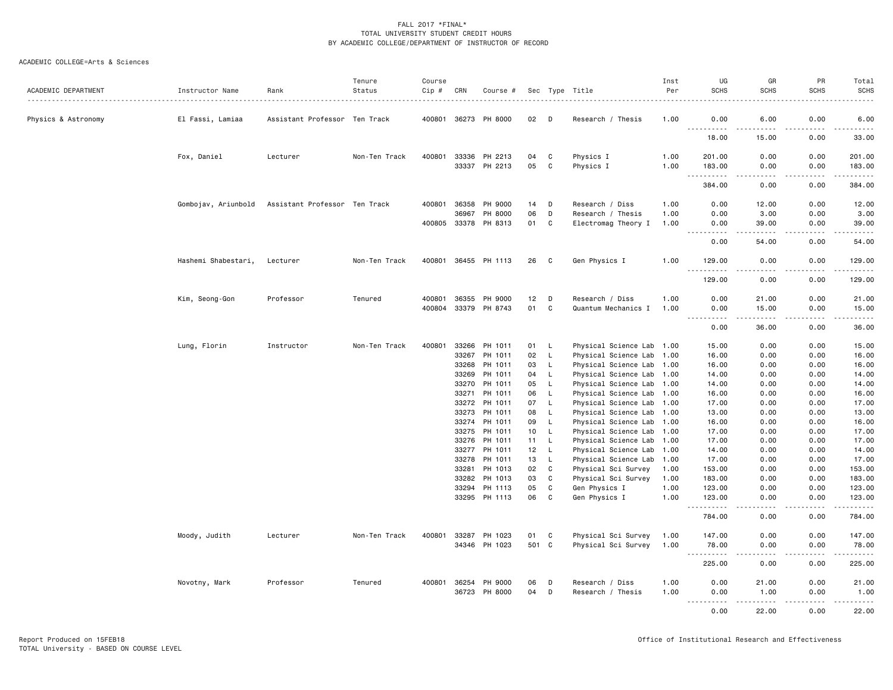FALL 2017 *FINAL*
TOTAL UNIVERSITY STUDENT CREDIT HOURS
BY ACADEMIC COLLEGE/DEPARTMENT OF INSTRUCTOR OF RECORD

ACADEMIC COLLEGE=Arts & Sciences

| ACADEMIC DEPARTMENT | Instructor Name | Rank | Tenure Status | Course Cip # | CRN | Course # | Sec | Type | Title | Inst Per | UG SCHS | GR SCHS | PR SCHS | Total SCHS |
|---|---|---|---|---|---|---|---|---|---|---|---|---|---|---|
| Physics & Astronomy | El Fassi, Lamiaa | Assistant Professor | Ten Track | 400801 | 36273 | PH 8000 | 02 | D | Research / Thesis | 1.00 | 0.00 | 6.00 | 0.00 | 6.00 |
| | | | | | | | | | | | 18.00 | 15.00 | 0.00 | 33.00 |
| | Fox, Daniel | Lecturer | Non-Ten Track | 400801 | 33336 | PH 2213 | 04 | C | Physics I | 1.00 | 201.00 | 0.00 | 0.00 | 201.00 |
| | | | | | 33337 | PH 2213 | 05 | C | Physics I | 1.00 | 183.00 | 0.00 | 0.00 | 183.00 |
| | | | | | | | | | | | 384.00 | 0.00 | 0.00 | 384.00 |
| | Gombojav, Ariunbold | Assistant Professor | Ten Track | 400801 | 36358 | PH 9000 | 14 | D | Research / Diss | 1.00 | 0.00 | 12.00 | 0.00 | 12.00 |
| | | | | | 36967 | PH 8000 | 06 | D | Research / Thesis | 1.00 | 0.00 | 3.00 | 0.00 | 3.00 |
| | | | | 400805 | 33378 | PH 8313 | 01 | C | Electromag Theory I | 1.00 | 0.00 | 39.00 | 0.00 | 39.00 |
| | | | | | | | | | | | 0.00 | 54.00 | 0.00 | 54.00 |
| | Hashemi Shabestari, | Lecturer | Non-Ten Track | 400801 | 36455 | PH 1113 | 26 | C | Gen Physics I | 1.00 | 129.00 | 0.00 | 0.00 | 129.00 |
| | | | | | | | | | | | 129.00 | 0.00 | 0.00 | 129.00 |
| | Kim, Seong-Gon | Professor | Tenured | 400801 | 36355 | PH 9000 | 12 | D | Research / Diss | 1.00 | 0.00 | 21.00 | 0.00 | 21.00 |
| | | | | 400804 | 33379 | PH 8743 | 01 | C | Quantum Mechanics I | 1.00 | 0.00 | 15.00 | 0.00 | 15.00 |
| | | | | | | | | | | | 0.00 | 36.00 | 0.00 | 36.00 |
| | Lung, Florin | Instructor | Non-Ten Track | 400801 | 33266 | PH 1011 | 01 | L | Physical Science Lab | 1.00 | 15.00 | 0.00 | 0.00 | 15.00 |
| | | | | | 33267 | PH 1011 | 02 | L | Physical Science Lab | 1.00 | 16.00 | 0.00 | 0.00 | 16.00 |
| | | | | | 33268 | PH 1011 | 03 | L | Physical Science Lab | 1.00 | 16.00 | 0.00 | 0.00 | 16.00 |
| | | | | | 33269 | PH 1011 | 04 | L | Physical Science Lab | 1.00 | 14.00 | 0.00 | 0.00 | 14.00 |
| | | | | | 33270 | PH 1011 | 05 | L | Physical Science Lab | 1.00 | 14.00 | 0.00 | 0.00 | 14.00 |
| | | | | | 33271 | PH 1011 | 06 | L | Physical Science Lab | 1.00 | 16.00 | 0.00 | 0.00 | 16.00 |
| | | | | | 33272 | PH 1011 | 07 | L | Physical Science Lab | 1.00 | 17.00 | 0.00 | 0.00 | 17.00 |
| | | | | | 33273 | PH 1011 | 08 | L | Physical Science Lab | 1.00 | 13.00 | 0.00 | 0.00 | 13.00 |
| | | | | | 33274 | PH 1011 | 09 | L | Physical Science Lab | 1.00 | 16.00 | 0.00 | 0.00 | 16.00 |
| | | | | | 33275 | PH 1011 | 10 | L | Physical Science Lab | 1.00 | 17.00 | 0.00 | 0.00 | 17.00 |
| | | | | | 33276 | PH 1011 | 11 | L | Physical Science Lab | 1.00 | 17.00 | 0.00 | 0.00 | 17.00 |
| | | | | | 33277 | PH 1011 | 12 | L | Physical Science Lab | 1.00 | 14.00 | 0.00 | 0.00 | 14.00 |
| | | | | | 33278 | PH 1011 | 13 | L | Physical Science Lab | 1.00 | 17.00 | 0.00 | 0.00 | 17.00 |
| | | | | | 33281 | PH 1013 | 02 | C | Physical Sci Survey | 1.00 | 153.00 | 0.00 | 0.00 | 153.00 |
| | | | | | 33282 | PH 1013 | 03 | C | Physical Sci Survey | 1.00 | 183.00 | 0.00 | 0.00 | 183.00 |
| | | | | | 33294 | PH 1113 | 05 | C | Gen Physics I | 1.00 | 123.00 | 0.00 | 0.00 | 123.00 |
| | | | | | 33295 | PH 1113 | 06 | C | Gen Physics I | 1.00 | 123.00 | 0.00 | 0.00 | 123.00 |
| | | | | | | | | | | | 784.00 | 0.00 | 0.00 | 784.00 |
| | Moody, Judith | Lecturer | Non-Ten Track | 400801 | 33287 | PH 1023 | 01 | C | Physical Sci Survey | 1.00 | 147.00 | 0.00 | 0.00 | 147.00 |
| | | | | | 34346 | PH 1023 | 501 | C | Physical Sci Survey | 1.00 | 78.00 | 0.00 | 0.00 | 78.00 |
| | | | | | | | | | | | 225.00 | 0.00 | 0.00 | 225.00 |
| | Novotny, Mark | Professor | Tenured | 400801 | 36254 | PH 9000 | 06 | D | Research / Diss | 1.00 | 0.00 | 21.00 | 0.00 | 21.00 |
| | | | | | 36723 | PH 8000 | 04 | D | Research / Thesis | 1.00 | 0.00 | 1.00 | 0.00 | 1.00 |
| | | | | | | | | | | | 0.00 | 22.00 | 0.00 | 22.00 |

Report Produced on 15FEB18
TOTAL University - BASED ON COURSE LEVEL

Office of Institutional Research and Effectiveness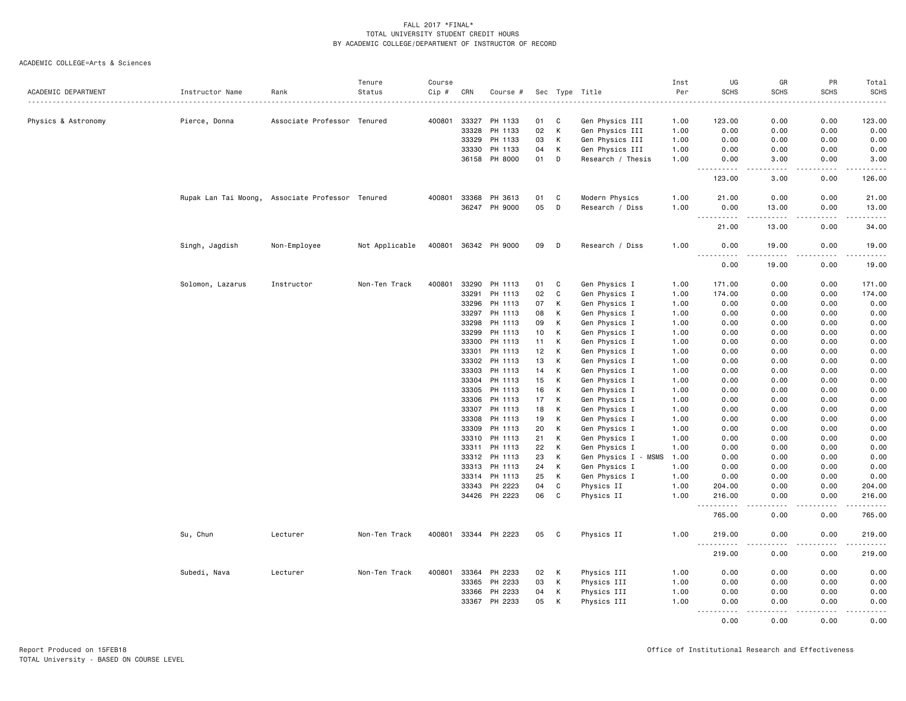FALL 2017 *FINAL*
TOTAL UNIVERSITY STUDENT CREDIT HOURS
BY ACADEMIC COLLEGE/DEPARTMENT OF INSTRUCTOR OF RECORD

ACADEMIC COLLEGE=Arts & Sciences

| ACADEMIC DEPARTMENT | Instructor Name | Rank | Tenure Status | Course Cip # | CRN | Course # | Sec | Type | Title | Inst Per | UG SCHS | GR SCHS | PR SCHS | Total SCHS |
|---|---|---|---|---|---|---|---|---|---|---|---|---|---|---|
| Physics & Astronomy | Pierce, Donna | Associate Professor | Tenured | 400801 | 33327 | PH 1133 | 01 | C | Gen Physics III | 1.00 | 123.00 | 0.00 | 0.00 | 123.00 |
| | | | | | 33328 | PH 1133 | 02 | K | Gen Physics III | 1.00 | 0.00 | 0.00 | 0.00 | 0.00 |
| | | | | | 33329 | PH 1133 | 03 | K | Gen Physics III | 1.00 | 0.00 | 0.00 | 0.00 | 0.00 |
| | | | | | 33330 | PH 1133 | 04 | K | Gen Physics III | 1.00 | 0.00 | 0.00 | 0.00 | 0.00 |
| | | | | | 36158 | PH 8000 | 01 | D | Research / Thesis | 1.00 | 0.00 | 3.00 | 0.00 | 3.00 |
| | | | | | | | | | | | 123.00 | 3.00 | 0.00 | 126.00 |
| | Rupak Lan Tai Moong, | Associate Professor | Tenured | 400801 | 33368 | PH 3613 | 01 | C | Modern Physics | 1.00 | 21.00 | 0.00 | 0.00 | 21.00 |
| | | | | | 36247 | PH 9000 | 05 | D | Research / Diss | 1.00 | 0.00 | 13.00 | 0.00 | 13.00 |
| | | | | | | | | | | | 21.00 | 13.00 | 0.00 | 34.00 |
| | Singh, Jagdish | Non-Employee | Not Applicable | 400801 | 36342 | PH 9000 | 09 | D | Research / Diss | 1.00 | 0.00 | 19.00 | 0.00 | 19.00 |
| | | | | | | | | | | | 0.00 | 19.00 | 0.00 | 19.00 |
| | Solomon, Lazarus | Instructor | Non-Ten Track | 400801 | 33290 | PH 1113 | 01 | C | Gen Physics I | 1.00 | 171.00 | 0.00 | 0.00 | 171.00 |
| | | | | | 33291 | PH 1113 | 02 | C | Gen Physics I | 1.00 | 174.00 | 0.00 | 0.00 | 174.00 |
| | | | | | 33296 | PH 1113 | 07 | K | Gen Physics I | 1.00 | 0.00 | 0.00 | 0.00 | 0.00 |
| | | | | | 33297 | PH 1113 | 08 | K | Gen Physics I | 1.00 | 0.00 | 0.00 | 0.00 | 0.00 |
| | | | | | 33298 | PH 1113 | 09 | K | Gen Physics I | 1.00 | 0.00 | 0.00 | 0.00 | 0.00 |
| | | | | | 33299 | PH 1113 | 10 | K | Gen Physics I | 1.00 | 0.00 | 0.00 | 0.00 | 0.00 |
| | | | | | 33300 | PH 1113 | 11 | K | Gen Physics I | 1.00 | 0.00 | 0.00 | 0.00 | 0.00 |
| | | | | | 33301 | PH 1113 | 12 | K | Gen Physics I | 1.00 | 0.00 | 0.00 | 0.00 | 0.00 |
| | | | | | 33302 | PH 1113 | 13 | K | Gen Physics I | 1.00 | 0.00 | 0.00 | 0.00 | 0.00 |
| | | | | | 33303 | PH 1113 | 14 | K | Gen Physics I | 1.00 | 0.00 | 0.00 | 0.00 | 0.00 |
| | | | | | 33304 | PH 1113 | 15 | K | Gen Physics I | 1.00 | 0.00 | 0.00 | 0.00 | 0.00 |
| | | | | | 33305 | PH 1113 | 16 | K | Gen Physics I | 1.00 | 0.00 | 0.00 | 0.00 | 0.00 |
| | | | | | 33306 | PH 1113 | 17 | K | Gen Physics I | 1.00 | 0.00 | 0.00 | 0.00 | 0.00 |
| | | | | | 33307 | PH 1113 | 18 | K | Gen Physics I | 1.00 | 0.00 | 0.00 | 0.00 | 0.00 |
| | | | | | 33308 | PH 1113 | 19 | K | Gen Physics I | 1.00 | 0.00 | 0.00 | 0.00 | 0.00 |
| | | | | | 33309 | PH 1113 | 20 | K | Gen Physics I | 1.00 | 0.00 | 0.00 | 0.00 | 0.00 |
| | | | | | 33310 | PH 1113 | 21 | K | Gen Physics I | 1.00 | 0.00 | 0.00 | 0.00 | 0.00 |
| | | | | | 33311 | PH 1113 | 22 | K | Gen Physics I | 1.00 | 0.00 | 0.00 | 0.00 | 0.00 |
| | | | | | 33312 | PH 1113 | 23 | K | Gen Physics I - MSMS | 1.00 | 0.00 | 0.00 | 0.00 | 0.00 |
| | | | | | 33313 | PH 1113 | 24 | K | Gen Physics I | 1.00 | 0.00 | 0.00 | 0.00 | 0.00 |
| | | | | | 33314 | PH 1113 | 25 | K | Gen Physics I | 1.00 | 0.00 | 0.00 | 0.00 | 0.00 |
| | | | | | 33343 | PH 2223 | 04 | C | Physics II | 1.00 | 204.00 | 0.00 | 0.00 | 204.00 |
| | | | | | 34426 | PH 2223 | 06 | C | Physics II | 1.00 | 216.00 | 0.00 | 0.00 | 216.00 |
| | | | | | | | | | | | 765.00 | 0.00 | 0.00 | 765.00 |
| | Su, Chun | Lecturer | Non-Ten Track | 400801 | 33344 | PH 2223 | 05 | C | Physics II | 1.00 | 219.00 | 0.00 | 0.00 | 219.00 |
| | | | | | | | | | | | 219.00 | 0.00 | 0.00 | 219.00 |
| | Subedi, Nava | Lecturer | Non-Ten Track | 400801 | 33364 | PH 2233 | 02 | K | Physics III | 1.00 | 0.00 | 0.00 | 0.00 | 0.00 |
| | | | | | 33365 | PH 2233 | 03 | K | Physics III | 1.00 | 0.00 | 0.00 | 0.00 | 0.00 |
| | | | | | 33366 | PH 2233 | 04 | K | Physics III | 1.00 | 0.00 | 0.00 | 0.00 | 0.00 |
| | | | | | 33367 | PH 2233 | 05 | K | Physics III | 1.00 | 0.00 | 0.00 | 0.00 | 0.00 |
| | | | | | | | | | | | 0.00 | 0.00 | 0.00 | 0.00 |

Report Produced on 15FEB18
TOTAL University - BASED ON COURSE LEVEL

Office of Institutional Research and Effectiveness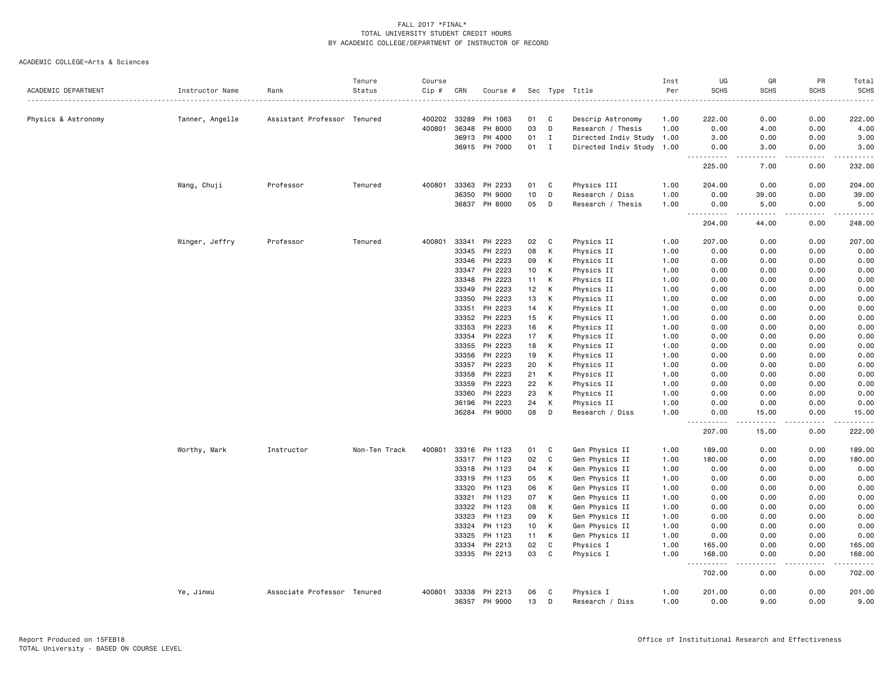FALL 2017 *FINAL*
TOTAL UNIVERSITY STUDENT CREDIT HOURS
BY ACADEMIC COLLEGE/DEPARTMENT OF INSTRUCTOR OF RECORD

ACADEMIC COLLEGE=Arts & Sciences

| ACADEMIC DEPARTMENT | Instructor Name | Rank | Tenure Status | Course Cip # | CRN | Course # | Sec | Type | Title | Inst Per | UG SCHS | GR SCHS | PR SCHS | Total SCHS |
|---|---|---|---|---|---|---|---|---|---|---|---|---|---|---|
| Physics & Astronomy | Tanner, Angelle | Assistant Professor | Tenured | 400202 | 33289 | PH 1063 | 01 | C | Descrip Astronomy | 1.00 | 222.00 | 0.00 | 0.00 | 222.00 |
| | | | | 400801 | 36348 | PH 8000 | 03 | D | Research / Thesis | 1.00 | 0.00 | 4.00 | 0.00 | 4.00 |
| | | | | | 36913 | PH 4000 | 01 | I | Directed Indiv Study | 1.00 | 3.00 | 0.00 | 0.00 | 3.00 |
| | | | | | 36915 | PH 7000 | 01 | I | Directed Indiv Study | 1.00 | 0.00 | 3.00 | 0.00 | 3.00 |
| | | | | | | | | | | | 225.00 | 7.00 | 0.00 | 232.00 |
| | Wang, Chuji | Professor | Tenured | 400801 | 33363 | PH 2233 | 01 | C | Physics III | 1.00 | 204.00 | 0.00 | 0.00 | 204.00 |
| | | | | | 36350 | PH 9000 | 10 | D | Research / Diss | 1.00 | 0.00 | 39.00 | 0.00 | 39.00 |
| | | | | | 36837 | PH 8000 | 05 | D | Research / Thesis | 1.00 | 0.00 | 5.00 | 0.00 | 5.00 |
| | | | | | | | | | | | 204.00 | 44.00 | 0.00 | 248.00 |
| | Winger, Jeffry | Professor | Tenured | 400801 | 33341 | PH 2223 | 02 | C | Physics II | 1.00 | 207.00 | 0.00 | 0.00 | 207.00 |
| | | | | | 33345 | PH 2223 | 08 | K | Physics II | 1.00 | 0.00 | 0.00 | 0.00 | 0.00 |
| | | | | | 33346 | PH 2223 | 09 | K | Physics II | 1.00 | 0.00 | 0.00 | 0.00 | 0.00 |
| | | | | | 33347 | PH 2223 | 10 | K | Physics II | 1.00 | 0.00 | 0.00 | 0.00 | 0.00 |
| | | | | | 33348 | PH 2223 | 11 | K | Physics II | 1.00 | 0.00 | 0.00 | 0.00 | 0.00 |
| | | | | | 33349 | PH 2223 | 12 | K | Physics II | 1.00 | 0.00 | 0.00 | 0.00 | 0.00 |
| | | | | | 33350 | PH 2223 | 13 | K | Physics II | 1.00 | 0.00 | 0.00 | 0.00 | 0.00 |
| | | | | | 33351 | PH 2223 | 14 | K | Physics II | 1.00 | 0.00 | 0.00 | 0.00 | 0.00 |
| | | | | | 33352 | PH 2223 | 15 | K | Physics II | 1.00 | 0.00 | 0.00 | 0.00 | 0.00 |
| | | | | | 33353 | PH 2223 | 16 | K | Physics II | 1.00 | 0.00 | 0.00 | 0.00 | 0.00 |
| | | | | | 33354 | PH 2223 | 17 | K | Physics II | 1.00 | 0.00 | 0.00 | 0.00 | 0.00 |
| | | | | | 33355 | PH 2223 | 18 | K | Physics II | 1.00 | 0.00 | 0.00 | 0.00 | 0.00 |
| | | | | | 33356 | PH 2223 | 19 | K | Physics II | 1.00 | 0.00 | 0.00 | 0.00 | 0.00 |
| | | | | | 33357 | PH 2223 | 20 | K | Physics II | 1.00 | 0.00 | 0.00 | 0.00 | 0.00 |
| | | | | | 33358 | PH 2223 | 21 | K | Physics II | 1.00 | 0.00 | 0.00 | 0.00 | 0.00 |
| | | | | | 33359 | PH 2223 | 22 | K | Physics II | 1.00 | 0.00 | 0.00 | 0.00 | 0.00 |
| | | | | | 33360 | PH 2223 | 23 | K | Physics II | 1.00 | 0.00 | 0.00 | 0.00 | 0.00 |
| | | | | | 36196 | PH 2223 | 24 | K | Physics II | 1.00 | 0.00 | 0.00 | 0.00 | 0.00 |
| | | | | | 36284 | PH 9000 | 08 | D | Research / Diss | 1.00 | 0.00 | 15.00 | 0.00 | 15.00 |
| | | | | | | | | | | | 207.00 | 15.00 | 0.00 | 222.00 |
| | Worthy, Mark | Instructor | Non-Ten Track | 400801 | 33316 | PH 1123 | 01 | C | Gen Physics II | 1.00 | 189.00 | 0.00 | 0.00 | 189.00 |
| | | | | | 33317 | PH 1123 | 02 | C | Gen Physics II | 1.00 | 180.00 | 0.00 | 0.00 | 180.00 |
| | | | | | 33318 | PH 1123 | 04 | K | Gen Physics II | 1.00 | 0.00 | 0.00 | 0.00 | 0.00 |
| | | | | | 33319 | PH 1123 | 05 | K | Gen Physics II | 1.00 | 0.00 | 0.00 | 0.00 | 0.00 |
| | | | | | 33320 | PH 1123 | 06 | K | Gen Physics II | 1.00 | 0.00 | 0.00 | 0.00 | 0.00 |
| | | | | | 33321 | PH 1123 | 07 | K | Gen Physics II | 1.00 | 0.00 | 0.00 | 0.00 | 0.00 |
| | | | | | 33322 | PH 1123 | 08 | K | Gen Physics II | 1.00 | 0.00 | 0.00 | 0.00 | 0.00 |
| | | | | | 33323 | PH 1123 | 09 | K | Gen Physics II | 1.00 | 0.00 | 0.00 | 0.00 | 0.00 |
| | | | | | 33324 | PH 1123 | 10 | K | Gen Physics II | 1.00 | 0.00 | 0.00 | 0.00 | 0.00 |
| | | | | | 33325 | PH 1123 | 11 | K | Gen Physics II | 1.00 | 0.00 | 0.00 | 0.00 | 0.00 |
| | | | | | 33334 | PH 2213 | 02 | C | Physics I | 1.00 | 165.00 | 0.00 | 0.00 | 165.00 |
| | | | | | 33335 | PH 2213 | 03 | C | Physics I | 1.00 | 168.00 | 0.00 | 0.00 | 168.00 |
| | | | | | | | | | | | 702.00 | 0.00 | 0.00 | 702.00 |
| | Ye, Jinwu | Associate Professor | Tenured | 400801 | 33338 | PH 2213 | 06 | C | Physics I | 1.00 | 201.00 | 0.00 | 0.00 | 201.00 |
| | | | | | 36357 | PH 9000 | 13 | D | Research / Diss | 1.00 | 0.00 | 9.00 | 0.00 | 9.00 |

Report Produced on 15FEB18
TOTAL University - BASED ON COURSE LEVEL

Office of Institutional Research and Effectiveness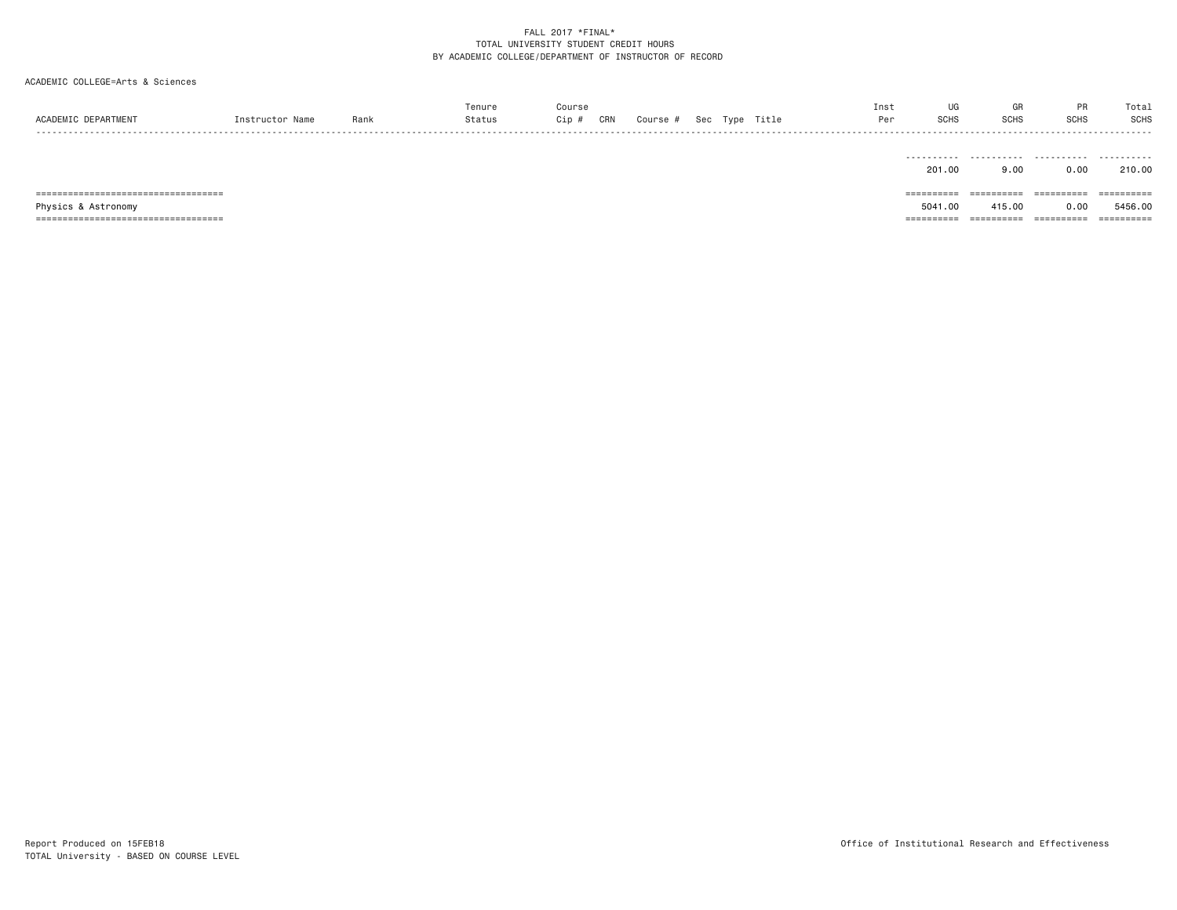FALL 2017 *FINAL*
TOTAL UNIVERSITY STUDENT CREDIT HOURS
BY ACADEMIC COLLEGE/DEPARTMENT OF INSTRUCTOR OF RECORD

ACADEMIC COLLEGE=Arts & Sciences

| ACADEMIC DEPARTMENT | Instructor Name | Rank | Tenure Status | Course Cip # | CRN | Course # | Sec | Type | Title | Inst Per | UG SCHS | GR SCHS | PR SCHS | Total SCHS |
|---|---|---|---|---|---|---|---|---|---|---|---|---|---|---|
| | | | | | | | | | | | 201.00 | 9.00 | 0.00 | 210.00 |
| Physics & Astronomy | | | | | | | | | | | 5041.00 | 415.00 | 0.00 | 5456.00 |

Report Produced on 15FEB18
TOTAL University - BASED ON COURSE LEVEL

Office of Institutional Research and Effectiveness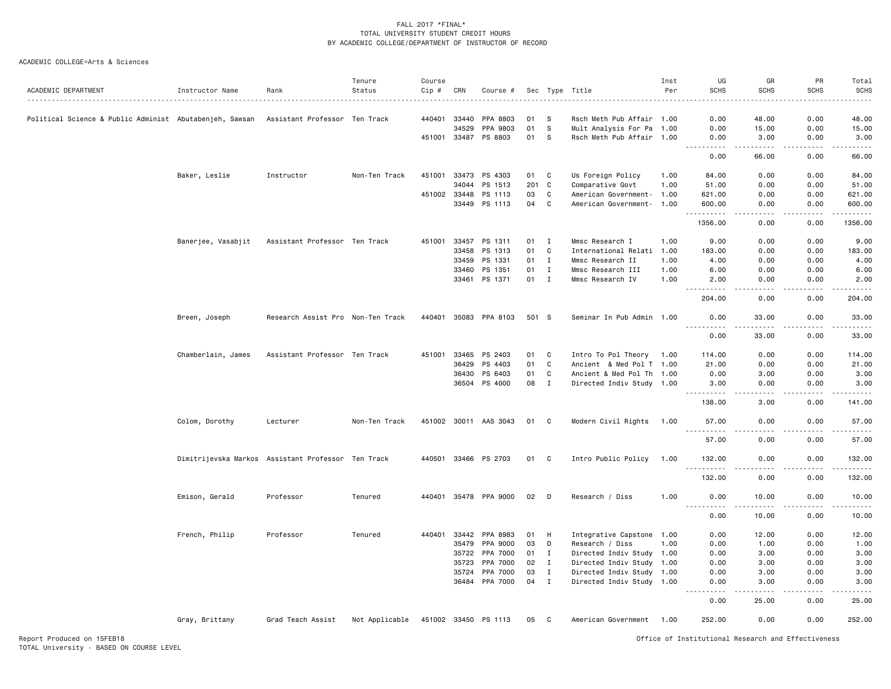FALL 2017 *FINAL*
TOTAL UNIVERSITY STUDENT CREDIT HOURS
BY ACADEMIC COLLEGE/DEPARTMENT OF INSTRUCTOR OF RECORD

ACADEMIC COLLEGE=Arts & Sciences

| ACADEMIC DEPARTMENT | Instructor Name | Rank | Tenure Status | Course Cip # | CRN | Course # | Sec | Type | Title | Inst Per | UG SCHS | GR SCHS | PR SCHS | Total SCHS |
|---|---|---|---|---|---|---|---|---|---|---|---|---|---|---|
| Political Science & Public Administ | Abutabenjeh, Sawsan | Assistant Professor | Ten Track | 440401 | 33440 | PPA 8803 | 01 | S | Rsch Meth Pub Affair | 1.00 | 0.00 | 48.00 | 0.00 | 48.00 |
| | | | | | 34529 | PPA 9803 | 01 | S | Mult Analysis For Pa | 1.00 | 0.00 | 15.00 | 0.00 | 15.00 |
| | | | | 451001 | 33487 | PS 8803 | 01 | S | Rsch Meth Pub Affair | 1.00 | 0.00 | 3.00 | 0.00 | 3.00 |
| | | | | | | | | | | | 0.00 | 66.00 | 0.00 | 66.00 |
| | Baker, Leslie | Instructor | Non-Ten Track | 451001 | 33473 | PS 4303 | 01 | C | Us Foreign Policy | 1.00 | 84.00 | 0.00 | 0.00 | 84.00 |
| | | | | | 34044 | PS 1513 | 201 | C | Comparative Govt | 1.00 | 51.00 | 0.00 | 0.00 | 51.00 |
| | | | | 451002 | 33448 | PS 1113 | 03 | C | American Government- | 1.00 | 621.00 | 0.00 | 0.00 | 621.00 |
| | | | | | 33449 | PS 1113 | 04 | C | American Government- | 1.00 | 600.00 | 0.00 | 0.00 | 600.00 |
| | | | | | | | | | | | 1356.00 | 0.00 | 0.00 | 1356.00 |
| | Banerjee, Vasabjit | Assistant Professor | Ten Track | 451001 | 33457 | PS 1311 | 01 | I | Mmsc Research I | 1.00 | 9.00 | 0.00 | 0.00 | 9.00 |
| | | | | | 33458 | PS 1313 | 01 | C | International Relati | 1.00 | 183.00 | 0.00 | 0.00 | 183.00 |
| | | | | | 33459 | PS 1331 | 01 | I | Mmsc Research II | 1.00 | 4.00 | 0.00 | 0.00 | 4.00 |
| | | | | | 33460 | PS 1351 | 01 | I | Mmsc Research III | 1.00 | 6.00 | 0.00 | 0.00 | 6.00 |
| | | | | | 33461 | PS 1371 | 01 | I | Mmsc Research IV | 1.00 | 2.00 | 0.00 | 0.00 | 2.00 |
| | | | | | | | | | | | 204.00 | 0.00 | 0.00 | 204.00 |
| | Breen, Joseph | Research Assist Pro | Non-Ten Track | 440401 | 35083 | PPA 8103 | 501 | S | Seminar In Pub Admin | 1.00 | 0.00 | 33.00 | 0.00 | 33.00 |
| | | | | | | | | | | | 0.00 | 33.00 | 0.00 | 33.00 |
| | Chamberlain, James | Assistant Professor | Ten Track | 451001 | 33465 | PS 2403 | 01 | C | Intro To Pol Theory | 1.00 | 114.00 | 0.00 | 0.00 | 114.00 |
| | | | | | 36429 | PS 4403 | 01 | C | Ancient & Med Pol T | 1.00 | 21.00 | 0.00 | 0.00 | 21.00 |
| | | | | | 36430 | PS 6403 | 01 | C | Ancient & Med Pol Th | 1.00 | 0.00 | 3.00 | 0.00 | 3.00 |
| | | | | | 36504 | PS 4000 | 08 | I | Directed Indiv Study | 1.00 | 3.00 | 0.00 | 0.00 | 3.00 |
| | | | | | | | | | | | 138.00 | 3.00 | 0.00 | 141.00 |
| | Colom, Dorothy | Lecturer | Non-Ten Track | 451002 | 30011 | AAS 3043 | 01 | C | Modern Civil Rights | 1.00 | 57.00 | 0.00 | 0.00 | 57.00 |
| | | | | | | | | | | | 57.00 | 0.00 | 0.00 | 57.00 |
| | Dimitrijevska Markos | Assistant Professor | Ten Track | 440501 | 33466 | PS 2703 | 01 | C | Intro Public Policy | 1.00 | 132.00 | 0.00 | 0.00 | 132.00 |
| | | | | | | | | | | | 132.00 | 0.00 | 0.00 | 132.00 |
| | Emison, Gerald | Professor | Tenured | 440401 | 35478 | PPA 9000 | 02 | D | Research / Diss | 1.00 | 0.00 | 10.00 | 0.00 | 10.00 |
| | | | | | | | | | | | 0.00 | 10.00 | 0.00 | 10.00 |
| | French, Philip | Professor | Tenured | 440401 | 33442 | PPA 8983 | 01 | H | Integrative Capstone | 1.00 | 0.00 | 12.00 | 0.00 | 12.00 |
| | | | | | 35479 | PPA 9000 | 03 | D | Research / Diss | 1.00 | 0.00 | 1.00 | 0.00 | 1.00 |
| | | | | | 35722 | PPA 7000 | 01 | I | Directed Indiv Study | 1.00 | 0.00 | 3.00 | 0.00 | 3.00 |
| | | | | | 35723 | PPA 7000 | 02 | I | Directed Indiv Study | 1.00 | 0.00 | 3.00 | 0.00 | 3.00 |
| | | | | | 35724 | PPA 7000 | 03 | I | Directed Indiv Study | 1.00 | 0.00 | 3.00 | 0.00 | 3.00 |
| | | | | | 36484 | PPA 7000 | 04 | I | Directed Indiv Study | 1.00 | 0.00 | 3.00 | 0.00 | 3.00 |
| | | | | | | | | | | | 0.00 | 25.00 | 0.00 | 25.00 |
| | Gray, Brittany | Grad Teach Assist | Not Applicable | 451002 | 33450 | PS 1113 | 05 | C | American Government | 1.00 | 252.00 | 0.00 | 0.00 | 252.00 |

Report Produced on 15FEB18
TOTAL University - BASED ON COURSE LEVEL

Office of Institutional Research and Effectiveness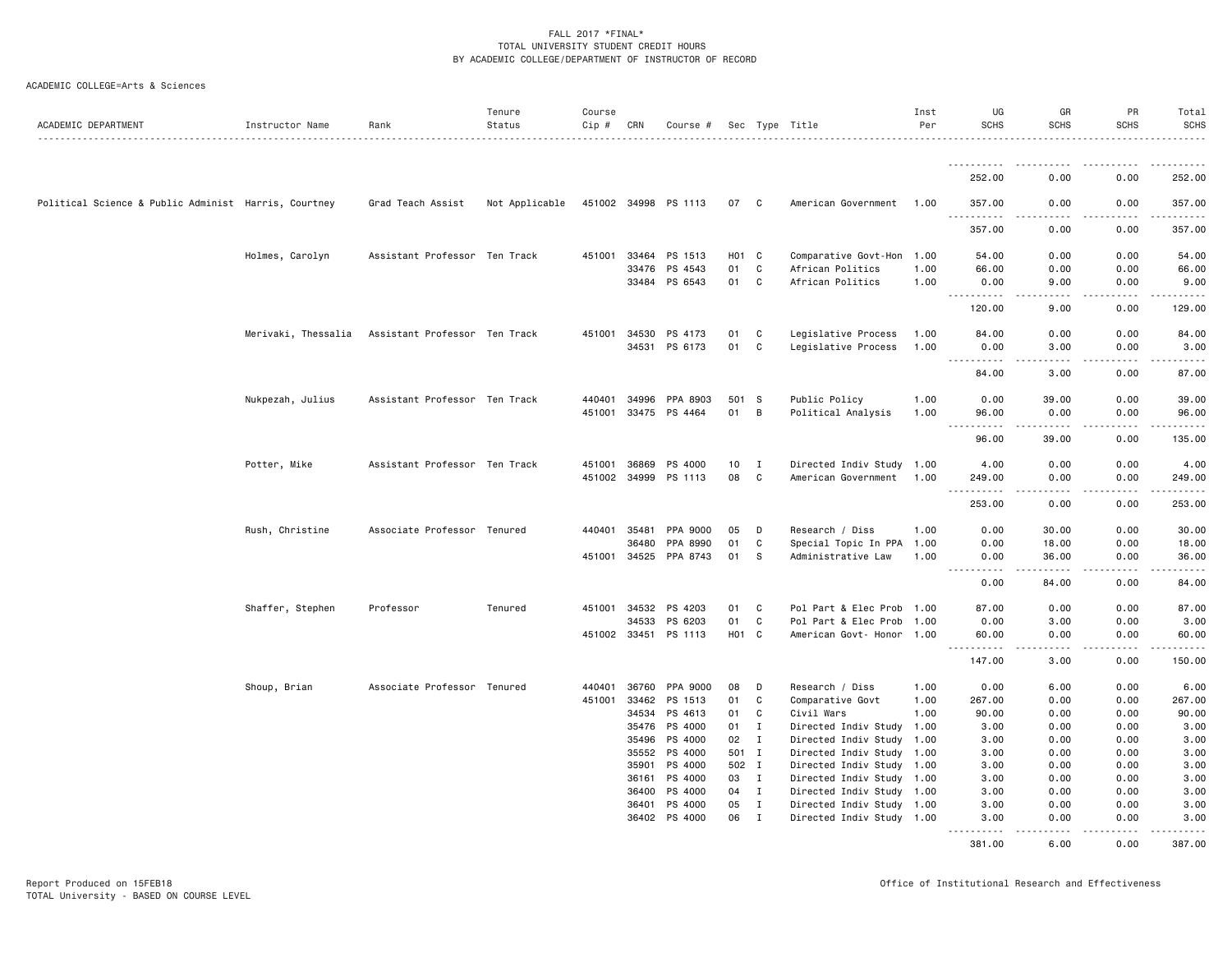FALL 2017 *FINAL*
TOTAL UNIVERSITY STUDENT CREDIT HOURS
BY ACADEMIC COLLEGE/DEPARTMENT OF INSTRUCTOR OF RECORD

ACADEMIC COLLEGE=Arts & Sciences

| ACADEMIC DEPARTMENT | Instructor Name | Rank | Tenure Status | Course Cip # | CRN | Course # | Sec | Type | Title | Inst Per | UG SCHS | GR SCHS | PR SCHS | Total SCHS |
|---|---|---|---|---|---|---|---|---|---|---|---|---|---|---|
| | | | | | | | | | | | 252.00 | 0.00 | 0.00 | 252.00 |
| Political Science & Public Administ | Harris, Courtney | Grad Teach Assist | Not Applicable | 451002 | 34998 | PS 1113 | 07 | C | American Government | 1.00 | 357.00 | 0.00 | 0.00 | 357.00 |
| | | | | | | | | | | | 357.00 | 0.00 | 0.00 | 357.00 |
| | Holmes, Carolyn | Assistant Professor | Ten Track | 451001 | 33464 | PS 1513 | H01 | C | Comparative Govt-Hon | 1.00 | 54.00 | 0.00 | 0.00 | 54.00 |
| | | | | | 33476 | PS 4543 | 01 | C | African Politics | 1.00 | 66.00 | 0.00 | 0.00 | 66.00 |
| | | | | | 33484 | PS 6543 | 01 | C | African Politics | 1.00 | 0.00 | 9.00 | 0.00 | 9.00 |
| | | | | | | | | | | | 120.00 | 9.00 | 0.00 | 129.00 |
| | Merivaki, Thessalia | Assistant Professor | Ten Track | 451001 | 34530 | PS 4173 | 01 | C | Legislative Process | 1.00 | 84.00 | 0.00 | 0.00 | 84.00 |
| | | | | | 34531 | PS 6173 | 01 | C | Legislative Process | 1.00 | 0.00 | 3.00 | 0.00 | 3.00 |
| | | | | | | | | | | | 84.00 | 3.00 | 0.00 | 87.00 |
| | Nukpezah, Julius | Assistant Professor | Ten Track | 440401 | 34996 | PPA 8903 | 501 | S | Public Policy | 1.00 | 0.00 | 39.00 | 0.00 | 39.00 |
| | | | | 451001 | 33475 | PS 4464 | 01 | B | Political Analysis | 1.00 | 96.00 | 0.00 | 0.00 | 96.00 |
| | | | | | | | | | | | 96.00 | 39.00 | 0.00 | 135.00 |
| | Potter, Mike | Assistant Professor | Ten Track | 451001 | 36869 | PS 4000 | 10 | I | Directed Indiv Study | 1.00 | 4.00 | 0.00 | 0.00 | 4.00 |
| | | | | 451002 | 34999 | PS 1113 | 08 | C | American Government | 1.00 | 249.00 | 0.00 | 0.00 | 249.00 |
| | | | | | | | | | | | 253.00 | 0.00 | 0.00 | 253.00 |
| | Rush, Christine | Associate Professor | Tenured | 440401 | 35481 | PPA 9000 | 05 | D | Research / Diss | 1.00 | 0.00 | 30.00 | 0.00 | 30.00 |
| | | | | | 36480 | PPA 8990 | 01 | C | Special Topic In PPA | 1.00 | 0.00 | 18.00 | 0.00 | 18.00 |
| | | | | 451001 | 34525 | PPA 8743 | 01 | S | Administrative Law | 1.00 | 0.00 | 36.00 | 0.00 | 36.00 |
| | | | | | | | | | | | 0.00 | 84.00 | 0.00 | 84.00 |
| | Shaffer, Stephen | Professor | Tenured | 451001 | 34532 | PS 4203 | 01 | C | Pol Part & Elec Prob | 1.00 | 87.00 | 0.00 | 0.00 | 87.00 |
| | | | | | 34533 | PS 6203 | 01 | C | Pol Part & Elec Prob | 1.00 | 0.00 | 3.00 | 0.00 | 3.00 |
| | | | | 451002 | 33451 | PS 1113 | H01 | C | American Govt- Honor | 1.00 | 60.00 | 0.00 | 0.00 | 60.00 |
| | | | | | | | | | | | 147.00 | 3.00 | 0.00 | 150.00 |
| | Shoup, Brian | Associate Professor | Tenured | 440401 | 36760 | PPA 9000 | 08 | D | Research / Diss | 1.00 | 0.00 | 6.00 | 0.00 | 6.00 |
| | | | | 451001 | 33462 | PS 1513 | 01 | C | Comparative Govt | 1.00 | 267.00 | 0.00 | 0.00 | 267.00 |
| | | | | | 34534 | PS 4613 | 01 | C | Civil Wars | 1.00 | 90.00 | 0.00 | 0.00 | 90.00 |
| | | | | | 35476 | PS 4000 | 01 | I | Directed Indiv Study | 1.00 | 3.00 | 0.00 | 0.00 | 3.00 |
| | | | | | 35496 | PS 4000 | 02 | I | Directed Indiv Study | 1.00 | 3.00 | 0.00 | 0.00 | 3.00 |
| | | | | | 35552 | PS 4000 | 501 | I | Directed Indiv Study | 1.00 | 3.00 | 0.00 | 0.00 | 3.00 |
| | | | | | 35901 | PS 4000 | 502 | I | Directed Indiv Study | 1.00 | 3.00 | 0.00 | 0.00 | 3.00 |
| | | | | | 36161 | PS 4000 | 03 | I | Directed Indiv Study | 1.00 | 3.00 | 0.00 | 0.00 | 3.00 |
| | | | | | 36400 | PS 4000 | 04 | I | Directed Indiv Study | 1.00 | 3.00 | 0.00 | 0.00 | 3.00 |
| | | | | | 36401 | PS 4000 | 05 | I | Directed Indiv Study | 1.00 | 3.00 | 0.00 | 0.00 | 3.00 |
| | | | | | 36402 | PS 4000 | 06 | I | Directed Indiv Study | 1.00 | 3.00 | 0.00 | 0.00 | 3.00 |
| | | | | | | | | | | | 381.00 | 6.00 | 0.00 | 387.00 |

Report Produced on 15FEB18
TOTAL University - BASED ON COURSE LEVEL

Office of Institutional Research and Effectiveness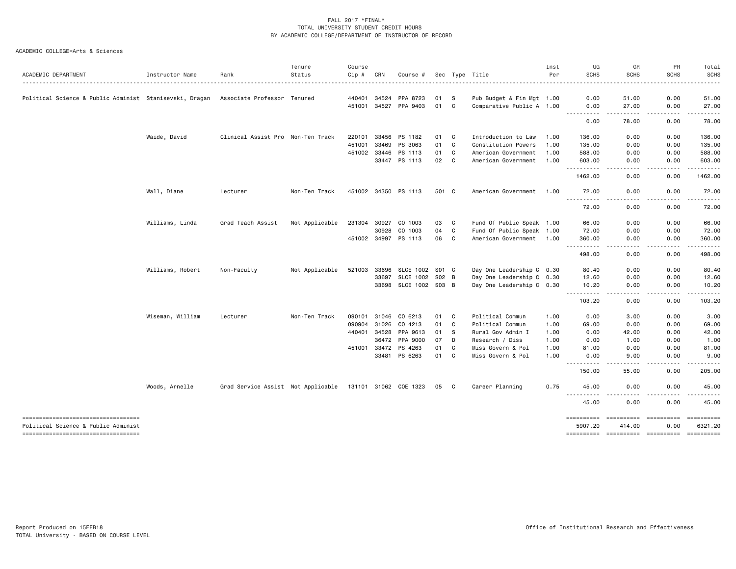FALL 2017 *FINAL*
TOTAL UNIVERSITY STUDENT CREDIT HOURS
BY ACADEMIC COLLEGE/DEPARTMENT OF INSTRUCTOR OF RECORD

ACADEMIC COLLEGE=Arts & Sciences

| ACADEMIC DEPARTMENT | Instructor Name | Rank | Tenure Status | Course Cip # | CRN | Course # | Sec | Type | Title | Inst Per | UG SCHS | GR SCHS | PR SCHS | Total SCHS |
|---|---|---|---|---|---|---|---|---|---|---|---|---|---|---|
| Political Science & Public Administ | Stanisevski, Dragan | Associate Professor | Tenured | 440401 | 34524 | PPA 8723 | 01 | S | Pub Budget & Fin Mgt | 1.00 | 0.00 | 51.00 | 0.00 | 51.00 |
| | | | | 451001 | 34527 | PPA 9403 | 01 | C | Comparative Public A | 1.00 | 0.00 | 27.00 | 0.00 | 27.00 |
| | | | | | | | | | | | 0.00 | 78.00 | 0.00 | 78.00 |
| | Waide, David | Clinical Assist Pro | Non-Ten Track | 220101 | 33456 | PS 1182 | 01 | C | Introduction to Law | 1.00 | 136.00 | 0.00 | 0.00 | 136.00 |
| | | | | 451001 | 33469 | PS 3063 | 01 | C | Constitution Powers | 1.00 | 135.00 | 0.00 | 0.00 | 135.00 |
| | | | | 451002 | 33446 | PS 1113 | 01 | C | American Government | 1.00 | 588.00 | 0.00 | 0.00 | 588.00 |
| | | | | | 33447 | PS 1113 | 02 | C | American Government | 1.00 | 603.00 | 0.00 | 0.00 | 603.00 |
| | | | | | | | | | | | 1462.00 | 0.00 | 0.00 | 1462.00 |
| | Wall, Diane | Lecturer | Non-Ten Track | 451002 | 34350 | PS 1113 | 501 | C | American Government | 1.00 | 72.00 | 0.00 | 0.00 | 72.00 |
| | | | | | | | | | | | 72.00 | 0.00 | 0.00 | 72.00 |
| | Williams, Linda | Grad Teach Assist | Not Applicable | 231304 | 30927 | CO 1003 | 03 | C | Fund Of Public Speak | 1.00 | 66.00 | 0.00 | 0.00 | 66.00 |
| | | | | | 30928 | CO 1003 | 04 | C | Fund Of Public Speak | 1.00 | 72.00 | 0.00 | 0.00 | 72.00 |
| | | | | 451002 | 34997 | PS 1113 | 06 | C | American Government | 1.00 | 360.00 | 0.00 | 0.00 | 360.00 |
| | | | | | | | | | | | 498.00 | 0.00 | 0.00 | 498.00 |
| | Williams, Robert | Non-Faculty | Not Applicable | 521003 | 33696 | SLCE 1002 | S01 | C | Day One Leadership C | 0.30 | 80.40 | 0.00 | 0.00 | 80.40 |
| | | | | | 33697 | SLCE 1002 | S02 | B | Day One Leadership C | 0.30 | 12.60 | 0.00 | 0.00 | 12.60 |
| | | | | | 33698 | SLCE 1002 | S03 | B | Day One Leadership C | 0.30 | 10.20 | 0.00 | 0.00 | 10.20 |
| | | | | | | | | | | | 103.20 | 0.00 | 0.00 | 103.20 |
| | Wiseman, William | Lecturer | Non-Ten Track | 090101 | 31046 | CO 6213 | 01 | C | Political Commun | 1.00 | 0.00 | 3.00 | 0.00 | 3.00 |
| | | | | 090904 | 31026 | CO 4213 | 01 | C | Political Commun | 1.00 | 69.00 | 0.00 | 0.00 | 69.00 |
| | | | | 440401 | 34528 | PPA 9613 | 01 | S | Rural Gov Admin I | 1.00 | 0.00 | 42.00 | 0.00 | 42.00 |
| | | | | | 36472 | PPA 9000 | 07 | D | Research / Diss | 1.00 | 0.00 | 1.00 | 0.00 | 1.00 |
| | | | | 451001 | 33472 | PS 4263 | 01 | C | Miss Govern & Pol | 1.00 | 81.00 | 0.00 | 0.00 | 81.00 |
| | | | | | 33481 | PS 6263 | 01 | C | Miss Govern & Pol | 1.00 | 0.00 | 9.00 | 0.00 | 9.00 |
| | | | | | | | | | | | 150.00 | 55.00 | 0.00 | 205.00 |
| | Woods, Arnelle | Grad Service Assist | Not Applicable | 131101 | 31062 | COE 1323 | 05 | C | Career Planning | 0.75 | 45.00 | 0.00 | 0.00 | 45.00 |
| | | | | | | | | | | | 45.00 | 0.00 | 0.00 | 45.00 |
| Political Science & Public Administ | | | | | | | | | | | 5907.20 | 414.00 | 0.00 | 6321.20 |

Report Produced on 15FEB18
TOTAL University - BASED ON COURSE LEVEL

Office of Institutional Research and Effectiveness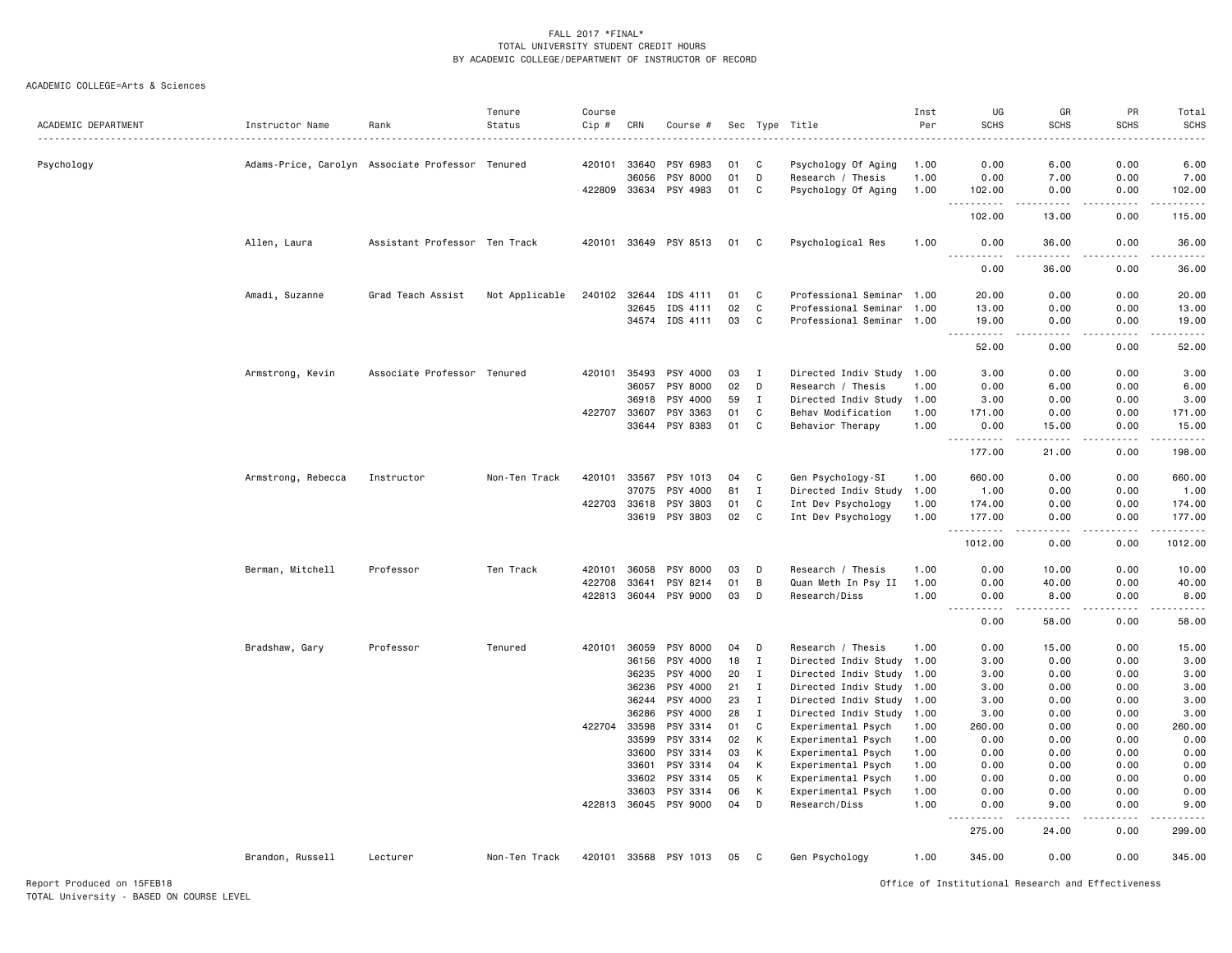FALL 2017 *FINAL*
TOTAL UNIVERSITY STUDENT CREDIT HOURS
BY ACADEMIC COLLEGE/DEPARTMENT OF INSTRUCTOR OF RECORD

ACADEMIC COLLEGE=Arts & Sciences

| ACADEMIC DEPARTMENT | Instructor Name | Rank | Tenure Status | Course Cip # | CRN | Course # | Sec | Type | Title | Inst Per | UG SCHS | GR SCHS | PR SCHS | Total SCHS |
|---|---|---|---|---|---|---|---|---|---|---|---|---|---|---|
| Psychology | Adams-Price, Carolyn | Associate Professor | Tenured | 420101 | 33640 | PSY 6983 | 01 | C | Psychology Of Aging | 1.00 | 0.00 | 6.00 | 0.00 | 6.00 |
| | | | | | 36056 | PSY 8000 | 01 | D | Research / Thesis | 1.00 | 0.00 | 7.00 | 0.00 | 7.00 |
| | | | | 422809 | 33634 | PSY 4983 | 01 | C | Psychology Of Aging | 1.00 | 102.00 | 0.00 | 0.00 | 102.00 |
| | | | | | | | | | | | 102.00 | 13.00 | 0.00 | 115.00 |
| | Allen, Laura | Assistant Professor | Ten Track | 420101 | 33649 | PSY 8513 | 01 | C | Psychological Res | 1.00 | 0.00 | 36.00 | 0.00 | 36.00 |
| | | | | | | | | | | | 0.00 | 36.00 | 0.00 | 36.00 |
| | Amadi, Suzanne | Grad Teach Assist | Not Applicable | 240102 | 32644 | IDS 4111 | 01 | C | Professional Seminar | 1.00 | 20.00 | 0.00 | 0.00 | 20.00 |
| | | | | | 32645 | IDS 4111 | 02 | C | Professional Seminar | 1.00 | 13.00 | 0.00 | 0.00 | 13.00 |
| | | | | | 34574 | IDS 4111 | 03 | C | Professional Seminar | 1.00 | 19.00 | 0.00 | 0.00 | 19.00 |
| | | | | | | | | | | | 52.00 | 0.00 | 0.00 | 52.00 |
| | Armstrong, Kevin | Associate Professor | Tenured | 420101 | 35493 | PSY 4000 | 03 | I | Directed Indiv Study | 1.00 | 3.00 | 0.00 | 0.00 | 3.00 |
| | | | | | 36057 | PSY 8000 | 02 | D | Research / Thesis | 1.00 | 0.00 | 6.00 | 0.00 | 6.00 |
| | | | | | 36918 | PSY 4000 | 59 | I | Directed Indiv Study | 1.00 | 3.00 | 0.00 | 0.00 | 3.00 |
| | | | | 422707 | 33607 | PSY 3363 | 01 | C | Behav Modification | 1.00 | 171.00 | 0.00 | 0.00 | 171.00 |
| | | | | | 33644 | PSY 8383 | 01 | C | Behavior Therapy | 1.00 | 0.00 | 15.00 | 0.00 | 15.00 |
| | | | | | | | | | | | 177.00 | 21.00 | 0.00 | 198.00 |
| | Armstrong, Rebecca | Instructor | Non-Ten Track | 420101 | 33567 | PSY 1013 | 04 | C | Gen Psychology-SI | 1.00 | 660.00 | 0.00 | 0.00 | 660.00 |
| | | | | | 37075 | PSY 4000 | 81 | I | Directed Indiv Study | 1.00 | 1.00 | 0.00 | 0.00 | 1.00 |
| | | | | 422703 | 33618 | PSY 3803 | 01 | C | Int Dev Psychology | 1.00 | 174.00 | 0.00 | 0.00 | 174.00 |
| | | | | | 33619 | PSY 3803 | 02 | C | Int Dev Psychology | 1.00 | 177.00 | 0.00 | 0.00 | 177.00 |
| | | | | | | | | | | | 1012.00 | 0.00 | 0.00 | 1012.00 |
| | Berman, Mitchell | Professor | Ten Track | 420101 | 36058 | PSY 8000 | 03 | D | Research / Thesis | 1.00 | 0.00 | 10.00 | 0.00 | 10.00 |
| | | | | 422708 | 33641 | PSY 8214 | 01 | B | Quan Meth In Psy II | 1.00 | 0.00 | 40.00 | 0.00 | 40.00 |
| | | | | 422813 | 36044 | PSY 9000 | 03 | D | Research/Diss | 1.00 | 0.00 | 8.00 | 0.00 | 8.00 |
| | | | | | | | | | | | 0.00 | 58.00 | 0.00 | 58.00 |
| | Bradshaw, Gary | Professor | Tenured | 420101 | 36059 | PSY 8000 | 04 | D | Research / Thesis | 1.00 | 0.00 | 15.00 | 0.00 | 15.00 |
| | | | | | 36156 | PSY 4000 | 18 | I | Directed Indiv Study | 1.00 | 3.00 | 0.00 | 0.00 | 3.00 |
| | | | | | 36235 | PSY 4000 | 20 | I | Directed Indiv Study | 1.00 | 3.00 | 0.00 | 0.00 | 3.00 |
| | | | | | 36236 | PSY 4000 | 21 | I | Directed Indiv Study | 1.00 | 3.00 | 0.00 | 0.00 | 3.00 |
| | | | | | 36244 | PSY 4000 | 23 | I | Directed Indiv Study | 1.00 | 3.00 | 0.00 | 0.00 | 3.00 |
| | | | | | 36286 | PSY 4000 | 28 | I | Directed Indiv Study | 1.00 | 3.00 | 0.00 | 0.00 | 3.00 |
| | | | | 422704 | 33598 | PSY 3314 | 01 | C | Experimental Psych | 1.00 | 260.00 | 0.00 | 0.00 | 260.00 |
| | | | | | 33599 | PSY 3314 | 02 | K | Experimental Psych | 1.00 | 0.00 | 0.00 | 0.00 | 0.00 |
| | | | | | 33600 | PSY 3314 | 03 | K | Experimental Psych | 1.00 | 0.00 | 0.00 | 0.00 | 0.00 |
| | | | | | 33601 | PSY 3314 | 04 | K | Experimental Psych | 1.00 | 0.00 | 0.00 | 0.00 | 0.00 |
| | | | | | 33602 | PSY 3314 | 05 | K | Experimental Psych | 1.00 | 0.00 | 0.00 | 0.00 | 0.00 |
| | | | | | 33603 | PSY 3314 | 06 | K | Experimental Psych | 1.00 | 0.00 | 0.00 | 0.00 | 0.00 |
| | | | | 422813 | 36045 | PSY 9000 | 04 | D | Research/Diss | 1.00 | 0.00 | 9.00 | 0.00 | 9.00 |
| | | | | | | | | | | | 275.00 | 24.00 | 0.00 | 299.00 |
| | Brandon, Russell | Lecturer | Non-Ten Track | 420101 | 33568 | PSY 1013 | 05 | C | Gen Psychology | 1.00 | 345.00 | 0.00 | 0.00 | 345.00 |

Report Produced on 15FEB18
TOTAL University - BASED ON COURSE LEVEL
Office of Institutional Research and Effectiveness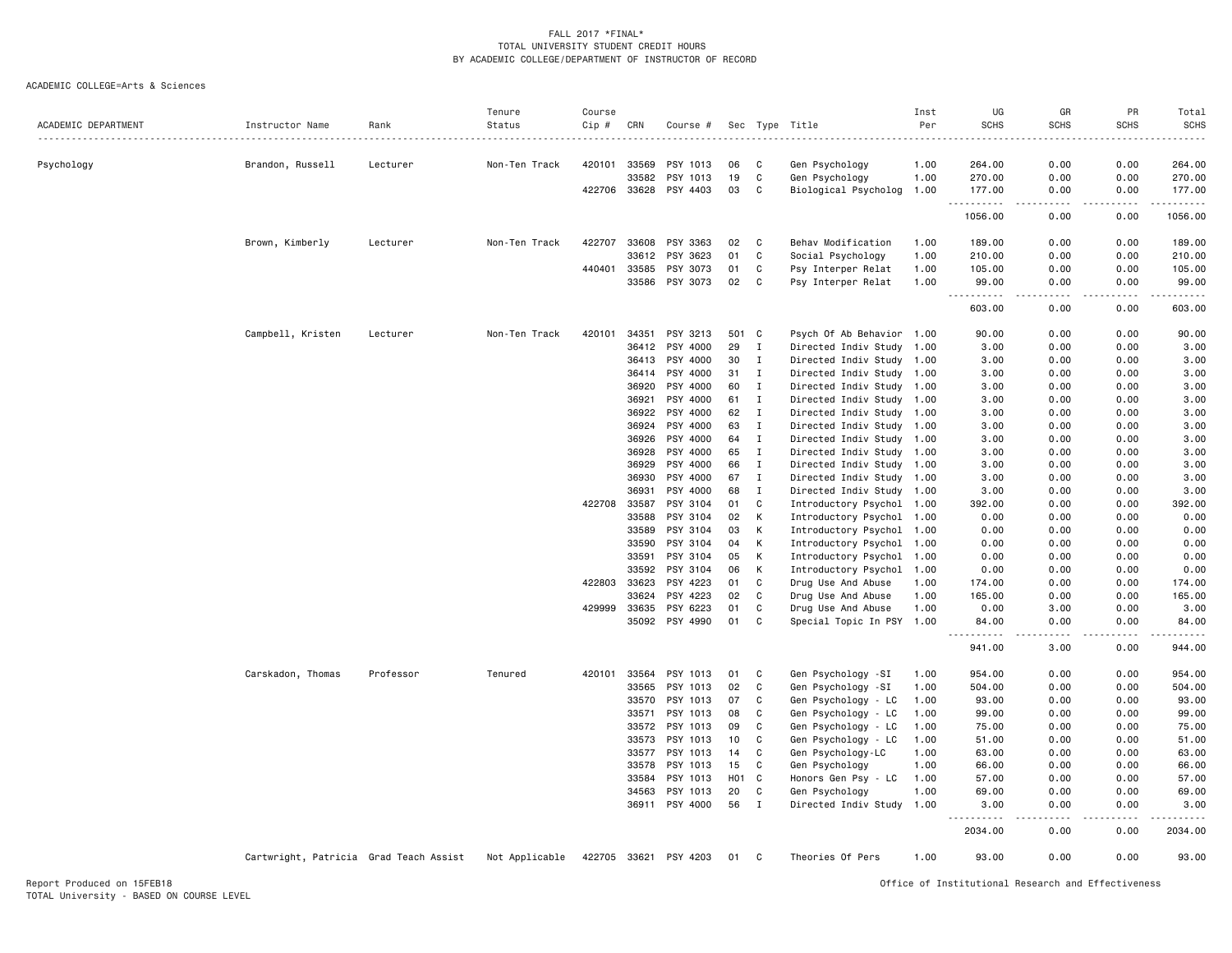FALL 2017 *FINAL*
TOTAL UNIVERSITY STUDENT CREDIT HOURS
BY ACADEMIC COLLEGE/DEPARTMENT OF INSTRUCTOR OF RECORD

ACADEMIC COLLEGE=Arts & Sciences

| ACADEMIC DEPARTMENT | Instructor Name | Rank | Tenure Status | Course Cip # | CRN | Course # | Sec | Type | Title | Inst Per | UG SCHS | GR SCHS | PR SCHS | Total SCHS |
|---|---|---|---|---|---|---|---|---|---|---|---|---|---|---|
| Psychology | Brandon, Russell | Lecturer | Non-Ten Track | 420101 | 33569 | PSY 1013 | 06 | C | Gen Psychology | 1.00 | 264.00 | 0.00 | 0.00 | 264.00 |
| | | | | | 33582 | PSY 1013 | 19 | C | Gen Psychology | 1.00 | 270.00 | 0.00 | 0.00 | 270.00 |
| | | | | 422706 | 33628 | PSY 4403 | 03 | C | Biological Psycholog | 1.00 | 177.00 | 0.00 | 0.00 | 177.00 |
| | | | | | | | | | | | 1056.00 | 0.00 | 0.00 | 1056.00 |
| | Brown, Kimberly | Lecturer | Non-Ten Track | 422707 | 33608 | PSY 3363 | 02 | C | Behav Modification | 1.00 | 189.00 | 0.00 | 0.00 | 189.00 |
| | | | | | 33612 | PSY 3623 | 01 | C | Social Psychology | 1.00 | 210.00 | 0.00 | 0.00 | 210.00 |
| | | | | 440401 | 33585 | PSY 3073 | 01 | C | Psy Interper Relat | 1.00 | 105.00 | 0.00 | 0.00 | 105.00 |
| | | | | | 33586 | PSY 3073 | 02 | C | Psy Interper Relat | 1.00 | 99.00 | 0.00 | 0.00 | 99.00 |
| | | | | | | | | | | | 603.00 | 0.00 | 0.00 | 603.00 |
| | Campbell, Kristen | Lecturer | Non-Ten Track | 420101 | 34351 | PSY 3213 | 501 | C | Psych Of Ab Behavior | 1.00 | 90.00 | 0.00 | 0.00 | 90.00 |
| | | | | | 36412 | PSY 4000 | 29 | I | Directed Indiv Study | 1.00 | 3.00 | 0.00 | 0.00 | 3.00 |
| | | | | | 36413 | PSY 4000 | 30 | I | Directed Indiv Study | 1.00 | 3.00 | 0.00 | 0.00 | 3.00 |
| | | | | | 36414 | PSY 4000 | 31 | I | Directed Indiv Study | 1.00 | 3.00 | 0.00 | 0.00 | 3.00 |
| | | | | | 36920 | PSY 4000 | 60 | I | Directed Indiv Study | 1.00 | 3.00 | 0.00 | 0.00 | 3.00 |
| | | | | | 36921 | PSY 4000 | 61 | I | Directed Indiv Study | 1.00 | 3.00 | 0.00 | 0.00 | 3.00 |
| | | | | | 36922 | PSY 4000 | 62 | I | Directed Indiv Study | 1.00 | 3.00 | 0.00 | 0.00 | 3.00 |
| | | | | | 36924 | PSY 4000 | 63 | I | Directed Indiv Study | 1.00 | 3.00 | 0.00 | 0.00 | 3.00 |
| | | | | | 36926 | PSY 4000 | 64 | I | Directed Indiv Study | 1.00 | 3.00 | 0.00 | 0.00 | 3.00 |
| | | | | | 36928 | PSY 4000 | 65 | I | Directed Indiv Study | 1.00 | 3.00 | 0.00 | 0.00 | 3.00 |
| | | | | | 36929 | PSY 4000 | 66 | I | Directed Indiv Study | 1.00 | 3.00 | 0.00 | 0.00 | 3.00 |
| | | | | | 36930 | PSY 4000 | 67 | I | Directed Indiv Study | 1.00 | 3.00 | 0.00 | 0.00 | 3.00 |
| | | | | | 36931 | PSY 4000 | 68 | I | Directed Indiv Study | 1.00 | 3.00 | 0.00 | 0.00 | 3.00 |
| | | | | 422708 | 33587 | PSY 3104 | 01 | C | Introductory Psychol | 1.00 | 392.00 | 0.00 | 0.00 | 392.00 |
| | | | | | 33588 | PSY 3104 | 02 | K | Introductory Psychol | 1.00 | 0.00 | 0.00 | 0.00 | 0.00 |
| | | | | | 33589 | PSY 3104 | 03 | K | Introductory Psychol | 1.00 | 0.00 | 0.00 | 0.00 | 0.00 |
| | | | | | 33590 | PSY 3104 | 04 | K | Introductory Psychol | 1.00 | 0.00 | 0.00 | 0.00 | 0.00 |
| | | | | | 33591 | PSY 3104 | 05 | K | Introductory Psychol | 1.00 | 0.00 | 0.00 | 0.00 | 0.00 |
| | | | | | 33592 | PSY 3104 | 06 | K | Introductory Psychol | 1.00 | 0.00 | 0.00 | 0.00 | 0.00 |
| | | | | 422803 | 33623 | PSY 4223 | 01 | C | Drug Use And Abuse | 1.00 | 174.00 | 0.00 | 0.00 | 174.00 |
| | | | | | 33624 | PSY 4223 | 02 | C | Drug Use And Abuse | 1.00 | 165.00 | 0.00 | 0.00 | 165.00 |
| | | | | 429999 | 33635 | PSY 6223 | 01 | C | Drug Use And Abuse | 1.00 | 0.00 | 3.00 | 0.00 | 3.00 |
| | | | | | 35092 | PSY 4990 | 01 | C | Special Topic In PSY | 1.00 | 84.00 | 0.00 | 0.00 | 84.00 |
| | | | | | | | | | | | 941.00 | 3.00 | 0.00 | 944.00 |
| | Carskadon, Thomas | Professor | Tenured | 420101 | 33564 | PSY 1013 | 01 | C | Gen Psychology -SI | 1.00 | 954.00 | 0.00 | 0.00 | 954.00 |
| | | | | | 33565 | PSY 1013 | 02 | C | Gen Psychology -SI | 1.00 | 504.00 | 0.00 | 0.00 | 504.00 |
| | | | | | 33570 | PSY 1013 | 07 | C | Gen Psychology - LC | 1.00 | 93.00 | 0.00 | 0.00 | 93.00 |
| | | | | | 33571 | PSY 1013 | 08 | C | Gen Psychology - LC | 1.00 | 99.00 | 0.00 | 0.00 | 99.00 |
| | | | | | 33572 | PSY 1013 | 09 | C | Gen Psychology - LC | 1.00 | 75.00 | 0.00 | 0.00 | 75.00 |
| | | | | | 33573 | PSY 1013 | 10 | C | Gen Psychology - LC | 1.00 | 51.00 | 0.00 | 0.00 | 51.00 |
| | | | | | 33577 | PSY 1013 | 14 | C | Gen Psychology-LC | 1.00 | 63.00 | 0.00 | 0.00 | 63.00 |
| | | | | | 33578 | PSY 1013 | 15 | C | Gen Psychology | 1.00 | 66.00 | 0.00 | 0.00 | 66.00 |
| | | | | | 33584 | PSY 1013 | H01 | C | Honors Gen Psy - LC | 1.00 | 57.00 | 0.00 | 0.00 | 57.00 |
| | | | | | 34563 | PSY 1013 | 20 | C | Gen Psychology | 1.00 | 69.00 | 0.00 | 0.00 | 69.00 |
| | | | | | 36911 | PSY 4000 | 56 | I | Directed Indiv Study | 1.00 | 3.00 | 0.00 | 0.00 | 3.00 |
| | | | | | | | | | | | 2034.00 | 0.00 | 0.00 | 2034.00 |
| | Cartwright, Patricia | Grad Teach Assist | Not Applicable | 422705 | 33621 | PSY 4203 | 01 | C | Theories Of Pers | 1.00 | 93.00 | 0.00 | 0.00 | 93.00 |

Report Produced on 15FEB18
TOTAL University - BASED ON COURSE LEVEL

Office of Institutional Research and Effectiveness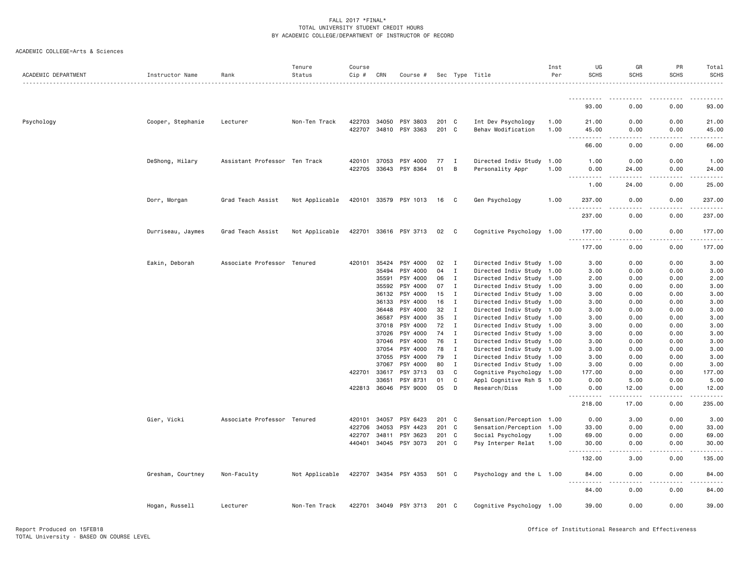FALL 2017 *FINAL*
TOTAL UNIVERSITY STUDENT CREDIT HOURS
BY ACADEMIC COLLEGE/DEPARTMENT OF INSTRUCTOR OF RECORD

ACADEMIC COLLEGE=Arts & Sciences

| ACADEMIC DEPARTMENT | Instructor Name | Rank | Tenure Status | Course Cip # | CRN | Course # | Sec | Type | Title | Inst Per | UG SCHS | GR SCHS | PR SCHS | Total SCHS |
|---|---|---|---|---|---|---|---|---|---|---|---|---|---|---|
| | | | | | | | | | | | 93.00 | 0.00 | 0.00 | 93.00 |
| Psychology | Cooper, Stephanie | Lecturer | Non-Ten Track | 422703 | 34050 | PSY 3803 | 201 | C | Int Dev Psychology | 1.00 | 21.00 | 0.00 | 0.00 | 21.00 |
| | | | | 422707 | 34810 | PSY 3363 | 201 | C | Behav Modification | 1.00 | 45.00 | 0.00 | 0.00 | 45.00 |
| | | | | | | | | | | | 66.00 | 0.00 | 0.00 | 66.00 |
| | DeShong, Hilary | Assistant Professor | Ten Track | 420101 | 37053 | PSY 4000 | 77 | I | Directed Indiv Study | 1.00 | 1.00 | 0.00 | 0.00 | 1.00 |
| | | | | 422705 | 33643 | PSY 8364 | 01 | B | Personality Appr | 1.00 | 0.00 | 24.00 | 0.00 | 24.00 |
| | | | | | | | | | | | 1.00 | 24.00 | 0.00 | 25.00 |
| | Dorr, Morgan | Grad Teach Assist | Not Applicable | 420101 | 33579 | PSY 1013 | 16 | C | Gen Psychology | 1.00 | 237.00 | 0.00 | 0.00 | 237.00 |
| | | | | | | | | | | | 237.00 | 0.00 | 0.00 | 237.00 |
| | Durriseau, Jaymes | Grad Teach Assist | Not Applicable | 422701 | 33616 | PSY 3713 | 02 | C | Cognitive Psychology | 1.00 | 177.00 | 0.00 | 0.00 | 177.00 |
| | | | | | | | | | | | 177.00 | 0.00 | 0.00 | 177.00 |
| | Eakin, Deborah | Associate Professor | Tenured | 420101 | 35424 | PSY 4000 | 02 | I | Directed Indiv Study | 1.00 | 3.00 | 0.00 | 0.00 | 3.00 |
| | | | | | 35494 | PSY 4000 | 04 | I | Directed Indiv Study | 1.00 | 3.00 | 0.00 | 0.00 | 3.00 |
| | | | | | 35591 | PSY 4000 | 06 | I | Directed Indiv Study | 1.00 | 2.00 | 0.00 | 0.00 | 2.00 |
| | | | | | 35592 | PSY 4000 | 07 | I | Directed Indiv Study | 1.00 | 3.00 | 0.00 | 0.00 | 3.00 |
| | | | | | 36132 | PSY 4000 | 15 | I | Directed Indiv Study | 1.00 | 3.00 | 0.00 | 0.00 | 3.00 |
| | | | | | 36133 | PSY 4000 | 16 | I | Directed Indiv Study | 1.00 | 3.00 | 0.00 | 0.00 | 3.00 |
| | | | | | 36448 | PSY 4000 | 32 | I | Directed Indiv Study | 1.00 | 3.00 | 0.00 | 0.00 | 3.00 |
| | | | | | 36587 | PSY 4000 | 35 | I | Directed Indiv Study | 1.00 | 3.00 | 0.00 | 0.00 | 3.00 |
| | | | | | 37018 | PSY 4000 | 72 | I | Directed Indiv Study | 1.00 | 3.00 | 0.00 | 0.00 | 3.00 |
| | | | | | 37026 | PSY 4000 | 74 | I | Directed Indiv Study | 1.00 | 3.00 | 0.00 | 0.00 | 3.00 |
| | | | | | 37046 | PSY 4000 | 76 | I | Directed Indiv Study | 1.00 | 3.00 | 0.00 | 0.00 | 3.00 |
| | | | | | 37054 | PSY 4000 | 78 | I | Directed Indiv Study | 1.00 | 3.00 | 0.00 | 0.00 | 3.00 |
| | | | | | 37055 | PSY 4000 | 79 | I | Directed Indiv Study | 1.00 | 3.00 | 0.00 | 0.00 | 3.00 |
| | | | | | 37067 | PSY 4000 | 80 | I | Directed Indiv Study | 1.00 | 3.00 | 0.00 | 0.00 | 3.00 |
| | | | | 422701 | 33617 | PSY 3713 | 03 | C | Cognitive Psychology | 1.00 | 177.00 | 0.00 | 0.00 | 177.00 |
| | | | | | 33651 | PSY 8731 | 01 | C | Appl Cognitive Rsh S | 1.00 | 0.00 | 5.00 | 0.00 | 5.00 |
| | | | | 422813 | 36046 | PSY 9000 | 05 | D | Research/Diss | 1.00 | 0.00 | 12.00 | 0.00 | 12.00 |
| | | | | | | | | | | | 218.00 | 17.00 | 0.00 | 235.00 |
| | Gier, Vicki | Associate Professor | Tenured | 420101 | 34057 | PSY 6423 | 201 | C | Sensation/Perception | 1.00 | 0.00 | 3.00 | 0.00 | 3.00 |
| | | | | 422706 | 34053 | PSY 4423 | 201 | C | Sensation/Perception | 1.00 | 33.00 | 0.00 | 0.00 | 33.00 |
| | | | | 422707 | 34811 | PSY 3623 | 201 | C | Social Psychology | 1.00 | 69.00 | 0.00 | 0.00 | 69.00 |
| | | | | 440401 | 34045 | PSY 3073 | 201 | C | Psy Interper Relat | 1.00 | 30.00 | 0.00 | 0.00 | 30.00 |
| | | | | | | | | | | | 132.00 | 3.00 | 0.00 | 135.00 |
| | Gresham, Courtney | Non-Faculty | Not Applicable | 422707 | 34354 | PSY 4353 | 501 | C | Psychology and the L | 1.00 | 84.00 | 0.00 | 0.00 | 84.00 |
| | | | | | | | | | | | 84.00 | 0.00 | 0.00 | 84.00 |
| | Hogan, Russell | Lecturer | Non-Ten Track | 422701 | 34049 | PSY 3713 | 201 | C | Cognitive Psychology | 1.00 | 39.00 | 0.00 | 0.00 | 39.00 |

Report Produced on 15FEB18
TOTAL University - BASED ON COURSE LEVEL

Office of Institutional Research and Effectiveness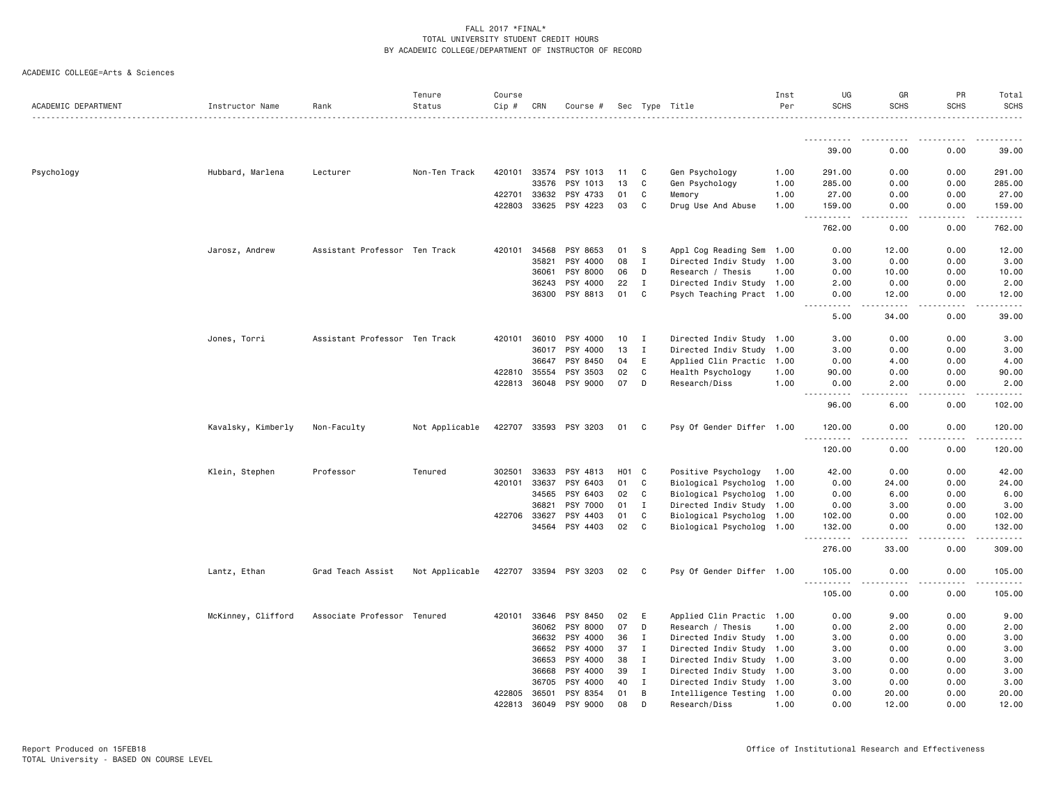FALL 2017 *FINAL*
TOTAL UNIVERSITY STUDENT CREDIT HOURS
BY ACADEMIC COLLEGE/DEPARTMENT OF INSTRUCTOR OF RECORD

ACADEMIC COLLEGE=Arts & Sciences

| ACADEMIC DEPARTMENT | Instructor Name | Rank | Tenure Status | Course Cip # | CRN | Course # | Sec | Type | Title | Inst Per | UG SCHS | GR SCHS | PR SCHS | Total SCHS |
|---|---|---|---|---|---|---|---|---|---|---|---|---|---|---|
| | | | | | | | | | | | 39.00 | 0.00 | 0.00 | 39.00 |
| Psychology | Hubbard, Marlena | Lecturer | Non-Ten Track | 420101 | 33574 | PSY 1013 | 11 | C | Gen Psychology | 1.00 | 291.00 | 0.00 | 0.00 | 291.00 |
| | | | | | 33576 | PSY 1013 | 13 | C | Gen Psychology | 1.00 | 285.00 | 0.00 | 0.00 | 285.00 |
| | | | | 422701 | 33632 | PSY 4733 | 01 | C | Memory | 1.00 | 27.00 | 0.00 | 0.00 | 27.00 |
| | | | | 422803 | 33625 | PSY 4223 | 03 | C | Drug Use And Abuse | 1.00 | 159.00 | 0.00 | 0.00 | 159.00 |
| | | | | | | | | | | | 762.00 | 0.00 | 0.00 | 762.00 |
| | Jarosz, Andrew | Assistant Professor | Ten Track | 420101 | 34568 | PSY 8653 | 01 | S | Appl Cog Reading Sem | 1.00 | 0.00 | 12.00 | 0.00 | 12.00 |
| | | | | | 35821 | PSY 4000 | 08 | I | Directed Indiv Study | 1.00 | 3.00 | 0.00 | 0.00 | 3.00 |
| | | | | | 36061 | PSY 8000 | 06 | D | Research / Thesis | 1.00 | 0.00 | 10.00 | 0.00 | 10.00 |
| | | | | | 36243 | PSY 4000 | 22 | I | Directed Indiv Study | 1.00 | 2.00 | 0.00 | 0.00 | 2.00 |
| | | | | | 36300 | PSY 8813 | 01 | C | Psych Teaching Pract | 1.00 | 0.00 | 12.00 | 0.00 | 12.00 |
| | | | | | | | | | | | 5.00 | 34.00 | 0.00 | 39.00 |
| | Jones, Torri | Assistant Professor | Ten Track | 420101 | 36010 | PSY 4000 | 10 | I | Directed Indiv Study | 1.00 | 3.00 | 0.00 | 0.00 | 3.00 |
| | | | | | 36017 | PSY 4000 | 13 | I | Directed Indiv Study | 1.00 | 3.00 | 0.00 | 0.00 | 3.00 |
| | | | | | 36647 | PSY 8450 | 04 | E | Applied Clin Practic | 1.00 | 0.00 | 4.00 | 0.00 | 4.00 |
| | | | | 422810 | 35554 | PSY 3503 | 02 | C | Health Psychology | 1.00 | 90.00 | 0.00 | 0.00 | 90.00 |
| | | | | 422813 | 36048 | PSY 9000 | 07 | D | Research/Diss | 1.00 | 0.00 | 2.00 | 0.00 | 2.00 |
| | | | | | | | | | | | 96.00 | 6.00 | 0.00 | 102.00 |
| | Kavalsky, Kimberly | Non-Faculty | Not Applicable | 422707 | 33593 | PSY 3203 | 01 | C | Psy Of Gender Differ | 1.00 | 120.00 | 0.00 | 0.00 | 120.00 |
| | | | | | | | | | | | 120.00 | 0.00 | 0.00 | 120.00 |
| | Klein, Stephen | Professor | Tenured | 302501 | 33633 | PSY 4813 | H01 | C | Positive Psychology | 1.00 | 42.00 | 0.00 | 0.00 | 42.00 |
| | | | | 420101 | 33637 | PSY 6403 | 01 | C | Biological Psycholog | 1.00 | 0.00 | 24.00 | 0.00 | 24.00 |
| | | | | | 34565 | PSY 6403 | 02 | C | Biological Psycholog | 1.00 | 0.00 | 6.00 | 0.00 | 6.00 |
| | | | | | 36821 | PSY 7000 | 01 | I | Directed Indiv Study | 1.00 | 0.00 | 3.00 | 0.00 | 3.00 |
| | | | | 422706 | 33627 | PSY 4403 | 01 | C | Biological Psycholog | 1.00 | 102.00 | 0.00 | 0.00 | 102.00 |
| | | | | | 34564 | PSY 4403 | 02 | C | Biological Psycholog | 1.00 | 132.00 | 0.00 | 0.00 | 132.00 |
| | | | | | | | | | | | 276.00 | 33.00 | 0.00 | 309.00 |
| | Lantz, Ethan | Grad Teach Assist | Not Applicable | 422707 | 33594 | PSY 3203 | 02 | C | Psy Of Gender Differ | 1.00 | 105.00 | 0.00 | 0.00 | 105.00 |
| | | | | | | | | | | | 105.00 | 0.00 | 0.00 | 105.00 |
| | McKinney, Clifford | Associate Professor | Tenured | 420101 | 33646 | PSY 8450 | 02 | E | Applied Clin Practic | 1.00 | 0.00 | 9.00 | 0.00 | 9.00 |
| | | | | | 36062 | PSY 8000 | 07 | D | Research / Thesis | 1.00 | 0.00 | 2.00 | 0.00 | 2.00 |
| | | | | | 36632 | PSY 4000 | 36 | I | Directed Indiv Study | 1.00 | 3.00 | 0.00 | 0.00 | 3.00 |
| | | | | | 36652 | PSY 4000 | 37 | I | Directed Indiv Study | 1.00 | 3.00 | 0.00 | 0.00 | 3.00 |
| | | | | | 36653 | PSY 4000 | 38 | I | Directed Indiv Study | 1.00 | 3.00 | 0.00 | 0.00 | 3.00 |
| | | | | | 36668 | PSY 4000 | 39 | I | Directed Indiv Study | 1.00 | 3.00 | 0.00 | 0.00 | 3.00 |
| | | | | | 36705 | PSY 4000 | 40 | I | Directed Indiv Study | 1.00 | 3.00 | 0.00 | 0.00 | 3.00 |
| | | | | 422805 | 36501 | PSY 8354 | 01 | B | Intelligence Testing | 1.00 | 0.00 | 20.00 | 0.00 | 20.00 |
| | | | | 422813 | 36049 | PSY 9000 | 08 | D | Research/Diss | 1.00 | 0.00 | 12.00 | 0.00 | 12.00 |

Report Produced on 15FEB18
TOTAL University - BASED ON COURSE LEVEL

Office of Institutional Research and Effectiveness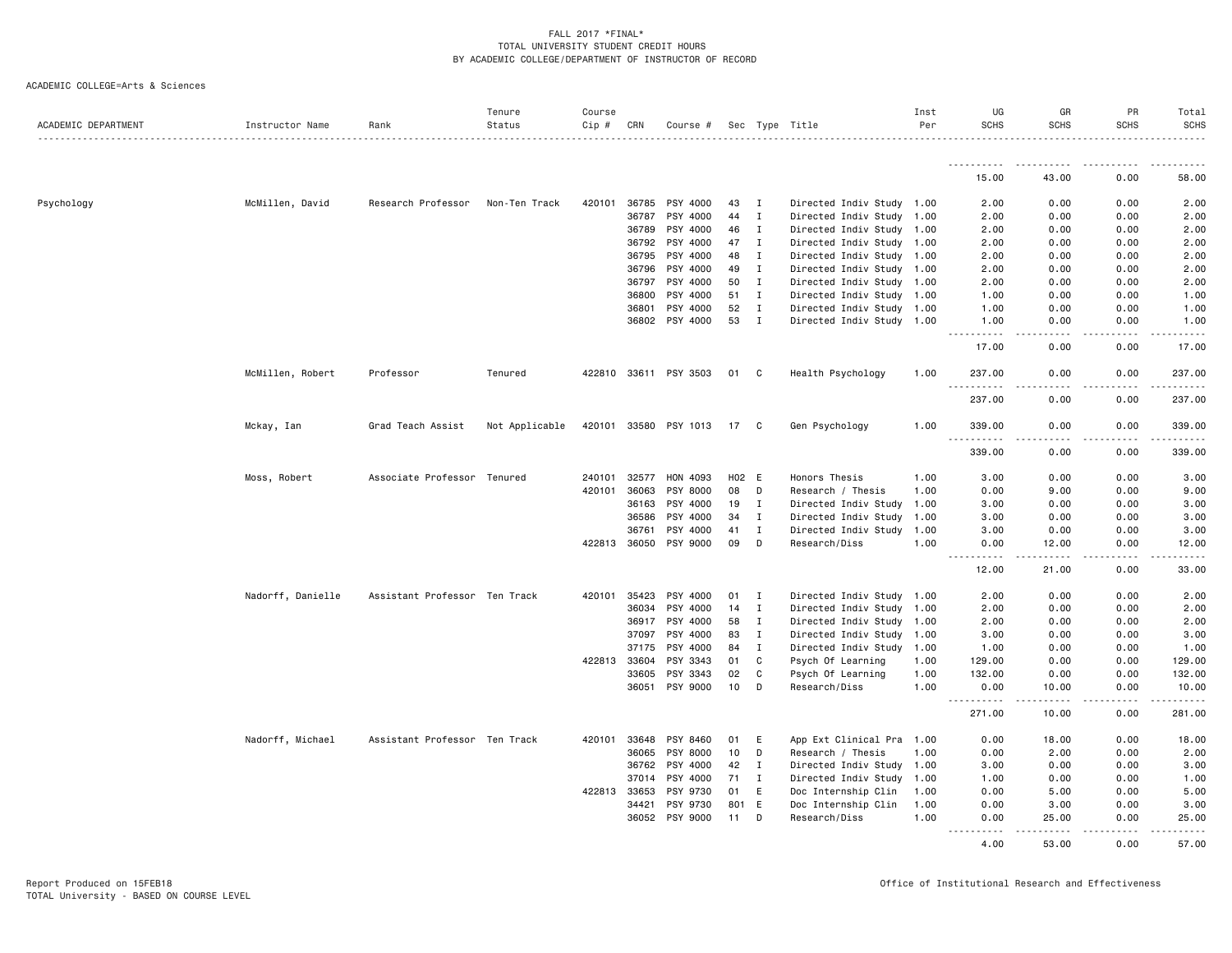FALL 2017 *FINAL*
TOTAL UNIVERSITY STUDENT CREDIT HOURS
BY ACADEMIC COLLEGE/DEPARTMENT OF INSTRUCTOR OF RECORD

ACADEMIC COLLEGE=Arts & Sciences

| ACADEMIC DEPARTMENT | Instructor Name | Rank | Tenure Status | Course Cip # | CRN | Course # | Sec | Type | Title | Inst Per | UG SCHS | GR SCHS | PR SCHS | Total SCHS |
|---|---|---|---|---|---|---|---|---|---|---|---|---|---|---|
| | | | | | | | | | | | 15.00 | 43.00 | 0.00 | 58.00 |
| Psychology | McMillen, David | Research Professor | Non-Ten Track | 420101 | 36785 | PSY 4000 | 43 | I | Directed Indiv Study | 1.00 | 2.00 | 0.00 | 0.00 | 2.00 |
| | | | | | 36787 | PSY 4000 | 44 | I | Directed Indiv Study | 1.00 | 2.00 | 0.00 | 0.00 | 2.00 |
| | | | | | 36789 | PSY 4000 | 46 | I | Directed Indiv Study | 1.00 | 2.00 | 0.00 | 0.00 | 2.00 |
| | | | | | 36792 | PSY 4000 | 47 | I | Directed Indiv Study | 1.00 | 2.00 | 0.00 | 0.00 | 2.00 |
| | | | | | 36795 | PSY 4000 | 48 | I | Directed Indiv Study | 1.00 | 2.00 | 0.00 | 0.00 | 2.00 |
| | | | | | 36796 | PSY 4000 | 49 | I | Directed Indiv Study | 1.00 | 2.00 | 0.00 | 0.00 | 2.00 |
| | | | | | 36797 | PSY 4000 | 50 | I | Directed Indiv Study | 1.00 | 2.00 | 0.00 | 0.00 | 2.00 |
| | | | | | 36800 | PSY 4000 | 51 | I | Directed Indiv Study | 1.00 | 1.00 | 0.00 | 0.00 | 1.00 |
| | | | | | 36801 | PSY 4000 | 52 | I | Directed Indiv Study | 1.00 | 1.00 | 0.00 | 0.00 | 1.00 |
| | | | | | 36802 | PSY 4000 | 53 | I | Directed Indiv Study | 1.00 | 1.00 | 0.00 | 0.00 | 1.00 |
| | | | | | | | | | | | 17.00 | 0.00 | 0.00 | 17.00 |
| | McMillen, Robert | Professor | Tenured | 422810 | 33611 | PSY 3503 | 01 | C | Health Psychology | 1.00 | 237.00 | 0.00 | 0.00 | 237.00 |
| | | | | | | | | | | | 237.00 | 0.00 | 0.00 | 237.00 |
| | Mckay, Ian | Grad Teach Assist | Not Applicable | 420101 | 33580 | PSY 1013 | 17 | C | Gen Psychology | 1.00 | 339.00 | 0.00 | 0.00 | 339.00 |
| | | | | | | | | | | | 339.00 | 0.00 | 0.00 | 339.00 |
| | Moss, Robert | Associate Professor | Tenured | 240101 | 32577 | HON 4093 | H02 | E | Honors Thesis | 1.00 | 3.00 | 0.00 | 0.00 | 3.00 |
| | | | | 420101 | 36063 | PSY 8000 | 08 | D | Research / Thesis | 1.00 | 0.00 | 9.00 | 0.00 | 9.00 |
| | | | | | 36163 | PSY 4000 | 19 | I | Directed Indiv Study | 1.00 | 3.00 | 0.00 | 0.00 | 3.00 |
| | | | | | 36586 | PSY 4000 | 34 | I | Directed Indiv Study | 1.00 | 3.00 | 0.00 | 0.00 | 3.00 |
| | | | | | 36761 | PSY 4000 | 41 | I | Directed Indiv Study | 1.00 | 3.00 | 0.00 | 0.00 | 3.00 |
| | | | | 422813 | 36050 | PSY 9000 | 09 | D | Research/Diss | 1.00 | 0.00 | 12.00 | 0.00 | 12.00 |
| | | | | | | | | | | | 12.00 | 21.00 | 0.00 | 33.00 |
| | Nadorff, Danielle | Assistant Professor | Ten Track | 420101 | 35423 | PSY 4000 | 01 | I | Directed Indiv Study | 1.00 | 2.00 | 0.00 | 0.00 | 2.00 |
| | | | | | 36034 | PSY 4000 | 14 | I | Directed Indiv Study | 1.00 | 2.00 | 0.00 | 0.00 | 2.00 |
| | | | | | 36917 | PSY 4000 | 58 | I | Directed Indiv Study | 1.00 | 2.00 | 0.00 | 0.00 | 2.00 |
| | | | | | 37097 | PSY 4000 | 83 | I | Directed Indiv Study | 1.00 | 3.00 | 0.00 | 0.00 | 3.00 |
| | | | | | 37175 | PSY 4000 | 84 | I | Directed Indiv Study | 1.00 | 1.00 | 0.00 | 0.00 | 1.00 |
| | | | | 422813 | 33604 | PSY 3343 | 01 | C | Psych Of Learning | 1.00 | 129.00 | 0.00 | 0.00 | 129.00 |
| | | | | | 33605 | PSY 3343 | 02 | C | Psych Of Learning | 1.00 | 132.00 | 0.00 | 0.00 | 132.00 |
| | | | | | 36051 | PSY 9000 | 10 | D | Research/Diss | 1.00 | 0.00 | 10.00 | 0.00 | 10.00 |
| | | | | | | | | | | | 271.00 | 10.00 | 0.00 | 281.00 |
| | Nadorff, Michael | Assistant Professor | Ten Track | 420101 | 33648 | PSY 8460 | 01 | E | App Ext Clinical Pra | 1.00 | 0.00 | 18.00 | 0.00 | 18.00 |
| | | | | | 36065 | PSY 8000 | 10 | D | Research / Thesis | 1.00 | 0.00 | 2.00 | 0.00 | 2.00 |
| | | | | | 36762 | PSY 4000 | 42 | I | Directed Indiv Study | 1.00 | 3.00 | 0.00 | 0.00 | 3.00 |
| | | | | | 37014 | PSY 4000 | 71 | I | Directed Indiv Study | 1.00 | 1.00 | 0.00 | 0.00 | 1.00 |
| | | | | 422813 | 33653 | PSY 9730 | 01 | E | Doc Internship Clin | 1.00 | 0.00 | 5.00 | 0.00 | 5.00 |
| | | | | | 34421 | PSY 9730 | 801 | E | Doc Internship Clin | 1.00 | 0.00 | 3.00 | 0.00 | 3.00 |
| | | | | | 36052 | PSY 9000 | 11 | D | Research/Diss | 1.00 | 0.00 | 25.00 | 0.00 | 25.00 |
| | | | | | | | | | | | 4.00 | 53.00 | 0.00 | 57.00 |

Report Produced on 15FEB18
TOTAL University - BASED ON COURSE LEVEL

Office of Institutional Research and Effectiveness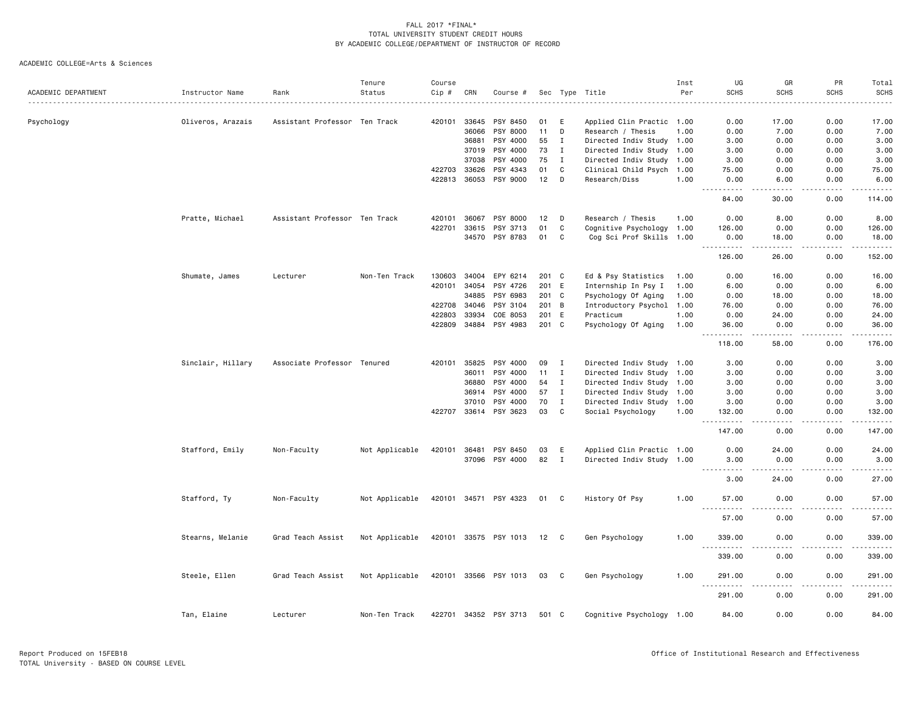FALL 2017 *FINAL*
TOTAL UNIVERSITY STUDENT CREDIT HOURS
BY ACADEMIC COLLEGE/DEPARTMENT OF INSTRUCTOR OF RECORD

ACADEMIC COLLEGE=Arts & Sciences

| ACADEMIC DEPARTMENT | Instructor Name | Rank | Tenure Status | Course Cip # | CRN | Course # | Sec | Type | Title | Inst Per | UG SCHS | GR SCHS | PR SCHS | Total SCHS |
|---|---|---|---|---|---|---|---|---|---|---|---|---|---|---|
| Psychology | Oliveros, Arazais | Assistant Professor | Ten Track | 420101 | 33645 | PSY 8450 | 01 | E | Applied Clin Practic | 1.00 | 0.00 | 17.00 | 0.00 | 17.00 |
| | | | | | 36066 | PSY 8000 | 11 | D | Research / Thesis | 1.00 | 0.00 | 7.00 | 0.00 | 7.00 |
| | | | | | 36881 | PSY 4000 | 55 | I | Directed Indiv Study | 1.00 | 3.00 | 0.00 | 0.00 | 3.00 |
| | | | | | 37019 | PSY 4000 | 73 | I | Directed Indiv Study | 1.00 | 3.00 | 0.00 | 0.00 | 3.00 |
| | | | | | 37038 | PSY 4000 | 75 | I | Directed Indiv Study | 1.00 | 3.00 | 0.00 | 0.00 | 3.00 |
| | | | | 422703 | 33626 | PSY 4343 | 01 | C | Clinical Child Psych | 1.00 | 75.00 | 0.00 | 0.00 | 75.00 |
| | | | | 422813 | 36053 | PSY 9000 | 12 | D | Research/Diss | 1.00 | 0.00 | 6.00 | 0.00 | 6.00 |
| | | | | | | | | | | | 84.00 | 30.00 | 0.00 | 114.00 |
| | Pratte, Michael | Assistant Professor | Ten Track | 420101 | 36067 | PSY 8000 | 12 | D | Research / Thesis | 1.00 | 0.00 | 8.00 | 0.00 | 8.00 |
| | | | | 422701 | 33615 | PSY 3713 | 01 | C | Cognitive Psychology | 1.00 | 126.00 | 0.00 | 0.00 | 126.00 |
| | | | | | 34570 | PSY 8783 | 01 | C | Cog Sci Prof Skills | 1.00 | 0.00 | 18.00 | 0.00 | 18.00 |
| | | | | | | | | | | | 126.00 | 26.00 | 0.00 | 152.00 |
| | Shumate, James | Lecturer | Non-Ten Track | 130603 | 34004 | EPY 6214 | 201 | C | Ed & Psy Statistics | 1.00 | 0.00 | 16.00 | 0.00 | 16.00 |
| | | | | 420101 | 34054 | PSY 4726 | 201 | E | Internship In Psy I | 1.00 | 6.00 | 0.00 | 0.00 | 6.00 |
| | | | | | 34885 | PSY 6983 | 201 | C | Psychology Of Aging | 1.00 | 0.00 | 18.00 | 0.00 | 18.00 |
| | | | | 422708 | 34046 | PSY 3104 | 201 | B | Introductory Psychol | 1.00 | 76.00 | 0.00 | 0.00 | 76.00 |
| | | | | 422803 | 33934 | COE 8053 | 201 | E | Practicum | 1.00 | 0.00 | 24.00 | 0.00 | 24.00 |
| | | | | 422809 | 34884 | PSY 4983 | 201 | C | Psychology Of Aging | 1.00 | 36.00 | 0.00 | 0.00 | 36.00 |
| | | | | | | | | | | | 118.00 | 58.00 | 0.00 | 176.00 |
| | Sinclair, Hillary | Associate Professor | Tenured | 420101 | 35825 | PSY 4000 | 09 | I | Directed Indiv Study | 1.00 | 3.00 | 0.00 | 0.00 | 3.00 |
| | | | | | 36011 | PSY 4000 | 11 | I | Directed Indiv Study | 1.00 | 3.00 | 0.00 | 0.00 | 3.00 |
| | | | | | 36880 | PSY 4000 | 54 | I | Directed Indiv Study | 1.00 | 3.00 | 0.00 | 0.00 | 3.00 |
| | | | | | 36914 | PSY 4000 | 57 | I | Directed Indiv Study | 1.00 | 3.00 | 0.00 | 0.00 | 3.00 |
| | | | | | 37010 | PSY 4000 | 70 | I | Directed Indiv Study | 1.00 | 3.00 | 0.00 | 0.00 | 3.00 |
| | | | | 422707 | 33614 | PSY 3623 | 03 | C | Social Psychology | 1.00 | 132.00 | 0.00 | 0.00 | 132.00 |
| | | | | | | | | | | | 147.00 | 0.00 | 0.00 | 147.00 |
| | Stafford, Emily | Non-Faculty | Not Applicable | 420101 | 36481 | PSY 8450 | 03 | E | Applied Clin Practic | 1.00 | 0.00 | 24.00 | 0.00 | 24.00 |
| | | | | | 37096 | PSY 4000 | 82 | I | Directed Indiv Study | 1.00 | 3.00 | 0.00 | 0.00 | 3.00 |
| | | | | | | | | | | | 3.00 | 24.00 | 0.00 | 27.00 |
| | Stafford, Ty | Non-Faculty | Not Applicable | 420101 | 34571 | PSY 4323 | 01 | C | History Of Psy | 1.00 | 57.00 | 0.00 | 0.00 | 57.00 |
| | | | | | | | | | | | 57.00 | 0.00 | 0.00 | 57.00 |
| | Stearns, Melanie | Grad Teach Assist | Not Applicable | 420101 | 33575 | PSY 1013 | 12 | C | Gen Psychology | 1.00 | 339.00 | 0.00 | 0.00 | 339.00 |
| | | | | | | | | | | | 339.00 | 0.00 | 0.00 | 339.00 |
| | Steele, Ellen | Grad Teach Assist | Not Applicable | 420101 | 33566 | PSY 1013 | 03 | C | Gen Psychology | 1.00 | 291.00 | 0.00 | 0.00 | 291.00 |
| | | | | | | | | | | | 291.00 | 0.00 | 0.00 | 291.00 |
| | Tan, Elaine | Lecturer | Non-Ten Track | 422701 | 34352 | PSY 3713 | 501 | C | Cognitive Psychology | 1.00 | 84.00 | 0.00 | 0.00 | 84.00 |

Report Produced on 15FEB18
TOTAL University - BASED ON COURSE LEVEL

Office of Institutional Research and Effectiveness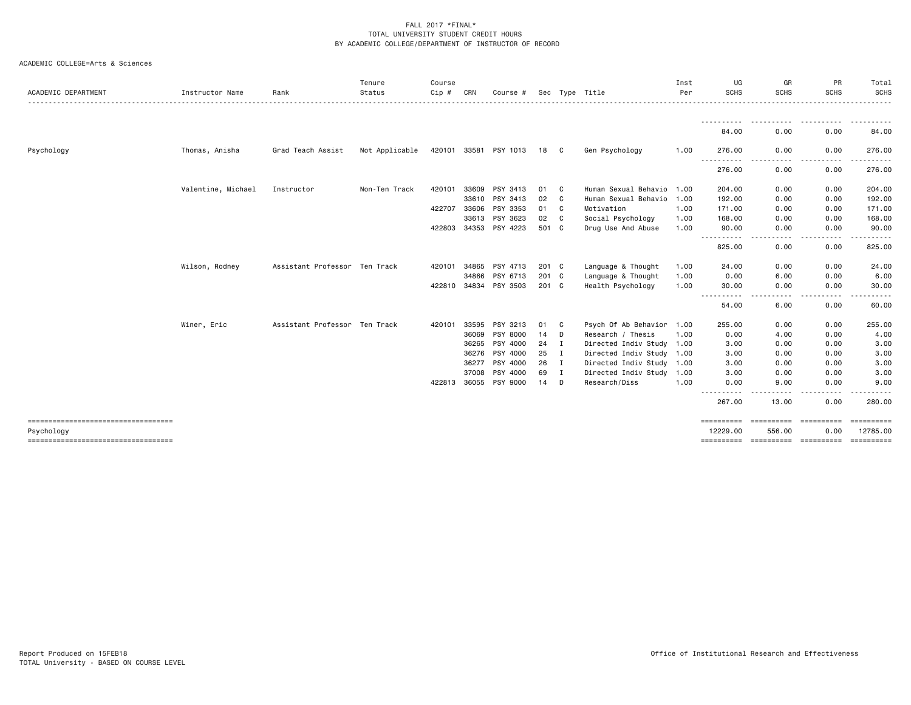FALL 2017 *FINAL*
TOTAL UNIVERSITY STUDENT CREDIT HOURS
BY ACADEMIC COLLEGE/DEPARTMENT OF INSTRUCTOR OF RECORD

ACADEMIC COLLEGE=Arts & Sciences

| ACADEMIC DEPARTMENT | Instructor Name | Rank | Tenure Status | Course Cip # | CRN | Course # | Sec | Type | Title | Inst Per | UG SCHS | GR SCHS | PR SCHS | Total SCHS |
|---|---|---|---|---|---|---|---|---|---|---|---|---|---|---|
| | | | | | | | | | | | 84.00 | 0.00 | 0.00 | 84.00 |
| Psychology | Thomas, Anisha | Grad Teach Assist | Not Applicable | 420101 | 33581 | PSY 1013 | 18 | C | Gen Psychology | 1.00 | 276.00 | 0.00 | 0.00 | 276.00 |
| | | | | | | | | | | | 276.00 | 0.00 | 0.00 | 276.00 |
| | Valentine, Michael | Instructor | Non-Ten Track | 420101 | 33609 | PSY 3413 | 01 | C | Human Sexual Behavio | 1.00 | 204.00 | 0.00 | 0.00 | 204.00 |
| | | | | | 33610 | PSY 3413 | 02 | C | Human Sexual Behavio | 1.00 | 192.00 | 0.00 | 0.00 | 192.00 |
| | | | | 422707 | 33606 | PSY 3353 | 01 | C | Motivation | 1.00 | 171.00 | 0.00 | 0.00 | 171.00 |
| | | | | | 33613 | PSY 3623 | 02 | C | Social Psychology | 1.00 | 168.00 | 0.00 | 0.00 | 168.00 |
| | | | | 422803 | 34353 | PSY 4223 | 501 | C | Drug Use And Abuse | 1.00 | 90.00 | 0.00 | 0.00 | 90.00 |
| | | | | | | | | | | | 825.00 | 0.00 | 0.00 | 825.00 |
| | Wilson, Rodney | Assistant Professor | Ten Track | 420101 | 34865 | PSY 4713 | 201 | C | Language & Thought | 1.00 | 24.00 | 0.00 | 0.00 | 24.00 |
| | | | | | 34866 | PSY 6713 | 201 | C | Language & Thought | 1.00 | 0.00 | 6.00 | 0.00 | 6.00 |
| | | | | 422810 | 34834 | PSY 3503 | 201 | C | Health Psychology | 1.00 | 30.00 | 0.00 | 0.00 | 30.00 |
| | | | | | | | | | | | 54.00 | 6.00 | 0.00 | 60.00 |
| | Winer, Eric | Assistant Professor | Ten Track | 420101 | 33595 | PSY 3213 | 01 | C | Psych Of Ab Behavior | 1.00 | 255.00 | 0.00 | 0.00 | 255.00 |
| | | | | | 36069 | PSY 8000 | 14 | D | Research / Thesis | 1.00 | 0.00 | 4.00 | 0.00 | 4.00 |
| | | | | | 36265 | PSY 4000 | 24 | I | Directed Indiv Study | 1.00 | 3.00 | 0.00 | 0.00 | 3.00 |
| | | | | | 36276 | PSY 4000 | 25 | I | Directed Indiv Study | 1.00 | 3.00 | 0.00 | 0.00 | 3.00 |
| | | | | | 36277 | PSY 4000 | 26 | I | Directed Indiv Study | 1.00 | 3.00 | 0.00 | 0.00 | 3.00 |
| | | | | | 37008 | PSY 4000 | 69 | I | Directed Indiv Study | 1.00 | 3.00 | 0.00 | 0.00 | 3.00 |
| | | | | 422813 | 36055 | PSY 9000 | 14 | D | Research/Diss | 1.00 | 0.00 | 9.00 | 0.00 | 9.00 |
| | | | | | | | | | | | 267.00 | 13.00 | 0.00 | 280.00 |
| Psychology | | | | | | | | | | | 12229.00 | 556.00 | 0.00 | 12785.00 |

Report Produced on 15FEB18
TOTAL University - BASED ON COURSE LEVEL

Office of Institutional Research and Effectiveness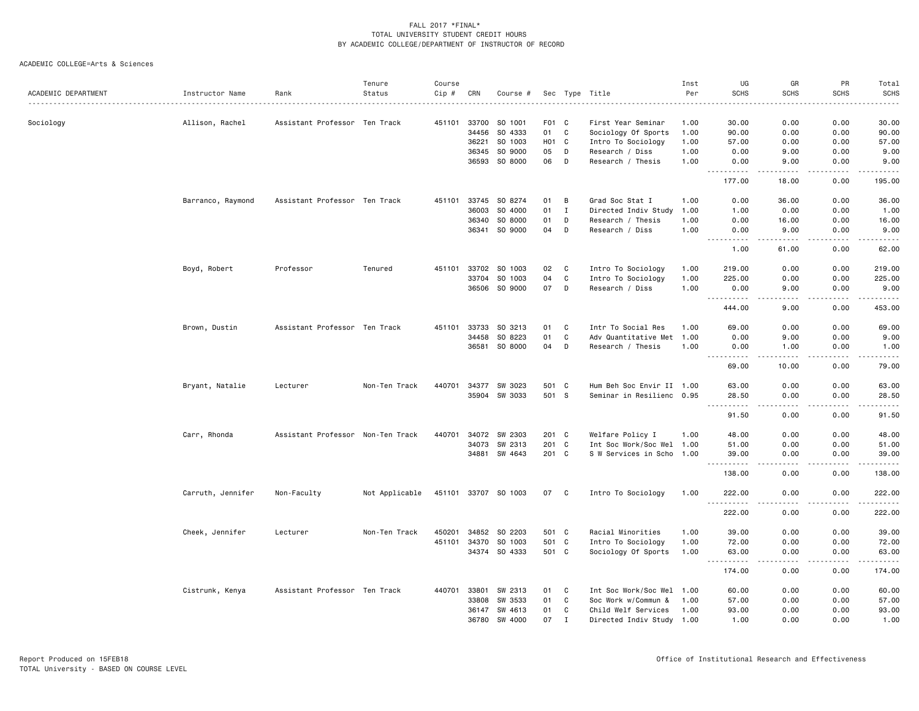FALL 2017 *FINAL*
TOTAL UNIVERSITY STUDENT CREDIT HOURS
BY ACADEMIC COLLEGE/DEPARTMENT OF INSTRUCTOR OF RECORD

ACADEMIC COLLEGE=Arts & Sciences

| ACADEMIC DEPARTMENT | Instructor Name | Rank | Tenure Status | Course Cip # | CRN | Course # | Sec | Type | Title | Inst Per | UG SCHS | GR SCHS | PR SCHS | Total SCHS |
|---|---|---|---|---|---|---|---|---|---|---|---|---|---|---|
| Sociology | Allison, Rachel | Assistant Professor | Ten Track | 451101 | 33700 | SO 1001 | F01 | C | First Year Seminar | 1.00 | 30.00 | 0.00 | 0.00 | 30.00 |
| | | | | | 34456 | SO 4333 | 01 | C | Sociology Of Sports | 1.00 | 90.00 | 0.00 | 0.00 | 90.00 |
| | | | | | 36221 | SO 1003 | H01 | C | Intro To Sociology | 1.00 | 57.00 | 0.00 | 0.00 | 57.00 |
| | | | | | 36345 | SO 9000 | 05 | D | Research / Diss | 1.00 | 0.00 | 9.00 | 0.00 | 9.00 |
| | | | | | 36593 | SO 8000 | 06 | D | Research / Thesis | 1.00 | 0.00 | 9.00 | 0.00 | 9.00 |
| | | | | | | | | | | | 177.00 | 18.00 | 0.00 | 195.00 |
| | Barranco, Raymond | Assistant Professor | Ten Track | 451101 | 33745 | SO 8274 | 01 | B | Grad Soc Stat I | 1.00 | 0.00 | 36.00 | 0.00 | 36.00 |
| | | | | | 36003 | SO 4000 | 01 | I | Directed Indiv Study | 1.00 | 1.00 | 0.00 | 0.00 | 1.00 |
| | | | | | 36340 | SO 8000 | 01 | D | Research / Thesis | 1.00 | 0.00 | 16.00 | 0.00 | 16.00 |
| | | | | | 36341 | SO 9000 | 04 | D | Research / Diss | 1.00 | 0.00 | 9.00 | 0.00 | 9.00 |
| | | | | | | | | | | | 1.00 | 61.00 | 0.00 | 62.00 |
| | Boyd, Robert | Professor | Tenured | 451101 | 33702 | SO 1003 | 02 | C | Intro To Sociology | 1.00 | 219.00 | 0.00 | 0.00 | 219.00 |
| | | | | | 33704 | SO 1003 | 04 | C | Intro To Sociology | 1.00 | 225.00 | 0.00 | 0.00 | 225.00 |
| | | | | | 36506 | SO 9000 | 07 | D | Research / Diss | 1.00 | 0.00 | 9.00 | 0.00 | 9.00 |
| | | | | | | | | | | | 444.00 | 9.00 | 0.00 | 453.00 |
| | Brown, Dustin | Assistant Professor | Ten Track | 451101 | 33733 | SO 3213 | 01 | C | Intr To Social Res | 1.00 | 69.00 | 0.00 | 0.00 | 69.00 |
| | | | | | 34458 | SO 8223 | 01 | C | Adv Quantitative Met | 1.00 | 0.00 | 9.00 | 0.00 | 9.00 |
| | | | | | 36581 | SO 8000 | 04 | D | Research / Thesis | 1.00 | 0.00 | 1.00 | 0.00 | 1.00 |
| | | | | | | | | | | | 69.00 | 10.00 | 0.00 | 79.00 |
| | Bryant, Natalie | Lecturer | Non-Ten Track | 440701 | 34377 | SW 3023 | 501 | C | Hum Beh Soc Envir II | 1.00 | 63.00 | 0.00 | 0.00 | 63.00 |
| | | | | | 35904 | SW 3033 | 501 | S | Seminar in Resilienc | 0.95 | 28.50 | 0.00 | 0.00 | 28.50 |
| | | | | | | | | | | | 91.50 | 0.00 | 0.00 | 91.50 |
| | Carr, Rhonda | Assistant Professor | Non-Ten Track | 440701 | 34072 | SW 2303 | 201 | C | Welfare Policy I | 1.00 | 48.00 | 0.00 | 0.00 | 48.00 |
| | | | | | 34073 | SW 2313 | 201 | C | Int Soc Work/Soc Wel | 1.00 | 51.00 | 0.00 | 0.00 | 51.00 |
| | | | | | 34881 | SW 4643 | 201 | C | S W Services in Scho | 1.00 | 39.00 | 0.00 | 0.00 | 39.00 |
| | | | | | | | | | | | 138.00 | 0.00 | 0.00 | 138.00 |
| | Carruth, Jennifer | Non-Faculty | Not Applicable | 451101 | 33707 | SO 1003 | 07 | C | Intro To Sociology | 1.00 | 222.00 | 0.00 | 0.00 | 222.00 |
| | | | | | | | | | | | 222.00 | 0.00 | 0.00 | 222.00 |
| | Cheek, Jennifer | Lecturer | Non-Ten Track | 450201 | 34852 | SO 2203 | 501 | C | Racial Minorities | 1.00 | 39.00 | 0.00 | 0.00 | 39.00 |
| | | | | 451101 | 34370 | SO 1003 | 501 | C | Intro To Sociology | 1.00 | 72.00 | 0.00 | 0.00 | 72.00 |
| | | | | | 34374 | SO 4333 | 501 | C | Sociology Of Sports | 1.00 | 63.00 | 0.00 | 0.00 | 63.00 |
| | | | | | | | | | | | 174.00 | 0.00 | 0.00 | 174.00 |
| | Cistrunk, Kenya | Assistant Professor | Ten Track | 440701 | 33801 | SW 2313 | 01 | C | Int Soc Work/Soc Wel | 1.00 | 60.00 | 0.00 | 0.00 | 60.00 |
| | | | | | 33808 | SW 3533 | 01 | C | Soc Work w/Commun & | 1.00 | 57.00 | 0.00 | 0.00 | 57.00 |
| | | | | | 36147 | SW 4613 | 01 | C | Child Welf Services | 1.00 | 93.00 | 0.00 | 0.00 | 93.00 |
| | | | | | 36780 | SW 4000 | 07 | I | Directed Indiv Study | 1.00 | 1.00 | 0.00 | 0.00 | 1.00 |

Report Produced on 15FEB18
TOTAL University - BASED ON COURSE LEVEL

Office of Institutional Research and Effectiveness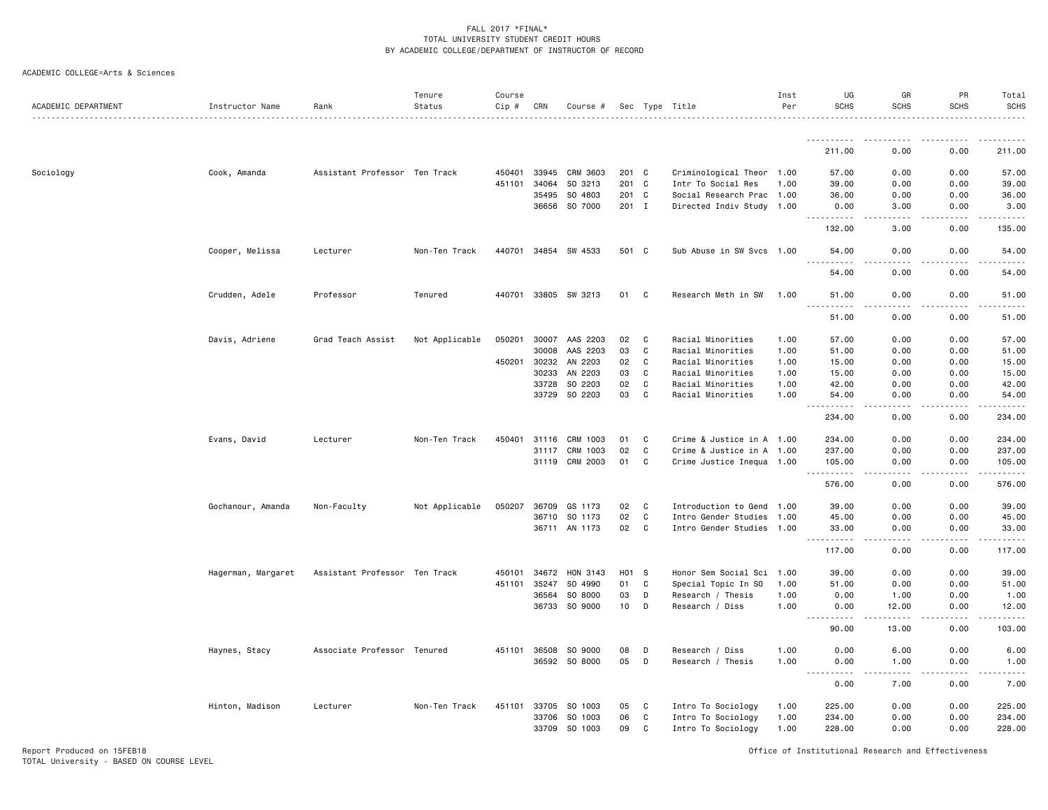FALL 2017 *FINAL*
TOTAL UNIVERSITY STUDENT CREDIT HOURS
BY ACADEMIC COLLEGE/DEPARTMENT OF INSTRUCTOR OF RECORD

ACADEMIC COLLEGE=Arts & Sciences

| ACADEMIC DEPARTMENT | Instructor Name | Rank | Tenure Status | Course Cip # | CRN | Course # | Sec | Type | Title | Inst Per | UG SCHS | GR SCHS | PR SCHS | Total SCHS |
|---|---|---|---|---|---|---|---|---|---|---|---|---|---|---|
| | | | | | | | | | | | 211.00 | 0.00 | 0.00 | 211.00 |
| Sociology | Cook, Amanda | Assistant Professor | Ten Track | 450401 | 33945 | CRM 3603 | 201 | C | Criminological Theor | 1.00 | 57.00 | 0.00 | 0.00 | 57.00 |
| | | | | 451101 | 34064 | SO 3213 | 201 | C | Intr To Social Res | 1.00 | 39.00 | 0.00 | 0.00 | 39.00 |
| | | | | | 35495 | SO 4803 | 201 | C | Social Research Prac | 1.00 | 36.00 | 0.00 | 0.00 | 36.00 |
| | | | | | 36656 | SO 7000 | 201 | I | Directed Indiv Study | 1.00 | 0.00 | 3.00 | 0.00 | 3.00 |
| | | | | | | | | | | | 132.00 | 3.00 | 0.00 | 135.00 |
| | Cooper, Melissa | Lecturer | Non-Ten Track | 440701 | 34854 | SW 4533 | 501 | C | Sub Abuse in SW Svcs | 1.00 | 54.00 | 0.00 | 0.00 | 54.00 |
| | | | | | | | | | | | 54.00 | 0.00 | 0.00 | 54.00 |
| | Crudden, Adele | Professor | Tenured | 440701 | 33805 | SW 3213 | 01 | C | Research Meth in SW | 1.00 | 51.00 | 0.00 | 0.00 | 51.00 |
| | | | | | | | | | | | 51.00 | 0.00 | 0.00 | 51.00 |
| | Davis, Adriene | Grad Teach Assist | Not Applicable | 050201 | 30007 | AAS 2203 | 02 | C | Racial Minorities | 1.00 | 57.00 | 0.00 | 0.00 | 57.00 |
| | | | | | 30008 | AAS 2203 | 03 | C | Racial Minorities | 1.00 | 51.00 | 0.00 | 0.00 | 51.00 |
| | | | | 450201 | 30232 | AN 2203 | 02 | C | Racial Minorities | 1.00 | 15.00 | 0.00 | 0.00 | 15.00 |
| | | | | | 30233 | AN 2203 | 03 | C | Racial Minorities | 1.00 | 15.00 | 0.00 | 0.00 | 15.00 |
| | | | | | 33728 | SO 2203 | 02 | C | Racial Minorities | 1.00 | 42.00 | 0.00 | 0.00 | 42.00 |
| | | | | | 33729 | SO 2203 | 03 | C | Racial Minorities | 1.00 | 54.00 | 0.00 | 0.00 | 54.00 |
| | | | | | | | | | | | 234.00 | 0.00 | 0.00 | 234.00 |
| | Evans, David | Lecturer | Non-Ten Track | 450401 | 31116 | CRM 1003 | 01 | C | Crime & Justice in A | 1.00 | 234.00 | 0.00 | 0.00 | 234.00 |
| | | | | | 31117 | CRM 1003 | 02 | C | Crime & Justice in A | 1.00 | 237.00 | 0.00 | 0.00 | 237.00 |
| | | | | | 31119 | CRM 2003 | 01 | C | Crime Justice Inequa | 1.00 | 105.00 | 0.00 | 0.00 | 105.00 |
| | | | | | | | | | | | 576.00 | 0.00 | 0.00 | 576.00 |
| | Gochanour, Amanda | Non-Faculty | Not Applicable | 050207 | 36709 | GS 1173 | 02 | C | Introduction to Gend | 1.00 | 39.00 | 0.00 | 0.00 | 39.00 |
| | | | | | 36710 | SO 1173 | 02 | C | Intro Gender Studies | 1.00 | 45.00 | 0.00 | 0.00 | 45.00 |
| | | | | | 36711 | AN 1173 | 02 | C | Intro Gender Studies | 1.00 | 33.00 | 0.00 | 0.00 | 33.00 |
| | | | | | | | | | | | 117.00 | 0.00 | 0.00 | 117.00 |
| | Hagerman, Margaret | Assistant Professor | Ten Track | 450101 | 34672 | HON 3143 | H01 | S | Honor Sem Social Sci | 1.00 | 39.00 | 0.00 | 0.00 | 39.00 |
| | | | | 451101 | 35247 | SO 4990 | 01 | C | Special Topic In SO | 1.00 | 51.00 | 0.00 | 0.00 | 51.00 |
| | | | | | 36564 | SO 8000 | 03 | D | Research / Thesis | 1.00 | 0.00 | 1.00 | 0.00 | 1.00 |
| | | | | | 36733 | SO 9000 | 10 | D | Research / Diss | 1.00 | 0.00 | 12.00 | 0.00 | 12.00 |
| | | | | | | | | | | | 90.00 | 13.00 | 0.00 | 103.00 |
| | Haynes, Stacy | Associate Professor | Tenured | 451101 | 36508 | SO 9000 | 08 | D | Research / Diss | 1.00 | 0.00 | 6.00 | 0.00 | 6.00 |
| | | | | | 36592 | SO 8000 | 05 | D | Research / Thesis | 1.00 | 0.00 | 1.00 | 0.00 | 1.00 |
| | | | | | | | | | | | 0.00 | 7.00 | 0.00 | 7.00 |
| | Hinton, Madison | Lecturer | Non-Ten Track | 451101 | 33705 | SO 1003 | 05 | C | Intro To Sociology | 1.00 | 225.00 | 0.00 | 0.00 | 225.00 |
| | | | | | 33706 | SO 1003 | 06 | C | Intro To Sociology | 1.00 | 234.00 | 0.00 | 0.00 | 234.00 |
| | | | | | 33709 | SO 1003 | 09 | C | Intro To Sociology | 1.00 | 228.00 | 0.00 | 0.00 | 228.00 |

Report Produced on 15FEB18
TOTAL University - BASED ON COURSE LEVEL
Office of Institutional Research and Effectiveness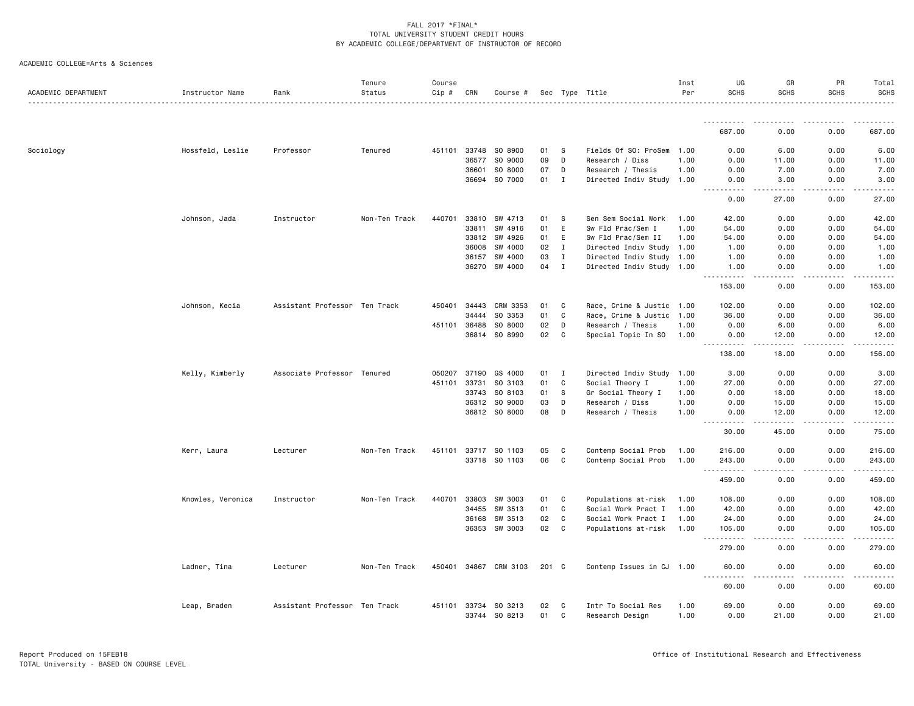FALL 2017 *FINAL*
TOTAL UNIVERSITY STUDENT CREDIT HOURS
BY ACADEMIC COLLEGE/DEPARTMENT OF INSTRUCTOR OF RECORD

ACADEMIC COLLEGE=Arts & Sciences

| ACADEMIC DEPARTMENT | Instructor Name | Rank | Tenure Status | Course Cip # | CRN | Course # | Sec | Type | Title | Inst Per | UG SCHS | GR SCHS | PR SCHS | Total SCHS |
|---|---|---|---|---|---|---|---|---|---|---|---|---|---|---|
| | | | | | | | | | | | 687.00 | 0.00 | 0.00 | 687.00 |
| Sociology | Hossfeld, Leslie | Professor | Tenured | 451101 | 33748 | SO 8900 | 01 | S | Fields Of SO: ProSem | 1.00 | 0.00 | 6.00 | 0.00 | 6.00 |
| | | | | | 36577 | SO 9000 | 09 | D | Research / Diss | 1.00 | 0.00 | 11.00 | 0.00 | 11.00 |
| | | | | | 36601 | SO 8000 | 07 | D | Research / Thesis | 1.00 | 0.00 | 7.00 | 0.00 | 7.00 |
| | | | | | 36694 | SO 7000 | 01 | I | Directed Indiv Study | 1.00 | 0.00 | 3.00 | 0.00 | 3.00 |
| | | | | | | | | | | | 0.00 | 27.00 | 0.00 | 27.00 |
| | Johnson, Jada | Instructor | Non-Ten Track | 440701 | 33810 | SW 4713 | 01 | S | Sen Sem Social Work | 1.00 | 42.00 | 0.00 | 0.00 | 42.00 |
| | | | | | 33811 | SW 4916 | 01 | E | Sw Fld Prac/Sem I | 1.00 | 54.00 | 0.00 | 0.00 | 54.00 |
| | | | | | 33812 | SW 4926 | 01 | E | Sw Fld Prac/Sem II | 1.00 | 54.00 | 0.00 | 0.00 | 54.00 |
| | | | | | 36008 | SW 4000 | 02 | I | Directed Indiv Study | 1.00 | 1.00 | 0.00 | 0.00 | 1.00 |
| | | | | | 36157 | SW 4000 | 03 | I | Directed Indiv Study | 1.00 | 1.00 | 0.00 | 0.00 | 1.00 |
| | | | | | 36270 | SW 4000 | 04 | I | Directed Indiv Study | 1.00 | 1.00 | 0.00 | 0.00 | 1.00 |
| | | | | | | | | | | | 153.00 | 0.00 | 0.00 | 153.00 |
| | Johnson, Kecia | Assistant Professor | Ten Track | 450401 | 34443 | CRM 3353 | 01 | C | Race, Crime & Justic | 1.00 | 102.00 | 0.00 | 0.00 | 102.00 |
| | | | | | 34444 | SO 3353 | 01 | C | Race, Crime & Justic | 1.00 | 36.00 | 0.00 | 0.00 | 36.00 |
| | | | | 451101 | 36488 | SO 8000 | 02 | D | Research / Thesis | 1.00 | 0.00 | 6.00 | 0.00 | 6.00 |
| | | | | | 36814 | SO 8990 | 02 | C | Special Topic In SO | 1.00 | 0.00 | 12.00 | 0.00 | 12.00 |
| | | | | | | | | | | | 138.00 | 18.00 | 0.00 | 156.00 |
| | Kelly, Kimberly | Associate Professor | Tenured | 050207 | 37190 | GS 4000 | 01 | I | Directed Indiv Study | 1.00 | 3.00 | 0.00 | 0.00 | 3.00 |
| | | | | 451101 | 33731 | SO 3103 | 01 | C | Social Theory I | 1.00 | 27.00 | 0.00 | 0.00 | 27.00 |
| | | | | | 33743 | SO 8103 | 01 | S | Gr Social Theory I | 1.00 | 0.00 | 18.00 | 0.00 | 18.00 |
| | | | | | 36312 | SO 9000 | 03 | D | Research / Diss | 1.00 | 0.00 | 15.00 | 0.00 | 15.00 |
| | | | | | 36812 | SO 8000 | 08 | D | Research / Thesis | 1.00 | 0.00 | 12.00 | 0.00 | 12.00 |
| | | | | | | | | | | | 30.00 | 45.00 | 0.00 | 75.00 |
| | Kerr, Laura | Lecturer | Non-Ten Track | 451101 | 33717 | SO 1103 | 05 | C | Contemp Social Prob | 1.00 | 216.00 | 0.00 | 0.00 | 216.00 |
| | | | | | 33718 | SO 1103 | 06 | C | Contemp Social Prob | 1.00 | 243.00 | 0.00 | 0.00 | 243.00 |
| | | | | | | | | | | | 459.00 | 0.00 | 0.00 | 459.00 |
| | Knowles, Veronica | Instructor | Non-Ten Track | 440701 | 33803 | SW 3003 | 01 | C | Populations at-risk | 1.00 | 108.00 | 0.00 | 0.00 | 108.00 |
| | | | | | 34455 | SW 3513 | 01 | C | Social Work Pract I | 1.00 | 42.00 | 0.00 | 0.00 | 42.00 |
| | | | | | 36168 | SW 3513 | 02 | C | Social Work Pract I | 1.00 | 24.00 | 0.00 | 0.00 | 24.00 |
| | | | | | 36353 | SW 3003 | 02 | C | Populations at-risk | 1.00 | 105.00 | 0.00 | 0.00 | 105.00 |
| | | | | | | | | | | | 279.00 | 0.00 | 0.00 | 279.00 |
| | Ladner, Tina | Lecturer | Non-Ten Track | 450401 | 34867 | CRM 3103 | 201 | C | Contemp Issues in CJ | 1.00 | 60.00 | 0.00 | 0.00 | 60.00 |
| | | | | | | | | | | | 60.00 | 0.00 | 0.00 | 60.00 |
| | Leap, Braden | Assistant Professor | Ten Track | 451101 | 33734 | SO 3213 | 02 | C | Intr To Social Res | 1.00 | 69.00 | 0.00 | 0.00 | 69.00 |
| | | | | | 33744 | SO 8213 | 01 | C | Research Design | 1.00 | 0.00 | 21.00 | 0.00 | 21.00 |

Report Produced on 15FEB18
TOTAL University - BASED ON COURSE LEVEL

Office of Institutional Research and Effectiveness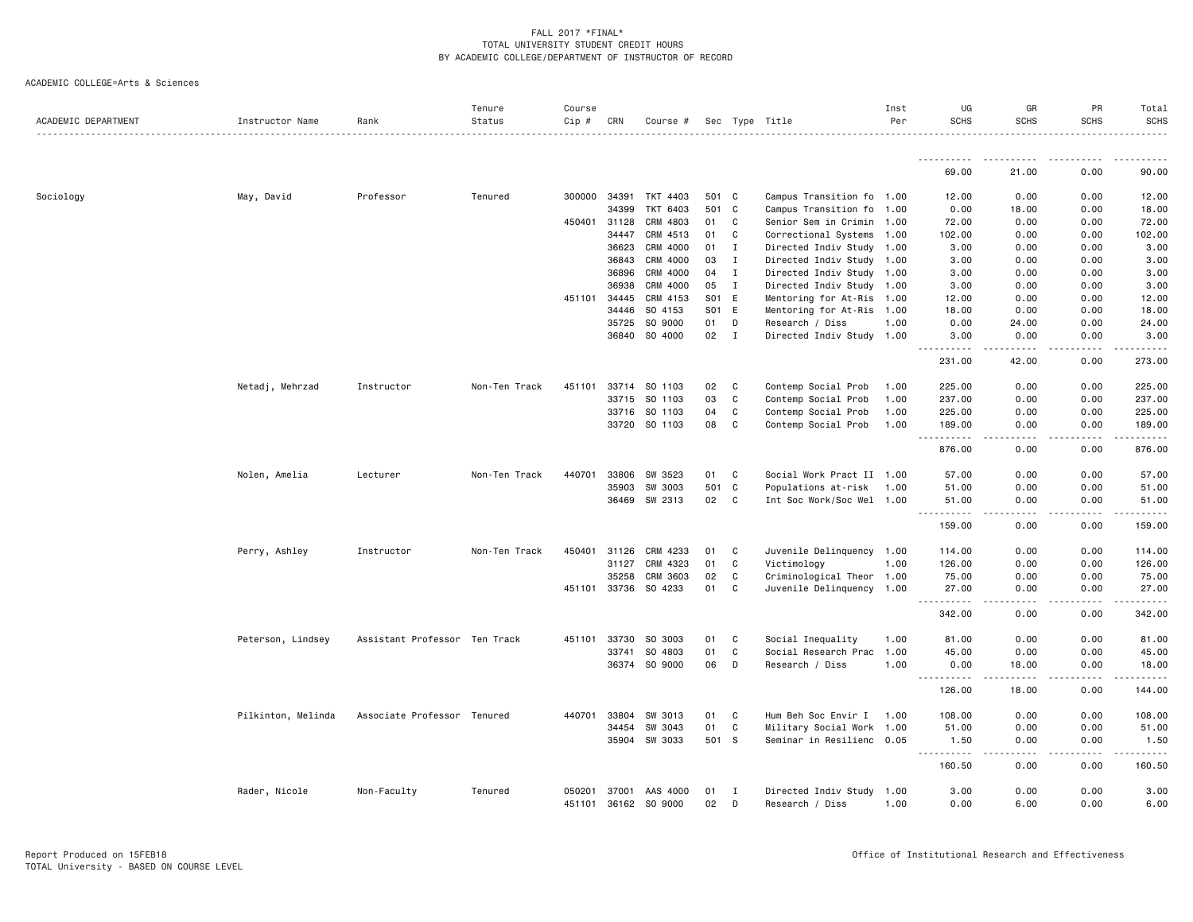FALL 2017 *FINAL*
TOTAL UNIVERSITY STUDENT CREDIT HOURS
BY ACADEMIC COLLEGE/DEPARTMENT OF INSTRUCTOR OF RECORD

ACADEMIC COLLEGE=Arts & Sciences

| ACADEMIC DEPARTMENT | Instructor Name | Rank | Tenure Status | Course Cip # | CRN | Course # | Sec | Type | Title | Inst Per | UG SCHS | GR SCHS | PR SCHS | Total SCHS |
|---|---|---|---|---|---|---|---|---|---|---|---|---|---|---|
| | | | | | | | | | | | 69.00 | 21.00 | 0.00 | 90.00 |
| Sociology | May, David | Professor | Tenured | 300000 | 34391 | TKT 4403 | 501 | C | Campus Transition fo | 1.00 | 12.00 | 0.00 | 0.00 | 12.00 |
| | | | | | 34399 | TKT 6403 | 501 | C | Campus Transition fo | 1.00 | 0.00 | 18.00 | 0.00 | 18.00 |
| | | | | 450401 | 31128 | CRM 4803 | 01 | C | Senior Sem in Crimin | 1.00 | 72.00 | 0.00 | 0.00 | 72.00 |
| | | | | | 34447 | CRM 4513 | 01 | C | Correctional Systems | 1.00 | 102.00 | 0.00 | 0.00 | 102.00 |
| | | | | | 36623 | CRM 4000 | 01 | I | Directed Indiv Study | 1.00 | 3.00 | 0.00 | 0.00 | 3.00 |
| | | | | | 36843 | CRM 4000 | 03 | I | Directed Indiv Study | 1.00 | 3.00 | 0.00 | 0.00 | 3.00 |
| | | | | | 36896 | CRM 4000 | 04 | I | Directed Indiv Study | 1.00 | 3.00 | 0.00 | 0.00 | 3.00 |
| | | | | | 36938 | CRM 4000 | 05 | I | Directed Indiv Study | 1.00 | 3.00 | 0.00 | 0.00 | 3.00 |
| | | | | 451101 | 34445 | CRM 4153 | S01 | E | Mentoring for At-Ris | 1.00 | 12.00 | 0.00 | 0.00 | 12.00 |
| | | | | | 34446 | SO 4153 | S01 | E | Mentoring for At-Ris | 1.00 | 18.00 | 0.00 | 0.00 | 18.00 |
| | | | | | 35725 | SO 9000 | 01 | D | Research / Diss | 1.00 | 0.00 | 24.00 | 0.00 | 24.00 |
| | | | | | 36840 | SO 4000 | 02 | I | Directed Indiv Study | 1.00 | 3.00 | 0.00 | 0.00 | 3.00 |
| | | | | | | | | | | | 231.00 | 42.00 | 0.00 | 273.00 |
| | Netadj, Mehrzad | Instructor | Non-Ten Track | 451101 | 33714 | SO 1103 | 02 | C | Contemp Social Prob | 1.00 | 225.00 | 0.00 | 0.00 | 225.00 |
| | | | | | 33715 | SO 1103 | 03 | C | Contemp Social Prob | 1.00 | 237.00 | 0.00 | 0.00 | 237.00 |
| | | | | | 33716 | SO 1103 | 04 | C | Contemp Social Prob | 1.00 | 225.00 | 0.00 | 0.00 | 225.00 |
| | | | | | 33720 | SO 1103 | 08 | C | Contemp Social Prob | 1.00 | 189.00 | 0.00 | 0.00 | 189.00 |
| | | | | | | | | | | | 876.00 | 0.00 | 0.00 | 876.00 |
| | Nolen, Amelia | Lecturer | Non-Ten Track | 440701 | 33806 | SW 3523 | 01 | C | Social Work Pract II | 1.00 | 57.00 | 0.00 | 0.00 | 57.00 |
| | | | | | 35903 | SW 3003 | 501 | C | Populations at-risk | 1.00 | 51.00 | 0.00 | 0.00 | 51.00 |
| | | | | | 36469 | SW 2313 | 02 | C | Int Soc Work/Soc Wel | 1.00 | 51.00 | 0.00 | 0.00 | 51.00 |
| | | | | | | | | | | | 159.00 | 0.00 | 0.00 | 159.00 |
| | Perry, Ashley | Instructor | Non-Ten Track | 450401 | 31126 | CRM 4233 | 01 | C | Juvenile Delinquency | 1.00 | 114.00 | 0.00 | 0.00 | 114.00 |
| | | | | | 31127 | CRM 4323 | 01 | C | Victimology | 1.00 | 126.00 | 0.00 | 0.00 | 126.00 |
| | | | | | 35258 | CRM 3603 | 02 | C | Criminological Theor | 1.00 | 75.00 | 0.00 | 0.00 | 75.00 |
| | | | | 451101 | 33736 | SO 4233 | 01 | C | Juvenile Delinquency | 1.00 | 27.00 | 0.00 | 0.00 | 27.00 |
| | | | | | | | | | | | 342.00 | 0.00 | 0.00 | 342.00 |
| | Peterson, Lindsey | Assistant Professor | Ten Track | 451101 | 33730 | SO 3003 | 01 | C | Social Inequality | 1.00 | 81.00 | 0.00 | 0.00 | 81.00 |
| | | | | | 33741 | SO 4803 | 01 | C | Social Research Prac | 1.00 | 45.00 | 0.00 | 0.00 | 45.00 |
| | | | | | 36374 | SO 9000 | 06 | D | Research / Diss | 1.00 | 0.00 | 18.00 | 0.00 | 18.00 |
| | | | | | | | | | | | 126.00 | 18.00 | 0.00 | 144.00 |
| | Pilkinton, Melinda | Associate Professor | Tenured | 440701 | 33804 | SW 3013 | 01 | C | Hum Beh Soc Envir I | 1.00 | 108.00 | 0.00 | 0.00 | 108.00 |
| | | | | | 34454 | SW 3043 | 01 | C | Military Social Work | 1.00 | 51.00 | 0.00 | 0.00 | 51.00 |
| | | | | | 35904 | SW 3033 | 501 | S | Seminar in Resilienc | 0.05 | 1.50 | 0.00 | 0.00 | 1.50 |
| | | | | | | | | | | | 160.50 | 0.00 | 0.00 | 160.50 |
| | Rader, Nicole | Non-Faculty | Tenured | 050201 | 37001 | AAS 4000 | 01 | I | Directed Indiv Study | 1.00 | 3.00 | 0.00 | 0.00 | 3.00 |
| | | | | 451101 | 36162 | SO 9000 | 02 | D | Research / Diss | 1.00 | 0.00 | 6.00 | 0.00 | 6.00 |

Report Produced on 15FEB18
TOTAL University - BASED ON COURSE LEVEL

Office of Institutional Research and Effectiveness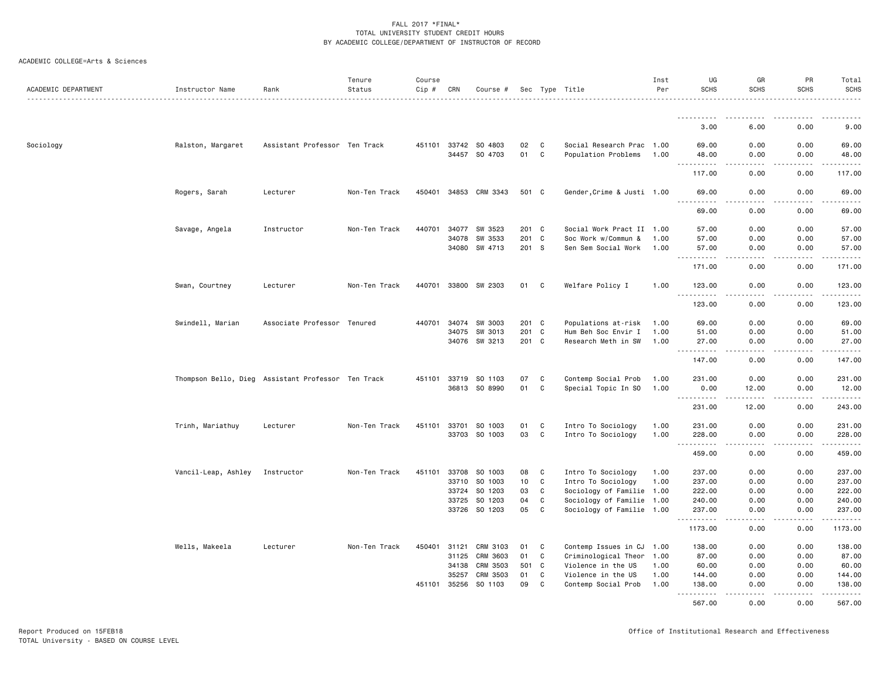FALL 2017 *FINAL*
TOTAL UNIVERSITY STUDENT CREDIT HOURS
BY ACADEMIC COLLEGE/DEPARTMENT OF INSTRUCTOR OF RECORD

ACADEMIC COLLEGE=Arts & Sciences

| ACADEMIC DEPARTMENT | Instructor Name | Rank | Tenure Status | Course Cip # | CRN | Course # | Sec | Type | Title | Inst Per | UG SCHS | GR SCHS | PR SCHS | Total SCHS |
|---|---|---|---|---|---|---|---|---|---|---|---|---|---|---|
| | | | | | | | | | | | 3.00 | 6.00 | 0.00 | 9.00 |
| Sociology | Ralston, Margaret | Assistant Professor | Ten Track | 451101 | 33742 | SO 4803 | 02 | C | Social Research Prac | 1.00 | 69.00 | 0.00 | 0.00 | 69.00 |
| | | | | | 34457 | SO 4703 | 01 | C | Population Problems | 1.00 | 48.00 | 0.00 | 0.00 | 48.00 |
| | | | | | | | | | | | 117.00 | 0.00 | 0.00 | 117.00 |
| | Rogers, Sarah | Lecturer | Non-Ten Track | 450401 | 34853 | CRM 3343 | 501 | C | Gender,Crime & Justi | 1.00 | 69.00 | 0.00 | 0.00 | 69.00 |
| | | | | | | | | | | | 69.00 | 0.00 | 0.00 | 69.00 |
| | Savage, Angela | Instructor | Non-Ten Track | 440701 | 34077 | SW 3523 | 201 | C | Social Work Pract II | 1.00 | 57.00 | 0.00 | 0.00 | 57.00 |
| | | | | | 34078 | SW 3533 | 201 | C | Soc Work w/Commun & | 1.00 | 57.00 | 0.00 | 0.00 | 57.00 |
| | | | | | 34080 | SW 4713 | 201 | S | Sen Sem Social Work | 1.00 | 57.00 | 0.00 | 0.00 | 57.00 |
| | | | | | | | | | | | 171.00 | 0.00 | 0.00 | 171.00 |
| | Swan, Courtney | Lecturer | Non-Ten Track | 440701 | 33800 | SW 2303 | 01 | C | Welfare Policy I | 1.00 | 123.00 | 0.00 | 0.00 | 123.00 |
| | | | | | | | | | | | 123.00 | 0.00 | 0.00 | 123.00 |
| | Swindell, Marian | Associate Professor | Tenured | 440701 | 34074 | SW 3003 | 201 | C | Populations at-risk | 1.00 | 69.00 | 0.00 | 0.00 | 69.00 |
| | | | | | 34075 | SW 3013 | 201 | C | Hum Beh Soc Envir I | 1.00 | 51.00 | 0.00 | 0.00 | 51.00 |
| | | | | | 34076 | SW 3213 | 201 | C | Research Meth in SW | 1.00 | 27.00 | 0.00 | 0.00 | 27.00 |
| | | | | | | | | | | | 147.00 | 0.00 | 0.00 | 147.00 |
| | Thompson Bello, Dieg | Assistant Professor | Ten Track | 451101 | 33719 | SO 1103 | 07 | C | Contemp Social Prob | 1.00 | 231.00 | 0.00 | 0.00 | 231.00 |
| | | | | | 36813 | SO 8990 | 01 | C | Special Topic In SO | 1.00 | 0.00 | 12.00 | 0.00 | 12.00 |
| | | | | | | | | | | | 231.00 | 12.00 | 0.00 | 243.00 |
| | Trinh, Mariathuy | Lecturer | Non-Ten Track | 451101 | 33701 | SO 1003 | 01 | C | Intro To Sociology | 1.00 | 231.00 | 0.00 | 0.00 | 231.00 |
| | | | | | 33703 | SO 1003 | 03 | C | Intro To Sociology | 1.00 | 228.00 | 0.00 | 0.00 | 228.00 |
| | | | | | | | | | | | 459.00 | 0.00 | 0.00 | 459.00 |
| | Vancil-Leap, Ashley | Instructor | Non-Ten Track | 451101 | 33708 | SO 1003 | 08 | C | Intro To Sociology | 1.00 | 237.00 | 0.00 | 0.00 | 237.00 |
| | | | | | 33710 | SO 1003 | 10 | C | Intro To Sociology | 1.00 | 237.00 | 0.00 | 0.00 | 237.00 |
| | | | | | 33724 | SO 1203 | 03 | C | Sociology of Familie | 1.00 | 222.00 | 0.00 | 0.00 | 222.00 |
| | | | | | 33725 | SO 1203 | 04 | C | Sociology of Familie | 1.00 | 240.00 | 0.00 | 0.00 | 240.00 |
| | | | | | 33726 | SO 1203 | 05 | C | Sociology of Familie | 1.00 | 237.00 | 0.00 | 0.00 | 237.00 |
| | | | | | | | | | | | 1173.00 | 0.00 | 0.00 | 1173.00 |
| | Wells, Makeela | Lecturer | Non-Ten Track | 450401 | 31121 | CRM 3103 | 01 | C | Contemp Issues in CJ | 1.00 | 138.00 | 0.00 | 0.00 | 138.00 |
| | | | | | 31125 | CRM 3603 | 01 | C | Criminological Theor | 1.00 | 87.00 | 0.00 | 0.00 | 87.00 |
| | | | | | 34138 | CRM 3503 | 501 | C | Violence in the US | 1.00 | 60.00 | 0.00 | 0.00 | 60.00 |
| | | | | | 35257 | CRM 3503 | 01 | C | Violence in the US | 1.00 | 144.00 | 0.00 | 0.00 | 144.00 |
| | | | | 451101 | 35256 | SO 1103 | 09 | C | Contemp Social Prob | 1.00 | 138.00 | 0.00 | 0.00 | 138.00 |
| | | | | | | | | | | | 567.00 | 0.00 | 0.00 | 567.00 |

Report Produced on 15FEB18
TOTAL University - BASED ON COURSE LEVEL

Office of Institutional Research and Effectiveness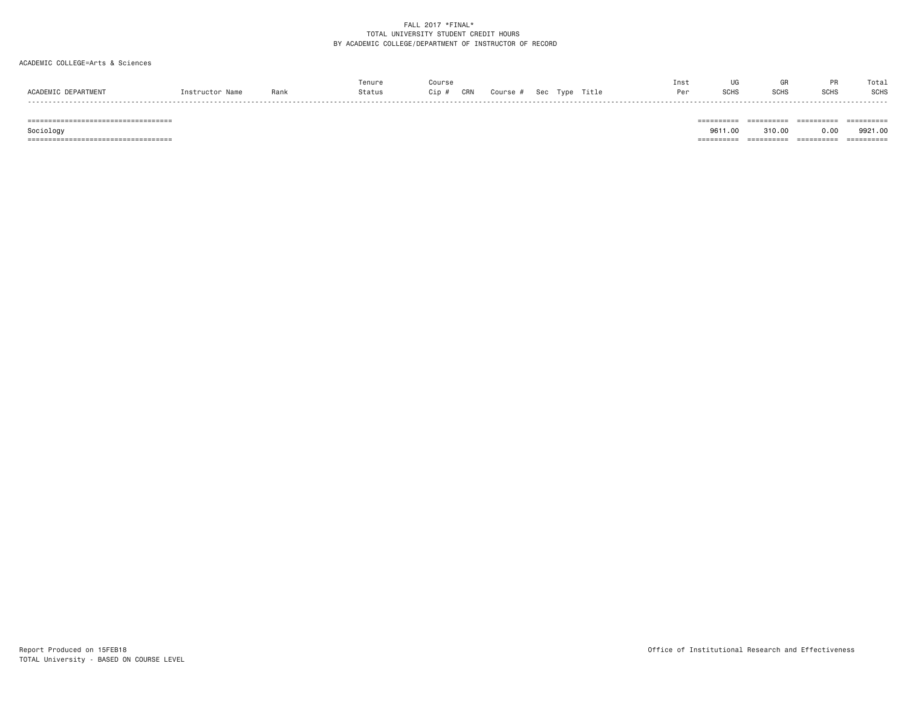FALL 2017 *FINAL*
TOTAL UNIVERSITY STUDENT CREDIT HOURS
BY ACADEMIC COLLEGE/DEPARTMENT OF INSTRUCTOR OF RECORD

ACADEMIC COLLEGE=Arts & Sciences

| ACADEMIC DEPARTMENT | Instructor Name | Rank | Tenure Status | Course Cip # | CRN | Course # | Sec | Type | Title | Inst Per | UG SCHS | GR SCHS | PR SCHS | Total SCHS |
|---|---|---|---|---|---|---|---|---|---|---|---|---|---|---|
| Sociology | | | | | | | | | | | 9611.00 | 310.00 | 0.00 | 9921.00 |

Report Produced on 15FEB18
TOTAL University - BASED ON COURSE LEVEL

Office of Institutional Research and Effectiveness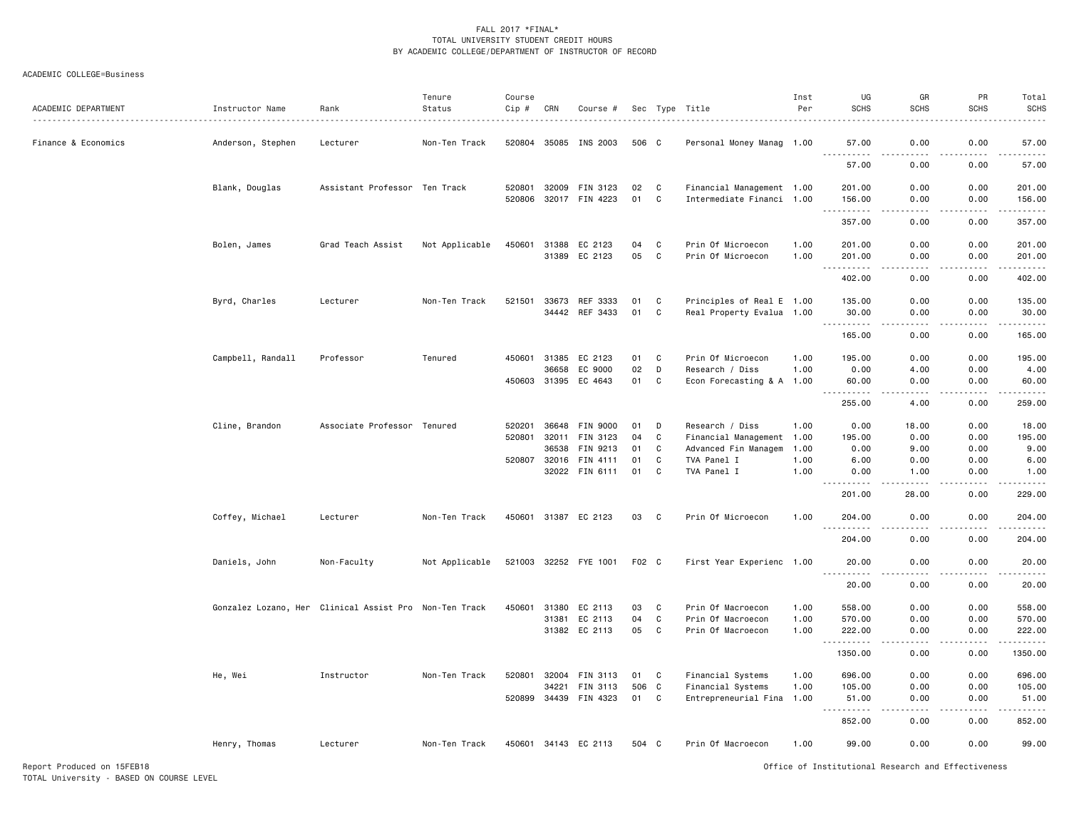FALL 2017 *FINAL*
TOTAL UNIVERSITY STUDENT CREDIT HOURS
BY ACADEMIC COLLEGE/DEPARTMENT OF INSTRUCTOR OF RECORD

ACADEMIC COLLEGE=Business

| ACADEMIC DEPARTMENT | Instructor Name | Rank | Tenure Status | Course Cip # | CRN | Course # | Sec | Type | Title | Inst Per | UG SCHS | GR SCHS | PR SCHS | Total SCHS |
|---|---|---|---|---|---|---|---|---|---|---|---|---|---|---|
| Finance & Economics | Anderson, Stephen | Lecturer | Non-Ten Track | 520804 | 35085 | INS 2003 | 506 | C | Personal Money Manag | 1.00 | 57.00 | 0.00 | 0.00 | 57.00 |
| | | | | | | | | | | | 57.00 | 0.00 | 0.00 | 57.00 |
| | Blank, Douglas | Assistant Professor | Ten Track | 520801 | 32009 | FIN 3123 | 02 | C | Financial Management | 1.00 | 201.00 | 0.00 | 0.00 | 201.00 |
| | | | | 520806 | 32017 | FIN 4223 | 01 | C | Intermediate Financi | 1.00 | 156.00 | 0.00 | 0.00 | 156.00 |
| | | | | | | | | | | | 357.00 | 0.00 | 0.00 | 357.00 |
| | Bolen, James | Grad Teach Assist | Not Applicable | 450601 | 31388 | EC 2123 | 04 | C | Prin Of Microecon | 1.00 | 201.00 | 0.00 | 0.00 | 201.00 |
| | | | | | 31389 | EC 2123 | 05 | C | Prin Of Microecon | 1.00 | 201.00 | 0.00 | 0.00 | 201.00 |
| | | | | | | | | | | | 402.00 | 0.00 | 0.00 | 402.00 |
| | Byrd, Charles | Lecturer | Non-Ten Track | 521501 | 33673 | REF 3333 | 01 | C | Principles of Real E | 1.00 | 135.00 | 0.00 | 0.00 | 135.00 |
| | | | | | 34442 | REF 3433 | 01 | C | Real Property Evalua | 1.00 | 30.00 | 0.00 | 0.00 | 30.00 |
| | | | | | | | | | | | 165.00 | 0.00 | 0.00 | 165.00 |
| | Campbell, Randall | Professor | Tenured | 450601 | 31385 | EC 2123 | 01 | C | Prin Of Microecon | 1.00 | 195.00 | 0.00 | 0.00 | 195.00 |
| | | | | | 36658 | EC 9000 | 02 | D | Research / Diss | 1.00 | 0.00 | 4.00 | 0.00 | 4.00 |
| | | | | 450603 | 31395 | EC 4643 | 01 | C | Econ Forecasting & A | 1.00 | 60.00 | 0.00 | 0.00 | 60.00 |
| | | | | | | | | | | | 255.00 | 4.00 | 0.00 | 259.00 |
| | Cline, Brandon | Associate Professor | Tenured | 520201 | 36648 | FIN 9000 | 01 | D | Research / Diss | 1.00 | 0.00 | 18.00 | 0.00 | 18.00 |
| | | | | 520801 | 32011 | FIN 3123 | 04 | C | Financial Management | 1.00 | 195.00 | 0.00 | 0.00 | 195.00 |
| | | | | | 36538 | FIN 9213 | 01 | C | Advanced Fin Managem | 1.00 | 0.00 | 9.00 | 0.00 | 9.00 |
| | | | | 520807 | 32016 | FIN 4111 | 01 | C | TVA Panel I | 1.00 | 6.00 | 0.00 | 0.00 | 6.00 |
| | | | | | 32022 | FIN 6111 | 01 | C | TVA Panel I | 1.00 | 0.00 | 1.00 | 0.00 | 1.00 |
| | | | | | | | | | | | 201.00 | 28.00 | 0.00 | 229.00 |
| | Coffey, Michael | Lecturer | Non-Ten Track | 450601 | 31387 | EC 2123 | 03 | C | Prin Of Microecon | 1.00 | 204.00 | 0.00 | 0.00 | 204.00 |
| | | | | | | | | | | | 204.00 | 0.00 | 0.00 | 204.00 |
| | Daniels, John | Non-Faculty | Not Applicable | 521003 | 32252 | FYE 1001 | F02 | C | First Year Experienc | 1.00 | 20.00 | 0.00 | 0.00 | 20.00 |
| | | | | | | | | | | | 20.00 | 0.00 | 0.00 | 20.00 |
| | Gonzalez Lozano, Her | Clinical Assist Pro | Non-Ten Track | 450601 | 31380 | EC 2113 | 03 | C | Prin Of Macroecon | 1.00 | 558.00 | 0.00 | 0.00 | 558.00 |
| | | | | | 31381 | EC 2113 | 04 | C | Prin Of Macroecon | 1.00 | 570.00 | 0.00 | 0.00 | 570.00 |
| | | | | | 31382 | EC 2113 | 05 | C | Prin Of Macroecon | 1.00 | 222.00 | 0.00 | 0.00 | 222.00 |
| | | | | | | | | | | | 1350.00 | 0.00 | 0.00 | 1350.00 |
| | He, Wei | Instructor | Non-Ten Track | 520801 | 32004 | FIN 3113 | 01 | C | Financial Systems | 1.00 | 696.00 | 0.00 | 0.00 | 696.00 |
| | | | | | 34221 | FIN 3113 | 506 | C | Financial Systems | 1.00 | 105.00 | 0.00 | 0.00 | 105.00 |
| | | | | 520899 | 34439 | FIN 4323 | 01 | C | Entrepreneurial Fina | 1.00 | 51.00 | 0.00 | 0.00 | 51.00 |
| | | | | | | | | | | | 852.00 | 0.00 | 0.00 | 852.00 |
| | Henry, Thomas | Lecturer | Non-Ten Track | 450601 | 34143 | EC 2113 | 504 | C | Prin Of Macroecon | 1.00 | 99.00 | 0.00 | 0.00 | 99.00 |

Report Produced on 15FEB18
TOTAL University - BASED ON COURSE LEVEL

Office of Institutional Research and Effectiveness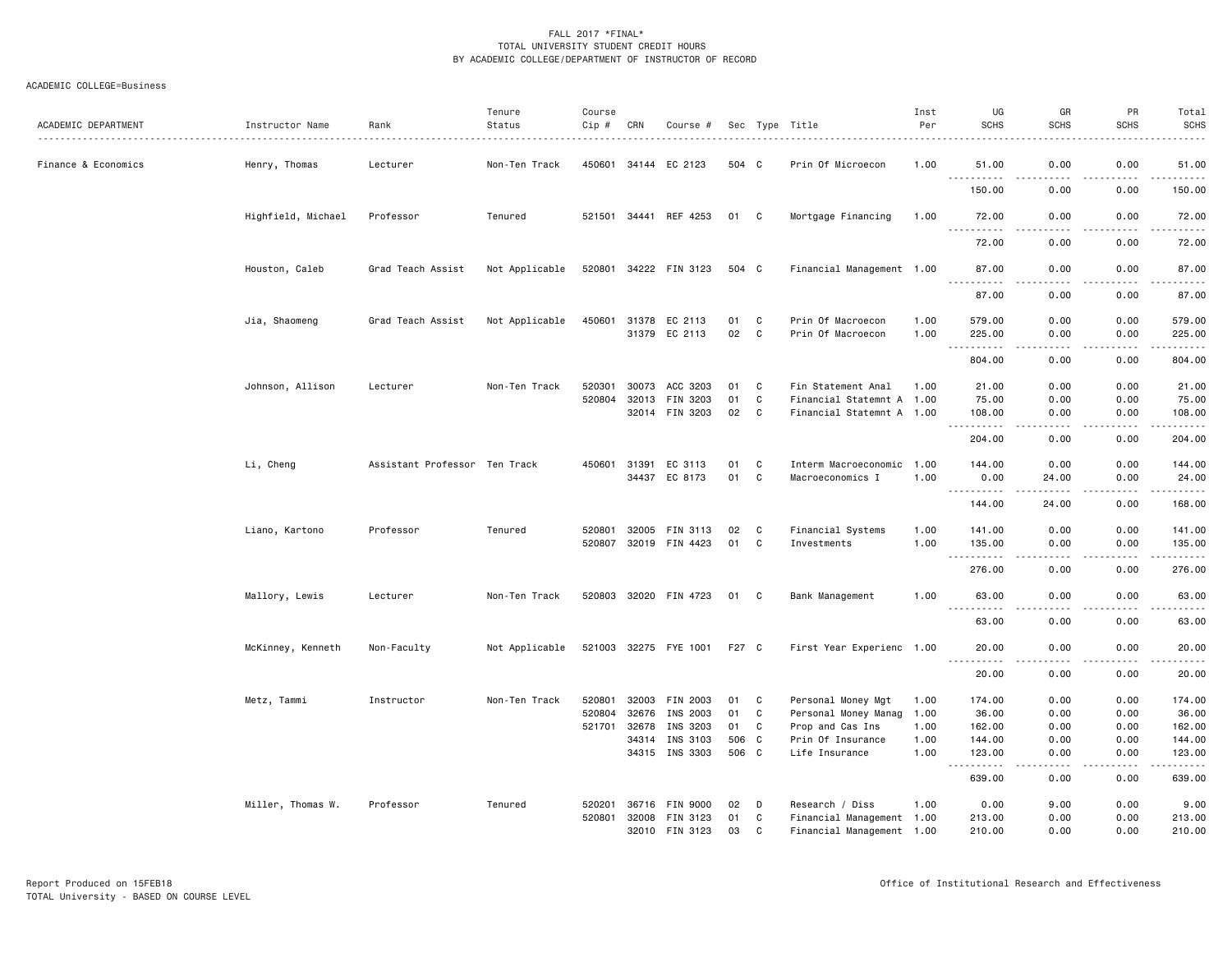FALL 2017 *FINAL*
TOTAL UNIVERSITY STUDENT CREDIT HOURS
BY ACADEMIC COLLEGE/DEPARTMENT OF INSTRUCTOR OF RECORD

ACADEMIC COLLEGE=Business

| ACADEMIC DEPARTMENT | Instructor Name | Rank | Tenure Status | Course Cip # | CRN | Course # | Sec | Type | Title | Inst Per | UG SCHS | GR SCHS | PR SCHS | Total SCHS |
|---|---|---|---|---|---|---|---|---|---|---|---|---|---|---|
| Finance & Economics | Henry, Thomas | Lecturer | Non-Ten Track | 450601 | 34144 | EC 2123 | 504 | C | Prin Of Microecon | 1.00 | 51.00 | 0.00 | 0.00 | 51.00 |
| | | | | | | | | | | | 150.00 | 0.00 | 0.00 | 150.00 |
| | Highfield, Michael | Professor | Tenured | 521501 | 34441 | REF 4253 | 01 | C | Mortgage Financing | 1.00 | 72.00 | 0.00 | 0.00 | 72.00 |
| | | | | | | | | | | | 72.00 | 0.00 | 0.00 | 72.00 |
| | Houston, Caleb | Grad Teach Assist | Not Applicable | 520801 | 34222 | FIN 3123 | 504 | C | Financial Management | 1.00 | 87.00 | 0.00 | 0.00 | 87.00 |
| | | | | | | | | | | | 87.00 | 0.00 | 0.00 | 87.00 |
| | Jia, Shaomeng | Grad Teach Assist | Not Applicable | 450601 | 31378 | EC 2113 | 01 | C | Prin Of Macroecon | 1.00 | 579.00 | 0.00 | 0.00 | 579.00 |
| | | | | | 31379 | EC 2113 | 02 | C | Prin Of Macroecon | 1.00 | 225.00 | 0.00 | 0.00 | 225.00 |
| | | | | | | | | | | | 804.00 | 0.00 | 0.00 | 804.00 |
| | Johnson, Allison | Lecturer | Non-Ten Track | 520301 | 30073 | ACC 3203 | 01 | C | Fin Statement Anal | 1.00 | 21.00 | 0.00 | 0.00 | 21.00 |
| | | | | 520804 | 32013 | FIN 3203 | 01 | C | Financial Statemnt A | 1.00 | 75.00 | 0.00 | 0.00 | 75.00 |
| | | | | | 32014 | FIN 3203 | 02 | C | Financial Statemnt A | 1.00 | 108.00 | 0.00 | 0.00 | 108.00 |
| | | | | | | | | | | | 204.00 | 0.00 | 0.00 | 204.00 |
| | Li, Cheng | Assistant Professor | Ten Track | 450601 | 31391 | EC 3113 | 01 | C | Interm Macroeconomic | 1.00 | 144.00 | 0.00 | 0.00 | 144.00 |
| | | | | | 34437 | EC 8173 | 01 | C | Macroeconomics I | 1.00 | 0.00 | 24.00 | 0.00 | 24.00 |
| | | | | | | | | | | | 144.00 | 24.00 | 0.00 | 168.00 |
| | Liano, Kartono | Professor | Tenured | 520801 | 32005 | FIN 3113 | 02 | C | Financial Systems | 1.00 | 141.00 | 0.00 | 0.00 | 141.00 |
| | | | | 520807 | 32019 | FIN 4423 | 01 | C | Investments | 1.00 | 135.00 | 0.00 | 0.00 | 135.00 |
| | | | | | | | | | | | 276.00 | 0.00 | 0.00 | 276.00 |
| | Mallory, Lewis | Lecturer | Non-Ten Track | 520803 | 32020 | FIN 4723 | 01 | C | Bank Management | 1.00 | 63.00 | 0.00 | 0.00 | 63.00 |
| | | | | | | | | | | | 63.00 | 0.00 | 0.00 | 63.00 |
| | McKinney, Kenneth | Non-Faculty | Not Applicable | 521003 | 32275 | FYE 1001 | F27 | C | First Year Experienc | 1.00 | 20.00 | 0.00 | 0.00 | 20.00 |
| | | | | | | | | | | | 20.00 | 0.00 | 0.00 | 20.00 |
| | Metz, Tammi | Instructor | Non-Ten Track | 520801 | 32003 | FIN 2003 | 01 | C | Personal Money Mgt | 1.00 | 174.00 | 0.00 | 0.00 | 174.00 |
| | | | | 520804 | 32676 | INS 2003 | 01 | C | Personal Money Manag | 1.00 | 36.00 | 0.00 | 0.00 | 36.00 |
| | | | | 521701 | 32678 | INS 3203 | 01 | C | Prop and Cas Ins | 1.00 | 162.00 | 0.00 | 0.00 | 162.00 |
| | | | | | 34314 | INS 3103 | 506 | C | Prin Of Insurance | 1.00 | 144.00 | 0.00 | 0.00 | 144.00 |
| | | | | | 34315 | INS 3303 | 506 | C | Life Insurance | 1.00 | 123.00 | 0.00 | 0.00 | 123.00 |
| | | | | | | | | | | | 639.00 | 0.00 | 0.00 | 639.00 |
| | Miller, Thomas W. | Professor | Tenured | 520201 | 36716 | FIN 9000 | 02 | D | Research / Diss | 1.00 | 0.00 | 9.00 | 0.00 | 9.00 |
| | | | | 520801 | 32008 | FIN 3123 | 01 | C | Financial Management | 1.00 | 213.00 | 0.00 | 0.00 | 213.00 |
| | | | | | 32010 | FIN 3123 | 03 | C | Financial Management | 1.00 | 210.00 | 0.00 | 0.00 | 210.00 |

Report Produced on 15FEB18
TOTAL University - BASED ON COURSE LEVEL

Office of Institutional Research and Effectiveness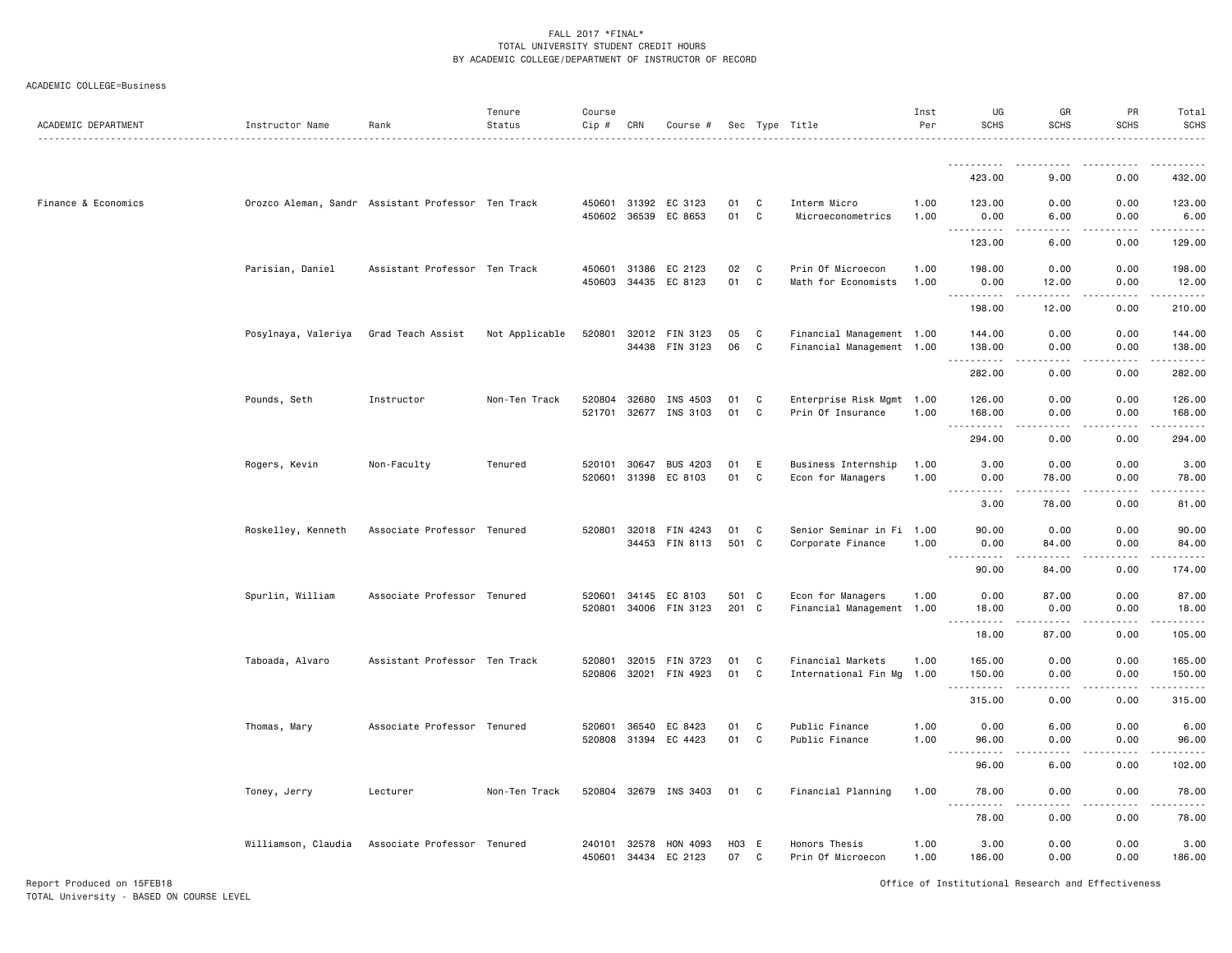FALL 2017 *FINAL*
TOTAL UNIVERSITY STUDENT CREDIT HOURS
BY ACADEMIC COLLEGE/DEPARTMENT OF INSTRUCTOR OF RECORD

ACADEMIC COLLEGE=Business

| ACADEMIC DEPARTMENT | Instructor Name | Rank | Tenure Status | Course Cip # | CRN | Course # | Sec | Type | Title | Inst Per | UG SCHS | GR SCHS | PR SCHS | Total SCHS |
|---|---|---|---|---|---|---|---|---|---|---|---|---|---|---|
| | | | | | | | | | | | 423.00 | 9.00 | 0.00 | 432.00 |
| Finance & Economics | Orozco Aleman, Sandr | Assistant Professor | Ten Track | 450601 | 31392 | EC 3123 | 01 | C | Interm Micro | 1.00 | 123.00 | 0.00 | 0.00 | 123.00 |
| | | | | 450602 | 36539 | EC 8653 | 01 | C | Microeconometrics | 1.00 | 0.00 | 6.00 | 0.00 | 6.00 |
| | | | | | | | | | | | 123.00 | 6.00 | 0.00 | 129.00 |
| | Parisian, Daniel | Assistant Professor | Ten Track | 450601 | 31386 | EC 2123 | 02 | C | Prin Of Microecon | 1.00 | 198.00 | 0.00 | 0.00 | 198.00 |
| | | | | 450603 | 34435 | EC 8123 | 01 | C | Math for Economists | 1.00 | 0.00 | 12.00 | 0.00 | 12.00 |
| | | | | | | | | | | | 198.00 | 12.00 | 0.00 | 210.00 |
| | Posylnaya, Valeriya | Grad Teach Assist | Not Applicable | 520801 | 32012 | FIN 3123 | 05 | C | Financial Management | 1.00 | 144.00 | 0.00 | 0.00 | 144.00 |
| | | | | | 34438 | FIN 3123 | 06 | C | Financial Management | 1.00 | 138.00 | 0.00 | 0.00 | 138.00 |
| | | | | | | | | | | | 282.00 | 0.00 | 0.00 | 282.00 |
| | Pounds, Seth | Instructor | Non-Ten Track | 520804 | 32680 | INS 4503 | 01 | C | Enterprise Risk Mgmt | 1.00 | 126.00 | 0.00 | 0.00 | 126.00 |
| | | | | 521701 | 32677 | INS 3103 | 01 | C | Prin Of Insurance | 1.00 | 168.00 | 0.00 | 0.00 | 168.00 |
| | | | | | | | | | | | 294.00 | 0.00 | 0.00 | 294.00 |
| | Rogers, Kevin | Non-Faculty | Tenured | 520101 | 30647 | BUS 4203 | 01 | E | Business Internship | 1.00 | 3.00 | 0.00 | 0.00 | 3.00 |
| | | | | 520601 | 31398 | EC 8103 | 01 | C | Econ for Managers | 1.00 | 0.00 | 78.00 | 0.00 | 78.00 |
| | | | | | | | | | | | 3.00 | 78.00 | 0.00 | 81.00 |
| | Roskelley, Kenneth | Associate Professor | Tenured | 520801 | 32018 | FIN 4243 | 01 | C | Senior Seminar in Fi | 1.00 | 90.00 | 0.00 | 0.00 | 90.00 |
| | | | | | 34453 | FIN 8113 | 501 | C | Corporate Finance | 1.00 | 0.00 | 84.00 | 0.00 | 84.00 |
| | | | | | | | | | | | 90.00 | 84.00 | 0.00 | 174.00 |
| | Spurlin, William | Associate Professor | Tenured | 520601 | 34145 | EC 8103 | 501 | C | Econ for Managers | 1.00 | 0.00 | 87.00 | 0.00 | 87.00 |
| | | | | 520801 | 34006 | FIN 3123 | 201 | C | Financial Management | 1.00 | 18.00 | 0.00 | 0.00 | 18.00 |
| | | | | | | | | | | | 18.00 | 87.00 | 0.00 | 105.00 |
| | Taboada, Alvaro | Assistant Professor | Ten Track | 520801 | 32015 | FIN 3723 | 01 | C | Financial Markets | 1.00 | 165.00 | 0.00 | 0.00 | 165.00 |
| | | | | 520806 | 32021 | FIN 4923 | 01 | C | International Fin Mg | 1.00 | 150.00 | 0.00 | 0.00 | 150.00 |
| | | | | | | | | | | | 315.00 | 0.00 | 0.00 | 315.00 |
| | Thomas, Mary | Associate Professor | Tenured | 520601 | 36540 | EC 8423 | 01 | C | Public Finance | 1.00 | 0.00 | 6.00 | 0.00 | 6.00 |
| | | | | 520808 | 31394 | EC 4423 | 01 | C | Public Finance | 1.00 | 96.00 | 0.00 | 0.00 | 96.00 |
| | | | | | | | | | | | 96.00 | 6.00 | 0.00 | 102.00 |
| | Toney, Jerry | Lecturer | Non-Ten Track | 520804 | 32679 | INS 3403 | 01 | C | Financial Planning | 1.00 | 78.00 | 0.00 | 0.00 | 78.00 |
| | | | | | | | | | | | 78.00 | 0.00 | 0.00 | 78.00 |
| | Williamson, Claudia | Associate Professor | Tenured | 240101 | 32578 | HON 4093 | H03 | E | Honors Thesis | 1.00 | 3.00 | 0.00 | 0.00 | 3.00 |
| | | | | 450601 | 34434 | EC 2123 | 07 | C | Prin Of Microecon | 1.00 | 186.00 | 0.00 | 0.00 | 186.00 |

Report Produced on 15FEB18
TOTAL University - BASED ON COURSE LEVEL

Office of Institutional Research and Effectiveness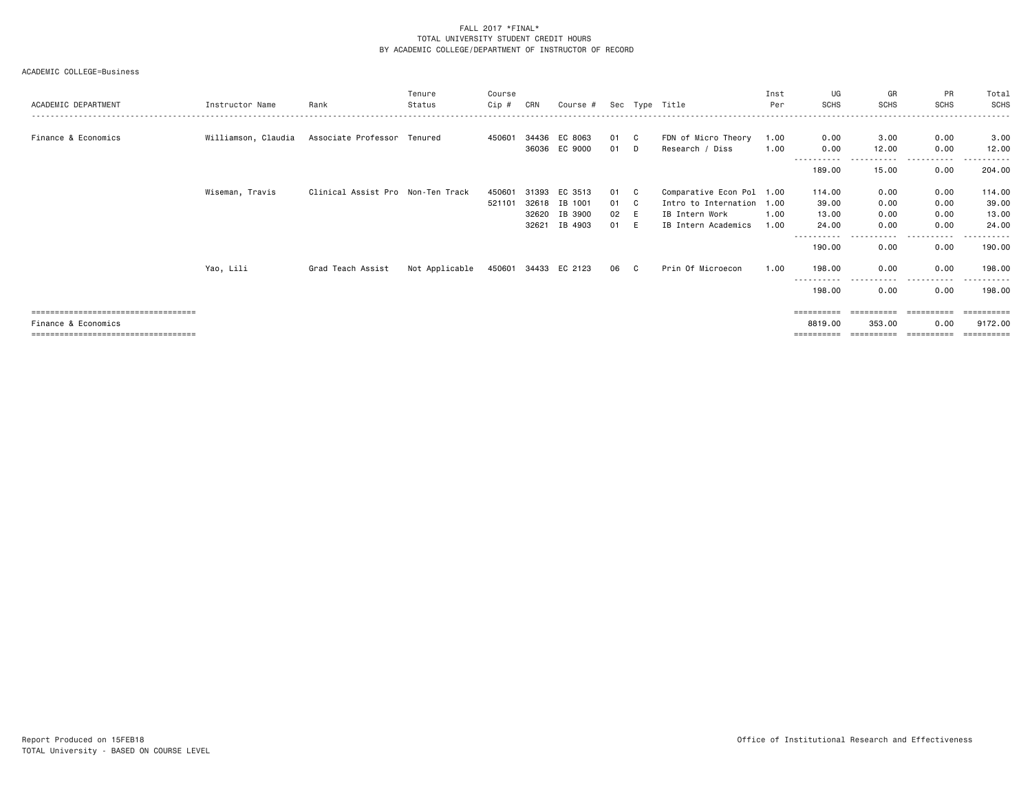FALL 2017 *FINAL*
TOTAL UNIVERSITY STUDENT CREDIT HOURS
BY ACADEMIC COLLEGE/DEPARTMENT OF INSTRUCTOR OF RECORD

ACADEMIC COLLEGE=Business

| ACADEMIC DEPARTMENT | Instructor Name | Rank | Tenure Status | Course Cip # | CRN | Course # | Sec | Type | Title | Inst Per | UG SCHS | GR SCHS | PR SCHS | Total SCHS |
|---|---|---|---|---|---|---|---|---|---|---|---|---|---|---|
| Finance & Economics | Williamson, Claudia | Associate Professor | Tenured | 450601 | 34436 | EC 8063 | 01 | C | FDN of Micro Theory | 1.00 | 0.00 | 3.00 | 0.00 | 3.00 |
| | | | | | 36036 | EC 9000 | 01 | D | Research / Diss | 1.00 | 0.00 | 12.00 | 0.00 | 12.00 |
| | | | | | | | | | | | 189.00 | 15.00 | 0.00 | 204.00 |
| | Wiseman, Travis | Clinical Assist Pro | Non-Ten Track | 450601 | 31393 | EC 3513 | 01 | C | Comparative Econ Pol | 1.00 | 114.00 | 0.00 | 0.00 | 114.00 |
| | | | | 521101 | 32618 | IB 1001 | 01 | C | Intro to Internation | 1.00 | 39.00 | 0.00 | 0.00 | 39.00 |
| | | | | | 32620 | IB 3900 | 02 | E | IB Intern Work | 1.00 | 13.00 | 0.00 | 0.00 | 13.00 |
| | | | | | 32621 | IB 4903 | 01 | E | IB Intern Academics | 1.00 | 24.00 | 0.00 | 0.00 | 24.00 |
| | | | | | | | | | | | 190.00 | 0.00 | 0.00 | 190.00 |
| | Yao, Lili | Grad Teach Assist | Not Applicable | 450601 | 34433 | EC 2123 | 06 | C | Prin Of Microecon | 1.00 | 198.00 | 0.00 | 0.00 | 198.00 |
| | | | | | | | | | | | 198.00 | 0.00 | 0.00 | 198.00 |
| Finance & Economics | | | | | | | | | | | 8819.00 | 353.00 | 0.00 | 9172.00 |

Report Produced on 15FEB18
TOTAL University - BASED ON COURSE LEVEL

Office of Institutional Research and Effectiveness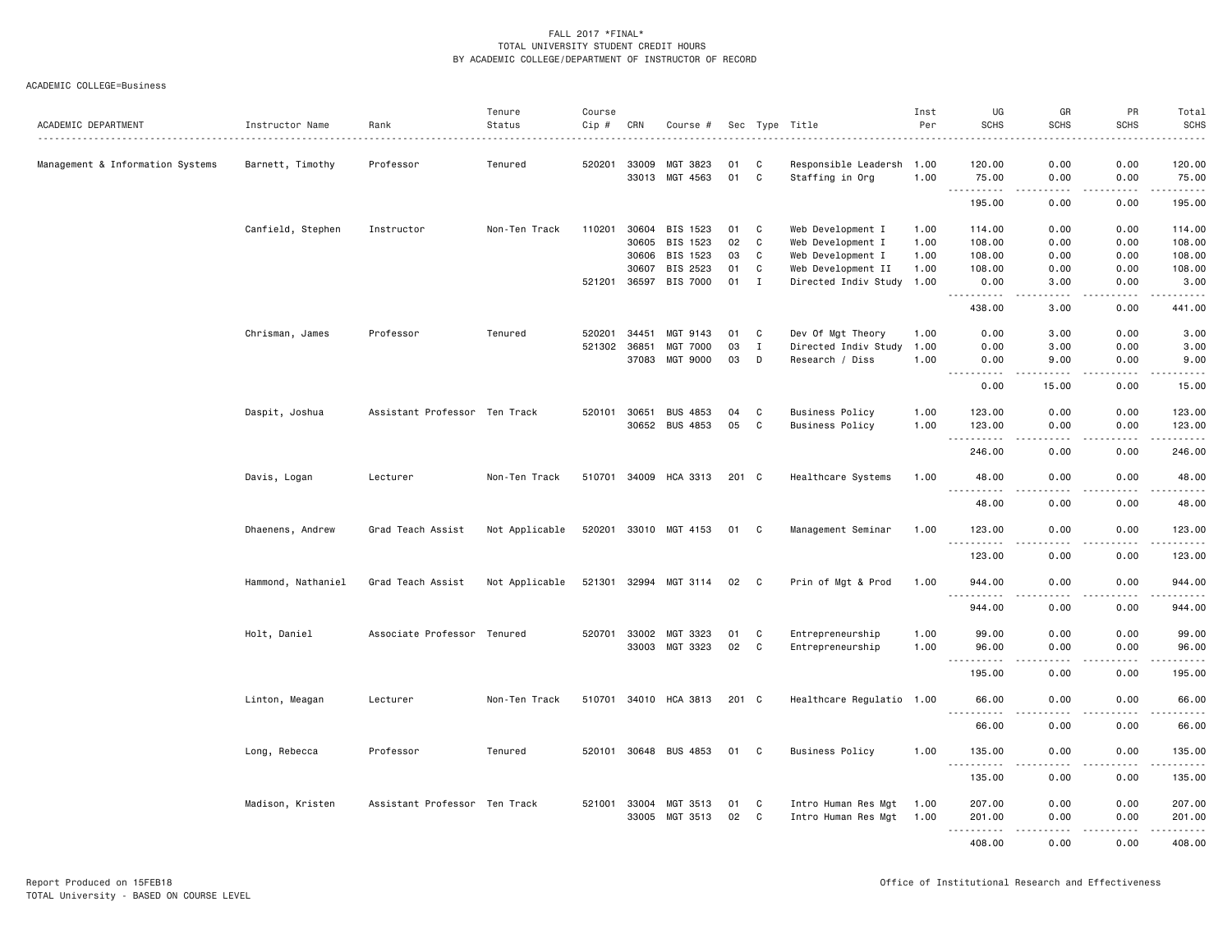FALL 2017 *FINAL*
TOTAL UNIVERSITY STUDENT CREDIT HOURS
BY ACADEMIC COLLEGE/DEPARTMENT OF INSTRUCTOR OF RECORD

ACADEMIC COLLEGE=Business

| ACADEMIC DEPARTMENT | Instructor Name | Rank | Tenure Status | Course Cip # | CRN | Course # | Sec | Type | Title | Inst Per | UG SCHS | GR SCHS | PR SCHS | Total SCHS |
|---|---|---|---|---|---|---|---|---|---|---|---|---|---|---|
| Management & Information Systems | Barnett, Timothy | Professor | Tenured | 520201 | 33009 | MGT 3823 | 01 | C | Responsible Leadersh | 1.00 | 120.00 | 0.00 | 0.00 | 120.00 |
| | | | | | 33013 | MGT 4563 | 01 | C | Staffing in Org | 1.00 | 75.00 | 0.00 | 0.00 | 75.00 |
| | | | | | | | | | | | 195.00 | 0.00 | 0.00 | 195.00 |
| | Canfield, Stephen | Instructor | Non-Ten Track | 110201 | 30604 | BIS 1523 | 01 | C | Web Development I | 1.00 | 114.00 | 0.00 | 0.00 | 114.00 |
| | | | | | 30605 | BIS 1523 | 02 | C | Web Development I | 1.00 | 108.00 | 0.00 | 0.00 | 108.00 |
| | | | | | 30606 | BIS 1523 | 03 | C | Web Development I | 1.00 | 108.00 | 0.00 | 0.00 | 108.00 |
| | | | | | 30607 | BIS 2523 | 01 | C | Web Development II | 1.00 | 108.00 | 0.00 | 0.00 | 108.00 |
| | | | | 521201 | 36597 | BIS 7000 | 01 | I | Directed Indiv Study | 1.00 | 0.00 | 3.00 | 0.00 | 3.00 |
| | | | | | | | | | | | 438.00 | 3.00 | 0.00 | 441.00 |
| | Chrisman, James | Professor | Tenured | 520201 | 34451 | MGT 9143 | 01 | C | Dev Of Mgt Theory | 1.00 | 0.00 | 3.00 | 0.00 | 3.00 |
| | | | | 521302 | 36851 | MGT 7000 | 03 | I | Directed Indiv Study | 1.00 | 0.00 | 3.00 | 0.00 | 3.00 |
| | | | | | 37083 | MGT 9000 | 03 | D | Research / Diss | 1.00 | 0.00 | 9.00 | 0.00 | 9.00 |
| | | | | | | | | | | | 0.00 | 15.00 | 0.00 | 15.00 |
| | Daspit, Joshua | Assistant Professor | Ten Track | 520101 | 30651 | BUS 4853 | 04 | C | Business Policy | 1.00 | 123.00 | 0.00 | 0.00 | 123.00 |
| | | | | | 30652 | BUS 4853 | 05 | C | Business Policy | 1.00 | 123.00 | 0.00 | 0.00 | 123.00 |
| | | | | | | | | | | | 246.00 | 0.00 | 0.00 | 246.00 |
| | Davis, Logan | Lecturer | Non-Ten Track | 510701 | 34009 | HCA 3313 | 201 | C | Healthcare Systems | 1.00 | 48.00 | 0.00 | 0.00 | 48.00 |
| | | | | | | | | | | | 48.00 | 0.00 | 0.00 | 48.00 |
| | Dhaenens, Andrew | Grad Teach Assist | Not Applicable | 520201 | 33010 | MGT 4153 | 01 | C | Management Seminar | 1.00 | 123.00 | 0.00 | 0.00 | 123.00 |
| | | | | | | | | | | | 123.00 | 0.00 | 0.00 | 123.00 |
| | Hammond, Nathaniel | Grad Teach Assist | Not Applicable | 521301 | 32994 | MGT 3114 | 02 | C | Prin of Mgt & Prod | 1.00 | 944.00 | 0.00 | 0.00 | 944.00 |
| | | | | | | | | | | | 944.00 | 0.00 | 0.00 | 944.00 |
| | Holt, Daniel | Associate Professor | Tenured | 520701 | 33002 | MGT 3323 | 01 | C | Entrepreneurship | 1.00 | 99.00 | 0.00 | 0.00 | 99.00 |
| | | | | | 33003 | MGT 3323 | 02 | C | Entrepreneurship | 1.00 | 96.00 | 0.00 | 0.00 | 96.00 |
| | | | | | | | | | | | 195.00 | 0.00 | 0.00 | 195.00 |
| | Linton, Meagan | Lecturer | Non-Ten Track | 510701 | 34010 | HCA 3813 | 201 | C | Healthcare Regulatio | 1.00 | 66.00 | 0.00 | 0.00 | 66.00 |
| | | | | | | | | | | | 66.00 | 0.00 | 0.00 | 66.00 |
| | Long, Rebecca | Professor | Tenured | 520101 | 30648 | BUS 4853 | 01 | C | Business Policy | 1.00 | 135.00 | 0.00 | 0.00 | 135.00 |
| | | | | | | | | | | | 135.00 | 0.00 | 0.00 | 135.00 |
| | Madison, Kristen | Assistant Professor | Ten Track | 521001 | 33004 | MGT 3513 | 01 | C | Intro Human Res Mgt | 1.00 | 207.00 | 0.00 | 0.00 | 207.00 |
| | | | | | 33005 | MGT 3513 | 02 | C | Intro Human Res Mgt | 1.00 | 201.00 | 0.00 | 0.00 | 201.00 |
| | | | | | | | | | | | 408.00 | 0.00 | 0.00 | 408.00 |

Report Produced on 15FEB18
TOTAL University - BASED ON COURSE LEVEL

Office of Institutional Research and Effectiveness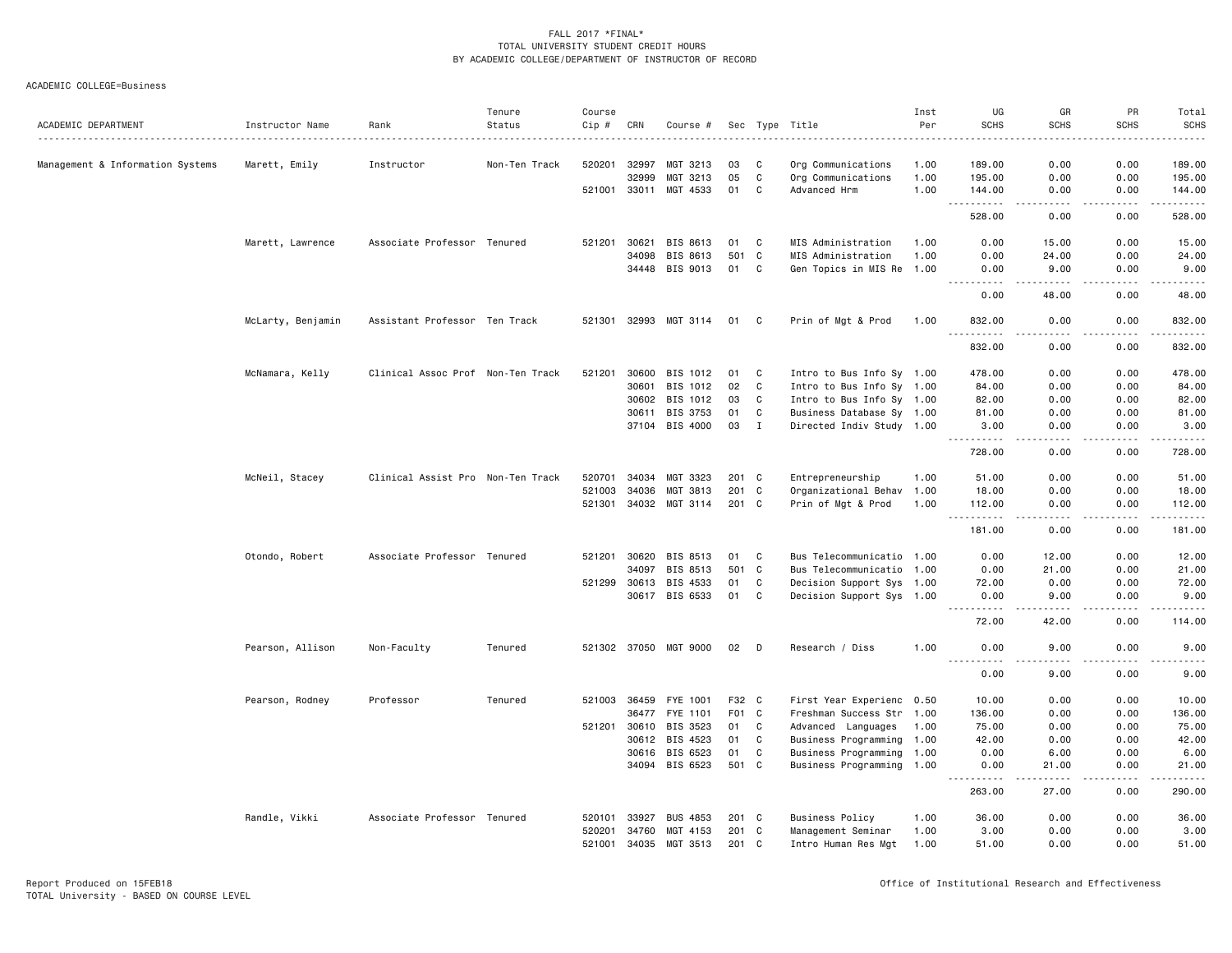FALL 2017 *FINAL*
TOTAL UNIVERSITY STUDENT CREDIT HOURS
BY ACADEMIC COLLEGE/DEPARTMENT OF INSTRUCTOR OF RECORD

ACADEMIC COLLEGE=Business

| ACADEMIC DEPARTMENT | Instructor Name | Rank | Tenure Status | Course Cip # | CRN | Course # | Sec | Type | Title | Inst Per | UG SCHS | GR SCHS | PR SCHS | Total SCHS |
|---|---|---|---|---|---|---|---|---|---|---|---|---|---|---|
| Management & Information Systems | Marett, Emily | Instructor | Non-Ten Track | 520201 | 32997 | MGT 3213 | 03 | C | Org Communications | 1.00 | 189.00 | 0.00 | 0.00 | 189.00 |
| | | | | | 32999 | MGT 3213 | 05 | C | Org Communications | 1.00 | 195.00 | 0.00 | 0.00 | 195.00 |
| | | | | 521001 | 33011 | MGT 4533 | 01 | C | Advanced Hrm | 1.00 | 144.00 | 0.00 | 0.00 | 144.00 |
| | | | | | | | | | | | 528.00 | 0.00 | 0.00 | 528.00 |
| | Marett, Lawrence | Associate Professor | Tenured | 521201 | 30621 | BIS 8613 | 01 | C | MIS Administration | 1.00 | 0.00 | 15.00 | 0.00 | 15.00 |
| | | | | | 34098 | BIS 8613 | 501 | C | MIS Administration | 1.00 | 0.00 | 24.00 | 0.00 | 24.00 |
| | | | | | 34448 | BIS 9013 | 01 | C | Gen Topics in MIS Re | 1.00 | 0.00 | 9.00 | 0.00 | 9.00 |
| | | | | | | | | | | | 0.00 | 48.00 | 0.00 | 48.00 |
| | McLarty, Benjamin | Assistant Professor | Ten Track | 521301 | 32993 | MGT 3114 | 01 | C | Prin of Mgt & Prod | 1.00 | 832.00 | 0.00 | 0.00 | 832.00 |
| | | | | | | | | | | | 832.00 | 0.00 | 0.00 | 832.00 |
| | McNamara, Kelly | Clinical Assoc Prof | Non-Ten Track | 521201 | 30600 | BIS 1012 | 01 | C | Intro to Bus Info Sy | 1.00 | 478.00 | 0.00 | 0.00 | 478.00 |
| | | | | | 30601 | BIS 1012 | 02 | C | Intro to Bus Info Sy | 1.00 | 84.00 | 0.00 | 0.00 | 84.00 |
| | | | | | 30602 | BIS 1012 | 03 | C | Intro to Bus Info Sy | 1.00 | 82.00 | 0.00 | 0.00 | 82.00 |
| | | | | | 30611 | BIS 3753 | 01 | C | Business Database Sy | 1.00 | 81.00 | 0.00 | 0.00 | 81.00 |
| | | | | | 37104 | BIS 4000 | 03 | I | Directed Indiv Study | 1.00 | 3.00 | 0.00 | 0.00 | 3.00 |
| | | | | | | | | | | | 728.00 | 0.00 | 0.00 | 728.00 |
| | McNeil, Stacey | Clinical Assist Pro | Non-Ten Track | 520701 | 34034 | MGT 3323 | 201 | C | Entrepreneurship | 1.00 | 51.00 | 0.00 | 0.00 | 51.00 |
| | | | | 521003 | 34036 | MGT 3813 | 201 | C | Organizational Behav | 1.00 | 18.00 | 0.00 | 0.00 | 18.00 |
| | | | | 521301 | 34032 | MGT 3114 | 201 | C | Prin of Mgt & Prod | 1.00 | 112.00 | 0.00 | 0.00 | 112.00 |
| | | | | | | | | | | | 181.00 | 0.00 | 0.00 | 181.00 |
| | Otondo, Robert | Associate Professor | Tenured | 521201 | 30620 | BIS 8513 | 01 | C | Bus Telecommunicatio | 1.00 | 0.00 | 12.00 | 0.00 | 12.00 |
| | | | | | 34097 | BIS 8513 | 501 | C | Bus Telecommunicatio | 1.00 | 0.00 | 21.00 | 0.00 | 21.00 |
| | | | | 521299 | 30613 | BIS 4533 | 01 | C | Decision Support Sys | 1.00 | 72.00 | 0.00 | 0.00 | 72.00 |
| | | | | | 30617 | BIS 6533 | 01 | C | Decision Support Sys | 1.00 | 0.00 | 9.00 | 0.00 | 9.00 |
| | | | | | | | | | | | 72.00 | 42.00 | 0.00 | 114.00 |
| | Pearson, Allison | Non-Faculty | Tenured | 521302 | 37050 | MGT 9000 | 02 | D | Research / Diss | 1.00 | 0.00 | 9.00 | 0.00 | 9.00 |
| | | | | | | | | | | | 0.00 | 9.00 | 0.00 | 9.00 |
| | Pearson, Rodney | Professor | Tenured | 521003 | 36459 | FYE 1001 | F32 | C | First Year Experienc | 0.50 | 10.00 | 0.00 | 0.00 | 10.00 |
| | | | | | 36477 | FYE 1101 | F01 | C | Freshman Success Str | 1.00 | 136.00 | 0.00 | 0.00 | 136.00 |
| | | | | 521201 | 30610 | BIS 3523 | 01 | C | Advanced Languages | 1.00 | 75.00 | 0.00 | 0.00 | 75.00 |
| | | | | | 30612 | BIS 4523 | 01 | C | Business Programming | 1.00 | 42.00 | 0.00 | 0.00 | 42.00 |
| | | | | | 30616 | BIS 6523 | 01 | C | Business Programming | 1.00 | 0.00 | 6.00 | 0.00 | 6.00 |
| | | | | | 34094 | BIS 6523 | 501 | C | Business Programming | 1.00 | 0.00 | 21.00 | 0.00 | 21.00 |
| | | | | | | | | | | | 263.00 | 27.00 | 0.00 | 290.00 |
| | Randle, Vikki | Associate Professor | Tenured | 520101 | 33927 | BUS 4853 | 201 | C | Business Policy | 1.00 | 36.00 | 0.00 | 0.00 | 36.00 |
| | | | | 520201 | 34760 | MGT 4153 | 201 | C | Management Seminar | 1.00 | 3.00 | 0.00 | 0.00 | 3.00 |
| | | | | 521001 | 34035 | MGT 3513 | 201 | C | Intro Human Res Mgt | 1.00 | 51.00 | 0.00 | 0.00 | 51.00 |

Report Produced on 15FEB18
TOTAL University - BASED ON COURSE LEVEL

Office of Institutional Research and Effectiveness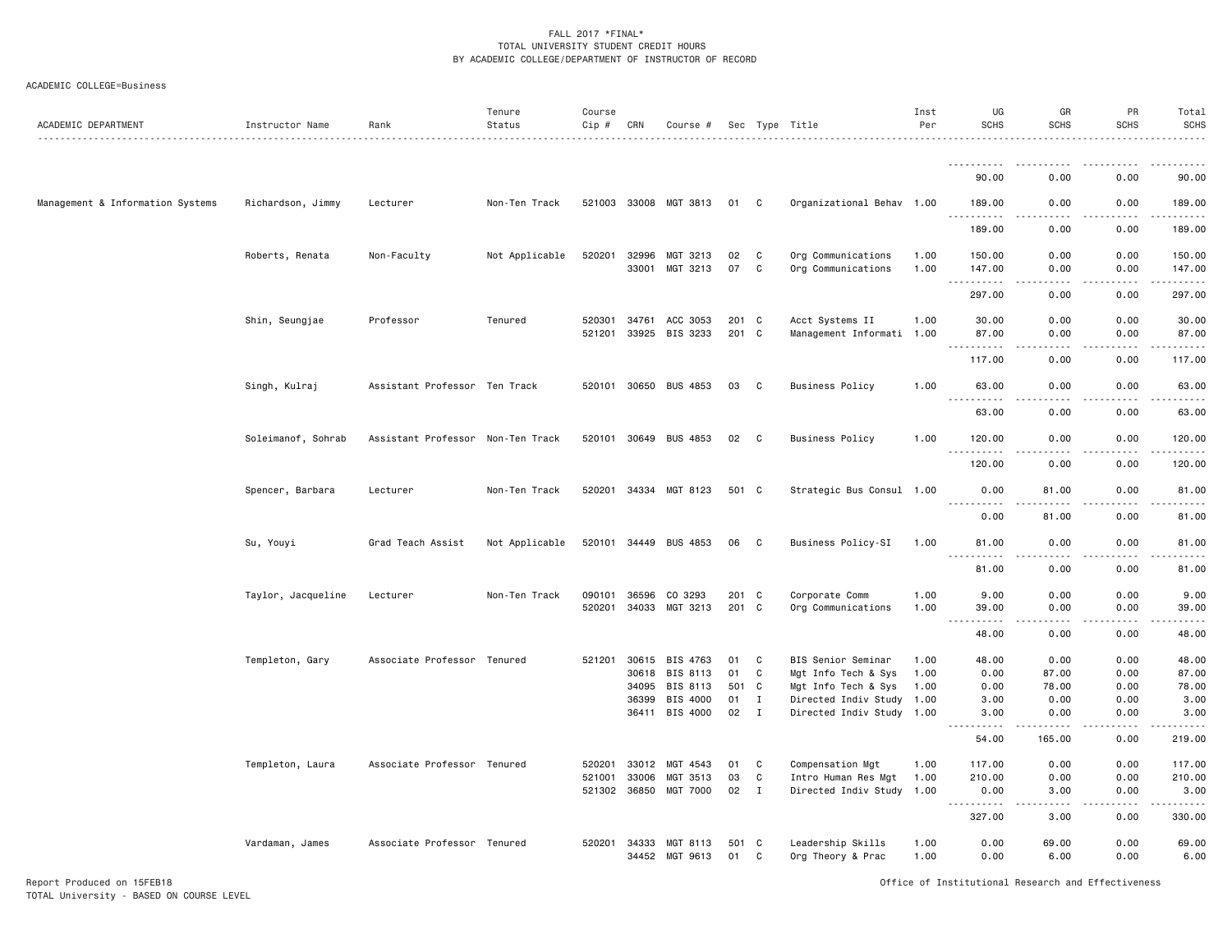FALL 2017 *FINAL*
TOTAL UNIVERSITY STUDENT CREDIT HOURS
BY ACADEMIC COLLEGE/DEPARTMENT OF INSTRUCTOR OF RECORD

ACADEMIC COLLEGE=Business

| ACADEMIC DEPARTMENT | Instructor Name | Rank | Tenure Status | Course Cip # | CRN | Course # | Sec | Type | Title | Inst Per | UG SCHS | GR SCHS | PR SCHS | Total SCHS |
|---|---|---|---|---|---|---|---|---|---|---|---|---|---|---|
| | | | | | | | | | | | 90.00 | 0.00 | 0.00 | 90.00 |
| Management & Information Systems | Richardson, Jimmy | Lecturer | Non-Ten Track | 521003 | 33008 | MGT 3813 | 01 | C | Organizational Behav | 1.00 | 189.00 | 0.00 | 0.00 | 189.00 |
| | | | | | | | | | | | 189.00 | 0.00 | 0.00 | 189.00 |
| | Roberts, Renata | Non-Faculty | Not Applicable | 520201 | 32996 | MGT 3213 | 02 | C | Org Communications | 1.00 | 150.00 | 0.00 | 0.00 | 150.00 |
| | | | | | 33001 | MGT 3213 | 07 | C | Org Communications | 1.00 | 147.00 | 0.00 | 0.00 | 147.00 |
| | | | | | | | | | | | 297.00 | 0.00 | 0.00 | 297.00 |
| | Shin, Seungjae | Professor | Tenured | 520301 | 34761 | ACC 3053 | 201 | C | Acct Systems II | 1.00 | 30.00 | 0.00 | 0.00 | 30.00 |
| | | | | 521201 | 33925 | BIS 3233 | 201 | C | Management Informati | 1.00 | 87.00 | 0.00 | 0.00 | 87.00 |
| | | | | | | | | | | | 117.00 | 0.00 | 0.00 | 117.00 |
| | Singh, Kulraj | Assistant Professor | Ten Track | 520101 | 30650 | BUS 4853 | 03 | C | Business Policy | 1.00 | 63.00 | 0.00 | 0.00 | 63.00 |
| | | | | | | | | | | | 63.00 | 0.00 | 0.00 | 63.00 |
| | Soleimanof, Sohrab | Assistant Professor | Non-Ten Track | 520101 | 30649 | BUS 4853 | 02 | C | Business Policy | 1.00 | 120.00 | 0.00 | 0.00 | 120.00 |
| | | | | | | | | | | | 120.00 | 0.00 | 0.00 | 120.00 |
| | Spencer, Barbara | Lecturer | Non-Ten Track | 520201 | 34334 | MGT 8123 | 501 | C | Strategic Bus Consul | 1.00 | 0.00 | 81.00 | 0.00 | 81.00 |
| | | | | | | | | | | | 0.00 | 81.00 | 0.00 | 81.00 |
| | Su, Youyi | Grad Teach Assist | Not Applicable | 520101 | 34449 | BUS 4853 | 06 | C | Business Policy-SI | 1.00 | 81.00 | 0.00 | 0.00 | 81.00 |
| | | | | | | | | | | | 81.00 | 0.00 | 0.00 | 81.00 |
| | Taylor, Jacqueline | Lecturer | Non-Ten Track | 090101 | 36596 | CO 3293 | 201 | C | Corporate Comm | 1.00 | 9.00 | 0.00 | 0.00 | 9.00 |
| | | | | 520201 | 34033 | MGT 3213 | 201 | C | Org Communications | 1.00 | 39.00 | 0.00 | 0.00 | 39.00 |
| | | | | | | | | | | | 48.00 | 0.00 | 0.00 | 48.00 |
| | Templeton, Gary | Associate Professor | Tenured | 521201 | 30615 | BIS 4763 | 01 | C | BIS Senior Seminar | 1.00 | 48.00 | 0.00 | 0.00 | 48.00 |
| | | | | | 30618 | BIS 8113 | 01 | C | Mgt Info Tech & Sys | 1.00 | 0.00 | 87.00 | 0.00 | 87.00 |
| | | | | | 34095 | BIS 8113 | 501 | C | Mgt Info Tech & Sys | 1.00 | 0.00 | 78.00 | 0.00 | 78.00 |
| | | | | | 36399 | BIS 4000 | 01 | I | Directed Indiv Study | 1.00 | 3.00 | 0.00 | 0.00 | 3.00 |
| | | | | | 36411 | BIS 4000 | 02 | I | Directed Indiv Study | 1.00 | 3.00 | 0.00 | 0.00 | 3.00 |
| | | | | | | | | | | | 54.00 | 165.00 | 0.00 | 219.00 |
| | Templeton, Laura | Associate Professor | Tenured | 520201 | 33012 | MGT 4543 | 01 | C | Compensation Mgt | 1.00 | 117.00 | 0.00 | 0.00 | 117.00 |
| | | | | 521001 | 33006 | MGT 3513 | 03 | C | Intro Human Res Mgt | 1.00 | 210.00 | 0.00 | 0.00 | 210.00 |
| | | | | 521302 | 36850 | MGT 7000 | 02 | I | Directed Indiv Study | 1.00 | 0.00 | 3.00 | 0.00 | 3.00 |
| | | | | | | | | | | | 327.00 | 3.00 | 0.00 | 330.00 |
| | Vardaman, James | Associate Professor | Tenured | 520201 | 34333 | MGT 8113 | 501 | C | Leadership Skills | 1.00 | 0.00 | 69.00 | 0.00 | 69.00 |
| | | | | | 34452 | MGT 9613 | 01 | C | Org Theory & Prac | 1.00 | 0.00 | 6.00 | 0.00 | 6.00 |

Report Produced on 15FEB18
TOTAL University - BASED ON COURSE LEVEL

Office of Institutional Research and Effectiveness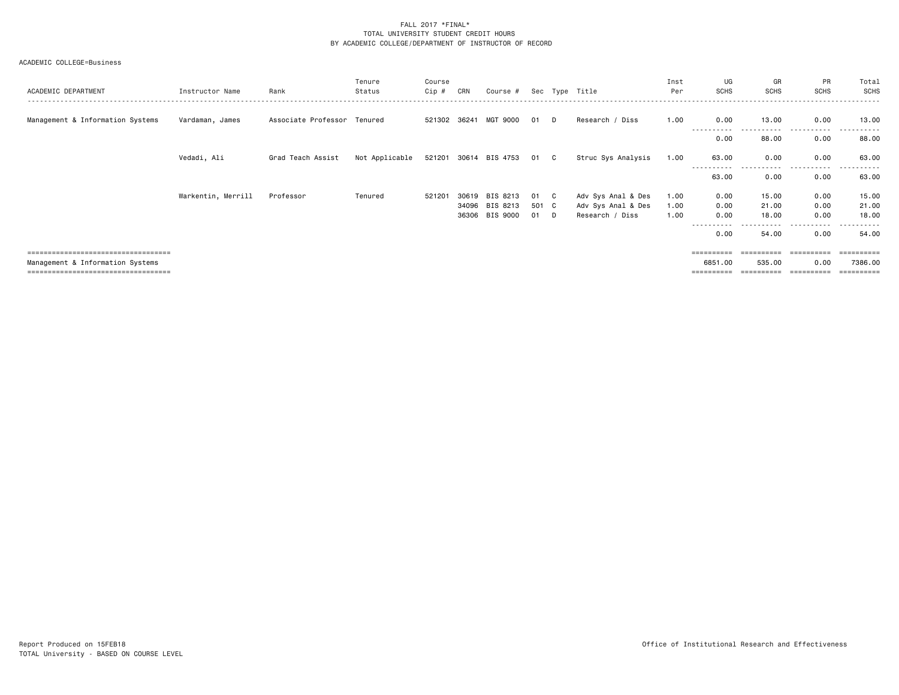FALL 2017 *FINAL*
TOTAL UNIVERSITY STUDENT CREDIT HOURS
BY ACADEMIC COLLEGE/DEPARTMENT OF INSTRUCTOR OF RECORD

ACADEMIC COLLEGE=Business

| ACADEMIC DEPARTMENT | Instructor Name | Rank | Tenure Status | Course Cip # | CRN | Course # | Sec | Type | Title | Inst Per | UG SCHS | GR SCHS | PR SCHS | Total SCHS |
|---|---|---|---|---|---|---|---|---|---|---|---|---|---|---|
| Management & Information Systems | Vardaman, James | Associate Professor | Tenured | 521302 | 36241 | MGT 9000 | 01 | D | Research / Diss | 1.00 | 0.00 | 13.00 | 0.00 | 13.00 |
| | | | | | | | | | | | 0.00 | 88.00 | 0.00 | 88.00 |
| | Vedadi, Ali | Grad Teach Assist | Not Applicable | 521201 | 30614 | BIS 4753 | 01 | C | Struc Sys Analysis | 1.00 | 63.00 | 0.00 | 0.00 | 63.00 |
| | | | | | | | | | | | 63.00 | 0.00 | 0.00 | 63.00 |
| | Warkentin, Merrill | Professor | Tenured | 521201 | 30619 | BIS 8213 | 01 | C | Adv Sys Anal & Des | 1.00 | 0.00 | 15.00 | 0.00 | 15.00 |
| | | | | | 34096 | BIS 8213 | 501 | C | Adv Sys Anal & Des | 1.00 | 0.00 | 21.00 | 0.00 | 21.00 |
| | | | | | 36306 | BIS 9000 | 01 | D | Research / Diss | 1.00 | 0.00 | 18.00 | 0.00 | 18.00 |
| | | | | | | | | | | | 0.00 | 54.00 | 0.00 | 54.00 |
| Management & Information Systems | | | | | | | | | | | 6851.00 | 535.00 | 0.00 | 7386.00 |

Report Produced on 15FEB18
TOTAL University - BASED ON COURSE LEVEL

Office of Institutional Research and Effectiveness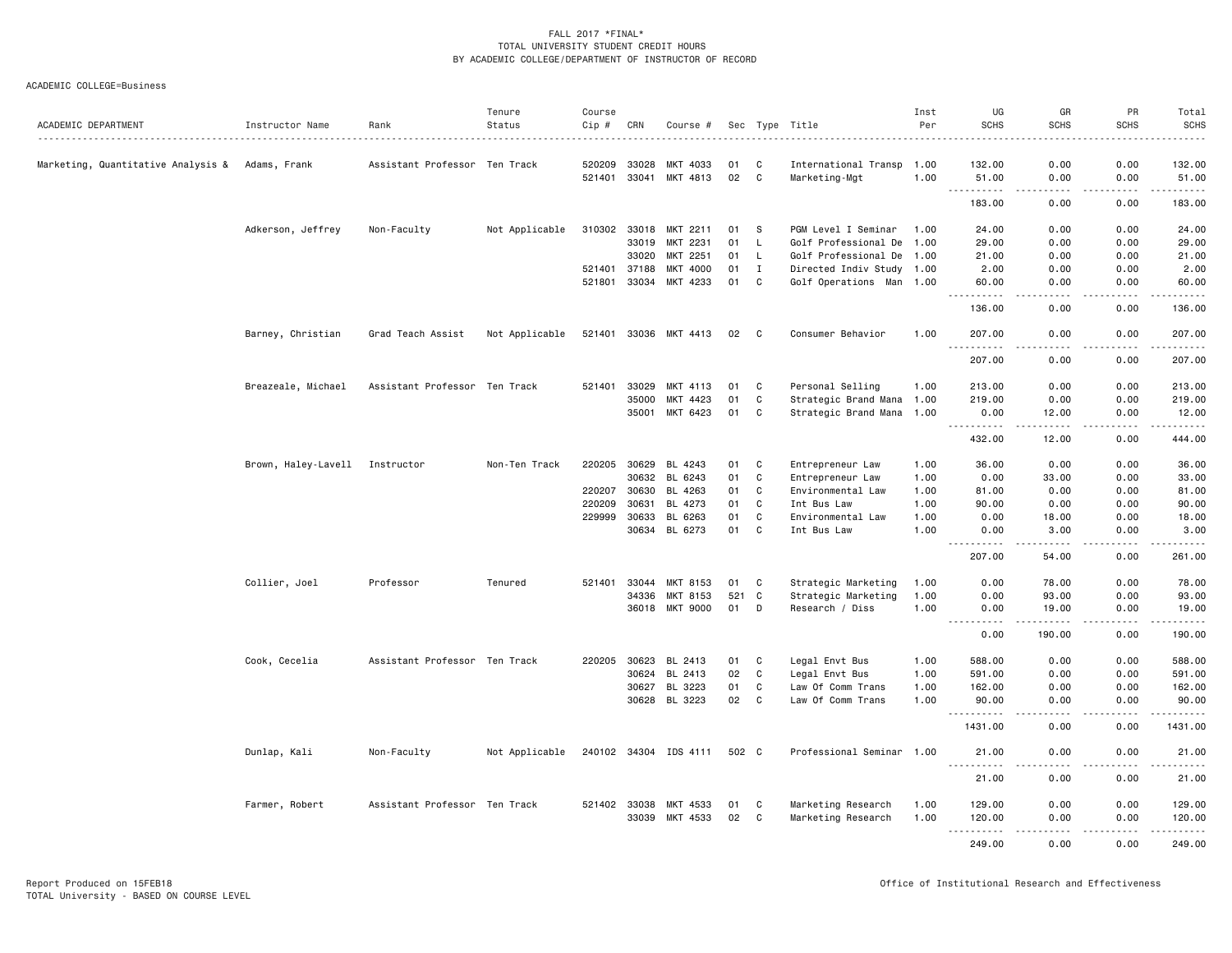FALL 2017 *FINAL*
TOTAL UNIVERSITY STUDENT CREDIT HOURS
BY ACADEMIC COLLEGE/DEPARTMENT OF INSTRUCTOR OF RECORD

ACADEMIC COLLEGE=Business

| ACADEMIC DEPARTMENT | Instructor Name | Rank | Tenure Status | Course Cip # | CRN | Course # | Sec | Type | Title | Inst Per | UG SCHS | GR SCHS | PR SCHS | Total SCHS |
|---|---|---|---|---|---|---|---|---|---|---|---|---|---|---|
| Marketing, Quantitative Analysis & | Adams, Frank | Assistant Professor | Ten Track | 520209 | 33028 | MKT 4033 | 01 | C | International Transp | 1.00 | 132.00 | 0.00 | 0.00 | 132.00 |
| | | | | 521401 | 33041 | MKT 4813 | 02 | C | Marketing-Mgt | 1.00 | 51.00 | 0.00 | 0.00 | 51.00 |
| | | | | | | | | | | | 183.00 | 0.00 | 0.00 | 183.00 |
| | Adkerson, Jeffrey | Non-Faculty | Not Applicable | 310302 | 33018 | MKT 2211 | 01 | S | PGM Level I Seminar | 1.00 | 24.00 | 0.00 | 0.00 | 24.00 |
| | | | | | 33019 | MKT 2231 | 01 | L | Golf Professional De | 1.00 | 29.00 | 0.00 | 0.00 | 29.00 |
| | | | | | 33020 | MKT 2251 | 01 | L | Golf Professional De | 1.00 | 21.00 | 0.00 | 0.00 | 21.00 |
| | | | | 521401 | 37188 | MKT 4000 | 01 | I | Directed Indiv Study | 1.00 | 2.00 | 0.00 | 0.00 | 2.00 |
| | | | | 521801 | 33034 | MKT 4233 | 01 | C | Golf Operations Man | 1.00 | 60.00 | 0.00 | 0.00 | 60.00 |
| | | | | | | | | | | | 136.00 | 0.00 | 0.00 | 136.00 |
| | Barney, Christian | Grad Teach Assist | Not Applicable | 521401 | 33036 | MKT 4413 | 02 | C | Consumer Behavior | 1.00 | 207.00 | 0.00 | 0.00 | 207.00 |
| | | | | | | | | | | | 207.00 | 0.00 | 0.00 | 207.00 |
| | Breazeale, Michael | Assistant Professor | Ten Track | 521401 | 33029 | MKT 4113 | 01 | C | Personal Selling | 1.00 | 213.00 | 0.00 | 0.00 | 213.00 |
| | | | | | 35000 | MKT 4423 | 01 | C | Strategic Brand Mana | 1.00 | 219.00 | 0.00 | 0.00 | 219.00 |
| | | | | | 35001 | MKT 6423 | 01 | C | Strategic Brand Mana | 1.00 | 0.00 | 12.00 | 0.00 | 12.00 |
| | | | | | | | | | | | 432.00 | 12.00 | 0.00 | 444.00 |
| | Brown, Haley-Lavell | Instructor | Non-Ten Track | 220205 | 30629 | BL 4243 | 01 | C | Entrepreneur Law | 1.00 | 36.00 | 0.00 | 0.00 | 36.00 |
| | | | | | 30632 | BL 6243 | 01 | C | Entrepreneur Law | 1.00 | 0.00 | 33.00 | 0.00 | 33.00 |
| | | | | 220207 | 30630 | BL 4263 | 01 | C | Environmental Law | 1.00 | 81.00 | 0.00 | 0.00 | 81.00 |
| | | | | 220209 | 30631 | BL 4273 | 01 | C | Int Bus Law | 1.00 | 90.00 | 0.00 | 0.00 | 90.00 |
| | | | | 229999 | 30633 | BL 6263 | 01 | C | Environmental Law | 1.00 | 0.00 | 18.00 | 0.00 | 18.00 |
| | | | | | 30634 | BL 6273 | 01 | C | Int Bus Law | 1.00 | 0.00 | 3.00 | 0.00 | 3.00 |
| | | | | | | | | | | | 207.00 | 54.00 | 0.00 | 261.00 |
| | Collier, Joel | Professor | Tenured | 521401 | 33044 | MKT 8153 | 01 | C | Strategic Marketing | 1.00 | 0.00 | 78.00 | 0.00 | 78.00 |
| | | | | | 34336 | MKT 8153 | 521 | C | Strategic Marketing | 1.00 | 0.00 | 93.00 | 0.00 | 93.00 |
| | | | | | 36018 | MKT 9000 | 01 | D | Research / Diss | 1.00 | 0.00 | 19.00 | 0.00 | 19.00 |
| | | | | | | | | | | | 0.00 | 190.00 | 0.00 | 190.00 |
| | Cook, Cecelia | Assistant Professor | Ten Track | 220205 | 30623 | BL 2413 | 01 | C | Legal Envt Bus | 1.00 | 588.00 | 0.00 | 0.00 | 588.00 |
| | | | | | 30624 | BL 2413 | 02 | C | Legal Envt Bus | 1.00 | 591.00 | 0.00 | 0.00 | 591.00 |
| | | | | | 30627 | BL 3223 | 01 | C | Law Of Comm Trans | 1.00 | 162.00 | 0.00 | 0.00 | 162.00 |
| | | | | | 30628 | BL 3223 | 02 | C | Law Of Comm Trans | 1.00 | 90.00 | 0.00 | 0.00 | 90.00 |
| | | | | | | | | | | | 1431.00 | 0.00 | 0.00 | 1431.00 |
| | Dunlap, Kali | Non-Faculty | Not Applicable | 240102 | 34304 | IDS 4111 | 502 | C | Professional Seminar | 1.00 | 21.00 | 0.00 | 0.00 | 21.00 |
| | | | | | | | | | | | 21.00 | 0.00 | 0.00 | 21.00 |
| | Farmer, Robert | Assistant Professor | Ten Track | 521402 | 33038 | MKT 4533 | 01 | C | Marketing Research | 1.00 | 129.00 | 0.00 | 0.00 | 129.00 |
| | | | | | 33039 | MKT 4533 | 02 | C | Marketing Research | 1.00 | 120.00 | 0.00 | 0.00 | 120.00 |
| | | | | | | | | | | | 249.00 | 0.00 | 0.00 | 249.00 |

Report Produced on 15FEB18
TOTAL University - BASED ON COURSE LEVEL
Office of Institutional Research and Effectiveness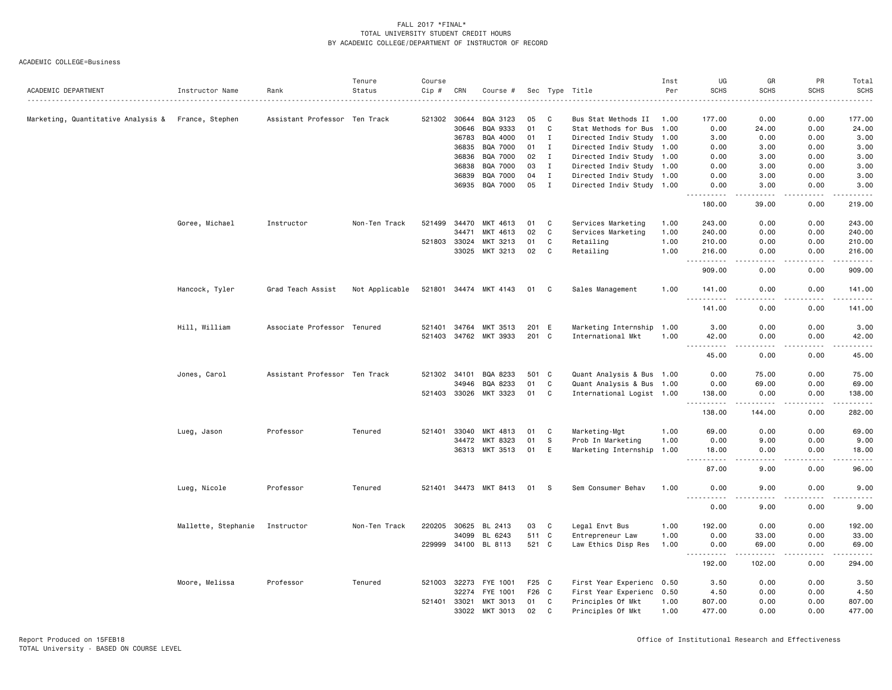FALL 2017 *FINAL*
TOTAL UNIVERSITY STUDENT CREDIT HOURS
BY ACADEMIC COLLEGE/DEPARTMENT OF INSTRUCTOR OF RECORD

ACADEMIC COLLEGE=Business

| ACADEMIC DEPARTMENT | Instructor Name | Rank | Tenure Status | Course Cip # | CRN | Course # | Sec | Type | Title | Inst Per | UG SCHS | GR SCHS | PR SCHS | Total SCHS |
|---|---|---|---|---|---|---|---|---|---|---|---|---|---|---|
| Marketing, Quantitative Analysis & | France, Stephen | Assistant Professor | Ten Track | 521302 | 30644 | BQA 3123 | 05 | C | Bus Stat Methods II | 1.00 | 177.00 | 0.00 | 0.00 | 177.00 |
| | | | | | 30646 | BQA 9333 | 01 | C | Stat Methods for Bus | 1.00 | 0.00 | 24.00 | 0.00 | 24.00 |
| | | | | | 36783 | BQA 4000 | 01 | I | Directed Indiv Study | 1.00 | 3.00 | 0.00 | 0.00 | 3.00 |
| | | | | | 36835 | BQA 7000 | 01 | I | Directed Indiv Study | 1.00 | 0.00 | 3.00 | 0.00 | 3.00 |
| | | | | | 36836 | BQA 7000 | 02 | I | Directed Indiv Study | 1.00 | 0.00 | 3.00 | 0.00 | 3.00 |
| | | | | | 36838 | BQA 7000 | 03 | I | Directed Indiv Study | 1.00 | 0.00 | 3.00 | 0.00 | 3.00 |
| | | | | | 36839 | BQA 7000 | 04 | I | Directed Indiv Study | 1.00 | 0.00 | 3.00 | 0.00 | 3.00 |
| | | | | | 36935 | BQA 7000 | 05 | I | Directed Indiv Study | 1.00 | 0.00 | 3.00 | 0.00 | 3.00 |
| | | | | | | | | | | | 180.00 | 39.00 | 0.00 | 219.00 |
| | Goree, Michael | Instructor | Non-Ten Track | 521499 | 34470 | MKT 4613 | 01 | C | Services Marketing | 1.00 | 243.00 | 0.00 | 0.00 | 243.00 |
| | | | | | 34471 | MKT 4613 | 02 | C | Services Marketing | 1.00 | 240.00 | 0.00 | 0.00 | 240.00 |
| | | | | 521803 | 33024 | MKT 3213 | 01 | C | Retailing | 1.00 | 210.00 | 0.00 | 0.00 | 210.00 |
| | | | | | 33025 | MKT 3213 | 02 | C | Retailing | 1.00 | 216.00 | 0.00 | 0.00 | 216.00 |
| | | | | | | | | | | | 909.00 | 0.00 | 0.00 | 909.00 |
| | Hancock, Tyler | Grad Teach Assist | Not Applicable | 521801 | 34474 | MKT 4143 | 01 | C | Sales Management | 1.00 | 141.00 | 0.00 | 0.00 | 141.00 |
| | | | | | | | | | | | 141.00 | 0.00 | 0.00 | 141.00 |
| | Hill, William | Associate Professor | Tenured | 521401 | 34764 | MKT 3513 | 201 | E | Marketing Internship | 1.00 | 3.00 | 0.00 | 0.00 | 3.00 |
| | | | | 521403 | 34762 | MKT 3933 | 201 | C | International Mkt | 1.00 | 42.00 | 0.00 | 0.00 | 42.00 |
| | | | | | | | | | | | 45.00 | 0.00 | 0.00 | 45.00 |
| | Jones, Carol | Assistant Professor | Ten Track | 521302 | 34101 | BQA 8233 | 501 | C | Quant Analysis & Bus | 1.00 | 0.00 | 75.00 | 0.00 | 75.00 |
| | | | | | 34946 | BQA 8233 | 01 | C | Quant Analysis & Bus | 1.00 | 0.00 | 69.00 | 0.00 | 69.00 |
| | | | | 521403 | 33026 | MKT 3323 | 01 | C | International Logist | 1.00 | 138.00 | 0.00 | 0.00 | 138.00 |
| | | | | | | | | | | | 138.00 | 144.00 | 0.00 | 282.00 |
| | Lueg, Jason | Professor | Tenured | 521401 | 33040 | MKT 4813 | 01 | C | Marketing-Mgt | 1.00 | 69.00 | 0.00 | 0.00 | 69.00 |
| | | | | | 34472 | MKT 8323 | 01 | S | Prob In Marketing | 1.00 | 0.00 | 9.00 | 0.00 | 9.00 |
| | | | | | 36313 | MKT 3513 | 01 | E | Marketing Internship | 1.00 | 18.00 | 0.00 | 0.00 | 18.00 |
| | | | | | | | | | | | 87.00 | 9.00 | 0.00 | 96.00 |
| | Lueg, Nicole | Professor | Tenured | 521401 | 34473 | MKT 8413 | 01 | S | Sem Consumer Behav | 1.00 | 0.00 | 9.00 | 0.00 | 9.00 |
| | | | | | | | | | | | 0.00 | 9.00 | 0.00 | 9.00 |
| | Mallette, Stephanie | Instructor | Non-Ten Track | 220205 | 30625 | BL 2413 | 03 | C | Legal Envt Bus | 1.00 | 192.00 | 0.00 | 0.00 | 192.00 |
| | | | | | 34099 | BL 6243 | 511 | C | Entrepreneur Law | 1.00 | 0.00 | 33.00 | 0.00 | 33.00 |
| | | | | 229999 | 34100 | BL 8113 | 521 | C | Law Ethics Disp Res | 1.00 | 0.00 | 69.00 | 0.00 | 69.00 |
| | | | | | | | | | | | 192.00 | 102.00 | 0.00 | 294.00 |
| | Moore, Melissa | Professor | Tenured | 521003 | 32273 | FYE 1001 | F25 | C | First Year Experienc | 0.50 | 3.50 | 0.00 | 0.00 | 3.50 |
| | | | | | 32274 | FYE 1001 | F26 | C | First Year Experienc | 0.50 | 4.50 | 0.00 | 0.00 | 4.50 |
| | | | | 521401 | 33021 | MKT 3013 | 01 | C | Principles Of Mkt | 1.00 | 807.00 | 0.00 | 0.00 | 807.00 |
| | | | | | 33022 | MKT 3013 | 02 | C | Principles Of Mkt | 1.00 | 477.00 | 0.00 | 0.00 | 477.00 |

Report Produced on 15FEB18
TOTAL University - BASED ON COURSE LEVEL

Office of Institutional Research and Effectiveness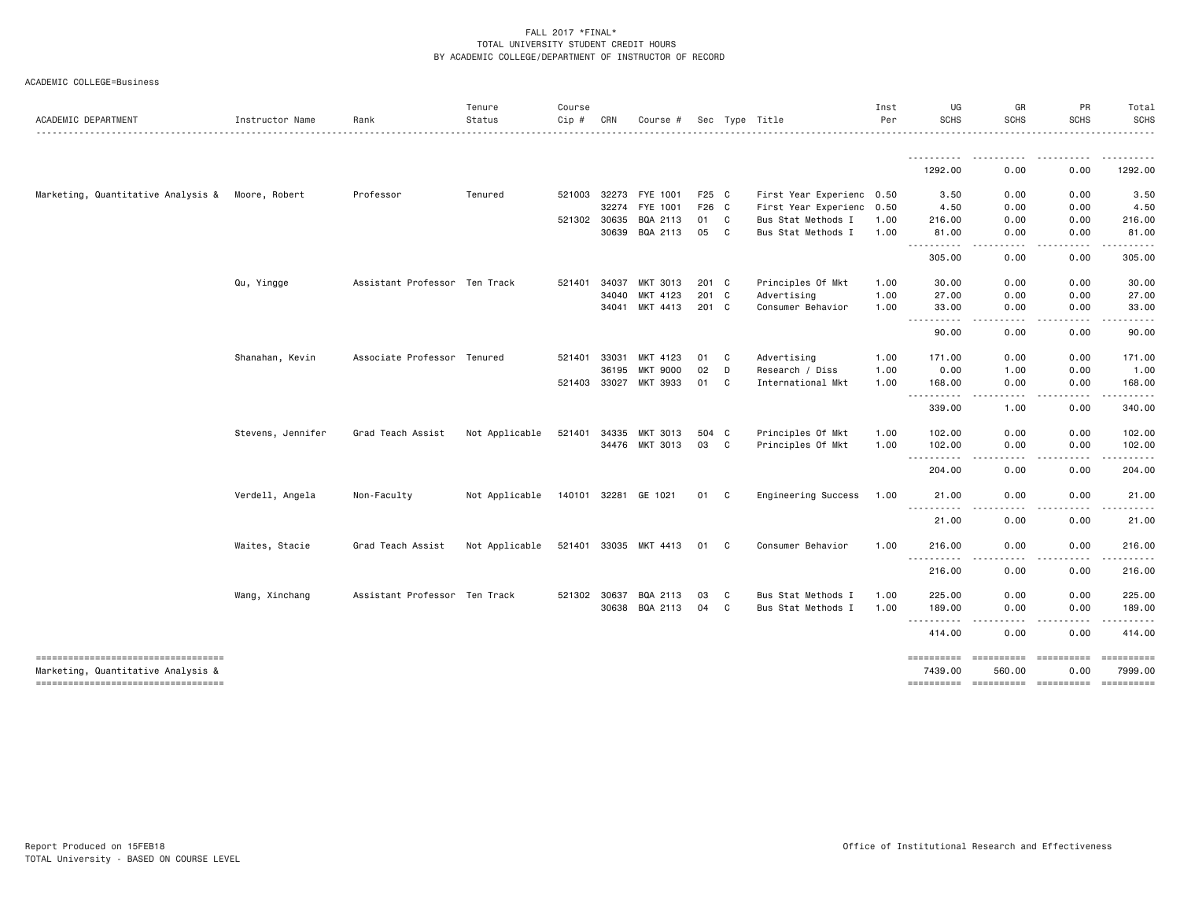FALL 2017 *FINAL*
TOTAL UNIVERSITY STUDENT CREDIT HOURS
BY ACADEMIC COLLEGE/DEPARTMENT OF INSTRUCTOR OF RECORD

ACADEMIC COLLEGE=Business

| ACADEMIC DEPARTMENT | Instructor Name | Rank | Tenure Status | Course Cip # | CRN | Course # | Sec | Type | Title | Inst Per | UG SCHS | GR SCHS | PR SCHS | Total SCHS |
|---|---|---|---|---|---|---|---|---|---|---|---|---|---|---|
| | | | | | | | | | | | 1292.00 | 0.00 | 0.00 | 1292.00 |
| Marketing, Quantitative Analysis & | Moore, Robert | Professor | Tenured | 521003 | 32273 | FYE 1001 | F25 | C | First Year Experienc | 0.50 | 3.50 | 0.00 | 0.00 | 3.50 |
| | | | | | 32274 | FYE 1001 | F26 | C | First Year Experienc | 0.50 | 4.50 | 0.00 | 0.00 | 4.50 |
| | | | | 521302 | 30635 | BQA 2113 | 01 | C | Bus Stat Methods I | 1.00 | 216.00 | 0.00 | 0.00 | 216.00 |
| | | | | | 30639 | BQA 2113 | 05 | C | Bus Stat Methods I | 1.00 | 81.00 | 0.00 | 0.00 | 81.00 |
| | | | | | | | | | | | 305.00 | 0.00 | 0.00 | 305.00 |
| | Qu, Yingge | Assistant Professor | Ten Track | 521401 | 34037 | MKT 3013 | 201 | C | Principles Of Mkt | 1.00 | 30.00 | 0.00 | 0.00 | 30.00 |
| | | | | | 34040 | MKT 4123 | 201 | C | Advertising | 1.00 | 27.00 | 0.00 | 0.00 | 27.00 |
| | | | | | 34041 | MKT 4413 | 201 | C | Consumer Behavior | 1.00 | 33.00 | 0.00 | 0.00 | 33.00 |
| | | | | | | | | | | | 90.00 | 0.00 | 0.00 | 90.00 |
| | Shanahan, Kevin | Associate Professor | Tenured | 521401 | 33031 | MKT 4123 | 01 | C | Advertising | 1.00 | 171.00 | 0.00 | 0.00 | 171.00 |
| | | | | | 36195 | MKT 9000 | 02 | D | Research / Diss | 1.00 | 0.00 | 1.00 | 0.00 | 1.00 |
| | | | | 521403 | 33027 | MKT 3933 | 01 | C | International Mkt | 1.00 | 168.00 | 0.00 | 0.00 | 168.00 |
| | | | | | | | | | | | 339.00 | 1.00 | 0.00 | 340.00 |
| | Stevens, Jennifer | Grad Teach Assist | Not Applicable | 521401 | 34335 | MKT 3013 | 504 | C | Principles Of Mkt | 1.00 | 102.00 | 0.00 | 0.00 | 102.00 |
| | | | | | 34476 | MKT 3013 | 03 | C | Principles Of Mkt | 1.00 | 102.00 | 0.00 | 0.00 | 102.00 |
| | | | | | | | | | | | 204.00 | 0.00 | 0.00 | 204.00 |
| | Verdell, Angela | Non-Faculty | Not Applicable | 140101 | 32281 | GE 1021 | 01 | C | Engineering Success | 1.00 | 21.00 | 0.00 | 0.00 | 21.00 |
| | | | | | | | | | | | 21.00 | 0.00 | 0.00 | 21.00 |
| | Waites, Stacie | Grad Teach Assist | Not Applicable | 521401 | 33035 | MKT 4413 | 01 | C | Consumer Behavior | 1.00 | 216.00 | 0.00 | 0.00 | 216.00 |
| | | | | | | | | | | | 216.00 | 0.00 | 0.00 | 216.00 |
| | Wang, Xinchang | Assistant Professor | Ten Track | 521302 | 30637 | BQA 2113 | 03 | C | Bus Stat Methods I | 1.00 | 225.00 | 0.00 | 0.00 | 225.00 |
| | | | | | 30638 | BQA 2113 | 04 | C | Bus Stat Methods I | 1.00 | 189.00 | 0.00 | 0.00 | 189.00 |
| | | | | | | | | | | | 414.00 | 0.00 | 0.00 | 414.00 |
| Marketing, Quantitative Analysis & | | | | | | | | | | | 7439.00 | 560.00 | 0.00 | 7999.00 |

Report Produced on 15FEB18
TOTAL University - BASED ON COURSE LEVEL
Office of Institutional Research and Effectiveness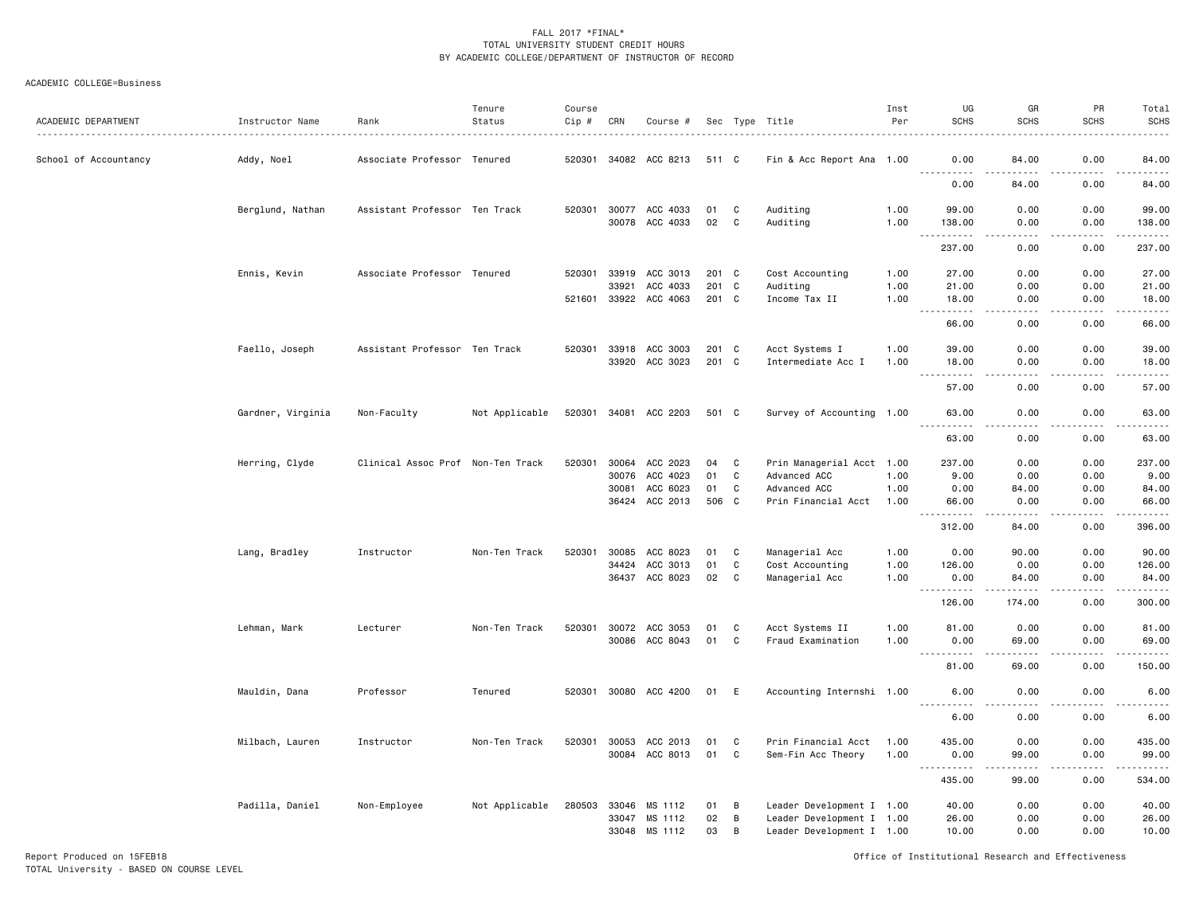FALL 2017 *FINAL*
TOTAL UNIVERSITY STUDENT CREDIT HOURS
BY ACADEMIC COLLEGE/DEPARTMENT OF INSTRUCTOR OF RECORD

ACADEMIC COLLEGE=Business

| ACADEMIC DEPARTMENT | Instructor Name | Rank | Tenure Status | Course Cip # | CRN | Course # | Sec | Type | Title | Inst Per | UG SCHS | GR SCHS | PR SCHS | Total SCHS |
|---|---|---|---|---|---|---|---|---|---|---|---|---|---|---|
| School of Accountancy | Addy, Noel | Associate Professor | Tenured | 520301 | 34082 | ACC 8213 | 511 | C | Fin & Acc Report Ana | 1.00 | 0.00 | 84.00 | 0.00 | 84.00 |
| | | | | | | | | | | | 0.00 | 84.00 | 0.00 | 84.00 |
| | Berglund, Nathan | Assistant Professor | Ten Track | 520301 | 30077 | ACC 4033 | 01 | C | Auditing | 1.00 | 99.00 | 0.00 | 0.00 | 99.00 |
| | | | | | 30078 | ACC 4033 | 02 | C | Auditing | 1.00 | 138.00 | 0.00 | 0.00 | 138.00 |
| | | | | | | | | | | | 237.00 | 0.00 | 0.00 | 237.00 |
| | Ennis, Kevin | Associate Professor | Tenured | 520301 | 33919 | ACC 3013 | 201 | C | Cost Accounting | 1.00 | 27.00 | 0.00 | 0.00 | 27.00 |
| | | | | | 33921 | ACC 4033 | 201 | C | Auditing | 1.00 | 21.00 | 0.00 | 0.00 | 21.00 |
| | | | | 521601 | 33922 | ACC 4063 | 201 | C | Income Tax II | 1.00 | 18.00 | 0.00 | 0.00 | 18.00 |
| | | | | | | | | | | | 66.00 | 0.00 | 0.00 | 66.00 |
| | Faello, Joseph | Assistant Professor | Ten Track | 520301 | 33918 | ACC 3003 | 201 | C | Acct Systems I | 1.00 | 39.00 | 0.00 | 0.00 | 39.00 |
| | | | | | 33920 | ACC 3023 | 201 | C | Intermediate Acc I | 1.00 | 18.00 | 0.00 | 0.00 | 18.00 |
| | | | | | | | | | | | 57.00 | 0.00 | 0.00 | 57.00 |
| | Gardner, Virginia | Non-Faculty | Not Applicable | 520301 | 34081 | ACC 2203 | 501 | C | Survey of Accounting | 1.00 | 63.00 | 0.00 | 0.00 | 63.00 |
| | | | | | | | | | | | 63.00 | 0.00 | 0.00 | 63.00 |
| | Herring, Clyde | Clinical Assoc Prof | Non-Ten Track | 520301 | 30064 | ACC 2023 | 04 | C | Prin Managerial Acct | 1.00 | 237.00 | 0.00 | 0.00 | 237.00 |
| | | | | | 30076 | ACC 4023 | 01 | C | Advanced ACC | 1.00 | 9.00 | 0.00 | 0.00 | 9.00 |
| | | | | | 30081 | ACC 6023 | 01 | C | Advanced ACC | 1.00 | 0.00 | 84.00 | 0.00 | 84.00 |
| | | | | | 36424 | ACC 2013 | 506 | C | Prin Financial Acct | 1.00 | 66.00 | 0.00 | 0.00 | 66.00 |
| | | | | | | | | | | | 312.00 | 84.00 | 0.00 | 396.00 |
| | Lang, Bradley | Instructor | Non-Ten Track | 520301 | 30085 | ACC 8023 | 01 | C | Managerial Acc | 1.00 | 0.00 | 90.00 | 0.00 | 90.00 |
| | | | | | 34424 | ACC 3013 | 01 | C | Cost Accounting | 1.00 | 126.00 | 0.00 | 0.00 | 126.00 |
| | | | | | 36437 | ACC 8023 | 02 | C | Managerial Acc | 1.00 | 0.00 | 84.00 | 0.00 | 84.00 |
| | | | | | | | | | | | 126.00 | 174.00 | 0.00 | 300.00 |
| | Lehman, Mark | Lecturer | Non-Ten Track | 520301 | 30072 | ACC 3053 | 01 | C | Acct Systems II | 1.00 | 81.00 | 0.00 | 0.00 | 81.00 |
| | | | | | 30086 | ACC 8043 | 01 | C | Fraud Examination | 1.00 | 0.00 | 69.00 | 0.00 | 69.00 |
| | | | | | | | | | | | 81.00 | 69.00 | 0.00 | 150.00 |
| | Mauldin, Dana | Professor | Tenured | 520301 | 30080 | ACC 4200 | 01 | E | Accounting Internshi | 1.00 | 6.00 | 0.00 | 0.00 | 6.00 |
| | | | | | | | | | | | 6.00 | 0.00 | 0.00 | 6.00 |
| | Milbach, Lauren | Instructor | Non-Ten Track | 520301 | 30053 | ACC 2013 | 01 | C | Prin Financial Acct | 1.00 | 435.00 | 0.00 | 0.00 | 435.00 |
| | | | | | 30084 | ACC 8013 | 01 | C | Sem-Fin Acc Theory | 1.00 | 0.00 | 99.00 | 0.00 | 99.00 |
| | | | | | | | | | | | 435.00 | 99.00 | 0.00 | 534.00 |
| | Padilla, Daniel | Non-Employee | Not Applicable | 280503 | 33046 | MS 1112 | 01 | B | Leader Development I | 1.00 | 40.00 | 0.00 | 0.00 | 40.00 |
| | | | | | 33047 | MS 1112 | 02 | B | Leader Development I | 1.00 | 26.00 | 0.00 | 0.00 | 26.00 |
| | | | | | 33048 | MS 1112 | 03 | B | Leader Development I | 1.00 | 10.00 | 0.00 | 0.00 | 10.00 |

Report Produced on 15FEB18
TOTAL University - BASED ON COURSE LEVEL

Office of Institutional Research and Effectiveness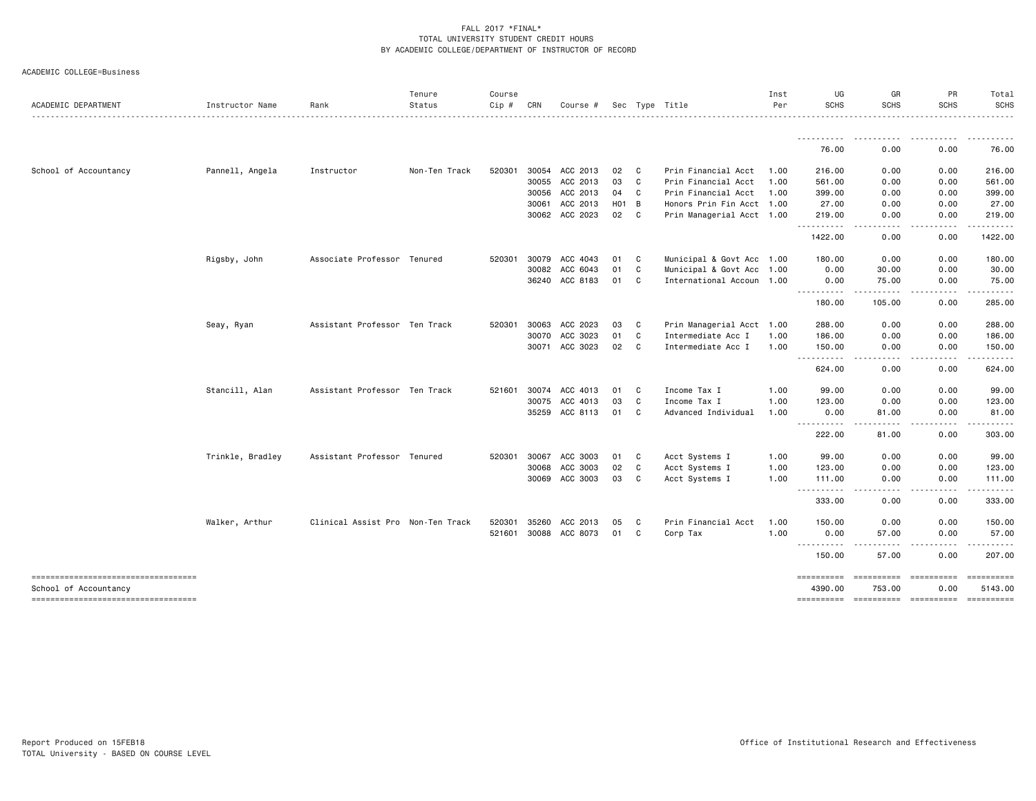FALL 2017 *FINAL*
TOTAL UNIVERSITY STUDENT CREDIT HOURS
BY ACADEMIC COLLEGE/DEPARTMENT OF INSTRUCTOR OF RECORD

ACADEMIC COLLEGE=Business

| ACADEMIC DEPARTMENT | Instructor Name | Rank | Tenure Status | Course Cip # | CRN | Course # | Sec | Type | Title | Inst Per | UG SCHS | GR SCHS | PR SCHS | Total SCHS |
|---|---|---|---|---|---|---|---|---|---|---|---|---|---|---|
| | | | | | | | | | | | 76.00 | 0.00 | 0.00 | 76.00 |
| School of Accountancy | Pannell, Angela | Instructor | Non-Ten Track | 520301 | 30054 | ACC 2013 | 02 | C | Prin Financial Acct | 1.00 | 216.00 | 0.00 | 0.00 | 216.00 |
| | | | | | 30055 | ACC 2013 | 03 | C | Prin Financial Acct | 1.00 | 561.00 | 0.00 | 0.00 | 561.00 |
| | | | | | 30056 | ACC 2013 | 04 | C | Prin Financial Acct | 1.00 | 399.00 | 0.00 | 0.00 | 399.00 |
| | | | | | 30061 | ACC 2013 | H01 | B | Honors Prin Fin Acct | 1.00 | 27.00 | 0.00 | 0.00 | 27.00 |
| | | | | | 30062 | ACC 2023 | 02 | C | Prin Managerial Acct | 1.00 | 219.00 | 0.00 | 0.00 | 219.00 |
| | | | | | | | | | | | 1422.00 | 0.00 | 0.00 | 1422.00 |
| | Rigsby, John | Associate Professor | Tenured | 520301 | 30079 | ACC 4043 | 01 | C | Municipal & Govt Acc | 1.00 | 180.00 | 0.00 | 0.00 | 180.00 |
| | | | | | 30082 | ACC 6043 | 01 | C | Municipal & Govt Acc | 1.00 | 0.00 | 30.00 | 0.00 | 30.00 |
| | | | | | 36240 | ACC 8183 | 01 | C | International Accoun | 1.00 | 0.00 | 75.00 | 0.00 | 75.00 |
| | | | | | | | | | | | 180.00 | 105.00 | 0.00 | 285.00 |
| | Seay, Ryan | Assistant Professor | Ten Track | 520301 | 30063 | ACC 2023 | 03 | C | Prin Managerial Acct | 1.00 | 288.00 | 0.00 | 0.00 | 288.00 |
| | | | | | 30070 | ACC 3023 | 01 | C | Intermediate Acc I | 1.00 | 186.00 | 0.00 | 0.00 | 186.00 |
| | | | | | 30071 | ACC 3023 | 02 | C | Intermediate Acc I | 1.00 | 150.00 | 0.00 | 0.00 | 150.00 |
| | | | | | | | | | | | 624.00 | 0.00 | 0.00 | 624.00 |
| | Stancill, Alan | Assistant Professor | Ten Track | 521601 | 30074 | ACC 4013 | 01 | C | Income Tax I | 1.00 | 99.00 | 0.00 | 0.00 | 99.00 |
| | | | | | 30075 | ACC 4013 | 03 | C | Income Tax I | 1.00 | 123.00 | 0.00 | 0.00 | 123.00 |
| | | | | | 35259 | ACC 8113 | 01 | C | Advanced Individual | 1.00 | 0.00 | 81.00 | 0.00 | 81.00 |
| | | | | | | | | | | | 222.00 | 81.00 | 0.00 | 303.00 |
| | Trinkle, Bradley | Assistant Professor | Tenured | 520301 | 30067 | ACC 3003 | 01 | C | Acct Systems I | 1.00 | 99.00 | 0.00 | 0.00 | 99.00 |
| | | | | | 30068 | ACC 3003 | 02 | C | Acct Systems I | 1.00 | 123.00 | 0.00 | 0.00 | 123.00 |
| | | | | | 30069 | ACC 3003 | 03 | C | Acct Systems I | 1.00 | 111.00 | 0.00 | 0.00 | 111.00 |
| | | | | | | | | | | | 333.00 | 0.00 | 0.00 | 333.00 |
| | Walker, Arthur | Clinical Assist Pro | Non-Ten Track | 520301 | 35260 | ACC 2013 | 05 | C | Prin Financial Acct | 1.00 | 150.00 | 0.00 | 0.00 | 150.00 |
| | | | | 521601 | 30088 | ACC 8073 | 01 | C | Corp Tax | 1.00 | 0.00 | 57.00 | 0.00 | 57.00 |
| | | | | | | | | | | | 150.00 | 57.00 | 0.00 | 207.00 |
| School of Accountancy | | | | | | | | | | | 4390.00 | 753.00 | 0.00 | 5143.00 |

Report Produced on 15FEB18
TOTAL University - BASED ON COURSE LEVEL

Office of Institutional Research and Effectiveness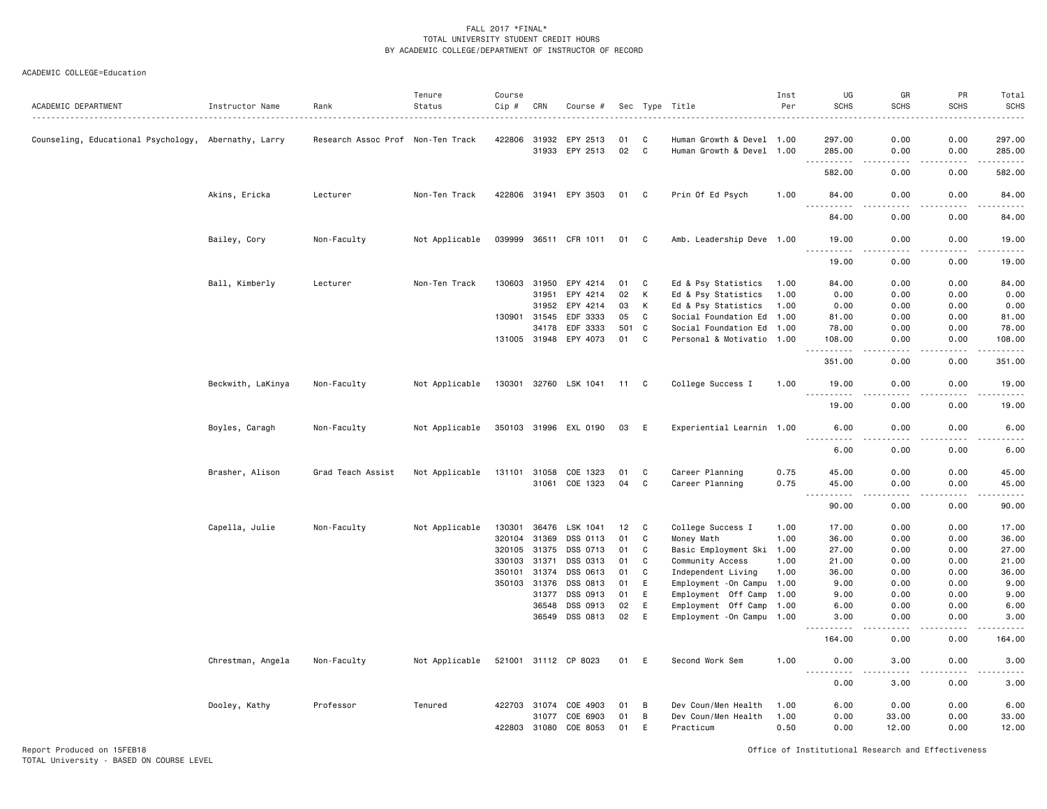FALL 2017 *FINAL*
TOTAL UNIVERSITY STUDENT CREDIT HOURS
BY ACADEMIC COLLEGE/DEPARTMENT OF INSTRUCTOR OF RECORD

ACADEMIC COLLEGE=Education

| ACADEMIC DEPARTMENT | Instructor Name | Rank | Tenure Status | Course Cip # | CRN | Course # | Sec | Type | Title | Inst Per | UG SCHS | GR SCHS | PR SCHS | Total SCHS |
|---|---|---|---|---|---|---|---|---|---|---|---|---|---|---|
| Counseling, Educational Psychology, | Abernathy, Larry | Research Assoc Prof | Non-Ten Track | 422806 | 31932 | EPY 2513 | 01 | C | Human Growth & Devel | 1.00 | 297.00 | 0.00 | 0.00 | 297.00 |
| | | | | | 31933 | EPY 2513 | 02 | C | Human Growth & Devel | 1.00 | 285.00 | 0.00 | 0.00 | 285.00 |
| | | | | | | | | | | | 582.00 | 0.00 | 0.00 | 582.00 |
| | Akins, Ericka | Lecturer | Non-Ten Track | 422806 | 31941 | EPY 3503 | 01 | C | Prin Of Ed Psych | 1.00 | 84.00 | 0.00 | 0.00 | 84.00 |
| | | | | | | | | | | | 84.00 | 0.00 | 0.00 | 84.00 |
| | Bailey, Cory | Non-Faculty | Not Applicable | 039999 | 36511 | CFR 1011 | 01 | C | Amb. Leadership Deve | 1.00 | 19.00 | 0.00 | 0.00 | 19.00 |
| | | | | | | | | | | | 19.00 | 0.00 | 0.00 | 19.00 |
| | Ball, Kimberly | Lecturer | Non-Ten Track | 130603 | 31950 | EPY 4214 | 01 | C | Ed & Psy Statistics | 1.00 | 84.00 | 0.00 | 0.00 | 84.00 |
| | | | | | 31951 | EPY 4214 | 02 | K | Ed & Psy Statistics | 1.00 | 0.00 | 0.00 | 0.00 | 0.00 |
| | | | | | 31952 | EPY 4214 | 03 | K | Ed & Psy Statistics | 1.00 | 0.00 | 0.00 | 0.00 | 0.00 |
| | | | | 130901 | 31545 | EDF 3333 | 05 | C | Social Foundation Ed | 1.00 | 81.00 | 0.00 | 0.00 | 81.00 |
| | | | | | 34178 | EDF 3333 | 501 | C | Social Foundation Ed | 1.00 | 78.00 | 0.00 | 0.00 | 78.00 |
| | | | | 131005 | 31948 | EPY 4073 | 01 | C | Personal & Motivatio | 1.00 | 108.00 | 0.00 | 0.00 | 108.00 |
| | | | | | | | | | | | 351.00 | 0.00 | 0.00 | 351.00 |
| | Beckwith, LaKinya | Non-Faculty | Not Applicable | 130301 | 32760 | LSK 1041 | 11 | C | College Success I | 1.00 | 19.00 | 0.00 | 0.00 | 19.00 |
| | | | | | | | | | | | 19.00 | 0.00 | 0.00 | 19.00 |
| | Boyles, Caragh | Non-Faculty | Not Applicable | 350103 | 31996 | EXL 0190 | 03 | E | Experiential Learnin | 1.00 | 6.00 | 0.00 | 0.00 | 6.00 |
| | | | | | | | | | | | 6.00 | 0.00 | 0.00 | 6.00 |
| | Brasher, Alison | Grad Teach Assist | Not Applicable | 131101 | 31058 | COE 1323 | 01 | C | Career Planning | 0.75 | 45.00 | 0.00 | 0.00 | 45.00 |
| | | | | | 31061 | COE 1323 | 04 | C | Career Planning | 0.75 | 45.00 | 0.00 | 0.00 | 45.00 |
| | | | | | | | | | | | 90.00 | 0.00 | 0.00 | 90.00 |
| | Capella, Julie | Non-Faculty | Not Applicable | 130301 | 36476 | LSK 1041 | 12 | C | College Success I | 1.00 | 17.00 | 0.00 | 0.00 | 17.00 |
| | | | | 320104 | 31369 | DSS 0113 | 01 | C | Money Math | 1.00 | 36.00 | 0.00 | 0.00 | 36.00 |
| | | | | 320105 | 31375 | DSS 0713 | 01 | C | Basic Employment Ski | 1.00 | 27.00 | 0.00 | 0.00 | 27.00 |
| | | | | 330103 | 31371 | DSS 0313 | 01 | C | Community Access | 1.00 | 21.00 | 0.00 | 0.00 | 21.00 |
| | | | | 350101 | 31374 | DSS 0613 | 01 | C | Independent Living | 1.00 | 36.00 | 0.00 | 0.00 | 36.00 |
| | | | | 350103 | 31376 | DSS 0813 | 01 | E | Employment -On Campu | 1.00 | 9.00 | 0.00 | 0.00 | 9.00 |
| | | | | | 31377 | DSS 0913 | 01 | E | Employment Off Camp | 1.00 | 9.00 | 0.00 | 0.00 | 9.00 |
| | | | | | 36548 | DSS 0913 | 02 | E | Employment Off Camp | 1.00 | 6.00 | 0.00 | 0.00 | 6.00 |
| | | | | | 36549 | DSS 0813 | 02 | E | Employment -On Campu | 1.00 | 3.00 | 0.00 | 0.00 | 3.00 |
| | | | | | | | | | | | 164.00 | 0.00 | 0.00 | 164.00 |
| | Chrestman, Angela | Non-Faculty | Not Applicable | 521001 | 31112 | CP 8023 | 01 | E | Second Work Sem | 1.00 | 0.00 | 3.00 | 0.00 | 3.00 |
| | | | | | | | | | | | 0.00 | 3.00 | 0.00 | 3.00 |
| | Dooley, Kathy | Professor | Tenured | 422703 | 31074 | COE 4903 | 01 | B | Dev Coun/Men Health | 1.00 | 6.00 | 0.00 | 0.00 | 6.00 |
| | | | | | 31077 | COE 6903 | 01 | B | Dev Coun/Men Health | 1.00 | 0.00 | 33.00 | 0.00 | 33.00 |
| | | | | 422803 | 31080 | COE 8053 | 01 | E | Practicum | 0.50 | 0.00 | 12.00 | 0.00 | 12.00 |

Report Produced on 15FEB18
TOTAL University - BASED ON COURSE LEVEL

Office of Institutional Research and Effectiveness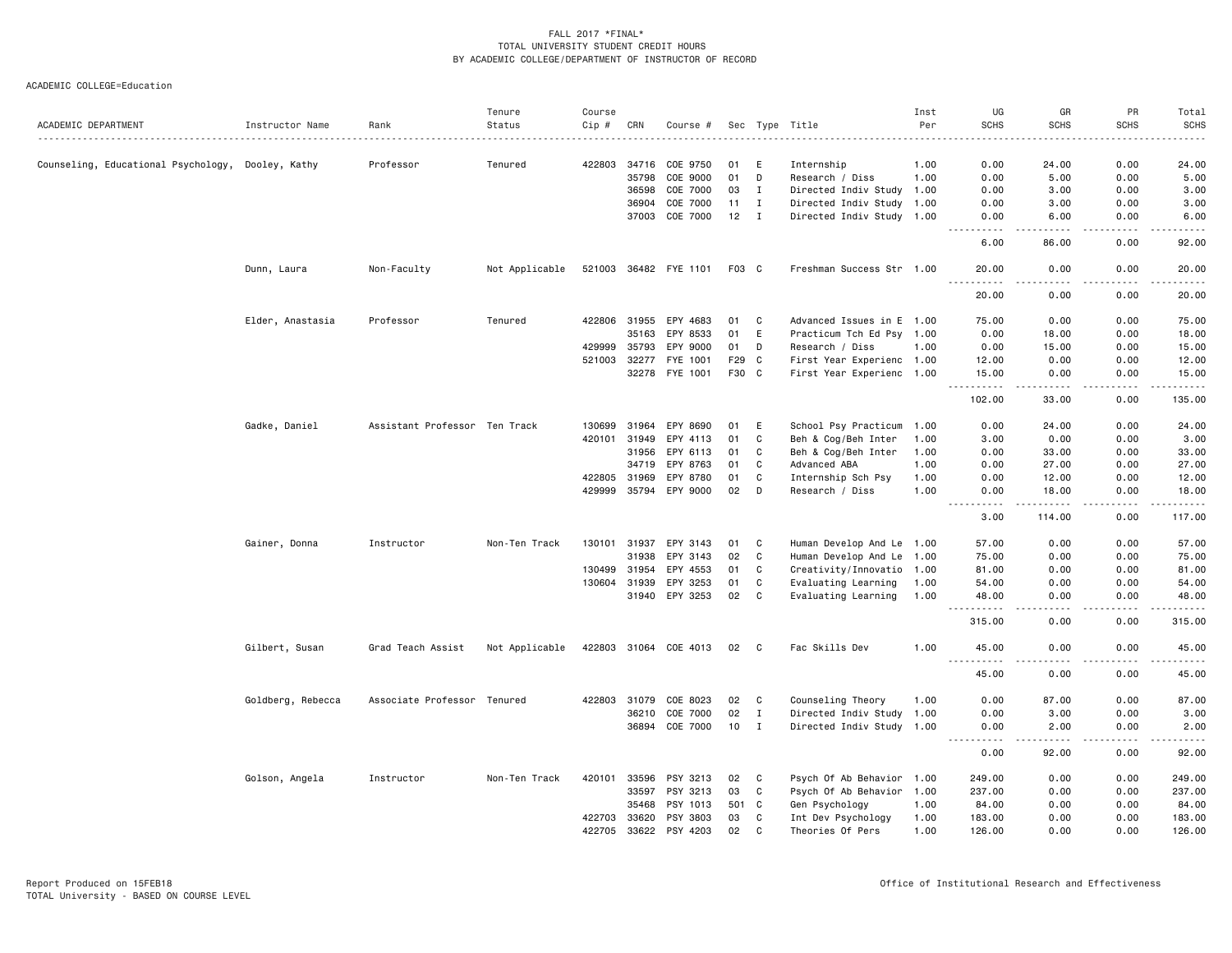FALL 2017 *FINAL*
TOTAL UNIVERSITY STUDENT CREDIT HOURS
BY ACADEMIC COLLEGE/DEPARTMENT OF INSTRUCTOR OF RECORD

ACADEMIC COLLEGE=Education

| ACADEMIC DEPARTMENT | Instructor Name | Rank | Tenure Status | Course Cip # | CRN | Course # | Sec | Type | Title | Inst Per | UG SCHS | GR SCHS | PR SCHS | Total SCHS |
|---|---|---|---|---|---|---|---|---|---|---|---|---|---|---|
| Counseling, Educational Psychology, | Dooley, Kathy | Professor | Tenured | 422803 | 34716 | COE 9750 | 01 | E | Internship | 1.00 | 0.00 | 24.00 | 0.00 | 24.00 |
| | | | | | 35798 | COE 9000 | 01 | D | Research / Diss | 1.00 | 0.00 | 5.00 | 0.00 | 5.00 |
| | | | | | 36598 | COE 7000 | 03 | I | Directed Indiv Study | 1.00 | 0.00 | 3.00 | 0.00 | 3.00 |
| | | | | | 36904 | COE 7000 | 11 | I | Directed Indiv Study | 1.00 | 0.00 | 3.00 | 0.00 | 3.00 |
| | | | | | 37003 | COE 7000 | 12 | I | Directed Indiv Study | 1.00 | 0.00 | 6.00 | 0.00 | 6.00 |
| | | | | | | | | | | | 6.00 | 86.00 | 0.00 | 92.00 |
| | Dunn, Laura | Non-Faculty | Not Applicable | 521003 | 36482 | FYE 1101 | F03 | C | Freshman Success Str | 1.00 | 20.00 | 0.00 | 0.00 | 20.00 |
| | | | | | | | | | | | 20.00 | 0.00 | 0.00 | 20.00 |
| | Elder, Anastasia | Professor | Tenured | 422806 | 31955 | EPY 4683 | 01 | C | Advanced Issues in E | 1.00 | 75.00 | 0.00 | 0.00 | 75.00 |
| | | | | | 35163 | EPY 8533 | 01 | E | Practicum Tch Ed Psy | 1.00 | 0.00 | 18.00 | 0.00 | 18.00 |
| | | | | 429999 | 35793 | EPY 9000 | 01 | D | Research / Diss | 1.00 | 0.00 | 15.00 | 0.00 | 15.00 |
| | | | | 521003 | 32277 | FYE 1001 | F29 | C | First Year Experienc | 1.00 | 12.00 | 0.00 | 0.00 | 12.00 |
| | | | | | 32278 | FYE 1001 | F30 | C | First Year Experienc | 1.00 | 15.00 | 0.00 | 0.00 | 15.00 |
| | | | | | | | | | | | 102.00 | 33.00 | 0.00 | 135.00 |
| | Gadke, Daniel | Assistant Professor | Ten Track | 130699 | 31964 | EPY 8690 | 01 | E | School Psy Practicum | 1.00 | 0.00 | 24.00 | 0.00 | 24.00 |
| | | | | 420101 | 31949 | EPY 4113 | 01 | C | Beh & Cog/Beh Inter | 1.00 | 3.00 | 0.00 | 0.00 | 3.00 |
| | | | | | 31956 | EPY 6113 | 01 | C | Beh & Cog/Beh Inter | 1.00 | 0.00 | 33.00 | 0.00 | 33.00 |
| | | | | | 34719 | EPY 8763 | 01 | C | Advanced ABA | 1.00 | 0.00 | 27.00 | 0.00 | 27.00 |
| | | | | 422805 | 31969 | EPY 8780 | 01 | C | Internship Sch Psy | 1.00 | 0.00 | 12.00 | 0.00 | 12.00 |
| | | | | 429999 | 35794 | EPY 9000 | 02 | D | Research / Diss | 1.00 | 0.00 | 18.00 | 0.00 | 18.00 |
| | | | | | | | | | | | 3.00 | 114.00 | 0.00 | 117.00 |
| | Gainer, Donna | Instructor | Non-Ten Track | 130101 | 31937 | EPY 3143 | 01 | C | Human Develop And Le | 1.00 | 57.00 | 0.00 | 0.00 | 57.00 |
| | | | | | 31938 | EPY 3143 | 02 | C | Human Develop And Le | 1.00 | 75.00 | 0.00 | 0.00 | 75.00 |
| | | | | 130499 | 31954 | EPY 4553 | 01 | C | Creativity/Innovatio | 1.00 | 81.00 | 0.00 | 0.00 | 81.00 |
| | | | | 130604 | 31939 | EPY 3253 | 01 | C | Evaluating Learning | 1.00 | 54.00 | 0.00 | 0.00 | 54.00 |
| | | | | | 31940 | EPY 3253 | 02 | C | Evaluating Learning | 1.00 | 48.00 | 0.00 | 0.00 | 48.00 |
| | | | | | | | | | | | 315.00 | 0.00 | 0.00 | 315.00 |
| | Gilbert, Susan | Grad Teach Assist | Not Applicable | 422803 | 31064 | COE 4013 | 02 | C | Fac Skills Dev | 1.00 | 45.00 | 0.00 | 0.00 | 45.00 |
| | | | | | | | | | | | 45.00 | 0.00 | 0.00 | 45.00 |
| | Goldberg, Rebecca | Associate Professor | Tenured | 422803 | 31079 | COE 8023 | 02 | C | Counseling Theory | 1.00 | 0.00 | 87.00 | 0.00 | 87.00 |
| | | | | | 36210 | COE 7000 | 02 | I | Directed Indiv Study | 1.00 | 0.00 | 3.00 | 0.00 | 3.00 |
| | | | | | 36894 | COE 7000 | 10 | I | Directed Indiv Study | 1.00 | 0.00 | 2.00 | 0.00 | 2.00 |
| | | | | | | | | | | | 0.00 | 92.00 | 0.00 | 92.00 |
| | Golson, Angela | Instructor | Non-Ten Track | 420101 | 33596 | PSY 3213 | 02 | C | Psych Of Ab Behavior | 1.00 | 249.00 | 0.00 | 0.00 | 249.00 |
| | | | | | 33597 | PSY 3213 | 03 | C | Psych Of Ab Behavior | 1.00 | 237.00 | 0.00 | 0.00 | 237.00 |
| | | | | | 35468 | PSY 1013 | 501 | C | Gen Psychology | 1.00 | 84.00 | 0.00 | 0.00 | 84.00 |
| | | | | 422703 | 33620 | PSY 3803 | 03 | C | Int Dev Psychology | 1.00 | 183.00 | 0.00 | 0.00 | 183.00 |
| | | | | 422705 | 33622 | PSY 4203 | 02 | C | Theories Of Pers | 1.00 | 126.00 | 0.00 | 0.00 | 126.00 |

Report Produced on 15FEB18
TOTAL University - BASED ON COURSE LEVEL

Office of Institutional Research and Effectiveness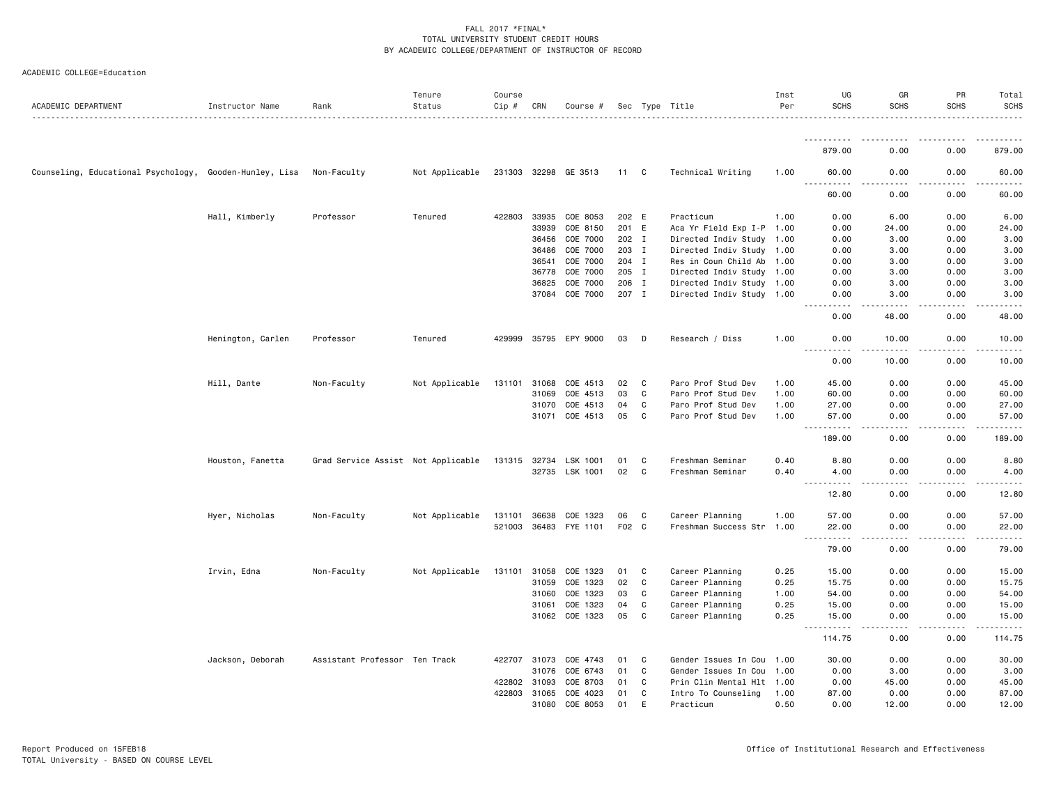FALL 2017 *FINAL*
TOTAL UNIVERSITY STUDENT CREDIT HOURS
BY ACADEMIC COLLEGE/DEPARTMENT OF INSTRUCTOR OF RECORD

ACADEMIC COLLEGE=Education

| ACADEMIC DEPARTMENT | Instructor Name | Rank | Tenure Status | Course Cip # | CRN | Course # | Sec | Type | Title | Inst Per | UG SCHS | GR SCHS | PR SCHS | Total SCHS |
|---|---|---|---|---|---|---|---|---|---|---|---|---|---|---|
| | | | | | | | | | | | 879.00 | 0.00 | 0.00 | 879.00 |
| Counseling, Educational Psychology, | Gooden-Hunley, Lisa | Non-Faculty | Not Applicable | 231303 | 32298 | GE 3513 | 11 | C | Technical Writing | 1.00 | 60.00 | 0.00 | 0.00 | 60.00 |
| | | | | | | | | | | | 60.00 | 0.00 | 0.00 | 60.00 |
| | Hall, Kimberly | Professor | Tenured | 422803 | 33935 | COE 8053 | 202 | E | Practicum | 1.00 | 0.00 | 6.00 | 0.00 | 6.00 |
| | | | | | 33939 | COE 8150 | 201 | E | Aca Yr Field Exp I-P | 1.00 | 0.00 | 24.00 | 0.00 | 24.00 |
| | | | | | 36456 | COE 7000 | 202 | I | Directed Indiv Study | 1.00 | 0.00 | 3.00 | 0.00 | 3.00 |
| | | | | | 36486 | COE 7000 | 203 | I | Directed Indiv Study | 1.00 | 0.00 | 3.00 | 0.00 | 3.00 |
| | | | | | 36541 | COE 7000 | 204 | I | Res in Coun Child Ab | 1.00 | 0.00 | 3.00 | 0.00 | 3.00 |
| | | | | | 36778 | COE 7000 | 205 | I | Directed Indiv Study | 1.00 | 0.00 | 3.00 | 0.00 | 3.00 |
| | | | | | 36825 | COE 7000 | 206 | I | Directed Indiv Study | 1.00 | 0.00 | 3.00 | 0.00 | 3.00 |
| | | | | | 37084 | COE 7000 | 207 | I | Directed Indiv Study | 1.00 | 0.00 | 3.00 | 0.00 | 3.00 |
| | | | | | | | | | | | 0.00 | 48.00 | 0.00 | 48.00 |
| | Henington, Carlen | Professor | Tenured | 429999 | 35795 | EPY 9000 | 03 | D | Research / Diss | 1.00 | 0.00 | 10.00 | 0.00 | 10.00 |
| | | | | | | | | | | | 0.00 | 10.00 | 0.00 | 10.00 |
| | Hill, Dante | Non-Faculty | Not Applicable | 131101 | 31068 | COE 4513 | 02 | C | Paro Prof Stud Dev | 1.00 | 45.00 | 0.00 | 0.00 | 45.00 |
| | | | | | 31069 | COE 4513 | 03 | C | Paro Prof Stud Dev | 1.00 | 60.00 | 0.00 | 0.00 | 60.00 |
| | | | | | 31070 | COE 4513 | 04 | C | Paro Prof Stud Dev | 1.00 | 27.00 | 0.00 | 0.00 | 27.00 |
| | | | | | 31071 | COE 4513 | 05 | C | Paro Prof Stud Dev | 1.00 | 57.00 | 0.00 | 0.00 | 57.00 |
| | | | | | | | | | | | 189.00 | 0.00 | 0.00 | 189.00 |
| | Houston, Fanetta | Grad Service Assist | Not Applicable | 131315 | 32734 | LSK 1001 | 01 | C | Freshman Seminar | 0.40 | 8.80 | 0.00 | 0.00 | 8.80 |
| | | | | | 32735 | LSK 1001 | 02 | C | Freshman Seminar | 0.40 | 4.00 | 0.00 | 0.00 | 4.00 |
| | | | | | | | | | | | 12.80 | 0.00 | 0.00 | 12.80 |
| | Hyer, Nicholas | Non-Faculty | Not Applicable | 131101 | 36638 | COE 1323 | 06 | C | Career Planning | 1.00 | 57.00 | 0.00 | 0.00 | 57.00 |
| | | | | 521003 | 36483 | FYE 1101 | F02 | C | Freshman Success Str | 1.00 | 22.00 | 0.00 | 0.00 | 22.00 |
| | | | | | | | | | | | 79.00 | 0.00 | 0.00 | 79.00 |
| | Irvin, Edna | Non-Faculty | Not Applicable | 131101 | 31058 | COE 1323 | 01 | C | Career Planning | 0.25 | 15.00 | 0.00 | 0.00 | 15.00 |
| | | | | | 31059 | COE 1323 | 02 | C | Career Planning | 0.25 | 15.75 | 0.00 | 0.00 | 15.75 |
| | | | | | 31060 | COE 1323 | 03 | C | Career Planning | 1.00 | 54.00 | 0.00 | 0.00 | 54.00 |
| | | | | | 31061 | COE 1323 | 04 | C | Career Planning | 0.25 | 15.00 | 0.00 | 0.00 | 15.00 |
| | | | | | 31062 | COE 1323 | 05 | C | Career Planning | 0.25 | 15.00 | 0.00 | 0.00 | 15.00 |
| | | | | | | | | | | | 114.75 | 0.00 | 0.00 | 114.75 |
| | Jackson, Deborah | Assistant Professor | Ten Track | 422707 | 31073 | COE 4743 | 01 | C | Gender Issues In Cou | 1.00 | 30.00 | 0.00 | 0.00 | 30.00 |
| | | | | | 31076 | COE 6743 | 01 | C | Gender Issues In Cou | 1.00 | 0.00 | 3.00 | 0.00 | 3.00 |
| | | | | 422802 | 31093 | COE 8703 | 01 | C | Prin Clin Mental Hlt | 1.00 | 0.00 | 45.00 | 0.00 | 45.00 |
| | | | | 422803 | 31065 | COE 4023 | 01 | C | Intro To Counseling | 1.00 | 87.00 | 0.00 | 0.00 | 87.00 |
| | | | | | 31080 | COE 8053 | 01 | E | Practicum | 0.50 | 0.00 | 12.00 | 0.00 | 12.00 |

Report Produced on 15FEB18
TOTAL University - BASED ON COURSE LEVEL

Office of Institutional Research and Effectiveness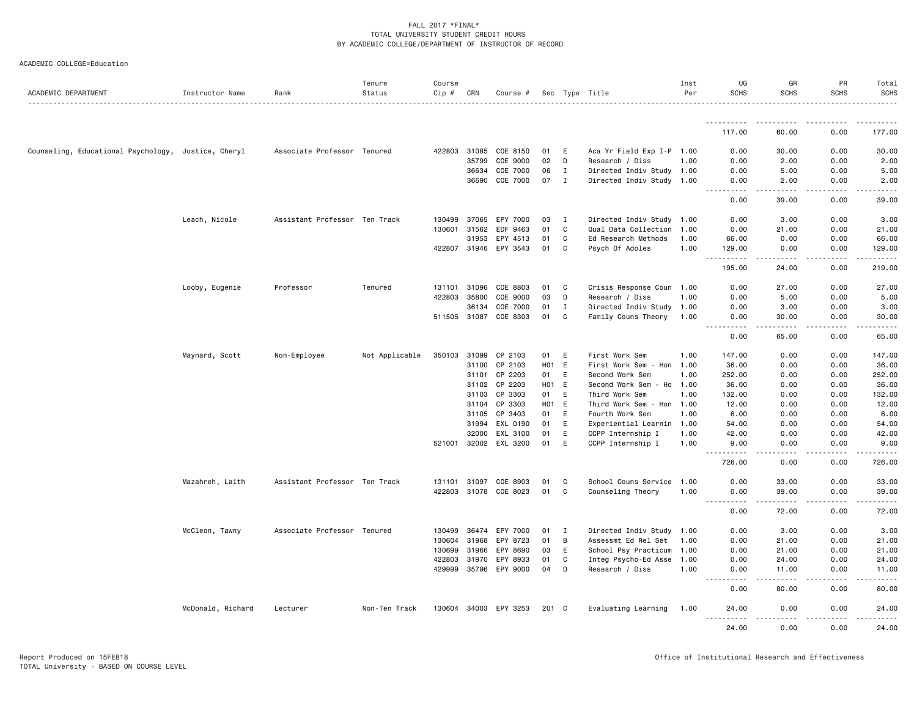FALL 2017 *FINAL*
TOTAL UNIVERSITY STUDENT CREDIT HOURS
BY ACADEMIC COLLEGE/DEPARTMENT OF INSTRUCTOR OF RECORD

ACADEMIC COLLEGE=Education

| ACADEMIC DEPARTMENT | Instructor Name | Rank | Tenure Status | Course Cip # | CRN | Course # | Sec | Type | Title | Inst Per | UG SCHS | GR SCHS | PR SCHS | Total SCHS |
|---|---|---|---|---|---|---|---|---|---|---|---|---|---|---|
| | | | | | | | | | | | 117.00 | 60.00 | 0.00 | 177.00 |
| Counseling, Educational Psychology, | Justice, Cheryl | Associate Professor | Tenured | 422803 | 31085 | COE 8150 | 01 | E | Aca Yr Field Exp I-P | 1.00 | 0.00 | 30.00 | 0.00 | 30.00 |
| | | | | | 35799 | COE 9000 | 02 | D | Research / Diss | 1.00 | 0.00 | 2.00 | 0.00 | 2.00 |
| | | | | | 36634 | COE 7000 | 06 | I | Directed Indiv Study | 1.00 | 0.00 | 5.00 | 0.00 | 5.00 |
| | | | | | 36690 | COE 7000 | 07 | I | Directed Indiv Study | 1.00 | 0.00 | 2.00 | 0.00 | 2.00 |
| | | | | | | | | | | | 0.00 | 39.00 | 0.00 | 39.00 |
| | Leach, Nicole | Assistant Professor | Ten Track | 130499 | 37065 | EPY 7000 | 03 | I | Directed Indiv Study | 1.00 | 0.00 | 3.00 | 0.00 | 3.00 |
| | | | | 130601 | 31562 | EDF 9463 | 01 | C | Qual Data Collection | 1.00 | 0.00 | 21.00 | 0.00 | 21.00 |
| | | | | | 31953 | EPY 4513 | 01 | C | Ed Research Methods | 1.00 | 66.00 | 0.00 | 0.00 | 66.00 |
| | | | | 422807 | 31946 | EPY 3543 | 01 | C | Psych Of Adoles | 1.00 | 129.00 | 0.00 | 0.00 | 129.00 |
| | | | | | | | | | | | 195.00 | 24.00 | 0.00 | 219.00 |
| | Looby, Eugenie | Professor | Tenured | 131101 | 31096 | COE 8803 | 01 | C | Crisis Response Coun | 1.00 | 0.00 | 27.00 | 0.00 | 27.00 |
| | | | | 422803 | 35800 | COE 9000 | 03 | D | Research / Diss | 1.00 | 0.00 | 5.00 | 0.00 | 5.00 |
| | | | | | 36134 | COE 7000 | 01 | I | Directed Indiv Study | 1.00 | 0.00 | 3.00 | 0.00 | 3.00 |
| | | | | 511505 | 31087 | COE 8303 | 01 | C | Family Couns Theory | 1.00 | 0.00 | 30.00 | 0.00 | 30.00 |
| | | | | | | | | | | | 0.00 | 65.00 | 0.00 | 65.00 |
| | Maynard, Scott | Non-Employee | Not Applicable | 350103 | 31099 | CP 2103 | 01 | E | First Work Sem | 1.00 | 147.00 | 0.00 | 0.00 | 147.00 |
| | | | | | 31100 | CP 2103 | H01 | E | First Work Sem - Hon | 1.00 | 36.00 | 0.00 | 0.00 | 36.00 |
| | | | | | 31101 | CP 2203 | 01 | E | Second Work Sem | 1.00 | 252.00 | 0.00 | 0.00 | 252.00 |
| | | | | | 31102 | CP 2203 | H01 | E | Second Work Sem - Ho | 1.00 | 36.00 | 0.00 | 0.00 | 36.00 |
| | | | | | 31103 | CP 3303 | 01 | E | Third Work Sem | 1.00 | 132.00 | 0.00 | 0.00 | 132.00 |
| | | | | | 31104 | CP 3303 | H01 | E | Third Work Sem - Hon | 1.00 | 12.00 | 0.00 | 0.00 | 12.00 |
| | | | | | 31105 | CP 3403 | 01 | E | Fourth Work Sem | 1.00 | 6.00 | 0.00 | 0.00 | 6.00 |
| | | | | | 31994 | EXL 0190 | 01 | E | Experiential Learnin | 1.00 | 54.00 | 0.00 | 0.00 | 54.00 |
| | | | | | 32000 | EXL 3100 | 01 | E | CCPP Internship I | 1.00 | 42.00 | 0.00 | 0.00 | 42.00 |
| | | | | 521001 | 32002 | EXL 3200 | 01 | E | CCPP Internship I | 1.00 | 9.00 | 0.00 | 0.00 | 9.00 |
| | | | | | | | | | | | 726.00 | 0.00 | 0.00 | 726.00 |
| | Mazahreh, Laith | Assistant Professor | Ten Track | 131101 | 31097 | COE 8903 | 01 | C | School Couns Service | 1.00 | 0.00 | 33.00 | 0.00 | 33.00 |
| | | | | 422803 | 31078 | COE 8023 | 01 | C | Counseling Theory | 1.00 | 0.00 | 39.00 | 0.00 | 39.00 |
| | | | | | | | | | | | 0.00 | 72.00 | 0.00 | 72.00 |
| | McCleon, Tawny | Associate Professor | Tenured | 130499 | 36474 | EPY 7000 | 01 | I | Directed Indiv Study | 1.00 | 0.00 | 3.00 | 0.00 | 3.00 |
| | | | | 130604 | 31968 | EPY 8723 | 01 | B | Assessmt Ed Rel Set | 1.00 | 0.00 | 21.00 | 0.00 | 21.00 |
| | | | | 130699 | 31966 | EPY 8690 | 03 | E | School Psy Practicum | 1.00 | 0.00 | 21.00 | 0.00 | 21.00 |
| | | | | 422803 | 31970 | EPY 8933 | 01 | C | Integ Psycho-Ed Asse | 1.00 | 0.00 | 24.00 | 0.00 | 24.00 |
| | | | | 429999 | 35796 | EPY 9000 | 04 | D | Research / Diss | 1.00 | 0.00 | 11.00 | 0.00 | 11.00 |
| | | | | | | | | | | | 0.00 | 80.00 | 0.00 | 80.00 |
| | McDonald, Richard | Lecturer | Non-Ten Track | 130604 | 34003 | EPY 3253 | 201 | C | Evaluating Learning | 1.00 | 24.00 | 0.00 | 0.00 | 24.00 |
| | | | | | | | | | | | 24.00 | 0.00 | 0.00 | 24.00 |

Report Produced on 15FEB18
TOTAL University - BASED ON COURSE LEVEL

Office of Institutional Research and Effectiveness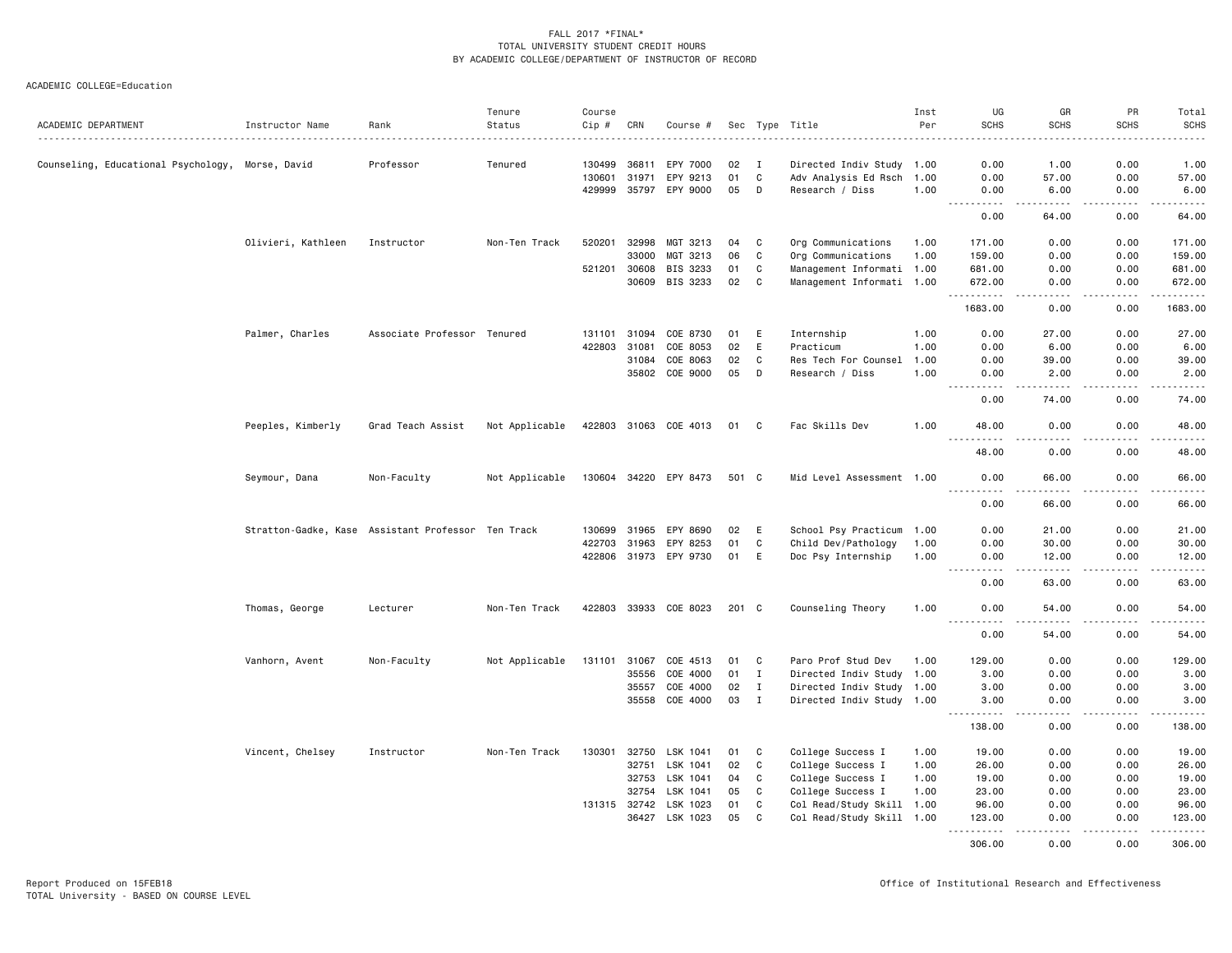FALL 2017 *FINAL*
TOTAL UNIVERSITY STUDENT CREDIT HOURS
BY ACADEMIC COLLEGE/DEPARTMENT OF INSTRUCTOR OF RECORD

ACADEMIC COLLEGE=Education

| ACADEMIC DEPARTMENT | Instructor Name | Rank | Tenure Status | Course Cip # | CRN | Course # | Sec | Type | Title | Inst Per | UG SCHS | GR SCHS | PR SCHS | Total SCHS |
|---|---|---|---|---|---|---|---|---|---|---|---|---|---|---|
| Counseling, Educational Psychology, | Morse, David | Professor | Tenured | 130499 | 36811 | EPY 7000 | 02 | I | Directed Indiv Study | 1.00 | 0.00 | 1.00 | 0.00 | 1.00 |
| | | | | 130601 | 31971 | EPY 9213 | 01 | C | Adv Analysis Ed Rsch | 1.00 | 0.00 | 57.00 | 0.00 | 57.00 |
| | | | | 429999 | 35797 | EPY 9000 | 05 | D | Research / Diss | 1.00 | 0.00 | 6.00 | 0.00 | 6.00 |
| | | | | | | | | | | | 0.00 | 64.00 | 0.00 | 64.00 |
| | Olivieri, Kathleen | Instructor | Non-Ten Track | 520201 | 32998 | MGT 3213 | 04 | C | Org Communications | 1.00 | 171.00 | 0.00 | 0.00 | 171.00 |
| | | | | | 33000 | MGT 3213 | 06 | C | Org Communications | 1.00 | 159.00 | 0.00 | 0.00 | 159.00 |
| | | | | 521201 | 30608 | BIS 3233 | 01 | C | Management Informati | 1.00 | 681.00 | 0.00 | 0.00 | 681.00 |
| | | | | | 30609 | BIS 3233 | 02 | C | Management Informati | 1.00 | 672.00 | 0.00 | 0.00 | 672.00 |
| | | | | | | | | | | | 1683.00 | 0.00 | 0.00 | 1683.00 |
| | Palmer, Charles | Associate Professor | Tenured | 131101 | 31094 | COE 8730 | 01 | E | Internship | 1.00 | 0.00 | 27.00 | 0.00 | 27.00 |
| | | | | 422803 | 31081 | COE 8053 | 02 | E | Practicum | 1.00 | 0.00 | 6.00 | 0.00 | 6.00 |
| | | | | | 31084 | COE 8063 | 02 | C | Res Tech For Counsel | 1.00 | 0.00 | 39.00 | 0.00 | 39.00 |
| | | | | | 35802 | COE 9000 | 05 | D | Research / Diss | 1.00 | 0.00 | 2.00 | 0.00 | 2.00 |
| | | | | | | | | | | | 0.00 | 74.00 | 0.00 | 74.00 |
| | Peeples, Kimberly | Grad Teach Assist | Not Applicable | 422803 | 31063 | COE 4013 | 01 | C | Fac Skills Dev | 1.00 | 48.00 | 0.00 | 0.00 | 48.00 |
| | | | | | | | | | | | 48.00 | 0.00 | 0.00 | 48.00 |
| | Seymour, Dana | Non-Faculty | Not Applicable | 130604 | 34220 | EPY 8473 | 501 | C | Mid Level Assessment | 1.00 | 0.00 | 66.00 | 0.00 | 66.00 |
| | | | | | | | | | | | 0.00 | 66.00 | 0.00 | 66.00 |
| | Stratton-Gadke, Kase | Assistant Professor | Ten Track | 130699 | 31965 | EPY 8690 | 02 | E | School Psy Practicum | 1.00 | 0.00 | 21.00 | 0.00 | 21.00 |
| | | | | 422703 | 31963 | EPY 8253 | 01 | C | Child Dev/Pathology | 1.00 | 0.00 | 30.00 | 0.00 | 30.00 |
| | | | | 422806 | 31973 | EPY 9730 | 01 | E | Doc Psy Internship | 1.00 | 0.00 | 12.00 | 0.00 | 12.00 |
| | | | | | | | | | | | 0.00 | 63.00 | 0.00 | 63.00 |
| | Thomas, George | Lecturer | Non-Ten Track | 422803 | 33933 | COE 8023 | 201 | C | Counseling Theory | 1.00 | 0.00 | 54.00 | 0.00 | 54.00 |
| | | | | | | | | | | | 0.00 | 54.00 | 0.00 | 54.00 |
| | Vanhorn, Avent | Non-Faculty | Not Applicable | 131101 | 31067 | COE 4513 | 01 | C | Paro Prof Stud Dev | 1.00 | 129.00 | 0.00 | 0.00 | 129.00 |
| | | | | | 35556 | COE 4000 | 01 | I | Directed Indiv Study | 1.00 | 3.00 | 0.00 | 0.00 | 3.00 |
| | | | | | 35557 | COE 4000 | 02 | I | Directed Indiv Study | 1.00 | 3.00 | 0.00 | 0.00 | 3.00 |
| | | | | | 35558 | COE 4000 | 03 | I | Directed Indiv Study | 1.00 | 3.00 | 0.00 | 0.00 | 3.00 |
| | | | | | | | | | | | 138.00 | 0.00 | 0.00 | 138.00 |
| | Vincent, Chelsey | Instructor | Non-Ten Track | 130301 | 32750 | LSK 1041 | 01 | C | College Success I | 1.00 | 19.00 | 0.00 | 0.00 | 19.00 |
| | | | | | 32751 | LSK 1041 | 02 | C | College Success I | 1.00 | 26.00 | 0.00 | 0.00 | 26.00 |
| | | | | | 32753 | LSK 1041 | 04 | C | College Success I | 1.00 | 19.00 | 0.00 | 0.00 | 19.00 |
| | | | | | 32754 | LSK 1041 | 05 | C | College Success I | 1.00 | 23.00 | 0.00 | 0.00 | 23.00 |
| | | | | 131315 | 32742 | LSK 1023 | 01 | C | Col Read/Study Skill | 1.00 | 96.00 | 0.00 | 0.00 | 96.00 |
| | | | | | 36427 | LSK 1023 | 05 | C | Col Read/Study Skill | 1.00 | 123.00 | 0.00 | 0.00 | 123.00 |
| | | | | | | | | | | | 306.00 | 0.00 | 0.00 | 306.00 |

Report Produced on 15FEB18
TOTAL University - BASED ON COURSE LEVEL

Office of Institutional Research and Effectiveness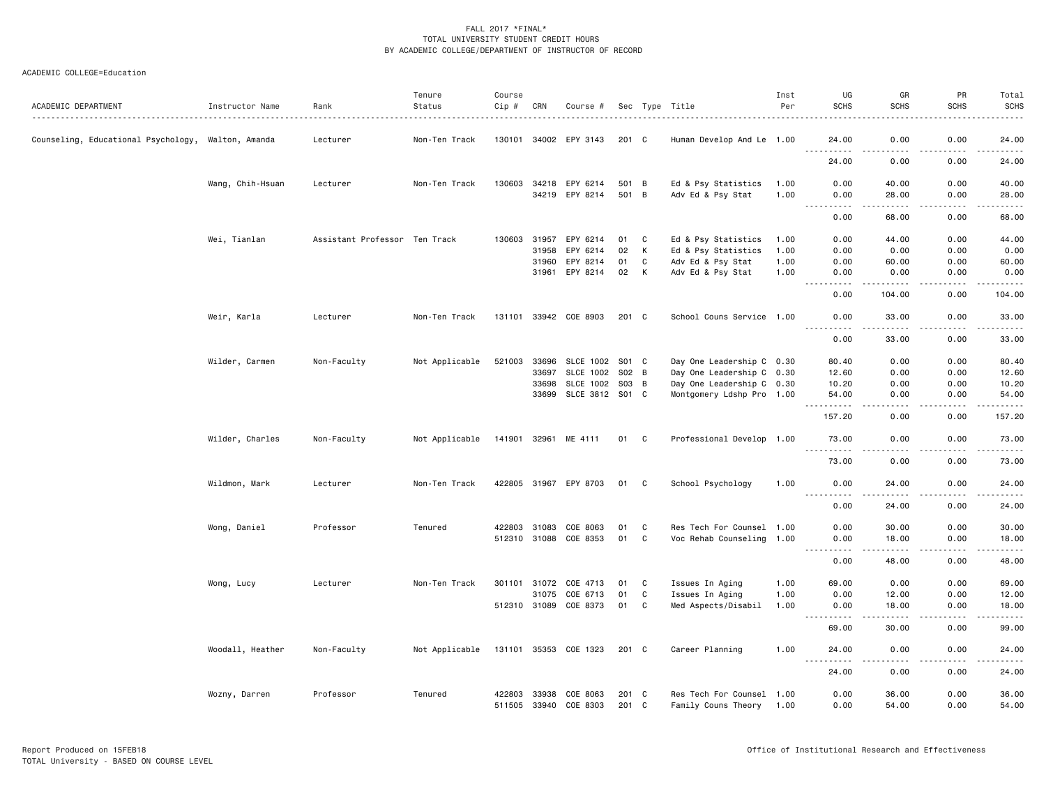FALL 2017 *FINAL*
TOTAL UNIVERSITY STUDENT CREDIT HOURS
BY ACADEMIC COLLEGE/DEPARTMENT OF INSTRUCTOR OF RECORD

ACADEMIC COLLEGE=Education

| ACADEMIC DEPARTMENT | Instructor Name | Rank | Tenure Status | Course Cip # | CRN | Course # | Sec | Type | Title | Inst Per | UG SCHS | GR SCHS | PR SCHS | Total SCHS |
|---|---|---|---|---|---|---|---|---|---|---|---|---|---|---|
| Counseling, Educational Psychology, | Walton, Amanda | Lecturer | Non-Ten Track | 130101 | 34002 | EPY 3143 | 201 | C | Human Develop And Le | 1.00 | 24.00 | 0.00 | 0.00 | 24.00 |
| | | | | | | | | | | | 24.00 | 0.00 | 0.00 | 24.00 |
| | Wang, Chih-Hsuan | Lecturer | Non-Ten Track | 130603 | 34218 | EPY 6214 | 501 | B | Ed & Psy Statistics | 1.00 | 0.00 | 40.00 | 0.00 | 40.00 |
| | | | | | 34219 | EPY 8214 | 501 | B | Adv Ed & Psy Stat | 1.00 | 0.00 | 28.00 | 0.00 | 28.00 |
| | | | | | | | | | | | 0.00 | 68.00 | 0.00 | 68.00 |
| | Wei, Tianlan | Assistant Professor | Ten Track | 130603 | 31957 | EPY 6214 | 01 | C | Ed & Psy Statistics | 1.00 | 0.00 | 44.00 | 0.00 | 44.00 |
| | | | | | 31958 | EPY 6214 | 02 | K | Ed & Psy Statistics | 1.00 | 0.00 | 0.00 | 0.00 | 0.00 |
| | | | | | 31960 | EPY 8214 | 01 | C | Adv Ed & Psy Stat | 1.00 | 0.00 | 60.00 | 0.00 | 60.00 |
| | | | | | 31961 | EPY 8214 | 02 | K | Adv Ed & Psy Stat | 1.00 | 0.00 | 0.00 | 0.00 | 0.00 |
| | | | | | | | | | | | 0.00 | 104.00 | 0.00 | 104.00 |
| | Weir, Karla | Lecturer | Non-Ten Track | 131101 | 33942 | COE 8903 | 201 | C | School Couns Service | 1.00 | 0.00 | 33.00 | 0.00 | 33.00 |
| | | | | | | | | | | | 0.00 | 33.00 | 0.00 | 33.00 |
| | Wilder, Carmen | Non-Faculty | Not Applicable | 521003 | 33696 | SLCE 1002 | S01 | C | Day One Leadership C | 0.30 | 80.40 | 0.00 | 0.00 | 80.40 |
| | | | | | 33697 | SLCE 1002 | S02 | B | Day One Leadership C | 0.30 | 12.60 | 0.00 | 0.00 | 12.60 |
| | | | | | 33698 | SLCE 1002 | S03 | B | Day One Leadership C | 0.30 | 10.20 | 0.00 | 0.00 | 10.20 |
| | | | | | 33699 | SLCE 3812 | S01 | C | Montgomery Ldshp Pro | 1.00 | 54.00 | 0.00 | 0.00 | 54.00 |
| | | | | | | | | | | | 157.20 | 0.00 | 0.00 | 157.20 |
| | Wilder, Charles | Non-Faculty | Not Applicable | 141901 | 32961 | ME 4111 | 01 | C | Professional Develop | 1.00 | 73.00 | 0.00 | 0.00 | 73.00 |
| | | | | | | | | | | | 73.00 | 0.00 | 0.00 | 73.00 |
| | Wildmon, Mark | Lecturer | Non-Ten Track | 422805 | 31967 | EPY 8703 | 01 | C | School Psychology | 1.00 | 0.00 | 24.00 | 0.00 | 24.00 |
| | | | | | | | | | | | 0.00 | 24.00 | 0.00 | 24.00 |
| | Wong, Daniel | Professor | Tenured | 422803 | 31083 | COE 8063 | 01 | C | Res Tech For Counsel | 1.00 | 0.00 | 30.00 | 0.00 | 30.00 |
| | | | | 512310 | 31088 | COE 8353 | 01 | C | Voc Rehab Counseling | 1.00 | 0.00 | 18.00 | 0.00 | 18.00 |
| | | | | | | | | | | | 0.00 | 48.00 | 0.00 | 48.00 |
| | Wong, Lucy | Lecturer | Non-Ten Track | 301101 | 31072 | COE 4713 | 01 | C | Issues In Aging | 1.00 | 69.00 | 0.00 | 0.00 | 69.00 |
| | | | | | 31075 | COE 6713 | 01 | C | Issues In Aging | 1.00 | 0.00 | 12.00 | 0.00 | 12.00 |
| | | | | 512310 | 31089 | COE 8373 | 01 | C | Med Aspects/Disabil | 1.00 | 0.00 | 18.00 | 0.00 | 18.00 |
| | | | | | | | | | | | 69.00 | 30.00 | 0.00 | 99.00 |
| | Woodall, Heather | Non-Faculty | Not Applicable | 131101 | 35353 | COE 1323 | 201 | C | Career Planning | 1.00 | 24.00 | 0.00 | 0.00 | 24.00 |
| | | | | | | | | | | | 24.00 | 0.00 | 0.00 | 24.00 |
| | Wozny, Darren | Professor | Tenured | 422803 | 33938 | COE 8063 | 201 | C | Res Tech For Counsel | 1.00 | 0.00 | 36.00 | 0.00 | 36.00 |
| | | | | 511505 | 33940 | COE 8303 | 201 | C | Family Couns Theory | 1.00 | 0.00 | 54.00 | 0.00 | 54.00 |

Report Produced on 15FEB18
TOTAL University - BASED ON COURSE LEVEL
Office of Institutional Research and Effectiveness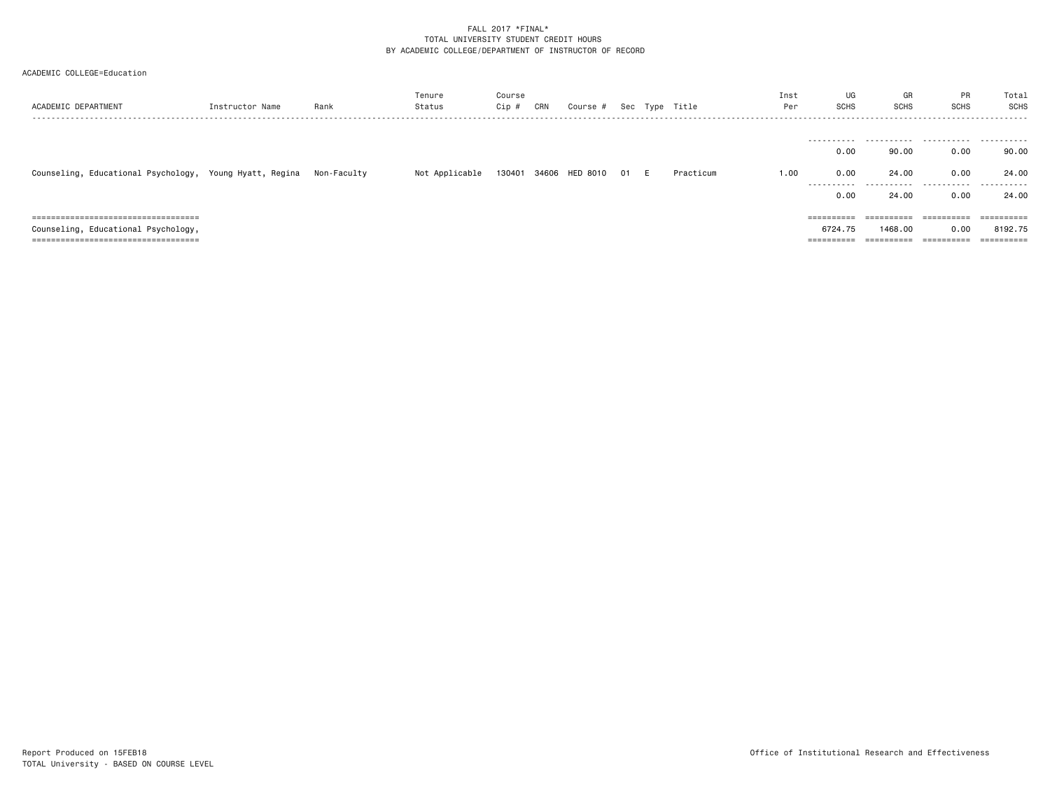FALL 2017 *FINAL*
TOTAL UNIVERSITY STUDENT CREDIT HOURS
BY ACADEMIC COLLEGE/DEPARTMENT OF INSTRUCTOR OF RECORD

ACADEMIC COLLEGE=Education

| ACADEMIC DEPARTMENT | Instructor Name | Rank | Tenure Status | Course Cip # | CRN | Course # | Sec | Type | Title | Inst Per | UG SCHS | GR SCHS | PR SCHS | Total SCHS |
|---|---|---|---|---|---|---|---|---|---|---|---|---|---|---|
| | | | | | | | | | | | 0.00 | 90.00 | 0.00 | 90.00 |
| Counseling, Educational Psychology, | Young Hyatt, Regina | Non-Faculty | Not Applicable | 130401 | 34606 | HED 8010 | 01 | E | Practicum | 1.00 | 0.00 | 24.00 | 0.00 | 24.00 |
| | | | | | | | | | | | 0.00 | 24.00 | 0.00 | 24.00 |
| Counseling, Educational Psychology, | | | | | | | | | | | 6724.75 | 1468.00 | 0.00 | 8192.75 |

Report Produced on 15FEB18
TOTAL University - BASED ON COURSE LEVEL

Office of Institutional Research and Effectiveness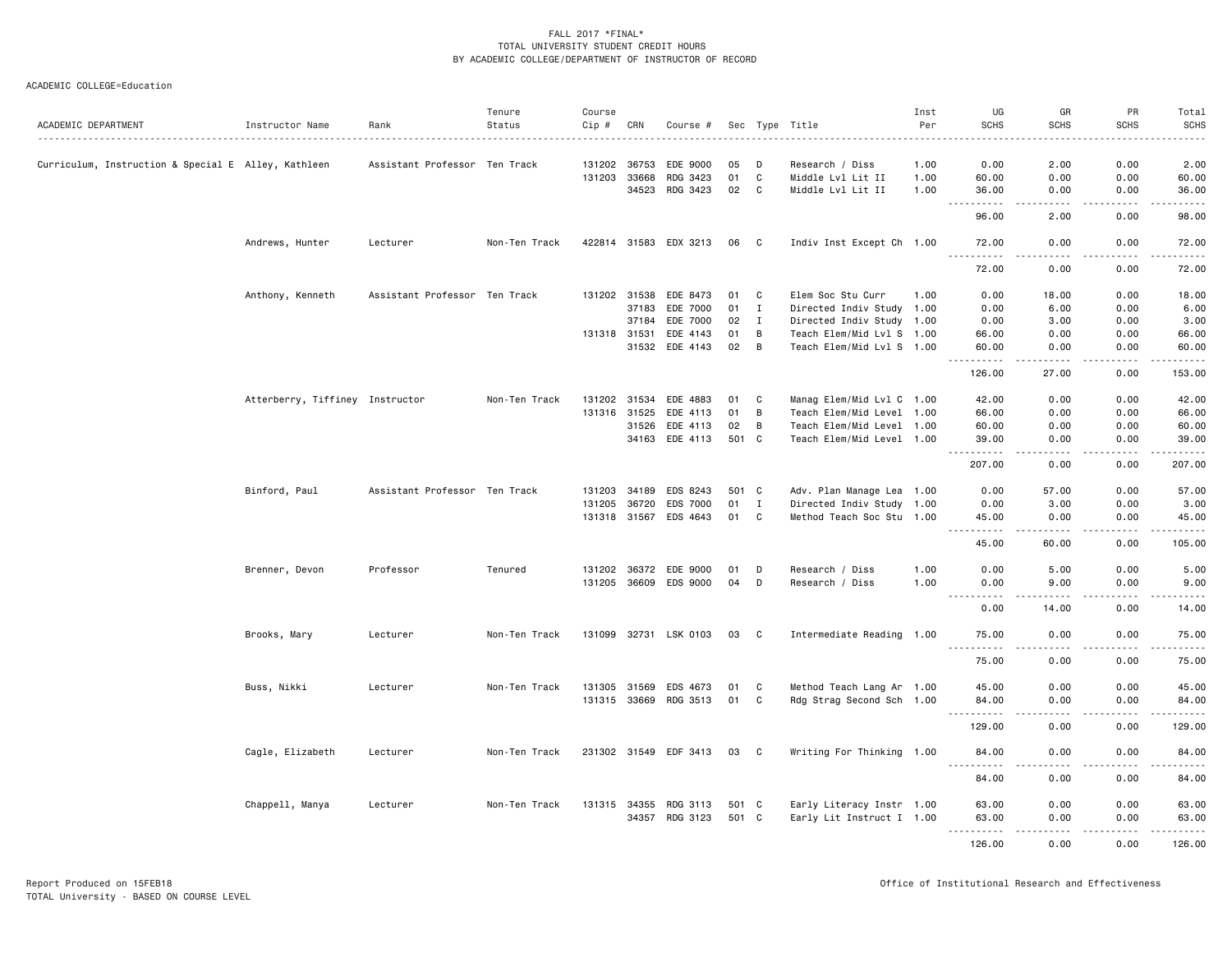FALL 2017 *FINAL*
TOTAL UNIVERSITY STUDENT CREDIT HOURS
BY ACADEMIC COLLEGE/DEPARTMENT OF INSTRUCTOR OF RECORD

ACADEMIC COLLEGE=Education

| ACADEMIC DEPARTMENT | Instructor Name | Rank | Tenure Status | Course Cip # | CRN | Course # | Sec | Type | Title | Inst Per | UG SCHS | GR SCHS | PR SCHS | Total SCHS |
|---|---|---|---|---|---|---|---|---|---|---|---|---|---|---|
| Curriculum, Instruction & Special E | Alley, Kathleen | Assistant Professor | Ten Track | 131202 | 36753 | EDE 9000 | 05 | D | Research / Diss | 1.00 | 0.00 | 2.00 | 0.00 | 2.00 |
| | | | | 131203 | 33668 | RDG 3423 | 01 | C | Middle Lvl Lit II | 1.00 | 60.00 | 0.00 | 0.00 | 60.00 |
| | | | | | 34523 | RDG 3423 | 02 | C | Middle Lvl Lit II | 1.00 | 36.00 | 0.00 | 0.00 | 36.00 |
| | | | | | | | | | | | 96.00 | 2.00 | 0.00 | 98.00 |
| | Andrews, Hunter | Lecturer | Non-Ten Track | 422814 | 31583 | EDX 3213 | 06 | C | Indiv Inst Except Ch | 1.00 | 72.00 | 0.00 | 0.00 | 72.00 |
| | | | | | | | | | | | 72.00 | 0.00 | 0.00 | 72.00 |
| | Anthony, Kenneth | Assistant Professor | Ten Track | 131202 | 31538 | EDE 8473 | 01 | C | Elem Soc Stu Curr | 1.00 | 0.00 | 18.00 | 0.00 | 18.00 |
| | | | | | 37183 | EDE 7000 | 01 | I | Directed Indiv Study | 1.00 | 0.00 | 6.00 | 0.00 | 6.00 |
| | | | | | 37184 | EDE 7000 | 02 | I | Directed Indiv Study | 1.00 | 0.00 | 3.00 | 0.00 | 3.00 |
| | | | | 131318 | 31531 | EDE 4143 | 01 | B | Teach Elem/Mid Lvl S | 1.00 | 66.00 | 0.00 | 0.00 | 66.00 |
| | | | | | 31532 | EDE 4143 | 02 | B | Teach Elem/Mid Lvl S | 1.00 | 60.00 | 0.00 | 0.00 | 60.00 |
| | | | | | | | | | | | 126.00 | 27.00 | 0.00 | 153.00 |
| | Atterberry, Tiffiney | Instructor | Non-Ten Track | 131202 | 31534 | EDE 4883 | 01 | C | Manag Elem/Mid Lvl C | 1.00 | 42.00 | 0.00 | 0.00 | 42.00 |
| | | | | 131316 | 31525 | EDE 4113 | 01 | B | Teach Elem/Mid Level | 1.00 | 66.00 | 0.00 | 0.00 | 66.00 |
| | | | | | 31526 | EDE 4113 | 02 | B | Teach Elem/Mid Level | 1.00 | 60.00 | 0.00 | 0.00 | 60.00 |
| | | | | | 34163 | EDE 4113 | 501 | C | Teach Elem/Mid Level | 1.00 | 39.00 | 0.00 | 0.00 | 39.00 |
| | | | | | | | | | | | 207.00 | 0.00 | 0.00 | 207.00 |
| | Binford, Paul | Assistant Professor | Ten Track | 131203 | 34189 | EDS 8243 | 501 | C | Adv. Plan Manage Lea | 1.00 | 0.00 | 57.00 | 0.00 | 57.00 |
| | | | | 131205 | 36720 | EDS 7000 | 01 | I | Directed Indiv Study | 1.00 | 0.00 | 3.00 | 0.00 | 3.00 |
| | | | | 131318 | 31567 | EDS 4643 | 01 | C | Method Teach Soc Stu | 1.00 | 45.00 | 0.00 | 0.00 | 45.00 |
| | | | | | | | | | | | 45.00 | 60.00 | 0.00 | 105.00 |
| | Brenner, Devon | Professor | Tenured | 131202 | 36372 | EDE 9000 | 01 | D | Research / Diss | 1.00 | 0.00 | 5.00 | 0.00 | 5.00 |
| | | | | 131205 | 36609 | EDS 9000 | 04 | D | Research / Diss | 1.00 | 0.00 | 9.00 | 0.00 | 9.00 |
| | | | | | | | | | | | 0.00 | 14.00 | 0.00 | 14.00 |
| | Brooks, Mary | Lecturer | Non-Ten Track | 131099 | 32731 | LSK 0103 | 03 | C | Intermediate Reading | 1.00 | 75.00 | 0.00 | 0.00 | 75.00 |
| | | | | | | | | | | | 75.00 | 0.00 | 0.00 | 75.00 |
| | Buss, Nikki | Lecturer | Non-Ten Track | 131305 | 31569 | EDS 4673 | 01 | C | Method Teach Lang Ar | 1.00 | 45.00 | 0.00 | 0.00 | 45.00 |
| | | | | 131315 | 33669 | RDG 3513 | 01 | C | Rdg Strag Second Sch | 1.00 | 84.00 | 0.00 | 0.00 | 84.00 |
| | | | | | | | | | | | 129.00 | 0.00 | 0.00 | 129.00 |
| | Cagle, Elizabeth | Lecturer | Non-Ten Track | 231302 | 31549 | EDF 3413 | 03 | C | Writing For Thinking | 1.00 | 84.00 | 0.00 | 0.00 | 84.00 |
| | | | | | | | | | | | 84.00 | 0.00 | 0.00 | 84.00 |
| | Chappell, Manya | Lecturer | Non-Ten Track | 131315 | 34355 | RDG 3113 | 501 | C | Early Literacy Instr | 1.00 | 63.00 | 0.00 | 0.00 | 63.00 |
| | | | | | 34357 | RDG 3123 | 501 | C | Early Lit Instruct I | 1.00 | 63.00 | 0.00 | 0.00 | 63.00 |
| | | | | | | | | | | | 126.00 | 0.00 | 0.00 | 126.00 |

Report Produced on 15FEB18
TOTAL University - BASED ON COURSE LEVEL

Office of Institutional Research and Effectiveness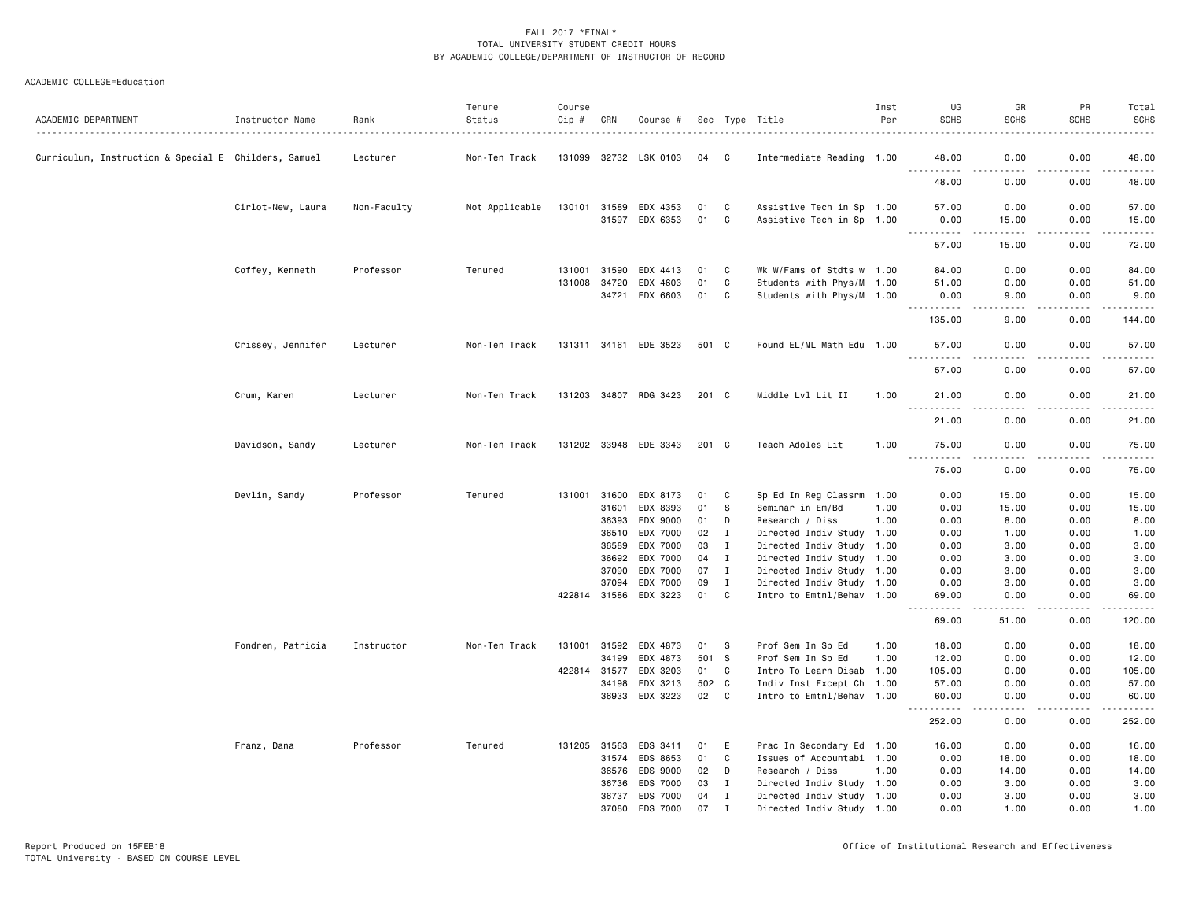FALL 2017 *FINAL*
TOTAL UNIVERSITY STUDENT CREDIT HOURS
BY ACADEMIC COLLEGE/DEPARTMENT OF INSTRUCTOR OF RECORD

ACADEMIC COLLEGE=Education

| ACADEMIC DEPARTMENT | Instructor Name | Rank | Tenure Status | Course Cip # | CRN | Course # | Sec | Type | Title | Inst Per | UG SCHS | GR SCHS | PR SCHS | Total SCHS |
|---|---|---|---|---|---|---|---|---|---|---|---|---|---|---|
| Curriculum, Instruction & Special E | Childers, Samuel | Lecturer | Non-Ten Track | 131099 | 32732 | LSK 0103 | 04 | C | Intermediate Reading | 1.00 | 48.00 | 0.00 | 0.00 | 48.00 |
| | | | | | | | | | | | 48.00 | 0.00 | 0.00 | 48.00 |
| | Cirlot-New, Laura | Non-Faculty | Not Applicable | 130101 | 31589 | EDX 4353 | 01 | C | Assistive Tech in Sp | 1.00 | 57.00 | 0.00 | 0.00 | 57.00 |
| | | | | | 31597 | EDX 6353 | 01 | C | Assistive Tech in Sp | 1.00 | 0.00 | 15.00 | 0.00 | 15.00 |
| | | | | | | | | | | | 57.00 | 15.00 | 0.00 | 72.00 |
| | Coffey, Kenneth | Professor | Tenured | 131001 | 31590 | EDX 4413 | 01 | C | Wk W/Fams of Stdts w | 1.00 | 84.00 | 0.00 | 0.00 | 84.00 |
| | | | | 131008 | 34720 | EDX 4603 | 01 | C | Students with Phys/M | 1.00 | 51.00 | 0.00 | 0.00 | 51.00 |
| | | | | | 34721 | EDX 6603 | 01 | C | Students with Phys/M | 1.00 | 0.00 | 9.00 | 0.00 | 9.00 |
| | | | | | | | | | | | 135.00 | 9.00 | 0.00 | 144.00 |
| | Crissey, Jennifer | Lecturer | Non-Ten Track | 131311 | 34161 | EDE 3523 | 501 | C | Found EL/ML Math Edu | 1.00 | 57.00 | 0.00 | 0.00 | 57.00 |
| | | | | | | | | | | | 57.00 | 0.00 | 0.00 | 57.00 |
| | Crum, Karen | Lecturer | Non-Ten Track | 131203 | 34807 | RDG 3423 | 201 | C | Middle Lvl Lit II | 1.00 | 21.00 | 0.00 | 0.00 | 21.00 |
| | | | | | | | | | | | 21.00 | 0.00 | 0.00 | 21.00 |
| | Davidson, Sandy | Lecturer | Non-Ten Track | 131202 | 33948 | EDE 3343 | 201 | C | Teach Adoles Lit | 1.00 | 75.00 | 0.00 | 0.00 | 75.00 |
| | | | | | | | | | | | 75.00 | 0.00 | 0.00 | 75.00 |
| | Devlin, Sandy | Professor | Tenured | 131001 | 31600 | EDX 8173 | 01 | C | Sp Ed In Reg Classrm | 1.00 | 0.00 | 15.00 | 0.00 | 15.00 |
| | | | | | 31601 | EDX 8393 | 01 | S | Seminar in Em/Bd | 1.00 | 0.00 | 15.00 | 0.00 | 15.00 |
| | | | | | 36393 | EDX 9000 | 01 | D | Research / Diss | 1.00 | 0.00 | 8.00 | 0.00 | 8.00 |
| | | | | | 36510 | EDX 7000 | 02 | I | Directed Indiv Study | 1.00 | 0.00 | 1.00 | 0.00 | 1.00 |
| | | | | | 36589 | EDX 7000 | 03 | I | Directed Indiv Study | 1.00 | 0.00 | 3.00 | 0.00 | 3.00 |
| | | | | | 36692 | EDX 7000 | 04 | I | Directed Indiv Study | 1.00 | 0.00 | 3.00 | 0.00 | 3.00 |
| | | | | | 37090 | EDX 7000 | 07 | I | Directed Indiv Study | 1.00 | 0.00 | 3.00 | 0.00 | 3.00 |
| | | | | | 37094 | EDX 7000 | 09 | I | Directed Indiv Study | 1.00 | 0.00 | 3.00 | 0.00 | 3.00 |
| | | | | 422814 | 31586 | EDX 3223 | 01 | C | Intro to Emtnl/Behav | 1.00 | 69.00 | 0.00 | 0.00 | 69.00 |
| | | | | | | | | | | | 69.00 | 51.00 | 0.00 | 120.00 |
| | Fondren, Patricia | Instructor | Non-Ten Track | 131001 | 31592 | EDX 4873 | 01 | S | Prof Sem In Sp Ed | 1.00 | 18.00 | 0.00 | 0.00 | 18.00 |
| | | | | | 34199 | EDX 4873 | 501 | S | Prof Sem In Sp Ed | 1.00 | 12.00 | 0.00 | 0.00 | 12.00 |
| | | | | 422814 | 31577 | EDX 3203 | 01 | C | Intro To Learn Disab | 1.00 | 105.00 | 0.00 | 0.00 | 105.00 |
| | | | | | 34198 | EDX 3213 | 502 | C | Indiv Inst Except Ch | 1.00 | 57.00 | 0.00 | 0.00 | 57.00 |
| | | | | | 36933 | EDX 3223 | 02 | C | Intro to Emtnl/Behav | 1.00 | 60.00 | 0.00 | 0.00 | 60.00 |
| | | | | | | | | | | | 252.00 | 0.00 | 0.00 | 252.00 |
| | Franz, Dana | Professor | Tenured | 131205 | 31563 | EDS 3411 | 01 | E | Prac In Secondary Ed | 1.00 | 16.00 | 0.00 | 0.00 | 16.00 |
| | | | | | 31574 | EDS 8653 | 01 | C | Issues of Accountabi | 1.00 | 0.00 | 18.00 | 0.00 | 18.00 |
| | | | | | 36576 | EDS 9000 | 02 | D | Research / Diss | 1.00 | 0.00 | 14.00 | 0.00 | 14.00 |
| | | | | | 36736 | EDS 7000 | 03 | I | Directed Indiv Study | 1.00 | 0.00 | 3.00 | 0.00 | 3.00 |
| | | | | | 36737 | EDS 7000 | 04 | I | Directed Indiv Study | 1.00 | 0.00 | 3.00 | 0.00 | 3.00 |
| | | | | | 37080 | EDS 7000 | 07 | I | Directed Indiv Study | 1.00 | 0.00 | 1.00 | 0.00 | 1.00 |

Report Produced on 15FEB18
TOTAL University - BASED ON COURSE LEVEL

Office of Institutional Research and Effectiveness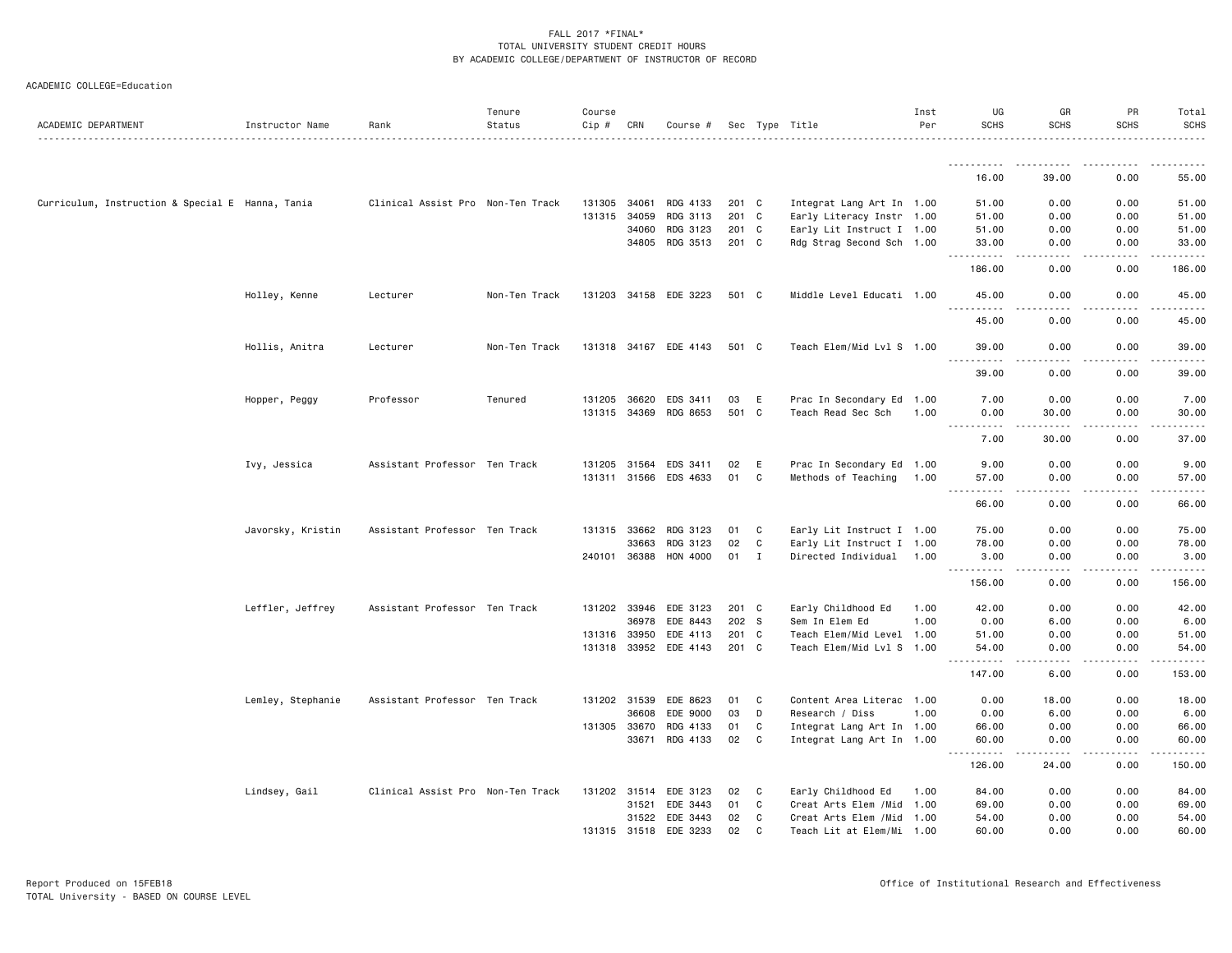FALL 2017 *FINAL*
TOTAL UNIVERSITY STUDENT CREDIT HOURS
BY ACADEMIC COLLEGE/DEPARTMENT OF INSTRUCTOR OF RECORD

ACADEMIC COLLEGE=Education

| ACADEMIC DEPARTMENT | Instructor Name | Rank | Tenure Status | Course Cip # | CRN | Course # | Sec | Type | Title | Inst Per | UG SCHS | GR SCHS | PR SCHS | Total SCHS |
|---|---|---|---|---|---|---|---|---|---|---|---|---|---|---|
| | | | | | | | | | | | 16.00 | 39.00 | 0.00 | 55.00 |
| Curriculum, Instruction & Special E | Hanna, Tania | Clinical Assist Pro | Non-Ten Track | 131305 | 34061 | RDG 4133 | 201 | C | Integrat Lang Art In | 1.00 | 51.00 | 0.00 | 0.00 | 51.00 |
| | | | | 131315 | 34059 | RDG 3113 | 201 | C | Early Literacy Instr | 1.00 | 51.00 | 0.00 | 0.00 | 51.00 |
| | | | | | 34060 | RDG 3123 | 201 | C | Early Lit Instruct I | 1.00 | 51.00 | 0.00 | 0.00 | 51.00 |
| | | | | | 34805 | RDG 3513 | 201 | C | Rdg Strag Second Sch | 1.00 | 33.00 | 0.00 | 0.00 | 33.00 |
| | | | | | | | | | | | 186.00 | 0.00 | 0.00 | 186.00 |
| | Holley, Kenne | Lecturer | Non-Ten Track | 131203 | 34158 | EDE 3223 | 501 | C | Middle Level Educati | 1.00 | 45.00 | 0.00 | 0.00 | 45.00 |
| | | | | | | | | | | | 45.00 | 0.00 | 0.00 | 45.00 |
| | Hollis, Anitra | Lecturer | Non-Ten Track | 131318 | 34167 | EDE 4143 | 501 | C | Teach Elem/Mid Lvl S | 1.00 | 39.00 | 0.00 | 0.00 | 39.00 |
| | | | | | | | | | | | 39.00 | 0.00 | 0.00 | 39.00 |
| | Hopper, Peggy | Professor | Tenured | 131205 | 36620 | EDS 3411 | 03 | E | Prac In Secondary Ed | 1.00 | 7.00 | 0.00 | 0.00 | 7.00 |
| | | | | 131315 | 34369 | RDG 8653 | 501 | C | Teach Read Sec Sch | 1.00 | 0.00 | 30.00 | 0.00 | 30.00 |
| | | | | | | | | | | | 7.00 | 30.00 | 0.00 | 37.00 |
| | Ivy, Jessica | Assistant Professor | Ten Track | 131205 | 31564 | EDS 3411 | 02 | E | Prac In Secondary Ed | 1.00 | 9.00 | 0.00 | 0.00 | 9.00 |
| | | | | 131311 | 31566 | EDS 4633 | 01 | C | Methods of Teaching | 1.00 | 57.00 | 0.00 | 0.00 | 57.00 |
| | | | | | | | | | | | 66.00 | 0.00 | 0.00 | 66.00 |
| | Javorsky, Kristin | Assistant Professor | Ten Track | 131315 | 33662 | RDG 3123 | 01 | C | Early Lit Instruct I | 1.00 | 75.00 | 0.00 | 0.00 | 75.00 |
| | | | | | 33663 | RDG 3123 | 02 | C | Early Lit Instruct I | 1.00 | 78.00 | 0.00 | 0.00 | 78.00 |
| | | | | 240101 | 36388 | HON 4000 | 01 | I | Directed Individual | 1.00 | 3.00 | 0.00 | 0.00 | 3.00 |
| | | | | | | | | | | | 156.00 | 0.00 | 0.00 | 156.00 |
| | Leffler, Jeffrey | Assistant Professor | Ten Track | 131202 | 33946 | EDE 3123 | 201 | C | Early Childhood Ed | 1.00 | 42.00 | 0.00 | 0.00 | 42.00 |
| | | | | | 36978 | EDE 8443 | 202 | S | Sem In Elem Ed | 1.00 | 0.00 | 6.00 | 0.00 | 6.00 |
| | | | | 131316 | 33950 | EDE 4113 | 201 | C | Teach Elem/Mid Level | 1.00 | 51.00 | 0.00 | 0.00 | 51.00 |
| | | | | 131318 | 33952 | EDE 4143 | 201 | C | Teach Elem/Mid Lvl S | 1.00 | 54.00 | 0.00 | 0.00 | 54.00 |
| | | | | | | | | | | | 147.00 | 6.00 | 0.00 | 153.00 |
| | Lemley, Stephanie | Assistant Professor | Ten Track | 131202 | 31539 | EDE 8623 | 01 | C | Content Area Literac | 1.00 | 0.00 | 18.00 | 0.00 | 18.00 |
| | | | | | 36608 | EDE 9000 | 03 | D | Research / Diss | 1.00 | 0.00 | 6.00 | 0.00 | 6.00 |
| | | | | 131305 | 33670 | RDG 4133 | 01 | C | Integrat Lang Art In | 1.00 | 66.00 | 0.00 | 0.00 | 66.00 |
| | | | | | 33671 | RDG 4133 | 02 | C | Integrat Lang Art In | 1.00 | 60.00 | 0.00 | 0.00 | 60.00 |
| | | | | | | | | | | | 126.00 | 24.00 | 0.00 | 150.00 |
| | Lindsey, Gail | Clinical Assist Pro | Non-Ten Track | 131202 | 31514 | EDE 3123 | 02 | C | Early Childhood Ed | 1.00 | 84.00 | 0.00 | 0.00 | 84.00 |
| | | | | | 31521 | EDE 3443 | 01 | C | Creat Arts Elem /Mid | 1.00 | 69.00 | 0.00 | 0.00 | 69.00 |
| | | | | | 31522 | EDE 3443 | 02 | C | Creat Arts Elem /Mid | 1.00 | 54.00 | 0.00 | 0.00 | 54.00 |
| | | | | 131315 | 31518 | EDE 3233 | 02 | C | Teach Lit at Elem/Mi | 1.00 | 60.00 | 0.00 | 0.00 | 60.00 |

Report Produced on 15FEB18
TOTAL University - BASED ON COURSE LEVEL

Office of Institutional Research and Effectiveness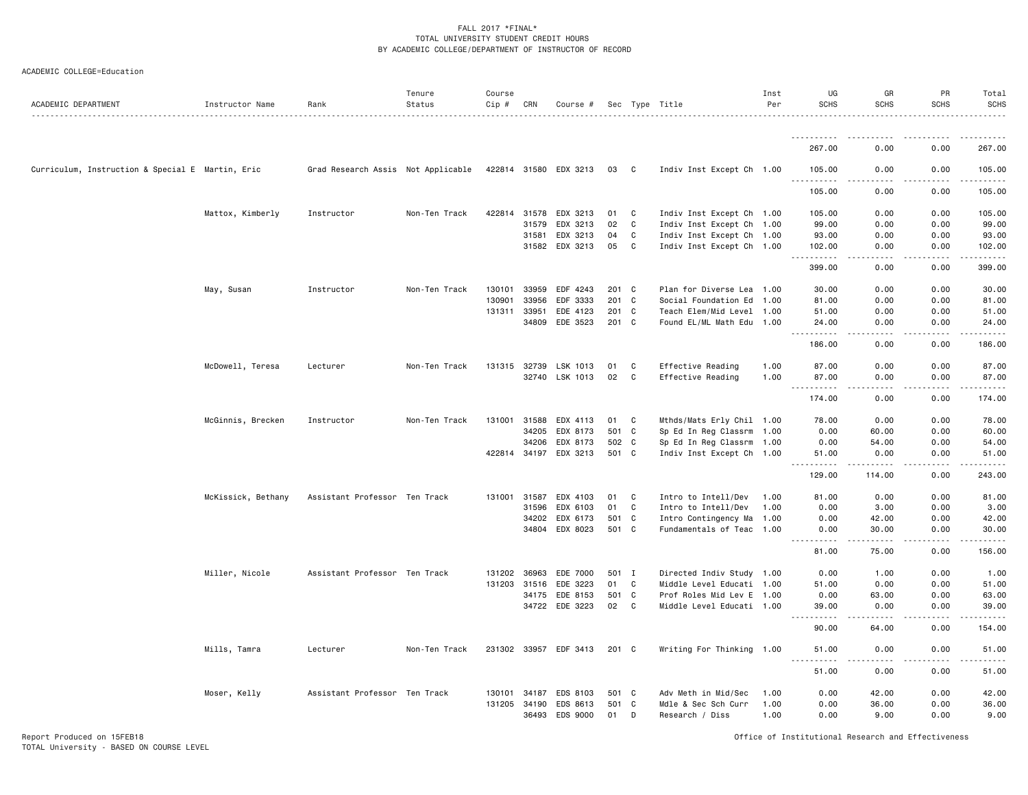FALL 2017 *FINAL*
TOTAL UNIVERSITY STUDENT CREDIT HOURS
BY ACADEMIC COLLEGE/DEPARTMENT OF INSTRUCTOR OF RECORD

ACADEMIC COLLEGE=Education

| ACADEMIC DEPARTMENT | Instructor Name | Rank | Tenure Status | Course Cip # | CRN | Course # | Sec | Type | Title | Inst Per | UG SCHS | GR SCHS | PR SCHS | Total SCHS |
|---|---|---|---|---|---|---|---|---|---|---|---|---|---|---|
| | | | | | | | | | | | 267.00 | 0.00 | 0.00 | 267.00 |
| Curriculum, Instruction & Special E | Martin, Eric | Grad Research Assis | Not Applicable | 422814 | 31580 | EDX 3213 | 03 | C | Indiv Inst Except Ch | 1.00 | 105.00 | 0.00 | 0.00 | 105.00 |
| | | | | | | | | | | | 105.00 | 0.00 | 0.00 | 105.00 |
| | Mattox, Kimberly | Instructor | Non-Ten Track | 422814 | 31578 | EDX 3213 | 01 | C | Indiv Inst Except Ch | 1.00 | 105.00 | 0.00 | 0.00 | 105.00 |
| | | | | | 31579 | EDX 3213 | 02 | C | Indiv Inst Except Ch | 1.00 | 99.00 | 0.00 | 0.00 | 99.00 |
| | | | | | 31581 | EDX 3213 | 04 | C | Indiv Inst Except Ch | 1.00 | 93.00 | 0.00 | 0.00 | 93.00 |
| | | | | | 31582 | EDX 3213 | 05 | C | Indiv Inst Except Ch | 1.00 | 102.00 | 0.00 | 0.00 | 102.00 |
| | | | | | | | | | | | 399.00 | 0.00 | 0.00 | 399.00 |
| | May, Susan | Instructor | Non-Ten Track | 130101 | 33959 | EDF 4243 | 201 | C | Plan for Diverse Lea | 1.00 | 30.00 | 0.00 | 0.00 | 30.00 |
| | | | | 130901 | 33956 | EDF 3333 | 201 | C | Social Foundation Ed | 1.00 | 81.00 | 0.00 | 0.00 | 81.00 |
| | | | | 131311 | 33951 | EDE 4123 | 201 | C | Teach Elem/Mid Level | 1.00 | 51.00 | 0.00 | 0.00 | 51.00 |
| | | | | | 34809 | EDE 3523 | 201 | C | Found EL/ML Math Edu | 1.00 | 24.00 | 0.00 | 0.00 | 24.00 |
| | | | | | | | | | | | 186.00 | 0.00 | 0.00 | 186.00 |
| | McDowell, Teresa | Lecturer | Non-Ten Track | 131315 | 32739 | LSK 1013 | 01 | C | Effective Reading | 1.00 | 87.00 | 0.00 | 0.00 | 87.00 |
| | | | | | 32740 | LSK 1013 | 02 | C | Effective Reading | 1.00 | 87.00 | 0.00 | 0.00 | 87.00 |
| | | | | | | | | | | | 174.00 | 0.00 | 0.00 | 174.00 |
| | McGinnis, Brecken | Instructor | Non-Ten Track | 131001 | 31588 | EDX 4113 | 01 | C | Mthds/Mats Erly Chil | 1.00 | 78.00 | 0.00 | 0.00 | 78.00 |
| | | | | | 34205 | EDX 8173 | 501 | C | Sp Ed In Reg Classrm | 1.00 | 0.00 | 60.00 | 0.00 | 60.00 |
| | | | | | 34206 | EDX 8173 | 502 | C | Sp Ed In Reg Classrm | 1.00 | 0.00 | 54.00 | 0.00 | 54.00 |
| | | | | 422814 | 34197 | EDX 3213 | 501 | C | Indiv Inst Except Ch | 1.00 | 51.00 | 0.00 | 0.00 | 51.00 |
| | | | | | | | | | | | 129.00 | 114.00 | 0.00 | 243.00 |
| | McKissick, Bethany | Assistant Professor | Ten Track | 131001 | 31587 | EDX 4103 | 01 | C | Intro to Intell/Dev | 1.00 | 81.00 | 0.00 | 0.00 | 81.00 |
| | | | | | 31596 | EDX 6103 | 01 | C | Intro to Intell/Dev | 1.00 | 0.00 | 3.00 | 0.00 | 3.00 |
| | | | | | 34202 | EDX 6173 | 501 | C | Intro Contingency Ma | 1.00 | 0.00 | 42.00 | 0.00 | 42.00 |
| | | | | | 34804 | EDX 8023 | 501 | C | Fundamentals of Teac | 1.00 | 0.00 | 30.00 | 0.00 | 30.00 |
| | | | | | | | | | | | 81.00 | 75.00 | 0.00 | 156.00 |
| | Miller, Nicole | Assistant Professor | Ten Track | 131202 | 36963 | EDE 7000 | 501 | I | Directed Indiv Study | 1.00 | 0.00 | 1.00 | 0.00 | 1.00 |
| | | | | 131203 | 31516 | EDE 3223 | 01 | C | Middle Level Educati | 1.00 | 51.00 | 0.00 | 0.00 | 51.00 |
| | | | | | 34175 | EDE 8153 | 501 | C | Prof Roles Mid Lev E | 1.00 | 0.00 | 63.00 | 0.00 | 63.00 |
| | | | | | 34722 | EDE 3223 | 02 | C | Middle Level Educati | 1.00 | 39.00 | 0.00 | 0.00 | 39.00 |
| | | | | | | | | | | | 90.00 | 64.00 | 0.00 | 154.00 |
| | Mills, Tamra | Lecturer | Non-Ten Track | 231302 | 33957 | EDF 3413 | 201 | C | Writing For Thinking | 1.00 | 51.00 | 0.00 | 0.00 | 51.00 |
| | | | | | | | | | | | 51.00 | 0.00 | 0.00 | 51.00 |
| | Moser, Kelly | Assistant Professor | Ten Track | 130101 | 34187 | EDS 8103 | 501 | C | Adv Meth in Mid/Sec | 1.00 | 0.00 | 42.00 | 0.00 | 42.00 |
| | | | | 131205 | 34190 | EDS 8613 | 501 | C | Mdle & Sec Sch Curr | 1.00 | 0.00 | 36.00 | 0.00 | 36.00 |
| | | | | | 36493 | EDS 9000 | 01 | D | Research / Diss | 1.00 | 0.00 | 9.00 | 0.00 | 9.00 |

Report Produced on 15FEB18
TOTAL University - BASED ON COURSE LEVEL

Office of Institutional Research and Effectiveness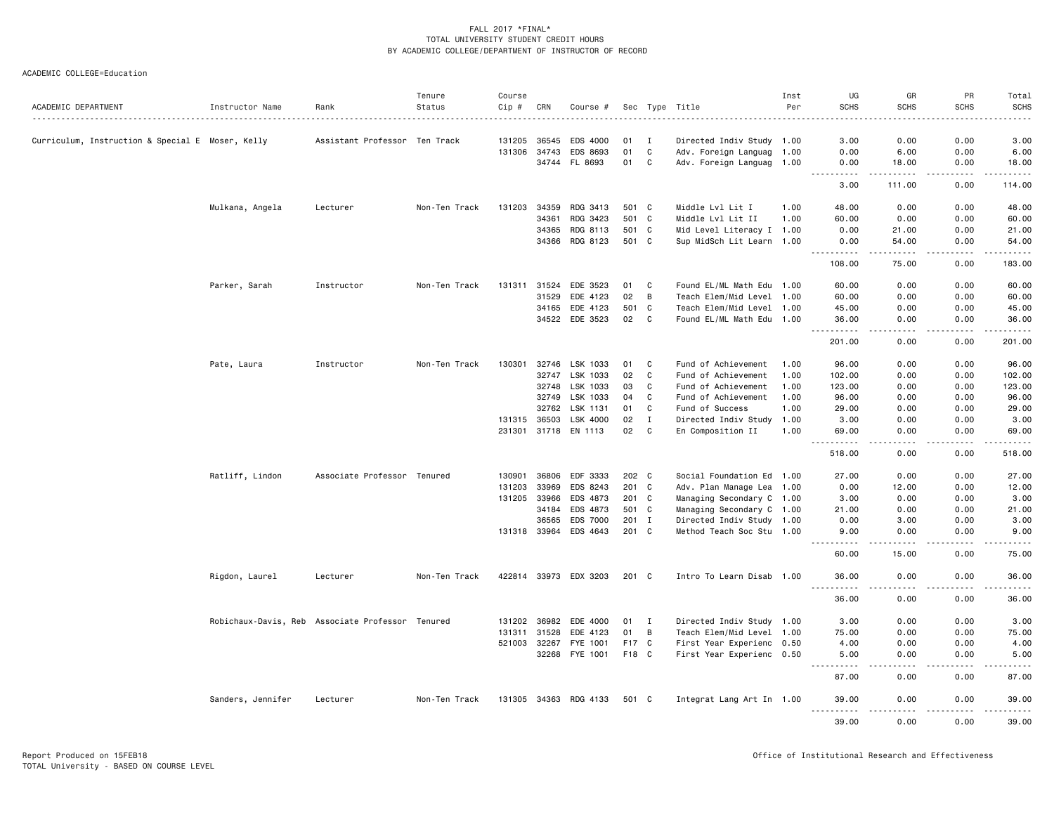FALL 2017 *FINAL*
TOTAL UNIVERSITY STUDENT CREDIT HOURS
BY ACADEMIC COLLEGE/DEPARTMENT OF INSTRUCTOR OF RECORD

ACADEMIC COLLEGE=Education

| ACADEMIC DEPARTMENT | Instructor Name | Rank | Tenure Status | Course Cip # | CRN | Course # | Sec | Type | Title | Inst Per | UG SCHS | GR SCHS | PR SCHS | Total SCHS |
|---|---|---|---|---|---|---|---|---|---|---|---|---|---|---|
| Curriculum, Instruction & Special E | Moser, Kelly | Assistant Professor | Ten Track | 131205 | 36545 | EDS 4000 | 01 | I | Directed Indiv Study | 1.00 | 3.00 | 0.00 | 0.00 | 3.00 |
| | | | | 131306 | 34743 | EDS 8693 | 01 | C | Adv. Foreign Languag | 1.00 | 0.00 | 6.00 | 0.00 | 6.00 |
| | | | | | 34744 | FL 8693 | 01 | C | Adv. Foreign Languag | 1.00 | 0.00 | 18.00 | 0.00 | 18.00 |
| | | | | | | | | | | | 3.00 | 111.00 | 0.00 | 114.00 |
| | Mulkana, Angela | Lecturer | Non-Ten Track | 131203 | 34359 | RDG 3413 | 501 | C | Middle Lvl Lit I | 1.00 | 48.00 | 0.00 | 0.00 | 48.00 |
| | | | | | 34361 | RDG 3423 | 501 | C | Middle Lvl Lit II | 1.00 | 60.00 | 0.00 | 0.00 | 60.00 |
| | | | | | 34365 | RDG 8113 | 501 | C | Mid Level Literacy I | 1.00 | 0.00 | 21.00 | 0.00 | 21.00 |
| | | | | | 34366 | RDG 8123 | 501 | C | Sup MidSch Lit Learn | 1.00 | 0.00 | 54.00 | 0.00 | 54.00 |
| | | | | | | | | | | | 108.00 | 75.00 | 0.00 | 183.00 |
| | Parker, Sarah | Instructor | Non-Ten Track | 131311 | 31524 | EDE 3523 | 01 | C | Found EL/ML Math Edu | 1.00 | 60.00 | 0.00 | 0.00 | 60.00 |
| | | | | | 31529 | EDE 4123 | 02 | B | Teach Elem/Mid Level | 1.00 | 60.00 | 0.00 | 0.00 | 60.00 |
| | | | | | 34165 | EDE 4123 | 501 | C | Teach Elem/Mid Level | 1.00 | 45.00 | 0.00 | 0.00 | 45.00 |
| | | | | | 34522 | EDE 3523 | 02 | C | Found EL/ML Math Edu | 1.00 | 36.00 | 0.00 | 0.00 | 36.00 |
| | | | | | | | | | | | 201.00 | 0.00 | 0.00 | 201.00 |
| | Pate, Laura | Instructor | Non-Ten Track | 130301 | 32746 | LSK 1033 | 01 | C | Fund of Achievement | 1.00 | 96.00 | 0.00 | 0.00 | 96.00 |
| | | | | | 32747 | LSK 1033 | 02 | C | Fund of Achievement | 1.00 | 102.00 | 0.00 | 0.00 | 102.00 |
| | | | | | 32748 | LSK 1033 | 03 | C | Fund of Achievement | 1.00 | 123.00 | 0.00 | 0.00 | 123.00 |
| | | | | | 32749 | LSK 1033 | 04 | C | Fund of Achievement | 1.00 | 96.00 | 0.00 | 0.00 | 96.00 |
| | | | | | 32762 | LSK 1131 | 01 | C | Fund of Success | 1.00 | 29.00 | 0.00 | 0.00 | 29.00 |
| | | | | 131315 | 36503 | LSK 4000 | 02 | I | Directed Indiv Study | 1.00 | 3.00 | 0.00 | 0.00 | 3.00 |
| | | | | 231301 | 31718 | EN 1113 | 02 | C | En Composition II | 1.00 | 69.00 | 0.00 | 0.00 | 69.00 |
| | | | | | | | | | | | 518.00 | 0.00 | 0.00 | 518.00 |
| | Ratliff, Lindon | Associate Professor | Tenured | 130901 | 36806 | EDF 3333 | 202 | C | Social Foundation Ed | 1.00 | 27.00 | 0.00 | 0.00 | 27.00 |
| | | | | 131203 | 33969 | EDS 8243 | 201 | C | Adv. Plan Manage Lea | 1.00 | 0.00 | 12.00 | 0.00 | 12.00 |
| | | | | 131205 | 33966 | EDS 4873 | 201 | C | Managing Secondary C | 1.00 | 3.00 | 0.00 | 0.00 | 3.00 |
| | | | | | 34184 | EDS 4873 | 501 | C | Managing Secondary C | 1.00 | 21.00 | 0.00 | 0.00 | 21.00 |
| | | | | | 36565 | EDS 7000 | 201 | I | Directed Indiv Study | 1.00 | 0.00 | 3.00 | 0.00 | 3.00 |
| | | | | 131318 | 33964 | EDS 4643 | 201 | C | Method Teach Soc Stu | 1.00 | 9.00 | 0.00 | 0.00 | 9.00 |
| | | | | | | | | | | | 60.00 | 15.00 | 0.00 | 75.00 |
| | Rigdon, Laurel | Lecturer | Non-Ten Track | 422814 | 33973 | EDX 3203 | 201 | C | Intro To Learn Disab | 1.00 | 36.00 | 0.00 | 0.00 | 36.00 |
| | | | | | | | | | | | 36.00 | 0.00 | 0.00 | 36.00 |
| | Robichaux-Davis, Reb | Associate Professor | Tenured | 131202 | 36982 | EDE 4000 | 01 | I | Directed Indiv Study | 1.00 | 3.00 | 0.00 | 0.00 | 3.00 |
| | | | | 131311 | 31528 | EDE 4123 | 01 | B | Teach Elem/Mid Level | 1.00 | 75.00 | 0.00 | 0.00 | 75.00 |
| | | | | 521003 | 32267 | FYE 1001 | F17 | C | First Year Experienc | 0.50 | 4.00 | 0.00 | 0.00 | 4.00 |
| | | | | | 32268 | FYE 1001 | F18 | C | First Year Experienc | 0.50 | 5.00 | 0.00 | 0.00 | 5.00 |
| | | | | | | | | | | | 87.00 | 0.00 | 0.00 | 87.00 |
| | Sanders, Jennifer | Lecturer | Non-Ten Track | 131305 | 34363 | RDG 4133 | 501 | C | Integrat Lang Art In | 1.00 | 39.00 | 0.00 | 0.00 | 39.00 |
| | | | | | | | | | | | 39.00 | 0.00 | 0.00 | 39.00 |

Report Produced on 15FEB18
TOTAL University - BASED ON COURSE LEVEL

Office of Institutional Research and Effectiveness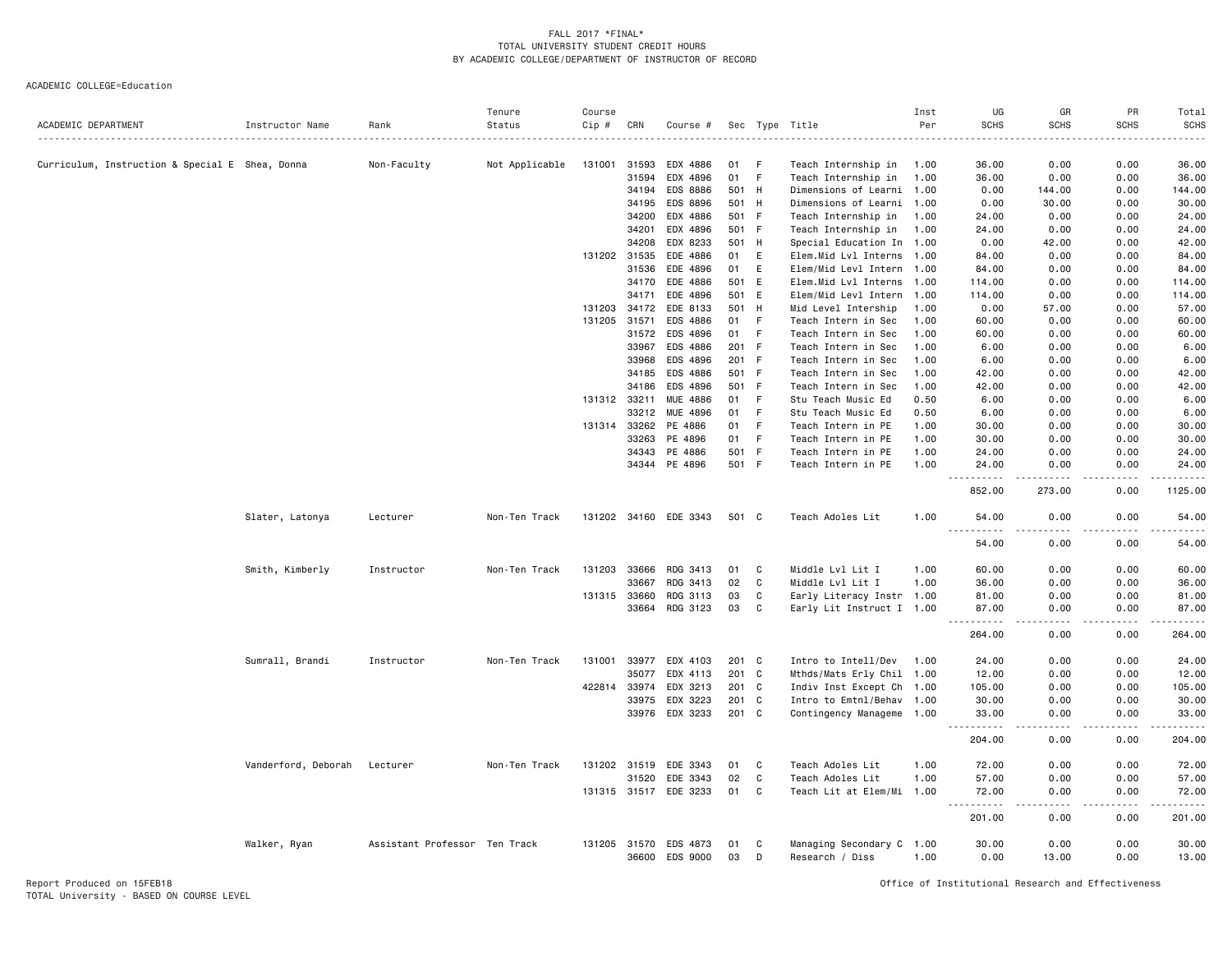FALL 2017 *FINAL*
TOTAL UNIVERSITY STUDENT CREDIT HOURS
BY ACADEMIC COLLEGE/DEPARTMENT OF INSTRUCTOR OF RECORD

ACADEMIC COLLEGE=Education

| ACADEMIC DEPARTMENT | Instructor Name | Rank | Tenure Status | Course Cip # | CRN | Course # | Sec | Type | Title | Inst Per | UG SCHS | GR SCHS | PR SCHS | Total SCHS |
|---|---|---|---|---|---|---|---|---|---|---|---|---|---|---|
| Curriculum, Instruction & Special E | Shea, Donna | Non-Faculty | Not Applicable | 131001 | 31593 | EDX 4886 | 01 | F | Teach Internship in | 1.00 | 36.00 | 0.00 | 0.00 | 36.00 |
| | | | | | 31594 | EDX 4896 | 01 | F | Teach Internship in | 1.00 | 36.00 | 0.00 | 0.00 | 36.00 |
| | | | | | 34194 | EDS 8886 | 501 | H | Dimensions of Learni | 1.00 | 0.00 | 144.00 | 0.00 | 144.00 |
| | | | | | 34195 | EDS 8896 | 501 | H | Dimensions of Learni | 1.00 | 0.00 | 30.00 | 0.00 | 30.00 |
| | | | | | 34200 | EDX 4886 | 501 | F | Teach Internship in | 1.00 | 24.00 | 0.00 | 0.00 | 24.00 |
| | | | | | 34201 | EDX 4896 | 501 | F | Teach Internship in | 1.00 | 24.00 | 0.00 | 0.00 | 24.00 |
| | | | | | 34208 | EDX 8233 | 501 | H | Special Education In | 1.00 | 0.00 | 42.00 | 0.00 | 42.00 |
| | | | | 131202 | 31535 | EDE 4886 | 01 | E | Elem.Mid Lvl Interns | 1.00 | 84.00 | 0.00 | 0.00 | 84.00 |
| | | | | | 31536 | EDE 4896 | 01 | E | Elem/Mid Levl Intern | 1.00 | 84.00 | 0.00 | 0.00 | 84.00 |
| | | | | | 34170 | EDE 4886 | 501 | E | Elem.Mid Lvl Interns | 1.00 | 114.00 | 0.00 | 0.00 | 114.00 |
| | | | | | 34171 | EDE 4896 | 501 | E | Elem/Mid Levl Intern | 1.00 | 114.00 | 0.00 | 0.00 | 114.00 |
| | | | | 131203 | 34172 | EDE 8133 | 501 | H | Mid Level Intership | 1.00 | 0.00 | 57.00 | 0.00 | 57.00 |
| | | | | 131205 | 31571 | EDS 4886 | 01 | F | Teach Intern in Sec | 1.00 | 60.00 | 0.00 | 0.00 | 60.00 |
| | | | | | 31572 | EDS 4896 | 01 | F | Teach Intern in Sec | 1.00 | 60.00 | 0.00 | 0.00 | 60.00 |
| | | | | | 33967 | EDS 4886 | 201 | F | Teach Intern in Sec | 1.00 | 6.00 | 0.00 | 0.00 | 6.00 |
| | | | | | 33968 | EDS 4896 | 201 | F | Teach Intern in Sec | 1.00 | 6.00 | 0.00 | 0.00 | 6.00 |
| | | | | | 34185 | EDS 4886 | 501 | F | Teach Intern in Sec | 1.00 | 42.00 | 0.00 | 0.00 | 42.00 |
| | | | | | 34186 | EDS 4896 | 501 | F | Teach Intern in Sec | 1.00 | 42.00 | 0.00 | 0.00 | 42.00 |
| | | | | 131312 | 33211 | MUE 4886 | 01 | F | Stu Teach Music Ed | 0.50 | 6.00 | 0.00 | 0.00 | 6.00 |
| | | | | | 33212 | MUE 4896 | 01 | F | Stu Teach Music Ed | 0.50 | 6.00 | 0.00 | 0.00 | 6.00 |
| | | | | 131314 | 33262 | PE 4886 | 01 | F | Teach Intern in PE | 1.00 | 30.00 | 0.00 | 0.00 | 30.00 |
| | | | | | 33263 | PE 4896 | 01 | F | Teach Intern in PE | 1.00 | 30.00 | 0.00 | 0.00 | 30.00 |
| | | | | | 34343 | PE 4886 | 501 | F | Teach Intern in PE | 1.00 | 24.00 | 0.00 | 0.00 | 24.00 |
| | | | | | 34344 | PE 4896 | 501 | F | Teach Intern in PE | 1.00 | 24.00 | 0.00 | 0.00 | 24.00 |
| | | | | | | | | | | | 852.00 | 273.00 | 0.00 | 1125.00 |
| | Slater, Latonya | Lecturer | Non-Ten Track | 131202 | 34160 | EDE 3343 | 501 | C | Teach Adoles Lit | 1.00 | 54.00 | 0.00 | 0.00 | 54.00 |
| | | | | | | | | | | | 54.00 | 0.00 | 0.00 | 54.00 |
| | Smith, Kimberly | Instructor | Non-Ten Track | 131203 | 33666 | RDG 3413 | 01 | C | Middle Lvl Lit I | 1.00 | 60.00 | 0.00 | 0.00 | 60.00 |
| | | | | | 33667 | RDG 3413 | 02 | C | Middle Lvl Lit I | 1.00 | 36.00 | 0.00 | 0.00 | 36.00 |
| | | | | 131315 | 33660 | RDG 3113 | 03 | C | Early Literacy Instr | 1.00 | 81.00 | 0.00 | 0.00 | 81.00 |
| | | | | | 33664 | RDG 3123 | 03 | C | Early Lit Instruct I | 1.00 | 87.00 | 0.00 | 0.00 | 87.00 |
| | | | | | | | | | | | 264.00 | 0.00 | 0.00 | 264.00 |
| | Sumrall, Brandi | Instructor | Non-Ten Track | 131001 | 33977 | EDX 4103 | 201 | C | Intro to Intell/Dev | 1.00 | 24.00 | 0.00 | 0.00 | 24.00 |
| | | | | | 35077 | EDX 4113 | 201 | C | Mthds/Mats Erly Chil | 1.00 | 12.00 | 0.00 | 0.00 | 12.00 |
| | | | | 422814 | 33974 | EDX 3213 | 201 | C | Indiv Inst Except Ch | 1.00 | 105.00 | 0.00 | 0.00 | 105.00 |
| | | | | | 33975 | EDX 3223 | 201 | C | Intro to Emtnl/Behav | 1.00 | 30.00 | 0.00 | 0.00 | 30.00 |
| | | | | | 33976 | EDX 3233 | 201 | C | Contingency Manageme | 1.00 | 33.00 | 0.00 | 0.00 | 33.00 |
| | | | | | | | | | | | 204.00 | 0.00 | 0.00 | 204.00 |
| | Vanderford, Deborah | Lecturer | Non-Ten Track | 131202 | 31519 | EDE 3343 | 01 | C | Teach Adoles Lit | 1.00 | 72.00 | 0.00 | 0.00 | 72.00 |
| | | | | | 31520 | EDE 3343 | 02 | C | Teach Adoles Lit | 1.00 | 57.00 | 0.00 | 0.00 | 57.00 |
| | | | | 131315 | 31517 | EDE 3233 | 01 | C | Teach Lit at Elem/Mi | 1.00 | 72.00 | 0.00 | 0.00 | 72.00 |
| | | | | | | | | | | | 201.00 | 0.00 | 0.00 | 201.00 |
| | Walker, Ryan | Assistant Professor | Ten Track | 131205 | 31570 | EDS 4873 | 01 | C | Managing Secondary C | 1.00 | 30.00 | 0.00 | 0.00 | 30.00 |
| | | | | | 36600 | EDS 9000 | 03 | D | Research / Diss | 1.00 | 0.00 | 13.00 | 0.00 | 13.00 |

Report Produced on 15FEB18
TOTAL University - BASED ON COURSE LEVEL

Office of Institutional Research and Effectiveness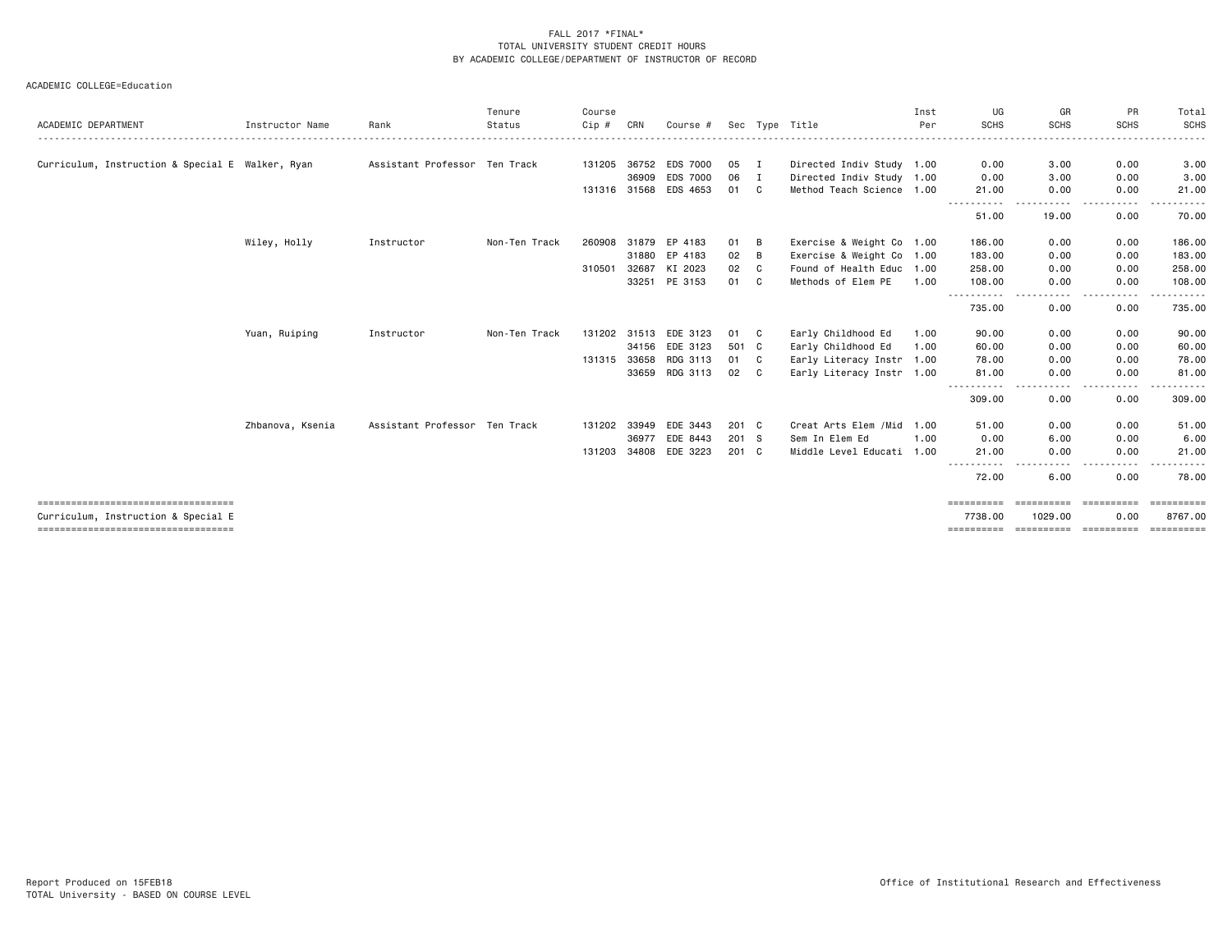FALL 2017 *FINAL*
TOTAL UNIVERSITY STUDENT CREDIT HOURS
BY ACADEMIC COLLEGE/DEPARTMENT OF INSTRUCTOR OF RECORD

ACADEMIC COLLEGE=Education

| ACADEMIC DEPARTMENT | Instructor Name | Rank | Tenure Status | Course Cip # | CRN | Course # | Sec | Type | Title | Inst Per | UG SCHS | GR SCHS | PR SCHS | Total SCHS |
|---|---|---|---|---|---|---|---|---|---|---|---|---|---|---|
| Curriculum, Instruction & Special E | Walker, Ryan | Assistant Professor | Ten Track | 131205 | 36752 | EDS 7000 | 05 | I | Directed Indiv Study | 1.00 | 0.00 | 3.00 | 0.00 | 3.00 |
| | | | | | 36909 | EDS 7000 | 06 | I | Directed Indiv Study | 1.00 | 0.00 | 3.00 | 0.00 | 3.00 |
| | | | | 131316 | 31568 | EDS 4653 | 01 | C | Method Teach Science | 1.00 | 21.00 | 0.00 | 0.00 | 21.00 |
| | | | | | | | | | | | 51.00 | 19.00 | 0.00 | 70.00 |
| | Wiley, Holly | Instructor | Non-Ten Track | 260908 | 31879 | EP 4183 | 01 | B | Exercise & Weight Co | 1.00 | 186.00 | 0.00 | 0.00 | 186.00 |
| | | | | | 31880 | EP 4183 | 02 | B | Exercise & Weight Co | 1.00 | 183.00 | 0.00 | 0.00 | 183.00 |
| | | | | 310501 | 32687 | KI 2023 | 02 | C | Found of Health Educ | 1.00 | 258.00 | 0.00 | 0.00 | 258.00 |
| | | | | | 33251 | PE 3153 | 01 | C | Methods of Elem PE | 1.00 | 108.00 | 0.00 | 0.00 | 108.00 |
| | | | | | | | | | | | 735.00 | 0.00 | 0.00 | 735.00 |
| | Yuan, Ruiping | Instructor | Non-Ten Track | 131202 | 31513 | EDE 3123 | 01 | C | Early Childhood Ed | 1.00 | 90.00 | 0.00 | 0.00 | 90.00 |
| | | | | | 34156 | EDE 3123 | 501 | C | Early Childhood Ed | 1.00 | 60.00 | 0.00 | 0.00 | 60.00 |
| | | | | 131315 | 33658 | RDG 3113 | 01 | C | Early Literacy Instr | 1.00 | 78.00 | 0.00 | 0.00 | 78.00 |
| | | | | | 33659 | RDG 3113 | 02 | C | Early Literacy Instr | 1.00 | 81.00 | 0.00 | 0.00 | 81.00 |
| | | | | | | | | | | | 309.00 | 0.00 | 0.00 | 309.00 |
| | Zhbanova, Ksenia | Assistant Professor | Ten Track | 131202 | 33949 | EDE 3443 | 201 | C | Creat Arts Elem /Mid | 1.00 | 51.00 | 0.00 | 0.00 | 51.00 |
| | | | | | 36977 | EDE 8443 | 201 | S | Sem In Elem Ed | 1.00 | 0.00 | 6.00 | 0.00 | 6.00 |
| | | | | 131203 | 34808 | EDE 3223 | 201 | C | Middle Level Educati | 1.00 | 21.00 | 0.00 | 0.00 | 21.00 |
| | | | | | | | | | | | 72.00 | 6.00 | 0.00 | 78.00 |
| Curriculum, Instruction & Special E | | | | | | | | | | | 7738.00 | 1029.00 | 0.00 | 8767.00 |

Report Produced on 15FEB18
TOTAL University - BASED ON COURSE LEVEL

Office of Institutional Research and Effectiveness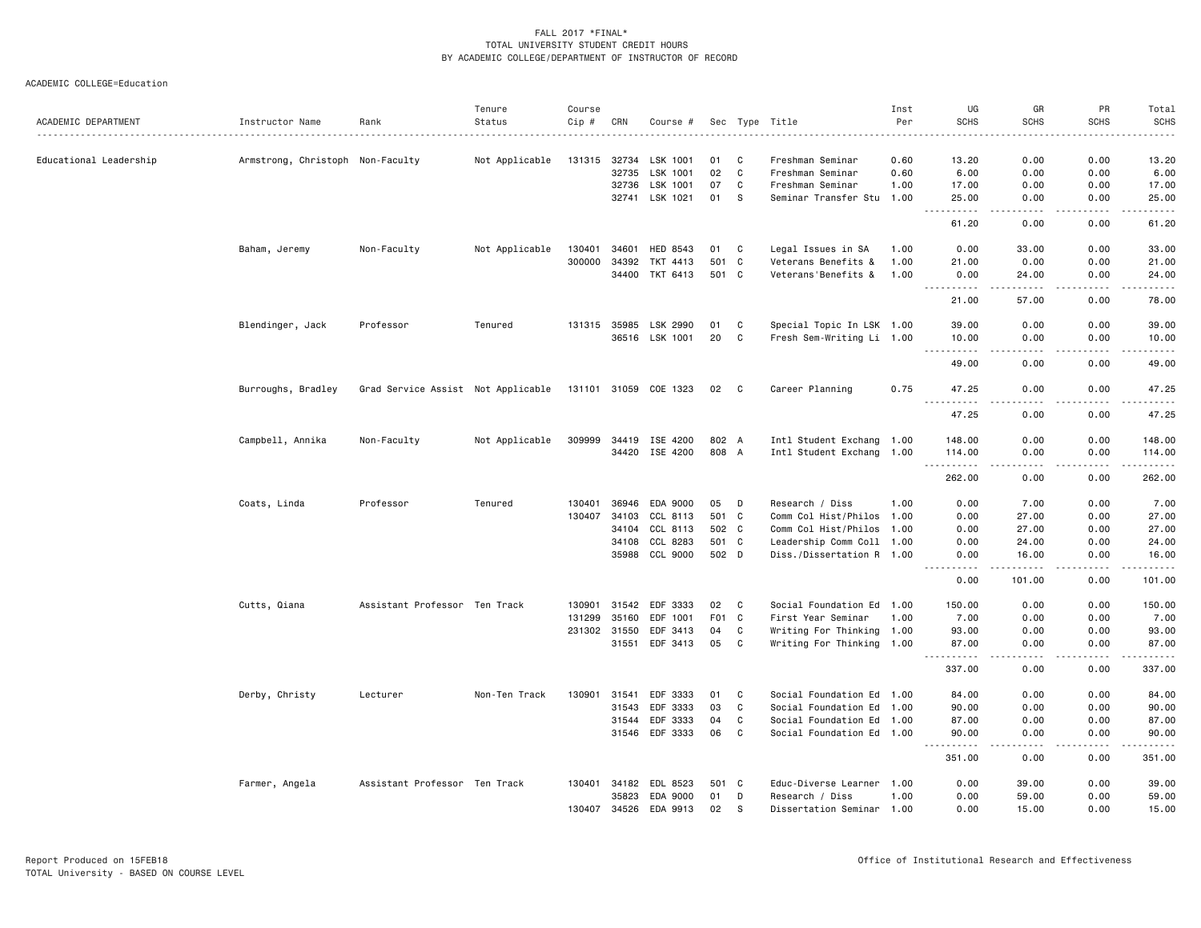FALL 2017 *FINAL*
TOTAL UNIVERSITY STUDENT CREDIT HOURS
BY ACADEMIC COLLEGE/DEPARTMENT OF INSTRUCTOR OF RECORD

ACADEMIC COLLEGE=Education

| ACADEMIC DEPARTMENT | Instructor Name | Rank | Tenure Status | Course Cip # | CRN | Course # | Sec | Type | Title | Inst Per | UG SCHS | GR SCHS | PR SCHS | Total SCHS |
|---|---|---|---|---|---|---|---|---|---|---|---|---|---|---|
| Educational Leadership | Armstrong, Christoph | Non-Faculty | Not Applicable | 131315 | 32734 | LSK 1001 | 01 | C | Freshman Seminar | 0.60 | 13.20 | 0.00 | 0.00 | 13.20 |
| | | | | | 32735 | LSK 1001 | 02 | C | Freshman Seminar | 0.60 | 6.00 | 0.00 | 0.00 | 6.00 |
| | | | | | 32736 | LSK 1001 | 07 | C | Freshman Seminar | 1.00 | 17.00 | 0.00 | 0.00 | 17.00 |
| | | | | | 32741 | LSK 1021 | 01 | S | Seminar Transfer Stu | 1.00 | 25.00 | 0.00 | 0.00 | 25.00 |
| | | | | | | | | | | | 61.20 | 0.00 | 0.00 | 61.20 |
| | Baham, Jeremy | Non-Faculty | Not Applicable | 130401 | 34601 | HED 8543 | 01 | C | Legal Issues in SA | 1.00 | 0.00 | 33.00 | 0.00 | 33.00 |
| | | | | 300000 | 34392 | TKT 4413 | 501 | C | Veterans Benefits & | 1.00 | 21.00 | 0.00 | 0.00 | 21.00 |
| | | | | | 34400 | TKT 6413 | 501 | C | Veterans'Benefits & | 1.00 | 0.00 | 24.00 | 0.00 | 24.00 |
| | | | | | | | | | | | 21.00 | 57.00 | 0.00 | 78.00 |
| | Blendinger, Jack | Professor | Tenured | 131315 | 35985 | LSK 2990 | 01 | C | Special Topic In LSK | 1.00 | 39.00 | 0.00 | 0.00 | 39.00 |
| | | | | | 36516 | LSK 1001 | 20 | C | Fresh Sem-Writing Li | 1.00 | 10.00 | 0.00 | 0.00 | 10.00 |
| | | | | | | | | | | | 49.00 | 0.00 | 0.00 | 49.00 |
| | Burroughs, Bradley | Grad Service Assist | Not Applicable | 131101 | 31059 | COE 1323 | 02 | C | Career Planning | 0.75 | 47.25 | 0.00 | 0.00 | 47.25 |
| | | | | | | | | | | | 47.25 | 0.00 | 0.00 | 47.25 |
| | Campbell, Annika | Non-Faculty | Not Applicable | 309999 | 34419 | ISE 4200 | 802 | A | Intl Student Exchang | 1.00 | 148.00 | 0.00 | 0.00 | 148.00 |
| | | | | | 34420 | ISE 4200 | 808 | A | Intl Student Exchang | 1.00 | 114.00 | 0.00 | 0.00 | 114.00 |
| | | | | | | | | | | | 262.00 | 0.00 | 0.00 | 262.00 |
| | Coats, Linda | Professor | Tenured | 130401 | 36946 | EDA 9000 | 05 | D | Research / Diss | 1.00 | 0.00 | 7.00 | 0.00 | 7.00 |
| | | | | 130407 | 34103 | CCL 8113 | 501 | C | Comm Col Hist/Philos | 1.00 | 0.00 | 27.00 | 0.00 | 27.00 |
| | | | | | 34104 | CCL 8113 | 502 | C | Comm Col Hist/Philos | 1.00 | 0.00 | 27.00 | 0.00 | 27.00 |
| | | | | | 34108 | CCL 8283 | 501 | C | Leadership Comm Coll | 1.00 | 0.00 | 24.00 | 0.00 | 24.00 |
| | | | | | 35988 | CCL 9000 | 502 | D | Diss./Dissertation R | 1.00 | 0.00 | 16.00 | 0.00 | 16.00 |
| | | | | | | | | | | | 0.00 | 101.00 | 0.00 | 101.00 |
| | Cutts, Qiana | Assistant Professor | Ten Track | 130901 | 31542 | EDF 3333 | 02 | C | Social Foundation Ed | 1.00 | 150.00 | 0.00 | 0.00 | 150.00 |
| | | | | 131299 | 35160 | EDF 1001 | F01 | C | First Year Seminar | 1.00 | 7.00 | 0.00 | 0.00 | 7.00 |
| | | | | 231302 | 31550 | EDF 3413 | 04 | C | Writing For Thinking | 1.00 | 93.00 | 0.00 | 0.00 | 93.00 |
| | | | | | 31551 | EDF 3413 | 05 | C | Writing For Thinking | 1.00 | 87.00 | 0.00 | 0.00 | 87.00 |
| | | | | | | | | | | | 337.00 | 0.00 | 0.00 | 337.00 |
| | Derby, Christy | Lecturer | Non-Ten Track | 130901 | 31541 | EDF 3333 | 01 | C | Social Foundation Ed | 1.00 | 84.00 | 0.00 | 0.00 | 84.00 |
| | | | | | 31543 | EDF 3333 | 03 | C | Social Foundation Ed | 1.00 | 90.00 | 0.00 | 0.00 | 90.00 |
| | | | | | 31544 | EDF 3333 | 04 | C | Social Foundation Ed | 1.00 | 87.00 | 0.00 | 0.00 | 87.00 |
| | | | | | 31546 | EDF 3333 | 06 | C | Social Foundation Ed | 1.00 | 90.00 | 0.00 | 0.00 | 90.00 |
| | | | | | | | | | | | 351.00 | 0.00 | 0.00 | 351.00 |
| | Farmer, Angela | Assistant Professor | Ten Track | 130401 | 34182 | EDL 8523 | 501 | C | Educ-Diverse Learner | 1.00 | 0.00 | 39.00 | 0.00 | 39.00 |
| | | | | | 35823 | EDA 9000 | 01 | D | Research / Diss | 1.00 | 0.00 | 59.00 | 0.00 | 59.00 |
| | | | | 130407 | 34526 | EDA 9913 | 02 | S | Dissertation Seminar | 1.00 | 0.00 | 15.00 | 0.00 | 15.00 |

Report Produced on 15FEB18
TOTAL University - BASED ON COURSE LEVEL

Office of Institutional Research and Effectiveness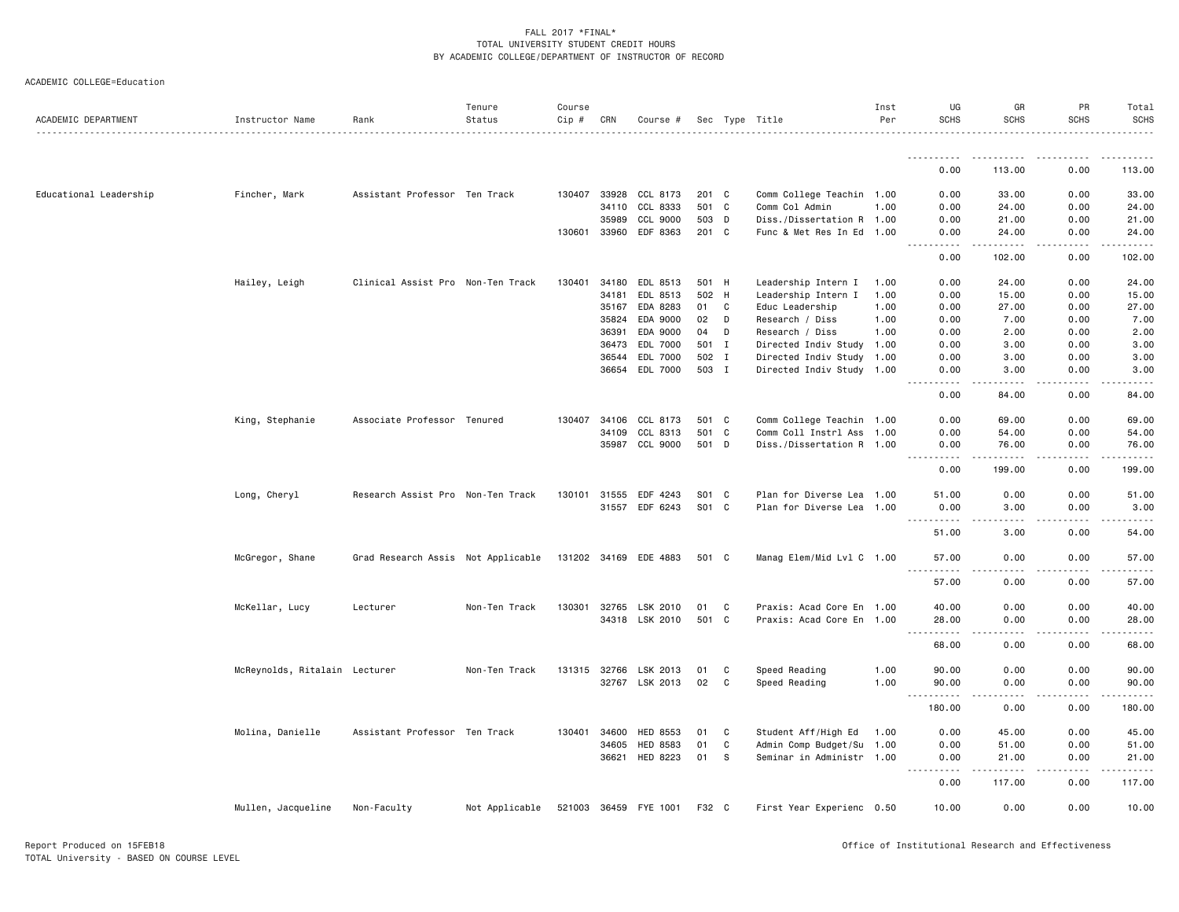FALL 2017 *FINAL*
TOTAL UNIVERSITY STUDENT CREDIT HOURS
BY ACADEMIC COLLEGE/DEPARTMENT OF INSTRUCTOR OF RECORD

ACADEMIC COLLEGE=Education

| ACADEMIC DEPARTMENT | Instructor Name | Rank | Tenure Status | Course Cip # | CRN | Course # | Sec | Type | Title | Inst Per | UG SCHS | GR SCHS | PR SCHS | Total SCHS |
|---|---|---|---|---|---|---|---|---|---|---|---|---|---|---|
| | | | | | | | | | | | 0.00 | 113.00 | 0.00 | 113.00 |
| Educational Leadership | Fincher, Mark | Assistant Professor | Ten Track | 130407 | 33928 | CCL 8173 | 201 | C | Comm College Teachin | 1.00 | 0.00 | 33.00 | 0.00 | 33.00 |
| | | | | | 34110 | CCL 8333 | 501 | C | Comm Col Admin | 1.00 | 0.00 | 24.00 | 0.00 | 24.00 |
| | | | | | 35989 | CCL 9000 | 503 | D | Diss./Dissertation R | 1.00 | 0.00 | 21.00 | 0.00 | 21.00 |
| | | | | 130601 | 33960 | EDF 8363 | 201 | C | Func & Met Res In Ed | 1.00 | 0.00 | 24.00 | 0.00 | 24.00 |
| | | | | | | | | | | | 0.00 | 102.00 | 0.00 | 102.00 |
| | Hailey, Leigh | Clinical Assist Pro | Non-Ten Track | 130401 | 34180 | EDL 8513 | 501 | H | Leadership Intern I | 1.00 | 0.00 | 24.00 | 0.00 | 24.00 |
| | | | | | 34181 | EDL 8513 | 502 | H | Leadership Intern I | 1.00 | 0.00 | 15.00 | 0.00 | 15.00 |
| | | | | | 35167 | EDA 8283 | 01 | C | Educ Leadership | 1.00 | 0.00 | 27.00 | 0.00 | 27.00 |
| | | | | | 35824 | EDA 9000 | 02 | D | Research / Diss | 1.00 | 0.00 | 7.00 | 0.00 | 7.00 |
| | | | | | 36391 | EDA 9000 | 04 | D | Research / Diss | 1.00 | 0.00 | 2.00 | 0.00 | 2.00 |
| | | | | | 36473 | EDL 7000 | 501 | I | Directed Indiv Study | 1.00 | 0.00 | 3.00 | 0.00 | 3.00 |
| | | | | | 36544 | EDL 7000 | 502 | I | Directed Indiv Study | 1.00 | 0.00 | 3.00 | 0.00 | 3.00 |
| | | | | | 36654 | EDL 7000 | 503 | I | Directed Indiv Study | 1.00 | 0.00 | 3.00 | 0.00 | 3.00 |
| | | | | | | | | | | | 0.00 | 84.00 | 0.00 | 84.00 |
| | King, Stephanie | Associate Professor | Tenured | 130407 | 34106 | CCL 8173 | 501 | C | Comm College Teachin | 1.00 | 0.00 | 69.00 | 0.00 | 69.00 |
| | | | | | 34109 | CCL 8313 | 501 | C | Comm Coll Instrl Ass | 1.00 | 0.00 | 54.00 | 0.00 | 54.00 |
| | | | | | 35987 | CCL 9000 | 501 | D | Diss./Dissertation R | 1.00 | 0.00 | 76.00 | 0.00 | 76.00 |
| | | | | | | | | | | | 0.00 | 199.00 | 0.00 | 199.00 |
| | Long, Cheryl | Research Assist Pro | Non-Ten Track | 130101 | 31555 | EDF 4243 | S01 | C | Plan for Diverse Lea | 1.00 | 51.00 | 0.00 | 0.00 | 51.00 |
| | | | | | 31557 | EDF 6243 | S01 | C | Plan for Diverse Lea | 1.00 | 0.00 | 3.00 | 0.00 | 3.00 |
| | | | | | | | | | | | 51.00 | 3.00 | 0.00 | 54.00 |
| | McGregor, Shane | Grad Research Assis | Not Applicable | 131202 | 34169 | EDE 4883 | 501 | C | Manag Elem/Mid Lvl C | 1.00 | 57.00 | 0.00 | 0.00 | 57.00 |
| | | | | | | | | | | | 57.00 | 0.00 | 0.00 | 57.00 |
| | McKellar, Lucy | Lecturer | Non-Ten Track | 130301 | 32765 | LSK 2010 | 01 | C | Praxis: Acad Core En | 1.00 | 40.00 | 0.00 | 0.00 | 40.00 |
| | | | | | 34318 | LSK 2010 | 501 | C | Praxis: Acad Core En | 1.00 | 28.00 | 0.00 | 0.00 | 28.00 |
| | | | | | | | | | | | 68.00 | 0.00 | 0.00 | 68.00 |
| | McReynolds, Ritalain | Lecturer | Non-Ten Track | 131315 | 32766 | LSK 2013 | 01 | C | Speed Reading | 1.00 | 90.00 | 0.00 | 0.00 | 90.00 |
| | | | | | 32767 | LSK 2013 | 02 | C | Speed Reading | 1.00 | 90.00 | 0.00 | 0.00 | 90.00 |
| | | | | | | | | | | | 180.00 | 0.00 | 0.00 | 180.00 |
| | Molina, Danielle | Assistant Professor | Ten Track | 130401 | 34600 | HED 8553 | 01 | C | Student Aff/High Ed | 1.00 | 0.00 | 45.00 | 0.00 | 45.00 |
| | | | | | 34605 | HED 8583 | 01 | C | Admin Comp Budget/Su | 1.00 | 0.00 | 51.00 | 0.00 | 51.00 |
| | | | | | 36621 | HED 8223 | 01 | S | Seminar in Administr | 1.00 | 0.00 | 21.00 | 0.00 | 21.00 |
| | | | | | | | | | | | 0.00 | 117.00 | 0.00 | 117.00 |
| | Mullen, Jacqueline | Non-Faculty | Not Applicable | 521003 | 36459 | FYE 1001 | F32 | C | First Year Experienc | 0.50 | 10.00 | 0.00 | 0.00 | 10.00 |

Report Produced on 15FEB18
TOTAL University - BASED ON COURSE LEVEL

Office of Institutional Research and Effectiveness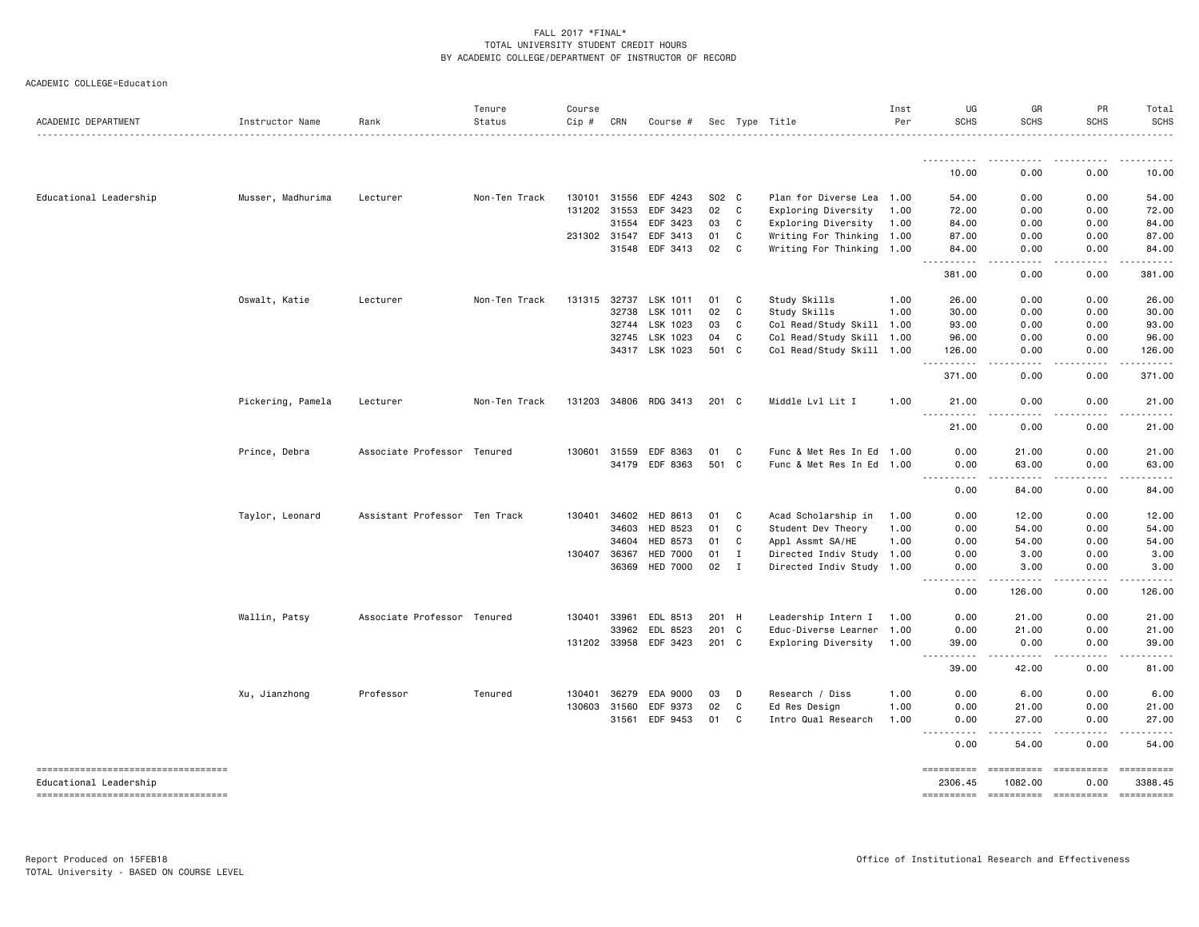FALL 2017 *FINAL*
TOTAL UNIVERSITY STUDENT CREDIT HOURS
BY ACADEMIC COLLEGE/DEPARTMENT OF INSTRUCTOR OF RECORD

ACADEMIC COLLEGE=Education

| ACADEMIC DEPARTMENT | Instructor Name | Rank | Tenure Status | Course Cip # | CRN | Course # | Sec | Type | Title | Inst Per | UG SCHS | GR SCHS | PR SCHS | Total SCHS |
|---|---|---|---|---|---|---|---|---|---|---|---|---|---|---|
| | | | | | | | | | | | 10.00 | 0.00 | 0.00 | 10.00 |
| Educational Leadership | Musser, Madhurima | Lecturer | Non-Ten Track | 130101 | 31556 | EDF 4243 | S02 | C | Plan for Diverse Lea | 1.00 | 54.00 | 0.00 | 0.00 | 54.00 |
| | | | | 131202 | 31553 | EDF 3423 | 02 | C | Exploring Diversity | 1.00 | 72.00 | 0.00 | 0.00 | 72.00 |
| | | | | | 31554 | EDF 3423 | 03 | C | Exploring Diversity | 1.00 | 84.00 | 0.00 | 0.00 | 84.00 |
| | | | | 231302 | 31547 | EDF 3413 | 01 | C | Writing For Thinking | 1.00 | 87.00 | 0.00 | 0.00 | 87.00 |
| | | | | | 31548 | EDF 3413 | 02 | C | Writing For Thinking | 1.00 | 84.00 | 0.00 | 0.00 | 84.00 |
| | | | | | | | | | | | 381.00 | 0.00 | 0.00 | 381.00 |
| | Oswalt, Katie | Lecturer | Non-Ten Track | 131315 | 32737 | LSK 1011 | 01 | C | Study Skills | 1.00 | 26.00 | 0.00 | 0.00 | 26.00 |
| | | | | | 32738 | LSK 1011 | 02 | C | Study Skills | 1.00 | 30.00 | 0.00 | 0.00 | 30.00 |
| | | | | | 32744 | LSK 1023 | 03 | C | Col Read/Study Skill | 1.00 | 93.00 | 0.00 | 0.00 | 93.00 |
| | | | | | 32745 | LSK 1023 | 04 | C | Col Read/Study Skill | 1.00 | 96.00 | 0.00 | 0.00 | 96.00 |
| | | | | | 34317 | LSK 1023 | 501 | C | Col Read/Study Skill | 1.00 | 126.00 | 0.00 | 0.00 | 126.00 |
| | | | | | | | | | | | 371.00 | 0.00 | 0.00 | 371.00 |
| | Pickering, Pamela | Lecturer | Non-Ten Track | 131203 | 34806 | RDG 3413 | 201 | C | Middle Lvl Lit I | 1.00 | 21.00 | 0.00 | 0.00 | 21.00 |
| | | | | | | | | | | | 21.00 | 0.00 | 0.00 | 21.00 |
| | Prince, Debra | Associate Professor | Tenured | 130601 | 31559 | EDF 8363 | 01 | C | Func & Met Res In Ed | 1.00 | 0.00 | 21.00 | 0.00 | 21.00 |
| | | | | | 34179 | EDF 8363 | 501 | C | Func & Met Res In Ed | 1.00 | 0.00 | 63.00 | 0.00 | 63.00 |
| | | | | | | | | | | | 0.00 | 84.00 | 0.00 | 84.00 |
| | Taylor, Leonard | Assistant Professor | Ten Track | 130401 | 34602 | HED 8613 | 01 | C | Acad Scholarship in | 1.00 | 0.00 | 12.00 | 0.00 | 12.00 |
| | | | | | 34603 | HED 8523 | 01 | C | Student Dev Theory | 1.00 | 0.00 | 54.00 | 0.00 | 54.00 |
| | | | | | 34604 | HED 8573 | 01 | C | Appl Assmt SA/HE | 1.00 | 0.00 | 54.00 | 0.00 | 54.00 |
| | | | | 130407 | 36367 | HED 7000 | 01 | I | Directed Indiv Study | 1.00 | 0.00 | 3.00 | 0.00 | 3.00 |
| | | | | | 36369 | HED 7000 | 02 | I | Directed Indiv Study | 1.00 | 0.00 | 3.00 | 0.00 | 3.00 |
| | | | | | | | | | | | 0.00 | 126.00 | 0.00 | 126.00 |
| | Wallin, Patsy | Associate Professor | Tenured | 130401 | 33961 | EDL 8513 | 201 | H | Leadership Intern I | 1.00 | 0.00 | 21.00 | 0.00 | 21.00 |
| | | | | | 33962 | EDL 8523 | 201 | C | Educ-Diverse Learner | 1.00 | 0.00 | 21.00 | 0.00 | 21.00 |
| | | | | 131202 | 33958 | EDF 3423 | 201 | C | Exploring Diversity | 1.00 | 39.00 | 0.00 | 0.00 | 39.00 |
| | | | | | | | | | | | 39.00 | 42.00 | 0.00 | 81.00 |
| | Xu, Jianzhong | Professor | Tenured | 130401 | 36279 | EDA 9000 | 03 | D | Research / Diss | 1.00 | 0.00 | 6.00 | 0.00 | 6.00 |
| | | | | 130603 | 31560 | EDF 9373 | 02 | C | Ed Res Design | 1.00 | 0.00 | 21.00 | 0.00 | 21.00 |
| | | | | | 31561 | EDF 9453 | 01 | C | Intro Qual Research | 1.00 | 0.00 | 27.00 | 0.00 | 27.00 |
| | | | | | | | | | | | 0.00 | 54.00 | 0.00 | 54.00 |
| Educational Leadership | | | | | | | | | | | 2306.45 | 1082.00 | 0.00 | 3388.45 |

Report Produced on 15FEB18
TOTAL University - BASED ON COURSE LEVEL

Office of Institutional Research and Effectiveness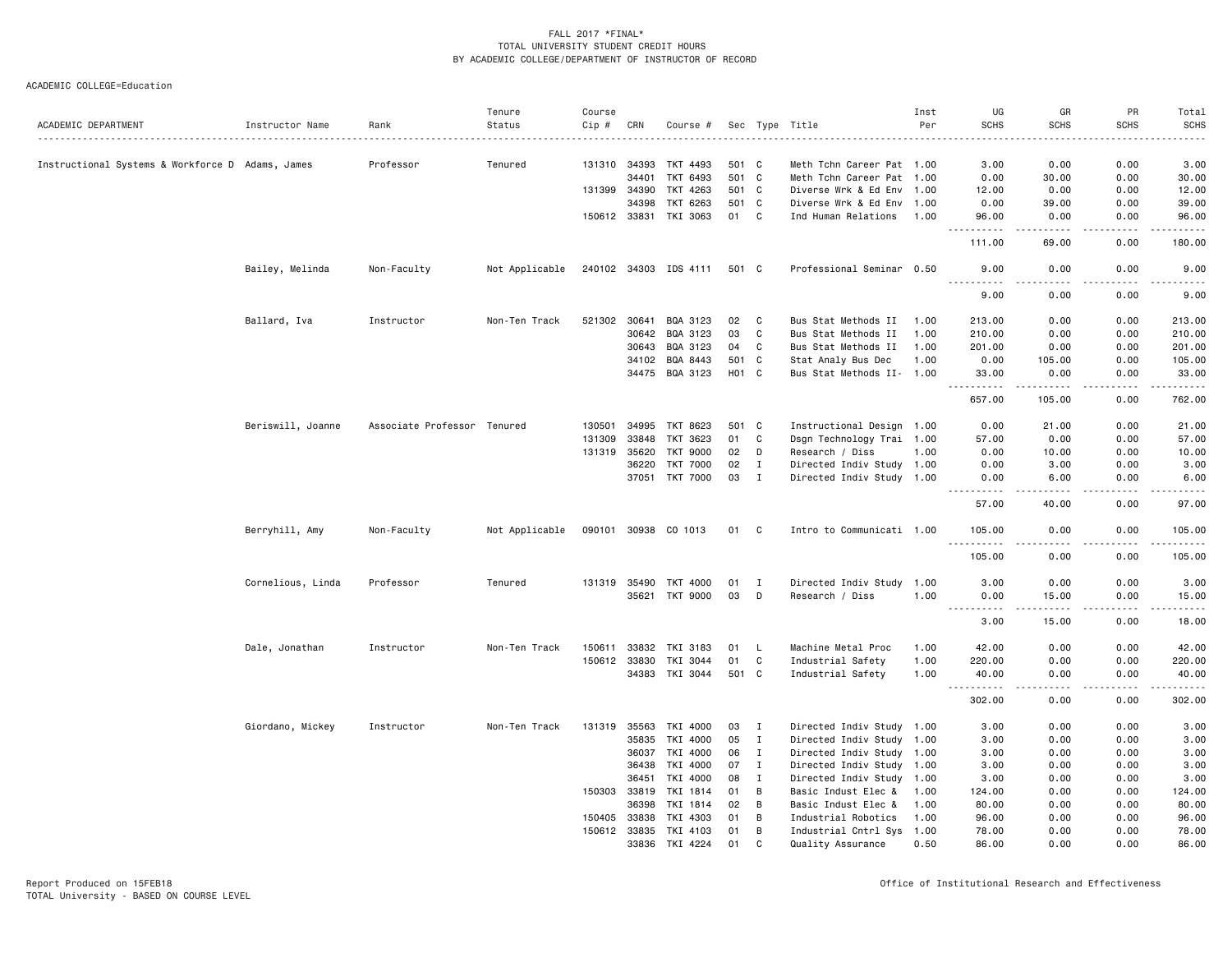FALL 2017 *FINAL*
TOTAL UNIVERSITY STUDENT CREDIT HOURS
BY ACADEMIC COLLEGE/DEPARTMENT OF INSTRUCTOR OF RECORD

ACADEMIC COLLEGE=Education

| ACADEMIC DEPARTMENT | Instructor Name | Rank | Tenure Status | Course Cip # | CRN | Course # | Sec | Type | Title | Inst Per | UG SCHS | GR SCHS | PR SCHS | Total SCHS |
|---|---|---|---|---|---|---|---|---|---|---|---|---|---|---|
| Instructional Systems & Workforce D | Adams, James | Professor | Tenured | 131310 | 34393 | TKT 4493 | 501 | C | Meth Tchn Career Pat | 1.00 | 3.00 | 0.00 | 0.00 | 3.00 |
| | | | | | 34401 | TKT 6493 | 501 | C | Meth Tchn Career Pat | 1.00 | 0.00 | 30.00 | 0.00 | 30.00 |
| | | | | 131399 | 34390 | TKT 4263 | 501 | C | Diverse Wrk & Ed Env | 1.00 | 12.00 | 0.00 | 0.00 | 12.00 |
| | | | | | 34398 | TKT 6263 | 501 | C | Diverse Wrk & Ed Env | 1.00 | 0.00 | 39.00 | 0.00 | 39.00 |
| | | | | 150612 | 33831 | TKI 3063 | 01 | C | Ind Human Relations | 1.00 | 96.00 | 0.00 | 0.00 | 96.00 |
| | | | | | | | | | | | 111.00 | 69.00 | 0.00 | 180.00 |
| | Bailey, Melinda | Non-Faculty | Not Applicable | 240102 | 34303 | IDS 4111 | 501 | C | Professional Seminar | 0.50 | 9.00 | 0.00 | 0.00 | 9.00 |
| | | | | | | | | | | | 9.00 | 0.00 | 0.00 | 9.00 |
| | Ballard, Iva | Instructor | Non-Ten Track | 521302 | 30641 | BQA 3123 | 02 | C | Bus Stat Methods II | 1.00 | 213.00 | 0.00 | 0.00 | 213.00 |
| | | | | | 30642 | BQA 3123 | 03 | C | Bus Stat Methods II | 1.00 | 210.00 | 0.00 | 0.00 | 210.00 |
| | | | | | 30643 | BQA 3123 | 04 | C | Bus Stat Methods II | 1.00 | 201.00 | 0.00 | 0.00 | 201.00 |
| | | | | | 34102 | BQA 8443 | 501 | C | Stat Analy Bus Dec | 1.00 | 0.00 | 105.00 | 0.00 | 105.00 |
| | | | | | 34475 | BQA 3123 | H01 | C | Bus Stat Methods II- | 1.00 | 33.00 | 0.00 | 0.00 | 33.00 |
| | | | | | | | | | | | 657.00 | 105.00 | 0.00 | 762.00 |
| | Beriswill, Joanne | Associate Professor | Tenured | 130501 | 34995 | TKT 8623 | 501 | C | Instructional Design | 1.00 | 0.00 | 21.00 | 0.00 | 21.00 |
| | | | | 131309 | 33848 | TKT 3623 | 01 | C | Dsgn Technology Trai | 1.00 | 57.00 | 0.00 | 0.00 | 57.00 |
| | | | | 131319 | 35620 | TKT 9000 | 02 | D | Research / Diss | 1.00 | 0.00 | 10.00 | 0.00 | 10.00 |
| | | | | | 36220 | TKT 7000 | 02 | I | Directed Indiv Study | 1.00 | 0.00 | 3.00 | 0.00 | 3.00 |
| | | | | | 37051 | TKT 7000 | 03 | I | Directed Indiv Study | 1.00 | 0.00 | 6.00 | 0.00 | 6.00 |
| | | | | | | | | | | | 57.00 | 40.00 | 0.00 | 97.00 |
| | Berryhill, Amy | Non-Faculty | Not Applicable | 090101 | 30938 | CO 1013 | 01 | C | Intro to Communicati | 1.00 | 105.00 | 0.00 | 0.00 | 105.00 |
| | | | | | | | | | | | 105.00 | 0.00 | 0.00 | 105.00 |
| | Cornelious, Linda | Professor | Tenured | 131319 | 35490 | TKT 4000 | 01 | I | Directed Indiv Study | 1.00 | 3.00 | 0.00 | 0.00 | 3.00 |
| | | | | | 35621 | TKT 9000 | 03 | D | Research / Diss | 1.00 | 0.00 | 15.00 | 0.00 | 15.00 |
| | | | | | | | | | | | 3.00 | 15.00 | 0.00 | 18.00 |
| | Dale, Jonathan | Instructor | Non-Ten Track | 150611 | 33832 | TKI 3183 | 01 | L | Machine Metal Proc | 1.00 | 42.00 | 0.00 | 0.00 | 42.00 |
| | | | | 150612 | 33830 | TKI 3044 | 01 | C | Industrial Safety | 1.00 | 220.00 | 0.00 | 0.00 | 220.00 |
| | | | | | 34383 | TKI 3044 | 501 | C | Industrial Safety | 1.00 | 40.00 | 0.00 | 0.00 | 40.00 |
| | | | | | | | | | | | 302.00 | 0.00 | 0.00 | 302.00 |
| | Giordano, Mickey | Instructor | Non-Ten Track | 131319 | 35563 | TKI 4000 | 03 | I | Directed Indiv Study | 1.00 | 3.00 | 0.00 | 0.00 | 3.00 |
| | | | | | 35835 | TKI 4000 | 05 | I | Directed Indiv Study | 1.00 | 3.00 | 0.00 | 0.00 | 3.00 |
| | | | | | 36037 | TKI 4000 | 06 | I | Directed Indiv Study | 1.00 | 3.00 | 0.00 | 0.00 | 3.00 |
| | | | | | 36438 | TKI 4000 | 07 | I | Directed Indiv Study | 1.00 | 3.00 | 0.00 | 0.00 | 3.00 |
| | | | | | 36451 | TKI 4000 | 08 | I | Directed Indiv Study | 1.00 | 3.00 | 0.00 | 0.00 | 3.00 |
| | | | | 150303 | 33819 | TKI 1814 | 01 | B | Basic Indust Elec & | 1.00 | 124.00 | 0.00 | 0.00 | 124.00 |
| | | | | | 36398 | TKI 1814 | 02 | B | Basic Indust Elec & | 1.00 | 80.00 | 0.00 | 0.00 | 80.00 |
| | | | | 150405 | 33838 | TKI 4303 | 01 | B | Industrial Robotics | 1.00 | 96.00 | 0.00 | 0.00 | 96.00 |
| | | | | 150612 | 33835 | TKI 4103 | 01 | B | Industrial Cntrl Sys | 1.00 | 78.00 | 0.00 | 0.00 | 78.00 |
| | | | | | 33836 | TKI 4224 | 01 | C | Quality Assurance | 0.50 | 86.00 | 0.00 | 0.00 | 86.00 |

Report Produced on 15FEB18
TOTAL University - BASED ON COURSE LEVEL

Office of Institutional Research and Effectiveness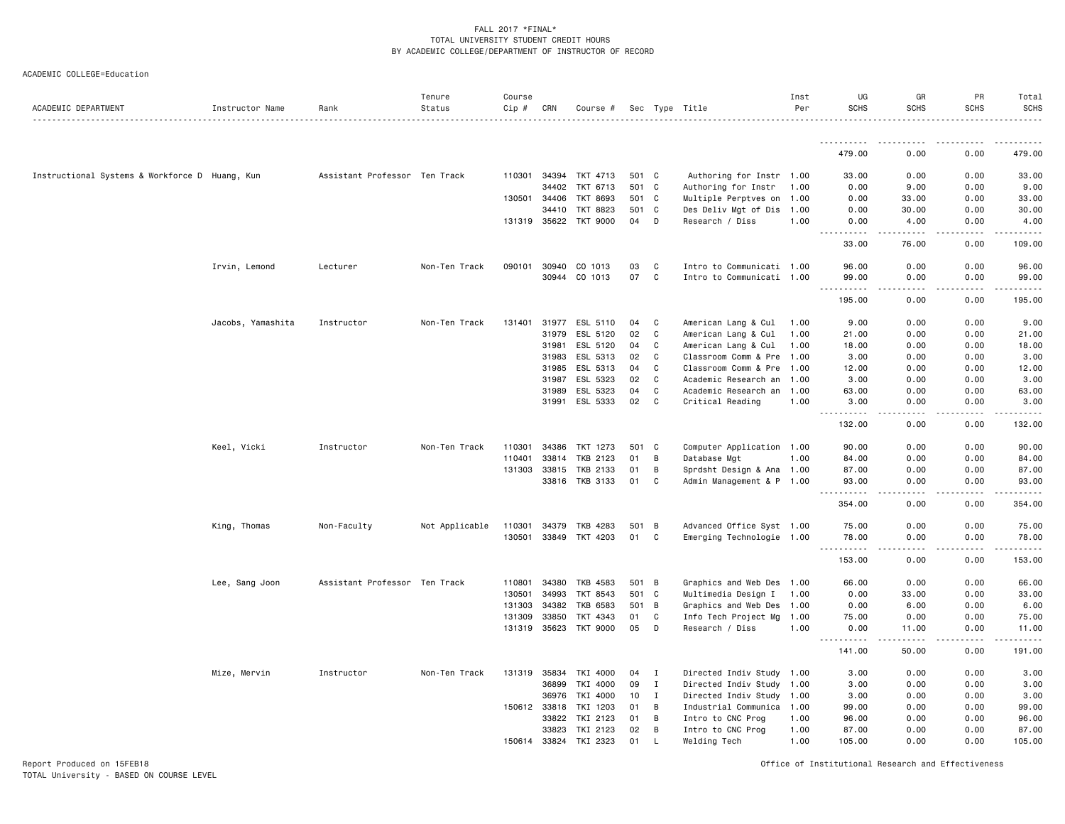FALL 2017 *FINAL*
TOTAL UNIVERSITY STUDENT CREDIT HOURS
BY ACADEMIC COLLEGE/DEPARTMENT OF INSTRUCTOR OF RECORD

ACADEMIC COLLEGE=Education

| ACADEMIC DEPARTMENT | Instructor Name | Rank | Tenure Status | Course Cip # | CRN | Course # | Sec | Type | Title | Inst Per | UG SCHS | GR SCHS | PR SCHS | Total SCHS |
|---|---|---|---|---|---|---|---|---|---|---|---|---|---|---|
| | | | | | | | | | | | 479.00 | 0.00 | 0.00 | 479.00 |
| Instructional Systems & Workforce D | Huang, Kun | Assistant Professor | Ten Track | 110301 | 34394 | TKT 4713 | 501 | C | Authoring for Instr | 1.00 | 33.00 | 0.00 | 0.00 | 33.00 |
| | | | | | 34402 | TKT 6713 | 501 | C | Authoring for Instr | 1.00 | 0.00 | 9.00 | 0.00 | 9.00 |
| | | | | 130501 | 34406 | TKT 8693 | 501 | C | Multiple Perptves on | 1.00 | 0.00 | 33.00 | 0.00 | 33.00 |
| | | | | | 34410 | TKT 8823 | 501 | C | Des Deliv Mgt of Dis | 1.00 | 0.00 | 30.00 | 0.00 | 30.00 |
| | | | | 131319 | 35622 | TKT 9000 | 04 | D | Research / Diss | 1.00 | 0.00 | 4.00 | 0.00 | 4.00 |
| | | | | | | | | | | | 33.00 | 76.00 | 0.00 | 109.00 |
| | Irvin, Lemond | Lecturer | Non-Ten Track | 090101 | 30940 | CO 1013 | 03 | C | Intro to Communicati | 1.00 | 96.00 | 0.00 | 0.00 | 96.00 |
| | | | | | 30944 | CO 1013 | 07 | C | Intro to Communicati | 1.00 | 99.00 | 0.00 | 0.00 | 99.00 |
| | | | | | | | | | | | 195.00 | 0.00 | 0.00 | 195.00 |
| | Jacobs, Yamashita | Instructor | Non-Ten Track | 131401 | 31977 | ESL 5110 | 04 | C | American Lang & Cul | 1.00 | 9.00 | 0.00 | 0.00 | 9.00 |
| | | | | | 31979 | ESL 5120 | 02 | C | American Lang & Cul | 1.00 | 21.00 | 0.00 | 0.00 | 21.00 |
| | | | | | 31981 | ESL 5120 | 04 | C | American Lang & Cul | 1.00 | 18.00 | 0.00 | 0.00 | 18.00 |
| | | | | | 31983 | ESL 5313 | 02 | C | Classroom Comm & Pre | 1.00 | 3.00 | 0.00 | 0.00 | 3.00 |
| | | | | | 31985 | ESL 5313 | 04 | C | Classroom Comm & Pre | 1.00 | 12.00 | 0.00 | 0.00 | 12.00 |
| | | | | | 31987 | ESL 5323 | 02 | C | Academic Research an | 1.00 | 3.00 | 0.00 | 0.00 | 3.00 |
| | | | | | 31989 | ESL 5323 | 04 | C | Academic Research an | 1.00 | 63.00 | 0.00 | 0.00 | 63.00 |
| | | | | | 31991 | ESL 5333 | 02 | C | Critical Reading | 1.00 | 3.00 | 0.00 | 0.00 | 3.00 |
| | | | | | | | | | | | 132.00 | 0.00 | 0.00 | 132.00 |
| | Keel, Vicki | Instructor | Non-Ten Track | 110301 | 34386 | TKT 1273 | 501 | C | Computer Application | 1.00 | 90.00 | 0.00 | 0.00 | 90.00 |
| | | | | 110401 | 33814 | TKB 2123 | 01 | B | Database Mgt | 1.00 | 84.00 | 0.00 | 0.00 | 84.00 |
| | | | | 131303 | 33815 | TKB 2133 | 01 | B | Sprdsht Design & Ana | 1.00 | 87.00 | 0.00 | 0.00 | 87.00 |
| | | | | | 33816 | TKB 3133 | 01 | C | Admin Management & P | 1.00 | 93.00 | 0.00 | 0.00 | 93.00 |
| | | | | | | | | | | | 354.00 | 0.00 | 0.00 | 354.00 |
| | King, Thomas | Non-Faculty | Not Applicable | 110301 | 34379 | TKB 4283 | 501 | B | Advanced Office Syst | 1.00 | 75.00 | 0.00 | 0.00 | 75.00 |
| | | | | 130501 | 33849 | TKT 4203 | 01 | C | Emerging Technologie | 1.00 | 78.00 | 0.00 | 0.00 | 78.00 |
| | | | | | | | | | | | 153.00 | 0.00 | 0.00 | 153.00 |
| | Lee, Sang Joon | Assistant Professor | Ten Track | 110801 | 34380 | TKB 4583 | 501 | B | Graphics and Web Des | 1.00 | 66.00 | 0.00 | 0.00 | 66.00 |
| | | | | 130501 | 34993 | TKT 8543 | 501 | C | Multimedia Design I | 1.00 | 0.00 | 33.00 | 0.00 | 33.00 |
| | | | | 131303 | 34382 | TKB 6583 | 501 | B | Graphics and Web Des | 1.00 | 0.00 | 6.00 | 0.00 | 6.00 |
| | | | | 131309 | 33850 | TKT 4343 | 01 | C | Info Tech Project Mg | 1.00 | 75.00 | 0.00 | 0.00 | 75.00 |
| | | | | 131319 | 35623 | TKT 9000 | 05 | D | Research / Diss | 1.00 | 0.00 | 11.00 | 0.00 | 11.00 |
| | | | | | | | | | | | 141.00 | 50.00 | 0.00 | 191.00 |
| | Mize, Mervin | Instructor | Non-Ten Track | 131319 | 35834 | TKI 4000 | 04 | I | Directed Indiv Study | 1.00 | 3.00 | 0.00 | 0.00 | 3.00 |
| | | | | | 36899 | TKI 4000 | 09 | I | Directed Indiv Study | 1.00 | 3.00 | 0.00 | 0.00 | 3.00 |
| | | | | | 36976 | TKI 4000 | 10 | I | Directed Indiv Study | 1.00 | 3.00 | 0.00 | 0.00 | 3.00 |
| | | | | 150612 | 33818 | TKI 1203 | 01 | B | Industrial Communica | 1.00 | 99.00 | 0.00 | 0.00 | 99.00 |
| | | | | | 33822 | TKI 2123 | 01 | B | Intro to CNC Prog | 1.00 | 96.00 | 0.00 | 0.00 | 96.00 |
| | | | | | 33823 | TKI 2123 | 02 | B | Intro to CNC Prog | 1.00 | 87.00 | 0.00 | 0.00 | 87.00 |
| | | | | 150614 | 33824 | TKI 2323 | 01 | L | Welding Tech | 1.00 | 105.00 | 0.00 | 0.00 | 105.00 |

Report Produced on 15FEB18 | Office of Institutional Research and Effectiveness
TOTAL University - BASED ON COURSE LEVEL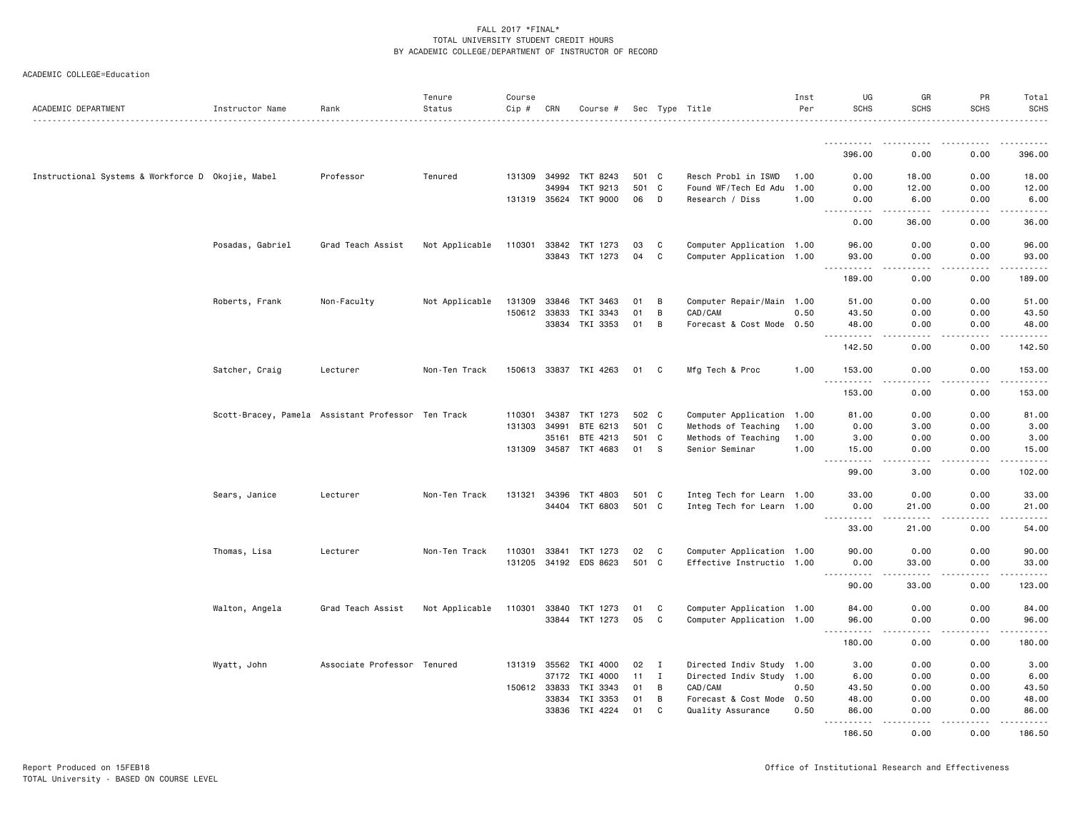FALL 2017 *FINAL*
TOTAL UNIVERSITY STUDENT CREDIT HOURS
BY ACADEMIC COLLEGE/DEPARTMENT OF INSTRUCTOR OF RECORD

ACADEMIC COLLEGE=Education

| ACADEMIC DEPARTMENT | Instructor Name | Rank | Tenure Status | Course Cip # | CRN | Course # | Sec | Type | Title | Inst Per | UG SCHS | GR SCHS | PR SCHS | Total SCHS |
|---|---|---|---|---|---|---|---|---|---|---|---|---|---|---|
| | | | | | | | | | | | 396.00 | 0.00 | 0.00 | 396.00 |
| Instructional Systems & Workforce D | Okojie, Mabel | Professor | Tenured | 131309 | 34992 | TKT 8243 | 501 | C | Resch Probl in ISWD | 1.00 | 0.00 | 18.00 | 0.00 | 18.00 |
| | | | | | 34994 | TKT 9213 | 501 | C | Found WF/Tech Ed Adu | 1.00 | 0.00 | 12.00 | 0.00 | 12.00 |
| | | | | 131319 | 35624 | TKT 9000 | 06 | D | Research / Diss | 1.00 | 0.00 | 6.00 | 0.00 | 6.00 |
| | | | | | | | | | | | 0.00 | 36.00 | 0.00 | 36.00 |
| | Posadas, Gabriel | Grad Teach Assist | Not Applicable | 110301 | 33842 | TKT 1273 | 03 | C | Computer Application | 1.00 | 96.00 | 0.00 | 0.00 | 96.00 |
| | | | | | 33843 | TKT 1273 | 04 | C | Computer Application | 1.00 | 93.00 | 0.00 | 0.00 | 93.00 |
| | | | | | | | | | | | 189.00 | 0.00 | 0.00 | 189.00 |
| | Roberts, Frank | Non-Faculty | Not Applicable | 131309 | 33846 | TKT 3463 | 01 | B | Computer Repair/Main | 1.00 | 51.00 | 0.00 | 0.00 | 51.00 |
| | | | | 150612 | 33833 | TKI 3343 | 01 | B | CAD/CAM | 0.50 | 43.50 | 0.00 | 0.00 | 43.50 |
| | | | | | 33834 | TKI 3353 | 01 | B | Forecast & Cost Mode | 0.50 | 48.00 | 0.00 | 0.00 | 48.00 |
| | | | | | | | | | | | 142.50 | 0.00 | 0.00 | 142.50 |
| | Satcher, Craig | Lecturer | Non-Ten Track | 150613 | 33837 | TKI 4263 | 01 | C | Mfg Tech & Proc | 1.00 | 153.00 | 0.00 | 0.00 | 153.00 |
| | | | | | | | | | | | 153.00 | 0.00 | 0.00 | 153.00 |
| | Scott-Bracey, Pamela | Assistant Professor | Ten Track | 110301 | 34387 | TKT 1273 | 502 | C | Computer Application | 1.00 | 81.00 | 0.00 | 0.00 | 81.00 |
| | | | | 131303 | 34991 | BTE 6213 | 501 | C | Methods of Teaching | 1.00 | 0.00 | 3.00 | 0.00 | 3.00 |
| | | | | | 35161 | BTE 4213 | 501 | C | Methods of Teaching | 1.00 | 3.00 | 0.00 | 0.00 | 3.00 |
| | | | | 131309 | 34587 | TKT 4683 | 01 | S | Senior Seminar | 1.00 | 15.00 | 0.00 | 0.00 | 15.00 |
| | | | | | | | | | | | 99.00 | 3.00 | 0.00 | 102.00 |
| | Sears, Janice | Lecturer | Non-Ten Track | 131321 | 34396 | TKT 4803 | 501 | C | Integ Tech for Learn | 1.00 | 33.00 | 0.00 | 0.00 | 33.00 |
| | | | | | 34404 | TKT 6803 | 501 | C | Integ Tech for Learn | 1.00 | 0.00 | 21.00 | 0.00 | 21.00 |
| | | | | | | | | | | | 33.00 | 21.00 | 0.00 | 54.00 |
| | Thomas, Lisa | Lecturer | Non-Ten Track | 110301 | 33841 | TKT 1273 | 02 | C | Computer Application | 1.00 | 90.00 | 0.00 | 0.00 | 90.00 |
| | | | | 131205 | 34192 | EDS 8623 | 501 | C | Effective Instructio | 1.00 | 0.00 | 33.00 | 0.00 | 33.00 |
| | | | | | | | | | | | 90.00 | 33.00 | 0.00 | 123.00 |
| | Walton, Angela | Grad Teach Assist | Not Applicable | 110301 | 33840 | TKT 1273 | 01 | C | Computer Application | 1.00 | 84.00 | 0.00 | 0.00 | 84.00 |
| | | | | | 33844 | TKT 1273 | 05 | C | Computer Application | 1.00 | 96.00 | 0.00 | 0.00 | 96.00 |
| | | | | | | | | | | | 180.00 | 0.00 | 0.00 | 180.00 |
| | Wyatt, John | Associate Professor | Tenured | 131319 | 35562 | TKI 4000 | 02 | I | Directed Indiv Study | 1.00 | 3.00 | 0.00 | 0.00 | 3.00 |
| | | | | | 37172 | TKI 4000 | 11 | I | Directed Indiv Study | 1.00 | 6.00 | 0.00 | 0.00 | 6.00 |
| | | | | 150612 | 33833 | TKI 3343 | 01 | B | CAD/CAM | 0.50 | 43.50 | 0.00 | 0.00 | 43.50 |
| | | | | | 33834 | TKI 3353 | 01 | B | Forecast & Cost Mode | 0.50 | 48.00 | 0.00 | 0.00 | 48.00 |
| | | | | | 33836 | TKI 4224 | 01 | C | Quality Assurance | 0.50 | 86.00 | 0.00 | 0.00 | 86.00 |
| | | | | | | | | | | | 186.50 | 0.00 | 0.00 | 186.50 |

Report Produced on 15FEB18
TOTAL University - BASED ON COURSE LEVEL

Office of Institutional Research and Effectiveness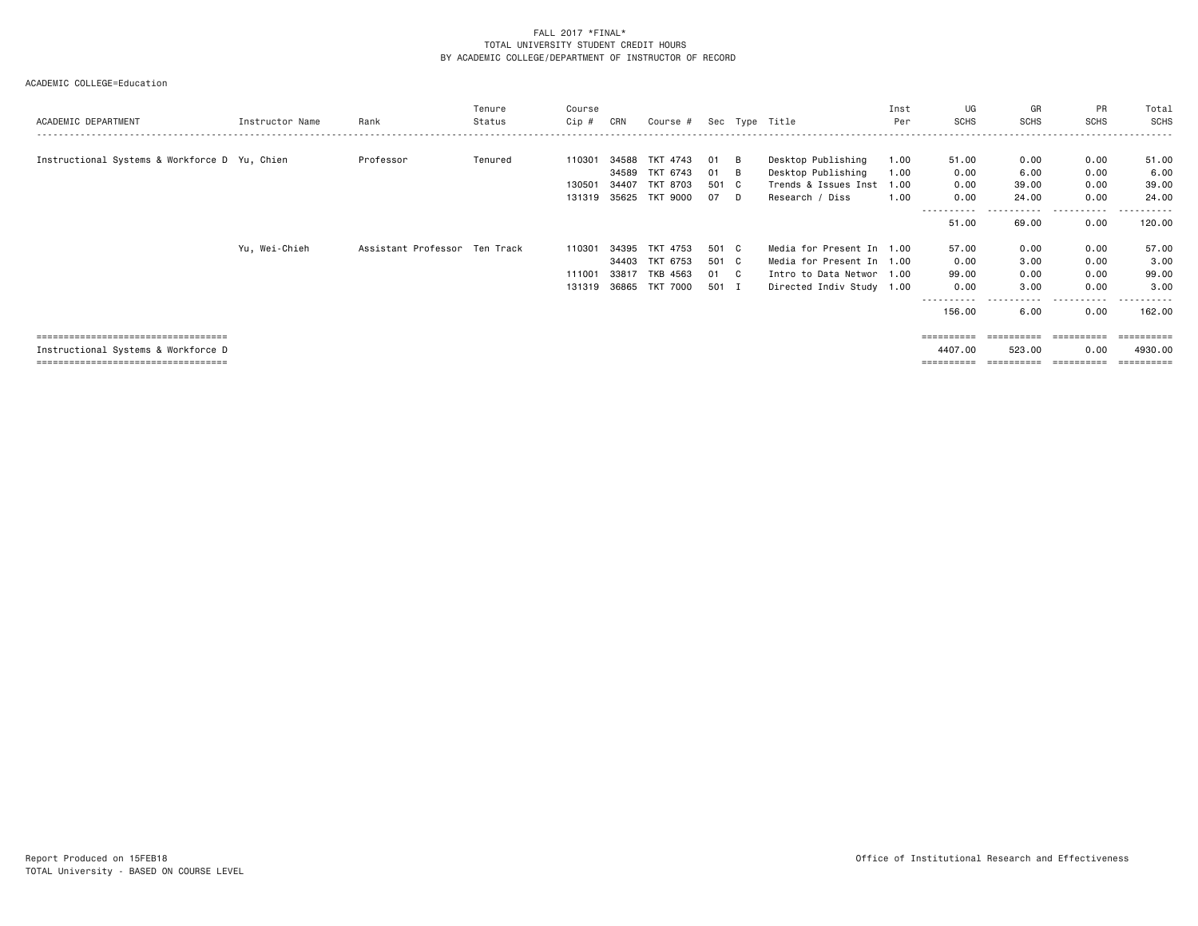FALL 2017 *FINAL*
TOTAL UNIVERSITY STUDENT CREDIT HOURS
BY ACADEMIC COLLEGE/DEPARTMENT OF INSTRUCTOR OF RECORD

ACADEMIC COLLEGE=Education

| ACADEMIC DEPARTMENT | Instructor Name | Rank | Tenure Status | Course Cip # | CRN | Course # | Sec | Type | Title | Inst Per | UG SCHS | GR SCHS | PR SCHS | Total SCHS |
|---|---|---|---|---|---|---|---|---|---|---|---|---|---|---|
| Instructional Systems & Workforce D | Yu, Chien | Professor | Tenured | 110301 | 34588 | TKT 4743 | 01 | B | Desktop Publishing | 1.00 | 51.00 | 0.00 | 0.00 | 51.00 |
| | | | | | 34589 | TKT 6743 | 01 | B | Desktop Publishing | 1.00 | 0.00 | 6.00 | 0.00 | 6.00 |
| | | | | 130501 | 34407 | TKT 8703 | 501 | C | Trends & Issues Inst | 1.00 | 0.00 | 39.00 | 0.00 | 39.00 |
| | | | | 131319 | 35625 | TKT 9000 | 07 | D | Research / Diss | 1.00 | 0.00 | 24.00 | 0.00 | 24.00 |
| | | | | | | | | | | | 51.00 | 69.00 | 0.00 | 120.00 |
| | Yu, Wei-Chieh | Assistant Professor | Ten Track | 110301 | 34395 | TKT 4753 | 501 | C | Media for Present In | 1.00 | 57.00 | 0.00 | 0.00 | 57.00 |
| | | | | | 34403 | TKT 6753 | 501 | C | Media for Present In | 1.00 | 0.00 | 3.00 | 0.00 | 3.00 |
| | | | | 111001 | 33817 | TKB 4563 | 01 | C | Intro to Data Networ | 1.00 | 99.00 | 0.00 | 0.00 | 99.00 |
| | | | | 131319 | 36865 | TKT 7000 | 501 | I | Directed Indiv Study | 1.00 | 0.00 | 3.00 | 0.00 | 3.00 |
| | | | | | | | | | | | 156.00 | 6.00 | 0.00 | 162.00 |
| Instructional Systems & Workforce D | | | | | | | | | | | 4407.00 | 523.00 | 0.00 | 4930.00 |

Report Produced on 15FEB18
TOTAL University - BASED ON COURSE LEVEL

Office of Institutional Research and Effectiveness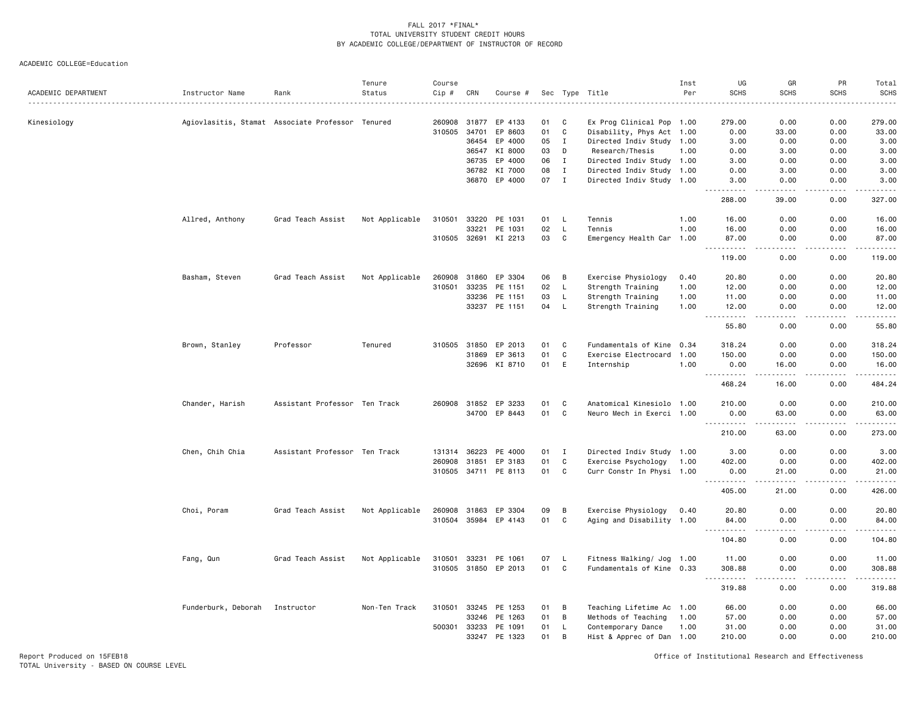FALL 2017 *FINAL*
TOTAL UNIVERSITY STUDENT CREDIT HOURS
BY ACADEMIC COLLEGE/DEPARTMENT OF INSTRUCTOR OF RECORD

ACADEMIC COLLEGE=Education

| ACADEMIC DEPARTMENT | Instructor Name | Rank | Tenure Status | Course Cip # | CRN | Course # | Sec | Type | Title | Inst Per | UG SCHS | GR SCHS | PR SCHS | Total SCHS |
|---|---|---|---|---|---|---|---|---|---|---|---|---|---|---|
| Kinesiology | Agiovlasitis, Stamat | Associate Professor | Tenured | 260908 | 31877 | EP 4133 | 01 | C | Ex Prog Clinical Pop | 1.00 | 279.00 | 0.00 | 0.00 | 279.00 |
| | | | | 310505 | 34701 | EP 8603 | 01 | C | Disability, Phys Act | 1.00 | 0.00 | 33.00 | 0.00 | 33.00 |
| | | | | | 36454 | EP 4000 | 05 | I | Directed Indiv Study | 1.00 | 3.00 | 0.00 | 0.00 | 3.00 |
| | | | | | 36547 | KI 8000 | 03 | D | Research/Thesis | 1.00 | 0.00 | 3.00 | 0.00 | 3.00 |
| | | | | | 36735 | EP 4000 | 06 | I | Directed Indiv Study | 1.00 | 3.00 | 0.00 | 0.00 | 3.00 |
| | | | | | 36782 | KI 7000 | 08 | I | Directed Indiv Study | 1.00 | 0.00 | 3.00 | 0.00 | 3.00 |
| | | | | | 36870 | EP 4000 | 07 | I | Directed Indiv Study | 1.00 | 3.00 | 0.00 | 0.00 | 3.00 |
| | | | | | | | | | | | 288.00 | 39.00 | 0.00 | 327.00 |
| | Allred, Anthony | Grad Teach Assist | Not Applicable | 310501 | 33220 | PE 1031 | 01 | L | Tennis | 1.00 | 16.00 | 0.00 | 0.00 | 16.00 |
| | | | | | 33221 | PE 1031 | 02 | L | Tennis | 1.00 | 16.00 | 0.00 | 0.00 | 16.00 |
| | | | | 310505 | 32691 | KI 2213 | 03 | C | Emergency Health Car | 1.00 | 87.00 | 0.00 | 0.00 | 87.00 |
| | | | | | | | | | | | 119.00 | 0.00 | 0.00 | 119.00 |
| | Basham, Steven | Grad Teach Assist | Not Applicable | 260908 | 31860 | EP 3304 | 06 | B | Exercise Physiology | 0.40 | 20.80 | 0.00 | 0.00 | 20.80 |
| | | | | 310501 | 33235 | PE 1151 | 02 | L | Strength Training | 1.00 | 12.00 | 0.00 | 0.00 | 12.00 |
| | | | | | 33236 | PE 1151 | 03 | L | Strength Training | 1.00 | 11.00 | 0.00 | 0.00 | 11.00 |
| | | | | | 33237 | PE 1151 | 04 | L | Strength Training | 1.00 | 12.00 | 0.00 | 0.00 | 12.00 |
| | | | | | | | | | | | 55.80 | 0.00 | 0.00 | 55.80 |
| | Brown, Stanley | Professor | Tenured | 310505 | 31850 | EP 2013 | 01 | C | Fundamentals of Kine | 0.34 | 318.24 | 0.00 | 0.00 | 318.24 |
| | | | | | 31869 | EP 3613 | 01 | C | Exercise Electrocard | 1.00 | 150.00 | 0.00 | 0.00 | 150.00 |
| | | | | | 32696 | KI 8710 | 01 | E | Internship | 1.00 | 0.00 | 16.00 | 0.00 | 16.00 |
| | | | | | | | | | | | 468.24 | 16.00 | 0.00 | 484.24 |
| | Chander, Harish | Assistant Professor | Ten Track | 260908 | 31852 | EP 3233 | 01 | C | Anatomical Kinesiolo | 1.00 | 210.00 | 0.00 | 0.00 | 210.00 |
| | | | | | 34700 | EP 8443 | 01 | C | Neuro Mech in Exerci | 1.00 | 0.00 | 63.00 | 0.00 | 63.00 |
| | | | | | | | | | | | 210.00 | 63.00 | 0.00 | 273.00 |
| | Chen, Chih Chia | Assistant Professor | Ten Track | 131314 | 36223 | PE 4000 | 01 | I | Directed Indiv Study | 1.00 | 3.00 | 0.00 | 0.00 | 3.00 |
| | | | | 260908 | 31851 | EP 3183 | 01 | C | Exercise Psychology | 1.00 | 402.00 | 0.00 | 0.00 | 402.00 |
| | | | | 310505 | 34711 | PE 8113 | 01 | C | Curr Constr In Physi | 1.00 | 0.00 | 21.00 | 0.00 | 21.00 |
| | | | | | | | | | | | 405.00 | 21.00 | 0.00 | 426.00 |
| | Choi, Poram | Grad Teach Assist | Not Applicable | 260908 | 31863 | EP 3304 | 09 | B | Exercise Physiology | 0.40 | 20.80 | 0.00 | 0.00 | 20.80 |
| | | | | 310504 | 35984 | EP 4143 | 01 | C | Aging and Disability | 1.00 | 84.00 | 0.00 | 0.00 | 84.00 |
| | | | | | | | | | | | 104.80 | 0.00 | 0.00 | 104.80 |
| | Fang, Qun | Grad Teach Assist | Not Applicable | 310501 | 33231 | PE 1061 | 07 | L | Fitness Walking/ Jog | 1.00 | 11.00 | 0.00 | 0.00 | 11.00 |
| | | | | 310505 | 31850 | EP 2013 | 01 | C | Fundamentals of Kine | 0.33 | 308.88 | 0.00 | 0.00 | 308.88 |
| | | | | | | | | | | | 319.88 | 0.00 | 0.00 | 319.88 |
| | Funderburk, Deborah | Instructor | Non-Ten Track | 310501 | 33245 | PE 1253 | 01 | B | Teaching Lifetime Ac | 1.00 | 66.00 | 0.00 | 0.00 | 66.00 |
| | | | | | 33246 | PE 1263 | 01 | B | Methods of Teaching | 1.00 | 57.00 | 0.00 | 0.00 | 57.00 |
| | | | | 500301 | 33233 | PE 1091 | 01 | L | Contemporary Dance | 1.00 | 31.00 | 0.00 | 0.00 | 31.00 |
| | | | | | 33247 | PE 1323 | 01 | B | Hist & Apprec of Dan | 1.00 | 210.00 | 0.00 | 0.00 | 210.00 |

Report Produced on 15FEB18
TOTAL University - BASED ON COURSE LEVEL

Office of Institutional Research and Effectiveness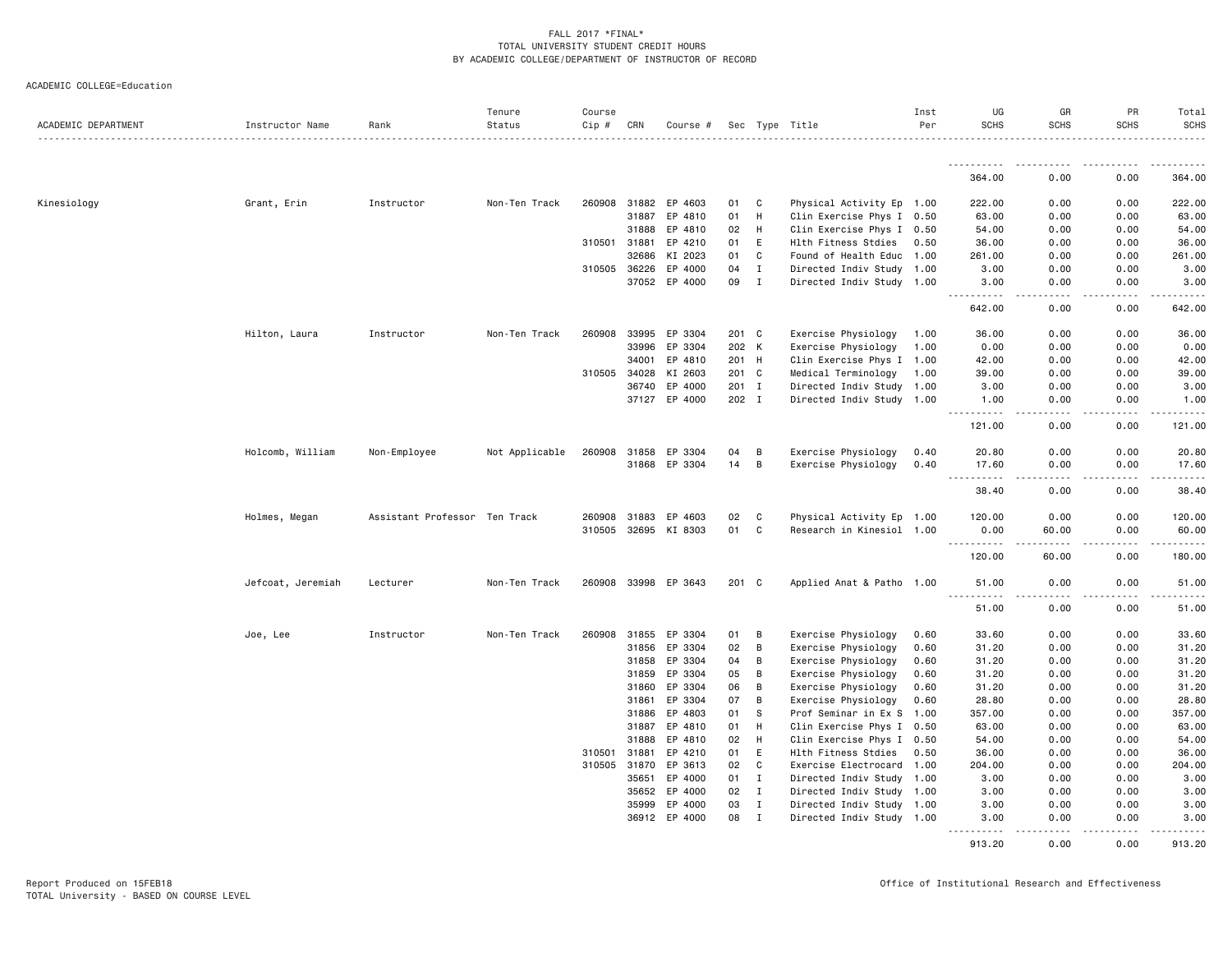FALL 2017 *FINAL*
TOTAL UNIVERSITY STUDENT CREDIT HOURS
BY ACADEMIC COLLEGE/DEPARTMENT OF INSTRUCTOR OF RECORD

ACADEMIC COLLEGE=Education

| ACADEMIC DEPARTMENT | Instructor Name | Rank | Tenure Status | Course Cip # | CRN | Course # | Sec | Type | Title | Inst Per | UG SCHS | GR SCHS | PR SCHS | Total SCHS |
|---|---|---|---|---|---|---|---|---|---|---|---|---|---|---|
| | | | | | | | | | | | 364.00 | 0.00 | 0.00 | 364.00 |
| Kinesiology | Grant, Erin | Instructor | Non-Ten Track | 260908 | 31882 | EP 4603 | 01 | C | Physical Activity Ep | 1.00 | 222.00 | 0.00 | 0.00 | 222.00 |
| | | | | | 31887 | EP 4810 | 01 | H | Clin Exercise Phys I | 0.50 | 63.00 | 0.00 | 0.00 | 63.00 |
| | | | | | 31888 | EP 4810 | 02 | H | Clin Exercise Phys I | 0.50 | 54.00 | 0.00 | 0.00 | 54.00 |
| | | | | 310501 | 31881 | EP 4210 | 01 | E | Hlth Fitness Stdies | 0.50 | 36.00 | 0.00 | 0.00 | 36.00 |
| | | | | | 32686 | KI 2023 | 01 | C | Found of Health Educ | 1.00 | 261.00 | 0.00 | 0.00 | 261.00 |
| | | | | 310505 | 36226 | EP 4000 | 04 | I | Directed Indiv Study | 1.00 | 3.00 | 0.00 | 0.00 | 3.00 |
| | | | | | 37052 | EP 4000 | 09 | I | Directed Indiv Study | 1.00 | 3.00 | 0.00 | 0.00 | 3.00 |
| | | | | | | | | | | | 642.00 | 0.00 | 0.00 | 642.00 |
| | Hilton, Laura | Instructor | Non-Ten Track | 260908 | 33995 | EP 3304 | 201 | C | Exercise Physiology | 1.00 | 36.00 | 0.00 | 0.00 | 36.00 |
| | | | | | 33996 | EP 3304 | 202 | K | Exercise Physiology | 1.00 | 0.00 | 0.00 | 0.00 | 0.00 |
| | | | | | 34001 | EP 4810 | 201 | H | Clin Exercise Phys I | 1.00 | 42.00 | 0.00 | 0.00 | 42.00 |
| | | | | 310505 | 34028 | KI 2603 | 201 | C | Medical Terminology | 1.00 | 39.00 | 0.00 | 0.00 | 39.00 |
| | | | | | 36740 | EP 4000 | 201 | I | Directed Indiv Study | 1.00 | 3.00 | 0.00 | 0.00 | 3.00 |
| | | | | | 37127 | EP 4000 | 202 | I | Directed Indiv Study | 1.00 | 1.00 | 0.00 | 0.00 | 1.00 |
| | | | | | | | | | | | 121.00 | 0.00 | 0.00 | 121.00 |
| | Holcomb, William | Non-Employee | Not Applicable | 260908 | 31858 | EP 3304 | 04 | B | Exercise Physiology | 0.40 | 20.80 | 0.00 | 0.00 | 20.80 |
| | | | | | 31868 | EP 3304 | 14 | B | Exercise Physiology | 0.40 | 17.60 | 0.00 | 0.00 | 17.60 |
| | | | | | | | | | | | 38.40 | 0.00 | 0.00 | 38.40 |
| | Holmes, Megan | Assistant Professor | Ten Track | 260908 | 31883 | EP 4603 | 02 | C | Physical Activity Ep | 1.00 | 120.00 | 0.00 | 0.00 | 120.00 |
| | | | | 310505 | 32695 | KI 8303 | 01 | C | Research in Kinesiol | 1.00 | 0.00 | 60.00 | 0.00 | 60.00 |
| | | | | | | | | | | | 120.00 | 60.00 | 0.00 | 180.00 |
| | Jefcoat, Jeremiah | Lecturer | Non-Ten Track | 260908 | 33998 | EP 3643 | 201 | C | Applied Anat & Patho | 1.00 | 51.00 | 0.00 | 0.00 | 51.00 |
| | | | | | | | | | | | 51.00 | 0.00 | 0.00 | 51.00 |
| | Joe, Lee | Instructor | Non-Ten Track | 260908 | 31855 | EP 3304 | 01 | B | Exercise Physiology | 0.60 | 33.60 | 0.00 | 0.00 | 33.60 |
| | | | | | 31856 | EP 3304 | 02 | B | Exercise Physiology | 0.60 | 31.20 | 0.00 | 0.00 | 31.20 |
| | | | | | 31858 | EP 3304 | 04 | B | Exercise Physiology | 0.60 | 31.20 | 0.00 | 0.00 | 31.20 |
| | | | | | 31859 | EP 3304 | 05 | B | Exercise Physiology | 0.60 | 31.20 | 0.00 | 0.00 | 31.20 |
| | | | | | 31860 | EP 3304 | 06 | B | Exercise Physiology | 0.60 | 31.20 | 0.00 | 0.00 | 31.20 |
| | | | | | 31861 | EP 3304 | 07 | B | Exercise Physiology | 0.60 | 28.80 | 0.00 | 0.00 | 28.80 |
| | | | | | 31886 | EP 4803 | 01 | S | Prof Seminar in Ex S | 1.00 | 357.00 | 0.00 | 0.00 | 357.00 |
| | | | | | 31887 | EP 4810 | 01 | H | Clin Exercise Phys I | 0.50 | 63.00 | 0.00 | 0.00 | 63.00 |
| | | | | | 31888 | EP 4810 | 02 | H | Clin Exercise Phys I | 0.50 | 54.00 | 0.00 | 0.00 | 54.00 |
| | | | | 310501 | 31881 | EP 4210 | 01 | E | Hlth Fitness Stdies | 0.50 | 36.00 | 0.00 | 0.00 | 36.00 |
| | | | | 310505 | 31870 | EP 3613 | 02 | C | Exercise Electrocard | 1.00 | 204.00 | 0.00 | 0.00 | 204.00 |
| | | | | | 35651 | EP 4000 | 01 | I | Directed Indiv Study | 1.00 | 3.00 | 0.00 | 0.00 | 3.00 |
| | | | | | 35652 | EP 4000 | 02 | I | Directed Indiv Study | 1.00 | 3.00 | 0.00 | 0.00 | 3.00 |
| | | | | | 35999 | EP 4000 | 03 | I | Directed Indiv Study | 1.00 | 3.00 | 0.00 | 0.00 | 3.00 |
| | | | | | 36912 | EP 4000 | 08 | I | Directed Indiv Study | 1.00 | 3.00 | 0.00 | 0.00 | 3.00 |
| | | | | | | | | | | | 913.20 | 0.00 | 0.00 | 913.20 |

Report Produced on 15FEB18
TOTAL University - BASED ON COURSE LEVEL

Office of Institutional Research and Effectiveness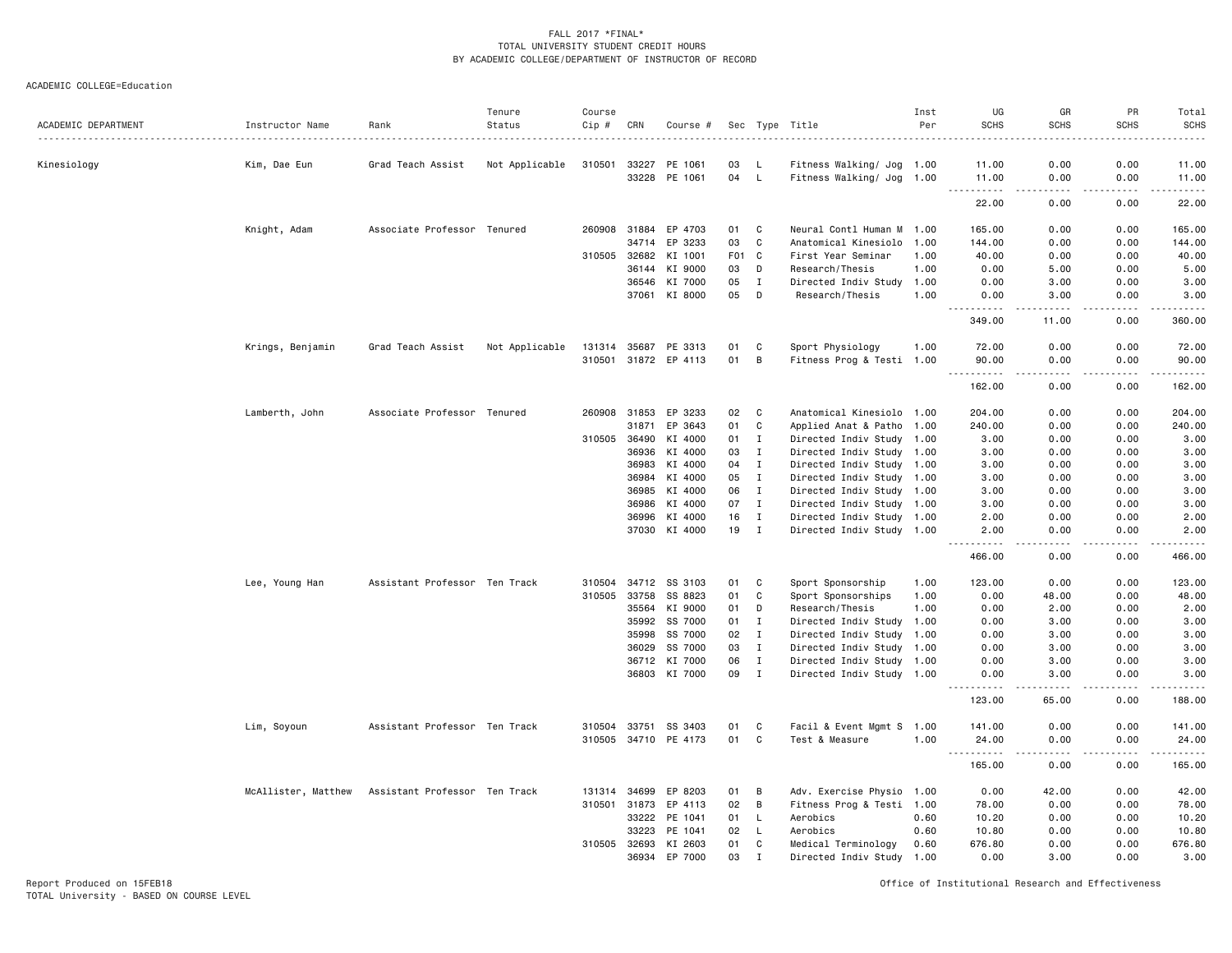FALL 2017 *FINAL*
TOTAL UNIVERSITY STUDENT CREDIT HOURS
BY ACADEMIC COLLEGE/DEPARTMENT OF INSTRUCTOR OF RECORD

ACADEMIC COLLEGE=Education

| ACADEMIC DEPARTMENT | Instructor Name | Rank | Tenure Status | Course Cip # | CRN | Course # | Sec | Type | Title | Inst Per | UG SCHS | GR SCHS | PR SCHS | Total SCHS |
|---|---|---|---|---|---|---|---|---|---|---|---|---|---|---|
| Kinesiology | Kim, Dae Eun | Grad Teach Assist | Not Applicable | 310501 | 33227 | PE 1061 | 03 | L | Fitness Walking/ Jog | 1.00 | 11.00 | 0.00 | 0.00 | 11.00 |
| | | | | | 33228 | PE 1061 | 04 | L | Fitness Walking/ Jog | 1.00 | 11.00 | 0.00 | 0.00 | 11.00 |
| | | | | | | | | | | | 22.00 | 0.00 | 0.00 | 22.00 |
| | Knight, Adam | Associate Professor | Tenured | 260908 | 31884 | EP 4703 | 01 | C | Neural Contl Human M | 1.00 | 165.00 | 0.00 | 0.00 | 165.00 |
| | | | | | 34714 | EP 3233 | 03 | C | Anatomical Kinesiolo | 1.00 | 144.00 | 0.00 | 0.00 | 144.00 |
| | | | | 310505 | 32682 | KI 1001 | F01 | C | First Year Seminar | 1.00 | 40.00 | 0.00 | 0.00 | 40.00 |
| | | | | | 36144 | KI 9000 | 03 | D | Research/Thesis | 1.00 | 0.00 | 5.00 | 0.00 | 5.00 |
| | | | | | 36546 | KI 7000 | 05 | I | Directed Indiv Study | 1.00 | 0.00 | 3.00 | 0.00 | 3.00 |
| | | | | | 37061 | KI 8000 | 05 | D | Research/Thesis | 1.00 | 0.00 | 3.00 | 0.00 | 3.00 |
| | | | | | | | | | | | 349.00 | 11.00 | 0.00 | 360.00 |
| | Krings, Benjamin | Grad Teach Assist | Not Applicable | 131314 | 35687 | PE 3313 | 01 | C | Sport Physiology | 1.00 | 72.00 | 0.00 | 0.00 | 72.00 |
| | | | | 310501 | 31872 | EP 4113 | 01 | B | Fitness Prog & Testi | 1.00 | 90.00 | 0.00 | 0.00 | 90.00 |
| | | | | | | | | | | | 162.00 | 0.00 | 0.00 | 162.00 |
| | Lamberth, John | Associate Professor | Tenured | 260908 | 31853 | EP 3233 | 02 | C | Anatomical Kinesiolo | 1.00 | 204.00 | 0.00 | 0.00 | 204.00 |
| | | | | | 31871 | EP 3643 | 01 | C | Applied Anat & Patho | 1.00 | 240.00 | 0.00 | 0.00 | 240.00 |
| | | | | 310505 | 36490 | KI 4000 | 01 | I | Directed Indiv Study | 1.00 | 3.00 | 0.00 | 0.00 | 3.00 |
| | | | | | 36936 | KI 4000 | 03 | I | Directed Indiv Study | 1.00 | 3.00 | 0.00 | 0.00 | 3.00 |
| | | | | | 36983 | KI 4000 | 04 | I | Directed Indiv Study | 1.00 | 3.00 | 0.00 | 0.00 | 3.00 |
| | | | | | 36984 | KI 4000 | 05 | I | Directed Indiv Study | 1.00 | 3.00 | 0.00 | 0.00 | 3.00 |
| | | | | | 36985 | KI 4000 | 06 | I | Directed Indiv Study | 1.00 | 3.00 | 0.00 | 0.00 | 3.00 |
| | | | | | 36986 | KI 4000 | 07 | I | Directed Indiv Study | 1.00 | 3.00 | 0.00 | 0.00 | 3.00 |
| | | | | | 36996 | KI 4000 | 16 | I | Directed Indiv Study | 1.00 | 2.00 | 0.00 | 0.00 | 2.00 |
| | | | | | 37030 | KI 4000 | 19 | I | Directed Indiv Study | 1.00 | 2.00 | 0.00 | 0.00 | 2.00 |
| | | | | | | | | | | | 466.00 | 0.00 | 0.00 | 466.00 |
| | Lee, Young Han | Assistant Professor | Ten Track | 310504 | 34712 | SS 3103 | 01 | C | Sport Sponsorship | 1.00 | 123.00 | 0.00 | 0.00 | 123.00 |
| | | | | 310505 | 33758 | SS 8823 | 01 | C | Sport Sponsorships | 1.00 | 0.00 | 48.00 | 0.00 | 48.00 |
| | | | | | 35564 | KI 9000 | 01 | D | Research/Thesis | 1.00 | 0.00 | 2.00 | 0.00 | 2.00 |
| | | | | | 35992 | SS 7000 | 01 | I | Directed Indiv Study | 1.00 | 0.00 | 3.00 | 0.00 | 3.00 |
| | | | | | 35998 | SS 7000 | 02 | I | Directed Indiv Study | 1.00 | 0.00 | 3.00 | 0.00 | 3.00 |
| | | | | | 36029 | SS 7000 | 03 | I | Directed Indiv Study | 1.00 | 0.00 | 3.00 | 0.00 | 3.00 |
| | | | | | 36712 | KI 7000 | 06 | I | Directed Indiv Study | 1.00 | 0.00 | 3.00 | 0.00 | 3.00 |
| | | | | | 36803 | KI 7000 | 09 | I | Directed Indiv Study | 1.00 | 0.00 | 3.00 | 0.00 | 3.00 |
| | | | | | | | | | | | 123.00 | 65.00 | 0.00 | 188.00 |
| | Lim, Soyoun | Assistant Professor | Ten Track | 310504 | 33751 | SS 3403 | 01 | C | Facil & Event Mgmt S | 1.00 | 141.00 | 0.00 | 0.00 | 141.00 |
| | | | | 310505 | 34710 | PE 4173 | 01 | C | Test & Measure | 1.00 | 24.00 | 0.00 | 0.00 | 24.00 |
| | | | | | | | | | | | 165.00 | 0.00 | 0.00 | 165.00 |
| | McAllister, Matthew | Assistant Professor | Ten Track | 131314 | 34699 | EP 8203 | 01 | B | Adv. Exercise Physio | 1.00 | 0.00 | 42.00 | 0.00 | 42.00 |
| | | | | 310501 | 31873 | EP 4113 | 02 | B | Fitness Prog & Testi | 1.00 | 78.00 | 0.00 | 0.00 | 78.00 |
| | | | | | 33222 | PE 1041 | 01 | L | Aerobics | 0.60 | 10.20 | 0.00 | 0.00 | 10.20 |
| | | | | | 33223 | PE 1041 | 02 | L | Aerobics | 0.60 | 10.80 | 0.00 | 0.00 | 10.80 |
| | | | | 310505 | 32693 | KI 2603 | 01 | C | Medical Terminology | 0.60 | 676.80 | 0.00 | 0.00 | 676.80 |
| | | | | | 36934 | EP 7000 | 03 | I | Directed Indiv Study | 1.00 | 0.00 | 3.00 | 0.00 | 3.00 |

Report Produced on 15FEB18
TOTAL University - BASED ON COURSE LEVEL

Office of Institutional Research and Effectiveness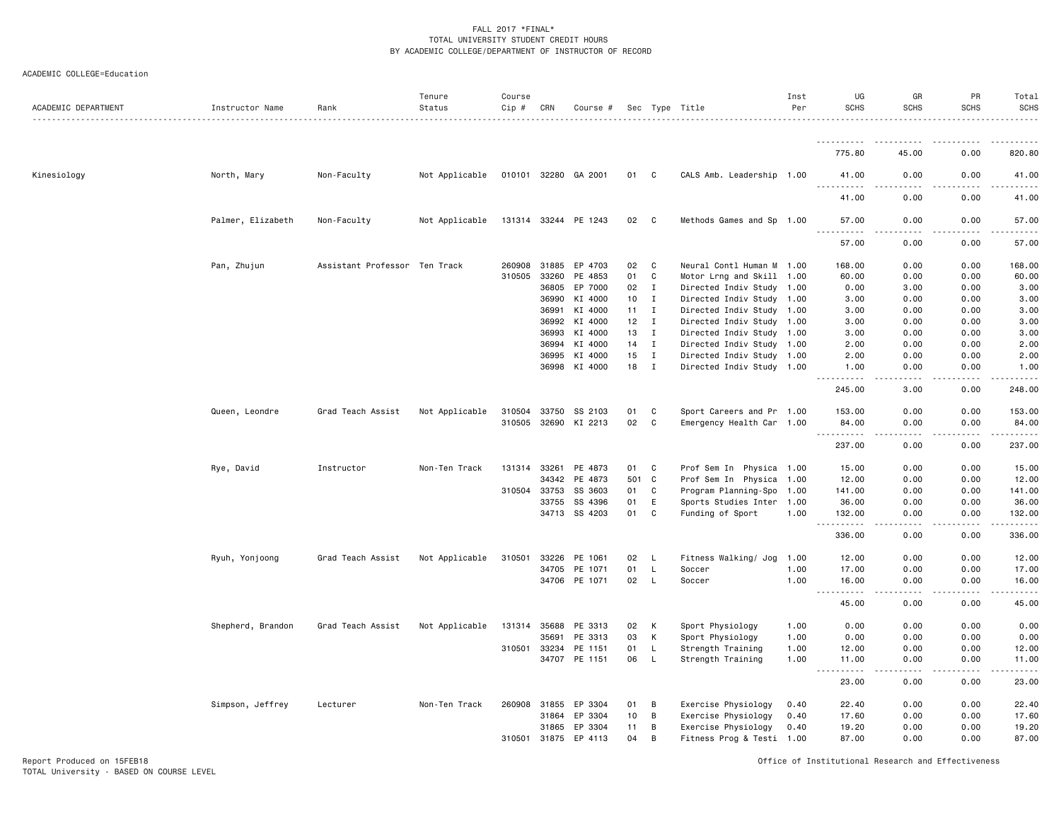FALL 2017 *FINAL*
TOTAL UNIVERSITY STUDENT CREDIT HOURS
BY ACADEMIC COLLEGE/DEPARTMENT OF INSTRUCTOR OF RECORD

ACADEMIC COLLEGE=Education

| ACADEMIC DEPARTMENT | Instructor Name | Rank | Tenure Status | Course Cip # | CRN | Course # | Sec | Type | Title | Inst Per | UG SCHS | GR SCHS | PR SCHS | Total SCHS |
|---|---|---|---|---|---|---|---|---|---|---|---|---|---|---|
| | | | | | | | | | | | 775.80 | 45.00 | 0.00 | 820.80 |
| Kinesiology | North, Mary | Non-Faculty | Not Applicable | 010101 | 32280 | GA 2001 | 01 | C | CALS Amb. Leadership | 1.00 | 41.00 | 0.00 | 0.00 | 41.00 |
| | | | | | | | | | | | 41.00 | 0.00 | 0.00 | 41.00 |
| | Palmer, Elizabeth | Non-Faculty | Not Applicable | 131314 | 33244 | PE 1243 | 02 | C | Methods Games and Sp | 1.00 | 57.00 | 0.00 | 0.00 | 57.00 |
| | | | | | | | | | | | 57.00 | 0.00 | 0.00 | 57.00 |
| | Pan, Zhujun | Assistant Professor | Ten Track | 260908 | 31885 | EP 4703 | 02 | C | Neural Contl Human M | 1.00 | 168.00 | 0.00 | 0.00 | 168.00 |
| | | | | 310505 | 33260 | PE 4853 | 01 | C | Motor Lrng and Skill | 1.00 | 60.00 | 0.00 | 0.00 | 60.00 |
| | | | | | 36805 | EP 7000 | 02 | I | Directed Indiv Study | 1.00 | 0.00 | 3.00 | 0.00 | 3.00 |
| | | | | | 36990 | KI 4000 | 10 | I | Directed Indiv Study | 1.00 | 3.00 | 0.00 | 0.00 | 3.00 |
| | | | | | 36991 | KI 4000 | 11 | I | Directed Indiv Study | 1.00 | 3.00 | 0.00 | 0.00 | 3.00 |
| | | | | | 36992 | KI 4000 | 12 | I | Directed Indiv Study | 1.00 | 3.00 | 0.00 | 0.00 | 3.00 |
| | | | | | 36993 | KI 4000 | 13 | I | Directed Indiv Study | 1.00 | 3.00 | 0.00 | 0.00 | 3.00 |
| | | | | | 36994 | KI 4000 | 14 | I | Directed Indiv Study | 1.00 | 2.00 | 0.00 | 0.00 | 2.00 |
| | | | | | 36995 | KI 4000 | 15 | I | Directed Indiv Study | 1.00 | 2.00 | 0.00 | 0.00 | 2.00 |
| | | | | | 36998 | KI 4000 | 18 | I | Directed Indiv Study | 1.00 | 1.00 | 0.00 | 0.00 | 1.00 |
| | | | | | | | | | | | 245.00 | 3.00 | 0.00 | 248.00 |
| | Queen, Leondre | Grad Teach Assist | Not Applicable | 310504 | 33750 | SS 2103 | 01 | C | Sport Careers and Pr | 1.00 | 153.00 | 0.00 | 0.00 | 153.00 |
| | | | | 310505 | 32690 | KI 2213 | 02 | C | Emergency Health Car | 1.00 | 84.00 | 0.00 | 0.00 | 84.00 |
| | | | | | | | | | | | 237.00 | 0.00 | 0.00 | 237.00 |
| | Rye, David | Instructor | Non-Ten Track | 131314 | 33261 | PE 4873 | 01 | C | Prof Sem In Physica | 1.00 | 15.00 | 0.00 | 0.00 | 15.00 |
| | | | | | 34342 | PE 4873 | 501 | C | Prof Sem In Physica | 1.00 | 12.00 | 0.00 | 0.00 | 12.00 |
| | | | | 310504 | 33753 | SS 3603 | 01 | C | Program Planning-Spo | 1.00 | 141.00 | 0.00 | 0.00 | 141.00 |
| | | | | | 33755 | SS 4396 | 01 | E | Sports Studies Inter | 1.00 | 36.00 | 0.00 | 0.00 | 36.00 |
| | | | | | 34713 | SS 4203 | 01 | C | Funding of Sport | 1.00 | 132.00 | 0.00 | 0.00 | 132.00 |
| | | | | | | | | | | | 336.00 | 0.00 | 0.00 | 336.00 |
| | Ryuh, Yonjoong | Grad Teach Assist | Not Applicable | 310501 | 33226 | PE 1061 | 02 | L | Fitness Walking/ Jog | 1.00 | 12.00 | 0.00 | 0.00 | 12.00 |
| | | | | | 34705 | PE 1071 | 01 | L | Soccer | 1.00 | 17.00 | 0.00 | 0.00 | 17.00 |
| | | | | | 34706 | PE 1071 | 02 | L | Soccer | 1.00 | 16.00 | 0.00 | 0.00 | 16.00 |
| | | | | | | | | | | | 45.00 | 0.00 | 0.00 | 45.00 |
| | Shepherd, Brandon | Grad Teach Assist | Not Applicable | 131314 | 35688 | PE 3313 | 02 | K | Sport Physiology | 1.00 | 0.00 | 0.00 | 0.00 | 0.00 |
| | | | | | 35691 | PE 3313 | 03 | K | Sport Physiology | 1.00 | 0.00 | 0.00 | 0.00 | 0.00 |
| | | | | 310501 | 33234 | PE 1151 | 01 | L | Strength Training | 1.00 | 12.00 | 0.00 | 0.00 | 12.00 |
| | | | | | 34707 | PE 1151 | 06 | L | Strength Training | 1.00 | 11.00 | 0.00 | 0.00 | 11.00 |
| | | | | | | | | | | | 23.00 | 0.00 | 0.00 | 23.00 |
| | Simpson, Jeffrey | Lecturer | Non-Ten Track | 260908 | 31855 | EP 3304 | 01 | B | Exercise Physiology | 0.40 | 22.40 | 0.00 | 0.00 | 22.40 |
| | | | | | 31864 | EP 3304 | 10 | B | Exercise Physiology | 0.40 | 17.60 | 0.00 | 0.00 | 17.60 |
| | | | | | 31865 | EP 3304 | 11 | B | Exercise Physiology | 0.40 | 19.20 | 0.00 | 0.00 | 19.20 |
| | | | | 310501 | 31875 | EP 4113 | 04 | B | Fitness Prog & Testi | 1.00 | 87.00 | 0.00 | 0.00 | 87.00 |

Report Produced on 15FEB18
TOTAL University - BASED ON COURSE LEVEL

Office of Institutional Research and Effectiveness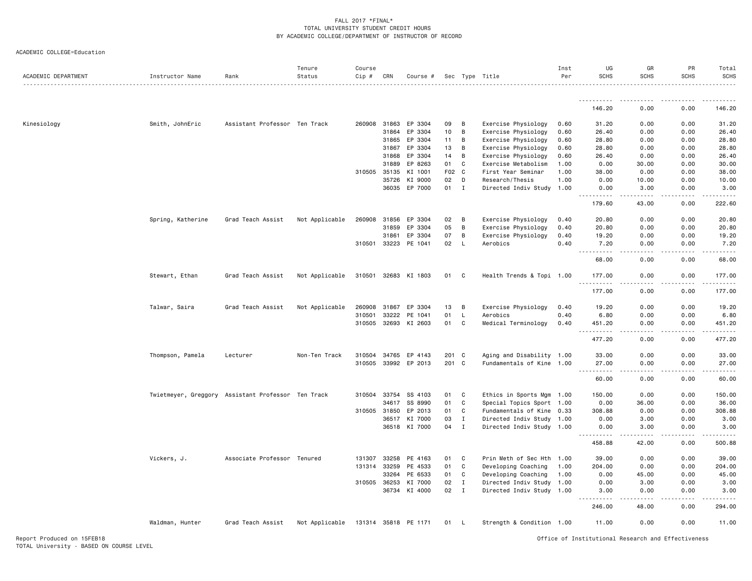FALL 2017 *FINAL*
TOTAL UNIVERSITY STUDENT CREDIT HOURS
BY ACADEMIC COLLEGE/DEPARTMENT OF INSTRUCTOR OF RECORD

ACADEMIC COLLEGE=Education

| ACADEMIC DEPARTMENT | Instructor Name | Rank | Tenure Status | Course Cip # | CRN | Course # | Sec | Type | Title | Inst Per | UG SCHS | GR SCHS | PR SCHS | Total SCHS |
|---|---|---|---|---|---|---|---|---|---|---|---|---|---|---|
| | | | | | | | | | | | 146.20 | 0.00 | 0.00 | 146.20 |
| Kinesiology | Smith, JohnEric | Assistant Professor | Ten Track | 260908 | 31863 | EP 3304 | 09 | B | Exercise Physiology | 0.60 | 31.20 | 0.00 | 0.00 | 31.20 |
| | | | | | 31864 | EP 3304 | 10 | B | Exercise Physiology | 0.60 | 26.40 | 0.00 | 0.00 | 26.40 |
| | | | | | 31865 | EP 3304 | 11 | B | Exercise Physiology | 0.60 | 28.80 | 0.00 | 0.00 | 28.80 |
| | | | | | 31867 | EP 3304 | 13 | B | Exercise Physiology | 0.60 | 28.80 | 0.00 | 0.00 | 28.80 |
| | | | | | 31868 | EP 3304 | 14 | B | Exercise Physiology | 0.60 | 26.40 | 0.00 | 0.00 | 26.40 |
| | | | | | 31889 | EP 8263 | 01 | C | Exercise Metabolism | 1.00 | 0.00 | 30.00 | 0.00 | 30.00 |
| | | | | 310505 | 35135 | KI 1001 | F02 | C | First Year Seminar | 1.00 | 38.00 | 0.00 | 0.00 | 38.00 |
| | | | | | 35726 | KI 9000 | 02 | D | Research/Thesis | 1.00 | 0.00 | 10.00 | 0.00 | 10.00 |
| | | | | | 36035 | EP 7000 | 01 | I | Directed Indiv Study | 1.00 | 0.00 | 3.00 | 0.00 | 3.00 |
| | | | | | | | | | | | 179.60 | 43.00 | 0.00 | 222.60 |
| | Spring, Katherine | Grad Teach Assist | Not Applicable | 260908 | 31856 | EP 3304 | 02 | B | Exercise Physiology | 0.40 | 20.80 | 0.00 | 0.00 | 20.80 |
| | | | | | 31859 | EP 3304 | 05 | B | Exercise Physiology | 0.40 | 20.80 | 0.00 | 0.00 | 20.80 |
| | | | | | 31861 | EP 3304 | 07 | B | Exercise Physiology | 0.40 | 19.20 | 0.00 | 0.00 | 19.20 |
| | | | | 310501 | 33223 | PE 1041 | 02 | L | Aerobics | 0.40 | 7.20 | 0.00 | 0.00 | 7.20 |
| | | | | | | | | | | | 68.00 | 0.00 | 0.00 | 68.00 |
| | Stewart, Ethan | Grad Teach Assist | Not Applicable | 310501 | 32683 | KI 1803 | 01 | C | Health Trends & Topi | 1.00 | 177.00 | 0.00 | 0.00 | 177.00 |
| | | | | | | | | | | | 177.00 | 0.00 | 0.00 | 177.00 |
| | Talwar, Saira | Grad Teach Assist | Not Applicable | 260908 | 31867 | EP 3304 | 13 | B | Exercise Physiology | 0.40 | 19.20 | 0.00 | 0.00 | 19.20 |
| | | | | 310501 | 33222 | PE 1041 | 01 | L | Aerobics | 0.40 | 6.80 | 0.00 | 0.00 | 6.80 |
| | | | | 310505 | 32693 | KI 2603 | 01 | C | Medical Terminology | 0.40 | 451.20 | 0.00 | 0.00 | 451.20 |
| | | | | | | | | | | | 477.20 | 0.00 | 0.00 | 477.20 |
| | Thompson, Pamela | Lecturer | Non-Ten Track | 310504 | 34765 | EP 4143 | 201 | C | Aging and Disability | 1.00 | 33.00 | 0.00 | 0.00 | 33.00 |
| | | | | 310505 | 33992 | EP 2013 | 201 | C | Fundamentals of Kine | 1.00 | 27.00 | 0.00 | 0.00 | 27.00 |
| | | | | | | | | | | | 60.00 | 0.00 | 0.00 | 60.00 |
| | Twietmeyer, Greggory | Assistant Professor | Ten Track | 310504 | 33754 | SS 4103 | 01 | C | Ethics in Sports Mgm | 1.00 | 150.00 | 0.00 | 0.00 | 150.00 |
| | | | | | 34617 | SS 8990 | 01 | C | Special Topics Sport | 1.00 | 0.00 | 36.00 | 0.00 | 36.00 |
| | | | | 310505 | 31850 | EP 2013 | 01 | C | Fundamentals of Kine | 0.33 | 308.88 | 0.00 | 0.00 | 308.88 |
| | | | | | 36517 | KI 7000 | 03 | I | Directed Indiv Study | 1.00 | 0.00 | 3.00 | 0.00 | 3.00 |
| | | | | | 36518 | KI 7000 | 04 | I | Directed Indiv Study | 1.00 | 0.00 | 3.00 | 0.00 | 3.00 |
| | | | | | | | | | | | 458.88 | 42.00 | 0.00 | 500.88 |
| | Vickers, J. | Associate Professor | Tenured | 131307 | 33258 | PE 4163 | 01 | C | Prin Meth of Sec Hth | 1.00 | 39.00 | 0.00 | 0.00 | 39.00 |
| | | | | 131314 | 33259 | PE 4533 | 01 | C | Developing Coaching | 1.00 | 204.00 | 0.00 | 0.00 | 204.00 |
| | | | | | 33264 | PE 6533 | 01 | C | Developing Coaching | 1.00 | 0.00 | 45.00 | 0.00 | 45.00 |
| | | | | 310505 | 36253 | KI 7000 | 02 | I | Directed Indiv Study | 1.00 | 0.00 | 3.00 | 0.00 | 3.00 |
| | | | | | 36734 | KI 4000 | 02 | I | Directed Indiv Study | 1.00 | 3.00 | 0.00 | 0.00 | 3.00 |
| | | | | | | | | | | | 246.00 | 48.00 | 0.00 | 294.00 |
| | Waldman, Hunter | Grad Teach Assist | Not Applicable | 131314 | 35818 | PE 1171 | 01 | L | Strength & Condition | 1.00 | 11.00 | 0.00 | 0.00 | 11.00 |

Report Produced on 15FEB18
TOTAL University - BASED ON COURSE LEVEL

Office of Institutional Research and Effectiveness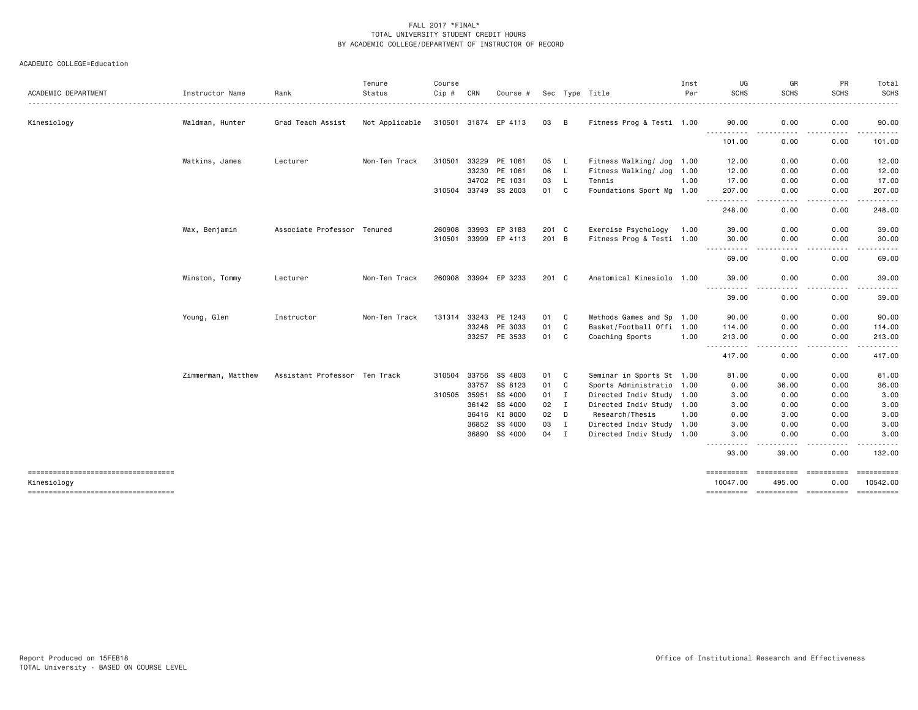FALL 2017 *FINAL*
TOTAL UNIVERSITY STUDENT CREDIT HOURS
BY ACADEMIC COLLEGE/DEPARTMENT OF INSTRUCTOR OF RECORD

ACADEMIC COLLEGE=Education

| ACADEMIC DEPARTMENT | Instructor Name | Rank | Tenure Status | Course Cip # | CRN | Course # | Sec | Type | Title | Inst Per | UG SCHS | GR SCHS | PR SCHS | Total SCHS |
|---|---|---|---|---|---|---|---|---|---|---|---|---|---|---|
| Kinesiology | Waldman, Hunter | Grad Teach Assist | Not Applicable | 310501 | 31874 | EP 4113 | 03 | B | Fitness Prog & Testi | 1.00 | 90.00 | 0.00 | 0.00 | 90.00 |
| | | | | | | | | | | | 101.00 | 0.00 | 0.00 | 101.00 |
| | Watkins, James | Lecturer | Non-Ten Track | 310501 | 33229 | PE 1061 | 05 | L | Fitness Walking/ Jog | 1.00 | 12.00 | 0.00 | 0.00 | 12.00 |
| | | | | | 33230 | PE 1061 | 06 | L | Fitness Walking/ Jog | 1.00 | 12.00 | 0.00 | 0.00 | 12.00 |
| | | | | | 34702 | PE 1031 | 03 | L | Tennis | 1.00 | 17.00 | 0.00 | 0.00 | 17.00 |
| | | | | 310504 | 33749 | SS 2003 | 01 | C | Foundations Sport Mg | 1.00 | 207.00 | 0.00 | 0.00 | 207.00 |
| | | | | | | | | | | | 248.00 | 0.00 | 0.00 | 248.00 |
| | Wax, Benjamin | Associate Professor | Tenured | 260908 | 33993 | EP 3183 | 201 | C | Exercise Psychology | 1.00 | 39.00 | 0.00 | 0.00 | 39.00 |
| | | | | 310501 | 33999 | EP 4113 | 201 | B | Fitness Prog & Testi | 1.00 | 30.00 | 0.00 | 0.00 | 30.00 |
| | | | | | | | | | | | 69.00 | 0.00 | 0.00 | 69.00 |
| | Winston, Tommy | Lecturer | Non-Ten Track | 260908 | 33994 | EP 3233 | 201 | C | Anatomical Kinesiolo | 1.00 | 39.00 | 0.00 | 0.00 | 39.00 |
| | | | | | | | | | | | 39.00 | 0.00 | 0.00 | 39.00 |
| | Young, Glen | Instructor | Non-Ten Track | 131314 | 33243 | PE 1243 | 01 | C | Methods Games and Sp | 1.00 | 90.00 | 0.00 | 0.00 | 90.00 |
| | | | | | 33248 | PE 3033 | 01 | C | Basket/Football Offi | 1.00 | 114.00 | 0.00 | 0.00 | 114.00 |
| | | | | | 33257 | PE 3533 | 01 | C | Coaching Sports | 1.00 | 213.00 | 0.00 | 0.00 | 213.00 |
| | | | | | | | | | | | 417.00 | 0.00 | 0.00 | 417.00 |
| | Zimmerman, Matthew | Assistant Professor | Ten Track | 310504 | 33756 | SS 4803 | 01 | C | Seminar in Sports St | 1.00 | 81.00 | 0.00 | 0.00 | 81.00 |
| | | | | | 33757 | SS 8123 | 01 | C | Sports Administratio | 1.00 | 0.00 | 36.00 | 0.00 | 36.00 |
| | | | | 310505 | 35951 | SS 4000 | 01 | I | Directed Indiv Study | 1.00 | 3.00 | 0.00 | 0.00 | 3.00 |
| | | | | | 36142 | SS 4000 | 02 | I | Directed Indiv Study | 1.00 | 3.00 | 0.00 | 0.00 | 3.00 |
| | | | | | 36416 | KI 8000 | 02 | D | Research/Thesis | 1.00 | 0.00 | 3.00 | 0.00 | 3.00 |
| | | | | | 36852 | SS 4000 | 03 | I | Directed Indiv Study | 1.00 | 3.00 | 0.00 | 0.00 | 3.00 |
| | | | | | 36890 | SS 4000 | 04 | I | Directed Indiv Study | 1.00 | 3.00 | 0.00 | 0.00 | 3.00 |
| | | | | | | | | | | | 93.00 | 39.00 | 0.00 | 132.00 |
| Kinesiology | | | | | | | | | | | 10047.00 | 495.00 | 0.00 | 10542.00 |

Report Produced on 15FEB18
TOTAL University - BASED ON COURSE LEVEL
Office of Institutional Research and Effectiveness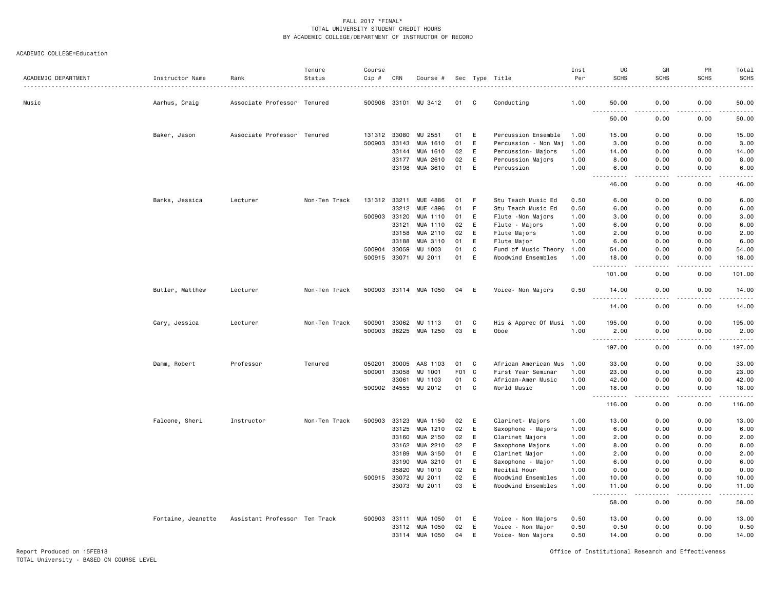FALL 2017 *FINAL*
TOTAL UNIVERSITY STUDENT CREDIT HOURS
BY ACADEMIC COLLEGE/DEPARTMENT OF INSTRUCTOR OF RECORD

ACADEMIC COLLEGE=Education

| ACADEMIC DEPARTMENT | Instructor Name | Rank | Tenure Status | Course Cip # | CRN | Course # | Sec | Type | Title | Inst Per | UG SCHS | GR SCHS | PR SCHS | Total SCHS |
|---|---|---|---|---|---|---|---|---|---|---|---|---|---|---|
| Music | Aarhus, Craig | Associate Professor | Tenured | 500906 | 33101 | MU 3412 | 01 | C | Conducting | 1.00 | 50.00 | 0.00 | 0.00 | 50.00 |
| | | | | | | | | | | | 50.00 | 0.00 | 0.00 | 50.00 |
| | Baker, Jason | Associate Professor | Tenured | 131312 | 33080 | MU 2551 | 01 | E | Percussion Ensemble | 1.00 | 15.00 | 0.00 | 0.00 | 15.00 |
| | | | | 500903 | 33143 | MUA 1610 | 01 | E | Percussion - Non Maj | 1.00 | 3.00 | 0.00 | 0.00 | 3.00 |
| | | | | | 33144 | MUA 1610 | 02 | E | Percussion- Majors | 1.00 | 14.00 | 0.00 | 0.00 | 14.00 |
| | | | | | 33177 | MUA 2610 | 02 | E | Percussion Majors | 1.00 | 8.00 | 0.00 | 0.00 | 8.00 |
| | | | | | 33198 | MUA 3610 | 01 | E | Percussion | 1.00 | 6.00 | 0.00 | 0.00 | 6.00 |
| | | | | | | | | | | | 46.00 | 0.00 | 0.00 | 46.00 |
| | Banks, Jessica | Lecturer | Non-Ten Track | 131312 | 33211 | MUE 4886 | 01 | F | Stu Teach Music Ed | 0.50 | 6.00 | 0.00 | 0.00 | 6.00 |
| | | | | | 33212 | MUE 4896 | 01 | F | Stu Teach Music Ed | 0.50 | 6.00 | 0.00 | 0.00 | 6.00 |
| | | | | 500903 | 33120 | MUA 1110 | 01 | E | Flute -Non Majors | 1.00 | 3.00 | 0.00 | 0.00 | 3.00 |
| | | | | | 33121 | MUA 1110 | 02 | E | Flute - Majors | 1.00 | 6.00 | 0.00 | 0.00 | 6.00 |
| | | | | | 33158 | MUA 2110 | 02 | E | Flute Majors | 1.00 | 2.00 | 0.00 | 0.00 | 2.00 |
| | | | | | 33188 | MUA 3110 | 01 | E | Flute Major | 1.00 | 6.00 | 0.00 | 0.00 | 6.00 |
| | | | | 500904 | 33059 | MU 1003 | 01 | C | Fund of Music Theory | 1.00 | 54.00 | 0.00 | 0.00 | 54.00 |
| | | | | 500915 | 33071 | MU 2011 | 01 | E | Woodwind Ensembles | 1.00 | 18.00 | 0.00 | 0.00 | 18.00 |
| | | | | | | | | | | | 101.00 | 0.00 | 0.00 | 101.00 |
| | Butler, Matthew | Lecturer | Non-Ten Track | 500903 | 33114 | MUA 1050 | 04 | E | Voice- Non Majors | 0.50 | 14.00 | 0.00 | 0.00 | 14.00 |
| | | | | | | | | | | | 14.00 | 0.00 | 0.00 | 14.00 |
| | Cary, Jessica | Lecturer | Non-Ten Track | 500901 | 33062 | MU 1113 | 01 | C | His & Apprec Of Musi | 1.00 | 195.00 | 0.00 | 0.00 | 195.00 |
| | | | | 500903 | 36225 | MUA 1250 | 03 | E | Oboe | 1.00 | 2.00 | 0.00 | 0.00 | 2.00 |
| | | | | | | | | | | | 197.00 | 0.00 | 0.00 | 197.00 |
| | Damm, Robert | Professor | Tenured | 050201 | 30005 | AAS 1103 | 01 | C | African American Mus | 1.00 | 33.00 | 0.00 | 0.00 | 33.00 |
| | | | | 500901 | 33058 | MU 1001 | F01 | C | First Year Seminar | 1.00 | 23.00 | 0.00 | 0.00 | 23.00 |
| | | | | | 33061 | MU 1103 | 01 | C | African-Amer Music | 1.00 | 42.00 | 0.00 | 0.00 | 42.00 |
| | | | | 500902 | 34555 | MU 2012 | 01 | C | World Music | 1.00 | 18.00 | 0.00 | 0.00 | 18.00 |
| | | | | | | | | | | | 116.00 | 0.00 | 0.00 | 116.00 |
| | Falcone, Sheri | Instructor | Non-Ten Track | 500903 | 33123 | MUA 1150 | 02 | E | Clarinet- Majors | 1.00 | 13.00 | 0.00 | 0.00 | 13.00 |
| | | | | | 33125 | MUA 1210 | 02 | E | Saxophone - Majors | 1.00 | 6.00 | 0.00 | 0.00 | 6.00 |
| | | | | | 33160 | MUA 2150 | 02 | E | Clarinet Majors | 1.00 | 2.00 | 0.00 | 0.00 | 2.00 |
| | | | | | 33162 | MUA 2210 | 02 | E | Saxophone Majors | 1.00 | 8.00 | 0.00 | 0.00 | 8.00 |
| | | | | | 33189 | MUA 3150 | 01 | E | Clarinet Major | 1.00 | 2.00 | 0.00 | 0.00 | 2.00 |
| | | | | | 33190 | MUA 3210 | 01 | E | Saxophone - Major | 1.00 | 6.00 | 0.00 | 0.00 | 6.00 |
| | | | | | 35820 | MU 1010 | 02 | E | Recital Hour | 1.00 | 0.00 | 0.00 | 0.00 | 0.00 |
| | | | | 500915 | 33072 | MU 2011 | 02 | E | Woodwind Ensembles | 1.00 | 10.00 | 0.00 | 0.00 | 10.00 |
| | | | | | 33073 | MU 2011 | 03 | E | Woodwind Ensembles | 1.00 | 11.00 | 0.00 | 0.00 | 11.00 |
| | | | | | | | | | | | 58.00 | 0.00 | 0.00 | 58.00 |
| | Fontaine, Jeanette | Assistant Professor | Ten Track | 500903 | 33111 | MUA 1050 | 01 | E | Voice - Non Majors | 0.50 | 13.00 | 0.00 | 0.00 | 13.00 |
| | | | | | 33112 | MUA 1050 | 02 | E | Voice - Non Major | 0.50 | 0.50 | 0.00 | 0.00 | 0.50 |
| | | | | | 33114 | MUA 1050 | 04 | E | Voice- Non Majors | 0.50 | 14.00 | 0.00 | 0.00 | 14.00 |

Report Produced on 15FEB18
TOTAL University - BASED ON COURSE LEVEL

Office of Institutional Research and Effectiveness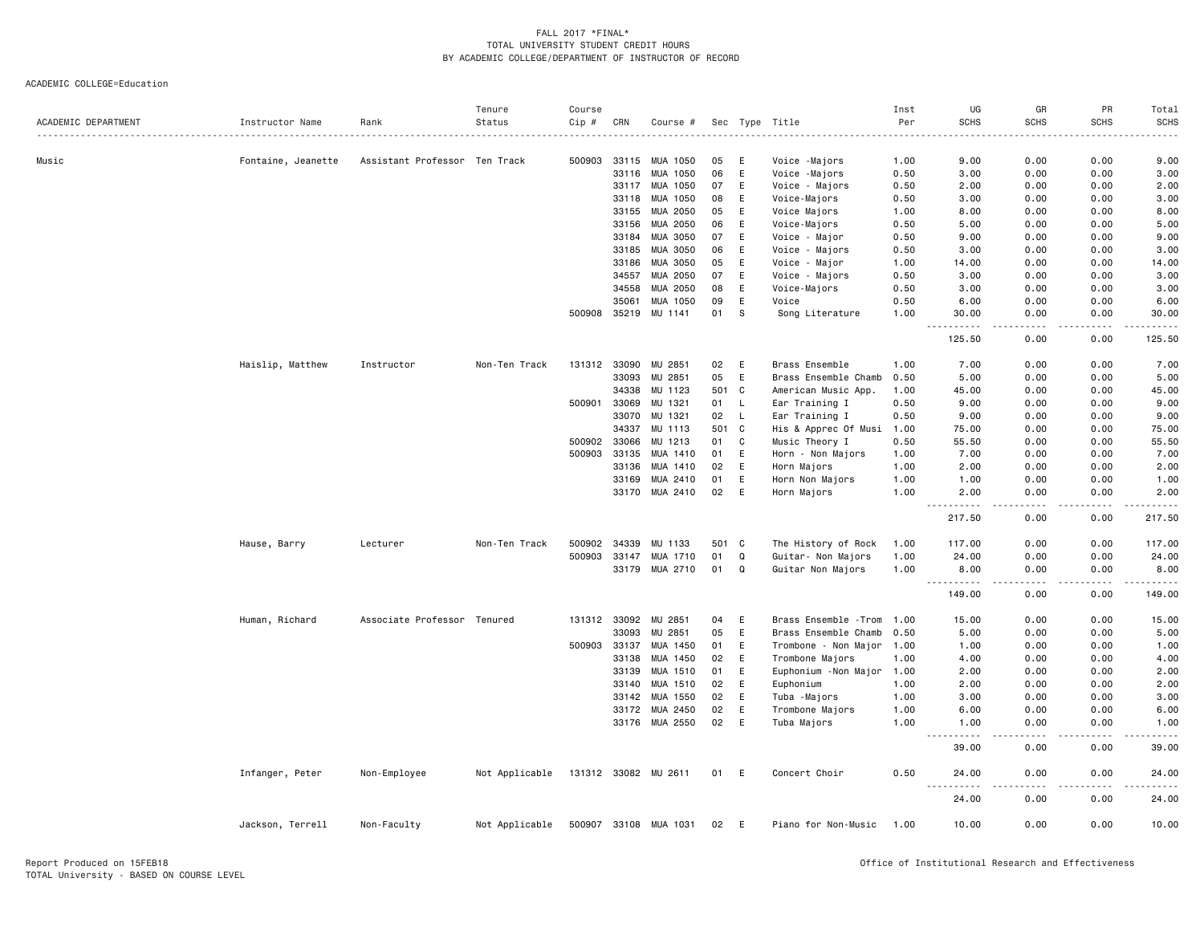FALL 2017 *FINAL*
TOTAL UNIVERSITY STUDENT CREDIT HOURS
BY ACADEMIC COLLEGE/DEPARTMENT OF INSTRUCTOR OF RECORD

ACADEMIC COLLEGE=Education

| ACADEMIC DEPARTMENT | Instructor Name | Rank | Tenure Status | Course Cip # | CRN | Course # | Sec | Type | Title | Inst Per | UG SCHS | GR SCHS | PR SCHS | Total SCHS |
|---|---|---|---|---|---|---|---|---|---|---|---|---|---|---|
| Music | Fontaine, Jeanette | Assistant Professor | Ten Track | 500903 | 33115 | MUA 1050 | 05 | E | Voice -Majors | 1.00 | 9.00 | 0.00 | 0.00 | 9.00 |
| | | | | | 33116 | MUA 1050 | 06 | E | Voice -Majors | 0.50 | 3.00 | 0.00 | 0.00 | 3.00 |
| | | | | | 33117 | MUA 1050 | 07 | E | Voice - Majors | 0.50 | 2.00 | 0.00 | 0.00 | 2.00 |
| | | | | | 33118 | MUA 1050 | 08 | E | Voice-Majors | 0.50 | 3.00 | 0.00 | 0.00 | 3.00 |
| | | | | | 33155 | MUA 2050 | 05 | E | Voice Majors | 1.00 | 8.00 | 0.00 | 0.00 | 8.00 |
| | | | | | 33156 | MUA 2050 | 06 | E | Voice-Majors | 0.50 | 5.00 | 0.00 | 0.00 | 5.00 |
| | | | | | 33184 | MUA 3050 | 07 | E | Voice - Major | 0.50 | 9.00 | 0.00 | 0.00 | 9.00 |
| | | | | | 33185 | MUA 3050 | 06 | E | Voice - Majors | 0.50 | 3.00 | 0.00 | 0.00 | 3.00 |
| | | | | | 33186 | MUA 3050 | 05 | E | Voice - Major | 1.00 | 14.00 | 0.00 | 0.00 | 14.00 |
| | | | | | 34557 | MUA 2050 | 07 | E | Voice - Majors | 0.50 | 3.00 | 0.00 | 0.00 | 3.00 |
| | | | | | 34558 | MUA 2050 | 08 | E | Voice-Majors | 0.50 | 3.00 | 0.00 | 0.00 | 3.00 |
| | | | | | 35061 | MUA 1050 | 09 | E | Voice | 0.50 | 6.00 | 0.00 | 0.00 | 6.00 |
| | | | | 500908 | 35219 | MU 1141 | 01 | S | Song Literature | 1.00 | 30.00 | 0.00 | 0.00 | 30.00 |
| | | | | | | | | | | | 125.50 | 0.00 | 0.00 | 125.50 |
| | Haislip, Matthew | Instructor | Non-Ten Track | 131312 | 33090 | MU 2851 | 02 | E | Brass Ensemble | 1.00 | 7.00 | 0.00 | 0.00 | 7.00 |
| | | | | | 33093 | MU 2851 | 05 | E | Brass Ensemble Chamb | 0.50 | 5.00 | 0.00 | 0.00 | 5.00 |
| | | | | | 34338 | MU 1123 | 501 | C | American Music App. | 1.00 | 45.00 | 0.00 | 0.00 | 45.00 |
| | | | | 500901 | 33069 | MU 1321 | 01 | L | Ear Training I | 0.50 | 9.00 | 0.00 | 0.00 | 9.00 |
| | | | | | 33070 | MU 1321 | 02 | L | Ear Training I | 0.50 | 9.00 | 0.00 | 0.00 | 9.00 |
| | | | | | 34337 | MU 1113 | 501 | C | His & Apprec Of Musi | 1.00 | 75.00 | 0.00 | 0.00 | 75.00 |
| | | | | 500902 | 33066 | MU 1213 | 01 | C | Music Theory I | 0.50 | 55.50 | 0.00 | 0.00 | 55.50 |
| | | | | 500903 | 33135 | MUA 1410 | 01 | E | Horn - Non Majors | 1.00 | 7.00 | 0.00 | 0.00 | 7.00 |
| | | | | | 33136 | MUA 1410 | 02 | E | Horn Majors | 1.00 | 2.00 | 0.00 | 0.00 | 2.00 |
| | | | | | 33169 | MUA 2410 | 01 | E | Horn Non Majors | 1.00 | 1.00 | 0.00 | 0.00 | 1.00 |
| | | | | | 33170 | MUA 2410 | 02 | E | Horn Majors | 1.00 | 2.00 | 0.00 | 0.00 | 2.00 |
| | | | | | | | | | | | 217.50 | 0.00 | 0.00 | 217.50 |
| | Hause, Barry | Lecturer | Non-Ten Track | 500902 | 34339 | MU 1133 | 501 | C | The History of Rock | 1.00 | 117.00 | 0.00 | 0.00 | 117.00 |
| | | | | 500903 | 33147 | MUA 1710 | 01 | Q | Guitar- Non Majors | 1.00 | 24.00 | 0.00 | 0.00 | 24.00 |
| | | | | | 33179 | MUA 2710 | 01 | Q | Guitar Non Majors | 1.00 | 8.00 | 0.00 | 0.00 | 8.00 |
| | | | | | | | | | | | 149.00 | 0.00 | 0.00 | 149.00 |
| | Human, Richard | Associate Professor | Tenured | 131312 | 33092 | MU 2851 | 04 | E | Brass Ensemble -Trom | 1.00 | 15.00 | 0.00 | 0.00 | 15.00 |
| | | | | | 33093 | MU 2851 | 05 | E | Brass Ensemble Chamb | 0.50 | 5.00 | 0.00 | 0.00 | 5.00 |
| | | | | 500903 | 33137 | MUA 1450 | 01 | E | Trombone - Non Major | 1.00 | 1.00 | 0.00 | 0.00 | 1.00 |
| | | | | | 33138 | MUA 1450 | 02 | E | Trombone Majors | 1.00 | 4.00 | 0.00 | 0.00 | 4.00 |
| | | | | | 33139 | MUA 1510 | 01 | E | Euphonium -Non Major | 1.00 | 2.00 | 0.00 | 0.00 | 2.00 |
| | | | | | 33140 | MUA 1510 | 02 | E | Euphonium | 1.00 | 2.00 | 0.00 | 0.00 | 2.00 |
| | | | | | 33142 | MUA 1550 | 02 | E | Tuba -Majors | 1.00 | 3.00 | 0.00 | 0.00 | 3.00 |
| | | | | | 33172 | MUA 2450 | 02 | E | Trombone Majors | 1.00 | 6.00 | 0.00 | 0.00 | 6.00 |
| | | | | | 33176 | MUA 2550 | 02 | E | Tuba Majors | 1.00 | 1.00 | 0.00 | 0.00 | 1.00 |
| | | | | | | | | | | | 39.00 | 0.00 | 0.00 | 39.00 |
| | Infanger, Peter | Non-Employee | Not Applicable | 131312 | 33082 | MU 2611 | 01 | E | Concert Choir | 0.50 | 24.00 | 0.00 | 0.00 | 24.00 |
| | | | | | | | | | | | 24.00 | 0.00 | 0.00 | 24.00 |
| | Jackson, Terrell | Non-Faculty | Not Applicable | 500907 | 33108 | MUA 1031 | 02 | E | Piano for Non-Music | 1.00 | 10.00 | 0.00 | 0.00 | 10.00 |

Report Produced on 15FEB18
TOTAL University - BASED ON COURSE LEVEL

Office of Institutional Research and Effectiveness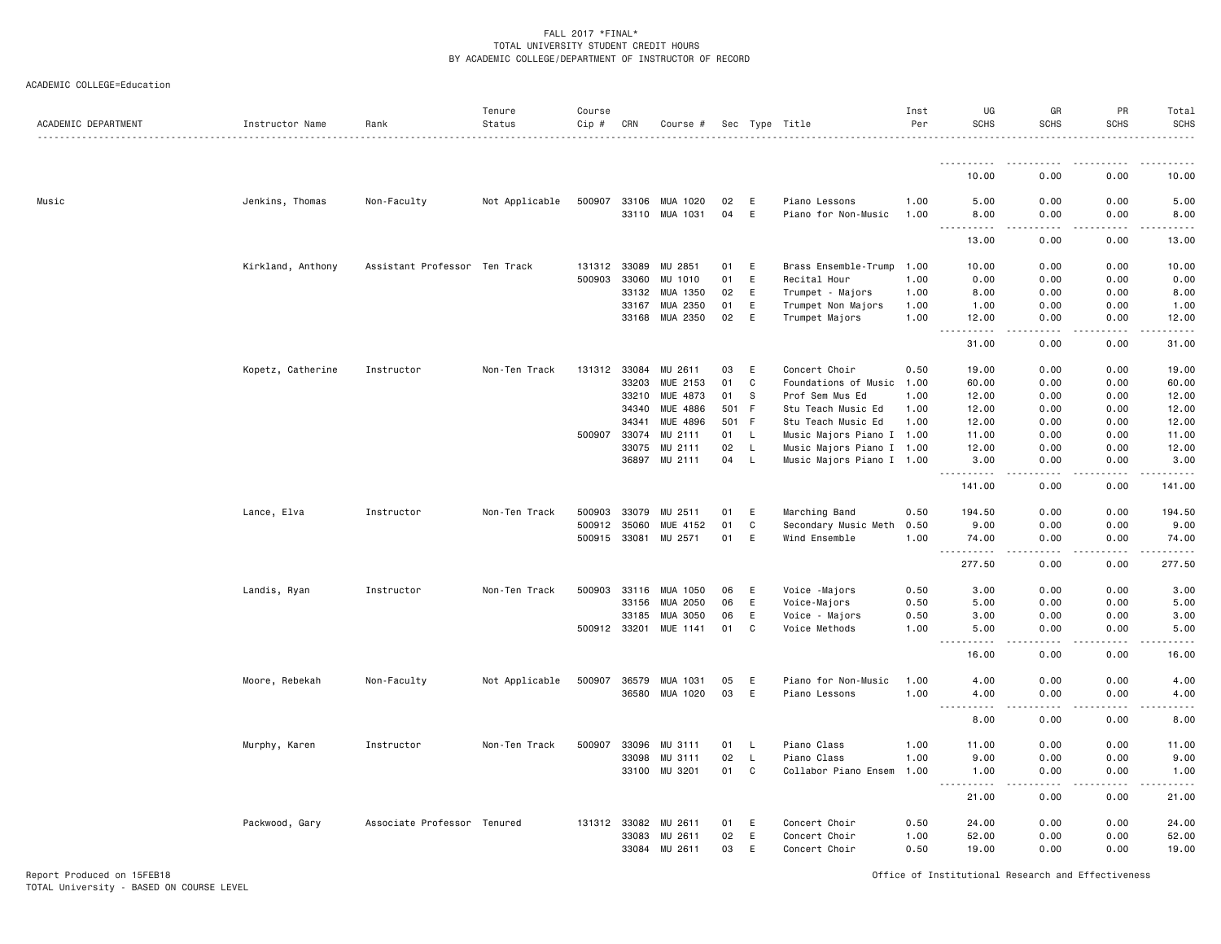FALL 2017 *FINAL*
TOTAL UNIVERSITY STUDENT CREDIT HOURS
BY ACADEMIC COLLEGE/DEPARTMENT OF INSTRUCTOR OF RECORD

ACADEMIC COLLEGE=Education

| ACADEMIC DEPARTMENT | Instructor Name | Rank | Tenure Status | Course Cip # | CRN | Course # | Sec | Type | Title | Inst Per | UG SCHS | GR SCHS | PR SCHS | Total SCHS |
|---|---|---|---|---|---|---|---|---|---|---|---|---|---|---|
| | | | | | | | | | | | 10.00 | 0.00 | 0.00 | 10.00 |
| Music | Jenkins, Thomas | Non-Faculty | Not Applicable | 500907 | 33106 | MUA 1020 | 02 | E | Piano Lessons | 1.00 | 5.00 | 0.00 | 0.00 | 5.00 |
| | | | | | 33110 | MUA 1031 | 04 | E | Piano for Non-Music | 1.00 | 8.00 | 0.00 | 0.00 | 8.00 |
| | | | | | | | | | | | 13.00 | 0.00 | 0.00 | 13.00 |
| | Kirkland, Anthony | Assistant Professor | Ten Track | 131312 | 33089 | MU 2851 | 01 | E | Brass Ensemble-Trump | 1.00 | 10.00 | 0.00 | 0.00 | 10.00 |
| | | | | 500903 | 33060 | MU 1010 | 01 | E | Recital Hour | 1.00 | 0.00 | 0.00 | 0.00 | 0.00 |
| | | | | | 33132 | MUA 1350 | 02 | E | Trumpet - Majors | 1.00 | 8.00 | 0.00 | 0.00 | 8.00 |
| | | | | | 33167 | MUA 2350 | 01 | E | Trumpet Non Majors | 1.00 | 1.00 | 0.00 | 0.00 | 1.00 |
| | | | | | 33168 | MUA 2350 | 02 | E | Trumpet Majors | 1.00 | 12.00 | 0.00 | 0.00 | 12.00 |
| | | | | | | | | | | | 31.00 | 0.00 | 0.00 | 31.00 |
| | Kopetz, Catherine | Instructor | Non-Ten Track | 131312 | 33084 | MU 2611 | 03 | E | Concert Choir | 0.50 | 19.00 | 0.00 | 0.00 | 19.00 |
| | | | | | 33203 | MUE 2153 | 01 | C | Foundations of Music | 1.00 | 60.00 | 0.00 | 0.00 | 60.00 |
| | | | | | 33210 | MUE 4873 | 01 | S | Prof Sem Mus Ed | 1.00 | 12.00 | 0.00 | 0.00 | 12.00 |
| | | | | | 34340 | MUE 4886 | 501 | F | Stu Teach Music Ed | 1.00 | 12.00 | 0.00 | 0.00 | 12.00 |
| | | | | | 34341 | MUE 4896 | 501 | F | Stu Teach Music Ed | 1.00 | 12.00 | 0.00 | 0.00 | 12.00 |
| | | | | 500907 | 33074 | MU 2111 | 01 | L | Music Majors Piano I | 1.00 | 11.00 | 0.00 | 0.00 | 11.00 |
| | | | | | 33075 | MU 2111 | 02 | L | Music Majors Piano I | 1.00 | 12.00 | 0.00 | 0.00 | 12.00 |
| | | | | | 36897 | MU 2111 | 04 | L | Music Majors Piano I | 1.00 | 3.00 | 0.00 | 0.00 | 3.00 |
| | | | | | | | | | | | 141.00 | 0.00 | 0.00 | 141.00 |
| | Lance, Elva | Instructor | Non-Ten Track | 500903 | 33079 | MU 2511 | 01 | E | Marching Band | 0.50 | 194.50 | 0.00 | 0.00 | 194.50 |
| | | | | 500912 | 35060 | MUE 4152 | 01 | C | Secondary Music Meth | 0.50 | 9.00 | 0.00 | 0.00 | 9.00 |
| | | | | 500915 | 33081 | MU 2571 | 01 | E | Wind Ensemble | 1.00 | 74.00 | 0.00 | 0.00 | 74.00 |
| | | | | | | | | | | | 277.50 | 0.00 | 0.00 | 277.50 |
| | Landis, Ryan | Instructor | Non-Ten Track | 500903 | 33116 | MUA 1050 | 06 | E | Voice -Majors | 0.50 | 3.00 | 0.00 | 0.00 | 3.00 |
| | | | | | 33156 | MUA 2050 | 06 | E | Voice-Majors | 0.50 | 5.00 | 0.00 | 0.00 | 5.00 |
| | | | | | 33185 | MUA 3050 | 06 | E | Voice - Majors | 0.50 | 3.00 | 0.00 | 0.00 | 3.00 |
| | | | | 500912 | 33201 | MUE 1141 | 01 | C | Voice Methods | 1.00 | 5.00 | 0.00 | 0.00 | 5.00 |
| | | | | | | | | | | | 16.00 | 0.00 | 0.00 | 16.00 |
| | Moore, Rebekah | Non-Faculty | Not Applicable | 500907 | 36579 | MUA 1031 | 05 | E | Piano for Non-Music | 1.00 | 4.00 | 0.00 | 0.00 | 4.00 |
| | | | | | 36580 | MUA 1020 | 03 | E | Piano Lessons | 1.00 | 4.00 | 0.00 | 0.00 | 4.00 |
| | | | | | | | | | | | 8.00 | 0.00 | 0.00 | 8.00 |
| | Murphy, Karen | Instructor | Non-Ten Track | 500907 | 33096 | MU 3111 | 01 | L | Piano Class | 1.00 | 11.00 | 0.00 | 0.00 | 11.00 |
| | | | | | 33098 | MU 3111 | 02 | L | Piano Class | 1.00 | 9.00 | 0.00 | 0.00 | 9.00 |
| | | | | | 33100 | MU 3201 | 01 | C | Collabor Piano Ensem | 1.00 | 1.00 | 0.00 | 0.00 | 1.00 |
| | | | | | | | | | | | 21.00 | 0.00 | 0.00 | 21.00 |
| | Packwood, Gary | Associate Professor | Tenured | 131312 | 33082 | MU 2611 | 01 | E | Concert Choir | 0.50 | 24.00 | 0.00 | 0.00 | 24.00 |
| | | | | | 33083 | MU 2611 | 02 | E | Concert Choir | 1.00 | 52.00 | 0.00 | 0.00 | 52.00 |
| | | | | | 33084 | MU 2611 | 03 | E | Concert Choir | 0.50 | 19.00 | 0.00 | 0.00 | 19.00 |

Report Produced on 15FEB18
TOTAL University - BASED ON COURSE LEVEL

Office of Institutional Research and Effectiveness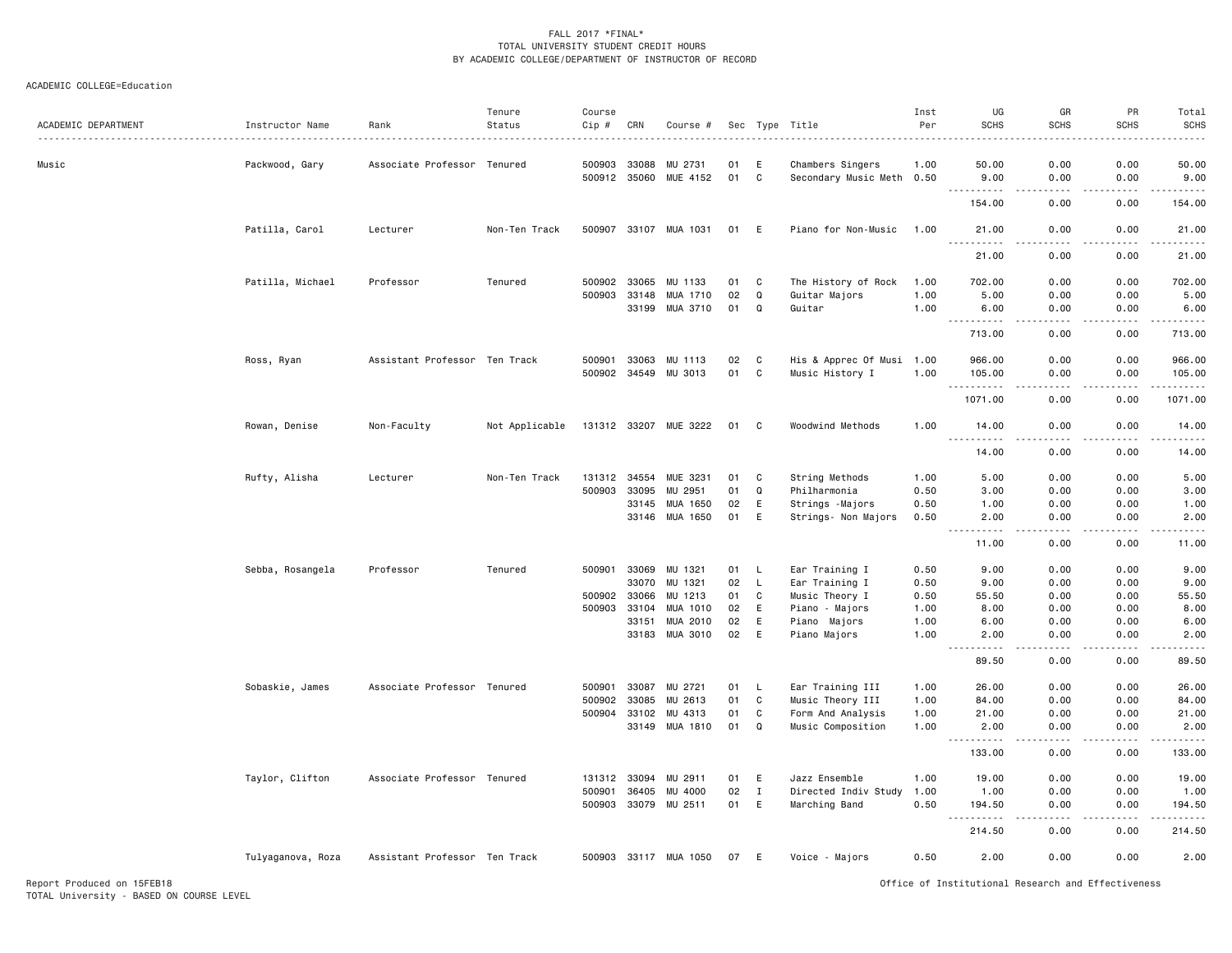FALL 2017 *FINAL*
TOTAL UNIVERSITY STUDENT CREDIT HOURS
BY ACADEMIC COLLEGE/DEPARTMENT OF INSTRUCTOR OF RECORD

ACADEMIC COLLEGE=Education

| ACADEMIC DEPARTMENT | Instructor Name | Rank | Tenure Status | Course Cip # | CRN | Course # | Sec | Type | Title | Inst Per | UG SCHS | GR SCHS | PR SCHS | Total SCHS |
|---|---|---|---|---|---|---|---|---|---|---|---|---|---|---|
| Music | Packwood, Gary | Associate Professor | Tenured | 500903 | 33088 | MU 2731 | 01 | E | Chambers Singers | 1.00 | 50.00 | 0.00 | 0.00 | 50.00 |
| | | | | 500912 | 35060 | MUE 4152 | 01 | C | Secondary Music Meth | 0.50 | 9.00 | 0.00 | 0.00 | 9.00 |
| | | | | | | | | | | | 154.00 | 0.00 | 0.00 | 154.00 |
| | Patilla, Carol | Lecturer | Non-Ten Track | 500907 | 33107 | MUA 1031 | 01 | E | Piano for Non-Music | 1.00 | 21.00 | 0.00 | 0.00 | 21.00 |
| | | | | | | | | | | | 21.00 | 0.00 | 0.00 | 21.00 |
| | Patilla, Michael | Professor | Tenured | 500902 | 33065 | MU 1133 | 01 | C | The History of Rock | 1.00 | 702.00 | 0.00 | 0.00 | 702.00 |
| | | | | 500903 | 33148 | MUA 1710 | 02 | Q | Guitar Majors | 1.00 | 5.00 | 0.00 | 0.00 | 5.00 |
| | | | | | 33199 | MUA 3710 | 01 | Q | Guitar | 1.00 | 6.00 | 0.00 | 0.00 | 6.00 |
| | | | | | | | | | | | 713.00 | 0.00 | 0.00 | 713.00 |
| | Ross, Ryan | Assistant Professor | Ten Track | 500901 | 33063 | MU 1113 | 02 | C | His & Apprec Of Musi | 1.00 | 966.00 | 0.00 | 0.00 | 966.00 |
| | | | | 500902 | 34549 | MU 3013 | 01 | C | Music History I | 1.00 | 105.00 | 0.00 | 0.00 | 105.00 |
| | | | | | | | | | | | 1071.00 | 0.00 | 0.00 | 1071.00 |
| | Rowan, Denise | Non-Faculty | Not Applicable | 131312 | 33207 | MUE 3222 | 01 | C | Woodwind Methods | 1.00 | 14.00 | 0.00 | 0.00 | 14.00 |
| | | | | | | | | | | | 14.00 | 0.00 | 0.00 | 14.00 |
| | Rufty, Alisha | Lecturer | Non-Ten Track | 131312 | 34554 | MUE 3231 | 01 | C | String Methods | 1.00 | 5.00 | 0.00 | 0.00 | 5.00 |
| | | | | 500903 | 33095 | MU 2951 | 01 | Q | Philharmonia | 0.50 | 3.00 | 0.00 | 0.00 | 3.00 |
| | | | | | 33145 | MUA 1650 | 02 | E | Strings -Majors | 0.50 | 1.00 | 0.00 | 0.00 | 1.00 |
| | | | | | 33146 | MUA 1650 | 01 | E | Strings- Non Majors | 0.50 | 2.00 | 0.00 | 0.00 | 2.00 |
| | | | | | | | | | | | 11.00 | 0.00 | 0.00 | 11.00 |
| | Sebba, Rosangela | Professor | Tenured | 500901 | 33069 | MU 1321 | 01 | L | Ear Training I | 0.50 | 9.00 | 0.00 | 0.00 | 9.00 |
| | | | | | 33070 | MU 1321 | 02 | L | Ear Training I | 0.50 | 9.00 | 0.00 | 0.00 | 9.00 |
| | | | | 500902 | 33066 | MU 1213 | 01 | C | Music Theory I | 0.50 | 55.50 | 0.00 | 0.00 | 55.50 |
| | | | | 500903 | 33104 | MUA 1010 | 02 | E | Piano - Majors | 1.00 | 8.00 | 0.00 | 0.00 | 8.00 |
| | | | | | 33151 | MUA 2010 | 02 | E | Piano Majors | 1.00 | 6.00 | 0.00 | 0.00 | 6.00 |
| | | | | | 33183 | MUA 3010 | 02 | E | Piano Majors | 1.00 | 2.00 | 0.00 | 0.00 | 2.00 |
| | | | | | | | | | | | 89.50 | 0.00 | 0.00 | 89.50 |
| | Sobaskie, James | Associate Professor | Tenured | 500901 | 33087 | MU 2721 | 01 | L | Ear Training III | 1.00 | 26.00 | 0.00 | 0.00 | 26.00 |
| | | | | 500902 | 33085 | MU 2613 | 01 | C | Music Theory III | 1.00 | 84.00 | 0.00 | 0.00 | 84.00 |
| | | | | 500904 | 33102 | MU 4313 | 01 | C | Form And Analysis | 1.00 | 21.00 | 0.00 | 0.00 | 21.00 |
| | | | | | 33149 | MUA 1810 | 01 | Q | Music Composition | 1.00 | 2.00 | 0.00 | 0.00 | 2.00 |
| | | | | | | | | | | | 133.00 | 0.00 | 0.00 | 133.00 |
| | Taylor, Clifton | Associate Professor | Tenured | 131312 | 33094 | MU 2911 | 01 | E | Jazz Ensemble | 1.00 | 19.00 | 0.00 | 0.00 | 19.00 |
| | | | | 500901 | 36405 | MU 4000 | 02 | I | Directed Indiv Study | 1.00 | 1.00 | 0.00 | 0.00 | 1.00 |
| | | | | 500903 | 33079 | MU 2511 | 01 | E | Marching Band | 0.50 | 194.50 | 0.00 | 0.00 | 194.50 |
| | | | | | | | | | | | 214.50 | 0.00 | 0.00 | 214.50 |
| | Tulyaganova, Roza | Assistant Professor | Ten Track | 500903 | 33117 | MUA 1050 | 07 | E | Voice - Majors | 0.50 | 2.00 | 0.00 | 0.00 | 2.00 |

Report Produced on 15FEB18
TOTAL University - BASED ON COURSE LEVEL
Office of Institutional Research and Effectiveness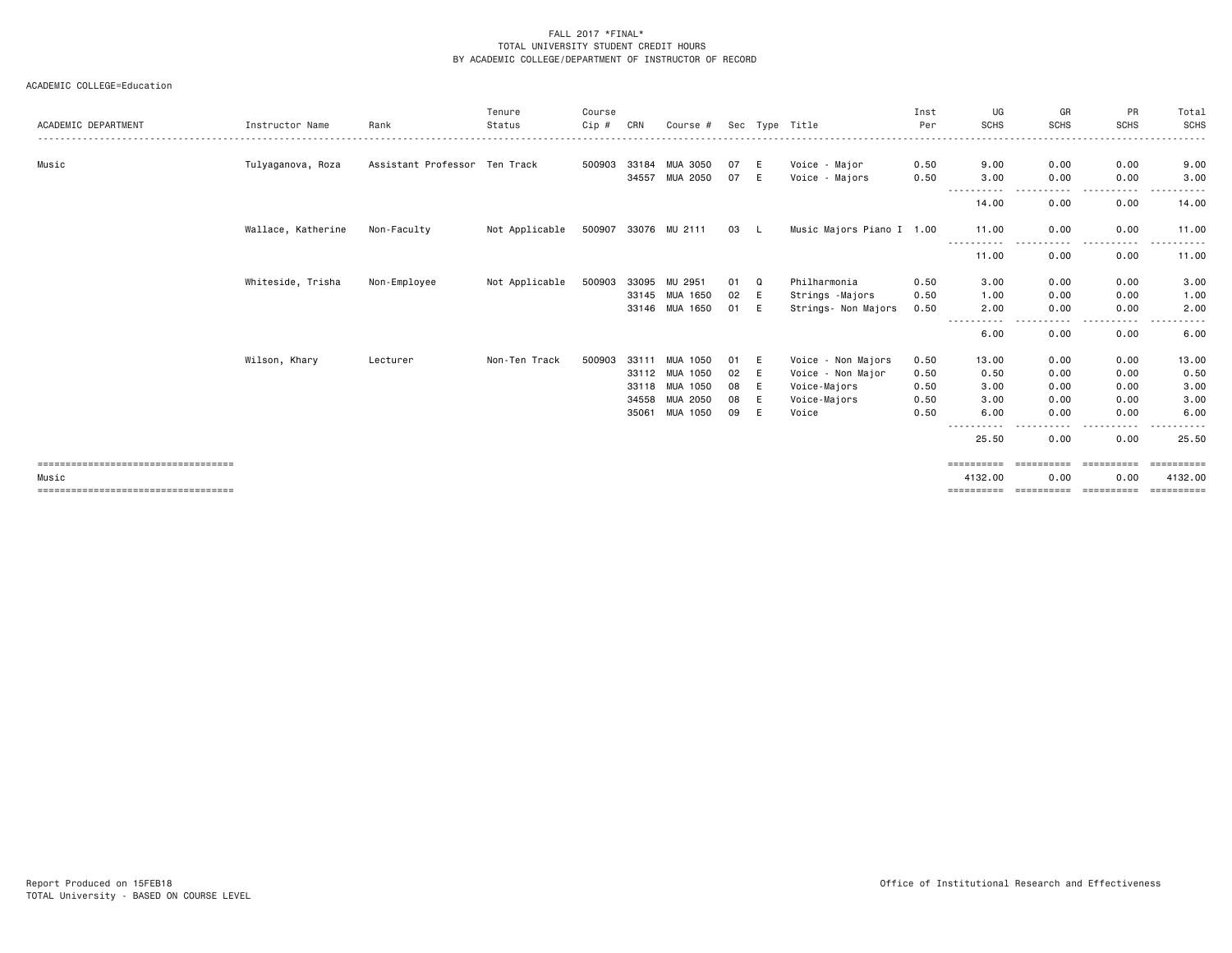FALL 2017 *FINAL*
TOTAL UNIVERSITY STUDENT CREDIT HOURS
BY ACADEMIC COLLEGE/DEPARTMENT OF INSTRUCTOR OF RECORD

ACADEMIC COLLEGE=Education

| ACADEMIC DEPARTMENT | Instructor Name | Rank | Tenure Status | Course Cip # | CRN | Course # | Sec | Type | Title | Inst Per | UG SCHS | GR SCHS | PR SCHS | Total SCHS |
|---|---|---|---|---|---|---|---|---|---|---|---|---|---|---|
| Music | Tulyaganova, Roza | Assistant Professor | Ten Track | 500903 | 33184 | MUA 3050 | 07 | E | Voice - Major | 0.50 | 9.00 | 0.00 | 0.00 | 9.00 |
| | | | | | 34557 | MUA 2050 | 07 | E | Voice - Majors | 0.50 | 3.00 | 0.00 | 0.00 | 3.00 |
| | | | | | | | | | | | 14.00 | 0.00 | 0.00 | 14.00 |
| | Wallace, Katherine | Non-Faculty | Not Applicable | 500907 | 33076 | MU 2111 | 03 | L | Music Majors Piano I | 1.00 | 11.00 | 0.00 | 0.00 | 11.00 |
| | | | | | | | | | | | 11.00 | 0.00 | 0.00 | 11.00 |
| | Whiteside, Trisha | Non-Employee | Not Applicable | 500903 | 33095 | MU 2951 | 01 | Q | Philharmonia | 0.50 | 3.00 | 0.00 | 0.00 | 3.00 |
| | | | | | 33145 | MUA 1650 | 02 | E | Strings -Majors | 0.50 | 1.00 | 0.00 | 0.00 | 1.00 |
| | | | | | 33146 | MUA 1650 | 01 | E | Strings- Non Majors | 0.50 | 2.00 | 0.00 | 0.00 | 2.00 |
| | | | | | | | | | | | 6.00 | 0.00 | 0.00 | 6.00 |
| | Wilson, Khary | Lecturer | Non-Ten Track | 500903 | 33111 | MUA 1050 | 01 | E | Voice - Non Majors | 0.50 | 13.00 | 0.00 | 0.00 | 13.00 |
| | | | | | 33112 | MUA 1050 | 02 | E | Voice - Non Major | 0.50 | 0.50 | 0.00 | 0.00 | 0.50 |
| | | | | | 33118 | MUA 1050 | 08 | E | Voice-Majors | 0.50 | 3.00 | 0.00 | 0.00 | 3.00 |
| | | | | | 34558 | MUA 2050 | 08 | E | Voice-Majors | 0.50 | 3.00 | 0.00 | 0.00 | 3.00 |
| | | | | | 35061 | MUA 1050 | 09 | E | Voice | 0.50 | 6.00 | 0.00 | 0.00 | 6.00 |
| | | | | | | | | | | | 25.50 | 0.00 | 0.00 | 25.50 |
| Music | | | | | | | | | | | 4132.00 | 0.00 | 0.00 | 4132.00 |

Report Produced on 15FEB18
TOTAL University - BASED ON COURSE LEVEL

Office of Institutional Research and Effectiveness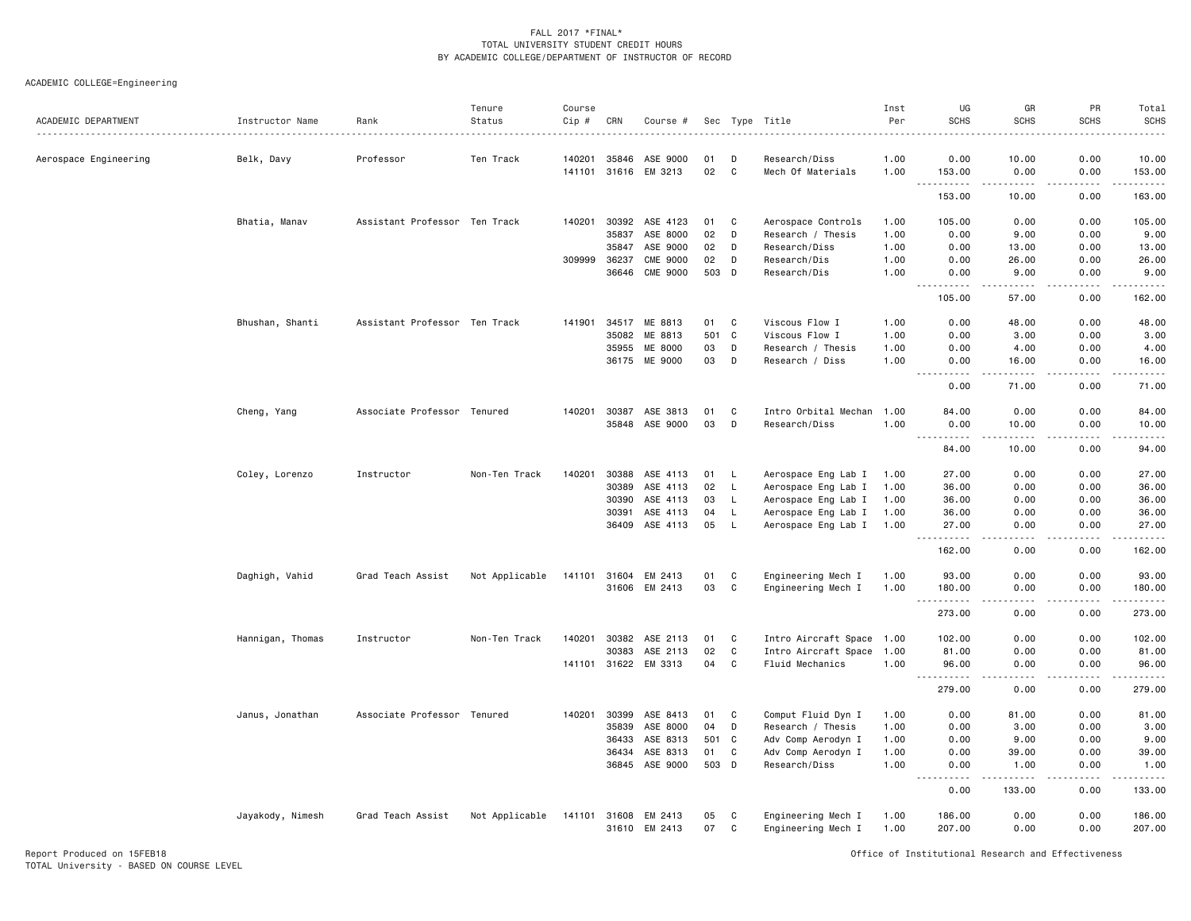FALL 2017 *FINAL*
TOTAL UNIVERSITY STUDENT CREDIT HOURS
BY ACADEMIC COLLEGE/DEPARTMENT OF INSTRUCTOR OF RECORD

ACADEMIC COLLEGE=Engineering

| ACADEMIC DEPARTMENT | Instructor Name | Rank | Tenure Status | Course Cip # | CRN | Course # | Sec | Type | Title | Inst Per | UG SCHS | GR SCHS | PR SCHS | Total SCHS |
|---|---|---|---|---|---|---|---|---|---|---|---|---|---|---|
| Aerospace Engineering | Belk, Davy | Professor | Ten Track | 140201 | 35846 | ASE 9000 | 01 | D | Research/Diss | 1.00 | 0.00 | 10.00 | 0.00 | 10.00 |
| | | | | 141101 | 31616 | EM 3213 | 02 | C | Mech Of Materials | 1.00 | 153.00 | 0.00 | 0.00 | 153.00 |
| | | | | | | | | | | | 153.00 | 10.00 | 0.00 | 163.00 |
| | Bhatia, Manav | Assistant Professor | Ten Track | 140201 | 30392 | ASE 4123 | 01 | C | Aerospace Controls | 1.00 | 105.00 | 0.00 | 0.00 | 105.00 |
| | | | | | 35837 | ASE 8000 | 02 | D | Research / Thesis | 1.00 | 0.00 | 9.00 | 0.00 | 9.00 |
| | | | | | 35847 | ASE 9000 | 02 | D | Research/Diss | 1.00 | 0.00 | 13.00 | 0.00 | 13.00 |
| | | | | 309999 | 36237 | CME 9000 | 02 | D | Research/Dis | 1.00 | 0.00 | 26.00 | 0.00 | 26.00 |
| | | | | | 36646 | CME 9000 | 503 | D | Research/Dis | 1.00 | 0.00 | 9.00 | 0.00 | 9.00 |
| | | | | | | | | | | | 105.00 | 57.00 | 0.00 | 162.00 |
| | Bhushan, Shanti | Assistant Professor | Ten Track | 141901 | 34517 | ME 8813 | 01 | C | Viscous Flow I | 1.00 | 0.00 | 48.00 | 0.00 | 48.00 |
| | | | | | 35082 | ME 8813 | 501 | C | Viscous Flow I | 1.00 | 0.00 | 3.00 | 0.00 | 3.00 |
| | | | | | 35955 | ME 8000 | 03 | D | Research / Thesis | 1.00 | 0.00 | 4.00 | 0.00 | 4.00 |
| | | | | | 36175 | ME 9000 | 03 | D | Research / Diss | 1.00 | 0.00 | 16.00 | 0.00 | 16.00 |
| | | | | | | | | | | | 0.00 | 71.00 | 0.00 | 71.00 |
| | Cheng, Yang | Associate Professor | Tenured | 140201 | 30387 | ASE 3813 | 01 | C | Intro Orbital Mechan | 1.00 | 84.00 | 0.00 | 0.00 | 84.00 |
| | | | | | 35848 | ASE 9000 | 03 | D | Research/Diss | 1.00 | 0.00 | 10.00 | 0.00 | 10.00 |
| | | | | | | | | | | | 84.00 | 10.00 | 0.00 | 94.00 |
| | Coley, Lorenzo | Instructor | Non-Ten Track | 140201 | 30388 | ASE 4113 | 01 | L | Aerospace Eng Lab I | 1.00 | 27.00 | 0.00 | 0.00 | 27.00 |
| | | | | | 30389 | ASE 4113 | 02 | L | Aerospace Eng Lab I | 1.00 | 36.00 | 0.00 | 0.00 | 36.00 |
| | | | | | 30390 | ASE 4113 | 03 | L | Aerospace Eng Lab I | 1.00 | 36.00 | 0.00 | 0.00 | 36.00 |
| | | | | | 30391 | ASE 4113 | 04 | L | Aerospace Eng Lab I | 1.00 | 36.00 | 0.00 | 0.00 | 36.00 |
| | | | | | 36409 | ASE 4113 | 05 | L | Aerospace Eng Lab I | 1.00 | 27.00 | 0.00 | 0.00 | 27.00 |
| | | | | | | | | | | | 162.00 | 0.00 | 0.00 | 162.00 |
| | Daghigh, Vahid | Grad Teach Assist | Not Applicable | 141101 | 31604 | EM 2413 | 01 | C | Engineering Mech I | 1.00 | 93.00 | 0.00 | 0.00 | 93.00 |
| | | | | | 31606 | EM 2413 | 03 | C | Engineering Mech I | 1.00 | 180.00 | 0.00 | 0.00 | 180.00 |
| | | | | | | | | | | | 273.00 | 0.00 | 0.00 | 273.00 |
| | Hannigan, Thomas | Instructor | Non-Ten Track | 140201 | 30382 | ASE 2113 | 01 | C | Intro Aircraft Space | 1.00 | 102.00 | 0.00 | 0.00 | 102.00 |
| | | | | | 30383 | ASE 2113 | 02 | C | Intro Aircraft Space | 1.00 | 81.00 | 0.00 | 0.00 | 81.00 |
| | | | | 141101 | 31622 | EM 3313 | 04 | C | Fluid Mechanics | 1.00 | 96.00 | 0.00 | 0.00 | 96.00 |
| | | | | | | | | | | | 279.00 | 0.00 | 0.00 | 279.00 |
| | Janus, Jonathan | Associate Professor | Tenured | 140201 | 30399 | ASE 8413 | 01 | C | Comput Fluid Dyn I | 1.00 | 0.00 | 81.00 | 0.00 | 81.00 |
| | | | | | 35839 | ASE 8000 | 04 | D | Research / Thesis | 1.00 | 0.00 | 3.00 | 0.00 | 3.00 |
| | | | | | 36433 | ASE 8313 | 501 | C | Adv Comp Aerodyn I | 1.00 | 0.00 | 9.00 | 0.00 | 9.00 |
| | | | | | 36434 | ASE 8313 | 01 | C | Adv Comp Aerodyn I | 1.00 | 0.00 | 39.00 | 0.00 | 39.00 |
| | | | | | 36845 | ASE 9000 | 503 | D | Research/Diss | 1.00 | 0.00 | 1.00 | 0.00 | 1.00 |
| | | | | | | | | | | | 0.00 | 133.00 | 0.00 | 133.00 |
| | Jayakody, Nimesh | Grad Teach Assist | Not Applicable | 141101 | 31608 | EM 2413 | 05 | C | Engineering Mech I | 1.00 | 186.00 | 0.00 | 0.00 | 186.00 |
| | | | | | 31610 | EM 2413 | 07 | C | Engineering Mech I | 1.00 | 207.00 | 0.00 | 0.00 | 207.00 |

Report Produced on 15FEB18
TOTAL University - BASED ON COURSE LEVEL

Office of Institutional Research and Effectiveness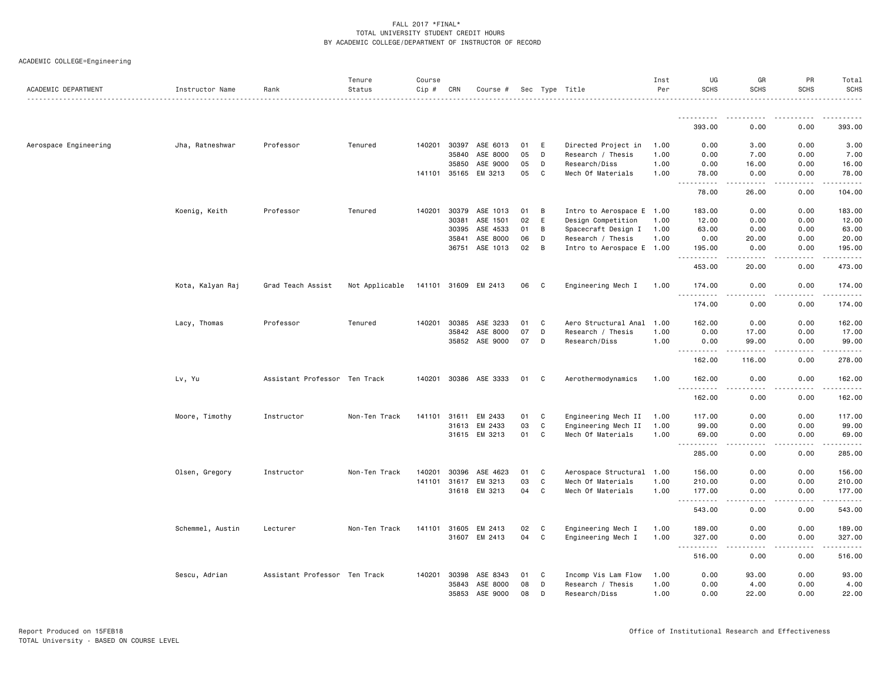FALL 2017 *FINAL*
TOTAL UNIVERSITY STUDENT CREDIT HOURS
BY ACADEMIC COLLEGE/DEPARTMENT OF INSTRUCTOR OF RECORD

ACADEMIC COLLEGE=Engineering

| ACADEMIC DEPARTMENT | Instructor Name | Rank | Tenure Status | Course Cip # | CRN | Course # | Sec | Type | Title | Inst Per | UG SCHS | GR SCHS | PR SCHS | Total SCHS |
|---|---|---|---|---|---|---|---|---|---|---|---|---|---|---|
| | | | | | | | | | | | 393.00 | 0.00 | 0.00 | 393.00 |
| Aerospace Engineering | Jha, Ratneshwar | Professor | Tenured | 140201 | 30397 | ASE 6013 | 01 | E | Directed Project in | 1.00 | 0.00 | 3.00 | 0.00 | 3.00 |
| | | | | | 35840 | ASE 8000 | 05 | D | Research / Thesis | 1.00 | 0.00 | 7.00 | 0.00 | 7.00 |
| | | | | | 35850 | ASE 9000 | 05 | D | Research/Diss | 1.00 | 0.00 | 16.00 | 0.00 | 16.00 |
| | | | | 141101 | 35165 | EM 3213 | 05 | C | Mech Of Materials | 1.00 | 78.00 | 0.00 | 0.00 | 78.00 |
| | | | | | | | | | | | 78.00 | 26.00 | 0.00 | 104.00 |
| | Koenig, Keith | Professor | Tenured | 140201 | 30379 | ASE 1013 | 01 | B | Intro to Aerospace E | 1.00 | 183.00 | 0.00 | 0.00 | 183.00 |
| | | | | | 30381 | ASE 1501 | 02 | E | Design Competition | 1.00 | 12.00 | 0.00 | 0.00 | 12.00 |
| | | | | | 30395 | ASE 4533 | 01 | B | Spacecraft Design I | 1.00 | 63.00 | 0.00 | 0.00 | 63.00 |
| | | | | | 35841 | ASE 8000 | 06 | D | Research / Thesis | 1.00 | 0.00 | 20.00 | 0.00 | 20.00 |
| | | | | | 36751 | ASE 1013 | 02 | B | Intro to Aerospace E | 1.00 | 195.00 | 0.00 | 0.00 | 195.00 |
| | | | | | | | | | | | 453.00 | 20.00 | 0.00 | 473.00 |
| | Kota, Kalyan Raj | Grad Teach Assist | Not Applicable | 141101 | 31609 | EM 2413 | 06 | C | Engineering Mech I | 1.00 | 174.00 | 0.00 | 0.00 | 174.00 |
| | | | | | | | | | | | 174.00 | 0.00 | 0.00 | 174.00 |
| | Lacy, Thomas | Professor | Tenured | 140201 | 30385 | ASE 3233 | 01 | C | Aero Structural Anal | 1.00 | 162.00 | 0.00 | 0.00 | 162.00 |
| | | | | | 35842 | ASE 8000 | 07 | D | Research / Thesis | 1.00 | 0.00 | 17.00 | 0.00 | 17.00 |
| | | | | | 35852 | ASE 9000 | 07 | D | Research/Diss | 1.00 | 0.00 | 99.00 | 0.00 | 99.00 |
| | | | | | | | | | | | 162.00 | 116.00 | 0.00 | 278.00 |
| | Lv, Yu | Assistant Professor | Ten Track | 140201 | 30386 | ASE 3333 | 01 | C | Aerothermodynamics | 1.00 | 162.00 | 0.00 | 0.00 | 162.00 |
| | | | | | | | | | | | 162.00 | 0.00 | 0.00 | 162.00 |
| | Moore, Timothy | Instructor | Non-Ten Track | 141101 | 31611 | EM 2433 | 01 | C | Engineering Mech II | 1.00 | 117.00 | 0.00 | 0.00 | 117.00 |
| | | | | | 31613 | EM 2433 | 03 | C | Engineering Mech II | 1.00 | 99.00 | 0.00 | 0.00 | 99.00 |
| | | | | | 31615 | EM 3213 | 01 | C | Mech Of Materials | 1.00 | 69.00 | 0.00 | 0.00 | 69.00 |
| | | | | | | | | | | | 285.00 | 0.00 | 0.00 | 285.00 |
| | Olsen, Gregory | Instructor | Non-Ten Track | 140201 | 30396 | ASE 4623 | 01 | C | Aerospace Structural | 1.00 | 156.00 | 0.00 | 0.00 | 156.00 |
| | | | | 141101 | 31617 | EM 3213 | 03 | C | Mech Of Materials | 1.00 | 210.00 | 0.00 | 0.00 | 210.00 |
| | | | | | 31618 | EM 3213 | 04 | C | Mech Of Materials | 1.00 | 177.00 | 0.00 | 0.00 | 177.00 |
| | | | | | | | | | | | 543.00 | 0.00 | 0.00 | 543.00 |
| | Schemmel, Austin | Lecturer | Non-Ten Track | 141101 | 31605 | EM 2413 | 02 | C | Engineering Mech I | 1.00 | 189.00 | 0.00 | 0.00 | 189.00 |
| | | | | | 31607 | EM 2413 | 04 | C | Engineering Mech I | 1.00 | 327.00 | 0.00 | 0.00 | 327.00 |
| | | | | | | | | | | | 516.00 | 0.00 | 0.00 | 516.00 |
| | Sescu, Adrian | Assistant Professor | Ten Track | 140201 | 30398 | ASE 8343 | 01 | C | Incomp Vis Lam Flow | 1.00 | 0.00 | 93.00 | 0.00 | 93.00 |
| | | | | | 35843 | ASE 8000 | 08 | D | Research / Thesis | 1.00 | 0.00 | 4.00 | 0.00 | 4.00 |
| | | | | | 35853 | ASE 9000 | 08 | D | Research/Diss | 1.00 | 0.00 | 22.00 | 0.00 | 22.00 |

Report Produced on 15FEB18
TOTAL University - BASED ON COURSE LEVEL

Office of Institutional Research and Effectiveness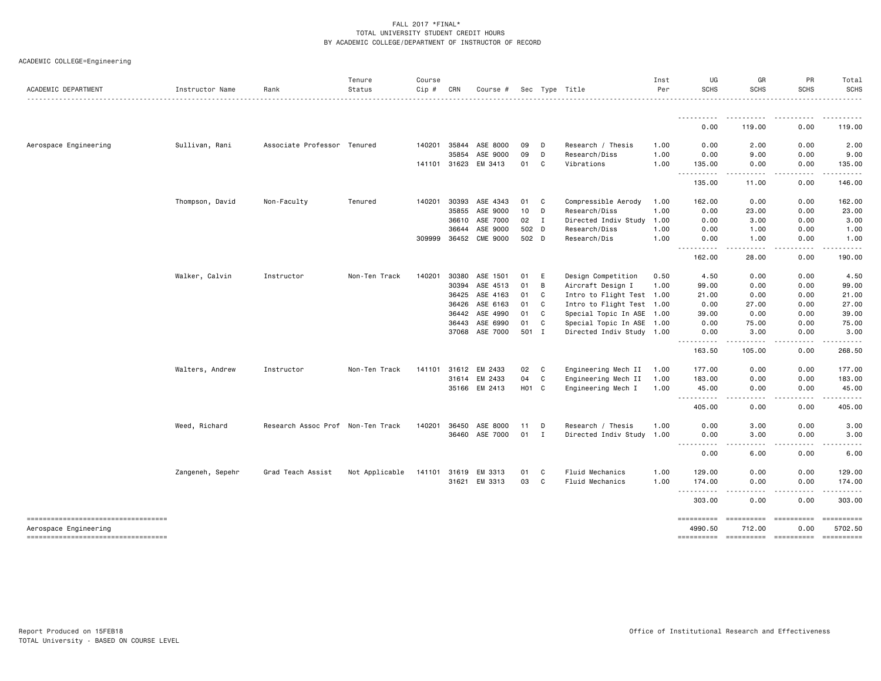FALL 2017 *FINAL*
TOTAL UNIVERSITY STUDENT CREDIT HOURS
BY ACADEMIC COLLEGE/DEPARTMENT OF INSTRUCTOR OF RECORD

ACADEMIC COLLEGE=Engineering

| ACADEMIC DEPARTMENT | Instructor Name | Rank | Tenure Status | Course Cip # | CRN | Course # | Sec | Type | Title | Inst Per | UG SCHS | GR SCHS | PR SCHS | Total SCHS |
|---|---|---|---|---|---|---|---|---|---|---|---|---|---|---|
| | | | | | | | | | | | 0.00 | 119.00 | 0.00 | 119.00 |
| Aerospace Engineering | Sullivan, Rani | Associate Professor | Tenured | 140201 | 35844 | ASE 8000 | 09 | D | Research / Thesis | 1.00 | 0.00 | 2.00 | 0.00 | 2.00 |
| | | | | | 35854 | ASE 9000 | 09 | D | Research/Diss | 1.00 | 0.00 | 9.00 | 0.00 | 9.00 |
| | | | | 141101 | 31623 | EM 3413 | 01 | C | Vibrations | 1.00 | 135.00 | 0.00 | 0.00 | 135.00 |
| | | | | | | | | | | | 135.00 | 11.00 | 0.00 | 146.00 |
| | Thompson, David | Non-Faculty | Tenured | 140201 | 30393 | ASE 4343 | 01 | C | Compressible Aerody | 1.00 | 162.00 | 0.00 | 0.00 | 162.00 |
| | | | | | 35855 | ASE 9000 | 10 | D | Research/Diss | 1.00 | 0.00 | 23.00 | 0.00 | 23.00 |
| | | | | | 36610 | ASE 7000 | 02 | I | Directed Indiv Study | 1.00 | 0.00 | 3.00 | 0.00 | 3.00 |
| | | | | | 36644 | ASE 9000 | 502 | D | Research/Diss | 1.00 | 0.00 | 1.00 | 0.00 | 1.00 |
| | | | | 309999 | 36452 | CME 9000 | 502 | D | Research/Dis | 1.00 | 0.00 | 1.00 | 0.00 | 1.00 |
| | | | | | | | | | | | 162.00 | 28.00 | 0.00 | 190.00 |
| | Walker, Calvin | Instructor | Non-Ten Track | 140201 | 30380 | ASE 1501 | 01 | E | Design Competition | 0.50 | 4.50 | 0.00 | 0.00 | 4.50 |
| | | | | | 30394 | ASE 4513 | 01 | B | Aircraft Design I | 1.00 | 99.00 | 0.00 | 0.00 | 99.00 |
| | | | | | 36425 | ASE 4163 | 01 | C | Intro to Flight Test | 1.00 | 21.00 | 0.00 | 0.00 | 21.00 |
| | | | | | 36426 | ASE 6163 | 01 | C | Intro to Flight Test | 1.00 | 0.00 | 27.00 | 0.00 | 27.00 |
| | | | | | 36442 | ASE 4990 | 01 | C | Special Topic In ASE | 1.00 | 39.00 | 0.00 | 0.00 | 39.00 |
| | | | | | 36443 | ASE 6990 | 01 | C | Special Topic In ASE | 1.00 | 0.00 | 75.00 | 0.00 | 75.00 |
| | | | | | 37068 | ASE 7000 | 501 | I | Directed Indiv Study | 1.00 | 0.00 | 3.00 | 0.00 | 3.00 |
| | | | | | | | | | | | 163.50 | 105.00 | 0.00 | 268.50 |
| | Walters, Andrew | Instructor | Non-Ten Track | 141101 | 31612 | EM 2433 | 02 | C | Engineering Mech II | 1.00 | 177.00 | 0.00 | 0.00 | 177.00 |
| | | | | | 31614 | EM 2433 | 04 | C | Engineering Mech II | 1.00 | 183.00 | 0.00 | 0.00 | 183.00 |
| | | | | | 35166 | EM 2413 | H01 | C | Engineering Mech I | 1.00 | 45.00 | 0.00 | 0.00 | 45.00 |
| | | | | | | | | | | | 405.00 | 0.00 | 0.00 | 405.00 |
| | Weed, Richard | Research Assoc Prof | Non-Ten Track | 140201 | 36450 | ASE 8000 | 11 | D | Research / Thesis | 1.00 | 0.00 | 3.00 | 0.00 | 3.00 |
| | | | | | 36460 | ASE 7000 | 01 | I | Directed Indiv Study | 1.00 | 0.00 | 3.00 | 0.00 | 3.00 |
| | | | | | | | | | | | 0.00 | 6.00 | 0.00 | 6.00 |
| | Zangeneh, Sepehr | Grad Teach Assist | Not Applicable | 141101 | 31619 | EM 3313 | 01 | C | Fluid Mechanics | 1.00 | 129.00 | 0.00 | 0.00 | 129.00 |
| | | | | | 31621 | EM 3313 | 03 | C | Fluid Mechanics | 1.00 | 174.00 | 0.00 | 0.00 | 174.00 |
| | | | | | | | | | | | 303.00 | 0.00 | 0.00 | 303.00 |
| Aerospace Engineering | | | | | | | | | | | 4990.50 | 712.00 | 0.00 | 5702.50 |

Report Produced on 15FEB18
TOTAL University - BASED ON COURSE LEVEL

Office of Institutional Research and Effectiveness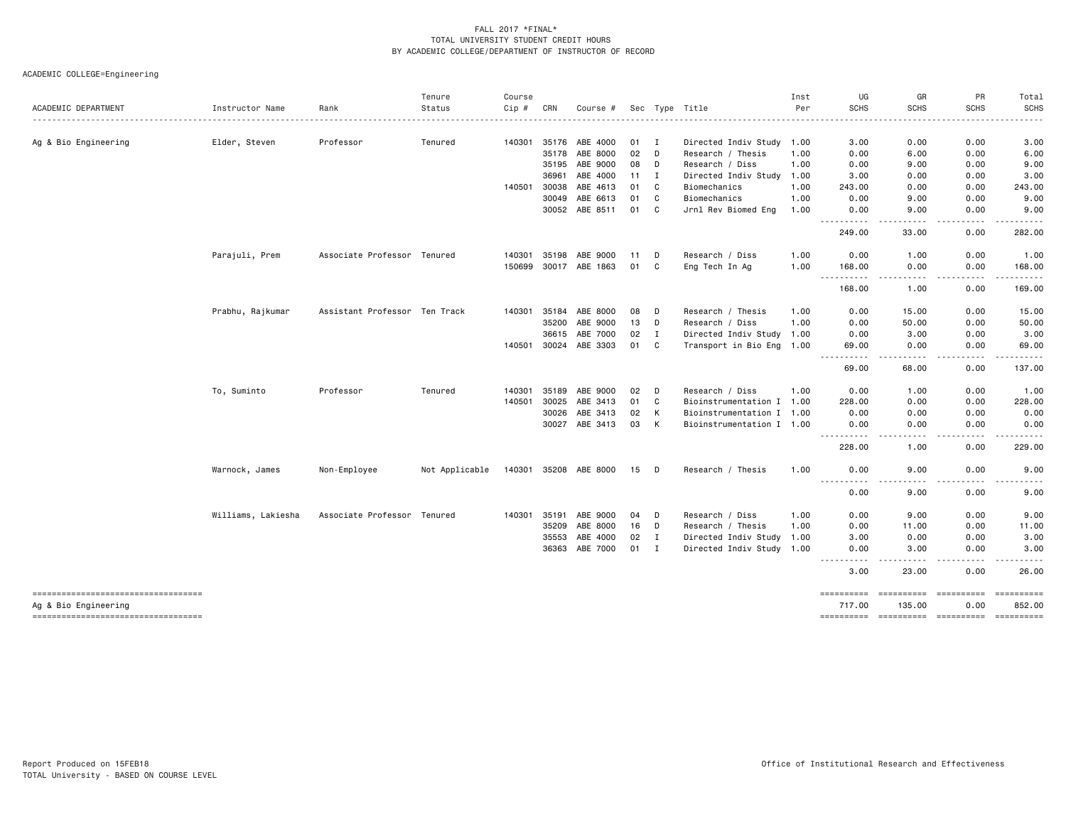FALL 2017 *FINAL*
TOTAL UNIVERSITY STUDENT CREDIT HOURS
BY ACADEMIC COLLEGE/DEPARTMENT OF INSTRUCTOR OF RECORD

ACADEMIC COLLEGE=Engineering

| ACADEMIC DEPARTMENT | Instructor Name | Rank | Tenure Status | Course Cip # | CRN | Course # | Sec | Type | Title | Inst Per | UG SCHS | GR SCHS | PR SCHS | Total SCHS |
|---|---|---|---|---|---|---|---|---|---|---|---|---|---|---|
| Ag & Bio Engineering | Elder, Steven | Professor | Tenured | 140301 | 35176 | ABE 4000 | 01 | I | Directed Indiv Study | 1.00 | 3.00 | 0.00 | 0.00 | 3.00 |
| | | | | | 35178 | ABE 8000 | 02 | D | Research / Thesis | 1.00 | 0.00 | 6.00 | 0.00 | 6.00 |
| | | | | | 35195 | ABE 9000 | 08 | D | Research / Diss | 1.00 | 0.00 | 9.00 | 0.00 | 9.00 |
| | | | | | 36961 | ABE 4000 | 11 | I | Directed Indiv Study | 1.00 | 3.00 | 0.00 | 0.00 | 3.00 |
| | | | | 140501 | 30038 | ABE 4613 | 01 | C | Biomechanics | 1.00 | 243.00 | 0.00 | 0.00 | 243.00 |
| | | | | | 30049 | ABE 6613 | 01 | C | Biomechanics | 1.00 | 0.00 | 9.00 | 0.00 | 9.00 |
| | | | | | 30052 | ABE 8511 | 01 | C | Jrnl Rev Biomed Eng | 1.00 | 0.00 | 9.00 | 0.00 | 9.00 |
| | | | | | | | | | | | 249.00 | 33.00 | 0.00 | 282.00 |
| | Parajuli, Prem | Associate Professor | Tenured | 140301 | 35198 | ABE 9000 | 11 | D | Research / Diss | 1.00 | 0.00 | 1.00 | 0.00 | 1.00 |
| | | | | 150699 | 30017 | ABE 1863 | 01 | C | Eng Tech In Ag | 1.00 | 168.00 | 0.00 | 0.00 | 168.00 |
| | | | | | | | | | | | 168.00 | 1.00 | 0.00 | 169.00 |
| | Prabhu, Rajkumar | Assistant Professor | Ten Track | 140301 | 35184 | ABE 8000 | 08 | D | Research / Thesis | 1.00 | 0.00 | 15.00 | 0.00 | 15.00 |
| | | | | | 35200 | ABE 9000 | 13 | D | Research / Diss | 1.00 | 0.00 | 50.00 | 0.00 | 50.00 |
| | | | | | 36615 | ABE 7000 | 02 | I | Directed Indiv Study | 1.00 | 0.00 | 3.00 | 0.00 | 3.00 |
| | | | | 140501 | 30024 | ABE 3303 | 01 | C | Transport in Bio Eng | 1.00 | 69.00 | 0.00 | 0.00 | 69.00 |
| | | | | | | | | | | | 69.00 | 68.00 | 0.00 | 137.00 |
| | To, Suminto | Professor | Tenured | 140301 | 35189 | ABE 9000 | 02 | D | Research / Diss | 1.00 | 0.00 | 1.00 | 0.00 | 1.00 |
| | | | | 140501 | 30025 | ABE 3413 | 01 | C | Bioinstrumentation I | 1.00 | 228.00 | 0.00 | 0.00 | 228.00 |
| | | | | | 30026 | ABE 3413 | 02 | K | Bioinstrumentation I | 1.00 | 0.00 | 0.00 | 0.00 | 0.00 |
| | | | | | 30027 | ABE 3413 | 03 | K | Bioinstrumentation I | 1.00 | 0.00 | 0.00 | 0.00 | 0.00 |
| | | | | | | | | | | | 228.00 | 1.00 | 0.00 | 229.00 |
| | Warnock, James | Non-Employee | Not Applicable | 140301 | 35208 | ABE 8000 | 15 | D | Research / Thesis | 1.00 | 0.00 | 9.00 | 0.00 | 9.00 |
| | | | | | | | | | | | 0.00 | 9.00 | 0.00 | 9.00 |
| | Williams, Lakiesha | Associate Professor | Tenured | 140301 | 35191 | ABE 9000 | 04 | D | Research / Diss | 1.00 | 0.00 | 9.00 | 0.00 | 9.00 |
| | | | | | 35209 | ABE 8000 | 16 | D | Research / Thesis | 1.00 | 0.00 | 11.00 | 0.00 | 11.00 |
| | | | | | 35553 | ABE 4000 | 02 | I | Directed Indiv Study | 1.00 | 3.00 | 0.00 | 0.00 | 3.00 |
| | | | | | 36363 | ABE 7000 | 01 | I | Directed Indiv Study | 1.00 | 0.00 | 3.00 | 0.00 | 3.00 |
| | | | | | | | | | | | 3.00 | 23.00 | 0.00 | 26.00 |
| Ag & Bio Engineering | | | | | | | | | | | 717.00 | 135.00 | 0.00 | 852.00 |

Report Produced on 15FEB18
TOTAL University - BASED ON COURSE LEVEL

Office of Institutional Research and Effectiveness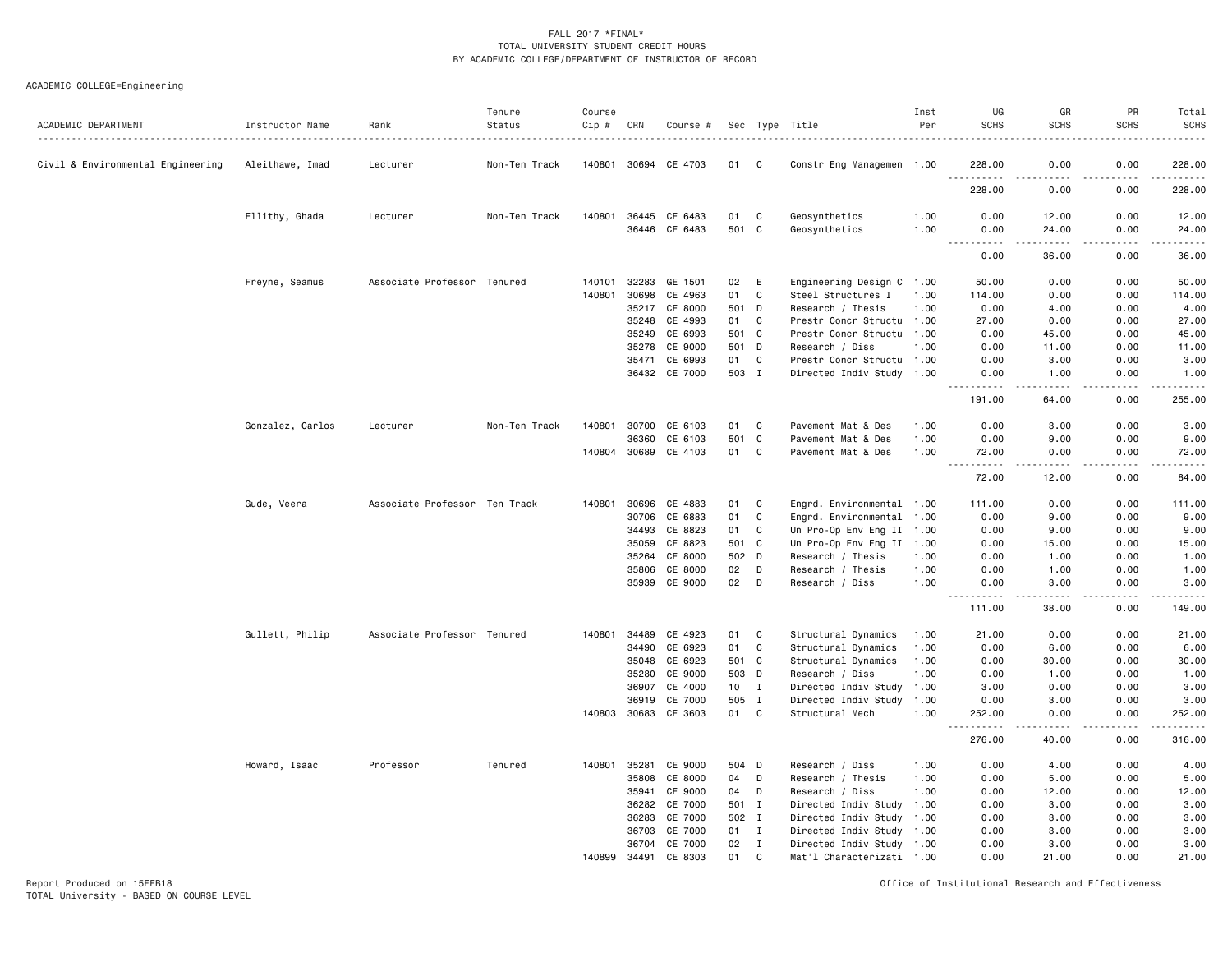FALL 2017 *FINAL*
TOTAL UNIVERSITY STUDENT CREDIT HOURS
BY ACADEMIC COLLEGE/DEPARTMENT OF INSTRUCTOR OF RECORD

ACADEMIC COLLEGE=Engineering

| ACADEMIC DEPARTMENT | Instructor Name | Rank | Tenure Status | Course Cip # | CRN | Course # | Sec | Type | Title | Inst Per | UG SCHS | GR SCHS | PR SCHS | Total SCHS |
|---|---|---|---|---|---|---|---|---|---|---|---|---|---|---|
| Civil & Environmental Engineering | Aleithawe, Imad | Lecturer | Non-Ten Track | 140801 | 30694 | CE 4703 | 01 | C | Constr Eng Managemen | 1.00 | 228.00 | 0.00 | 0.00 | 228.00 |
| | | | | | | | | | | | 228.00 | 0.00 | 0.00 | 228.00 |
| | Ellithy, Ghada | Lecturer | Non-Ten Track | 140801 | 36445 | CE 6483 | 01 | C | Geosynthetics | 1.00 | 0.00 | 12.00 | 0.00 | 12.00 |
| | | | | | 36446 | CE 6483 | 501 | C | Geosynthetics | 1.00 | 0.00 | 24.00 | 0.00 | 24.00 |
| | | | | | | | | | | | 0.00 | 36.00 | 0.00 | 36.00 |
| | Freyne, Seamus | Associate Professor | Tenured | 140101 | 32283 | GE 1501 | 02 | E | Engineering Design C | 1.00 | 50.00 | 0.00 | 0.00 | 50.00 |
| | | | | 140801 | 30698 | CE 4963 | 01 | C | Steel Structures I | 1.00 | 114.00 | 0.00 | 0.00 | 114.00 |
| | | | | | 35217 | CE 8000 | 501 | D | Research / Thesis | 1.00 | 0.00 | 4.00 | 0.00 | 4.00 |
| | | | | | 35248 | CE 4993 | 01 | C | Prestr Concr Structu | 1.00 | 27.00 | 0.00 | 0.00 | 27.00 |
| | | | | | 35249 | CE 6993 | 501 | C | Prestr Concr Structu | 1.00 | 0.00 | 45.00 | 0.00 | 45.00 |
| | | | | | 35278 | CE 9000 | 501 | D | Research / Diss | 1.00 | 0.00 | 11.00 | 0.00 | 11.00 |
| | | | | | 35471 | CE 6993 | 01 | C | Prestr Concr Structu | 1.00 | 0.00 | 3.00 | 0.00 | 3.00 |
| | | | | | 36432 | CE 7000 | 503 | I | Directed Indiv Study | 1.00 | 0.00 | 1.00 | 0.00 | 1.00 |
| | | | | | | | | | | | 191.00 | 64.00 | 0.00 | 255.00 |
| | Gonzalez, Carlos | Lecturer | Non-Ten Track | 140801 | 30700 | CE 6103 | 01 | C | Pavement Mat & Des | 1.00 | 0.00 | 3.00 | 0.00 | 3.00 |
| | | | | | 36360 | CE 6103 | 501 | C | Pavement Mat & Des | 1.00 | 0.00 | 9.00 | 0.00 | 9.00 |
| | | | | 140804 | 30689 | CE 4103 | 01 | C | Pavement Mat & Des | 1.00 | 72.00 | 0.00 | 0.00 | 72.00 |
| | | | | | | | | | | | 72.00 | 12.00 | 0.00 | 84.00 |
| | Gude, Veera | Associate Professor | Ten Track | 140801 | 30696 | CE 4883 | 01 | C | Engrd. Environmental | 1.00 | 111.00 | 0.00 | 0.00 | 111.00 |
| | | | | | 30706 | CE 6883 | 01 | C | Engrd. Environmental | 1.00 | 0.00 | 9.00 | 0.00 | 9.00 |
| | | | | | 34493 | CE 8823 | 01 | C | Un Pro-Op Env Eng II | 1.00 | 0.00 | 9.00 | 0.00 | 9.00 |
| | | | | | 35059 | CE 8823 | 501 | C | Un Pro-Op Env Eng II | 1.00 | 0.00 | 15.00 | 0.00 | 15.00 |
| | | | | | 35264 | CE 8000 | 502 | D | Research / Thesis | 1.00 | 0.00 | 1.00 | 0.00 | 1.00 |
| | | | | | 35806 | CE 8000 | 02 | D | Research / Thesis | 1.00 | 0.00 | 1.00 | 0.00 | 1.00 |
| | | | | | 35939 | CE 9000 | 02 | D | Research / Diss | 1.00 | 0.00 | 3.00 | 0.00 | 3.00 |
| | | | | | | | | | | | 111.00 | 38.00 | 0.00 | 149.00 |
| | Gullett, Philip | Associate Professor | Tenured | 140801 | 34489 | CE 4923 | 01 | C | Structural Dynamics | 1.00 | 21.00 | 0.00 | 0.00 | 21.00 |
| | | | | | 34490 | CE 6923 | 01 | C | Structural Dynamics | 1.00 | 0.00 | 6.00 | 0.00 | 6.00 |
| | | | | | 35048 | CE 6923 | 501 | C | Structural Dynamics | 1.00 | 0.00 | 30.00 | 0.00 | 30.00 |
| | | | | | 35280 | CE 9000 | 503 | D | Research / Diss | 1.00 | 0.00 | 1.00 | 0.00 | 1.00 |
| | | | | | 36907 | CE 4000 | 10 | I | Directed Indiv Study | 1.00 | 3.00 | 0.00 | 0.00 | 3.00 |
| | | | | | 36919 | CE 7000 | 505 | I | Directed Indiv Study | 1.00 | 0.00 | 3.00 | 0.00 | 3.00 |
| | | | | 140803 | 30683 | CE 3603 | 01 | C | Structural Mech | 1.00 | 252.00 | 0.00 | 0.00 | 252.00 |
| | | | | | | | | | | | 276.00 | 40.00 | 0.00 | 316.00 |
| | Howard, Isaac | Professor | Tenured | 140801 | 35281 | CE 9000 | 504 | D | Research / Diss | 1.00 | 0.00 | 4.00 | 0.00 | 4.00 |
| | | | | | 35808 | CE 8000 | 04 | D | Research / Thesis | 1.00 | 0.00 | 5.00 | 0.00 | 5.00 |
| | | | | | 35941 | CE 9000 | 04 | D | Research / Diss | 1.00 | 0.00 | 12.00 | 0.00 | 12.00 |
| | | | | | 36282 | CE 7000 | 501 | I | Directed Indiv Study | 1.00 | 0.00 | 3.00 | 0.00 | 3.00 |
| | | | | | 36283 | CE 7000 | 502 | I | Directed Indiv Study | 1.00 | 0.00 | 3.00 | 0.00 | 3.00 |
| | | | | | 36703 | CE 7000 | 01 | I | Directed Indiv Study | 1.00 | 0.00 | 3.00 | 0.00 | 3.00 |
| | | | | | 36704 | CE 7000 | 02 | I | Directed Indiv Study | 1.00 | 0.00 | 3.00 | 0.00 | 3.00 |
| | | | | 140899 | 34491 | CE 8303 | 01 | C | Mat'l Characterizati | 1.00 | 0.00 | 21.00 | 0.00 | 21.00 |

Report Produced on 15FEB18
TOTAL University - BASED ON COURSE LEVEL

Office of Institutional Research and Effectiveness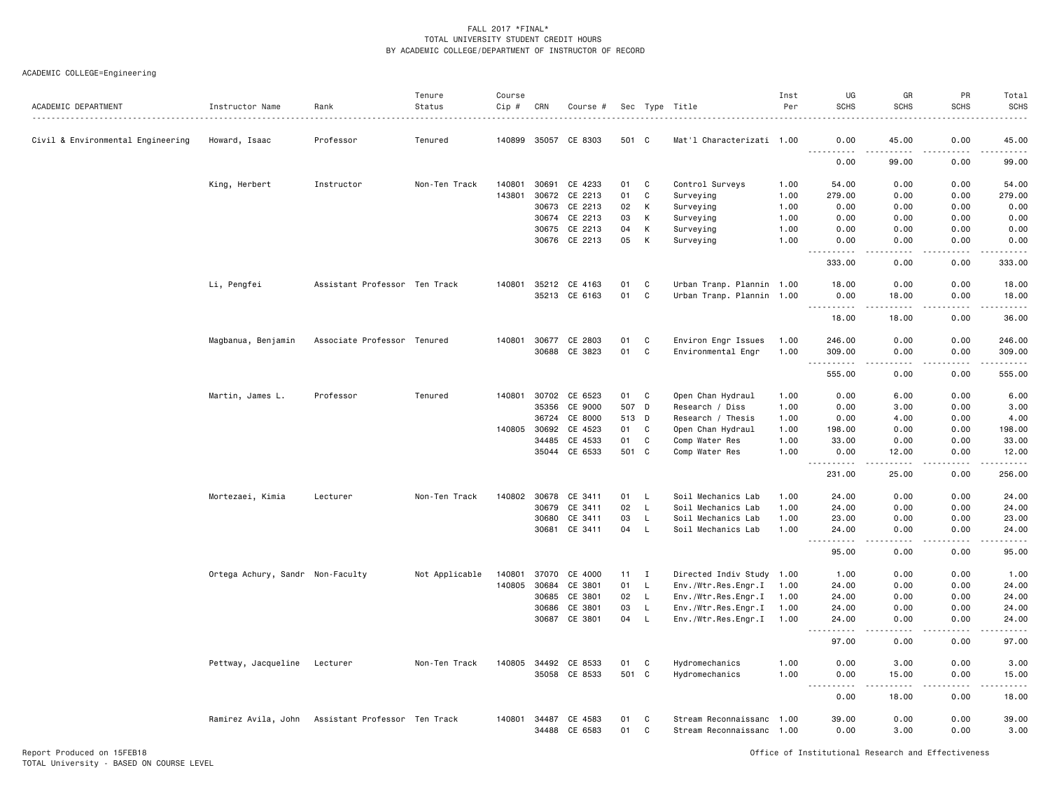FALL 2017 *FINAL*
TOTAL UNIVERSITY STUDENT CREDIT HOURS
BY ACADEMIC COLLEGE/DEPARTMENT OF INSTRUCTOR OF RECORD

ACADEMIC COLLEGE=Engineering

| ACADEMIC DEPARTMENT | Instructor Name | Rank | Tenure Status | Course Cip # | CRN | Course # | Sec | Type | Title | Inst Per | UG SCHS | GR SCHS | PR SCHS | Total SCHS |
|---|---|---|---|---|---|---|---|---|---|---|---|---|---|---|
| Civil & Environmental Engineering | Howard, Isaac | Professor | Tenured | 140899 | 35057 | CE 8303 | 501 | C | Mat'l Characterizati | 1.00 | 0.00 | 45.00 | 0.00 | 45.00 |
| | | | | | | | | | | | 0.00 | 99.00 | 0.00 | 99.00 |
| | King, Herbert | Instructor | Non-Ten Track | 140801 | 30691 | CE 4233 | 01 | C | Control Surveys | 1.00 | 54.00 | 0.00 | 0.00 | 54.00 |
| | | | | 143801 | 30672 | CE 2213 | 01 | C | Surveying | 1.00 | 279.00 | 0.00 | 0.00 | 279.00 |
| | | | | | 30673 | CE 2213 | 02 | K | Surveying | 1.00 | 0.00 | 0.00 | 0.00 | 0.00 |
| | | | | | 30674 | CE 2213 | 03 | K | Surveying | 1.00 | 0.00 | 0.00 | 0.00 | 0.00 |
| | | | | | 30675 | CE 2213 | 04 | K | Surveying | 1.00 | 0.00 | 0.00 | 0.00 | 0.00 |
| | | | | | 30676 | CE 2213 | 05 | K | Surveying | 1.00 | 0.00 | 0.00 | 0.00 | 0.00 |
| | | | | | | | | | | | 333.00 | 0.00 | 0.00 | 333.00 |
| | Li, Pengfei | Assistant Professor | Ten Track | 140801 | 35212 | CE 4163 | 01 | C | Urban Tranp. Plannin | 1.00 | 18.00 | 0.00 | 0.00 | 18.00 |
| | | | | | 35213 | CE 6163 | 01 | C | Urban Tranp. Plannin | 1.00 | 0.00 | 18.00 | 0.00 | 18.00 |
| | | | | | | | | | | | 18.00 | 18.00 | 0.00 | 36.00 |
| | Magbanua, Benjamin | Associate Professor | Tenured | 140801 | 30677 | CE 2803 | 01 | C | Environ Engr Issues | 1.00 | 246.00 | 0.00 | 0.00 | 246.00 |
| | | | | | 30688 | CE 3823 | 01 | C | Environmental Engr | 1.00 | 309.00 | 0.00 | 0.00 | 309.00 |
| | | | | | | | | | | | 555.00 | 0.00 | 0.00 | 555.00 |
| | Martin, James L. | Professor | Tenured | 140801 | 30702 | CE 6523 | 01 | C | Open Chan Hydraul | 1.00 | 0.00 | 6.00 | 0.00 | 6.00 |
| | | | | | 35356 | CE 9000 | 507 | D | Research / Diss | 1.00 | 0.00 | 3.00 | 0.00 | 3.00 |
| | | | | | 36724 | CE 8000 | 513 | D | Research / Thesis | 1.00 | 0.00 | 4.00 | 0.00 | 4.00 |
| | | | | 140805 | 30692 | CE 4523 | 01 | C | Open Chan Hydraul | 1.00 | 198.00 | 0.00 | 0.00 | 198.00 |
| | | | | | 34485 | CE 4533 | 01 | C | Comp Water Res | 1.00 | 33.00 | 0.00 | 0.00 | 33.00 |
| | | | | | 35044 | CE 6533 | 501 | C | Comp Water Res | 1.00 | 0.00 | 12.00 | 0.00 | 12.00 |
| | | | | | | | | | | | 231.00 | 25.00 | 0.00 | 256.00 |
| | Mortezaei, Kimia | Lecturer | Non-Ten Track | 140802 | 30678 | CE 3411 | 01 | L | Soil Mechanics Lab | 1.00 | 24.00 | 0.00 | 0.00 | 24.00 |
| | | | | | 30679 | CE 3411 | 02 | L | Soil Mechanics Lab | 1.00 | 24.00 | 0.00 | 0.00 | 24.00 |
| | | | | | 30680 | CE 3411 | 03 | L | Soil Mechanics Lab | 1.00 | 23.00 | 0.00 | 0.00 | 23.00 |
| | | | | | 30681 | CE 3411 | 04 | L | Soil Mechanics Lab | 1.00 | 24.00 | 0.00 | 0.00 | 24.00 |
| | | | | | | | | | | | 95.00 | 0.00 | 0.00 | 95.00 |
| | Ortega Achury, Sandr | Non-Faculty | Not Applicable | 140801 | 37070 | CE 4000 | 11 | I | Directed Indiv Study | 1.00 | 1.00 | 0.00 | 0.00 | 1.00 |
| | | | | 140805 | 30684 | CE 3801 | 01 | L | Env./Wtr.Res.Engr.I | 1.00 | 24.00 | 0.00 | 0.00 | 24.00 |
| | | | | | 30685 | CE 3801 | 02 | L | Env./Wtr.Res.Engr.I | 1.00 | 24.00 | 0.00 | 0.00 | 24.00 |
| | | | | | 30686 | CE 3801 | 03 | L | Env./Wtr.Res.Engr.I | 1.00 | 24.00 | 0.00 | 0.00 | 24.00 |
| | | | | | 30687 | CE 3801 | 04 | L | Env./Wtr.Res.Engr.I | 1.00 | 24.00 | 0.00 | 0.00 | 24.00 |
| | | | | | | | | | | | 97.00 | 0.00 | 0.00 | 97.00 |
| | Pettway, Jacqueline | Lecturer | Non-Ten Track | 140805 | 34492 | CE 8533 | 01 | C | Hydromechanics | 1.00 | 0.00 | 3.00 | 0.00 | 3.00 |
| | | | | | 35058 | CE 8533 | 501 | C | Hydromechanics | 1.00 | 0.00 | 15.00 | 0.00 | 15.00 |
| | | | | | | | | | | | 0.00 | 18.00 | 0.00 | 18.00 |
| | Ramirez Avila, John | Assistant Professor | Ten Track | 140801 | 34487 | CE 4583 | 01 | C | Stream Reconnaissanc | 1.00 | 39.00 | 0.00 | 0.00 | 39.00 |
| | | | | | 34488 | CE 6583 | 01 | C | Stream Reconnaissanc | 1.00 | 0.00 | 3.00 | 0.00 | 3.00 |

Report Produced on 15FEB18
TOTAL University - BASED ON COURSE LEVEL

Office of Institutional Research and Effectiveness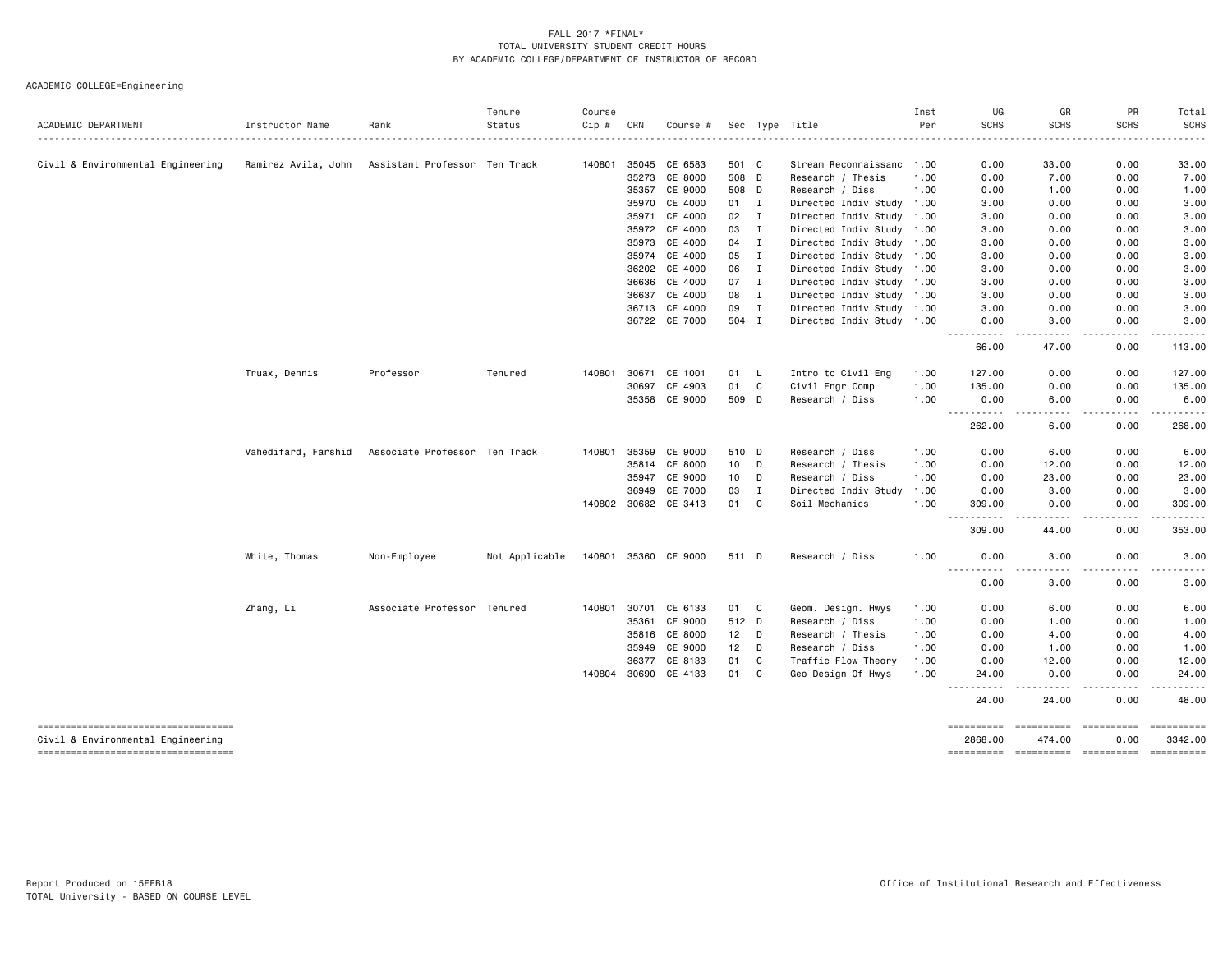FALL 2017 *FINAL*
TOTAL UNIVERSITY STUDENT CREDIT HOURS
BY ACADEMIC COLLEGE/DEPARTMENT OF INSTRUCTOR OF RECORD

ACADEMIC COLLEGE=Engineering

| ACADEMIC DEPARTMENT | Instructor Name | Rank | Tenure Status | Course Cip # | CRN | Course # | Sec | Type | Title | Inst Per | UG SCHS | GR SCHS | PR SCHS | Total SCHS |
|---|---|---|---|---|---|---|---|---|---|---|---|---|---|---|
| Civil & Environmental Engineering | Ramirez Avila, John | Assistant Professor | Ten Track | 140801 | 35045 | CE 6583 | 501 | C | Stream Reconnaissanc | 1.00 | 0.00 | 33.00 | 0.00 | 33.00 |
| | | | | | 35273 | CE 8000 | 508 | D | Research / Thesis | 1.00 | 0.00 | 7.00 | 0.00 | 7.00 |
| | | | | | 35357 | CE 9000 | 508 | D | Research / Diss | 1.00 | 0.00 | 1.00 | 0.00 | 1.00 |
| | | | | | 35970 | CE 4000 | 01 | I | Directed Indiv Study | 1.00 | 3.00 | 0.00 | 0.00 | 3.00 |
| | | | | | 35971 | CE 4000 | 02 | I | Directed Indiv Study | 1.00 | 3.00 | 0.00 | 0.00 | 3.00 |
| | | | | | 35972 | CE 4000 | 03 | I | Directed Indiv Study | 1.00 | 3.00 | 0.00 | 0.00 | 3.00 |
| | | | | | 35973 | CE 4000 | 04 | I | Directed Indiv Study | 1.00 | 3.00 | 0.00 | 0.00 | 3.00 |
| | | | | | 35974 | CE 4000 | 05 | I | Directed Indiv Study | 1.00 | 3.00 | 0.00 | 0.00 | 3.00 |
| | | | | | 36202 | CE 4000 | 06 | I | Directed Indiv Study | 1.00 | 3.00 | 0.00 | 0.00 | 3.00 |
| | | | | | 36636 | CE 4000 | 07 | I | Directed Indiv Study | 1.00 | 3.00 | 0.00 | 0.00 | 3.00 |
| | | | | | 36637 | CE 4000 | 08 | I | Directed Indiv Study | 1.00 | 3.00 | 0.00 | 0.00 | 3.00 |
| | | | | | 36713 | CE 4000 | 09 | I | Directed Indiv Study | 1.00 | 3.00 | 0.00 | 0.00 | 3.00 |
| | | | | | 36722 | CE 7000 | 504 | I | Directed Indiv Study | 1.00 | 0.00 | 3.00 | 0.00 | 3.00 |
| | | | | | | | | | | | 66.00 | 47.00 | 0.00 | 113.00 |
| | Truax, Dennis | Professor | Tenured | 140801 | 30671 | CE 1001 | 01 | L | Intro to Civil Eng | 1.00 | 127.00 | 0.00 | 0.00 | 127.00 |
| | | | | | 30697 | CE 4903 | 01 | C | Civil Engr Comp | 1.00 | 135.00 | 0.00 | 0.00 | 135.00 |
| | | | | | 35358 | CE 9000 | 509 | D | Research / Diss | 1.00 | 0.00 | 6.00 | 0.00 | 6.00 |
| | | | | | | | | | | | 262.00 | 6.00 | 0.00 | 268.00 |
| | Vahedifard, Farshid | Associate Professor | Ten Track | 140801 | 35359 | CE 9000 | 510 | D | Research / Diss | 1.00 | 0.00 | 6.00 | 0.00 | 6.00 |
| | | | | | 35814 | CE 8000 | 10 | D | Research / Thesis | 1.00 | 0.00 | 12.00 | 0.00 | 12.00 |
| | | | | | 35947 | CE 9000 | 10 | D | Research / Diss | 1.00 | 0.00 | 23.00 | 0.00 | 23.00 |
| | | | | | 36949 | CE 7000 | 03 | I | Directed Indiv Study | 1.00 | 0.00 | 3.00 | 0.00 | 3.00 |
| | | | | 140802 | 30682 | CE 3413 | 01 | C | Soil Mechanics | 1.00 | 309.00 | 0.00 | 0.00 | 309.00 |
| | | | | | | | | | | | 309.00 | 44.00 | 0.00 | 353.00 |
| | White, Thomas | Non-Employee | Not Applicable | 140801 | 35360 | CE 9000 | 511 | D | Research / Diss | 1.00 | 0.00 | 3.00 | 0.00 | 3.00 |
| | | | | | | | | | | | 0.00 | 3.00 | 0.00 | 3.00 |
| | Zhang, Li | Associate Professor | Tenured | 140801 | 30701 | CE 6133 | 01 | C | Geom. Design. Hwys | 1.00 | 0.00 | 6.00 | 0.00 | 6.00 |
| | | | | | 35361 | CE 9000 | 512 | D | Research / Diss | 1.00 | 0.00 | 1.00 | 0.00 | 1.00 |
| | | | | | 35816 | CE 8000 | 12 | D | Research / Thesis | 1.00 | 0.00 | 4.00 | 0.00 | 4.00 |
| | | | | | 35949 | CE 9000 | 12 | D | Research / Diss | 1.00 | 0.00 | 1.00 | 0.00 | 1.00 |
| | | | | | 36377 | CE 8133 | 01 | C | Traffic Flow Theory | 1.00 | 0.00 | 12.00 | 0.00 | 12.00 |
| | | | | 140804 | 30690 | CE 4133 | 01 | C | Geo Design Of Hwys | 1.00 | 24.00 | 0.00 | 0.00 | 24.00 |
| | | | | | | | | | | | 24.00 | 24.00 | 0.00 | 48.00 |
| Civil & Environmental Engineering | | | | | | | | | | | 2868.00 | 474.00 | 0.00 | 3342.00 |

Report Produced on 15FEB18
TOTAL University - BASED ON COURSE LEVEL

Office of Institutional Research and Effectiveness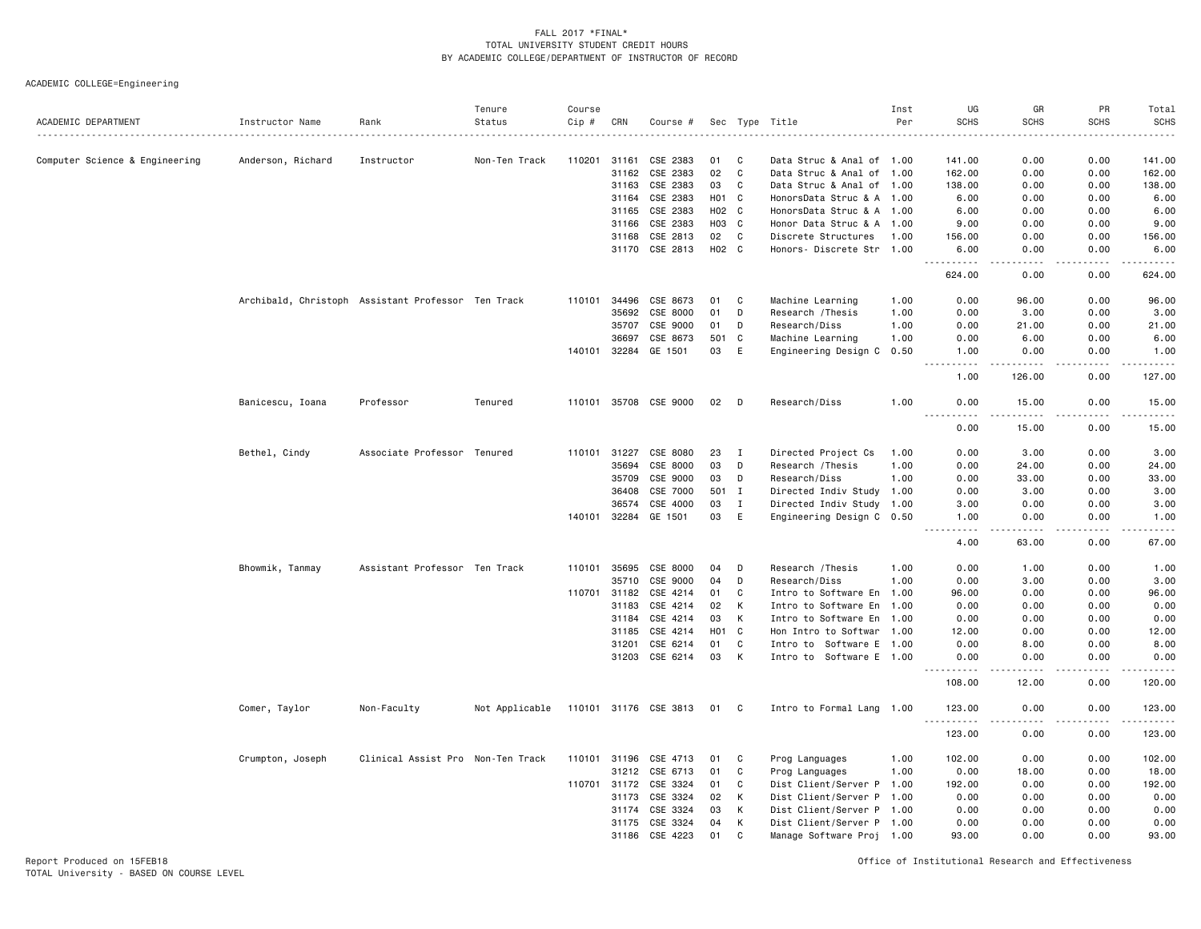FALL 2017 *FINAL*
TOTAL UNIVERSITY STUDENT CREDIT HOURS
BY ACADEMIC COLLEGE/DEPARTMENT OF INSTRUCTOR OF RECORD

ACADEMIC COLLEGE=Engineering

| ACADEMIC DEPARTMENT | Instructor Name | Rank | Tenure Status | Course Cip # | CRN | Course # | Sec | Type | Title | Inst Per | UG SCHS | GR SCHS | PR SCHS | Total SCHS |
|---|---|---|---|---|---|---|---|---|---|---|---|---|---|---|
| Computer Science & Engineering | Anderson, Richard | Instructor | Non-Ten Track | 110201 | 31161 | CSE 2383 | 01 | C | Data Struc & Anal of | 1.00 | 141.00 | 0.00 | 0.00 | 141.00 |
| | | | | | 31162 | CSE 2383 | 02 | C | Data Struc & Anal of | 1.00 | 162.00 | 0.00 | 0.00 | 162.00 |
| | | | | | 31163 | CSE 2383 | 03 | C | Data Struc & Anal of | 1.00 | 138.00 | 0.00 | 0.00 | 138.00 |
| | | | | | 31164 | CSE 2383 | H01 | C | HonorsData Struc & A | 1.00 | 6.00 | 0.00 | 0.00 | 6.00 |
| | | | | | 31165 | CSE 2383 | H02 | C | HonorsData Struc & A | 1.00 | 6.00 | 0.00 | 0.00 | 6.00 |
| | | | | | 31166 | CSE 2383 | H03 | C | Honor Data Struc & A | 1.00 | 9.00 | 0.00 | 0.00 | 9.00 |
| | | | | | 31168 | CSE 2813 | 02 | C | Discrete Structures | 1.00 | 156.00 | 0.00 | 0.00 | 156.00 |
| | | | | | 31170 | CSE 2813 | H02 | C | Honors- Discrete Str | 1.00 | 6.00 | 0.00 | 0.00 | 6.00 |
| | | | | | | | | | | | 624.00 | 0.00 | 0.00 | 624.00 |
| | Archibald, Christoph | Assistant Professor | Ten Track | 110101 | 34496 | CSE 8673 | 01 | C | Machine Learning | 1.00 | 0.00 | 96.00 | 0.00 | 96.00 |
| | | | | | 35692 | CSE 8000 | 01 | D | Research /Thesis | 1.00 | 0.00 | 3.00 | 0.00 | 3.00 |
| | | | | | 35707 | CSE 9000 | 01 | D | Research/Diss | 1.00 | 0.00 | 21.00 | 0.00 | 21.00 |
| | | | | | 36697 | CSE 8673 | 501 | C | Machine Learning | 1.00 | 0.00 | 6.00 | 0.00 | 6.00 |
| | | | | 140101 | 32284 | GE 1501 | 03 | E | Engineering Design C | 0.50 | 1.00 | 0.00 | 0.00 | 1.00 |
| | | | | | | | | | | | 1.00 | 126.00 | 0.00 | 127.00 |
| | Banicescu, Ioana | Professor | Tenured | 110101 | 35708 | CSE 9000 | 02 | D | Research/Diss | 1.00 | 0.00 | 15.00 | 0.00 | 15.00 |
| | | | | | | | | | | | 0.00 | 15.00 | 0.00 | 15.00 |
| | Bethel, Cindy | Associate Professor | Tenured | 110101 | 31227 | CSE 8080 | 23 | I | Directed Project Cs | 1.00 | 0.00 | 3.00 | 0.00 | 3.00 |
| | | | | | 35694 | CSE 8000 | 03 | D | Research /Thesis | 1.00 | 0.00 | 24.00 | 0.00 | 24.00 |
| | | | | | 35709 | CSE 9000 | 03 | D | Research/Diss | 1.00 | 0.00 | 33.00 | 0.00 | 33.00 |
| | | | | | 36408 | CSE 7000 | 501 | I | Directed Indiv Study | 1.00 | 0.00 | 3.00 | 0.00 | 3.00 |
| | | | | | 36574 | CSE 4000 | 03 | I | Directed Indiv Study | 1.00 | 3.00 | 0.00 | 0.00 | 3.00 |
| | | | | 140101 | 32284 | GE 1501 | 03 | E | Engineering Design C | 0.50 | 1.00 | 0.00 | 0.00 | 1.00 |
| | | | | | | | | | | | 4.00 | 63.00 | 0.00 | 67.00 |
| | Bhowmik, Tanmay | Assistant Professor | Ten Track | 110101 | 35695 | CSE 8000 | 04 | D | Research /Thesis | 1.00 | 0.00 | 1.00 | 0.00 | 1.00 |
| | | | | | 35710 | CSE 9000 | 04 | D | Research/Diss | 1.00 | 0.00 | 3.00 | 0.00 | 3.00 |
| | | | | 110701 | 31182 | CSE 4214 | 01 | C | Intro to Software En | 1.00 | 96.00 | 0.00 | 0.00 | 96.00 |
| | | | | | 31183 | CSE 4214 | 02 | K | Intro to Software En | 1.00 | 0.00 | 0.00 | 0.00 | 0.00 |
| | | | | | 31184 | CSE 4214 | 03 | K | Intro to Software En | 1.00 | 0.00 | 0.00 | 0.00 | 0.00 |
| | | | | | 31185 | CSE 4214 | H01 | C | Hon Intro to Softwar | 1.00 | 12.00 | 0.00 | 0.00 | 12.00 |
| | | | | | 31201 | CSE 6214 | 01 | C | Intro to Software E | 1.00 | 0.00 | 8.00 | 0.00 | 8.00 |
| | | | | | 31203 | CSE 6214 | 03 | K | Intro to Software E | 1.00 | 0.00 | 0.00 | 0.00 | 0.00 |
| | | | | | | | | | | | 108.00 | 12.00 | 0.00 | 120.00 |
| | Comer, Taylor | Non-Faculty | Not Applicable | 110101 | 31176 | CSE 3813 | 01 | C | Intro to Formal Lang | 1.00 | 123.00 | 0.00 | 0.00 | 123.00 |
| | | | | | | | | | | | 123.00 | 0.00 | 0.00 | 123.00 |
| | Crumpton, Joseph | Clinical Assist Pro | Non-Ten Track | 110101 | 31196 | CSE 4713 | 01 | C | Prog Languages | 1.00 | 102.00 | 0.00 | 0.00 | 102.00 |
| | | | | | 31212 | CSE 6713 | 01 | C | Prog Languages | 1.00 | 0.00 | 18.00 | 0.00 | 18.00 |
| | | | | 110701 | 31172 | CSE 3324 | 01 | C | Dist Client/Server P | 1.00 | 192.00 | 0.00 | 0.00 | 192.00 |
| | | | | | 31173 | CSE 3324 | 02 | K | Dist Client/Server P | 1.00 | 0.00 | 0.00 | 0.00 | 0.00 |
| | | | | | 31174 | CSE 3324 | 03 | K | Dist Client/Server P | 1.00 | 0.00 | 0.00 | 0.00 | 0.00 |
| | | | | | 31175 | CSE 3324 | 04 | K | Dist Client/Server P | 1.00 | 0.00 | 0.00 | 0.00 | 0.00 |
| | | | | | 31186 | CSE 4223 | 01 | C | Manage Software Proj | 1.00 | 93.00 | 0.00 | 0.00 | 93.00 |

Report Produced on 15FEB18
TOTAL University - BASED ON COURSE LEVEL

Office of Institutional Research and Effectiveness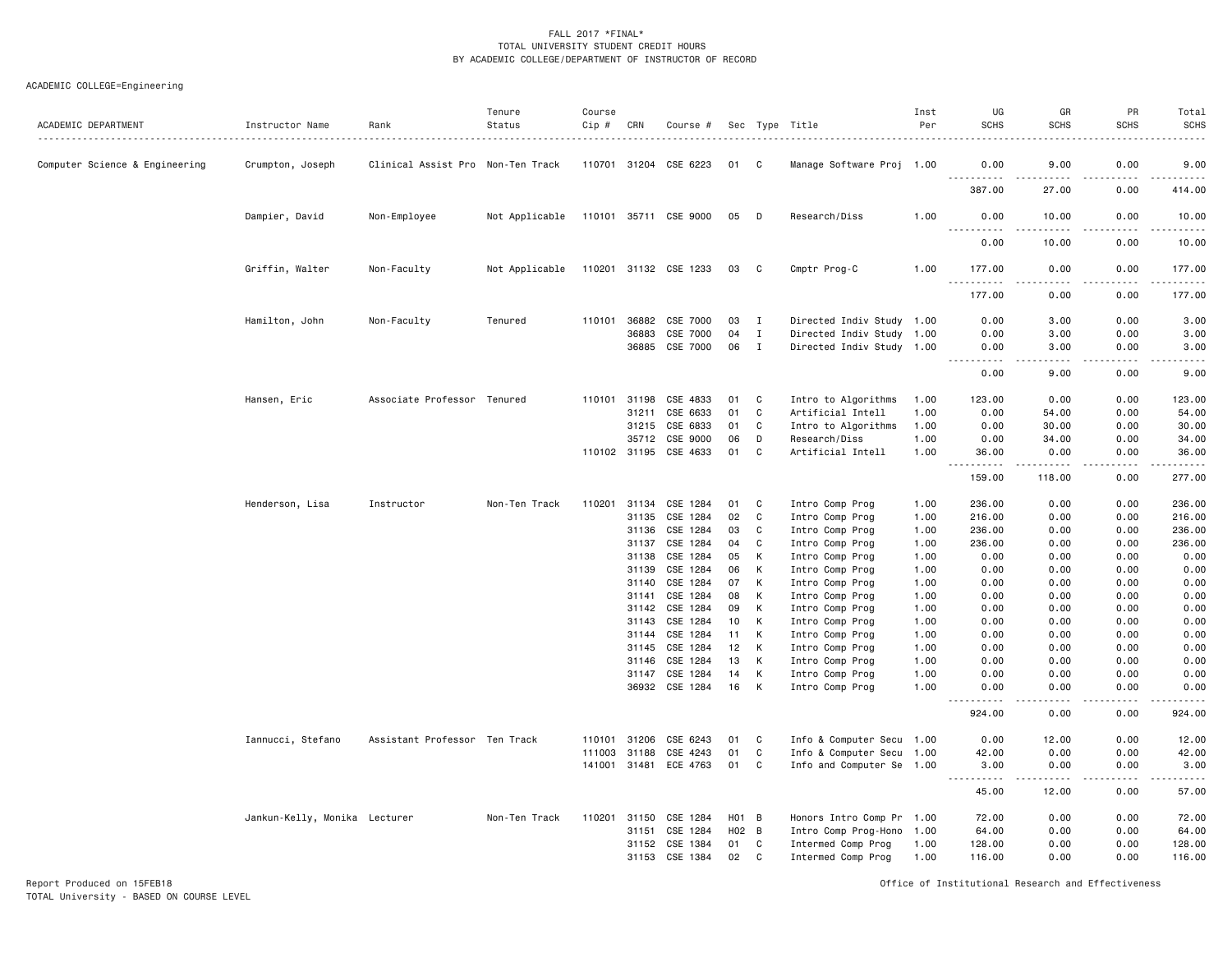FALL 2017 *FINAL*
TOTAL UNIVERSITY STUDENT CREDIT HOURS
BY ACADEMIC COLLEGE/DEPARTMENT OF INSTRUCTOR OF RECORD

ACADEMIC COLLEGE=Engineering

| ACADEMIC DEPARTMENT | Instructor Name | Rank | Tenure Status | Course Cip # | CRN | Course # | Sec | Type | Title | Inst Per | UG SCHS | GR SCHS | PR SCHS | Total SCHS |
|---|---|---|---|---|---|---|---|---|---|---|---|---|---|---|
| Computer Science & Engineering | Crumpton, Joseph | Clinical Assist Pro | Non-Ten Track | 110701 | 31204 | CSE 6223 | 01 | C | Manage Software Proj | 1.00 | 0.00 | 9.00 | 0.00 | 9.00 |
| | | | | | | | | | | | 387.00 | 27.00 | 0.00 | 414.00 |
| | Dampier, David | Non-Employee | Not Applicable | 110101 | 35711 | CSE 9000 | 05 | D | Research/Diss | 1.00 | 0.00 | 10.00 | 0.00 | 10.00 |
| | | | | | | | | | | | 0.00 | 10.00 | 0.00 | 10.00 |
| | Griffin, Walter | Non-Faculty | Not Applicable | 110201 | 31132 | CSE 1233 | 03 | C | Cmptr Prog-C | 1.00 | 177.00 | 0.00 | 0.00 | 177.00 |
| | | | | | | | | | | | 177.00 | 0.00 | 0.00 | 177.00 |
| | Hamilton, John | Non-Faculty | Tenured | 110101 | 36882 | CSE 7000 | 03 | I | Directed Indiv Study | 1.00 | 0.00 | 3.00 | 0.00 | 3.00 |
| | | | | | 36883 | CSE 7000 | 04 | I | Directed Indiv Study | 1.00 | 0.00 | 3.00 | 0.00 | 3.00 |
| | | | | | 36885 | CSE 7000 | 06 | I | Directed Indiv Study | 1.00 | 0.00 | 3.00 | 0.00 | 3.00 |
| | | | | | | | | | | | 0.00 | 9.00 | 0.00 | 9.00 |
| | Hansen, Eric | Associate Professor | Tenured | 110101 | 31198 | CSE 4833 | 01 | C | Intro to Algorithms | 1.00 | 123.00 | 0.00 | 0.00 | 123.00 |
| | | | | | 31211 | CSE 6633 | 01 | C | Artificial Intell | 1.00 | 0.00 | 54.00 | 0.00 | 54.00 |
| | | | | | 31215 | CSE 6833 | 01 | C | Intro to Algorithms | 1.00 | 0.00 | 30.00 | 0.00 | 30.00 |
| | | | | | 35712 | CSE 9000 | 06 | D | Research/Diss | 1.00 | 0.00 | 34.00 | 0.00 | 34.00 |
| | | | | 110102 | 31195 | CSE 4633 | 01 | C | Artificial Intell | 1.00 | 36.00 | 0.00 | 0.00 | 36.00 |
| | | | | | | | | | | | 159.00 | 118.00 | 0.00 | 277.00 |
| | Henderson, Lisa | Instructor | Non-Ten Track | 110201 | 31134 | CSE 1284 | 01 | C | Intro Comp Prog | 1.00 | 236.00 | 0.00 | 0.00 | 236.00 |
| | | | | | 31135 | CSE 1284 | 02 | C | Intro Comp Prog | 1.00 | 216.00 | 0.00 | 0.00 | 216.00 |
| | | | | | 31136 | CSE 1284 | 03 | C | Intro Comp Prog | 1.00 | 236.00 | 0.00 | 0.00 | 236.00 |
| | | | | | 31137 | CSE 1284 | 04 | C | Intro Comp Prog | 1.00 | 236.00 | 0.00 | 0.00 | 236.00 |
| | | | | | 31138 | CSE 1284 | 05 | K | Intro Comp Prog | 1.00 | 0.00 | 0.00 | 0.00 | 0.00 |
| | | | | | 31139 | CSE 1284 | 06 | K | Intro Comp Prog | 1.00 | 0.00 | 0.00 | 0.00 | 0.00 |
| | | | | | 31140 | CSE 1284 | 07 | K | Intro Comp Prog | 1.00 | 0.00 | 0.00 | 0.00 | 0.00 |
| | | | | | 31141 | CSE 1284 | 08 | K | Intro Comp Prog | 1.00 | 0.00 | 0.00 | 0.00 | 0.00 |
| | | | | | 31142 | CSE 1284 | 09 | K | Intro Comp Prog | 1.00 | 0.00 | 0.00 | 0.00 | 0.00 |
| | | | | | 31143 | CSE 1284 | 10 | K | Intro Comp Prog | 1.00 | 0.00 | 0.00 | 0.00 | 0.00 |
| | | | | | 31144 | CSE 1284 | 11 | K | Intro Comp Prog | 1.00 | 0.00 | 0.00 | 0.00 | 0.00 |
| | | | | | 31145 | CSE 1284 | 12 | K | Intro Comp Prog | 1.00 | 0.00 | 0.00 | 0.00 | 0.00 |
| | | | | | 31146 | CSE 1284 | 13 | K | Intro Comp Prog | 1.00 | 0.00 | 0.00 | 0.00 | 0.00 |
| | | | | | 31147 | CSE 1284 | 14 | K | Intro Comp Prog | 1.00 | 0.00 | 0.00 | 0.00 | 0.00 |
| | | | | | 36932 | CSE 1284 | 16 | K | Intro Comp Prog | 1.00 | 0.00 | 0.00 | 0.00 | 0.00 |
| | | | | | | | | | | | 924.00 | 0.00 | 0.00 | 924.00 |
| | Iannucci, Stefano | Assistant Professor | Ten Track | 110101 | 31206 | CSE 6243 | 01 | C | Info & Computer Secu | 1.00 | 0.00 | 12.00 | 0.00 | 12.00 |
| | | | | 111003 | 31188 | CSE 4243 | 01 | C | Info & Computer Secu | 1.00 | 42.00 | 0.00 | 0.00 | 42.00 |
| | | | | 141001 | 31481 | ECE 4763 | 01 | C | Info and Computer Se | 1.00 | 3.00 | 0.00 | 0.00 | 3.00 |
| | | | | | | | | | | | 45.00 | 12.00 | 0.00 | 57.00 |
| | Jankun-Kelly, Monika | Lecturer | Non-Ten Track | 110201 | 31150 | CSE 1284 | H01 | B | Honors Intro Comp Pr | 1.00 | 72.00 | 0.00 | 0.00 | 72.00 |
| | | | | | 31151 | CSE 1284 | H02 | B | Intro Comp Prog-Hono | 1.00 | 64.00 | 0.00 | 0.00 | 64.00 |
| | | | | | 31152 | CSE 1384 | 01 | C | Intermed Comp Prog | 1.00 | 128.00 | 0.00 | 0.00 | 128.00 |
| | | | | | 31153 | CSE 1384 | 02 | C | Intermed Comp Prog | 1.00 | 116.00 | 0.00 | 0.00 | 116.00 |

Report Produced on 15FEB18
TOTAL University - BASED ON COURSE LEVEL

Office of Institutional Research and Effectiveness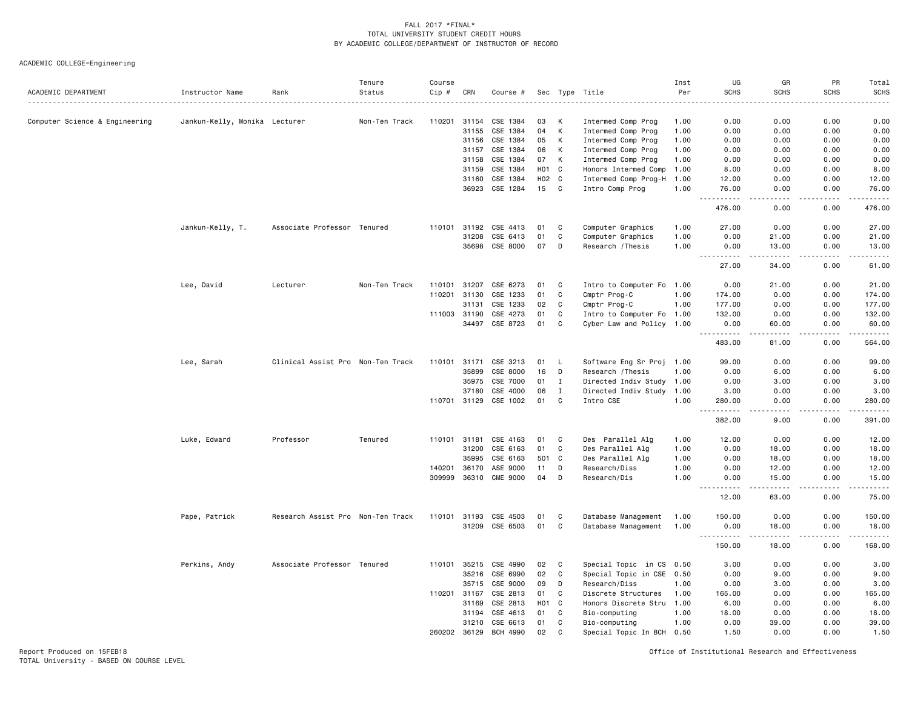FALL 2017 *FINAL*
TOTAL UNIVERSITY STUDENT CREDIT HOURS
BY ACADEMIC COLLEGE/DEPARTMENT OF INSTRUCTOR OF RECORD

ACADEMIC COLLEGE=Engineering

| ACADEMIC DEPARTMENT | Instructor Name | Rank | Tenure Status | Course Cip # | CRN | Course # | Sec | Type | Title | Inst Per | UG SCHS | GR SCHS | PR SCHS | Total SCHS |
|---|---|---|---|---|---|---|---|---|---|---|---|---|---|---|
| Computer Science & Engineering | Jankun-Kelly, Monika | Lecturer | Non-Ten Track | 110201 | 31154 | CSE 1384 | 03 | K | Intermed Comp Prog | 1.00 | 0.00 | 0.00 | 0.00 | 0.00 |
| | | | | | 31155 | CSE 1384 | 04 | K | Intermed Comp Prog | 1.00 | 0.00 | 0.00 | 0.00 | 0.00 |
| | | | | | 31156 | CSE 1384 | 05 | K | Intermed Comp Prog | 1.00 | 0.00 | 0.00 | 0.00 | 0.00 |
| | | | | | 31157 | CSE 1384 | 06 | K | Intermed Comp Prog | 1.00 | 0.00 | 0.00 | 0.00 | 0.00 |
| | | | | | 31158 | CSE 1384 | 07 | K | Intermed Comp Prog | 1.00 | 0.00 | 0.00 | 0.00 | 0.00 |
| | | | | | 31159 | CSE 1384 | H01 | C | Honors Intermed Comp | 1.00 | 8.00 | 0.00 | 0.00 | 8.00 |
| | | | | | 31160 | CSE 1384 | H02 | C | Intermed Comp Prog-H | 1.00 | 12.00 | 0.00 | 0.00 | 12.00 |
| | | | | | 36923 | CSE 1284 | 15 | C | Intro Comp Prog | 1.00 | 76.00 | 0.00 | 0.00 | 76.00 |
| | | | | | | | | | | | 476.00 | 0.00 | 0.00 | 476.00 |
| | Jankun-Kelly, T. | Associate Professor | Tenured | 110101 | 31192 | CSE 4413 | 01 | C | Computer Graphics | 1.00 | 27.00 | 0.00 | 0.00 | 27.00 |
| | | | | | 31208 | CSE 6413 | 01 | C | Computer Graphics | 1.00 | 0.00 | 21.00 | 0.00 | 21.00 |
| | | | | | 35698 | CSE 8000 | 07 | D | Research /Thesis | 1.00 | 0.00 | 13.00 | 0.00 | 13.00 |
| | | | | | | | | | | | 27.00 | 34.00 | 0.00 | 61.00 |
| | Lee, David | Lecturer | Non-Ten Track | 110101 | 31207 | CSE 6273 | 01 | C | Intro to Computer Fo | 1.00 | 0.00 | 21.00 | 0.00 | 21.00 |
| | | | | 110201 | 31130 | CSE 1233 | 01 | C | Cmptr Prog-C | 1.00 | 174.00 | 0.00 | 0.00 | 174.00 |
| | | | | | 31131 | CSE 1233 | 02 | C | Cmptr Prog-C | 1.00 | 177.00 | 0.00 | 0.00 | 177.00 |
| | | | | 111003 | 31190 | CSE 4273 | 01 | C | Intro to Computer Fo | 1.00 | 132.00 | 0.00 | 0.00 | 132.00 |
| | | | | | 34497 | CSE 8723 | 01 | C | Cyber Law and Policy | 1.00 | 0.00 | 60.00 | 0.00 | 60.00 |
| | | | | | | | | | | | 483.00 | 81.00 | 0.00 | 564.00 |
| | Lee, Sarah | Clinical Assist Pro | Non-Ten Track | 110101 | 31171 | CSE 3213 | 01 | L | Software Eng Sr Proj | 1.00 | 99.00 | 0.00 | 0.00 | 99.00 |
| | | | | | 35899 | CSE 8000 | 16 | D | Research /Thesis | 1.00 | 0.00 | 6.00 | 0.00 | 6.00 |
| | | | | | 35975 | CSE 7000 | 01 | I | Directed Indiv Study | 1.00 | 0.00 | 3.00 | 0.00 | 3.00 |
| | | | | | 37180 | CSE 4000 | 06 | I | Directed Indiv Study | 1.00 | 3.00 | 0.00 | 0.00 | 3.00 |
| | | | | 110701 | 31129 | CSE 1002 | 01 | C | Intro CSE | 1.00 | 280.00 | 0.00 | 0.00 | 280.00 |
| | | | | | | | | | | | 382.00 | 9.00 | 0.00 | 391.00 |
| | Luke, Edward | Professor | Tenured | 110101 | 31181 | CSE 4163 | 01 | C | Des Parallel Alg | 1.00 | 12.00 | 0.00 | 0.00 | 12.00 |
| | | | | | 31200 | CSE 6163 | 01 | C | Des Parallel Alg | 1.00 | 0.00 | 18.00 | 0.00 | 18.00 |
| | | | | | 35995 | CSE 6163 | 501 | C | Des Parallel Alg | 1.00 | 0.00 | 18.00 | 0.00 | 18.00 |
| | | | | 140201 | 36170 | ASE 9000 | 11 | D | Research/Diss | 1.00 | 0.00 | 12.00 | 0.00 | 12.00 |
| | | | | 309999 | 36310 | CME 9000 | 04 | D | Research/Dis | 1.00 | 0.00 | 15.00 | 0.00 | 15.00 |
| | | | | | | | | | | | 12.00 | 63.00 | 0.00 | 75.00 |
| | Pape, Patrick | Research Assist Pro | Non-Ten Track | 110101 | 31193 | CSE 4503 | 01 | C | Database Management | 1.00 | 150.00 | 0.00 | 0.00 | 150.00 |
| | | | | | 31209 | CSE 6503 | 01 | C | Database Management | 1.00 | 0.00 | 18.00 | 0.00 | 18.00 |
| | | | | | | | | | | | 150.00 | 18.00 | 0.00 | 168.00 |
| | Perkins, Andy | Associate Professor | Tenured | 110101 | 35215 | CSE 4990 | 02 | C | Special Topic in CS | 0.50 | 3.00 | 0.00 | 0.00 | 3.00 |
| | | | | | 35216 | CSE 6990 | 02 | C | Special Topic in CSE | 0.50 | 0.00 | 9.00 | 0.00 | 9.00 |
| | | | | | 35715 | CSE 9000 | 09 | D | Research/Diss | 1.00 | 0.00 | 3.00 | 0.00 | 3.00 |
| | | | | 110201 | 31167 | CSE 2813 | 01 | C | Discrete Structures | 1.00 | 165.00 | 0.00 | 0.00 | 165.00 |
| | | | | | 31169 | CSE 2813 | H01 | C | Honors Discrete Stru | 1.00 | 6.00 | 0.00 | 0.00 | 6.00 |
| | | | | | 31194 | CSE 4613 | 01 | C | Bio-computing | 1.00 | 18.00 | 0.00 | 0.00 | 18.00 |
| | | | | | 31210 | CSE 6613 | 01 | C | Bio-computing | 1.00 | 0.00 | 39.00 | 0.00 | 39.00 |
| | | | | 260202 | 36129 | BCH 4990 | 02 | C | Special Topic In BCH | 0.50 | 1.50 | 0.00 | 0.00 | 1.50 |

Report Produced on 15FEB18
TOTAL University - BASED ON COURSE LEVEL

Office of Institutional Research and Effectiveness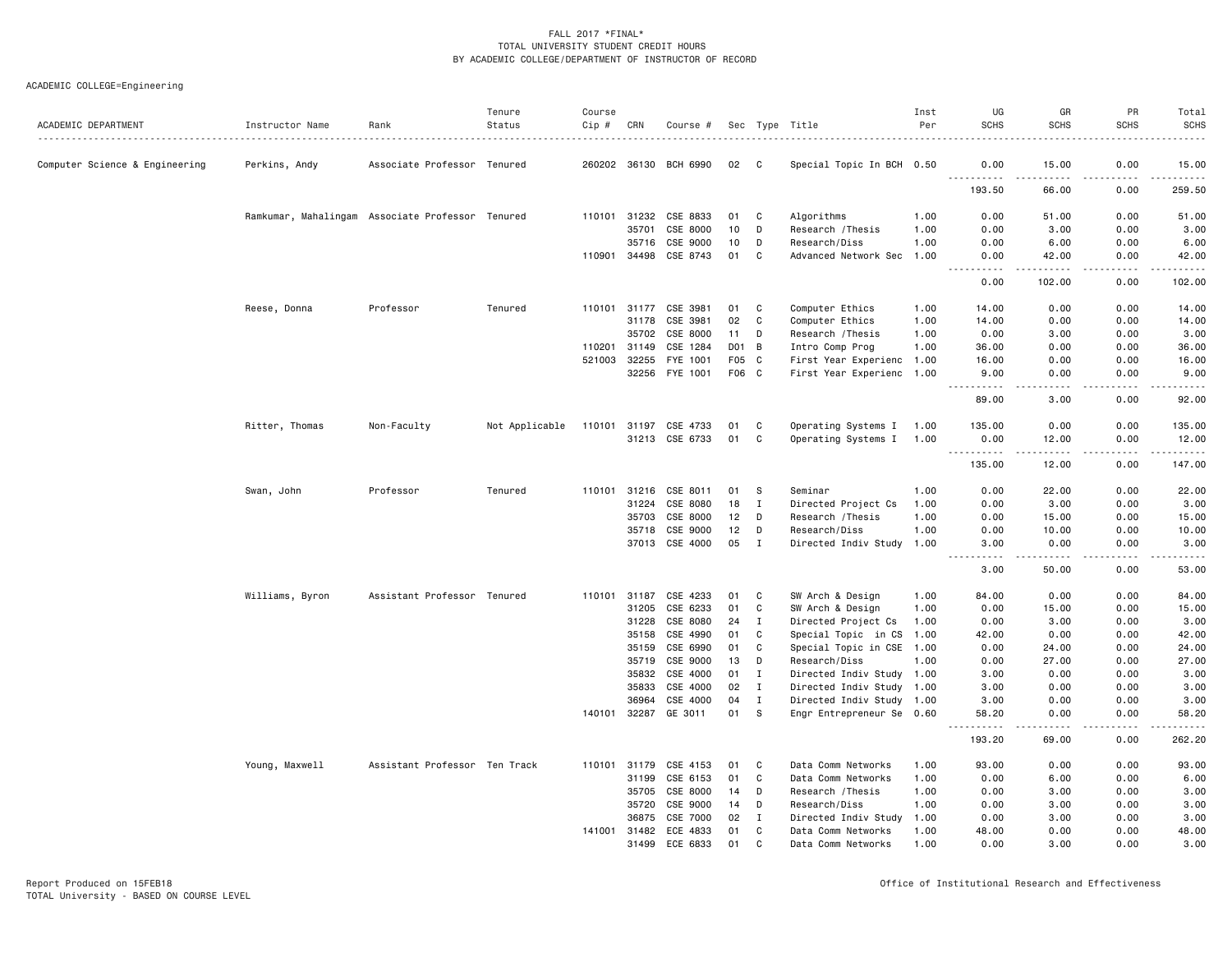FALL 2017 *FINAL*
TOTAL UNIVERSITY STUDENT CREDIT HOURS
BY ACADEMIC COLLEGE/DEPARTMENT OF INSTRUCTOR OF RECORD

ACADEMIC COLLEGE=Engineering

| ACADEMIC DEPARTMENT | Instructor Name | Rank | Tenure Status | Course Cip # | CRN | Course # | Sec | Type | Title | Inst Per | UG SCHS | GR SCHS | PR SCHS | Total SCHS |
|---|---|---|---|---|---|---|---|---|---|---|---|---|---|---|
| Computer Science & Engineering | Perkins, Andy | Associate Professor | Tenured | 260202 | 36130 | BCH 6990 | 02 | C | Special Topic In BCH | 0.50 | 0.00 | 15.00 | 0.00 | 15.00 |
| | | | | | | | | | | | 193.50 | 66.00 | 0.00 | 259.50 |
| | Ramkumar, Mahalingam | Associate Professor | Tenured | 110101 | 31232 | CSE 8833 | 01 | C | Algorithms | 1.00 | 0.00 | 51.00 | 0.00 | 51.00 |
| | | | | | 35701 | CSE 8000 | 10 | D | Research /Thesis | 1.00 | 0.00 | 3.00 | 0.00 | 3.00 |
| | | | | | 35716 | CSE 9000 | 10 | D | Research/Diss | 1.00 | 0.00 | 6.00 | 0.00 | 6.00 |
| | | | | 110901 | 34498 | CSE 8743 | 01 | C | Advanced Network Sec | 1.00 | 0.00 | 42.00 | 0.00 | 42.00 |
| | | | | | | | | | | | 0.00 | 102.00 | 0.00 | 102.00 |
| | Reese, Donna | Professor | Tenured | 110101 | 31177 | CSE 3981 | 01 | C | Computer Ethics | 1.00 | 14.00 | 0.00 | 0.00 | 14.00 |
| | | | | | 31178 | CSE 3981 | 02 | C | Computer Ethics | 1.00 | 14.00 | 0.00 | 0.00 | 14.00 |
| | | | | | 35702 | CSE 8000 | 11 | D | Research /Thesis | 1.00 | 0.00 | 3.00 | 0.00 | 3.00 |
| | | | | 110201 | 31149 | CSE 1284 | D01 | B | Intro Comp Prog | 1.00 | 36.00 | 0.00 | 0.00 | 36.00 |
| | | | | 521003 | 32255 | FYE 1001 | F05 | C | First Year Experienc | 1.00 | 16.00 | 0.00 | 0.00 | 16.00 |
| | | | | | 32256 | FYE 1001 | F06 | C | First Year Experienc | 1.00 | 9.00 | 0.00 | 0.00 | 9.00 |
| | | | | | | | | | | | 89.00 | 3.00 | 0.00 | 92.00 |
| | Ritter, Thomas | Non-Faculty | Not Applicable | 110101 | 31197 | CSE 4733 | 01 | C | Operating Systems I | 1.00 | 135.00 | 0.00 | 0.00 | 135.00 |
| | | | | | 31213 | CSE 6733 | 01 | C | Operating Systems I | 1.00 | 0.00 | 12.00 | 0.00 | 12.00 |
| | | | | | | | | | | | 135.00 | 12.00 | 0.00 | 147.00 |
| | Swan, John | Professor | Tenured | 110101 | 31216 | CSE 8011 | 01 | S | Seminar | 1.00 | 0.00 | 22.00 | 0.00 | 22.00 |
| | | | | | 31224 | CSE 8080 | 18 | I | Directed Project Cs | 1.00 | 0.00 | 3.00 | 0.00 | 3.00 |
| | | | | | 35703 | CSE 8000 | 12 | D | Research /Thesis | 1.00 | 0.00 | 15.00 | 0.00 | 15.00 |
| | | | | | 35718 | CSE 9000 | 12 | D | Research/Diss | 1.00 | 0.00 | 10.00 | 0.00 | 10.00 |
| | | | | | 37013 | CSE 4000 | 05 | I | Directed Indiv Study | 1.00 | 3.00 | 0.00 | 0.00 | 3.00 |
| | | | | | | | | | | | 3.00 | 50.00 | 0.00 | 53.00 |
| | Williams, Byron | Assistant Professor | Tenured | 110101 | 31187 | CSE 4233 | 01 | C | SW Arch & Design | 1.00 | 84.00 | 0.00 | 0.00 | 84.00 |
| | | | | | 31205 | CSE 6233 | 01 | C | SW Arch & Design | 1.00 | 0.00 | 15.00 | 0.00 | 15.00 |
| | | | | | 31228 | CSE 8080 | 24 | I | Directed Project Cs | 1.00 | 0.00 | 3.00 | 0.00 | 3.00 |
| | | | | | 35158 | CSE 4990 | 01 | C | Special Topic in CS | 1.00 | 42.00 | 0.00 | 0.00 | 42.00 |
| | | | | | 35159 | CSE 6990 | 01 | C | Special Topic in CSE | 1.00 | 0.00 | 24.00 | 0.00 | 24.00 |
| | | | | | 35719 | CSE 9000 | 13 | D | Research/Diss | 1.00 | 0.00 | 27.00 | 0.00 | 27.00 |
| | | | | | 35832 | CSE 4000 | 01 | I | Directed Indiv Study | 1.00 | 3.00 | 0.00 | 0.00 | 3.00 |
| | | | | | 35833 | CSE 4000 | 02 | I | Directed Indiv Study | 1.00 | 3.00 | 0.00 | 0.00 | 3.00 |
| | | | | | 36964 | CSE 4000 | 04 | I | Directed Indiv Study | 1.00 | 3.00 | 0.00 | 0.00 | 3.00 |
| | | | | 140101 | 32287 | GE 3011 | 01 | S | Engr Entrepreneur Se | 0.60 | 58.20 | 0.00 | 0.00 | 58.20 |
| | | | | | | | | | | | 193.20 | 69.00 | 0.00 | 262.20 |
| | Young, Maxwell | Assistant Professor | Ten Track | 110101 | 31179 | CSE 4153 | 01 | C | Data Comm Networks | 1.00 | 93.00 | 0.00 | 0.00 | 93.00 |
| | | | | | 31199 | CSE 6153 | 01 | C | Data Comm Networks | 1.00 | 0.00 | 6.00 | 0.00 | 6.00 |
| | | | | | 35705 | CSE 8000 | 14 | D | Research /Thesis | 1.00 | 0.00 | 3.00 | 0.00 | 3.00 |
| | | | | | 35720 | CSE 9000 | 14 | D | Research/Diss | 1.00 | 0.00 | 3.00 | 0.00 | 3.00 |
| | | | | | 36875 | CSE 7000 | 02 | I | Directed Indiv Study | 1.00 | 0.00 | 3.00 | 0.00 | 3.00 |
| | | | | 141001 | 31482 | ECE 4833 | 01 | C | Data Comm Networks | 1.00 | 48.00 | 0.00 | 0.00 | 48.00 |
| | | | | | 31499 | ECE 6833 | 01 | C | Data Comm Networks | 1.00 | 0.00 | 3.00 | 0.00 | 3.00 |

Report Produced on 15FEB18
TOTAL University - BASED ON COURSE LEVEL

Office of Institutional Research and Effectiveness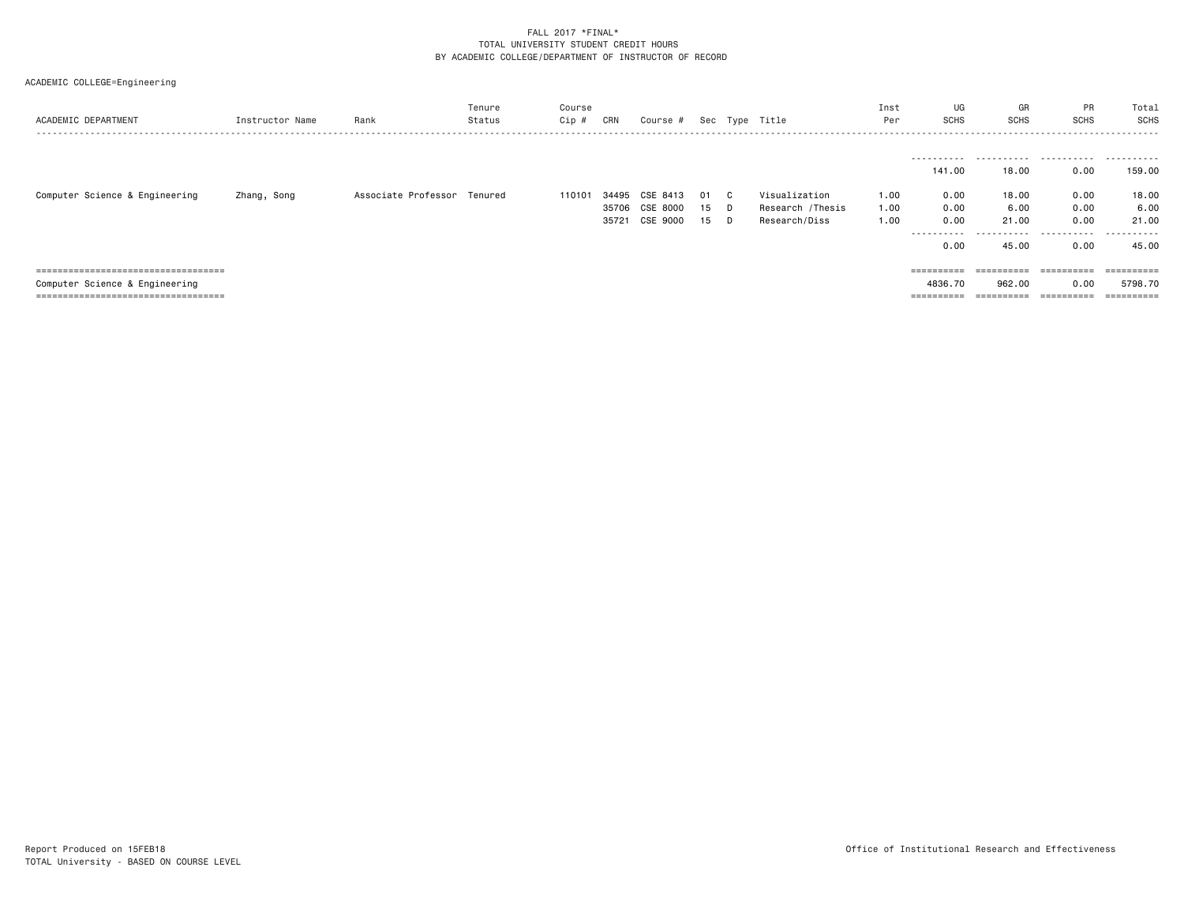FALL 2017 *FINAL*
TOTAL UNIVERSITY STUDENT CREDIT HOURS
BY ACADEMIC COLLEGE/DEPARTMENT OF INSTRUCTOR OF RECORD

ACADEMIC COLLEGE=Engineering

| ACADEMIC DEPARTMENT | Instructor Name | Rank | Tenure Status | Course Cip # | CRN | Course # | Sec | Type | Title | Inst Per | UG SCHS | GR SCHS | PR SCHS | Total SCHS |
|---|---|---|---|---|---|---|---|---|---|---|---|---|---|---|
| | | | | | | | | | | | 141.00 | 18.00 | 0.00 | 159.00 |
| Computer Science & Engineering | Zhang, Song | Associate Professor | Tenured | 110101 | 34495 | CSE 8413 | 01 | C | Visualization | 1.00 | 0.00 | 18.00 | 0.00 | 18.00 |
| | | | | | 35706 | CSE 8000 | 15 | D | Research /Thesis | 1.00 | 0.00 | 6.00 | 0.00 | 6.00 |
| | | | | | 35721 | CSE 9000 | 15 | D | Research/Diss | 1.00 | 0.00 | 21.00 | 0.00 | 21.00 |
| | | | | | | | | | | | 0.00 | 45.00 | 0.00 | 45.00 |
| Computer Science & Engineering | | | | | | | | | | | 4836.70 | 962.00 | 0.00 | 5798.70 |

Report Produced on 15FEB18
TOTAL University - BASED ON COURSE LEVEL

Office of Institutional Research and Effectiveness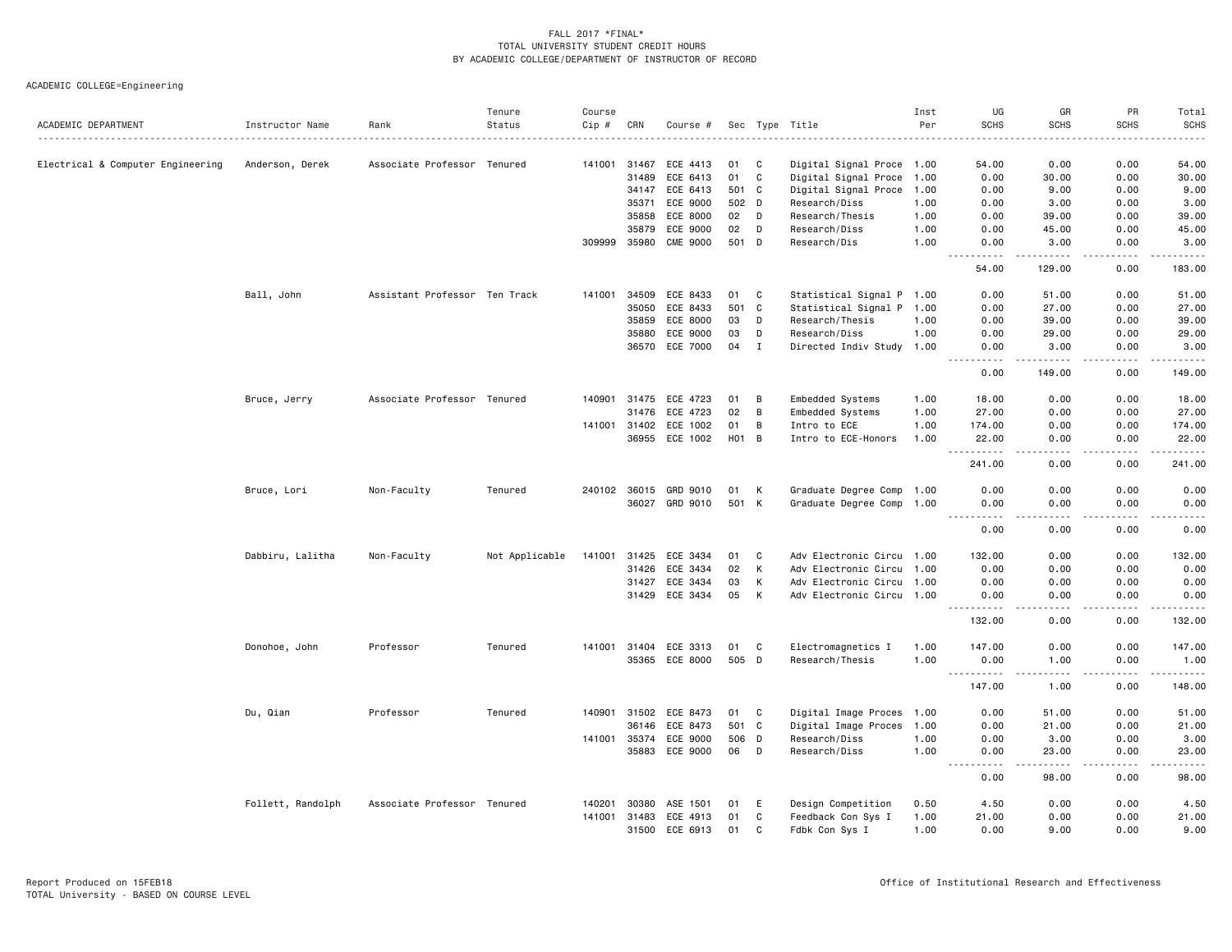FALL 2017 *FINAL*
TOTAL UNIVERSITY STUDENT CREDIT HOURS
BY ACADEMIC COLLEGE/DEPARTMENT OF INSTRUCTOR OF RECORD

ACADEMIC COLLEGE=Engineering

| ACADEMIC DEPARTMENT | Instructor Name | Rank | Tenure Status | Course Cip # | CRN | Course # | Sec | Type | Title | Inst Per | UG SCHS | GR SCHS | PR SCHS | Total SCHS |
|---|---|---|---|---|---|---|---|---|---|---|---|---|---|---|
| Electrical & Computer Engineering | Anderson, Derek | Associate Professor | Tenured | 141001 | 31467 | ECE 4413 | 01 | C | Digital Signal Proce | 1.00 | 54.00 | 0.00 | 0.00 | 54.00 |
| | | | | | 31489 | ECE 6413 | 01 | C | Digital Signal Proce | 1.00 | 0.00 | 30.00 | 0.00 | 30.00 |
| | | | | | 34147 | ECE 6413 | 501 | C | Digital Signal Proce | 1.00 | 0.00 | 9.00 | 0.00 | 9.00 |
| | | | | | 35371 | ECE 9000 | 502 | D | Research/Diss | 1.00 | 0.00 | 3.00 | 0.00 | 3.00 |
| | | | | | 35858 | ECE 8000 | 02 | D | Research/Thesis | 1.00 | 0.00 | 39.00 | 0.00 | 39.00 |
| | | | | | 35879 | ECE 9000 | 02 | D | Research/Diss | 1.00 | 0.00 | 45.00 | 0.00 | 45.00 |
| | | | | 309999 | 35980 | CME 9000 | 501 | D | Research/Dis | 1.00 | 0.00 | 3.00 | 0.00 | 3.00 |
| | | | | | | | | | | | 54.00 | 129.00 | 0.00 | 183.00 |
| | Ball, John | Assistant Professor | Ten Track | 141001 | 34509 | ECE 8433 | 01 | C | Statistical Signal P | 1.00 | 0.00 | 51.00 | 0.00 | 51.00 |
| | | | | | 35050 | ECE 8433 | 501 | C | Statistical Signal P | 1.00 | 0.00 | 27.00 | 0.00 | 27.00 |
| | | | | | 35859 | ECE 8000 | 03 | D | Research/Thesis | 1.00 | 0.00 | 39.00 | 0.00 | 39.00 |
| | | | | | 35880 | ECE 9000 | 03 | D | Research/Diss | 1.00 | 0.00 | 29.00 | 0.00 | 29.00 |
| | | | | | 36570 | ECE 7000 | 04 | I | Directed Indiv Study | 1.00 | 0.00 | 3.00 | 0.00 | 3.00 |
| | | | | | | | | | | | 0.00 | 149.00 | 0.00 | 149.00 |
| | Bruce, Jerry | Associate Professor | Tenured | 140901 | 31475 | ECE 4723 | 01 | B | Embedded Systems | 1.00 | 18.00 | 0.00 | 0.00 | 18.00 |
| | | | | | 31476 | ECE 4723 | 02 | B | Embedded Systems | 1.00 | 27.00 | 0.00 | 0.00 | 27.00 |
| | | | | 141001 | 31402 | ECE 1002 | 01 | B | Intro to ECE | 1.00 | 174.00 | 0.00 | 0.00 | 174.00 |
| | | | | | 36955 | ECE 1002 | H01 | B | Intro to ECE-Honors | 1.00 | 22.00 | 0.00 | 0.00 | 22.00 |
| | | | | | | | | | | | 241.00 | 0.00 | 0.00 | 241.00 |
| | Bruce, Lori | Non-Faculty | Tenured | 240102 | 36015 | GRD 9010 | 01 | K | Graduate Degree Comp | 1.00 | 0.00 | 0.00 | 0.00 | 0.00 |
| | | | | | 36027 | GRD 9010 | 501 | K | Graduate Degree Comp | 1.00 | 0.00 | 0.00 | 0.00 | 0.00 |
| | | | | | | | | | | | 0.00 | 0.00 | 0.00 | 0.00 |
| | Dabbiru, Lalitha | Non-Faculty | Not Applicable | 141001 | 31425 | ECE 3434 | 01 | C | Adv Electronic Circu | 1.00 | 132.00 | 0.00 | 0.00 | 132.00 |
| | | | | | 31426 | ECE 3434 | 02 | K | Adv Electronic Circu | 1.00 | 0.00 | 0.00 | 0.00 | 0.00 |
| | | | | | 31427 | ECE 3434 | 03 | K | Adv Electronic Circu | 1.00 | 0.00 | 0.00 | 0.00 | 0.00 |
| | | | | | 31429 | ECE 3434 | 05 | K | Adv Electronic Circu | 1.00 | 0.00 | 0.00 | 0.00 | 0.00 |
| | | | | | | | | | | | 132.00 | 0.00 | 0.00 | 132.00 |
| | Donohoe, John | Professor | Tenured | 141001 | 31404 | ECE 3313 | 01 | C | Electromagnetics I | 1.00 | 147.00 | 0.00 | 0.00 | 147.00 |
| | | | | | 35365 | ECE 8000 | 505 | D | Research/Thesis | 1.00 | 0.00 | 1.00 | 0.00 | 1.00 |
| | | | | | | | | | | | 147.00 | 1.00 | 0.00 | 148.00 |
| | Du, Qian | Professor | Tenured | 140901 | 31502 | ECE 8473 | 01 | C | Digital Image Proces | 1.00 | 0.00 | 51.00 | 0.00 | 51.00 |
| | | | | | 36146 | ECE 8473 | 501 | C | Digital Image Proces | 1.00 | 0.00 | 21.00 | 0.00 | 21.00 |
| | | | | 141001 | 35374 | ECE 9000 | 506 | D | Research/Diss | 1.00 | 0.00 | 3.00 | 0.00 | 3.00 |
| | | | | | 35883 | ECE 9000 | 06 | D | Research/Diss | 1.00 | 0.00 | 23.00 | 0.00 | 23.00 |
| | | | | | | | | | | | 0.00 | 98.00 | 0.00 | 98.00 |
| | Follett, Randolph | Associate Professor | Tenured | 140201 | 30380 | ASE 1501 | 01 | E | Design Competition | 0.50 | 4.50 | 0.00 | 0.00 | 4.50 |
| | | | | 141001 | 31483 | ECE 4913 | 01 | C | Feedback Con Sys I | 1.00 | 21.00 | 0.00 | 0.00 | 21.00 |
| | | | | | 31500 | ECE 6913 | 01 | C | Fdbk Con Sys I | 1.00 | 0.00 | 9.00 | 0.00 | 9.00 |

Report Produced on 15FEB18
TOTAL University - BASED ON COURSE LEVEL

Office of Institutional Research and Effectiveness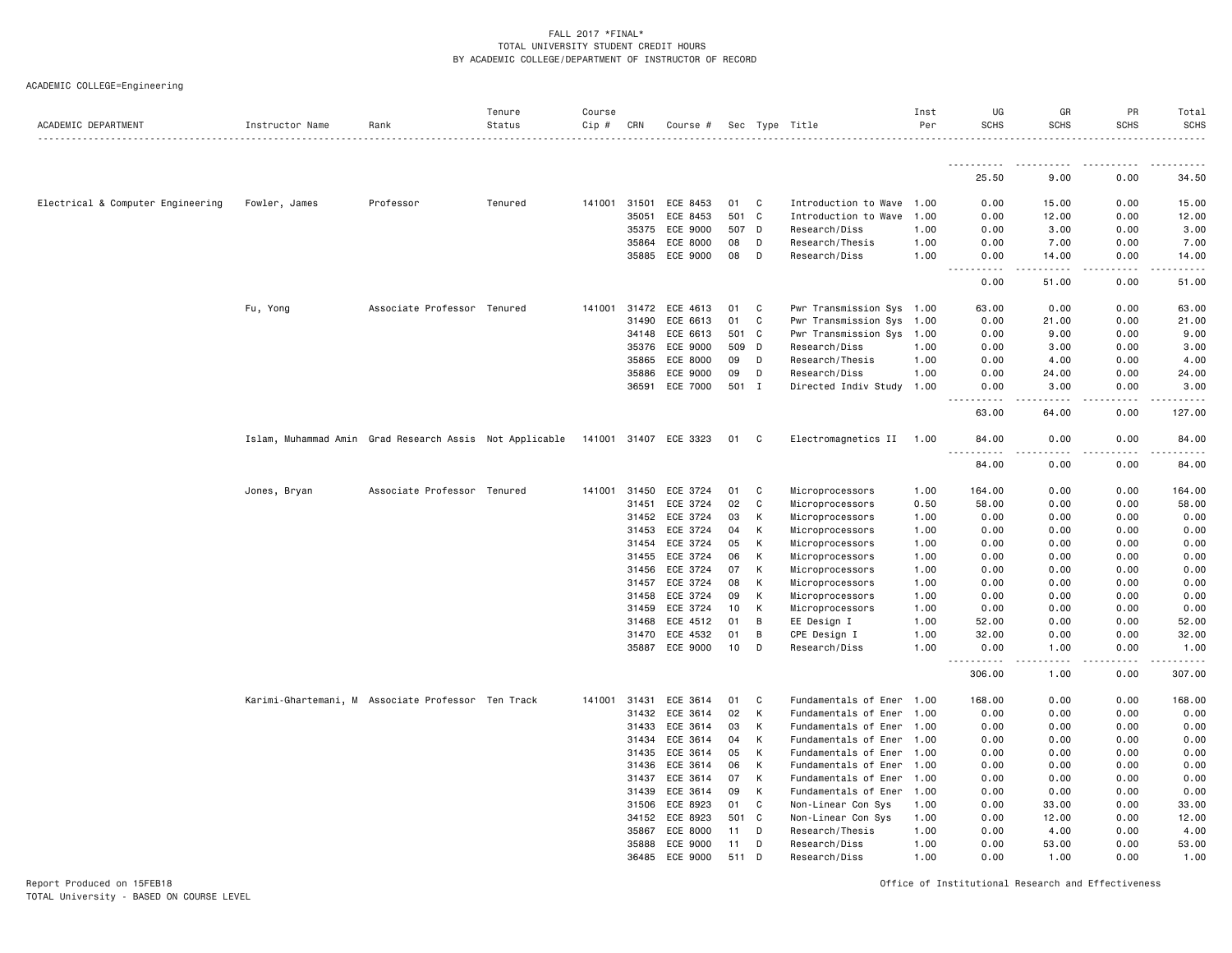FALL 2017 *FINAL*
TOTAL UNIVERSITY STUDENT CREDIT HOURS
BY ACADEMIC COLLEGE/DEPARTMENT OF INSTRUCTOR OF RECORD

ACADEMIC COLLEGE=Engineering

| ACADEMIC DEPARTMENT | Instructor Name | Rank | Tenure Status | Course Cip # | CRN | Course # | Sec | Type | Title | Inst Per | UG SCHS | GR SCHS | PR SCHS | Total SCHS |
|---|---|---|---|---|---|---|---|---|---|---|---|---|---|---|
| | | | | | | | | | | | 25.50 | 9.00 | 0.00 | 34.50 |
| Electrical & Computer Engineering | Fowler, James | Professor | Tenured | 141001 | 31501 | ECE 8453 | 01 | C | Introduction to Wave | 1.00 | 0.00 | 15.00 | 0.00 | 15.00 |
| | | | | | 35051 | ECE 8453 | 501 | C | Introduction to Wave | 1.00 | 0.00 | 12.00 | 0.00 | 12.00 |
| | | | | | 35375 | ECE 9000 | 507 | D | Research/Diss | 1.00 | 0.00 | 3.00 | 0.00 | 3.00 |
| | | | | | 35864 | ECE 8000 | 08 | D | Research/Thesis | 1.00 | 0.00 | 7.00 | 0.00 | 7.00 |
| | | | | | 35885 | ECE 9000 | 08 | D | Research/Diss | 1.00 | 0.00 | 14.00 | 0.00 | 14.00 |
| | | | | | | | | | | | 0.00 | 51.00 | 0.00 | 51.00 |
| | Fu, Yong | Associate Professor | Tenured | 141001 | 31472 | ECE 4613 | 01 | C | Pwr Transmission Sys | 1.00 | 63.00 | 0.00 | 0.00 | 63.00 |
| | | | | | 31490 | ECE 6613 | 01 | C | Pwr Transmission Sys | 1.00 | 0.00 | 21.00 | 0.00 | 21.00 |
| | | | | | 34148 | ECE 6613 | 501 | C | Pwr Transmission Sys | 1.00 | 0.00 | 9.00 | 0.00 | 9.00 |
| | | | | | 35376 | ECE 9000 | 509 | D | Research/Diss | 1.00 | 0.00 | 3.00 | 0.00 | 3.00 |
| | | | | | 35865 | ECE 8000 | 09 | D | Research/Thesis | 1.00 | 0.00 | 4.00 | 0.00 | 4.00 |
| | | | | | 35886 | ECE 9000 | 09 | D | Research/Diss | 1.00 | 0.00 | 24.00 | 0.00 | 24.00 |
| | | | | | 36591 | ECE 7000 | 501 | I | Directed Indiv Study | 1.00 | 0.00 | 3.00 | 0.00 | 3.00 |
| | | | | | | | | | | | 63.00 | 64.00 | 0.00 | 127.00 |
| | Islam, Muhammad Amin | Grad Research Assis | Not Applicable | 141001 | 31407 | ECE 3323 | 01 | C | Electromagnetics II | 1.00 | 84.00 | 0.00 | 0.00 | 84.00 |
| | | | | | | | | | | | 84.00 | 0.00 | 0.00 | 84.00 |
| | Jones, Bryan | Associate Professor | Tenured | 141001 | 31450 | ECE 3724 | 01 | C | Microprocessors | 1.00 | 164.00 | 0.00 | 0.00 | 164.00 |
| | | | | | 31451 | ECE 3724 | 02 | C | Microprocessors | 0.50 | 58.00 | 0.00 | 0.00 | 58.00 |
| | | | | | 31452 | ECE 3724 | 03 | K | Microprocessors | 1.00 | 0.00 | 0.00 | 0.00 | 0.00 |
| | | | | | 31453 | ECE 3724 | 04 | K | Microprocessors | 1.00 | 0.00 | 0.00 | 0.00 | 0.00 |
| | | | | | 31454 | ECE 3724 | 05 | K | Microprocessors | 1.00 | 0.00 | 0.00 | 0.00 | 0.00 |
| | | | | | 31455 | ECE 3724 | 06 | K | Microprocessors | 1.00 | 0.00 | 0.00 | 0.00 | 0.00 |
| | | | | | 31456 | ECE 3724 | 07 | K | Microprocessors | 1.00 | 0.00 | 0.00 | 0.00 | 0.00 |
| | | | | | 31457 | ECE 3724 | 08 | K | Microprocessors | 1.00 | 0.00 | 0.00 | 0.00 | 0.00 |
| | | | | | 31458 | ECE 3724 | 09 | K | Microprocessors | 1.00 | 0.00 | 0.00 | 0.00 | 0.00 |
| | | | | | 31459 | ECE 3724 | 10 | K | Microprocessors | 1.00 | 0.00 | 0.00 | 0.00 | 0.00 |
| | | | | | 31468 | ECE 4512 | 01 | B | EE Design I | 1.00 | 52.00 | 0.00 | 0.00 | 52.00 |
| | | | | | 31470 | ECE 4532 | 01 | B | CPE Design I | 1.00 | 32.00 | 0.00 | 0.00 | 32.00 |
| | | | | | 35887 | ECE 9000 | 10 | D | Research/Diss | 1.00 | 0.00 | 1.00 | 0.00 | 1.00 |
| | | | | | | | | | | | 306.00 | 1.00 | 0.00 | 307.00 |
| | Karimi-Ghartemani, M | Associate Professor | Ten Track | 141001 | 31431 | ECE 3614 | 01 | C | Fundamentals of Ener | 1.00 | 168.00 | 0.00 | 0.00 | 168.00 |
| | | | | | 31432 | ECE 3614 | 02 | K | Fundamentals of Ener | 1.00 | 0.00 | 0.00 | 0.00 | 0.00 |
| | | | | | 31433 | ECE 3614 | 03 | K | Fundamentals of Ener | 1.00 | 0.00 | 0.00 | 0.00 | 0.00 |
| | | | | | 31434 | ECE 3614 | 04 | K | Fundamentals of Ener | 1.00 | 0.00 | 0.00 | 0.00 | 0.00 |
| | | | | | 31435 | ECE 3614 | 05 | K | Fundamentals of Ener | 1.00 | 0.00 | 0.00 | 0.00 | 0.00 |
| | | | | | 31436 | ECE 3614 | 06 | K | Fundamentals of Ener | 1.00 | 0.00 | 0.00 | 0.00 | 0.00 |
| | | | | | 31437 | ECE 3614 | 07 | K | Fundamentals of Ener | 1.00 | 0.00 | 0.00 | 0.00 | 0.00 |
| | | | | | 31439 | ECE 3614 | 09 | K | Fundamentals of Ener | 1.00 | 0.00 | 0.00 | 0.00 | 0.00 |
| | | | | | 31506 | ECE 8923 | 01 | C | Non-Linear Con Sys | 1.00 | 0.00 | 33.00 | 0.00 | 33.00 |
| | | | | | 34152 | ECE 8923 | 501 | C | Non-Linear Con Sys | 1.00 | 0.00 | 12.00 | 0.00 | 12.00 |
| | | | | | 35867 | ECE 8000 | 11 | D | Research/Thesis | 1.00 | 0.00 | 4.00 | 0.00 | 4.00 |
| | | | | | 35888 | ECE 9000 | 11 | D | Research/Diss | 1.00 | 0.00 | 53.00 | 0.00 | 53.00 |
| | | | | | 36485 | ECE 9000 | 511 | D | Research/Diss | 1.00 | 0.00 | 1.00 | 0.00 | 1.00 |

Report Produced on 15FEB18
TOTAL University - BASED ON COURSE LEVEL

Office of Institutional Research and Effectiveness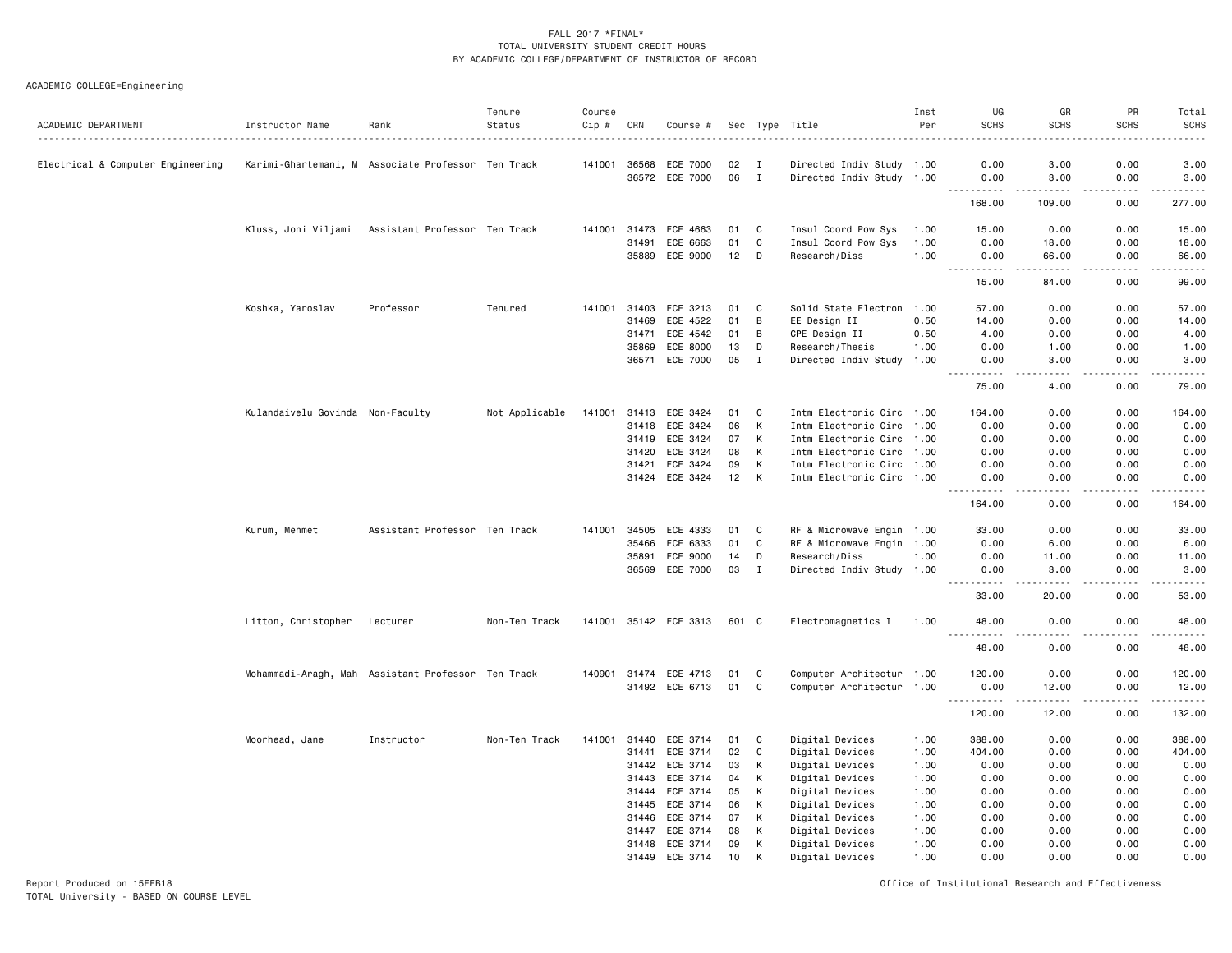FALL 2017 *FINAL*
TOTAL UNIVERSITY STUDENT CREDIT HOURS
BY ACADEMIC COLLEGE/DEPARTMENT OF INSTRUCTOR OF RECORD

ACADEMIC COLLEGE=Engineering

| ACADEMIC DEPARTMENT | Instructor Name | Rank | Tenure Status | Course Cip # | CRN | Course # | Sec | Type | Title | Inst Per | UG SCHS | GR SCHS | PR SCHS | Total SCHS |
|---|---|---|---|---|---|---|---|---|---|---|---|---|---|---|
| Electrical & Computer Engineering | Karimi-Ghartemani, M | Associate Professor | Ten Track | 141001 | 36568 | ECE 7000 | 02 | I | Directed Indiv Study | 1.00 | 0.00 | 3.00 | 0.00 | 3.00 |
| | | | | | 36572 | ECE 7000 | 06 | I | Directed Indiv Study | 1.00 | 0.00 | 3.00 | 0.00 | 3.00 |
| | | | | | | | | | | | 168.00 | 109.00 | 0.00 | 277.00 |
| | Kluss, Joni Viljami | Assistant Professor | Ten Track | 141001 | 31473 | ECE 4663 | 01 | C | Insul Coord Pow Sys | 1.00 | 15.00 | 0.00 | 0.00 | 15.00 |
| | | | | | 31491 | ECE 6663 | 01 | C | Insul Coord Pow Sys | 1.00 | 0.00 | 18.00 | 0.00 | 18.00 |
| | | | | | 35889 | ECE 9000 | 12 | D | Research/Diss | 1.00 | 0.00 | 66.00 | 0.00 | 66.00 |
| | | | | | | | | | | | 15.00 | 84.00 | 0.00 | 99.00 |
| | Koshka, Yaroslav | Professor | Tenured | 141001 | 31403 | ECE 3213 | 01 | C | Solid State Electron | 1.00 | 57.00 | 0.00 | 0.00 | 57.00 |
| | | | | | 31469 | ECE 4522 | 01 | B | EE Design II | 0.50 | 14.00 | 0.00 | 0.00 | 14.00 |
| | | | | | 31471 | ECE 4542 | 01 | B | CPE Design II | 0.50 | 4.00 | 0.00 | 0.00 | 4.00 |
| | | | | | 35869 | ECE 8000 | 13 | D | Research/Thesis | 1.00 | 0.00 | 1.00 | 0.00 | 1.00 |
| | | | | | 36571 | ECE 7000 | 05 | I | Directed Indiv Study | 1.00 | 0.00 | 3.00 | 0.00 | 3.00 |
| | | | | | | | | | | | 75.00 | 4.00 | 0.00 | 79.00 |
| | Kulandaivelu Govinda | Non-Faculty | Not Applicable | 141001 | 31413 | ECE 3424 | 01 | C | Intm Electronic Circ | 1.00 | 164.00 | 0.00 | 0.00 | 164.00 |
| | | | | | 31418 | ECE 3424 | 06 | K | Intm Electronic Circ | 1.00 | 0.00 | 0.00 | 0.00 | 0.00 |
| | | | | | 31419 | ECE 3424 | 07 | K | Intm Electronic Circ | 1.00 | 0.00 | 0.00 | 0.00 | 0.00 |
| | | | | | 31420 | ECE 3424 | 08 | K | Intm Electronic Circ | 1.00 | 0.00 | 0.00 | 0.00 | 0.00 |
| | | | | | 31421 | ECE 3424 | 09 | K | Intm Electronic Circ | 1.00 | 0.00 | 0.00 | 0.00 | 0.00 |
| | | | | | 31424 | ECE 3424 | 12 | K | Intm Electronic Circ | 1.00 | 0.00 | 0.00 | 0.00 | 0.00 |
| | | | | | | | | | | | 164.00 | 0.00 | 0.00 | 164.00 |
| | Kurum, Mehmet | Assistant Professor | Ten Track | 141001 | 34505 | ECE 4333 | 01 | C | RF & Microwave Engin | 1.00 | 33.00 | 0.00 | 0.00 | 33.00 |
| | | | | | 35466 | ECE 6333 | 01 | C | RF & Microwave Engin | 1.00 | 0.00 | 6.00 | 0.00 | 6.00 |
| | | | | | 35891 | ECE 9000 | 14 | D | Research/Diss | 1.00 | 0.00 | 11.00 | 0.00 | 11.00 |
| | | | | | 36569 | ECE 7000 | 03 | I | Directed Indiv Study | 1.00 | 0.00 | 3.00 | 0.00 | 3.00 |
| | | | | | | | | | | | 33.00 | 20.00 | 0.00 | 53.00 |
| | Litton, Christopher | Lecturer | Non-Ten Track | 141001 | 35142 | ECE 3313 | 601 | C | Electromagnetics I | 1.00 | 48.00 | 0.00 | 0.00 | 48.00 |
| | | | | | | | | | | | 48.00 | 0.00 | 0.00 | 48.00 |
| | Mohammadi-Aragh, Mah | Assistant Professor | Ten Track | 140901 | 31474 | ECE 4713 | 01 | C | Computer Architectur | 1.00 | 120.00 | 0.00 | 0.00 | 120.00 |
| | | | | | 31492 | ECE 6713 | 01 | C | Computer Architectur | 1.00 | 0.00 | 12.00 | 0.00 | 12.00 |
| | | | | | | | | | | | 120.00 | 12.00 | 0.00 | 132.00 |
| | Moorhead, Jane | Instructor | Non-Ten Track | 141001 | 31440 | ECE 3714 | 01 | C | Digital Devices | 1.00 | 388.00 | 0.00 | 0.00 | 388.00 |
| | | | | | 31441 | ECE 3714 | 02 | C | Digital Devices | 1.00 | 404.00 | 0.00 | 0.00 | 404.00 |
| | | | | | 31442 | ECE 3714 | 03 | K | Digital Devices | 1.00 | 0.00 | 0.00 | 0.00 | 0.00 |
| | | | | | 31443 | ECE 3714 | 04 | K | Digital Devices | 1.00 | 0.00 | 0.00 | 0.00 | 0.00 |
| | | | | | 31444 | ECE 3714 | 05 | K | Digital Devices | 1.00 | 0.00 | 0.00 | 0.00 | 0.00 |
| | | | | | 31445 | ECE 3714 | 06 | K | Digital Devices | 1.00 | 0.00 | 0.00 | 0.00 | 0.00 |
| | | | | | 31446 | ECE 3714 | 07 | K | Digital Devices | 1.00 | 0.00 | 0.00 | 0.00 | 0.00 |
| | | | | | 31447 | ECE 3714 | 08 | K | Digital Devices | 1.00 | 0.00 | 0.00 | 0.00 | 0.00 |
| | | | | | 31448 | ECE 3714 | 09 | K | Digital Devices | 1.00 | 0.00 | 0.00 | 0.00 | 0.00 |
| | | | | | 31449 | ECE 3714 | 10 | K | Digital Devices | 1.00 | 0.00 | 0.00 | 0.00 | 0.00 |

Report Produced on 15FEB18
TOTAL University - BASED ON COURSE LEVEL

Office of Institutional Research and Effectiveness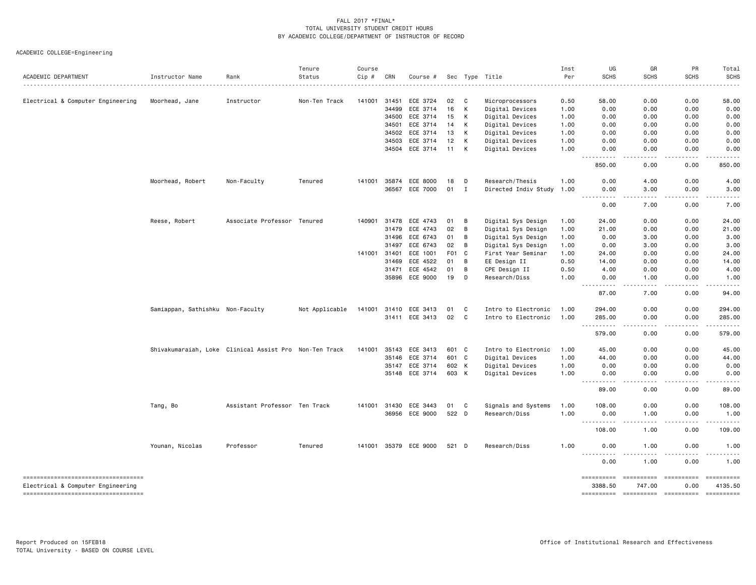FALL 2017 *FINAL*
TOTAL UNIVERSITY STUDENT CREDIT HOURS
BY ACADEMIC COLLEGE/DEPARTMENT OF INSTRUCTOR OF RECORD

ACADEMIC COLLEGE=Engineering

| ACADEMIC DEPARTMENT | Instructor Name | Rank | Tenure Status | Course Cip # | CRN | Course # | Sec | Type | Title | Inst Per | UG SCHS | GR SCHS | PR SCHS | Total SCHS |
|---|---|---|---|---|---|---|---|---|---|---|---|---|---|---|
| Electrical & Computer Engineering | Moorhead, Jane | Instructor | Non-Ten Track | 141001 | 31451 | ECE 3724 | 02 | C | Microprocessors | 0.50 | 58.00 | 0.00 | 0.00 | 58.00 |
| | | | | | 34499 | ECE 3714 | 16 | K | Digital Devices | 1.00 | 0.00 | 0.00 | 0.00 | 0.00 |
| | | | | | 34500 | ECE 3714 | 15 | K | Digital Devices | 1.00 | 0.00 | 0.00 | 0.00 | 0.00 |
| | | | | | 34501 | ECE 3714 | 14 | K | Digital Devices | 1.00 | 0.00 | 0.00 | 0.00 | 0.00 |
| | | | | | 34502 | ECE 3714 | 13 | K | Digital Devices | 1.00 | 0.00 | 0.00 | 0.00 | 0.00 |
| | | | | | 34503 | ECE 3714 | 12 | K | Digital Devices | 1.00 | 0.00 | 0.00 | 0.00 | 0.00 |
| | | | | | 34504 | ECE 3714 | 11 | K | Digital Devices | 1.00 | 0.00 | 0.00 | 0.00 | 0.00 |
| | | | | | | | | | | | 850.00 | 0.00 | 0.00 | 850.00 |
| | Moorhead, Robert | Non-Faculty | Tenured | 141001 | 35874 | ECE 8000 | 18 | D | Research/Thesis | 1.00 | 0.00 | 4.00 | 0.00 | 4.00 |
| | | | | | 36567 | ECE 7000 | 01 | I | Directed Indiv Study | 1.00 | 0.00 | 3.00 | 0.00 | 3.00 |
| | | | | | | | | | | | 0.00 | 7.00 | 0.00 | 7.00 |
| | Reese, Robert | Associate Professor | Tenured | 140901 | 31478 | ECE 4743 | 01 | B | Digital Sys Design | 1.00 | 24.00 | 0.00 | 0.00 | 24.00 |
| | | | | | 31479 | ECE 4743 | 02 | B | Digital Sys Design | 1.00 | 21.00 | 0.00 | 0.00 | 21.00 |
| | | | | | 31496 | ECE 6743 | 01 | B | Digital Sys Design | 1.00 | 0.00 | 3.00 | 0.00 | 3.00 |
| | | | | | 31497 | ECE 6743 | 02 | B | Digital Sys Design | 1.00 | 0.00 | 3.00 | 0.00 | 3.00 |
| | | | | 141001 | 31401 | ECE 1001 | F01 | C | First Year Seminar | 1.00 | 24.00 | 0.00 | 0.00 | 24.00 |
| | | | | | 31469 | ECE 4522 | 01 | B | EE Design II | 0.50 | 14.00 | 0.00 | 0.00 | 14.00 |
| | | | | | 31471 | ECE 4542 | 01 | B | CPE Design II | 0.50 | 4.00 | 0.00 | 0.00 | 4.00 |
| | | | | | 35896 | ECE 9000 | 19 | D | Research/Diss | 1.00 | 0.00 | 1.00 | 0.00 | 1.00 |
| | | | | | | | | | | | 87.00 | 7.00 | 0.00 | 94.00 |
| | Samiappan, Sathishku | Non-Faculty | Not Applicable | 141001 | 31410 | ECE 3413 | 01 | C | Intro to Electronic | 1.00 | 294.00 | 0.00 | 0.00 | 294.00 |
| | | | | | 31411 | ECE 3413 | 02 | C | Intro to Electronic | 1.00 | 285.00 | 0.00 | 0.00 | 285.00 |
| | | | | | | | | | | | 579.00 | 0.00 | 0.00 | 579.00 |
| | Shivakumaraiah, Loke | Clinical Assist Pro | Non-Ten Track | 141001 | 35143 | ECE 3413 | 601 | C | Intro to Electronic | 1.00 | 45.00 | 0.00 | 0.00 | 45.00 |
| | | | | | 35146 | ECE 3714 | 601 | C | Digital Devices | 1.00 | 44.00 | 0.00 | 0.00 | 44.00 |
| | | | | | 35147 | ECE 3714 | 602 | K | Digital Devices | 1.00 | 0.00 | 0.00 | 0.00 | 0.00 |
| | | | | | 35148 | ECE 3714 | 603 | K | Digital Devices | 1.00 | 0.00 | 0.00 | 0.00 | 0.00 |
| | | | | | | | | | | | 89.00 | 0.00 | 0.00 | 89.00 |
| | Tang, Bo | Assistant Professor | Ten Track | 141001 | 31430 | ECE 3443 | 01 | C | Signals and Systems | 1.00 | 108.00 | 0.00 | 0.00 | 108.00 |
| | | | | | 36956 | ECE 9000 | 522 | D | Research/Diss | 1.00 | 0.00 | 1.00 | 0.00 | 1.00 |
| | | | | | | | | | | | 108.00 | 1.00 | 0.00 | 109.00 |
| | Younan, Nicolas | Professor | Tenured | 141001 | 35379 | ECE 9000 | 521 | D | Research/Diss | 1.00 | 0.00 | 1.00 | 0.00 | 1.00 |
| | | | | | | | | | | | 0.00 | 1.00 | 0.00 | 1.00 |
| Electrical & Computer Engineering | | | | | | | | | | | 3388.50 | 747.00 | 0.00 | 4135.50 |

Report Produced on 15FEB18
TOTAL University - BASED ON COURSE LEVEL

Office of Institutional Research and Effectiveness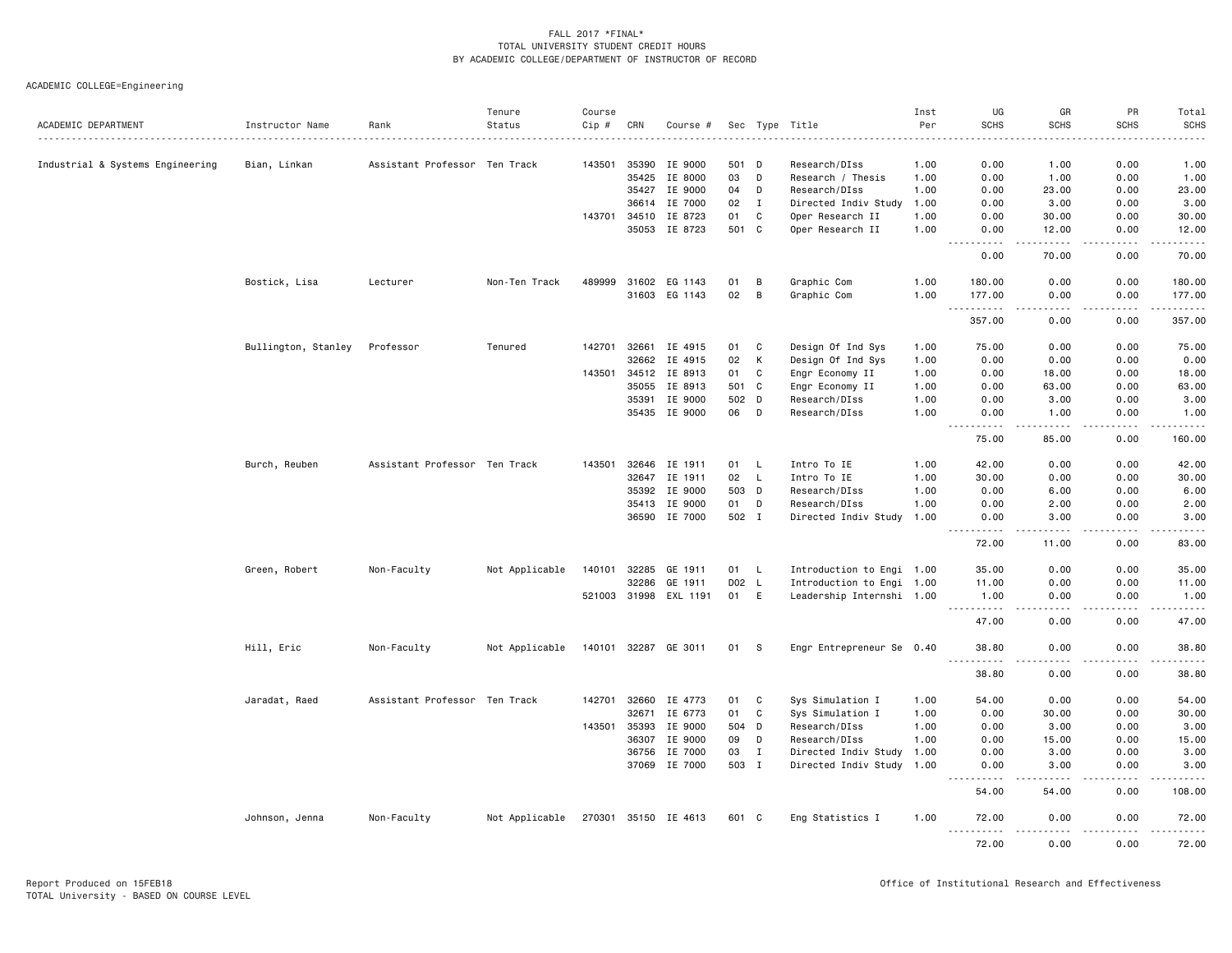FALL 2017 *FINAL*
TOTAL UNIVERSITY STUDENT CREDIT HOURS
BY ACADEMIC COLLEGE/DEPARTMENT OF INSTRUCTOR OF RECORD

ACADEMIC COLLEGE=Engineering

| ACADEMIC DEPARTMENT | Instructor Name | Rank | Tenure Status | Course Cip # | CRN | Course # | Sec | Type | Title | Inst Per | UG SCHS | GR SCHS | PR SCHS | Total SCHS |
|---|---|---|---|---|---|---|---|---|---|---|---|---|---|---|
| Industrial & Systems Engineering | Bian, Linkan | Assistant Professor | Ten Track | 143501 | 35390 | IE 9000 | 501 | D | Research/DIss | 1.00 | 0.00 | 1.00 | 0.00 | 1.00 |
| | | | | | 35425 | IE 8000 | 03 | D | Research / Thesis | 1.00 | 0.00 | 1.00 | 0.00 | 1.00 |
| | | | | | 35427 | IE 9000 | 04 | D | Research/DIss | 1.00 | 0.00 | 23.00 | 0.00 | 23.00 |
| | | | | | 36614 | IE 7000 | 02 | I | Directed Indiv Study | 1.00 | 0.00 | 3.00 | 0.00 | 3.00 |
| | | | | 143701 | 34510 | IE 8723 | 01 | C | Oper Research II | 1.00 | 0.00 | 30.00 | 0.00 | 30.00 |
| | | | | | 35053 | IE 8723 | 501 | C | Oper Research II | 1.00 | 0.00 | 12.00 | 0.00 | 12.00 |
| | | | | | | | | | | | 0.00 | 70.00 | 0.00 | 70.00 |
| | Bostick, Lisa | Lecturer | Non-Ten Track | 489999 | 31602 | EG 1143 | 01 | B | Graphic Com | 1.00 | 180.00 | 0.00 | 0.00 | 180.00 |
| | | | | | 31603 | EG 1143 | 02 | B | Graphic Com | 1.00 | 177.00 | 0.00 | 0.00 | 177.00 |
| | | | | | | | | | | | 357.00 | 0.00 | 0.00 | 357.00 |
| | Bullington, Stanley | Professor | Tenured | 142701 | 32661 | IE 4915 | 01 | C | Design Of Ind Sys | 1.00 | 75.00 | 0.00 | 0.00 | 75.00 |
| | | | | | 32662 | IE 4915 | 02 | K | Design Of Ind Sys | 1.00 | 0.00 | 0.00 | 0.00 | 0.00 |
| | | | | 143501 | 34512 | IE 8913 | 01 | C | Engr Economy II | 1.00 | 0.00 | 18.00 | 0.00 | 18.00 |
| | | | | | 35055 | IE 8913 | 501 | C | Engr Economy II | 1.00 | 0.00 | 63.00 | 0.00 | 63.00 |
| | | | | | 35391 | IE 9000 | 502 | D | Research/DIss | 1.00 | 0.00 | 3.00 | 0.00 | 3.00 |
| | | | | | 35435 | IE 9000 | 06 | D | Research/DIss | 1.00 | 0.00 | 1.00 | 0.00 | 1.00 |
| | | | | | | | | | | | 75.00 | 85.00 | 0.00 | 160.00 |
| | Burch, Reuben | Assistant Professor | Ten Track | 143501 | 32646 | IE 1911 | 01 | L | Intro To IE | 1.00 | 42.00 | 0.00 | 0.00 | 42.00 |
| | | | | | 32647 | IE 1911 | 02 | L | Intro To IE | 1.00 | 30.00 | 0.00 | 0.00 | 30.00 |
| | | | | | 35392 | IE 9000 | 503 | D | Research/DIss | 1.00 | 0.00 | 6.00 | 0.00 | 6.00 |
| | | | | | 35413 | IE 9000 | 01 | D | Research/DIss | 1.00 | 0.00 | 2.00 | 0.00 | 2.00 |
| | | | | | 36590 | IE 7000 | 502 | I | Directed Indiv Study | 1.00 | 0.00 | 3.00 | 0.00 | 3.00 |
| | | | | | | | | | | | 72.00 | 11.00 | 0.00 | 83.00 |
| | Green, Robert | Non-Faculty | Not Applicable | 140101 | 32285 | GE 1911 | 01 | L | Introduction to Engi | 1.00 | 35.00 | 0.00 | 0.00 | 35.00 |
| | | | | | 32286 | GE 1911 | D02 | L | Introduction to Engi | 1.00 | 11.00 | 0.00 | 0.00 | 11.00 |
| | | | | 521003 | 31998 | EXL 1191 | 01 | E | Leadership Internshi | 1.00 | 1.00 | 0.00 | 0.00 | 1.00 |
| | | | | | | | | | | | 47.00 | 0.00 | 0.00 | 47.00 |
| | Hill, Eric | Non-Faculty | Not Applicable | 140101 | 32287 | GE 3011 | 01 | S | Engr Entrepreneur Se | 0.40 | 38.80 | 0.00 | 0.00 | 38.80 |
| | | | | | | | | | | | 38.80 | 0.00 | 0.00 | 38.80 |
| | Jaradat, Raed | Assistant Professor | Ten Track | 142701 | 32660 | IE 4773 | 01 | C | Sys Simulation I | 1.00 | 54.00 | 0.00 | 0.00 | 54.00 |
| | | | | | 32671 | IE 6773 | 01 | C | Sys Simulation I | 1.00 | 0.00 | 30.00 | 0.00 | 30.00 |
| | | | | 143501 | 35393 | IE 9000 | 504 | D | Research/DIss | 1.00 | 0.00 | 3.00 | 0.00 | 3.00 |
| | | | | | 36307 | IE 9000 | 09 | D | Research/DIss | 1.00 | 0.00 | 15.00 | 0.00 | 15.00 |
| | | | | | 36756 | IE 7000 | 03 | I | Directed Indiv Study | 1.00 | 0.00 | 3.00 | 0.00 | 3.00 |
| | | | | | 37069 | IE 7000 | 503 | I | Directed Indiv Study | 1.00 | 0.00 | 3.00 | 0.00 | 3.00 |
| | | | | | | | | | | | 54.00 | 54.00 | 0.00 | 108.00 |
| | Johnson, Jenna | Non-Faculty | Not Applicable | 270301 | 35150 | IE 4613 | 601 | C | Eng Statistics I | 1.00 | 72.00 | 0.00 | 0.00 | 72.00 |
| | | | | | | | | | | | 72.00 | 0.00 | 0.00 | 72.00 |

Report Produced on 15FEB18
TOTAL University - BASED ON COURSE LEVEL

Office of Institutional Research and Effectiveness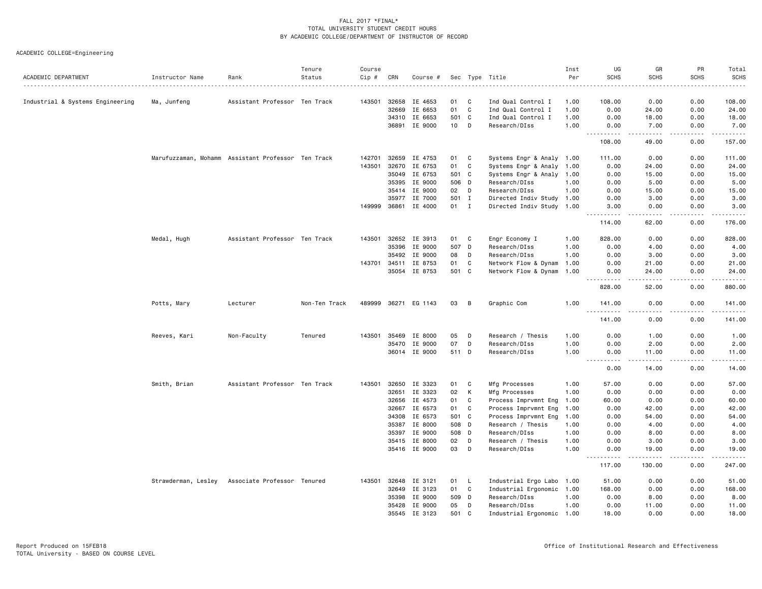FALL 2017 *FINAL*
TOTAL UNIVERSITY STUDENT CREDIT HOURS
BY ACADEMIC COLLEGE/DEPARTMENT OF INSTRUCTOR OF RECORD

ACADEMIC COLLEGE=Engineering

| ACADEMIC DEPARTMENT | Instructor Name | Rank | Tenure Status | Course Cip # | CRN | Course # | Sec | Type | Title | Inst Per | UG SCHS | GR SCHS | PR SCHS | Total SCHS |
|---|---|---|---|---|---|---|---|---|---|---|---|---|---|---|
| Industrial & Systems Engineering | Ma, Junfeng | Assistant Professor | Ten Track | 143501 | 32658 | IE 4653 | 01 | C | Ind Qual Control I | 1.00 | 108.00 | 0.00 | 0.00 | 108.00 |
| | | | | | 32669 | IE 6653 | 01 | C | Ind Qual Control I | 1.00 | 0.00 | 24.00 | 0.00 | 24.00 |
| | | | | | 34310 | IE 6653 | 501 | C | Ind Qual Control I | 1.00 | 0.00 | 18.00 | 0.00 | 18.00 |
| | | | | | 36891 | IE 9000 | 10 | D | Research/DIss | 1.00 | 0.00 | 7.00 | 0.00 | 7.00 |
| | | | | | | | | | | | 108.00 | 49.00 | 0.00 | 157.00 |
| | Marufuzzaman, Mohamm | Assistant Professor | Ten Track | 142701 | 32659 | IE 4753 | 01 | C | Systems Engr & Analy | 1.00 | 111.00 | 0.00 | 0.00 | 111.00 |
| | | | | 143501 | 32670 | IE 6753 | 01 | C | Systems Engr & Analy | 1.00 | 0.00 | 24.00 | 0.00 | 24.00 |
| | | | | | 35049 | IE 6753 | 501 | C | Systems Engr & Analy | 1.00 | 0.00 | 15.00 | 0.00 | 15.00 |
| | | | | | 35395 | IE 9000 | 506 | D | Research/DIss | 1.00 | 0.00 | 5.00 | 0.00 | 5.00 |
| | | | | | 35414 | IE 9000 | 02 | D | Research/DIss | 1.00 | 0.00 | 15.00 | 0.00 | 15.00 |
| | | | | | 35977 | IE 7000 | 501 | I | Directed Indiv Study | 1.00 | 0.00 | 3.00 | 0.00 | 3.00 |
| | | | | 149999 | 36861 | IE 4000 | 01 | I | Directed Indiv Study | 1.00 | 3.00 | 0.00 | 0.00 | 3.00 |
| | | | | | | | | | | | 114.00 | 62.00 | 0.00 | 176.00 |
| | Medal, Hugh | Assistant Professor | Ten Track | 143501 | 32652 | IE 3913 | 01 | C | Engr Economy I | 1.00 | 828.00 | 0.00 | 0.00 | 828.00 |
| | | | | | 35396 | IE 9000 | 507 | D | Research/DIss | 1.00 | 0.00 | 4.00 | 0.00 | 4.00 |
| | | | | | 35492 | IE 9000 | 08 | D | Research/DIss | 1.00 | 0.00 | 3.00 | 0.00 | 3.00 |
| | | | | 143701 | 34511 | IE 8753 | 01 | C | Network Flow & Dynam | 1.00 | 0.00 | 21.00 | 0.00 | 21.00 |
| | | | | | 35054 | IE 8753 | 501 | C | Network Flow & Dynam | 1.00 | 0.00 | 24.00 | 0.00 | 24.00 |
| | | | | | | | | | | | 828.00 | 52.00 | 0.00 | 880.00 |
| | Potts, Mary | Lecturer | Non-Ten Track | 489999 | 36271 | EG 1143 | 03 | B | Graphic Com | 1.00 | 141.00 | 0.00 | 0.00 | 141.00 |
| | | | | | | | | | | | 141.00 | 0.00 | 0.00 | 141.00 |
| | Reeves, Kari | Non-Faculty | Tenured | 143501 | 35469 | IE 8000 | 05 | D | Research / Thesis | 1.00 | 0.00 | 1.00 | 0.00 | 1.00 |
| | | | | | 35470 | IE 9000 | 07 | D | Research/DIss | 1.00 | 0.00 | 2.00 | 0.00 | 2.00 |
| | | | | | 36014 | IE 9000 | 511 | D | Research/DIss | 1.00 | 0.00 | 11.00 | 0.00 | 11.00 |
| | | | | | | | | | | | 0.00 | 14.00 | 0.00 | 14.00 |
| | Smith, Brian | Assistant Professor | Ten Track | 143501 | 32650 | IE 3323 | 01 | C | Mfg Processes | 1.00 | 57.00 | 0.00 | 0.00 | 57.00 |
| | | | | | 32651 | IE 3323 | 02 | K | Mfg Processes | 1.00 | 0.00 | 0.00 | 0.00 | 0.00 |
| | | | | | 32656 | IE 4573 | 01 | C | Process Imprvmnt Eng | 1.00 | 60.00 | 0.00 | 0.00 | 60.00 |
| | | | | | 32667 | IE 6573 | 01 | C | Process Imprvmnt Eng | 1.00 | 0.00 | 42.00 | 0.00 | 42.00 |
| | | | | | 34308 | IE 6573 | 501 | C | Process Imprvmnt Eng | 1.00 | 0.00 | 54.00 | 0.00 | 54.00 |
| | | | | | 35387 | IE 8000 | 508 | D | Research / Thesis | 1.00 | 0.00 | 4.00 | 0.00 | 4.00 |
| | | | | | 35397 | IE 9000 | 508 | D | Research/DIss | 1.00 | 0.00 | 8.00 | 0.00 | 8.00 |
| | | | | | 35415 | IE 8000 | 02 | D | Research / Thesis | 1.00 | 0.00 | 3.00 | 0.00 | 3.00 |
| | | | | | 35416 | IE 9000 | 03 | D | Research/DIss | 1.00 | 0.00 | 19.00 | 0.00 | 19.00 |
| | | | | | | | | | | | 117.00 | 130.00 | 0.00 | 247.00 |
| | Strawderman, Lesley | Associate Professor | Tenured | 143501 | 32648 | IE 3121 | 01 | L | Industrial Ergo Labo | 1.00 | 51.00 | 0.00 | 0.00 | 51.00 |
| | | | | | 32649 | IE 3123 | 01 | C | Industrial Ergonomic | 1.00 | 168.00 | 0.00 | 0.00 | 168.00 |
| | | | | | 35398 | IE 9000 | 509 | D | Research/DIss | 1.00 | 0.00 | 8.00 | 0.00 | 8.00 |
| | | | | | 35428 | IE 9000 | 05 | D | Research/DIss | 1.00 | 0.00 | 11.00 | 0.00 | 11.00 |
| | | | | | 35545 | IE 3123 | 501 | C | Industrial Ergonomic | 1.00 | 18.00 | 0.00 | 0.00 | 18.00 |

Report Produced on 15FEB18
TOTAL University - BASED ON COURSE LEVEL

Office of Institutional Research and Effectiveness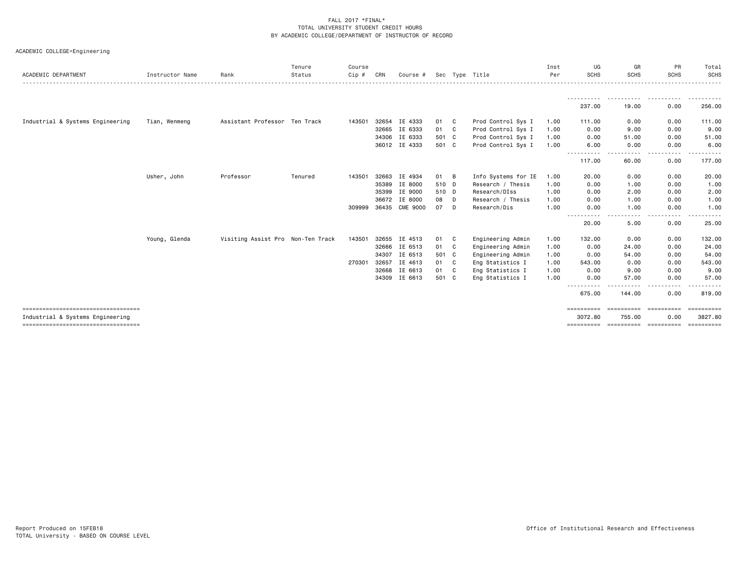FALL 2017 *FINAL*
TOTAL UNIVERSITY STUDENT CREDIT HOURS
BY ACADEMIC COLLEGE/DEPARTMENT OF INSTRUCTOR OF RECORD

ACADEMIC COLLEGE=Engineering

| ACADEMIC DEPARTMENT | Instructor Name | Rank | Tenure Status | Course Cip # | CRN | Course # | Sec | Type | Title | Inst Per | UG SCHS | GR SCHS | PR SCHS | Total SCHS |
|---|---|---|---|---|---|---|---|---|---|---|---|---|---|---|
| | | | | | | | | | | | 237.00 | 19.00 | 0.00 | 256.00 |
| Industrial & Systems Engineering | Tian, Wenmeng | Assistant Professor | Ten Track | 143501 | 32654 | IE 4333 | 01 | C | Prod Control Sys I | 1.00 | 111.00 | 0.00 | 0.00 | 111.00 |
| | | | | | 32665 | IE 6333 | 01 | C | Prod Control Sys I | 1.00 | 0.00 | 9.00 | 0.00 | 9.00 |
| | | | | | 34306 | IE 6333 | 501 | C | Prod Control Sys I | 1.00 | 0.00 | 51.00 | 0.00 | 51.00 |
| | | | | | 36012 | IE 4333 | 501 | C | Prod Control Sys I | 1.00 | 6.00 | 0.00 | 0.00 | 6.00 |
| | | | | | | | | | | | 117.00 | 60.00 | 0.00 | 177.00 |
| | Usher, John | Professor | Tenured | 143501 | 32663 | IE 4934 | 01 | B | Info Systems for IE | 1.00 | 20.00 | 0.00 | 0.00 | 20.00 |
| | | | | | 35389 | IE 8000 | 510 | D | Research / Thesis | 1.00 | 0.00 | 1.00 | 0.00 | 1.00 |
| | | | | | 35399 | IE 9000 | 510 | D | Research/DIss | 1.00 | 0.00 | 2.00 | 0.00 | 2.00 |
| | | | | | 36672 | IE 8000 | 08 | D | Research / Thesis | 1.00 | 0.00 | 1.00 | 0.00 | 1.00 |
| | | | | 309999 | 36435 | CME 9000 | 07 | D | Research/Dis | 1.00 | 0.00 | 1.00 | 0.00 | 1.00 |
| | | | | | | | | | | | 20.00 | 5.00 | 0.00 | 25.00 |
| | Young, Glenda | Visiting Assist Pro | Non-Ten Track | 143501 | 32655 | IE 4513 | 01 | C | Engineering Admin | 1.00 | 132.00 | 0.00 | 0.00 | 132.00 |
| | | | | | 32666 | IE 6513 | 01 | C | Engineering Admin | 1.00 | 0.00 | 24.00 | 0.00 | 24.00 |
| | | | | | 34307 | IE 6513 | 501 | C | Engineering Admin | 1.00 | 0.00 | 54.00 | 0.00 | 54.00 |
| | | | | 270301 | 32657 | IE 4613 | 01 | C | Eng Statistics I | 1.00 | 543.00 | 0.00 | 0.00 | 543.00 |
| | | | | | 32668 | IE 6613 | 01 | C | Eng Statistics I | 1.00 | 0.00 | 9.00 | 0.00 | 9.00 |
| | | | | | 34309 | IE 6613 | 501 | C | Eng Statistics I | 1.00 | 0.00 | 57.00 | 0.00 | 57.00 |
| | | | | | | | | | | | 675.00 | 144.00 | 0.00 | 819.00 |
| Industrial & Systems Engineering | | | | | | | | | | | 3072.80 | 755.00 | 0.00 | 3827.80 |

Report Produced on 15FEB18
TOTAL University - BASED ON COURSE LEVEL

Office of Institutional Research and Effectiveness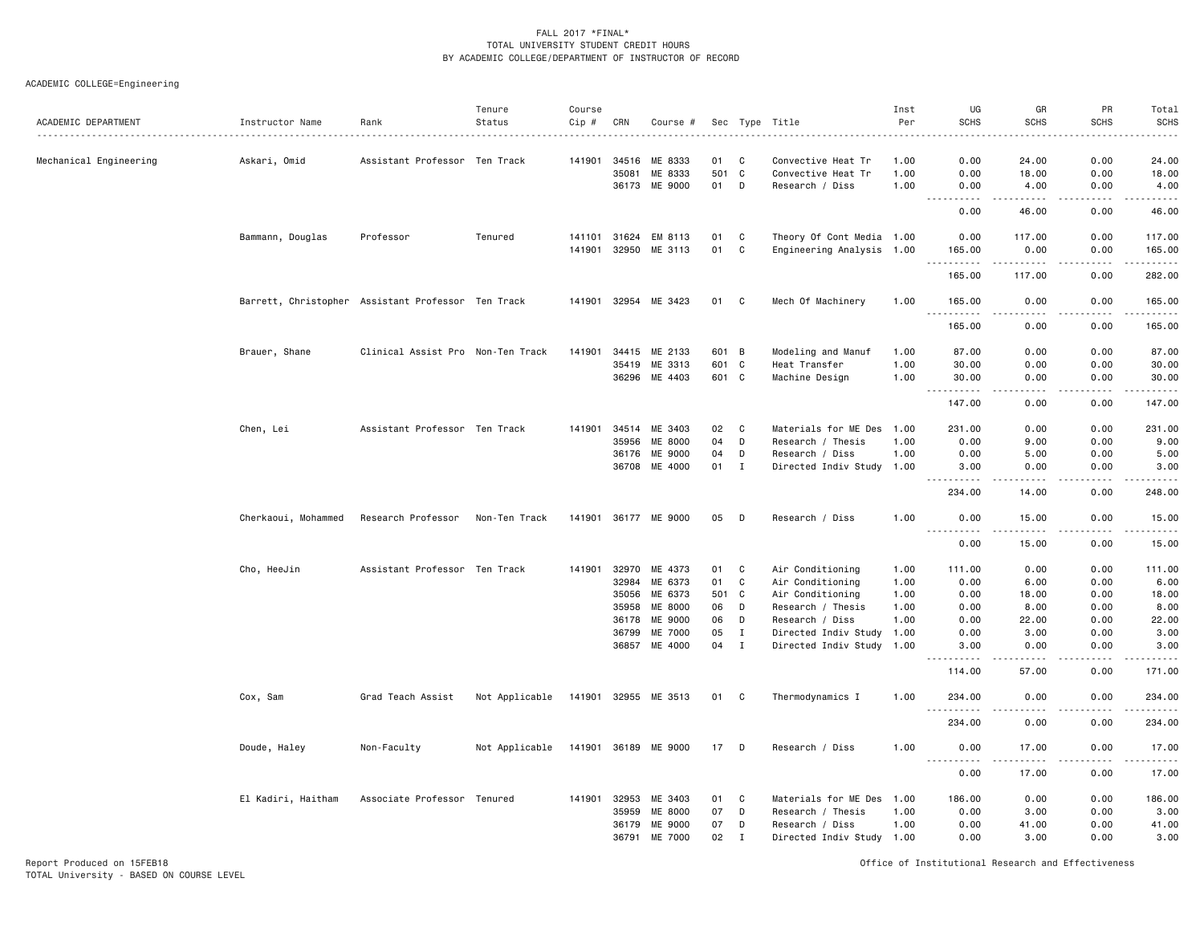FALL 2017 *FINAL*
TOTAL UNIVERSITY STUDENT CREDIT HOURS
BY ACADEMIC COLLEGE/DEPARTMENT OF INSTRUCTOR OF RECORD

ACADEMIC COLLEGE=Engineering

| ACADEMIC DEPARTMENT | Instructor Name | Rank | Tenure Status | Course Cip # | CRN | Course # | Sec | Type | Title | Inst Per | UG SCHS | GR SCHS | PR SCHS | Total SCHS |
|---|---|---|---|---|---|---|---|---|---|---|---|---|---|---|
| Mechanical Engineering | Askari, Omid | Assistant Professor | Ten Track | 141901 | 34516 | ME 8333 | 01 | C | Convective Heat Tr | 1.00 | 0.00 | 24.00 | 0.00 | 24.00 |
| | | | | | 35081 | ME 8333 | 501 | C | Convective Heat Tr | 1.00 | 0.00 | 18.00 | 0.00 | 18.00 |
| | | | | | 36173 | ME 9000 | 01 | D | Research / Diss | 1.00 | 0.00 | 4.00 | 0.00 | 4.00 |
| | | | | | | | | | | | 0.00 | 46.00 | 0.00 | 46.00 |
| | Bammann, Douglas | Professor | Tenured | 141101 | 31624 | EM 8113 | 01 | C | Theory Of Cont Media | 1.00 | 0.00 | 117.00 | 0.00 | 117.00 |
| | | | | 141901 | 32950 | ME 3113 | 01 | C | Engineering Analysis | 1.00 | 165.00 | 0.00 | 0.00 | 165.00 |
| | | | | | | | | | | | 165.00 | 117.00 | 0.00 | 282.00 |
| | Barrett, Christopher | Assistant Professor | Ten Track | 141901 | 32954 | ME 3423 | 01 | C | Mech Of Machinery | 1.00 | 165.00 | 0.00 | 0.00 | 165.00 |
| | | | | | | | | | | | 165.00 | 0.00 | 0.00 | 165.00 |
| | Brauer, Shane | Clinical Assist Pro | Non-Ten Track | 141901 | 34415 | ME 2133 | 601 | B | Modeling and Manuf | 1.00 | 87.00 | 0.00 | 0.00 | 87.00 |
| | | | | | 35419 | ME 3313 | 601 | C | Heat Transfer | 1.00 | 30.00 | 0.00 | 0.00 | 30.00 |
| | | | | | 36296 | ME 4403 | 601 | C | Machine Design | 1.00 | 30.00 | 0.00 | 0.00 | 30.00 |
| | | | | | | | | | | | 147.00 | 0.00 | 0.00 | 147.00 |
| | Chen, Lei | Assistant Professor | Ten Track | 141901 | 34514 | ME 3403 | 02 | C | Materials for ME Des | 1.00 | 231.00 | 0.00 | 0.00 | 231.00 |
| | | | | | 35956 | ME 8000 | 04 | D | Research / Thesis | 1.00 | 0.00 | 9.00 | 0.00 | 9.00 |
| | | | | | 36176 | ME 9000 | 04 | D | Research / Diss | 1.00 | 0.00 | 5.00 | 0.00 | 5.00 |
| | | | | | 36708 | ME 4000 | 01 | I | Directed Indiv Study | 1.00 | 3.00 | 0.00 | 0.00 | 3.00 |
| | | | | | | | | | | | 234.00 | 14.00 | 0.00 | 248.00 |
| | Cherkaoui, Mohammed | Research Professor | Non-Ten Track | 141901 | 36177 | ME 9000 | 05 | D | Research / Diss | 1.00 | 0.00 | 15.00 | 0.00 | 15.00 |
| | | | | | | | | | | | 0.00 | 15.00 | 0.00 | 15.00 |
| | Cho, HeeJin | Assistant Professor | Ten Track | 141901 | 32970 | ME 4373 | 01 | C | Air Conditioning | 1.00 | 111.00 | 0.00 | 0.00 | 111.00 |
| | | | | | 32984 | ME 6373 | 01 | C | Air Conditioning | 1.00 | 0.00 | 6.00 | 0.00 | 6.00 |
| | | | | | 35056 | ME 6373 | 501 | C | Air Conditioning | 1.00 | 0.00 | 18.00 | 0.00 | 18.00 |
| | | | | | 35958 | ME 8000 | 06 | D | Research / Thesis | 1.00 | 0.00 | 8.00 | 0.00 | 8.00 |
| | | | | | 36178 | ME 9000 | 06 | D | Research / Diss | 1.00 | 0.00 | 22.00 | 0.00 | 22.00 |
| | | | | | 36799 | ME 7000 | 05 | I | Directed Indiv Study | 1.00 | 0.00 | 3.00 | 0.00 | 3.00 |
| | | | | | 36857 | ME 4000 | 04 | I | Directed Indiv Study | 1.00 | 3.00 | 0.00 | 0.00 | 3.00 |
| | | | | | | | | | | | 114.00 | 57.00 | 0.00 | 171.00 |
| | Cox, Sam | Grad Teach Assist | Not Applicable | 141901 | 32955 | ME 3513 | 01 | C | Thermodynamics I | 1.00 | 234.00 | 0.00 | 0.00 | 234.00 |
| | | | | | | | | | | | 234.00 | 0.00 | 0.00 | 234.00 |
| | Doude, Haley | Non-Faculty | Not Applicable | 141901 | 36189 | ME 9000 | 17 | D | Research / Diss | 1.00 | 0.00 | 17.00 | 0.00 | 17.00 |
| | | | | | | | | | | | 0.00 | 17.00 | 0.00 | 17.00 |
| | El Kadiri, Haitham | Associate Professor | Tenured | 141901 | 32953 | ME 3403 | 01 | C | Materials for ME Des | 1.00 | 186.00 | 0.00 | 0.00 | 186.00 |
| | | | | | 35959 | ME 8000 | 07 | D | Research / Thesis | 1.00 | 0.00 | 3.00 | 0.00 | 3.00 |
| | | | | | 36179 | ME 9000 | 07 | D | Research / Diss | 1.00 | 0.00 | 41.00 | 0.00 | 41.00 |
| | | | | | 36791 | ME 7000 | 02 | I | Directed Indiv Study | 1.00 | 0.00 | 3.00 | 0.00 | 3.00 |

Report Produced on 15FEB18
TOTAL University - BASED ON COURSE LEVEL

Office of Institutional Research and Effectiveness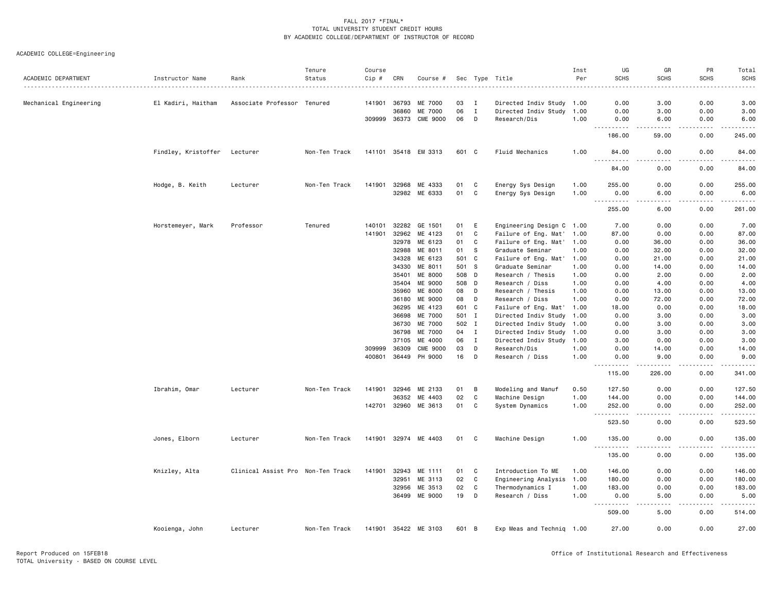FALL 2017 *FINAL*
TOTAL UNIVERSITY STUDENT CREDIT HOURS
BY ACADEMIC COLLEGE/DEPARTMENT OF INSTRUCTOR OF RECORD

ACADEMIC COLLEGE=Engineering

| ACADEMIC DEPARTMENT | Instructor Name | Rank | Tenure Status | Course Cip # | CRN | Course # | Sec | Type | Title | Inst Per | UG SCHS | GR SCHS | PR SCHS | Total SCHS |
|---|---|---|---|---|---|---|---|---|---|---|---|---|---|---|
| Mechanical Engineering | El Kadiri, Haitham | Associate Professor | Tenured | 141901 | 36793 | ME 7000 | 03 | I | Directed Indiv Study | 1.00 | 0.00 | 3.00 | 0.00 | 3.00 |
| | | | | | 36860 | ME 7000 | 06 | I | Directed Indiv Study | 1.00 | 0.00 | 3.00 | 0.00 | 3.00 |
| | | | | 309999 | 36373 | CME 9000 | 06 | D | Research/Dis | 1.00 | 0.00 | 6.00 | 0.00 | 6.00 |
| | | | | | | | | | | | 186.00 | 59.00 | 0.00 | 245.00 |
| | Findley, Kristoffer | Lecturer | Non-Ten Track | 141101 | 35418 | EM 3313 | 601 | C | Fluid Mechanics | 1.00 | 84.00 | 0.00 | 0.00 | 84.00 |
| | | | | | | | | | | | 84.00 | 0.00 | 0.00 | 84.00 |
| | Hodge, B. Keith | Lecturer | Non-Ten Track | 141901 | 32968 | ME 4333 | 01 | C | Energy Sys Design | 1.00 | 255.00 | 0.00 | 0.00 | 255.00 |
| | | | | | 32982 | ME 6333 | 01 | C | Energy Sys Design | 1.00 | 0.00 | 6.00 | 0.00 | 6.00 |
| | | | | | | | | | | | 255.00 | 6.00 | 0.00 | 261.00 |
| | Horstemeyer, Mark | Professor | Tenured | 140101 | 32282 | GE 1501 | 01 | E | Engineering Design C | 1.00 | 7.00 | 0.00 | 0.00 | 7.00 |
| | | | | 141901 | 32962 | ME 4123 | 01 | C | Failure of Eng. Mat' | 1.00 | 87.00 | 0.00 | 0.00 | 87.00 |
| | | | | | 32978 | ME 6123 | 01 | C | Failure of Eng. Mat' | 1.00 | 0.00 | 36.00 | 0.00 | 36.00 |
| | | | | | 32988 | ME 8011 | 01 | S | Graduate Seminar | 1.00 | 0.00 | 32.00 | 0.00 | 32.00 |
| | | | | | 34328 | ME 6123 | 501 | C | Failure of Eng. Mat' | 1.00 | 0.00 | 21.00 | 0.00 | 21.00 |
| | | | | | 34330 | ME 8011 | 501 | S | Graduate Seminar | 1.00 | 0.00 | 14.00 | 0.00 | 14.00 |
| | | | | | 35401 | ME 8000 | 508 | D | Research / Thesis | 1.00 | 0.00 | 2.00 | 0.00 | 2.00 |
| | | | | | 35404 | ME 9000 | 508 | D | Research / Diss | 1.00 | 0.00 | 4.00 | 0.00 | 4.00 |
| | | | | | 35960 | ME 8000 | 08 | D | Research / Thesis | 1.00 | 0.00 | 13.00 | 0.00 | 13.00 |
| | | | | | 36180 | ME 9000 | 08 | D | Research / Diss | 1.00 | 0.00 | 72.00 | 0.00 | 72.00 |
| | | | | | 36295 | ME 4123 | 601 | C | Failure of Eng. Mat' | 1.00 | 18.00 | 0.00 | 0.00 | 18.00 |
| | | | | | 36698 | ME 7000 | 501 | I | Directed Indiv Study | 1.00 | 0.00 | 3.00 | 0.00 | 3.00 |
| | | | | | 36730 | ME 7000 | 502 | I | Directed Indiv Study | 1.00 | 0.00 | 3.00 | 0.00 | 3.00 |
| | | | | | 36798 | ME 7000 | 04 | I | Directed Indiv Study | 1.00 | 0.00 | 3.00 | 0.00 | 3.00 |
| | | | | | 37105 | ME 4000 | 06 | I | Directed Indiv Study | 1.00 | 3.00 | 0.00 | 0.00 | 3.00 |
| | | | | 309999 | 36309 | CME 9000 | 03 | D | Research/Dis | 1.00 | 0.00 | 14.00 | 0.00 | 14.00 |
| | | | | 400801 | 36449 | PH 9000 | 16 | D | Research / Diss | 1.00 | 0.00 | 9.00 | 0.00 | 9.00 |
| | | | | | | | | | | | 115.00 | 226.00 | 0.00 | 341.00 |
| | Ibrahim, Omar | Lecturer | Non-Ten Track | 141901 | 32946 | ME 2133 | 01 | B | Modeling and Manuf | 0.50 | 127.50 | 0.00 | 0.00 | 127.50 |
| | | | | | 36352 | ME 4403 | 02 | C | Machine Design | 1.00 | 144.00 | 0.00 | 0.00 | 144.00 |
| | | | | 142701 | 32960 | ME 3613 | 01 | C | System Dynamics | 1.00 | 252.00 | 0.00 | 0.00 | 252.00 |
| | | | | | | | | | | | 523.50 | 0.00 | 0.00 | 523.50 |
| | Jones, Elborn | Lecturer | Non-Ten Track | 141901 | 32974 | ME 4403 | 01 | C | Machine Design | 1.00 | 135.00 | 0.00 | 0.00 | 135.00 |
| | | | | | | | | | | | 135.00 | 0.00 | 0.00 | 135.00 |
| | Knizley, Alta | Clinical Assist Pro | Non-Ten Track | 141901 | 32943 | ME 1111 | 01 | C | Introduction To ME | 1.00 | 146.00 | 0.00 | 0.00 | 146.00 |
| | | | | | 32951 | ME 3113 | 02 | C | Engineering Analysis | 1.00 | 180.00 | 0.00 | 0.00 | 180.00 |
| | | | | | 32956 | ME 3513 | 02 | C | Thermodynamics I | 1.00 | 183.00 | 0.00 | 0.00 | 183.00 |
| | | | | | 36499 | ME 9000 | 19 | D | Research / Diss | 1.00 | 0.00 | 5.00 | 0.00 | 5.00 |
| | | | | | | | | | | | 509.00 | 5.00 | 0.00 | 514.00 |
| | Kooienga, John | Lecturer | Non-Ten Track | 141901 | 35422 | ME 3103 | 601 | B | Exp Meas and Techniq | 1.00 | 27.00 | 0.00 | 0.00 | 27.00 |

Report Produced on 15FEB18
TOTAL University - BASED ON COURSE LEVEL

Office of Institutional Research and Effectiveness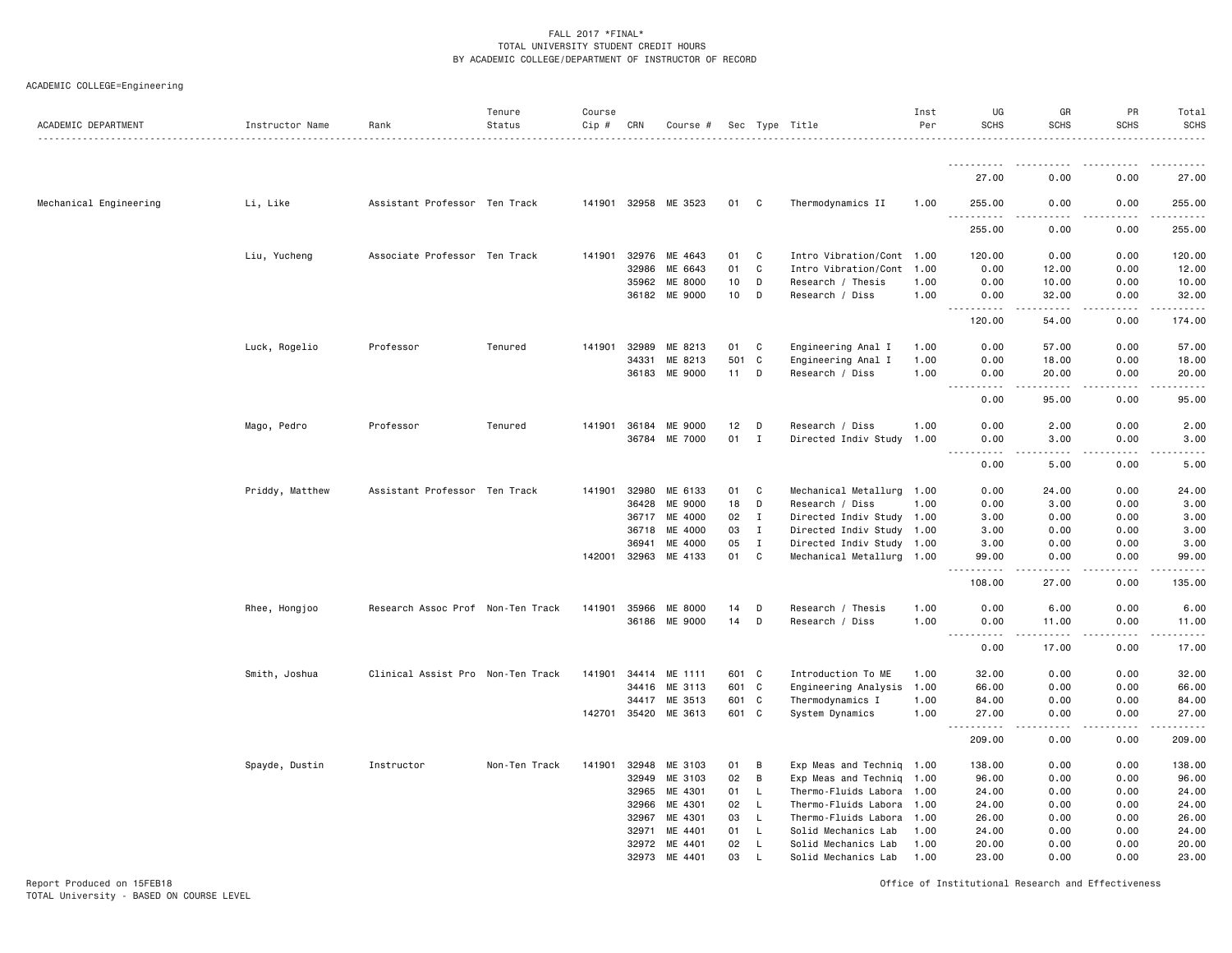FALL 2017 *FINAL*
TOTAL UNIVERSITY STUDENT CREDIT HOURS
BY ACADEMIC COLLEGE/DEPARTMENT OF INSTRUCTOR OF RECORD

ACADEMIC COLLEGE=Engineering

| ACADEMIC DEPARTMENT | Instructor Name | Rank | Tenure Status | Course Cip # | CRN | Course # | Sec | Type | Title | Inst Per | UG SCHS | GR SCHS | PR SCHS | Total SCHS |
|---|---|---|---|---|---|---|---|---|---|---|---|---|---|---|
| | | | | | | | | | | | 27.00 | 0.00 | 0.00 | 27.00 |
| Mechanical Engineering | Li, Like | Assistant Professor | Ten Track | 141901 | 32958 | ME 3523 | 01 | C | Thermodynamics II | 1.00 | 255.00 | 0.00 | 0.00 | 255.00 |
| | | | | | | | | | | | 255.00 | 0.00 | 0.00 | 255.00 |
| | Liu, Yucheng | Associate Professor | Ten Track | 141901 | 32976 | ME 4643 | 01 | C | Intro Vibration/Cont | 1.00 | 120.00 | 0.00 | 0.00 | 120.00 |
| | | | | | 32986 | ME 6643 | 01 | C | Intro Vibration/Cont | 1.00 | 0.00 | 12.00 | 0.00 | 12.00 |
| | | | | | 35962 | ME 8000 | 10 | D | Research / Thesis | 1.00 | 0.00 | 10.00 | 0.00 | 10.00 |
| | | | | | 36182 | ME 9000 | 10 | D | Research / Diss | 1.00 | 0.00 | 32.00 | 0.00 | 32.00 |
| | | | | | | | | | | | 120.00 | 54.00 | 0.00 | 174.00 |
| | Luck, Rogelio | Professor | Tenured | 141901 | 32989 | ME 8213 | 01 | C | Engineering Anal I | 1.00 | 0.00 | 57.00 | 0.00 | 57.00 |
| | | | | | 34331 | ME 8213 | 501 | C | Engineering Anal I | 1.00 | 0.00 | 18.00 | 0.00 | 18.00 |
| | | | | | 36183 | ME 9000 | 11 | D | Research / Diss | 1.00 | 0.00 | 20.00 | 0.00 | 20.00 |
| | | | | | | | | | | | 0.00 | 95.00 | 0.00 | 95.00 |
| | Mago, Pedro | Professor | Tenured | 141901 | 36184 | ME 9000 | 12 | D | Research / Diss | 1.00 | 0.00 | 2.00 | 0.00 | 2.00 |
| | | | | | 36784 | ME 7000 | 01 | I | Directed Indiv Study | 1.00 | 0.00 | 3.00 | 0.00 | 3.00 |
| | | | | | | | | | | | 0.00 | 5.00 | 0.00 | 5.00 |
| | Priddy, Matthew | Assistant Professor | Ten Track | 141901 | 32980 | ME 6133 | 01 | C | Mechanical Metallurg | 1.00 | 0.00 | 24.00 | 0.00 | 24.00 |
| | | | | | 36428 | ME 9000 | 18 | D | Research / Diss | 1.00 | 0.00 | 3.00 | 0.00 | 3.00 |
| | | | | | 36717 | ME 4000 | 02 | I | Directed Indiv Study | 1.00 | 3.00 | 0.00 | 0.00 | 3.00 |
| | | | | | 36718 | ME 4000 | 03 | I | Directed Indiv Study | 1.00 | 3.00 | 0.00 | 0.00 | 3.00 |
| | | | | | 36941 | ME 4000 | 05 | I | Directed Indiv Study | 1.00 | 3.00 | 0.00 | 0.00 | 3.00 |
| | | | | 142001 | 32963 | ME 4133 | 01 | C | Mechanical Metallurg | 1.00 | 99.00 | 0.00 | 0.00 | 99.00 |
| | | | | | | | | | | | 108.00 | 27.00 | 0.00 | 135.00 |
| | Rhee, Hongjoo | Research Assoc Prof | Non-Ten Track | 141901 | 35966 | ME 8000 | 14 | D | Research / Thesis | 1.00 | 0.00 | 6.00 | 0.00 | 6.00 |
| | | | | | 36186 | ME 9000 | 14 | D | Research / Diss | 1.00 | 0.00 | 11.00 | 0.00 | 11.00 |
| | | | | | | | | | | | 0.00 | 17.00 | 0.00 | 17.00 |
| | Smith, Joshua | Clinical Assist Pro | Non-Ten Track | 141901 | 34414 | ME 1111 | 601 | C | Introduction To ME | 1.00 | 32.00 | 0.00 | 0.00 | 32.00 |
| | | | | | 34416 | ME 3113 | 601 | C | Engineering Analysis | 1.00 | 66.00 | 0.00 | 0.00 | 66.00 |
| | | | | | 34417 | ME 3513 | 601 | C | Thermodynamics I | 1.00 | 84.00 | 0.00 | 0.00 | 84.00 |
| | | | | 142701 | 35420 | ME 3613 | 601 | C | System Dynamics | 1.00 | 27.00 | 0.00 | 0.00 | 27.00 |
| | | | | | | | | | | | 209.00 | 0.00 | 0.00 | 209.00 |
| | Spayde, Dustin | Instructor | Non-Ten Track | 141901 | 32948 | ME 3103 | 01 | B | Exp Meas and Techniq | 1.00 | 138.00 | 0.00 | 0.00 | 138.00 |
| | | | | | 32949 | ME 3103 | 02 | B | Exp Meas and Techniq | 1.00 | 96.00 | 0.00 | 0.00 | 96.00 |
| | | | | | 32965 | ME 4301 | 01 | L | Thermo-Fluids Labora | 1.00 | 24.00 | 0.00 | 0.00 | 24.00 |
| | | | | | 32966 | ME 4301 | 02 | L | Thermo-Fluids Labora | 1.00 | 24.00 | 0.00 | 0.00 | 24.00 |
| | | | | | 32967 | ME 4301 | 03 | L | Thermo-Fluids Labora | 1.00 | 26.00 | 0.00 | 0.00 | 26.00 |
| | | | | | 32971 | ME 4401 | 01 | L | Solid Mechanics Lab | 1.00 | 24.00 | 0.00 | 0.00 | 24.00 |
| | | | | | 32972 | ME 4401 | 02 | L | Solid Mechanics Lab | 1.00 | 20.00 | 0.00 | 0.00 | 20.00 |
| | | | | | 32973 | ME 4401 | 03 | L | Solid Mechanics Lab | 1.00 | 23.00 | 0.00 | 0.00 | 23.00 |

Report Produced on 15FEB18
TOTAL University - BASED ON COURSE LEVEL

Office of Institutional Research and Effectiveness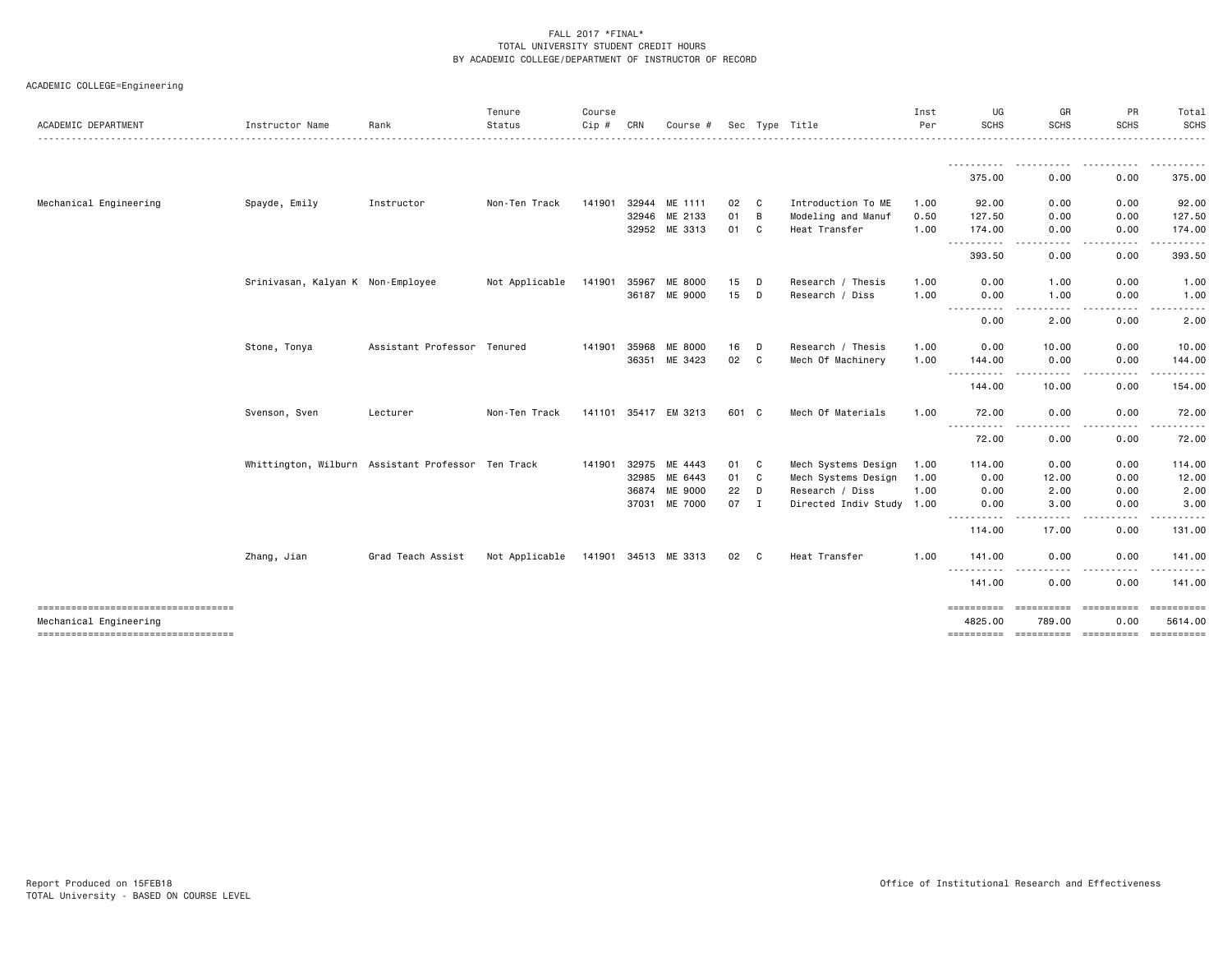FALL 2017 *FINAL*
TOTAL UNIVERSITY STUDENT CREDIT HOURS
BY ACADEMIC COLLEGE/DEPARTMENT OF INSTRUCTOR OF RECORD

ACADEMIC COLLEGE=Engineering

| ACADEMIC DEPARTMENT | Instructor Name | Rank | Tenure Status | Course Cip # | CRN | Course # | Sec | Type | Title | Inst Per | UG SCHS | GR SCHS | PR SCHS | Total SCHS |
|---|---|---|---|---|---|---|---|---|---|---|---|---|---|---|
| | | | | | | | | | | | 375.00 | 0.00 | 0.00 | 375.00 |
| Mechanical Engineering | Spayde, Emily | Instructor | Non-Ten Track | 141901 | 32944 | ME 1111 | 02 | C | Introduction To ME | 1.00 | 92.00 | 0.00 | 0.00 | 92.00 |
| | | | | | 32946 | ME 2133 | 01 | B | Modeling and Manuf | 0.50 | 127.50 | 0.00 | 0.00 | 127.50 |
| | | | | | 32952 | ME 3313 | 01 | C | Heat Transfer | 1.00 | 174.00 | 0.00 | 0.00 | 174.00 |
| | | | | | | | | | | | 393.50 | 0.00 | 0.00 | 393.50 |
| | Srinivasan, Kalyan K | Non-Employee | Not Applicable | 141901 | 35967 | ME 8000 | 15 | D | Research / Thesis | 1.00 | 0.00 | 1.00 | 0.00 | 1.00 |
| | | | | | 36187 | ME 9000 | 15 | D | Research / Diss | 1.00 | 0.00 | 1.00 | 0.00 | 1.00 |
| | | | | | | | | | | | 0.00 | 2.00 | 0.00 | 2.00 |
| | Stone, Tonya | Assistant Professor | Tenured | 141901 | 35968 | ME 8000 | 16 | D | Research / Thesis | 1.00 | 0.00 | 10.00 | 0.00 | 10.00 |
| | | | | | 36351 | ME 3423 | 02 | C | Mech Of Machinery | 1.00 | 144.00 | 0.00 | 0.00 | 144.00 |
| | | | | | | | | | | | 144.00 | 10.00 | 0.00 | 154.00 |
| | Svenson, Sven | Lecturer | Non-Ten Track | 141101 | 35417 | EM 3213 | 601 | C | Mech Of Materials | 1.00 | 72.00 | 0.00 | 0.00 | 72.00 |
| | | | | | | | | | | | 72.00 | 0.00 | 0.00 | 72.00 |
| | Whittington, Wilburn | Assistant Professor | Ten Track | 141901 | 32975 | ME 4443 | 01 | C | Mech Systems Design | 1.00 | 114.00 | 0.00 | 0.00 | 114.00 |
| | | | | | 32985 | ME 6443 | 01 | C | Mech Systems Design | 1.00 | 0.00 | 12.00 | 0.00 | 12.00 |
| | | | | | 36874 | ME 9000 | 22 | D | Research / Diss | 1.00 | 0.00 | 2.00 | 0.00 | 2.00 |
| | | | | | 37031 | ME 7000 | 07 | I | Directed Indiv Study | 1.00 | 0.00 | 3.00 | 0.00 | 3.00 |
| | | | | | | | | | | | 114.00 | 17.00 | 0.00 | 131.00 |
| | Zhang, Jian | Grad Teach Assist | Not Applicable | 141901 | 34513 | ME 3313 | 02 | C | Heat Transfer | 1.00 | 141.00 | 0.00 | 0.00 | 141.00 |
| | | | | | | | | | | | 141.00 | 0.00 | 0.00 | 141.00 |
| Mechanical Engineering | | | | | | | | | | | 4825.00 | 789.00 | 0.00 | 5614.00 |

Report Produced on 15FEB18
TOTAL University - BASED ON COURSE LEVEL

Office of Institutional Research and Effectiveness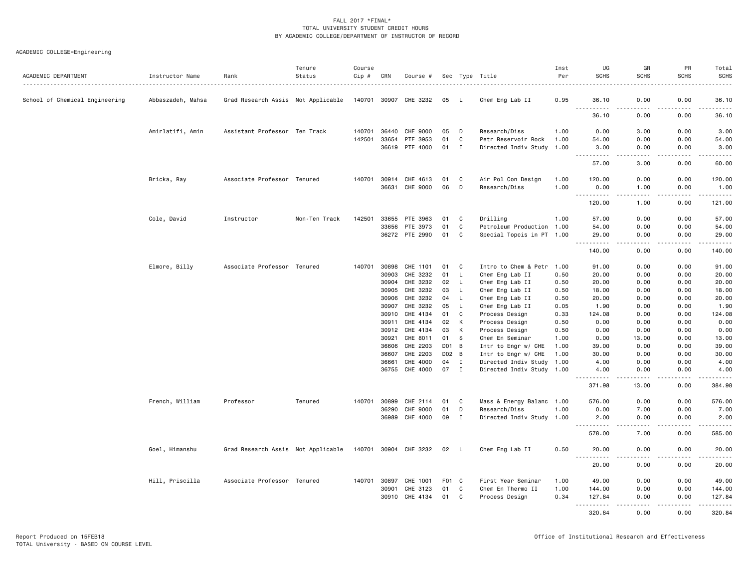FALL 2017 *FINAL*
TOTAL UNIVERSITY STUDENT CREDIT HOURS
BY ACADEMIC COLLEGE/DEPARTMENT OF INSTRUCTOR OF RECORD

ACADEMIC COLLEGE=Engineering

| ACADEMIC DEPARTMENT | Instructor Name | Rank | Tenure Status | Course Cip # | CRN | Course # | Sec | Type | Title | Inst Per | UG SCHS | GR SCHS | PR SCHS | Total SCHS |
|---|---|---|---|---|---|---|---|---|---|---|---|---|---|---|
| School of Chemical Engineering | Abbaszadeh, Mahsa | Grad Research Assis | Not Applicable | 140701 | 30907 | CHE 3232 | 05 | L | Chem Eng Lab II | 0.95 | 36.10 | 0.00 | 0.00 | 36.10 |
| | | | | | | | | | | | 36.10 | 0.00 | 0.00 | 36.10 |
| | Amirlatifi, Amin | Assistant Professor | Ten Track | 140701 | 36440 | CHE 9000 | 05 | D | Research/Diss | 1.00 | 0.00 | 3.00 | 0.00 | 3.00 |
| | | | | 142501 | 33654 | PTE 3953 | 01 | C | Petr Reservoir Rock | 1.00 | 54.00 | 0.00 | 0.00 | 54.00 |
| | | | | | 36619 | PTE 4000 | 01 | I | Directed Indiv Study | 1.00 | 3.00 | 0.00 | 0.00 | 3.00 |
| | | | | | | | | | | | 57.00 | 3.00 | 0.00 | 60.00 |
| | Bricka, Ray | Associate Professor | Tenured | 140701 | 30914 | CHE 4613 | 01 | C | Air Pol Con Design | 1.00 | 120.00 | 0.00 | 0.00 | 120.00 |
| | | | | | 36631 | CHE 9000 | 06 | D | Research/Diss | 1.00 | 0.00 | 1.00 | 0.00 | 1.00 |
| | | | | | | | | | | | 120.00 | 1.00 | 0.00 | 121.00 |
| | Cole, David | Instructor | Non-Ten Track | 142501 | 33655 | PTE 3963 | 01 | C | Drilling | 1.00 | 57.00 | 0.00 | 0.00 | 57.00 |
| | | | | | 33656 | PTE 3973 | 01 | C | Petroleum Production | 1.00 | 54.00 | 0.00 | 0.00 | 54.00 |
| | | | | | 36272 | PTE 2990 | 01 | C | Special Topcis in PT | 1.00 | 29.00 | 0.00 | 0.00 | 29.00 |
| | | | | | | | | | | | 140.00 | 0.00 | 0.00 | 140.00 |
| | Elmore, Billy | Associate Professor | Tenured | 140701 | 30898 | CHE 1101 | 01 | C | Intro to Chem & Petr | 1.00 | 91.00 | 0.00 | 0.00 | 91.00 |
| | | | | | 30903 | CHE 3232 | 01 | L | Chem Eng Lab II | 0.50 | 20.00 | 0.00 | 0.00 | 20.00 |
| | | | | | 30904 | CHE 3232 | 02 | L | Chem Eng Lab II | 0.50 | 20.00 | 0.00 | 0.00 | 20.00 |
| | | | | | 30905 | CHE 3232 | 03 | L | Chem Eng Lab II | 0.50 | 18.00 | 0.00 | 0.00 | 18.00 |
| | | | | | 30906 | CHE 3232 | 04 | L | Chem Eng Lab II | 0.50 | 20.00 | 0.00 | 0.00 | 20.00 |
| | | | | | 30907 | CHE 3232 | 05 | L | Chem Eng Lab II | 0.05 | 1.90 | 0.00 | 0.00 | 1.90 |
| | | | | | 30910 | CHE 4134 | 01 | C | Process Design | 0.33 | 124.08 | 0.00 | 0.00 | 124.08 |
| | | | | | 30911 | CHE 4134 | 02 | K | Process Design | 0.50 | 0.00 | 0.00 | 0.00 | 0.00 |
| | | | | | 30912 | CHE 4134 | 03 | K | Process Design | 0.50 | 0.00 | 0.00 | 0.00 | 0.00 |
| | | | | | 30921 | CHE 8011 | 01 | S | Chem En Seminar | 1.00 | 0.00 | 13.00 | 0.00 | 13.00 |
| | | | | | 36606 | CHE 2203 | D01 | B | Intr to Engr w/ CHE | 1.00 | 39.00 | 0.00 | 0.00 | 39.00 |
| | | | | | 36607 | CHE 2203 | D02 | B | Intr to Engr w/ CHE | 1.00 | 30.00 | 0.00 | 0.00 | 30.00 |
| | | | | | 36661 | CHE 4000 | 04 | I | Directed Indiv Study | 1.00 | 4.00 | 0.00 | 0.00 | 4.00 |
| | | | | | 36755 | CHE 4000 | 07 | I | Directed Indiv Study | 1.00 | 4.00 | 0.00 | 0.00 | 4.00 |
| | | | | | | | | | | | 371.98 | 13.00 | 0.00 | 384.98 |
| | French, William | Professor | Tenured | 140701 | 30899 | CHE 2114 | 01 | C | Mass & Energy Balanc | 1.00 | 576.00 | 0.00 | 0.00 | 576.00 |
| | | | | | 36290 | CHE 9000 | 01 | D | Research/Diss | 1.00 | 0.00 | 7.00 | 0.00 | 7.00 |
| | | | | | 36989 | CHE 4000 | 09 | I | Directed Indiv Study | 1.00 | 2.00 | 0.00 | 0.00 | 2.00 |
| | | | | | | | | | | | 578.00 | 7.00 | 0.00 | 585.00 |
| | Goel, Himanshu | Grad Research Assis | Not Applicable | 140701 | 30904 | CHE 3232 | 02 | L | Chem Eng Lab II | 0.50 | 20.00 | 0.00 | 0.00 | 20.00 |
| | | | | | | | | | | | 20.00 | 0.00 | 0.00 | 20.00 |
| | Hill, Priscilla | Associate Professor | Tenured | 140701 | 30897 | CHE 1001 | F01 | C | First Year Seminar | 1.00 | 49.00 | 0.00 | 0.00 | 49.00 |
| | | | | | 30901 | CHE 3123 | 01 | C | Chem En Thermo II | 1.00 | 144.00 | 0.00 | 0.00 | 144.00 |
| | | | | | 30910 | CHE 4134 | 01 | C | Process Design | 0.34 | 127.84 | 0.00 | 0.00 | 127.84 |
| | | | | | | | | | | | 320.84 | 0.00 | 0.00 | 320.84 |

Report Produced on 15FEB18
TOTAL University - BASED ON COURSE LEVEL
Office of Institutional Research and Effectiveness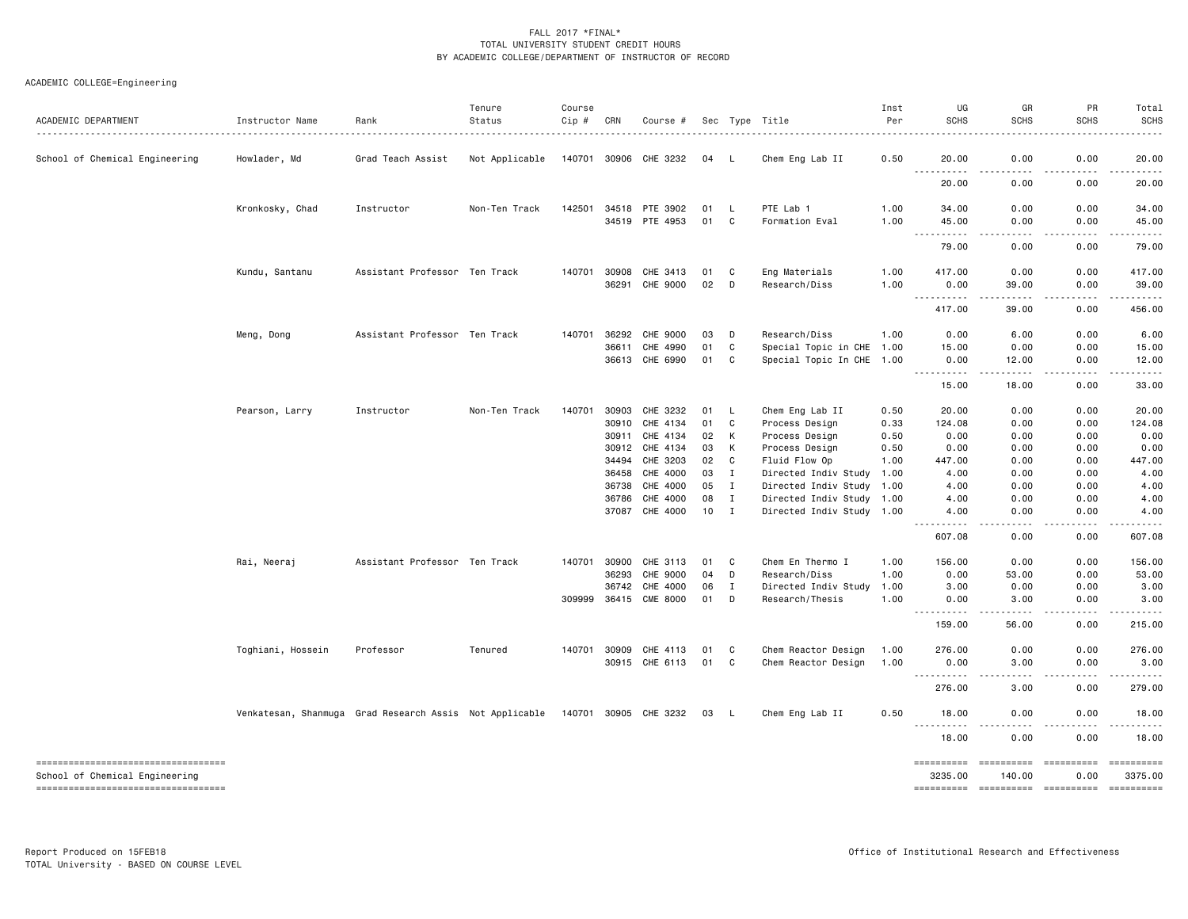FALL 2017 *FINAL*
TOTAL UNIVERSITY STUDENT CREDIT HOURS
BY ACADEMIC COLLEGE/DEPARTMENT OF INSTRUCTOR OF RECORD

ACADEMIC COLLEGE=Engineering

| ACADEMIC DEPARTMENT | Instructor Name | Rank | Tenure Status | Course Cip # | CRN | Course # | Sec | Type | Title | Inst Per | UG SCHS | GR SCHS | PR SCHS | Total SCHS |
|---|---|---|---|---|---|---|---|---|---|---|---|---|---|---|
| School of Chemical Engineering | Howlader, Md | Grad Teach Assist | Not Applicable | 140701 | 30906 | CHE 3232 | 04 | L | Chem Eng Lab II | 0.50 | 20.00 | 0.00 | 0.00 | 20.00 |
| | | | | | | | | | | | 20.00 | 0.00 | 0.00 | 20.00 |
| | Kronkosky, Chad | Instructor | Non-Ten Track | 142501 | 34518 | PTE 3902 | 01 | L | PTE Lab 1 | 1.00 | 34.00 | 0.00 | 0.00 | 34.00 |
| | | | | | 34519 | PTE 4953 | 01 | C | Formation Eval | 1.00 | 45.00 | 0.00 | 0.00 | 45.00 |
| | | | | | | | | | | | 79.00 | 0.00 | 0.00 | 79.00 |
| | Kundu, Santanu | Assistant Professor | Ten Track | 140701 | 30908 | CHE 3413 | 01 | C | Eng Materials | 1.00 | 417.00 | 0.00 | 0.00 | 417.00 |
| | | | | | 36291 | CHE 9000 | 02 | D | Research/Diss | 1.00 | 0.00 | 39.00 | 0.00 | 39.00 |
| | | | | | | | | | | | 417.00 | 39.00 | 0.00 | 456.00 |
| | Meng, Dong | Assistant Professor | Ten Track | 140701 | 36292 | CHE 9000 | 03 | D | Research/Diss | 1.00 | 0.00 | 6.00 | 0.00 | 6.00 |
| | | | | | 36611 | CHE 4990 | 01 | C | Special Topic in CHE | 1.00 | 15.00 | 0.00 | 0.00 | 15.00 |
| | | | | | 36613 | CHE 6990 | 01 | C | Special Topic In CHE | 1.00 | 0.00 | 12.00 | 0.00 | 12.00 |
| | | | | | | | | | | | 15.00 | 18.00 | 0.00 | 33.00 |
| | Pearson, Larry | Instructor | Non-Ten Track | 140701 | 30903 | CHE 3232 | 01 | L | Chem Eng Lab II | 0.50 | 20.00 | 0.00 | 0.00 | 20.00 |
| | | | | | 30910 | CHE 4134 | 01 | C | Process Design | 0.33 | 124.08 | 0.00 | 0.00 | 124.08 |
| | | | | | 30911 | CHE 4134 | 02 | K | Process Design | 0.50 | 0.00 | 0.00 | 0.00 | 0.00 |
| | | | | | 30912 | CHE 4134 | 03 | K | Process Design | 0.50 | 0.00 | 0.00 | 0.00 | 0.00 |
| | | | | | 34494 | CHE 3203 | 02 | C | Fluid Flow Op | 1.00 | 447.00 | 0.00 | 0.00 | 447.00 |
| | | | | | 36458 | CHE 4000 | 03 | I | Directed Indiv Study | 1.00 | 4.00 | 0.00 | 0.00 | 4.00 |
| | | | | | 36738 | CHE 4000 | 05 | I | Directed Indiv Study | 1.00 | 4.00 | 0.00 | 0.00 | 4.00 |
| | | | | | 36786 | CHE 4000 | 08 | I | Directed Indiv Study | 1.00 | 4.00 | 0.00 | 0.00 | 4.00 |
| | | | | | 37087 | CHE 4000 | 10 | I | Directed Indiv Study | 1.00 | 4.00 | 0.00 | 0.00 | 4.00 |
| | | | | | | | | | | | 607.08 | 0.00 | 0.00 | 607.08 |
| | Rai, Neeraj | Assistant Professor | Ten Track | 140701 | 30900 | CHE 3113 | 01 | C | Chem En Thermo I | 1.00 | 156.00 | 0.00 | 0.00 | 156.00 |
| | | | | | 36293 | CHE 9000 | 04 | D | Research/Diss | 1.00 | 0.00 | 53.00 | 0.00 | 53.00 |
| | | | | | 36742 | CHE 4000 | 06 | I | Directed Indiv Study | 1.00 | 3.00 | 0.00 | 0.00 | 3.00 |
| | | | | 309999 | 36415 | CME 8000 | 01 | D | Research/Thesis | 1.00 | 0.00 | 3.00 | 0.00 | 3.00 |
| | | | | | | | | | | | 159.00 | 56.00 | 0.00 | 215.00 |
| | Toghiani, Hossein | Professor | Tenured | 140701 | 30909 | CHE 4113 | 01 | C | Chem Reactor Design | 1.00 | 276.00 | 0.00 | 0.00 | 276.00 |
| | | | | | 30915 | CHE 6113 | 01 | C | Chem Reactor Design | 1.00 | 0.00 | 3.00 | 0.00 | 3.00 |
| | | | | | | | | | | | 276.00 | 3.00 | 0.00 | 279.00 |
| | Venkatesan, Shanmuga | Grad Research Assis | Not Applicable | 140701 | 30905 | CHE 3232 | 03 | L | Chem Eng Lab II | 0.50 | 18.00 | 0.00 | 0.00 | 18.00 |
| | | | | | | | | | | | 18.00 | 0.00 | 0.00 | 18.00 |
| School of Chemical Engineering | | | | | | | | | | | 3235.00 | 140.00 | 0.00 | 3375.00 |

Report Produced on 15FEB18
TOTAL University - BASED ON COURSE LEVEL

Office of Institutional Research and Effectiveness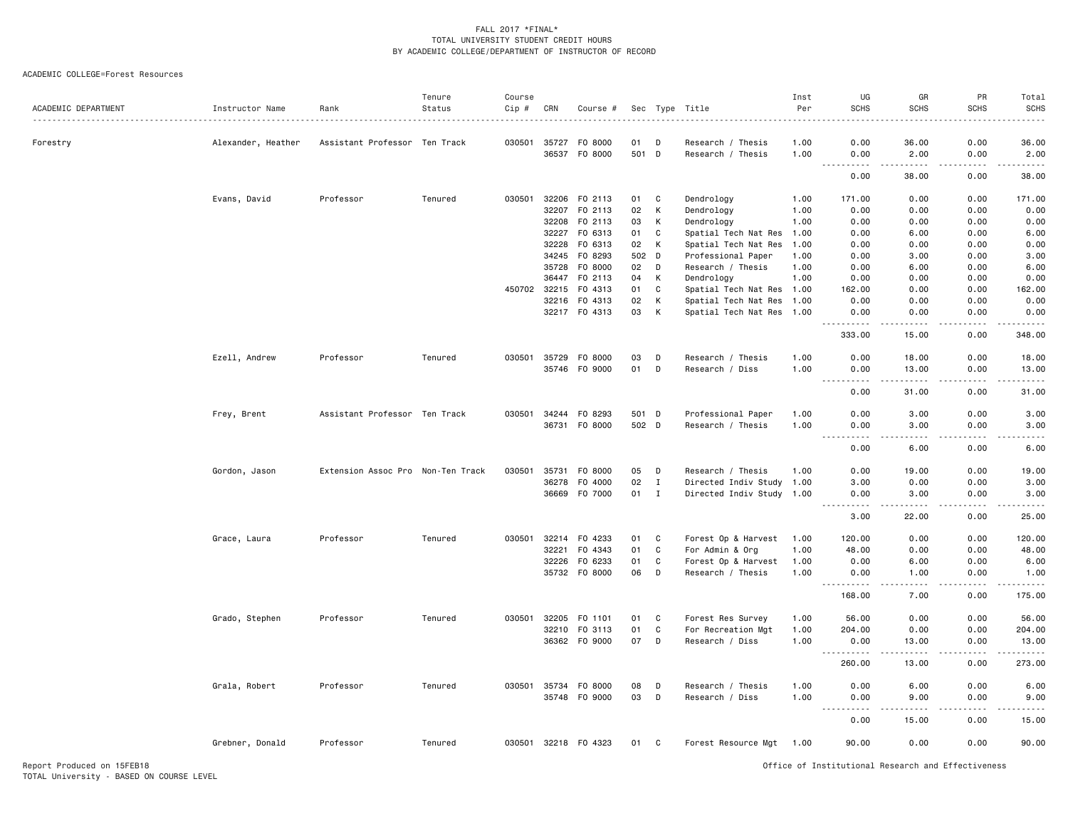FALL 2017 *FINAL*
TOTAL UNIVERSITY STUDENT CREDIT HOURS
BY ACADEMIC COLLEGE/DEPARTMENT OF INSTRUCTOR OF RECORD

ACADEMIC COLLEGE=Forest Resources

| ACADEMIC DEPARTMENT | Instructor Name | Rank | Tenure Status | Course Cip # | CRN | Course # | Sec | Type | Title | Inst Per | UG SCHS | GR SCHS | PR SCHS | Total SCHS |
|---|---|---|---|---|---|---|---|---|---|---|---|---|---|---|
| Forestry | Alexander, Heather | Assistant Professor | Ten Track | 030501 | 35727 | FO 8000 | 01 | D | Research / Thesis | 1.00 | 0.00 | 36.00 | 0.00 | 36.00 |
| | | | | | 36537 | FO 8000 | 501 | D | Research / Thesis | 1.00 | 0.00 | 2.00 | 0.00 | 2.00 |
| | | | | | | | | | | | 0.00 | 38.00 | 0.00 | 38.00 |
| | Evans, David | Professor | Tenured | 030501 | 32206 | FO 2113 | 01 | C | Dendrology | 1.00 | 171.00 | 0.00 | 0.00 | 171.00 |
| | | | | | 32207 | FO 2113 | 02 | K | Dendrology | 1.00 | 0.00 | 0.00 | 0.00 | 0.00 |
| | | | | | 32208 | FO 2113 | 03 | K | Dendrology | 1.00 | 0.00 | 0.00 | 0.00 | 0.00 |
| | | | | | 32227 | FO 6313 | 01 | C | Spatial Tech Nat Res | 1.00 | 0.00 | 6.00 | 0.00 | 6.00 |
| | | | | | 32228 | FO 6313 | 02 | K | Spatial Tech Nat Res | 1.00 | 0.00 | 0.00 | 0.00 | 0.00 |
| | | | | | 34245 | FO 8293 | 502 | D | Professional Paper | 1.00 | 0.00 | 3.00 | 0.00 | 3.00 |
| | | | | | 35728 | FO 8000 | 02 | D | Research / Thesis | 1.00 | 0.00 | 6.00 | 0.00 | 6.00 |
| | | | | | 36447 | FO 2113 | 04 | K | Dendrology | 1.00 | 0.00 | 0.00 | 0.00 | 0.00 |
| | | | | 450702 | 32215 | FO 4313 | 01 | C | Spatial Tech Nat Res | 1.00 | 162.00 | 0.00 | 0.00 | 162.00 |
| | | | | | 32216 | FO 4313 | 02 | K | Spatial Tech Nat Res | 1.00 | 0.00 | 0.00 | 0.00 | 0.00 |
| | | | | | 32217 | FO 4313 | 03 | K | Spatial Tech Nat Res | 1.00 | 0.00 | 0.00 | 0.00 | 0.00 |
| | | | | | | | | | | | 333.00 | 15.00 | 0.00 | 348.00 |
| | Ezell, Andrew | Professor | Tenured | 030501 | 35729 | FO 8000 | 03 | D | Research / Thesis | 1.00 | 0.00 | 18.00 | 0.00 | 18.00 |
| | | | | | 35746 | FO 9000 | 01 | D | Research / Diss | 1.00 | 0.00 | 13.00 | 0.00 | 13.00 |
| | | | | | | | | | | | 0.00 | 31.00 | 0.00 | 31.00 |
| | Frey, Brent | Assistant Professor | Ten Track | 030501 | 34244 | FO 8293 | 501 | D | Professional Paper | 1.00 | 0.00 | 3.00 | 0.00 | 3.00 |
| | | | | | 36731 | FO 8000 | 502 | D | Research / Thesis | 1.00 | 0.00 | 3.00 | 0.00 | 3.00 |
| | | | | | | | | | | | 0.00 | 6.00 | 0.00 | 6.00 |
| | Gordon, Jason | Extension Assoc Pro | Non-Ten Track | 030501 | 35731 | FO 8000 | 05 | D | Research / Thesis | 1.00 | 0.00 | 19.00 | 0.00 | 19.00 |
| | | | | | 36278 | FO 4000 | 02 | I | Directed Indiv Study | 1.00 | 3.00 | 0.00 | 0.00 | 3.00 |
| | | | | | 36669 | FO 7000 | 01 | I | Directed Indiv Study | 1.00 | 0.00 | 3.00 | 0.00 | 3.00 |
| | | | | | | | | | | | 3.00 | 22.00 | 0.00 | 25.00 |
| | Grace, Laura | Professor | Tenured | 030501 | 32214 | FO 4233 | 01 | C | Forest Op & Harvest | 1.00 | 120.00 | 0.00 | 0.00 | 120.00 |
| | | | | | 32221 | FO 4343 | 01 | C | For Admin & Org | 1.00 | 48.00 | 0.00 | 0.00 | 48.00 |
| | | | | | 32226 | FO 6233 | 01 | C | Forest Op & Harvest | 1.00 | 0.00 | 6.00 | 0.00 | 6.00 |
| | | | | | 35732 | FO 8000 | 06 | D | Research / Thesis | 1.00 | 0.00 | 1.00 | 0.00 | 1.00 |
| | | | | | | | | | | | 168.00 | 7.00 | 0.00 | 175.00 |
| | Grado, Stephen | Professor | Tenured | 030501 | 32205 | FO 1101 | 01 | C | Forest Res Survey | 1.00 | 56.00 | 0.00 | 0.00 | 56.00 |
| | | | | | 32210 | FO 3113 | 01 | C | For Recreation Mgt | 1.00 | 204.00 | 0.00 | 0.00 | 204.00 |
| | | | | | 36362 | FO 9000 | 07 | D | Research / Diss | 1.00 | 0.00 | 13.00 | 0.00 | 13.00 |
| | | | | | | | | | | | 260.00 | 13.00 | 0.00 | 273.00 |
| | Grala, Robert | Professor | Tenured | 030501 | 35734 | FO 8000 | 08 | D | Research / Thesis | 1.00 | 0.00 | 6.00 | 0.00 | 6.00 |
| | | | | | 35748 | FO 9000 | 03 | D | Research / Diss | 1.00 | 0.00 | 9.00 | 0.00 | 9.00 |
| | | | | | | | | | | | 0.00 | 15.00 | 0.00 | 15.00 |
| | Grebner, Donald | Professor | Tenured | 030501 | 32218 | FO 4323 | 01 | C | Forest Resource Mgt | 1.00 | 90.00 | 0.00 | 0.00 | 90.00 |

Report Produced on 15FEB18
TOTAL University - BASED ON COURSE LEVEL

Office of Institutional Research and Effectiveness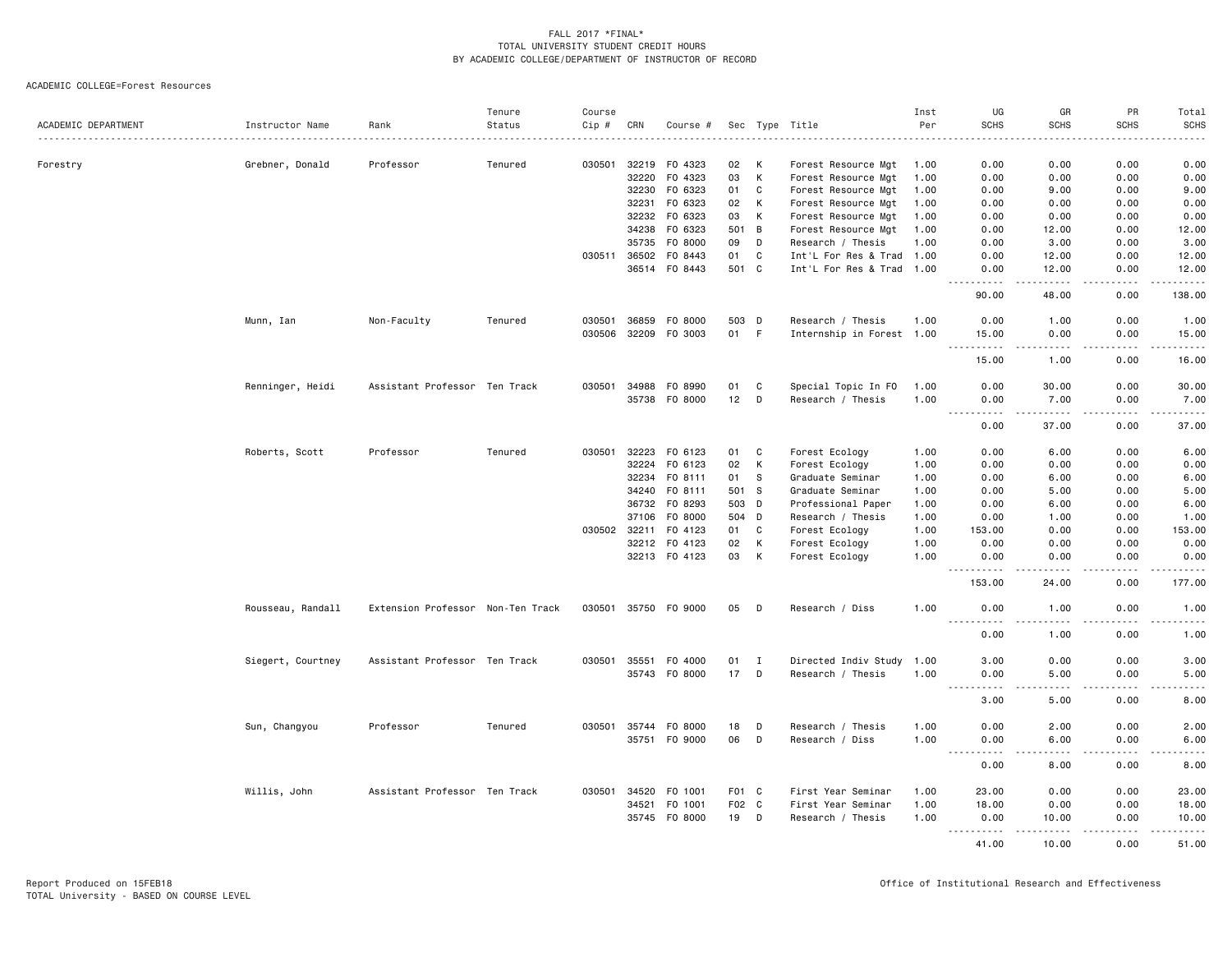FALL 2017 *FINAL*
TOTAL UNIVERSITY STUDENT CREDIT HOURS
BY ACADEMIC COLLEGE/DEPARTMENT OF INSTRUCTOR OF RECORD

ACADEMIC COLLEGE=Forest Resources

| ACADEMIC DEPARTMENT | Instructor Name | Rank | Tenure Status | Course Cip # | CRN | Course # | Sec | Type | Title | Inst Per | UG SCHS | GR SCHS | PR SCHS | Total SCHS |
|---|---|---|---|---|---|---|---|---|---|---|---|---|---|---|
| Forestry | Grebner, Donald | Professor | Tenured | 030501 | 32219 | FO 4323 | 02 | K | Forest Resource Mgt | 1.00 | 0.00 | 0.00 | 0.00 | 0.00 |
| | | | | | 32220 | FO 4323 | 03 | K | Forest Resource Mgt | 1.00 | 0.00 | 0.00 | 0.00 | 0.00 |
| | | | | | 32230 | FO 6323 | 01 | C | Forest Resource Mgt | 1.00 | 0.00 | 9.00 | 0.00 | 9.00 |
| | | | | | 32231 | FO 6323 | 02 | K | Forest Resource Mgt | 1.00 | 0.00 | 0.00 | 0.00 | 0.00 |
| | | | | | 32232 | FO 6323 | 03 | K | Forest Resource Mgt | 1.00 | 0.00 | 0.00 | 0.00 | 0.00 |
| | | | | | 34238 | FO 6323 | 501 | B | Forest Resource Mgt | 1.00 | 0.00 | 12.00 | 0.00 | 12.00 |
| | | | | | 35735 | FO 8000 | 09 | D | Research / Thesis | 1.00 | 0.00 | 3.00 | 0.00 | 3.00 |
| | | | | 030511 | 36502 | FO 8443 | 01 | C | Int'L For Res & Trad | 1.00 | 0.00 | 12.00 | 0.00 | 12.00 |
| | | | | | 36514 | FO 8443 | 501 | C | Int'L For Res & Trad | 1.00 | 0.00 | 12.00 | 0.00 | 12.00 |
| | | | | | | | | | | | 90.00 | 48.00 | 0.00 | 138.00 |
| | Munn, Ian | Non-Faculty | Tenured | 030501 | 36859 | FO 8000 | 503 | D | Research / Thesis | 1.00 | 0.00 | 1.00 | 0.00 | 1.00 |
| | | | | 030506 | 32209 | FO 3003 | 01 | F | Internship in Forest | 1.00 | 15.00 | 0.00 | 0.00 | 15.00 |
| | | | | | | | | | | | 15.00 | 1.00 | 0.00 | 16.00 |
| | Renninger, Heidi | Assistant Professor | Ten Track | 030501 | 34988 | FO 8990 | 01 | C | Special Topic In FO | 1.00 | 0.00 | 30.00 | 0.00 | 30.00 |
| | | | | | 35738 | FO 8000 | 12 | D | Research / Thesis | 1.00 | 0.00 | 7.00 | 0.00 | 7.00 |
| | | | | | | | | | | | 0.00 | 37.00 | 0.00 | 37.00 |
| | Roberts, Scott | Professor | Tenured | 030501 | 32223 | FO 6123 | 01 | C | Forest Ecology | 1.00 | 0.00 | 6.00 | 0.00 | 6.00 |
| | | | | | 32224 | FO 6123 | 02 | K | Forest Ecology | 1.00 | 0.00 | 0.00 | 0.00 | 0.00 |
| | | | | | 32234 | FO 8111 | 01 | S | Graduate Seminar | 1.00 | 0.00 | 6.00 | 0.00 | 6.00 |
| | | | | | 34240 | FO 8111 | 501 | S | Graduate Seminar | 1.00 | 0.00 | 5.00 | 0.00 | 5.00 |
| | | | | | 36732 | FO 8293 | 503 | D | Professional Paper | 1.00 | 0.00 | 6.00 | 0.00 | 6.00 |
| | | | | | 37106 | FO 8000 | 504 | D | Research / Thesis | 1.00 | 0.00 | 1.00 | 0.00 | 1.00 |
| | | | | 030502 | 32211 | FO 4123 | 01 | C | Forest Ecology | 1.00 | 153.00 | 0.00 | 0.00 | 153.00 |
| | | | | | 32212 | FO 4123 | 02 | K | Forest Ecology | 1.00 | 0.00 | 0.00 | 0.00 | 0.00 |
| | | | | | 32213 | FO 4123 | 03 | K | Forest Ecology | 1.00 | 0.00 | 0.00 | 0.00 | 0.00 |
| | | | | | | | | | | | 153.00 | 24.00 | 0.00 | 177.00 |
| | Rousseau, Randall | Extension Professor | Non-Ten Track | 030501 | 35750 | FO 9000 | 05 | D | Research / Diss | 1.00 | 0.00 | 1.00 | 0.00 | 1.00 |
| | | | | | | | | | | | 0.00 | 1.00 | 0.00 | 1.00 |
| | Siegert, Courtney | Assistant Professor | Ten Track | 030501 | 35551 | FO 4000 | 01 | I | Directed Indiv Study | 1.00 | 3.00 | 0.00 | 0.00 | 3.00 |
| | | | | | 35743 | FO 8000 | 17 | D | Research / Thesis | 1.00 | 0.00 | 5.00 | 0.00 | 5.00 |
| | | | | | | | | | | | 3.00 | 5.00 | 0.00 | 8.00 |
| | Sun, Changyou | Professor | Tenured | 030501 | 35744 | FO 8000 | 18 | D | Research / Thesis | 1.00 | 0.00 | 2.00 | 0.00 | 2.00 |
| | | | | | 35751 | FO 9000 | 06 | D | Research / Diss | 1.00 | 0.00 | 6.00 | 0.00 | 6.00 |
| | | | | | | | | | | | 0.00 | 8.00 | 0.00 | 8.00 |
| | Willis, John | Assistant Professor | Ten Track | 030501 | 34520 | FO 1001 | F01 | C | First Year Seminar | 1.00 | 23.00 | 0.00 | 0.00 | 23.00 |
| | | | | | 34521 | FO 1001 | F02 | C | First Year Seminar | 1.00 | 18.00 | 0.00 | 0.00 | 18.00 |
| | | | | | 35745 | FO 8000 | 19 | D | Research / Thesis | 1.00 | 0.00 | 10.00 | 0.00 | 10.00 |
| | | | | | | | | | | | 41.00 | 10.00 | 0.00 | 51.00 |

Report Produced on 15FEB18
TOTAL University - BASED ON COURSE LEVEL

Office of Institutional Research and Effectiveness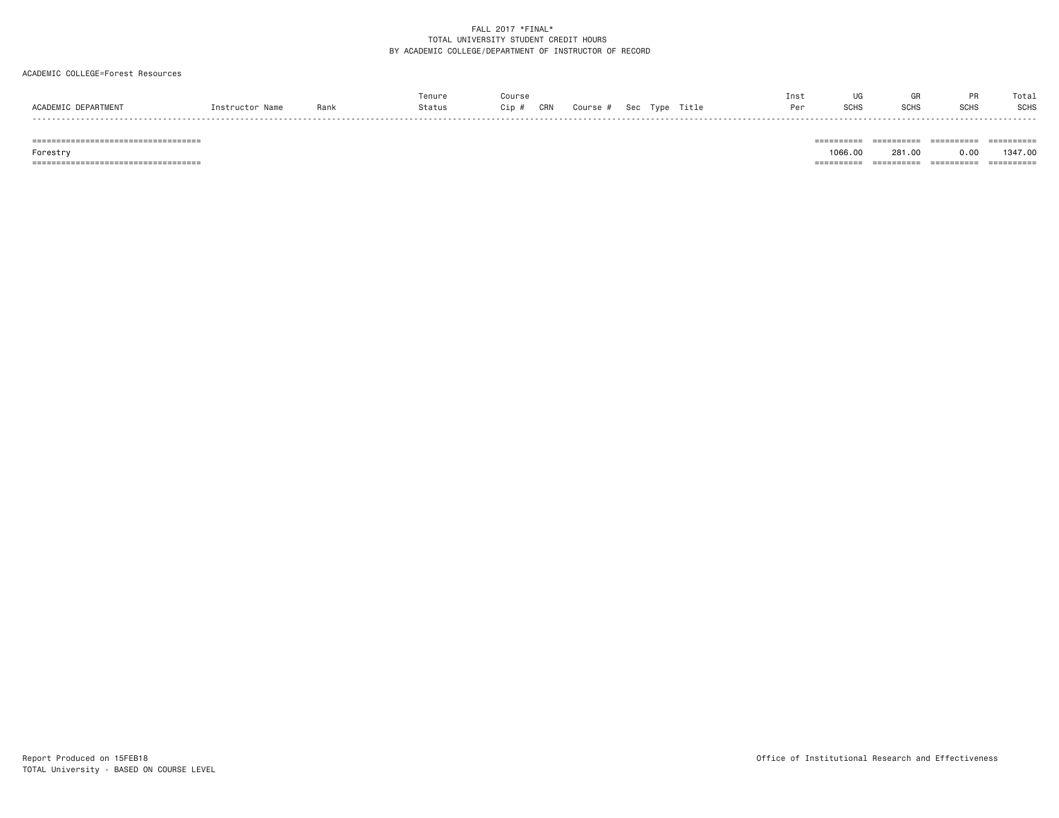FALL 2017 *FINAL*
TOTAL UNIVERSITY STUDENT CREDIT HOURS
BY ACADEMIC COLLEGE/DEPARTMENT OF INSTRUCTOR OF RECORD

ACADEMIC COLLEGE=Forest Resources

| ACADEMIC DEPARTMENT | Instructor Name | Rank | Tenure Status | Course Cip # | CRN | Course # | Sec | Type | Title | Inst Per | UG SCHS | GR SCHS | PR SCHS | Total SCHS |
|---|---|---|---|---|---|---|---|---|---|---|---|---|---|---|
| Forestry | | | | | | | | | | | 1066.00 | 281.00 | 0.00 | 1347.00 |

Report Produced on 15FEB18
TOTAL University - BASED ON COURSE LEVEL

Office of Institutional Research and Effectiveness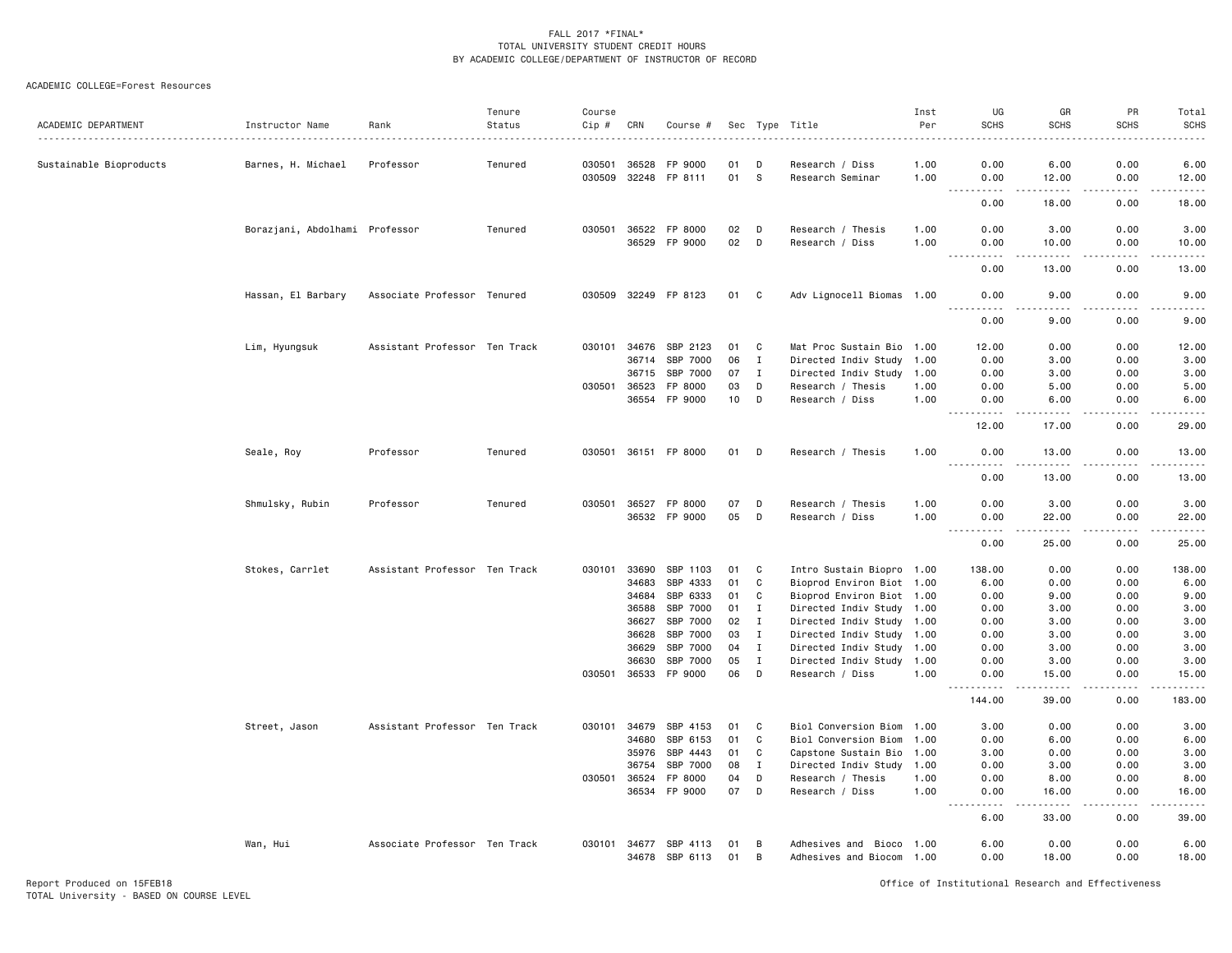FALL 2017 *FINAL*
TOTAL UNIVERSITY STUDENT CREDIT HOURS
BY ACADEMIC COLLEGE/DEPARTMENT OF INSTRUCTOR OF RECORD

ACADEMIC COLLEGE=Forest Resources

| ACADEMIC DEPARTMENT | Instructor Name | Rank | Tenure Status | Course Cip # | CRN | Course # | Sec | Type | Title | Inst Per | UG SCHS | GR SCHS | PR SCHS | Total SCHS |
|---|---|---|---|---|---|---|---|---|---|---|---|---|---|---|
| Sustainable Bioproducts | Barnes, H. Michael | Professor | Tenured | 030501 | 36528 | FP 9000 | 01 | D | Research / Diss | 1.00 | 0.00 | 6.00 | 0.00 | 6.00 |
| | | | | 030509 | 32248 | FP 8111 | 01 | S | Research Seminar | 1.00 | 0.00 | 12.00 | 0.00 | 12.00 |
| | | | | | | | | | | | 0.00 | 18.00 | 0.00 | 18.00 |
| | Borazjani, Abdolhami | Professor | Tenured | 030501 | 36522 | FP 8000 | 02 | D | Research / Thesis | 1.00 | 0.00 | 3.00 | 0.00 | 3.00 |
| | | | | | 36529 | FP 9000 | 02 | D | Research / Diss | 1.00 | 0.00 | 10.00 | 0.00 | 10.00 |
| | | | | | | | | | | | 0.00 | 13.00 | 0.00 | 13.00 |
| | Hassan, El Barbary | Associate Professor | Tenured | 030509 | 32249 | FP 8123 | 01 | C | Adv Lignocell Biomas | 1.00 | 0.00 | 9.00 | 0.00 | 9.00 |
| | | | | | | | | | | | 0.00 | 9.00 | 0.00 | 9.00 |
| | Lim, Hyungsuk | Assistant Professor | Ten Track | 030101 | 34676 | SBP 2123 | 01 | C | Mat Proc Sustain Bio | 1.00 | 12.00 | 0.00 | 0.00 | 12.00 |
| | | | | | 36714 | SBP 7000 | 06 | I | Directed Indiv Study | 1.00 | 0.00 | 3.00 | 0.00 | 3.00 |
| | | | | | 36715 | SBP 7000 | 07 | I | Directed Indiv Study | 1.00 | 0.00 | 3.00 | 0.00 | 3.00 |
| | | | | 030501 | 36523 | FP 8000 | 03 | D | Research / Thesis | 1.00 | 0.00 | 5.00 | 0.00 | 5.00 |
| | | | | | 36554 | FP 9000 | 10 | D | Research / Diss | 1.00 | 0.00 | 6.00 | 0.00 | 6.00 |
| | | | | | | | | | | | 12.00 | 17.00 | 0.00 | 29.00 |
| | Seale, Roy | Professor | Tenured | 030501 | 36151 | FP 8000 | 01 | D | Research / Thesis | 1.00 | 0.00 | 13.00 | 0.00 | 13.00 |
| | | | | | | | | | | | 0.00 | 13.00 | 0.00 | 13.00 |
| | Shmulsky, Rubin | Professor | Tenured | 030501 | 36527 | FP 8000 | 07 | D | Research / Thesis | 1.00 | 0.00 | 3.00 | 0.00 | 3.00 |
| | | | | | 36532 | FP 9000 | 05 | D | Research / Diss | 1.00 | 0.00 | 22.00 | 0.00 | 22.00 |
| | | | | | | | | | | | 0.00 | 25.00 | 0.00 | 25.00 |
| | Stokes, Carrlet | Assistant Professor | Ten Track | 030101 | 33690 | SBP 1103 | 01 | C | Intro Sustain Biopro | 1.00 | 138.00 | 0.00 | 0.00 | 138.00 |
| | | | | | 34683 | SBP 4333 | 01 | C | Bioprod Environ Biot | 1.00 | 6.00 | 0.00 | 0.00 | 6.00 |
| | | | | | 34684 | SBP 6333 | 01 | C | Bioprod Environ Biot | 1.00 | 0.00 | 9.00 | 0.00 | 9.00 |
| | | | | | 36588 | SBP 7000 | 01 | I | Directed Indiv Study | 1.00 | 0.00 | 3.00 | 0.00 | 3.00 |
| | | | | | 36627 | SBP 7000 | 02 | I | Directed Indiv Study | 1.00 | 0.00 | 3.00 | 0.00 | 3.00 |
| | | | | | 36628 | SBP 7000 | 03 | I | Directed Indiv Study | 1.00 | 0.00 | 3.00 | 0.00 | 3.00 |
| | | | | | 36629 | SBP 7000 | 04 | I | Directed Indiv Study | 1.00 | 0.00 | 3.00 | 0.00 | 3.00 |
| | | | | | 36630 | SBP 7000 | 05 | I | Directed Indiv Study | 1.00 | 0.00 | 3.00 | 0.00 | 3.00 |
| | | | | 030501 | 36533 | FP 9000 | 06 | D | Research / Diss | 1.00 | 0.00 | 15.00 | 0.00 | 15.00 |
| | | | | | | | | | | | 144.00 | 39.00 | 0.00 | 183.00 |
| | Street, Jason | Assistant Professor | Ten Track | 030101 | 34679 | SBP 4153 | 01 | C | Biol Conversion Biom | 1.00 | 3.00 | 0.00 | 0.00 | 3.00 |
| | | | | | 34680 | SBP 6153 | 01 | C | Biol Conversion Biom | 1.00 | 0.00 | 6.00 | 0.00 | 6.00 |
| | | | | | 35976 | SBP 4443 | 01 | C | Capstone Sustain Bio | 1.00 | 3.00 | 0.00 | 0.00 | 3.00 |
| | | | | | 36754 | SBP 7000 | 08 | I | Directed Indiv Study | 1.00 | 0.00 | 3.00 | 0.00 | 3.00 |
| | | | | 030501 | 36524 | FP 8000 | 04 | D | Research / Thesis | 1.00 | 0.00 | 8.00 | 0.00 | 8.00 |
| | | | | | 36534 | FP 9000 | 07 | D | Research / Diss | 1.00 | 0.00 | 16.00 | 0.00 | 16.00 |
| | | | | | | | | | | | 6.00 | 33.00 | 0.00 | 39.00 |
| | Wan, Hui | Associate Professor | Ten Track | 030101 | 34677 | SBP 4113 | 01 | B | Adhesives and Bioco | 1.00 | 6.00 | 0.00 | 0.00 | 6.00 |
| | | | | | 34678 | SBP 6113 | 01 | B | Adhesives and Biocom | 1.00 | 0.00 | 18.00 | 0.00 | 18.00 |

Report Produced on 15FEB18
TOTAL University - BASED ON COURSE LEVEL

Office of Institutional Research and Effectiveness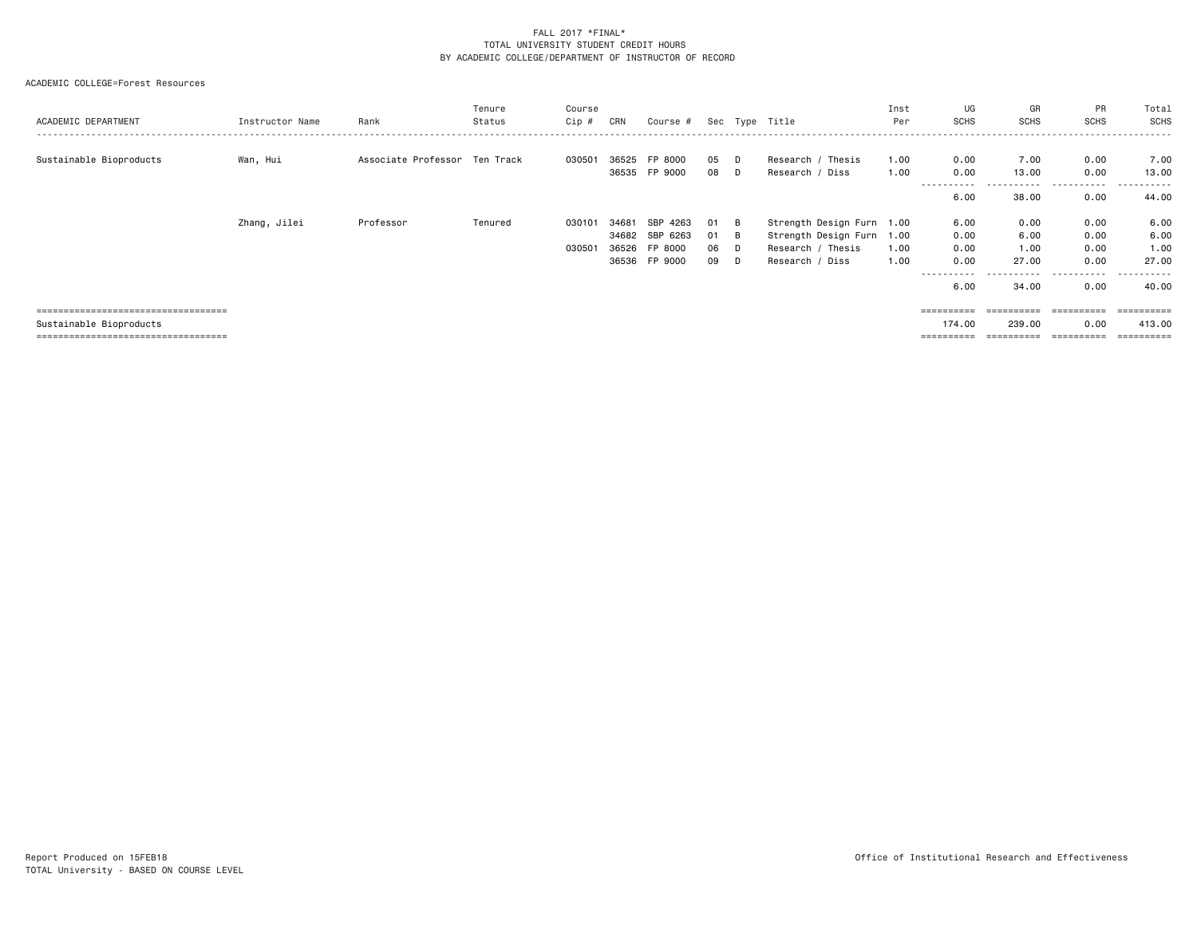FALL 2017 *FINAL*
TOTAL UNIVERSITY STUDENT CREDIT HOURS
BY ACADEMIC COLLEGE/DEPARTMENT OF INSTRUCTOR OF RECORD

ACADEMIC COLLEGE=Forest Resources

| ACADEMIC DEPARTMENT | Instructor Name | Rank | Tenure Status | Course Cip # | CRN | Course # | Sec | Type | Title | Inst Per | UG SCHS | GR SCHS | PR SCHS | Total SCHS |
|---|---|---|---|---|---|---|---|---|---|---|---|---|---|---|
| Sustainable Bioproducts | Wan, Hui | Associate Professor | Ten Track | 030501 | 36525 | FP 8000 | 05 | D | Research / Thesis | 1.00 | 0.00 | 7.00 | 0.00 | 7.00 |
| | | | | | 36535 | FP 9000 | 08 | D | Research / Diss | 1.00 | 0.00 | 13.00 | 0.00 | 13.00 |
| | | | | | | | | | | | 6.00 | 38.00 | 0.00 | 44.00 |
| | Zhang, Jilei | Professor | Tenured | 030101 | 34681 | SBP 4263 | 01 | B | Strength Design Furn | 1.00 | 6.00 | 0.00 | 0.00 | 6.00 |
| | | | | | 34682 | SBP 6263 | 01 | B | Strength Design Furn | 1.00 | 0.00 | 6.00 | 0.00 | 6.00 |
| | | | | 030501 | 36526 | FP 8000 | 06 | D | Research / Thesis | 1.00 | 0.00 | 1.00 | 0.00 | 1.00 |
| | | | | | 36536 | FP 9000 | 09 | D | Research / Diss | 1.00 | 0.00 | 27.00 | 0.00 | 27.00 |
| | | | | | | | | | | | 6.00 | 34.00 | 0.00 | 40.00 |
| Sustainable Bioproducts | | | | | | | | | | | 174.00 | 239.00 | 0.00 | 413.00 |

Report Produced on 15FEB18
TOTAL University - BASED ON COURSE LEVEL

Office of Institutional Research and Effectiveness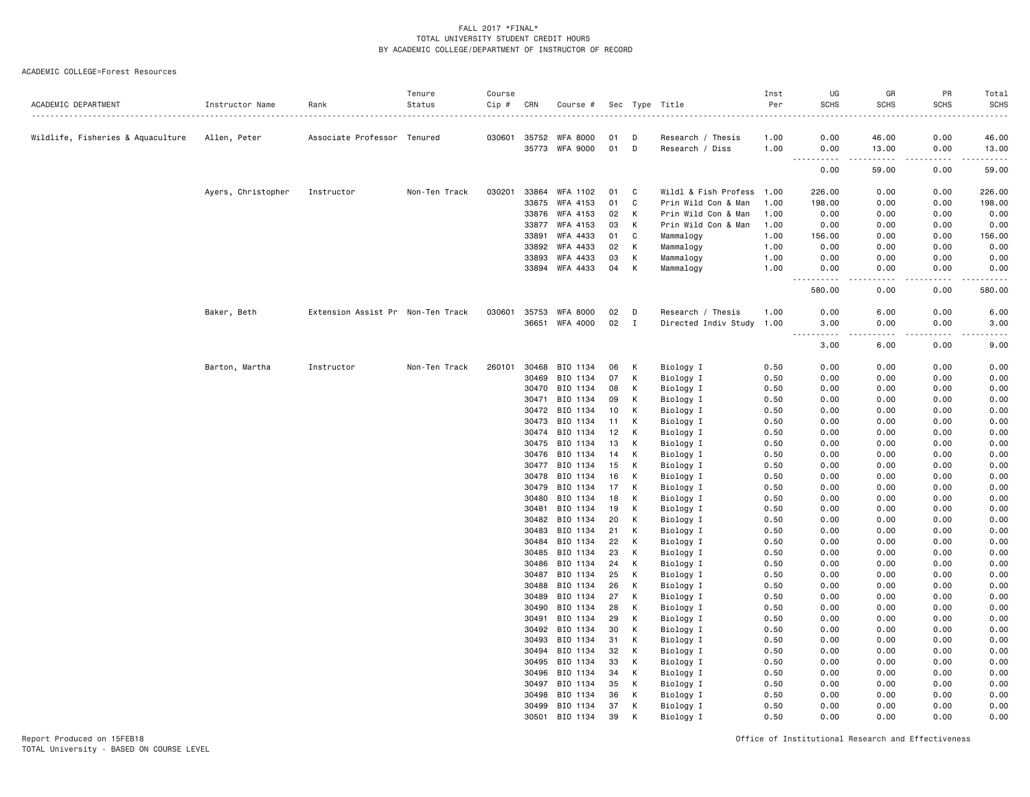FALL 2017 *FINAL*
TOTAL UNIVERSITY STUDENT CREDIT HOURS
BY ACADEMIC COLLEGE/DEPARTMENT OF INSTRUCTOR OF RECORD

ACADEMIC COLLEGE=Forest Resources

| ACADEMIC DEPARTMENT | Instructor Name | Rank | Tenure Status | Course Cip # | CRN | Course # | Sec | Type | Title | Inst Per | UG SCHS | GR SCHS | PR SCHS | Total SCHS |
|---|---|---|---|---|---|---|---|---|---|---|---|---|---|---|
| Wildlife, Fisheries & Aquaculture | Allen, Peter | Associate Professor | Tenured | 030601 | 35752 | WFA 8000 | 01 | D | Research / Thesis | 1.00 | 0.00 | 46.00 | 0.00 | 46.00 |
| | | | | | 35773 | WFA 9000 | 01 | D | Research / Diss | 1.00 | 0.00 | 13.00 | 0.00 | 13.00 |
| | | | | | | | | | | | 0.00 | 59.00 | 0.00 | 59.00 |
| | Ayers, Christopher | Instructor | Non-Ten Track | 030201 | 33864 | WFA 1102 | 01 | C | Wildl & Fish Profess | 1.00 | 226.00 | 0.00 | 0.00 | 226.00 |
| | | | | | 33875 | WFA 4153 | 01 | C | Prin Wild Con & Man | 1.00 | 198.00 | 0.00 | 0.00 | 198.00 |
| | | | | | 33876 | WFA 4153 | 02 | K | Prin Wild Con & Man | 1.00 | 0.00 | 0.00 | 0.00 | 0.00 |
| | | | | | 33877 | WFA 4153 | 03 | K | Prin Wild Con & Man | 1.00 | 0.00 | 0.00 | 0.00 | 0.00 |
| | | | | | 33891 | WFA 4433 | 01 | C | Mammalogy | 1.00 | 156.00 | 0.00 | 0.00 | 156.00 |
| | | | | | 33892 | WFA 4433 | 02 | K | Mammalogy | 1.00 | 0.00 | 0.00 | 0.00 | 0.00 |
| | | | | | 33893 | WFA 4433 | 03 | K | Mammalogy | 1.00 | 0.00 | 0.00 | 0.00 | 0.00 |
| | | | | | 33894 | WFA 4433 | 04 | K | Mammalogy | 1.00 | 0.00 | 0.00 | 0.00 | 0.00 |
| | | | | | | | | | | | 580.00 | 0.00 | 0.00 | 580.00 |
| | Baker, Beth | Extension Assist Pr | Non-Ten Track | 030601 | 35753 | WFA 8000 | 02 | D | Research / Thesis | 1.00 | 0.00 | 6.00 | 0.00 | 6.00 |
| | | | | | 36651 | WFA 4000 | 02 | I | Directed Indiv Study | 1.00 | 3.00 | 0.00 | 0.00 | 3.00 |
| | | | | | | | | | | | 3.00 | 6.00 | 0.00 | 9.00 |
| | Barton, Martha | Instructor | Non-Ten Track | 260101 | 30468 | BIO 1134 | 06 | K | Biology I | 0.50 | 0.00 | 0.00 | 0.00 | 0.00 |
| | | | | | 30469 | BIO 1134 | 07 | K | Biology I | 0.50 | 0.00 | 0.00 | 0.00 | 0.00 |
| | | | | | 30470 | BIO 1134 | 08 | K | Biology I | 0.50 | 0.00 | 0.00 | 0.00 | 0.00 |
| | | | | | 30471 | BIO 1134 | 09 | K | Biology I | 0.50 | 0.00 | 0.00 | 0.00 | 0.00 |
| | | | | | 30472 | BIO 1134 | 10 | K | Biology I | 0.50 | 0.00 | 0.00 | 0.00 | 0.00 |
| | | | | | 30473 | BIO 1134 | 11 | K | Biology I | 0.50 | 0.00 | 0.00 | 0.00 | 0.00 |
| | | | | | 30474 | BIO 1134 | 12 | K | Biology I | 0.50 | 0.00 | 0.00 | 0.00 | 0.00 |
| | | | | | 30475 | BIO 1134 | 13 | K | Biology I | 0.50 | 0.00 | 0.00 | 0.00 | 0.00 |
| | | | | | 30476 | BIO 1134 | 14 | K | Biology I | 0.50 | 0.00 | 0.00 | 0.00 | 0.00 |
| | | | | | 30477 | BIO 1134 | 15 | K | Biology I | 0.50 | 0.00 | 0.00 | 0.00 | 0.00 |
| | | | | | 30478 | BIO 1134 | 16 | K | Biology I | 0.50 | 0.00 | 0.00 | 0.00 | 0.00 |
| | | | | | 30479 | BIO 1134 | 17 | K | Biology I | 0.50 | 0.00 | 0.00 | 0.00 | 0.00 |
| | | | | | 30480 | BIO 1134 | 18 | K | Biology I | 0.50 | 0.00 | 0.00 | 0.00 | 0.00 |
| | | | | | 30481 | BIO 1134 | 19 | K | Biology I | 0.50 | 0.00 | 0.00 | 0.00 | 0.00 |
| | | | | | 30482 | BIO 1134 | 20 | K | Biology I | 0.50 | 0.00 | 0.00 | 0.00 | 0.00 |
| | | | | | 30483 | BIO 1134 | 21 | K | Biology I | 0.50 | 0.00 | 0.00 | 0.00 | 0.00 |
| | | | | | 30484 | BIO 1134 | 22 | K | Biology I | 0.50 | 0.00 | 0.00 | 0.00 | 0.00 |
| | | | | | 30485 | BIO 1134 | 23 | K | Biology I | 0.50 | 0.00 | 0.00 | 0.00 | 0.00 |
| | | | | | 30486 | BIO 1134 | 24 | K | Biology I | 0.50 | 0.00 | 0.00 | 0.00 | 0.00 |
| | | | | | 30487 | BIO 1134 | 25 | K | Biology I | 0.50 | 0.00 | 0.00 | 0.00 | 0.00 |
| | | | | | 30488 | BIO 1134 | 26 | K | Biology I | 0.50 | 0.00 | 0.00 | 0.00 | 0.00 |
| | | | | | 30489 | BIO 1134 | 27 | K | Biology I | 0.50 | 0.00 | 0.00 | 0.00 | 0.00 |
| | | | | | 30490 | BIO 1134 | 28 | K | Biology I | 0.50 | 0.00 | 0.00 | 0.00 | 0.00 |
| | | | | | 30491 | BIO 1134 | 29 | K | Biology I | 0.50 | 0.00 | 0.00 | 0.00 | 0.00 |
| | | | | | 30492 | BIO 1134 | 30 | K | Biology I | 0.50 | 0.00 | 0.00 | 0.00 | 0.00 |
| | | | | | 30493 | BIO 1134 | 31 | K | Biology I | 0.50 | 0.00 | 0.00 | 0.00 | 0.00 |
| | | | | | 30494 | BIO 1134 | 32 | K | Biology I | 0.50 | 0.00 | 0.00 | 0.00 | 0.00 |
| | | | | | 30495 | BIO 1134 | 33 | K | Biology I | 0.50 | 0.00 | 0.00 | 0.00 | 0.00 |
| | | | | | 30496 | BIO 1134 | 34 | K | Biology I | 0.50 | 0.00 | 0.00 | 0.00 | 0.00 |
| | | | | | 30497 | BIO 1134 | 35 | K | Biology I | 0.50 | 0.00 | 0.00 | 0.00 | 0.00 |
| | | | | | 30498 | BIO 1134 | 36 | K | Biology I | 0.50 | 0.00 | 0.00 | 0.00 | 0.00 |
| | | | | | 30499 | BIO 1134 | 37 | K | Biology I | 0.50 | 0.00 | 0.00 | 0.00 | 0.00 |
| | | | | | 30501 | BIO 1134 | 39 | K | Biology I | 0.50 | 0.00 | 0.00 | 0.00 | 0.00 |

Report Produced on 15FEB18
TOTAL University - BASED ON COURSE LEVEL

Office of Institutional Research and Effectiveness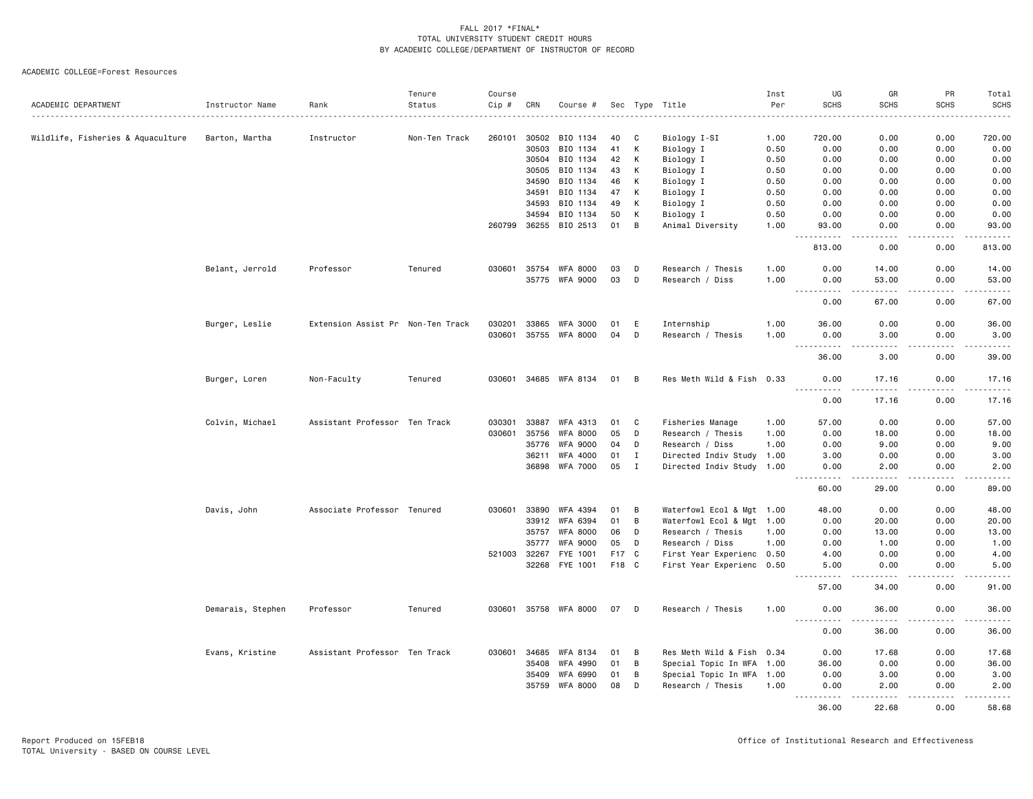FALL 2017 *FINAL*
TOTAL UNIVERSITY STUDENT CREDIT HOURS
BY ACADEMIC COLLEGE/DEPARTMENT OF INSTRUCTOR OF RECORD

ACADEMIC COLLEGE=Forest Resources

| ACADEMIC DEPARTMENT | Instructor Name | Rank | Tenure Status | Course Cip # | CRN | Course # | Sec | Type | Title | Inst Per | UG SCHS | GR SCHS | PR SCHS | Total SCHS |
|---|---|---|---|---|---|---|---|---|---|---|---|---|---|---|
| Wildlife, Fisheries & Aquaculture | Barton, Martha | Instructor | Non-Ten Track | 260101 | 30502 | BIO 1134 | 40 | C | Biology I-SI | 1.00 | 720.00 | 0.00 | 0.00 | 720.00 |
| | | | | | 30503 | BIO 1134 | 41 | K | Biology I | 0.50 | 0.00 | 0.00 | 0.00 | 0.00 |
| | | | | | 30504 | BIO 1134 | 42 | K | Biology I | 0.50 | 0.00 | 0.00 | 0.00 | 0.00 |
| | | | | | 30505 | BIO 1134 | 43 | K | Biology I | 0.50 | 0.00 | 0.00 | 0.00 | 0.00 |
| | | | | | 34590 | BIO 1134 | 46 | K | Biology I | 0.50 | 0.00 | 0.00 | 0.00 | 0.00 |
| | | | | | 34591 | BIO 1134 | 47 | K | Biology I | 0.50 | 0.00 | 0.00 | 0.00 | 0.00 |
| | | | | | 34593 | BIO 1134 | 49 | K | Biology I | 0.50 | 0.00 | 0.00 | 0.00 | 0.00 |
| | | | | | 34594 | BIO 1134 | 50 | K | Biology I | 0.50 | 0.00 | 0.00 | 0.00 | 0.00 |
| | | | | 260799 | 36255 | BIO 2513 | 01 | B | Animal Diversity | 1.00 | 93.00 | 0.00 | 0.00 | 93.00 |
| | | | | | | | | | | | 813.00 | 0.00 | 0.00 | 813.00 |
| | Belant, Jerrold | Professor | Tenured | 030601 | 35754 | WFA 8000 | 03 | D | Research / Thesis | 1.00 | 0.00 | 14.00 | 0.00 | 14.00 |
| | | | | | 35775 | WFA 9000 | 03 | D | Research / Diss | 1.00 | 0.00 | 53.00 | 0.00 | 53.00 |
| | | | | | | | | | | | 0.00 | 67.00 | 0.00 | 67.00 |
| | Burger, Leslie | Extension Assist Pr | Non-Ten Track | 030201 | 33865 | WFA 3000 | 01 | E | Internship | 1.00 | 36.00 | 0.00 | 0.00 | 36.00 |
| | | | | 030601 | 35755 | WFA 8000 | 04 | D | Research / Thesis | 1.00 | 0.00 | 3.00 | 0.00 | 3.00 |
| | | | | | | | | | | | 36.00 | 3.00 | 0.00 | 39.00 |
| | Burger, Loren | Non-Faculty | Tenured | 030601 | 34685 | WFA 8134 | 01 | B | Res Meth Wild & Fish | 0.33 | 0.00 | 17.16 | 0.00 | 17.16 |
| | | | | | | | | | | | 0.00 | 17.16 | 0.00 | 17.16 |
| | Colvin, Michael | Assistant Professor | Ten Track | 030301 | 33887 | WFA 4313 | 01 | C | Fisheries Manage | 1.00 | 57.00 | 0.00 | 0.00 | 57.00 |
| | | | | 030601 | 35756 | WFA 8000 | 05 | D | Research / Thesis | 1.00 | 0.00 | 18.00 | 0.00 | 18.00 |
| | | | | | 35776 | WFA 9000 | 04 | D | Research / Diss | 1.00 | 0.00 | 9.00 | 0.00 | 9.00 |
| | | | | | 36211 | WFA 4000 | 01 | I | Directed Indiv Study | 1.00 | 3.00 | 0.00 | 0.00 | 3.00 |
| | | | | | 36898 | WFA 7000 | 05 | I | Directed Indiv Study | 1.00 | 0.00 | 2.00 | 0.00 | 2.00 |
| | | | | | | | | | | | 60.00 | 29.00 | 0.00 | 89.00 |
| | Davis, John | Associate Professor | Tenured | 030601 | 33890 | WFA 4394 | 01 | B | Waterfowl Ecol & Mgt | 1.00 | 48.00 | 0.00 | 0.00 | 48.00 |
| | | | | | 33912 | WFA 6394 | 01 | B | Waterfowl Ecol & Mgt | 1.00 | 0.00 | 20.00 | 0.00 | 20.00 |
| | | | | | 35757 | WFA 8000 | 06 | D | Research / Thesis | 1.00 | 0.00 | 13.00 | 0.00 | 13.00 |
| | | | | | 35777 | WFA 9000 | 05 | D | Research / Diss | 1.00 | 0.00 | 1.00 | 0.00 | 1.00 |
| | | | | 521003 | 32267 | FYE 1001 | F17 | C | First Year Experienc | 0.50 | 4.00 | 0.00 | 0.00 | 4.00 |
| | | | | | 32268 | FYE 1001 | F18 | C | First Year Experienc | 0.50 | 5.00 | 0.00 | 0.00 | 5.00 |
| | | | | | | | | | | | 57.00 | 34.00 | 0.00 | 91.00 |
| | Demarais, Stephen | Professor | Tenured | 030601 | 35758 | WFA 8000 | 07 | D | Research / Thesis | 1.00 | 0.00 | 36.00 | 0.00 | 36.00 |
| | | | | | | | | | | | 0.00 | 36.00 | 0.00 | 36.00 |
| | Evans, Kristine | Assistant Professor | Ten Track | 030601 | 34685 | WFA 8134 | 01 | B | Res Meth Wild & Fish | 0.34 | 0.00 | 17.68 | 0.00 | 17.68 |
| | | | | | 35408 | WFA 4990 | 01 | B | Special Topic In WFA | 1.00 | 36.00 | 0.00 | 0.00 | 36.00 |
| | | | | | 35409 | WFA 6990 | 01 | B | Special Topic In WFA | 1.00 | 0.00 | 3.00 | 0.00 | 3.00 |
| | | | | | 35759 | WFA 8000 | 08 | D | Research / Thesis | 1.00 | 0.00 | 2.00 | 0.00 | 2.00 |
| | | | | | | | | | | | 36.00 | 22.68 | 0.00 | 58.68 |

Report Produced on 15FEB18
TOTAL University - BASED ON COURSE LEVEL

Office of Institutional Research and Effectiveness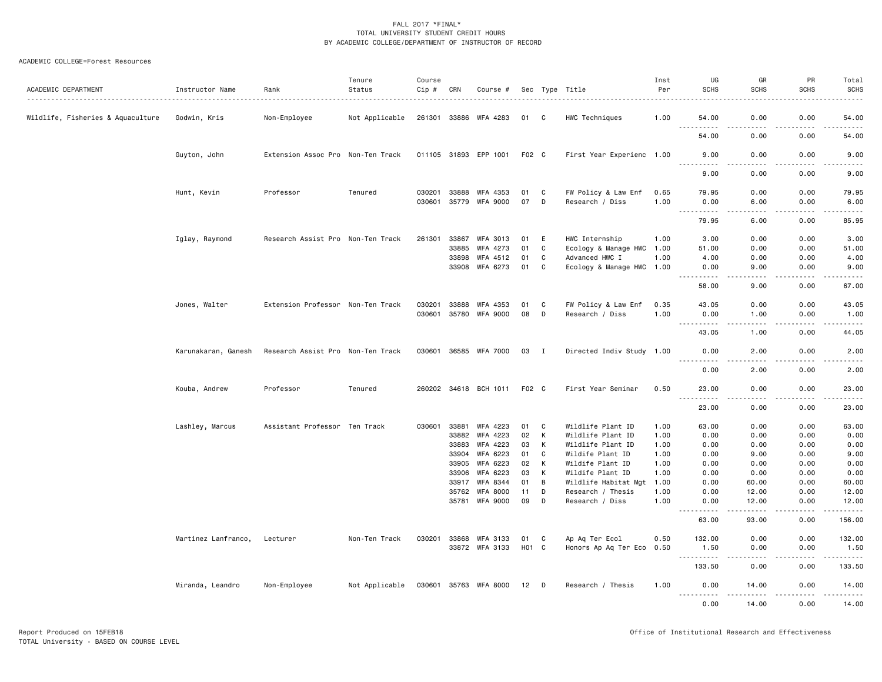FALL 2017 *FINAL*
TOTAL UNIVERSITY STUDENT CREDIT HOURS
BY ACADEMIC COLLEGE/DEPARTMENT OF INSTRUCTOR OF RECORD

ACADEMIC COLLEGE=Forest Resources

| ACADEMIC DEPARTMENT | Instructor Name | Rank | Tenure Status | Course Cip # | CRN | Course # | Sec | Type | Title | Inst Per | UG SCHS | GR SCHS | PR SCHS | Total SCHS |
|---|---|---|---|---|---|---|---|---|---|---|---|---|---|---|
| Wildlife, Fisheries & Aquaculture | Godwin, Kris | Non-Employee | Not Applicable | 261301 | 33886 | WFA 4283 | 01 | C | HWC Techniques | 1.00 | 54.00 | 0.00 | 0.00 | 54.00 |
| | | | | | | | | | | | 54.00 | 0.00 | 0.00 | 54.00 |
| | Guyton, John | Extension Assoc Pro | Non-Ten Track | 011105 | 31893 | EPP 1001 | F02 | C | First Year Experienc | 1.00 | 9.00 | 0.00 | 0.00 | 9.00 |
| | | | | | | | | | | | 9.00 | 0.00 | 0.00 | 9.00 |
| | Hunt, Kevin | Professor | Tenured | 030201 | 33888 | WFA 4353 | 01 | C | FW Policy & Law Enf | 0.65 | 79.95 | 0.00 | 0.00 | 79.95 |
| | | | | 030601 | 35779 | WFA 9000 | 07 | D | Research / Diss | 1.00 | 0.00 | 6.00 | 0.00 | 6.00 |
| | | | | | | | | | | | 79.95 | 6.00 | 0.00 | 85.95 |
| | Iglay, Raymond | Research Assist Pro | Non-Ten Track | 261301 | 33867 | WFA 3013 | 01 | E | HWC Internship | 1.00 | 3.00 | 0.00 | 0.00 | 3.00 |
| | | | | | 33885 | WFA 4273 | 01 | C | Ecology & Manage HWC | 1.00 | 51.00 | 0.00 | 0.00 | 51.00 |
| | | | | | 33898 | WFA 4512 | 01 | C | Advanced HWC I | 1.00 | 4.00 | 0.00 | 0.00 | 4.00 |
| | | | | | 33908 | WFA 6273 | 01 | C | Ecology & Manage HWC | 1.00 | 0.00 | 9.00 | 0.00 | 9.00 |
| | | | | | | | | | | | 58.00 | 9.00 | 0.00 | 67.00 |
| | Jones, Walter | Extension Professor | Non-Ten Track | 030201 | 33888 | WFA 4353 | 01 | C | FW Policy & Law Enf | 0.35 | 43.05 | 0.00 | 0.00 | 43.05 |
| | | | | 030601 | 35780 | WFA 9000 | 08 | D | Research / Diss | 1.00 | 0.00 | 1.00 | 0.00 | 1.00 |
| | | | | | | | | | | | 43.05 | 1.00 | 0.00 | 44.05 |
| | Karunakaran, Ganesh | Research Assist Pro | Non-Ten Track | 030601 | 36585 | WFA 7000 | 03 | I | Directed Indiv Study | 1.00 | 0.00 | 2.00 | 0.00 | 2.00 |
| | | | | | | | | | | | 0.00 | 2.00 | 0.00 | 2.00 |
| | Kouba, Andrew | Professor | Tenured | 260202 | 34618 | BCH 1011 | F02 | C | First Year Seminar | 0.50 | 23.00 | 0.00 | 0.00 | 23.00 |
| | | | | | | | | | | | 23.00 | 0.00 | 0.00 | 23.00 |
| | Lashley, Marcus | Assistant Professor | Ten Track | 030601 | 33881 | WFA 4223 | 01 | C | Wildlife Plant ID | 1.00 | 63.00 | 0.00 | 0.00 | 63.00 |
| | | | | | 33882 | WFA 4223 | 02 | K | Wildlife Plant ID | 1.00 | 0.00 | 0.00 | 0.00 | 0.00 |
| | | | | | 33883 | WFA 4223 | 03 | K | Wildlife Plant ID | 1.00 | 0.00 | 0.00 | 0.00 | 0.00 |
| | | | | | 33904 | WFA 6223 | 01 | C | Wildife Plant ID | 1.00 | 0.00 | 9.00 | 0.00 | 9.00 |
| | | | | | 33905 | WFA 6223 | 02 | K | Wildife Plant ID | 1.00 | 0.00 | 0.00 | 0.00 | 0.00 |
| | | | | | 33906 | WFA 6223 | 03 | K | Wildife Plant ID | 1.00 | 0.00 | 0.00 | 0.00 | 0.00 |
| | | | | | 33917 | WFA 8344 | 01 | B | Wildlife Habitat Mgt | 1.00 | 0.00 | 60.00 | 0.00 | 60.00 |
| | | | | | 35762 | WFA 8000 | 11 | D | Research / Thesis | 1.00 | 0.00 | 12.00 | 0.00 | 12.00 |
| | | | | | 35781 | WFA 9000 | 09 | D | Research / Diss | 1.00 | 0.00 | 12.00 | 0.00 | 12.00 |
| | | | | | | | | | | | 63.00 | 93.00 | 0.00 | 156.00 |
| | Martinez Lanfranco, | Lecturer | Non-Ten Track | 030201 | 33868 | WFA 3133 | 01 | C | Ap Aq Ter Ecol | 0.50 | 132.00 | 0.00 | 0.00 | 132.00 |
| | | | | | 33872 | WFA 3133 | H01 | C | Honors Ap Aq Ter Eco | 0.50 | 1.50 | 0.00 | 0.00 | 1.50 |
| | | | | | | | | | | | 133.50 | 0.00 | 0.00 | 133.50 |
| | Miranda, Leandro | Non-Employee | Not Applicable | 030601 | 35763 | WFA 8000 | 12 | D | Research / Thesis | 1.00 | 0.00 | 14.00 | 0.00 | 14.00 |
| | | | | | | | | | | | 0.00 | 14.00 | 0.00 | 14.00 |

Report Produced on 15FEB18
TOTAL University - BASED ON COURSE LEVEL

Office of Institutional Research and Effectiveness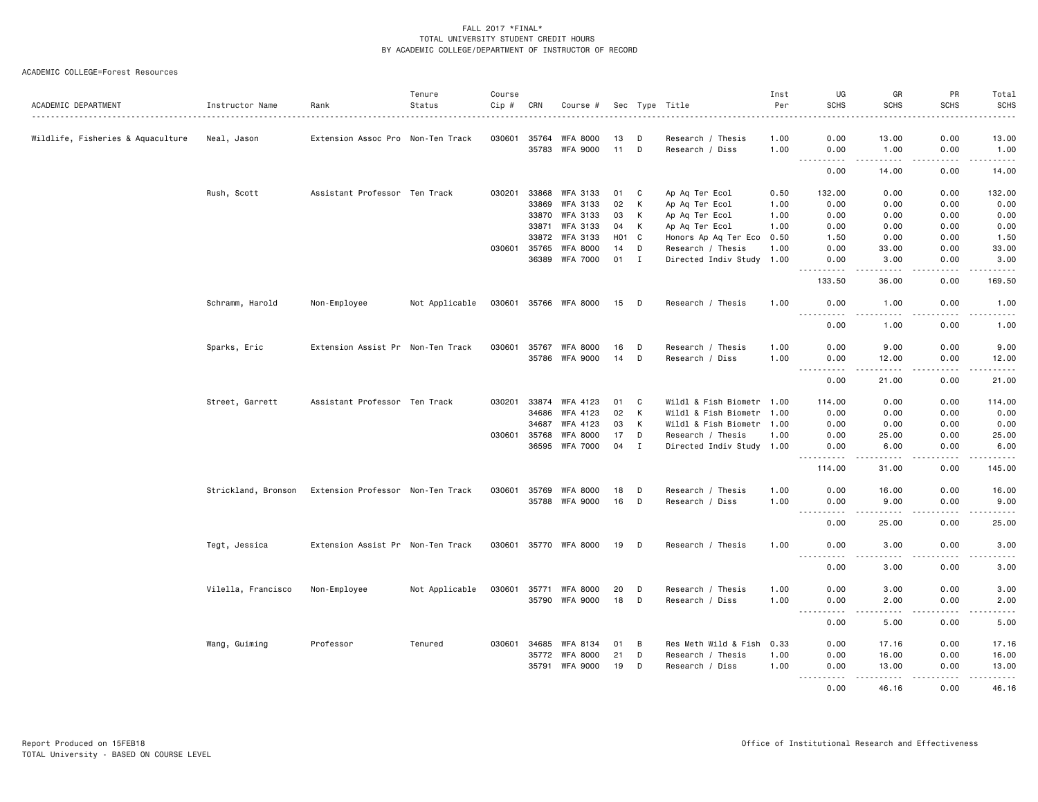FALL 2017 *FINAL*
TOTAL UNIVERSITY STUDENT CREDIT HOURS
BY ACADEMIC COLLEGE/DEPARTMENT OF INSTRUCTOR OF RECORD

ACADEMIC COLLEGE=Forest Resources

| ACADEMIC DEPARTMENT | Instructor Name | Rank | Tenure Status | Course Cip # | CRN | Course # | Sec | Type | Title | Inst Per | UG SCHS | GR SCHS | PR SCHS | Total SCHS |
|---|---|---|---|---|---|---|---|---|---|---|---|---|---|---|
| Wildlife, Fisheries & Aquaculture | Neal, Jason | Extension Assoc Pro | Non-Ten Track | 030601 | 35764 | WFA 8000 | 13 | D | Research / Thesis | 1.00 | 0.00 | 13.00 | 0.00 | 13.00 |
| | | | | | 35783 | WFA 9000 | 11 | D | Research / Diss | 1.00 | 0.00 | 1.00 | 0.00 | 1.00 |
| | | | | | | | | | | | 0.00 | 14.00 | 0.00 | 14.00 |
| | Rush, Scott | Assistant Professor | Ten Track | 030201 | 33868 | WFA 3133 | 01 | C | Ap Aq Ter Ecol | 0.50 | 132.00 | 0.00 | 0.00 | 132.00 |
| | | | | | 33869 | WFA 3133 | 02 | K | Ap Aq Ter Ecol | 1.00 | 0.00 | 0.00 | 0.00 | 0.00 |
| | | | | | 33870 | WFA 3133 | 03 | K | Ap Aq Ter Ecol | 1.00 | 0.00 | 0.00 | 0.00 | 0.00 |
| | | | | | 33871 | WFA 3133 | 04 | K | Ap Aq Ter Ecol | 1.00 | 0.00 | 0.00 | 0.00 | 0.00 |
| | | | | | 33872 | WFA 3133 | H01 | C | Honors Ap Aq Ter Eco | 0.50 | 1.50 | 0.00 | 0.00 | 1.50 |
| | | | | 030601 | 35765 | WFA 8000 | 14 | D | Research / Thesis | 1.00 | 0.00 | 33.00 | 0.00 | 33.00 |
| | | | | | 36389 | WFA 7000 | 01 | I | Directed Indiv Study | 1.00 | 0.00 | 3.00 | 0.00 | 3.00 |
| | | | | | | | | | | | 133.50 | 36.00 | 0.00 | 169.50 |
| | Schramm, Harold | Non-Employee | Not Applicable | 030601 | 35766 | WFA 8000 | 15 | D | Research / Thesis | 1.00 | 0.00 | 1.00 | 0.00 | 1.00 |
| | | | | | | | | | | | 0.00 | 1.00 | 0.00 | 1.00 |
| | Sparks, Eric | Extension Assist Pr | Non-Ten Track | 030601 | 35767 | WFA 8000 | 16 | D | Research / Thesis | 1.00 | 0.00 | 9.00 | 0.00 | 9.00 |
| | | | | | 35786 | WFA 9000 | 14 | D | Research / Diss | 1.00 | 0.00 | 12.00 | 0.00 | 12.00 |
| | | | | | | | | | | | 0.00 | 21.00 | 0.00 | 21.00 |
| | Street, Garrett | Assistant Professor | Ten Track | 030201 | 33874 | WFA 4123 | 01 | C | Wildl & Fish Biometr | 1.00 | 114.00 | 0.00 | 0.00 | 114.00 |
| | | | | | 34686 | WFA 4123 | 02 | K | Wildl & Fish Biometr | 1.00 | 0.00 | 0.00 | 0.00 | 0.00 |
| | | | | | 34687 | WFA 4123 | 03 | K | Wildl & Fish Biometr | 1.00 | 0.00 | 0.00 | 0.00 | 0.00 |
| | | | | 030601 | 35768 | WFA 8000 | 17 | D | Research / Thesis | 1.00 | 0.00 | 25.00 | 0.00 | 25.00 |
| | | | | | 36595 | WFA 7000 | 04 | I | Directed Indiv Study | 1.00 | 0.00 | 6.00 | 0.00 | 6.00 |
| | | | | | | | | | | | 114.00 | 31.00 | 0.00 | 145.00 |
| | Strickland, Bronson | Extension Professor | Non-Ten Track | 030601 | 35769 | WFA 8000 | 18 | D | Research / Thesis | 1.00 | 0.00 | 16.00 | 0.00 | 16.00 |
| | | | | | 35788 | WFA 9000 | 16 | D | Research / Diss | 1.00 | 0.00 | 9.00 | 0.00 | 9.00 |
| | | | | | | | | | | | 0.00 | 25.00 | 0.00 | 25.00 |
| | Tegt, Jessica | Extension Assist Pr | Non-Ten Track | 030601 | 35770 | WFA 8000 | 19 | D | Research / Thesis | 1.00 | 0.00 | 3.00 | 0.00 | 3.00 |
| | | | | | | | | | | | 0.00 | 3.00 | 0.00 | 3.00 |
| | Vilella, Francisco | Non-Employee | Not Applicable | 030601 | 35771 | WFA 8000 | 20 | D | Research / Thesis | 1.00 | 0.00 | 3.00 | 0.00 | 3.00 |
| | | | | | 35790 | WFA 9000 | 18 | D | Research / Diss | 1.00 | 0.00 | 2.00 | 0.00 | 2.00 |
| | | | | | | | | | | | 0.00 | 5.00 | 0.00 | 5.00 |
| | Wang, Guiming | Professor | Tenured | 030601 | 34685 | WFA 8134 | 01 | B | Res Meth Wild & Fish | 0.33 | 0.00 | 17.16 | 0.00 | 17.16 |
| | | | | | 35772 | WFA 8000 | 21 | D | Research / Thesis | 1.00 | 0.00 | 16.00 | 0.00 | 16.00 |
| | | | | | 35791 | WFA 9000 | 19 | D | Research / Diss | 1.00 | 0.00 | 13.00 | 0.00 | 13.00 |
| | | | | | | | | | | | 0.00 | 46.16 | 0.00 | 46.16 |

Report Produced on 15FEB18
TOTAL University - BASED ON COURSE LEVEL

Office of Institutional Research and Effectiveness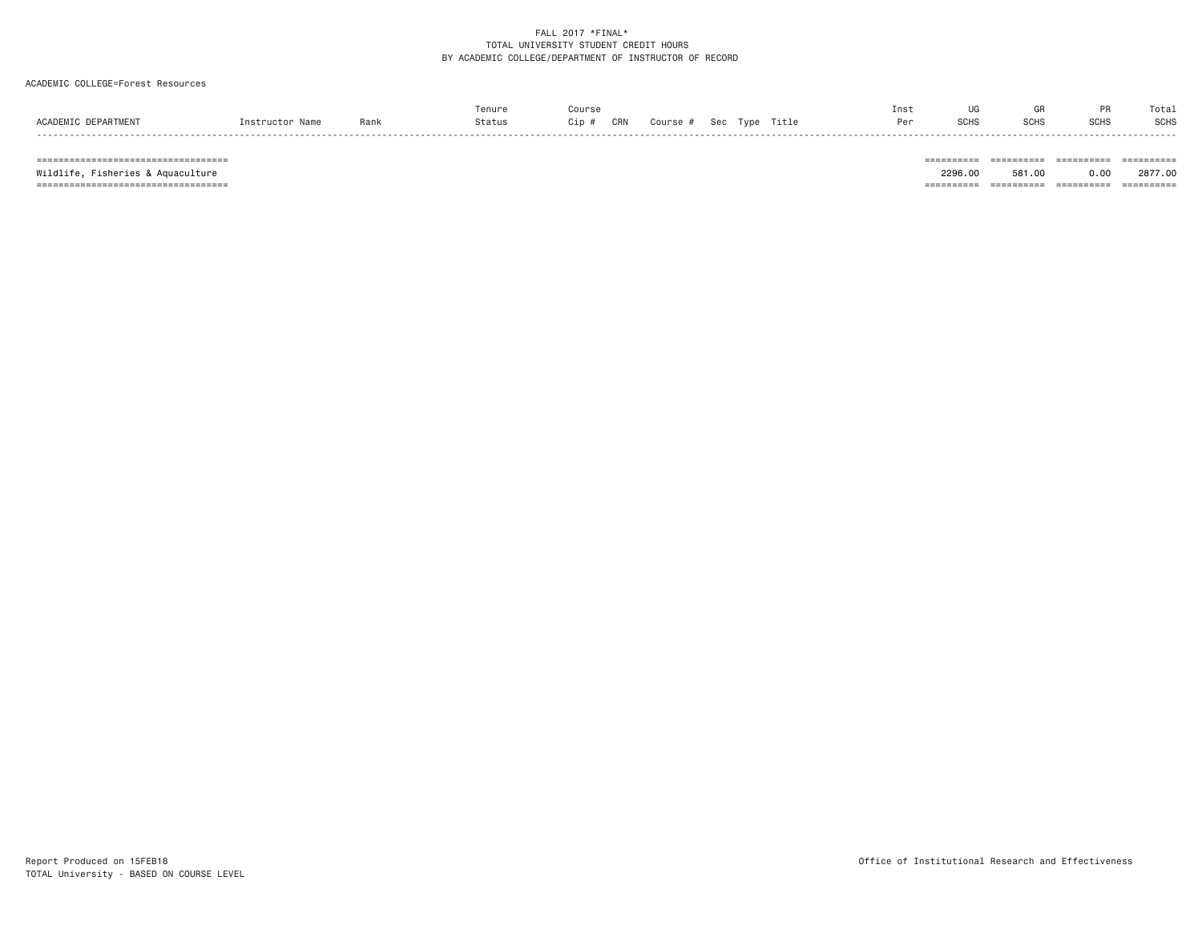FALL 2017 *FINAL*
TOTAL UNIVERSITY STUDENT CREDIT HOURS
BY ACADEMIC COLLEGE/DEPARTMENT OF INSTRUCTOR OF RECORD

ACADEMIC COLLEGE=Forest Resources

| ACADEMIC DEPARTMENT | Instructor Name | Rank | Tenure Status | Course Cip # | CRN | Course # | Sec | Type | Title | Inst Per | UG SCHS | GR SCHS | PR SCHS | Total SCHS |
|---|---|---|---|---|---|---|---|---|---|---|---|---|---|---|
| Wildlife, Fisheries & Aquaculture | | | | | | | | | | | 2296.00 | 581.00 | 0.00 | 2877.00 |

Report Produced on 15FEB18
TOTAL University - BASED ON COURSE LEVEL

Office of Institutional Research and Effectiveness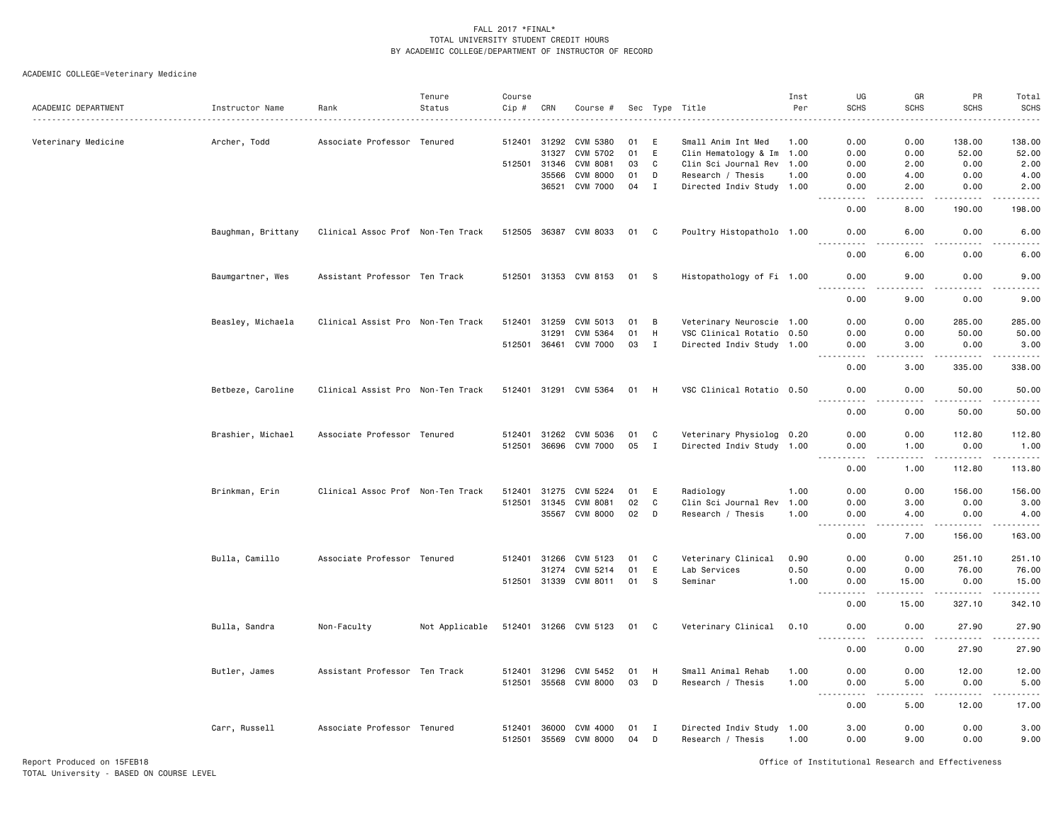FALL 2017 *FINAL*
TOTAL UNIVERSITY STUDENT CREDIT HOURS
BY ACADEMIC COLLEGE/DEPARTMENT OF INSTRUCTOR OF RECORD

ACADEMIC COLLEGE=Veterinary Medicine

| ACADEMIC DEPARTMENT | Instructor Name | Rank | Tenure Status | Course Cip # | CRN | Course # | Sec | Type | Title | Inst Per | UG SCHS | GR SCHS | PR SCHS | Total SCHS |
|---|---|---|---|---|---|---|---|---|---|---|---|---|---|---|
| Veterinary Medicine | Archer, Todd | Associate Professor | Tenured | 512401 | 31292 | CVM 5380 | 01 | E | Small Anim Int Med | 1.00 | 0.00 | 0.00 | 138.00 | 138.00 |
| | | | | | 31327 | CVM 5702 | 01 | E | Clin Hematology & Im | 1.00 | 0.00 | 0.00 | 52.00 | 52.00 |
| | | | | 512501 | 31346 | CVM 8081 | 03 | C | Clin Sci Journal Rev | 1.00 | 0.00 | 2.00 | 0.00 | 2.00 |
| | | | | | 35566 | CVM 8000 | 01 | D | Research / Thesis | 1.00 | 0.00 | 4.00 | 0.00 | 4.00 |
| | | | | | 36521 | CVM 7000 | 04 | I | Directed Indiv Study | 1.00 | 0.00 | 2.00 | 0.00 | 2.00 |
| | | | | | | | | | | | 0.00 | 8.00 | 190.00 | 198.00 |
| | Baughman, Brittany | Clinical Assoc Prof | Non-Ten Track | 512505 | 36387 | CVM 8033 | 01 | C | Poultry Histopatholo | 1.00 | 0.00 | 6.00 | 0.00 | 6.00 |
| | | | | | | | | | | | 0.00 | 6.00 | 0.00 | 6.00 |
| | Baumgartner, Wes | Assistant Professor | Ten Track | 512501 | 31353 | CVM 8153 | 01 | S | Histopathology of Fi | 1.00 | 0.00 | 9.00 | 0.00 | 9.00 |
| | | | | | | | | | | | 0.00 | 9.00 | 0.00 | 9.00 |
| | Beasley, Michaela | Clinical Assist Pro | Non-Ten Track | 512401 | 31259 | CVM 5013 | 01 | B | Veterinary Neuroscie | 1.00 | 0.00 | 0.00 | 285.00 | 285.00 |
| | | | | | 31291 | CVM 5364 | 01 | H | VSC Clinical Rotatio | 0.50 | 0.00 | 0.00 | 50.00 | 50.00 |
| | | | | 512501 | 36461 | CVM 7000 | 03 | I | Directed Indiv Study | 1.00 | 0.00 | 3.00 | 0.00 | 3.00 |
| | | | | | | | | | | | 0.00 | 3.00 | 335.00 | 338.00 |
| | Betbeze, Caroline | Clinical Assist Pro | Non-Ten Track | 512401 | 31291 | CVM 5364 | 01 | H | VSC Clinical Rotatio | 0.50 | 0.00 | 0.00 | 50.00 | 50.00 |
| | | | | | | | | | | | 0.00 | 0.00 | 50.00 | 50.00 |
| | Brashier, Michael | Associate Professor | Tenured | 512401 | 31262 | CVM 5036 | 01 | C | Veterinary Physiolog | 0.20 | 0.00 | 0.00 | 112.80 | 112.80 |
| | | | | 512501 | 36696 | CVM 7000 | 05 | I | Directed Indiv Study | 1.00 | 0.00 | 1.00 | 0.00 | 1.00 |
| | | | | | | | | | | | 0.00 | 1.00 | 112.80 | 113.80 |
| | Brinkman, Erin | Clinical Assoc Prof | Non-Ten Track | 512401 | 31275 | CVM 5224 | 01 | E | Radiology | 1.00 | 0.00 | 0.00 | 156.00 | 156.00 |
| | | | | 512501 | 31345 | CVM 8081 | 02 | C | Clin Sci Journal Rev | 1.00 | 0.00 | 3.00 | 0.00 | 3.00 |
| | | | | | 35567 | CVM 8000 | 02 | D | Research / Thesis | 1.00 | 0.00 | 4.00 | 0.00 | 4.00 |
| | | | | | | | | | | | 0.00 | 7.00 | 156.00 | 163.00 |
| | Bulla, Camillo | Associate Professor | Tenured | 512401 | 31266 | CVM 5123 | 01 | C | Veterinary Clinical | 0.90 | 0.00 | 0.00 | 251.10 | 251.10 |
| | | | | | 31274 | CVM 5214 | 01 | E | Lab Services | 0.50 | 0.00 | 0.00 | 76.00 | 76.00 |
| | | | | 512501 | 31339 | CVM 8011 | 01 | S | Seminar | 1.00 | 0.00 | 15.00 | 0.00 | 15.00 |
| | | | | | | | | | | | 0.00 | 15.00 | 327.10 | 342.10 |
| | Bulla, Sandra | Non-Faculty | Not Applicable | 512401 | 31266 | CVM 5123 | 01 | C | Veterinary Clinical | 0.10 | 0.00 | 0.00 | 27.90 | 27.90 |
| | | | | | | | | | | | 0.00 | 0.00 | 27.90 | 27.90 |
| | Butler, James | Assistant Professor | Ten Track | 512401 | 31296 | CVM 5452 | 01 | H | Small Animal Rehab | 1.00 | 0.00 | 0.00 | 12.00 | 12.00 |
| | | | | 512501 | 35568 | CVM 8000 | 03 | D | Research / Thesis | 1.00 | 0.00 | 5.00 | 0.00 | 5.00 |
| | | | | | | | | | | | 0.00 | 5.00 | 12.00 | 17.00 |
| | Carr, Russell | Associate Professor | Tenured | 512401 | 36000 | CVM 4000 | 01 | I | Directed Indiv Study | 1.00 | 3.00 | 0.00 | 0.00 | 3.00 |
| | | | | 512501 | 35569 | CVM 8000 | 04 | D | Research / Thesis | 1.00 | 0.00 | 9.00 | 0.00 | 9.00 |

Report Produced on 15FEB18
TOTAL University - BASED ON COURSE LEVEL

Office of Institutional Research and Effectiveness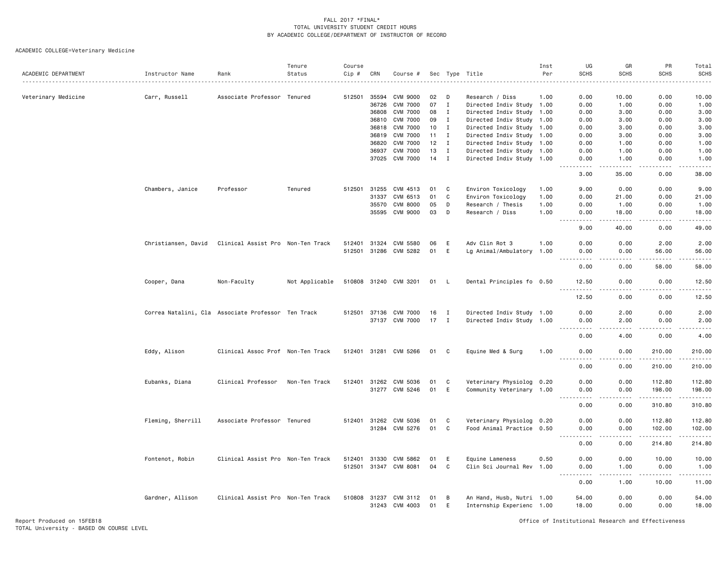FALL 2017 *FINAL*
TOTAL UNIVERSITY STUDENT CREDIT HOURS
BY ACADEMIC COLLEGE/DEPARTMENT OF INSTRUCTOR OF RECORD

ACADEMIC COLLEGE=Veterinary Medicine

| ACADEMIC DEPARTMENT | Instructor Name | Rank | Tenure Status | Course Cip # | CRN | Course # | Sec | Type | Title | Inst Per | UG SCHS | GR SCHS | PR SCHS | Total SCHS |
|---|---|---|---|---|---|---|---|---|---|---|---|---|---|---|
| Veterinary Medicine | Carr, Russell | Associate Professor | Tenured | 512501 | 35594 | CVM 9000 | 02 | D | Research / Diss | 1.00 | 0.00 | 10.00 | 0.00 | 10.00 |
| | | | | | 36726 | CVM 7000 | 07 | I | Directed Indiv Study | 1.00 | 0.00 | 1.00 | 0.00 | 1.00 |
| | | | | | 36808 | CVM 7000 | 08 | I | Directed Indiv Study | 1.00 | 0.00 | 3.00 | 0.00 | 3.00 |
| | | | | | 36810 | CVM 7000 | 09 | I | Directed Indiv Study | 1.00 | 0.00 | 3.00 | 0.00 | 3.00 |
| | | | | | 36818 | CVM 7000 | 10 | I | Directed Indiv Study | 1.00 | 0.00 | 3.00 | 0.00 | 3.00 |
| | | | | | 36819 | CVM 7000 | 11 | I | Directed Indiv Study | 1.00 | 0.00 | 3.00 | 0.00 | 3.00 |
| | | | | | 36820 | CVM 7000 | 12 | I | Directed Indiv Study | 1.00 | 0.00 | 1.00 | 0.00 | 1.00 |
| | | | | | 36937 | CVM 7000 | 13 | I | Directed Indiv Study | 1.00 | 0.00 | 1.00 | 0.00 | 1.00 |
| | | | | | 37025 | CVM 7000 | 14 | I | Directed Indiv Study | 1.00 | 0.00 | 1.00 | 0.00 | 1.00 |
| | | | | | | | | | | | 3.00 | 35.00 | 0.00 | 38.00 |
| | Chambers, Janice | Professor | Tenured | 512501 | 31255 | CVM 4513 | 01 | C | Environ Toxicology | 1.00 | 9.00 | 0.00 | 0.00 | 9.00 |
| | | | | | 31337 | CVM 6513 | 01 | C | Environ Toxicology | 1.00 | 0.00 | 21.00 | 0.00 | 21.00 |
| | | | | | 35570 | CVM 8000 | 05 | D | Research / Thesis | 1.00 | 0.00 | 1.00 | 0.00 | 1.00 |
| | | | | | 35595 | CVM 9000 | 03 | D | Research / Diss | 1.00 | 0.00 | 18.00 | 0.00 | 18.00 |
| | | | | | | | | | | | 9.00 | 40.00 | 0.00 | 49.00 |
| | Christiansen, David | Clinical Assist Pro | Non-Ten Track | 512401 | 31324 | CVM 5580 | 06 | E | Adv Clin Rot 3 | 1.00 | 0.00 | 0.00 | 2.00 | 2.00 |
| | | | | 512501 | 31286 | CVM 5282 | 01 | E | Lg Animal/Ambulatory | 1.00 | 0.00 | 0.00 | 56.00 | 56.00 |
| | | | | | | | | | | | 0.00 | 0.00 | 58.00 | 58.00 |
| | Cooper, Dana | Non-Faculty | Not Applicable | 510808 | 31240 | CVM 3201 | 01 | L | Dental Principles fo | 0.50 | 12.50 | 0.00 | 0.00 | 12.50 |
| | | | | | | | | | | | 12.50 | 0.00 | 0.00 | 12.50 |
| | Correa Natalini, Cla | Associate Professor | Ten Track | 512501 | 37136 | CVM 7000 | 16 | I | Directed Indiv Study | 1.00 | 0.00 | 2.00 | 0.00 | 2.00 |
| | | | | | 37137 | CVM 7000 | 17 | I | Directed Indiv Study | 1.00 | 0.00 | 2.00 | 0.00 | 2.00 |
| | | | | | | | | | | | 0.00 | 4.00 | 0.00 | 4.00 |
| | Eddy, Alison | Clinical Assoc Prof | Non-Ten Track | 512401 | 31281 | CVM 5266 | 01 | C | Equine Med & Surg | 1.00 | 0.00 | 0.00 | 210.00 | 210.00 |
| | | | | | | | | | | | 0.00 | 0.00 | 210.00 | 210.00 |
| | Eubanks, Diana | Clinical Professor | Non-Ten Track | 512401 | 31262 | CVM 5036 | 01 | C | Veterinary Physiolog | 0.20 | 0.00 | 0.00 | 112.80 | 112.80 |
| | | | | | 31277 | CVM 5246 | 01 | E | Community Veterinary | 1.00 | 0.00 | 0.00 | 198.00 | 198.00 |
| | | | | | | | | | | | 0.00 | 0.00 | 310.80 | 310.80 |
| | Fleming, Sherrill | Associate Professor | Tenured | 512401 | 31262 | CVM 5036 | 01 | C | Veterinary Physiolog | 0.20 | 0.00 | 0.00 | 112.80 | 112.80 |
| | | | | | 31284 | CVM 5276 | 01 | C | Food Animal Practice | 0.50 | 0.00 | 0.00 | 102.00 | 102.00 |
| | | | | | | | | | | | 0.00 | 0.00 | 214.80 | 214.80 |
| | Fontenot, Robin | Clinical Assist Pro | Non-Ten Track | 512401 | 31330 | CVM 5862 | 01 | E | Equine Lameness | 0.50 | 0.00 | 0.00 | 10.00 | 10.00 |
| | | | | 512501 | 31347 | CVM 8081 | 04 | C | Clin Sci Journal Rev | 1.00 | 0.00 | 1.00 | 0.00 | 1.00 |
| | | | | | | | | | | | 0.00 | 1.00 | 10.00 | 11.00 |
| | Gardner, Allison | Clinical Assist Pro | Non-Ten Track | 510808 | 31237 | CVM 3112 | 01 | B | An Hand, Husb, Nutri | 1.00 | 54.00 | 0.00 | 0.00 | 54.00 |
| | | | | | 31243 | CVM 4003 | 01 | E | Internship Experienc | 1.00 | 18.00 | 0.00 | 0.00 | 18.00 |

Report Produced on 15FEB18
TOTAL University - BASED ON COURSE LEVEL

Office of Institutional Research and Effectiveness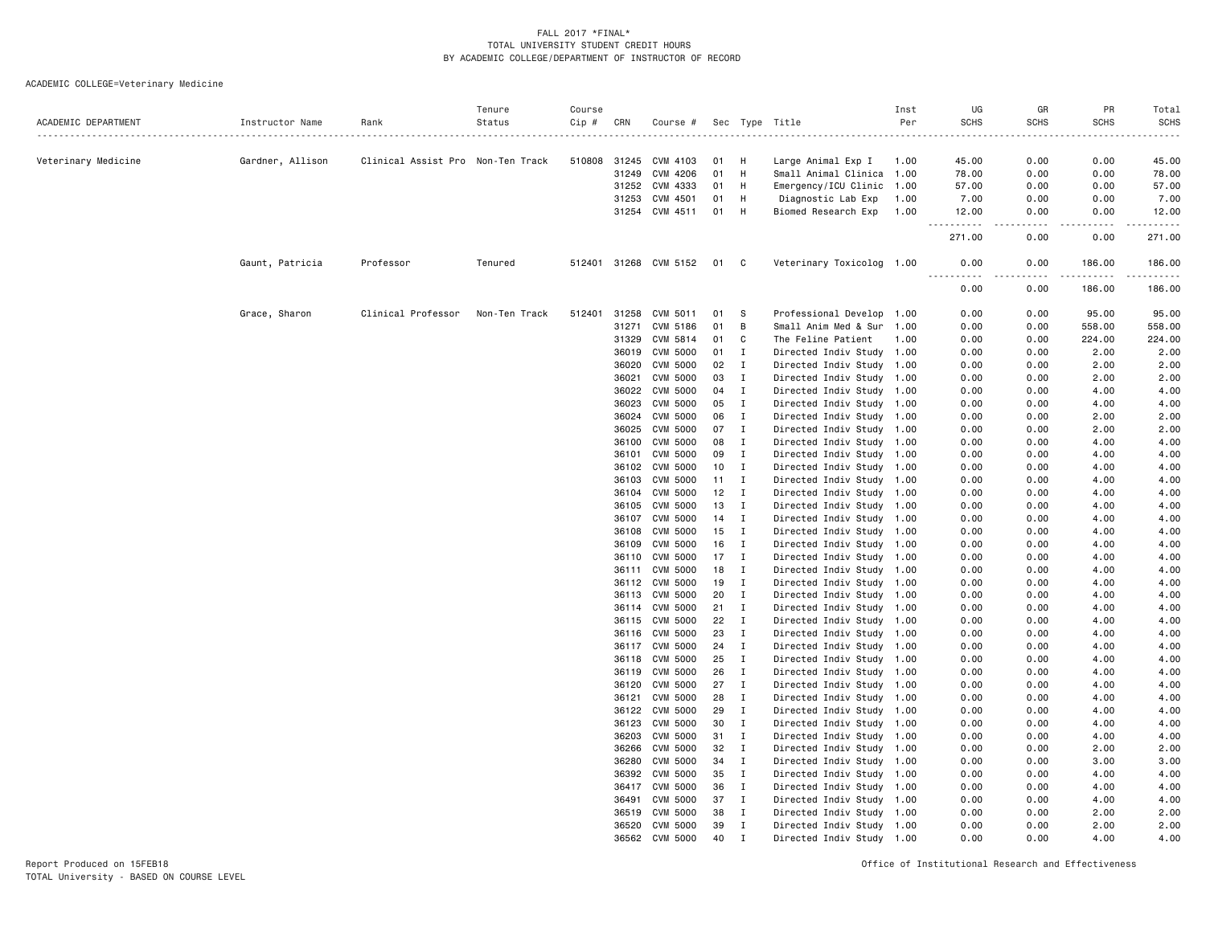FALL 2017 *FINAL*
TOTAL UNIVERSITY STUDENT CREDIT HOURS
BY ACADEMIC COLLEGE/DEPARTMENT OF INSTRUCTOR OF RECORD

ACADEMIC COLLEGE=Veterinary Medicine

| ACADEMIC DEPARTMENT | Instructor Name | Rank | Tenure Status | Course Cip # | CRN | Course # | Sec | Type | Title | Inst Per | UG SCHS | GR SCHS | PR SCHS | Total SCHS |
|---|---|---|---|---|---|---|---|---|---|---|---|---|---|---|
| Veterinary Medicine | Gardner, Allison | Clinical Assist Pro | Non-Ten Track | 510808 | 31245 | CVM 4103 | 01 | H | Large Animal Exp I | 1.00 | 45.00 | 0.00 | 0.00 | 45.00 |
| | | | | | 31249 | CVM 4206 | 01 | H | Small Animal Clinica | 1.00 | 78.00 | 0.00 | 0.00 | 78.00 |
| | | | | | 31252 | CVM 4333 | 01 | H | Emergency/ICU Clinic | 1.00 | 57.00 | 0.00 | 0.00 | 57.00 |
| | | | | | 31253 | CVM 4501 | 01 | H | Diagnostic Lab Exp | 1.00 | 7.00 | 0.00 | 0.00 | 7.00 |
| | | | | | 31254 | CVM 4511 | 01 | H | Biomed Research Exp | 1.00 | 12.00 | 0.00 | 0.00 | 12.00 |
| | | | | | | | | | | | 271.00 | 0.00 | 0.00 | 271.00 |
| | Gaunt, Patricia | Professor | Tenured | 512401 | 31268 | CVM 5152 | 01 | C | Veterinary Toxicolog | 1.00 | 0.00 | 0.00 | 186.00 | 186.00 |
| | | | | | | | | | | | 0.00 | 0.00 | 186.00 | 186.00 |
| | Grace, Sharon | Clinical Professor | Non-Ten Track | 512401 | 31258 | CVM 5011 | 01 | S | Professional Develop | 1.00 | 0.00 | 0.00 | 95.00 | 95.00 |
| | | | | | 31271 | CVM 5186 | 01 | B | Small Anim Med & Sur | 1.00 | 0.00 | 0.00 | 558.00 | 558.00 |
| | | | | | 31329 | CVM 5814 | 01 | C | The Feline Patient | 1.00 | 0.00 | 0.00 | 224.00 | 224.00 |
| | | | | | 36019 | CVM 5000 | 01 | I | Directed Indiv Study | 1.00 | 0.00 | 0.00 | 2.00 | 2.00 |
| | | | | | 36020 | CVM 5000 | 02 | I | Directed Indiv Study | 1.00 | 0.00 | 0.00 | 2.00 | 2.00 |
| | | | | | 36021 | CVM 5000 | 03 | I | Directed Indiv Study | 1.00 | 0.00 | 0.00 | 2.00 | 2.00 |
| | | | | | 36022 | CVM 5000 | 04 | I | Directed Indiv Study | 1.00 | 0.00 | 0.00 | 4.00 | 4.00 |
| | | | | | 36023 | CVM 5000 | 05 | I | Directed Indiv Study | 1.00 | 0.00 | 0.00 | 4.00 | 4.00 |
| | | | | | 36024 | CVM 5000 | 06 | I | Directed Indiv Study | 1.00 | 0.00 | 0.00 | 2.00 | 2.00 |
| | | | | | 36025 | CVM 5000 | 07 | I | Directed Indiv Study | 1.00 | 0.00 | 0.00 | 2.00 | 2.00 |
| | | | | | 36100 | CVM 5000 | 08 | I | Directed Indiv Study | 1.00 | 0.00 | 0.00 | 4.00 | 4.00 |
| | | | | | 36101 | CVM 5000 | 09 | I | Directed Indiv Study | 1.00 | 0.00 | 0.00 | 4.00 | 4.00 |
| | | | | | 36102 | CVM 5000 | 10 | I | Directed Indiv Study | 1.00 | 0.00 | 0.00 | 4.00 | 4.00 |
| | | | | | 36103 | CVM 5000 | 11 | I | Directed Indiv Study | 1.00 | 0.00 | 0.00 | 4.00 | 4.00 |
| | | | | | 36104 | CVM 5000 | 12 | I | Directed Indiv Study | 1.00 | 0.00 | 0.00 | 4.00 | 4.00 |
| | | | | | 36105 | CVM 5000 | 13 | I | Directed Indiv Study | 1.00 | 0.00 | 0.00 | 4.00 | 4.00 |
| | | | | | 36107 | CVM 5000 | 14 | I | Directed Indiv Study | 1.00 | 0.00 | 0.00 | 4.00 | 4.00 |
| | | | | | 36108 | CVM 5000 | 15 | I | Directed Indiv Study | 1.00 | 0.00 | 0.00 | 4.00 | 4.00 |
| | | | | | 36109 | CVM 5000 | 16 | I | Directed Indiv Study | 1.00 | 0.00 | 0.00 | 4.00 | 4.00 |
| | | | | | 36110 | CVM 5000 | 17 | I | Directed Indiv Study | 1.00 | 0.00 | 0.00 | 4.00 | 4.00 |
| | | | | | 36111 | CVM 5000 | 18 | I | Directed Indiv Study | 1.00 | 0.00 | 0.00 | 4.00 | 4.00 |
| | | | | | 36112 | CVM 5000 | 19 | I | Directed Indiv Study | 1.00 | 0.00 | 0.00 | 4.00 | 4.00 |
| | | | | | 36113 | CVM 5000 | 20 | I | Directed Indiv Study | 1.00 | 0.00 | 0.00 | 4.00 | 4.00 |
| | | | | | 36114 | CVM 5000 | 21 | I | Directed Indiv Study | 1.00 | 0.00 | 0.00 | 4.00 | 4.00 |
| | | | | | 36115 | CVM 5000 | 22 | I | Directed Indiv Study | 1.00 | 0.00 | 0.00 | 4.00 | 4.00 |
| | | | | | 36116 | CVM 5000 | 23 | I | Directed Indiv Study | 1.00 | 0.00 | 0.00 | 4.00 | 4.00 |
| | | | | | 36117 | CVM 5000 | 24 | I | Directed Indiv Study | 1.00 | 0.00 | 0.00 | 4.00 | 4.00 |
| | | | | | 36118 | CVM 5000 | 25 | I | Directed Indiv Study | 1.00 | 0.00 | 0.00 | 4.00 | 4.00 |
| | | | | | 36119 | CVM 5000 | 26 | I | Directed Indiv Study | 1.00 | 0.00 | 0.00 | 4.00 | 4.00 |
| | | | | | 36120 | CVM 5000 | 27 | I | Directed Indiv Study | 1.00 | 0.00 | 0.00 | 4.00 | 4.00 |
| | | | | | 36121 | CVM 5000 | 28 | I | Directed Indiv Study | 1.00 | 0.00 | 0.00 | 4.00 | 4.00 |
| | | | | | 36122 | CVM 5000 | 29 | I | Directed Indiv Study | 1.00 | 0.00 | 0.00 | 4.00 | 4.00 |
| | | | | | 36123 | CVM 5000 | 30 | I | Directed Indiv Study | 1.00 | 0.00 | 0.00 | 4.00 | 4.00 |
| | | | | | 36203 | CVM 5000 | 31 | I | Directed Indiv Study | 1.00 | 0.00 | 0.00 | 4.00 | 4.00 |
| | | | | | 36266 | CVM 5000 | 32 | I | Directed Indiv Study | 1.00 | 0.00 | 0.00 | 2.00 | 2.00 |
| | | | | | 36280 | CVM 5000 | 34 | I | Directed Indiv Study | 1.00 | 0.00 | 0.00 | 3.00 | 3.00 |
| | | | | | 36392 | CVM 5000 | 35 | I | Directed Indiv Study | 1.00 | 0.00 | 0.00 | 4.00 | 4.00 |
| | | | | | 36417 | CVM 5000 | 36 | I | Directed Indiv Study | 1.00 | 0.00 | 0.00 | 4.00 | 4.00 |
| | | | | | 36491 | CVM 5000 | 37 | I | Directed Indiv Study | 1.00 | 0.00 | 0.00 | 4.00 | 4.00 |
| | | | | | 36519 | CVM 5000 | 38 | I | Directed Indiv Study | 1.00 | 0.00 | 0.00 | 2.00 | 2.00 |
| | | | | | 36520 | CVM 5000 | 39 | I | Directed Indiv Study | 1.00 | 0.00 | 0.00 | 2.00 | 2.00 |
| | | | | | 36562 | CVM 5000 | 40 | I | Directed Indiv Study | 1.00 | 0.00 | 0.00 | 4.00 | 4.00 |

Report Produced on 15FEB18
TOTAL University - BASED ON COURSE LEVEL

Office of Institutional Research and Effectiveness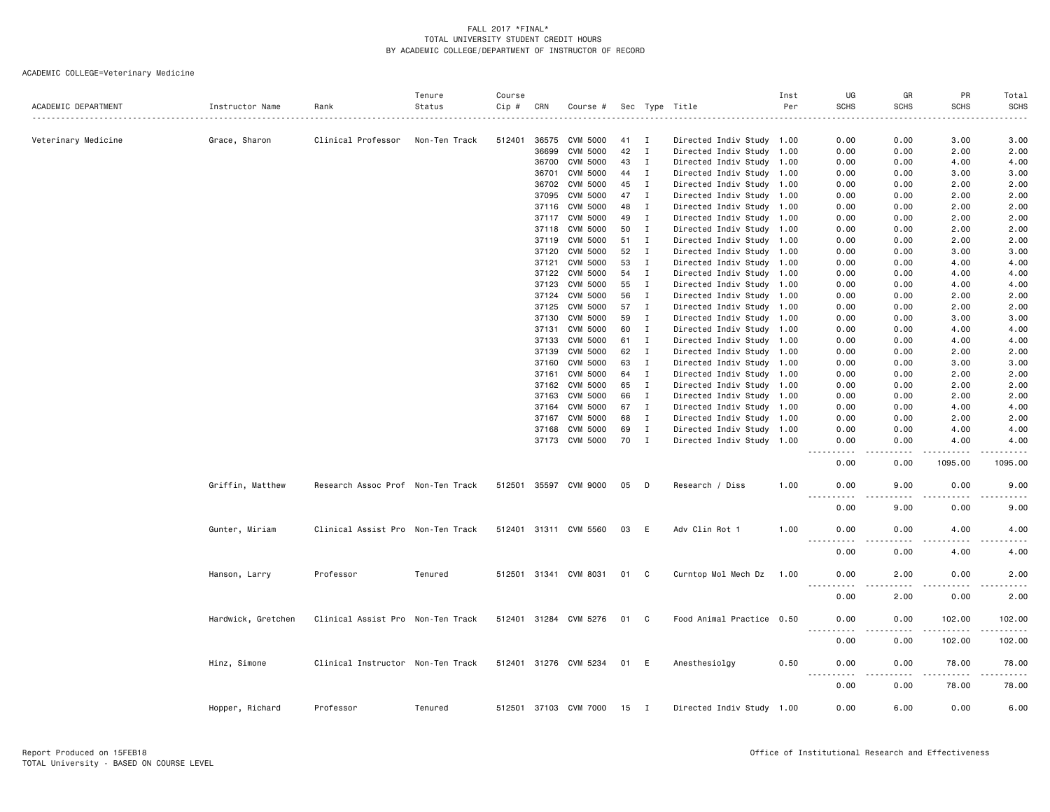FALL 2017 *FINAL*
TOTAL UNIVERSITY STUDENT CREDIT HOURS
BY ACADEMIC COLLEGE/DEPARTMENT OF INSTRUCTOR OF RECORD

ACADEMIC COLLEGE=Veterinary Medicine

| ACADEMIC DEPARTMENT | Instructor Name | Rank | Tenure Status | Course Cip # | CRN | Course # | Sec | Type | Title | Inst Per | UG SCHS | GR SCHS | PR SCHS | Total SCHS |
|---|---|---|---|---|---|---|---|---|---|---|---|---|---|---|
| Veterinary Medicine | Grace, Sharon | Clinical Professor | Non-Ten Track | 512401 | 36575 | CVM 5000 | 41 | I | Directed Indiv Study | 1.00 | 0.00 | 0.00 | 3.00 | 3.00 |
| | | | | | 36699 | CVM 5000 | 42 | I | Directed Indiv Study | 1.00 | 0.00 | 0.00 | 2.00 | 2.00 |
| | | | | | 36700 | CVM 5000 | 43 | I | Directed Indiv Study | 1.00 | 0.00 | 0.00 | 4.00 | 4.00 |
| | | | | | 36701 | CVM 5000 | 44 | I | Directed Indiv Study | 1.00 | 0.00 | 0.00 | 3.00 | 3.00 |
| | | | | | 36702 | CVM 5000 | 45 | I | Directed Indiv Study | 1.00 | 0.00 | 0.00 | 2.00 | 2.00 |
| | | | | | 37095 | CVM 5000 | 47 | I | Directed Indiv Study | 1.00 | 0.00 | 0.00 | 2.00 | 2.00 |
| | | | | | 37116 | CVM 5000 | 48 | I | Directed Indiv Study | 1.00 | 0.00 | 0.00 | 2.00 | 2.00 |
| | | | | | 37117 | CVM 5000 | 49 | I | Directed Indiv Study | 1.00 | 0.00 | 0.00 | 2.00 | 2.00 |
| | | | | | 37118 | CVM 5000 | 50 | I | Directed Indiv Study | 1.00 | 0.00 | 0.00 | 2.00 | 2.00 |
| | | | | | 37119 | CVM 5000 | 51 | I | Directed Indiv Study | 1.00 | 0.00 | 0.00 | 2.00 | 2.00 |
| | | | | | 37120 | CVM 5000 | 52 | I | Directed Indiv Study | 1.00 | 0.00 | 0.00 | 3.00 | 3.00 |
| | | | | | 37121 | CVM 5000 | 53 | I | Directed Indiv Study | 1.00 | 0.00 | 0.00 | 4.00 | 4.00 |
| | | | | | 37122 | CVM 5000 | 54 | I | Directed Indiv Study | 1.00 | 0.00 | 0.00 | 4.00 | 4.00 |
| | | | | | 37123 | CVM 5000 | 55 | I | Directed Indiv Study | 1.00 | 0.00 | 0.00 | 4.00 | 4.00 |
| | | | | | 37124 | CVM 5000 | 56 | I | Directed Indiv Study | 1.00 | 0.00 | 0.00 | 2.00 | 2.00 |
| | | | | | 37125 | CVM 5000 | 57 | I | Directed Indiv Study | 1.00 | 0.00 | 0.00 | 2.00 | 2.00 |
| | | | | | 37130 | CVM 5000 | 59 | I | Directed Indiv Study | 1.00 | 0.00 | 0.00 | 3.00 | 3.00 |
| | | | | | 37131 | CVM 5000 | 60 | I | Directed Indiv Study | 1.00 | 0.00 | 0.00 | 4.00 | 4.00 |
| | | | | | 37133 | CVM 5000 | 61 | I | Directed Indiv Study | 1.00 | 0.00 | 0.00 | 4.00 | 4.00 |
| | | | | | 37139 | CVM 5000 | 62 | I | Directed Indiv Study | 1.00 | 0.00 | 0.00 | 2.00 | 2.00 |
| | | | | | 37160 | CVM 5000 | 63 | I | Directed Indiv Study | 1.00 | 0.00 | 0.00 | 3.00 | 3.00 |
| | | | | | 37161 | CVM 5000 | 64 | I | Directed Indiv Study | 1.00 | 0.00 | 0.00 | 2.00 | 2.00 |
| | | | | | 37162 | CVM 5000 | 65 | I | Directed Indiv Study | 1.00 | 0.00 | 0.00 | 2.00 | 2.00 |
| | | | | | 37163 | CVM 5000 | 66 | I | Directed Indiv Study | 1.00 | 0.00 | 0.00 | 2.00 | 2.00 |
| | | | | | 37164 | CVM 5000 | 67 | I | Directed Indiv Study | 1.00 | 0.00 | 0.00 | 4.00 | 4.00 |
| | | | | | 37167 | CVM 5000 | 68 | I | Directed Indiv Study | 1.00 | 0.00 | 0.00 | 2.00 | 2.00 |
| | | | | | 37168 | CVM 5000 | 69 | I | Directed Indiv Study | 1.00 | 0.00 | 0.00 | 4.00 | 4.00 |
| | | | | | 37173 | CVM 5000 | 70 | I | Directed Indiv Study | 1.00 | 0.00 | 0.00 | 4.00 | 4.00 |
| | | | | | | | | | | | 0.00 | 0.00 | 1095.00 | 1095.00 |
| | Griffin, Matthew | Research Assoc Prof | Non-Ten Track | 512501 | 35597 | CVM 9000 | 05 | D | Research / Diss | 1.00 | 0.00 | 9.00 | 0.00 | 9.00 |
| | | | | | | | | | | | 0.00 | 9.00 | 0.00 | 9.00 |
| | Gunter, Miriam | Clinical Assist Pro | Non-Ten Track | 512401 | 31311 | CVM 5560 | 03 | E | Adv Clin Rot 1 | 1.00 | 0.00 | 0.00 | 4.00 | 4.00 |
| | | | | | | | | | | | 0.00 | 0.00 | 4.00 | 4.00 |
| | Hanson, Larry | Professor | Tenured | 512501 | 31341 | CVM 8031 | 01 | C | Curntop Mol Mech Dz | 1.00 | 0.00 | 2.00 | 0.00 | 2.00 |
| | | | | | | | | | | | 0.00 | 2.00 | 0.00 | 2.00 |
| | Hardwick, Gretchen | Clinical Assist Pro | Non-Ten Track | 512401 | 31284 | CVM 5276 | 01 | C | Food Animal Practice | 0.50 | 0.00 | 0.00 | 102.00 | 102.00 |
| | | | | | | | | | | | 0.00 | 0.00 | 102.00 | 102.00 |
| | Hinz, Simone | Clinical Instructor | Non-Ten Track | 512401 | 31276 | CVM 5234 | 01 | E | Anesthesiolgy | 0.50 | 0.00 | 0.00 | 78.00 | 78.00 |
| | | | | | | | | | | | 0.00 | 0.00 | 78.00 | 78.00 |
| | Hopper, Richard | Professor | Tenured | 512501 | 37103 | CVM 7000 | 15 | I | Directed Indiv Study | 1.00 | 0.00 | 6.00 | 0.00 | 6.00 |

Report Produced on 15FEB18
TOTAL University - BASED ON COURSE LEVEL

Office of Institutional Research and Effectiveness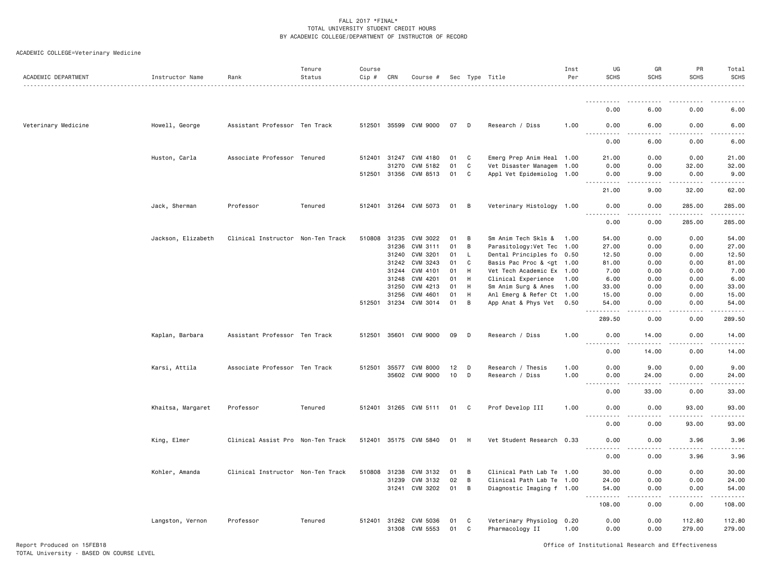FALL 2017 *FINAL*
TOTAL UNIVERSITY STUDENT CREDIT HOURS
BY ACADEMIC COLLEGE/DEPARTMENT OF INSTRUCTOR OF RECORD

ACADEMIC COLLEGE=Veterinary Medicine

| ACADEMIC DEPARTMENT | Instructor Name | Rank | Tenure Status | Course Cip # | CRN | Course # | Sec | Type | Title | Inst Per | UG SCHS | GR SCHS | PR SCHS | Total SCHS |
|---|---|---|---|---|---|---|---|---|---|---|---|---|---|---|
| | | | | | | | | | | | 0.00 | 6.00 | 0.00 | 6.00 |
| Veterinary Medicine | Howell, George | Assistant Professor | Ten Track | 512501 | 35599 | CVM 9000 | 07 | D | Research / Diss | 1.00 | 0.00 | 6.00 | 0.00 | 6.00 |
| | | | | | | | | | | | 0.00 | 6.00 | 0.00 | 6.00 |
| | Huston, Carla | Associate Professor | Tenured | 512401 | 31247 | CVM 4180 | 01 | C | Emerg Prep Anim Heal | 1.00 | 21.00 | 0.00 | 0.00 | 21.00 |
| | | | | | 31270 | CVM 5182 | 01 | C | Vet Disaster Managem | 1.00 | 0.00 | 0.00 | 32.00 | 32.00 |
| | | | | 512501 | 31356 | CVM 8513 | 01 | C | Appl Vet Epidemiolog | 1.00 | 0.00 | 9.00 | 0.00 | 9.00 |
| | | | | | | | | | | | 21.00 | 9.00 | 32.00 | 62.00 |
| | Jack, Sherman | Professor | Tenured | 512401 | 31264 | CVM 5073 | 01 | B | Veterinary Histology | 1.00 | 0.00 | 0.00 | 285.00 | 285.00 |
| | | | | | | | | | | | 0.00 | 0.00 | 285.00 | 285.00 |
| | Jackson, Elizabeth | Clinical Instructor | Non-Ten Track | 510808 | 31235 | CVM 3022 | 01 | B | Sm Anim Tech Skls & | 1.00 | 54.00 | 0.00 | 0.00 | 54.00 |
| | | | | | 31236 | CVM 3111 | 01 | B | Parasitology:Vet Tec | 1.00 | 27.00 | 0.00 | 0.00 | 27.00 |
| | | | | | 31240 | CVM 3201 | 01 | L | Dental Principles fo | 0.50 | 12.50 | 0.00 | 0.00 | 12.50 |
| | | | | | 31242 | CVM 3243 | 01 | C | Basis Pac Proc & <gt | 1.00 | 81.00 | 0.00 | 0.00 | 81.00 |
| | | | | | 31244 | CVM 4101 | 01 | H | Vet Tech Academic Ex | 1.00 | 7.00 | 0.00 | 0.00 | 7.00 |
| | | | | | 31248 | CVM 4201 | 01 | H | Clinical Experience | 1.00 | 6.00 | 0.00 | 0.00 | 6.00 |
| | | | | | 31250 | CVM 4213 | 01 | H | Sm Anim Surg & Anes | 1.00 | 33.00 | 0.00 | 0.00 | 33.00 |
| | | | | | 31256 | CVM 4601 | 01 | H | Anl Emerg & Refer Ct | 1.00 | 15.00 | 0.00 | 0.00 | 15.00 |
| | | | | 512501 | 31234 | CVM 3014 | 01 | B | App Anat & Phys Vet | 0.50 | 54.00 | 0.00 | 0.00 | 54.00 |
| | | | | | | | | | | | 289.50 | 0.00 | 0.00 | 289.50 |
| | Kaplan, Barbara | Assistant Professor | Ten Track | 512501 | 35601 | CVM 9000 | 09 | D | Research / Diss | 1.00 | 0.00 | 14.00 | 0.00 | 14.00 |
| | | | | | | | | | | | 0.00 | 14.00 | 0.00 | 14.00 |
| | Karsi, Attila | Associate Professor | Ten Track | 512501 | 35577 | CVM 8000 | 12 | D | Research / Thesis | 1.00 | 0.00 | 9.00 | 0.00 | 9.00 |
| | | | | | 35602 | CVM 9000 | 10 | D | Research / Diss | 1.00 | 0.00 | 24.00 | 0.00 | 24.00 |
| | | | | | | | | | | | 0.00 | 33.00 | 0.00 | 33.00 |
| | Khaitsa, Margaret | Professor | Tenured | 512401 | 31265 | CVM 5111 | 01 | C | Prof Develop III | 1.00 | 0.00 | 0.00 | 93.00 | 93.00 |
| | | | | | | | | | | | 0.00 | 0.00 | 93.00 | 93.00 |
| | King, Elmer | Clinical Assist Pro | Non-Ten Track | 512401 | 35175 | CVM 5840 | 01 | H | Vet Student Research | 0.33 | 0.00 | 0.00 | 3.96 | 3.96 |
| | | | | | | | | | | | 0.00 | 0.00 | 3.96 | 3.96 |
| | Kohler, Amanda | Clinical Instructor | Non-Ten Track | 510808 | 31238 | CVM 3132 | 01 | B | Clinical Path Lab Te | 1.00 | 30.00 | 0.00 | 0.00 | 30.00 |
| | | | | | 31239 | CVM 3132 | 02 | B | Clinical Path Lab Te | 1.00 | 24.00 | 0.00 | 0.00 | 24.00 |
| | | | | | 31241 | CVM 3202 | 01 | B | Diagnostic Imaging f | 1.00 | 54.00 | 0.00 | 0.00 | 54.00 |
| | | | | | | | | | | | 108.00 | 0.00 | 0.00 | 108.00 |
| | Langston, Vernon | Professor | Tenured | 512401 | 31262 | CVM 5036 | 01 | C | Veterinary Physiolog | 0.20 | 0.00 | 0.00 | 112.80 | 112.80 |
| | | | | | 31308 | CVM 5553 | 01 | C | Pharmacology II | 1.00 | 0.00 | 0.00 | 279.00 | 279.00 |

Report Produced on 15FEB18
TOTAL University - BASED ON COURSE LEVEL

Office of Institutional Research and Effectiveness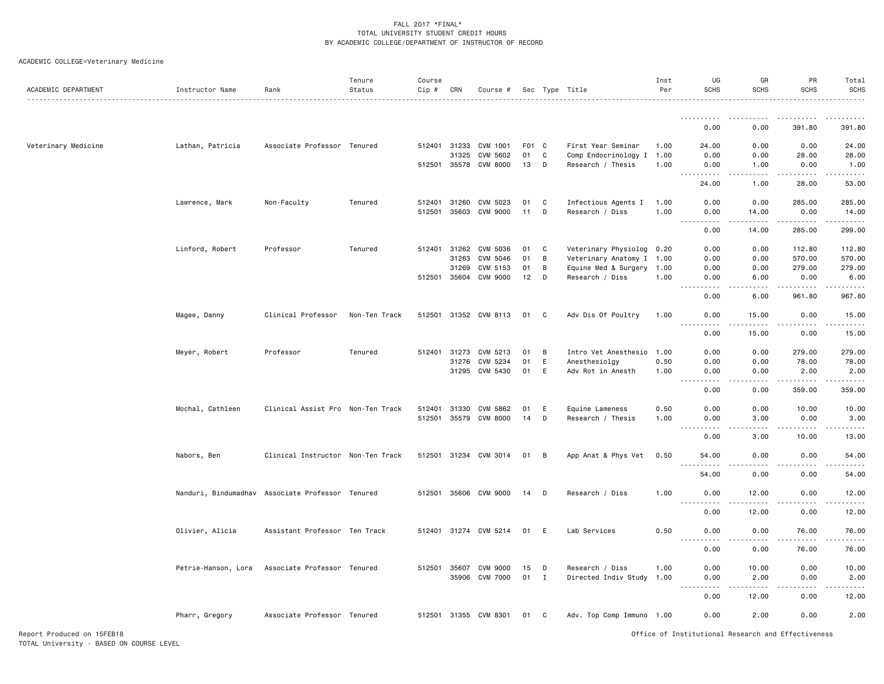FALL 2017 *FINAL*
TOTAL UNIVERSITY STUDENT CREDIT HOURS
BY ACADEMIC COLLEGE/DEPARTMENT OF INSTRUCTOR OF RECORD

ACADEMIC COLLEGE=Veterinary Medicine

| ACADEMIC DEPARTMENT | Instructor Name | Rank | Tenure Status | Course Cip # | CRN | Course # | Sec | Type | Title | Inst Per | UG SCHS | GR SCHS | PR SCHS | Total SCHS |
|---|---|---|---|---|---|---|---|---|---|---|---|---|---|---|
| | | | | | | | | | | | 0.00 | 0.00 | 391.80 | 391.80 |
| Veterinary Medicine | Lathan, Patricia | Associate Professor | Tenured | 512401 | 31233 | CVM 1001 | F01 | C | First Year Seminar | 1.00 | 24.00 | 0.00 | 0.00 | 24.00 |
| | | | | | 31325 | CVM 5602 | 01 | C | Comp Endocrinology I | 1.00 | 0.00 | 0.00 | 28.00 | 28.00 |
| | | | | 512501 | 35578 | CVM 8000 | 13 | D | Research / Thesis | 1.00 | 0.00 | 1.00 | 0.00 | 1.00 |
| | | | | | | | | | | | 24.00 | 1.00 | 28.00 | 53.00 |
| | Lawrence, Mark | Non-Faculty | Tenured | 512401 | 31260 | CVM 5023 | 01 | C | Infectious Agents I | 1.00 | 0.00 | 0.00 | 285.00 | 285.00 |
| | | | | 512501 | 35603 | CVM 9000 | 11 | D | Research / Diss | 1.00 | 0.00 | 14.00 | 0.00 | 14.00 |
| | | | | | | | | | | | 0.00 | 14.00 | 285.00 | 299.00 |
| | Linford, Robert | Professor | Tenured | 512401 | 31262 | CVM 5036 | 01 | C | Veterinary Physiolog | 0.20 | 0.00 | 0.00 | 112.80 | 112.80 |
| | | | | | 31263 | CVM 5046 | 01 | B | Veterinary Anatomy I | 1.00 | 0.00 | 0.00 | 570.00 | 570.00 |
| | | | | | 31269 | CVM 5153 | 01 | B | Equine Med & Surgery | 1.00 | 0.00 | 0.00 | 279.00 | 279.00 |
| | | | | 512501 | 35604 | CVM 9000 | 12 | D | Research / Diss | 1.00 | 0.00 | 6.00 | 0.00 | 6.00 |
| | | | | | | | | | | | 0.00 | 6.00 | 961.80 | 967.80 |
| | Magee, Danny | Clinical Professor | Non-Ten Track | 512501 | 31352 | CVM 8113 | 01 | C | Adv Dis Of Poultry | 1.00 | 0.00 | 15.00 | 0.00 | 15.00 |
| | | | | | | | | | | | 0.00 | 15.00 | 0.00 | 15.00 |
| | Meyer, Robert | Professor | Tenured | 512401 | 31273 | CVM 5213 | 01 | B | Intro Vet Anesthesio | 1.00 | 0.00 | 0.00 | 279.00 | 279.00 |
| | | | | | 31276 | CVM 5234 | 01 | E | Anesthesiolgy | 0.50 | 0.00 | 0.00 | 78.00 | 78.00 |
| | | | | | 31295 | CVM 5430 | 01 | E | Adv Rot in Anesth | 1.00 | 0.00 | 0.00 | 2.00 | 2.00 |
| | | | | | | | | | | | 0.00 | 0.00 | 359.00 | 359.00 |
| | Mochal, Cathleen | Clinical Assist Pro | Non-Ten Track | 512401 | 31330 | CVM 5862 | 01 | E | Equine Lameness | 0.50 | 0.00 | 0.00 | 10.00 | 10.00 |
| | | | | 512501 | 35579 | CVM 8000 | 14 | D | Research / Thesis | 1.00 | 0.00 | 3.00 | 0.00 | 3.00 |
| | | | | | | | | | | | 0.00 | 3.00 | 10.00 | 13.00 |
| | Nabors, Ben | Clinical Instructor | Non-Ten Track | 512501 | 31234 | CVM 3014 | 01 | B | App Anat & Phys Vet | 0.50 | 54.00 | 0.00 | 0.00 | 54.00 |
| | | | | | | | | | | | 54.00 | 0.00 | 0.00 | 54.00 |
| | Nanduri, Bindumadhav | Associate Professor | Tenured | 512501 | 35606 | CVM 9000 | 14 | D | Research / Diss | 1.00 | 0.00 | 12.00 | 0.00 | 12.00 |
| | | | | | | | | | | | 0.00 | 12.00 | 0.00 | 12.00 |
| | Olivier, Alicia | Assistant Professor | Ten Track | 512401 | 31274 | CVM 5214 | 01 | E | Lab Services | 0.50 | 0.00 | 0.00 | 76.00 | 76.00 |
| | | | | | | | | | | | 0.00 | 0.00 | 76.00 | 76.00 |
| | Petrie-Hanson, Lora | Associate Professor | Tenured | 512501 | 35607 | CVM 9000 | 15 | D | Research / Diss | 1.00 | 0.00 | 10.00 | 0.00 | 10.00 |
| | | | | | 35906 | CVM 7000 | 01 | I | Directed Indiv Study | 1.00 | 0.00 | 2.00 | 0.00 | 2.00 |
| | | | | | | | | | | | 0.00 | 12.00 | 0.00 | 12.00 |
| | Pharr, Gregory | Associate Professor | Tenured | 512501 | 31355 | CVM 8301 | 01 | C | Adv. Top Comp Immuno | 1.00 | 0.00 | 2.00 | 0.00 | 2.00 |

Report Produced on 15FEB18
TOTAL University - BASED ON COURSE LEVEL

Office of Institutional Research and Effectiveness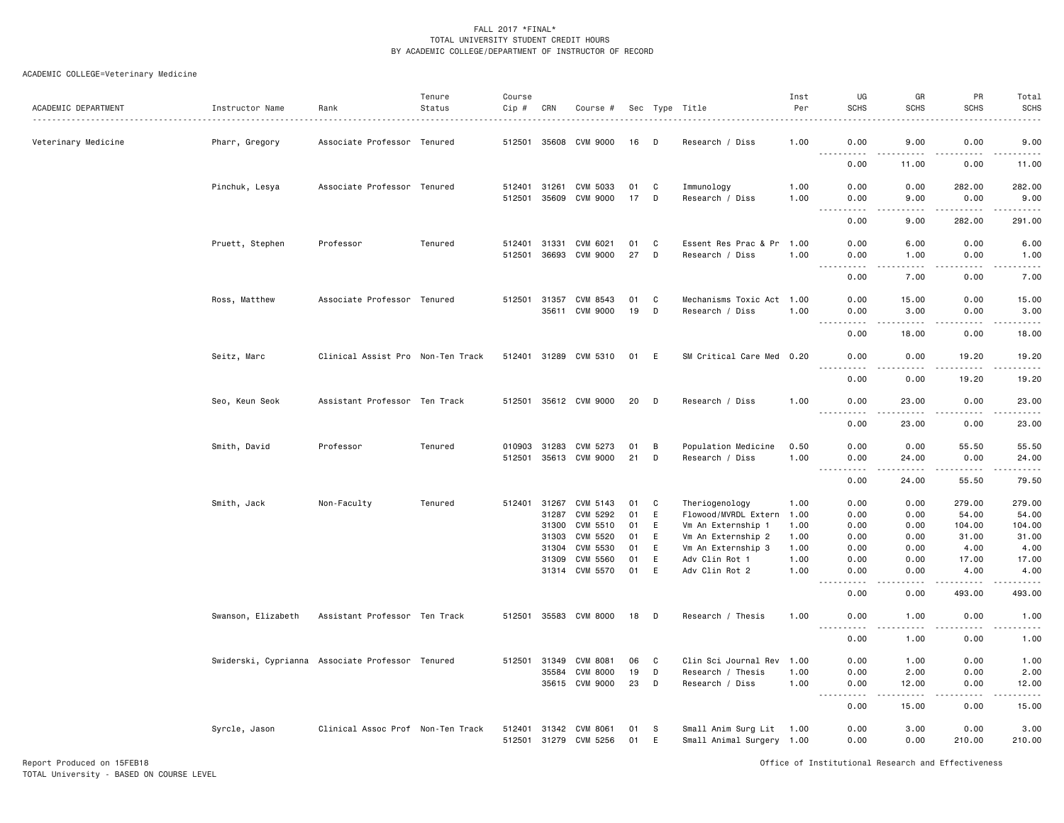FALL 2017 *FINAL*
TOTAL UNIVERSITY STUDENT CREDIT HOURS
BY ACADEMIC COLLEGE/DEPARTMENT OF INSTRUCTOR OF RECORD

ACADEMIC COLLEGE=Veterinary Medicine

| ACADEMIC DEPARTMENT | Instructor Name | Rank | Tenure Status | Course Cip # | CRN | Course # | Sec | Type | Title | Inst Per | UG SCHS | GR SCHS | PR SCHS | Total SCHS |
|---|---|---|---|---|---|---|---|---|---|---|---|---|---|---|
| Veterinary Medicine | Pharr, Gregory | Associate Professor | Tenured | 512501 | 35608 | CVM 9000 | 16 | D | Research / Diss | 1.00 | 0.00 | 9.00 | 0.00 | 9.00 |
| | | | | | | | | | | | 0.00 | 11.00 | 0.00 | 11.00 |
| | Pinchuk, Lesya | Associate Professor | Tenured | 512401 | 31261 | CVM 5033 | 01 | C | Immunology | 1.00 | 0.00 | 0.00 | 282.00 | 282.00 |
| | | | | 512501 | 35609 | CVM 9000 | 17 | D | Research / Diss | 1.00 | 0.00 | 9.00 | 0.00 | 9.00 |
| | | | | | | | | | | | 0.00 | 9.00 | 282.00 | 291.00 |
| | Pruett, Stephen | Professor | Tenured | 512401 | 31331 | CVM 6021 | 01 | C | Essent Res Prac & Pr | 1.00 | 0.00 | 6.00 | 0.00 | 6.00 |
| | | | | 512501 | 36693 | CVM 9000 | 27 | D | Research / Diss | 1.00 | 0.00 | 1.00 | 0.00 | 1.00 |
| | | | | | | | | | | | 0.00 | 7.00 | 0.00 | 7.00 |
| | Ross, Matthew | Associate Professor | Tenured | 512501 | 31357 | CVM 8543 | 01 | C | Mechanisms Toxic Act | 1.00 | 0.00 | 15.00 | 0.00 | 15.00 |
| | | | | | 35611 | CVM 9000 | 19 | D | Research / Diss | 1.00 | 0.00 | 3.00 | 0.00 | 3.00 |
| | | | | | | | | | | | 0.00 | 18.00 | 0.00 | 18.00 |
| | Seitz, Marc | Clinical Assist Pro | Non-Ten Track | 512401 | 31289 | CVM 5310 | 01 | E | SM Critical Care Med | 0.20 | 0.00 | 0.00 | 19.20 | 19.20 |
| | | | | | | | | | | | 0.00 | 0.00 | 19.20 | 19.20 |
| | Seo, Keun Seok | Assistant Professor | Ten Track | 512501 | 35612 | CVM 9000 | 20 | D | Research / Diss | 1.00 | 0.00 | 23.00 | 0.00 | 23.00 |
| | | | | | | | | | | | 0.00 | 23.00 | 0.00 | 23.00 |
| | Smith, David | Professor | Tenured | 010903 | 31283 | CVM 5273 | 01 | B | Population Medicine | 0.50 | 0.00 | 0.00 | 55.50 | 55.50 |
| | | | | 512501 | 35613 | CVM 9000 | 21 | D | Research / Diss | 1.00 | 0.00 | 24.00 | 0.00 | 24.00 |
| | | | | | | | | | | | 0.00 | 24.00 | 55.50 | 79.50 |
| | Smith, Jack | Non-Faculty | Tenured | 512401 | 31267 | CVM 5143 | 01 | C | Theriogenology | 1.00 | 0.00 | 0.00 | 279.00 | 279.00 |
| | | | | | 31287 | CVM 5292 | 01 | E | Flowood/MVRDL Extern | 1.00 | 0.00 | 0.00 | 54.00 | 54.00 |
| | | | | | 31300 | CVM 5510 | 01 | E | Vm An Externship 1 | 1.00 | 0.00 | 0.00 | 104.00 | 104.00 |
| | | | | | 31303 | CVM 5520 | 01 | E | Vm An Externship 2 | 1.00 | 0.00 | 0.00 | 31.00 | 31.00 |
| | | | | | 31304 | CVM 5530 | 01 | E | Vm An Externship 3 | 1.00 | 0.00 | 0.00 | 4.00 | 4.00 |
| | | | | | 31309 | CVM 5560 | 01 | E | Adv Clin Rot 1 | 1.00 | 0.00 | 0.00 | 17.00 | 17.00 |
| | | | | | 31314 | CVM 5570 | 01 | E | Adv Clin Rot 2 | 1.00 | 0.00 | 0.00 | 4.00 | 4.00 |
| | | | | | | | | | | | 0.00 | 0.00 | 493.00 | 493.00 |
| | Swanson, Elizabeth | Assistant Professor | Ten Track | 512501 | 35583 | CVM 8000 | 18 | D | Research / Thesis | 1.00 | 0.00 | 1.00 | 0.00 | 1.00 |
| | | | | | | | | | | | 0.00 | 1.00 | 0.00 | 1.00 |
| | Swiderski, Cyprianna | Associate Professor | Tenured | 512501 | 31349 | CVM 8081 | 06 | C | Clin Sci Journal Rev | 1.00 | 0.00 | 1.00 | 0.00 | 1.00 |
| | | | | | 35584 | CVM 8000 | 19 | D | Research / Thesis | 1.00 | 0.00 | 2.00 | 0.00 | 2.00 |
| | | | | | 35615 | CVM 9000 | 23 | D | Research / Diss | 1.00 | 0.00 | 12.00 | 0.00 | 12.00 |
| | | | | | | | | | | | 0.00 | 15.00 | 0.00 | 15.00 |
| | Syrcle, Jason | Clinical Assoc Prof | Non-Ten Track | 512401 | 31342 | CVM 8061 | 01 | S | Small Anim Surg Lit | 1.00 | 0.00 | 3.00 | 0.00 | 3.00 |
| | | | | 512501 | 31279 | CVM 5256 | 01 | E | Small Animal Surgery | 1.00 | 0.00 | 0.00 | 210.00 | 210.00 |

Report Produced on 15FEB18
TOTAL University - BASED ON COURSE LEVEL

Office of Institutional Research and Effectiveness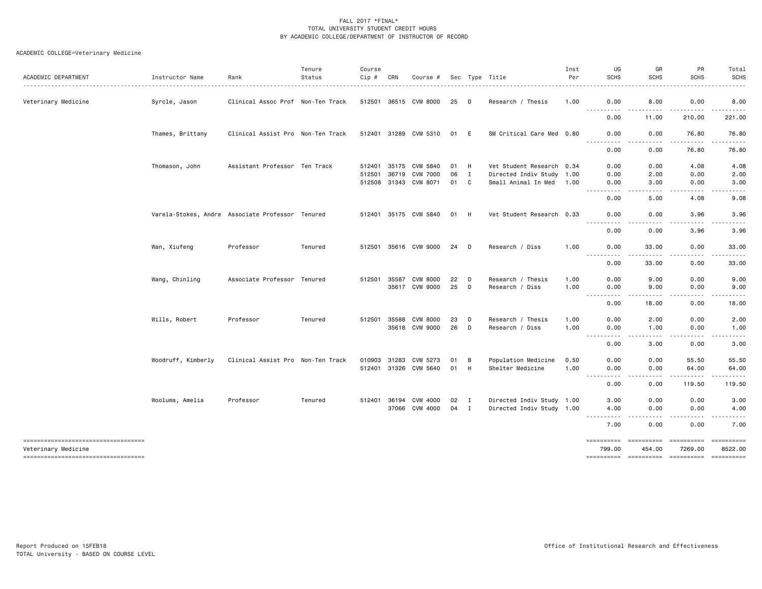FALL 2017 *FINAL*
TOTAL UNIVERSITY STUDENT CREDIT HOURS
BY ACADEMIC COLLEGE/DEPARTMENT OF INSTRUCTOR OF RECORD

ACADEMIC COLLEGE=Veterinary Medicine

| ACADEMIC DEPARTMENT | Instructor Name | Rank | Tenure Status | Course Cip # | CRN | Course # | Sec | Type | Title | Inst Per | UG SCHS | GR SCHS | PR SCHS | Total SCHS |
|---|---|---|---|---|---|---|---|---|---|---|---|---|---|---|
| Veterinary Medicine | Syrcle, Jason | Clinical Assoc Prof | Non-Ten Track | 512501 | 36515 | CVM 8000 | 25 | D | Research / Thesis | 1.00 | 0.00 | 8.00 | 0.00 | 8.00 |
| | | | | | | | | | | | 0.00 | 11.00 | 210.00 | 221.00 |
| | Thames, Brittany | Clinical Assist Pro | Non-Ten Track | 512401 | 31289 | CVM 5310 | 01 | E | SM Critical Care Med | 0.80 | 0.00 | 0.00 | 76.80 | 76.80 |
| | | | | | | | | | | | 0.00 | 0.00 | 76.80 | 76.80 |
| | Thomason, John | Assistant Professor | Ten Track | 512401 | 35175 | CVM 5840 | 01 | H | Vet Student Research | 0.34 | 0.00 | 0.00 | 4.08 | 4.08 |
| | | | | 512501 | 36719 | CVM 7000 | 06 | I | Directed Indiv Study | 1.00 | 0.00 | 2.00 | 0.00 | 2.00 |
| | | | | 512508 | 31343 | CVM 8071 | 01 | C | Small Animal In Med | 1.00 | 0.00 | 3.00 | 0.00 | 3.00 |
| | | | | | | | | | | | 0.00 | 5.00 | 4.08 | 9.08 |
| | Varela-Stokes, Andre | Associate Professor | Tenured | 512401 | 35175 | CVM 5840 | 01 | H | Vet Student Research | 0.33 | 0.00 | 0.00 | 3.96 | 3.96 |
| | | | | | | | | | | | 0.00 | 0.00 | 3.96 | 3.96 |
| | Wan, Xiufeng | Professor | Tenured | 512501 | 35616 | CVM 9000 | 24 | D | Research / Diss | 1.00 | 0.00 | 33.00 | 0.00 | 33.00 |
| | | | | | | | | | | | 0.00 | 33.00 | 0.00 | 33.00 |
| | Wang, Chinling | Associate Professor | Tenured | 512501 | 35587 | CVM 8000 | 22 | D | Research / Thesis | 1.00 | 0.00 | 9.00 | 0.00 | 9.00 |
| | | | | | 35617 | CVM 9000 | 25 | D | Research / Diss | 1.00 | 0.00 | 9.00 | 0.00 | 9.00 |
| | | | | | | | | | | | 0.00 | 18.00 | 0.00 | 18.00 |
| | Wills, Robert | Professor | Tenured | 512501 | 35588 | CVM 8000 | 23 | D | Research / Thesis | 1.00 | 0.00 | 2.00 | 0.00 | 2.00 |
| | | | | | 35618 | CVM 9000 | 26 | D | Research / Diss | 1.00 | 0.00 | 1.00 | 0.00 | 1.00 |
| | | | | | | | | | | | 0.00 | 3.00 | 0.00 | 3.00 |
| | Woodruff, Kimberly | Clinical Assist Pro | Non-Ten Track | 010903 | 31283 | CVM 5273 | 01 | B | Population Medicine | 0.50 | 0.00 | 0.00 | 55.50 | 55.50 |
| | | | | 512401 | 31326 | CVM 5640 | 01 | H | Shelter Medicine | 1.00 | 0.00 | 0.00 | 64.00 | 64.00 |
| | | | | | | | | | | | 0.00 | 0.00 | 119.50 | 119.50 |
| | Woolums, Amelia | Professor | Tenured | 512401 | 36194 | CVM 4000 | 02 | I | Directed Indiv Study | 1.00 | 3.00 | 0.00 | 0.00 | 3.00 |
| | | | | | 37066 | CVM 4000 | 04 | I | Directed Indiv Study | 1.00 | 4.00 | 0.00 | 0.00 | 4.00 |
| | | | | | | | | | | | 7.00 | 0.00 | 0.00 | 7.00 |
| Veterinary Medicine | | | | | | | | | | | 799.00 | 454.00 | 7269.00 | 8522.00 |

Report Produced on 15FEB18
TOTAL University - BASED ON COURSE LEVEL

Office of Institutional Research and Effectiveness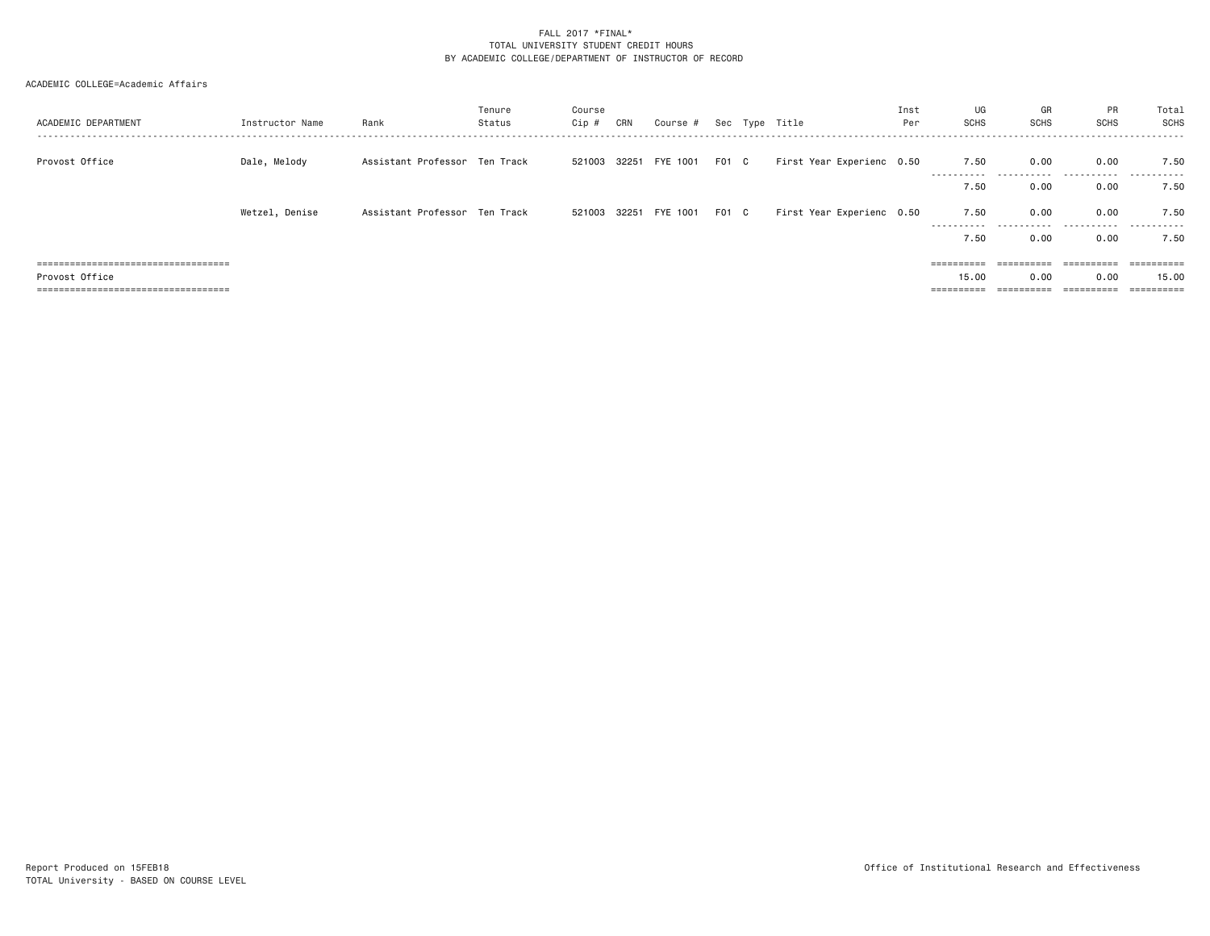FALL 2017 *FINAL*
TOTAL UNIVERSITY STUDENT CREDIT HOURS
BY ACADEMIC COLLEGE/DEPARTMENT OF INSTRUCTOR OF RECORD

ACADEMIC COLLEGE=Academic Affairs

| ACADEMIC DEPARTMENT | Instructor Name | Rank | Tenure Status | Course Cip # | CRN | Course # | Sec | Type | Title | Inst Per | UG SCHS | GR SCHS | PR SCHS | Total SCHS |
|---|---|---|---|---|---|---|---|---|---|---|---|---|---|---|
| Provost Office | Dale, Melody | Assistant Professor | Ten Track | 521003 | 32251 | FYE 1001 | F01 | C | First Year Experienc | 0.50 | 7.50 | 0.00 | 0.00 | 7.50 |
| | | | | | | | | | | | 7.50 | 0.00 | 0.00 | 7.50 |
| | Wetzel, Denise | Assistant Professor | Ten Track | 521003 | 32251 | FYE 1001 | F01 | C | First Year Experienc | 0.50 | 7.50 | 0.00 | 0.00 | 7.50 |
| | | | | | | | | | | | 7.50 | 0.00 | 0.00 | 7.50 |
| Provost Office | | | | | | | | | | | 15.00 | 0.00 | 0.00 | 15.00 |

Report Produced on 15FEB18
TOTAL University - BASED ON COURSE LEVEL

Office of Institutional Research and Effectiveness